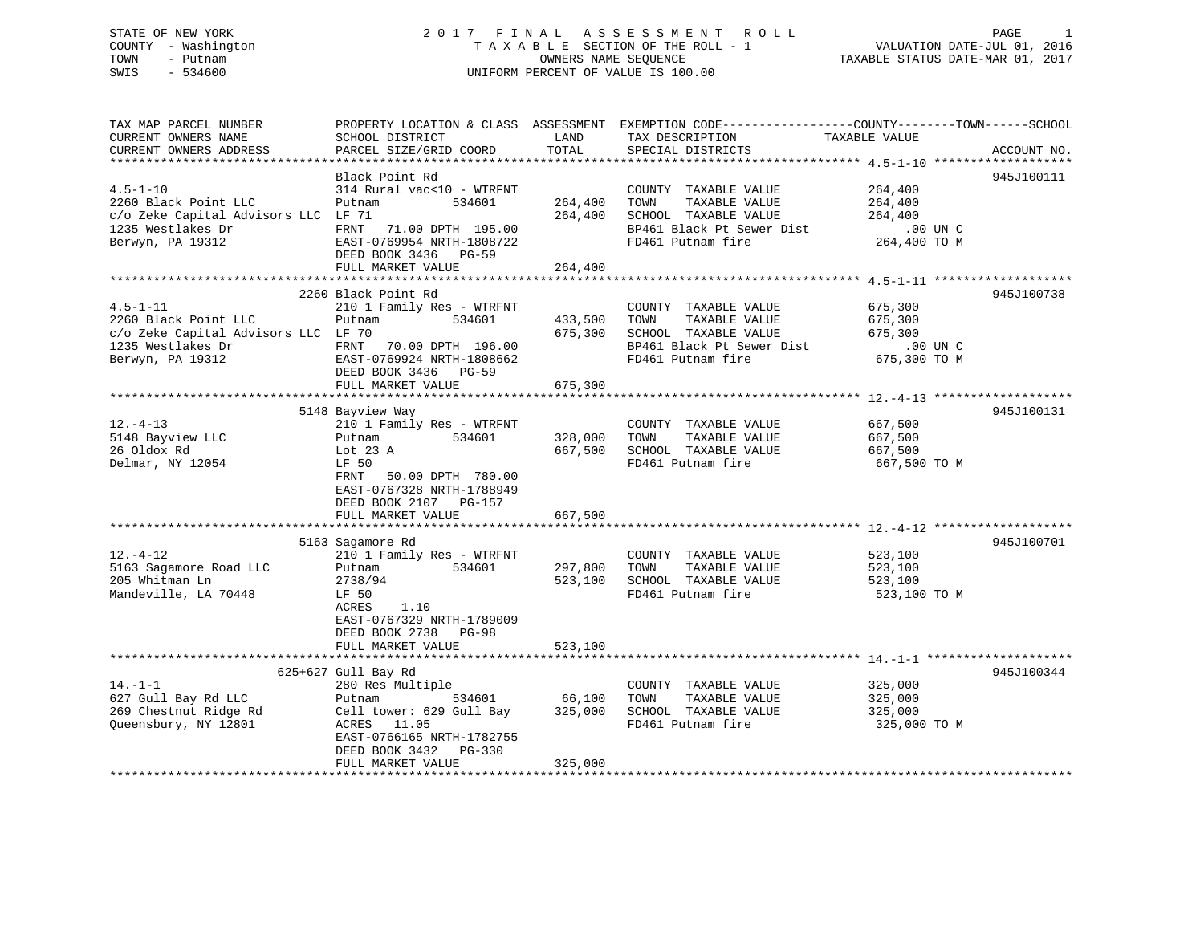STATE OF NEW YORK 2 0 1 7 F I N A L A S S E S S M E N T R O L L
COUNTY - Washington T A X A B L E SECTION OF THE ROLL - 1 VALUATION DATE-JUL 01, 2016
TOWN - Putnam OWNERS NAME SEQUENCE TAXABLE STATUS DATE-MAR 01, 2017
SWIS - 534600 UNIFORM PERCENT OF VALUE IS 100.00

| TAX MAP PARCEL NUMBER / CURRENT OWNERS NAME / CURRENT OWNERS ADDRESS | PROPERTY LOCATION & CLASS / SCHOOL DISTRICT / PARCEL SIZE/GRID COORD | ASSESSMENT LAND | TOTAL | EXEMPTION CODE / TAX DESCRIPTION / SPECIAL DISTRICTS | TAXABLE VALUE (COUNTY / TOWN / SCHOOL) | ACCOUNT NO. |
|---|---|---|---|---|---|---|
| **4.5-1-10** | Black Point Rd | | | | | 945J100111 |
| 4.5-1-10 | 314 Rural vac<10 - WTRFNT | | | COUNTY TAXABLE VALUE | 264,400 | |
| 2260 Black Point LLC | Putnam 534601 | 264,400 | | TOWN TAXABLE VALUE | 264,400 | |
| c/o Zeke Capital Advisors LLC | LF 71 | | 264,400 | SCHOOL TAXABLE VALUE | 264,400 | |
| 1235 Westlakes Dr | FRNT 71.00 DPTH 195.00 | | | BP461 Black Pt Sewer Dist | .00 UN C | |
| Berwyn, PA 19312 | EAST-0769954 NRTH-1808722 | | | FD461 Putnam fire | 264,400 TO M | |
| | DEED BOOK 3436 PG-59 | | | | | |
| | FULL MARKET VALUE | | 264,400 | | | |
| **4.5-1-11** | 2260 Black Point Rd | | | | | 945J100738 |
| 4.5-1-11 | 210 1 Family Res - WTRFNT | | | COUNTY TAXABLE VALUE | 675,300 | |
| 2260 Black Point LLC | Putnam 534601 | 433,500 | | TOWN TAXABLE VALUE | 675,300 | |
| c/o Zeke Capital Advisors LLC | LF 70 | | 675,300 | SCHOOL TAXABLE VALUE | 675,300 | |
| 1235 Westlakes Dr | FRNT 70.00 DPTH 196.00 | | | BP461 Black Pt Sewer Dist | .00 UN C | |
| Berwyn, PA 19312 | EAST-0769924 NRTH-1808662 | | | FD461 Putnam fire | 675,300 TO M | |
| | DEED BOOK 3436 PG-59 | | | | | |
| | FULL MARKET VALUE | | 675,300 | | | |
| **12.-4-13** | 5148 Bayview Way | | | | | 945J100131 |
| 12.-4-13 | 210 1 Family Res - WTRFNT | | | COUNTY TAXABLE VALUE | 667,500 | |
| 5148 Bayview LLC | Putnam 534601 | 328,000 | | TOWN TAXABLE VALUE | 667,500 | |
| 26 Oldox Rd | Lot 23 A | | 667,500 | SCHOOL TAXABLE VALUE | 667,500 | |
| Delmar, NY 12054 | LF 50 | | | FD461 Putnam fire | 667,500 TO M | |
| | FRNT 50.00 DPTH 780.00 | | | | | |
| | EAST-0767328 NRTH-1788949 | | | | | |
| | DEED BOOK 2107 PG-157 | | | | | |
| | FULL MARKET VALUE | | 667,500 | | | |
| **12.-4-12** | 5163 Sagamore Rd | | | | | 945J100701 |
| 12.-4-12 | 210 1 Family Res - WTRFNT | | | COUNTY TAXABLE VALUE | 523,100 | |
| 5163 Sagamore Road LLC | Putnam 534601 | 297,800 | | TOWN TAXABLE VALUE | 523,100 | |
| 205 Whitman Ln | 2738/94 | | 523,100 | SCHOOL TAXABLE VALUE | 523,100 | |
| Mandeville, LA 70448 | LF 50 | | | FD461 Putnam fire | 523,100 TO M | |
| | ACRES 1.10 | | | | | |
| | EAST-0767329 NRTH-1789009 | | | | | |
| | DEED BOOK 2738 PG-98 | | | | | |
| | FULL MARKET VALUE | | 523,100 | | | |
| **14.-1-1** | 625+627 Gull Bay Rd | | | | | 945J100344 |
| 14.-1-1 | 280 Res Multiple | | | COUNTY TAXABLE VALUE | 325,000 | |
| 627 Gull Bay Rd LLC | Putnam 534601 | 66,100 | | TOWN TAXABLE VALUE | 325,000 | |
| 269 Chestnut Ridge Rd | Cell tower: 629 Gull Bay | | 325,000 | SCHOOL TAXABLE VALUE | 325,000 | |
| Queensbury, NY 12801 | ACRES 11.05 | | | FD461 Putnam fire | 325,000 TO M | |
| | EAST-0766165 NRTH-1782755 | | | | | |
| | DEED BOOK 3432 PG-330 | | | | | |
| | FULL MARKET VALUE | | 325,000 | | | |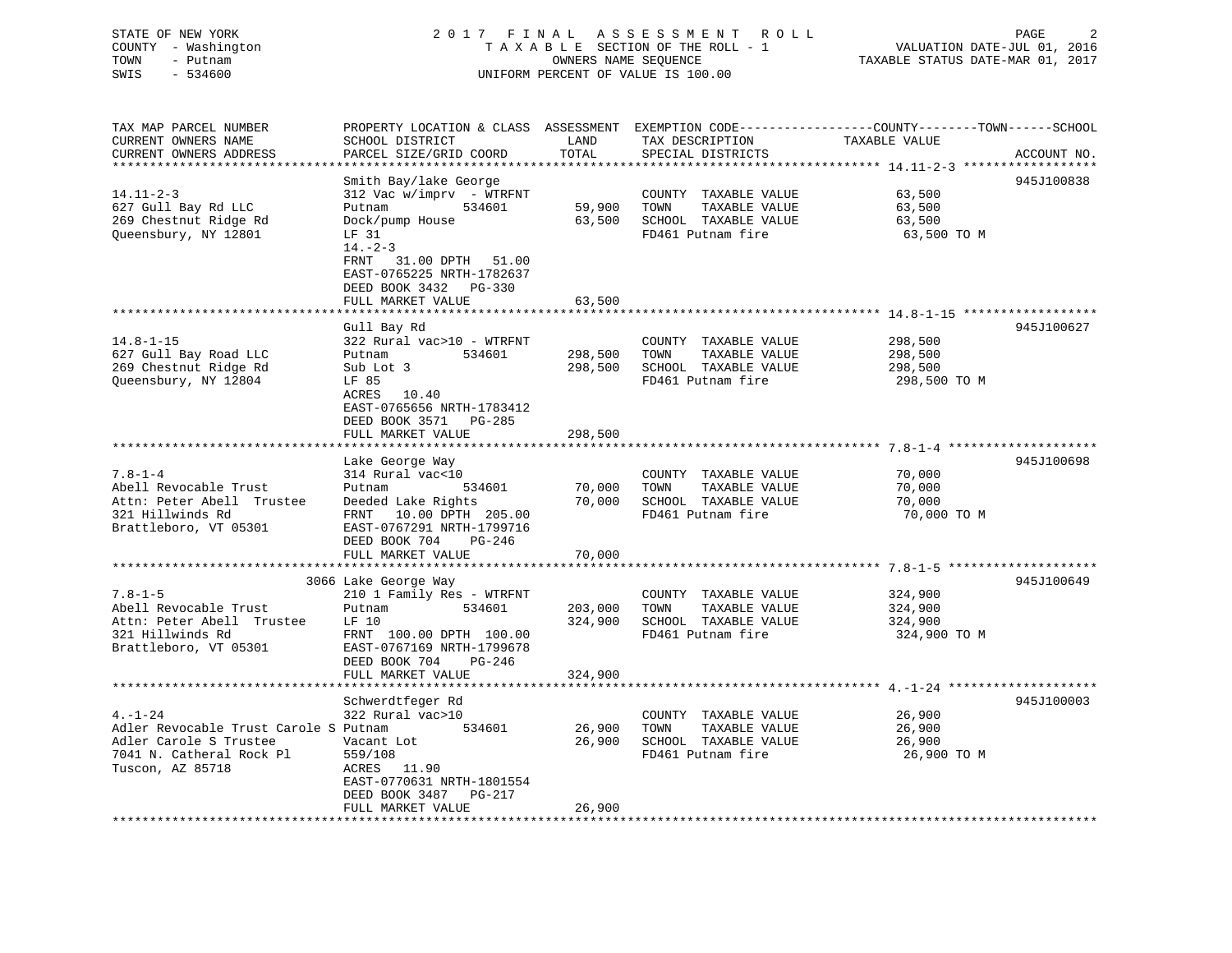STATE OF NEW YORK
COUNTY - Washington
TOWN - Putnam
SWIS - 534600

2017 FINAL ASSESSMENT ROLL
TAXABLE SECTION OF THE ROLL - 1
OWNERS NAME SEQUENCE
UNIFORM PERCENT OF VALUE IS 100.00

VALUATION DATE-JUL 01, 2016
TAXABLE STATUS DATE-MAR 01, 2017

| TAX MAP PARCEL NUMBER / CURRENT OWNERS NAME / CURRENT OWNERS ADDRESS | PROPERTY LOCATION & CLASS / SCHOOL DISTRICT / PARCEL SIZE/GRID COORD | ASSESSMENT LAND / TOTAL | EXEMPTION CODE / TAX DESCRIPTION / SPECIAL DISTRICTS | COUNTY--------TOWN------SCHOOL TAXABLE VALUE | ACCOUNT NO. |
|---|---|---|---|---|---|
| 14.11-2-3 | Smith Bay/lake George | | | | 945J100838 |
| 14.11-2-3 | 312 Vac w/imprv - WTRFNT | | COUNTY TAXABLE VALUE | 63,500 | |
| 627 Gull Bay Rd LLC | Putnam 534601 | 59,900 | TOWN TAXABLE VALUE | 63,500 | |
| 269 Chestnut Ridge Rd | Dock/pump House | 63,500 | SCHOOL TAXABLE VALUE | 63,500 | |
| Queensbury, NY 12801 | LF 31 | | FD461 Putnam fire | 63,500 TO M | |
| | 14.-2-3 | | | | |
| | FRNT 31.00 DPTH 51.00 | | | | |
| | EAST-0765225 NRTH-1782637 | | | | |
| | DEED BOOK 3432 PG-330 | | | | |
| | FULL MARKET VALUE | 63,500 | | | |
| 14.8-1-15 | Gull Bay Rd | | | | 945J100627 |
| 14.8-1-15 | 322 Rural vac>10 - WTRFNT | | COUNTY TAXABLE VALUE | 298,500 | |
| 627 Gull Bay Road LLC | Putnam 534601 | 298,500 | TOWN TAXABLE VALUE | 298,500 | |
| 269 Chestnut Ridge Rd | Sub Lot 3 | 298,500 | SCHOOL TAXABLE VALUE | 298,500 | |
| Queensbury, NY 12804 | LF 85 | | FD461 Putnam fire | 298,500 TO M | |
| | ACRES 10.40 | | | | |
| | EAST-0765656 NRTH-1783412 | | | | |
| | DEED BOOK 3571 PG-285 | | | | |
| | FULL MARKET VALUE | 298,500 | | | |
| 7.8-1-4 | Lake George Way | | | | 945J100698 |
| 7.8-1-4 | 314 Rural vac<10 | | COUNTY TAXABLE VALUE | 70,000 | |
| Abell Revocable Trust | Putnam 534601 | 70,000 | TOWN TAXABLE VALUE | 70,000 | |
| Attn: Peter Abell Trustee | Deeded Lake Rights | 70,000 | SCHOOL TAXABLE VALUE | 70,000 | |
| 321 Hillwinds Rd | FRNT 10.00 DPTH 205.00 | | FD461 Putnam fire | 70,000 TO M | |
| Brattleboro, VT 05301 | EAST-0767291 NRTH-1799716 | | | | |
| | DEED BOOK 704 PG-246 | | | | |
| | FULL MARKET VALUE | 70,000 | | | |
| 7.8-1-5 | 3066 Lake George Way | | | | 945J100649 |
| 7.8-1-5 | 210 1 Family Res - WTRFNT | | COUNTY TAXABLE VALUE | 324,900 | |
| Abell Revocable Trust | Putnam 534601 | 203,000 | TOWN TAXABLE VALUE | 324,900 | |
| Attn: Peter Abell Trustee | LF 10 | 324,900 | SCHOOL TAXABLE VALUE | 324,900 | |
| 321 Hillwinds Rd | FRNT 100.00 DPTH 100.00 | | FD461 Putnam fire | 324,900 TO M | |
| Brattleboro, VT 05301 | EAST-0767169 NRTH-1799678 | | | | |
| | DEED BOOK 704 PG-246 | | | | |
| | FULL MARKET VALUE | 324,900 | | | |
| 4.-1-24 | Schwerdtfeger Rd | | | | 945J100003 |
| 4.-1-24 | 322 Rural vac>10 | | COUNTY TAXABLE VALUE | 26,900 | |
| Adler Revocable Trust Carole S | Putnam 534601 | 26,900 | TOWN TAXABLE VALUE | 26,900 | |
| Adler Carole S Trustee | Vacant Lot | 26,900 | SCHOOL TAXABLE VALUE | 26,900 | |
| 7041 N. Catheral Rock Pl | 559/108 | | FD461 Putnam fire | 26,900 TO M | |
| Tuscon, AZ 85718 | ACRES 11.90 | | | | |
| | EAST-0770631 NRTH-1801554 | | | | |
| | DEED BOOK 3487 PG-217 | | | | |
| | FULL MARKET VALUE | 26,900 | | | |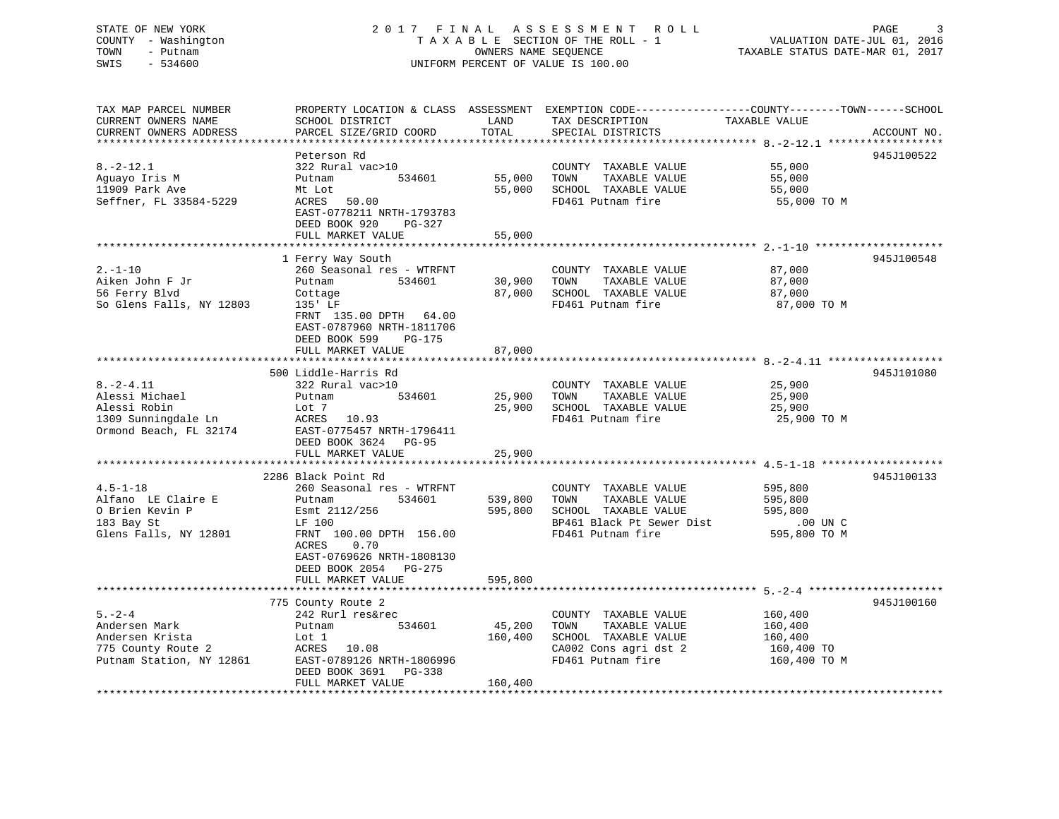STATE OF NEW YORK
COUNTY - Washington
TOWN - Putnam
SWIS - 534600

2 0 1 7 F I N A L A S S E S S M E N T R O L L
T A X A B L E SECTION OF THE ROLL - 1
OWNERS NAME SEQUENCE
UNIFORM PERCENT OF VALUE IS 100.00

VALUATION DATE-JUL 01, 2016
TAXABLE STATUS DATE-MAR 01, 2017

| TAX MAP PARCEL NUMBER / CURRENT OWNERS NAME / CURRENT OWNERS ADDRESS | PROPERTY LOCATION & CLASS / SCHOOL DISTRICT / PARCEL SIZE/GRID COORD | ASSESSMENT LAND / TOTAL | EXEMPTION CODE / TAX DESCRIPTION / SPECIAL DISTRICTS | TAXABLE VALUE (COUNTY--TOWN--SCHOOL) | ACCOUNT NO. |
|---|---|---|---|---|---|
| **8.-2-12.1** | Peterson Rd | | | | 945J100522 |
| 8.-2-12.1 | 322 Rural vac>10 | | COUNTY TAXABLE VALUE | 55,000 | |
| Aguayo Iris M | Putnam 534601 | 55,000 | TOWN TAXABLE VALUE | 55,000 | |
| 11909 Park Ave | Mt Lot | 55,000 | SCHOOL TAXABLE VALUE | 55,000 | |
| Seffner, FL 33584-5229 | ACRES 50.00 | | FD461 Putnam fire | 55,000 TO M | |
| | EAST-0778211 NRTH-1793783 | | | | |
| | DEED BOOK 920 PG-327 | | | | |
| | FULL MARKET VALUE | 55,000 | | | |
| **2.-1-10** | 1 Ferry Way South | | | | 945J100548 |
| 2.-1-10 | 260 Seasonal res - WTRFNT | | COUNTY TAXABLE VALUE | 87,000 | |
| Aiken John F Jr | Putnam 534601 | 30,900 | TOWN TAXABLE VALUE | 87,000 | |
| 56 Ferry Blvd | Cottage | 87,000 | SCHOOL TAXABLE VALUE | 87,000 | |
| So Glens Falls, NY 12803 | 135' LF | | FD461 Putnam fire | 87,000 TO M | |
| | FRNT 135.00 DPTH 64.00 | | | | |
| | EAST-0787960 NRTH-1811706 | | | | |
| | DEED BOOK 599 PG-175 | | | | |
| | FULL MARKET VALUE | 87,000 | | | |
| **8.-2-4.11** | 500 Liddle-Harris Rd | | | | 945J101080 |
| 8.-2-4.11 | 322 Rural vac>10 | | COUNTY TAXABLE VALUE | 25,900 | |
| Alessi Michael | Putnam 534601 | 25,900 | TOWN TAXABLE VALUE | 25,900 | |
| Alessi Robin | Lot 7 | 25,900 | SCHOOL TAXABLE VALUE | 25,900 | |
| 1309 Sunningdale Ln | ACRES 10.93 | | FD461 Putnam fire | 25,900 TO M | |
| Ormond Beach, FL 32174 | EAST-0775457 NRTH-1796411 | | | | |
| | DEED BOOK 3624 PG-95 | | | | |
| | FULL MARKET VALUE | 25,900 | | | |
| **4.5-1-18** | 2286 Black Point Rd | | | | 945J100133 |
| 4.5-1-18 | 260 Seasonal res - WTRFNT | | COUNTY TAXABLE VALUE | 595,800 | |
| Alfano LE Claire E | Putnam 534601 | 539,800 | TOWN TAXABLE VALUE | 595,800 | |
| O Brien Kevin P | Esmt 2112/256 | 595,800 | SCHOOL TAXABLE VALUE | 595,800 | |
| 183 Bay St | LF 100 | | BP461 Black Pt Sewer Dist | .00 UN C | |
| Glens Falls, NY 12801 | FRNT 100.00 DPTH 156.00 | | FD461 Putnam fire | 595,800 TO M | |
| | ACRES 0.70 | | | | |
| | EAST-0769626 NRTH-1808130 | | | | |
| | DEED BOOK 2054 PG-275 | | | | |
| | FULL MARKET VALUE | 595,800 | | | |
| **5.-2-4** | 775 County Route 2 | | | | 945J100160 |
| 5.-2-4 | 242 Rurl res&rec | | COUNTY TAXABLE VALUE | 160,400 | |
| Andersen Mark | Putnam 534601 | 45,200 | TOWN TAXABLE VALUE | 160,400 | |
| Andersen Krista | Lot 1 | 160,400 | SCHOOL TAXABLE VALUE | 160,400 | |
| 775 County Route 2 | ACRES 10.08 | | CA002 Cons agri dst 2 | 160,400 TO | |
| Putnam Station, NY 12861 | EAST-0789126 NRTH-1806996 | | FD461 Putnam fire | 160,400 TO M | |
| | DEED BOOK 3691 PG-338 | | | | |
| | FULL MARKET VALUE | 160,400 | | | |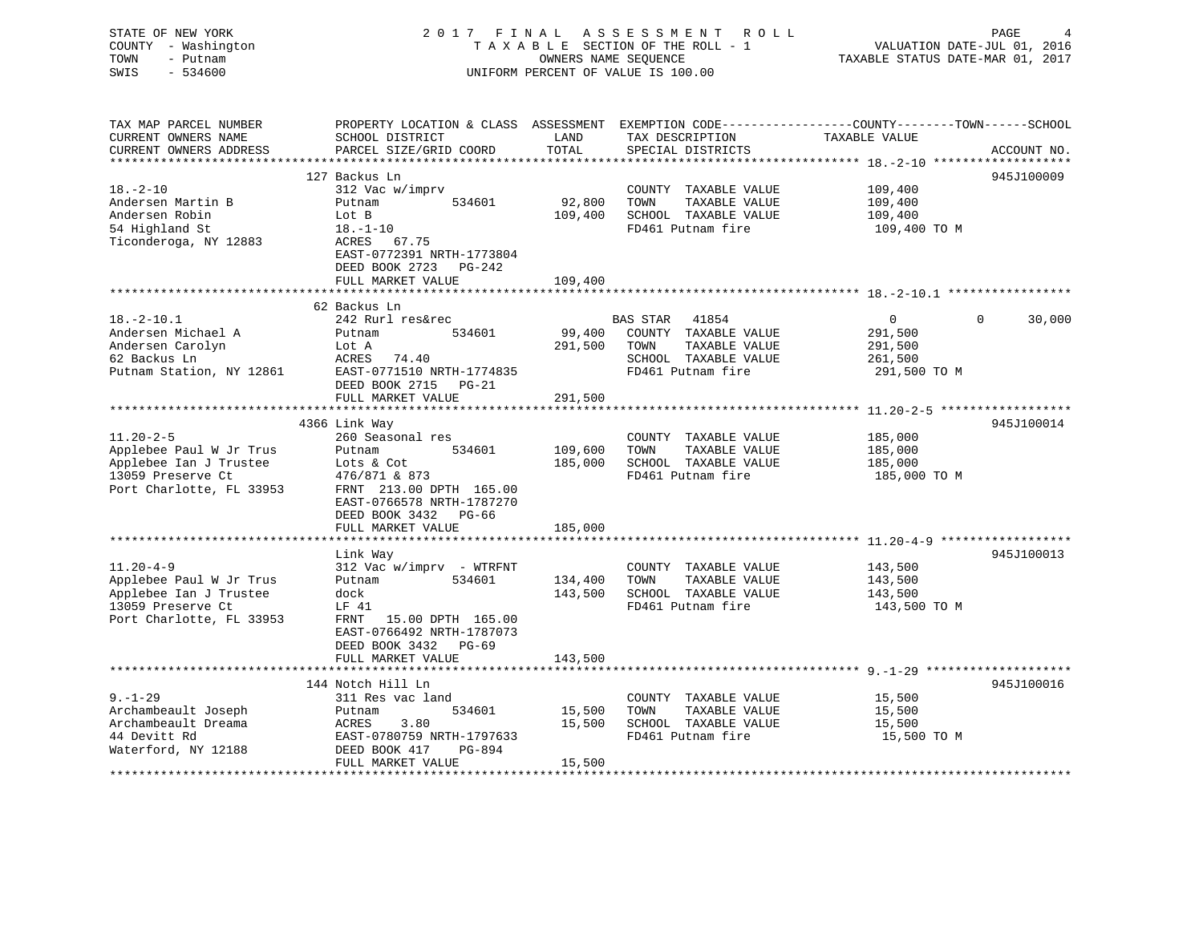STATE OF NEW YORK
COUNTY - Washington
TOWN - Putnam
SWIS - 534600

# 2017 FINAL ASSESSMENT ROLL

TAXABLE SECTION OF THE ROLL - 1
OWNERS NAME SEQUENCE
UNIFORM PERCENT OF VALUE IS 100.00

VALUATION DATE-JUL 01, 2016
TAXABLE STATUS DATE-MAR 01, 2017

| TAX MAP PARCEL NUMBER / CURRENT OWNERS NAME / CURRENT OWNERS ADDRESS | PROPERTY LOCATION & CLASS / SCHOOL DISTRICT / PARCEL SIZE/GRID COORD | ASSESSMENT LAND | TOTAL | EXEMPTION CODE / TAX DESCRIPTION / SPECIAL DISTRICTS | COUNTY | TOWN | SCHOOL | ACCOUNT NO. |
|---|---|---|---|---|---|---|---|---|
| **18.-2-10** | 127 Backus Ln | | | | | | | 945J100009 |
| 18.-2-10 | 312 Vac w/imprv | | | COUNTY TAXABLE VALUE | 109,400 | | | |
| Andersen Martin B | Putnam 534601 | 92,800 | | TOWN TAXABLE VALUE | | 109,400 | | |
| Andersen Robin | Lot B | | 109,400 | SCHOOL TAXABLE VALUE | | | 109,400 | |
| 54 Highland St | 18.-1-10 | | | FD461 Putnam fire | 109,400 TO M | | | |
| Ticonderoga, NY 12883 | ACRES 67.75 | | | | | | | |
| | EAST-0772391 NRTH-1773804 | | | | | | | |
| | DEED BOOK 2723 PG-242 | | | | | | | |
| | FULL MARKET VALUE | | 109,400 | | | | | |
| **18.-2-10.1** | 62 Backus Ln | | | | | | | |
| 18.-2-10.1 | 242 Rurl res&rec | | | BAS STAR 41854 | 0 | 0 | 30,000 | |
| Andersen Michael A | Putnam 534601 | 99,400 | | COUNTY TAXABLE VALUE | 291,500 | | | |
| Andersen Carolyn | Lot A | | 291,500 | TOWN TAXABLE VALUE | | 291,500 | | |
| 62 Backus Ln | ACRES 74.40 | | | SCHOOL TAXABLE VALUE | | | 261,500 | |
| Putnam Station, NY 12861 | EAST-0771510 NRTH-1774835 | | | FD461 Putnam fire | 291,500 TO M | | | |
| | DEED BOOK 2715 PG-21 | | | | | | | |
| | FULL MARKET VALUE | | 291,500 | | | | | |
| **11.20-2-5** | 4366 Link Way | | | | | | | 945J100014 |
| 11.20-2-5 | 260 Seasonal res | | | COUNTY TAXABLE VALUE | 185,000 | | | |
| Applebee Paul W Jr Trus | Putnam 534601 | 109,600 | | TOWN TAXABLE VALUE | | 185,000 | | |
| Applebee Ian J Trustee | Lots & Cot | | 185,000 | SCHOOL TAXABLE VALUE | | | 185,000 | |
| 13059 Preserve Ct | 476/871 & 873 | | | FD461 Putnam fire | 185,000 TO M | | | |
| Port Charlotte, FL 33953 | FRNT 213.00 DPTH 165.00 | | | | | | | |
| | EAST-0766578 NRTH-1787270 | | | | | | | |
| | DEED BOOK 3432 PG-66 | | | | | | | |
| | FULL MARKET VALUE | | 185,000 | | | | | |
| **11.20-4-9** | Link Way | | | | | | | 945J100013 |
| 11.20-4-9 | 312 Vac w/imprv - WTRFNT | | | COUNTY TAXABLE VALUE | 143,500 | | | |
| Applebee Paul W Jr Trus | Putnam 534601 | 134,400 | | TOWN TAXABLE VALUE | | 143,500 | | |
| Applebee Ian J Trustee | dock | | 143,500 | SCHOOL TAXABLE VALUE | | | 143,500 | |
| 13059 Preserve Ct | LF 41 | | | FD461 Putnam fire | 143,500 TO M | | | |
| Port Charlotte, FL 33953 | FRNT 15.00 DPTH 165.00 | | | | | | | |
| | EAST-0766492 NRTH-1787073 | | | | | | | |
| | DEED BOOK 3432 PG-69 | | | | | | | |
| | FULL MARKET VALUE | | 143,500 | | | | | |
| **9.-1-29** | 144 Notch Hill Ln | | | | | | | 945J100016 |
| 9.-1-29 | 311 Res vac land | | | COUNTY TAXABLE VALUE | 15,500 | | | |
| Archambeault Joseph | Putnam 534601 | 15,500 | | TOWN TAXABLE VALUE | | 15,500 | | |
| Archambeault Dreama | ACRES 3.80 | | 15,500 | SCHOOL TAXABLE VALUE | | | 15,500 | |
| 44 Devitt Rd | EAST-0780759 NRTH-1797633 | | | FD461 Putnam fire | 15,500 TO M | | | |
| Waterford, NY 12188 | DEED BOOK 417 PG-894 | | | | | | | |
| | FULL MARKET VALUE | | 15,500 | | | | | |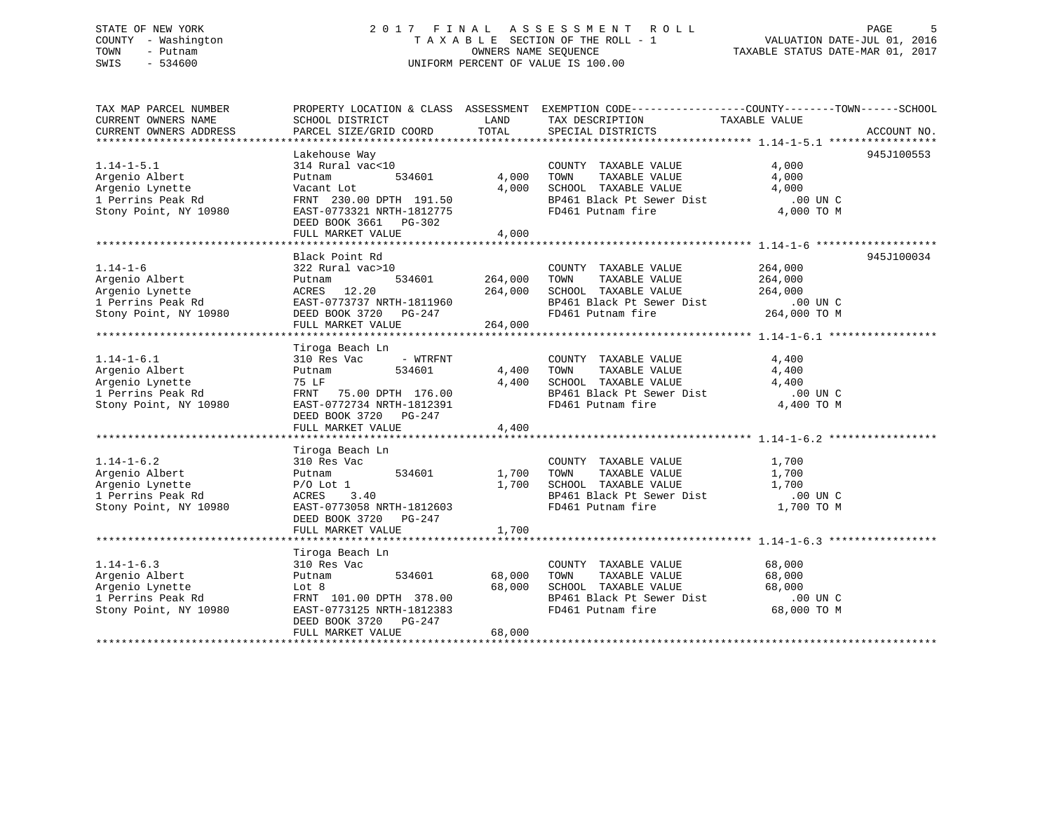STATE OF NEW YORK
COUNTY - Washington
TOWN - Putnam
SWIS - 534600

2017 FINAL ASSESSMENT ROLL
TAXABLE SECTION OF THE ROLL - 1
OWNERS NAME SEQUENCE
UNIFORM PERCENT OF VALUE IS 100.00

VALUATION DATE-JUL 01, 2016
TAXABLE STATUS DATE-MAR 01, 2017

| TAX MAP PARCEL NUMBER / CURRENT OWNERS NAME / CURRENT OWNERS ADDRESS | PROPERTY LOCATION & CLASS / SCHOOL DISTRICT / PARCEL SIZE/GRID COORD | ASSESSMENT LAND / TOTAL | EXEMPTION CODE / TAX DESCRIPTION / SPECIAL DISTRICTS | TAXABLE VALUE (COUNTY / TOWN / SCHOOL) | ACCOUNT NO. |
|---|---|---|---|---|---|
| 1.14-1-5.1 | Lakehouse Way | | | | 945J100553 |
| Argenio Albert | 314 Rural vac<10 | | COUNTY TAXABLE VALUE | 4,000 | |
| Argenio Lynette | Putnam 534601 | 4,000 | TOWN TAXABLE VALUE | 4,000 | |
| 1 Perrins Peak Rd | Vacant Lot | 4,000 | SCHOOL TAXABLE VALUE | 4,000 | |
| Stony Point, NY 10980 | FRNT 230.00 DPTH 191.50 | | BP461 Black Pt Sewer Dist | .00 UN C | |
| | EAST-0773321 NRTH-1812775 | | FD461 Putnam fire | 4,000 TO M | |
| | DEED BOOK 3661 PG-302 | | | | |
| | FULL MARKET VALUE | 4,000 | | | |
| 1.14-1-6 | Black Point Rd | | | | 945J100034 |
| Argenio Albert | 322 Rural vac>10 | | COUNTY TAXABLE VALUE | 264,000 | |
| Argenio Lynette | Putnam 534601 | 264,000 | TOWN TAXABLE VALUE | 264,000 | |
| 1 Perrins Peak Rd | ACRES 12.20 | 264,000 | SCHOOL TAXABLE VALUE | 264,000 | |
| Stony Point, NY 10980 | EAST-0773737 NRTH-1811960 | | BP461 Black Pt Sewer Dist | .00 UN C | |
| | DEED BOOK 3720 PG-247 | | FD461 Putnam fire | 264,000 TO M | |
| | FULL MARKET VALUE | 264,000 | | | |
| 1.14-1-6.1 | Tiroga Beach Ln | | | | |
| Argenio Albert | 310 Res Vac - WTRFNT | | COUNTY TAXABLE VALUE | 4,400 | |
| Argenio Lynette | Putnam 534601 | 4,400 | TOWN TAXABLE VALUE | 4,400 | |
| 1 Perrins Peak Rd | 75 LF | 4,400 | SCHOOL TAXABLE VALUE | 4,400 | |
| Stony Point, NY 10980 | FRNT 75.00 DPTH 176.00 | | BP461 Black Pt Sewer Dist | .00 UN C | |
| | EAST-0772734 NRTH-1812391 | | FD461 Putnam fire | 4,400 TO M | |
| | DEED BOOK 3720 PG-247 | | | | |
| | FULL MARKET VALUE | 4,400 | | | |
| 1.14-1-6.2 | Tiroga Beach Ln | | | | |
| Argenio Albert | 310 Res Vac | | COUNTY TAXABLE VALUE | 1,700 | |
| Argenio Lynette | Putnam 534601 | 1,700 | TOWN TAXABLE VALUE | 1,700 | |
| 1 Perrins Peak Rd | P/O Lot 1 | 1,700 | SCHOOL TAXABLE VALUE | 1,700 | |
| Stony Point, NY 10980 | ACRES 3.40 | | BP461 Black Pt Sewer Dist | .00 UN C | |
| | EAST-0773058 NRTH-1812603 | | FD461 Putnam fire | 1,700 TO M | |
| | DEED BOOK 3720 PG-247 | | | | |
| | FULL MARKET VALUE | 1,700 | | | |
| 1.14-1-6.3 | Tiroga Beach Ln | | | | |
| Argenio Albert | 310 Res Vac | | COUNTY TAXABLE VALUE | 68,000 | |
| Argenio Lynette | Putnam 534601 | 68,000 | TOWN TAXABLE VALUE | 68,000 | |
| 1 Perrins Peak Rd | Lot 8 | 68,000 | SCHOOL TAXABLE VALUE | 68,000 | |
| Stony Point, NY 10980 | FRNT 101.00 DPTH 378.00 | | BP461 Black Pt Sewer Dist | .00 UN C | |
| | EAST-0773125 NRTH-1812383 | | FD461 Putnam fire | 68,000 TO M | |
| | DEED BOOK 3720 PG-247 | | | | |
| | FULL MARKET VALUE | 68,000 | | | |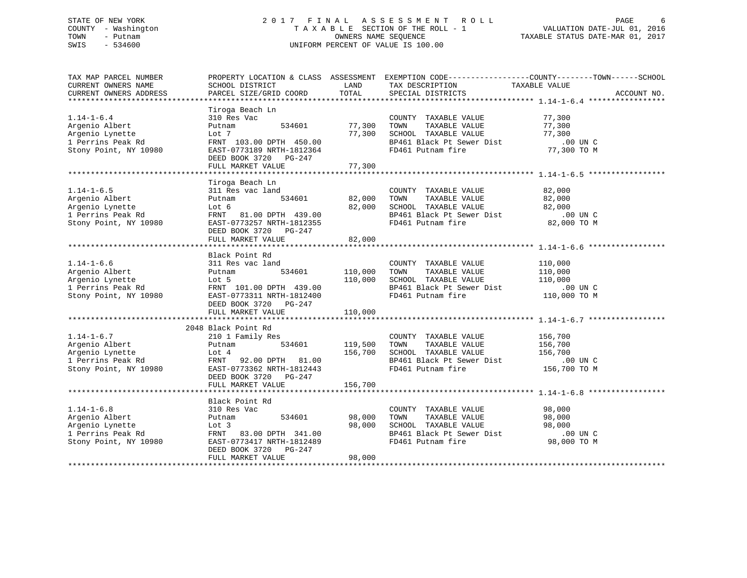STATE OF NEW YORK
COUNTY - Washington
TOWN - Putnam
SWIS - 534600

2 0 1 7 F I N A L A S S E S S M E N T R O L L
T A X A B L E SECTION OF THE ROLL - 1
OWNERS NAME SEQUENCE
UNIFORM PERCENT OF VALUE IS 100.00

VALUATION DATE-JUL 01, 2016
TAXABLE STATUS DATE-MAR 01, 2017

| TAX MAP PARCEL NUMBER / CURRENT OWNERS NAME / CURRENT OWNERS ADDRESS | PROPERTY LOCATION & CLASS / SCHOOL DISTRICT / PARCEL SIZE/GRID COORD | ASSESSMENT LAND | TOTAL | EXEMPTION CODE / TAX DESCRIPTION / SPECIAL DISTRICTS | COUNTY--------TOWN------SCHOOL TAXABLE VALUE | ACCOUNT NO. |
|---|---|---|---|---|---|---|
| **1.14-1-6.4** | Tiroga Beach Ln | | | | | |
| 1.14-1-6.4 | 310 Res Vac | | | COUNTY TAXABLE VALUE | 77,300 | |
| Argenio Albert | Putnam 534601 | 77,300 | | TOWN TAXABLE VALUE | 77,300 | |
| Argenio Lynette | Lot 7 | | 77,300 | SCHOOL TAXABLE VALUE | 77,300 | |
| 1 Perrins Peak Rd | FRNT 103.00 DPTH 450.00 | | | BP461 Black Pt Sewer Dist | .00 UN C | |
| Stony Point, NY 10980 | EAST-0773189 NRTH-1812364 | | | FD461 Putnam fire | 77,300 TO M | |
| | DEED BOOK 3720 PG-247 | | | | | |
| | FULL MARKET VALUE | | 77,300 | | | |
| **1.14-1-6.5** | Tiroga Beach Ln | | | | | |
| 1.14-1-6.5 | 311 Res vac land | | | COUNTY TAXABLE VALUE | 82,000 | |
| Argenio Albert | Putnam 534601 | 82,000 | | TOWN TAXABLE VALUE | 82,000 | |
| Argenio Lynette | Lot 6 | | 82,000 | SCHOOL TAXABLE VALUE | 82,000 | |
| 1 Perrins Peak Rd | FRNT 81.00 DPTH 439.00 | | | BP461 Black Pt Sewer Dist | .00 UN C | |
| Stony Point, NY 10980 | EAST-0773257 NRTH-1812355 | | | FD461 Putnam fire | 82,000 TO M | |
| | DEED BOOK 3720 PG-247 | | | | | |
| | FULL MARKET VALUE | | 82,000 | | | |
| **1.14-1-6.6** | Black Point Rd | | | | | |
| 1.14-1-6.6 | 311 Res vac land | | | COUNTY TAXABLE VALUE | 110,000 | |
| Argenio Albert | Putnam 534601 | 110,000 | | TOWN TAXABLE VALUE | 110,000 | |
| Argenio Lynette | Lot 5 | | 110,000 | SCHOOL TAXABLE VALUE | 110,000 | |
| 1 Perrins Peak Rd | FRNT 101.00 DPTH 439.00 | | | BP461 Black Pt Sewer Dist | .00 UN C | |
| Stony Point, NY 10980 | EAST-0773311 NRTH-1812400 | | | FD461 Putnam fire | 110,000 TO M | |
| | DEED BOOK 3720 PG-247 | | | | | |
| | FULL MARKET VALUE | | 110,000 | | | |
| **1.14-1-6.7** | 2048 Black Point Rd | | | | | |
| 1.14-1-6.7 | 210 1 Family Res | | | COUNTY TAXABLE VALUE | 156,700 | |
| Argenio Albert | Putnam 534601 | 119,500 | | TOWN TAXABLE VALUE | 156,700 | |
| Argenio Lynette | Lot 4 | | 156,700 | SCHOOL TAXABLE VALUE | 156,700 | |
| 1 Perrins Peak Rd | FRNT 92.00 DPTH 81.00 | | | BP461 Black Pt Sewer Dist | .00 UN C | |
| Stony Point, NY 10980 | EAST-0773362 NRTH-1812443 | | | FD461 Putnam fire | 156,700 TO M | |
| | DEED BOOK 3720 PG-247 | | | | | |
| | FULL MARKET VALUE | | 156,700 | | | |
| **1.14-1-6.8** | Black Point Rd | | | | | |
| 1.14-1-6.8 | 310 Res Vac | | | COUNTY TAXABLE VALUE | 98,000 | |
| Argenio Albert | Putnam 534601 | 98,000 | | TOWN TAXABLE VALUE | 98,000 | |
| Argenio Lynette | Lot 3 | | 98,000 | SCHOOL TAXABLE VALUE | 98,000 | |
| 1 Perrins Peak Rd | FRNT 83.00 DPTH 341.00 | | | BP461 Black Pt Sewer Dist | .00 UN C | |
| Stony Point, NY 10980 | EAST-0773417 NRTH-1812489 | | | FD461 Putnam fire | 98,000 TO M | |
| | DEED BOOK 3720 PG-247 | | | | | |
| | FULL MARKET VALUE | | 98,000 | | | |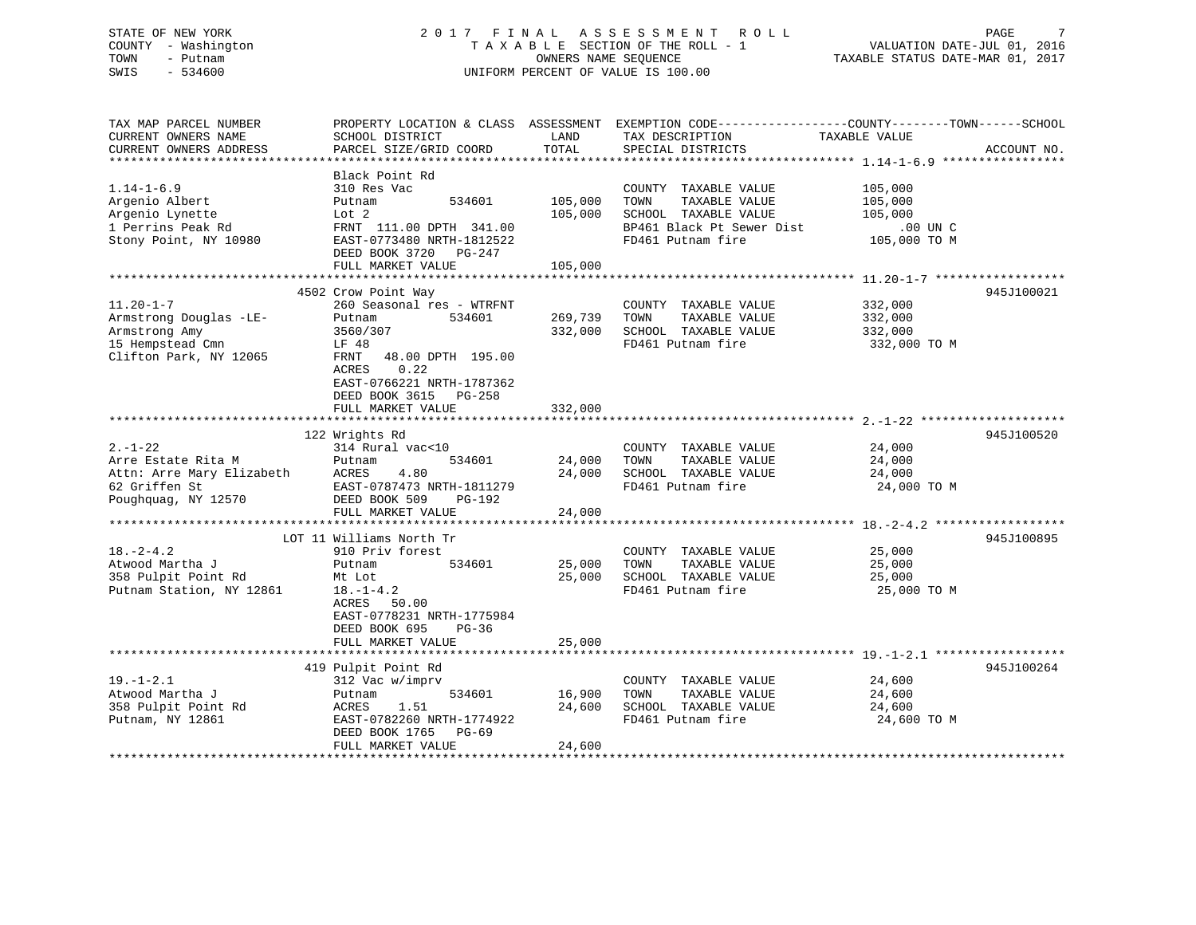STATE OF NEW YORK
COUNTY - Washington
TOWN - Putnam
SWIS - 534600

2 0 1 7 F I N A L A S S E S S M E N T R O L L
T A X A B L E SECTION OF THE ROLL - 1
OWNERS NAME SEQUENCE
UNIFORM PERCENT OF VALUE IS 100.00

VALUATION DATE-JUL 01, 2016
TAXABLE STATUS DATE-MAR 01, 2017

| TAX MAP PARCEL NUMBER / CURRENT OWNERS NAME / CURRENT OWNERS ADDRESS | PROPERTY LOCATION & CLASS / SCHOOL DISTRICT / PARCEL SIZE/GRID COORD | ASSESSMENT LAND / TOTAL | EXEMPTION CODE / TAX DESCRIPTION / SPECIAL DISTRICTS | TAXABLE VALUE (COUNTY / TOWN / SCHOOL) | ACCOUNT NO. |
|---|---|---|---|---|---|
| 1.14-1-6.9 | Black Point Rd | | | | |
| | 310 Res Vac | | COUNTY TAXABLE VALUE | 105,000 | |
| Argenio Albert | Putnam 534601 | 105,000 | TOWN TAXABLE VALUE | 105,000 | |
| Argenio Lynette | Lot 2 | 105,000 | SCHOOL TAXABLE VALUE | 105,000 | |
| 1 Perrins Peak Rd | FRNT 111.00 DPTH 341.00 | | BP461 Black Pt Sewer Dist | .00 UN C | |
| Stony Point, NY 10980 | EAST-0773480 NRTH-1812522 | | FD461 Putnam fire | 105,000 TO M | |
| | DEED BOOK 3720 PG-247 | | | | |
| | FULL MARKET VALUE | 105,000 | | | |
| 11.20-1-7 | 4502 Crow Point Way | | | | 945J100021 |
| | 260 Seasonal res - WTRFNT | | COUNTY TAXABLE VALUE | 332,000 | |
| Armstrong Douglas -LE- | Putnam 534601 | 269,739 | TOWN TAXABLE VALUE | 332,000 | |
| Armstrong Amy | 3560/307 | 332,000 | SCHOOL TAXABLE VALUE | 332,000 | |
| 15 Hempstead Cmn | LF 48 | | FD461 Putnam fire | 332,000 TO M | |
| Clifton Park, NY 12065 | FRNT 48.00 DPTH 195.00 | | | | |
| | ACRES 0.22 | | | | |
| | EAST-0766221 NRTH-1787362 | | | | |
| | DEED BOOK 3615 PG-258 | | | | |
| | FULL MARKET VALUE | 332,000 | | | |
| 2.-1-22 | 122 Wrights Rd | | | | 945J100520 |
| | 314 Rural vac<10 | | COUNTY TAXABLE VALUE | 24,000 | |
| Arre Estate Rita M | Putnam 534601 | 24,000 | TOWN TAXABLE VALUE | 24,000 | |
| Attn: Arre Mary Elizabeth | ACRES 4.80 | 24,000 | SCHOOL TAXABLE VALUE | 24,000 | |
| 62 Griffen St | EAST-0787473 NRTH-1811279 | | FD461 Putnam fire | 24,000 TO M | |
| Poughquag, NY 12570 | DEED BOOK 509 PG-192 | | | | |
| | FULL MARKET VALUE | 24,000 | | | |
| 18.-2-4.2 | LOT 11 Williams North Tr | | | | 945J100895 |
| | 910 Priv forest | | COUNTY TAXABLE VALUE | 25,000 | |
| Atwood Martha J | Putnam 534601 | 25,000 | TOWN TAXABLE VALUE | 25,000 | |
| 358 Pulpit Point Rd | Mt Lot | 25,000 | SCHOOL TAXABLE VALUE | 25,000 | |
| Putnam Station, NY 12861 | 18.-1-4.2 | | FD461 Putnam fire | 25,000 TO M | |
| | ACRES 50.00 | | | | |
| | EAST-0778231 NRTH-1775984 | | | | |
| | DEED BOOK 695 PG-36 | | | | |
| | FULL MARKET VALUE | 25,000 | | | |
| 19.-1-2.1 | 419 Pulpit Point Rd | | | | 945J100264 |
| | 312 Vac w/imprv | | COUNTY TAXABLE VALUE | 24,600 | |
| Atwood Martha J | Putnam 534601 | 16,900 | TOWN TAXABLE VALUE | 24,600 | |
| 358 Pulpit Point Rd | ACRES 1.51 | 24,600 | SCHOOL TAXABLE VALUE | 24,600 | |
| Putnam, NY 12861 | EAST-0782260 NRTH-1774922 | | FD461 Putnam fire | 24,600 TO M | |
| | DEED BOOK 1765 PG-69 | | | | |
| | FULL MARKET VALUE | 24,600 | | | |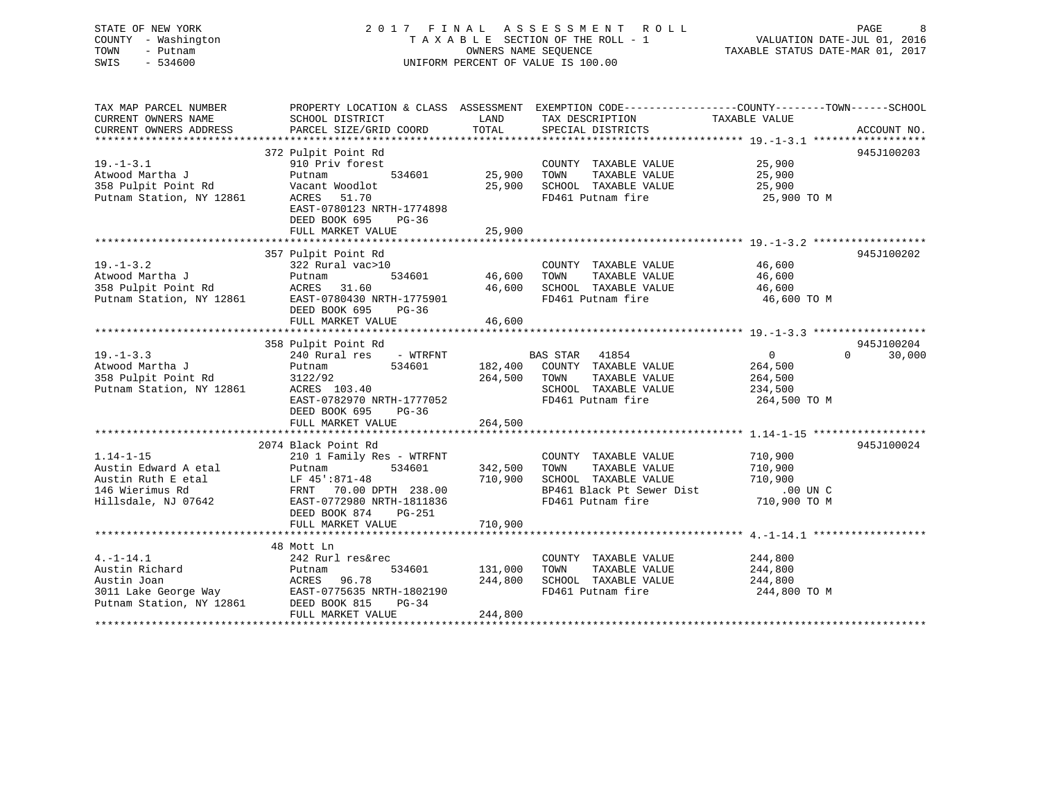STATE OF NEW YORK
COUNTY - Washington
TOWN - Putnam
SWIS - 534600

# 2017 FINAL ASSESSMENT ROLL

TAXABLE SECTION OF THE ROLL - 1
OWNERS NAME SEQUENCE
UNIFORM PERCENT OF VALUE IS 100.00

VALUATION DATE-JUL 01, 2016
TAXABLE STATUS DATE-MAR 01, 2017

| TAX MAP PARCEL NUMBER / CURRENT OWNERS NAME / CURRENT OWNERS ADDRESS | PROPERTY LOCATION & CLASS / SCHOOL DISTRICT / PARCEL SIZE/GRID COORD | ASSESSMENT LAND | TOTAL | EXEMPTION CODE / TAX DESCRIPTION / SPECIAL DISTRICTS | COUNTY TAXABLE VALUE | TOWN | SCHOOL | ACCOUNT NO. |
|---|---|---|---|---|---|---|---|---|
| | 372 Pulpit Point Rd | | | | | | | 945J100203 |
| 19.-1-3.1 | 910 Priv forest | | | COUNTY TAXABLE VALUE | 25,900 | | | |
| Atwood Martha J | Putnam 534601 | 25,900 | | TOWN TAXABLE VALUE | 25,900 | | | |
| 358 Pulpit Point Rd | Vacant Woodlot | | 25,900 | SCHOOL TAXABLE VALUE | 25,900 | | | |
| Putnam Station, NY 12861 | ACRES 51.70 | | | FD461 Putnam fire | 25,900 TO M | | | |
| | EAST-0780123 NRTH-1774898 | | | | | | | |
| | DEED BOOK 695 PG-36 | | | | | | | |
| | FULL MARKET VALUE | | 25,900 | | | | | |
| | 357 Pulpit Point Rd | | | | | | | 945J100202 |
| 19.-1-3.2 | 322 Rural vac>10 | | | COUNTY TAXABLE VALUE | 46,600 | | | |
| Atwood Martha J | Putnam 534601 | 46,600 | | TOWN TAXABLE VALUE | 46,600 | | | |
| 358 Pulpit Point Rd | ACRES 31.60 | | 46,600 | SCHOOL TAXABLE VALUE | 46,600 | | | |
| Putnam Station, NY 12861 | EAST-0780430 NRTH-1775901 | | | FD461 Putnam fire | 46,600 TO M | | | |
| | DEED BOOK 695 PG-36 | | | | | | | |
| | FULL MARKET VALUE | | 46,600 | | | | | |
| | 358 Pulpit Point Rd | | | | | | | 945J100204 |
| 19.-1-3.3 | 240 Rural res - WTRFNT | | | BAS STAR 41854 | 0 | 0 | 30,000 | |
| Atwood Martha J | Putnam 534601 | 182,400 | | COUNTY TAXABLE VALUE | 264,500 | | | |
| 358 Pulpit Point Rd | 3122/92 | | 264,500 | TOWN TAXABLE VALUE | 264,500 | | | |
| Putnam Station, NY 12861 | ACRES 103.40 | | | SCHOOL TAXABLE VALUE | 234,500 | | | |
| | EAST-0782970 NRTH-1777052 | | | FD461 Putnam fire | 264,500 TO M | | | |
| | DEED BOOK 695 PG-36 | | | | | | | |
| | FULL MARKET VALUE | | 264,500 | | | | | |
| | 2074 Black Point Rd | | | | | | | 945J100024 |
| 1.14-1-15 | 210 1 Family Res - WTRFNT | | | COUNTY TAXABLE VALUE | 710,900 | | | |
| Austin Edward A etal | Putnam 534601 | 342,500 | | TOWN TAXABLE VALUE | 710,900 | | | |
| Austin Ruth E etal | LF 45':871-48 | | 710,900 | SCHOOL TAXABLE VALUE | 710,900 | | | |
| 146 Wierimus Rd | FRNT 70.00 DPTH 238.00 | | | BP461 Black Pt Sewer Dist | .00 UN C | | | |
| Hillsdale, NJ 07642 | EAST-0772980 NRTH-1811836 | | | FD461 Putnam fire | 710,900 TO M | | | |
| | DEED BOOK 874 PG-251 | | | | | | | |
| | FULL MARKET VALUE | | 710,900 | | | | | |
| | 48 Mott Ln | | | | | | | |
| 4.-1-14.1 | 242 Rurl res&rec | | | COUNTY TAXABLE VALUE | 244,800 | | | |
| Austin Richard | Putnam 534601 | 131,000 | | TOWN TAXABLE VALUE | 244,800 | | | |
| Austin Joan | ACRES 96.78 | | 244,800 | SCHOOL TAXABLE VALUE | 244,800 | | | |
| 3011 Lake George Way | EAST-0775635 NRTH-1802190 | | | FD461 Putnam fire | 244,800 TO M | | | |
| Putnam Station, NY 12861 | DEED BOOK 815 PG-34 | | | | | | | |
| | FULL MARKET VALUE | | 244,800 | | | | | |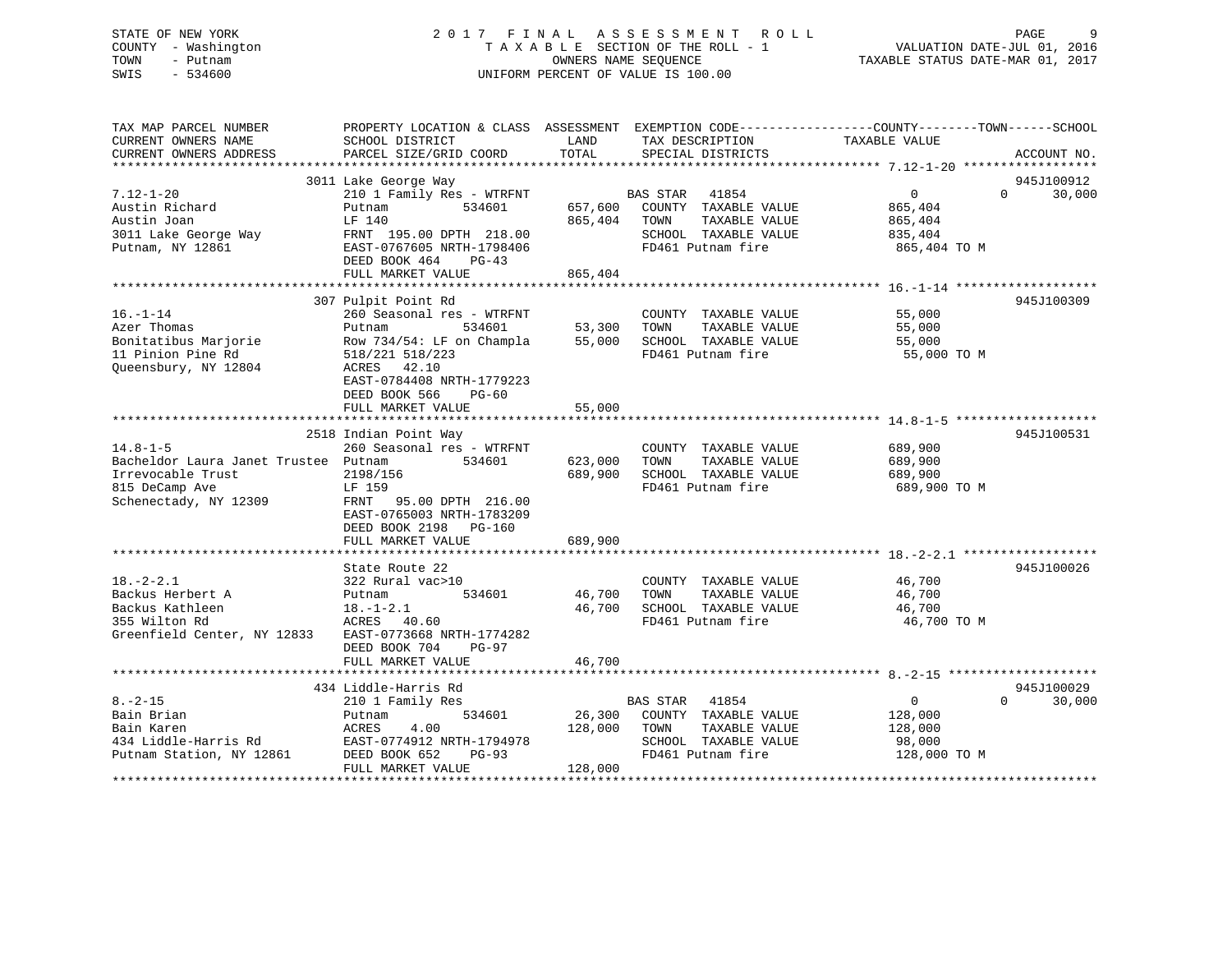STATE OF NEW YORK
COUNTY - Washington
TOWN - Putnam
SWIS - 534600

# 2017 FINAL ASSESSMENT ROLL

TAXABLE SECTION OF THE ROLL - 1
OWNERS NAME SEQUENCE
UNIFORM PERCENT OF VALUE IS 100.00

VALUATION DATE-JUL 01, 2016
TAXABLE STATUS DATE-MAR 01, 2017

| TAX MAP PARCEL NUMBER / CURRENT OWNERS NAME / CURRENT OWNERS ADDRESS | PROPERTY LOCATION & CLASS / SCHOOL DISTRICT / PARCEL SIZE/GRID COORD | ASSESSMENT LAND / TOTAL | EXEMPTION CODE / TAX DESCRIPTION / SPECIAL DISTRICTS | COUNTY / TOWN TAXABLE VALUE | SCHOOL | ACCOUNT NO. |
|---|---|---|---|---|---|---|
| 7.12-1-20 | 3011 Lake George Way | | | | | 945J100912 |
| Austin Richard | 210 1 Family Res - WTRFNT | | BAS STAR 41854 | 0 | 0 30,000 | |
| Austin Joan | Putnam 534601 | 657,600 | COUNTY TAXABLE VALUE | 865,404 | | |
| 3011 Lake George Way | LF 140 | 865,404 | TOWN TAXABLE VALUE | 865,404 | | |
| Putnam, NY 12861 | FRNT 195.00 DPTH 218.00 | | SCHOOL TAXABLE VALUE | 835,404 | | |
| | EAST-0767605 NRTH-1798406 | | FD461 Putnam fire | 865,404 TO M | | |
| | DEED BOOK 464 PG-43 | | | | | |
| | FULL MARKET VALUE | 865,404 | | | | |
| 16.-1-14 | 307 Pulpit Point Rd | | | | | 945J100309 |
| Azer Thomas | 260 Seasonal res - WTRFNT | | COUNTY TAXABLE VALUE | 55,000 | | |
| Bonitatibus Marjorie | Putnam 534601 | 53,300 | TOWN TAXABLE VALUE | 55,000 | | |
| 11 Pinion Pine Rd | Row 734/54: LF on Champla | 55,000 | SCHOOL TAXABLE VALUE | 55,000 | | |
| Queensbury, NY 12804 | 518/221 518/223 | | FD461 Putnam fire | 55,000 TO M | | |
| | ACRES 42.10 | | | | | |
| | EAST-0784408 NRTH-1779223 | | | | | |
| | DEED BOOK 566 PG-60 | | | | | |
| | FULL MARKET VALUE | 55,000 | | | | |
| 14.8-1-5 | 2518 Indian Point Way | | | | | 945J100531 |
| Bacheldor Laura Janet Trustee | 260 Seasonal res - WTRFNT | | COUNTY TAXABLE VALUE | 689,900 | | |
| Irrevocable Trust | Putnam 534601 | 623,000 | TOWN TAXABLE VALUE | 689,900 | | |
| 815 DeCamp Ave | 2198/156 | 689,900 | SCHOOL TAXABLE VALUE | 689,900 | | |
| Schenectady, NY 12309 | LF 159 | | FD461 Putnam fire | 689,900 TO M | | |
| | FRNT 95.00 DPTH 216.00 | | | | | |
| | EAST-0765003 NRTH-1783209 | | | | | |
| | DEED BOOK 2198 PG-160 | | | | | |
| | FULL MARKET VALUE | 689,900 | | | | |
| 18.-2-2.1 | State Route 22 | | | | | 945J100026 |
| Backus Herbert A | 322 Rural vac>10 | | COUNTY TAXABLE VALUE | 46,700 | | |
| Backus Kathleen | Putnam 534601 | 46,700 | TOWN TAXABLE VALUE | 46,700 | | |
| 355 Wilton Rd | 18.-1-2.1 | 46,700 | SCHOOL TAXABLE VALUE | 46,700 | | |
| Greenfield Center, NY 12833 | ACRES 40.60 | | FD461 Putnam fire | 46,700 TO M | | |
| | EAST-0773668 NRTH-1774282 | | | | | |
| | DEED BOOK 704 PG-97 | | | | | |
| | FULL MARKET VALUE | 46,700 | | | | |
| 8.-2-15 | 434 Liddle-Harris Rd | | | | | 945J100029 |
| Bain Brian | 210 1 Family Res | | BAS STAR 41854 | 0 | 0 30,000 | |
| Bain Karen | Putnam 534601 | 26,300 | COUNTY TAXABLE VALUE | 128,000 | | |
| 434 Liddle-Harris Rd | ACRES 4.00 | 128,000 | TOWN TAXABLE VALUE | 128,000 | | |
| Putnam Station, NY 12861 | EAST-0774912 NRTH-1794978 | | SCHOOL TAXABLE VALUE | 98,000 | | |
| | DEED BOOK 652 PG-93 | | FD461 Putnam fire | 128,000 TO M | | |
| | FULL MARKET VALUE | 128,000 | | | | |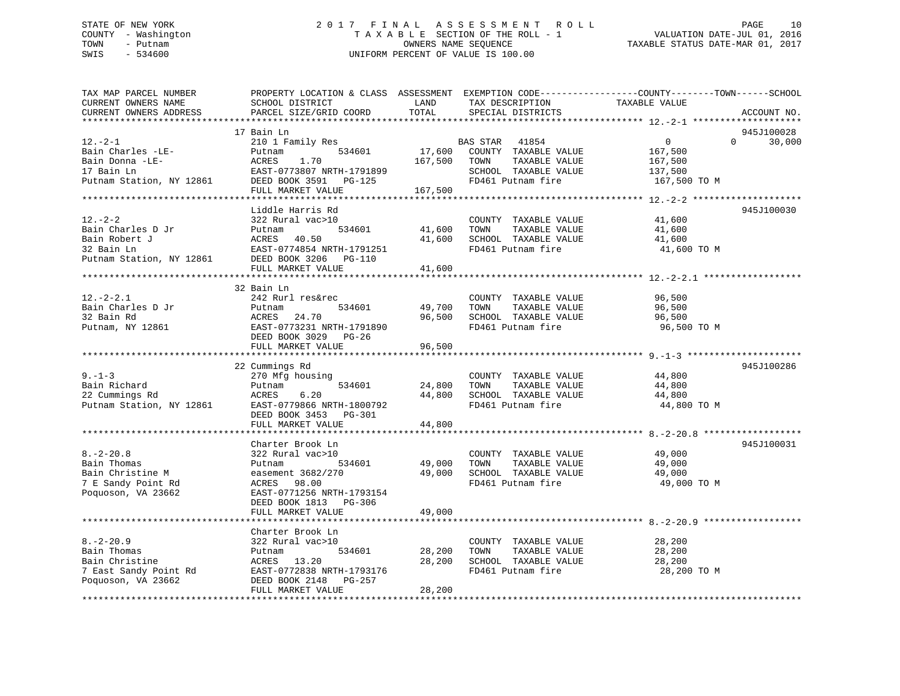STATE OF NEW YORK — 2017 FINAL ASSESSMENT ROLL

COUNTY - Washington — TAXABLE SECTION OF THE ROLL - 1 — VALUATION DATE-JUL 01, 2016

TOWN - Putnam — OWNERS NAME SEQUENCE — TAXABLE STATUS DATE-MAR 01, 2017

SWIS - 534600 — UNIFORM PERCENT OF VALUE IS 100.00

| TAX MAP PARCEL NUMBER / CURRENT OWNERS NAME / CURRENT OWNERS ADDRESS | PROPERTY LOCATION & CLASS / SCHOOL DISTRICT / PARCEL SIZE/GRID COORD | ASSESSMENT LAND / TOTAL | EXEMPTION CODE / TAX DESCRIPTION / SPECIAL DISTRICTS | COUNTY / TOWN / SCHOOL TAXABLE VALUE | ACCOUNT NO. |
|---|---|---|---|---|---|
| 12.-2-1 | 17 Bain Ln | | | | 945J100028 |
| Bain Charles -LE- | 210 1 Family Res | | BAS STAR 41854 | 0 0 30,000 | |
| Bain Donna -LE- | Putnam 534601 | 17,600 | COUNTY TAXABLE VALUE | 167,500 | |
| 17 Bain Ln | ACRES 1.70 | 167,500 | TOWN TAXABLE VALUE | 167,500 | |
| Putnam Station, NY 12861 | EAST-0773807 NRTH-1791899 | | SCHOOL TAXABLE VALUE | 137,500 | |
| | DEED BOOK 3591 PG-125 | | FD461 Putnam fire | 167,500 TO M | |
| | FULL MARKET VALUE | 167,500 | | | |
| 12.-2-2 | Liddle Harris Rd | | | | 945J100030 |
| Bain Charles D Jr | 322 Rural vac>10 | | COUNTY TAXABLE VALUE | 41,600 | |
| Bain Robert J | Putnam 534601 | 41,600 | TOWN TAXABLE VALUE | 41,600 | |
| 32 Bain Ln | ACRES 40.50 | 41,600 | SCHOOL TAXABLE VALUE | 41,600 | |
| Putnam Station, NY 12861 | EAST-0774854 NRTH-1791251 | | FD461 Putnam fire | 41,600 TO M | |
| | DEED BOOK 3206 PG-110 | | | | |
| | FULL MARKET VALUE | 41,600 | | | |
| 12.-2-2.1 | 32 Bain Ln | | | | |
| Bain Charles D Jr | 242 Rurl res&rec | | COUNTY TAXABLE VALUE | 96,500 | |
| 32 Bain Rd | Putnam 534601 | 49,700 | TOWN TAXABLE VALUE | 96,500 | |
| Putnam, NY 12861 | ACRES 24.70 | 96,500 | SCHOOL TAXABLE VALUE | 96,500 | |
| | EAST-0773231 NRTH-1791890 | | FD461 Putnam fire | 96,500 TO M | |
| | DEED BOOK 3029 PG-26 | | | | |
| | FULL MARKET VALUE | 96,500 | | | |
| 9.-1-3 | 22 Cummings Rd | | | | 945J100286 |
| Bain Richard | 270 Mfg housing | | COUNTY TAXABLE VALUE | 44,800 | |
| 22 Cummings Rd | Putnam 534601 | 24,800 | TOWN TAXABLE VALUE | 44,800 | |
| Putnam Station, NY 12861 | ACRES 6.20 | 44,800 | SCHOOL TAXABLE VALUE | 44,800 | |
| | EAST-0779866 NRTH-1800792 | | FD461 Putnam fire | 44,800 TO M | |
| | DEED BOOK 3453 PG-301 | | | | |
| | FULL MARKET VALUE | 44,800 | | | |
| 8.-2-20.8 | Charter Brook Ln | | | | 945J100031 |
| Bain Thomas | 322 Rural vac>10 | | COUNTY TAXABLE VALUE | 49,000 | |
| Bain Christine M | Putnam 534601 | 49,000 | TOWN TAXABLE VALUE | 49,000 | |
| 7 E Sandy Point Rd | easement 3682/270 | 49,000 | SCHOOL TAXABLE VALUE | 49,000 | |
| Poquoson, VA 23662 | ACRES 98.00 | | FD461 Putnam fire | 49,000 TO M | |
| | EAST-0771256 NRTH-1793154 | | | | |
| | DEED BOOK 1813 PG-306 | | | | |
| | FULL MARKET VALUE | 49,000 | | | |
| 8.-2-20.9 | Charter Brook Ln | | | | |
| Bain Thomas | 322 Rural vac>10 | | COUNTY TAXABLE VALUE | 28,200 | |
| Bain Christine | Putnam 534601 | 28,200 | TOWN TAXABLE VALUE | 28,200 | |
| 7 East Sandy Point Rd | ACRES 13.20 | 28,200 | SCHOOL TAXABLE VALUE | 28,200 | |
| Poquoson, VA 23662 | EAST-0772838 NRTH-1793176 | | FD461 Putnam fire | 28,200 TO M | |
| | DEED BOOK 2148 PG-257 | | | | |
| | FULL MARKET VALUE | 28,200 | | | |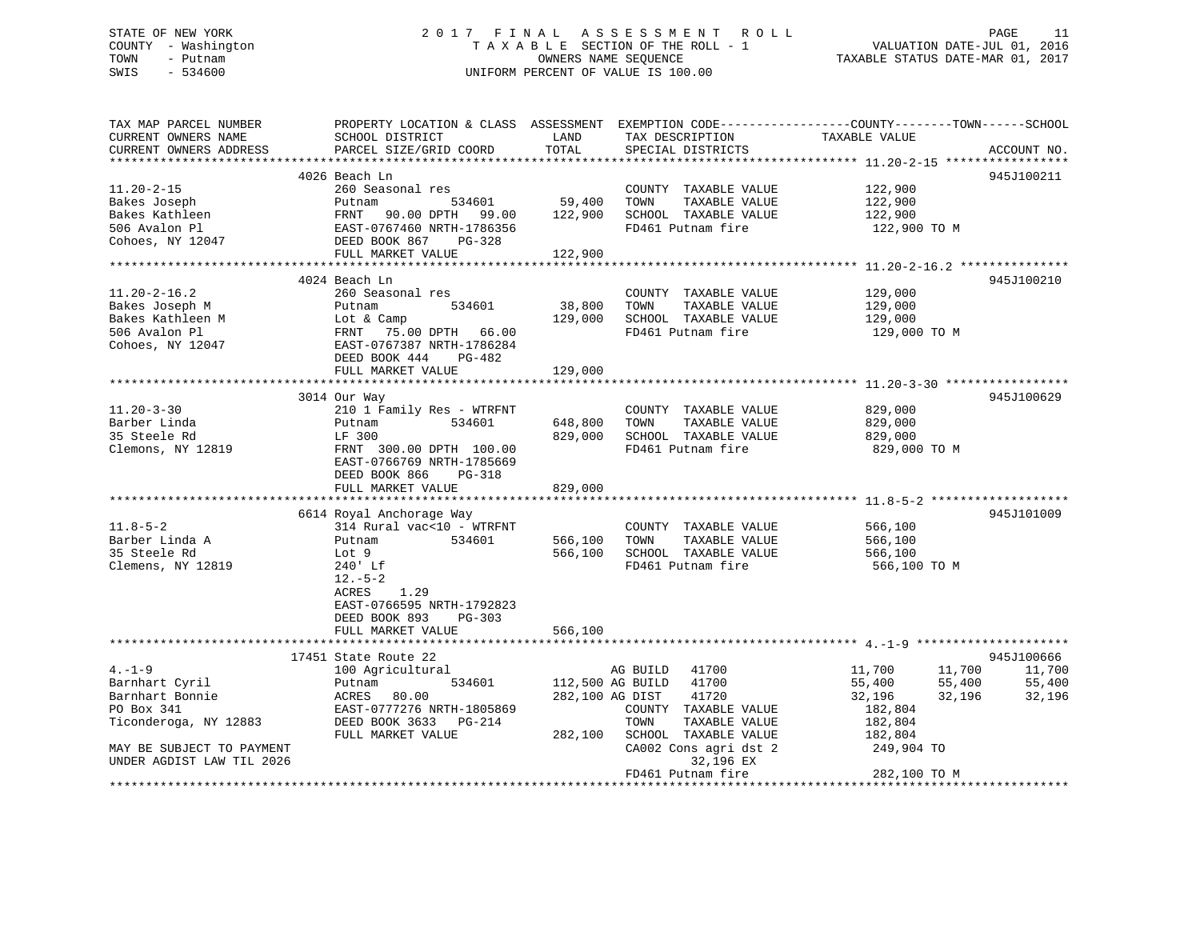STATE OF NEW YORK
COUNTY - Washington
TOWN - Putnam
SWIS - 534600

2 0 1 7 F I N A L A S S E S S M E N T R O L L
T A X A B L E SECTION OF THE ROLL - 1
OWNERS NAME SEQUENCE
UNIFORM PERCENT OF VALUE IS 100.00

VALUATION DATE-JUL 01, 2016
TAXABLE STATUS DATE-MAR 01, 2017

```
TAX MAP PARCEL NUMBER          PROPERTY LOCATION & CLASS  ASSESSMENT  EXEMPTION CODE------------------COUNTY--------TOWN------SCHOOL
CURRENT OWNERS NAME            SCHOOL DISTRICT                LAND      TAX DESCRIPTION            TAXABLE VALUE
CURRENT OWNERS ADDRESS         PARCEL SIZE/GRID COORD         TOTAL     SPECIAL DISTRICTS                                    ACCOUNT NO.
******************************************************************************************************* 11.20-2-15 *****************
                            4026 Beach Ln                                                                                 945J100211
11.20-2-15                     260 Seasonal res                          COUNTY  TAXABLE VALUE          122,900
Bakes Joseph                   Putnam           534601       59,400     TOWN    TAXABLE VALUE          122,900
Bakes Kathleen                 FRNT   90.00 DPTH   99.00    122,900     SCHOOL  TAXABLE VALUE          122,900
506 Avalon Pl                  EAST-0767460 NRTH-1786356                FD461 Putnam fire               122,900 TO M
Cohoes, NY 12047               DEED BOOK 867    PG-328
                               FULL MARKET VALUE            122,900
******************************************************************************************************* 11.20-2-16.2 ***************
                            4024 Beach Ln                                                                                 945J100210
11.20-2-16.2                   260 Seasonal res                          COUNTY  TAXABLE VALUE          129,000
Bakes Joseph M                 Putnam           534601       38,800     TOWN    TAXABLE VALUE          129,000
Bakes Kathleen M               Lot & Camp                   129,000     SCHOOL  TAXABLE VALUE          129,000
506 Avalon Pl                  FRNT   75.00 DPTH   66.00                FD461 Putnam fire               129,000 TO M
Cohoes, NY 12047               EAST-0767387 NRTH-1786284
                               DEED BOOK 444    PG-482
                               FULL MARKET VALUE            129,000
******************************************************************************************************* 11.20-3-30 *****************
                            3014 Our Way                                                                                  945J100629
11.20-3-30                     210 1 Family Res - WTRFNT                 COUNTY  TAXABLE VALUE          829,000
Barber Linda                   Putnam           534601      648,800     TOWN    TAXABLE VALUE          829,000
35 Steele Rd                   LF 300                       829,000     SCHOOL  TAXABLE VALUE          829,000
Clemons, NY 12819              FRNT  300.00 DPTH  100.00                FD461 Putnam fire               829,000 TO M
                               EAST-0766769 NRTH-1785669
                               DEED BOOK 866    PG-318
                               FULL MARKET VALUE            829,000
******************************************************************************************************* 11.8-5-2 *******************
                            6614 Royal Anchorage Way                                                                      945J101009
11.8-5-2                       314 Rural vac<10 - WTRFNT                 COUNTY  TAXABLE VALUE          566,100
Barber Linda A                 Putnam           534601      566,100     TOWN    TAXABLE VALUE          566,100
35 Steele Rd                   Lot 9                        566,100     SCHOOL  TAXABLE VALUE          566,100
Clemens, NY 12819              240' Lf                                  FD461 Putnam fire               566,100 TO M
                               12.-5-2
                               ACRES    1.29
                               EAST-0766595 NRTH-1792823
                               DEED BOOK 893    PG-303
                               FULL MARKET VALUE            566,100
******************************************************************************************************* 4.-1-9 *********************
                            17451 State Route 22                                                                          945J100666
4.-1-9                         100 Agricultural                          AG BUILD    41700         11,700      11,700      11,700
Barnhart Cyril                 Putnam           534601      112,500 AG BUILD    41700         55,400      55,400      55,400
Barnhart Bonnie                ACRES   80.00                282,100 AG DIST     41720         32,196      32,196      32,196
PO Box 341                     EAST-0777276 NRTH-1805869                COUNTY  TAXABLE VALUE          182,804
Ticonderoga, NY 12883          DEED BOOK 3633   PG-214                  TOWN    TAXABLE VALUE          182,804
                               FULL MARKET VALUE            282,100     SCHOOL  TAXABLE VALUE          182,804
MAY BE SUBJECT TO PAYMENT                                               CA002 Cons agri dst 2           249,904 TO
UNDER AGDIST LAW TIL 2026                                                     32,196 EX
                                                                        FD461 Putnam fire               282,100 TO M
************************************************************************************************************************************
```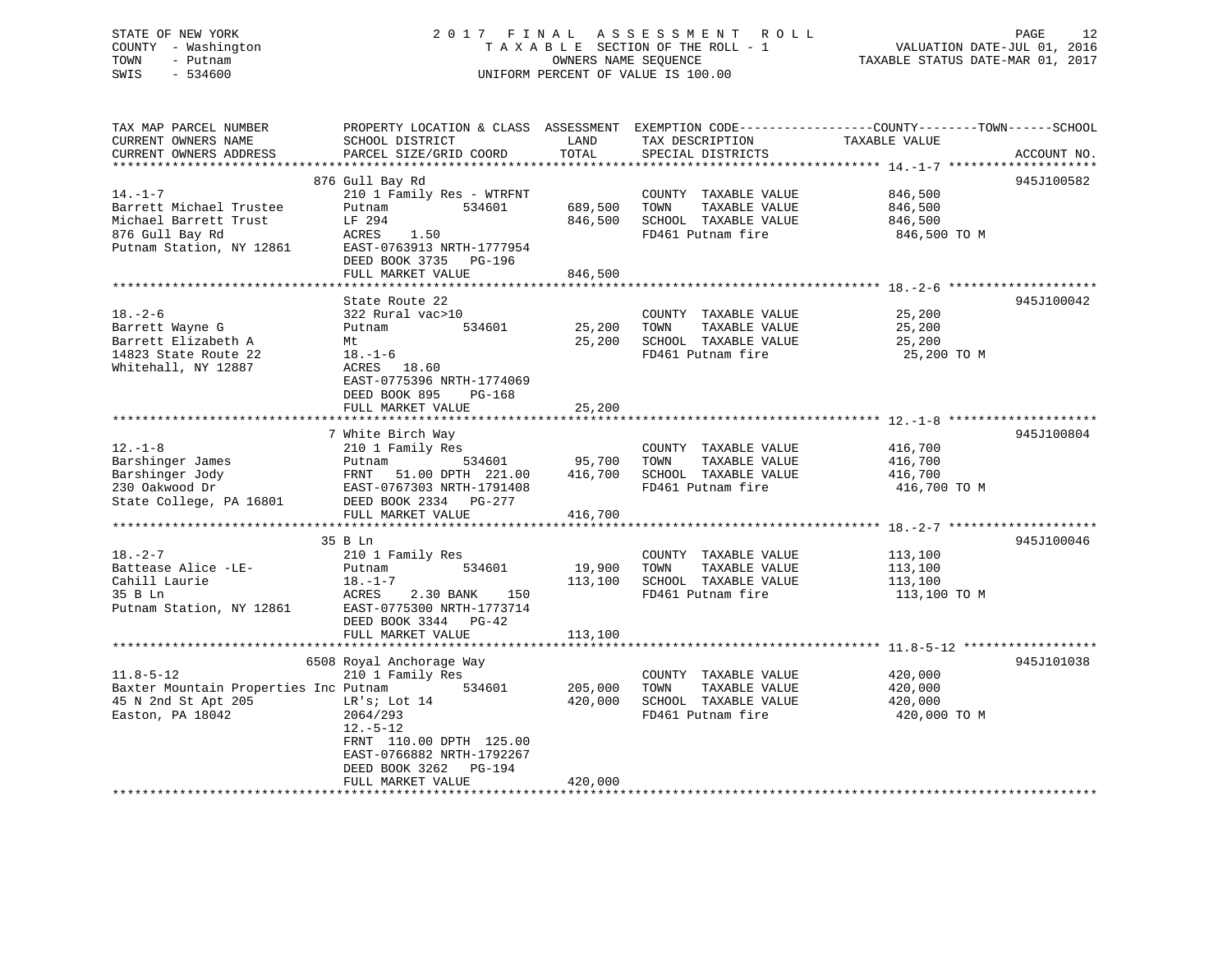STATE OF NEW YORK
COUNTY - Washington
TOWN - Putnam
SWIS - 534600

2 0 1 7 F I N A L A S S E S S M E N T R O L L
T A X A B L E SECTION OF THE ROLL - 1
OWNERS NAME SEQUENCE
UNIFORM PERCENT OF VALUE IS 100.00

VALUATION DATE-JUL 01, 2016
TAXABLE STATUS DATE-MAR 01, 2017

```
TAX MAP PARCEL NUMBER          PROPERTY LOCATION & CLASS  ASSESSMENT  EXEMPTION CODE------------------COUNTY--------TOWN------SCHOOL
CURRENT OWNERS NAME            SCHOOL DISTRICT               LAND      TAX DESCRIPTION            TAXABLE VALUE
CURRENT OWNERS ADDRESS         PARCEL SIZE/GRID COORD        TOTAL     SPECIAL DISTRICTS                                     ACCOUNT NO.
******************************************************************************************************* 14.-1-7 ********************
                               876 Gull Bay Rd                                                                             945J100582
14.-1-7                        210 1 Family Res - WTRFNT               COUNTY  TAXABLE VALUE             846,500
Barrett Michael Trustee        Putnam          534601        689,500   TOWN    TAXABLE VALUE             846,500
Michael Barrett Trust          LF 294                        846,500   SCHOOL  TAXABLE VALUE             846,500
876 Gull Bay Rd                ACRES    1.50                           FD461 Putnam fire                  846,500 TO M
Putnam Station, NY 12861       EAST-0763913 NRTH-1777954
                               DEED BOOK 3735   PG-196
                               FULL MARKET VALUE             846,500
******************************************************************************************************* 18.-2-6 ********************
                               State Route 22                                                                              945J100042
18.-2-6                        322 Rural vac>10                        COUNTY  TAXABLE VALUE              25,200
Barrett Wayne G                Putnam          534601         25,200   TOWN    TAXABLE VALUE              25,200
Barrett Elizabeth A            Mt                             25,200   SCHOOL  TAXABLE VALUE              25,200
14823 State Route 22           18.-1-6                                 FD461 Putnam fire                   25,200 TO M
Whitehall, NY 12887            ACRES   18.60
                               EAST-0775396 NRTH-1774069
                               DEED BOOK 895    PG-168
                               FULL MARKET VALUE              25,200
******************************************************************************************************* 12.-1-8 ********************
                               7 White Birch Way                                                                           945J100804
12.-1-8                        210 1 Family Res                        COUNTY  TAXABLE VALUE             416,700
Barshinger James               Putnam          534601         95,700   TOWN    TAXABLE VALUE             416,700
Barshinger Jody                FRNT    51.00 DPTH  221.00    416,700   SCHOOL  TAXABLE VALUE             416,700
230 Oakwood Dr                 EAST-0767303 NRTH-1791408               FD461 Putnam fire                  416,700 TO M
State College, PA 16801        DEED BOOK 2334   PG-277
                               FULL MARKET VALUE             416,700
******************************************************************************************************* 18.-2-7 ********************
                               35 B Ln                                                                                     945J100046
18.-2-7                        210 1 Family Res                        COUNTY  TAXABLE VALUE             113,100
Battease Alice -LE-            Putnam          534601         19,900   TOWN    TAXABLE VALUE             113,100
Cahill Laurie                  18.-1-7                       113,100   SCHOOL  TAXABLE VALUE             113,100
35 B Ln                        ACRES    2.30 BANK    150               FD461 Putnam fire                  113,100 TO M
Putnam Station, NY 12861       EAST-0775300 NRTH-1773714
                               DEED BOOK 3344   PG-42
                               FULL MARKET VALUE             113,100
******************************************************************************************************* 11.8-5-12 ******************
                               6508 Royal Anchorage Way                                                                    945J101038
11.8-5-12                      210 1 Family Res                        COUNTY  TAXABLE VALUE             420,000
Baxter Mountain Properties Inc Putnam          534601        205,000   TOWN    TAXABLE VALUE             420,000
45 N 2nd St Apt 205            LR's; Lot 14                  420,000   SCHOOL  TAXABLE VALUE             420,000
Easton, PA 18042               2064/293                                FD461 Putnam fire                  420,000 TO M
                               12.-5-12
                               FRNT   110.00 DPTH  125.00
                               EAST-0766882 NRTH-1792267
                               DEED BOOK 3262   PG-194
                               FULL MARKET VALUE             420,000
************************************************************************************************************************************
```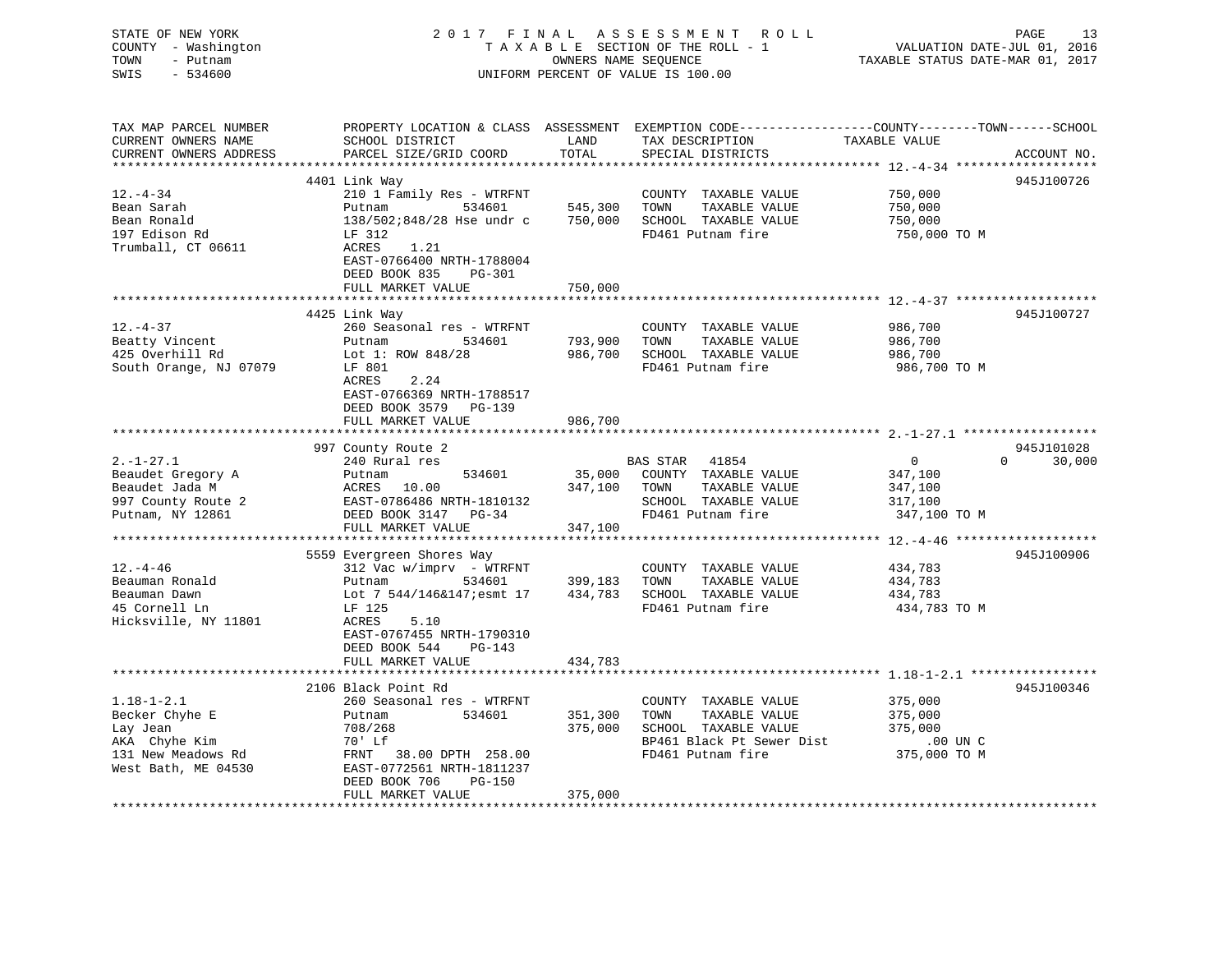STATE OF NEW YORK
COUNTY - Washington
TOWN - Putnam
SWIS - 534600

2017 FINAL ASSESSMENT ROLL
TAXABLE SECTION OF THE ROLL - 1
OWNERS NAME SEQUENCE
UNIFORM PERCENT OF VALUE IS 100.00

VALUATION DATE-JUL 01, 2016
TAXABLE STATUS DATE-MAR 01, 2017

| TAX MAP PARCEL NUMBER / CURRENT OWNERS NAME / CURRENT OWNERS ADDRESS | PROPERTY LOCATION & CLASS / SCHOOL DISTRICT / PARCEL SIZE/GRID COORD | ASSESSMENT LAND | TOTAL | EXEMPTION CODE / TAX DESCRIPTION / SPECIAL DISTRICTS | COUNTY / TOWN / SCHOOL TAXABLE VALUE | ACCOUNT NO. |
|---|---|---|---|---|---|---|
| 12.-4-34 | 4401 Link Way | | | | | 945J100726 |
| Bean Sarah | 210 1 Family Res - WTRFNT | | | COUNTY TAXABLE VALUE | 750,000 | |
| Bean Ronald | Putnam 534601 | 545,300 | | TOWN TAXABLE VALUE | 750,000 | |
| 197 Edison Rd | 138/502;848/28 Hse undr c | | 750,000 | SCHOOL TAXABLE VALUE | 750,000 | |
| Trumball, CT 06611 | LF 312 | | | FD461 Putnam fire | 750,000 TO M | |
| | ACRES 1.21 | | | | | |
| | EAST-0766400 NRTH-1788004 | | | | | |
| | DEED BOOK 835 PG-301 | | | | | |
| | FULL MARKET VALUE | | 750,000 | | | |
| 12.-4-37 | 4425 Link Way | | | | | 945J100727 |
| Beatty Vincent | 260 Seasonal res - WTRFNT | | | COUNTY TAXABLE VALUE | 986,700 | |
| 425 Overhill Rd | Putnam 534601 | 793,900 | | TOWN TAXABLE VALUE | 986,700 | |
| South Orange, NJ 07079 | Lot 1: ROW 848/28 | | 986,700 | SCHOOL TAXABLE VALUE | 986,700 | |
| | LF 801 | | | FD461 Putnam fire | 986,700 TO M | |
| | ACRES 2.24 | | | | | |
| | EAST-0766369 NRTH-1788517 | | | | | |
| | DEED BOOK 3579 PG-139 | | | | | |
| | FULL MARKET VALUE | | 986,700 | | | |
| 2.-1-27.1 | 997 County Route 2 | | | | | 945J101028 |
| Beaudet Gregory A | 240 Rural res | | | BAS STAR 41854 | 0 0 30,000 | |
| Beaudet Jada M | Putnam 534601 | 35,000 | | COUNTY TAXABLE VALUE | 347,100 | |
| 997 County Route 2 | ACRES 10.00 | | 347,100 | TOWN TAXABLE VALUE | 347,100 | |
| Putnam, NY 12861 | EAST-0786486 NRTH-1810132 | | | SCHOOL TAXABLE VALUE | 317,100 | |
| | DEED BOOK 3147 PG-34 | | | FD461 Putnam fire | 347,100 TO M | |
| | FULL MARKET VALUE | | 347,100 | | | |
| 12.-4-46 | 5559 Evergreen Shores Way | | | | | 945J100906 |
| Beauman Ronald | 312 Vac w/imprv - WTRFNT | | | COUNTY TAXABLE VALUE | 434,783 | |
| Beauman Dawn | Putnam 534601 | 399,183 | | TOWN TAXABLE VALUE | 434,783 | |
| 45 Cornell Ln | Lot 7 544/146&147;esmt 17 | | 434,783 | SCHOOL TAXABLE VALUE | 434,783 | |
| Hicksville, NY 11801 | LF 125 | | | FD461 Putnam fire | 434,783 TO M | |
| | ACRES 5.10 | | | | | |
| | EAST-0767455 NRTH-1790310 | | | | | |
| | DEED BOOK 544 PG-143 | | | | | |
| | FULL MARKET VALUE | | 434,783 | | | |
| 1.18-1-2.1 | 2106 Black Point Rd | | | | | 945J100346 |
| Becker Chyhe E | 260 Seasonal res - WTRFNT | | | COUNTY TAXABLE VALUE | 375,000 | |
| Lay Jean | Putnam 534601 | 351,300 | | TOWN TAXABLE VALUE | 375,000 | |
| AKA Chyhe Kim | 708/268 | | 375,000 | SCHOOL TAXABLE VALUE | 375,000 | |
| 131 New Meadows Rd | 70' Lf | | | BP461 Black Pt Sewer Dist | .00 UN C | |
| West Bath, ME 04530 | FRNT 38.00 DPTH 258.00 | | | FD461 Putnam fire | 375,000 TO M | |
| | EAST-0772561 NRTH-1811237 | | | | | |
| | DEED BOOK 706 PG-150 | | | | | |
| | FULL MARKET VALUE | | 375,000 | | | |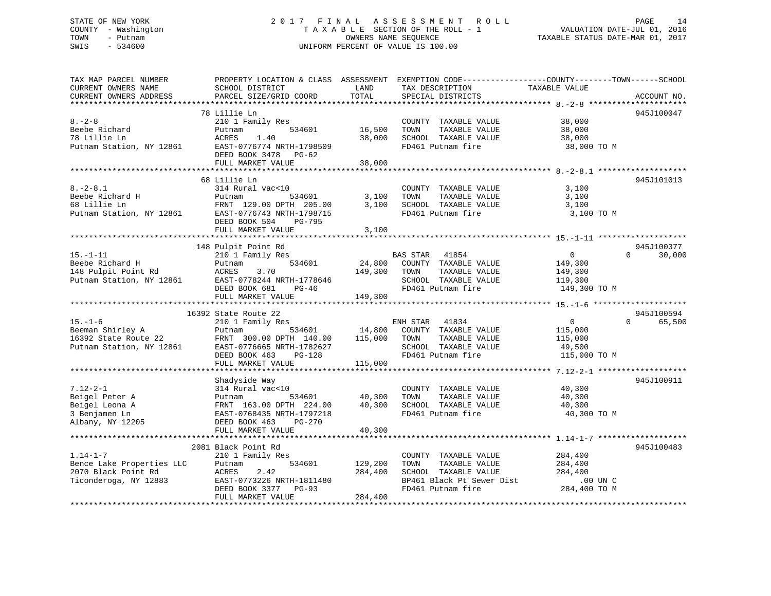STATE OF NEW YORK
COUNTY - Washington
TOWN - Putnam
SWIS - 534600

2017 FINAL ASSESSMENT ROLL
TAXABLE SECTION OF THE ROLL - 1
OWNERS NAME SEQUENCE
UNIFORM PERCENT OF VALUE IS 100.00

VALUATION DATE-JUL 01, 2016
TAXABLE STATUS DATE-MAR 01, 2017

| TAX MAP PARCEL NUMBER / CURRENT OWNERS NAME / CURRENT OWNERS ADDRESS | PROPERTY LOCATION & CLASS / SCHOOL DISTRICT / PARCEL SIZE/GRID COORD | ASSESSMENT LAND | TOTAL | EXEMPTION CODE / TAX DESCRIPTION / SPECIAL DISTRICTS | COUNTY TAXABLE VALUE | TOWN | SCHOOL | ACCOUNT NO. |
|---|---|---|---|---|---|---|---|---|
| 8.-2-8 | 78 Lillie Ln | | | | | | | 945J100047 |
| | 210 1 Family Res | | | COUNTY TAXABLE VALUE | 38,000 | | | |
| Beebe Richard | Putnam 534601 | 16,500 | | TOWN TAXABLE VALUE | 38,000 | | | |
| 78 Lillie Ln | ACRES 1.40 | | 38,000 | SCHOOL TAXABLE VALUE | 38,000 | | | |
| Putnam Station, NY 12861 | EAST-0776774 NRTH-1798509 | | | FD461 Putnam fire | 38,000 TO M | | | |
| | DEED BOOK 3478 PG-62 | | | | | | | |
| | FULL MARKET VALUE | | 38,000 | | | | | |
| 8.-2-8.1 | 68 Lillie Ln | | | | | | | 945J101013 |
| | 314 Rural vac<10 | | | COUNTY TAXABLE VALUE | 3,100 | | | |
| Beebe Richard H | Putnam 534601 | 3,100 | | TOWN TAXABLE VALUE | 3,100 | | | |
| 68 Lillie Ln | FRNT 129.00 DPTH 205.00 | | 3,100 | SCHOOL TAXABLE VALUE | 3,100 | | | |
| Putnam Station, NY 12861 | EAST-0776743 NRTH-1798715 | | | FD461 Putnam fire | 3,100 TO M | | | |
| | DEED BOOK 504 PG-795 | | | | | | | |
| | FULL MARKET VALUE | | 3,100 | | | | | |
| 15.-1-11 | 148 Pulpit Point Rd | | | | | | | 945J100377 |
| | 210 1 Family Res | | | BAS STAR 41854 | 0 | | 0 | 30,000 |
| Beebe Richard H | Putnam 534601 | 24,800 | | COUNTY TAXABLE VALUE | 149,300 | | | |
| 148 Pulpit Point Rd | ACRES 3.70 | | 149,300 | TOWN TAXABLE VALUE | 149,300 | | | |
| Putnam Station, NY 12861 | EAST-0778244 NRTH-1778646 | | | SCHOOL TAXABLE VALUE | 119,300 | | | |
| | DEED BOOK 681 PG-46 | | | FD461 Putnam fire | 149,300 TO M | | | |
| | FULL MARKET VALUE | | 149,300 | | | | | |
| 15.-1-6 | 16392 State Route 22 | | | | | | | 945J100594 |
| | 210 1 Family Res | | | ENH STAR 41834 | 0 | | 0 | 65,500 |
| Beeman Shirley A | Putnam 534601 | 14,800 | | COUNTY TAXABLE VALUE | 115,000 | | | |
| 16392 State Route 22 | FRNT 300.00 DPTH 140.00 | | 115,000 | TOWN TAXABLE VALUE | 115,000 | | | |
| Putnam Station, NY 12861 | EAST-0776665 NRTH-1782627 | | | SCHOOL TAXABLE VALUE | 49,500 | | | |
| | DEED BOOK 463 PG-128 | | | FD461 Putnam fire | 115,000 TO M | | | |
| | FULL MARKET VALUE | | 115,000 | | | | | |
| 7.12-2-1 | Shadyside Way | | | | | | | 945J100911 |
| | 314 Rural vac<10 | | | COUNTY TAXABLE VALUE | 40,300 | | | |
| Beigel Peter A | Putnam 534601 | 40,300 | | TOWN TAXABLE VALUE | 40,300 | | | |
| Beigel Leona A | FRNT 163.00 DPTH 224.00 | | 40,300 | SCHOOL TAXABLE VALUE | 40,300 | | | |
| 3 Benjamen Ln | EAST-0768435 NRTH-1797218 | | | FD461 Putnam fire | 40,300 TO M | | | |
| Albany, NY 12205 | DEED BOOK 463 PG-270 | | | | | | | |
| | FULL MARKET VALUE | | 40,300 | | | | | |
| 1.14-1-7 | 2081 Black Point Rd | | | | | | | 945J100483 |
| | 210 1 Family Res | | | COUNTY TAXABLE VALUE | 284,400 | | | |
| Bence Lake Properties LLC | Putnam 534601 | 129,200 | | TOWN TAXABLE VALUE | 284,400 | | | |
| 2070 Black Point Rd | ACRES 2.42 | | 284,400 | SCHOOL TAXABLE VALUE | 284,400 | | | |
| Ticonderoga, NY 12883 | EAST-0773226 NRTH-1811480 | | | BP461 Black Pt Sewer Dist | .00 UN C | | | |
| | DEED BOOK 3377 PG-93 | | | FD461 Putnam fire | 284,400 TO M | | | |
| | FULL MARKET VALUE | | 284,400 | | | | | |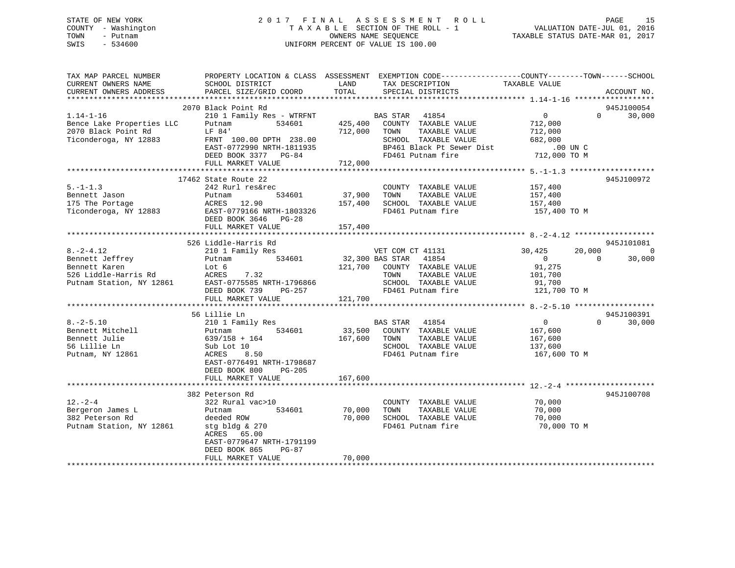STATE OF NEW YORK
COUNTY - Washington
TOWN - Putnam
SWIS - 534600

# 2017 FINAL ASSESSMENT ROLL

TAXABLE SECTION OF THE ROLL - 1
OWNERS NAME SEQUENCE
UNIFORM PERCENT OF VALUE IS 100.00

VALUATION DATE-JUL 01, 2016
TAXABLE STATUS DATE-MAR 01, 2017

| TAX MAP PARCEL NUMBER / CURRENT OWNERS NAME / CURRENT OWNERS ADDRESS | PROPERTY LOCATION & CLASS / SCHOOL DISTRICT / PARCEL SIZE/GRID COORD | ASSESSMENT LAND / TOTAL | EXEMPTION CODE / TAX DESCRIPTION / SPECIAL DISTRICTS | COUNTY | TOWN | SCHOOL | ACCOUNT NO. |
|---|---|---|---|---|---|---|---|
| | 2070 Black Point Rd | | | | | | 945J100054 |
| 1.14-1-16 | 210 1 Family Res - WTRFNT | | BAS STAR 41854 | 0 | 0 | 30,000 | |
| Bence Lake Properties LLC | Putnam 534601 | 425,400 | COUNTY TAXABLE VALUE | 712,000 | | | |
| 2070 Black Point Rd | LF 84' | 712,000 | TOWN TAXABLE VALUE | | 712,000 | | |
| Ticonderoga, NY 12883 | FRNT 100.00 DPTH 238.00 | | SCHOOL TAXABLE VALUE | | | 682,000 | |
| | EAST-0772990 NRTH-1811935 | | BP461 Black Pt Sewer Dist | .00 UN C | | | |
| | DEED BOOK 3377 PG-84 | | FD461 Putnam fire | 712,000 TO M | | | |
| | FULL MARKET VALUE | 712,000 | | | | | |
| | 17462 State Route 22 | | | | | | 945J100972 |
| 5.-1-1.3 | 242 Rurl res&rec | | COUNTY TAXABLE VALUE | 157,400 | | | |
| Bennett Jason | Putnam 534601 | 37,900 | TOWN TAXABLE VALUE | | 157,400 | | |
| 175 The Portage | ACRES 12.90 | 157,400 | SCHOOL TAXABLE VALUE | | | 157,400 | |
| Ticonderoga, NY 12883 | EAST-0779166 NRTH-1803326 | | FD461 Putnam fire | 157,400 TO M | | | |
| | DEED BOOK 3646 PG-28 | | | | | | |
| | FULL MARKET VALUE | 157,400 | | | | | |
| | 526 Liddle-Harris Rd | | | | | | 945J101081 |
| 8.-2-4.12 | 210 1 Family Res | | VET COM CT 41131 | 30,425 | 20,000 | 0 | |
| Bennett Jeffrey | Putnam 534601 | 32,300 | BAS STAR 41854 | 0 | 0 | 30,000 | |
| Bennett Karen | Lot 6 | 121,700 | COUNTY TAXABLE VALUE | 91,275 | | | |
| 526 Liddle-Harris Rd | ACRES 7.32 | | TOWN TAXABLE VALUE | | 101,700 | | |
| Putnam Station, NY 12861 | EAST-0775585 NRTH-1796866 | | SCHOOL TAXABLE VALUE | | | 91,700 | |
| | DEED BOOK 739 PG-257 | | FD461 Putnam fire | 121,700 TO M | | | |
| | FULL MARKET VALUE | 121,700 | | | | | |
| | 56 Lillie Ln | | | | | | 945J100391 |
| 8.-2-5.10 | 210 1 Family Res | | BAS STAR 41854 | 0 | 0 | 30,000 | |
| Bennett Mitchell | Putnam 534601 | 33,500 | COUNTY TAXABLE VALUE | 167,600 | | | |
| Bennett Julie | 639/158 + 164 | 167,600 | TOWN TAXABLE VALUE | | 167,600 | | |
| 56 Lillie Ln | Sub Lot 10 | | SCHOOL TAXABLE VALUE | | | 137,600 | |
| Putnam, NY 12861 | ACRES 8.50 | | FD461 Putnam fire | 167,600 TO M | | | |
| | EAST-0776491 NRTH-1798687 | | | | | | |
| | DEED BOOK 800 PG-205 | | | | | | |
| | FULL MARKET VALUE | 167,600 | | | | | |
| | 382 Peterson Rd | | | | | | 945J100708 |
| 12.-2-4 | 322 Rural vac>10 | | COUNTY TAXABLE VALUE | 70,000 | | | |
| Bergeron James L | Putnam 534601 | 70,000 | TOWN TAXABLE VALUE | | 70,000 | | |
| 382 Peterson Rd | deeded ROW | 70,000 | SCHOOL TAXABLE VALUE | | | 70,000 | |
| Putnam Station, NY 12861 | stg bldg & 270 | | FD461 Putnam fire | 70,000 TO M | | | |
| | ACRES 65.00 | | | | | | |
| | EAST-0779647 NRTH-1791199 | | | | | | |
| | DEED BOOK 865 PG-87 | | | | | | |
| | FULL MARKET VALUE | 70,000 | | | | | |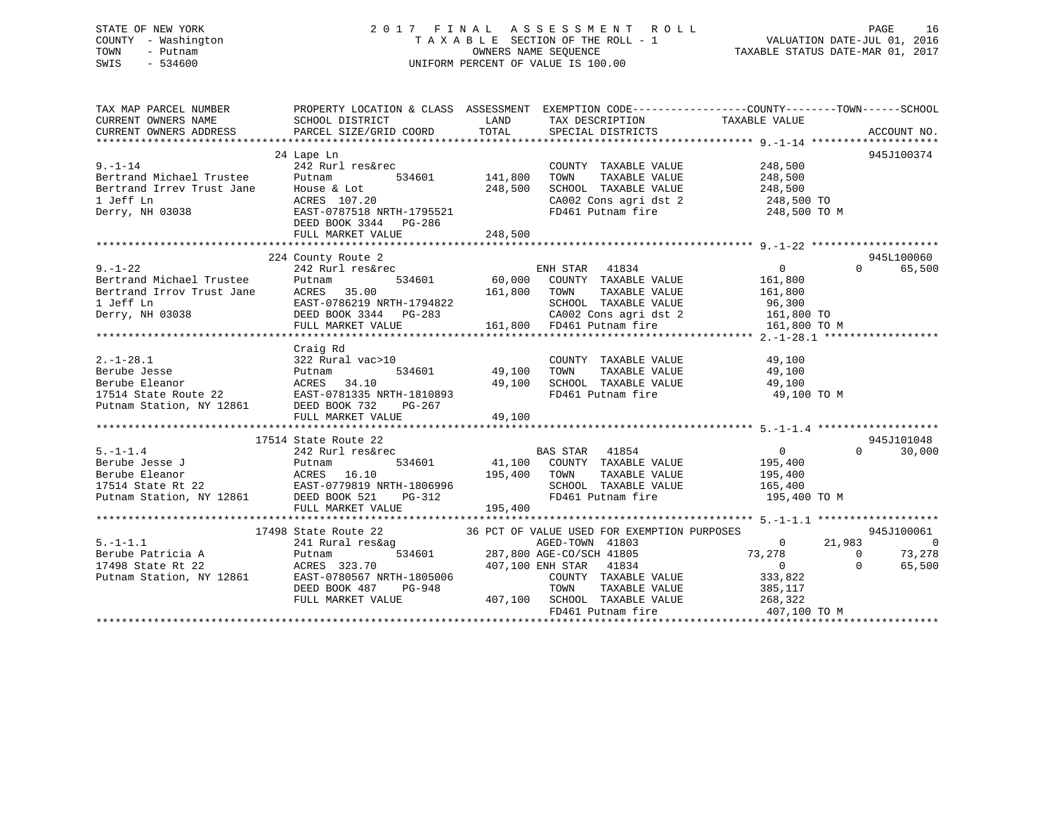STATE OF NEW YORK
COUNTY - Washington
TOWN - Putnam
SWIS - 534600

2 0 1 7 F I N A L A S S E S S M E N T R O L L
T A X A B L E SECTION OF THE ROLL - 1
OWNERS NAME SEQUENCE
UNIFORM PERCENT OF VALUE IS 100.00

VALUATION DATE-JUL 01, 2016
TAXABLE STATUS DATE-MAR 01, 2017

```
TAX MAP PARCEL NUMBER          PROPERTY LOCATION & CLASS  ASSESSMENT  EXEMPTION CODE------------------COUNTY--------TOWN------SCHOOL
CURRENT OWNERS NAME            SCHOOL DISTRICT               LAND      TAX DESCRIPTION              TAXABLE VALUE
CURRENT OWNERS ADDRESS         PARCEL SIZE/GRID COORD       TOTAL      SPECIAL DISTRICTS                                     ACCOUNT NO.
******************************************************************************************************* 9.-1-14 ********************
                               24 Lape Ln                                                                                 945J100374
9.-1-14                        242 Rurl res&rec                         COUNTY  TAXABLE VALUE            248,500
Bertrand Michael Trustee       Putnam          534601     141,800       TOWN    TAXABLE VALUE            248,500
Bertrand Irrev Trust Jane      House & Lot                248,500       SCHOOL  TAXABLE VALUE            248,500
1 Jeff Ln                      ACRES 107.20                             CA002 Cons agri dst 2            248,500 TO
Derry, NH 03038                EAST-0787518 NRTH-1795521                FD461 Putnam fire                248,500 TO M
                               DEED BOOK 3344   PG-286
                               FULL MARKET VALUE          248,500
******************************************************************************************************* 9.-1-22 ********************
                               224 County Route 2                                                                         945L100060
9.-1-22                        242 Rurl res&rec                         ENH STAR   41834                       0          0     65,500
Bertrand Michael Trustee       Putnam          534601      60,000       COUNTY  TAXABLE VALUE            161,800
Bertrand Irrov Trust Jane      ACRES  35.00               161,800       TOWN    TAXABLE VALUE            161,800
1 Jeff Ln                      EAST-0786219 NRTH-1794822                SCHOOL  TAXABLE VALUE             96,300
Derry, NH 03038                DEED BOOK 3344   PG-283                  CA002 Cons agri dst 2            161,800 TO
                               FULL MARKET VALUE          161,800       FD461 Putnam fire                161,800 TO M
******************************************************************************************************* 2.-1-28.1 ******************
                               Craig Rd
2.-1-28.1                      322 Rural vac>10                         COUNTY  TAXABLE VALUE             49,100
Berube Jesse                   Putnam          534601      49,100       TOWN    TAXABLE VALUE             49,100
Berube Eleanor                 ACRES  34.10                49,100       SCHOOL  TAXABLE VALUE             49,100
17514 State Route 22           EAST-0781335 NRTH-1810893                FD461 Putnam fire                 49,100 TO M
Putnam Station, NY 12861       DEED BOOK 732    PG-267
                               FULL MARKET VALUE           49,100
******************************************************************************************************* 5.-1-1.4 *******************
                               17514 State Route 22                                                                       945J101048
5.-1-1.4                       242 Rurl res&rec                         BAS STAR   41854                       0          0     30,000
Berube Jesse J                 Putnam          534601      41,100       COUNTY  TAXABLE VALUE            195,400
Berube Eleanor                 ACRES  16.10               195,400       TOWN    TAXABLE VALUE            195,400
17514 State Rt 22              EAST-0779819 NRTH-1806996                SCHOOL  TAXABLE VALUE            165,400
Putnam Station, NY 12861       DEED BOOK 521    PG-312                  FD461 Putnam fire                195,400 TO M
                               FULL MARKET VALUE          195,400
******************************************************************************************************* 5.-1-1.1 *******************
                               17498 State Route 22          36 PCT OF VALUE USED FOR EXEMPTION PURPOSES                  945J100061
5.-1-1.1                       241 Rural res&ag                         AGED-TOWN  41803                       0     21,983          0
Berube Patricia A              Putnam          534601     287,800 AGE-CO/SCH 41805                        73,278          0     73,278
17498 State Rt 22              ACRES 323.70               407,100 ENH STAR   41834                             0          0     65,500
Putnam Station, NY 12861       EAST-0780567 NRTH-1805006                COUNTY  TAXABLE VALUE            333,822
                               DEED BOOK 487    PG-948                  TOWN    TAXABLE VALUE            385,117
                               FULL MARKET VALUE          407,100       SCHOOL  TAXABLE VALUE            268,322
                                                                        FD461 Putnam fire                407,100 TO M
************************************************************************************************************************************
```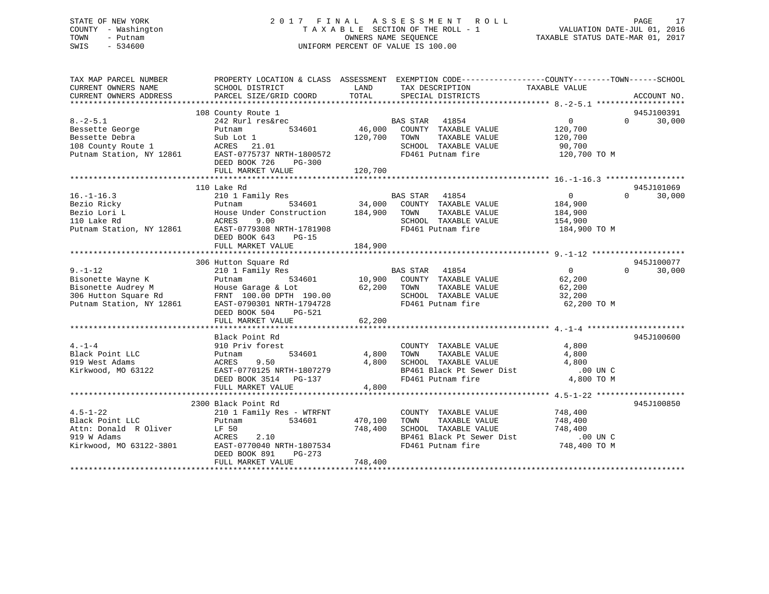STATE OF NEW YORK
COUNTY - Washington
TOWN - Putnam
SWIS - 534600

2 0 1 7 F I N A L A S S E S S M E N T R O L L
T A X A B L E SECTION OF THE ROLL - 1
OWNERS NAME SEQUENCE
UNIFORM PERCENT OF VALUE IS 100.00

VALUATION DATE-JUL 01, 2016
TAXABLE STATUS DATE-MAR 01, 2017

```
TAX MAP PARCEL NUMBER          PROPERTY LOCATION & CLASS  ASSESSMENT  EXEMPTION CODE------------------COUNTY--------TOWN------SCHOOL
CURRENT OWNERS NAME            SCHOOL DISTRICT               LAND      TAX DESCRIPTION             TAXABLE VALUE
CURRENT OWNERS ADDRESS         PARCEL SIZE/GRID COORD        TOTAL     SPECIAL DISTRICTS                                    ACCOUNT NO.
******************************************************************************************************* 8.-2-5.1 ******************
                               108 County Route 1                                                                          945J100391
8.-2-5.1                       242 Rurl res&rec                         BAS STAR   41854                   0           0      30,000
Bessette George                Putnam          534601        46,000     COUNTY  TAXABLE VALUE          120,700
Bessette Debra                 Sub Lot 1                    120,700     TOWN    TAXABLE VALUE          120,700
108 County Route 1             ACRES   21.01                            SCHOOL  TAXABLE VALUE           90,700
Putnam Station, NY 12861       EAST-0775737 NRTH-1800572                FD461 Putnam fire              120,700 TO M
                               DEED BOOK 726    PG-300
                               FULL MARKET VALUE            120,700
******************************************************************************************************* 16.-1-16.3 ****************
                               110 Lake Rd                                                                                 945J101069
16.-1-16.3                     210 1 Family Res                         BAS STAR   41854                   0           0      30,000
Bezio Ricky                    Putnam          534601        34,000     COUNTY  TAXABLE VALUE          184,900
Bezio Lori L                   House Under Construction     184,900     TOWN    TAXABLE VALUE          184,900
110 Lake Rd                    ACRES    9.00                            SCHOOL  TAXABLE VALUE          154,900
Putnam Station, NY 12861       EAST-0779308 NRTH-1781908                FD461 Putnam fire              184,900 TO M
                               DEED BOOK 643    PG-15
                               FULL MARKET VALUE            184,900
******************************************************************************************************* 9.-1-12 *******************
                               306 Hutton Square Rd                                                                        945J100077
9.-1-12                        210 1 Family Res                         BAS STAR   41854                   0           0      30,000
Bisonette Wayne K              Putnam          534601        10,900     COUNTY  TAXABLE VALUE           62,200
Bisonette Audrey M             House Garage & Lot            62,200     TOWN    TAXABLE VALUE           62,200
306 Hutton Square Rd           FRNT 100.00 DPTH 190.00                  SCHOOL  TAXABLE VALUE           32,200
Putnam Station, NY 12861       EAST-0790301 NRTH-1794728                FD461 Putnam fire               62,200 TO M
                               DEED BOOK 504    PG-521
                               FULL MARKET VALUE             62,200
******************************************************************************************************* 4.-1-4 ********************
                               Black Point Rd                                                                              945J100600
4.-1-4                         910 Priv forest                          COUNTY  TAXABLE VALUE            4,800
Black Point LLC                Putnam          534601         4,800     TOWN    TAXABLE VALUE            4,800
919 West Adams                 ACRES    9.50                  4,800     SCHOOL  TAXABLE VALUE            4,800
Kirkwood, MO 63122             EAST-0770125 NRTH-1807279                BP461 Black Pt Sewer Dist             .00 UN C
                               DEED BOOK 3514   PG-137                  FD461 Putnam fire                4,800 TO M
                               FULL MARKET VALUE              4,800
******************************************************************************************************* 4.5-1-22 ******************
                               2300 Black Point Rd                                                                         945J100850
4.5-1-22                       210 1 Family Res - WTRFNT                COUNTY  TAXABLE VALUE          748,400
Black Point LLC                Putnam          534601       470,100     TOWN    TAXABLE VALUE          748,400
Attn: Donald  R Oliver         LF 50                        748,400     SCHOOL  TAXABLE VALUE          748,400
919 W Adams                    ACRES    2.10                            BP461 Black Pt Sewer Dist             .00 UN C
Kirkwood, MO 63122-3801        EAST-0770040 NRTH-1807534                FD461 Putnam fire              748,400 TO M
                               DEED BOOK 891    PG-273
                               FULL MARKET VALUE            748,400
************************************************************************************************************************************
```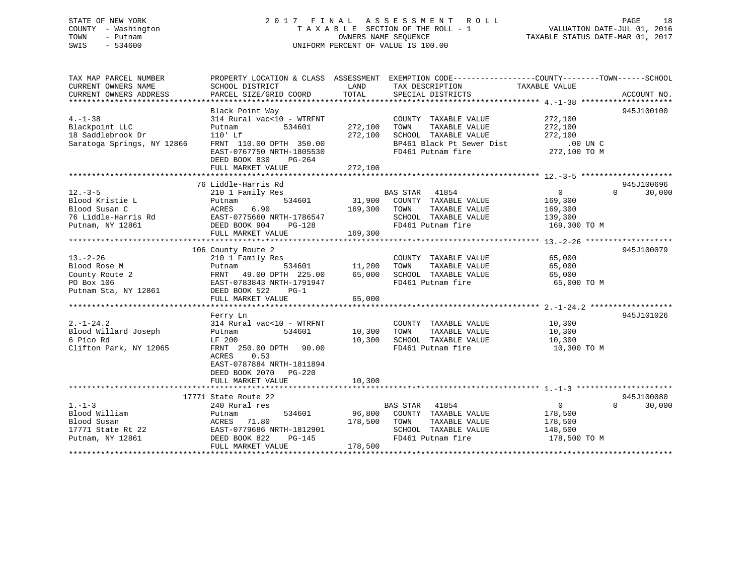STATE OF NEW YORK
COUNTY - Washington
TOWN - Putnam
SWIS - 534600

# 2017 FINAL ASSESSMENT ROLL

TAXABLE SECTION OF THE ROLL - 1
OWNERS NAME SEQUENCE
UNIFORM PERCENT OF VALUE IS 100.00

VALUATION DATE-JUL 01, 2016
TAXABLE STATUS DATE-MAR 01, 2017

| TAX MAP PARCEL NUMBER / CURRENT OWNERS NAME / CURRENT OWNERS ADDRESS | PROPERTY LOCATION & CLASS / SCHOOL DISTRICT / PARCEL SIZE/GRID COORD | ASSESSMENT LAND | TOTAL | EXEMPTION CODE / TAX DESCRIPTION / SPECIAL DISTRICTS | COUNTY / TOWN TAXABLE VALUE | SCHOOL | ACCOUNT NO. |
|---|---|---|---|---|---|---|---|
| **4.-1-38** | Black Point Way | | | | | | 945J100100 |
| Blackpoint LLC | 314 Rural vac<10 - WTRFNT | | | COUNTY TAXABLE VALUE | 272,100 | | |
| 18 Saddlebrook Dr | Putnam 534601 | 272,100 | | TOWN TAXABLE VALUE | 272,100 | | |
| Saratoga Springs, NY 12866 | 110' Lf | | 272,100 | SCHOOL TAXABLE VALUE | 272,100 | | |
| | FRNT 110.00 DPTH 350.00 | | | BP461 Black Pt Sewer Dist | .00 UN C | | |
| | EAST-0767750 NRTH-1805530 | | | FD461 Putnam fire | 272,100 TO M | | |
| | DEED BOOK 830 PG-264 | | | | | | |
| | FULL MARKET VALUE | | 272,100 | | | | |
| **12.-3-5** | 76 Liddle-Harris Rd | | | | | | 945J100696 |
| Blood Kristie L | 210 1 Family Res | | | BAS STAR 41854 | 0 | 0 30,000 | |
| Blood Susan C | Putnam 534601 | 31,900 | | COUNTY TAXABLE VALUE | 169,300 | | |
| 76 Liddle-Harris Rd | ACRES 6.90 | | 169,300 | TOWN TAXABLE VALUE | 169,300 | | |
| Putnam, NY 12861 | EAST-0775660 NRTH-1786547 | | | SCHOOL TAXABLE VALUE | 139,300 | | |
| | DEED BOOK 904 PG-128 | | | FD461 Putnam fire | 169,300 TO M | | |
| | FULL MARKET VALUE | | 169,300 | | | | |
| **13.-2-26** | 106 County Route 2 | | | | | | 945J100079 |
| Blood Rose M | 210 1 Family Res | | | COUNTY TAXABLE VALUE | 65,000 | | |
| County Route 2 | Putnam 534601 | 11,200 | | TOWN TAXABLE VALUE | 65,000 | | |
| PO Box 106 | FRNT 49.00 DPTH 225.00 | | 65,000 | SCHOOL TAXABLE VALUE | 65,000 | | |
| Putnam Sta, NY 12861 | EAST-0783843 NRTH-1791947 | | | FD461 Putnam fire | 65,000 TO M | | |
| | DEED BOOK 522 PG-1 | | | | | | |
| | FULL MARKET VALUE | | 65,000 | | | | |
| **2.-1-24.2** | Ferry Ln | | | | | | 945J101026 |
| Blood Willard Joseph | 314 Rural vac<10 - WTRFNT | | | COUNTY TAXABLE VALUE | 10,300 | | |
| 6 Pico Rd | Putnam 534601 | 10,300 | | TOWN TAXABLE VALUE | 10,300 | | |
| Clifton Park, NY 12065 | LF 200 | | 10,300 | SCHOOL TAXABLE VALUE | 10,300 | | |
| | FRNT 250.00 DPTH 90.00 | | | FD461 Putnam fire | 10,300 TO M | | |
| | ACRES 0.53 | | | | | | |
| | EAST-0787884 NRTH-1811894 | | | | | | |
| | DEED BOOK 2070 PG-220 | | | | | | |
| | FULL MARKET VALUE | | 10,300 | | | | |
| **1.-1-3** | 17771 State Route 22 | | | | | | 945J100080 |
| Blood William | 240 Rural res | | | BAS STAR 41854 | 0 | 0 30,000 | |
| Blood Susan | Putnam 534601 | 96,800 | | COUNTY TAXABLE VALUE | 178,500 | | |
| 17771 State Rt 22 | ACRES 71.80 | | 178,500 | TOWN TAXABLE VALUE | 178,500 | | |
| Putnam, NY 12861 | EAST-0779686 NRTH-1812901 | | | SCHOOL TAXABLE VALUE | 148,500 | | |
| | DEED BOOK 822 PG-145 | | | FD461 Putnam fire | 178,500 TO M | | |
| | FULL MARKET VALUE | | 178,500 | | | | |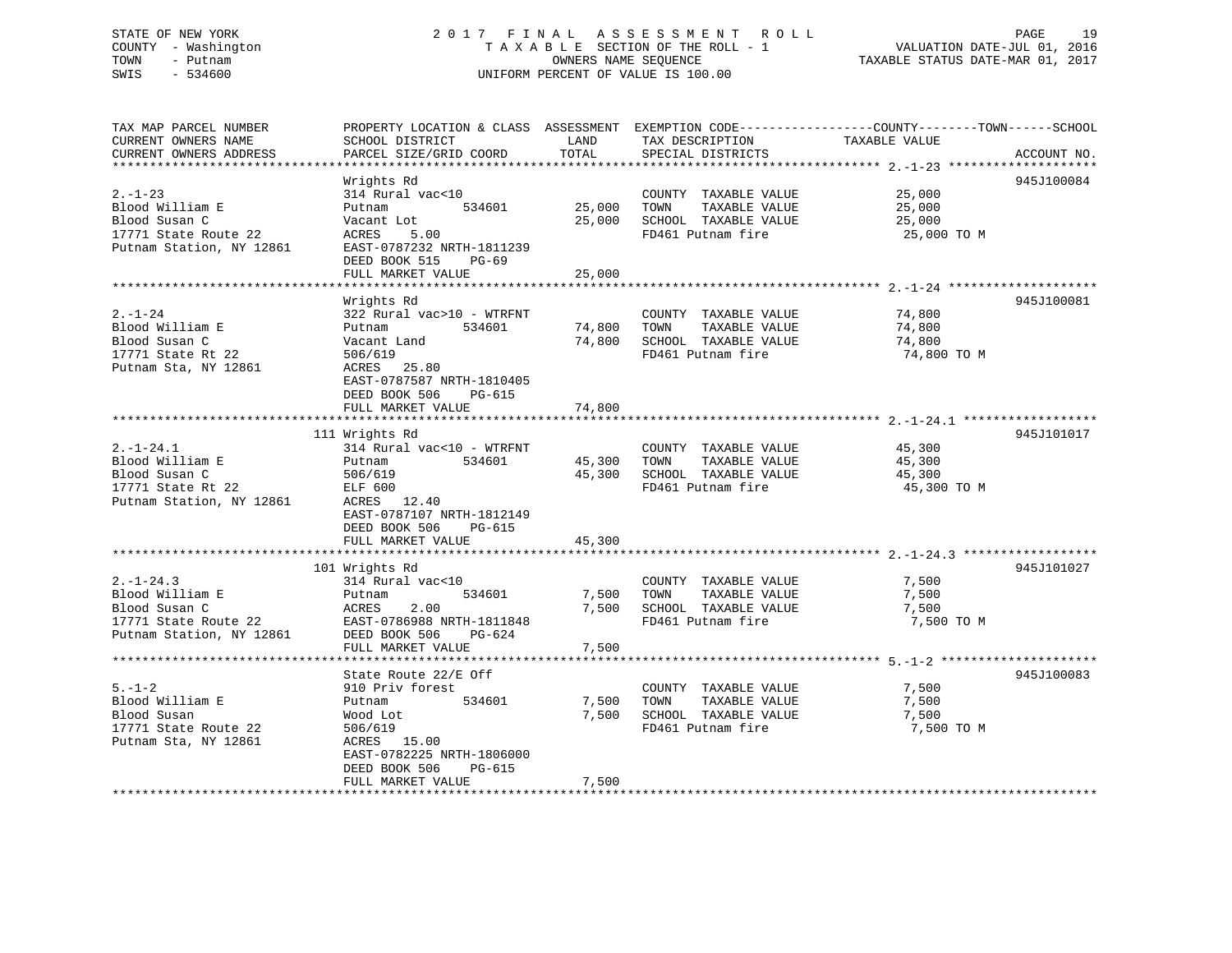STATE OF NEW YORK
COUNTY - Washington
TOWN - Putnam
SWIS - 534600

# 2017 FINAL ASSESSMENT ROLL

TAXABLE SECTION OF THE ROLL - 1
OWNERS NAME SEQUENCE
UNIFORM PERCENT OF VALUE IS 100.00

VALUATION DATE-JUL 01, 2016
TAXABLE STATUS DATE-MAR 01, 2017

| TAX MAP PARCEL NUMBER / CURRENT OWNERS NAME / CURRENT OWNERS ADDRESS | PROPERTY LOCATION & CLASS / SCHOOL DISTRICT / PARCEL SIZE/GRID COORD | ASSESSMENT LAND | ASSESSMENT TOTAL | EXEMPTION CODE / TAX DESCRIPTION / SPECIAL DISTRICTS | TAXABLE VALUE (COUNTY / TOWN / SCHOOL) | ACCOUNT NO. |
|---|---|---|---|---|---|---|
| **2.-1-23** | Wrights Rd | | | | | 945J100084 |
| Blood William E | 314 Rural vac<10 | | | COUNTY TAXABLE VALUE | 25,000 | |
| Blood Susan C | Putnam 534601 | 25,000 | | TOWN TAXABLE VALUE | 25,000 | |
| 17771 State Route 22 | Vacant Lot | | 25,000 | SCHOOL TAXABLE VALUE | 25,000 | |
| Putnam Station, NY 12861 | ACRES 5.00 | | | FD461 Putnam fire | 25,000 TO M | |
| | EAST-0787232 NRTH-1811239 | | | | | |
| | DEED BOOK 515 PG-69 | | | | | |
| | FULL MARKET VALUE | | 25,000 | | | |
| **2.-1-24** | Wrights Rd | | | | | 945J100081 |
| Blood William E | 322 Rural vac>10 - WTRFNT | | | COUNTY TAXABLE VALUE | 74,800 | |
| Blood Susan C | Putnam 534601 | 74,800 | | TOWN TAXABLE VALUE | 74,800 | |
| 17771 State Rt 22 | Vacant Land | | 74,800 | SCHOOL TAXABLE VALUE | 74,800 | |
| Putnam Sta, NY 12861 | 506/619 | | | FD461 Putnam fire | 74,800 TO M | |
| | ACRES 25.80 | | | | | |
| | EAST-0787587 NRTH-1810405 | | | | | |
| | DEED BOOK 506 PG-615 | | | | | |
| | FULL MARKET VALUE | | 74,800 | | | |
| **2.-1-24.1** | 111 Wrights Rd | | | | | 945J101017 |
| Blood William E | 314 Rural vac<10 - WTRFNT | | | COUNTY TAXABLE VALUE | 45,300 | |
| Blood Susan C | Putnam 534601 | 45,300 | | TOWN TAXABLE VALUE | 45,300 | |
| 17771 State Rt 22 | 506/619 | | 45,300 | SCHOOL TAXABLE VALUE | 45,300 | |
| Putnam Station, NY 12861 | ELF 600 | | | FD461 Putnam fire | 45,300 TO M | |
| | ACRES 12.40 | | | | | |
| | EAST-0787107 NRTH-1812149 | | | | | |
| | DEED BOOK 506 PG-615 | | | | | |
| | FULL MARKET VALUE | | 45,300 | | | |
| **2.-1-24.3** | 101 Wrights Rd | | | | | 945J101027 |
| Blood William E | 314 Rural vac<10 | | | COUNTY TAXABLE VALUE | 7,500 | |
| Blood Susan C | Putnam 534601 | 7,500 | | TOWN TAXABLE VALUE | 7,500 | |
| 17771 State Route 22 | ACRES 2.00 | | 7,500 | SCHOOL TAXABLE VALUE | 7,500 | |
| Putnam Station, NY 12861 | EAST-0786988 NRTH-1811848 | | | FD461 Putnam fire | 7,500 TO M | |
| | DEED BOOK 506 PG-624 | | | | | |
| | FULL MARKET VALUE | | 7,500 | | | |
| **5.-1-2** | State Route 22/E Off | | | | | 945J100083 |
| Blood William E | 910 Priv forest | | | COUNTY TAXABLE VALUE | 7,500 | |
| Blood Susan | Putnam 534601 | 7,500 | | TOWN TAXABLE VALUE | 7,500 | |
| 17771 State Route 22 | Wood Lot | | 7,500 | SCHOOL TAXABLE VALUE | 7,500 | |
| Putnam Sta, NY 12861 | 506/619 | | | FD461 Putnam fire | 7,500 TO M | |
| | ACRES 15.00 | | | | | |
| | EAST-0782225 NRTH-1806000 | | | | | |
| | DEED BOOK 506 PG-615 | | | | | |
| | FULL MARKET VALUE | | 7,500 | | | |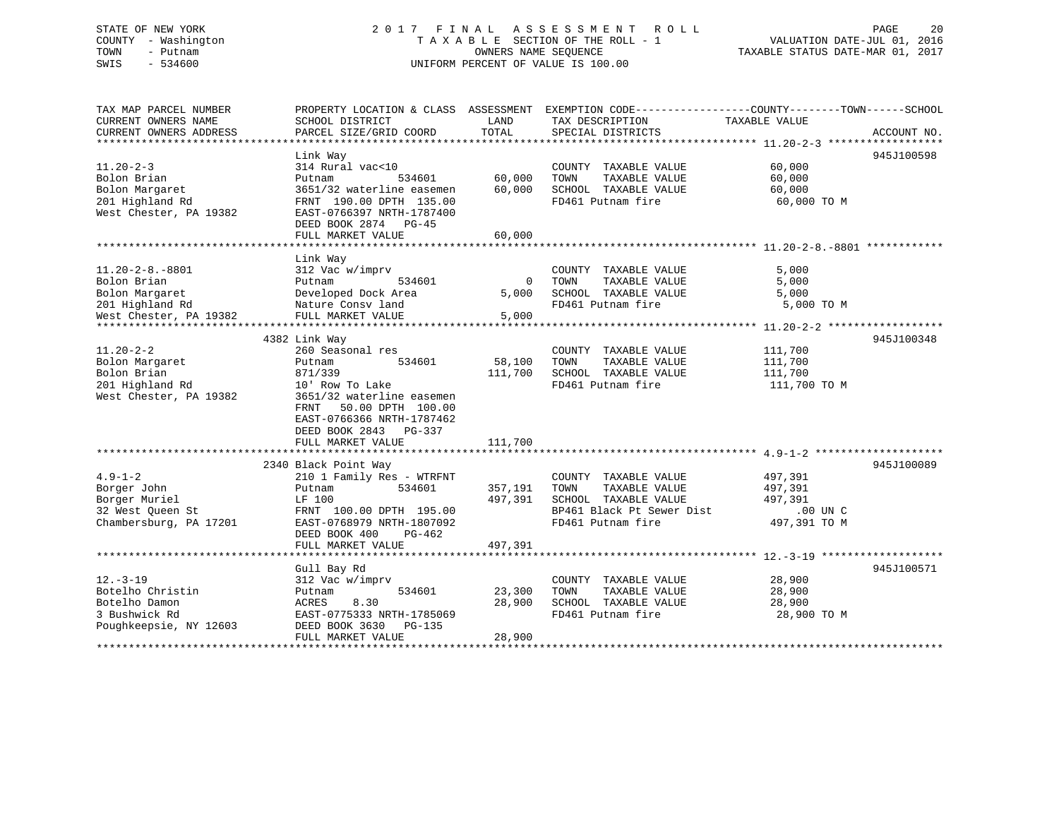STATE OF NEW YORK
COUNTY - Washington
TOWN - Putnam
SWIS - 534600

2017 FINAL ASSESSMENT ROLL
TAXABLE SECTION OF THE ROLL - 1
OWNERS NAME SEQUENCE
UNIFORM PERCENT OF VALUE IS 100.00

VALUATION DATE-JUL 01, 2016
TAXABLE STATUS DATE-MAR 01, 2017

| TAX MAP PARCEL NUMBER / CURRENT OWNERS NAME / CURRENT OWNERS ADDRESS | PROPERTY LOCATION & CLASS / SCHOOL DISTRICT / PARCEL SIZE/GRID COORD | ASSESSMENT LAND | TOTAL | EXEMPTION CODE / TAX DESCRIPTION / SPECIAL DISTRICTS | TAXABLE VALUE (COUNTY / TOWN / SCHOOL) | ACCOUNT NO. |
|---|---|---|---|---|---|---|
| **11.20-2-3** | Link Way | | | | | 945J100598 |
| Bolon Brian | 314 Rural vac<10 | | | COUNTY TAXABLE VALUE | 60,000 | |
| Bolon Margaret | Putnam 534601 | 60,000 | | TOWN TAXABLE VALUE | 60,000 | |
| 201 Highland Rd | 3651/32 waterline easemen | | 60,000 | SCHOOL TAXABLE VALUE | 60,000 | |
| West Chester, PA 19382 | FRNT 190.00 DPTH 135.00 | | | FD461 Putnam fire | 60,000 TO M | |
| | EAST-0766397 NRTH-1787400 | | | | | |
| | DEED BOOK 2874 PG-45 | | | | | |
| | FULL MARKET VALUE | | 60,000 | | | |
| **11.20-2-8.-8801** | Link Way | | | | | |
| Bolon Brian | 312 Vac w/imprv | | | COUNTY TAXABLE VALUE | 5,000 | |
| Bolon Margaret | Putnam 534601 | 0 | | TOWN TAXABLE VALUE | 5,000 | |
| 201 Highland Rd | Developed Dock Area | | 5,000 | SCHOOL TAXABLE VALUE | 5,000 | |
| West Chester, PA 19382 | Nature Consv land | | | FD461 Putnam fire | 5,000 TO M | |
| | FULL MARKET VALUE | | 5,000 | | | |
| **11.20-2-2** | 4382 Link Way | | | | | 945J100348 |
| Bolon Margaret | 260 Seasonal res | | | COUNTY TAXABLE VALUE | 111,700 | |
| Bolon Brian | Putnam 534601 | 58,100 | | TOWN TAXABLE VALUE | 111,700 | |
| 201 Highland Rd | 871/339 | | 111,700 | SCHOOL TAXABLE VALUE | 111,700 | |
| West Chester, PA 19382 | 10' Row To Lake | | | FD461 Putnam fire | 111,700 TO M | |
| | 3651/32 waterline easemen | | | | | |
| | FRNT 50.00 DPTH 100.00 | | | | | |
| | EAST-0766366 NRTH-1787462 | | | | | |
| | DEED BOOK 2843 PG-337 | | | | | |
| | FULL MARKET VALUE | | 111,700 | | | |
| **4.9-1-2** | 2340 Black Point Way | | | | | 945J100089 |
| Borger John | 210 1 Family Res - WTRFNT | | | COUNTY TAXABLE VALUE | 497,391 | |
| Borger Muriel | Putnam 534601 | 357,191 | | TOWN TAXABLE VALUE | 497,391 | |
| 32 West Queen St | LF 100 | | 497,391 | SCHOOL TAXABLE VALUE | 497,391 | |
| Chambersburg, PA 17201 | FRNT 100.00 DPTH 195.00 | | | BP461 Black Pt Sewer Dist | .00 UN C | |
| | EAST-0768979 NRTH-1807092 | | | FD461 Putnam fire | 497,391 TO M | |
| | DEED BOOK 400 PG-462 | | | | | |
| | FULL MARKET VALUE | | 497,391 | | | |
| **12.-3-19** | Gull Bay Rd | | | | | 945J100571 |
| Botelho Christin | 312 Vac w/imprv | | | COUNTY TAXABLE VALUE | 28,900 | |
| Botelho Damon | Putnam 534601 | 23,300 | | TOWN TAXABLE VALUE | 28,900 | |
| 3 Bushwick Rd | ACRES 8.30 | | 28,900 | SCHOOL TAXABLE VALUE | 28,900 | |
| Poughkeepsie, NY 12603 | EAST-0775333 NRTH-1785069 | | | FD461 Putnam fire | 28,900 TO M | |
| | DEED BOOK 3630 PG-135 | | | | | |
| | FULL MARKET VALUE | | 28,900 | | | |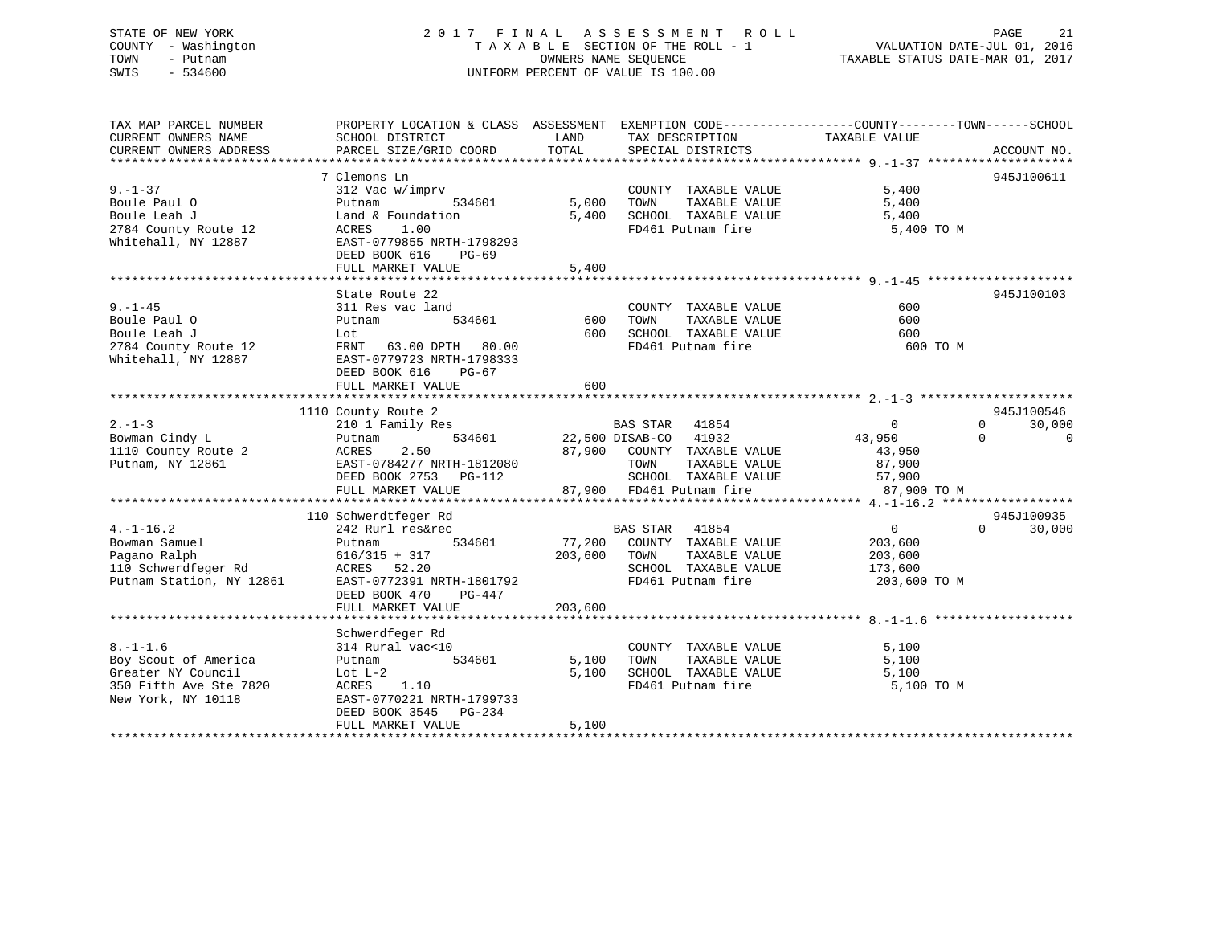STATE OF NEW YORK
COUNTY - Washington
TOWN - Putnam
SWIS - 534600

2017 FINAL ASSESSMENT ROLL
TAXABLE SECTION OF THE ROLL - 1
OWNERS NAME SEQUENCE
UNIFORM PERCENT OF VALUE IS 100.00

VALUATION DATE-JUL 01, 2016
TAXABLE STATUS DATE-MAR 01, 2017

| TAX MAP PARCEL NUMBER / CURRENT OWNERS NAME / CURRENT OWNERS ADDRESS | PROPERTY LOCATION & CLASS / SCHOOL DISTRICT / PARCEL SIZE/GRID COORD | ASSESSMENT LAND | TOTAL | EXEMPTION CODE / TAX DESCRIPTION / SPECIAL DISTRICTS | COUNTY / TOWN / SCHOOL TAXABLE VALUE | ACCOUNT NO. |
|---|---|---|---|---|---|---|
| **9.-1-37** | 7 Clemons Ln | | | | | 945J100611 |
| 9.-1-37 | 312 Vac w/imprv | | | COUNTY TAXABLE VALUE | 5,400 | |
| Boule Paul O | Putnam 534601 | 5,000 | | TOWN TAXABLE VALUE | 5,400 | |
| Boule Leah J | Land & Foundation | | 5,400 | SCHOOL TAXABLE VALUE | 5,400 | |
| 2784 County Route 12 | ACRES 1.00 | | | FD461 Putnam fire | 5,400 TO M | |
| Whitehall, NY 12887 | EAST-0779855 NRTH-1798293 | | | | | |
| | DEED BOOK 616 PG-69 | | | | | |
| | FULL MARKET VALUE | | 5,400 | | | |
| **9.-1-45** | State Route 22 | | | | | 945J100103 |
| 9.-1-45 | 311 Res vac land | | | COUNTY TAXABLE VALUE | 600 | |
| Boule Paul O | Putnam 534601 | 600 | | TOWN TAXABLE VALUE | 600 | |
| Boule Leah J | Lot | | 600 | SCHOOL TAXABLE VALUE | 600 | |
| 2784 County Route 12 | FRNT 63.00 DPTH 80.00 | | | FD461 Putnam fire | 600 TO M | |
| Whitehall, NY 12887 | EAST-0779723 NRTH-1798333 | | | | | |
| | DEED BOOK 616 PG-67 | | | | | |
| | FULL MARKET VALUE | | 600 | | | |
| **2.-1-3** | 1110 County Route 2 | | | | | 945J100546 |
| 2.-1-3 | 210 1 Family Res | | | BAS STAR 41854 | 0 / 0 / 30,000 | |
| Bowman Cindy L | Putnam 534601 | 22,500 | | DISAB-CO 41932 | 43,950 / 0 / 0 | |
| 1110 County Route 2 | ACRES 2.50 | | 87,900 | COUNTY TAXABLE VALUE | 43,950 | |
| Putnam, NY 12861 | EAST-0784277 NRTH-1812080 | | | TOWN TAXABLE VALUE | 87,900 | |
| | DEED BOOK 2753 PG-112 | | | SCHOOL TAXABLE VALUE | 57,900 | |
| | FULL MARKET VALUE | | 87,900 | FD461 Putnam fire | 87,900 TO M | |
| **4.-1-16.2** | 110 Schwerdtfeger Rd | | | | | 945J100935 |
| 4.-1-16.2 | 242 Rurl res&rec | | | BAS STAR 41854 | 0 / 0 / 30,000 | |
| Bowman Samuel | Putnam 534601 | 77,200 | | COUNTY TAXABLE VALUE | 203,600 | |
| Pagano Ralph | 616/315 + 317 | | 203,600 | TOWN TAXABLE VALUE | 203,600 | |
| 110 Schwerdfeger Rd | ACRES 52.20 | | | SCHOOL TAXABLE VALUE | 173,600 | |
| Putnam Station, NY 12861 | EAST-0772391 NRTH-1801792 | | | FD461 Putnam fire | 203,600 TO M | |
| | DEED BOOK 470 PG-447 | | | | | |
| | FULL MARKET VALUE | | 203,600 | | | |
| **8.-1-1.6** | Schwerdfeger Rd | | | | | |
| 8.-1-1.6 | 314 Rural vac<10 | | | COUNTY TAXABLE VALUE | 5,100 | |
| Boy Scout of America | Putnam 534601 | 5,100 | | TOWN TAXABLE VALUE | 5,100 | |
| Greater NY Council | Lot L-2 | | 5,100 | SCHOOL TAXABLE VALUE | 5,100 | |
| 350 Fifth Ave Ste 7820 | ACRES 1.10 | | | FD461 Putnam fire | 5,100 TO M | |
| New York, NY 10118 | EAST-0770221 NRTH-1799733 | | | | | |
| | DEED BOOK 3545 PG-234 | | | | | |
| | FULL MARKET VALUE | | 5,100 | | | |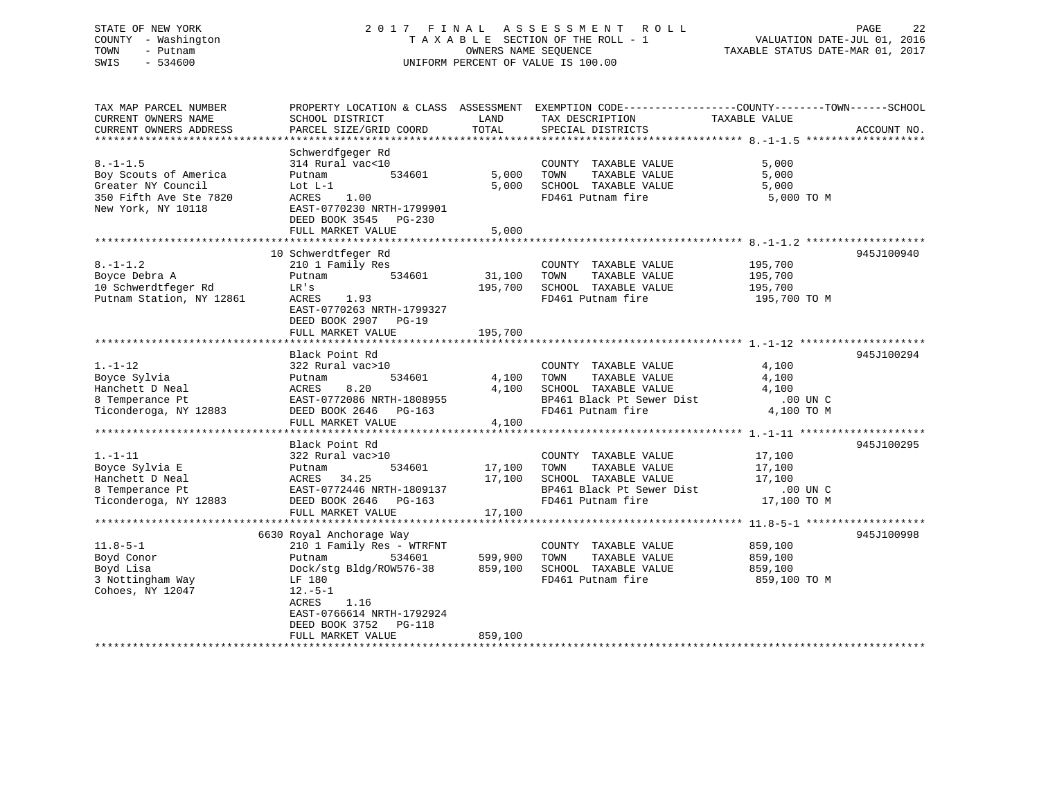STATE OF NEW YORK
COUNTY - Washington
TOWN - Putnam
SWIS - 534600

# 2017 FINAL ASSESSMENT ROLL

TAXABLE SECTION OF THE ROLL - 1
OWNERS NAME SEQUENCE
UNIFORM PERCENT OF VALUE IS 100.00

VALUATION DATE-JUL 01, 2016
TAXABLE STATUS DATE-MAR 01, 2017

| TAX MAP PARCEL NUMBER / CURRENT OWNERS NAME / CURRENT OWNERS ADDRESS | PROPERTY LOCATION & CLASS / SCHOOL DISTRICT / PARCEL SIZE/GRID COORD | ASSESSMENT LAND / TOTAL | EXEMPTION CODE / TAX DESCRIPTION / SPECIAL DISTRICTS | COUNTY--TOWN--SCHOOL TAXABLE VALUE | ACCOUNT NO. |
|---|---|---|---|---|---|
| **8.-1-1.5** | Schwerdfgeger Rd | | | | |
| 8.-1-1.5 | 314 Rural vac<10 | | COUNTY TAXABLE VALUE | 5,000 | |
| Boy Scouts of America | Putnam 534601 | 5,000 | TOWN TAXABLE VALUE | 5,000 | |
| Greater NY Council | Lot L-1 | 5,000 | SCHOOL TAXABLE VALUE | 5,000 | |
| 350 Fifth Ave Ste 7820 | ACRES 1.00 | | FD461 Putnam fire | 5,000 TO M | |
| New York, NY 10118 | EAST-0770230 NRTH-1799901 | | | | |
| | DEED BOOK 3545 PG-230 | | | | |
| | FULL MARKET VALUE | 5,000 | | | |
| **8.-1-1.2** | 10 Schwerdtfeger Rd | | | | 945J100940 |
| 8.-1-1.2 | 210 1 Family Res | | COUNTY TAXABLE VALUE | 195,700 | |
| Boyce Debra A | Putnam 534601 | 31,100 | TOWN TAXABLE VALUE | 195,700 | |
| 10 Schwerdtfeger Rd | LR's | 195,700 | SCHOOL TAXABLE VALUE | 195,700 | |
| Putnam Station, NY 12861 | ACRES 1.93 | | FD461 Putnam fire | 195,700 TO M | |
| | EAST-0770263 NRTH-1799327 | | | | |
| | DEED BOOK 2907 PG-19 | | | | |
| | FULL MARKET VALUE | 195,700 | | | |
| **1.-1-12** | Black Point Rd | | | | 945J100294 |
| 1.-1-12 | 322 Rural vac>10 | | COUNTY TAXABLE VALUE | 4,100 | |
| Boyce Sylvia | Putnam 534601 | 4,100 | TOWN TAXABLE VALUE | 4,100 | |
| Hanchett D Neal | ACRES 8.20 | 4,100 | SCHOOL TAXABLE VALUE | 4,100 | |
| 8 Temperance Pt | EAST-0772086 NRTH-1808955 | | BP461 Black Pt Sewer Dist | .00 UN C | |
| Ticonderoga, NY 12883 | DEED BOOK 2646 PG-163 | | FD461 Putnam fire | 4,100 TO M | |
| | FULL MARKET VALUE | 4,100 | | | |
| **1.-1-11** | Black Point Rd | | | | 945J100295 |
| 1.-1-11 | 322 Rural vac>10 | | COUNTY TAXABLE VALUE | 17,100 | |
| Boyce Sylvia E | Putnam 534601 | 17,100 | TOWN TAXABLE VALUE | 17,100 | |
| Hanchett D Neal | ACRES 34.25 | 17,100 | SCHOOL TAXABLE VALUE | 17,100 | |
| 8 Temperance Pt | EAST-0772446 NRTH-1809137 | | BP461 Black Pt Sewer Dist | .00 UN C | |
| Ticonderoga, NY 12883 | DEED BOOK 2646 PG-163 | | FD461 Putnam fire | 17,100 TO M | |
| | FULL MARKET VALUE | 17,100 | | | |
| **11.8-5-1** | 6630 Royal Anchorage Way | | | | 945J100998 |
| 11.8-5-1 | 210 1 Family Res - WTRFNT | | COUNTY TAXABLE VALUE | 859,100 | |
| Boyd Conor | Putnam 534601 | 599,900 | TOWN TAXABLE VALUE | 859,100 | |
| Boyd Lisa | Dock/stg Bldg/ROW576-38 | 859,100 | SCHOOL TAXABLE VALUE | 859,100 | |
| 3 Nottingham Way | LF 180 | | FD461 Putnam fire | 859,100 TO M | |
| Cohoes, NY 12047 | 12.-5-1 | | | | |
| | ACRES 1.16 | | | | |
| | EAST-0766614 NRTH-1792924 | | | | |
| | DEED BOOK 3752 PG-118 | | | | |
| | FULL MARKET VALUE | 859,100 | | | |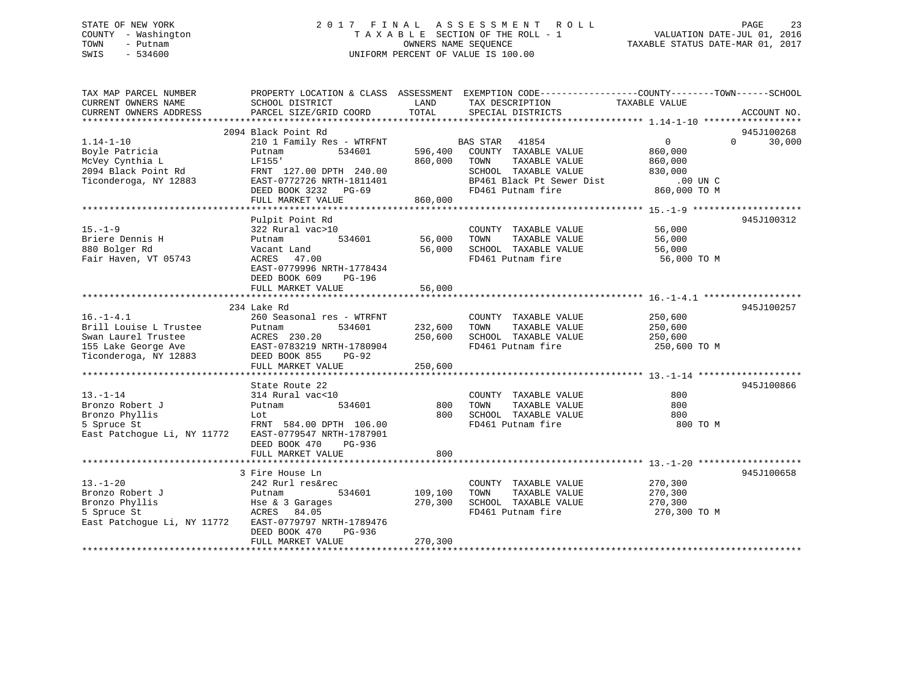STATE OF NEW YORK
COUNTY - Washington
TOWN - Putnam
SWIS - 534600

2 0 1 7 F I N A L A S S E S S M E N T R O L L
T A X A B L E SECTION OF THE ROLL - 1
OWNERS NAME SEQUENCE
UNIFORM PERCENT OF VALUE IS 100.00

VALUATION DATE-JUL 01, 2016
TAXABLE STATUS DATE-MAR 01, 2017

```
TAX MAP PARCEL NUMBER          PROPERTY LOCATION & CLASS  ASSESSMENT  EXEMPTION CODE------------------COUNTY--------TOWN------SCHOOL
CURRENT OWNERS NAME            SCHOOL DISTRICT               LAND      TAX DESCRIPTION            TAXABLE VALUE
CURRENT OWNERS ADDRESS         PARCEL SIZE/GRID COORD        TOTAL     SPECIAL DISTRICTS                                   ACCOUNT NO.
******************************************************************************************************* 1.14-1-10 ******************
                               2094 Black Point Rd                                                                      945J100268
1.14-1-10                      210 1 Family Res - WTRFNT          BAS STAR   41854               0              0       30,000
Boyle Patricia                 Putnam          534601     596,400    COUNTY  TAXABLE VALUE        860,000
McVey Cynthia L                LF155'                     860,000    TOWN    TAXABLE VALUE        860,000
2094 Black Point Rd            FRNT  127.00 DPTH  240.00             SCHOOL  TAXABLE VALUE        830,000
Ticonderoga, NY 12883          EAST-0772726 NRTH-1811401             BP461 Black Pt Sewer Dist          .00 UN C
                               DEED BOOK 3232   PG-69                FD461 Putnam fire             860,000 TO M
                               FULL MARKET VALUE          860,000
******************************************************************************************************* 15.-1-9 ********************
                               Pulpit Point Rd                                                                          945J100312
15.-1-9                        322 Rural vac>10                      COUNTY  TAXABLE VALUE         56,000
Briere Dennis H                Putnam          534601      56,000    TOWN    TAXABLE VALUE         56,000
880 Bolger Rd                  Vacant Land                 56,000    SCHOOL  TAXABLE VALUE         56,000
Fair Haven, VT 05743           ACRES   47.00                         FD461 Putnam fire              56,000 TO M
                               EAST-0779996 NRTH-1778434
                               DEED BOOK 609    PG-196
                               FULL MARKET VALUE           56,000
******************************************************************************************************* 16.-1-4.1 ******************
                               234 Lake Rd                                                                              945J100257
16.-1-4.1                      260 Seasonal res - WTRFNT             COUNTY  TAXABLE VALUE        250,600
Brill Louise L Trustee         Putnam          534601     232,600    TOWN    TAXABLE VALUE        250,600
Swan Laurel Trustee            ACRES  230.20              250,600    SCHOOL  TAXABLE VALUE        250,600
155 Lake George Ave            EAST-0783219 NRTH-1780904             FD461 Putnam fire             250,600 TO M
Ticonderoga, NY 12883          DEED BOOK 855    PG-92
                               FULL MARKET VALUE          250,600
******************************************************************************************************* 13.-1-14 *******************
                               State Route 22                                                                           945J100866
13.-1-14                       314 Rural vac<10                      COUNTY  TAXABLE VALUE            800
Bronzo Robert J                Putnam          534601         800    TOWN    TAXABLE VALUE            800
Bronzo Phyllis                 Lot                            800    SCHOOL  TAXABLE VALUE            800
5 Spruce St                    FRNT  584.00 DPTH  106.00             FD461 Putnam fire                 800 TO M
East Patchogue Li, NY 11772    EAST-0779547 NRTH-1787901
                               DEED BOOK 470    PG-936
                               FULL MARKET VALUE              800
******************************************************************************************************* 13.-1-20 *******************
                               3 Fire House Ln                                                                          945J100658
13.-1-20                       242 Rurl res&rec                      COUNTY  TAXABLE VALUE        270,300
Bronzo Robert J                Putnam          534601     109,100    TOWN    TAXABLE VALUE        270,300
Bronzo Phyllis                 Hse & 3 Garages            270,300    SCHOOL  TAXABLE VALUE        270,300
5 Spruce St                    ACRES   84.05                         FD461 Putnam fire             270,300 TO M
East Patchogue Li, NY 11772    EAST-0779797 NRTH-1789476
                               DEED BOOK 470    PG-936
                               FULL MARKET VALUE          270,300
************************************************************************************************************************************
```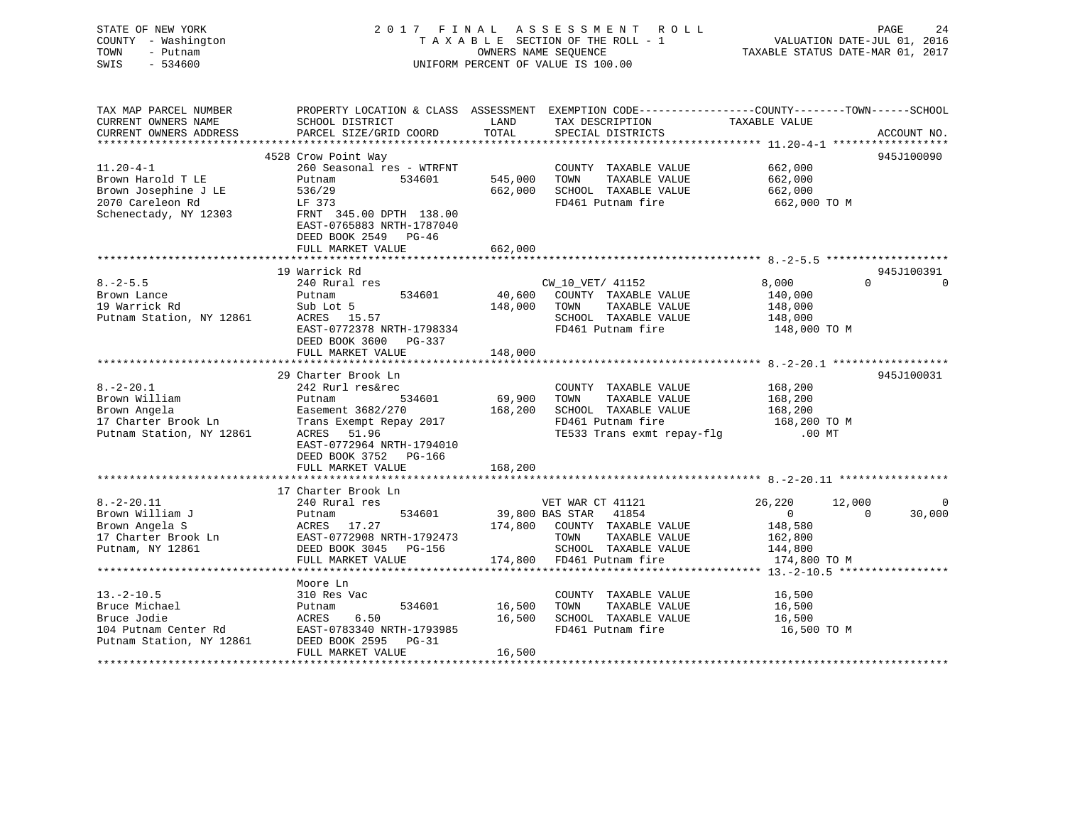STATE OF NEW YORK
COUNTY - Washington
TOWN - Putnam
SWIS - 534600

2017 FINAL ASSESSMENT ROLL
TAXABLE SECTION OF THE ROLL - 1
OWNERS NAME SEQUENCE
UNIFORM PERCENT OF VALUE IS 100.00

VALUATION DATE-JUL 01, 2016
TAXABLE STATUS DATE-MAR 01, 2017

```
TAX MAP PARCEL NUMBER          PROPERTY LOCATION & CLASS  ASSESSMENT  EXEMPTION CODE------------------COUNTY--------TOWN------SCHOOL
CURRENT OWNERS NAME            SCHOOL DISTRICT               LAND      TAX DESCRIPTION              TAXABLE VALUE
CURRENT OWNERS ADDRESS         PARCEL SIZE/GRID COORD       TOTAL      SPECIAL DISTRICTS                                        ACCOUNT NO.
******************************************************************************************************* 11.20-4-1 ******************
                               4528 Crow Point Way                                                                       945J100090
11.20-4-1                      260 Seasonal res - WTRFNT             COUNTY  TAXABLE VALUE             662,000
Brown Harold T LE              Putnam          534601      545,000   TOWN    TAXABLE VALUE             662,000
Brown Josephine J LE           536/29                      662,000   SCHOOL  TAXABLE VALUE             662,000
2070 Careleon Rd               LF 373                                FD461 Putnam fire                  662,000 TO M
Schenectady, NY 12303          FRNT 345.00 DPTH 138.00
                               EAST-0765883 NRTH-1787040
                               DEED BOOK 2549   PG-46
                               FULL MARKET VALUE           662,000
******************************************************************************************************* 8.-2-5.5 *******************
                               19 Warrick Rd                                                                             945J100391
8.-2-5.5                       240 Rural res                         CW_10_VET/ 41152                8,000         0             0
Brown Lance                    Putnam          534601       40,600   COUNTY  TAXABLE VALUE             140,000
19 Warrick Rd                  Sub Lot 5                   148,000   TOWN    TAXABLE VALUE             148,000
Putnam Station, NY 12861       ACRES   15.57                         SCHOOL  TAXABLE VALUE             148,000
                               EAST-0772378 NRTH-1798334             FD461 Putnam fire                  148,000 TO M
                               DEED BOOK 3600   PG-337
                               FULL MARKET VALUE           148,000
******************************************************************************************************* 8.-2-20.1 ******************
                               29 Charter Brook Ln                                                                       945J100031
8.-2-20.1                      242 Rurl res&rec                      COUNTY  TAXABLE VALUE             168,200
Brown William                  Putnam          534601       69,900   TOWN    TAXABLE VALUE             168,200
Brown Angela                   Easement 3682/270           168,200   SCHOOL  TAXABLE VALUE             168,200
17 Charter Brook Ln            Trans Exempt Repay 2017               FD461 Putnam fire                  168,200 TO M
Putnam Station, NY 12861       ACRES   51.96                         TE533 Trans exmt repay-flg             .00 MT
                               EAST-0772964 NRTH-1794010
                               DEED BOOK 3752   PG-166
                               FULL MARKET VALUE           168,200
******************************************************************************************************* 8.-2-20.11 *****************
                               17 Charter Brook Ln
8.-2-20.11                     240 Rural res                         VET WAR CT 41121               26,220     12,000             0
Brown William J                Putnam          534601       39,800   BAS STAR  41854                     0          0        30,000
Brown Angela S                 ACRES   17.27               174,800   COUNTY  TAXABLE VALUE             148,580
17 Charter Brook Ln            EAST-0772908 NRTH-1792473             TOWN    TAXABLE VALUE             162,800
Putnam, NY 12861               DEED BOOK 3045   PG-156               SCHOOL  TAXABLE VALUE             144,800
                               FULL MARKET VALUE           174,800   FD461 Putnam fire                  174,800 TO M
******************************************************************************************************* 13.-2-10.5 *****************
                               Moore Ln
13.-2-10.5                     310 Res Vac                           COUNTY  TAXABLE VALUE              16,500
Bruce Michael                  Putnam          534601       16,500   TOWN    TAXABLE VALUE              16,500
Bruce Jodie                    ACRES    6.50                16,500   SCHOOL  TAXABLE VALUE              16,500
104 Putnam Center Rd           EAST-0783340 NRTH-1793985             FD461 Putnam fire                   16,500 TO M
Putnam Station, NY 12861       DEED BOOK 2595   PG-31
                               FULL MARKET VALUE            16,500
************************************************************************************************************************************
```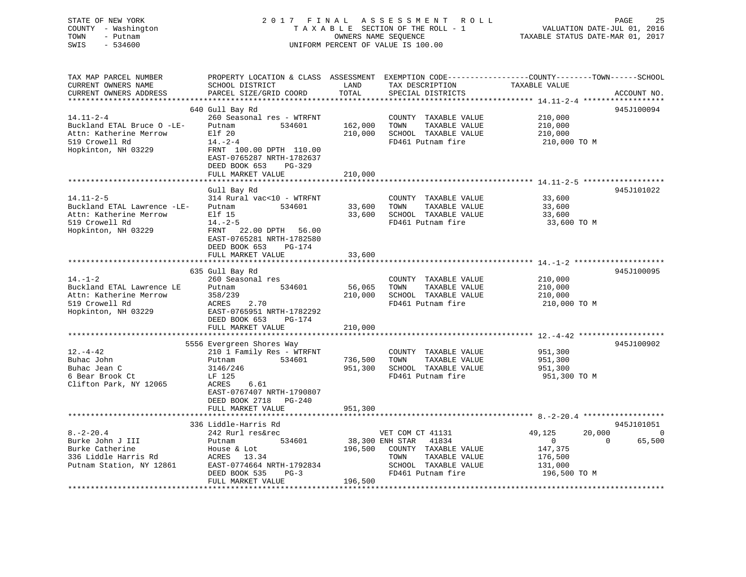STATE OF NEW YORK
COUNTY - Washington
TOWN - Putnam
SWIS - 534600

2017 FINAL ASSESSMENT ROLL
TAXABLE SECTION OF THE ROLL - 1
OWNERS NAME SEQUENCE
UNIFORM PERCENT OF VALUE IS 100.00

VALUATION DATE-JUL 01, 2016
TAXABLE STATUS DATE-MAR 01, 2017

| TAX MAP PARCEL NUMBER / CURRENT OWNERS NAME / CURRENT OWNERS ADDRESS | PROPERTY LOCATION & CLASS / SCHOOL DISTRICT / PARCEL SIZE/GRID COORD | ASSESSMENT LAND | TOTAL | EXEMPTION CODE / TAX DESCRIPTION / SPECIAL DISTRICTS | COUNTY TAXABLE VALUE | TOWN | SCHOOL | ACCOUNT NO. |
|---|---|---|---|---|---|---|---|---|
| 14.11-2-4 | 640 Gull Bay Rd | | | | | | | 945J100094 |
| Buckland ETAL Bruce O -LE- | 260 Seasonal res - WTRFNT | | | COUNTY TAXABLE VALUE | 210,000 | | | |
| Attn: Katherine Merrow | Putnam 534601 | 162,000 | | TOWN TAXABLE VALUE | 210,000 | | | |
| 519 Crowell Rd | Elf 20 | | 210,000 | SCHOOL TAXABLE VALUE | 210,000 | | | |
| Hopkinton, NH 03229 | 14.-2-4 | | | FD461 Putnam fire | 210,000 TO M | | | |
| | FRNT 100.00 DPTH 110.00 | | | | | | | |
| | EAST-0765287 NRTH-1782637 | | | | | | | |
| | DEED BOOK 653 PG-329 | | | | | | | |
| | FULL MARKET VALUE | | 210,000 | | | | | |
| 14.11-2-5 | Gull Bay Rd | | | | | | | 945J101022 |
| Buckland ETAL Lawrence -LE- | 314 Rural vac<10 - WTRFNT | | | COUNTY TAXABLE VALUE | 33,600 | | | |
| Attn: Katherine Merrow | Putnam 534601 | 33,600 | | TOWN TAXABLE VALUE | 33,600 | | | |
| 519 Crowell Rd | Elf 15 | | 33,600 | SCHOOL TAXABLE VALUE | 33,600 | | | |
| Hopkinton, NH 03229 | 14.-2-5 | | | FD461 Putnam fire | 33,600 TO M | | | |
| | FRNT 22.00 DPTH 56.00 | | | | | | | |
| | EAST-0765281 NRTH-1782580 | | | | | | | |
| | DEED BOOK 653 PG-174 | | | | | | | |
| | FULL MARKET VALUE | | 33,600 | | | | | |
| 14.-1-2 | 635 Gull Bay Rd | | | | | | | 945J100095 |
| Buckland ETAL Lawrence LE | 260 Seasonal res | | | COUNTY TAXABLE VALUE | 210,000 | | | |
| Attn: Katherine Merrow | Putnam 534601 | 56,065 | | TOWN TAXABLE VALUE | 210,000 | | | |
| 519 Crowell Rd | 358/239 | | 210,000 | SCHOOL TAXABLE VALUE | 210,000 | | | |
| Hopkinton, NH 03229 | ACRES 2.70 | | | FD461 Putnam fire | 210,000 TO M | | | |
| | EAST-0765951 NRTH-1782292 | | | | | | | |
| | DEED BOOK 653 PG-174 | | | | | | | |
| | FULL MARKET VALUE | | 210,000 | | | | | |
| 12.-4-42 | 5556 Evergreen Shores Way | | | | | | | 945J100902 |
| Buhac John | 210 1 Family Res - WTRFNT | | | COUNTY TAXABLE VALUE | 951,300 | | | |
| Buhac Jean C | Putnam 534601 | 736,500 | | TOWN TAXABLE VALUE | 951,300 | | | |
| 6 Bear Brook Ct | 3146/246 | | 951,300 | SCHOOL TAXABLE VALUE | 951,300 | | | |
| Clifton Park, NY 12065 | LF 125 | | | FD461 Putnam fire | 951,300 TO M | | | |
| | ACRES 6.61 | | | | | | | |
| | EAST-0767407 NRTH-1790807 | | | | | | | |
| | DEED BOOK 2718 PG-240 | | | | | | | |
| | FULL MARKET VALUE | | 951,300 | | | | | |
| 8.-2-20.4 | 336 Liddle-Harris Rd | | | | | | | 945J101051 |
| Burke John J III | 242 Rurl res&rec | | | VET COM CT 41131 | 49,125 | 20,000 | 0 | |
| Burke Catherine | Putnam 534601 | 38,300 | | ENH STAR 41834 | 0 | 0 | 65,500 | |
| 336 Liddle Harris Rd | House & Lot | | 196,500 | COUNTY TAXABLE VALUE | 147,375 | | | |
| Putnam Station, NY 12861 | ACRES 13.34 | | | TOWN TAXABLE VALUE | 176,500 | | | |
| | EAST-0774664 NRTH-1792834 | | | SCHOOL TAXABLE VALUE | 131,000 | | | |
| | DEED BOOK 535 PG-3 | | | FD461 Putnam fire | 196,500 TO M | | | |
| | FULL MARKET VALUE | | 196,500 | | | | | |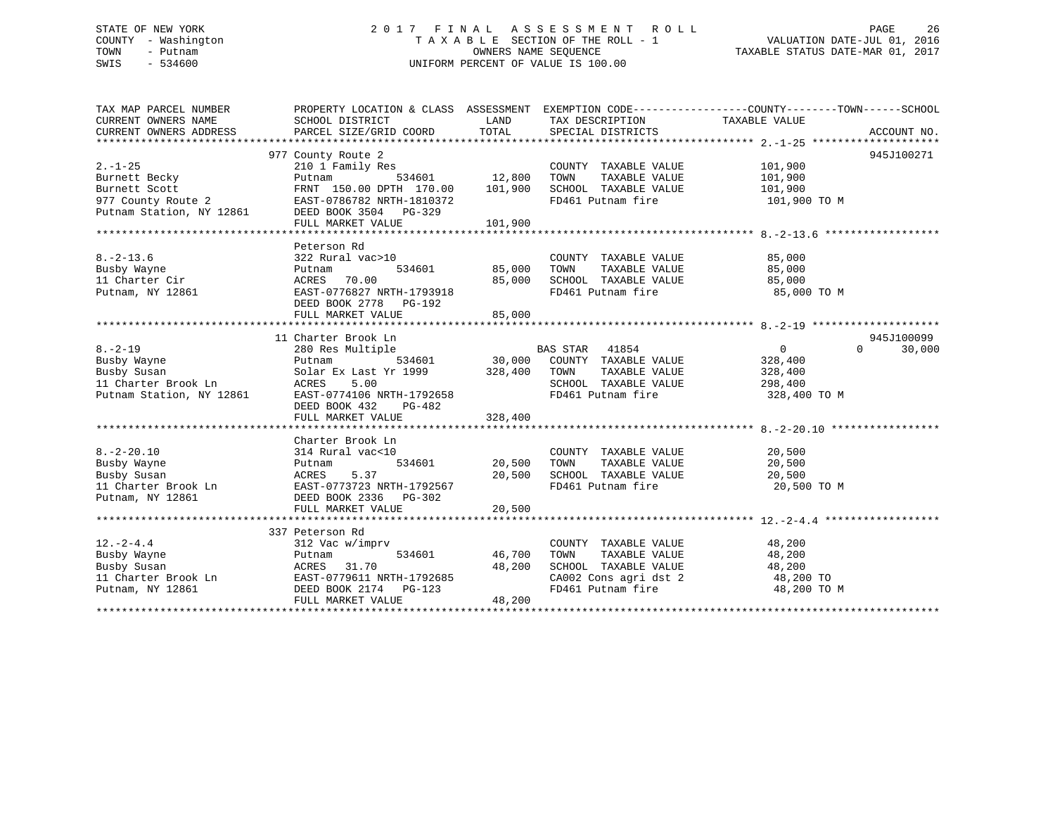STATE OF NEW YORK
COUNTY - Washington
TOWN - Putnam
SWIS - 534600

2017 FINAL ASSESSMENT ROLL
TAXABLE SECTION OF THE ROLL - 1
OWNERS NAME SEQUENCE
UNIFORM PERCENT OF VALUE IS 100.00

VALUATION DATE-JUL 01, 2016
TAXABLE STATUS DATE-MAR 01, 2017

| TAX MAP PARCEL NUMBER / CURRENT OWNERS NAME / CURRENT OWNERS ADDRESS | PROPERTY LOCATION & CLASS / SCHOOL DISTRICT / PARCEL SIZE/GRID COORD | ASSESSMENT LAND / TOTAL | EXEMPTION CODE / TAX DESCRIPTION / SPECIAL DISTRICTS | COUNTY / TOWN TAXABLE VALUE | SCHOOL | ACCOUNT NO. |
|---|---|---|---|---|---|---|
| **2.-1-25** | 977 County Route 2 | | | | | 945J100271 |
| 2.-1-25 | 210 1 Family Res | | COUNTY TAXABLE VALUE | 101,900 | | |
| Burnett Becky | Putnam 534601 | 12,800 | TOWN TAXABLE VALUE | 101,900 | | |
| Burnett Scott | FRNT 150.00 DPTH 170.00 | 101,900 | SCHOOL TAXABLE VALUE | 101,900 | | |
| 977 County Route 2 | EAST-0786782 NRTH-1810372 | | FD461 Putnam fire | 101,900 TO M | | |
| Putnam Station, NY 12861 | DEED BOOK 3504 PG-329 | | | | | |
| | FULL MARKET VALUE | 101,900 | | | | |
| **8.-2-13.6** | Peterson Rd | | | | | |
| 8.-2-13.6 | 322 Rural vac>10 | | COUNTY TAXABLE VALUE | 85,000 | | |
| Busby Wayne | Putnam 534601 | 85,000 | TOWN TAXABLE VALUE | 85,000 | | |
| 11 Charter Cir | ACRES 70.00 | 85,000 | SCHOOL TAXABLE VALUE | 85,000 | | |
| Putnam, NY 12861 | EAST-0776827 NRTH-1793918 | | FD461 Putnam fire | 85,000 TO M | | |
| | DEED BOOK 2778 PG-192 | | | | | |
| | FULL MARKET VALUE | 85,000 | | | | |
| **8.-2-19** | 11 Charter Brook Ln | | | | | 945J100099 |
| 8.-2-19 | 280 Res Multiple | | BAS STAR 41854 | 0 | 0 30,000 | |
| Busby Wayne | Putnam 534601 | 30,000 | COUNTY TAXABLE VALUE | 328,400 | | |
| Busby Susan | Solar Ex Last Yr 1999 | 328,400 | TOWN TAXABLE VALUE | 328,400 | | |
| 11 Charter Brook Ln | ACRES 5.00 | | SCHOOL TAXABLE VALUE | 298,400 | | |
| Putnam Station, NY 12861 | EAST-0774106 NRTH-1792658 | | FD461 Putnam fire | 328,400 TO M | | |
| | DEED BOOK 432 PG-482 | | | | | |
| | FULL MARKET VALUE | 328,400 | | | | |
| **8.-2-20.10** | Charter Brook Ln | | | | | |
| 8.-2-20.10 | 314 Rural vac<10 | | COUNTY TAXABLE VALUE | 20,500 | | |
| Busby Wayne | Putnam 534601 | 20,500 | TOWN TAXABLE VALUE | 20,500 | | |
| Busby Susan | ACRES 5.37 | 20,500 | SCHOOL TAXABLE VALUE | 20,500 | | |
| 11 Charter Brook Ln | EAST-0773723 NRTH-1792567 | | FD461 Putnam fire | 20,500 TO M | | |
| Putnam, NY 12861 | DEED BOOK 2336 PG-302 | | | | | |
| | FULL MARKET VALUE | 20,500 | | | | |
| **12.-2-4.4** | 337 Peterson Rd | | | | | |
| 12.-2-4.4 | 312 Vac w/imprv | | COUNTY TAXABLE VALUE | 48,200 | | |
| Busby Wayne | Putnam 534601 | 46,700 | TOWN TAXABLE VALUE | 48,200 | | |
| Busby Susan | ACRES 31.70 | 48,200 | SCHOOL TAXABLE VALUE | 48,200 | | |
| 11 Charter Brook Ln | EAST-0779611 NRTH-1792685 | | CA002 Cons agri dst 2 | 48,200 TO | | |
| Putnam, NY 12861 | DEED BOOK 2174 PG-123 | | FD461 Putnam fire | 48,200 TO M | | |
| | FULL MARKET VALUE | 48,200 | | | | |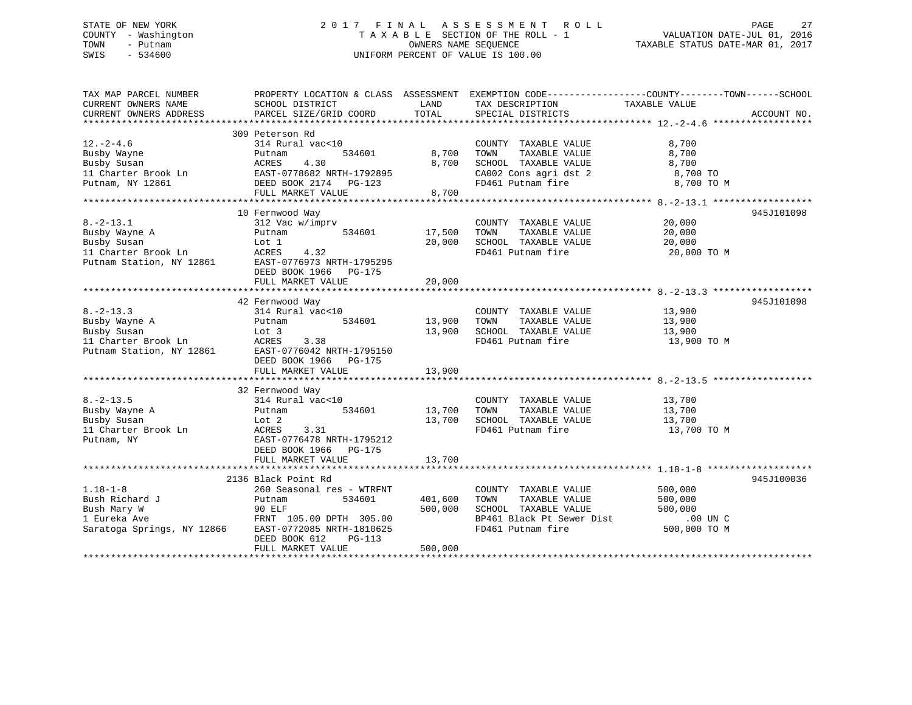STATE OF NEW YORK
COUNTY - Washington
TOWN - Putnam
SWIS - 534600

2017 FINAL ASSESSMENT ROLL
TAXABLE SECTION OF THE ROLL - 1
OWNERS NAME SEQUENCE
UNIFORM PERCENT OF VALUE IS 100.00

VALUATION DATE-JUL 01, 2016
TAXABLE STATUS DATE-MAR 01, 2017

| TAX MAP PARCEL NUMBER / CURRENT OWNERS NAME / CURRENT OWNERS ADDRESS | PROPERTY LOCATION & CLASS / SCHOOL DISTRICT / PARCEL SIZE/GRID COORD | ASSESSMENT LAND | TOTAL | EXEMPTION CODE / TAX DESCRIPTION / SPECIAL DISTRICTS | TAXABLE VALUE (COUNTY--TOWN--SCHOOL) | ACCOUNT NO. |
|---|---|---|---|---|---|---|
| **12.-2-4.6** | 309 Peterson Rd | | | | | |
| 12.-2-4.6 | 314 Rural vac<10 | | | COUNTY TAXABLE VALUE | 8,700 | |
| Busby Wayne | Putnam 534601 | 8,700 | | TOWN TAXABLE VALUE | 8,700 | |
| Busby Susan | ACRES 4.30 | | 8,700 | SCHOOL TAXABLE VALUE | 8,700 | |
| 11 Charter Brook Ln | EAST-0778682 NRTH-1792895 | | | CA002 Cons agri dst 2 | 8,700 TO | |
| Putnam, NY 12861 | DEED BOOK 2174 PG-123 | | | FD461 Putnam fire | 8,700 TO M | |
| | FULL MARKET VALUE | | 8,700 | | | |
| **8.-2-13.1** | 10 Fernwood Way | | | | | 945J101098 |
| 8.-2-13.1 | 312 Vac w/imprv | | | COUNTY TAXABLE VALUE | 20,000 | |
| Busby Wayne A | Putnam 534601 | 17,500 | | TOWN TAXABLE VALUE | 20,000 | |
| Busby Susan | Lot 1 | | 20,000 | SCHOOL TAXABLE VALUE | 20,000 | |
| 11 Charter Brook Ln | ACRES 4.32 | | | FD461 Putnam fire | 20,000 TO M | |
| Putnam Station, NY 12861 | EAST-0776973 NRTH-1795295 | | | | | |
| | DEED BOOK 1966 PG-175 | | | | | |
| | FULL MARKET VALUE | | 20,000 | | | |
| **8.-2-13.3** | 42 Fernwood Way | | | | | 945J101098 |
| 8.-2-13.3 | 314 Rural vac<10 | | | COUNTY TAXABLE VALUE | 13,900 | |
| Busby Wayne A | Putnam 534601 | 13,900 | | TOWN TAXABLE VALUE | 13,900 | |
| Busby Susan | Lot 3 | | 13,900 | SCHOOL TAXABLE VALUE | 13,900 | |
| 11 Charter Brook Ln | ACRES 3.38 | | | FD461 Putnam fire | 13,900 TO M | |
| Putnam Station, NY 12861 | EAST-0776042 NRTH-1795150 | | | | | |
| | DEED BOOK 1966 PG-175 | | | | | |
| | FULL MARKET VALUE | | 13,900 | | | |
| **8.-2-13.5** | 32 Fernwood Way | | | | | |
| 8.-2-13.5 | 314 Rural vac<10 | | | COUNTY TAXABLE VALUE | 13,700 | |
| Busby Wayne A | Putnam 534601 | 13,700 | | TOWN TAXABLE VALUE | 13,700 | |
| Busby Susan | Lot 2 | | 13,700 | SCHOOL TAXABLE VALUE | 13,700 | |
| 11 Charter Brook Ln | ACRES 3.31 | | | FD461 Putnam fire | 13,700 TO M | |
| Putnam, NY | EAST-0776478 NRTH-1795212 | | | | | |
| | DEED BOOK 1966 PG-175 | | | | | |
| | FULL MARKET VALUE | | 13,700 | | | |
| **1.18-1-8** | 2136 Black Point Rd | | | | | 945J100036 |
| 1.18-1-8 | 260 Seasonal res - WTRFNT | | | COUNTY TAXABLE VALUE | 500,000 | |
| Bush Richard J | Putnam 534601 | 401,600 | | TOWN TAXABLE VALUE | 500,000 | |
| Bush Mary W | 90 ELF | | 500,000 | SCHOOL TAXABLE VALUE | 500,000 | |
| 1 Eureka Ave | FRNT 105.00 DPTH 305.00 | | | BP461 Black Pt Sewer Dist | .00 UN C | |
| Saratoga Springs, NY 12866 | EAST-0772085 NRTH-1810625 | | | FD461 Putnam fire | 500,000 TO M | |
| | DEED BOOK 612 PG-113 | | | | | |
| | FULL MARKET VALUE | | 500,000 | | | |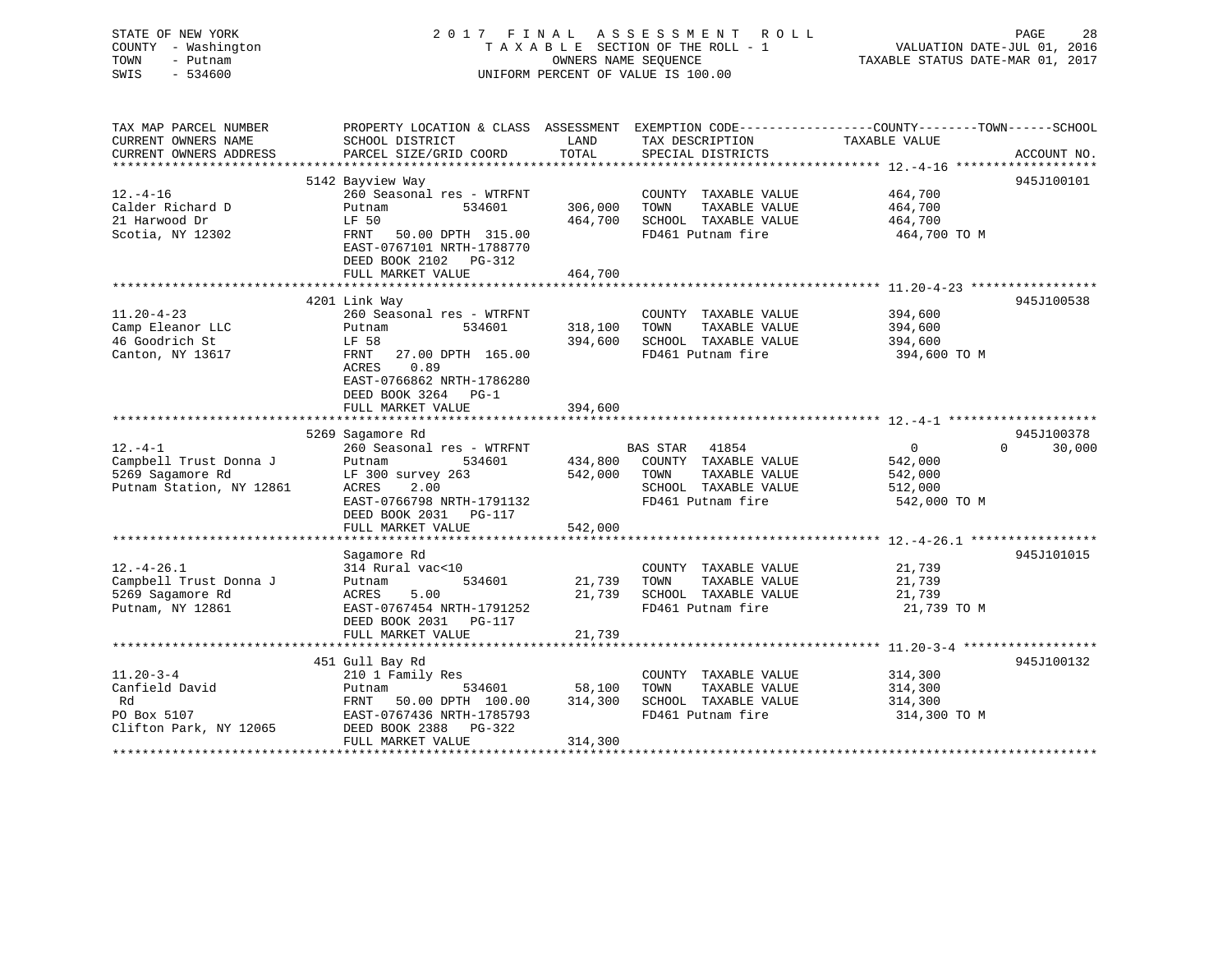STATE OF NEW YORK
COUNTY - Washington
TOWN - Putnam
SWIS - 534600

2 0 1 7 F I N A L A S S E S S M E N T R O L L
T A X A B L E SECTION OF THE ROLL - 1
OWNERS NAME SEQUENCE
UNIFORM PERCENT OF VALUE IS 100.00

VALUATION DATE-JUL 01, 2016
TAXABLE STATUS DATE-MAR 01, 2017

| TAX MAP PARCEL NUMBER / CURRENT OWNERS NAME / CURRENT OWNERS ADDRESS | PROPERTY LOCATION & CLASS / SCHOOL DISTRICT / PARCEL SIZE/GRID COORD | ASSESSMENT LAND / TOTAL | EXEMPTION CODE / TAX DESCRIPTION / SPECIAL DISTRICTS | COUNTY--------TOWN------SCHOOL TAXABLE VALUE | ACCOUNT NO. |
|---|---|---|---|---|---|
| 12.-4-16 | 5142 Bayview Way | | | | 945J100101 |
| Calder Richard D | 260 Seasonal res - WTRFNT | | COUNTY TAXABLE VALUE | 464,700 | |
| 21 Harwood Dr | Putnam 534601 | 306,000 | TOWN TAXABLE VALUE | 464,700 | |
| Scotia, NY 12302 | LF 50 | 464,700 | SCHOOL TAXABLE VALUE | 464,700 | |
| | FRNT 50.00 DPTH 315.00 | | FD461 Putnam fire | 464,700 TO M | |
| | EAST-0767101 NRTH-1788770 | | | | |
| | DEED BOOK 2102 PG-312 | | | | |
| | FULL MARKET VALUE | 464,700 | | | |
| 11.20-4-23 | 4201 Link Way | | | | 945J100538 |
| Camp Eleanor LLC | 260 Seasonal res - WTRFNT | | COUNTY TAXABLE VALUE | 394,600 | |
| 46 Goodrich St | Putnam 534601 | 318,100 | TOWN TAXABLE VALUE | 394,600 | |
| Canton, NY 13617 | LF 58 | 394,600 | SCHOOL TAXABLE VALUE | 394,600 | |
| | FRNT 27.00 DPTH 165.00 | | FD461 Putnam fire | 394,600 TO M | |
| | ACRES 0.89 | | | | |
| | EAST-0766862 NRTH-1786280 | | | | |
| | DEED BOOK 3264 PG-1 | | | | |
| | FULL MARKET VALUE | 394,600 | | | |
| 12.-4-1 | 5269 Sagamore Rd | | | | 945J100378 |
| Campbell Trust Donna J | 260 Seasonal res - WTRFNT | | BAS STAR 41854 | 0 0 30,000 | |
| 5269 Sagamore Rd | Putnam 534601 | 434,800 | COUNTY TAXABLE VALUE | 542,000 | |
| Putnam Station, NY 12861 | LF 300 survey 263 | 542,000 | TOWN TAXABLE VALUE | 542,000 | |
| | ACRES 2.00 | | SCHOOL TAXABLE VALUE | 512,000 | |
| | EAST-0766798 NRTH-1791132 | | FD461 Putnam fire | 542,000 TO M | |
| | DEED BOOK 2031 PG-117 | | | | |
| | FULL MARKET VALUE | 542,000 | | | |
| 12.-4-26.1 | Sagamore Rd | | | | 945J101015 |
| Campbell Trust Donna J | 314 Rural vac<10 | | COUNTY TAXABLE VALUE | 21,739 | |
| 5269 Sagamore Rd | Putnam 534601 | 21,739 | TOWN TAXABLE VALUE | 21,739 | |
| Putnam, NY 12861 | ACRES 5.00 | 21,739 | SCHOOL TAXABLE VALUE | 21,739 | |
| | EAST-0767454 NRTH-1791252 | | FD461 Putnam fire | 21,739 TO M | |
| | DEED BOOK 2031 PG-117 | | | | |
| | FULL MARKET VALUE | 21,739 | | | |
| 11.20-3-4 | 451 Gull Bay Rd | | | | 945J100132 |
| Canfield David | 210 1 Family Res | | COUNTY TAXABLE VALUE | 314,300 | |
| Rd | Putnam 534601 | 58,100 | TOWN TAXABLE VALUE | 314,300 | |
| PO Box 5107 | FRNT 50.00 DPTH 100.00 | 314,300 | SCHOOL TAXABLE VALUE | 314,300 | |
| Clifton Park, NY 12065 | EAST-0767436 NRTH-1785793 | | FD461 Putnam fire | 314,300 TO M | |
| | DEED BOOK 2388 PG-322 | | | | |
| | FULL MARKET VALUE | 314,300 | | | |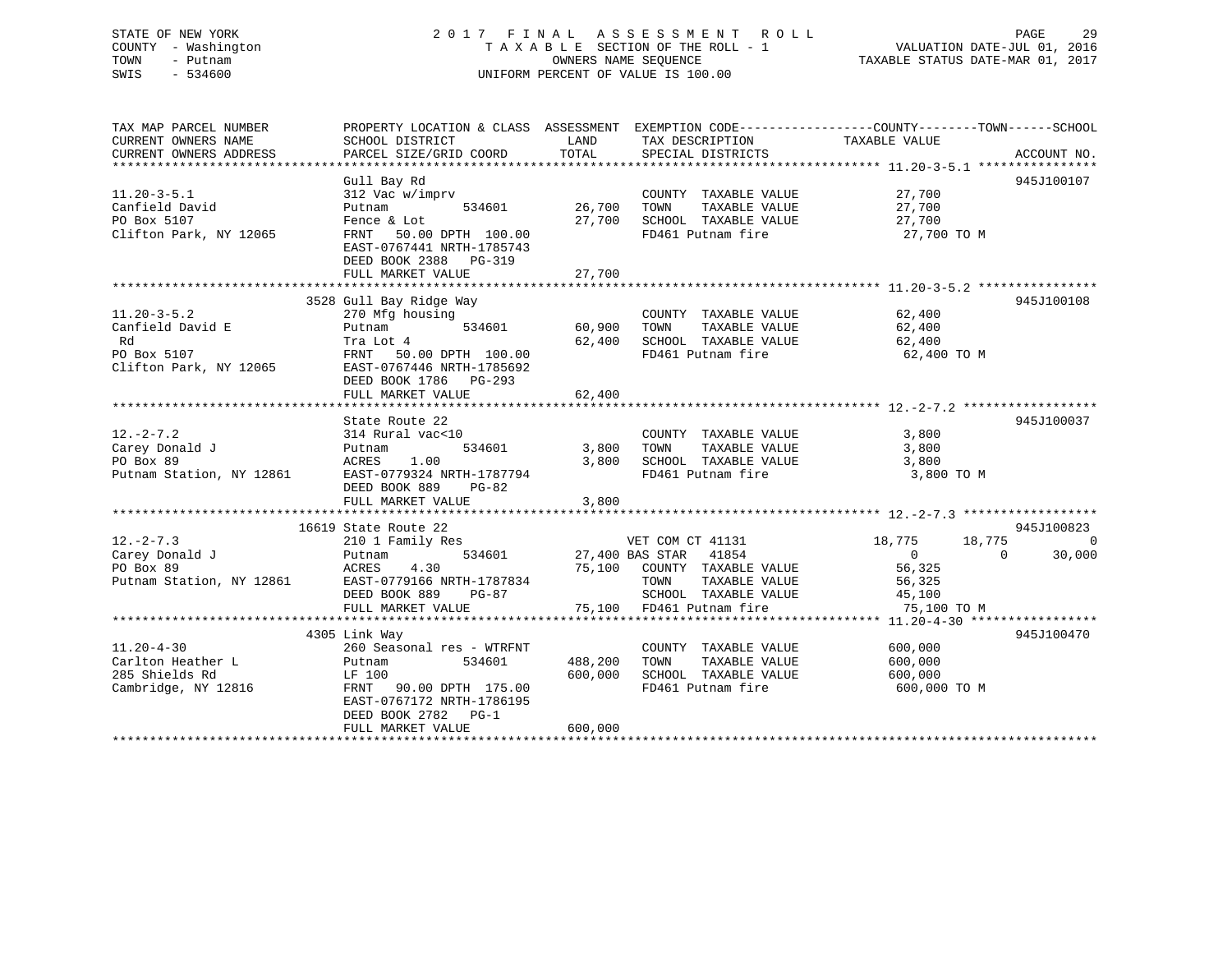STATE OF NEW YORK
COUNTY - Washington
TOWN - Putnam
SWIS - 534600

2017 FINAL ASSESSMENT ROLL
TAXABLE SECTION OF THE ROLL - 1
OWNERS NAME SEQUENCE
UNIFORM PERCENT OF VALUE IS 100.00

VALUATION DATE-JUL 01, 2016
TAXABLE STATUS DATE-MAR 01, 2017

| TAX MAP PARCEL NUMBER / CURRENT OWNERS NAME / CURRENT OWNERS ADDRESS | PROPERTY LOCATION & CLASS / SCHOOL DISTRICT / PARCEL SIZE/GRID COORD | ASSESSMENT LAND / TOTAL | EXEMPTION CODE / TAX DESCRIPTION / SPECIAL DISTRICTS | COUNTY | TOWN | SCHOOL | ACCOUNT NO. |
|---|---|---|---|---|---|---|---|
| **11.20-3-5.1** | Gull Bay Rd | | | | | | 945J100107 |
| 11.20-3-5.1 | 312 Vac w/imprv | | COUNTY TAXABLE VALUE | 27,700 | | | |
| Canfield David | Putnam 534601 | 26,700 | TOWN TAXABLE VALUE | | 27,700 | | |
| PO Box 5107 | Fence & Lot | 27,700 | SCHOOL TAXABLE VALUE | | | 27,700 | |
| Clifton Park, NY 12065 | FRNT 50.00 DPTH 100.00 | | FD461 Putnam fire | 27,700 TO M | | | |
| | EAST-0767441 NRTH-1785743 | | | | | | |
| | DEED BOOK 2388 PG-319 | | | | | | |
| | FULL MARKET VALUE | 27,700 | | | | | |
| **11.20-3-5.2** | 3528 Gull Bay Ridge Way | | | | | | 945J100108 |
| 11.20-3-5.2 | 270 Mfg housing | | COUNTY TAXABLE VALUE | 62,400 | | | |
| Canfield David E | Putnam 534601 | 60,900 | TOWN TAXABLE VALUE | | 62,400 | | |
| Rd | Tra Lot 4 | 62,400 | SCHOOL TAXABLE VALUE | | | 62,400 | |
| PO Box 5107 | FRNT 50.00 DPTH 100.00 | | FD461 Putnam fire | 62,400 TO M | | | |
| Clifton Park, NY 12065 | EAST-0767446 NRTH-1785692 | | | | | | |
| | DEED BOOK 1786 PG-293 | | | | | | |
| | FULL MARKET VALUE | 62,400 | | | | | |
| **12.-2-7.2** | State Route 22 | | | | | | 945J100037 |
| 12.-2-7.2 | 314 Rural vac<10 | | COUNTY TAXABLE VALUE | 3,800 | | | |
| Carey Donald J | Putnam 534601 | 3,800 | TOWN TAXABLE VALUE | | 3,800 | | |
| PO Box 89 | ACRES 1.00 | 3,800 | SCHOOL TAXABLE VALUE | | | 3,800 | |
| Putnam Station, NY 12861 | EAST-0779324 NRTH-1787794 | | FD461 Putnam fire | 3,800 TO M | | | |
| | DEED BOOK 889 PG-82 | | | | | | |
| | FULL MARKET VALUE | 3,800 | | | | | |
| **12.-2-7.3** | 16619 State Route 22 | | | | | | 945J100823 |
| 12.-2-7.3 | 210 1 Family Res | | VET COM CT 41131 | 18,775 | 18,775 | 0 | |
| Carey Donald J | Putnam 534601 | 27,400 | BAS STAR 41854 | 0 | 0 | 30,000 | |
| PO Box 89 | ACRES 4.30 | 75,100 | COUNTY TAXABLE VALUE | 56,325 | | | |
| Putnam Station, NY 12861 | EAST-0779166 NRTH-1787834 | | TOWN TAXABLE VALUE | | 56,325 | | |
| | DEED BOOK 889 PG-87 | | SCHOOL TAXABLE VALUE | | | 45,100 | |
| | FULL MARKET VALUE | 75,100 | FD461 Putnam fire | 75,100 TO M | | | |
| **11.20-4-30** | 4305 Link Way | | | | | | 945J100470 |
| 11.20-4-30 | 260 Seasonal res - WTRFNT | | COUNTY TAXABLE VALUE | 600,000 | | | |
| Carlton Heather L | Putnam 534601 | 488,200 | TOWN TAXABLE VALUE | | 600,000 | | |
| 285 Shields Rd | LF 100 | 600,000 | SCHOOL TAXABLE VALUE | | | 600,000 | |
| Cambridge, NY 12816 | FRNT 90.00 DPTH 175.00 | | FD461 Putnam fire | 600,000 TO M | | | |
| | EAST-0767172 NRTH-1786195 | | | | | | |
| | DEED BOOK 2782 PG-1 | | | | | | |
| | FULL MARKET VALUE | 600,000 | | | | | |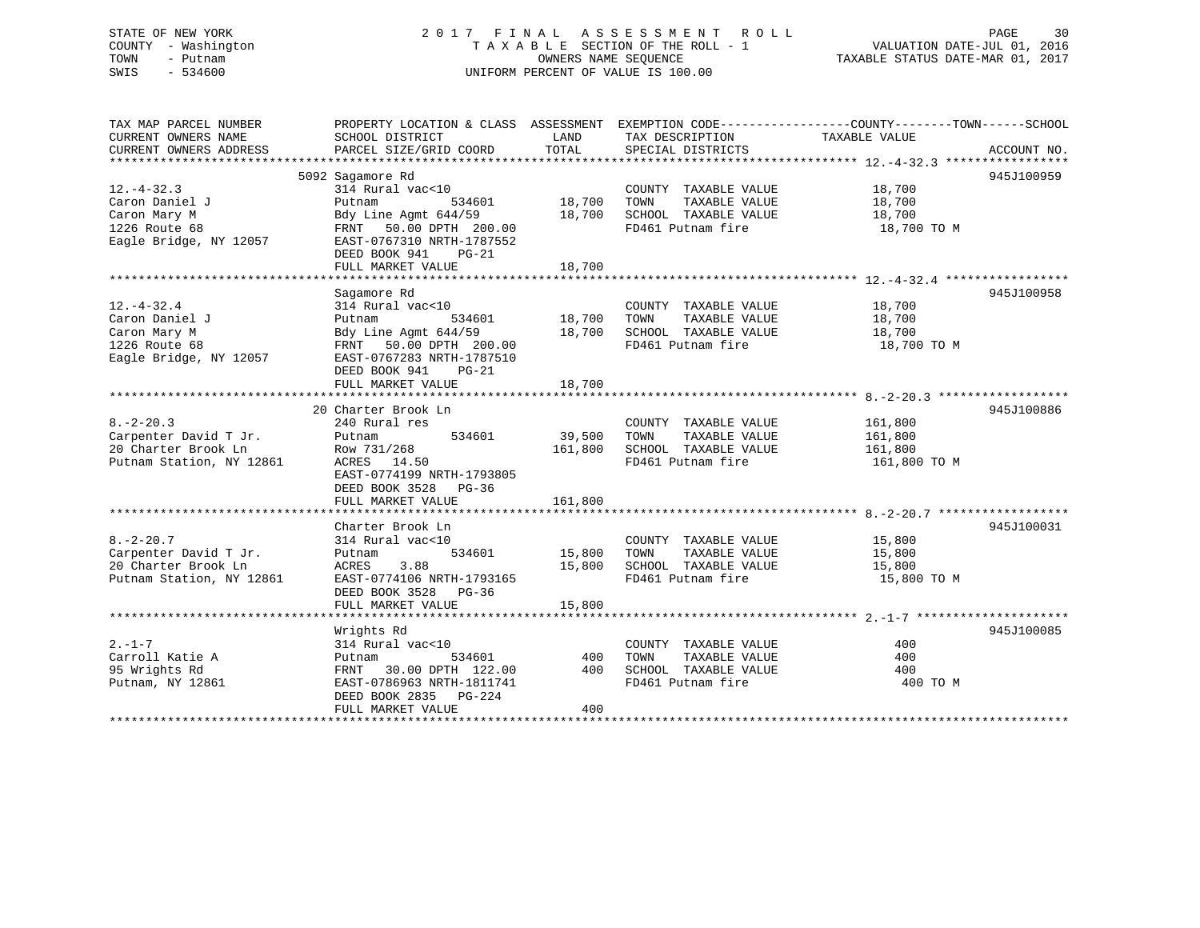STATE OF NEW YORK
COUNTY - Washington
TOWN - Putnam
SWIS - 534600

# 2017 FINAL ASSESSMENT ROLL

TAXABLE SECTION OF THE ROLL - 1
OWNERS NAME SEQUENCE
UNIFORM PERCENT OF VALUE IS 100.00

VALUATION DATE-JUL 01, 2016
TAXABLE STATUS DATE-MAR 01, 2017

| TAX MAP PARCEL NUMBER / CURRENT OWNERS NAME / CURRENT OWNERS ADDRESS | PROPERTY LOCATION & CLASS / SCHOOL DISTRICT / PARCEL SIZE/GRID COORD | ASSESSMENT LAND / TOTAL | EXEMPTION CODE / TAX DESCRIPTION / SPECIAL DISTRICTS | TAXABLE VALUE (COUNTY / TOWN / SCHOOL) | ACCOUNT NO. |
|---|---|---|---|---|---|
| **12.-4-32.3** | 5092 Sagamore Rd | | | | 945J100959 |
| 12.-4-32.3 | 314 Rural vac<10 | | COUNTY TAXABLE VALUE | 18,700 | |
| Caron Daniel J | Putnam 534601 | 18,700 | TOWN TAXABLE VALUE | 18,700 | |
| Caron Mary M | Bdy Line Agmt 644/59 | 18,700 | SCHOOL TAXABLE VALUE | 18,700 | |
| 1226 Route 68 | FRNT 50.00 DPTH 200.00 | | FD461 Putnam fire | 18,700 TO M | |
| Eagle Bridge, NY 12057 | EAST-0767310 NRTH-1787552 | | | | |
| | DEED BOOK 941 PG-21 | | | | |
| | FULL MARKET VALUE | 18,700 | | | |
| **12.-4-32.4** | Sagamore Rd | | | | 945J100958 |
| 12.-4-32.4 | 314 Rural vac<10 | | COUNTY TAXABLE VALUE | 18,700 | |
| Caron Daniel J | Putnam 534601 | 18,700 | TOWN TAXABLE VALUE | 18,700 | |
| Caron Mary M | Bdy Line Agmt 644/59 | 18,700 | SCHOOL TAXABLE VALUE | 18,700 | |
| 1226 Route 68 | FRNT 50.00 DPTH 200.00 | | FD461 Putnam fire | 18,700 TO M | |
| Eagle Bridge, NY 12057 | EAST-0767283 NRTH-1787510 | | | | |
| | DEED BOOK 941 PG-21 | | | | |
| | FULL MARKET VALUE | 18,700 | | | |
| **8.-2-20.3** | 20 Charter Brook Ln | | | | 945J100886 |
| 8.-2-20.3 | 240 Rural res | | COUNTY TAXABLE VALUE | 161,800 | |
| Carpenter David T Jr. | Putnam 534601 | 39,500 | TOWN TAXABLE VALUE | 161,800 | |
| 20 Charter Brook Ln | Row 731/268 | 161,800 | SCHOOL TAXABLE VALUE | 161,800 | |
| Putnam Station, NY 12861 | ACRES 14.50 | | FD461 Putnam fire | 161,800 TO M | |
| | EAST-0774199 NRTH-1793805 | | | | |
| | DEED BOOK 3528 PG-36 | | | | |
| | FULL MARKET VALUE | 161,800 | | | |
| **8.-2-20.7** | Charter Brook Ln | | | | 945J100031 |
| 8.-2-20.7 | 314 Rural vac<10 | | COUNTY TAXABLE VALUE | 15,800 | |
| Carpenter David T Jr. | Putnam 534601 | 15,800 | TOWN TAXABLE VALUE | 15,800 | |
| 20 Charter Brook Ln | ACRES 3.88 | 15,800 | SCHOOL TAXABLE VALUE | 15,800 | |
| Putnam Station, NY 12861 | EAST-0774106 NRTH-1793165 | | FD461 Putnam fire | 15,800 TO M | |
| | DEED BOOK 3528 PG-36 | | | | |
| | FULL MARKET VALUE | 15,800 | | | |
| **2.-1-7** | Wrights Rd | | | | 945J100085 |
| 2.-1-7 | 314 Rural vac<10 | | COUNTY TAXABLE VALUE | 400 | |
| Carroll Katie A | Putnam 534601 | 400 | TOWN TAXABLE VALUE | 400 | |
| 95 Wrights Rd | FRNT 30.00 DPTH 122.00 | 400 | SCHOOL TAXABLE VALUE | 400 | |
| Putnam, NY 12861 | EAST-0786963 NRTH-1811741 | | FD461 Putnam fire | 400 TO M | |
| | DEED BOOK 2835 PG-224 | | | | |
| | FULL MARKET VALUE | 400 | | | |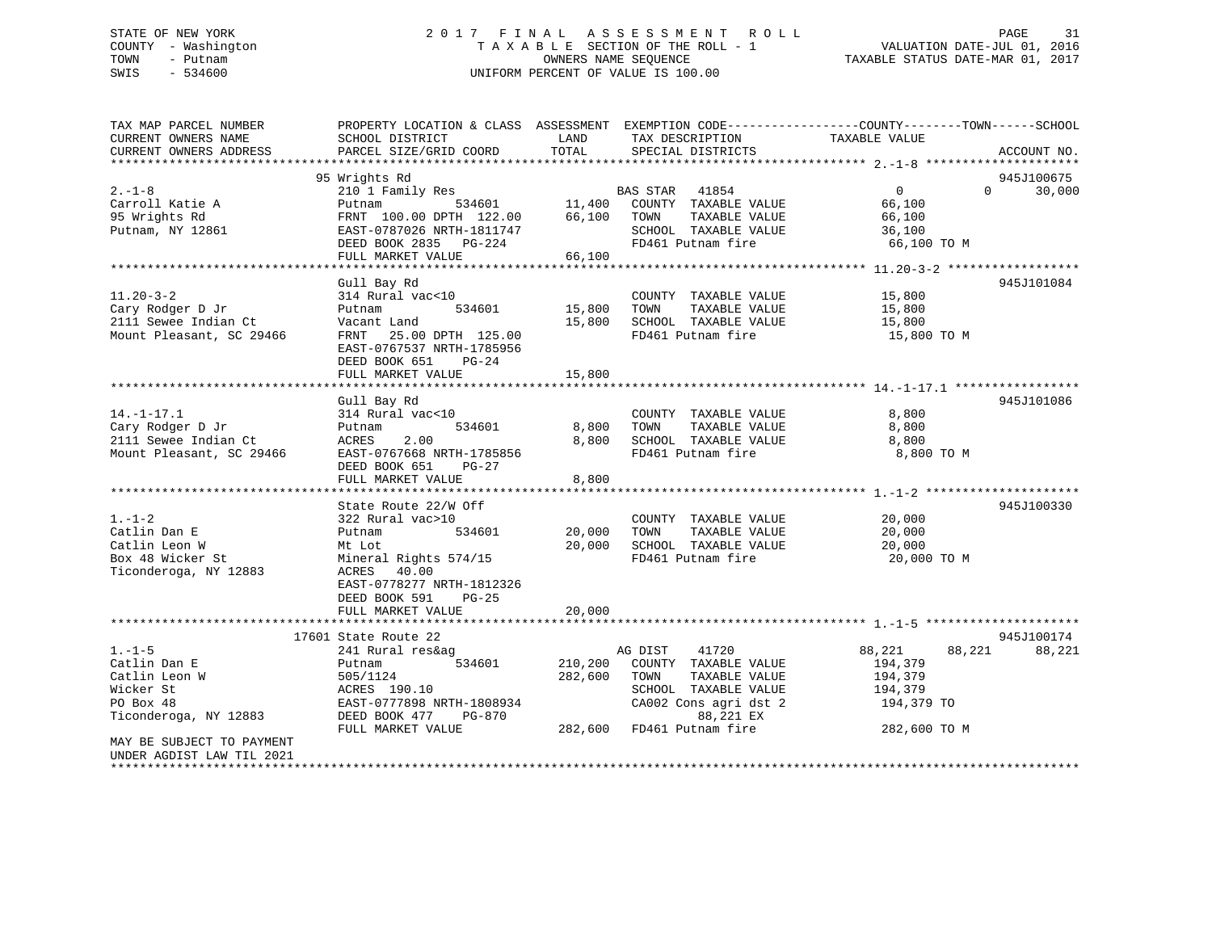STATE OF NEW YORK 2017 FINAL ASSESSMENT ROLL
COUNTY - Washington T A X A B L E SECTION OF THE ROLL - 1 VALUATION DATE-JUL 01, 2016
TOWN - Putnam OWNERS NAME SEQUENCE TAXABLE STATUS DATE-MAR 01, 2017
SWIS - 534600 UNIFORM PERCENT OF VALUE IS 100.00

```
TAX MAP PARCEL NUMBER          PROPERTY LOCATION & CLASS  ASSESSMENT  EXEMPTION CODE-----------------COUNTY--------TOWN------SCHOOL
CURRENT OWNERS NAME            SCHOOL DISTRICT             LAND       TAX DESCRIPTION            TAXABLE VALUE
CURRENT OWNERS ADDRESS         PARCEL SIZE/GRID COORD      TOTAL      SPECIAL DISTRICTS                                      ACCOUNT NO.
*********************************************************************************************** 2.-1-8 ********************
                               95 Wrights Rd                                                                              945J100675
2.-1-8                         210 1 Family Res                       BAS STAR  41854               0            0      30,000
Carroll Katie A                Putnam           534601     11,400     COUNTY  TAXABLE VALUE        66,100
95 Wrights Rd                  FRNT 100.00 DPTH 122.00     66,100     TOWN    TAXABLE VALUE        66,100
Putnam, NY 12861               EAST-0787026 NRTH-1811747              SCHOOL  TAXABLE VALUE        36,100
                               DEED BOOK 2835   PG-224                FD461 Putnam fire             66,100 TO M
                               FULL MARKET VALUE           66,100
*********************************************************************************************** 11.20-3-2 *****************
                               Gull Bay Rd                                                                                945J101084
11.20-3-2                      314 Rural vac<10                       COUNTY  TAXABLE VALUE        15,800
Cary Rodger D Jr               Putnam           534601     15,800     TOWN    TAXABLE VALUE        15,800
2111 Sewee Indian Ct           Vacant Land                 15,800     SCHOOL  TAXABLE VALUE        15,800
Mount Pleasant, SC 29466       FRNT  25.00 DPTH 125.00                FD461 Putnam fire             15,800 TO M
                               EAST-0767537 NRTH-1785956
                               DEED BOOK 651    PG-24
                               FULL MARKET VALUE           15,800
*********************************************************************************************** 14.-1-17.1 ****************
                               Gull Bay Rd                                                                                945J101086
14.-1-17.1                     314 Rural vac<10                       COUNTY  TAXABLE VALUE         8,800
Cary Rodger D Jr               Putnam           534601      8,800     TOWN    TAXABLE VALUE         8,800
2111 Sewee Indian Ct           ACRES    2.00                8,800     SCHOOL  TAXABLE VALUE         8,800
Mount Pleasant, SC 29466       EAST-0767668 NRTH-1785856              FD461 Putnam fire              8,800 TO M
                               DEED BOOK 651    PG-27
                               FULL MARKET VALUE            8,800
*********************************************************************************************** 1.-1-2 ********************
                               State Route 22/W Off                                                                       945J100330
1.-1-2                         322 Rural vac>10                       COUNTY  TAXABLE VALUE        20,000
Catlin Dan E                   Putnam           534601     20,000     TOWN    TAXABLE VALUE        20,000
Catlin Leon W                  Mt Lot                      20,000     SCHOOL  TAXABLE VALUE        20,000
Box 48 Wicker St               Mineral Rights 574/15                  FD461 Putnam fire             20,000 TO M
Ticonderoga, NY 12883          ACRES   40.00
                               EAST-0778277 NRTH-1812326
                               DEED BOOK 591    PG-25
                               FULL MARKET VALUE           20,000
*********************************************************************************************** 1.-1-5 ********************
                               17601 State Route 22                                                                       945J100174
1.-1-5                         241 Rural res&ag                       AG DIST   41720          88,221       88,221      88,221
Catlin Dan E                   Putnam           534601    210,200     COUNTY  TAXABLE VALUE       194,379
Catlin Leon W                  505/1124                   282,600     TOWN    TAXABLE VALUE       194,379
Wicker St                      ACRES  190.10                          SCHOOL  TAXABLE VALUE       194,379
PO Box 48                      EAST-0777898 NRTH-1808934              CA002 Cons agri dst 2        194,379 TO
Ticonderoga, NY 12883          DEED BOOK 477    PG-870                      88,221 EX
                               FULL MARKET VALUE          282,600     FD461 Putnam fire            282,600 TO M
MAY BE SUBJECT TO PAYMENT
UNDER AGDIST LAW TIL 2021
****************************************************************************************************************************
```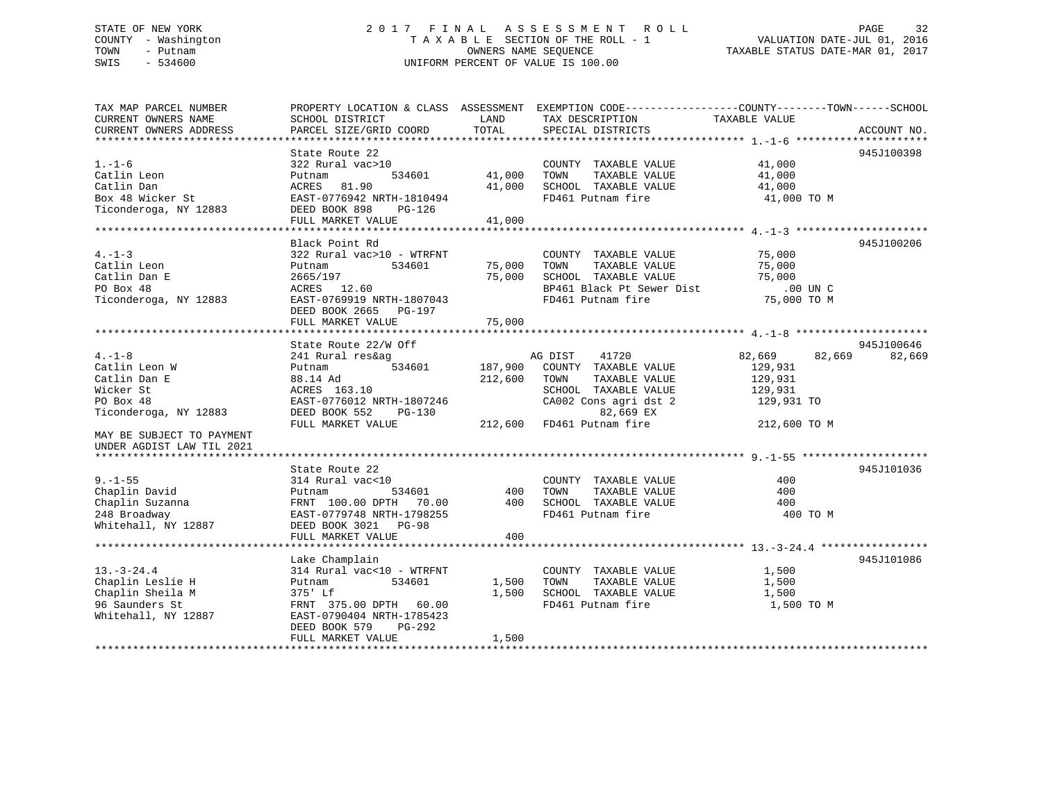STATE OF NEW YORK
COUNTY - Washington
TOWN - Putnam
SWIS - 534600

2017 FINAL ASSESSMENT ROLL
TAXABLE SECTION OF THE ROLL - 1
OWNERS NAME SEQUENCE
UNIFORM PERCENT OF VALUE IS 100.00

VALUATION DATE-JUL 01, 2016
TAXABLE STATUS DATE-MAR 01, 2017

```
TAX MAP PARCEL NUMBER          PROPERTY LOCATION & CLASS  ASSESSMENT  EXEMPTION CODE-----------------COUNTY--------TOWN------SCHOOL
CURRENT OWNERS NAME            SCHOOL DISTRICT              LAND      TAX DESCRIPTION              TAXABLE VALUE
CURRENT OWNERS ADDRESS         PARCEL SIZE/GRID COORD       TOTAL     SPECIAL DISTRICTS                                    ACCOUNT NO.
******************************************************************************************************* 1.-1-6 ********************
                               State Route 22                                                                          945J100398
1.-1-6                         322 Rural vac>10                       COUNTY  TAXABLE VALUE            41,000
Catlin Leon                    Putnam          534601       41,000    TOWN    TAXABLE VALUE            41,000
Catlin Dan                     ACRES  81.90                 41,000    SCHOOL  TAXABLE VALUE            41,000
Box 48 Wicker St               EAST-0776942 NRTH-1810494              FD461 Putnam fire                 41,000 TO M
Ticonderoga, NY 12883          DEED BOOK 898    PG-126
                               FULL MARKET VALUE            41,000
******************************************************************************************************* 4.-1-3 ********************
                               Black Point Rd                                                                          945J100206
4.-1-3                         322 Rural vac>10 - WTRFNT              COUNTY  TAXABLE VALUE            75,000
Catlin Leon                    Putnam          534601       75,000    TOWN    TAXABLE VALUE            75,000
Catlin Dan E                   2665/197                     75,000    SCHOOL  TAXABLE VALUE            75,000
PO Box 48                      ACRES  12.60                           BP461 Black Pt Sewer Dist           .00 UN C
Ticonderoga, NY 12883          EAST-0769919 NRTH-1807043              FD461 Putnam fire                 75,000 TO M
                               DEED BOOK 2665   PG-197
                               FULL MARKET VALUE            75,000
******************************************************************************************************* 4.-1-8 ********************
                               State Route 22/W Off                                                                    945J100646
4.-1-8                         241 Rural res&ag                       AG DIST     41720           82,669      82,669      82,669
Catlin Leon W                  Putnam          534601      187,900    COUNTY  TAXABLE VALUE           129,931
Catlin Dan E                   88.14 Ad                    212,600    TOWN    TAXABLE VALUE           129,931
Wicker St                      ACRES 163.10                           SCHOOL  TAXABLE VALUE           129,931
PO Box 48                      EAST-0776012 NRTH-1807246              CA002 Cons agri dst 2            129,931 TO
Ticonderoga, NY 12883          DEED BOOK 552    PG-130                      82,669 EX
                               FULL MARKET VALUE           212,600    FD461 Putnam fire                212,600 TO M
MAY BE SUBJECT TO PAYMENT
UNDER AGDIST LAW TIL 2021
******************************************************************************************************* 9.-1-55 *******************
                               State Route 22                                                                          945J101036
9.-1-55                        314 Rural vac<10                       COUNTY  TAXABLE VALUE               400
Chaplin David                  Putnam          534601          400    TOWN    TAXABLE VALUE               400
Chaplin Suzanna                FRNT 100.00 DPTH  70.00         400    SCHOOL  TAXABLE VALUE               400
248 Broadway                   EAST-0779748 NRTH-1798255              FD461 Putnam fire                    400 TO M
Whitehall, NY 12887            DEED BOOK 3021   PG-98
                               FULL MARKET VALUE               400
******************************************************************************************************* 13.-3-24.4 ****************
                               Lake Champlain                                                                          945J101086
13.-3-24.4                     314 Rural vac<10 - WTRFNT              COUNTY  TAXABLE VALUE             1,500
Chaplin Leslie H               Putnam          534601        1,500    TOWN    TAXABLE VALUE             1,500
Chaplin Sheila M               375' Lf                       1,500    SCHOOL  TAXABLE VALUE             1,500
96 Saunders St                 FRNT 375.00 DPTH  60.00                FD461 Putnam fire                  1,500 TO M
Whitehall, NY 12887            EAST-0790404 NRTH-1785423
                               DEED BOOK 579    PG-292
                               FULL MARKET VALUE             1,500
************************************************************************************************************************************
```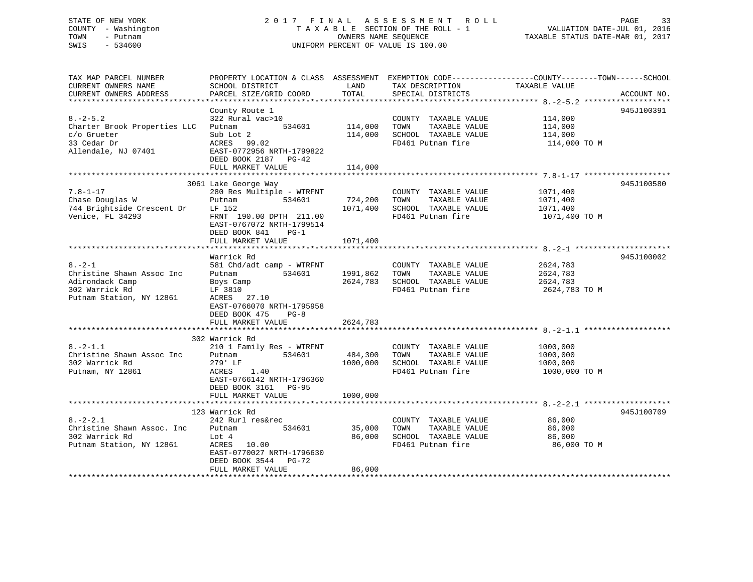STATE OF NEW YORK
COUNTY - Washington
TOWN - Putnam
SWIS - 534600

2 0 1 7 F I N A L A S S E S S M E N T R O L L
T A X A B L E SECTION OF THE ROLL - 1
OWNERS NAME SEQUENCE
UNIFORM PERCENT OF VALUE IS 100.00

VALUATION DATE-JUL 01, 2016
TAXABLE STATUS DATE-MAR 01, 2017

| TAX MAP PARCEL NUMBER / CURRENT OWNERS NAME / CURRENT OWNERS ADDRESS | PROPERTY LOCATION & CLASS / SCHOOL DISTRICT / PARCEL SIZE/GRID COORD | ASSESSMENT LAND / TOTAL | EXEMPTION CODE / TAX DESCRIPTION / SPECIAL DISTRICTS | COUNTY--------TOWN------SCHOOL TAXABLE VALUE | ACCOUNT NO. |
|---|---|---|---|---|---|
| **8.-2-5.2** | County Route 1 | | | | 945J100391 |
| 8.-2-5.2 | 322 Rural vac>10 | | COUNTY TAXABLE VALUE | 114,000 | |
| Charter Brook Properties LLC | Putnam 534601 | 114,000 | TOWN TAXABLE VALUE | 114,000 | |
| c/o Grueter | Sub Lot 2 | 114,000 | SCHOOL TAXABLE VALUE | 114,000 | |
| 33 Cedar Dr | ACRES 99.02 | | FD461 Putnam fire | 114,000 TO M | |
| Allendale, NJ 07401 | EAST-0772956 NRTH-1799822 | | | | |
| | DEED BOOK 2187 PG-42 | | | | |
| | FULL MARKET VALUE | 114,000 | | | |
| **7.8-1-17** | 3061 Lake George Way | | | | 945J100580 |
| 7.8-1-17 | 280 Res Multiple - WTRFNT | | COUNTY TAXABLE VALUE | 1071,400 | |
| Chase Douglas W | Putnam 534601 | 724,200 | TOWN TAXABLE VALUE | 1071,400 | |
| 744 Brightside Crescent Dr | LF 152 | 1071,400 | SCHOOL TAXABLE VALUE | 1071,400 | |
| Venice, FL 34293 | FRNT 190.00 DPTH 211.00 | | FD461 Putnam fire | 1071,400 TO M | |
| | EAST-0767072 NRTH-1799514 | | | | |
| | DEED BOOK 841 PG-1 | | | | |
| | FULL MARKET VALUE | 1071,400 | | | |
| **8.-2-1** | Warrick Rd | | | | 945J100002 |
| 8.-2-1 | 581 Chd/adt camp - WTRFNT | | COUNTY TAXABLE VALUE | 2624,783 | |
| Christine Shawn Assoc Inc | Putnam 534601 | 1991,862 | TOWN TAXABLE VALUE | 2624,783 | |
| Adirondack Camp | Boys Camp | 2624,783 | SCHOOL TAXABLE VALUE | 2624,783 | |
| 302 Warrick Rd | LF 3810 | | FD461 Putnam fire | 2624,783 TO M | |
| Putnam Station, NY 12861 | ACRES 27.10 | | | | |
| | EAST-0766070 NRTH-1795958 | | | | |
| | DEED BOOK 475 PG-8 | | | | |
| | FULL MARKET VALUE | 2624,783 | | | |
| **8.-2-1.1** | 302 Warrick Rd | | | | |
| 8.-2-1.1 | 210 1 Family Res - WTRFNT | | COUNTY TAXABLE VALUE | 1000,000 | |
| Christine Shawn Assoc Inc | Putnam 534601 | 484,300 | TOWN TAXABLE VALUE | 1000,000 | |
| 302 Warrick Rd | 279' LF | 1000,000 | SCHOOL TAXABLE VALUE | 1000,000 | |
| Putnam, NY 12861 | ACRES 1.40 | | FD461 Putnam fire | 1000,000 TO M | |
| | EAST-0766142 NRTH-1796360 | | | | |
| | DEED BOOK 3161 PG-95 | | | | |
| | FULL MARKET VALUE | 1000,000 | | | |
| **8.-2-2.1** | 123 Warrick Rd | | | | 945J100709 |
| 8.-2-2.1 | 242 Rurl res&rec | | COUNTY TAXABLE VALUE | 86,000 | |
| Christine Shawn Assoc. Inc | Putnam 534601 | 35,000 | TOWN TAXABLE VALUE | 86,000 | |
| 302 Warrick Rd | Lot 4 | 86,000 | SCHOOL TAXABLE VALUE | 86,000 | |
| Putnam Station, NY 12861 | ACRES 10.00 | | FD461 Putnam fire | 86,000 TO M | |
| | EAST-0770027 NRTH-1796630 | | | | |
| | DEED BOOK 3544 PG-72 | | | | |
| | FULL MARKET VALUE | 86,000 | | | |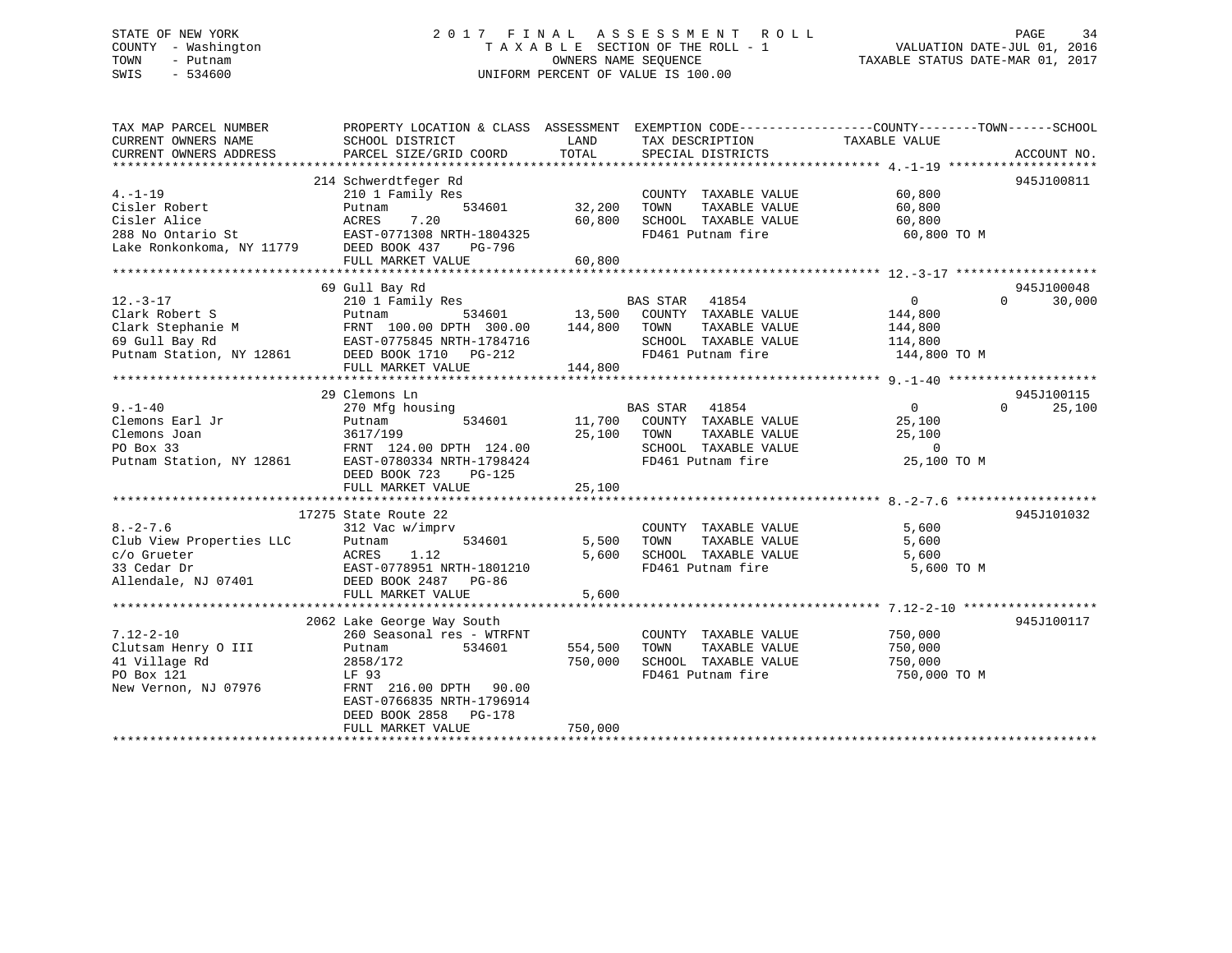STATE OF NEW YORK
COUNTY - Washington
TOWN - Putnam
SWIS - 534600

2017 FINAL ASSESSMENT ROLL
TAXABLE SECTION OF THE ROLL - 1
OWNERS NAME SEQUENCE
UNIFORM PERCENT OF VALUE IS 100.00

VALUATION DATE-JUL 01, 2016
TAXABLE STATUS DATE-MAR 01, 2017

```
TAX MAP PARCEL NUMBER          PROPERTY LOCATION & CLASS  ASSESSMENT  EXEMPTION CODE------------------COUNTY--------TOWN------SCHOOL
CURRENT OWNERS NAME            SCHOOL DISTRICT              LAND      TAX DESCRIPTION             TAXABLE VALUE
CURRENT OWNERS ADDRESS         PARCEL SIZE/GRID COORD       TOTAL     SPECIAL DISTRICTS                                      ACCOUNT NO.
******************************************************************************************************* 4.-1-19 ********************
                             214 Schwerdtfeger Rd                                                                              945J100811
4.-1-19                        210 1 Family Res                       COUNTY  TAXABLE VALUE           60,800
Cisler Robert                  Putnam          534601        32,200   TOWN    TAXABLE VALUE           60,800
Cisler Alice                   ACRES    7.20                 60,800   SCHOOL  TAXABLE VALUE           60,800
288 No Ontario St              EAST-0771308 NRTH-1804325               FD461 Putnam fire               60,800 TO M
Lake Ronkonkoma, NY 11779      DEED BOOK 437    PG-796
                               FULL MARKET VALUE             60,800
******************************************************************************************************* 12.-3-17 *******************
                             69 Gull Bay Rd                                                                                    945J100048
12.-3-17                       210 1 Family Res                        BAS STAR   41854                   0            0      30,000
Clark Robert S                 Putnam          534601        13,500   COUNTY  TAXABLE VALUE          144,800
Clark Stephanie M              FRNT 100.00 DPTH 300.00      144,800   TOWN    TAXABLE VALUE          144,800
69 Gull Bay Rd                 EAST-0775845 NRTH-1784716               SCHOOL  TAXABLE VALUE          114,800
Putnam Station, NY 12861       DEED BOOK 1710   PG-212                 FD461 Putnam fire              144,800 TO M
                               FULL MARKET VALUE            144,800
******************************************************************************************************* 9.-1-40 ********************
                             29 Clemons Ln                                                                                     945J100115
9.-1-40                        270 Mfg housing                         BAS STAR   41854                   0            0      25,100
Clemons Earl Jr                Putnam          534601        11,700   COUNTY  TAXABLE VALUE           25,100
Clemons Joan                   3617/199                      25,100   TOWN    TAXABLE VALUE           25,100
PO Box 33                      FRNT 124.00 DPTH 124.00                 SCHOOL  TAXABLE VALUE                0
Putnam Station, NY 12861       EAST-0780334 NRTH-1798424               FD461 Putnam fire               25,100 TO M
                               DEED BOOK 723    PG-125
                               FULL MARKET VALUE             25,100
******************************************************************************************************* 8.-2-7.6 *******************
                             17275 State Route 22                                                                              945J101032
8.-2-7.6                       312 Vac w/imprv                        COUNTY  TAXABLE VALUE            5,600
Club View Properties LLC       Putnam          534601         5,500   TOWN    TAXABLE VALUE            5,600
c/o Grueter                    ACRES    1.12                  5,600   SCHOOL  TAXABLE VALUE            5,600
33 Cedar Dr                    EAST-0778951 NRTH-1801210               FD461 Putnam fire                5,600 TO M
Allendale, NJ 07401            DEED BOOK 2487   PG-86
                               FULL MARKET VALUE              5,600
******************************************************************************************************* 7.12-2-10 ******************
                             2062 Lake George Way South                                                                        945J100117
7.12-2-10                      260 Seasonal res - WTRFNT              COUNTY  TAXABLE VALUE          750,000
Clutsam Henry O III            Putnam          534601       554,500   TOWN    TAXABLE VALUE          750,000
41 Village Rd                  2858/172                     750,000   SCHOOL  TAXABLE VALUE          750,000
PO Box 121                     LF 93                                   FD461 Putnam fire              750,000 TO M
New Vernon, NJ 07976           FRNT 216.00 DPTH  90.00
                               EAST-0766835 NRTH-1796914
                               DEED BOOK 2858   PG-178
                               FULL MARKET VALUE            750,000
************************************************************************************************************************************
```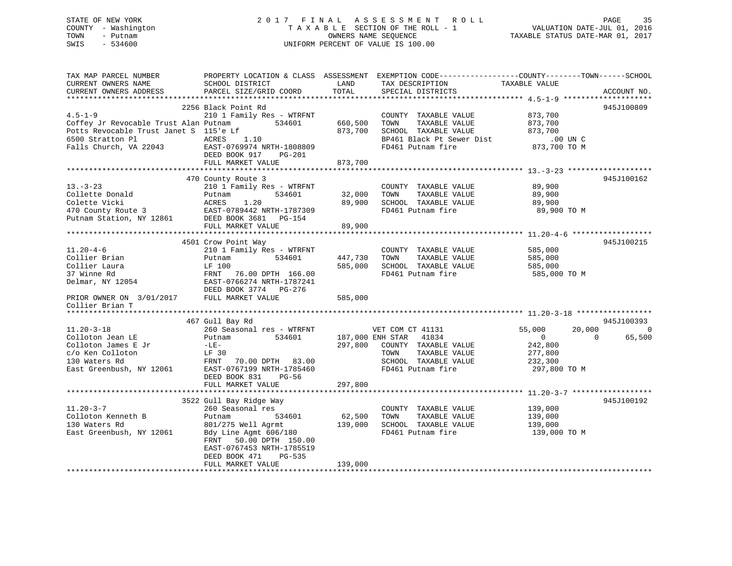STATE OF NEW YORK
COUNTY - Washington
TOWN - Putnam
SWIS - 534600

# 2017 FINAL ASSESSMENT ROLL

TAXABLE SECTION OF THE ROLL - 1
OWNERS NAME SEQUENCE
UNIFORM PERCENT OF VALUE IS 100.00

VALUATION DATE-JUL 01, 2016
TAXABLE STATUS DATE-MAR 01, 2017

```
TAX MAP PARCEL NUMBER          PROPERTY LOCATION & CLASS  ASSESSMENT  EXEMPTION CODE------------------COUNTY--------TOWN------SCHOOL
CURRENT OWNERS NAME            SCHOOL DISTRICT              LAND      TAX DESCRIPTION              TAXABLE VALUE
CURRENT OWNERS ADDRESS         PARCEL SIZE/GRID COORD      TOTAL      SPECIAL DISTRICTS                                          ACCOUNT NO.
******************************************************************************************************* 4.5-1-9 ********************
                          2256 Black Point Rd                                                                                945J100809
4.5-1-9                        210 1 Family Res - WTRFNT              COUNTY  TAXABLE VALUE            873,700
Coffey Jr Revocable Trust Alan Putnam         534601      660,500     TOWN    TAXABLE VALUE            873,700
Potts Revocable Trust Janet S  115'e Lf                   873,700     SCHOOL  TAXABLE VALUE            873,700
6500 Stratton Pl               ACRES    1.10                          BP461 Black Pt Sewer Dist              .00 UN C
Falls Church, VA 22043         EAST-0769974 NRTH-1808809              FD461 Putnam fire                 873,700 TO M
                               DEED BOOK 917    PG-201
                               FULL MARKET VALUE          873,700
******************************************************************************************************* 13.-3-23 *******************
                          470 County Route 3                                                                                 945J100162
13.-3-23                       210 1 Family Res - WTRFNT              COUNTY  TAXABLE VALUE             89,900
Collette Donald                Putnam         534601       32,000     TOWN    TAXABLE VALUE             89,900
Colette Vicki                  ACRES    1.20               89,900     SCHOOL  TAXABLE VALUE             89,900
470 County Route 3             EAST-0789442 NRTH-1787309              FD461 Putnam fire                  89,900 TO M
Putnam Station, NY 12861       DEED BOOK 3681   PG-154
                               FULL MARKET VALUE           89,900
******************************************************************************************************* 11.20-4-6 ******************
                          4501 Crow Point Way                                                                                945J100215
11.20-4-6                      210 1 Family Res - WTRFNT              COUNTY  TAXABLE VALUE            585,000
Collier Brian                  Putnam         534601      447,730     TOWN    TAXABLE VALUE            585,000
Collier Laura                  LF 100                     585,000     SCHOOL  TAXABLE VALUE            585,000
37 Winne Rd                    FRNT   76.00 DPTH  166.00              FD461 Putnam fire                 585,000 TO M
Delmar, NY 12054               EAST-0766274 NRTH-1787241
                               DEED BOOK 3774   PG-276
PRIOR OWNER ON  3/01/2017      FULL MARKET VALUE          585,000
Collier Brian T
******************************************************************************************************* 11.20-3-18 *****************
                          467 Gull Bay Rd                                                                                    945J100393
11.20-3-18                     260 Seasonal res - WTRFNT              VET COM CT 41131                 55,000      20,000           0
Colloton Jean LE               Putnam         534601      187,000 ENH STAR   41834                          0           0      65,500
Colloton James E Jr            -LE-                       297,800     COUNTY  TAXABLE VALUE            242,800
c/o Ken Colloton               LF 30                                  TOWN    TAXABLE VALUE            277,800
130 Waters Rd                  FRNT   70.00 DPTH   83.00              SCHOOL  TAXABLE VALUE            232,300
East Greenbush, NY 12061       EAST-0767199 NRTH-1785460              FD461 Putnam fire                 297,800 TO M
                               DEED BOOK 831    PG-56
                               FULL MARKET VALUE          297,800
******************************************************************************************************* 11.20-3-7 ******************
                          3522 Gull Bay Ridge Way                                                                            945J100192
11.20-3-7                      260 Seasonal res                       COUNTY  TAXABLE VALUE            139,000
Colloton Kenneth B             Putnam         534601       62,500     TOWN    TAXABLE VALUE            139,000
130 Waters Rd                  801/275 Well Agrmt         139,000     SCHOOL  TAXABLE VALUE            139,000
East Greenbush, NY 12061       Bdy Line Agmt 606/180                  FD461 Putnam fire                 139,000 TO M
                               FRNT   50.00 DPTH  150.00
                               EAST-0767453 NRTH-1785519
                               DEED BOOK 471    PG-535
                               FULL MARKET VALUE          139,000
************************************************************************************************************************************
```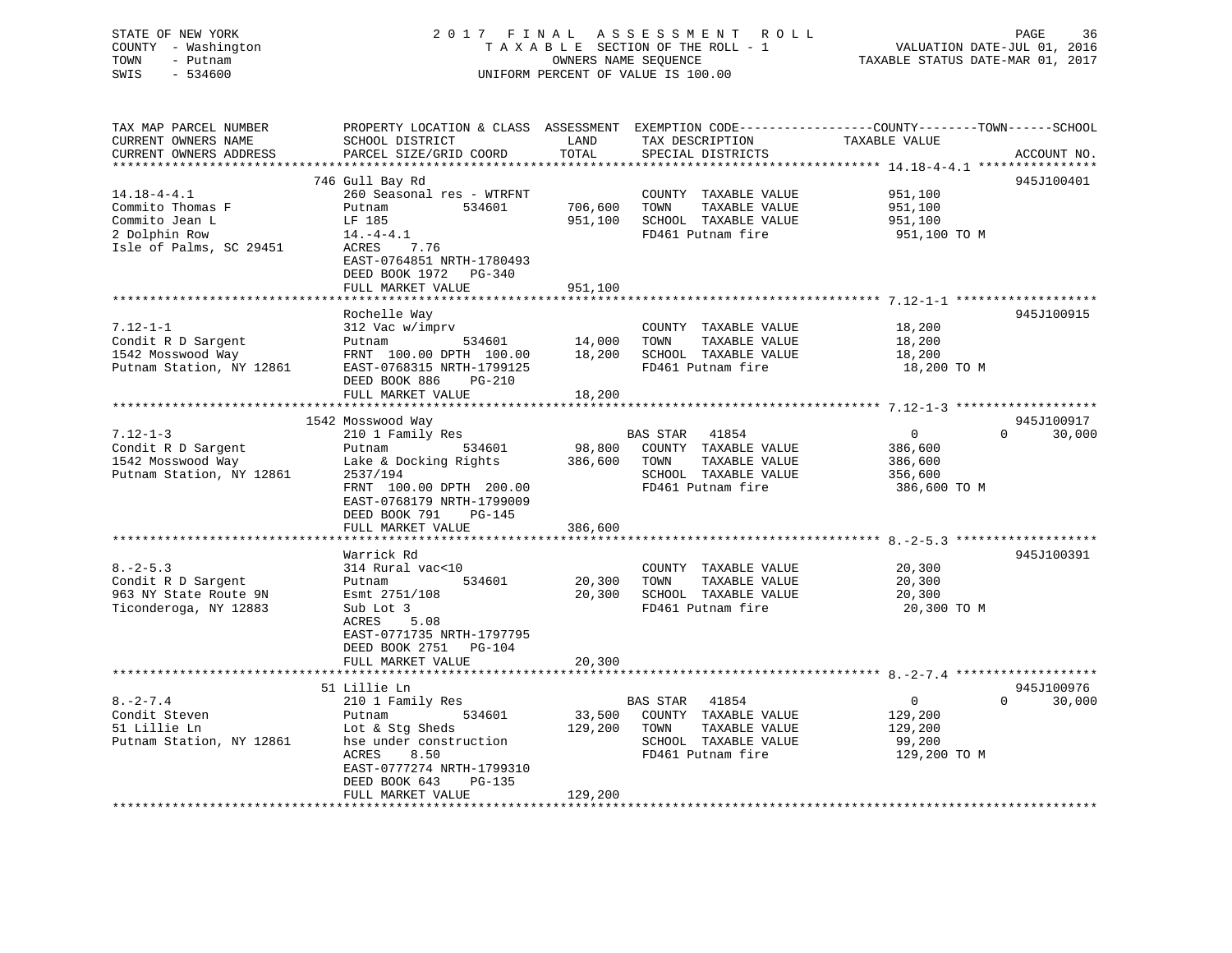STATE OF NEW YORK
COUNTY - Washington
TOWN - Putnam
SWIS - 534600

2017 FINAL ASSESSMENT ROLL
TAXABLE SECTION OF THE ROLL - 1
OWNERS NAME SEQUENCE
UNIFORM PERCENT OF VALUE IS 100.00

VALUATION DATE-JUL 01, 2016
TAXABLE STATUS DATE-MAR 01, 2017

| TAX MAP PARCEL NUMBER / CURRENT OWNERS NAME / CURRENT OWNERS ADDRESS | PROPERTY LOCATION & CLASS / SCHOOL DISTRICT / PARCEL SIZE/GRID COORD | ASSESSMENT LAND | TOTAL | EXEMPTION CODE / TAX DESCRIPTION / SPECIAL DISTRICTS | COUNTY / TOWN / SCHOOL TAXABLE VALUE | ACCOUNT NO. |
|---|---|---|---|---|---|---|
| 14.18-4-4.1 | 746 Gull Bay Rd | | | | | 945J100401 |
| Commito Thomas F | 260 Seasonal res - WTRFNT | | | COUNTY TAXABLE VALUE | 951,100 | |
| Commito Jean L | Putnam 534601 | 706,600 | | TOWN TAXABLE VALUE | 951,100 | |
| 2 Dolphin Row | LF 185 | | 951,100 | SCHOOL TAXABLE VALUE | 951,100 | |
| Isle of Palms, SC 29451 | 14.-4-4.1 | | | FD461 Putnam fire | 951,100 TO M | |
| | ACRES 7.76 | | | | | |
| | EAST-0764851 NRTH-1780493 | | | | | |
| | DEED BOOK 1972 PG-340 | | | | | |
| | FULL MARKET VALUE | | 951,100 | | | |
| 7.12-1-1 | Rochelle Way | | | | | 945J100915 |
| Condit R D Sargent | 312 Vac w/imprv | | | COUNTY TAXABLE VALUE | 18,200 | |
| 1542 Mosswood Way | Putnam 534601 | 14,000 | | TOWN TAXABLE VALUE | 18,200 | |
| Putnam Station, NY 12861 | FRNT 100.00 DPTH 100.00 | | 18,200 | SCHOOL TAXABLE VALUE | 18,200 | |
| | EAST-0768315 NRTH-1799125 | | | FD461 Putnam fire | 18,200 TO M | |
| | DEED BOOK 886 PG-210 | | | | | |
| | FULL MARKET VALUE | | 18,200 | | | |
| 7.12-1-3 | 1542 Mosswood Way | | | | | 945J100917 |
| Condit R D Sargent | 210 1 Family Res | | | BAS STAR 41854 | 0 / 0 / 30,000 | |
| 1542 Mosswood Way | Putnam 534601 | 98,800 | | COUNTY TAXABLE VALUE | 386,600 | |
| Putnam Station, NY 12861 | Lake & Docking Rights | | 386,600 | TOWN TAXABLE VALUE | 386,600 | |
| | 2537/194 | | | SCHOOL TAXABLE VALUE | 356,600 | |
| | FRNT 100.00 DPTH 200.00 | | | FD461 Putnam fire | 386,600 TO M | |
| | EAST-0768179 NRTH-1799009 | | | | | |
| | DEED BOOK 791 PG-145 | | | | | |
| | FULL MARKET VALUE | | 386,600 | | | |
| 8.-2-5.3 | Warrick Rd | | | | | 945J100391 |
| Condit R D Sargent | 314 Rural vac<10 | | | COUNTY TAXABLE VALUE | 20,300 | |
| 963 NY State Route 9N | Putnam 534601 | 20,300 | | TOWN TAXABLE VALUE | 20,300 | |
| Ticonderoga, NY 12883 | Esmt 2751/108 | | 20,300 | SCHOOL TAXABLE VALUE | 20,300 | |
| | Sub Lot 3 | | | FD461 Putnam fire | 20,300 TO M | |
| | ACRES 5.08 | | | | | |
| | EAST-0771735 NRTH-1797795 | | | | | |
| | DEED BOOK 2751 PG-104 | | | | | |
| | FULL MARKET VALUE | | 20,300 | | | |
| 8.-2-7.4 | 51 Lillie Ln | | | | | 945J100976 |
| Condit Steven | 210 1 Family Res | | | BAS STAR 41854 | 0 / 0 / 30,000 | |
| 51 Lillie Ln | Putnam 534601 | 33,500 | | COUNTY TAXABLE VALUE | 129,200 | |
| Putnam Station, NY 12861 | Lot & Stg Sheds | | 129,200 | TOWN TAXABLE VALUE | 129,200 | |
| | hse under construction | | | SCHOOL TAXABLE VALUE | 99,200 | |
| | ACRES 8.50 | | | FD461 Putnam fire | 129,200 TO M | |
| | EAST-0777274 NRTH-1799310 | | | | | |
| | DEED BOOK 643 PG-135 | | | | | |
| | FULL MARKET VALUE | | 129,200 | | | |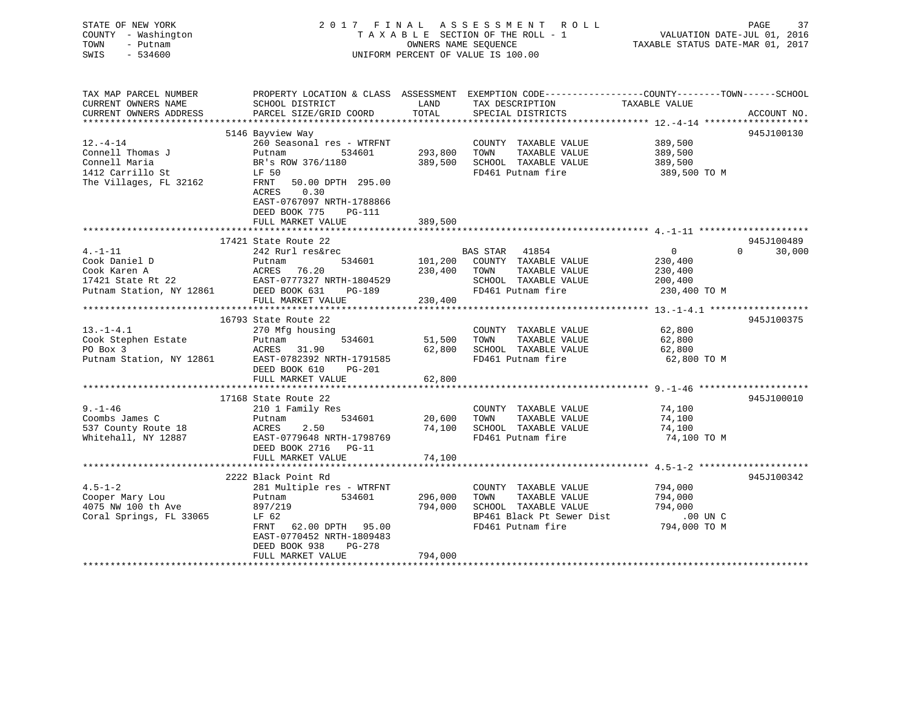STATE OF NEW YORK  
COUNTY - Washington  
TOWN - Putnam  
SWIS - 534600

2017 FINAL ASSESSMENT ROLL  
TAXABLE SECTION OF THE ROLL - 1  
OWNERS NAME SEQUENCE  
UNIFORM PERCENT OF VALUE IS 100.00

VALUATION DATE-JUL 01, 2016  
TAXABLE STATUS DATE-MAR 01, 2017

| TAX MAP PARCEL NUMBER / CURRENT OWNERS NAME / CURRENT OWNERS ADDRESS | PROPERTY LOCATION & CLASS / SCHOOL DISTRICT / PARCEL SIZE/GRID COORD | ASSESSMENT LAND | TOTAL | EXEMPTION CODE / TAX DESCRIPTION / SPECIAL DISTRICTS | COUNTY TAXABLE VALUE | TOWN | SCHOOL | ACCOUNT NO. |
|---|---|---|---|---|---|---|---|---|
| 12.-4-14 | 5146 Bayview Way | | | | | | | 945J100130 |
| Connell Thomas J | 260 Seasonal res - WTRFNT | | | COUNTY TAXABLE VALUE | 389,500 | | | |
| Connell Maria | Putnam 534601 | 293,800 | | TOWN TAXABLE VALUE | 389,500 | | | |
| 1412 Carrillo St | BR's ROW 376/1180 | | 389,500 | SCHOOL TAXABLE VALUE | 389,500 | | | |
| The Villages, FL 32162 | LF 50 | | | FD461 Putnam fire | 389,500 TO M | | | |
| | FRNT 50.00 DPTH 295.00 | | | | | | | |
| | ACRES 0.30 | | | | | | | |
| | EAST-0767097 NRTH-1788866 | | | | | | | |
| | DEED BOOK 775 PG-111 | | | | | | | |
| | FULL MARKET VALUE | | 389,500 | | | | | |
| 4.-1-11 | 17421 State Route 22 | | | | | | | 945J100489 |
| Cook Daniel D | 242 Rurl res&rec | | | BAS STAR 41854 | 0 | 0 | 30,000 | |
| Cook Karen A | Putnam 534601 | 101,200 | | COUNTY TAXABLE VALUE | 230,400 | | | |
| 17421 State Rt 22 | ACRES 76.20 | | 230,400 | TOWN TAXABLE VALUE | 230,400 | | | |
| Putnam Station, NY 12861 | EAST-0777327 NRTH-1804529 | | | SCHOOL TAXABLE VALUE | 200,400 | | | |
| | DEED BOOK 631 PG-189 | | | FD461 Putnam fire | 230,400 TO M | | | |
| | FULL MARKET VALUE | | 230,400 | | | | | |
| 13.-1-4.1 | 16793 State Route 22 | | | | | | | 945J100375 |
| Cook Stephen Estate | 270 Mfg housing | | | COUNTY TAXABLE VALUE | 62,800 | | | |
| PO Box 3 | Putnam 534601 | 51,500 | | TOWN TAXABLE VALUE | 62,800 | | | |
| Putnam Station, NY 12861 | ACRES 31.90 | | 62,800 | SCHOOL TAXABLE VALUE | 62,800 | | | |
| | EAST-0782392 NRTH-1791585 | | | FD461 Putnam fire | 62,800 TO M | | | |
| | DEED BOOK 610 PG-201 | | | | | | | |
| | FULL MARKET VALUE | | 62,800 | | | | | |
| 9.-1-46 | 17168 State Route 22 | | | | | | | 945J100010 |
| Coombs James C | 210 1 Family Res | | | COUNTY TAXABLE VALUE | 74,100 | | | |
| 537 County Route 18 | Putnam 534601 | 20,600 | | TOWN TAXABLE VALUE | 74,100 | | | |
| Whitehall, NY 12887 | ACRES 2.50 | | 74,100 | SCHOOL TAXABLE VALUE | 74,100 | | | |
| | EAST-0779648 NRTH-1798769 | | | FD461 Putnam fire | 74,100 TO M | | | |
| | DEED BOOK 2716 PG-11 | | | | | | | |
| | FULL MARKET VALUE | | 74,100 | | | | | |
| 4.5-1-2 | 2222 Black Point Rd | | | | | | | 945J100342 |
| Cooper Mary Lou | 281 Multiple res - WTRFNT | | | COUNTY TAXABLE VALUE | 794,000 | | | |
| 4075 NW 100 th Ave | Putnam 534601 | 296,000 | | TOWN TAXABLE VALUE | 794,000 | | | |
| Coral Springs, FL 33065 | 897/219 | | 794,000 | SCHOOL TAXABLE VALUE | 794,000 | | | |
| | LF 62 | | | BP461 Black Pt Sewer Dist | .00 UN C | | | |
| | FRNT 62.00 DPTH 95.00 | | | FD461 Putnam fire | 794,000 TO M | | | |
| | EAST-0770452 NRTH-1809483 | | | | | | | |
| | DEED BOOK 938 PG-278 | | | | | | | |
| | FULL MARKET VALUE | | 794,000 | | | | | |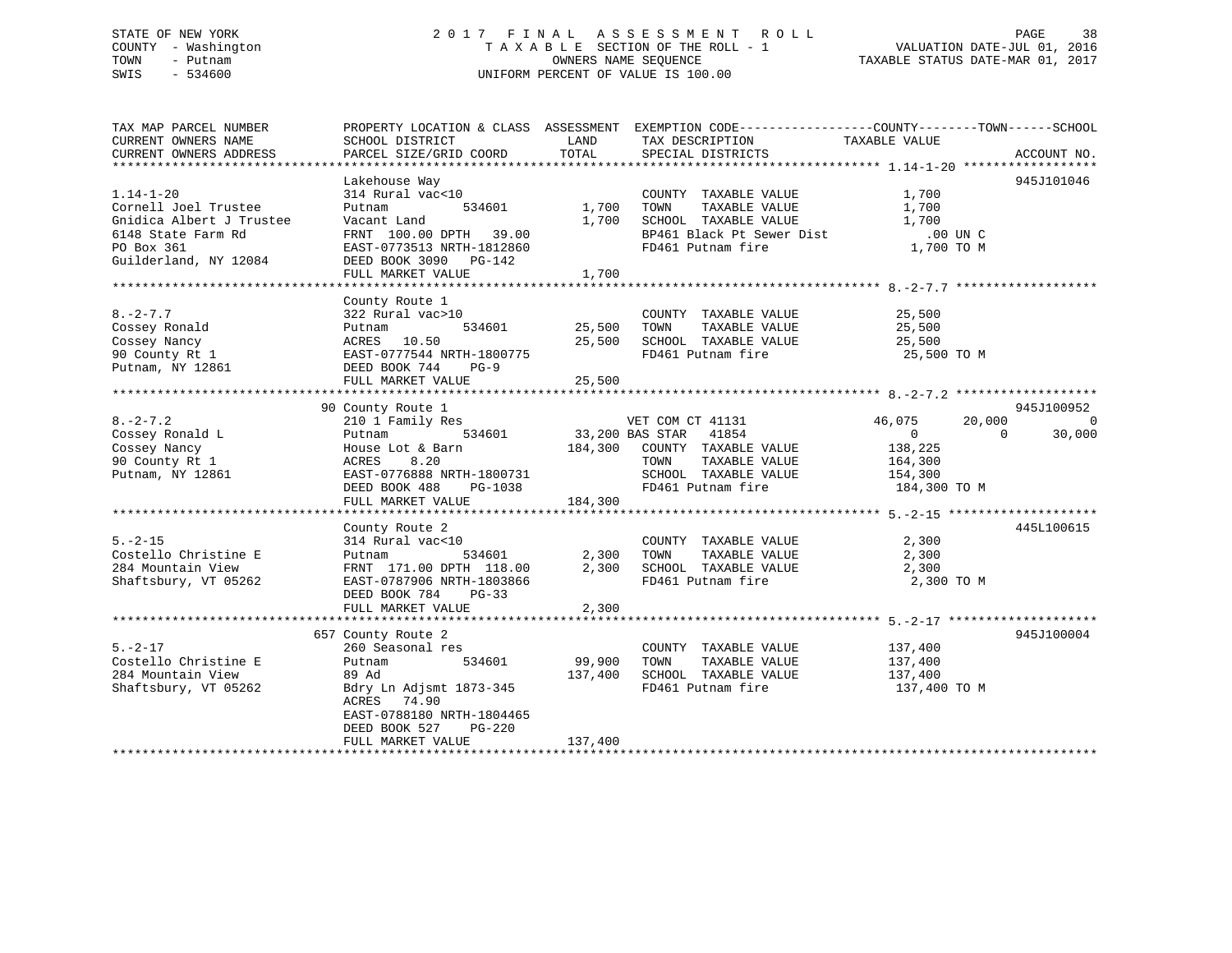STATE OF NEW YORK
COUNTY - Washington
TOWN - Putnam
SWIS - 534600

2017 FINAL ASSESSMENT ROLL
TAXABLE SECTION OF THE ROLL - 1
OWNERS NAME SEQUENCE
UNIFORM PERCENT OF VALUE IS 100.00

VALUATION DATE-JUL 01, 2016
TAXABLE STATUS DATE-MAR 01, 2017

| TAX MAP PARCEL NUMBER / CURRENT OWNERS NAME / CURRENT OWNERS ADDRESS | PROPERTY LOCATION & CLASS / SCHOOL DISTRICT / PARCEL SIZE/GRID COORD | ASSESSMENT LAND | TOTAL | EXEMPTION CODE / TAX DESCRIPTION / SPECIAL DISTRICTS | COUNTY | TOWN | SCHOOL | ACCOUNT NO. |
|---|---|---|---|---|---|---|---|---|
| **1.14-1-20** | Lakehouse Way | | | | | | | 945J101046 |
| Cornell Joel Trustee | 314 Rural vac<10 | | | COUNTY TAXABLE VALUE | 1,700 | | | |
| Gnidica Albert J Trustee | Putnam 534601 | 1,700 | | TOWN TAXABLE VALUE | | 1,700 | | |
| 6148 State Farm Rd | Vacant Land | | 1,700 | SCHOOL TAXABLE VALUE | | | 1,700 | |
| PO Box 361 | FRNT 100.00 DPTH 39.00 | | | BP461 Black Pt Sewer Dist | .00 UN C | | | |
| Guilderland, NY 12084 | EAST-0773513 NRTH-1812860 | | | FD461 Putnam fire | 1,700 TO M | | | |
| | DEED BOOK 3090 PG-142 | | | | | | | |
| | FULL MARKET VALUE | | 1,700 | | | | | |
| **8.-2-7.7** | County Route 1 | | | | | | | |
| Cossey Ronald | 322 Rural vac>10 | | | COUNTY TAXABLE VALUE | 25,500 | | | |
| Cossey Nancy | Putnam 534601 | 25,500 | | TOWN TAXABLE VALUE | | 25,500 | | |
| 90 County Rt 1 | ACRES 10.50 | | 25,500 | SCHOOL TAXABLE VALUE | | | 25,500 | |
| Putnam, NY 12861 | EAST-0777544 NRTH-1800775 | | | FD461 Putnam fire | 25,500 TO M | | | |
| | DEED BOOK 744 PG-9 | | | | | | | |
| | FULL MARKET VALUE | | 25,500 | | | | | |
| **8.-2-7.2** | 90 County Route 1 | | | | | | | 945J100952 |
| Cossey Ronald L | 210 1 Family Res | | | VET COM CT 41131 | 46,075 | 20,000 | 0 | |
| Cossey Nancy | Putnam 534601 | 33,200 | | BAS STAR 41854 | 0 | 0 | 30,000 | |
| 90 County Rt 1 | House Lot & Barn | | 184,300 | COUNTY TAXABLE VALUE | 138,225 | | | |
| Putnam, NY 12861 | ACRES 8.20 | | | TOWN TAXABLE VALUE | | 164,300 | | |
| | EAST-0776888 NRTH-1800731 | | | SCHOOL TAXABLE VALUE | | | 154,300 | |
| | DEED BOOK 488 PG-1038 | | | FD461 Putnam fire | 184,300 TO M | | | |
| | FULL MARKET VALUE | | 184,300 | | | | | |
| **5.-2-15** | County Route 2 | | | | | | | 445L100615 |
| Costello Christine E | 314 Rural vac<10 | | | COUNTY TAXABLE VALUE | 2,300 | | | |
| 284 Mountain View | Putnam 534601 | 2,300 | | TOWN TAXABLE VALUE | | 2,300 | | |
| Shaftsbury, VT 05262 | FRNT 171.00 DPTH 118.00 | | 2,300 | SCHOOL TAXABLE VALUE | | | 2,300 | |
| | EAST-0787906 NRTH-1803866 | | | FD461 Putnam fire | 2,300 TO M | | | |
| | DEED BOOK 784 PG-33 | | | | | | | |
| | FULL MARKET VALUE | | 2,300 | | | | | |
| **5.-2-17** | 657 County Route 2 | | | | | | | 945J100004 |
| Costello Christine E | 260 Seasonal res | | | COUNTY TAXABLE VALUE | 137,400 | | | |
| 284 Mountain View | Putnam 534601 | 99,900 | | TOWN TAXABLE VALUE | | 137,400 | | |
| Shaftsbury, VT 05262 | 89 Ad | | 137,400 | SCHOOL TAXABLE VALUE | | | 137,400 | |
| | Bdry Ln Adjsmt 1873-345 | | | FD461 Putnam fire | 137,400 TO M | | | |
| | ACRES 74.90 | | | | | | | |
| | EAST-0788180 NRTH-1804465 | | | | | | | |
| | DEED BOOK 527 PG-220 | | | | | | | |
| | FULL MARKET VALUE | | 137,400 | | | | | |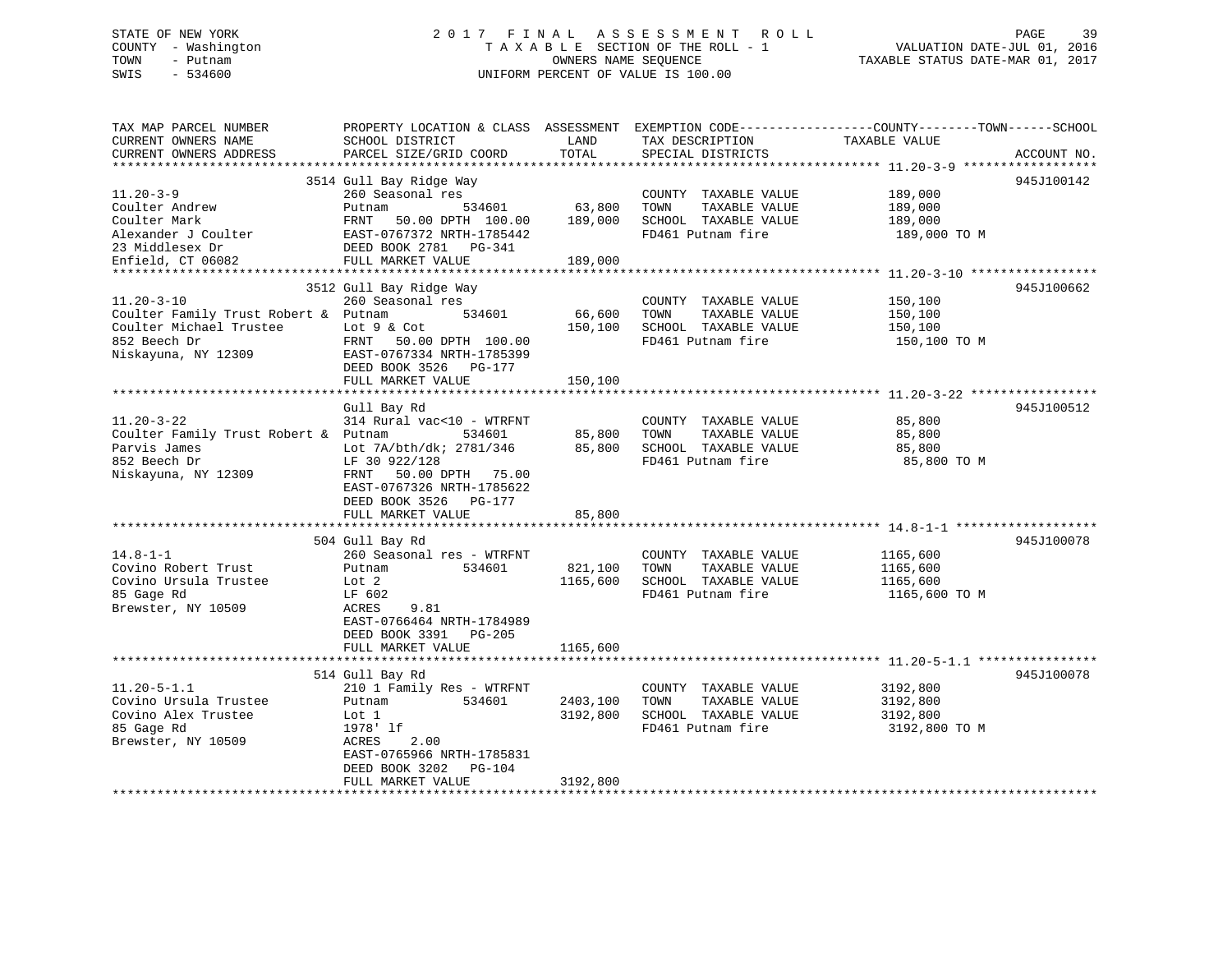STATE OF NEW YORK
COUNTY - Washington
TOWN - Putnam
SWIS - 534600

2017 FINAL ASSESSMENT ROLL
TAXABLE SECTION OF THE ROLL - 1
OWNERS NAME SEQUENCE
UNIFORM PERCENT OF VALUE IS 100.00

VALUATION DATE-JUL 01, 2016
TAXABLE STATUS DATE-MAR 01, 2017

| TAX MAP PARCEL NUMBER / CURRENT OWNERS NAME / CURRENT OWNERS ADDRESS | PROPERTY LOCATION & CLASS / SCHOOL DISTRICT / PARCEL SIZE/GRID COORD | ASSESSMENT LAND / TOTAL | EXEMPTION CODE / TAX DESCRIPTION / SPECIAL DISTRICTS | COUNTY--------TOWN------SCHOOL TAXABLE VALUE | ACCOUNT NO. |
|---|---|---|---|---|---|
| 11.20-3-9 | 3514 Gull Bay Ridge Way | | | | 945J100142 |
| 11.20-3-9 | 260 Seasonal res | | COUNTY TAXABLE VALUE | 189,000 | |
| Coulter Andrew | Putnam 534601 | 63,800 | TOWN TAXABLE VALUE | 189,000 | |
| Coulter Mark | FRNT 50.00 DPTH 100.00 | 189,000 | SCHOOL TAXABLE VALUE | 189,000 | |
| Alexander J Coulter | EAST-0767372 NRTH-1785442 | | FD461 Putnam fire | 189,000 TO M | |
| 23 Middlesex Dr | DEED BOOK 2781 PG-341 | | | | |
| Enfield, CT 06082 | FULL MARKET VALUE | 189,000 | | | |
| 11.20-3-10 | 3512 Gull Bay Ridge Way | | | | 945J100662 |
| 11.20-3-10 | 260 Seasonal res | | COUNTY TAXABLE VALUE | 150,100 | |
| Coulter Family Trust Robert & | Putnam 534601 | 66,600 | TOWN TAXABLE VALUE | 150,100 | |
| Coulter Michael Trustee | Lot 9 & Cot | 150,100 | SCHOOL TAXABLE VALUE | 150,100 | |
| 852 Beech Dr | FRNT 50.00 DPTH 100.00 | | FD461 Putnam fire | 150,100 TO M | |
| Niskayuna, NY 12309 | EAST-0767334 NRTH-1785399 | | | | |
| | DEED BOOK 3526 PG-177 | | | | |
| | FULL MARKET VALUE | 150,100 | | | |
| 11.20-3-22 | Gull Bay Rd | | | | 945J100512 |
| 11.20-3-22 | 314 Rural vac<10 - WTRFNT | | COUNTY TAXABLE VALUE | 85,800 | |
| Coulter Family Trust Robert & | Putnam 534601 | 85,800 | TOWN TAXABLE VALUE | 85,800 | |
| Parvis James | Lot 7A/bth/dk; 2781/346 | 85,800 | SCHOOL TAXABLE VALUE | 85,800 | |
| 852 Beech Dr | LF 30 922/128 | | FD461 Putnam fire | 85,800 TO M | |
| Niskayuna, NY 12309 | FRNT 50.00 DPTH 75.00 | | | | |
| | EAST-0767326 NRTH-1785622 | | | | |
| | DEED BOOK 3526 PG-177 | | | | |
| | FULL MARKET VALUE | 85,800 | | | |
| 14.8-1-1 | 504 Gull Bay Rd | | | | 945J100078 |
| 14.8-1-1 | 260 Seasonal res - WTRFNT | | COUNTY TAXABLE VALUE | 1165,600 | |
| Covino Robert Trust | Putnam 534601 | 821,100 | TOWN TAXABLE VALUE | 1165,600 | |
| Covino Ursula Trustee | Lot 2 | 1165,600 | SCHOOL TAXABLE VALUE | 1165,600 | |
| 85 Gage Rd | LF 602 | | FD461 Putnam fire | 1165,600 TO M | |
| Brewster, NY 10509 | ACRES 9.81 | | | | |
| | EAST-0766464 NRTH-1784989 | | | | |
| | DEED BOOK 3391 PG-205 | | | | |
| | FULL MARKET VALUE | 1165,600 | | | |
| 11.20-5-1.1 | 514 Gull Bay Rd | | | | 945J100078 |
| 11.20-5-1.1 | 210 1 Family Res - WTRFNT | | COUNTY TAXABLE VALUE | 3192,800 | |
| Covino Ursula Trustee | Putnam 534601 | 2403,100 | TOWN TAXABLE VALUE | 3192,800 | |
| Covino Alex Trustee | Lot 1 | 3192,800 | SCHOOL TAXABLE VALUE | 3192,800 | |
| 85 Gage Rd | 1978' lf | | FD461 Putnam fire | 3192,800 TO M | |
| Brewster, NY 10509 | ACRES 2.00 | | | | |
| | EAST-0765966 NRTH-1785831 | | | | |
| | DEED BOOK 3202 PG-104 | | | | |
| | FULL MARKET VALUE | 3192,800 | | | |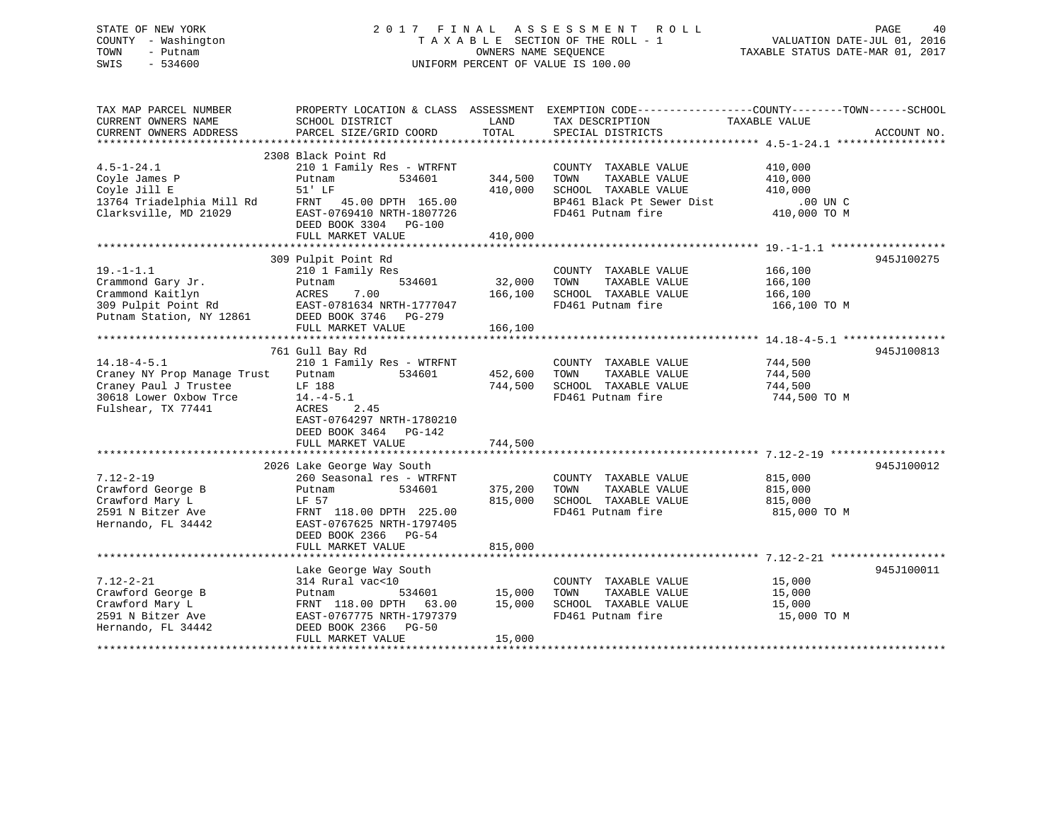STATE OF NEW YORK
COUNTY - Washington
TOWN - Putnam
SWIS - 534600

2 0 1 7 F I N A L A S S E S S M E N T R O L L
T A X A B L E SECTION OF THE ROLL - 1
OWNERS NAME SEQUENCE
UNIFORM PERCENT OF VALUE IS 100.00

VALUATION DATE-JUL 01, 2016
TAXABLE STATUS DATE-MAR 01, 2017

| TAX MAP PARCEL NUMBER / CURRENT OWNERS NAME / CURRENT OWNERS ADDRESS | PROPERTY LOCATION & CLASS / SCHOOL DISTRICT / PARCEL SIZE/GRID COORD | ASSESSMENT LAND / TOTAL | EXEMPTION CODE / TAX DESCRIPTION / SPECIAL DISTRICTS | TAXABLE VALUE | ACCOUNT NO. |
|---|---|---|---|---|---|
| **4.5-1-24.1** | 2308 Black Point Rd | | | | |
| 4.5-1-24.1 | 210 1 Family Res - WTRFNT | | COUNTY TAXABLE VALUE | 410,000 | |
| Coyle James P | Putnam 534601 | 344,500 | TOWN TAXABLE VALUE | 410,000 | |
| Coyle Jill E | 51' LF | 410,000 | SCHOOL TAXABLE VALUE | 410,000 | |
| 13764 Triadelphia Mill Rd | FRNT 45.00 DPTH 165.00 | | BP461 Black Pt Sewer Dist | .00 UN C | |
| Clarksville, MD 21029 | EAST-0769410 NRTH-1807726 | | FD461 Putnam fire | 410,000 TO M | |
| | DEED BOOK 3304 PG-100 | | | | |
| | FULL MARKET VALUE | 410,000 | | | |
| **19.-1-1.1** | 309 Pulpit Point Rd | | | | 945J100275 |
| 19.-1-1.1 | 210 1 Family Res | | COUNTY TAXABLE VALUE | 166,100 | |
| Crammond Gary Jr. | Putnam 534601 | 32,000 | TOWN TAXABLE VALUE | 166,100 | |
| Crammond Kaitlyn | ACRES 7.00 | 166,100 | SCHOOL TAXABLE VALUE | 166,100 | |
| 309 Pulpit Point Rd | EAST-0781634 NRTH-1777047 | | FD461 Putnam fire | 166,100 TO M | |
| Putnam Station, NY 12861 | DEED BOOK 3746 PG-279 | | | | |
| | FULL MARKET VALUE | 166,100 | | | |
| **14.18-4-5.1** | 761 Gull Bay Rd | | | | 945J100813 |
| 14.18-4-5.1 | 210 1 Family Res - WTRFNT | | COUNTY TAXABLE VALUE | 744,500 | |
| Craney NY Prop Manage Trust | Putnam 534601 | 452,600 | TOWN TAXABLE VALUE | 744,500 | |
| Craney Paul J Trustee | LF 188 | 744,500 | SCHOOL TAXABLE VALUE | 744,500 | |
| 30618 Lower Oxbow Trce | 14.-4-5.1 | | FD461 Putnam fire | 744,500 TO M | |
| Fulshear, TX 77441 | ACRES 2.45 | | | | |
| | EAST-0764297 NRTH-1780210 | | | | |
| | DEED BOOK 3464 PG-142 | | | | |
| | FULL MARKET VALUE | 744,500 | | | |
| **7.12-2-19** | 2026 Lake George Way South | | | | 945J100012 |
| 7.12-2-19 | 260 Seasonal res - WTRFNT | | COUNTY TAXABLE VALUE | 815,000 | |
| Crawford George B | Putnam 534601 | 375,200 | TOWN TAXABLE VALUE | 815,000 | |
| Crawford Mary L | LF 57 | 815,000 | SCHOOL TAXABLE VALUE | 815,000 | |
| 2591 N Bitzer Ave | FRNT 118.00 DPTH 225.00 | | FD461 Putnam fire | 815,000 TO M | |
| Hernando, FL 34442 | EAST-0767625 NRTH-1797405 | | | | |
| | DEED BOOK 2366 PG-54 | | | | |
| | FULL MARKET VALUE | 815,000 | | | |
| **7.12-2-21** | Lake George Way South | | | | 945J100011 |
| 7.12-2-21 | 314 Rural vac<10 | | COUNTY TAXABLE VALUE | 15,000 | |
| Crawford George B | Putnam 534601 | 15,000 | TOWN TAXABLE VALUE | 15,000 | |
| Crawford Mary L | FRNT 118.00 DPTH 63.00 | 15,000 | SCHOOL TAXABLE VALUE | 15,000 | |
| 2591 N Bitzer Ave | EAST-0767775 NRTH-1797379 | | FD461 Putnam fire | 15,000 TO M | |
| Hernando, FL 34442 | DEED BOOK 2366 PG-50 | | | | |
| | FULL MARKET VALUE | 15,000 | | | |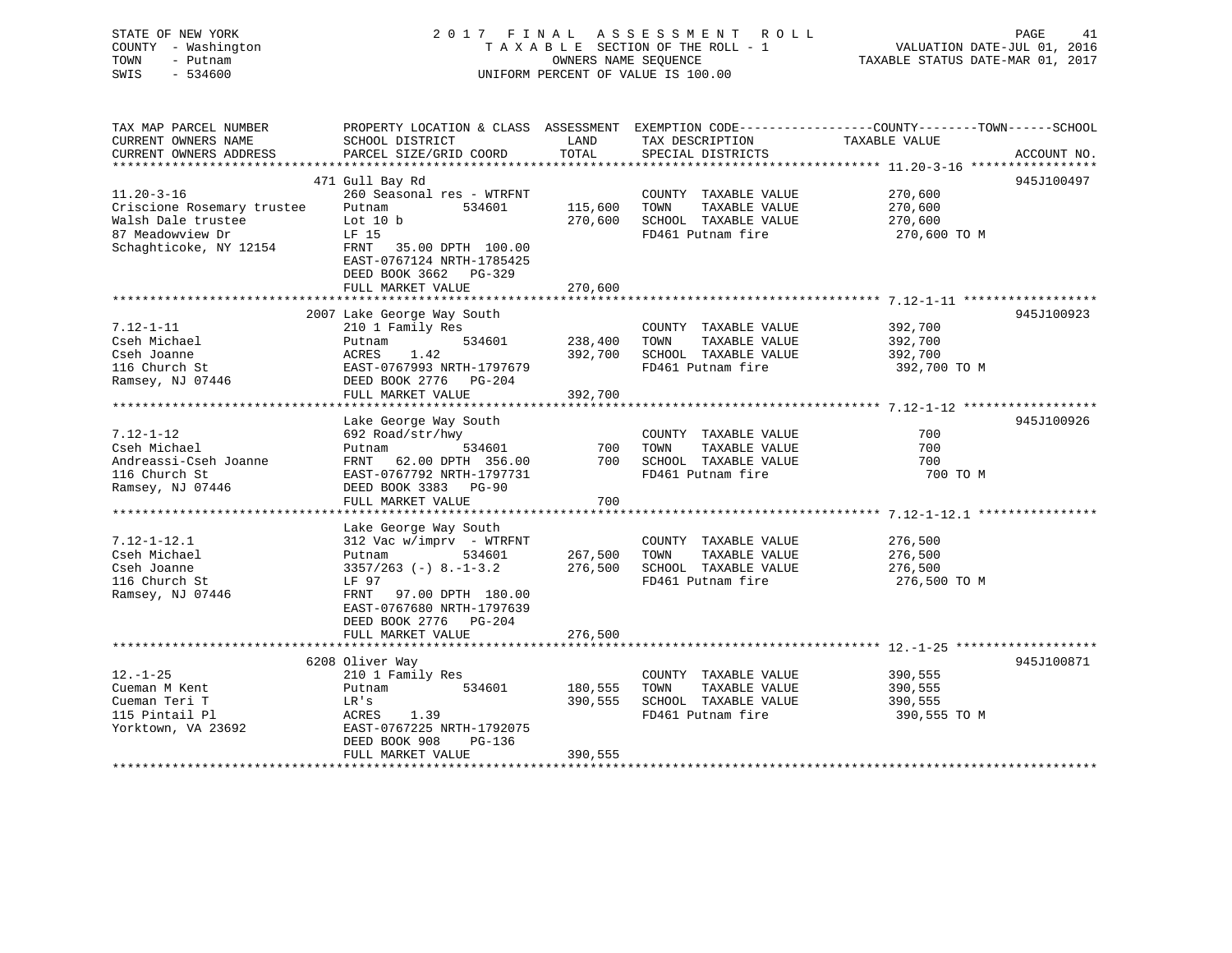STATE OF NEW YORK — 2017 FINAL ASSESSMENT ROLL — PAGE 41
COUNTY - Washington — TAXABLE SECTION OF THE ROLL - 1 — VALUATION DATE-JUL 01, 2016
TOWN - Putnam — OWNERS NAME SEQUENCE — TAXABLE STATUS DATE-MAR 01, 2017
SWIS - 534600 — UNIFORM PERCENT OF VALUE IS 100.00

| TAX MAP PARCEL NUMBER / CURRENT OWNERS NAME / CURRENT OWNERS ADDRESS | PROPERTY LOCATION & CLASS / SCHOOL DISTRICT / PARCEL SIZE/GRID COORD | ASSESSMENT LAND | TOTAL | EXEMPTION CODE / TAX DESCRIPTION / SPECIAL DISTRICTS | COUNTY / TOWN / SCHOOL TAXABLE VALUE | ACCOUNT NO. |
|---|---|---|---|---|---|---|
| 11.20-3-16 | 471 Gull Bay Rd | | | | | 945J100497 |
| 11.20-3-16 | 260 Seasonal res - WTRFNT | | | COUNTY TAXABLE VALUE | 270,600 | |
| Criscione Rosemary trustee | Putnam 534601 | 115,600 | | TOWN TAXABLE VALUE | 270,600 | |
| Walsh Dale trustee | Lot 10 b | | 270,600 | SCHOOL TAXABLE VALUE | 270,600 | |
| 87 Meadowview Dr | LF 15 | | | FD461 Putnam fire | 270,600 TO M | |
| Schaghticoke, NY 12154 | FRNT 35.00 DPTH 100.00 | | | | | |
| | EAST-0767124 NRTH-1785425 | | | | | |
| | DEED BOOK 3662 PG-329 | | | | | |
| | FULL MARKET VALUE | | 270,600 | | | |
| 7.12-1-11 | 2007 Lake George Way South | | | | | 945J100923 |
| 7.12-1-11 | 210 1 Family Res | | | COUNTY TAXABLE VALUE | 392,700 | |
| Cseh Michael | Putnam 534601 | 238,400 | | TOWN TAXABLE VALUE | 392,700 | |
| Cseh Joanne | ACRES 1.42 | | 392,700 | SCHOOL TAXABLE VALUE | 392,700 | |
| 116 Church St | EAST-0767993 NRTH-1797679 | | | FD461 Putnam fire | 392,700 TO M | |
| Ramsey, NJ 07446 | DEED BOOK 2776 PG-204 | | | | | |
| | FULL MARKET VALUE | | 392,700 | | | |
| 7.12-1-12 | Lake George Way South | | | | | 945J100926 |
| 7.12-1-12 | 692 Road/str/hwy | | | COUNTY TAXABLE VALUE | 700 | |
| Cseh Michael | Putnam 534601 | 700 | | TOWN TAXABLE VALUE | 700 | |
| Andreassi-Cseh Joanne | FRNT 62.00 DPTH 356.00 | | 700 | SCHOOL TAXABLE VALUE | 700 | |
| 116 Church St | EAST-0767792 NRTH-1797731 | | | FD461 Putnam fire | 700 TO M | |
| Ramsey, NJ 07446 | DEED BOOK 3383 PG-90 | | | | | |
| | FULL MARKET VALUE | | 700 | | | |
| 7.12-1-12.1 | Lake George Way South | | | | | |
| 7.12-1-12.1 | 312 Vac w/imprv - WTRFNT | | | COUNTY TAXABLE VALUE | 276,500 | |
| Cseh Michael | Putnam 534601 | 267,500 | | TOWN TAXABLE VALUE | 276,500 | |
| Cseh Joanne | 3357/263 (-) 8.-1-3.2 | | 276,500 | SCHOOL TAXABLE VALUE | 276,500 | |
| 116 Church St | LF 97 | | | FD461 Putnam fire | 276,500 TO M | |
| Ramsey, NJ 07446 | FRNT 97.00 DPTH 180.00 | | | | | |
| | EAST-0767680 NRTH-1797639 | | | | | |
| | DEED BOOK 2776 PG-204 | | | | | |
| | FULL MARKET VALUE | | 276,500 | | | |
| 12.-1-25 | 6208 Oliver Way | | | | | 945J100871 |
| 12.-1-25 | 210 1 Family Res | | | COUNTY TAXABLE VALUE | 390,555 | |
| Cueman M Kent | Putnam 534601 | 180,555 | | TOWN TAXABLE VALUE | 390,555 | |
| Cueman Teri T | LR's | | 390,555 | SCHOOL TAXABLE VALUE | 390,555 | |
| 115 Pintail Pl | ACRES 1.39 | | | FD461 Putnam fire | 390,555 TO M | |
| Yorktown, VA 23692 | EAST-0767225 NRTH-1792075 | | | | | |
| | DEED BOOK 908 PG-136 | | | | | |
| | FULL MARKET VALUE | | 390,555 | | | |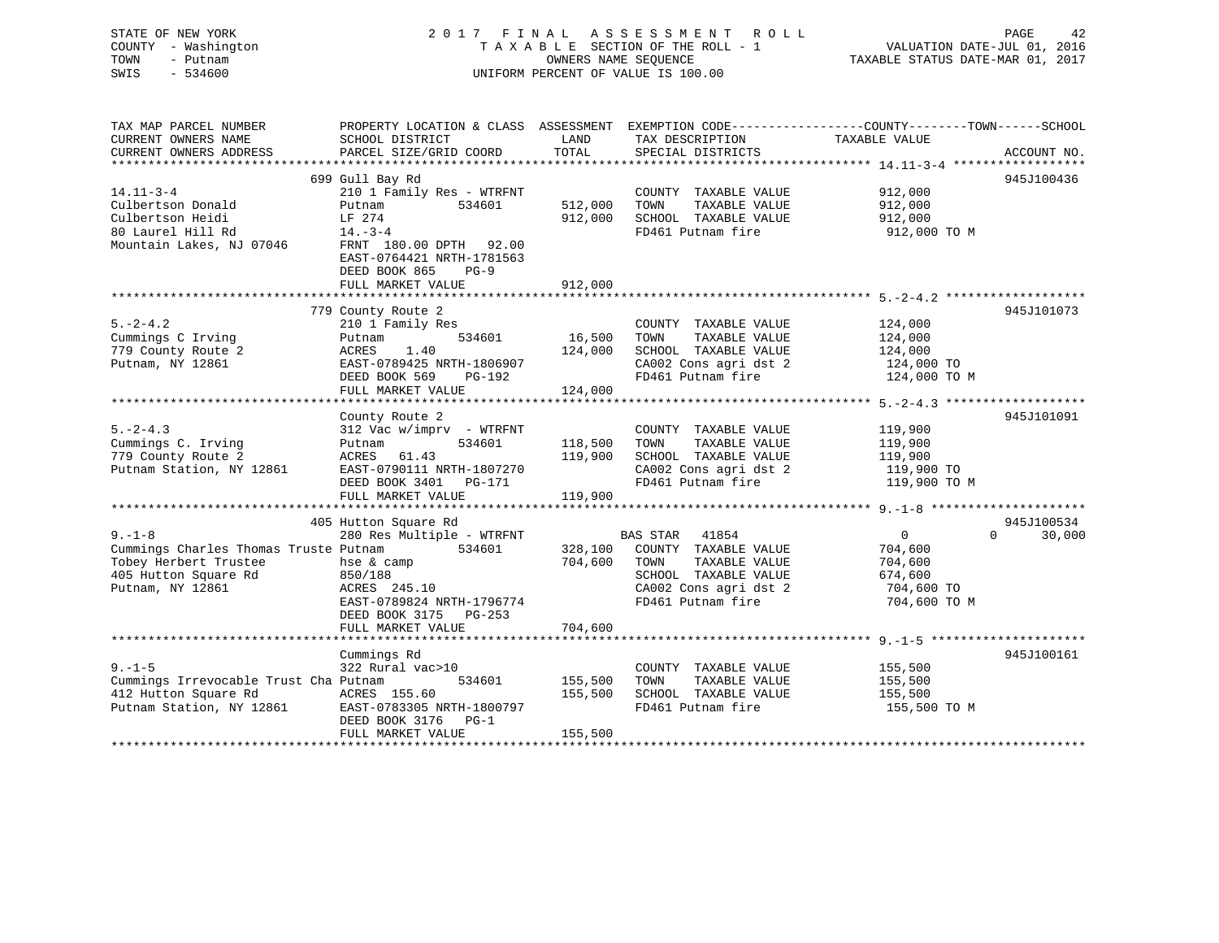STATE OF NEW YORK
COUNTY - Washington
TOWN - Putnam
SWIS - 534600

2017 FINAL ASSESSMENT ROLL
TAXABLE SECTION OF THE ROLL - 1
OWNERS NAME SEQUENCE
UNIFORM PERCENT OF VALUE IS 100.00

VALUATION DATE-JUL 01, 2016
TAXABLE STATUS DATE-MAR 01, 2017

```
TAX MAP PARCEL NUMBER          PROPERTY LOCATION & CLASS  ASSESSMENT  EXEMPTION CODE------------------COUNTY--------TOWN------SCHOOL
CURRENT OWNERS NAME            SCHOOL DISTRICT               LAND      TAX DESCRIPTION            TAXABLE VALUE
CURRENT OWNERS ADDRESS         PARCEL SIZE/GRID COORD        TOTAL     SPECIAL DISTRICTS                                    ACCOUNT NO.
******************************************************************************************************* 14.11-3-4 ******************
                        699 Gull Bay Rd                                                                                      945J100436
14.11-3-4                      210 1 Family Res - WTRFNT              COUNTY  TAXABLE VALUE              912,000
Culbertson Donald              Putnam           534601     512,000    TOWN    TAXABLE VALUE              912,000
Culbertson Heidi               LF 274                      912,000    SCHOOL  TAXABLE VALUE              912,000
80 Laurel Hill Rd              14.-3-4                                FD461 Putnam fire                   912,000 TO M
Mountain Lakes, NJ 07046       FRNT 180.00 DPTH  92.00
                               EAST-0764421 NRTH-1781563
                               DEED BOOK 865    PG-9
                               FULL MARKET VALUE           912,000
******************************************************************************************************* 5.-2-4.2 *******************
                        779 County Route 2                                                                                   945J101073
5.-2-4.2                       210 1 Family Res                       COUNTY  TAXABLE VALUE              124,000
Cummings C Irving              Putnam           534601      16,500    TOWN    TAXABLE VALUE              124,000
779 County Route 2             ACRES    1.40               124,000    SCHOOL  TAXABLE VALUE              124,000
Putnam, NY 12861               EAST-0789425 NRTH-1806907              CA002 Cons agri dst 2               124,000 TO
                               DEED BOOK 569    PG-192                FD461 Putnam fire                   124,000 TO M
                               FULL MARKET VALUE           124,000
******************************************************************************************************* 5.-2-4.3 *******************
                               County Route 2                                                                                945J101091
5.-2-4.3                       312 Vac w/imprv  - WTRFNT              COUNTY  TAXABLE VALUE              119,900
Cummings C. Irving             Putnam           534601     118,500    TOWN    TAXABLE VALUE              119,900
779 County Route 2             ACRES   61.43               119,900    SCHOOL  TAXABLE VALUE              119,900
Putnam Station, NY 12861       EAST-0790111 NRTH-1807270              CA002 Cons agri dst 2               119,900 TO
                               DEED BOOK 3401   PG-171                FD461 Putnam fire                   119,900 TO M
                               FULL MARKET VALUE           119,900
******************************************************************************************************* 9.-1-8 *********************
                        405 Hutton Square Rd                                                                                 945J100534
9.-1-8                         280 Res Multiple - WTRFNT              BAS STAR   41854                         0            0     30,000
Cummings Charles Thomas Truste Putnam           534601     328,100    COUNTY  TAXABLE VALUE              704,600
Tobey Herbert Trustee          hse & camp                  704,600    TOWN    TAXABLE VALUE              704,600
405 Hutton Square Rd           850/188                                SCHOOL  TAXABLE VALUE              674,600
Putnam, NY 12861               ACRES  245.10                          CA002 Cons agri dst 2               704,600 TO
                               EAST-0789824 NRTH-1796774              FD461 Putnam fire                   704,600 TO M
                               DEED BOOK 3175   PG-253
                               FULL MARKET VALUE           704,600
******************************************************************************************************* 9.-1-5 *********************
                               Cummings Rd                                                                                   945J100161
9.-1-5                         322 Rural vac>10                       COUNTY  TAXABLE VALUE              155,500
Cummings Irrevocable Trust Cha Putnam           534601     155,500    TOWN    TAXABLE VALUE              155,500
412 Hutton Square Rd           ACRES  155.60               155,500    SCHOOL  TAXABLE VALUE              155,500
Putnam Station, NY 12861       EAST-0783305 NRTH-1800797              FD461 Putnam fire                   155,500 TO M
                               DEED BOOK 3176   PG-1
                               FULL MARKET VALUE           155,500
************************************************************************************************************************************
```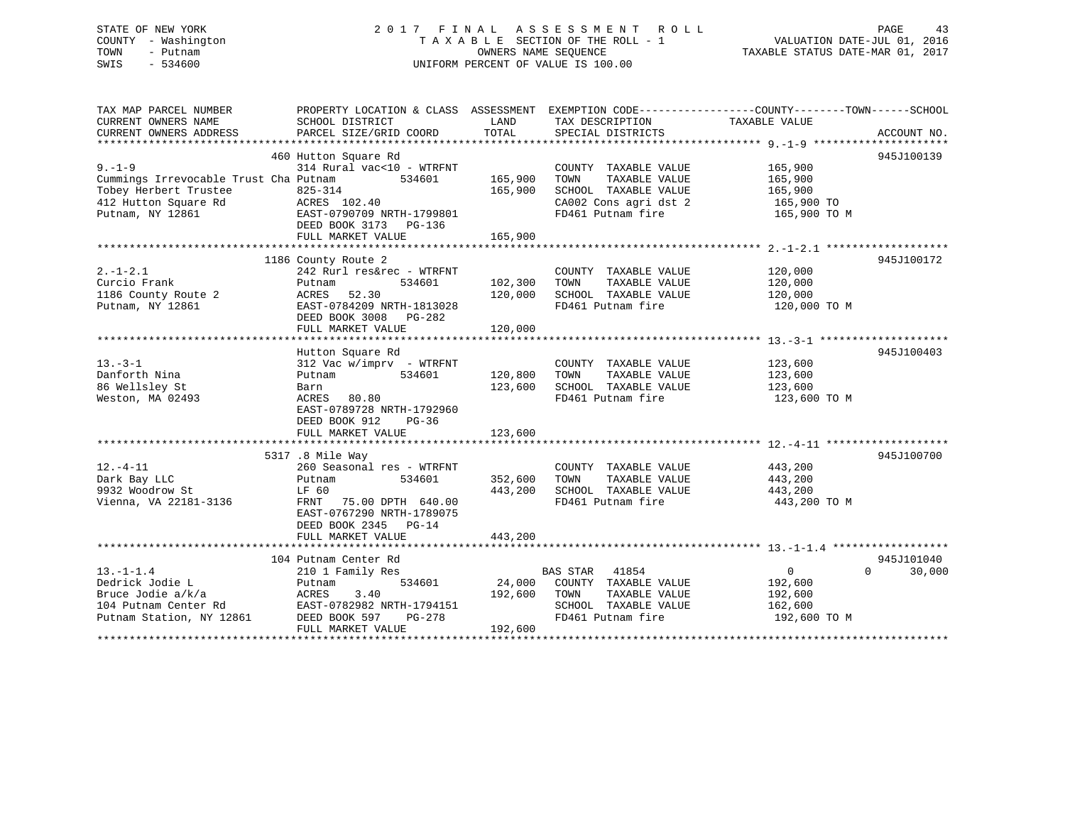STATE OF NEW YORK
COUNTY - Washington
TOWN - Putnam
SWIS - 534600

2017 FINAL ASSESSMENT ROLL
TAXABLE SECTION OF THE ROLL - 1
OWNERS NAME SEQUENCE
UNIFORM PERCENT OF VALUE IS 100.00

VALUATION DATE-JUL 01, 2016
TAXABLE STATUS DATE-MAR 01, 2017

| TAX MAP PARCEL NUMBER / CURRENT OWNERS NAME / CURRENT OWNERS ADDRESS | PROPERTY LOCATION & CLASS / SCHOOL DISTRICT / PARCEL SIZE/GRID COORD | ASSESSMENT LAND / TOTAL | EXEMPTION CODE / TAX DESCRIPTION / SPECIAL DISTRICTS | COUNTY / TOWN / SCHOOL TAXABLE VALUE | ACCOUNT NO. |
|---|---|---|---|---|---|
| 9.-1-9 | 460 Hutton Square Rd | | | | 945J100139 |
| | 314 Rural vac<10 - WTRFNT | | COUNTY TAXABLE VALUE | 165,900 | |
| Cummings Irrevocable Trust Cha | Putnam 534601 | 165,900 | TOWN TAXABLE VALUE | 165,900 | |
| Tobey Herbert Trustee | 825-314 | 165,900 | SCHOOL TAXABLE VALUE | 165,900 | |
| 412 Hutton Square Rd | ACRES 102.40 | | CA002 Cons agri dst 2 | 165,900 TO | |
| Putnam, NY 12861 | EAST-0790709 NRTH-1799801 | | FD461 Putnam fire | 165,900 TO M | |
| | DEED BOOK 3173 PG-136 | | | | |
| | FULL MARKET VALUE | 165,900 | | | |
| 2.-1-2.1 | 1186 County Route 2 | | | | 945J100172 |
| | 242 Rurl res&rec - WTRFNT | | COUNTY TAXABLE VALUE | 120,000 | |
| Curcio Frank | Putnam 534601 | 102,300 | TOWN TAXABLE VALUE | 120,000 | |
| 1186 County Route 2 | ACRES 52.30 | 120,000 | SCHOOL TAXABLE VALUE | 120,000 | |
| Putnam, NY 12861 | EAST-0784209 NRTH-1813028 | | FD461 Putnam fire | 120,000 TO M | |
| | DEED BOOK 3008 PG-282 | | | | |
| | FULL MARKET VALUE | 120,000 | | | |
| 13.-3-1 | Hutton Square Rd | | | | 945J100403 |
| | 312 Vac w/imprv - WTRFNT | | COUNTY TAXABLE VALUE | 123,600 | |
| Danforth Nina | Putnam 534601 | 120,800 | TOWN TAXABLE VALUE | 123,600 | |
| 86 Wellsley St | Barn | 123,600 | SCHOOL TAXABLE VALUE | 123,600 | |
| Weston, MA 02493 | ACRES 80.80 | | FD461 Putnam fire | 123,600 TO M | |
| | EAST-0789728 NRTH-1792960 | | | | |
| | DEED BOOK 912 PG-36 | | | | |
| | FULL MARKET VALUE | 123,600 | | | |
| 12.-4-11 | 5317 .8 Mile Way | | | | 945J100700 |
| | 260 Seasonal res - WTRFNT | | COUNTY TAXABLE VALUE | 443,200 | |
| Dark Bay LLC | Putnam 534601 | 352,600 | TOWN TAXABLE VALUE | 443,200 | |
| 9932 Woodrow St | LF 60 | 443,200 | SCHOOL TAXABLE VALUE | 443,200 | |
| Vienna, VA 22181-3136 | FRNT 75.00 DPTH 640.00 | | FD461 Putnam fire | 443,200 TO M | |
| | EAST-0767290 NRTH-1789075 | | | | |
| | DEED BOOK 2345 PG-14 | | | | |
| | FULL MARKET VALUE | 443,200 | | | |
| 13.-1-1.4 | 104 Putnam Center Rd | | | | 945J101040 |
| | 210 1 Family Res | | BAS STAR 41854 | 0 / 0 / 30,000 | |
| Dedrick Jodie L | Putnam 534601 | 24,000 | COUNTY TAXABLE VALUE | 192,600 | |
| Bruce Jodie a/k/a | ACRES 3.40 | 192,600 | TOWN TAXABLE VALUE | 192,600 | |
| 104 Putnam Center Rd | EAST-0782982 NRTH-1794151 | | SCHOOL TAXABLE VALUE | 162,600 | |
| Putnam Station, NY 12861 | DEED BOOK 597 PG-278 | | FD461 Putnam fire | 192,600 TO M | |
| | FULL MARKET VALUE | 192,600 | | | |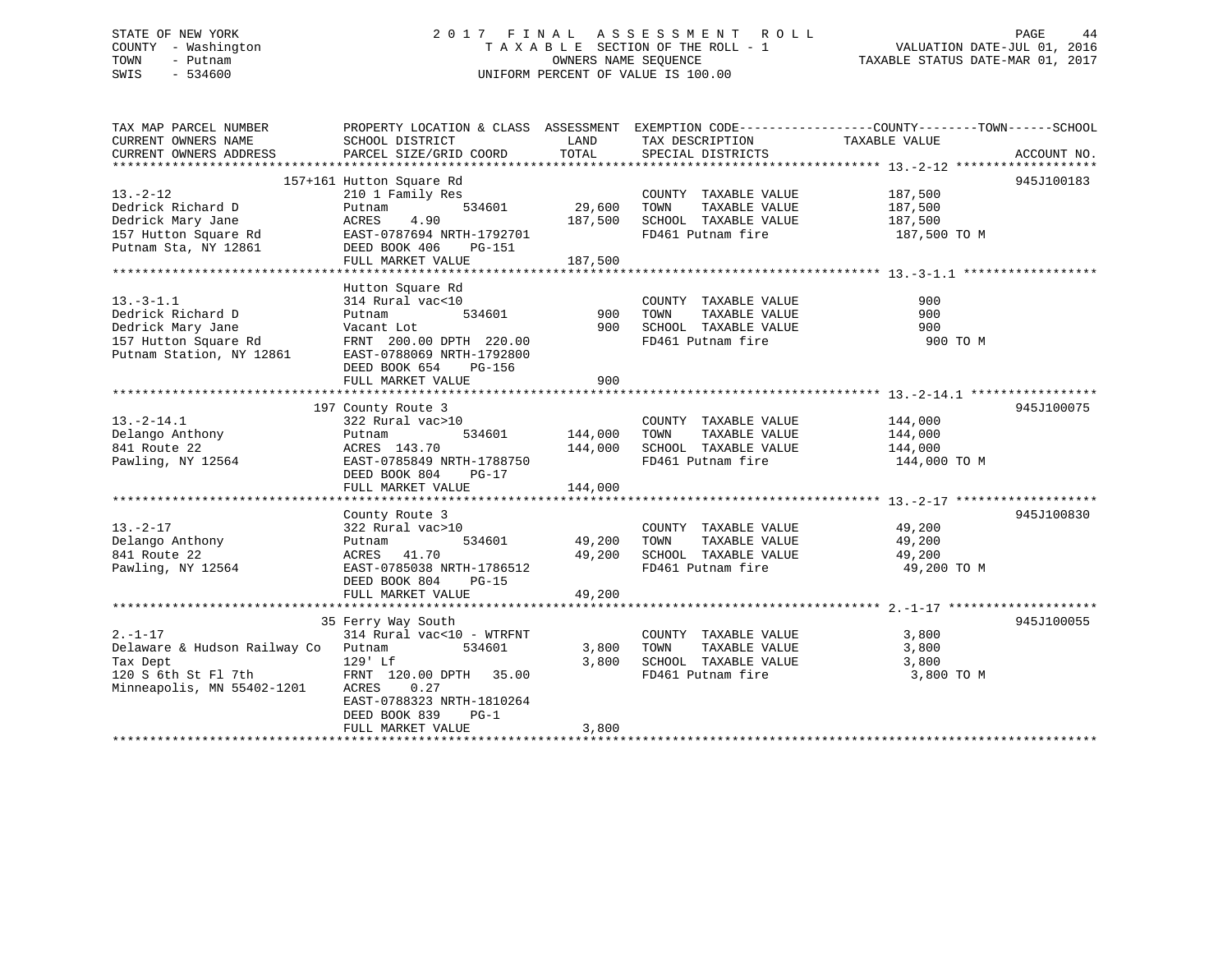STATE OF NEW YORK — 2017 FINAL ASSESSMENT ROLL
COUNTY - Washington — TAXABLE SECTION OF THE ROLL - 1 — VALUATION DATE-JUL 01, 2016
TOWN - Putnam — OWNERS NAME SEQUENCE — TAXABLE STATUS DATE-MAR 01, 2017
SWIS - 534600 — UNIFORM PERCENT OF VALUE IS 100.00

| TAX MAP PARCEL NUMBER / CURRENT OWNERS NAME / CURRENT OWNERS ADDRESS | PROPERTY LOCATION & CLASS / SCHOOL DISTRICT / PARCEL SIZE/GRID COORD | ASSESSMENT LAND | TOTAL | EXEMPTION CODE / TAX DESCRIPTION / SPECIAL DISTRICTS | COUNTY / TOWN / SCHOOL TAXABLE VALUE | ACCOUNT NO. |
|---|---|---|---|---|---|---|
| 13.-2-12 | 157+161 Hutton Square Rd | | | | | 945J100183 |
| Dedrick Richard D | 210 1 Family Res | | | COUNTY TAXABLE VALUE | 187,500 | |
| Dedrick Mary Jane | Putnam 534601 | 29,600 | | TOWN TAXABLE VALUE | 187,500 | |
| 157 Hutton Square Rd | ACRES 4.90 | | 187,500 | SCHOOL TAXABLE VALUE | 187,500 | |
| Putnam Sta, NY 12861 | EAST-0787694 NRTH-1792701 | | | FD461 Putnam fire | 187,500 TO M | |
| | DEED BOOK 406 PG-151 | | | | | |
| | FULL MARKET VALUE | | 187,500 | | | |
| 13.-3-1.1 | Hutton Square Rd | | | | | |
| Dedrick Richard D | 314 Rural vac<10 | | | COUNTY TAXABLE VALUE | 900 | |
| Dedrick Mary Jane | Putnam 534601 | 900 | | TOWN TAXABLE VALUE | 900 | |
| 157 Hutton Square Rd | Vacant Lot | | 900 | SCHOOL TAXABLE VALUE | 900 | |
| Putnam Station, NY 12861 | FRNT 200.00 DPTH 220.00 | | | FD461 Putnam fire | 900 TO M | |
| | EAST-0788069 NRTH-1792800 | | | | | |
| | DEED BOOK 654 PG-156 | | | | | |
| | FULL MARKET VALUE | | 900 | | | |
| 13.-2-14.1 | 197 County Route 3 | | | | | 945J100075 |
| Delango Anthony | 322 Rural vac>10 | | | COUNTY TAXABLE VALUE | 144,000 | |
| 841 Route 22 | Putnam 534601 | 144,000 | | TOWN TAXABLE VALUE | 144,000 | |
| Pawling, NY 12564 | ACRES 143.70 | | 144,000 | SCHOOL TAXABLE VALUE | 144,000 | |
| | EAST-0785849 NRTH-1788750 | | | FD461 Putnam fire | 144,000 TO M | |
| | DEED BOOK 804 PG-17 | | | | | |
| | FULL MARKET VALUE | | 144,000 | | | |
| 13.-2-17 | County Route 3 | | | | | 945J100830 |
| Delango Anthony | 322 Rural vac>10 | | | COUNTY TAXABLE VALUE | 49,200 | |
| 841 Route 22 | Putnam 534601 | 49,200 | | TOWN TAXABLE VALUE | 49,200 | |
| Pawling, NY 12564 | ACRES 41.70 | | 49,200 | SCHOOL TAXABLE VALUE | 49,200 | |
| | EAST-0785038 NRTH-1786512 | | | FD461 Putnam fire | 49,200 TO M | |
| | DEED BOOK 804 PG-15 | | | | | |
| | FULL MARKET VALUE | | 49,200 | | | |
| 2.-1-17 | 35 Ferry Way South | | | | | 945J100055 |
| Delaware & Hudson Railway Co | 314 Rural vac<10 - WTRFNT | | | COUNTY TAXABLE VALUE | 3,800 | |
| Tax Dept | Putnam 534601 | 3,800 | | TOWN TAXABLE VALUE | 3,800 | |
| 120 S 6th St Fl 7th | 129' Lf | | 3,800 | SCHOOL TAXABLE VALUE | 3,800 | |
| Minneapolis, MN 55402-1201 | FRNT 120.00 DPTH 35.00 | | | FD461 Putnam fire | 3,800 TO M | |
| | ACRES 0.27 | | | | | |
| | EAST-0788323 NRTH-1810264 | | | | | |
| | DEED BOOK 839 PG-1 | | | | | |
| | FULL MARKET VALUE | | 3,800 | | | |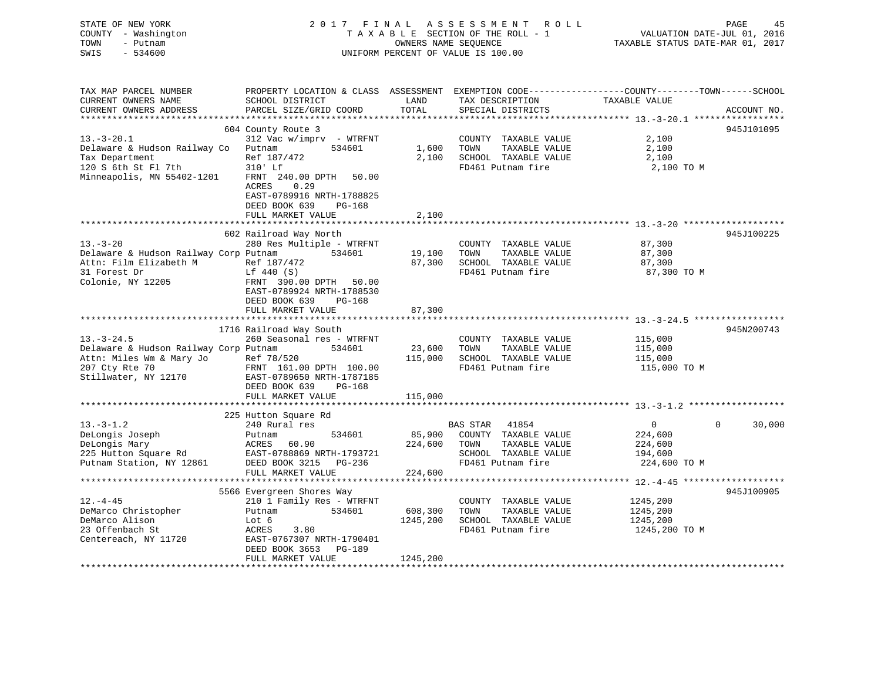STATE OF NEW YORK
COUNTY - Washington
TOWN - Putnam
SWIS - 534600

2 0 1 7 F I N A L A S S E S S M E N T R O L L
T A X A B L E SECTION OF THE ROLL - 1
OWNERS NAME SEQUENCE
UNIFORM PERCENT OF VALUE IS 100.00

VALUATION DATE-JUL 01, 2016
TAXABLE STATUS DATE-MAR 01, 2017

| TAX MAP PARCEL NUMBER / CURRENT OWNERS NAME / CURRENT OWNERS ADDRESS | PROPERTY LOCATION & CLASS / SCHOOL DISTRICT / PARCEL SIZE/GRID COORD | ASSESSMENT LAND / TOTAL | EXEMPTION CODE / TAX DESCRIPTION / SPECIAL DISTRICTS | COUNTY | TOWN | SCHOOL | ACCOUNT NO. |
|---|---|---|---|---|---|---|---|
| **13.-3-20.1** | 604 County Route 3 | | | | | | 945J101095 |
| 13.-3-20.1 | 312 Vac w/imprv - WTRFNT | | COUNTY TAXABLE VALUE | 2,100 | | | |
| Delaware & Hudson Railway Co | Putnam 534601 | 1,600 | TOWN TAXABLE VALUE | | 2,100 | | |
| Tax Department | Ref 187/472 | 2,100 | SCHOOL TAXABLE VALUE | | | 2,100 | |
| 120 S 6th St Fl 7th | 310' Lf | | FD461 Putnam fire | 2,100 TO M | | | |
| Minneapolis, MN 55402-1201 | FRNT 240.00 DPTH 50.00 | | | | | | |
| | ACRES 0.29 | | | | | | |
| | EAST-0789916 NRTH-1788825 | | | | | | |
| | DEED BOOK 639 PG-168 | | | | | | |
| | FULL MARKET VALUE | 2,100 | | | | | |
| **13.-3-20** | 602 Railroad Way North | | | | | | 945J100225 |
| 13.-3-20 | 280 Res Multiple - WTRFNT | | COUNTY TAXABLE VALUE | 87,300 | | | |
| Delaware & Hudson Railway Corp | Putnam 534601 | 19,100 | TOWN TAXABLE VALUE | | 87,300 | | |
| Attn: Film Elizabeth M | Ref 187/472 | 87,300 | SCHOOL TAXABLE VALUE | | | 87,300 | |
| 31 Forest Dr | Lf 440 (S) | | FD461 Putnam fire | 87,300 TO M | | | |
| Colonie, NY 12205 | FRNT 390.00 DPTH 50.00 | | | | | | |
| | EAST-0789924 NRTH-1788530 | | | | | | |
| | DEED BOOK 639 PG-168 | | | | | | |
| | FULL MARKET VALUE | 87,300 | | | | | |
| **13.-3-24.5** | 1716 Railroad Way South | | | | | | 945N200743 |
| 13.-3-24.5 | 260 Seasonal res - WTRFNT | | COUNTY TAXABLE VALUE | 115,000 | | | |
| Delaware & Hudson Railway Corp | Putnam 534601 | 23,600 | TOWN TAXABLE VALUE | | 115,000 | | |
| Attn: Miles Wm & Mary Jo | Ref 78/520 | 115,000 | SCHOOL TAXABLE VALUE | | | 115,000 | |
| 207 Cty Rte 70 | FRNT 161.00 DPTH 100.00 | | FD461 Putnam fire | 115,000 TO M | | | |
| Stillwater, NY 12170 | EAST-0789650 NRTH-1787185 | | | | | | |
| | DEED BOOK 639 PG-168 | | | | | | |
| | FULL MARKET VALUE | 115,000 | | | | | |
| **13.-3-1.2** | 225 Hutton Square Rd | | | | | | |
| 13.-3-1.2 | 240 Rural res | | BAS STAR 41854 | 0 | 0 | 30,000 | |
| DeLongis Joseph | Putnam 534601 | 85,900 | COUNTY TAXABLE VALUE | 224,600 | | | |
| DeLongis Mary | ACRES 60.90 | 224,600 | TOWN TAXABLE VALUE | | 224,600 | | |
| 225 Hutton Square Rd | EAST-0788869 NRTH-1793721 | | SCHOOL TAXABLE VALUE | | | 194,600 | |
| Putnam Station, NY 12861 | DEED BOOK 3215 PG-236 | | FD461 Putnam fire | 224,600 TO M | | | |
| | FULL MARKET VALUE | 224,600 | | | | | |
| **12.-4-45** | 5566 Evergreen Shores Way | | | | | | 945J100905 |
| 12.-4-45 | 210 1 Family Res - WTRFNT | | COUNTY TAXABLE VALUE | 1245,200 | | | |
| DeMarco Christopher | Putnam 534601 | 608,300 | TOWN TAXABLE VALUE | | 1245,200 | | |
| DeMarco Alison | Lot 6 | 1245,200 | SCHOOL TAXABLE VALUE | | | 1245,200 | |
| 23 Offenbach St | ACRES 3.80 | | FD461 Putnam fire | 1245,200 TO M | | | |
| Centereach, NY 11720 | EAST-0767307 NRTH-1790401 | | | | | | |
| | DEED BOOK 3653 PG-189 | | | | | | |
| | FULL MARKET VALUE | 1245,200 | | | | | |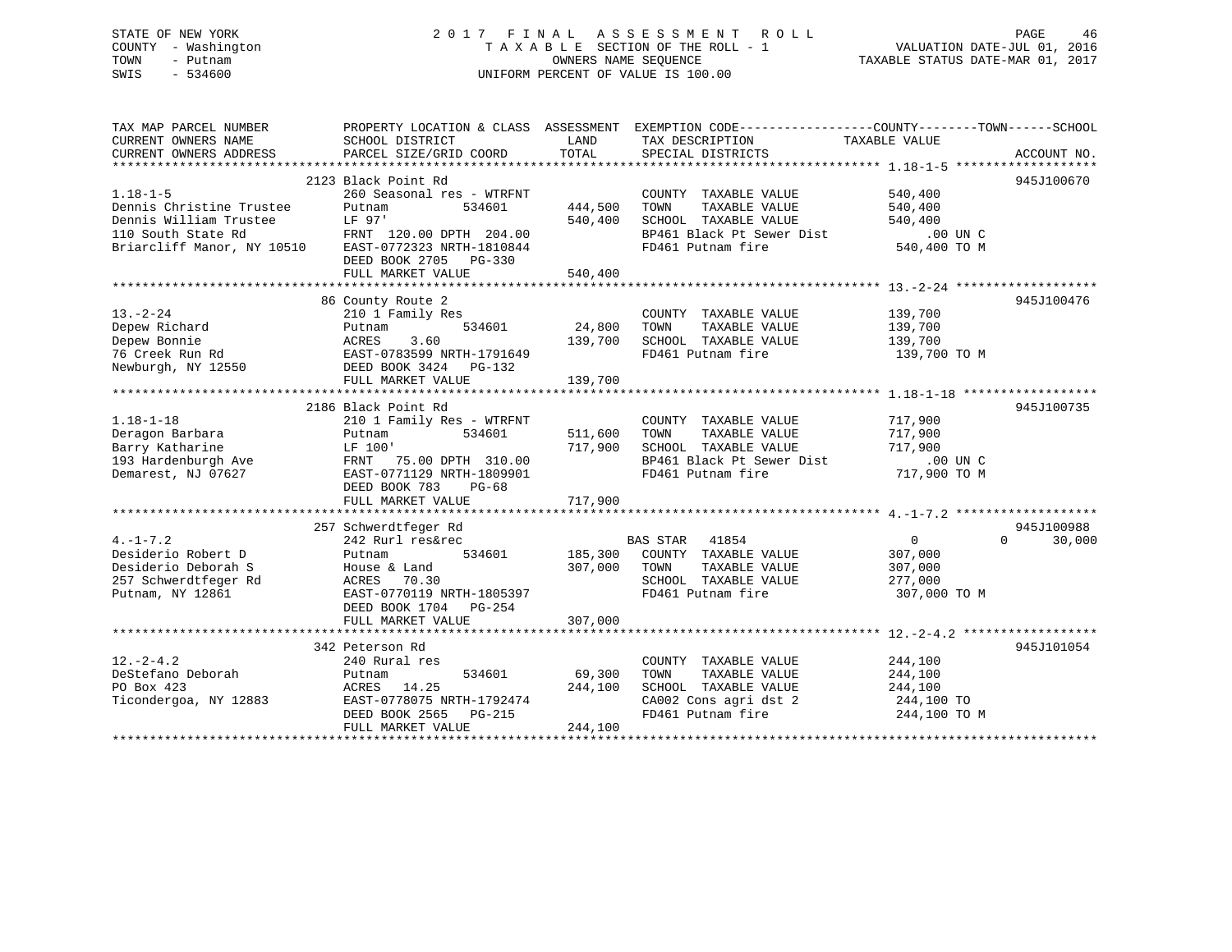STATE OF NEW YORK
COUNTY - Washington
TOWN - Putnam
SWIS - 534600

2 0 1 7 F I N A L A S S E S S M E N T R O L L
T A X A B L E SECTION OF THE ROLL - 1
OWNERS NAME SEQUENCE
UNIFORM PERCENT OF VALUE IS 100.00

VALUATION DATE-JUL 01, 2016
TAXABLE STATUS DATE-MAR 01, 2017

```
TAX MAP PARCEL NUMBER          PROPERTY LOCATION & CLASS  ASSESSMENT  EXEMPTION CODE------------------COUNTY--------TOWN------SCHOOL
CURRENT OWNERS NAME            SCHOOL DISTRICT             LAND        TAX DESCRIPTION              TAXABLE VALUE
CURRENT OWNERS ADDRESS         PARCEL SIZE/GRID COORD      TOTAL       SPECIAL DISTRICTS                                      ACCOUNT NO.
******************************************************************************************************* 1.18-1-5 *******************
                               2123 Black Point Rd                                                                            945J100670
1.18-1-5                       260 Seasonal res - WTRFNT              COUNTY  TAXABLE VALUE          540,400
Dennis Christine Trustee       Putnam          534601      444,500    TOWN    TAXABLE VALUE          540,400
Dennis William Trustee         LF 97'                      540,400    SCHOOL  TAXABLE VALUE          540,400
110 South State Rd             FRNT  120.00 DPTH  204.00              BP461 Black Pt Sewer Dist          .00 UN C
Briarcliff Manor, NY 10510     EAST-0772323 NRTH-1810844              FD461 Putnam fire              540,400 TO M
                               DEED BOOK 2705   PG-330
                               FULL MARKET VALUE           540,400
******************************************************************************************************* 13.-2-24 *******************
                               86 County Route 2                                                                              945J100476
13.-2-24                       210 1 Family Res                       COUNTY  TAXABLE VALUE          139,700
Depew Richard                  Putnam          534601       24,800    TOWN    TAXABLE VALUE          139,700
Depew Bonnie                   ACRES    3.60               139,700    SCHOOL  TAXABLE VALUE          139,700
76 Creek Run Rd                EAST-0783599 NRTH-1791649              FD461 Putnam fire              139,700 TO M
Newburgh, NY 12550             DEED BOOK 3424   PG-132
                               FULL MARKET VALUE           139,700
******************************************************************************************************* 1.18-1-18 ******************
                               2186 Black Point Rd                                                                            945J100735
1.18-1-18                      210 1 Family Res - WTRFNT              COUNTY  TAXABLE VALUE          717,900
Deragon Barbara                Putnam          534601      511,600    TOWN    TAXABLE VALUE          717,900
Barry Katharine                LF 100'                     717,900    SCHOOL  TAXABLE VALUE          717,900
193 Hardenburgh Ave            FRNT   75.00 DPTH  310.00              BP461 Black Pt Sewer Dist          .00 UN C
Demarest, NJ 07627             EAST-0771129 NRTH-1809901              FD461 Putnam fire              717,900 TO M
                               DEED BOOK 783    PG-68
                               FULL MARKET VALUE           717,900
******************************************************************************************************* 4.-1-7.2 *******************
                               257 Schwerdtfeger Rd                                                                           945J100988
4.-1-7.2                       242 Rurl res&rec                       BAS STAR   41854                     0             0     30,000
Desiderio Robert D             Putnam          534601      185,300    COUNTY  TAXABLE VALUE          307,000
Desiderio Deborah S            House & Land                307,000    TOWN    TAXABLE VALUE          307,000
257 Schwerdtfeger Rd           ACRES   70.30                          SCHOOL  TAXABLE VALUE          277,000
Putnam, NY 12861               EAST-0770119 NRTH-1805397              FD461 Putnam fire              307,000 TO M
                               DEED BOOK 1704   PG-254
                               FULL MARKET VALUE           307,000
******************************************************************************************************* 12.-2-4.2 ******************
                               342 Peterson Rd                                                                                945J101054
12.-2-4.2                      240 Rural res                          COUNTY  TAXABLE VALUE          244,100
DeStefano Deborah              Putnam          534601       69,300    TOWN    TAXABLE VALUE          244,100
PO Box 423                     ACRES   14.25               244,100    SCHOOL  TAXABLE VALUE          244,100
Ticondergoa, NY 12883          EAST-0778075 NRTH-1792474              CA002 Cons agri dst 2          244,100 TO
                               DEED BOOK 2565   PG-215                FD461 Putnam fire              244,100 TO M
                               FULL MARKET VALUE           244,100
************************************************************************************************************************************
```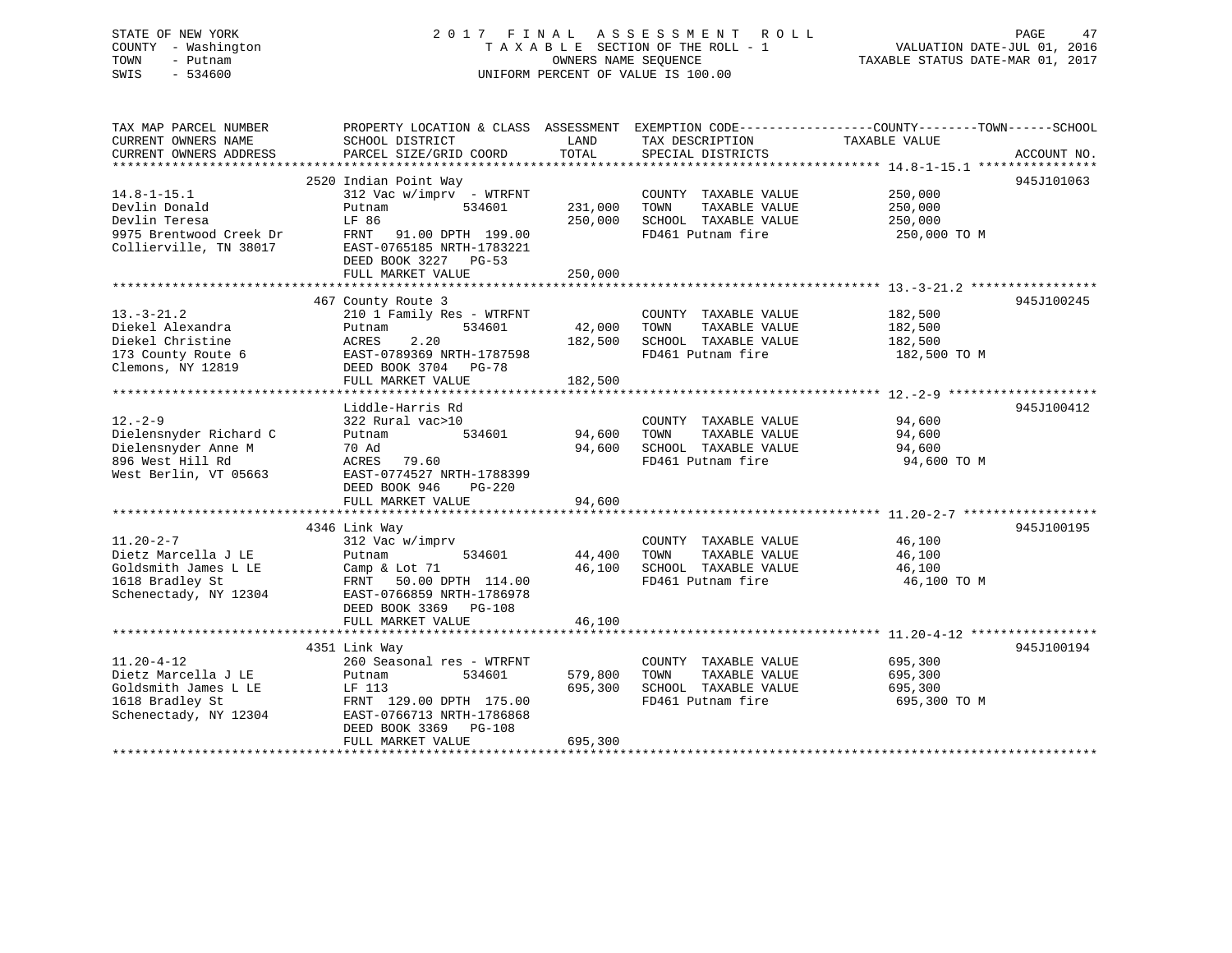STATE OF NEW YORK
COUNTY - Washington
TOWN - Putnam
SWIS - 534600

2 0 1 7 F I N A L A S S E S S M E N T R O L L
T A X A B L E SECTION OF THE ROLL - 1
OWNERS NAME SEQUENCE
UNIFORM PERCENT OF VALUE IS 100.00

VALUATION DATE-JUL 01, 2016
TAXABLE STATUS DATE-MAR 01, 2017

| TAX MAP PARCEL NUMBER / CURRENT OWNERS NAME / CURRENT OWNERS ADDRESS | PROPERTY LOCATION & CLASS / SCHOOL DISTRICT / PARCEL SIZE/GRID COORD | ASSESSMENT LAND / TOTAL | EXEMPTION CODE / TAX DESCRIPTION / SPECIAL DISTRICTS | COUNTY / TOWN / SCHOOL TAXABLE VALUE | ACCOUNT NO. |
|---|---|---|---|---|---|
| **14.8-1-15.1** | 2520 Indian Point Way | | | | 945J101063 |
| 14.8-1-15.1 | 312 Vac w/imprv - WTRFNT | | COUNTY TAXABLE VALUE | 250,000 | |
| Devlin Donald | Putnam 534601 | 231,000 | TOWN TAXABLE VALUE | 250,000 | |
| Devlin Teresa | LF 86 | 250,000 | SCHOOL TAXABLE VALUE | 250,000 | |
| 9975 Brentwood Creek Dr | FRNT 91.00 DPTH 199.00 | | FD461 Putnam fire | 250,000 TO M | |
| Collierville, TN 38017 | EAST-0765185 NRTH-1783221 | | | | |
| | DEED BOOK 3227 PG-53 | | | | |
| | FULL MARKET VALUE | 250,000 | | | |
| **13.-3-21.2** | 467 County Route 3 | | | | 945J100245 |
| 13.-3-21.2 | 210 1 Family Res - WTRFNT | | COUNTY TAXABLE VALUE | 182,500 | |
| Diekel Alexandra | Putnam 534601 | 42,000 | TOWN TAXABLE VALUE | 182,500 | |
| Diekel Christine | ACRES 2.20 | 182,500 | SCHOOL TAXABLE VALUE | 182,500 | |
| 173 County Route 6 | EAST-0789369 NRTH-1787598 | | FD461 Putnam fire | 182,500 TO M | |
| Clemons, NY 12819 | DEED BOOK 3704 PG-78 | | | | |
| | FULL MARKET VALUE | 182,500 | | | |
| **12.-2-9** | Liddle-Harris Rd | | | | 945J100412 |
| 12.-2-9 | 322 Rural vac>10 | | COUNTY TAXABLE VALUE | 94,600 | |
| Dielensnyder Richard C | Putnam 534601 | 94,600 | TOWN TAXABLE VALUE | 94,600 | |
| Dielensnyder Anne M | 70 Ad | 94,600 | SCHOOL TAXABLE VALUE | 94,600 | |
| 896 West Hill Rd | ACRES 79.60 | | FD461 Putnam fire | 94,600 TO M | |
| West Berlin, VT 05663 | EAST-0774527 NRTH-1788399 | | | | |
| | DEED BOOK 946 PG-220 | | | | |
| | FULL MARKET VALUE | 94,600 | | | |
| **11.20-2-7** | 4346 Link Way | | | | 945J100195 |
| 11.20-2-7 | 312 Vac w/imprv | | COUNTY TAXABLE VALUE | 46,100 | |
| Dietz Marcella J LE | Putnam 534601 | 44,400 | TOWN TAXABLE VALUE | 46,100 | |
| Goldsmith James L LE | Camp & Lot 71 | 46,100 | SCHOOL TAXABLE VALUE | 46,100 | |
| 1618 Bradley St | FRNT 50.00 DPTH 114.00 | | FD461 Putnam fire | 46,100 TO M | |
| Schenectady, NY 12304 | EAST-0766859 NRTH-1786978 | | | | |
| | DEED BOOK 3369 PG-108 | | | | |
| | FULL MARKET VALUE | 46,100 | | | |
| **11.20-4-12** | 4351 Link Way | | | | 945J100194 |
| 11.20-4-12 | 260 Seasonal res - WTRFNT | | COUNTY TAXABLE VALUE | 695,300 | |
| Dietz Marcella J LE | Putnam 534601 | 579,800 | TOWN TAXABLE VALUE | 695,300 | |
| Goldsmith James L LE | LF 113 | 695,300 | SCHOOL TAXABLE VALUE | 695,300 | |
| 1618 Bradley St | FRNT 129.00 DPTH 175.00 | | FD461 Putnam fire | 695,300 TO M | |
| Schenectady, NY 12304 | EAST-0766713 NRTH-1786868 | | | | |
| | DEED BOOK 3369 PG-108 | | | | |
| | FULL MARKET VALUE | 695,300 | | | |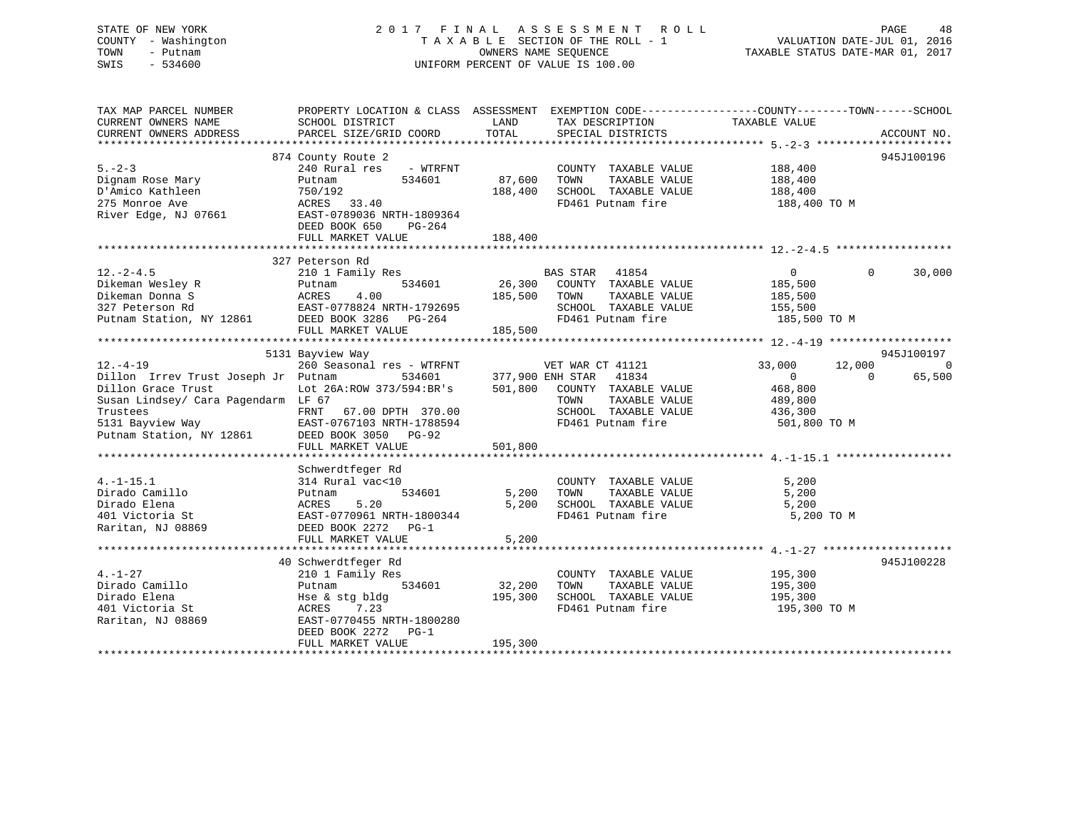STATE OF NEW YORK
COUNTY - Washington
TOWN - Putnam
SWIS - 534600

2017 FINAL ASSESSMENT ROLL
TAXABLE SECTION OF THE ROLL - 1
OWNERS NAME SEQUENCE
UNIFORM PERCENT OF VALUE IS 100.00

VALUATION DATE-JUL 01, 2016
TAXABLE STATUS DATE-MAR 01, 2017

```
TAX MAP PARCEL NUMBER          PROPERTY LOCATION & CLASS  ASSESSMENT  EXEMPTION CODE------------------COUNTY--------TOWN------SCHOOL
CURRENT OWNERS NAME            SCHOOL DISTRICT            LAND        TAX DESCRIPTION             TAXABLE VALUE
CURRENT OWNERS ADDRESS         PARCEL SIZE/GRID COORD     TOTAL       SPECIAL DISTRICTS                                       ACCOUNT NO.
******************************************************************************************************* 5.-2-3 ********************
                               874 County Route 2                                                                         945J100196
5.-2-3                         240 Rural res    - WTRFNT              COUNTY  TAXABLE VALUE          188,400
Dignam Rose Mary               Putnam        534601        87,600     TOWN    TAXABLE VALUE          188,400
D'Amico Kathleen               750/192                    188,400     SCHOOL  TAXABLE VALUE          188,400
275 Monroe Ave                 ACRES   33.40                          FD461 Putnam fire               188,400 TO M
River Edge, NJ 07661           EAST-0789036 NRTH-1809364
                               DEED BOOK 650    PG-264
                               FULL MARKET VALUE          188,400
******************************************************************************************************* 12.-2-4.5 ******************
                               327 Peterson Rd
12.-2-4.5                      210 1 Family Res                  BAS STAR   41854                     0           0       30,000
Dikeman Wesley R               Putnam        534601        26,300     COUNTY  TAXABLE VALUE          185,500
Dikeman Donna S                ACRES    4.00              185,500     TOWN    TAXABLE VALUE          185,500
327 Peterson Rd                EAST-0778824 NRTH-1792695              SCHOOL  TAXABLE VALUE          155,500
Putnam Station, NY 12861       DEED BOOK 3286   PG-264                FD461 Putnam fire               185,500 TO M
                               FULL MARKET VALUE          185,500
******************************************************************************************************* 12.-4-19 *******************
                               5131 Bayview Way                                                                           945J100197
12.-4-19                       260 Seasonal res - WTRFNT         VET WAR CT 41121                33,000      12,000            0
Dillon  Irrev Trust Joseph Jr  Putnam        534601       377,900 ENH STAR   41834                    0           0       65,500
Dillon Grace Trust             Lot 26A:ROW 373/594:BR's   501,800     COUNTY  TAXABLE VALUE          468,800
Susan Lindsey/ Cara Pagendarm  LF 67                                  TOWN    TAXABLE VALUE          489,800
Trustees                       FRNT   67.00 DPTH 370.00               SCHOOL  TAXABLE VALUE          436,300
5131 Bayview Way               EAST-0767103 NRTH-1788594              FD461 Putnam fire               501,800 TO M
Putnam Station, NY 12861       DEED BOOK 3050   PG-92
                               FULL MARKET VALUE          501,800
******************************************************************************************************* 4.-1-15.1 ******************
                               Schwerdtfeger Rd
4.-1-15.1                      314 Rural vac<10                       COUNTY  TAXABLE VALUE            5,200
Dirado Camillo                 Putnam        534601         5,200     TOWN    TAXABLE VALUE            5,200
Dirado Elena                   ACRES    5.20                5,200     SCHOOL  TAXABLE VALUE            5,200
401 Victoria St                EAST-0770961 NRTH-1800344              FD461 Putnam fire                 5,200 TO M
Raritan, NJ 08869              DEED BOOK 2272   PG-1
                               FULL MARKET VALUE            5,200
******************************************************************************************************* 4.-1-27 ********************
                               40 Schwerdtfeger Rd                                                                        945J100228
4.-1-27                        210 1 Family Res                       COUNTY  TAXABLE VALUE          195,300
Dirado Camillo                 Putnam        534601        32,200     TOWN    TAXABLE VALUE          195,300
Dirado Elena                   Hse & stg bldg             195,300     SCHOOL  TAXABLE VALUE          195,300
401 Victoria St                ACRES    7.23                          FD461 Putnam fire               195,300 TO M
Raritan, NJ 08869              EAST-0770455 NRTH-1800280
                               DEED BOOK 2272   PG-1
                               FULL MARKET VALUE          195,300
************************************************************************************************************************************
```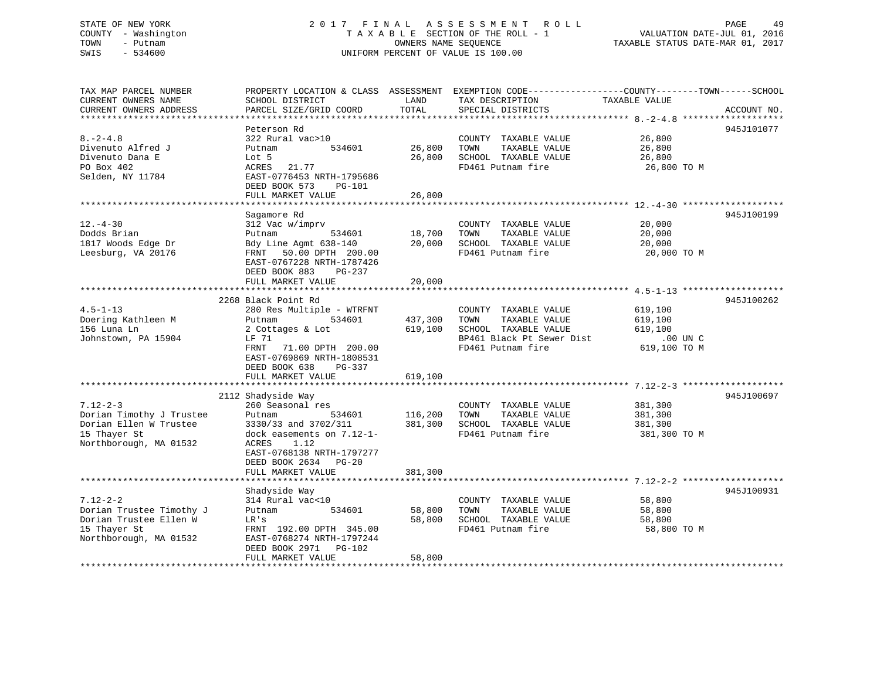STATE OF NEW YORK
COUNTY - Washington
TOWN - Putnam
SWIS - 534600

2 0 1 7 F I N A L A S S E S S M E N T R O L L
T A X A B L E SECTION OF THE ROLL - 1
OWNERS NAME SEQUENCE
UNIFORM PERCENT OF VALUE IS 100.00

VALUATION DATE-JUL 01, 2016
TAXABLE STATUS DATE-MAR 01, 2017

```
TAX MAP PARCEL NUMBER          PROPERTY LOCATION & CLASS  ASSESSMENT  EXEMPTION CODE-----------------COUNTY--------TOWN------SCHOOL
CURRENT OWNERS NAME            SCHOOL DISTRICT              LAND      TAX DESCRIPTION              TAXABLE VALUE
CURRENT OWNERS ADDRESS         PARCEL SIZE/GRID COORD       TOTAL     SPECIAL DISTRICTS                                     ACCOUNT NO.
******************************************************************************************************* 8.-2-4.8 *******************
                               Peterson Rd                                                                              945J101077
8.-2-4.8                       322 Rural vac>10                        COUNTY  TAXABLE VALUE            26,800
Divenuto Alfred J              Putnam          534601       26,800    TOWN    TAXABLE VALUE            26,800
Divenuto Dana E                Lot 5                        26,800    SCHOOL  TAXABLE VALUE            26,800
PO Box 402                     ACRES   21.77                          FD461 Putnam fire                 26,800 TO M
Selden, NY 11784               EAST-0776453 NRTH-1795686
                               DEED BOOK 573     PG-101
                               FULL MARKET VALUE            26,800
******************************************************************************************************* 12.-4-30 *******************
                               Sagamore Rd                                                                              945J100199
12.-4-30                       312 Vac w/imprv                         COUNTY  TAXABLE VALUE            20,000
Dodds Brian                    Putnam          534601       18,700    TOWN    TAXABLE VALUE            20,000
1817 Woods Edge Dr             Bdy Line Agmt 638-140        20,000    SCHOOL  TAXABLE VALUE            20,000
Leesburg, VA 20176             FRNT   50.00 DPTH 200.00               FD461 Putnam fire                 20,000 TO M
                               EAST-0767228 NRTH-1787426
                               DEED BOOK 883     PG-237
                               FULL MARKET VALUE            20,000
******************************************************************************************************* 4.5-1-13 *******************
                          2268 Black Point Rd                                                                           945J100262
4.5-1-13                       280 Res Multiple - WTRFNT               COUNTY  TAXABLE VALUE           619,100
Doering Kathleen M             Putnam          534601      437,300    TOWN    TAXABLE VALUE           619,100
156 Luna Ln                    2 Cottages & Lot            619,100    SCHOOL  TAXABLE VALUE           619,100
Johnstown, PA 15904            LF 71                                  BP461 Black Pt Sewer Dist             .00 UN C
                               FRNT   71.00 DPTH 200.00               FD461 Putnam fire                619,100 TO M
                               EAST-0769869 NRTH-1808531
                               DEED BOOK 638     PG-337
                               FULL MARKET VALUE           619,100
******************************************************************************************************* 7.12-2-3 *******************
                          2112 Shadyside Way                                                                            945J100697
7.12-2-3                       260 Seasonal res                        COUNTY  TAXABLE VALUE           381,300
Dorian Timothy J Trustee       Putnam          534601      116,200    TOWN    TAXABLE VALUE           381,300
Dorian Ellen W Trustee         3330/33 and 3702/311        381,300    SCHOOL  TAXABLE VALUE           381,300
15 Thayer St                   dock easements on 7.12-1-              FD461 Putnam fire                381,300 TO M
Northborough, MA 01532         ACRES    1.12
                               EAST-0768138 NRTH-1797277
                               DEED BOOK 2634    PG-20
                               FULL MARKET VALUE           381,300
******************************************************************************************************* 7.12-2-2 *******************
                               Shadyside Way                                                                            945J100931
7.12-2-2                       314 Rural vac<10                        COUNTY  TAXABLE VALUE            58,800
Dorian Trustee Timothy J       Putnam          534601       58,800    TOWN    TAXABLE VALUE            58,800
Dorian Trustee Ellen W         LR's                         58,800    SCHOOL  TAXABLE VALUE            58,800
15 Thayer St                   FRNT  192.00 DPTH 345.00               FD461 Putnam fire                 58,800 TO M
Northborough, MA 01532         EAST-0768274 NRTH-1797244
                               DEED BOOK 2971    PG-102
                               FULL MARKET VALUE            58,800
************************************************************************************************************************************
```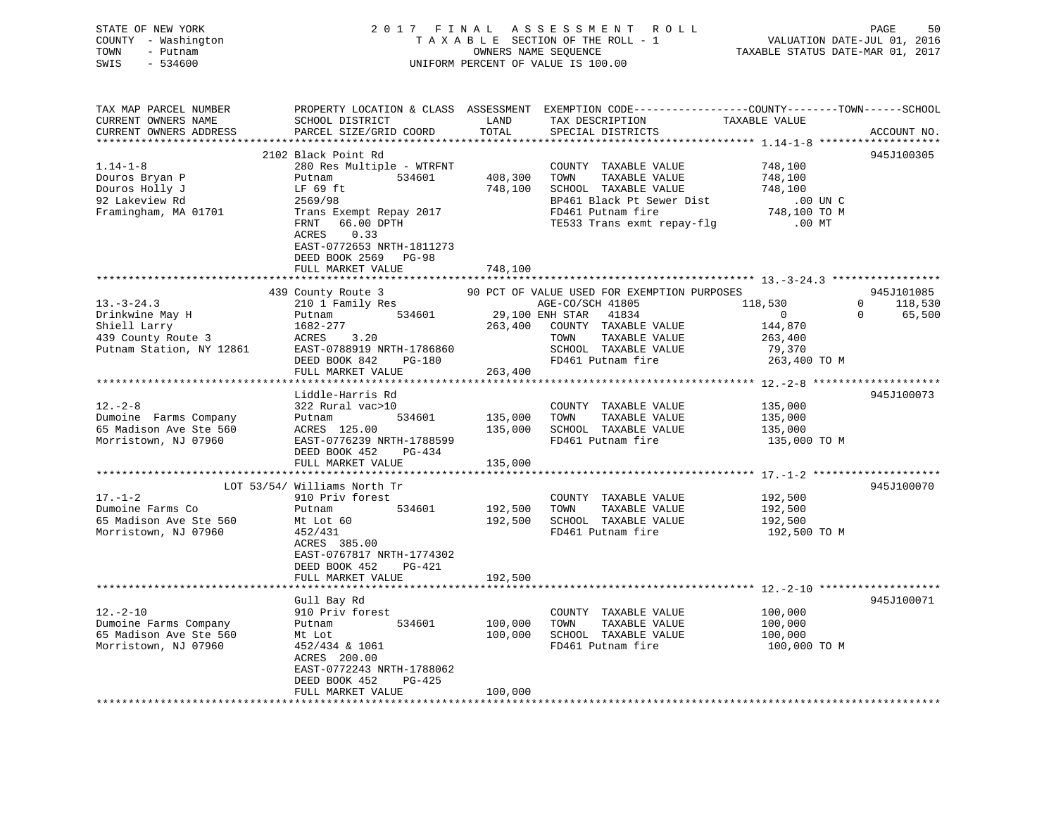STATE OF NEW YORK 2 0 1 7 F I N A L A S S E S S M E N T R O L L
COUNTY - Washington T A X A B L E SECTION OF THE ROLL - 1 VALUATION DATE-JUL 01, 2016
TOWN - Putnam OWNERS NAME SEQUENCE TAXABLE STATUS DATE-MAR 01, 2017
SWIS - 534600 UNIFORM PERCENT OF VALUE IS 100.00

```
TAX MAP PARCEL NUMBER          PROPERTY LOCATION & CLASS  ASSESSMENT  EXEMPTION CODE------------------COUNTY--------TOWN------SCHOOL
CURRENT OWNERS NAME            SCHOOL DISTRICT              LAND      TAX DESCRIPTION              TAXABLE VALUE
CURRENT OWNERS ADDRESS         PARCEL SIZE/GRID COORD       TOTAL     SPECIAL DISTRICTS                                   ACCOUNT NO.
******************************************************************************************************* 1.14-1-8 *******************
                               2102 Black Point Rd                                                                        945J100305
1.14-1-8                       280 Res Multiple - WTRFNT              COUNTY  TAXABLE VALUE         748,100
Douros Bryan P                 Putnam          534601       408,300   TOWN    TAXABLE VALUE         748,100
Douros Holly J                 LF 69 ft                     748,100   SCHOOL  TAXABLE VALUE         748,100
92 Lakeview Rd                 2569/98                                BP461 Black Pt Sewer Dist          .00 UN C
Framingham, MA 01701           Trans Exempt Repay 2017                FD461 Putnam fire               748,100 TO M
                               FRNT   66.00 DPTH                      TE533 Trans exmt repay-flg         .00 MT
                               ACRES    0.33
                               EAST-0772653 NRTH-1811273
                               DEED BOOK 2569   PG-98
                               FULL MARKET VALUE            748,100
******************************************************************************************************* 13.-3-24.3 *****************
                               439 County Route 3           90 PCT OF VALUE USED FOR EXEMPTION PURPOSES                  945J101085
13.-3-24.3                     210 1 Family Res                AGE-CO/SCH 41805            118,530          0     118,530
Drinkwine May H                Putnam          534601        29,100 ENH STAR   41834             0          0      65,500
Shiell Larry                   1682-277                     263,400   COUNTY  TAXABLE VALUE         144,870
439 County Route 3             ACRES     3.20                         TOWN    TAXABLE VALUE         263,400
Putnam Station, NY 12861       EAST-0788919 NRTH-1786860              SCHOOL  TAXABLE VALUE          79,370
                               DEED BOOK 842    PG-180                FD461 Putnam fire               263,400 TO M
                               FULL MARKET VALUE            263,400
******************************************************************************************************* 12.-2-8 ********************
                               Liddle-Harris Rd                                                                           945J100073
12.-2-8                        322 Rural vac>10                       COUNTY  TAXABLE VALUE         135,000
Dumoine  Farms Company         Putnam          534601       135,000   TOWN    TAXABLE VALUE         135,000
65 Madison Ave Ste 560         ACRES  125.00                135,000   SCHOOL  TAXABLE VALUE         135,000
Morristown, NJ 07960           EAST-0776239 NRTH-1788599              FD461 Putnam fire               135,000 TO M
                               DEED BOOK 452    PG-434
                               FULL MARKET VALUE            135,000
******************************************************************************************************* 17.-1-2 ********************
                        LOT 53/54/ Williams North Tr                                                                      945J100070
17.-1-2                        910 Priv forest                        COUNTY  TAXABLE VALUE         192,500
Dumoine Farms Co               Putnam          534601       192,500   TOWN    TAXABLE VALUE         192,500
65 Madison Ave Ste 560         Mt Lot 60                    192,500   SCHOOL  TAXABLE VALUE         192,500
Morristown, NJ 07960           452/431                                FD461 Putnam fire               192,500 TO M
                               ACRES  385.00
                               EAST-0767817 NRTH-1774302
                               DEED BOOK 452    PG-421
                               FULL MARKET VALUE            192,500
******************************************************************************************************* 12.-2-10 *******************
                               Gull Bay Rd                                                                                945J100071
12.-2-10                       910 Priv forest                        COUNTY  TAXABLE VALUE         100,000
Dumoine Farms Company          Putnam          534601       100,000   TOWN    TAXABLE VALUE         100,000
65 Madison Ave Ste 560         Mt Lot                       100,000   SCHOOL  TAXABLE VALUE         100,000
Morristown, NJ 07960           452/434 & 1061                         FD461 Putnam fire               100,000 TO M
                               ACRES  200.00
                               EAST-0772243 NRTH-1788062
                               DEED BOOK 452    PG-425
                               FULL MARKET VALUE            100,000
************************************************************************************************************************************
```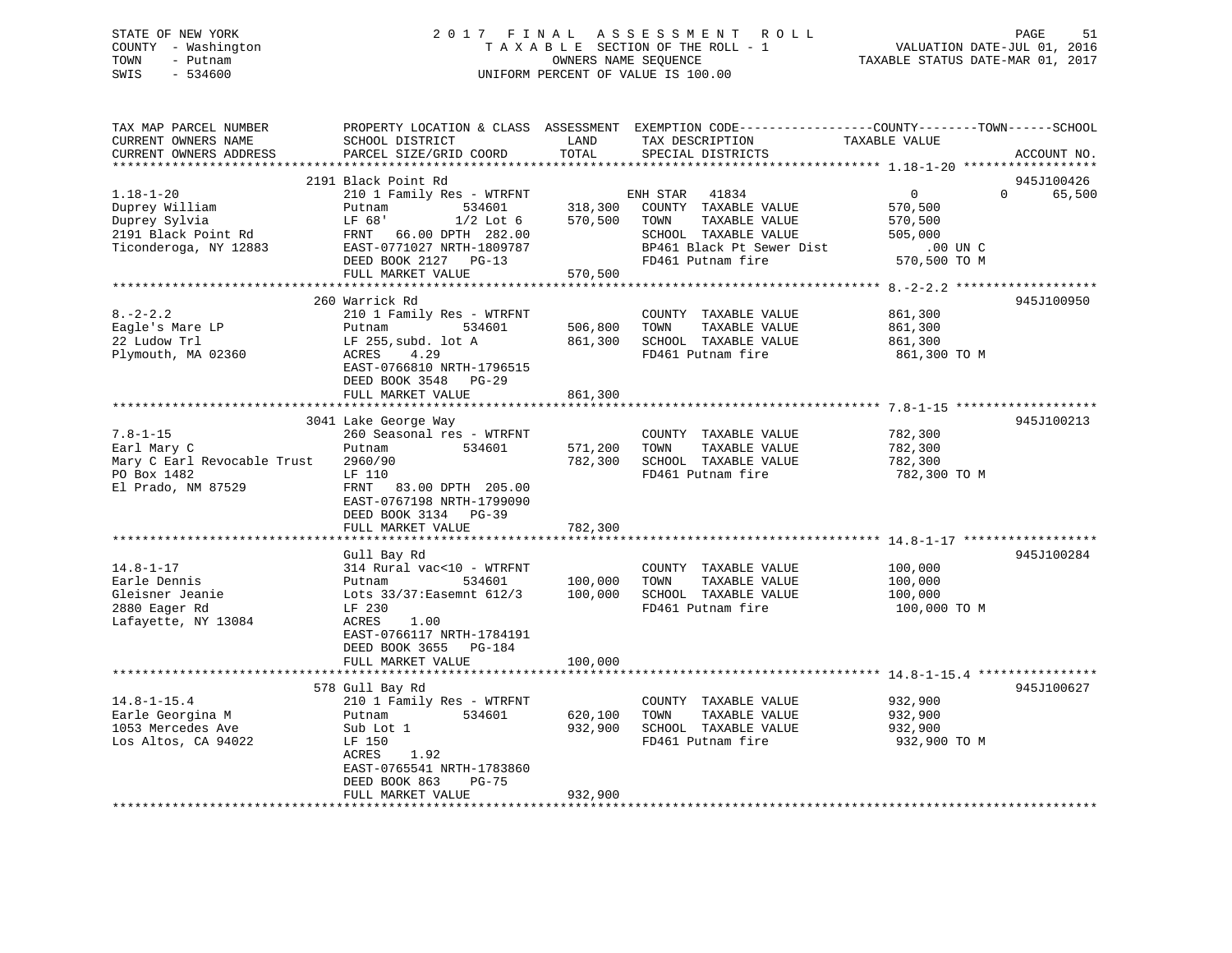STATE OF NEW YORK
COUNTY - Washington
TOWN - Putnam
SWIS - 534600

2 0 1 7 F I N A L A S S E S S M E N T R O L L
T A X A B L E SECTION OF THE ROLL - 1
OWNERS NAME SEQUENCE
UNIFORM PERCENT OF VALUE IS 100.00

VALUATION DATE-JUL 01, 2016
TAXABLE STATUS DATE-MAR 01, 2017

| TAX MAP PARCEL NUMBER / CURRENT OWNERS NAME / CURRENT OWNERS ADDRESS | PROPERTY LOCATION & CLASS / SCHOOL DISTRICT / PARCEL SIZE/GRID COORD | ASSESSMENT LAND | ASSESSMENT TOTAL | EXEMPTION CODE / TAX DESCRIPTION / SPECIAL DISTRICTS | COUNTY TAXABLE VALUE | TOWN | SCHOOL | ACCOUNT NO. |
|---|---|---|---|---|---|---|---|---|
| **1.18-1-20** | 2191 Black Point Rd | | | | | | | 945J100426 |
| 1.18-1-20 | 210 1 Family Res - WTRFNT | | | ENH STAR 41834 | 0 | 0 | 65,500 | |
| Duprey William | Putnam 534601 | 318,300 | | COUNTY TAXABLE VALUE | 570,500 | | | |
| Duprey Sylvia | LF 68' 1/2 Lot 6 | | 570,500 | TOWN TAXABLE VALUE | 570,500 | | | |
| 2191 Black Point Rd | FRNT 66.00 DPTH 282.00 | | | SCHOOL TAXABLE VALUE | 505,000 | | | |
| Ticonderoga, NY 12883 | EAST-0771027 NRTH-1809787 | | | BP461 Black Pt Sewer Dist | .00 UN C | | | |
| | DEED BOOK 2127 PG-13 | | | FD461 Putnam fire | 570,500 TO M | | | |
| | FULL MARKET VALUE | | 570,500 | | | | | |
| **8.-2-2.2** | 260 Warrick Rd | | | | | | | 945J100950 |
| 8.-2-2.2 | 210 1 Family Res - WTRFNT | | | COUNTY TAXABLE VALUE | 861,300 | | | |
| Eagle's Mare LP | Putnam 534601 | 506,800 | | TOWN TAXABLE VALUE | 861,300 | | | |
| 22 Ludow Trl | LF 255,subd. lot A | | 861,300 | SCHOOL TAXABLE VALUE | 861,300 | | | |
| Plymouth, MA 02360 | ACRES 4.29 | | | FD461 Putnam fire | 861,300 TO M | | | |
| | EAST-0766810 NRTH-1796515 | | | | | | | |
| | DEED BOOK 3548 PG-29 | | | | | | | |
| | FULL MARKET VALUE | | 861,300 | | | | | |
| **7.8-1-15** | 3041 Lake George Way | | | | | | | 945J100213 |
| 7.8-1-15 | 260 Seasonal res - WTRFNT | | | COUNTY TAXABLE VALUE | 782,300 | | | |
| Earl Mary C | Putnam 534601 | 571,200 | | TOWN TAXABLE VALUE | 782,300 | | | |
| Mary C Earl Revocable Trust | 2960/90 | | 782,300 | SCHOOL TAXABLE VALUE | 782,300 | | | |
| PO Box 1482 | LF 110 | | | FD461 Putnam fire | 782,300 TO M | | | |
| El Prado, NM 87529 | FRNT 83.00 DPTH 205.00 | | | | | | | |
| | EAST-0767198 NRTH-1799090 | | | | | | | |
| | DEED BOOK 3134 PG-39 | | | | | | | |
| | FULL MARKET VALUE | | 782,300 | | | | | |
| **14.8-1-17** | Gull Bay Rd | | | | | | | 945J100284 |
| 14.8-1-17 | 314 Rural vac<10 - WTRFNT | | | COUNTY TAXABLE VALUE | 100,000 | | | |
| Earle Dennis | Putnam 534601 | 100,000 | | TOWN TAXABLE VALUE | 100,000 | | | |
| Gleisner Jeanie | Lots 33/37:Easemnt 612/3 | | 100,000 | SCHOOL TAXABLE VALUE | 100,000 | | | |
| 2880 Eager Rd | LF 230 | | | FD461 Putnam fire | 100,000 TO M | | | |
| Lafayette, NY 13084 | ACRES 1.00 | | | | | | | |
| | EAST-0766117 NRTH-1784191 | | | | | | | |
| | DEED BOOK 3655 PG-184 | | | | | | | |
| | FULL MARKET VALUE | | 100,000 | | | | | |
| **14.8-1-15.4** | 578 Gull Bay Rd | | | | | | | 945J100627 |
| 14.8-1-15.4 | 210 1 Family Res - WTRFNT | | | COUNTY TAXABLE VALUE | 932,900 | | | |
| Earle Georgina M | Putnam 534601 | 620,100 | | TOWN TAXABLE VALUE | 932,900 | | | |
| 1053 Mercedes Ave | Sub Lot 1 | | 932,900 | SCHOOL TAXABLE VALUE | 932,900 | | | |
| Los Altos, CA 94022 | LF 150 | | | FD461 Putnam fire | 932,900 TO M | | | |
| | ACRES 1.92 | | | | | | | |
| | EAST-0765541 NRTH-1783860 | | | | | | | |
| | DEED BOOK 863 PG-75 | | | | | | | |
| | FULL MARKET VALUE | | 932,900 | | | | | |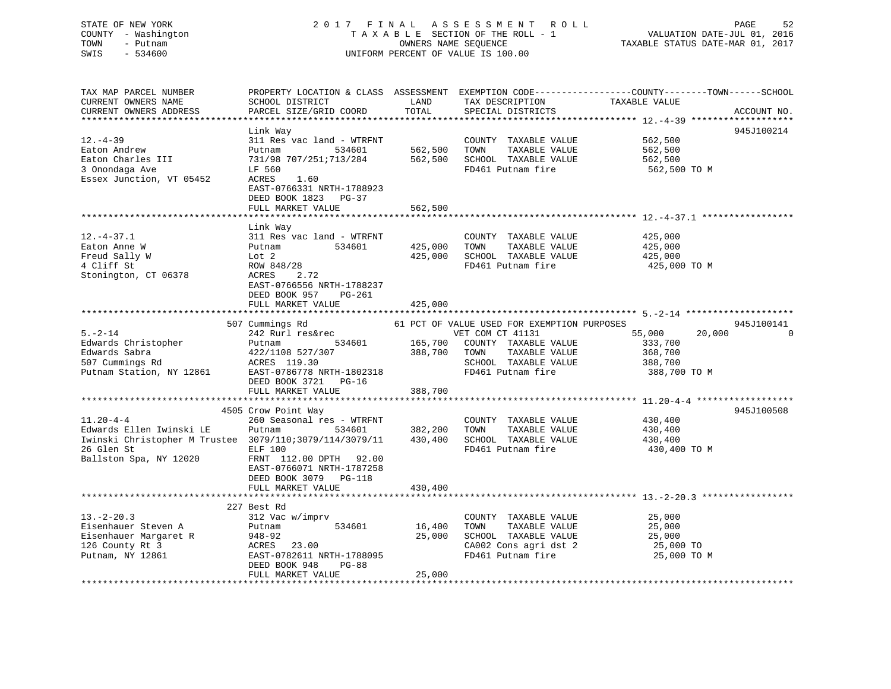STATE OF NEW YORK  
COUNTY - Washington  
TOWN - Putnam  
SWIS - 534600

2 0 1 7 F I N A L A S S E S S M E N T R O L L  
T A X A B L E SECTION OF THE ROLL - 1  
OWNERS NAME SEQUENCE  
UNIFORM PERCENT OF VALUE IS 100.00

VALUATION DATE-JUL 01, 2016  
TAXABLE STATUS DATE-MAR 01, 2017

```
TAX MAP PARCEL NUMBER          PROPERTY LOCATION & CLASS  ASSESSMENT  EXEMPTION CODE-----------------COUNTY--------TOWN------SCHOOL
CURRENT OWNERS NAME            SCHOOL DISTRICT              LAND      TAX DESCRIPTION            TAXABLE VALUE
CURRENT OWNERS ADDRESS         PARCEL SIZE/GRID COORD       TOTAL     SPECIAL DISTRICTS                                     ACCOUNT NO.
******************************************************************************************************* 12.-4-39 *******************
                               Link Way                                                                                  945J100214
12.-4-39                       311 Res vac land - WTRFNT              COUNTY  TAXABLE VALUE            562,500
Eaton Andrew                   Putnam          534601       562,500   TOWN    TAXABLE VALUE            562,500
Eaton Charles III              731/98 707/251;713/284       562,500   SCHOOL  TAXABLE VALUE            562,500
3 Onondaga Ave                 LF 560                                 FD461 Putnam fire                 562,500 TO M
Essex Junction, VT 05452       ACRES    1.60
                               EAST-0766331 NRTH-1788923
                               DEED BOOK 1823   PG-37
                               FULL MARKET VALUE            562,500
******************************************************************************************************* 12.-4-37.1 *****************
                               Link Way
12.-4-37.1                     311 Res vac land - WTRFNT              COUNTY  TAXABLE VALUE            425,000
Eaton Anne W                   Putnam          534601       425,000   TOWN    TAXABLE VALUE            425,000
Freud Sally W                  Lot 2                        425,000   SCHOOL  TAXABLE VALUE            425,000
4 Cliff St                     ROW 848/28                             FD461 Putnam fire                 425,000 TO M
Stonington, CT 06378           ACRES    2.72
                               EAST-0766556 NRTH-1788237
                               DEED BOOK 957    PG-261
                               FULL MARKET VALUE            425,000
******************************************************************************************************* 5.-2-14 ********************
                           507 Cummings Rd                 61 PCT OF VALUE USED FOR EXEMPTION PURPOSES                   945J100141
5.-2-14                        242 Rurl res&rec                  VET COM CT 41131              55,000      20,000             0
Edwards Christopher            Putnam          534601       165,700   COUNTY  TAXABLE VALUE            333,700
Edwards Sabra                  422/1108 527/307             388,700   TOWN    TAXABLE VALUE            368,700
507 Cummings Rd                ACRES  119.30                          SCHOOL  TAXABLE VALUE            388,700
Putnam Station, NY 12861       EAST-0786778 NRTH-1802318              FD461 Putnam fire                 388,700 TO M
                               DEED BOOK 3721   PG-16
                               FULL MARKET VALUE            388,700
******************************************************************************************************* 11.20-4-4 ******************
                          4505 Crow Point Way                                                                            945J100508
11.20-4-4                      260 Seasonal res - WTRFNT              COUNTY  TAXABLE VALUE            430,400
Edwards Ellen Iwinski LE       Putnam          534601       382,200   TOWN    TAXABLE VALUE            430,400
Iwinski Christopher M Trustee  3079/110;3079/114/3079/11    430,400   SCHOOL  TAXABLE VALUE            430,400
26 Glen St                     ELF 100                                FD461 Putnam fire                 430,400 TO M
Ballston Spa, NY 12020         FRNT  112.00 DPTH   92.00
                               EAST-0766071 NRTH-1787258
                               DEED BOOK 3079   PG-118
                               FULL MARKET VALUE            430,400
******************************************************************************************************* 13.-2-20.3 *****************
                           227 Best Rd
13.-2-20.3                     312 Vac w/imprv                        COUNTY  TAXABLE VALUE             25,000
Eisenhauer Steven A            Putnam          534601        16,400   TOWN    TAXABLE VALUE             25,000
Eisenhauer Margaret R          948-92                        25,000   SCHOOL  TAXABLE VALUE             25,000
126 County Rt 3                ACRES   23.00                          CA002 Cons agri dst 2              25,000 TO
Putnam, NY 12861               EAST-0782611 NRTH-1788095              FD461 Putnam fire                  25,000 TO M
                               DEED BOOK 948    PG-88
                               FULL MARKET VALUE             25,000
************************************************************************************************************************************
```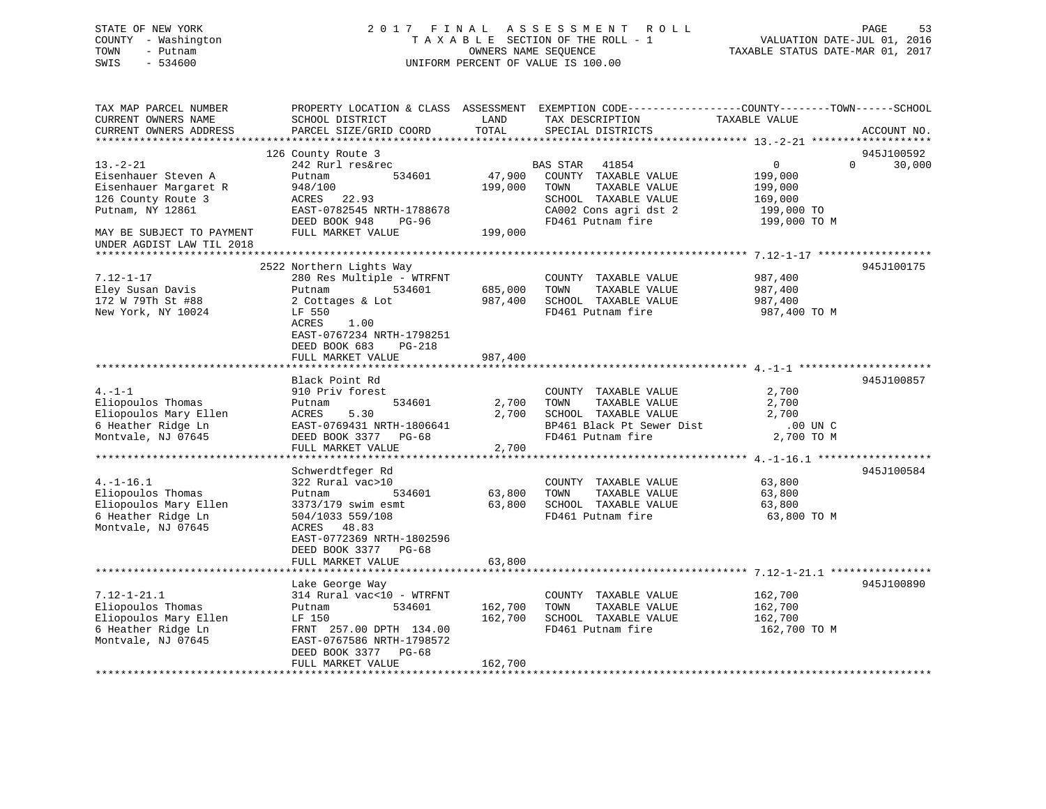STATE OF NEW YORK                    2017 FINAL ASSESSMENT ROLL
COUNTY - Washington                  TAXABLE SECTION OF THE ROLL - 1                VALUATION DATE-JUL 01, 2016
TOWN - Putnam                        OWNERS NAME SEQUENCE                    TAXABLE STATUS DATE-MAR 01, 2017
SWIS - 534600                        UNIFORM PERCENT OF VALUE IS 100.00

| TAX MAP PARCEL NUMBER / CURRENT OWNERS NAME / CURRENT OWNERS ADDRESS | PROPERTY LOCATION & CLASS / SCHOOL DISTRICT / PARCEL SIZE/GRID COORD | ASSESSMENT LAND | TOTAL | EXEMPTION CODE / TAX DESCRIPTION / SPECIAL DISTRICTS | COUNTY / TOWN TAXABLE VALUE | SCHOOL | ACCOUNT NO. |
|---|---|---|---|---|---|---|---|
| 13.-2-21 | 126 County Route 3 | | | | | | 945J100592 |
| Eisenhauer Steven A | 242 Rurl res&rec | | | BAS STAR 41854 | 0 | 0 | 30,000 |
| Eisenhauer Margaret R | Putnam 534601 | 47,900 | | COUNTY TAXABLE VALUE | 199,000 | | |
| 126 County Route 3 | 948/100 | | 199,000 | TOWN TAXABLE VALUE | 199,000 | | |
| Putnam, NY 12861 | ACRES 22.93 | | | SCHOOL TAXABLE VALUE | 169,000 | | |
| | EAST-0782545 NRTH-1788678 | | | CA002 Cons agri dst 2 | 199,000 TO | | |
| | DEED BOOK 948 PG-96 | | | FD461 Putnam fire | 199,000 TO M | | |
| MAY BE SUBJECT TO PAYMENT UNDER AGDIST LAW TIL 2018 | FULL MARKET VALUE | | 199,000 | | | | |
| 7.12-1-17 | 2522 Northern Lights Way | | | | | | 945J100175 |
| Eley Susan Davis | 280 Res Multiple - WTRFNT | | | COUNTY TAXABLE VALUE | 987,400 | | |
| 172 W 79Th St #88 | Putnam 534601 | 685,000 | | TOWN TAXABLE VALUE | 987,400 | | |
| New York, NY 10024 | 2 Cottages & Lot | | 987,400 | SCHOOL TAXABLE VALUE | 987,400 | | |
| | LF 550 | | | FD461 Putnam fire | 987,400 TO M | | |
| | ACRES 1.00 | | | | | | |
| | EAST-0767234 NRTH-1798251 | | | | | | |
| | DEED BOOK 683 PG-218 | | | | | | |
| | FULL MARKET VALUE | | 987,400 | | | | |
| 4.-1-1 | Black Point Rd | | | | | | 945J100857 |
| Eliopoulos Thomas | 910 Priv forest | | | COUNTY TAXABLE VALUE | 2,700 | | |
| Eliopoulos Mary Ellen | Putnam 534601 | 2,700 | | TOWN TAXABLE VALUE | 2,700 | | |
| 6 Heather Ridge Ln | ACRES 5.30 | | 2,700 | SCHOOL TAXABLE VALUE | 2,700 | | |
| Montvale, NJ 07645 | EAST-0769431 NRTH-1806641 | | | BP461 Black Pt Sewer Dist | .00 UN C | | |
| | DEED BOOK 3377 PG-68 | | | FD461 Putnam fire | 2,700 TO M | | |
| | FULL MARKET VALUE | | 2,700 | | | | |
| 4.-1-16.1 | Schwerdtfeger Rd | | | | | | 945J100584 |
| Eliopoulos Thomas | 322 Rural vac>10 | | | COUNTY TAXABLE VALUE | 63,800 | | |
| Eliopoulos Mary Ellen | Putnam 534601 | 63,800 | | TOWN TAXABLE VALUE | 63,800 | | |
| 6 Heather Ridge Ln | 3373/179 swim esmt | | 63,800 | SCHOOL TAXABLE VALUE | 63,800 | | |
| Montvale, NJ 07645 | 504/1033 559/108 | | | FD461 Putnam fire | 63,800 TO M | | |
| | ACRES 48.83 | | | | | | |
| | EAST-0772369 NRTH-1802596 | | | | | | |
| | DEED BOOK 3377 PG-68 | | | | | | |
| | FULL MARKET VALUE | | 63,800 | | | | |
| 7.12-1-21.1 | Lake George Way | | | | | | 945J100890 |
| Eliopoulos Thomas | 314 Rural vac<10 - WTRFNT | | | COUNTY TAXABLE VALUE | 162,700 | | |
| Eliopoulos Mary Ellen | Putnam 534601 | 162,700 | | TOWN TAXABLE VALUE | 162,700 | | |
| 6 Heather Ridge Ln | LF 150 | | 162,700 | SCHOOL TAXABLE VALUE | 162,700 | | |
| Montvale, NJ 07645 | FRNT 257.00 DPTH 134.00 | | | FD461 Putnam fire | 162,700 TO M | | |
| | EAST-0767586 NRTH-1798572 | | | | | | |
| | DEED BOOK 3377 PG-68 | | | | | | |
| | FULL MARKET VALUE | | 162,700 | | | | |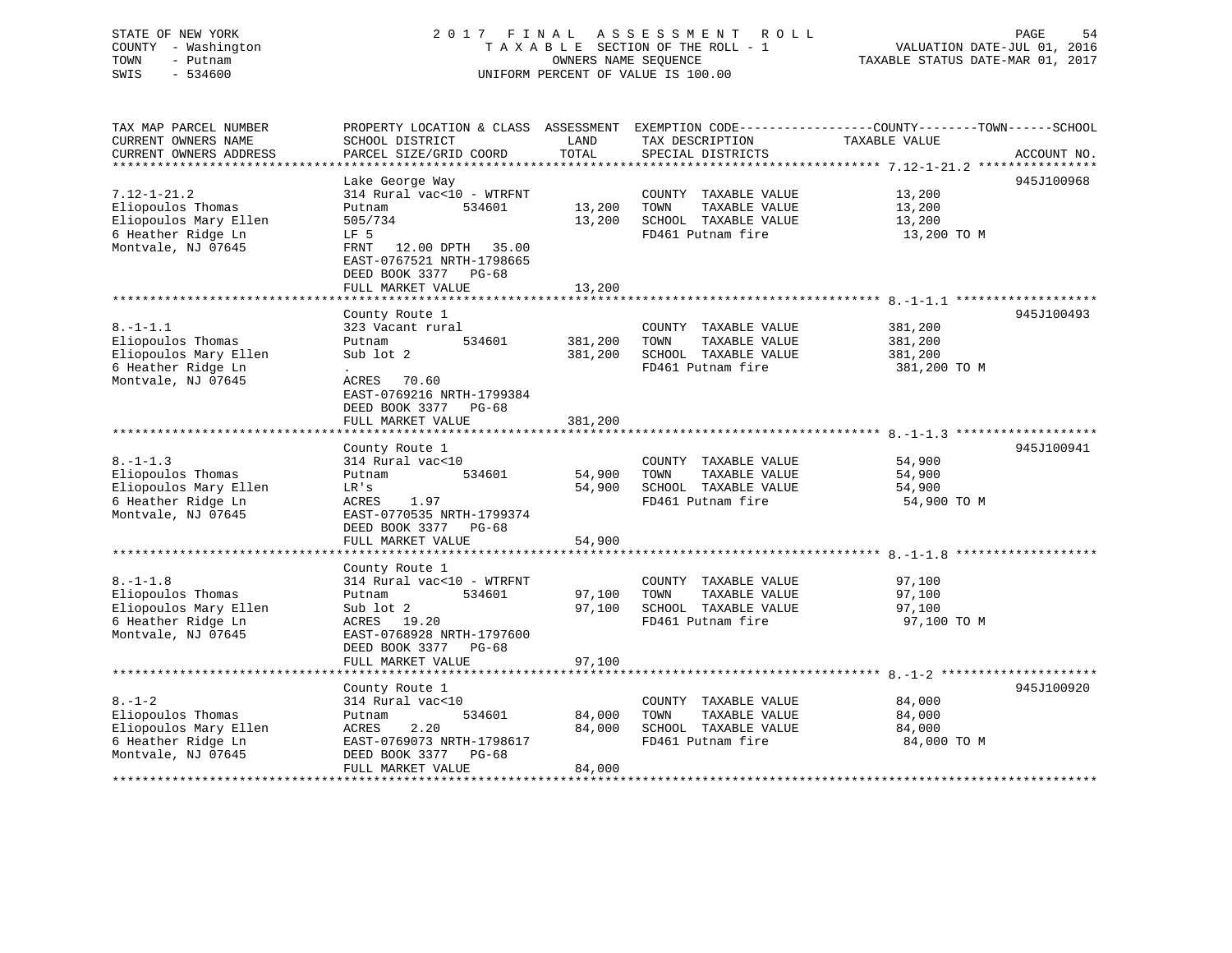STATE OF NEW YORK
COUNTY - Washington
TOWN - Putnam
SWIS - 534600

2017 FINAL ASSESSMENT ROLL
TAXABLE SECTION OF THE ROLL - 1
OWNERS NAME SEQUENCE
UNIFORM PERCENT OF VALUE IS 100.00

VALUATION DATE-JUL 01, 2016
TAXABLE STATUS DATE-MAR 01, 2017

```
TAX MAP PARCEL NUMBER          PROPERTY LOCATION & CLASS  ASSESSMENT  EXEMPTION CODE------------------COUNTY--------TOWN------SCHOOL
CURRENT OWNERS NAME            SCHOOL DISTRICT             LAND       TAX DESCRIPTION              TAXABLE VALUE
CURRENT OWNERS ADDRESS         PARCEL SIZE/GRID COORD      TOTAL      SPECIAL DISTRICTS                                  ACCOUNT NO.
******************************************************************************************************* 7.12-1-21.2 ****************
                               Lake George Way                                                                          945J100968
7.12-1-21.2                    314 Rural vac<10 - WTRFNT              COUNTY  TAXABLE VALUE             13,200
Eliopoulos Thomas              Putnam          534601      13,200     TOWN    TAXABLE VALUE             13,200
Eliopoulos Mary Ellen          505/734                     13,200     SCHOOL  TAXABLE VALUE             13,200
6 Heather Ridge Ln             LF 5                                   FD461 Putnam fire                  13,200 TO M
Montvale, NJ 07645             FRNT   12.00 DPTH   35.00
                               EAST-0767521 NRTH-1798665
                               DEED BOOK 3377   PG-68
                               FULL MARKET VALUE           13,200
******************************************************************************************************* 8.-1-1.1 *******************
                               County Route 1                                                                           945J100493
8.-1-1.1                       323 Vacant rural                       COUNTY  TAXABLE VALUE            381,200
Eliopoulos Thomas              Putnam          534601     381,200     TOWN    TAXABLE VALUE            381,200
Eliopoulos Mary Ellen          Sub lot 2                  381,200     SCHOOL  TAXABLE VALUE            381,200
6 Heather Ridge Ln             .                                      FD461 Putnam fire                 381,200 TO M
Montvale, NJ 07645             ACRES   70.60
                               EAST-0769216 NRTH-1799384
                               DEED BOOK 3377   PG-68
                               FULL MARKET VALUE          381,200
******************************************************************************************************* 8.-1-1.3 *******************
                               County Route 1                                                                           945J100941
8.-1-1.3                       314 Rural vac<10                       COUNTY  TAXABLE VALUE             54,900
Eliopoulos Thomas              Putnam          534601      54,900     TOWN    TAXABLE VALUE             54,900
Eliopoulos Mary Ellen          LR's                        54,900     SCHOOL  TAXABLE VALUE             54,900
6 Heather Ridge Ln             ACRES    1.97                          FD461 Putnam fire                  54,900 TO M
Montvale, NJ 07645             EAST-0770535 NRTH-1799374
                               DEED BOOK 3377   PG-68
                               FULL MARKET VALUE           54,900
******************************************************************************************************* 8.-1-1.8 *******************
                               County Route 1
8.-1-1.8                       314 Rural vac<10 - WTRFNT              COUNTY  TAXABLE VALUE             97,100
Eliopoulos Thomas              Putnam          534601      97,100     TOWN    TAXABLE VALUE             97,100
Eliopoulos Mary Ellen          Sub lot 2                   97,100     SCHOOL  TAXABLE VALUE             97,100
6 Heather Ridge Ln             ACRES   19.20                          FD461 Putnam fire                  97,100 TO M
Montvale, NJ 07645             EAST-0768928 NRTH-1797600
                               DEED BOOK 3377   PG-68
                               FULL MARKET VALUE           97,100
******************************************************************************************************* 8.-1-2 *********************
                               County Route 1                                                                           945J100920
8.-1-2                         314 Rural vac<10                       COUNTY  TAXABLE VALUE             84,000
Eliopoulos Thomas              Putnam          534601      84,000     TOWN    TAXABLE VALUE             84,000
Eliopoulos Mary Ellen          ACRES    2.20               84,000     SCHOOL  TAXABLE VALUE             84,000
6 Heather Ridge Ln             EAST-0769073 NRTH-1798617              FD461 Putnam fire                  84,000 TO M
Montvale, NJ 07645             DEED BOOK 3377   PG-68
                               FULL MARKET VALUE           84,000
************************************************************************************************************************************
```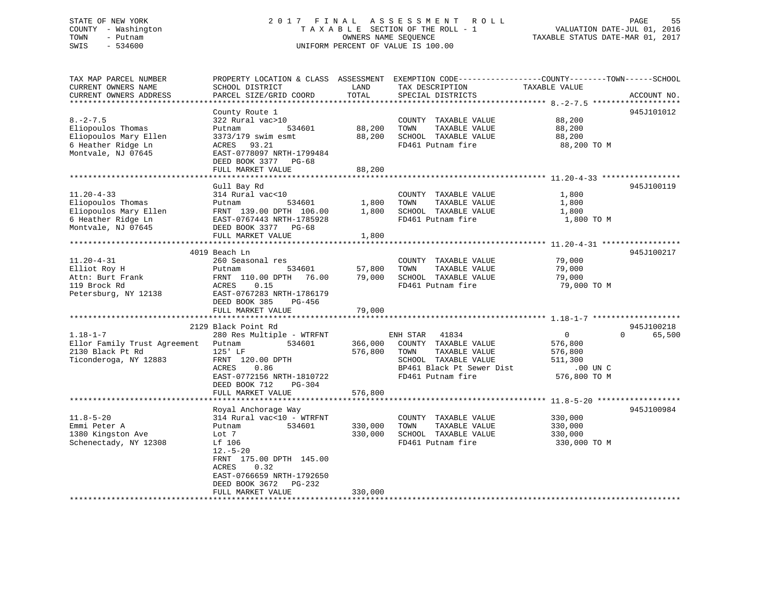STATE OF NEW YORK
COUNTY - Washington
TOWN - Putnam
SWIS - 534600

2 0 1 7 F I N A L A S S E S S M E N T R O L L
T A X A B L E SECTION OF THE ROLL - 1
OWNERS NAME SEQUENCE
UNIFORM PERCENT OF VALUE IS 100.00

VALUATION DATE-JUL 01, 2016
TAXABLE STATUS DATE-MAR 01, 2017

| TAX MAP PARCEL NUMBER / CURRENT OWNERS NAME / CURRENT OWNERS ADDRESS | PROPERTY LOCATION & CLASS / SCHOOL DISTRICT / PARCEL SIZE/GRID COORD | ASSESSMENT LAND | TOTAL | EXEMPTION CODE / TAX DESCRIPTION / SPECIAL DISTRICTS | COUNTY / TOWN TAXABLE VALUE | SCHOOL | ACCOUNT NO. |
|---|---|---|---|---|---|---|---|
| 8.-2-7.5 | County Route 1 | | | | | | 945J101012 |
| | 322 Rural vac>10 | | | COUNTY TAXABLE VALUE | 88,200 | | |
| Eliopoulos Thomas | Putnam 534601 | 88,200 | | TOWN TAXABLE VALUE | 88,200 | | |
| Eliopoulos Mary Ellen | 3373/179 swim esmt | | 88,200 | SCHOOL TAXABLE VALUE | 88,200 | | |
| 6 Heather Ridge Ln | ACRES 93.21 | | | FD461 Putnam fire | 88,200 TO M | | |
| Montvale, NJ 07645 | EAST-0778097 NRTH-1799484 | | | | | | |
| | DEED BOOK 3377 PG-68 | | | | | | |
| | FULL MARKET VALUE | | 88,200 | | | | |
| 11.20-4-33 | Gull Bay Rd | | | | | | 945J100119 |
| | 314 Rural vac<10 | | | COUNTY TAXABLE VALUE | 1,800 | | |
| Eliopoulos Thomas | Putnam 534601 | 1,800 | | TOWN TAXABLE VALUE | 1,800 | | |
| Eliopoulos Mary Ellen | FRNT 139.00 DPTH 106.00 | | 1,800 | SCHOOL TAXABLE VALUE | 1,800 | | |
| 6 Heather Ridge Ln | EAST-0767443 NRTH-1785928 | | | FD461 Putnam fire | 1,800 TO M | | |
| Montvale, NJ 07645 | DEED BOOK 3377 PG-68 | | | | | | |
| | FULL MARKET VALUE | | 1,800 | | | | |
| 11.20-4-31 | 4019 Beach Ln | | | | | | 945J100217 |
| | 260 Seasonal res | | | COUNTY TAXABLE VALUE | 79,000 | | |
| Elliot Roy H | Putnam 534601 | 57,800 | | TOWN TAXABLE VALUE | 79,000 | | |
| Attn: Burt Frank | FRNT 110.00 DPTH 76.00 | | 79,000 | SCHOOL TAXABLE VALUE | 79,000 | | |
| 119 Brock Rd | ACRES 0.15 | | | FD461 Putnam fire | 79,000 TO M | | |
| Petersburg, NY 12138 | EAST-0767283 NRTH-1786179 | | | | | | |
| | DEED BOOK 385 PG-456 | | | | | | |
| | FULL MARKET VALUE | | 79,000 | | | | |
| 1.18-1-7 | 2129 Black Point Rd | | | | | | 945J100218 |
| | 280 Res Multiple - WTRFNT | | | ENH STAR 41834 | 0 | 0 | 65,500 |
| Ellor Family Trust Agreement | Putnam 534601 | 366,000 | | COUNTY TAXABLE VALUE | 576,800 | | |
| 2130 Black Pt Rd | 125' LF | | 576,800 | TOWN TAXABLE VALUE | 576,800 | | |
| Ticonderoga, NY 12883 | FRNT 120.00 DPTH | | | SCHOOL TAXABLE VALUE | 511,300 | | |
| | ACRES 0.86 | | | BP461 Black Pt Sewer Dist | .00 UN C | | |
| | EAST-0772156 NRTH-1810722 | | | FD461 Putnam fire | 576,800 TO M | | |
| | DEED BOOK 712 PG-304 | | | | | | |
| | FULL MARKET VALUE | | 576,800 | | | | |
| 11.8-5-20 | Royal Anchorage Way | | | | | | 945J100984 |
| | 314 Rural vac<10 - WTRFNT | | | COUNTY TAXABLE VALUE | 330,000 | | |
| Emmi Peter A | Putnam 534601 | 330,000 | | TOWN TAXABLE VALUE | 330,000 | | |
| 1380 Kingston Ave | Lot 7 | | 330,000 | SCHOOL TAXABLE VALUE | 330,000 | | |
| Schenectady, NY 12308 | Lf 106 | | | FD461 Putnam fire | 330,000 TO M | | |
| | 12.-5-20 | | | | | | |
| | FRNT 175.00 DPTH 145.00 | | | | | | |
| | ACRES 0.32 | | | | | | |
| | EAST-0766659 NRTH-1792650 | | | | | | |
| | DEED BOOK 3672 PG-232 | | | | | | |
| | FULL MARKET VALUE | | 330,000 | | | | |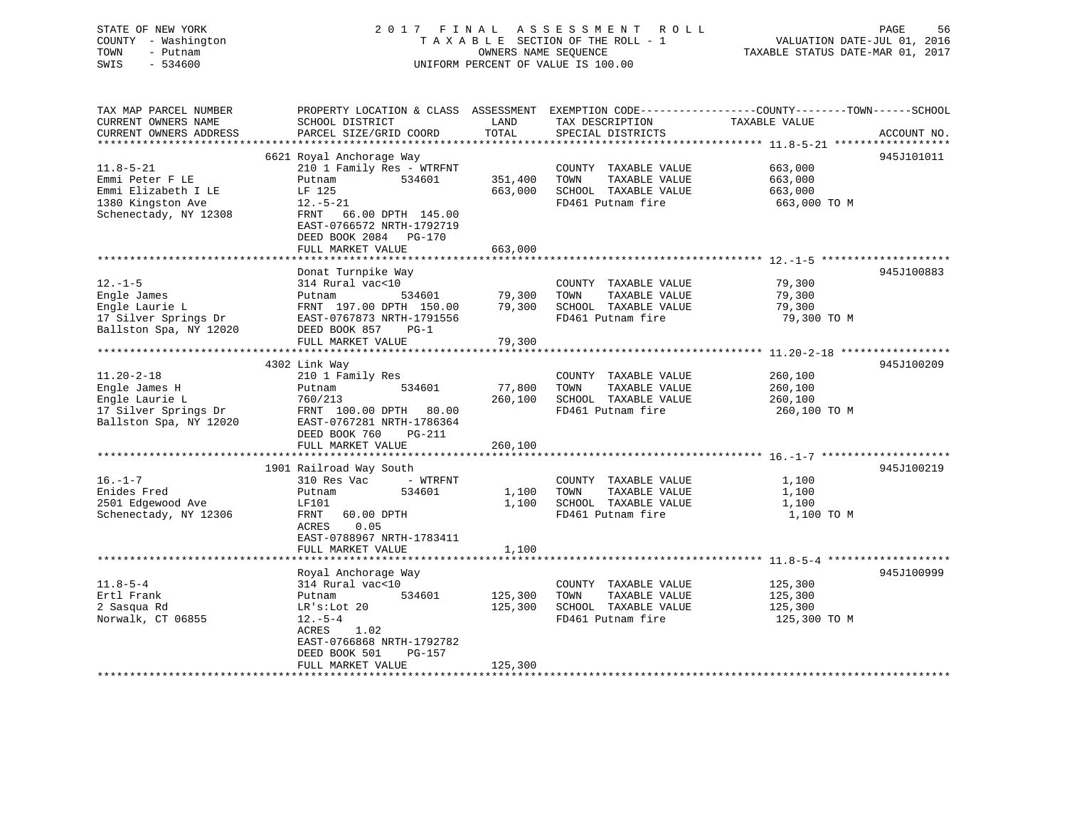STATE OF NEW YORK 2017 FINAL ASSESSMENT ROLL
COUNTY - Washington TAXABLE SECTION OF THE ROLL - 1 VALUATION DATE-JUL 01, 2016
TOWN - Putnam OWNERS NAME SEQUENCE TAXABLE STATUS DATE-MAR 01, 2017
SWIS - 534600 UNIFORM PERCENT OF VALUE IS 100.00

| TAX MAP PARCEL NUMBER / CURRENT OWNERS NAME / CURRENT OWNERS ADDRESS | PROPERTY LOCATION & CLASS / SCHOOL DISTRICT / PARCEL SIZE/GRID COORD | ASSESSMENT LAND | TOTAL | EXEMPTION CODE / TAX DESCRIPTION / SPECIAL DISTRICTS | COUNTY--------TOWN------SCHOOL TAXABLE VALUE | ACCOUNT NO. |
|---|---|---|---|---|---|---|
| 11.8-5-21 | 6621 Royal Anchorage Way | | | | | 945J101011 |
| Emmi Peter F LE | 210 1 Family Res - WTRFNT | | | COUNTY TAXABLE VALUE | 663,000 | |
| Emmi Elizabeth I LE | Putnam 534601 | 351,400 | | TOWN TAXABLE VALUE | 663,000 | |
| 1380 Kingston Ave | LF 125 | | 663,000 | SCHOOL TAXABLE VALUE | 663,000 | |
| Schenectady, NY 12308 | 12.-5-21 | | | FD461 Putnam fire | 663,000 TO M | |
| | FRNT 66.00 DPTH 145.00 | | | | | |
| | EAST-0766572 NRTH-1792719 | | | | | |
| | DEED BOOK 2084 PG-170 | | | | | |
| | FULL MARKET VALUE | | 663,000 | | | |
| 12.-1-5 | Donat Turnpike Way | | | | | 945J100883 |
| Engle James | 314 Rural vac<10 | | | COUNTY TAXABLE VALUE | 79,300 | |
| Engle Laurie L | Putnam 534601 | 79,300 | | TOWN TAXABLE VALUE | 79,300 | |
| 17 Silver Springs Dr | FRNT 197.00 DPTH 150.00 | | 79,300 | SCHOOL TAXABLE VALUE | 79,300 | |
| Ballston Spa, NY 12020 | EAST-0767873 NRTH-1791556 | | | FD461 Putnam fire | 79,300 TO M | |
| | DEED BOOK 857 PG-1 | | | | | |
| | FULL MARKET VALUE | | 79,300 | | | |
| 11.20-2-18 | 4302 Link Way | | | | | 945J100209 |
| Engle James H | 210 1 Family Res | | | COUNTY TAXABLE VALUE | 260,100 | |
| Engle Laurie L | Putnam 534601 | 77,800 | | TOWN TAXABLE VALUE | 260,100 | |
| 17 Silver Springs Dr | 760/213 | | 260,100 | SCHOOL TAXABLE VALUE | 260,100 | |
| Ballston Spa, NY 12020 | FRNT 100.00 DPTH 80.00 | | | FD461 Putnam fire | 260,100 TO M | |
| | EAST-0767281 NRTH-1786364 | | | | | |
| | DEED BOOK 760 PG-211 | | | | | |
| | FULL MARKET VALUE | | 260,100 | | | |
| 16.-1-7 | 1901 Railroad Way South | | | | | 945J100219 |
| Enides Fred | 310 Res Vac - WTRFNT | | | COUNTY TAXABLE VALUE | 1,100 | |
| 2501 Edgewood Ave | Putnam 534601 | 1,100 | | TOWN TAXABLE VALUE | 1,100 | |
| Schenectady, NY 12306 | LF101 | | 1,100 | SCHOOL TAXABLE VALUE | 1,100 | |
| | FRNT 60.00 DPTH | | | FD461 Putnam fire | 1,100 TO M | |
| | ACRES 0.05 | | | | | |
| | EAST-0788967 NRTH-1783411 | | | | | |
| | FULL MARKET VALUE | | 1,100 | | | |
| 11.8-5-4 | Royal Anchorage Way | | | | | 945J100999 |
| Ertl Frank | 314 Rural vac<10 | | | COUNTY TAXABLE VALUE | 125,300 | |
| 2 Sasqua Rd | Putnam 534601 | 125,300 | | TOWN TAXABLE VALUE | 125,300 | |
| Norwalk, CT 06855 | LR's:Lot 20 | | 125,300 | SCHOOL TAXABLE VALUE | 125,300 | |
| | 12.-5-4 | | | FD461 Putnam fire | 125,300 TO M | |
| | ACRES 1.02 | | | | | |
| | EAST-0766868 NRTH-1792782 | | | | | |
| | DEED BOOK 501 PG-157 | | | | | |
| | FULL MARKET VALUE | | 125,300 | | | |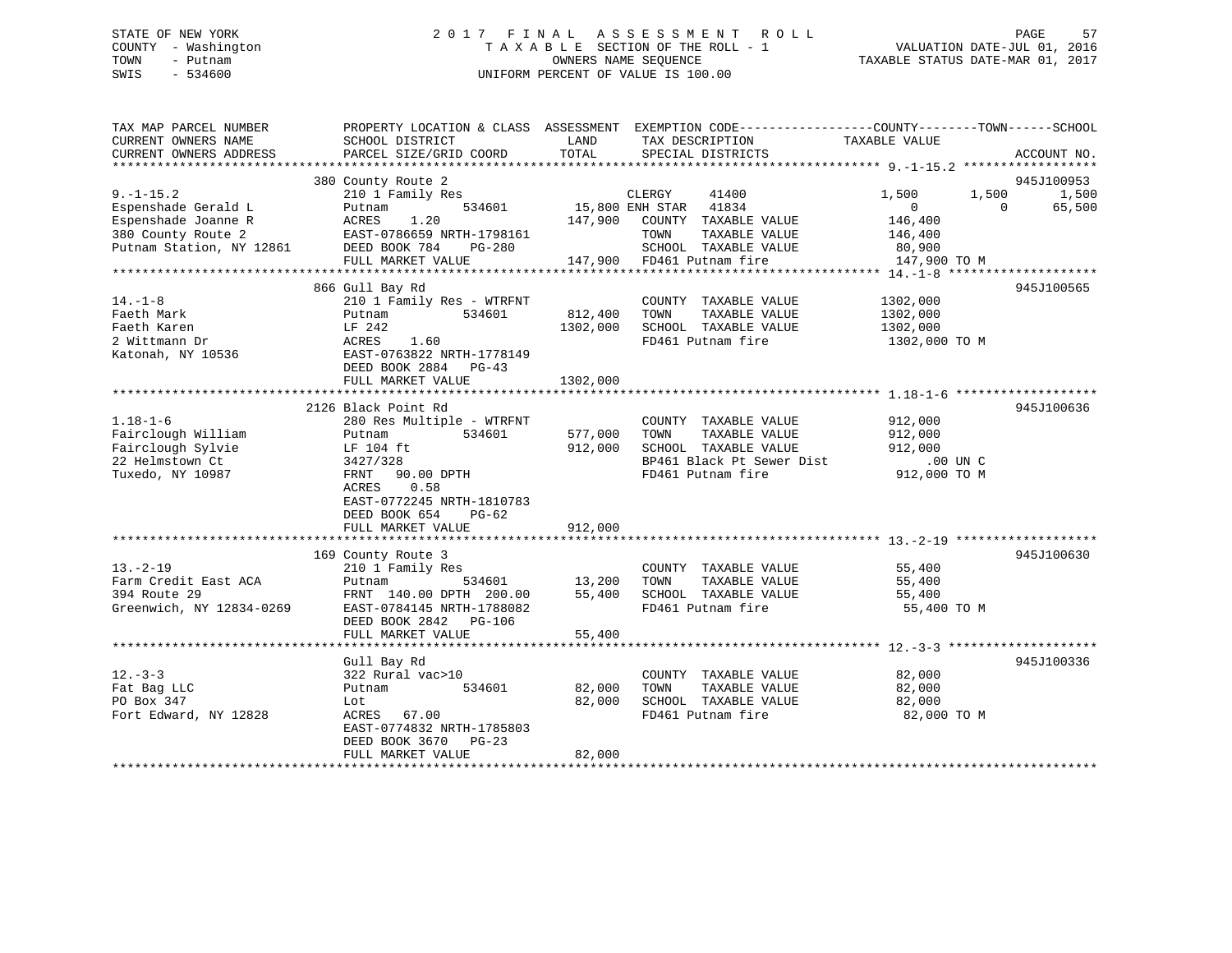STATE OF NEW YORK
COUNTY - Washington
TOWN - Putnam
SWIS - 534600

# 2017 FINAL ASSESSMENT ROLL
TAXABLE SECTION OF THE ROLL - 1
OWNERS NAME SEQUENCE
UNIFORM PERCENT OF VALUE IS 100.00

VALUATION DATE-JUL 01, 2016
TAXABLE STATUS DATE-MAR 01, 2017

| TAX MAP PARCEL NUMBER / CURRENT OWNERS NAME / CURRENT OWNERS ADDRESS | PROPERTY LOCATION & CLASS / SCHOOL DISTRICT / PARCEL SIZE/GRID COORD | ASSESSMENT LAND | TOTAL | EXEMPTION CODE / TAX DESCRIPTION / SPECIAL DISTRICTS | COUNTY TAXABLE VALUE | TOWN | SCHOOL | ACCOUNT NO. |
|---|---|---|---|---|---|---|---|---|
| 9.-1-15.2 | 380 County Route 2 | | | | | | | 945J100953 |
| | 210 1 Family Res | | | CLERGY 41400 | 1,500 | 1,500 | 1,500 | |
| Espenshade Gerald L | Putnam 534601 | 15,800 | | ENH STAR 41834 | 0 | 0 | 65,500 | |
| Espenshade Joanne R | ACRES 1.20 | | 147,900 | COUNTY TAXABLE VALUE | 146,400 | | | |
| 380 County Route 2 | EAST-0786659 NRTH-1798161 | | | TOWN TAXABLE VALUE | 146,400 | | | |
| Putnam Station, NY 12861 | DEED BOOK 784 PG-280 | | | SCHOOL TAXABLE VALUE | 80,900 | | | |
| | FULL MARKET VALUE | | 147,900 | FD461 Putnam fire | 147,900 TO M | | | |
| 14.-1-8 | 866 Gull Bay Rd | | | | | | | 945J100565 |
| | 210 1 Family Res - WTRFNT | | | COUNTY TAXABLE VALUE | 1302,000 | | | |
| Faeth Mark | Putnam 534601 | 812,400 | | TOWN TAXABLE VALUE | 1302,000 | | | |
| Faeth Karen | LF 242 | | 1302,000 | SCHOOL TAXABLE VALUE | 1302,000 | | | |
| 2 Wittmann Dr | ACRES 1.60 | | | FD461 Putnam fire | 1302,000 TO M | | | |
| Katonah, NY 10536 | EAST-0763822 NRTH-1778149 | | | | | | | |
| | DEED BOOK 2884 PG-43 | | | | | | | |
| | FULL MARKET VALUE | | 1302,000 | | | | | |
| 1.18-1-6 | 2126 Black Point Rd | | | | | | | 945J100636 |
| | 280 Res Multiple - WTRFNT | | | COUNTY TAXABLE VALUE | 912,000 | | | |
| Fairclough William | Putnam 534601 | 577,000 | | TOWN TAXABLE VALUE | 912,000 | | | |
| Fairclough Sylvie | LF 104 ft | | 912,000 | SCHOOL TAXABLE VALUE | 912,000 | | | |
| 22 Helmstown Ct | 3427/328 | | | BP461 Black Pt Sewer Dist | .00 UN C | | | |
| Tuxedo, NY 10987 | FRNT 90.00 DPTH | | | FD461 Putnam fire | 912,000 TO M | | | |
| | ACRES 0.58 | | | | | | | |
| | EAST-0772245 NRTH-1810783 | | | | | | | |
| | DEED BOOK 654 PG-62 | | | | | | | |
| | FULL MARKET VALUE | | 912,000 | | | | | |
| 13.-2-19 | 169 County Route 3 | | | | | | | 945J100630 |
| | 210 1 Family Res | | | COUNTY TAXABLE VALUE | 55,400 | | | |
| Farm Credit East ACA | Putnam 534601 | 13,200 | | TOWN TAXABLE VALUE | 55,400 | | | |
| 394 Route 29 | FRNT 140.00 DPTH 200.00 | | 55,400 | SCHOOL TAXABLE VALUE | 55,400 | | | |
| Greenwich, NY 12834-0269 | EAST-0784145 NRTH-1788082 | | | FD461 Putnam fire | 55,400 TO M | | | |
| | DEED BOOK 2842 PG-106 | | | | | | | |
| | FULL MARKET VALUE | | 55,400 | | | | | |
| 12.-3-3 | Gull Bay Rd | | | | | | | 945J100336 |
| | 322 Rural vac>10 | | | COUNTY TAXABLE VALUE | 82,000 | | | |
| Fat Bag LLC | Putnam 534601 | 82,000 | | TOWN TAXABLE VALUE | 82,000 | | | |
| PO Box 347 | Lot | | 82,000 | SCHOOL TAXABLE VALUE | 82,000 | | | |
| Fort Edward, NY 12828 | ACRES 67.00 | | | FD461 Putnam fire | 82,000 TO M | | | |
| | EAST-0774832 NRTH-1785803 | | | | | | | |
| | DEED BOOK 3670 PG-23 | | | | | | | |
| | FULL MARKET VALUE | | 82,000 | | | | | |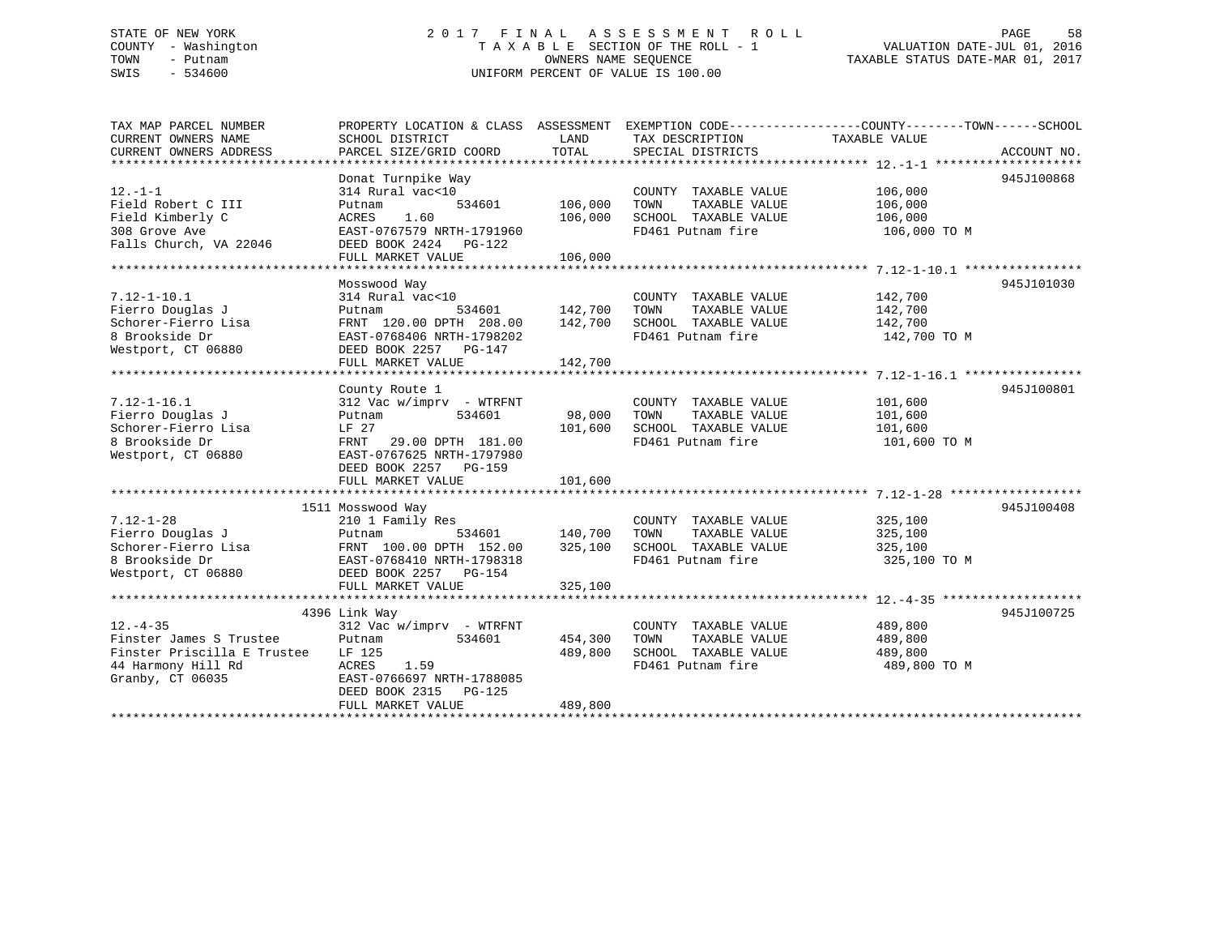STATE OF NEW YORK | COUNTY - Washington | TOWN - Putnam | SWIS - 534600

# 2017 FINAL ASSESSMENT ROLL

TAXABLE SECTION OF THE ROLL - 1
OWNERS NAME SEQUENCE
UNIFORM PERCENT OF VALUE IS 100.00

VALUATION DATE-JUL 01, 2016
TAXABLE STATUS DATE-MAR 01, 2017

| TAX MAP PARCEL NUMBER / CURRENT OWNERS NAME / CURRENT OWNERS ADDRESS | PROPERTY LOCATION & CLASS / SCHOOL DISTRICT / PARCEL SIZE/GRID COORD | ASSESSMENT LAND | ASSESSMENT TOTAL | EXEMPTION CODE / TAX DESCRIPTION / SPECIAL DISTRICTS | TAXABLE VALUE (COUNTY--TOWN--SCHOOL) | ACCOUNT NO. |
|---|---|---|---|---|---|---|
| **12.-1-1** | Donat Turnpike Way | | | | | 945J100868 |
| Field Robert C III | 314 Rural vac<10 | | | COUNTY TAXABLE VALUE | 106,000 | |
| Field Kimberly C | Putnam 534601 | 106,000 | | TOWN TAXABLE VALUE | 106,000 | |
| 308 Grove Ave | ACRES 1.60 | | 106,000 | SCHOOL TAXABLE VALUE | 106,000 | |
| Falls Church, VA 22046 | EAST-0767579 NRTH-1791960 | | | FD461 Putnam fire | 106,000 TO M | |
| | DEED BOOK 2424 PG-122 | | | | | |
| | FULL MARKET VALUE | | 106,000 | | | |
| **7.12-1-10.1** | Mosswood Way | | | | | 945J101030 |
| Fierro Douglas J | 314 Rural vac<10 | | | COUNTY TAXABLE VALUE | 142,700 | |
| Schorer-Fierro Lisa | Putnam 534601 | 142,700 | | TOWN TAXABLE VALUE | 142,700 | |
| 8 Brookside Dr | FRNT 120.00 DPTH 208.00 | | 142,700 | SCHOOL TAXABLE VALUE | 142,700 | |
| Westport, CT 06880 | EAST-0768406 NRTH-1798202 | | | FD461 Putnam fire | 142,700 TO M | |
| | DEED BOOK 2257 PG-147 | | | | | |
| | FULL MARKET VALUE | | 142,700 | | | |
| **7.12-1-16.1** | County Route 1 | | | | | 945J100801 |
| Fierro Douglas J | 312 Vac w/imprv - WTRFNT | | | COUNTY TAXABLE VALUE | 101,600 | |
| Schorer-Fierro Lisa | Putnam 534601 | 98,000 | | TOWN TAXABLE VALUE | 101,600 | |
| 8 Brookside Dr | LF 27 | | 101,600 | SCHOOL TAXABLE VALUE | 101,600 | |
| Westport, CT 06880 | FRNT 29.00 DPTH 181.00 | | | FD461 Putnam fire | 101,600 TO M | |
| | EAST-0767625 NRTH-1797980 | | | | | |
| | DEED BOOK 2257 PG-159 | | | | | |
| | FULL MARKET VALUE | | 101,600 | | | |
| **7.12-1-28** | 1511 Mosswood Way | | | | | 945J100408 |
| Fierro Douglas J | 210 1 Family Res | | | COUNTY TAXABLE VALUE | 325,100 | |
| Schorer-Fierro Lisa | Putnam 534601 | 140,700 | | TOWN TAXABLE VALUE | 325,100 | |
| 8 Brookside Dr | FRNT 100.00 DPTH 152.00 | | 325,100 | SCHOOL TAXABLE VALUE | 325,100 | |
| Westport, CT 06880 | EAST-0768410 NRTH-1798318 | | | FD461 Putnam fire | 325,100 TO M | |
| | DEED BOOK 2257 PG-154 | | | | | |
| | FULL MARKET VALUE | | 325,100 | | | |
| **12.-4-35** | 4396 Link Way | | | | | 945J100725 |
| Finster James S Trustee | 312 Vac w/imprv - WTRFNT | | | COUNTY TAXABLE VALUE | 489,800 | |
| Finster Priscilla E Trustee | Putnam 534601 | 454,300 | | TOWN TAXABLE VALUE | 489,800 | |
| 44 Harmony Hill Rd | LF 125 | | 489,800 | SCHOOL TAXABLE VALUE | 489,800 | |
| Granby, CT 06035 | ACRES 1.59 | | | FD461 Putnam fire | 489,800 TO M | |
| | EAST-0766697 NRTH-1788085 | | | | | |
| | DEED BOOK 2315 PG-125 | | | | | |
| | FULL MARKET VALUE | | 489,800 | | | |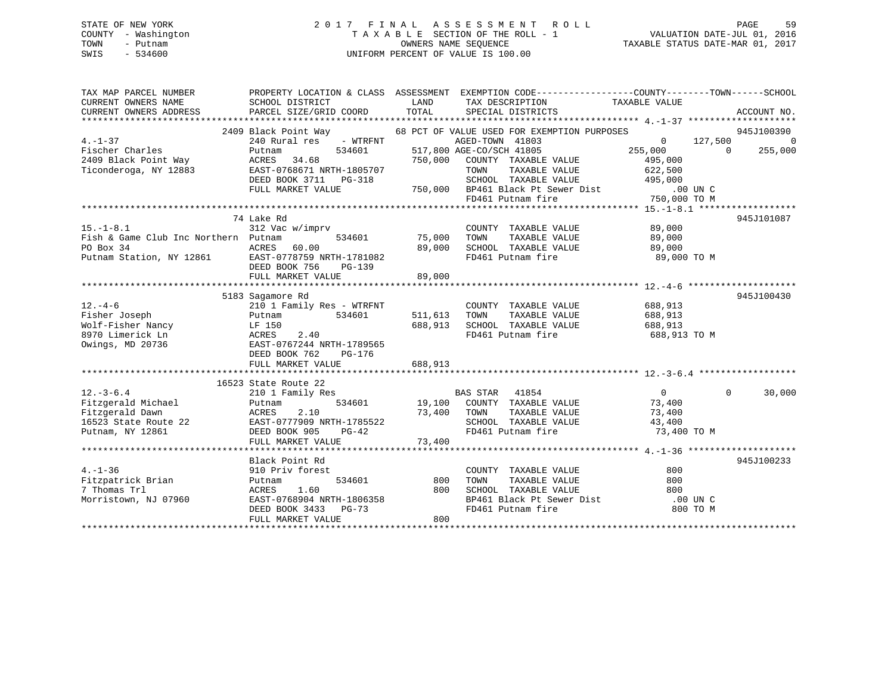STATE OF NEW YORK
COUNTY - Washington
TOWN - Putnam
SWIS - 534600

2 0 1 7 F I N A L A S S E S S M E N T R O L L
T A X A B L E SECTION OF THE ROLL - 1
OWNERS NAME SEQUENCE
UNIFORM PERCENT OF VALUE IS 100.00

VALUATION DATE-JUL 01, 2016
TAXABLE STATUS DATE-MAR 01, 2017

```
TAX MAP PARCEL NUMBER          PROPERTY LOCATION & CLASS  ASSESSMENT  EXEMPTION CODE-----------------COUNTY--------TOWN------SCHOOL
CURRENT OWNERS NAME            SCHOOL DISTRICT             LAND       TAX DESCRIPTION              TAXABLE VALUE
CURRENT OWNERS ADDRESS         PARCEL SIZE/GRID COORD      TOTAL      SPECIAL DISTRICTS                                  ACCOUNT NO.
******************************************************************************************************* 4.-1-37 *******************
                      2409 Black Point Way            68 PCT OF VALUE USED FOR EXEMPTION PURPOSES                       945J100390
4.-1-37                        240 Rural res    - WTRFNT          AGED-TOWN  41803                     0     127,500          0
Fischer Charles                Putnam           534601       517,800 AGE-CO/SCH 41805               255,000           0     255,000
2409 Black Point Way           ACRES   34.68                 750,000   COUNTY  TAXABLE VALUE          495,000
Ticonderoga, NY 12883          EAST-0768671 NRTH-1805707               TOWN    TAXABLE VALUE          622,500
                               DEED BOOK 3711   PG-318                 SCHOOL  TAXABLE VALUE          495,000
                               FULL MARKET VALUE             750,000   BP461 Black Pt Sewer Dist          .00 UN C
                                                                       FD461 Putnam fire              750,000 TO M
******************************************************************************************************* 15.-1-8.1 *****************
                      74 Lake Rd                                                                                         945J101087
15.-1-8.1                      312 Vac w/imprv                          COUNTY  TAXABLE VALUE           89,000
Fish & Game Club Inc Northern  Putnam           534601        75,000   TOWN    TAXABLE VALUE           89,000
PO Box 34                      ACRES   60.00                  89,000   SCHOOL  TAXABLE VALUE           89,000
Putnam Station, NY 12861       EAST-0778759 NRTH-1781082               FD461 Putnam fire               89,000 TO M
                               DEED BOOK 756    PG-139
                               FULL MARKET VALUE              89,000
******************************************************************************************************* 12.-4-6 *******************
                      5183 Sagamore Rd                                                                                   945J100430
12.-4-6                        210 1 Family Res - WTRFNT                COUNTY  TAXABLE VALUE          688,913
Fisher Joseph                  Putnam           534601       511,613   TOWN    TAXABLE VALUE          688,913
Wolf-Fisher Nancy              LF 150                        688,913   SCHOOL  TAXABLE VALUE          688,913
8970 Limerick Ln               ACRES    2.40                           FD461 Putnam fire              688,913 TO M
Owings, MD 20736               EAST-0767244 NRTH-1789565
                               DEED BOOK 762    PG-176
                               FULL MARKET VALUE             688,913
******************************************************************************************************* 12.-3-6.4 *****************
                      16523 State Route 22
12.-3-6.4                      210 1 Family Res                   BAS STAR   41854                     0           0      30,000
Fitzgerald Michael             Putnam           534601        19,100   COUNTY  TAXABLE VALUE           73,400
Fitzgerald Dawn                ACRES    2.10                  73,400   TOWN    TAXABLE VALUE           73,400
16523 State Route 22           EAST-0777909 NRTH-1785522               SCHOOL  TAXABLE VALUE           43,400
Putnam, NY 12861               DEED BOOK 905    PG-42                  FD461 Putnam fire               73,400 TO M
                               FULL MARKET VALUE              73,400
******************************************************************************************************* 4.-1-36 *******************
                      Black Point Rd                                                                                     945J100233
4.-1-36                        910 Priv forest                          COUNTY  TAXABLE VALUE              800
Fitzpatrick Brian              Putnam           534601           800   TOWN    TAXABLE VALUE              800
7 Thomas Trl                   ACRES    1.60                     800   SCHOOL  TAXABLE VALUE              800
Morristown, NJ 07960           EAST-0768904 NRTH-1806358               BP461 Black Pt Sewer Dist          .00 UN C
                               DEED BOOK 3433   PG-73                  FD461 Putnam fire                  800 TO M
                               FULL MARKET VALUE                 800
************************************************************************************************************************************
```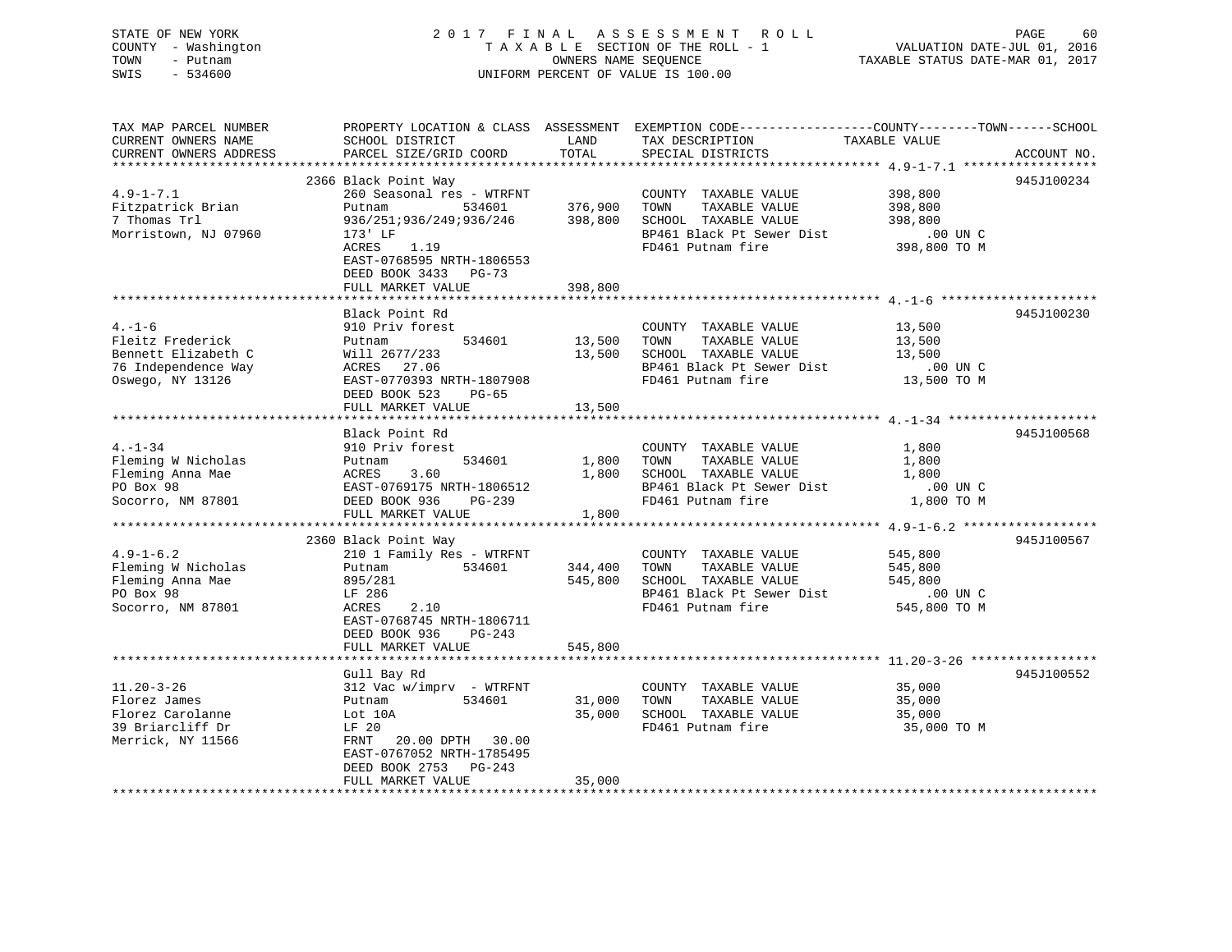STATE OF NEW YORK
COUNTY - Washington
TOWN - Putnam
SWIS - 534600

2 0 1 7 F I N A L A S S E S S M E N T R O L L
T A X A B L E SECTION OF THE ROLL - 1
OWNERS NAME SEQUENCE
UNIFORM PERCENT OF VALUE IS 100.00

VALUATION DATE-JUL 01, 2016
TAXABLE STATUS DATE-MAR 01, 2017

| TAX MAP PARCEL NUMBER / CURRENT OWNERS NAME / CURRENT OWNERS ADDRESS | PROPERTY LOCATION & CLASS / SCHOOL DISTRICT / PARCEL SIZE/GRID COORD | ASSESSMENT LAND / TOTAL | EXEMPTION CODE / TAX DESCRIPTION / SPECIAL DISTRICTS | TAXABLE VALUE (COUNTY / TOWN / SCHOOL) | ACCOUNT NO. |
|---|---|---|---|---|---|
| 4.9-1-7.1 | 2366 Black Point Way | | | | 945J100234 |
| 4.9-1-7.1 | 260 Seasonal res - WTRFNT | | COUNTY TAXABLE VALUE | 398,800 | |
| Fitzpatrick Brian | Putnam 534601 | 376,900 | TOWN TAXABLE VALUE | 398,800 | |
| 7 Thomas Trl | 936/251;936/249;936/246 | 398,800 | SCHOOL TAXABLE VALUE | 398,800 | |
| Morristown, NJ 07960 | 173' LF | | BP461 Black Pt Sewer Dist | .00 UN C | |
| | ACRES 1.19 | | FD461 Putnam fire | 398,800 TO M | |
| | EAST-0768595 NRTH-1806553 | | | | |
| | DEED BOOK 3433 PG-73 | | | | |
| | FULL MARKET VALUE | 398,800 | | | |
| 4.-1-6 | Black Point Rd | | | | 945J100230 |
| 4.-1-6 | 910 Priv forest | | COUNTY TAXABLE VALUE | 13,500 | |
| Fleitz Frederick | Putnam 534601 | 13,500 | TOWN TAXABLE VALUE | 13,500 | |
| Bennett Elizabeth C | Will 2677/233 | 13,500 | SCHOOL TAXABLE VALUE | 13,500 | |
| 76 Independence Way | ACRES 27.06 | | BP461 Black Pt Sewer Dist | .00 UN C | |
| Oswego, NY 13126 | EAST-0770393 NRTH-1807908 | | FD461 Putnam fire | 13,500 TO M | |
| | DEED BOOK 523 PG-65 | | | | |
| | FULL MARKET VALUE | 13,500 | | | |
| 4.-1-34 | Black Point Rd | | | | 945J100568 |
| 4.-1-34 | 910 Priv forest | | COUNTY TAXABLE VALUE | 1,800 | |
| Fleming W Nicholas | Putnam 534601 | 1,800 | TOWN TAXABLE VALUE | 1,800 | |
| Fleming Anna Mae | ACRES 3.60 | 1,800 | SCHOOL TAXABLE VALUE | 1,800 | |
| PO Box 98 | EAST-0769175 NRTH-1806512 | | BP461 Black Pt Sewer Dist | .00 UN C | |
| Socorro, NM 87801 | DEED BOOK 936 PG-239 | | FD461 Putnam fire | 1,800 TO M | |
| | FULL MARKET VALUE | 1,800 | | | |
| 4.9-1-6.2 | 2360 Black Point Way | | | | 945J100567 |
| 4.9-1-6.2 | 210 1 Family Res - WTRFNT | | COUNTY TAXABLE VALUE | 545,800 | |
| Fleming W Nicholas | Putnam 534601 | 344,400 | TOWN TAXABLE VALUE | 545,800 | |
| Fleming Anna Mae | 895/281 | 545,800 | SCHOOL TAXABLE VALUE | 545,800 | |
| PO Box 98 | LF 286 | | BP461 Black Pt Sewer Dist | .00 UN C | |
| Socorro, NM 87801 | ACRES 2.10 | | FD461 Putnam fire | 545,800 TO M | |
| | EAST-0768745 NRTH-1806711 | | | | |
| | DEED BOOK 936 PG-243 | | | | |
| | FULL MARKET VALUE | 545,800 | | | |
| 11.20-3-26 | Gull Bay Rd | | | | 945J100552 |
| 11.20-3-26 | 312 Vac w/imprv - WTRFNT | | COUNTY TAXABLE VALUE | 35,000 | |
| Florez James | Putnam 534601 | 31,000 | TOWN TAXABLE VALUE | 35,000 | |
| Florez Carolanne | Lot 10A | 35,000 | SCHOOL TAXABLE VALUE | 35,000 | |
| 39 Briarcliff Dr | LF 20 | | FD461 Putnam fire | 35,000 TO M | |
| Merrick, NY 11566 | FRNT 20.00 DPTH 30.00 | | | | |
| | EAST-0767052 NRTH-1785495 | | | | |
| | DEED BOOK 2753 PG-243 | | | | |
| | FULL MARKET VALUE | 35,000 | | | |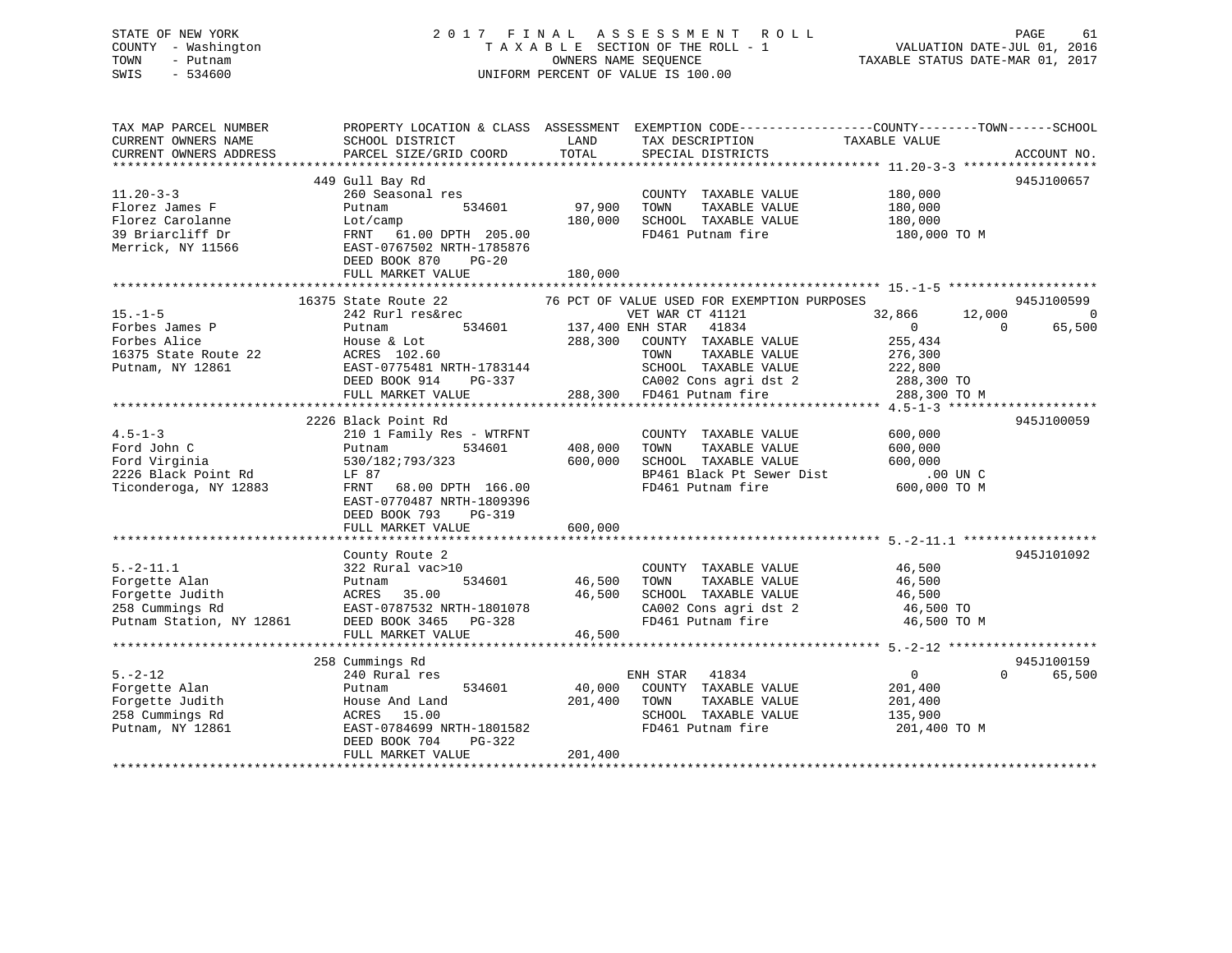STATE OF NEW YORK
COUNTY - Washington
TOWN - Putnam
SWIS - 534600

2 0 1 7 F I N A L A S S E S S M E N T R O L L
T A X A B L E SECTION OF THE ROLL - 1
OWNERS NAME SEQUENCE
UNIFORM PERCENT OF VALUE IS 100.00

VALUATION DATE-JUL 01, 2016
TAXABLE STATUS DATE-MAR 01, 2017

```
TAX MAP PARCEL NUMBER          PROPERTY LOCATION & CLASS  ASSESSMENT  EXEMPTION CODE------------------COUNTY--------TOWN------SCHOOL
CURRENT OWNERS NAME            SCHOOL DISTRICT               LAND      TAX DESCRIPTION            TAXABLE VALUE
CURRENT OWNERS ADDRESS         PARCEL SIZE/GRID COORD       TOTAL      SPECIAL DISTRICTS                                    ACCOUNT NO.
******************************************************************************************************* 11.20-3-3 *****************
                               449 Gull Bay Rd                                                                          945J100657
11.20-3-3                      260 Seasonal res                        COUNTY  TAXABLE VALUE          180,000
Florez James F                 Putnam          534601       97,900     TOWN    TAXABLE VALUE          180,000
Florez Carolanne               Lot/camp                    180,000     SCHOOL  TAXABLE VALUE          180,000
39 Briarcliff Dr               FRNT   61.00 DPTH 205.00                FD461 Putnam fire               180,000 TO M
Merrick, NY 11566              EAST-0767502 NRTH-1785876
                               DEED BOOK 870     PG-20
                               FULL MARKET VALUE           180,000
******************************************************************************************************* 15.-1-5 *******************
                               16375 State Route 22          76 PCT OF VALUE USED FOR EXEMPTION PURPOSES                945J100599
15.-1-5                        242 Rurl res&rec                 VET WAR CT 41121              32,866      12,000            0
Forbes James P                 Putnam          534601       137,400 ENH STAR  41834                 0           0       65,500
Forbes Alice                   House & Lot                  288,300   COUNTY  TAXABLE VALUE         255,434
16375 State Route 22           ACRES 102.60                           TOWN    TAXABLE VALUE         276,300
Putnam, NY 12861               EAST-0775481 NRTH-1783144              SCHOOL  TAXABLE VALUE         222,800
                               DEED BOOK 914     PG-337               CA002 Cons agri dst 2           288,300 TO
                               FULL MARKET VALUE            288,300   FD461 Putnam fire               288,300 TO M
******************************************************************************************************* 4.5-1-3 *******************
                               2226 Black Point Rd                                                                      945J100059
4.5-1-3                        210 1 Family Res - WTRFNT               COUNTY  TAXABLE VALUE          600,000
Ford John C                    Putnam          534601      408,000     TOWN    TAXABLE VALUE          600,000
Ford Virginia                  530/182;793/323             600,000     SCHOOL  TAXABLE VALUE          600,000
2226 Black Point Rd            LF 87                                   BP461 Black Pt Sewer Dist          .00 UN C
Ticonderoga, NY 12883          FRNT   68.00 DPTH 166.00                FD461 Putnam fire               600,000 TO M
                               EAST-0770487 NRTH-1809396
                               DEED BOOK 793     PG-319
                               FULL MARKET VALUE           600,000
******************************************************************************************************* 5.-2-11.1 *****************
                               County Route 2                                                                           945J101092
5.-2-11.1                      322 Rural vac>10                        COUNTY  TAXABLE VALUE           46,500
Forgette Alan                  Putnam          534601       46,500     TOWN    TAXABLE VALUE           46,500
Forgette Judith                ACRES  35.00                 46,500     SCHOOL  TAXABLE VALUE           46,500
258 Cummings Rd                EAST-0787532 NRTH-1801078               CA002 Cons agri dst 2            46,500 TO
Putnam Station, NY 12861       DEED BOOK 3465    PG-328                FD461 Putnam fire                46,500 TO M
                               FULL MARKET VALUE            46,500
******************************************************************************************************* 5.-2-12 *******************
                               258 Cummings Rd                                                                          945J100159
5.-2-12                        240 Rural res                         ENH STAR  41834                 0           0       65,500
Forgette Alan                  Putnam          534601       40,000     COUNTY  TAXABLE VALUE          201,400
Forgette Judith                House And Land              201,400     TOWN    TAXABLE VALUE          201,400
258 Cummings Rd                ACRES  15.00                            SCHOOL  TAXABLE VALUE          135,900
Putnam, NY 12861               EAST-0784699 NRTH-1801582               FD461 Putnam fire               201,400 TO M
                               DEED BOOK 704     PG-322
                               FULL MARKET VALUE           201,400
************************************************************************************************************************************
```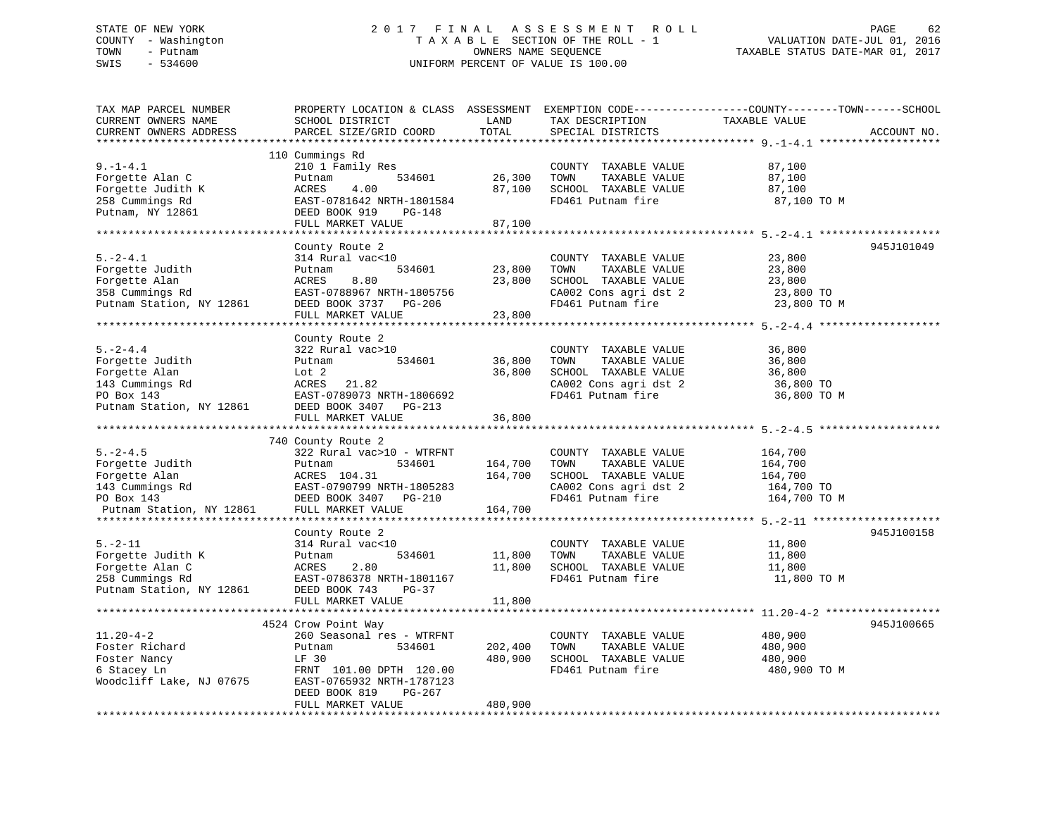STATE OF NEW YORK
COUNTY - Washington
TOWN - Putnam
SWIS - 534600

2017 FINAL ASSESSMENT ROLL
TAXABLE SECTION OF THE ROLL - 1
OWNERS NAME SEQUENCE
UNIFORM PERCENT OF VALUE IS 100.00

VALUATION DATE-JUL 01, 2016
TAXABLE STATUS DATE-MAR 01, 2017

| TAX MAP PARCEL NUMBER / CURRENT OWNERS NAME / CURRENT OWNERS ADDRESS | PROPERTY LOCATION & CLASS / SCHOOL DISTRICT / PARCEL SIZE/GRID COORD | ASSESSMENT LAND | TOTAL | EXEMPTION CODE / TAX DESCRIPTION / SPECIAL DISTRICTS | TAXABLE VALUE (COUNTY--TOWN--SCHOOL) | ACCOUNT NO. |
|---|---|---|---|---|---|---|
| 9.-1-4.1 | 110 Cummings Rd | | | | | |
| | 210 1 Family Res | | | COUNTY TAXABLE VALUE | 87,100 | |
| Forgette Alan C | Putnam 534601 | 26,300 | | TOWN TAXABLE VALUE | 87,100 | |
| Forgette Judith K | ACRES 4.00 | | 87,100 | SCHOOL TAXABLE VALUE | 87,100 | |
| 258 Cummings Rd | EAST-0781642 NRTH-1801584 | | | FD461 Putnam fire | 87,100 TO M | |
| Putnam, NY 12861 | DEED BOOK 919 PG-148 | | | | | |
| | FULL MARKET VALUE | | 87,100 | | | |
| 5.-2-4.1 | County Route 2 | | | | | 945J101049 |
| | 314 Rural vac<10 | | | COUNTY TAXABLE VALUE | 23,800 | |
| Forgette Judith | Putnam 534601 | 23,800 | | TOWN TAXABLE VALUE | 23,800 | |
| Forgette Alan | ACRES 8.80 | | 23,800 | SCHOOL TAXABLE VALUE | 23,800 | |
| 358 Cummings Rd | EAST-0788967 NRTH-1805756 | | | CA002 Cons agri dst 2 | 23,800 TO | |
| Putnam Station, NY 12861 | DEED BOOK 3737 PG-206 | | | FD461 Putnam fire | 23,800 TO M | |
| | FULL MARKET VALUE | | 23,800 | | | |
| 5.-2-4.4 | County Route 2 | | | | | |
| | 322 Rural vac>10 | | | COUNTY TAXABLE VALUE | 36,800 | |
| Forgette Judith | Putnam 534601 | 36,800 | | TOWN TAXABLE VALUE | 36,800 | |
| Forgette Alan | Lot 2 | | 36,800 | SCHOOL TAXABLE VALUE | 36,800 | |
| 143 Cummings Rd | ACRES 21.82 | | | CA002 Cons agri dst 2 | 36,800 TO | |
| PO Box 143 | EAST-0789073 NRTH-1806692 | | | FD461 Putnam fire | 36,800 TO M | |
| Putnam Station, NY 12861 | DEED BOOK 3407 PG-213 | | | | | |
| | FULL MARKET VALUE | | 36,800 | | | |
| 5.-2-4.5 | 740 County Route 2 | | | | | |
| | 322 Rural vac>10 - WTRFNT | | | COUNTY TAXABLE VALUE | 164,700 | |
| Forgette Judith | Putnam 534601 | 164,700 | | TOWN TAXABLE VALUE | 164,700 | |
| Forgette Alan | ACRES 104.31 | | 164,700 | SCHOOL TAXABLE VALUE | 164,700 | |
| 143 Cummings Rd | EAST-0790799 NRTH-1805283 | | | CA002 Cons agri dst 2 | 164,700 TO | |
| PO Box 143 | DEED BOOK 3407 PG-210 | | | FD461 Putnam fire | 164,700 TO M | |
| Putnam Station, NY 12861 | FULL MARKET VALUE | | 164,700 | | | |
| 5.-2-11 | County Route 2 | | | | | 945J100158 |
| | 314 Rural vac<10 | | | COUNTY TAXABLE VALUE | 11,800 | |
| Forgette Judith K | Putnam 534601 | 11,800 | | TOWN TAXABLE VALUE | 11,800 | |
| Forgette Alan C | ACRES 2.80 | | 11,800 | SCHOOL TAXABLE VALUE | 11,800 | |
| 258 Cummings Rd | EAST-0786378 NRTH-1801167 | | | FD461 Putnam fire | 11,800 TO M | |
| Putnam Station, NY 12861 | DEED BOOK 743 PG-37 | | | | | |
| | FULL MARKET VALUE | | 11,800 | | | |
| 11.20-4-2 | 4524 Crow Point Way | | | | | 945J100665 |
| | 260 Seasonal res - WTRFNT | | | COUNTY TAXABLE VALUE | 480,900 | |
| Foster Richard | Putnam 534601 | 202,400 | | TOWN TAXABLE VALUE | 480,900 | |
| Foster Nancy | LF 30 | | 480,900 | SCHOOL TAXABLE VALUE | 480,900 | |
| 6 Stacey Ln | FRNT 101.00 DPTH 120.00 | | | FD461 Putnam fire | 480,900 TO M | |
| Woodcliff Lake, NJ 07675 | EAST-0765932 NRTH-1787123 | | | | | |
| | DEED BOOK 819 PG-267 | | | | | |
| | FULL MARKET VALUE | | 480,900 | | | |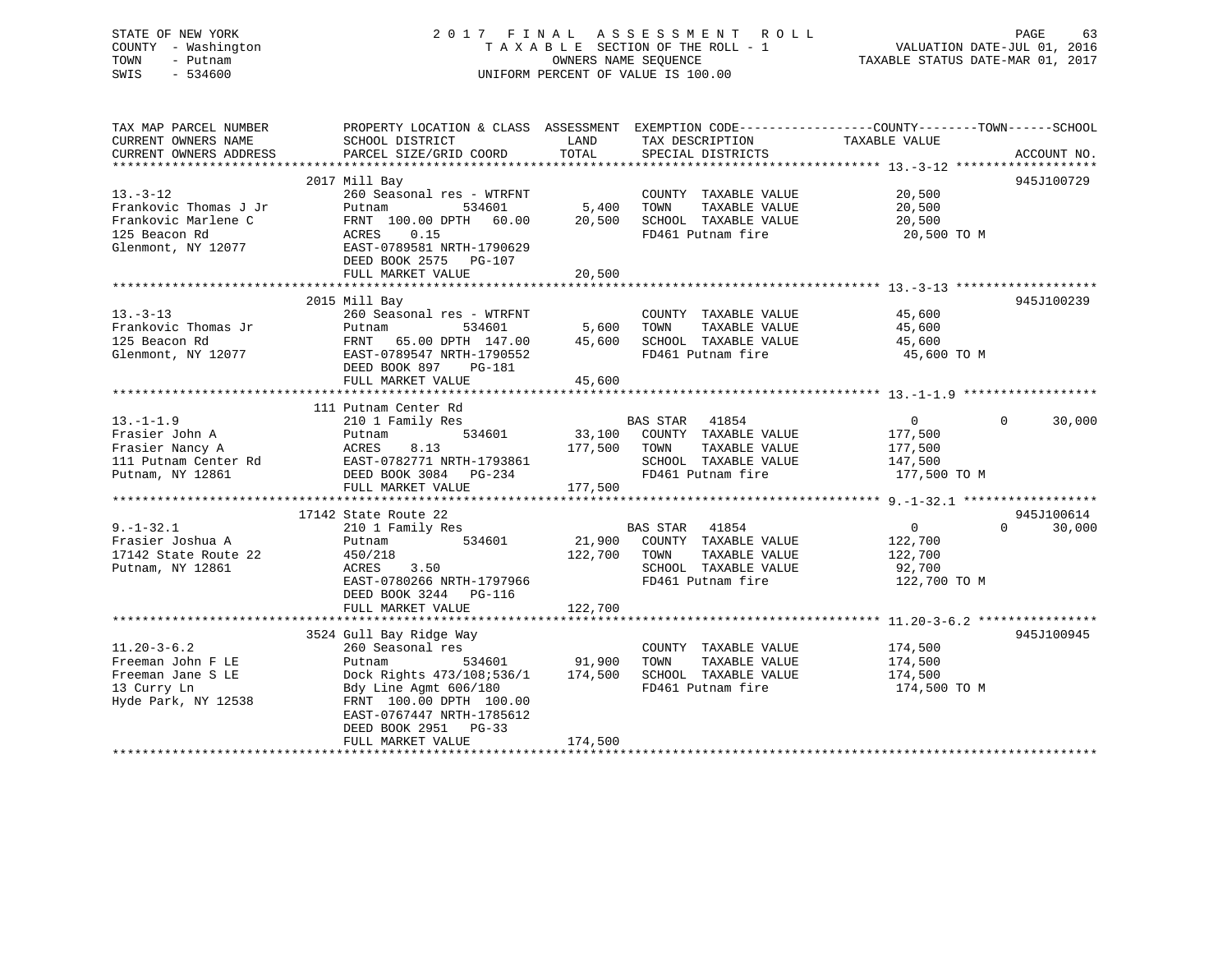STATE OF NEW YORK
COUNTY - Washington
TOWN - Putnam
SWIS - 534600

2 0 1 7 F I N A L A S S E S S M E N T R O L L
T A X A B L E SECTION OF THE ROLL - 1
OWNERS NAME SEQUENCE
UNIFORM PERCENT OF VALUE IS 100.00

VALUATION DATE-JUL 01, 2016
TAXABLE STATUS DATE-MAR 01, 2017

```
TAX MAP PARCEL NUMBER          PROPERTY LOCATION & CLASS  ASSESSMENT  EXEMPTION CODE------------------COUNTY--------TOWN------SCHOOL
CURRENT OWNERS NAME            SCHOOL DISTRICT              LAND      TAX DESCRIPTION              TAXABLE VALUE
CURRENT OWNERS ADDRESS         PARCEL SIZE/GRID COORD       TOTAL     SPECIAL DISTRICTS                                    ACCOUNT NO.
********************************************************************************************** 13.-3-12 *******************
                               2017 Mill Bay                                                                             945J100729
13.-3-12                       260 Seasonal res - WTRFNT              COUNTY  TAXABLE VALUE            20,500
Frankovic Thomas J Jr          Putnam            534601      5,400    TOWN    TAXABLE VALUE            20,500
Frankovic Marlene C            FRNT 100.00 DPTH  60.00      20,500    SCHOOL  TAXABLE VALUE            20,500
125 Beacon Rd                  ACRES    0.15                          FD461 Putnam fire                 20,500 TO M
Glenmont, NY 12077             EAST-0789581 NRTH-1790629
                               DEED BOOK 2575   PG-107
                               FULL MARKET VALUE            20,500
********************************************************************************************** 13.-3-13 *******************
                               2015 Mill Bay                                                                             945J100239
13.-3-13                       260 Seasonal res - WTRFNT              COUNTY  TAXABLE VALUE            45,600
Frankovic Thomas Jr            Putnam            534601      5,600    TOWN    TAXABLE VALUE            45,600
125 Beacon Rd                  FRNT  65.00 DPTH 147.00      45,600    SCHOOL  TAXABLE VALUE            45,600
Glenmont, NY 12077             EAST-0789547 NRTH-1790552              FD461 Putnam fire                 45,600 TO M
                               DEED BOOK 897    PG-181
                               FULL MARKET VALUE            45,600
********************************************************************************************** 13.-1-1.9 ******************
                               111 Putnam Center Rd
13.-1-1.9                      210 1 Family Res                       BAS STAR  41854                       0          0      30,000
Frasier John A                 Putnam            534601     33,100    COUNTY  TAXABLE VALUE           177,500
Frasier Nancy A                ACRES    8.13               177,500    TOWN    TAXABLE VALUE           177,500
111 Putnam Center Rd           EAST-0782771 NRTH-1793861              SCHOOL  TAXABLE VALUE           147,500
Putnam, NY 12861               DEED BOOK 3084   PG-234                FD461 Putnam fire                177,500 TO M
                               FULL MARKET VALUE           177,500
********************************************************************************************** 9.-1-32.1 ******************
                               17142 State Route 22                                                                      945J100614
9.-1-32.1                      210 1 Family Res                       BAS STAR  41854                       0          0      30,000
Frasier Joshua A               Putnam            534601     21,900    COUNTY  TAXABLE VALUE           122,700
17142 State Route 22           450/218                     122,700    TOWN    TAXABLE VALUE           122,700
Putnam, NY 12861               ACRES    3.50                          SCHOOL  TAXABLE VALUE            92,700
                               EAST-0780266 NRTH-1797966              FD461 Putnam fire                122,700 TO M
                               DEED BOOK 3244   PG-116
                               FULL MARKET VALUE           122,700
********************************************************************************************** 11.20-3-6.2 ****************
                               3524 Gull Bay Ridge Way                                                                   945J100945
11.20-3-6.2                    260 Seasonal res                       COUNTY  TAXABLE VALUE           174,500
Freeman John F LE              Putnam            534601     91,900    TOWN    TAXABLE VALUE           174,500
Freeman Jane S LE              Dock Rights 473/108;536/1   174,500    SCHOOL  TAXABLE VALUE           174,500
13 Curry Ln                    Bdy Line Agmt 606/180                  FD461 Putnam fire                174,500 TO M
Hyde Park, NY 12538            FRNT 100.00 DPTH 100.00
                               EAST-0767447 NRTH-1785612
                               DEED BOOK 2951   PG-33
                               FULL MARKET VALUE           174,500
*****************************************************************************************************************************
```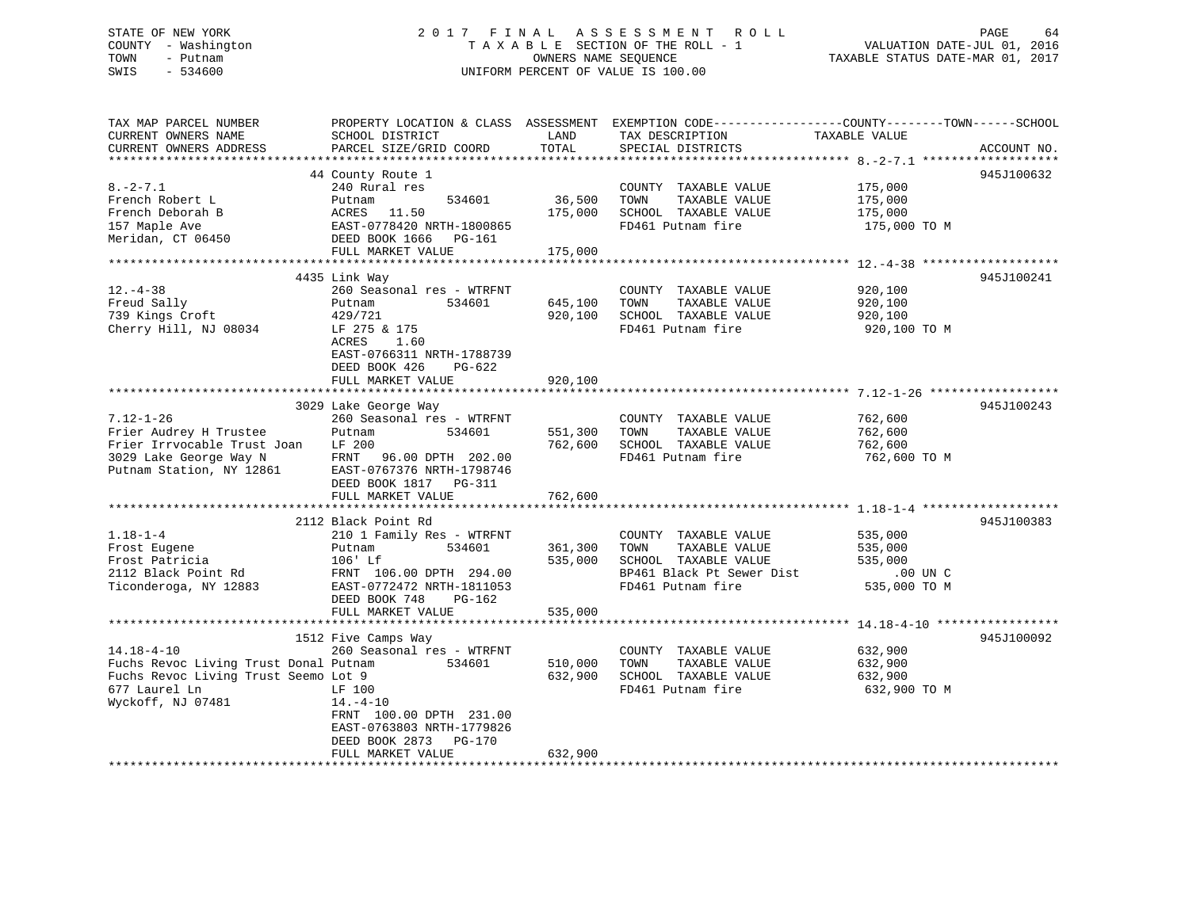STATE OF NEW YORK
COUNTY - Washington
TOWN - Putnam
SWIS - 534600

2 0 1 7 F I N A L A S S E S S M E N T R O L L
T A X A B L E SECTION OF THE ROLL - 1
OWNERS NAME SEQUENCE
UNIFORM PERCENT OF VALUE IS 100.00

VALUATION DATE-JUL 01, 2016
TAXABLE STATUS DATE-MAR 01, 2017

| TAX MAP PARCEL NUMBER / CURRENT OWNERS NAME / CURRENT OWNERS ADDRESS | PROPERTY LOCATION & CLASS / SCHOOL DISTRICT / PARCEL SIZE/GRID COORD | ASSESSMENT LAND | TOTAL | EXEMPTION CODE / TAX DESCRIPTION / SPECIAL DISTRICTS | TAXABLE VALUE (COUNTY--------TOWN------SCHOOL) | ACCOUNT NO. |
|---|---|---|---|---|---|---|
| **8.-2-7.1** | 44 County Route 1 | | | | | 945J100632 |
| 8.-2-7.1 | 240 Rural res | | | COUNTY TAXABLE VALUE | 175,000 | |
| French Robert L | Putnam 534601 | 36,500 | | TOWN TAXABLE VALUE | 175,000 | |
| French Deborah B | ACRES 11.50 | | 175,000 | SCHOOL TAXABLE VALUE | 175,000 | |
| 157 Maple Ave | EAST-0778420 NRTH-1800865 | | | FD461 Putnam fire | 175,000 TO M | |
| Meridan, CT 06450 | DEED BOOK 1666 PG-161 | | | | | |
| | FULL MARKET VALUE | | 175,000 | | | |
| **12.-4-38** | 4435 Link Way | | | | | 945J100241 |
| 12.-4-38 | 260 Seasonal res - WTRFNT | | | COUNTY TAXABLE VALUE | 920,100 | |
| Freud Sally | Putnam 534601 | 645,100 | | TOWN TAXABLE VALUE | 920,100 | |
| 739 Kings Croft | 429/721 | | 920,100 | SCHOOL TAXABLE VALUE | 920,100 | |
| Cherry Hill, NJ 08034 | LF 275 & 175 | | | FD461 Putnam fire | 920,100 TO M | |
| | ACRES 1.60 | | | | | |
| | EAST-0766311 NRTH-1788739 | | | | | |
| | DEED BOOK 426 PG-622 | | | | | |
| | FULL MARKET VALUE | | 920,100 | | | |
| **7.12-1-26** | 3029 Lake George Way | | | | | 945J100243 |
| 7.12-1-26 | 260 Seasonal res - WTRFNT | | | COUNTY TAXABLE VALUE | 762,600 | |
| Frier Audrey H Trustee | Putnam 534601 | 551,300 | | TOWN TAXABLE VALUE | 762,600 | |
| Frier Irrvocable Trust Joan | LF 200 | | 762,600 | SCHOOL TAXABLE VALUE | 762,600 | |
| 3029 Lake George Way N | FRNT 96.00 DPTH 202.00 | | | FD461 Putnam fire | 762,600 TO M | |
| Putnam Station, NY 12861 | EAST-0767376 NRTH-1798746 | | | | | |
| | DEED BOOK 1817 PG-311 | | | | | |
| | FULL MARKET VALUE | | 762,600 | | | |
| **1.18-1-4** | 2112 Black Point Rd | | | | | 945J100383 |
| 1.18-1-4 | 210 1 Family Res - WTRFNT | | | COUNTY TAXABLE VALUE | 535,000 | |
| Frost Eugene | Putnam 534601 | 361,300 | | TOWN TAXABLE VALUE | 535,000 | |
| Frost Patricia | 106' Lf | | 535,000 | SCHOOL TAXABLE VALUE | 535,000 | |
| 2112 Black Point Rd | FRNT 106.00 DPTH 294.00 | | | BP461 Black Pt Sewer Dist | .00 UN C | |
| Ticonderoga, NY 12883 | EAST-0772472 NRTH-1811053 | | | FD461 Putnam fire | 535,000 TO M | |
| | DEED BOOK 748 PG-162 | | | | | |
| | FULL MARKET VALUE | | 535,000 | | | |
| **14.18-4-10** | 1512 Five Camps Way | | | | | 945J100092 |
| 14.18-4-10 | 260 Seasonal res - WTRFNT | | | COUNTY TAXABLE VALUE | 632,900 | |
| Fuchs Revoc Living Trust Donal | Putnam 534601 | 510,000 | | TOWN TAXABLE VALUE | 632,900 | |
| Fuchs Revoc Living Trust Seemo | Lot 9 | | 632,900 | SCHOOL TAXABLE VALUE | 632,900 | |
| 677 Laurel Ln | LF 100 | | | FD461 Putnam fire | 632,900 TO M | |
| Wyckoff, NJ 07481 | 14.-4-10 | | | | | |
| | FRNT 100.00 DPTH 231.00 | | | | | |
| | EAST-0763803 NRTH-1779826 | | | | | |
| | DEED BOOK 2873 PG-170 | | | | | |
| | FULL MARKET VALUE | | 632,900 | | | |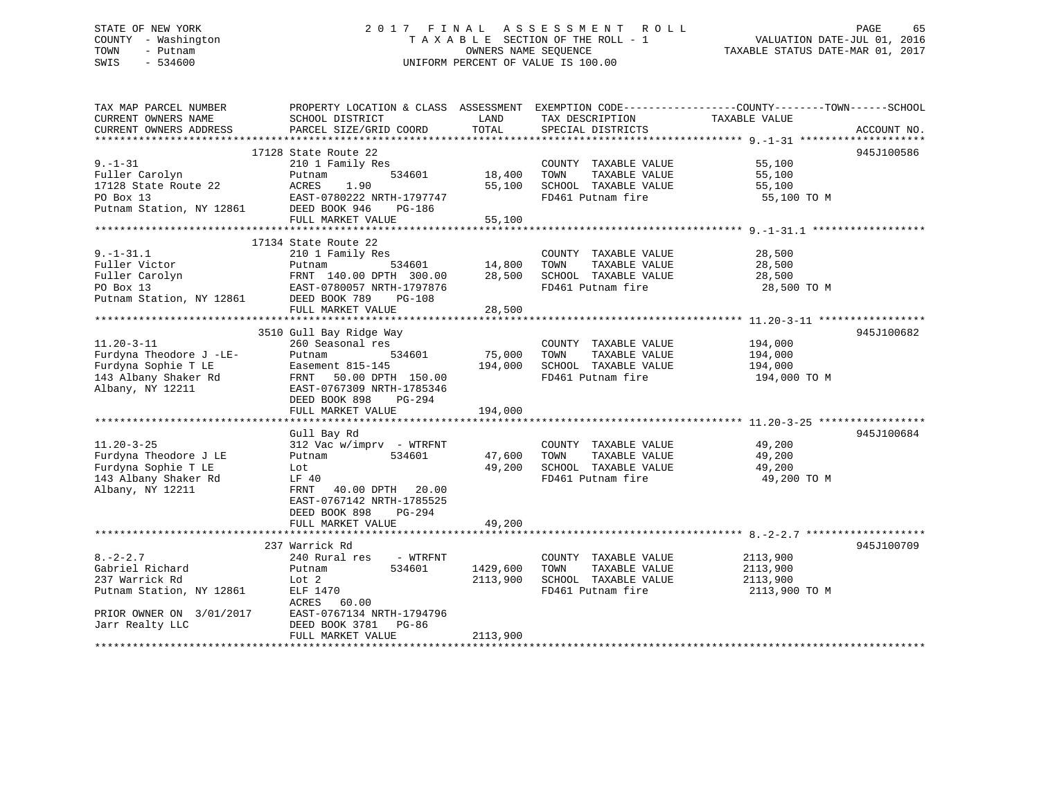STATE OF NEW YORK
COUNTY - Washington
TOWN - Putnam
SWIS - 534600

2017 FINAL ASSESSMENT ROLL
TAXABLE SECTION OF THE ROLL - 1
OWNERS NAME SEQUENCE
UNIFORM PERCENT OF VALUE IS 100.00

VALUATION DATE-JUL 01, 2016
TAXABLE STATUS DATE-MAR 01, 2017

| TAX MAP PARCEL NUMBER / CURRENT OWNERS NAME / CURRENT OWNERS ADDRESS | PROPERTY LOCATION & CLASS / SCHOOL DISTRICT / PARCEL SIZE/GRID COORD | ASSESSMENT LAND | TOTAL | EXEMPTION CODE / TAX DESCRIPTION / SPECIAL DISTRICTS | COUNTY--------TOWN------SCHOOL TAXABLE VALUE | ACCOUNT NO. |
|---|---|---|---|---|---|---|
| 9.-1-31 | 17128 State Route 22 | | | | | 945J100586 |
| 9.-1-31 | 210 1 Family Res | | | COUNTY TAXABLE VALUE | 55,100 | |
| Fuller Carolyn | Putnam 534601 | 18,400 | | TOWN TAXABLE VALUE | 55,100 | |
| 17128 State Route 22 | ACRES 1.90 | | 55,100 | SCHOOL TAXABLE VALUE | 55,100 | |
| PO Box 13 | EAST-0780222 NRTH-1797747 | | | FD461 Putnam fire | 55,100 TO M | |
| Putnam Station, NY 12861 | DEED BOOK 946 PG-186 | | | | | |
| | FULL MARKET VALUE | | 55,100 | | | |
| 9.-1-31.1 | 17134 State Route 22 | | | | | |
| 9.-1-31.1 | 210 1 Family Res | | | COUNTY TAXABLE VALUE | 28,500 | |
| Fuller Victor | Putnam 534601 | 14,800 | | TOWN TAXABLE VALUE | 28,500 | |
| Fuller Carolyn | FRNT 140.00 DPTH 300.00 | | 28,500 | SCHOOL TAXABLE VALUE | 28,500 | |
| PO Box 13 | EAST-0780057 NRTH-1797876 | | | FD461 Putnam fire | 28,500 TO M | |
| Putnam Station, NY 12861 | DEED BOOK 789 PG-108 | | | | | |
| | FULL MARKET VALUE | | 28,500 | | | |
| 11.20-3-11 | 3510 Gull Bay Ridge Way | | | | | 945J100682 |
| 11.20-3-11 | 260 Seasonal res | | | COUNTY TAXABLE VALUE | 194,000 | |
| Furdyna Theodore J -LE- | Putnam 534601 | 75,000 | | TOWN TAXABLE VALUE | 194,000 | |
| Furdyna Sophie T LE | Easement 815-145 | | 194,000 | SCHOOL TAXABLE VALUE | 194,000 | |
| 143 Albany Shaker Rd | FRNT 50.00 DPTH 150.00 | | | FD461 Putnam fire | 194,000 TO M | |
| Albany, NY 12211 | EAST-0767309 NRTH-1785346 | | | | | |
| | DEED BOOK 898 PG-294 | | | | | |
| | FULL MARKET VALUE | | 194,000 | | | |
| 11.20-3-25 | Gull Bay Rd | | | | | 945J100684 |
| 11.20-3-25 | 312 Vac w/imprv - WTRFNT | | | COUNTY TAXABLE VALUE | 49,200 | |
| Furdyna Theodore J LE | Putnam 534601 | 47,600 | | TOWN TAXABLE VALUE | 49,200 | |
| Furdyna Sophie T LE | Lot | | 49,200 | SCHOOL TAXABLE VALUE | 49,200 | |
| 143 Albany Shaker Rd | LF 40 | | | FD461 Putnam fire | 49,200 TO M | |
| Albany, NY 12211 | FRNT 40.00 DPTH 20.00 | | | | | |
| | EAST-0767142 NRTH-1785525 | | | | | |
| | DEED BOOK 898 PG-294 | | | | | |
| | FULL MARKET VALUE | | 49,200 | | | |
| 8.-2-2.7 | 237 Warrick Rd | | | | | 945J100709 |
| 8.-2-2.7 | 240 Rural res - WTRFNT | | | COUNTY TAXABLE VALUE | 2113,900 | |
| Gabriel Richard | Putnam 534601 | 1429,600 | | TOWN TAXABLE VALUE | 2113,900 | |
| 237 Warrick Rd | Lot 2 | | 2113,900 | SCHOOL TAXABLE VALUE | 2113,900 | |
| Putnam Station, NY 12861 | ELF 1470 | | | FD461 Putnam fire | 2113,900 TO M | |
| | ACRES 60.00 | | | | | |
| PRIOR OWNER ON 3/01/2017 | EAST-0767134 NRTH-1794796 | | | | | |
| Jarr Realty LLC | DEED BOOK 3781 PG-86 | | | | | |
| | FULL MARKET VALUE | | 2113,900 | | | |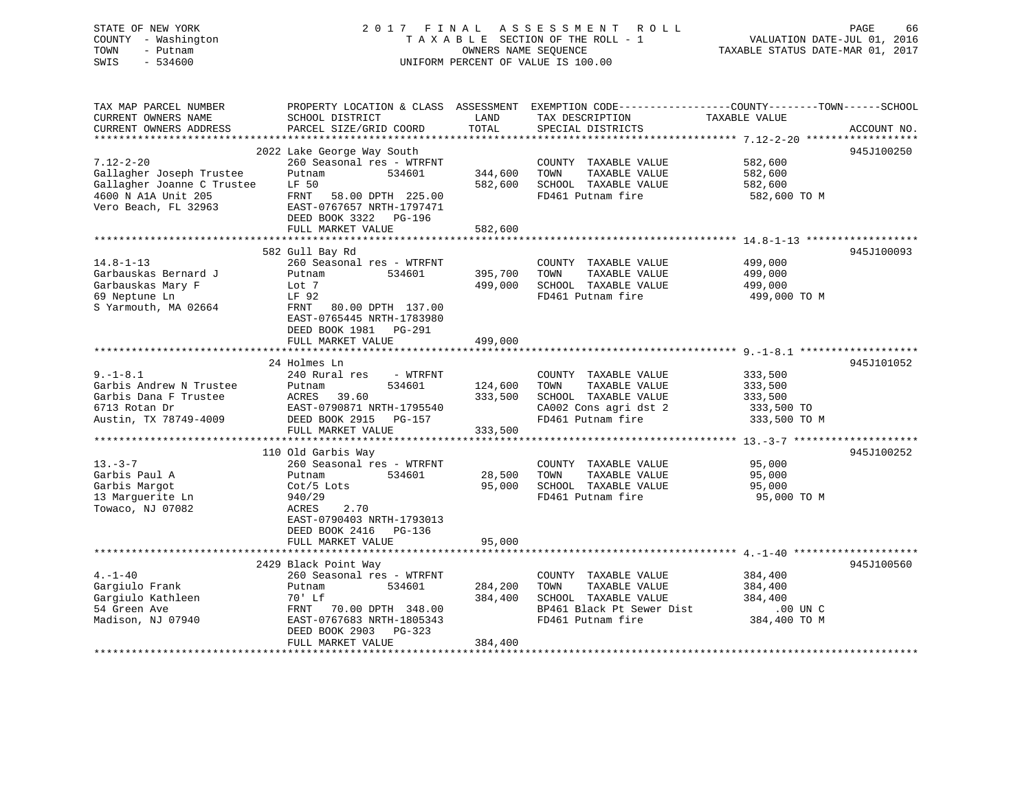STATE OF NEW YORK
COUNTY - Washington
TOWN - Putnam
SWIS - 534600

2 0 1 7 F I N A L A S S E S S M E N T R O L L
T A X A B L E SECTION OF THE ROLL - 1
OWNERS NAME SEQUENCE
UNIFORM PERCENT OF VALUE IS 100.00

VALUATION DATE-JUL 01, 2016
TAXABLE STATUS DATE-MAR 01, 2017

| TAX MAP PARCEL NUMBER / CURRENT OWNERS NAME / CURRENT OWNERS ADDRESS | PROPERTY LOCATION & CLASS / SCHOOL DISTRICT / PARCEL SIZE/GRID COORD | ASSESSMENT LAND / TOTAL | EXEMPTION CODE / TAX DESCRIPTION / SPECIAL DISTRICTS | COUNTY / TOWN / SCHOOL TAXABLE VALUE | ACCOUNT NO. |
|---|---|---|---|---|---|
| | 2022 Lake George Way South | | | | 945J100250 |
| 7.12-2-20 | 260 Seasonal res - WTRFNT | | COUNTY TAXABLE VALUE | 582,600 | |
| Gallagher Joseph Trustee | Putnam 534601 | 344,600 | TOWN TAXABLE VALUE | 582,600 | |
| Gallagher Joanne C Trustee | LF 50 | 582,600 | SCHOOL TAXABLE VALUE | 582,600 | |
| 4600 N A1A Unit 205 | FRNT 58.00 DPTH 225.00 | | FD461 Putnam fire | 582,600 TO M | |
| Vero Beach, FL 32963 | EAST-0767657 NRTH-1797471 | | | | |
| | DEED BOOK 3322 PG-196 | | | | |
| | FULL MARKET VALUE | 582,600 | | | |
| | 582 Gull Bay Rd | | | | 945J100093 |
| 14.8-1-13 | 260 Seasonal res - WTRFNT | | COUNTY TAXABLE VALUE | 499,000 | |
| Garbauskas Bernard J | Putnam 534601 | 395,700 | TOWN TAXABLE VALUE | 499,000 | |
| Garbauskas Mary F | Lot 7 | 499,000 | SCHOOL TAXABLE VALUE | 499,000 | |
| 69 Neptune Ln | LF 92 | | FD461 Putnam fire | 499,000 TO M | |
| S Yarmouth, MA 02664 | FRNT 80.00 DPTH 137.00 | | | | |
| | EAST-0765445 NRTH-1783980 | | | | |
| | DEED BOOK 1981 PG-291 | | | | |
| | FULL MARKET VALUE | 499,000 | | | |
| | 24 Holmes Ln | | | | 945J101052 |
| 9.-1-8.1 | 240 Rural res - WTRFNT | | COUNTY TAXABLE VALUE | 333,500 | |
| Garbis Andrew N Trustee | Putnam 534601 | 124,600 | TOWN TAXABLE VALUE | 333,500 | |
| Garbis Dana F Trustee | ACRES 39.60 | 333,500 | SCHOOL TAXABLE VALUE | 333,500 | |
| 6713 Rotan Dr | EAST-0790871 NRTH-1795540 | | CA002 Cons agri dst 2 | 333,500 TO | |
| Austin, TX 78749-4009 | DEED BOOK 2915 PG-157 | | FD461 Putnam fire | 333,500 TO M | |
| | FULL MARKET VALUE | 333,500 | | | |
| | 110 Old Garbis Way | | | | 945J100252 |
| 13.-3-7 | 260 Seasonal res - WTRFNT | | COUNTY TAXABLE VALUE | 95,000 | |
| Garbis Paul A | Putnam 534601 | 28,500 | TOWN TAXABLE VALUE | 95,000 | |
| Garbis Margot | Cot/5 Lots | 95,000 | SCHOOL TAXABLE VALUE | 95,000 | |
| 13 Marguerite Ln | 940/29 | | FD461 Putnam fire | 95,000 TO M | |
| Towaco, NJ 07082 | ACRES 2.70 | | | | |
| | EAST-0790403 NRTH-1793013 | | | | |
| | DEED BOOK 2416 PG-136 | | | | |
| | FULL MARKET VALUE | 95,000 | | | |
| | 2429 Black Point Way | | | | 945J100560 |
| 4.-1-40 | 260 Seasonal res - WTRFNT | | COUNTY TAXABLE VALUE | 384,400 | |
| Gargiulo Frank | Putnam 534601 | 284,200 | TOWN TAXABLE VALUE | 384,400 | |
| Gargiulo Kathleen | 70' Lf | 384,400 | SCHOOL TAXABLE VALUE | 384,400 | |
| 54 Green Ave | FRNT 70.00 DPTH 348.00 | | BP461 Black Pt Sewer Dist | .00 UN C | |
| Madison, NJ 07940 | EAST-0767683 NRTH-1805343 | | FD461 Putnam fire | 384,400 TO M | |
| | DEED BOOK 2903 PG-323 | | | | |
| | FULL MARKET VALUE | 384,400 | | | |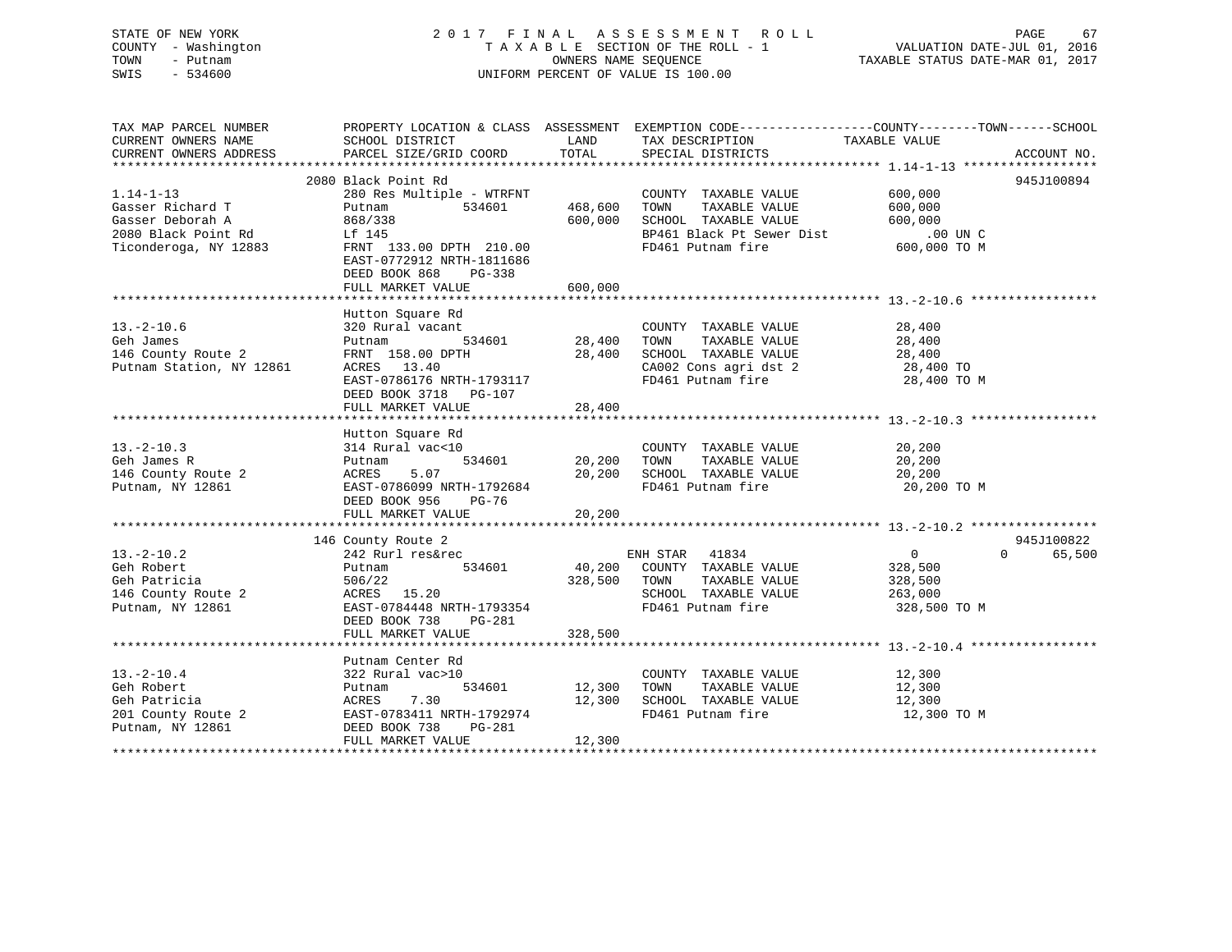STATE OF NEW YORK
COUNTY - Washington
TOWN - Putnam
SWIS - 534600

2 0 1 7 F I N A L A S S E S S M E N T R O L L
T A X A B L E SECTION OF THE ROLL - 1
OWNERS NAME SEQUENCE
UNIFORM PERCENT OF VALUE IS 100.00

VALUATION DATE-JUL 01, 2016
TAXABLE STATUS DATE-MAR 01, 2017

| TAX MAP PARCEL NUMBER / CURRENT OWNERS NAME / CURRENT OWNERS ADDRESS | PROPERTY LOCATION & CLASS / SCHOOL DISTRICT / PARCEL SIZE/GRID COORD | ASSESSMENT LAND / TOTAL | EXEMPTION CODE / TAX DESCRIPTION / SPECIAL DISTRICTS | COUNTY TAXABLE VALUE | TOWN | SCHOOL | ACCOUNT NO. |
|---|---|---|---|---|---|---|---|
| **1.14-1-13** | 2080 Black Point Rd | | | | | | 945J100894 |
| 1.14-1-13 | 280 Res Multiple - WTRFNT | | COUNTY TAXABLE VALUE | 600,000 | | | |
| Gasser Richard T | Putnam 534601 | 468,600 | TOWN TAXABLE VALUE | 600,000 | | | |
| Gasser Deborah A | 868/338 | 600,000 | SCHOOL TAXABLE VALUE | 600,000 | | | |
| 2080 Black Point Rd | Lf 145 | | BP461 Black Pt Sewer Dist | .00 UN C | | | |
| Ticonderoga, NY 12883 | FRNT 133.00 DPTH 210.00 | | FD461 Putnam fire | 600,000 TO M | | | |
| | EAST-0772912 NRTH-1811686 | | | | | | |
| | DEED BOOK 868 PG-338 | | | | | | |
| | FULL MARKET VALUE | 600,000 | | | | | |
| **13.-2-10.6** | Hutton Square Rd | | | | | | |
| 13.-2-10.6 | 320 Rural vacant | | COUNTY TAXABLE VALUE | 28,400 | | | |
| Geh James | Putnam 534601 | 28,400 | TOWN TAXABLE VALUE | 28,400 | | | |
| 146 County Route 2 | FRNT 158.00 DPTH | 28,400 | SCHOOL TAXABLE VALUE | 28,400 | | | |
| Putnam Station, NY 12861 | ACRES 13.40 | | CA002 Cons agri dst 2 | 28,400 TO | | | |
| | EAST-0786176 NRTH-1793117 | | FD461 Putnam fire | 28,400 TO M | | | |
| | DEED BOOK 3718 PG-107 | | | | | | |
| | FULL MARKET VALUE | 28,400 | | | | | |
| **13.-2-10.3** | Hutton Square Rd | | | | | | |
| 13.-2-10.3 | 314 Rural vac<10 | | COUNTY TAXABLE VALUE | 20,200 | | | |
| Geh James R | Putnam 534601 | 20,200 | TOWN TAXABLE VALUE | 20,200 | | | |
| 146 County Route 2 | ACRES 5.07 | 20,200 | SCHOOL TAXABLE VALUE | 20,200 | | | |
| Putnam, NY 12861 | EAST-0786099 NRTH-1792684 | | FD461 Putnam fire | 20,200 TO M | | | |
| | DEED BOOK 956 PG-76 | | | | | | |
| | FULL MARKET VALUE | 20,200 | | | | | |
| **13.-2-10.2** | 146 County Route 2 | | | | | | 945J100822 |
| 13.-2-10.2 | 242 Rurl res&rec | | ENH STAR 41834 | 0 | 0 | 65,500 | |
| Geh Robert | Putnam 534601 | 40,200 | COUNTY TAXABLE VALUE | 328,500 | | | |
| Geh Patricia | 506/22 | 328,500 | TOWN TAXABLE VALUE | 328,500 | | | |
| 146 County Route 2 | ACRES 15.20 | | SCHOOL TAXABLE VALUE | 263,000 | | | |
| Putnam, NY 12861 | EAST-0784448 NRTH-1793354 | | FD461 Putnam fire | 328,500 TO M | | | |
| | DEED BOOK 738 PG-281 | | | | | | |
| | FULL MARKET VALUE | 328,500 | | | | | |
| **13.-2-10.4** | Putnam Center Rd | | | | | | |
| 13.-2-10.4 | 322 Rural vac>10 | | COUNTY TAXABLE VALUE | 12,300 | | | |
| Geh Robert | Putnam 534601 | 12,300 | TOWN TAXABLE VALUE | 12,300 | | | |
| Geh Patricia | ACRES 7.30 | 12,300 | SCHOOL TAXABLE VALUE | 12,300 | | | |
| 201 County Route 2 | EAST-0783411 NRTH-1792974 | | FD461 Putnam fire | 12,300 TO M | | | |
| Putnam, NY 12861 | DEED BOOK 738 PG-281 | | | | | | |
| | FULL MARKET VALUE | 12,300 | | | | | |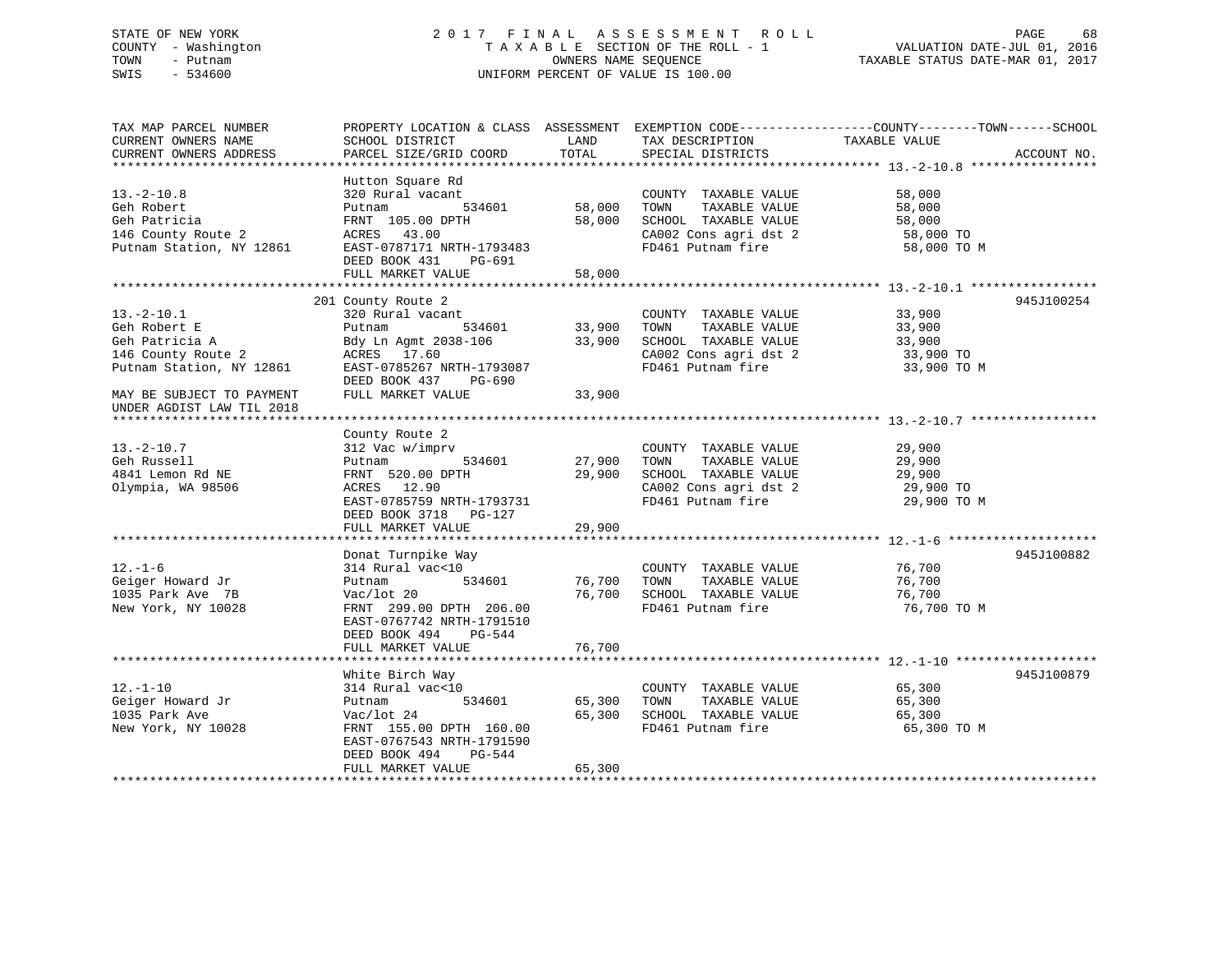STATE OF NEW YORK
COUNTY - Washington
TOWN - Putnam
SWIS - 534600

2 0 1 7 F I N A L A S S E S S M E N T R O L L
T A X A B L E SECTION OF THE ROLL - 1
OWNERS NAME SEQUENCE
UNIFORM PERCENT OF VALUE IS 100.00

VALUATION DATE-JUL 01, 2016
TAXABLE STATUS DATE-MAR 01, 2017

```
TAX MAP PARCEL NUMBER          PROPERTY LOCATION & CLASS  ASSESSMENT  EXEMPTION CODE------------------COUNTY--------TOWN------SCHOOL
CURRENT OWNERS NAME            SCHOOL DISTRICT              LAND      TAX DESCRIPTION             TAXABLE VALUE
CURRENT OWNERS ADDRESS         PARCEL SIZE/GRID COORD       TOTAL     SPECIAL DISTRICTS                                    ACCOUNT NO.
******************************************************************************************************* 13.-2-10.8 *****************
                               Hutton Square Rd
13.-2-10.8                     320 Rural vacant                        COUNTY  TAXABLE VALUE            58,000
Geh Robert                     Putnam          534601       58,000    TOWN    TAXABLE VALUE            58,000
Geh Patricia                   FRNT 105.00 DPTH             58,000    SCHOOL  TAXABLE VALUE            58,000
146 County Route 2             ACRES  43.00                            CA002 Cons agri dst 2             58,000 TO
Putnam Station, NY 12861       EAST-0787171 NRTH-1793483               FD461 Putnam fire                 58,000 TO M
                               DEED BOOK 431    PG-691
                               FULL MARKET VALUE            58,000
******************************************************************************************************* 13.-2-10.1 *****************
                           201 County Route 2                                                                          945J100254
13.-2-10.1                     320 Rural vacant                        COUNTY  TAXABLE VALUE            33,900
Geh Robert E                   Putnam          534601       33,900    TOWN    TAXABLE VALUE            33,900
Geh Patricia A                 Bdy Ln Agmt 2038-106         33,900    SCHOOL  TAXABLE VALUE            33,900
146 County Route 2             ACRES  17.60                            CA002 Cons agri dst 2             33,900 TO
Putnam Station, NY 12861       EAST-0785267 NRTH-1793087               FD461 Putnam fire                 33,900 TO M
                               DEED BOOK 437    PG-690
MAY BE SUBJECT TO PAYMENT      FULL MARKET VALUE            33,900
UNDER AGDIST LAW TIL 2018
******************************************************************************************************* 13.-2-10.7 *****************
                               County Route 2
13.-2-10.7                     312 Vac w/imprv                         COUNTY  TAXABLE VALUE            29,900
Geh Russell                    Putnam          534601       27,900    TOWN    TAXABLE VALUE            29,900
4841 Lemon Rd NE               FRNT 520.00 DPTH             29,900    SCHOOL  TAXABLE VALUE            29,900
Olympia, WA 98506              ACRES  12.90                            CA002 Cons agri dst 2             29,900 TO
                               EAST-0785759 NRTH-1793731               FD461 Putnam fire                 29,900 TO M
                               DEED BOOK 3718   PG-127
                               FULL MARKET VALUE            29,900
******************************************************************************************************* 12.-1-6 ********************
                               Donat Turnpike Way                                                                      945J100882
12.-1-6                        314 Rural vac<10                        COUNTY  TAXABLE VALUE            76,700
Geiger Howard Jr               Putnam          534601       76,700    TOWN    TAXABLE VALUE            76,700
1035 Park Ave  7B              Vac/lot 20                   76,700    SCHOOL  TAXABLE VALUE            76,700
New York, NY 10028             FRNT 299.00 DPTH 206.00                 FD461 Putnam fire                 76,700 TO M
                               EAST-0767742 NRTH-1791510
                               DEED BOOK 494    PG-544
                               FULL MARKET VALUE            76,700
******************************************************************************************************* 12.-1-10 *******************
                               White Birch Way                                                                         945J100879
12.-1-10                       314 Rural vac<10                        COUNTY  TAXABLE VALUE            65,300
Geiger Howard Jr               Putnam          534601       65,300    TOWN    TAXABLE VALUE            65,300
1035 Park Ave                  Vac/lot 24                   65,300    SCHOOL  TAXABLE VALUE            65,300
New York, NY 10028             FRNT 155.00 DPTH 160.00                 FD461 Putnam fire                 65,300 TO M
                               EAST-0767543 NRTH-1791590
                               DEED BOOK 494    PG-544
                               FULL MARKET VALUE            65,300
************************************************************************************************************************************
```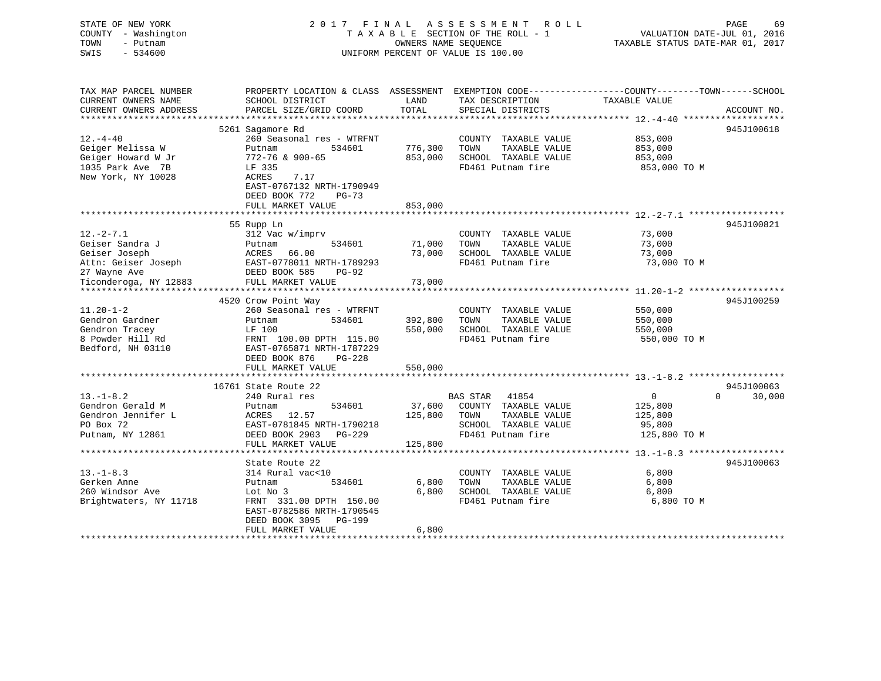STATE OF NEW YORK
COUNTY - Washington
TOWN - Putnam
SWIS - 534600

2017 FINAL ASSESSMENT ROLL
TAXABLE SECTION OF THE ROLL - 1
OWNERS NAME SEQUENCE
UNIFORM PERCENT OF VALUE IS 100.00

VALUATION DATE-JUL 01, 2016
TAXABLE STATUS DATE-MAR 01, 2017

| TAX MAP PARCEL NUMBER / CURRENT OWNERS NAME / CURRENT OWNERS ADDRESS | PROPERTY LOCATION & CLASS / SCHOOL DISTRICT / PARCEL SIZE/GRID COORD | ASSESSMENT LAND | TOTAL | EXEMPTION CODE / TAX DESCRIPTION / SPECIAL DISTRICTS | COUNTY / TOWN / SCHOOL TAXABLE VALUE | ACCOUNT NO. |
|---|---|---|---|---|---|---|
| **12.-4-40** | 5261 Sagamore Rd | | | | | 945J100618 |
| Geiger Melissa W | 260 Seasonal res - WTRFNT | | | COUNTY TAXABLE VALUE | 853,000 | |
| Geiger Howard W Jr | Putnam 534601 | 776,300 | | TOWN TAXABLE VALUE | 853,000 | |
| 1035 Park Ave 7B | 772-76 & 900-65 | | 853,000 | SCHOOL TAXABLE VALUE | 853,000 | |
| New York, NY 10028 | LF 335 | | | FD461 Putnam fire | 853,000 TO M | |
| | ACRES 7.17 | | | | | |
| | EAST-0767132 NRTH-1790949 | | | | | |
| | DEED BOOK 772 PG-73 | | | | | |
| | FULL MARKET VALUE | | 853,000 | | | |
| **12.-2-7.1** | 55 Rupp Ln | | | | | 945J100821 |
| Geiser Sandra J | 312 Vac w/imprv | | | COUNTY TAXABLE VALUE | 73,000 | |
| Geiser Joseph | Putnam 534601 | 71,000 | | TOWN TAXABLE VALUE | 73,000 | |
| Attn: Geiser Joseph | ACRES 66.00 | | 73,000 | SCHOOL TAXABLE VALUE | 73,000 | |
| 27 Wayne Ave | EAST-0778011 NRTH-1789293 | | | FD461 Putnam fire | 73,000 TO M | |
| Ticonderoga, NY 12883 | DEED BOOK 585 PG-92 | | | | | |
| | FULL MARKET VALUE | | 73,000 | | | |
| **11.20-1-2** | 4520 Crow Point Way | | | | | 945J100259 |
| Gendron Gardner | 260 Seasonal res - WTRFNT | | | COUNTY TAXABLE VALUE | 550,000 | |
| Gendron Tracey | Putnam 534601 | 392,800 | | TOWN TAXABLE VALUE | 550,000 | |
| 8 Powder Hill Rd | LF 100 | | 550,000 | SCHOOL TAXABLE VALUE | 550,000 | |
| Bedford, NH 03110 | FRNT 100.00 DPTH 115.00 | | | FD461 Putnam fire | 550,000 TO M | |
| | EAST-0765871 NRTH-1787229 | | | | | |
| | DEED BOOK 876 PG-228 | | | | | |
| | FULL MARKET VALUE | | 550,000 | | | |
| **13.-1-8.2** | 16761 State Route 22 | | | | | 945J100063 |
| Gendron Gerald M | 240 Rural res | | | BAS STAR 41854 | 0 / 0 / 30,000 | |
| Gendron Jennifer L | Putnam 534601 | 37,600 | | COUNTY TAXABLE VALUE | 125,800 | |
| PO Box 72 | ACRES 12.57 | | 125,800 | TOWN TAXABLE VALUE | 125,800 | |
| Putnam, NY 12861 | EAST-0781845 NRTH-1790218 | | | SCHOOL TAXABLE VALUE | 95,800 | |
| | DEED BOOK 2903 PG-229 | | | FD461 Putnam fire | 125,800 TO M | |
| | FULL MARKET VALUE | | 125,800 | | | |
| **13.-1-8.3** | State Route 22 | | | | | 945J100063 |
| Gerken Anne | 314 Rural vac<10 | | | COUNTY TAXABLE VALUE | 6,800 | |
| 260 Windsor Ave | Putnam 534601 | 6,800 | | TOWN TAXABLE VALUE | 6,800 | |
| Brightwaters, NY 11718 | Lot No 3 | | 6,800 | SCHOOL TAXABLE VALUE | 6,800 | |
| | FRNT 331.00 DPTH 150.00 | | | FD461 Putnam fire | 6,800 TO M | |
| | EAST-0782586 NRTH-1790545 | | | | | |
| | DEED BOOK 3095 PG-199 | | | | | |
| | FULL MARKET VALUE | | 6,800 | | | |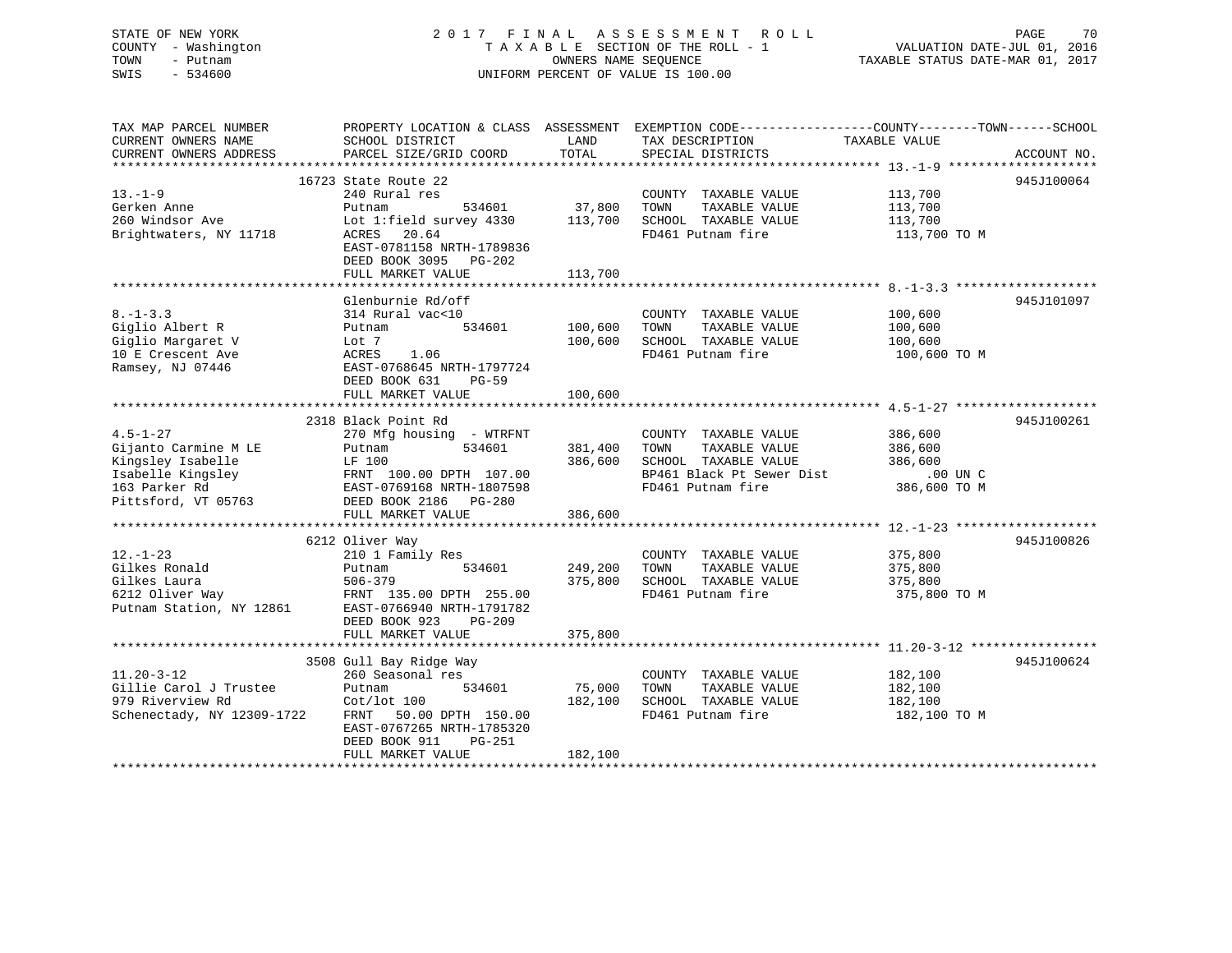STATE OF NEW YORK
COUNTY - Washington
TOWN - Putnam
SWIS - 534600

2017 FINAL ASSESSMENT ROLL
TAXABLE SECTION OF THE ROLL - 1
OWNERS NAME SEQUENCE
UNIFORM PERCENT OF VALUE IS 100.00

VALUATION DATE-JUL 01, 2016
TAXABLE STATUS DATE-MAR 01, 2017

| TAX MAP PARCEL NUMBER / CURRENT OWNERS NAME / CURRENT OWNERS ADDRESS | PROPERTY LOCATION & CLASS / SCHOOL DISTRICT / PARCEL SIZE/GRID COORD | ASSESSMENT LAND | ASSESSMENT TOTAL | EXEMPTION CODE / TAX DESCRIPTION / SPECIAL DISTRICTS | TAXABLE VALUE (COUNTY--TOWN--SCHOOL) | ACCOUNT NO. |
|---|---|---|---|---|---|---|
| 13.-1-9 | 16723 State Route 22 | | | | | 945J100064 |
| 13.-1-9 | 240 Rural res | | | COUNTY TAXABLE VALUE | 113,700 | |
| Gerken Anne | Putnam 534601 | 37,800 | | TOWN TAXABLE VALUE | 113,700 | |
| 260 Windsor Ave | Lot 1:field survey 4330 | | 113,700 | SCHOOL TAXABLE VALUE | 113,700 | |
| Brightwaters, NY 11718 | ACRES 20.64 | | | FD461 Putnam fire | 113,700 TO M | |
| | EAST-0781158 NRTH-1789836 | | | | | |
| | DEED BOOK 3095 PG-202 | | | | | |
| | FULL MARKET VALUE | | 113,700 | | | |
| 8.-1-3.3 | Glenburnie Rd/off | | | | | 945J101097 |
| 8.-1-3.3 | 314 Rural vac<10 | | | COUNTY TAXABLE VALUE | 100,600 | |
| Giglio Albert R | Putnam 534601 | 100,600 | | TOWN TAXABLE VALUE | 100,600 | |
| Giglio Margaret V | Lot 7 | | 100,600 | SCHOOL TAXABLE VALUE | 100,600 | |
| 10 E Crescent Ave | ACRES 1.06 | | | FD461 Putnam fire | 100,600 TO M | |
| Ramsey, NJ 07446 | EAST-0768645 NRTH-1797724 | | | | | |
| | DEED BOOK 631 PG-59 | | | | | |
| | FULL MARKET VALUE | | 100,600 | | | |
| 4.5-1-27 | 2318 Black Point Rd | | | | | 945J100261 |
| 4.5-1-27 | 270 Mfg housing - WTRFNT | | | COUNTY TAXABLE VALUE | 386,600 | |
| Gijanto Carmine M LE | Putnam 534601 | 381,400 | | TOWN TAXABLE VALUE | 386,600 | |
| Kingsley Isabelle | LF 100 | | 386,600 | SCHOOL TAXABLE VALUE | 386,600 | |
| Isabelle Kingsley | FRNT 100.00 DPTH 107.00 | | | BP461 Black Pt Sewer Dist | .00 UN C | |
| 163 Parker Rd | EAST-0769168 NRTH-1807598 | | | FD461 Putnam fire | 386,600 TO M | |
| Pittsford, VT 05763 | DEED BOOK 2186 PG-280 | | | | | |
| | FULL MARKET VALUE | | 386,600 | | | |
| 12.-1-23 | 6212 Oliver Way | | | | | 945J100826 |
| 12.-1-23 | 210 1 Family Res | | | COUNTY TAXABLE VALUE | 375,800 | |
| Gilkes Ronald | Putnam 534601 | 249,200 | | TOWN TAXABLE VALUE | 375,800 | |
| Gilkes Laura | 506-379 | | 375,800 | SCHOOL TAXABLE VALUE | 375,800 | |
| 6212 Oliver Way | FRNT 135.00 DPTH 255.00 | | | FD461 Putnam fire | 375,800 TO M | |
| Putnam Station, NY 12861 | EAST-0766940 NRTH-1791782 | | | | | |
| | DEED BOOK 923 PG-209 | | | | | |
| | FULL MARKET VALUE | | 375,800 | | | |
| 11.20-3-12 | 3508 Gull Bay Ridge Way | | | | | 945J100624 |
| 11.20-3-12 | 260 Seasonal res | | | COUNTY TAXABLE VALUE | 182,100 | |
| Gillie Carol J Trustee | Putnam 534601 | 75,000 | | TOWN TAXABLE VALUE | 182,100 | |
| 979 Riverview Rd | Cot/lot 100 | | 182,100 | SCHOOL TAXABLE VALUE | 182,100 | |
| Schenectady, NY 12309-1722 | FRNT 50.00 DPTH 150.00 | | | FD461 Putnam fire | 182,100 TO M | |
| | EAST-0767265 NRTH-1785320 | | | | | |
| | DEED BOOK 911 PG-251 | | | | | |
| | FULL MARKET VALUE | | 182,100 | | | |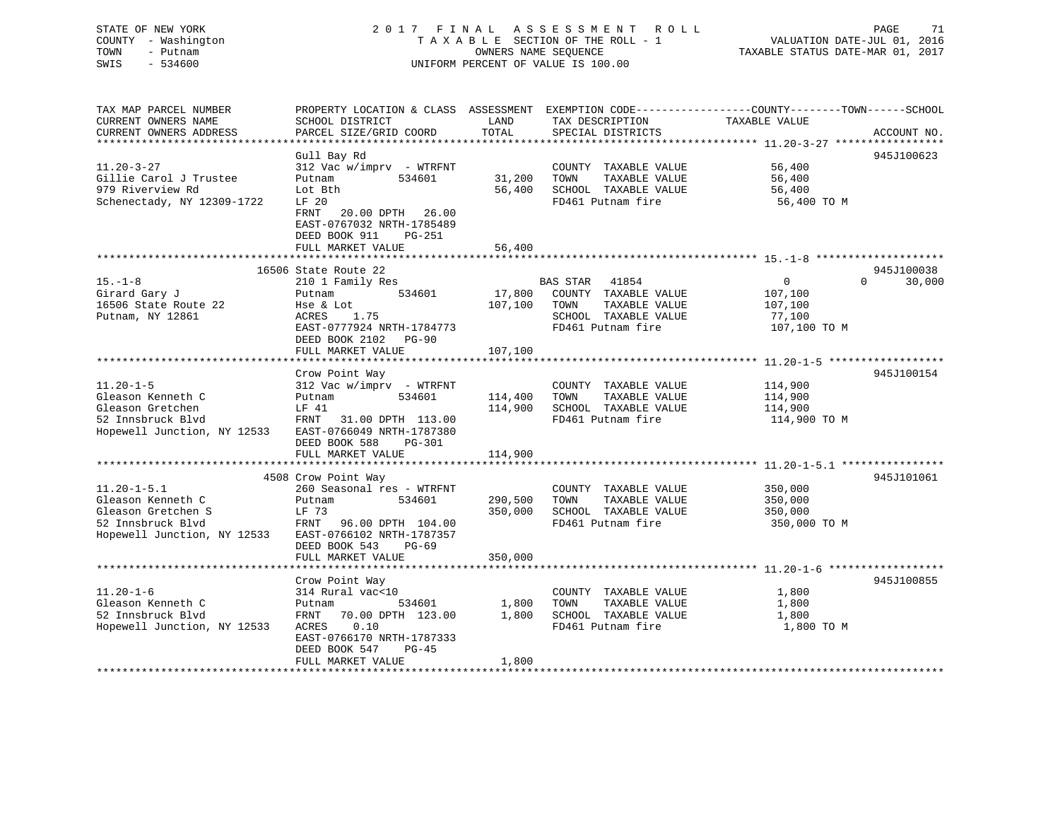STATE OF NEW YORK
COUNTY - Washington
TOWN - Putnam
SWIS - 534600

# 2017 FINAL ASSESSMENT ROLL
TAXABLE SECTION OF THE ROLL - 1
OWNERS NAME SEQUENCE
UNIFORM PERCENT OF VALUE IS 100.00

VALUATION DATE-JUL 01, 2016
TAXABLE STATUS DATE-MAR 01, 2017

| TAX MAP PARCEL NUMBER / CURRENT OWNERS NAME / CURRENT OWNERS ADDRESS | PROPERTY LOCATION & CLASS / SCHOOL DISTRICT / PARCEL SIZE/GRID COORD | ASSESSMENT LAND | TOTAL | EXEMPTION CODE / TAX DESCRIPTION / SPECIAL DISTRICTS | COUNTY / TOWN / SCHOOL TAXABLE VALUE | ACCOUNT NO. |
|---|---|---|---|---|---|---|
| **11.20-3-27** | Gull Bay Rd | | | | | 945J100623 |
| 11.20-3-27 | 312 Vac w/imprv - WTRFNT | | | COUNTY TAXABLE VALUE | 56,400 | |
| Gillie Carol J Trustee | Putnam 534601 | 31,200 | | TOWN TAXABLE VALUE | 56,400 | |
| 979 Riverview Rd | Lot Bth | | 56,400 | SCHOOL TAXABLE VALUE | 56,400 | |
| Schenectady, NY 12309-1722 | LF 20 | | | FD461 Putnam fire | 56,400 TO M | |
| | FRNT 20.00 DPTH 26.00 | | | | | |
| | EAST-0767032 NRTH-1785489 | | | | | |
| | DEED BOOK 911 PG-251 | | | | | |
| | FULL MARKET VALUE | | 56,400 | | | |
| **15.-1-8** | 16506 State Route 22 | | | | | 945J100038 |
| 15.-1-8 | 210 1 Family Res | | | BAS STAR 41854 | 0 / 0 / 30,000 | |
| Girard Gary J | Putnam 534601 | 17,800 | | COUNTY TAXABLE VALUE | 107,100 | |
| 16506 State Route 22 | Hse & Lot | | 107,100 | TOWN TAXABLE VALUE | 107,100 | |
| Putnam, NY 12861 | ACRES 1.75 | | | SCHOOL TAXABLE VALUE | 77,100 | |
| | EAST-0777924 NRTH-1784773 | | | FD461 Putnam fire | 107,100 TO M | |
| | DEED BOOK 2102 PG-90 | | | | | |
| | FULL MARKET VALUE | | 107,100 | | | |
| **11.20-1-5** | Crow Point Way | | | | | 945J100154 |
| 11.20-1-5 | 312 Vac w/imprv - WTRFNT | | | COUNTY TAXABLE VALUE | 114,900 | |
| Gleason Kenneth C | Putnam 534601 | 114,400 | | TOWN TAXABLE VALUE | 114,900 | |
| Gleason Gretchen | LF 41 | | 114,900 | SCHOOL TAXABLE VALUE | 114,900 | |
| 52 Innsbruck Blvd | FRNT 31.00 DPTH 113.00 | | | FD461 Putnam fire | 114,900 TO M | |
| Hopewell Junction, NY 12533 | EAST-0766049 NRTH-1787380 | | | | | |
| | DEED BOOK 588 PG-301 | | | | | |
| | FULL MARKET VALUE | | 114,900 | | | |
| **11.20-1-5.1** | 4508 Crow Point Way | | | | | 945J101061 |
| 11.20-1-5.1 | 260 Seasonal res - WTRFNT | | | COUNTY TAXABLE VALUE | 350,000 | |
| Gleason Kenneth C | Putnam 534601 | 290,500 | | TOWN TAXABLE VALUE | 350,000 | |
| Gleason Gretchen S | LF 73 | | 350,000 | SCHOOL TAXABLE VALUE | 350,000 | |
| 52 Innsbruck Blvd | FRNT 96.00 DPTH 104.00 | | | FD461 Putnam fire | 350,000 TO M | |
| Hopewell Junction, NY 12533 | EAST-0766102 NRTH-1787357 | | | | | |
| | DEED BOOK 543 PG-69 | | | | | |
| | FULL MARKET VALUE | | 350,000 | | | |
| **11.20-1-6** | Crow Point Way | | | | | 945J100855 |
| 11.20-1-6 | 314 Rural vac<10 | | | COUNTY TAXABLE VALUE | 1,800 | |
| Gleason Kenneth C | Putnam 534601 | 1,800 | | TOWN TAXABLE VALUE | 1,800 | |
| 52 Innsbruck Blvd | FRNT 70.00 DPTH 123.00 | | 1,800 | SCHOOL TAXABLE VALUE | 1,800 | |
| Hopewell Junction, NY 12533 | ACRES 0.10 | | | FD461 Putnam fire | 1,800 TO M | |
| | EAST-0766170 NRTH-1787333 | | | | | |
| | DEED BOOK 547 PG-45 | | | | | |
| | FULL MARKET VALUE | | 1,800 | | | |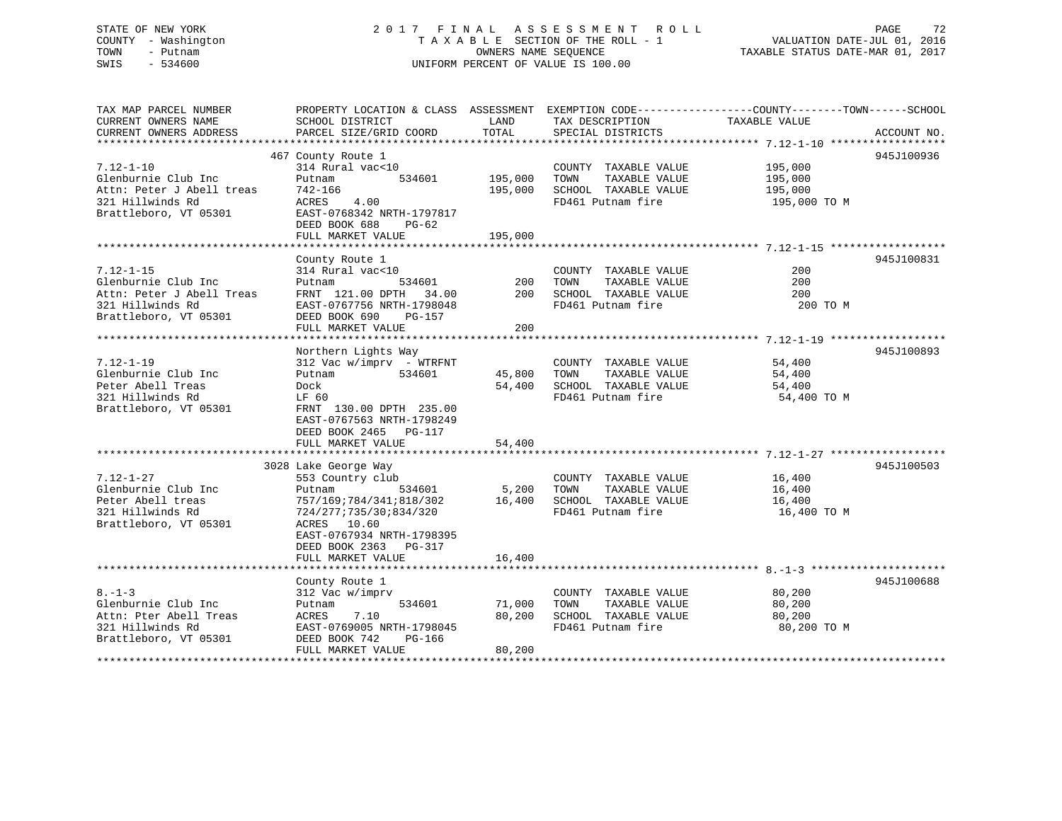STATE OF NEW YORK
COUNTY - Washington
TOWN - Putnam
SWIS - 534600

2017 FINAL ASSESSMENT ROLL
TAXABLE SECTION OF THE ROLL - 1
OWNERS NAME SEQUENCE
UNIFORM PERCENT OF VALUE IS 100.00

VALUATION DATE-JUL 01, 2016
TAXABLE STATUS DATE-MAR 01, 2017

| TAX MAP PARCEL NUMBER / CURRENT OWNERS NAME / CURRENT OWNERS ADDRESS | PROPERTY LOCATION & CLASS / SCHOOL DISTRICT / PARCEL SIZE/GRID COORD | ASSESSMENT LAND | TOTAL | EXEMPTION CODE / TAX DESCRIPTION / SPECIAL DISTRICTS | TAXABLE VALUE (COUNTY / TOWN / SCHOOL) | ACCOUNT NO. |
|---|---|---|---|---|---|---|
| 7.12-1-10 | 467 County Route 1 | | | | | 945J100936 |
| 7.12-1-10 | 314 Rural vac<10 | | | COUNTY TAXABLE VALUE | 195,000 | |
| Glenburnie Club Inc | Putnam 534601 | 195,000 | | TOWN TAXABLE VALUE | 195,000 | |
| Attn: Peter J Abell treas | 742-166 | | 195,000 | SCHOOL TAXABLE VALUE | 195,000 | |
| 321 Hillwinds Rd | ACRES 4.00 | | | FD461 Putnam fire | 195,000 TO M | |
| Brattleboro, VT 05301 | EAST-0768342 NRTH-1797817 | | | | | |
| | DEED BOOK 688 PG-62 | | | | | |
| | FULL MARKET VALUE | | 195,000 | | | |
| 7.12-1-15 | County Route 1 | | | | | 945J100831 |
| 7.12-1-15 | 314 Rural vac<10 | | | COUNTY TAXABLE VALUE | 200 | |
| Glenburnie Club Inc | Putnam 534601 | 200 | | TOWN TAXABLE VALUE | 200 | |
| Attn: Peter J Abell Treas | FRNT 121.00 DPTH 34.00 | | 200 | SCHOOL TAXABLE VALUE | 200 | |
| 321 Hillwinds Rd | EAST-0767756 NRTH-1798048 | | | FD461 Putnam fire | 200 TO M | |
| Brattleboro, VT 05301 | DEED BOOK 690 PG-157 | | | | | |
| | FULL MARKET VALUE | | 200 | | | |
| 7.12-1-19 | Northern Lights Way | | | | | 945J100893 |
| 7.12-1-19 | 312 Vac w/imprv - WTRFNT | | | COUNTY TAXABLE VALUE | 54,400 | |
| Glenburnie Club Inc | Putnam 534601 | 45,800 | | TOWN TAXABLE VALUE | 54,400 | |
| Peter Abell Treas | Dock | | 54,400 | SCHOOL TAXABLE VALUE | 54,400 | |
| 321 Hillwinds Rd | LF 60 | | | FD461 Putnam fire | 54,400 TO M | |
| Brattleboro, VT 05301 | FRNT 130.00 DPTH 235.00 | | | | | |
| | EAST-0767563 NRTH-1798249 | | | | | |
| | DEED BOOK 2465 PG-117 | | | | | |
| | FULL MARKET VALUE | | 54,400 | | | |
| 7.12-1-27 | 3028 Lake George Way | | | | | 945J100503 |
| 7.12-1-27 | 553 Country club | | | COUNTY TAXABLE VALUE | 16,400 | |
| Glenburnie Club Inc | Putnam 534601 | 5,200 | | TOWN TAXABLE VALUE | 16,400 | |
| Peter Abell treas | 757/169;784/341;818/302 | | 16,400 | SCHOOL TAXABLE VALUE | 16,400 | |
| 321 Hillwinds Rd | 724/277;735/30;834/320 | | | FD461 Putnam fire | 16,400 TO M | |
| Brattleboro, VT 05301 | ACRES 10.60 | | | | | |
| | EAST-0767934 NRTH-1798395 | | | | | |
| | DEED BOOK 2363 PG-317 | | | | | |
| | FULL MARKET VALUE | | 16,400 | | | |
| 8.-1-3 | County Route 1 | | | | | 945J100688 |
| 8.-1-3 | 312 Vac w/imprv | | | COUNTY TAXABLE VALUE | 80,200 | |
| Glenburnie Club Inc | Putnam 534601 | 71,000 | | TOWN TAXABLE VALUE | 80,200 | |
| Attn: Pter Abell Treas | ACRES 7.10 | | 80,200 | SCHOOL TAXABLE VALUE | 80,200 | |
| 321 Hillwinds Rd | EAST-0769005 NRTH-1798045 | | | FD461 Putnam fire | 80,200 TO M | |
| Brattleboro, VT 05301 | DEED BOOK 742 PG-166 | | | | | |
| | FULL MARKET VALUE | | 80,200 | | | |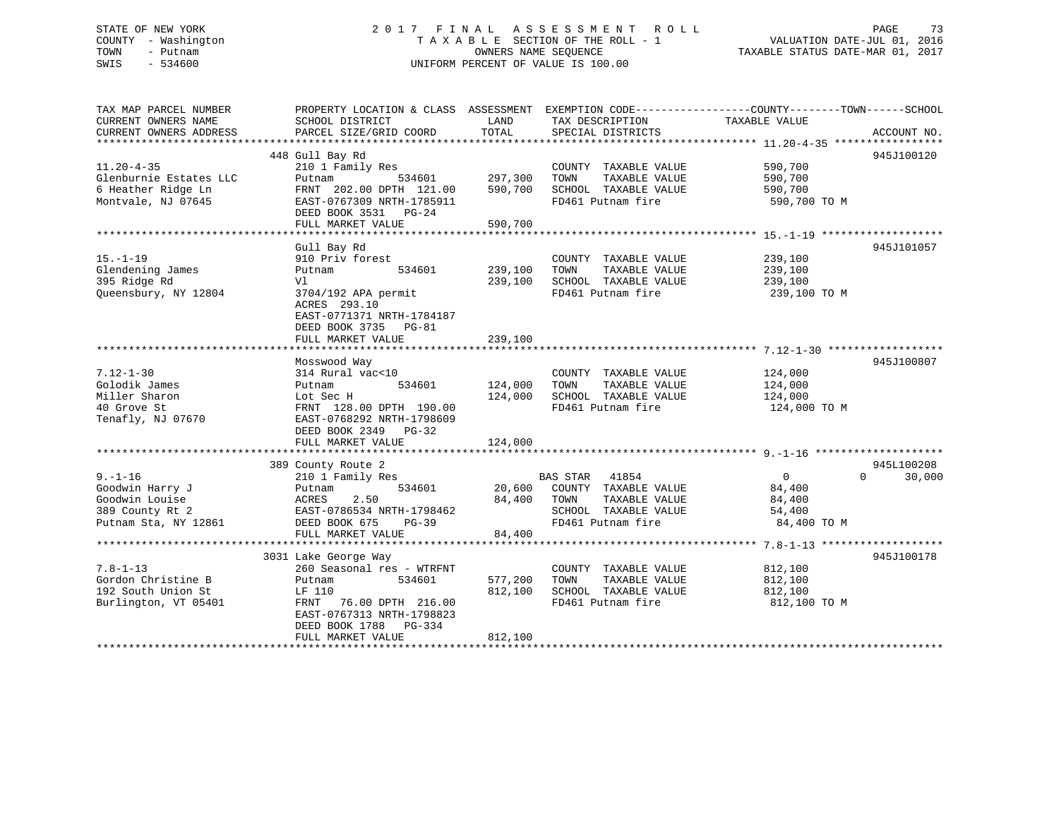STATE OF NEW YORK
COUNTY - Washington
TOWN - Putnam
SWIS - 534600

# 2017 FINAL ASSESSMENT ROLL

TAXABLE SECTION OF THE ROLL - 1
OWNERS NAME SEQUENCE
UNIFORM PERCENT OF VALUE IS 100.00

VALUATION DATE-JUL 01, 2016
TAXABLE STATUS DATE-MAR 01, 2017

| TAX MAP PARCEL NUMBER / CURRENT OWNERS NAME / CURRENT OWNERS ADDRESS | PROPERTY LOCATION & CLASS / SCHOOL DISTRICT / PARCEL SIZE/GRID COORD | ASSESSMENT LAND | TOTAL | EXEMPTION CODE / TAX DESCRIPTION / SPECIAL DISTRICTS | COUNTY TAXABLE VALUE | TOWN | SCHOOL | ACCOUNT NO. |
|---|---|---|---|---|---|---|---|---|
| 11.20-4-35 | 448 Gull Bay Rd | | | | | | | 945J100120 |
| 11.20-4-35 | 210 1 Family Res | | | COUNTY TAXABLE VALUE | 590,700 | | | |
| Glenburnie Estates LLC | Putnam 534601 | 297,300 | | TOWN TAXABLE VALUE | 590,700 | | | |
| 6 Heather Ridge Ln | FRNT 202.00 DPTH 121.00 | | 590,700 | SCHOOL TAXABLE VALUE | 590,700 | | | |
| Montvale, NJ 07645 | EAST-0767309 NRTH-1785911 | | | FD461 Putnam fire | 590,700 TO M | | | |
| | DEED BOOK 3531 PG-24 | | | | | | | |
| | FULL MARKET VALUE | | 590,700 | | | | | |
| 15.-1-19 | Gull Bay Rd | | | | | | | 945J101057 |
| 15.-1-19 | 910 Priv forest | | | COUNTY TAXABLE VALUE | 239,100 | | | |
| Glendening James | Putnam 534601 | 239,100 | | TOWN TAXABLE VALUE | 239,100 | | | |
| 395 Ridge Rd | Vl | | 239,100 | SCHOOL TAXABLE VALUE | 239,100 | | | |
| Queensbury, NY 12804 | 3704/192 APA permit | | | FD461 Putnam fire | 239,100 TO M | | | |
| | ACRES 293.10 | | | | | | | |
| | EAST-0771371 NRTH-1784187 | | | | | | | |
| | DEED BOOK 3735 PG-81 | | | | | | | |
| | FULL MARKET VALUE | | 239,100 | | | | | |
| 7.12-1-30 | Mosswood Way | | | | | | | 945J100807 |
| 7.12-1-30 | 314 Rural vac<10 | | | COUNTY TAXABLE VALUE | 124,000 | | | |
| Golodik James | Putnam 534601 | 124,000 | | TOWN TAXABLE VALUE | 124,000 | | | |
| Miller Sharon | Lot Sec H | | 124,000 | SCHOOL TAXABLE VALUE | 124,000 | | | |
| 40 Grove St | FRNT 128.00 DPTH 190.00 | | | FD461 Putnam fire | 124,000 TO M | | | |
| Tenafly, NJ 07670 | EAST-0768292 NRTH-1798609 | | | | | | | |
| | DEED BOOK 2349 PG-32 | | | | | | | |
| | FULL MARKET VALUE | | 124,000 | | | | | |
| 9.-1-16 | 389 County Route 2 | | | | | | | 945L100208 |
| 9.-1-16 | 210 1 Family Res | | | BAS STAR 41854 | 0 | 0 | 30,000 | |
| Goodwin Harry J | Putnam 534601 | 20,600 | | COUNTY TAXABLE VALUE | 84,400 | | | |
| Goodwin Louise | ACRES 2.50 | | 84,400 | TOWN TAXABLE VALUE | 84,400 | | | |
| 389 County Rt 2 | EAST-0786534 NRTH-1798462 | | | SCHOOL TAXABLE VALUE | 54,400 | | | |
| Putnam Sta, NY 12861 | DEED BOOK 675 PG-39 | | | FD461 Putnam fire | 84,400 TO M | | | |
| | FULL MARKET VALUE | | 84,400 | | | | | |
| 7.8-1-13 | 3031 Lake George Way | | | | | | | 945J100178 |
| 7.8-1-13 | 260 Seasonal res - WTRFNT | | | COUNTY TAXABLE VALUE | 812,100 | | | |
| Gordon Christine B | Putnam 534601 | 577,200 | | TOWN TAXABLE VALUE | 812,100 | | | |
| 192 South Union St | LF 110 | | 812,100 | SCHOOL TAXABLE VALUE | 812,100 | | | |
| Burlington, VT 05401 | FRNT 76.00 DPTH 216.00 | | | FD461 Putnam fire | 812,100 TO M | | | |
| | EAST-0767313 NRTH-1798823 | | | | | | | |
| | DEED BOOK 1788 PG-334 | | | | | | | |
| | FULL MARKET VALUE | | 812,100 | | | | | |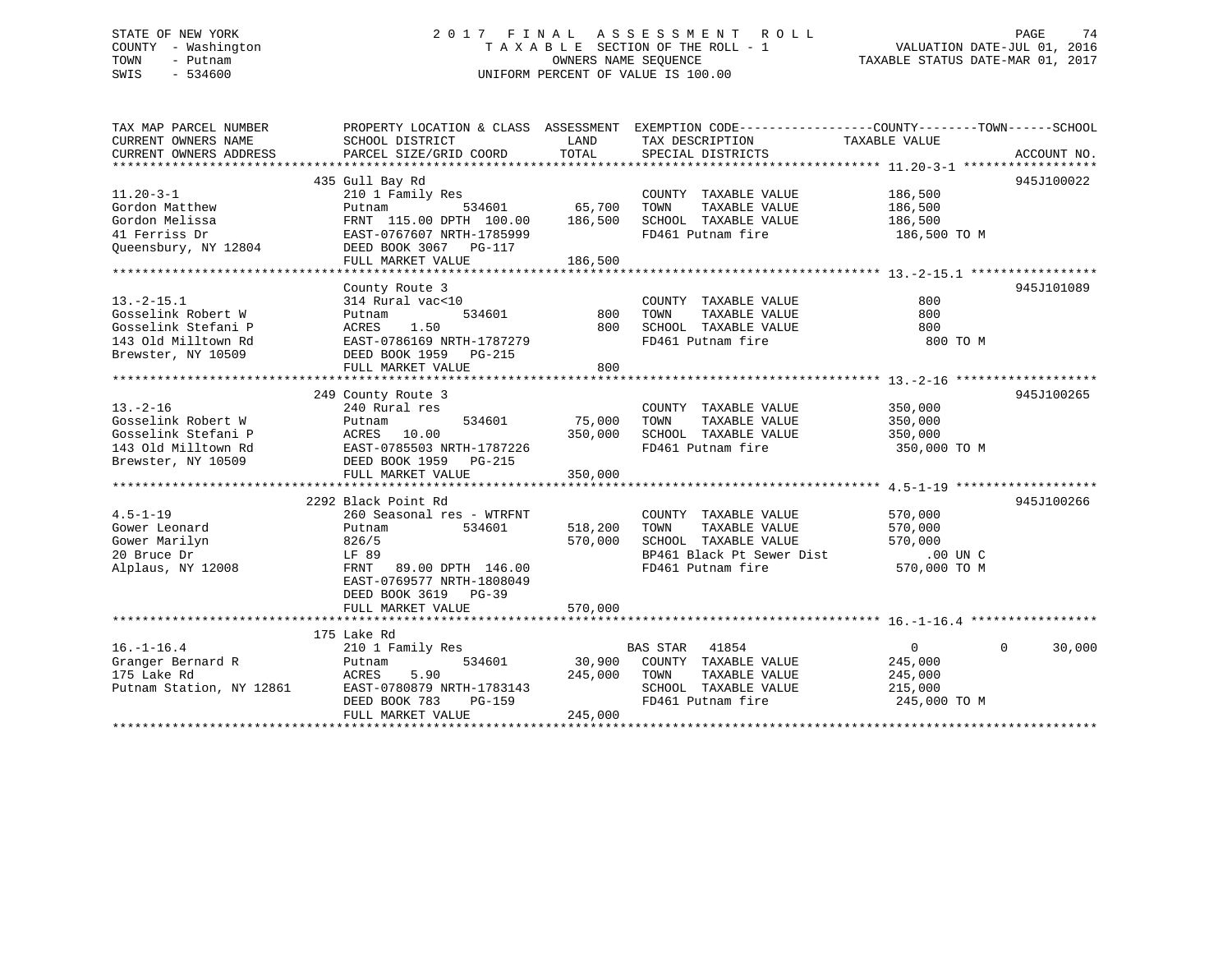STATE OF NEW YORK
COUNTY - Washington
TOWN - Putnam
SWIS - 534600

2017 FINAL ASSESSMENT ROLL
TAXABLE SECTION OF THE ROLL - 1
OWNERS NAME SEQUENCE
UNIFORM PERCENT OF VALUE IS 100.00

VALUATION DATE-JUL 01, 2016
TAXABLE STATUS DATE-MAR 01, 2017

| TAX MAP PARCEL NUMBER / CURRENT OWNERS NAME / CURRENT OWNERS ADDRESS | PROPERTY LOCATION & CLASS / SCHOOL DISTRICT / PARCEL SIZE/GRID COORD | ASSESSMENT LAND | TOTAL | EXEMPTION CODE / TAX DESCRIPTION / SPECIAL DISTRICTS | COUNTY / TOWN / SCHOOL TAXABLE VALUE | ACCOUNT NO. |
|---|---|---|---|---|---|---|
| **11.20-3-1** | 435 Gull Bay Rd | | | | | 945J100022 |
| Gordon Matthew | 210 1 Family Res | | | COUNTY TAXABLE VALUE | 186,500 | |
| Gordon Melissa | Putnam 534601 | 65,700 | | TOWN TAXABLE VALUE | 186,500 | |
| 41 Ferriss Dr | FRNT 115.00 DPTH 100.00 | | 186,500 | SCHOOL TAXABLE VALUE | 186,500 | |
| Queensbury, NY 12804 | EAST-0767607 NRTH-1785999 | | | FD461 Putnam fire | 186,500 TO M | |
| | DEED BOOK 3067 PG-117 | | | | | |
| | FULL MARKET VALUE | | 186,500 | | | |
| **13.-2-15.1** | County Route 3 | | | | | 945J101089 |
| Gosselink Robert W | 314 Rural vac<10 | | | COUNTY TAXABLE VALUE | 800 | |
| Gosselink Stefani P | Putnam 534601 | 800 | | TOWN TAXABLE VALUE | 800 | |
| 143 Old Milltown Rd | ACRES 1.50 | | 800 | SCHOOL TAXABLE VALUE | 800 | |
| Brewster, NY 10509 | EAST-0786169 NRTH-1787279 | | | FD461 Putnam fire | 800 TO M | |
| | DEED BOOK 1959 PG-215 | | | | | |
| | FULL MARKET VALUE | | 800 | | | |
| **13.-2-16** | 249 County Route 3 | | | | | 945J100265 |
| Gosselink Robert W | 240 Rural res | | | COUNTY TAXABLE VALUE | 350,000 | |
| Gosselink Stefani P | Putnam 534601 | 75,000 | | TOWN TAXABLE VALUE | 350,000 | |
| 143 Old Milltown Rd | ACRES 10.00 | | 350,000 | SCHOOL TAXABLE VALUE | 350,000 | |
| Brewster, NY 10509 | EAST-0785503 NRTH-1787226 | | | FD461 Putnam fire | 350,000 TO M | |
| | DEED BOOK 1959 PG-215 | | | | | |
| | FULL MARKET VALUE | | 350,000 | | | |
| **4.5-1-19** | 2292 Black Point Rd | | | | | 945J100266 |
| Gower Leonard | 260 Seasonal res - WTRFNT | | | COUNTY TAXABLE VALUE | 570,000 | |
| Gower Marilyn | Putnam 534601 | 518,200 | | TOWN TAXABLE VALUE | 570,000 | |
| 20 Bruce Dr | 826/5 | | 570,000 | SCHOOL TAXABLE VALUE | 570,000 | |
| Alplaus, NY 12008 | LF 89 | | | BP461 Black Pt Sewer Dist | .00 UN C | |
| | FRNT 89.00 DPTH 146.00 | | | FD461 Putnam fire | 570,000 TO M | |
| | EAST-0769577 NRTH-1808049 | | | | | |
| | DEED BOOK 3619 PG-39 | | | | | |
| | FULL MARKET VALUE | | 570,000 | | | |
| **16.-1-16.4** | 175 Lake Rd | | | | | |
| Granger Bernard R | 210 1 Family Res | | | BAS STAR 41854 | 0 / 0 / 30,000 | |
| 175 Lake Rd | Putnam 534601 | 30,900 | | COUNTY TAXABLE VALUE | 245,000 | |
| Putnam Station, NY 12861 | ACRES 5.90 | | 245,000 | TOWN TAXABLE VALUE | 245,000 | |
| | EAST-0780879 NRTH-1783143 | | | SCHOOL TAXABLE VALUE | 215,000 | |
| | DEED BOOK 783 PG-159 | | | FD461 Putnam fire | 245,000 TO M | |
| | FULL MARKET VALUE | | 245,000 | | | |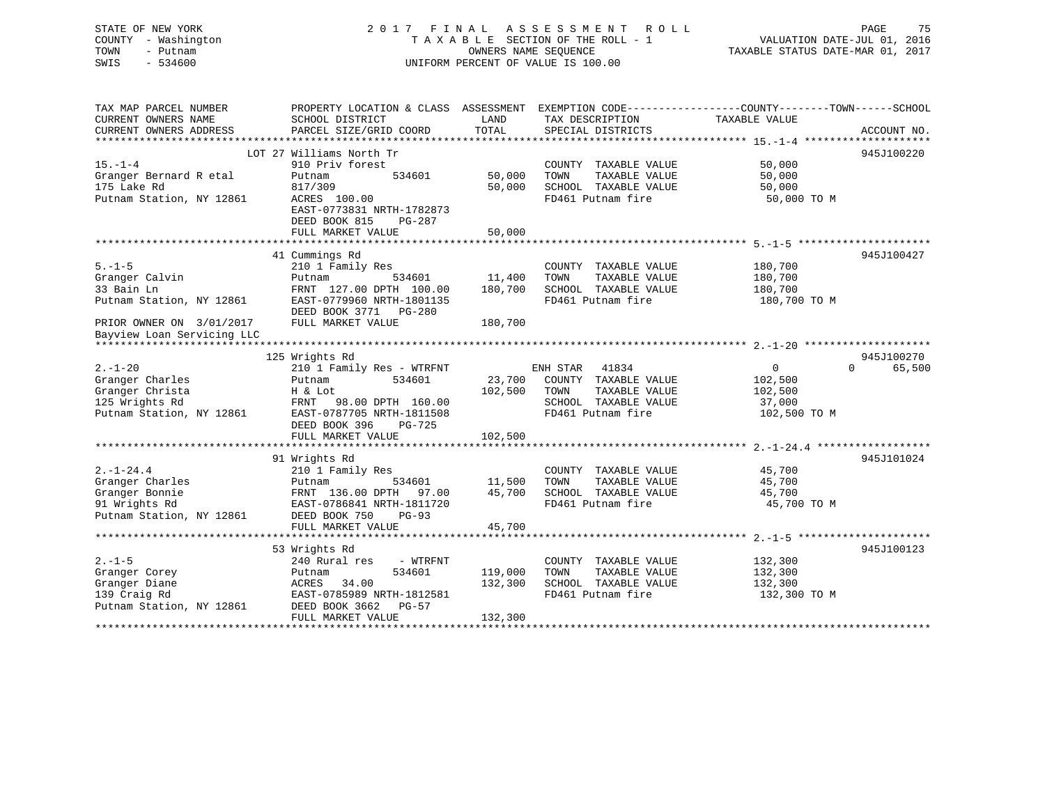STATE OF NEW YORK
COUNTY - Washington
TOWN - Putnam
SWIS - 534600

# 2017 FINAL ASSESSMENT ROLL

TAXABLE SECTION OF THE ROLL - 1
OWNERS NAME SEQUENCE
UNIFORM PERCENT OF VALUE IS 100.00

VALUATION DATE-JUL 01, 2016
TAXABLE STATUS DATE-MAR 01, 2017

| TAX MAP PARCEL NUMBER / CURRENT OWNERS NAME / CURRENT OWNERS ADDRESS | PROPERTY LOCATION & CLASS / SCHOOL DISTRICT / PARCEL SIZE/GRID COORD | ASSESSMENT LAND / TOTAL | EXEMPTION CODE / TAX DESCRIPTION / SPECIAL DISTRICTS | COUNTY / TOWN / SCHOOL TAXABLE VALUE | ACCOUNT NO. |
|---|---|---|---|---|---|
| **15.-1-4** | LOT 27 Williams North Tr | | | | 945J100220 |
| 15.-1-4 | 910 Priv forest | | COUNTY TAXABLE VALUE | 50,000 | |
| Granger Bernard R etal | Putnam 534601 | 50,000 | TOWN TAXABLE VALUE | 50,000 | |
| 175 Lake Rd | 817/309 | 50,000 | SCHOOL TAXABLE VALUE | 50,000 | |
| Putnam Station, NY 12861 | ACRES 100.00 | | FD461 Putnam fire | 50,000 TO M | |
| | EAST-0773831 NRTH-1782873 | | | | |
| | DEED BOOK 815 PG-287 | | | | |
| | FULL MARKET VALUE | 50,000 | | | |
| **5.-1-5** | 41 Cummings Rd | | | | 945J100427 |
| 5.-1-5 | 210 1 Family Res | | COUNTY TAXABLE VALUE | 180,700 | |
| Granger Calvin | Putnam 534601 | 11,400 | TOWN TAXABLE VALUE | 180,700 | |
| 33 Bain Ln | FRNT 127.00 DPTH 100.00 | 180,700 | SCHOOL TAXABLE VALUE | 180,700 | |
| Putnam Station, NY 12861 | EAST-0779960 NRTH-1801135 | | FD461 Putnam fire | 180,700 TO M | |
| | DEED BOOK 3771 PG-280 | | | | |
| PRIOR OWNER ON 3/01/2017 | FULL MARKET VALUE | 180,700 | | | |
| Bayview Loan Servicing LLC | | | | | |
| **2.-1-20** | 125 Wrights Rd | | | | 945J100270 |
| 2.-1-20 | 210 1 Family Res - WTRFNT | | ENH STAR 41834 | 0 0 65,500 | |
| Granger Charles | Putnam 534601 | 23,700 | COUNTY TAXABLE VALUE | 102,500 | |
| Granger Christa | H & Lot | 102,500 | TOWN TAXABLE VALUE | 102,500 | |
| 125 Wrights Rd | FRNT 98.00 DPTH 160.00 | | SCHOOL TAXABLE VALUE | 37,000 | |
| Putnam Station, NY 12861 | EAST-0787705 NRTH-1811508 | | FD461 Putnam fire | 102,500 TO M | |
| | DEED BOOK 396 PG-725 | | | | |
| | FULL MARKET VALUE | 102,500 | | | |
| **2.-1-24.4** | 91 Wrights Rd | | | | 945J101024 |
| 2.-1-24.4 | 210 1 Family Res | | COUNTY TAXABLE VALUE | 45,700 | |
| Granger Charles | Putnam 534601 | 11,500 | TOWN TAXABLE VALUE | 45,700 | |
| Granger Bonnie | FRNT 136.00 DPTH 97.00 | 45,700 | SCHOOL TAXABLE VALUE | 45,700 | |
| 91 Wrights Rd | EAST-0786841 NRTH-1811720 | | FD461 Putnam fire | 45,700 TO M | |
| Putnam Station, NY 12861 | DEED BOOK 750 PG-93 | | | | |
| | FULL MARKET VALUE | 45,700 | | | |
| **2.-1-5** | 53 Wrights Rd | | | | 945J100123 |
| 2.-1-5 | 240 Rural res - WTRFNT | | COUNTY TAXABLE VALUE | 132,300 | |
| Granger Corey | Putnam 534601 | 119,000 | TOWN TAXABLE VALUE | 132,300 | |
| Granger Diane | ACRES 34.00 | 132,300 | SCHOOL TAXABLE VALUE | 132,300 | |
| 139 Craig Rd | EAST-0785989 NRTH-1812581 | | FD461 Putnam fire | 132,300 TO M | |
| Putnam Station, NY 12861 | DEED BOOK 3662 PG-57 | | | | |
| | FULL MARKET VALUE | 132,300 | | | |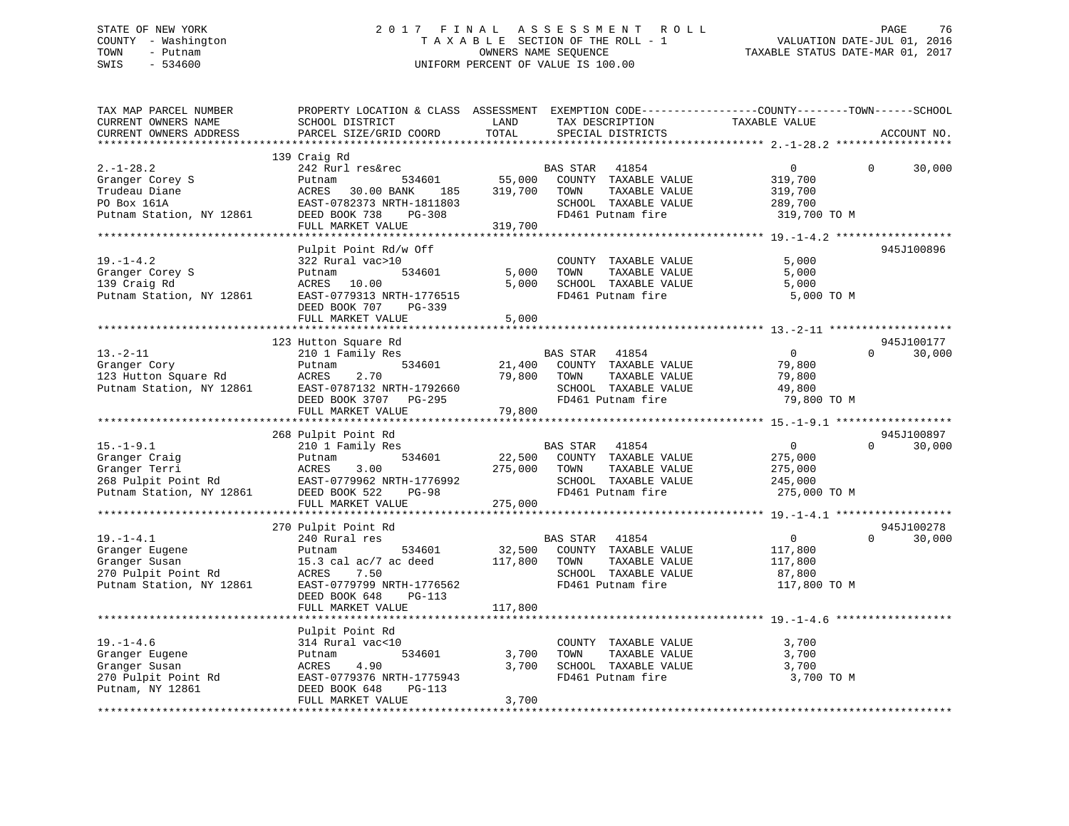STATE OF NEW YORK
COUNTY - Washington
TOWN - Putnam
SWIS - 534600

# 2017 FINAL ASSESSMENT ROLL

TAXABLE SECTION OF THE ROLL - 1
OWNERS NAME SEQUENCE
UNIFORM PERCENT OF VALUE IS 100.00

VALUATION DATE-JUL 01, 2016
TAXABLE STATUS DATE-MAR 01, 2017

| TAX MAP PARCEL NUMBER / CURRENT OWNERS NAME / CURRENT OWNERS ADDRESS | PROPERTY LOCATION & CLASS / SCHOOL DISTRICT / PARCEL SIZE/GRID COORD | ASSESSMENT LAND | TOTAL | EXEMPTION CODE / TAX DESCRIPTION / SPECIAL DISTRICTS | COUNTY / TAXABLE VALUE | TOWN | SCHOOL | ACCOUNT NO. |
|---|---|---|---|---|---|---|---|---|
| 2.-1-28.2 | 139 Craig Rd | | | | | | | |
| 2.-1-28.2 | 242 Rurl res&rec | | | BAS STAR 41854 | 0 | 0 | 30,000 | |
| Granger Corey S | Putnam 534601 | 55,000 | | COUNTY TAXABLE VALUE | 319,700 | | | |
| Trudeau Diane | ACRES 30.00 BANK 185 | | 319,700 | TOWN TAXABLE VALUE | 319,700 | | | |
| PO Box 161A | EAST-0782373 NRTH-1811803 | | | SCHOOL TAXABLE VALUE | 289,700 | | | |
| Putnam Station, NY 12861 | DEED BOOK 738 PG-308 | | | FD461 Putnam fire | 319,700 TO M | | | |
| | FULL MARKET VALUE | | 319,700 | | | | | |
| 19.-1-4.2 | Pulpit Point Rd/w Off | | | | | | | 945J100896 |
| 19.-1-4.2 | 322 Rural vac>10 | | | COUNTY TAXABLE VALUE | 5,000 | | | |
| Granger Corey S | Putnam 534601 | 5,000 | | TOWN TAXABLE VALUE | 5,000 | | | |
| 139 Craig Rd | ACRES 10.00 | | 5,000 | SCHOOL TAXABLE VALUE | 5,000 | | | |
| Putnam Station, NY 12861 | EAST-0779313 NRTH-1776515 | | | FD461 Putnam fire | 5,000 TO M | | | |
| | DEED BOOK 707 PG-339 | | | | | | | |
| | FULL MARKET VALUE | | 5,000 | | | | | |
| 13.-2-11 | 123 Hutton Square Rd | | | | | | | 945J100177 |
| 13.-2-11 | 210 1 Family Res | | | BAS STAR 41854 | 0 | 0 | 30,000 | |
| Granger Cory | Putnam 534601 | 21,400 | | COUNTY TAXABLE VALUE | 79,800 | | | |
| 123 Hutton Square Rd | ACRES 2.70 | | 79,800 | TOWN TAXABLE VALUE | 79,800 | | | |
| Putnam Station, NY 12861 | EAST-0787132 NRTH-1792660 | | | SCHOOL TAXABLE VALUE | 49,800 | | | |
| | DEED BOOK 3707 PG-295 | | | FD461 Putnam fire | 79,800 TO M | | | |
| | FULL MARKET VALUE | | 79,800 | | | | | |
| 15.-1-9.1 | 268 Pulpit Point Rd | | | | | | | 945J100897 |
| 15.-1-9.1 | 210 1 Family Res | | | BAS STAR 41854 | 0 | 0 | 30,000 | |
| Granger Craig | Putnam 534601 | 22,500 | | COUNTY TAXABLE VALUE | 275,000 | | | |
| Granger Terri | ACRES 3.00 | | 275,000 | TOWN TAXABLE VALUE | 275,000 | | | |
| 268 Pulpit Point Rd | EAST-0779962 NRTH-1776992 | | | SCHOOL TAXABLE VALUE | 245,000 | | | |
| Putnam Station, NY 12861 | DEED BOOK 522 PG-98 | | | FD461 Putnam fire | 275,000 TO M | | | |
| | FULL MARKET VALUE | | 275,000 | | | | | |
| 19.-1-4.1 | 270 Pulpit Point Rd | | | | | | | 945J100278 |
| 19.-1-4.1 | 240 Rural res | | | BAS STAR 41854 | 0 | 0 | 30,000 | |
| Granger Eugene | Putnam 534601 | 32,500 | | COUNTY TAXABLE VALUE | 117,800 | | | |
| Granger Susan | 15.3 cal ac/7 ac deed | | 117,800 | TOWN TAXABLE VALUE | 117,800 | | | |
| 270 Pulpit Point Rd | ACRES 7.50 | | | SCHOOL TAXABLE VALUE | 87,800 | | | |
| Putnam Station, NY 12861 | EAST-0779799 NRTH-1776562 | | | FD461 Putnam fire | 117,800 TO M | | | |
| | DEED BOOK 648 PG-113 | | | | | | | |
| | FULL MARKET VALUE | | 117,800 | | | | | |
| 19.-1-4.6 | Pulpit Point Rd | | | | | | | |
| 19.-1-4.6 | 314 Rural vac<10 | | | COUNTY TAXABLE VALUE | 3,700 | | | |
| Granger Eugene | Putnam 534601 | 3,700 | | TOWN TAXABLE VALUE | 3,700 | | | |
| Granger Susan | ACRES 4.90 | | 3,700 | SCHOOL TAXABLE VALUE | 3,700 | | | |
| 270 Pulpit Point Rd | EAST-0779376 NRTH-1775943 | | | FD461 Putnam fire | 3,700 TO M | | | |
| Putnam, NY 12861 | DEED BOOK 648 PG-113 | | | | | | | |
| | FULL MARKET VALUE | | 3,700 | | | | | |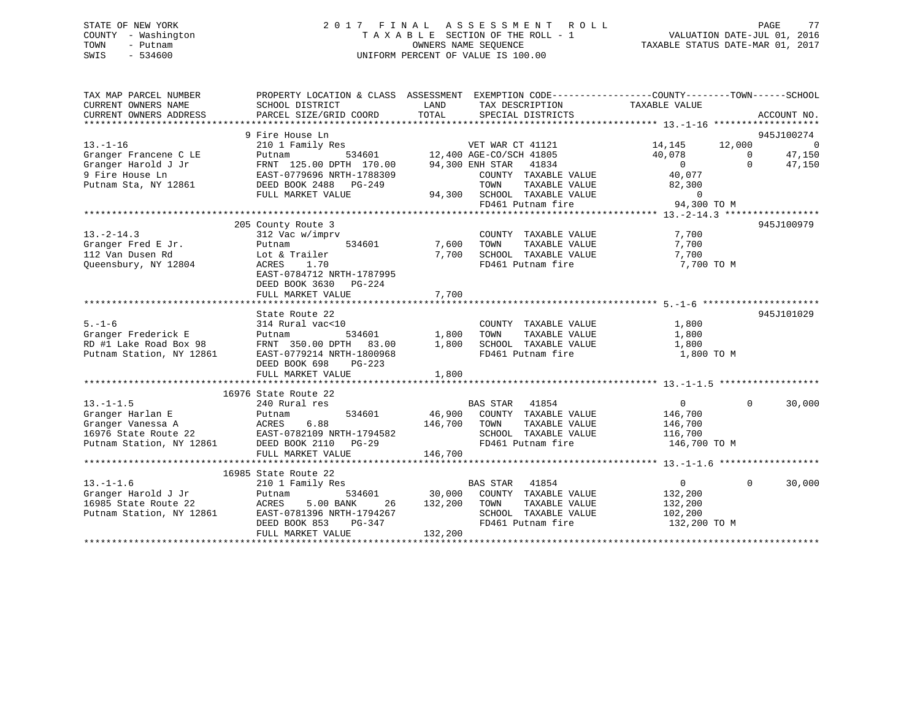STATE OF NEW YORK
COUNTY - Washington
TOWN - Putnam
SWIS - 534600

2017 FINAL ASSESSMENT ROLL
TAXABLE SECTION OF THE ROLL - 1
OWNERS NAME SEQUENCE
UNIFORM PERCENT OF VALUE IS 100.00

VALUATION DATE-JUL 01, 2016
TAXABLE STATUS DATE-MAR 01, 2017

```
TAX MAP PARCEL NUMBER          PROPERTY LOCATION & CLASS  ASSESSMENT  EXEMPTION CODE-----------------COUNTY--------TOWN------SCHOOL
CURRENT OWNERS NAME            SCHOOL DISTRICT               LAND      TAX DESCRIPTION            TAXABLE VALUE
CURRENT OWNERS ADDRESS         PARCEL SIZE/GRID COORD       TOTAL      SPECIAL DISTRICTS                                      ACCOUNT NO.
******************************************************************************************************* 13.-1-16 *******************
                               9 Fire House Ln                                                                            945J100274
13.-1-16                       210 1 Family Res                        VET WAR CT 41121          14,145      12,000              0
Granger Francene C LE          Putnam           534601      12,400 AGE-CO/SCH 41805             40,078           0          47,150
Granger Harold J Jr            FRNT 125.00 DPTH 170.00      94,300 ENH STAR   41834                  0           0          47,150
9 Fire House Ln                EAST-0779696 NRTH-1788309               COUNTY  TAXABLE VALUE        40,077
Putnam Sta, NY 12861           DEED BOOK 2488   PG-249                 TOWN    TAXABLE VALUE        82,300
                               FULL MARKET VALUE             94,300    SCHOOL  TAXABLE VALUE             0
                                                                       FD461 Putnam fire             94,300 TO M
******************************************************************************************************* 13.-2-14.3 *****************
                               205 County Route 3                                                                         945J100979
13.-2-14.3                     312 Vac w/imprv                         COUNTY  TAXABLE VALUE         7,700
Granger Fred E Jr.             Putnam           534601       7,600     TOWN    TAXABLE VALUE         7,700
112 Van Dusen Rd               Lot & Trailer                 7,700     SCHOOL  TAXABLE VALUE         7,700
Queensbury, NY 12804           ACRES    1.70                           FD461 Putnam fire              7,700 TO M
                               EAST-0784712 NRTH-1787995
                               DEED BOOK 3630   PG-224
                               FULL MARKET VALUE              7,700
******************************************************************************************************* 5.-1-6 *********************
                               State Route 22                                                                             945J101029
5.-1-6                         314 Rural vac<10                        COUNTY  TAXABLE VALUE         1,800
Granger Frederick E            Putnam           534601       1,800     TOWN    TAXABLE VALUE         1,800
RD #1 Lake Road Box 98         FRNT 350.00 DPTH  83.00       1,800     SCHOOL  TAXABLE VALUE         1,800
Putnam Station, NY 12861       EAST-0779214 NRTH-1800968               FD461 Putnam fire              1,800 TO M
                               DEED BOOK 698    PG-223
                               FULL MARKET VALUE              1,800
******************************************************************************************************* 13.-1-1.5 ******************
                               16976 State Route 22
13.-1-1.5                      240 Rural res                           BAS STAR   41854                  0           0          30,000
Granger Harlan E               Putnam           534601      46,900     COUNTY  TAXABLE VALUE       146,700
Granger Vanessa A              ACRES    6.88               146,700     TOWN    TAXABLE VALUE       146,700
16976 State Route 22           EAST-0782109 NRTH-1794582               SCHOOL  TAXABLE VALUE       116,700
Putnam Station, NY 12861       DEED BOOK 2110   PG-29                  FD461 Putnam fire            146,700 TO M
                               FULL MARKET VALUE            146,700
******************************************************************************************************* 13.-1-1.6 ******************
                               16985 State Route 22
13.-1-1.6                      210 1 Family Res                        BAS STAR   41854                  0           0          30,000
Granger Harold J Jr            Putnam           534601      30,000     COUNTY  TAXABLE VALUE       132,200
16985 State Route 22           ACRES    5.00 BANK     26   132,200     TOWN    TAXABLE VALUE       132,200
Putnam Station, NY 12861       EAST-0781396 NRTH-1794267               SCHOOL  TAXABLE VALUE       102,200
                               DEED BOOK 853    PG-347                 FD461 Putnam fire            132,200 TO M
                               FULL MARKET VALUE            132,200
************************************************************************************************************************************
```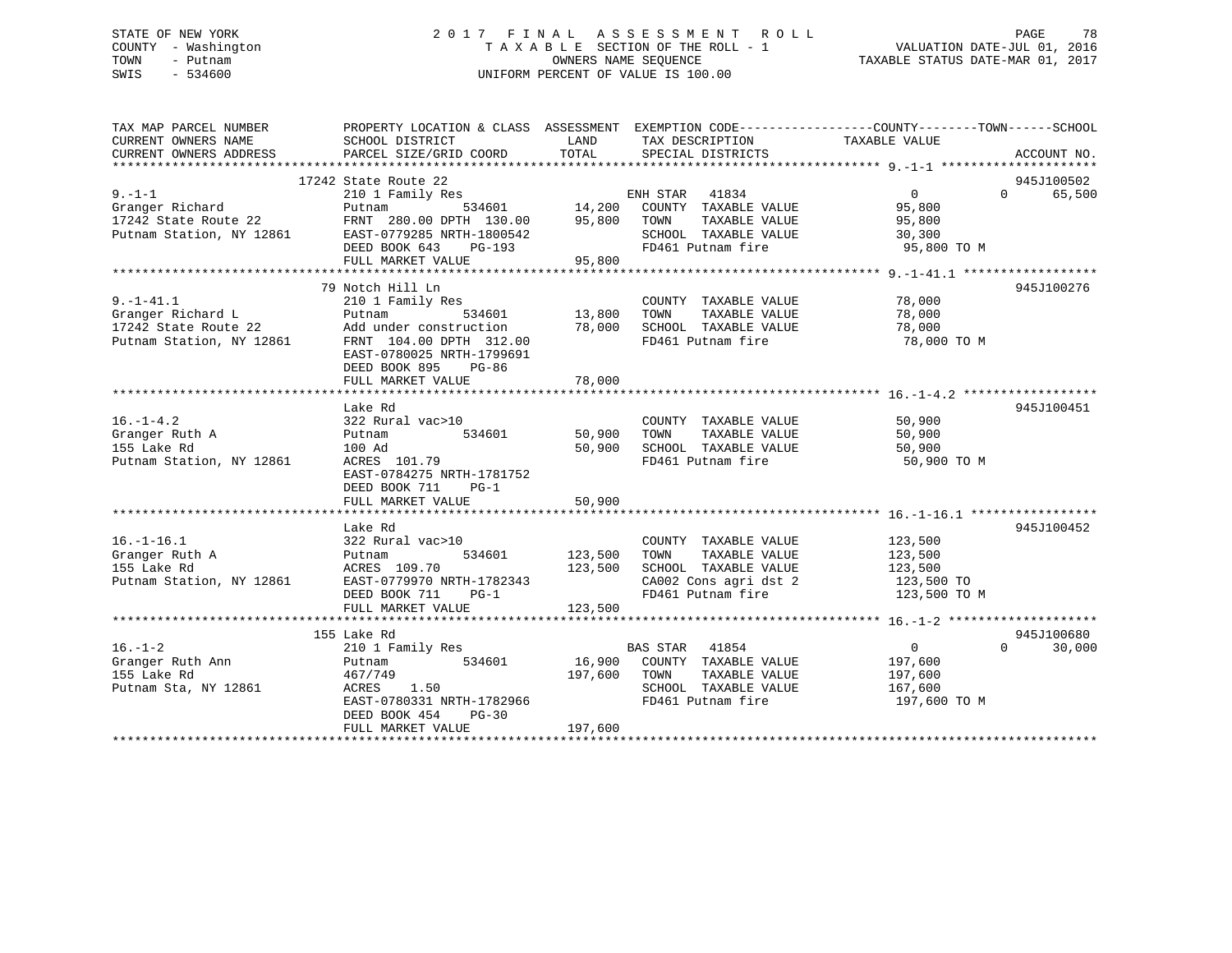STATE OF NEW YORK
COUNTY - Washington
TOWN - Putnam
SWIS - 534600

2017 FINAL ASSESSMENT ROLL
TAXABLE SECTION OF THE ROLL - 1
OWNERS NAME SEQUENCE
UNIFORM PERCENT OF VALUE IS 100.00

VALUATION DATE-JUL 01, 2016
TAXABLE STATUS DATE-MAR 01, 2017

| TAX MAP PARCEL NUMBER / CURRENT OWNERS NAME / CURRENT OWNERS ADDRESS | PROPERTY LOCATION & CLASS / SCHOOL DISTRICT / PARCEL SIZE/GRID COORD | ASSESSMENT LAND | TOTAL | EXEMPTION CODE / TAX DESCRIPTION / SPECIAL DISTRICTS | COUNTY | TOWN | SCHOOL | ACCOUNT NO. |
|---|---|---|---|---|---|---|---|---|
| 9.-1-1 | 17242 State Route 22 | | | | | | | 945J100502 |
| Granger Richard | 210 1 Family Res | | | ENH STAR 41834 | 0 | 0 | 65,500 | |
| 17242 State Route 22 | Putnam 534601 | 14,200 | | COUNTY TAXABLE VALUE | 95,800 | | | |
| Putnam Station, NY 12861 | FRNT 280.00 DPTH 130.00 | | 95,800 | TOWN TAXABLE VALUE | | 95,800 | | |
| | EAST-0779285 NRTH-1800542 | | | SCHOOL TAXABLE VALUE | | | 30,300 | |
| | DEED BOOK 643 PG-193 | | | FD461 Putnam fire | 95,800 TO M | | | |
| | FULL MARKET VALUE | | 95,800 | | | | | |
| 9.-1-41.1 | 79 Notch Hill Ln | | | | | | | 945J100276 |
| Granger Richard L | 210 1 Family Res | | | COUNTY TAXABLE VALUE | 78,000 | | | |
| 17242 State Route 22 | Putnam 534601 | 13,800 | | TOWN TAXABLE VALUE | | 78,000 | | |
| Putnam Station, NY 12861 | Add under construction | | 78,000 | SCHOOL TAXABLE VALUE | | | 78,000 | |
| | FRNT 104.00 DPTH 312.00 | | | FD461 Putnam fire | 78,000 TO M | | | |
| | EAST-0780025 NRTH-1799691 | | | | | | | |
| | DEED BOOK 895 PG-86 | | | | | | | |
| | FULL MARKET VALUE | | 78,000 | | | | | |
| 16.-1-4.2 | Lake Rd | | | | | | | 945J100451 |
| Granger Ruth A | 322 Rural vac>10 | | | COUNTY TAXABLE VALUE | 50,900 | | | |
| 155 Lake Rd | Putnam 534601 | 50,900 | | TOWN TAXABLE VALUE | | 50,900 | | |
| Putnam Station, NY 12861 | 100 Ad | | 50,900 | SCHOOL TAXABLE VALUE | | | 50,900 | |
| | ACRES 101.79 | | | FD461 Putnam fire | 50,900 TO M | | | |
| | EAST-0784275 NRTH-1781752 | | | | | | | |
| | DEED BOOK 711 PG-1 | | | | | | | |
| | FULL MARKET VALUE | | 50,900 | | | | | |
| 16.-1-16.1 | Lake Rd | | | | | | | 945J100452 |
| Granger Ruth A | 322 Rural vac>10 | | | COUNTY TAXABLE VALUE | 123,500 | | | |
| 155 Lake Rd | Putnam 534601 | 123,500 | | TOWN TAXABLE VALUE | | 123,500 | | |
| Putnam Station, NY 12861 | ACRES 109.70 | | 123,500 | SCHOOL TAXABLE VALUE | | | 123,500 | |
| | EAST-0779970 NRTH-1782343 | | | CA002 Cons agri dst 2 | 123,500 TO | | | |
| | DEED BOOK 711 PG-1 | | | FD461 Putnam fire | 123,500 TO M | | | |
| | FULL MARKET VALUE | | 123,500 | | | | | |
| 16.-1-2 | 155 Lake Rd | | | | | | | 945J100680 |
| Granger Ruth Ann | 210 1 Family Res | | | BAS STAR 41854 | 0 | 0 | 30,000 | |
| 155 Lake Rd | Putnam 534601 | 16,900 | | COUNTY TAXABLE VALUE | 197,600 | | | |
| Putnam Sta, NY 12861 | 467/749 | | 197,600 | TOWN TAXABLE VALUE | | 197,600 | | |
| | ACRES 1.50 | | | SCHOOL TAXABLE VALUE | | | 167,600 | |
| | EAST-0780331 NRTH-1782966 | | | FD461 Putnam fire | 197,600 TO M | | | |
| | DEED BOOK 454 PG-30 | | | | | | | |
| | FULL MARKET VALUE | | 197,600 | | | | | |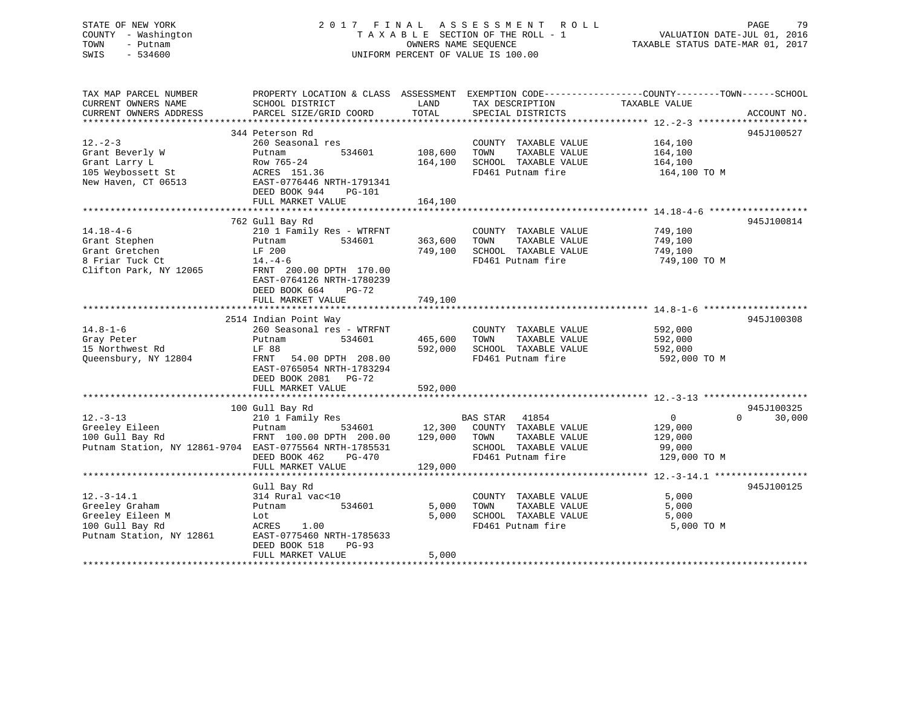STATE OF NEW YORK — 2017 FINAL ASSESSMENT ROLL
COUNTY - Washington — TAXABLE SECTION OF THE ROLL - 1 — VALUATION DATE-JUL 01, 2016
TOWN - Putnam — OWNERS NAME SEQUENCE — TAXABLE STATUS DATE-MAR 01, 2017
SWIS - 534600 — UNIFORM PERCENT OF VALUE IS 100.00

| TAX MAP PARCEL NUMBER / CURRENT OWNERS NAME / CURRENT OWNERS ADDRESS | PROPERTY LOCATION & CLASS / SCHOOL DISTRICT / PARCEL SIZE/GRID COORD | ASSESSMENT LAND / TOTAL | EXEMPTION CODE / TAX DESCRIPTION / SPECIAL DISTRICTS | COUNTY / TOWN / SCHOOL TAXABLE VALUE | ACCOUNT NO. |
|---|---|---|---|---|---|
| **12.-2-3** | 344 Peterson Rd | | | | 945J100527 |
| 12.-2-3 | 260 Seasonal res | | COUNTY TAXABLE VALUE | 164,100 | |
| Grant Beverly W | Putnam 534601 | 108,600 | TOWN TAXABLE VALUE | 164,100 | |
| Grant Larry L | Row 765-24 | 164,100 | SCHOOL TAXABLE VALUE | 164,100 | |
| 105 Weybossett St | ACRES 151.36 | | FD461 Putnam fire | 164,100 TO M | |
| New Haven, CT 06513 | EAST-0776446 NRTH-1791341 | | | | |
| | DEED BOOK 944 PG-101 | | | | |
| | FULL MARKET VALUE | 164,100 | | | |
| **14.18-4-6** | 762 Gull Bay Rd | | | | 945J100814 |
| 14.18-4-6 | 210 1 Family Res - WTRFNT | | COUNTY TAXABLE VALUE | 749,100 | |
| Grant Stephen | Putnam 534601 | 363,600 | TOWN TAXABLE VALUE | 749,100 | |
| Grant Gretchen | LF 200 | 749,100 | SCHOOL TAXABLE VALUE | 749,100 | |
| 8 Friar Tuck Ct | 14.-4-6 | | FD461 Putnam fire | 749,100 TO M | |
| Clifton Park, NY 12065 | FRNT 200.00 DPTH 170.00 | | | | |
| | EAST-0764126 NRTH-1780239 | | | | |
| | DEED BOOK 664 PG-72 | | | | |
| | FULL MARKET VALUE | 749,100 | | | |
| **14.8-1-6** | 2514 Indian Point Way | | | | 945J100308 |
| 14.8-1-6 | 260 Seasonal res - WTRFNT | | COUNTY TAXABLE VALUE | 592,000 | |
| Gray Peter | Putnam 534601 | 465,600 | TOWN TAXABLE VALUE | 592,000 | |
| 15 Northwest Rd | LF 88 | 592,000 | SCHOOL TAXABLE VALUE | 592,000 | |
| Queensbury, NY 12804 | FRNT 54.00 DPTH 208.00 | | FD461 Putnam fire | 592,000 TO M | |
| | EAST-0765054 NRTH-1783294 | | | | |
| | DEED BOOK 2081 PG-72 | | | | |
| | FULL MARKET VALUE | 592,000 | | | |
| **12.-3-13** | 100 Gull Bay Rd | | | | 945J100325 |
| 12.-3-13 | 210 1 Family Res | | BAS STAR 41854 | 0 / 0 / 30,000 | |
| Greeley Eileen | Putnam 534601 | 12,300 | COUNTY TAXABLE VALUE | 129,000 | |
| 100 Gull Bay Rd | FRNT 100.00 DPTH 200.00 | 129,000 | TOWN TAXABLE VALUE | 129,000 | |
| Putnam Station, NY 12861-9704 | EAST-0775564 NRTH-1785531 | | SCHOOL TAXABLE VALUE | 99,000 | |
| | DEED BOOK 462 PG-470 | | FD461 Putnam fire | 129,000 TO M | |
| | FULL MARKET VALUE | 129,000 | | | |
| **12.-3-14.1** | Gull Bay Rd | | | | 945J100125 |
| 12.-3-14.1 | 314 Rural vac<10 | | COUNTY TAXABLE VALUE | 5,000 | |
| Greeley Graham | Putnam 534601 | 5,000 | TOWN TAXABLE VALUE | 5,000 | |
| Greeley Eileen M | Lot | 5,000 | SCHOOL TAXABLE VALUE | 5,000 | |
| 100 Gull Bay Rd | ACRES 1.00 | | FD461 Putnam fire | 5,000 TO M | |
| Putnam Station, NY 12861 | EAST-0775460 NRTH-1785633 | | | | |
| | DEED BOOK 518 PG-93 | | | | |
| | FULL MARKET VALUE | 5,000 | | | |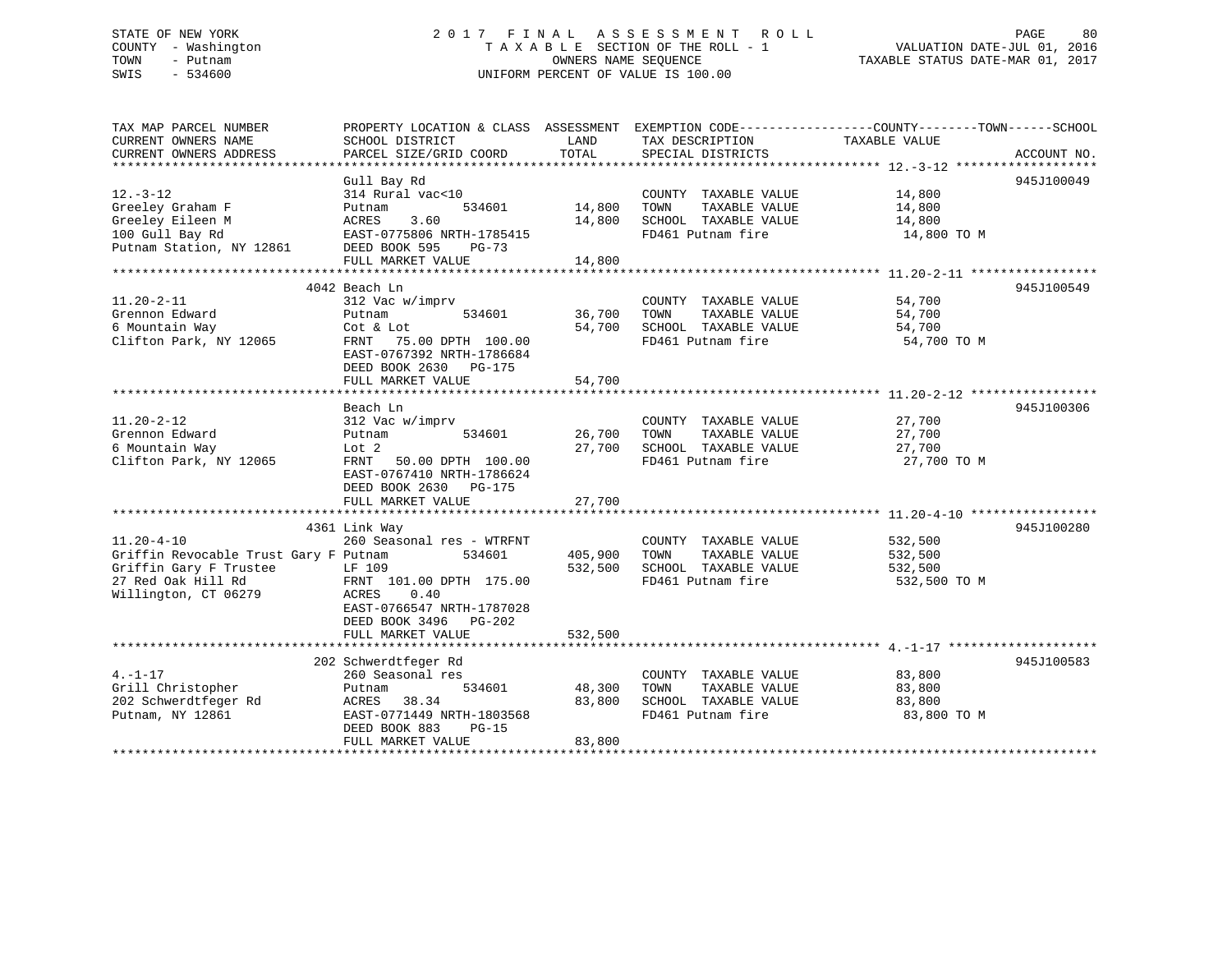STATE OF NEW YORK
COUNTY - Washington
TOWN - Putnam
SWIS - 534600

2 0 1 7 F I N A L A S S E S S M E N T R O L L
T A X A B L E SECTION OF THE ROLL - 1
OWNERS NAME SEQUENCE
UNIFORM PERCENT OF VALUE IS 100.00

VALUATION DATE-JUL 01, 2016
TAXABLE STATUS DATE-MAR 01, 2017

| TAX MAP PARCEL NUMBER / CURRENT OWNERS NAME / CURRENT OWNERS ADDRESS | PROPERTY LOCATION & CLASS / SCHOOL DISTRICT / PARCEL SIZE/GRID COORD | ASSESSMENT LAND | TOTAL | EXEMPTION CODE / TAX DESCRIPTION / SPECIAL DISTRICTS | TAXABLE VALUE (COUNTY / TOWN / SCHOOL) | ACCOUNT NO. |
|---|---|---|---|---|---|---|
| 12.-3-12 | Gull Bay Rd | | | | | 945J100049 |
| | 314 Rural vac<10 | | | COUNTY TAXABLE VALUE | 14,800 | |
| Greeley Graham F | Putnam 534601 | 14,800 | | TOWN TAXABLE VALUE | 14,800 | |
| Greeley Eileen M | ACRES 3.60 | | 14,800 | SCHOOL TAXABLE VALUE | 14,800 | |
| 100 Gull Bay Rd | EAST-0775806 NRTH-1785415 | | | FD461 Putnam fire | 14,800 TO M | |
| Putnam Station, NY 12861 | DEED BOOK 595 PG-73 | | | | | |
| | FULL MARKET VALUE | | 14,800 | | | |
| 11.20-2-11 | 4042 Beach Ln | | | | | 945J100549 |
| | 312 Vac w/imprv | | | COUNTY TAXABLE VALUE | 54,700 | |
| Grennon Edward | Putnam 534601 | 36,700 | | TOWN TAXABLE VALUE | 54,700 | |
| 6 Mountain Way | Cot & Lot | | 54,700 | SCHOOL TAXABLE VALUE | 54,700 | |
| Clifton Park, NY 12065 | FRNT 75.00 DPTH 100.00 | | | FD461 Putnam fire | 54,700 TO M | |
| | EAST-0767392 NRTH-1786684 | | | | | |
| | DEED BOOK 2630 PG-175 | | | | | |
| | FULL MARKET VALUE | | 54,700 | | | |
| 11.20-2-12 | Beach Ln | | | | | 945J100306 |
| | 312 Vac w/imprv | | | COUNTY TAXABLE VALUE | 27,700 | |
| Grennon Edward | Putnam 534601 | 26,700 | | TOWN TAXABLE VALUE | 27,700 | |
| 6 Mountain Way | Lot 2 | | 27,700 | SCHOOL TAXABLE VALUE | 27,700 | |
| Clifton Park, NY 12065 | FRNT 50.00 DPTH 100.00 | | | FD461 Putnam fire | 27,700 TO M | |
| | EAST-0767410 NRTH-1786624 | | | | | |
| | DEED BOOK 2630 PG-175 | | | | | |
| | FULL MARKET VALUE | | 27,700 | | | |
| 11.20-4-10 | 4361 Link Way | | | | | 945J100280 |
| | 260 Seasonal res - WTRFNT | | | COUNTY TAXABLE VALUE | 532,500 | |
| Griffin Revocable Trust Gary F | Putnam 534601 | 405,900 | | TOWN TAXABLE VALUE | 532,500 | |
| Griffin Gary F Trustee | LF 109 | | 532,500 | SCHOOL TAXABLE VALUE | 532,500 | |
| 27 Red Oak Hill Rd | FRNT 101.00 DPTH 175.00 | | | FD461 Putnam fire | 532,500 TO M | |
| Willington, CT 06279 | ACRES 0.40 | | | | | |
| | EAST-0766547 NRTH-1787028 | | | | | |
| | DEED BOOK 3496 PG-202 | | | | | |
| | FULL MARKET VALUE | | 532,500 | | | |
| 4.-1-17 | 202 Schwerdtfeger Rd | | | | | 945J100583 |
| | 260 Seasonal res | | | COUNTY TAXABLE VALUE | 83,800 | |
| Grill Christopher | Putnam 534601 | 48,300 | | TOWN TAXABLE VALUE | 83,800 | |
| 202 Schwerdtfeger Rd | ACRES 38.34 | | 83,800 | SCHOOL TAXABLE VALUE | 83,800 | |
| Putnam, NY 12861 | EAST-0771449 NRTH-1803568 | | | FD461 Putnam fire | 83,800 TO M | |
| | DEED BOOK 883 PG-15 | | | | | |
| | FULL MARKET VALUE | | 83,800 | | | |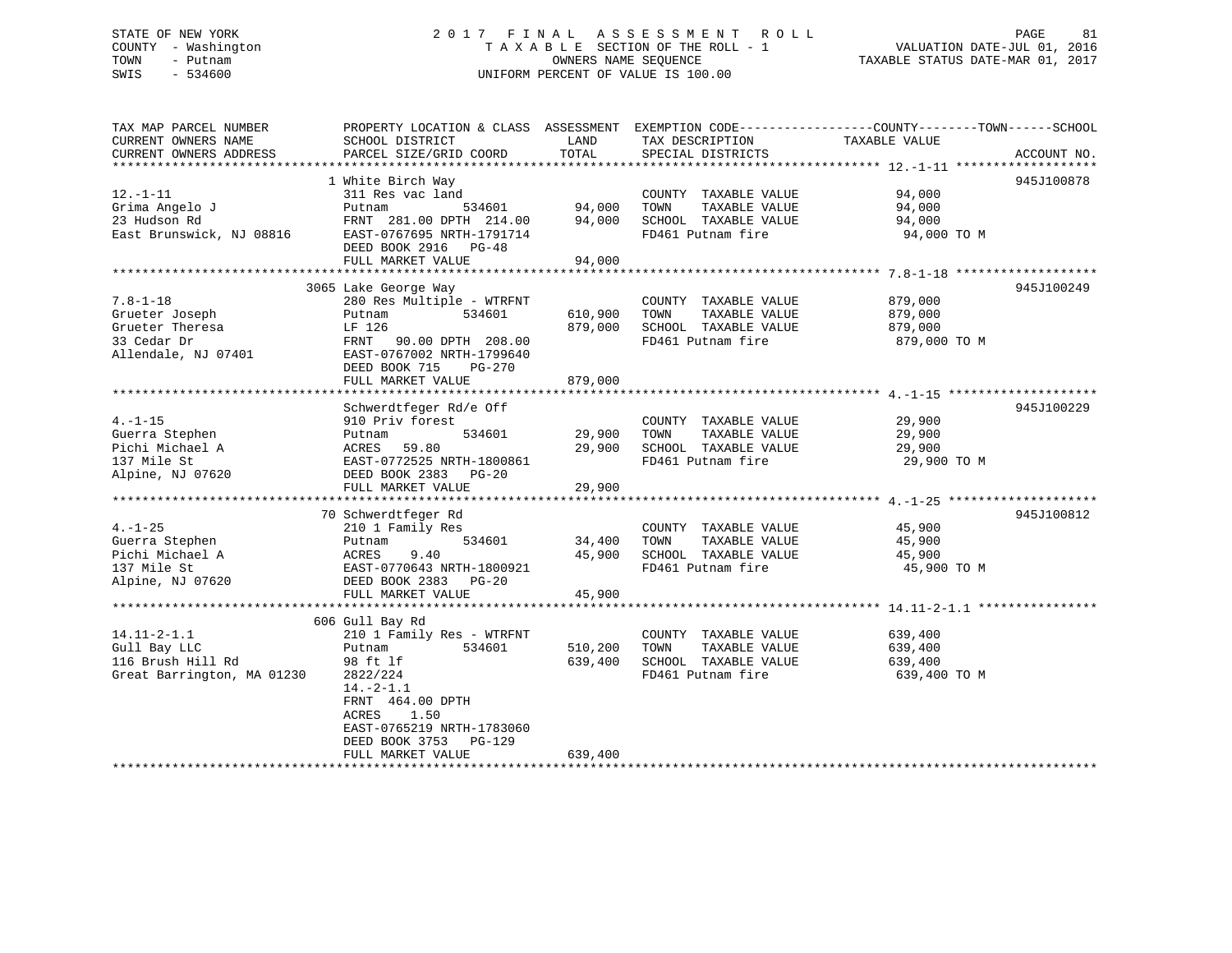STATE OF NEW YORK
COUNTY - Washington
TOWN - Putnam
SWIS - 534600

2017 FINAL ASSESSMENT ROLL
TAXABLE SECTION OF THE ROLL - 1
OWNERS NAME SEQUENCE
UNIFORM PERCENT OF VALUE IS 100.00

VALUATION DATE-JUL 01, 2016
TAXABLE STATUS DATE-MAR 01, 2017

| TAX MAP PARCEL NUMBER / CURRENT OWNERS NAME / CURRENT OWNERS ADDRESS | PROPERTY LOCATION & CLASS / SCHOOL DISTRICT / PARCEL SIZE/GRID COORD | ASSESSMENT LAND / TOTAL | EXEMPTION CODE / TAX DESCRIPTION / SPECIAL DISTRICTS | COUNTY--------TOWN------SCHOOL TAXABLE VALUE | ACCOUNT NO. |
|---|---|---|---|---|---|
| 12.-1-11 | 1 White Birch Way | | | | 945J100878 |
| Grima Angelo J | 311 Res vac land | | COUNTY TAXABLE VALUE | 94,000 | |
| 23 Hudson Rd | Putnam 534601 | 94,000 | TOWN TAXABLE VALUE | 94,000 | |
| East Brunswick, NJ 08816 | FRNT 281.00 DPTH 214.00 | 94,000 | SCHOOL TAXABLE VALUE | 94,000 | |
| | EAST-0767695 NRTH-1791714 | | FD461 Putnam fire | 94,000 TO M | |
| | DEED BOOK 2916 PG-48 | | | | |
| | FULL MARKET VALUE | 94,000 | | | |
| 7.8-1-18 | 3065 Lake George Way | | | | 945J100249 |
| Grueter Joseph | 280 Res Multiple - WTRFNT | | COUNTY TAXABLE VALUE | 879,000 | |
| Grueter Theresa | Putnam 534601 | 610,900 | TOWN TAXABLE VALUE | 879,000 | |
| 33 Cedar Dr | LF 126 | 879,000 | SCHOOL TAXABLE VALUE | 879,000 | |
| Allendale, NJ 07401 | FRNT 90.00 DPTH 208.00 | | FD461 Putnam fire | 879,000 TO M | |
| | EAST-0767002 NRTH-1799640 | | | | |
| | DEED BOOK 715 PG-270 | | | | |
| | FULL MARKET VALUE | 879,000 | | | |
| 4.-1-15 | Schwerdtfeger Rd/e Off | | | | 945J100229 |
| Guerra Stephen | 910 Priv forest | | COUNTY TAXABLE VALUE | 29,900 | |
| Pichi Michael A | Putnam 534601 | 29,900 | TOWN TAXABLE VALUE | 29,900 | |
| 137 Mile St | ACRES 59.80 | 29,900 | SCHOOL TAXABLE VALUE | 29,900 | |
| Alpine, NJ 07620 | EAST-0772525 NRTH-1800861 | | FD461 Putnam fire | 29,900 TO M | |
| | DEED BOOK 2383 PG-20 | | | | |
| | FULL MARKET VALUE | 29,900 | | | |
| 4.-1-25 | 70 Schwerdtfeger Rd | | | | 945J100812 |
| Guerra Stephen | 210 1 Family Res | | COUNTY TAXABLE VALUE | 45,900 | |
| Pichi Michael A | Putnam 534601 | 34,400 | TOWN TAXABLE VALUE | 45,900 | |
| 137 Mile St | ACRES 9.40 | 45,900 | SCHOOL TAXABLE VALUE | 45,900 | |
| Alpine, NJ 07620 | EAST-0770643 NRTH-1800921 | | FD461 Putnam fire | 45,900 TO M | |
| | DEED BOOK 2383 PG-20 | | | | |
| | FULL MARKET VALUE | 45,900 | | | |
| 14.11-2-1.1 | 606 Gull Bay Rd | | | | |
| Gull Bay LLC | 210 1 Family Res - WTRFNT | | COUNTY TAXABLE VALUE | 639,400 | |
| 116 Brush Hill Rd | Putnam 534601 | 510,200 | TOWN TAXABLE VALUE | 639,400 | |
| Great Barrington, MA 01230 | 98 ft lf | 639,400 | SCHOOL TAXABLE VALUE | 639,400 | |
| | 2822/224 | | FD461 Putnam fire | 639,400 TO M | |
| | 14.-2-1.1 | | | | |
| | FRNT 464.00 DPTH | | | | |
| | ACRES 1.50 | | | | |
| | EAST-0765219 NRTH-1783060 | | | | |
| | DEED BOOK 3753 PG-129 | | | | |
| | FULL MARKET VALUE | 639,400 | | | |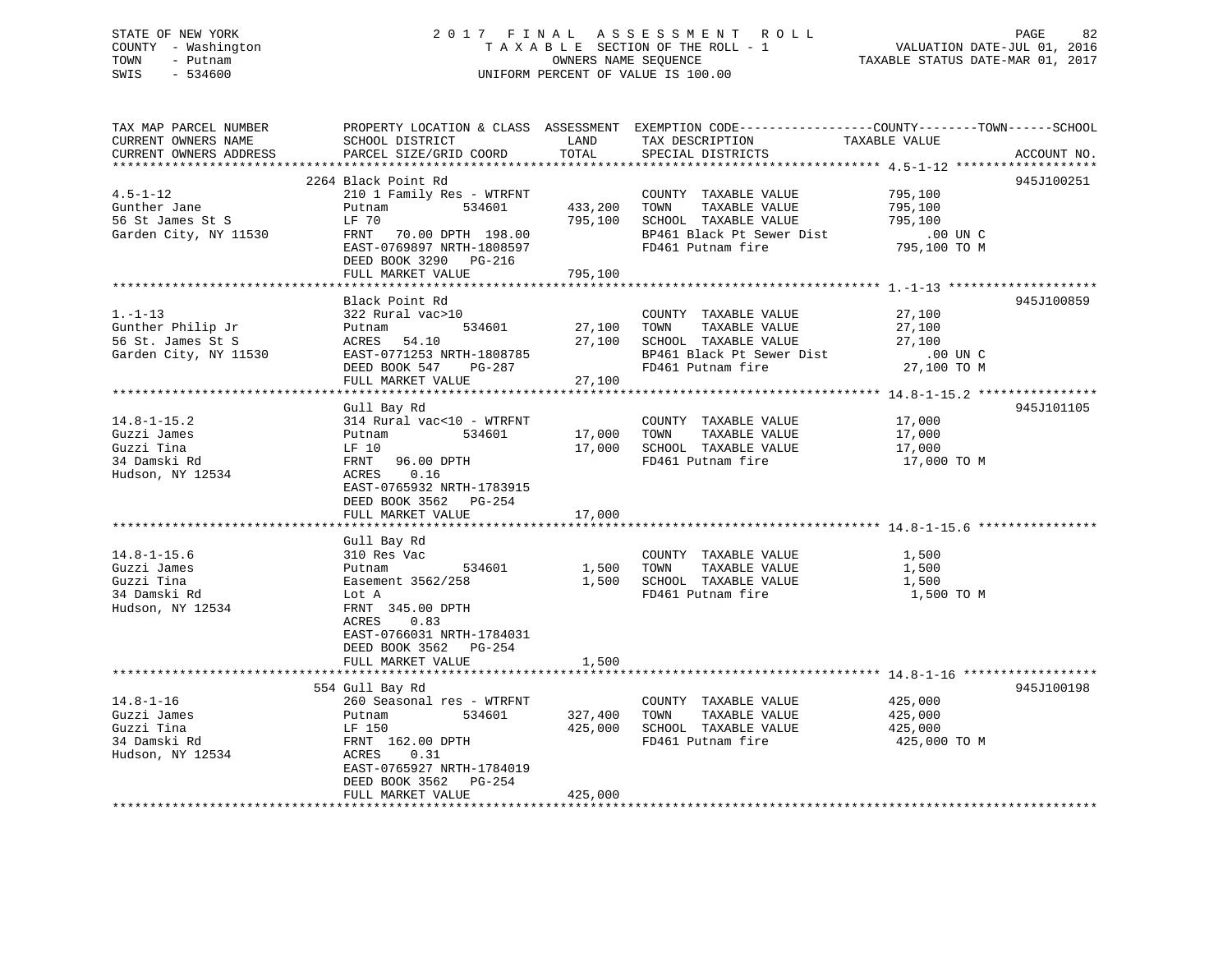STATE OF NEW YORK | COUNTY - Washington | TOWN - Putnam | SWIS - 534600

# 2017 FINAL ASSESSMENT ROLL
TAXABLE SECTION OF THE ROLL - 1
OWNERS NAME SEQUENCE
UNIFORM PERCENT OF VALUE IS 100.00

VALUATION DATE-JUL 01, 2016
TAXABLE STATUS DATE-MAR 01, 2017

| TAX MAP PARCEL NUMBER / CURRENT OWNERS NAME / CURRENT OWNERS ADDRESS | PROPERTY LOCATION & CLASS / SCHOOL DISTRICT / PARCEL SIZE/GRID COORD | ASSESSMENT LAND | ASSESSMENT TOTAL | EXEMPTION CODE / TAX DESCRIPTION / SPECIAL DISTRICTS | TAXABLE VALUE (COUNTY--TOWN--SCHOOL) | ACCOUNT NO. |
|---|---|---|---|---|---|---|
| 4.5-1-12 | 2264 Black Point Rd | | | | | 945J100251 |
| Gunther Jane | 210 1 Family Res - WTRFNT | | | COUNTY TAXABLE VALUE | 795,100 | |
| 56 St James St S | Putnam 534601 | 433,200 | | TOWN TAXABLE VALUE | 795,100 | |
| Garden City, NY 11530 | LF 70 | | 795,100 | SCHOOL TAXABLE VALUE | 795,100 | |
| | FRNT 70.00 DPTH 198.00 | | | BP461 Black Pt Sewer Dist | .00 UN C | |
| | EAST-0769897 NRTH-1808597 | | | FD461 Putnam fire | 795,100 TO M | |
| | DEED BOOK 3290 PG-216 | | | | | |
| | FULL MARKET VALUE | | 795,100 | | | |
| 1.-1-13 | Black Point Rd | | | | | 945J100859 |
| Gunther Philip Jr | 322 Rural vac>10 | | | COUNTY TAXABLE VALUE | 27,100 | |
| 56 St. James St S | Putnam 534601 | 27,100 | | TOWN TAXABLE VALUE | 27,100 | |
| Garden City, NY 11530 | ACRES 54.10 | | 27,100 | SCHOOL TAXABLE VALUE | 27,100 | |
| | EAST-0771253 NRTH-1808785 | | | BP461 Black Pt Sewer Dist | .00 UN C | |
| | DEED BOOK 547 PG-287 | | | FD461 Putnam fire | 27,100 TO M | |
| | FULL MARKET VALUE | | 27,100 | | | |
| 14.8-1-15.2 | Gull Bay Rd | | | | | 945J101105 |
| Guzzi James | 314 Rural vac<10 - WTRFNT | | | COUNTY TAXABLE VALUE | 17,000 | |
| Guzzi Tina | Putnam 534601 | 17,000 | | TOWN TAXABLE VALUE | 17,000 | |
| 34 Damski Rd | LF 10 | | 17,000 | SCHOOL TAXABLE VALUE | 17,000 | |
| Hudson, NY 12534 | FRNT 96.00 DPTH | | | FD461 Putnam fire | 17,000 TO M | |
| | ACRES 0.16 | | | | | |
| | EAST-0765932 NRTH-1783915 | | | | | |
| | DEED BOOK 3562 PG-254 | | | | | |
| | FULL MARKET VALUE | | 17,000 | | | |
| 14.8-1-15.6 | Gull Bay Rd | | | | | |
| Guzzi James | 310 Res Vac | | | COUNTY TAXABLE VALUE | 1,500 | |
| Guzzi Tina | Putnam 534601 | 1,500 | | TOWN TAXABLE VALUE | 1,500 | |
| 34 Damski Rd | Easement 3562/258 | | 1,500 | SCHOOL TAXABLE VALUE | 1,500 | |
| Hudson, NY 12534 | Lot A | | | FD461 Putnam fire | 1,500 TO M | |
| | FRNT 345.00 DPTH | | | | | |
| | ACRES 0.83 | | | | | |
| | EAST-0766031 NRTH-1784031 | | | | | |
| | DEED BOOK 3562 PG-254 | | | | | |
| | FULL MARKET VALUE | | 1,500 | | | |
| 14.8-1-16 | 554 Gull Bay Rd | | | | | 945J100198 |
| Guzzi James | 260 Seasonal res - WTRFNT | | | COUNTY TAXABLE VALUE | 425,000 | |
| Guzzi Tina | Putnam 534601 | 327,400 | | TOWN TAXABLE VALUE | 425,000 | |
| 34 Damski Rd | LF 150 | | 425,000 | SCHOOL TAXABLE VALUE | 425,000 | |
| Hudson, NY 12534 | FRNT 162.00 DPTH | | | FD461 Putnam fire | 425,000 TO M | |
| | ACRES 0.31 | | | | | |
| | EAST-0765927 NRTH-1784019 | | | | | |
| | DEED BOOK 3562 PG-254 | | | | | |
| | FULL MARKET VALUE | | 425,000 | | | |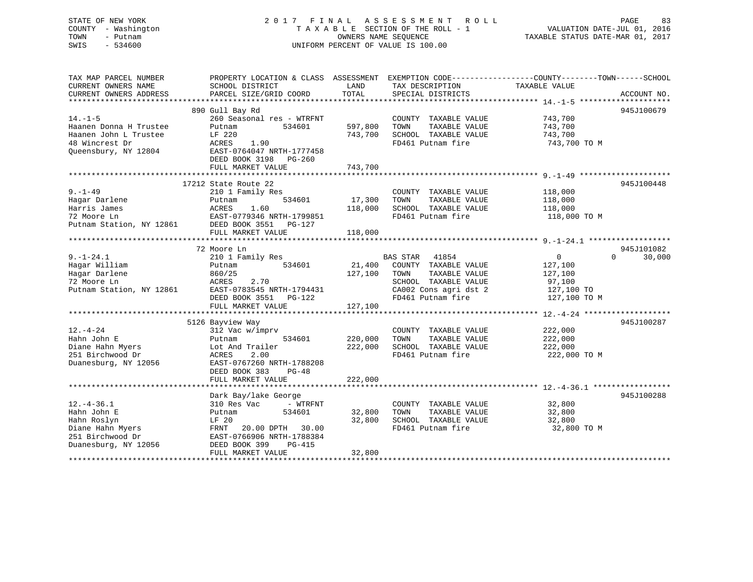STATE OF NEW YORK
COUNTY - Washington
TOWN - Putnam
SWIS - 534600

2 0 1 7 F I N A L A S S E S S M E N T R O L L
T A X A B L E SECTION OF THE ROLL - 1
OWNERS NAME SEQUENCE
UNIFORM PERCENT OF VALUE IS 100.00

VALUATION DATE-JUL 01, 2016
TAXABLE STATUS DATE-MAR 01, 2017

```
TAX MAP PARCEL NUMBER          PROPERTY LOCATION & CLASS  ASSESSMENT  EXEMPTION CODE------------------COUNTY--------TOWN------SCHOOL
CURRENT OWNERS NAME            SCHOOL DISTRICT               LAND      TAX DESCRIPTION             TAXABLE VALUE
CURRENT OWNERS ADDRESS         PARCEL SIZE/GRID COORD        TOTAL     SPECIAL DISTRICTS                                    ACCOUNT NO.
******************************************************************************************************* 14.-1-5 *******************
                               890 Gull Bay Rd                                                                              945J100679
14.-1-5                        260 Seasonal res - WTRFNT               COUNTY  TAXABLE VALUE            743,700
Haanen Donna H Trustee         Putnam          534601        597,800   TOWN    TAXABLE VALUE            743,700
Haanen John L Trustee          LF 220                        743,700   SCHOOL  TAXABLE VALUE            743,700
48 Wincrest Dr                 ACRES    1.90                           FD461 Putnam fire                 743,700 TO M
Queensbury, NY 12804           EAST-0764047 NRTH-1777458
                               DEED BOOK 3198   PG-260
                               FULL MARKET VALUE             743,700
******************************************************************************************************* 9.-1-49 *******************
                               17212 State Route 22                                                                         945J100448
9.-1-49                        210 1 Family Res                        COUNTY  TAXABLE VALUE            118,000
Hagar Darlene                  Putnam          534601         17,300   TOWN    TAXABLE VALUE            118,000
Harris James                   ACRES    1.60                 118,000   SCHOOL  TAXABLE VALUE            118,000
72 Moore Ln                    EAST-0779346 NRTH-1799851               FD461 Putnam fire                 118,000 TO M
Putnam Station, NY 12861       DEED BOOK 3551   PG-127
                               FULL MARKET VALUE             118,000
******************************************************************************************************* 9.-1-24.1 *****************
                               72 Moore Ln                                                                                  945J101082
9.-1-24.1                      210 1 Family Res                        BAS STAR   41854                       0           0      30,000
Hagar William                  Putnam          534601         21,400   COUNTY  TAXABLE VALUE            127,100
Hagar Darlene                  860/25                        127,100   TOWN    TAXABLE VALUE            127,100
72 Moore Ln                    ACRES    2.70                           SCHOOL  TAXABLE VALUE             97,100
Putnam Station, NY 12861       EAST-0783545 NRTH-1794431               CA002 Cons agri dst 2             127,100 TO
                               DEED BOOK 3551   PG-122                 FD461 Putnam fire                 127,100 TO M
                               FULL MARKET VALUE             127,100
******************************************************************************************************* 12.-4-24 ******************
                               5126 Bayview Way                                                                             945J100287
12.-4-24                       312 Vac w/imprv                         COUNTY  TAXABLE VALUE            222,000
Hahn John E                    Putnam          534601        220,000   TOWN    TAXABLE VALUE            222,000
Diane Hahn Myers               Lot And Trailer               222,000   SCHOOL  TAXABLE VALUE            222,000
251 Birchwood Dr               ACRES    2.00                           FD461 Putnam fire                 222,000 TO M
Duanesburg, NY 12056           EAST-0767260 NRTH-1788208
                               DEED BOOK 383    PG-48
                               FULL MARKET VALUE             222,000
******************************************************************************************************* 12.-4-36.1 ****************
                               Dark Bay/lake George                                                                         945J100288
12.-4-36.1                     310 Res Vac      - WTRFNT               COUNTY  TAXABLE VALUE             32,800
Hahn John E                    Putnam          534601         32,800   TOWN    TAXABLE VALUE             32,800
Hahn Roslyn                    LF 20                          32,800   SCHOOL  TAXABLE VALUE             32,800
Diane Hahn Myers               FRNT   20.00 DPTH   30.00               FD461 Putnam fire                  32,800 TO M
251 Birchwood Dr               EAST-0766906 NRTH-1788384
Duanesburg, NY 12056           DEED BOOK 399    PG-415
                               FULL MARKET VALUE              32,800
************************************************************************************************************************************
```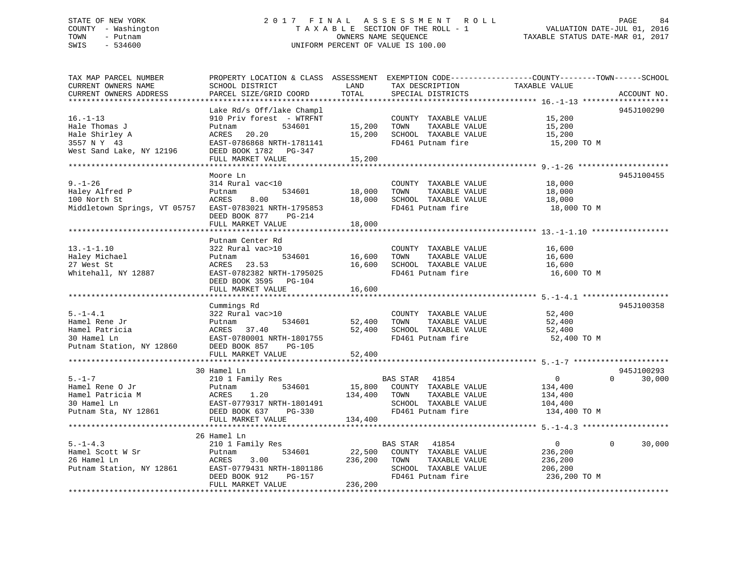STATE OF NEW YORK
COUNTY - Washington
TOWN - Putnam
SWIS - 534600

2017 FINAL ASSESSMENT ROLL
TAXABLE SECTION OF THE ROLL - 1
OWNERS NAME SEQUENCE
UNIFORM PERCENT OF VALUE IS 100.00

VALUATION DATE-JUL 01, 2016
TAXABLE STATUS DATE-MAR 01, 2017

| TAX MAP PARCEL NUMBER / CURRENT OWNERS NAME / CURRENT OWNERS ADDRESS | PROPERTY LOCATION & CLASS / SCHOOL DISTRICT / PARCEL SIZE/GRID COORD | ASSESSMENT LAND | TOTAL | EXEMPTION CODE / TAX DESCRIPTION / SPECIAL DISTRICTS | COUNTY / TOWN TAXABLE VALUE | SCHOOL | ACCOUNT NO. |
|---|---|---|---|---|---|---|---|
| 16.-1-13 | Lake Rd/s Off/lake Champl | | | | | | 945J100290 |
| | 910 Priv forest - WTRFNT | | | COUNTY TAXABLE VALUE | 15,200 | | |
| Hale Thomas J | Putnam 534601 | 15,200 | | TOWN TAXABLE VALUE | 15,200 | | |
| Hale Shirley A | ACRES 20.20 | | 15,200 | SCHOOL TAXABLE VALUE | 15,200 | | |
| 3557 N Y 43 | EAST-0786868 NRTH-1781141 | | | FD461 Putnam fire | 15,200 TO M | | |
| West Sand Lake, NY 12196 | DEED BOOK 1782 PG-347 | | | | | | |
| | FULL MARKET VALUE | | 15,200 | | | | |
| 9.-1-26 | Moore Ln | | | | | | 945J100455 |
| | 314 Rural vac<10 | | | COUNTY TAXABLE VALUE | 18,000 | | |
| Haley Alfred P | Putnam 534601 | 18,000 | | TOWN TAXABLE VALUE | 18,000 | | |
| 100 North St | ACRES 8.00 | | 18,000 | SCHOOL TAXABLE VALUE | 18,000 | | |
| Middletown Springs, VT 05757 | EAST-0783021 NRTH-1795853 | | | FD461 Putnam fire | 18,000 TO M | | |
| | DEED BOOK 877 PG-214 | | | | | | |
| | FULL MARKET VALUE | | 18,000 | | | | |
| 13.-1-1.10 | Putnam Center Rd | | | | | | |
| | 322 Rural vac>10 | | | COUNTY TAXABLE VALUE | 16,600 | | |
| Haley Michael | Putnam 534601 | 16,600 | | TOWN TAXABLE VALUE | 16,600 | | |
| 27 West St | ACRES 23.53 | | 16,600 | SCHOOL TAXABLE VALUE | 16,600 | | |
| Whitehall, NY 12887 | EAST-0782382 NRTH-1795025 | | | FD461 Putnam fire | 16,600 TO M | | |
| | DEED BOOK 3595 PG-104 | | | | | | |
| | FULL MARKET VALUE | | 16,600 | | | | |
| 5.-1-4.1 | Cummings Rd | | | | | | 945J100358 |
| | 322 Rural vac>10 | | | COUNTY TAXABLE VALUE | 52,400 | | |
| Hamel Rene Jr | Putnam 534601 | 52,400 | | TOWN TAXABLE VALUE | 52,400 | | |
| Hamel Patricia | ACRES 37.40 | | 52,400 | SCHOOL TAXABLE VALUE | 52,400 | | |
| 30 Hamel Ln | EAST-0780001 NRTH-1801755 | | | FD461 Putnam fire | 52,400 TO M | | |
| Putnam Station, NY 12860 | DEED BOOK 857 PG-105 | | | | | | |
| | FULL MARKET VALUE | | 52,400 | | | | |
| 5.-1-7 | 30 Hamel Ln | | | | | | 945J100293 |
| | 210 1 Family Res | | | BAS STAR 41854 | 0 | 0 30,000 | |
| Hamel Rene O Jr | Putnam 534601 | 15,800 | | COUNTY TAXABLE VALUE | 134,400 | | |
| Hamel Patricia M | ACRES 1.20 | | 134,400 | TOWN TAXABLE VALUE | 134,400 | | |
| 30 Hamel Ln | EAST-0779317 NRTH-1801491 | | | SCHOOL TAXABLE VALUE | 104,400 | | |
| Putnam Sta, NY 12861 | DEED BOOK 637 PG-330 | | | FD461 Putnam fire | 134,400 TO M | | |
| | FULL MARKET VALUE | | 134,400 | | | | |
| 5.-1-4.3 | 26 Hamel Ln | | | | | | |
| | 210 1 Family Res | | | BAS STAR 41854 | 0 | 0 30,000 | |
| Hamel Scott W Sr | Putnam 534601 | 22,500 | | COUNTY TAXABLE VALUE | 236,200 | | |
| 26 Hamel Ln | ACRES 3.00 | | 236,200 | TOWN TAXABLE VALUE | 236,200 | | |
| Putnam Station, NY 12861 | EAST-0779431 NRTH-1801186 | | | SCHOOL TAXABLE VALUE | 206,200 | | |
| | DEED BOOK 912 PG-157 | | | FD461 Putnam fire | 236,200 TO M | | |
| | FULL MARKET VALUE | | 236,200 | | | | |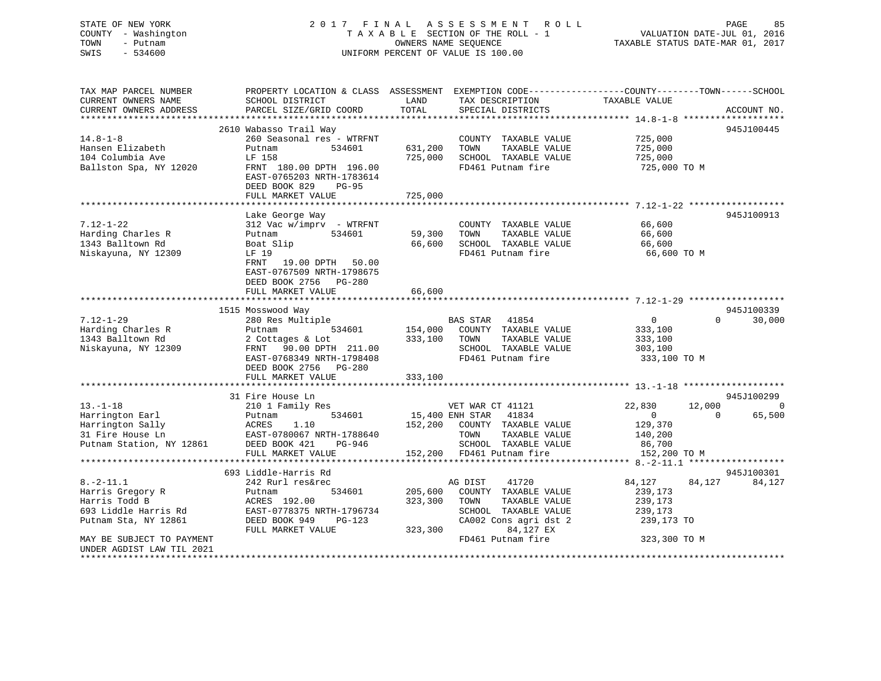STATE OF NEW YORK
COUNTY - Washington
TOWN - Putnam
SWIS - 534600

2017 FINAL ASSESSMENT ROLL
TAXABLE SECTION OF THE ROLL - 1
OWNERS NAME SEQUENCE
UNIFORM PERCENT OF VALUE IS 100.00

VALUATION DATE-JUL 01, 2016
TAXABLE STATUS DATE-MAR 01, 2017

```
TAX MAP PARCEL NUMBER          PROPERTY LOCATION & CLASS  ASSESSMENT  EXEMPTION CODE------------------COUNTY--------TOWN------SCHOOL
CURRENT OWNERS NAME            SCHOOL DISTRICT              LAND      TAX DESCRIPTION              TAXABLE VALUE
CURRENT OWNERS ADDRESS         PARCEL SIZE/GRID COORD       TOTAL     SPECIAL DISTRICTS                                     ACCOUNT NO.
******************************************************************************************************* 14.8-1-8 *******************
                               2610 Wabasso Trail Way                                                                       945J100445
14.8-1-8                       260 Seasonal res - WTRFNT                COUNTY  TAXABLE VALUE          725,000
Hansen Elizabeth               Putnam            534601      631,200    TOWN    TAXABLE VALUE          725,000
104 Columbia Ave               LF 158                        725,000    SCHOOL  TAXABLE VALUE          725,000
Ballston Spa, NY 12020         FRNT 180.00 DPTH 196.00                  FD461 Putnam fire               725,000 TO M
                               EAST-0765203 NRTH-1783614
                               DEED BOOK 829     PG-95
                               FULL MARKET VALUE             725,000
******************************************************************************************************* 7.12-1-22 ******************
                               Lake George Way                                                                              945J100913
7.12-1-22                      312 Vac w/imprv  - WTRFNT                COUNTY  TAXABLE VALUE           66,600
Harding Charles R              Putnam            534601       59,300    TOWN    TAXABLE VALUE           66,600
1343 Balltown Rd               Boat Slip                      66,600    SCHOOL  TAXABLE VALUE           66,600
Niskayuna, NY 12309            LF 19                                    FD461 Putnam fire                66,600 TO M
                               FRNT   19.00 DPTH   50.00
                               EAST-0767509 NRTH-1798675
                               DEED BOOK 2756    PG-280
                               FULL MARKET VALUE              66,600
******************************************************************************************************* 7.12-1-29 ******************
                               1515 Mosswood Way                                                                            945J100339
7.12-1-29                      280 Res Multiple                         BAS STAR   41854                    0          0      30,000
Harding Charles R              Putnam            534601      154,000    COUNTY  TAXABLE VALUE          333,100
1343 Balltown Rd               2 Cottages & Lot              333,100    TOWN    TAXABLE VALUE          333,100
Niskayuna, NY 12309            FRNT   90.00 DPTH  211.00                SCHOOL  TAXABLE VALUE          303,100
                               EAST-0768349 NRTH-1798408                FD461 Putnam fire               333,100 TO M
                               DEED BOOK 2756    PG-280
                               FULL MARKET VALUE             333,100
******************************************************************************************************* 13.-1-18 *******************
                               31 Fire House Ln                                                                             945J100299
13.-1-18                       210 1 Family Res                         VET WAR CT 41121               22,830     12,000           0
Harrington Earl                Putnam            534601       15,400 ENH STAR   41834                    0          0      65,500
Harrington Sally               ACRES    1.10                 152,200    COUNTY  TAXABLE VALUE          129,370
31 Fire House Ln               EAST-0780067 NRTH-1788640                TOWN    TAXABLE VALUE          140,200
Putnam Station, NY 12861       DEED BOOK 421     PG-946                 SCHOOL  TAXABLE VALUE           86,700
                               FULL MARKET VALUE             152,200    FD461 Putnam fire               152,200 TO M
******************************************************************************************************* 8.-2-11.1 ******************
                               693 Liddle-Harris Rd                                                                         945J100301
8.-2-11.1                      242 Rurl res&rec                         AG DIST    41720               84,127     84,127      84,127
Harris Gregory R               Putnam            534601      205,600    COUNTY  TAXABLE VALUE          239,173
Harris Todd B                  ACRES  192.00                 323,300    TOWN    TAXABLE VALUE          239,173
693 Liddle Harris Rd           EAST-0778375 NRTH-1796734                SCHOOL  TAXABLE VALUE          239,173
Putnam Sta, NY 12861           DEED BOOK 949     PG-123                 CA002 Cons agri dst 2           239,173 TO
                               FULL MARKET VALUE             323,300          84,127 EX
MAY BE SUBJECT TO PAYMENT                                               FD461 Putnam fire               323,300 TO M
UNDER AGDIST LAW TIL 2021
************************************************************************************************************************************
```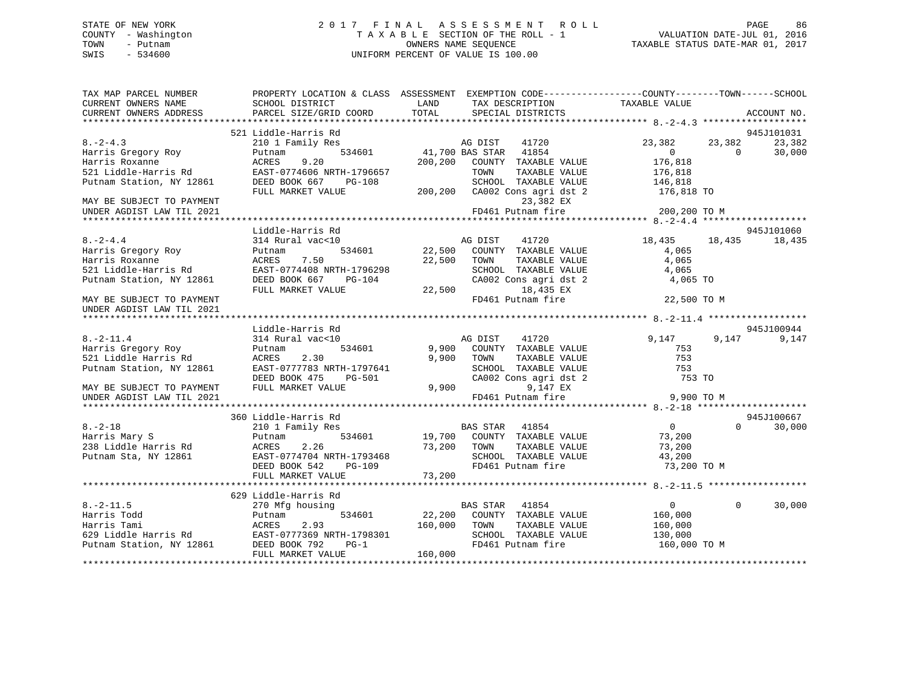STATE OF NEW YORK | COUNTY - Washington | TOWN - Putnam | SWIS - 534600

# 2017 FINAL ASSESSMENT ROLL

TAXABLE SECTION OF THE ROLL - 1
OWNERS NAME SEQUENCE
UNIFORM PERCENT OF VALUE IS 100.00

VALUATION DATE-JUL 01, 2016
TAXABLE STATUS DATE-MAR 01, 2017

```
TAX MAP PARCEL NUMBER          PROPERTY LOCATION & CLASS  ASSESSMENT  EXEMPTION CODE------------------COUNTY--------TOWN------SCHOOL
CURRENT OWNERS NAME            SCHOOL DISTRICT              LAND       TAX DESCRIPTION              TAXABLE VALUE
CURRENT OWNERS ADDRESS         PARCEL SIZE/GRID COORD       TOTAL      SPECIAL DISTRICTS                                        ACCOUNT NO.
******************************************************************************************************* 8.-2-4.3 *******************
                               521 Liddle-Harris Rd                                                                          945J101031
8.-2-4.3                       210 1 Family Res                        AG DIST     41720           23,382      23,382      23,382
Harris Gregory Roy             Putnam           534601      41,700 BAS STAR    41854                0           0       30,000
Harris Roxanne                 ACRES      9.20             200,200   COUNTY  TAXABLE VALUE        176,818
521 Liddle-Harris Rd           EAST-0774606 NRTH-1796657             TOWN    TAXABLE VALUE        176,818
Putnam Station, NY 12861       DEED BOOK 667    PG-108               SCHOOL  TAXABLE VALUE        146,818
                               FULL MARKET VALUE           200,200   CA002 Cons agri dst 2         176,818 TO
MAY BE SUBJECT TO PAYMENT                                                  23,382 EX
UNDER AGDIST LAW TIL 2021                                            FD461 Putnam fire             200,200 TO M
******************************************************************************************************* 8.-2-4.4 *******************
                               Liddle-Harris Rd                                                                              945J101060
8.-2-4.4                       314 Rural vac<10                        AG DIST     41720           18,435      18,435      18,435
Harris Gregory Roy             Putnam           534601      22,500   COUNTY  TAXABLE VALUE          4,065
Harris Roxanne                 ACRES      7.50              22,500   TOWN    TAXABLE VALUE          4,065
521 Liddle-Harris Rd           EAST-0774408 NRTH-1796298             SCHOOL  TAXABLE VALUE          4,065
Putnam Station, NY 12861       DEED BOOK 667    PG-104               CA002 Cons agri dst 2            4,065 TO
                               FULL MARKET VALUE            22,500         18,435 EX
MAY BE SUBJECT TO PAYMENT                                            FD461 Putnam fire              22,500 TO M
UNDER AGDIST LAW TIL 2021
******************************************************************************************************* 8.-2-11.4 ******************
                               Liddle-Harris Rd                                                                              945J100944
8.-2-11.4                      314 Rural vac<10                        AG DIST     41720            9,147       9,147       9,147
Harris Gregory Roy             Putnam           534601       9,900   COUNTY  TAXABLE VALUE            753
521 Liddle Harris Rd           ACRES      2.30               9,900   TOWN    TAXABLE VALUE            753
Putnam Station, NY 12861       EAST-0777783 NRTH-1797641             SCHOOL  TAXABLE VALUE            753
                               DEED BOOK 475    PG-501               CA002 Cons agri dst 2              753 TO
MAY BE SUBJECT TO PAYMENT      FULL MARKET VALUE             9,900          9,147 EX
UNDER AGDIST LAW TIL 2021                                            FD461 Putnam fire                9,900 TO M
******************************************************************************************************* 8.-2-18 ********************
                               360 Liddle-Harris Rd                                                                          945J100667
8.-2-18                        210 1 Family Res                        BAS STAR    41854                0           0       30,000
Harris Mary S                  Putnam           534601      19,700   COUNTY  TAXABLE VALUE         73,200
238 Liddle Harris Rd           ACRES      2.26              73,200   TOWN    TAXABLE VALUE         73,200
Putnam Sta, NY 12861           EAST-0774704 NRTH-1793468             SCHOOL  TAXABLE VALUE         43,200
                               DEED BOOK 542    PG-109               FD461 Putnam fire              73,200 TO M
                               FULL MARKET VALUE            73,200
******************************************************************************************************* 8.-2-11.5 ******************
                               629 Liddle-Harris Rd
8.-2-11.5                      270 Mfg housing                         BAS STAR    41854                0           0       30,000
Harris Todd                    Putnam           534601      22,200   COUNTY  TAXABLE VALUE        160,000
Harris Tami                    ACRES      2.93             160,000   TOWN    TAXABLE VALUE        160,000
629 Liddle Harris Rd           EAST-0777369 NRTH-1798301             SCHOOL  TAXABLE VALUE        130,000
Putnam Station, NY 12861       DEED BOOK 792    PG-1                 FD461 Putnam fire             160,000 TO M
                               FULL MARKET VALUE           160,000
************************************************************************************************************************************
```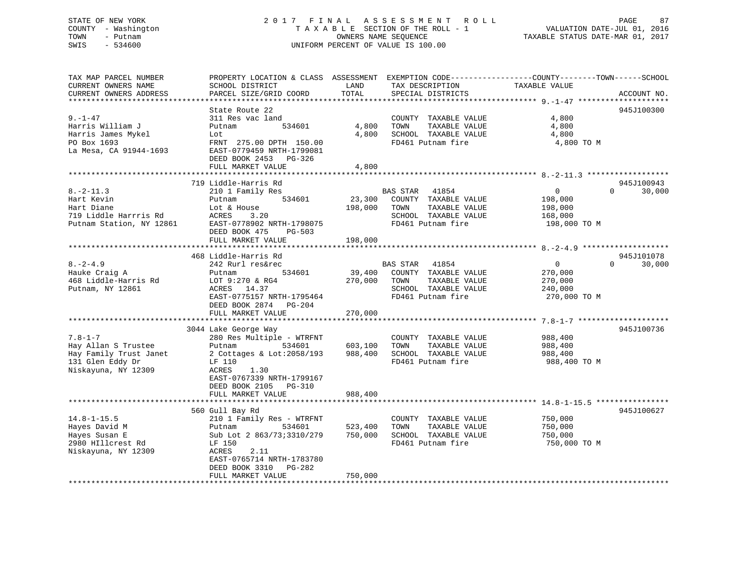STATE OF NEW YORK
COUNTY - Washington
TOWN - Putnam
SWIS - 534600

2 0 1 7 F I N A L A S S E S S M E N T R O L L
T A X A B L E SECTION OF THE ROLL - 1
OWNERS NAME SEQUENCE
UNIFORM PERCENT OF VALUE IS 100.00

VALUATION DATE-JUL 01, 2016
TAXABLE STATUS DATE-MAR 01, 2017

```
TAX MAP PARCEL NUMBER          PROPERTY LOCATION & CLASS  ASSESSMENT  EXEMPTION CODE------------------COUNTY--------TOWN------SCHOOL
CURRENT OWNERS NAME            SCHOOL DISTRICT               LAND      TAX DESCRIPTION             TAXABLE VALUE
CURRENT OWNERS ADDRESS         PARCEL SIZE/GRID COORD        TOTAL     SPECIAL DISTRICTS                                      ACCOUNT NO.
*********************************************************************************************************** 9.-1-47 ********************
                               State Route 22                                                                              945J100300
9.-1-47                        311 Res vac land                        COUNTY  TAXABLE VALUE              4,800
Harris William J               Putnam          534601         4,800    TOWN    TAXABLE VALUE              4,800
Harris James Mykel             Lot                             4,800    SCHOOL  TAXABLE VALUE              4,800
PO Box 1693                    FRNT 275.00 DPTH 150.00                 FD461 Putnam fire                    4,800 TO M
La Mesa, CA 91944-1693         EAST-0779459 NRTH-1799081
                               DEED BOOK 2453   PG-326
                               FULL MARKET VALUE               4,800
*********************************************************************************************************** 8.-2-11.3 ******************
                               719 Liddle-Harris Rd                                                                        945J100943
8.-2-11.3                      210 1 Family Res                        BAS STAR   41854                    0           0     30,000
Hart Kevin                     Putnam          534601        23,300    COUNTY  TAXABLE VALUE            198,000
Hart Diane                     Lot & House                  198,000    TOWN    TAXABLE VALUE            198,000
719 Liddle Harrris Rd          ACRES    3.20                           SCHOOL  TAXABLE VALUE            168,000
Putnam Station, NY 12861       EAST-0778902 NRTH-1798075               FD461 Putnam fire                  198,000 TO M
                               DEED BOOK 475    PG-503
                               FULL MARKET VALUE             198,000
*********************************************************************************************************** 8.-2-4.9 *******************
                               468 Liddle-Harris Rd                                                                        945J101078
8.-2-4.9                       242 Rurl res&rec                        BAS STAR   41854                    0           0     30,000
Hauke Craig A                  Putnam          534601        39,400    COUNTY  TAXABLE VALUE            270,000
468 Liddle-Harris Rd           LOT 9:270 & RG4              270,000    TOWN    TAXABLE VALUE            270,000
Putnam, NY 12861               ACRES   14.37                           SCHOOL  TAXABLE VALUE            240,000
                               EAST-0775157 NRTH-1795464               FD461 Putnam fire                  270,000 TO M
                               DEED BOOK 2874   PG-204
                               FULL MARKET VALUE             270,000
*********************************************************************************************************** 7.8-1-7 ********************
                               3044 Lake George Way                                                                        945J100736
7.8-1-7                        280 Res Multiple - WTRFNT               COUNTY  TAXABLE VALUE            988,400
Hay Allan S Trustee            Putnam          534601       603,100    TOWN    TAXABLE VALUE            988,400
Hay Family Trust Janet         2 Cottages & Lot:2058/193    988,400    SCHOOL  TAXABLE VALUE            988,400
131 Glen Eddy Dr               LF 110                                  FD461 Putnam fire                  988,400 TO M
Niskayuna, NY 12309            ACRES    1.30
                               EAST-0767339 NRTH-1799167
                               DEED BOOK 2105   PG-310
                               FULL MARKET VALUE             988,400
*********************************************************************************************************** 14.8-1-15.5 ****************
                               560 Gull Bay Rd                                                                             945J100627
14.8-1-15.5                    210 1 Family Res - WTRFNT               COUNTY  TAXABLE VALUE            750,000
Hayes David M                  Putnam          534601       523,400    TOWN    TAXABLE VALUE            750,000
Hayes Susan E                  Sub Lot 2 863/73;3310/279    750,000    SCHOOL  TAXABLE VALUE            750,000
2980 HIllcrest Rd              LF 150                                  FD461 Putnam fire                  750,000 TO M
Niskayuna, NY 12309            ACRES    2.11
                               EAST-0765714 NRTH-1783780
                               DEED BOOK 3310   PG-282
                               FULL MARKET VALUE             750,000
************************************************************************************************************************************
```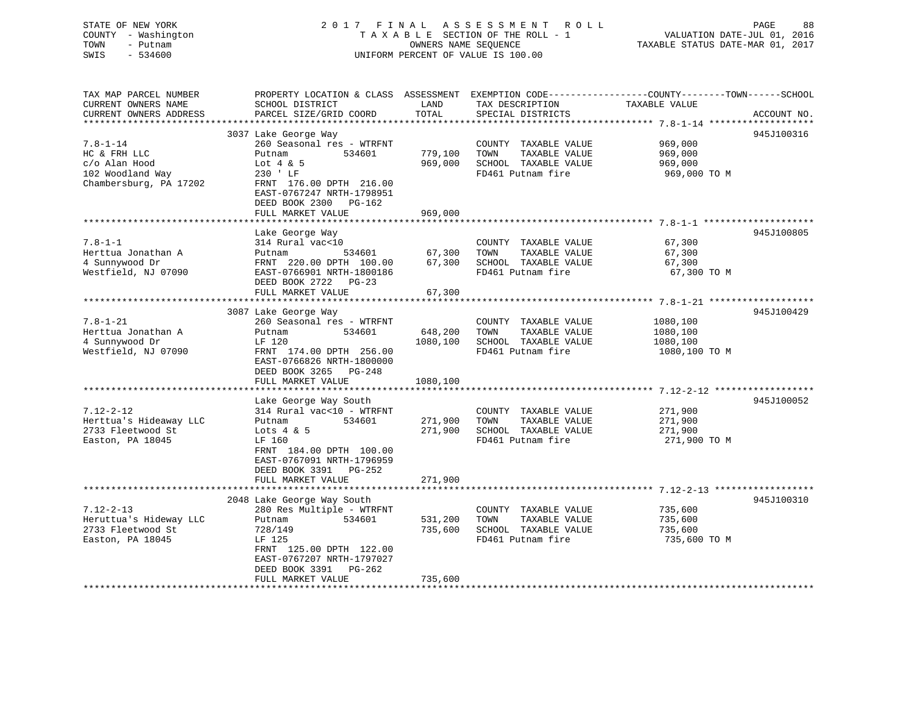STATE OF NEW YORK
COUNTY - Washington
TOWN - Putnam
SWIS - 534600

2 0 1 7 F I N A L A S S E S S M E N T R O L L
T A X A B L E SECTION OF THE ROLL - 1
OWNERS NAME SEQUENCE
UNIFORM PERCENT OF VALUE IS 100.00

VALUATION DATE-JUL 01, 2016
TAXABLE STATUS DATE-MAR 01, 2017

```
TAX MAP PARCEL NUMBER          PROPERTY LOCATION & CLASS  ASSESSMENT  EXEMPTION CODE------------------COUNTY--------TOWN------SCHOOL
CURRENT OWNERS NAME            SCHOOL DISTRICT               LAND      TAX DESCRIPTION            TAXABLE VALUE
CURRENT OWNERS ADDRESS         PARCEL SIZE/GRID COORD       TOTAL      SPECIAL DISTRICTS                                     ACCOUNT NO.
******************************************************************************************************* 7.8-1-14 *******************
                               3037 Lake George Way                                                                         945J100316
7.8-1-14                       260 Seasonal res - WTRFNT               COUNTY  TAXABLE VALUE            969,000
HC & FRH LLC                   Putnam          534601      779,100     TOWN    TAXABLE VALUE            969,000
c/o Alan Hood                  Lot 4 & 5                   969,000     SCHOOL  TAXABLE VALUE            969,000
102 Woodland Way               230 ' LF                                FD461 Putnam fire                 969,000 TO M
Chambersburg, PA 17202         FRNT 176.00 DPTH 216.00
                               EAST-0767247 NRTH-1798951
                               DEED BOOK 2300   PG-162
                               FULL MARKET VALUE           969,000
******************************************************************************************************* 7.8-1-1 ********************
                               Lake George Way                                                                              945J100805
7.8-1-1                        314 Rural vac<10                        COUNTY  TAXABLE VALUE             67,300
Herttua Jonathan A             Putnam          534601       67,300     TOWN    TAXABLE VALUE             67,300
4 Sunnywood Dr                 FRNT 220.00 DPTH 100.00      67,300     SCHOOL  TAXABLE VALUE             67,300
Westfield, NJ 07090            EAST-0766901 NRTH-1800186               FD461 Putnam fire                  67,300 TO M
                               DEED BOOK 2722   PG-23
                               FULL MARKET VALUE            67,300
******************************************************************************************************* 7.8-1-21 *******************
                               3087 Lake George Way                                                                         945J100429
7.8-1-21                       260 Seasonal res - WTRFNT               COUNTY  TAXABLE VALUE           1080,100
Herttua Jonathan A             Putnam          534601      648,200     TOWN    TAXABLE VALUE           1080,100
4 Sunnywood Dr                 LF 120                     1080,100     SCHOOL  TAXABLE VALUE           1080,100
Westfield, NJ 07090            FRNT 174.00 DPTH 256.00                 FD461 Putnam fire                1080,100 TO M
                               EAST-0766826 NRTH-1800000
                               DEED BOOK 3265   PG-248
                               FULL MARKET VALUE          1080,100
******************************************************************************************************* 7.12-2-12 ******************
                               Lake George Way South                                                                        945J100052
7.12-2-12                      314 Rural vac<10 - WTRFNT               COUNTY  TAXABLE VALUE            271,900
Herttua's Hideaway LLC         Putnam          534601      271,900     TOWN    TAXABLE VALUE            271,900
2733 Fleetwood St              Lots 4 & 5                  271,900     SCHOOL  TAXABLE VALUE            271,900
Easton, PA 18045               LF 160                                  FD461 Putnam fire                 271,900 TO M
                               FRNT 184.00 DPTH 100.00
                               EAST-0767091 NRTH-1796959
                               DEED BOOK 3391   PG-252
                               FULL MARKET VALUE           271,900
******************************************************************************************************* 7.12-2-13 ******************
                               2048 Lake George Way South                                                                   945J100310
7.12-2-13                      280 Res Multiple - WTRFNT               COUNTY  TAXABLE VALUE            735,600
Heruttua's Hideaway LLC        Putnam          534601      531,200     TOWN    TAXABLE VALUE            735,600
2733 Fleetwood St              728/149                     735,600     SCHOOL  TAXABLE VALUE            735,600
Easton, PA 18045               LF 125                                  FD461 Putnam fire                 735,600 TO M
                               FRNT 125.00 DPTH 122.00
                               EAST-0767207 NRTH-1797027
                               DEED BOOK 3391   PG-262
                               FULL MARKET VALUE           735,600
************************************************************************************************************************************
```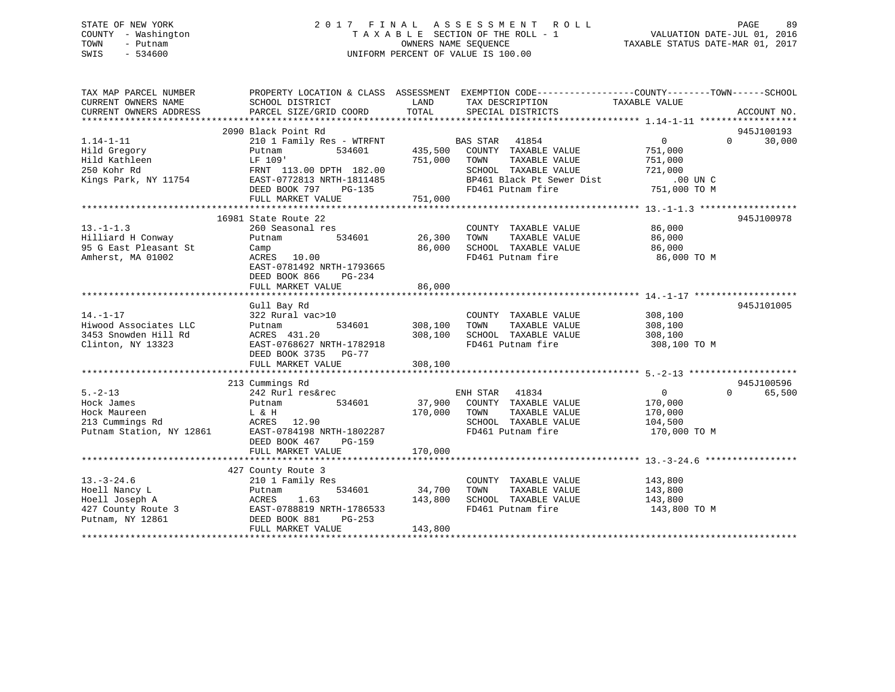STATE OF NEW YORK
COUNTY - Washington
TOWN - Putnam
SWIS - 534600

2017 FINAL ASSESSMENT ROLL
TAXABLE SECTION OF THE ROLL - 1
OWNERS NAME SEQUENCE
UNIFORM PERCENT OF VALUE IS 100.00

VALUATION DATE-JUL 01, 2016
TAXABLE STATUS DATE-MAR 01, 2017

| TAX MAP PARCEL NUMBER / CURRENT OWNERS NAME / CURRENT OWNERS ADDRESS | PROPERTY LOCATION & CLASS / SCHOOL DISTRICT / PARCEL SIZE/GRID COORD | ASSESSMENT LAND | TOTAL | EXEMPTION CODE / TAX DESCRIPTION / SPECIAL DISTRICTS | COUNTY / TAXABLE VALUE | TOWN | SCHOOL | ACCOUNT NO. |
|---|---|---|---|---|---|---|---|---|
| 1.14-1-11 | 2090 Black Point Rd | | | | | | | 945J100193 |
| Hild Gregory | 210 1 Family Res - WTRFNT | | | BAS STAR 41854 | 0 | 0 | 30,000 | |
| Hild Kathleen | Putnam 534601 | 435,500 | | COUNTY TAXABLE VALUE | 751,000 | | | |
| 250 Kohr Rd | LF 109' | | 751,000 | TOWN TAXABLE VALUE | 751,000 | | | |
| Kings Park, NY 11754 | FRNT 113.00 DPTH 182.00 | | | SCHOOL TAXABLE VALUE | 721,000 | | | |
| | EAST-0772813 NRTH-1811485 | | | BP461 Black Pt Sewer Dist | .00 UN C | | | |
| | DEED BOOK 797 PG-135 | | | FD461 Putnam fire | 751,000 TO M | | | |
| | FULL MARKET VALUE | | 751,000 | | | | | |
| 13.-1-1.3 | 16981 State Route 22 | | | | | | | 945J100978 |
| Hilliard H Conway | 260 Seasonal res | | | COUNTY TAXABLE VALUE | 86,000 | | | |
| 95 G East Pleasant St | Putnam 534601 | 26,300 | | TOWN TAXABLE VALUE | 86,000 | | | |
| Amherst, MA 01002 | Camp | | 86,000 | SCHOOL TAXABLE VALUE | 86,000 | | | |
| | ACRES 10.00 | | | FD461 Putnam fire | 86,000 TO M | | | |
| | EAST-0781492 NRTH-1793665 | | | | | | | |
| | DEED BOOK 866 PG-234 | | | | | | | |
| | FULL MARKET VALUE | | 86,000 | | | | | |
| 14.-1-17 | Gull Bay Rd | | | | | | | 945J101005 |
| Hiwood Associates LLC | 322 Rural vac>10 | | | COUNTY TAXABLE VALUE | 308,100 | | | |
| 3453 Snowden Hill Rd | Putnam 534601 | 308,100 | | TOWN TAXABLE VALUE | 308,100 | | | |
| Clinton, NY 13323 | ACRES 431.20 | | 308,100 | SCHOOL TAXABLE VALUE | 308,100 | | | |
| | EAST-0768627 NRTH-1782918 | | | FD461 Putnam fire | 308,100 TO M | | | |
| | DEED BOOK 3735 PG-77 | | | | | | | |
| | FULL MARKET VALUE | | 308,100 | | | | | |
| 5.-2-13 | 213 Cummings Rd | | | | | | | 945J100596 |
| Hock James | 242 Rurl res&rec | | | ENH STAR 41834 | 0 | 0 | 65,500 | |
| Hock Maureen | Putnam 534601 | 37,900 | | COUNTY TAXABLE VALUE | 170,000 | | | |
| 213 Cummings Rd | L & H | | 170,000 | TOWN TAXABLE VALUE | 170,000 | | | |
| Putnam Station, NY 12861 | ACRES 12.90 | | | SCHOOL TAXABLE VALUE | 104,500 | | | |
| | EAST-0784198 NRTH-1802287 | | | FD461 Putnam fire | 170,000 TO M | | | |
| | DEED BOOK 467 PG-159 | | | | | | | |
| | FULL MARKET VALUE | | 170,000 | | | | | |
| 13.-3-24.6 | 427 County Route 3 | | | | | | | |
| Hoell Nancy L | 210 1 Family Res | | | COUNTY TAXABLE VALUE | 143,800 | | | |
| Hoell Joseph A | Putnam 534601 | 34,700 | | TOWN TAXABLE VALUE | 143,800 | | | |
| 427 County Route 3 | ACRES 1.63 | | 143,800 | SCHOOL TAXABLE VALUE | 143,800 | | | |
| Putnam, NY 12861 | EAST-0788819 NRTH-1786533 | | | FD461 Putnam fire | 143,800 TO M | | | |
| | DEED BOOK 881 PG-253 | | | | | | | |
| | FULL MARKET VALUE | | 143,800 | | | | | |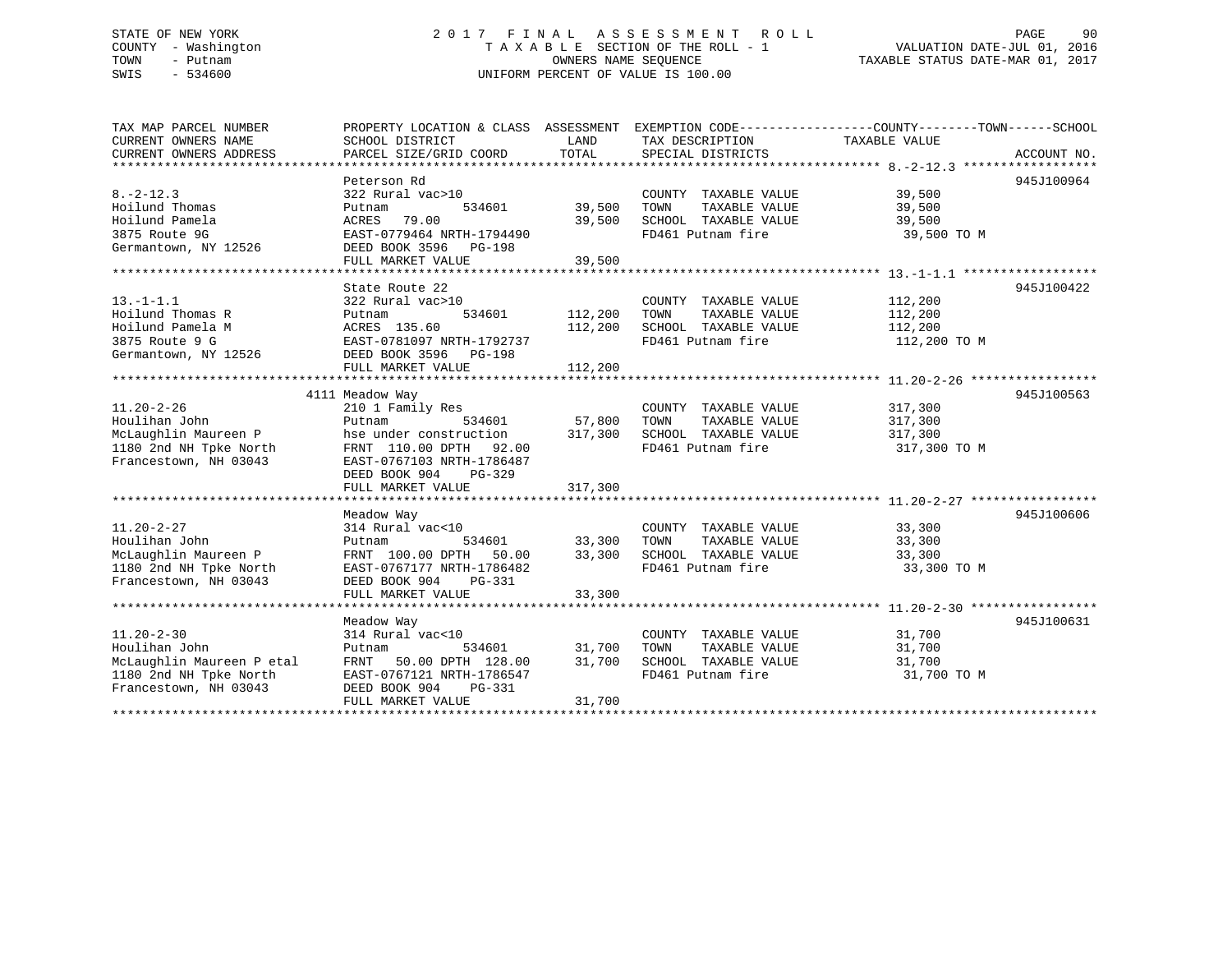STATE OF NEW YORK
COUNTY - Washington
TOWN - Putnam
SWIS - 534600

# 2017 FINAL ASSESSMENT ROLL

TAXABLE SECTION OF THE ROLL - 1
OWNERS NAME SEQUENCE
UNIFORM PERCENT OF VALUE IS 100.00

VALUATION DATE-JUL 01, 2016
TAXABLE STATUS DATE-MAR 01, 2017

| TAX MAP PARCEL NUMBER / CURRENT OWNERS NAME / CURRENT OWNERS ADDRESS | PROPERTY LOCATION & CLASS / SCHOOL DISTRICT / PARCEL SIZE/GRID COORD | ASSESSMENT LAND / TOTAL | EXEMPTION CODE / TAX DESCRIPTION / SPECIAL DISTRICTS | COUNTY--------TOWN------SCHOOL TAXABLE VALUE | ACCOUNT NO. |
|---|---|---|---|---|---|
| **8.-2-12.3** | Peterson Rd | | | | 945J100964 |
| 8.-2-12.3 | 322 Rural vac>10 | | COUNTY TAXABLE VALUE | 39,500 | |
| Hoilund Thomas | Putnam 534601 | 39,500 | TOWN TAXABLE VALUE | 39,500 | |
| Hoilund Pamela | ACRES 79.00 | 39,500 | SCHOOL TAXABLE VALUE | 39,500 | |
| 3875 Route 9G | EAST-0779464 NRTH-1794490 | | FD461 Putnam fire | 39,500 TO M | |
| Germantown, NY 12526 | DEED BOOK 3596 PG-198 | | | | |
| | FULL MARKET VALUE | 39,500 | | | |
| **13.-1-1.1** | State Route 22 | | | | 945J100422 |
| 13.-1-1.1 | 322 Rural vac>10 | | COUNTY TAXABLE VALUE | 112,200 | |
| Hoilund Thomas R | Putnam 534601 | 112,200 | TOWN TAXABLE VALUE | 112,200 | |
| Hoilund Pamela M | ACRES 135.60 | 112,200 | SCHOOL TAXABLE VALUE | 112,200 | |
| 3875 Route 9 G | EAST-0781097 NRTH-1792737 | | FD461 Putnam fire | 112,200 TO M | |
| Germantown, NY 12526 | DEED BOOK 3596 PG-198 | | | | |
| | FULL MARKET VALUE | 112,200 | | | |
| **11.20-2-26** | 4111 Meadow Way | | | | 945J100563 |
| 11.20-2-26 | 210 1 Family Res | | COUNTY TAXABLE VALUE | 317,300 | |
| Houlihan John | Putnam 534601 | 57,800 | TOWN TAXABLE VALUE | 317,300 | |
| McLaughlin Maureen P | hse under construction | 317,300 | SCHOOL TAXABLE VALUE | 317,300 | |
| 1180 2nd NH Tpke North | FRNT 110.00 DPTH 92.00 | | FD461 Putnam fire | 317,300 TO M | |
| Francestown, NH 03043 | EAST-0767103 NRTH-1786487 | | | | |
| | DEED BOOK 904 PG-329 | | | | |
| | FULL MARKET VALUE | 317,300 | | | |
| **11.20-2-27** | Meadow Way | | | | 945J100606 |
| 11.20-2-27 | 314 Rural vac<10 | | COUNTY TAXABLE VALUE | 33,300 | |
| Houlihan John | Putnam 534601 | 33,300 | TOWN TAXABLE VALUE | 33,300 | |
| McLaughlin Maureen P | FRNT 100.00 DPTH 50.00 | 33,300 | SCHOOL TAXABLE VALUE | 33,300 | |
| 1180 2nd NH Tpke North | EAST-0767177 NRTH-1786482 | | FD461 Putnam fire | 33,300 TO M | |
| Francestown, NH 03043 | DEED BOOK 904 PG-331 | | | | |
| | FULL MARKET VALUE | 33,300 | | | |
| **11.20-2-30** | Meadow Way | | | | 945J100631 |
| 11.20-2-30 | 314 Rural vac<10 | | COUNTY TAXABLE VALUE | 31,700 | |
| Houlihan John | Putnam 534601 | 31,700 | TOWN TAXABLE VALUE | 31,700 | |
| McLaughlin Maureen P etal | FRNT 50.00 DPTH 128.00 | 31,700 | SCHOOL TAXABLE VALUE | 31,700 | |
| 1180 2nd NH Tpke North | EAST-0767121 NRTH-1786547 | | FD461 Putnam fire | 31,700 TO M | |
| Francestown, NH 03043 | DEED BOOK 904 PG-331 | | | | |
| | FULL MARKET VALUE | 31,700 | | | |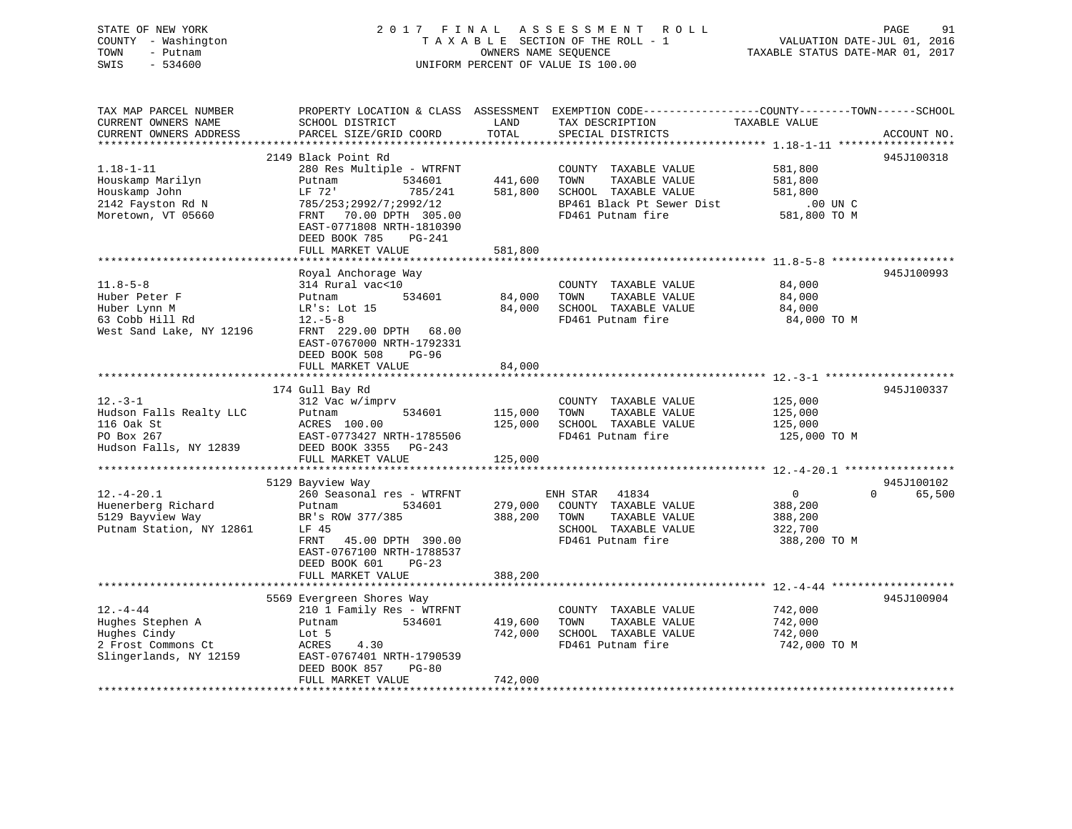STATE OF NEW YORK
COUNTY - Washington
TOWN - Putnam
SWIS - 534600

2 0 1 7 F I N A L A S S E S S M E N T R O L L
T A X A B L E SECTION OF THE ROLL - 1
OWNERS NAME SEQUENCE
UNIFORM PERCENT OF VALUE IS 100.00

VALUATION DATE-JUL 01, 2016
TAXABLE STATUS DATE-MAR 01, 2017

| TAX MAP PARCEL NUMBER / CURRENT OWNERS NAME / CURRENT OWNERS ADDRESS | PROPERTY LOCATION & CLASS / SCHOOL DISTRICT / PARCEL SIZE/GRID COORD | ASSESSMENT LAND | TOTAL | EXEMPTION CODE / TAX DESCRIPTION / SPECIAL DISTRICTS | COUNTY--------TOWN------SCHOOL TAXABLE VALUE | ACCOUNT NO. |
|---|---|---|---|---|---|---|
| 1.18-1-11 | 2149 Black Point Rd | | | | | 945J100318 |
| 1.18-1-11 | 280 Res Multiple - WTRFNT | | | COUNTY TAXABLE VALUE | 581,800 | |
| Houskamp Marilyn | Putnam 534601 | 441,600 | | TOWN TAXABLE VALUE | 581,800 | |
| Houskamp John | LF 72' 785/241 | | 581,800 | SCHOOL TAXABLE VALUE | 581,800 | |
| 2142 Fayston Rd N | 785/253;2992/7;2992/12 | | | BP461 Black Pt Sewer Dist | .00 UN C | |
| Moretown, VT 05660 | FRNT 70.00 DPTH 305.00 | | | FD461 Putnam fire | 581,800 TO M | |
| | EAST-0771808 NRTH-1810390 | | | | | |
| | DEED BOOK 785 PG-241 | | | | | |
| | FULL MARKET VALUE | | 581,800 | | | |
| 11.8-5-8 | Royal Anchorage Way | | | | | 945J100993 |
| 11.8-5-8 | 314 Rural vac<10 | | | COUNTY TAXABLE VALUE | 84,000 | |
| Huber Peter F | Putnam 534601 | 84,000 | | TOWN TAXABLE VALUE | 84,000 | |
| Huber Lynn M | LR's: Lot 15 | | 84,000 | SCHOOL TAXABLE VALUE | 84,000 | |
| 63 Cobb Hill Rd | 12.-5-8 | | | FD461 Putnam fire | 84,000 TO M | |
| West Sand Lake, NY 12196 | FRNT 229.00 DPTH 68.00 | | | | | |
| | EAST-0767000 NRTH-1792331 | | | | | |
| | DEED BOOK 508 PG-96 | | | | | |
| | FULL MARKET VALUE | | 84,000 | | | |
| 12.-3-1 | 174 Gull Bay Rd | | | | | 945J100337 |
| 12.-3-1 | 312 Vac w/imprv | | | COUNTY TAXABLE VALUE | 125,000 | |
| Hudson Falls Realty LLC | Putnam 534601 | 115,000 | | TOWN TAXABLE VALUE | 125,000 | |
| 116 Oak St | ACRES 100.00 | | 125,000 | SCHOOL TAXABLE VALUE | 125,000 | |
| PO Box 267 | EAST-0773427 NRTH-1785506 | | | FD461 Putnam fire | 125,000 TO M | |
| Hudson Falls, NY 12839 | DEED BOOK 3355 PG-243 | | | | | |
| | FULL MARKET VALUE | | 125,000 | | | |
| 12.-4-20.1 | 5129 Bayview Way | | | | | 945J100102 |
| 12.-4-20.1 | 260 Seasonal res - WTRFNT | | | ENH STAR 41834 | 0 0 65,500 | |
| Huenerberg Richard | Putnam 534601 | 279,000 | | COUNTY TAXABLE VALUE | 388,200 | |
| 5129 Bayview Way | BR's ROW 377/385 | | 388,200 | TOWN TAXABLE VALUE | 388,200 | |
| Putnam Station, NY 12861 | LF 45 | | | SCHOOL TAXABLE VALUE | 322,700 | |
| | FRNT 45.00 DPTH 390.00 | | | FD461 Putnam fire | 388,200 TO M | |
| | EAST-0767100 NRTH-1788537 | | | | | |
| | DEED BOOK 601 PG-23 | | | | | |
| | FULL MARKET VALUE | | 388,200 | | | |
| 12.-4-44 | 5569 Evergreen Shores Way | | | | | 945J100904 |
| 12.-4-44 | 210 1 Family Res - WTRFNT | | | COUNTY TAXABLE VALUE | 742,000 | |
| Hughes Stephen A | Putnam 534601 | 419,600 | | TOWN TAXABLE VALUE | 742,000 | |
| Hughes Cindy | Lot 5 | | 742,000 | SCHOOL TAXABLE VALUE | 742,000 | |
| 2 Frost Commons Ct | ACRES 4.30 | | | FD461 Putnam fire | 742,000 TO M | |
| Slingerlands, NY 12159 | EAST-0767401 NRTH-1790539 | | | | | |
| | DEED BOOK 857 PG-80 | | | | | |
| | FULL MARKET VALUE | | 742,000 | | | |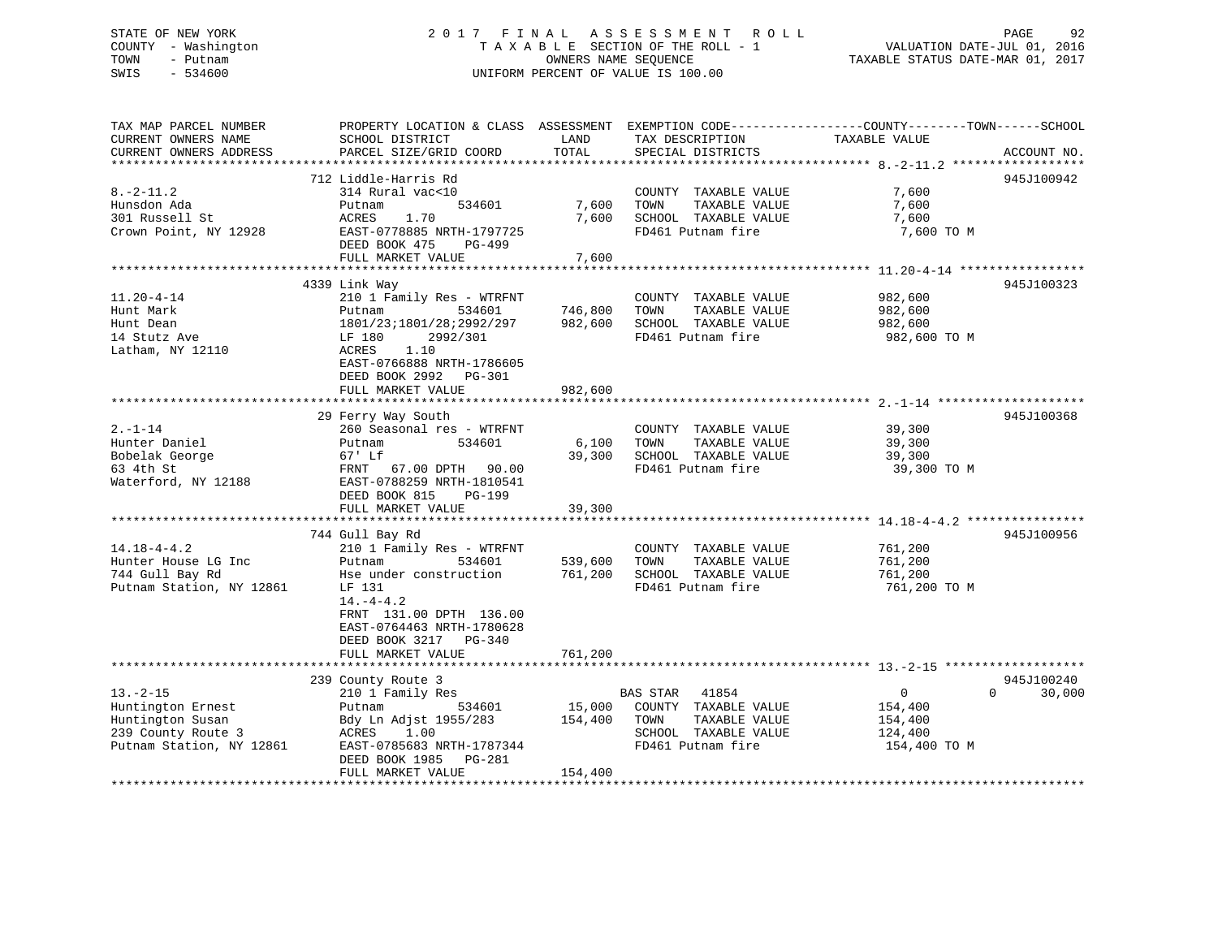STATE OF NEW YORK
COUNTY - Washington
TOWN - Putnam
SWIS - 534600

2017 FINAL ASSESSMENT ROLL
TAXABLE SECTION OF THE ROLL - 1
OWNERS NAME SEQUENCE
UNIFORM PERCENT OF VALUE IS 100.00

VALUATION DATE-JUL 01, 2016
TAXABLE STATUS DATE-MAR 01, 2017

| TAX MAP PARCEL NUMBER / CURRENT OWNERS NAME / CURRENT OWNERS ADDRESS | PROPERTY LOCATION & CLASS / SCHOOL DISTRICT / PARCEL SIZE/GRID COORD | ASSESSMENT LAND | TOTAL | EXEMPTION CODE / TAX DESCRIPTION / SPECIAL DISTRICTS | COUNTY--------TOWN------SCHOOL TAXABLE VALUE | ACCOUNT NO. |
|---|---|---|---|---|---|---|
| 8.-2-11.2 | 712 Liddle-Harris Rd | | | | | 945J100942 |
| 8.-2-11.2 | 314 Rural vac<10 | | | COUNTY TAXABLE VALUE | 7,600 | |
| Hunsdon Ada | Putnam 534601 | 7,600 | | TOWN TAXABLE VALUE | 7,600 | |
| 301 Russell St | ACRES 1.70 | | 7,600 | SCHOOL TAXABLE VALUE | 7,600 | |
| Crown Point, NY 12928 | EAST-0778885 NRTH-1797725 | | | FD461 Putnam fire | 7,600 TO M | |
| | DEED BOOK 475 PG-499 | | | | | |
| | FULL MARKET VALUE | | 7,600 | | | |
| 11.20-4-14 | 4339 Link Way | | | | | 945J100323 |
| 11.20-4-14 | 210 1 Family Res - WTRFNT | | | COUNTY TAXABLE VALUE | 982,600 | |
| Hunt Mark | Putnam 534601 | 746,800 | | TOWN TAXABLE VALUE | 982,600 | |
| Hunt Dean | 1801/23;1801/28;2992/297 | | 982,600 | SCHOOL TAXABLE VALUE | 982,600 | |
| 14 Stutz Ave | LF 180 2992/301 | | | FD461 Putnam fire | 982,600 TO M | |
| Latham, NY 12110 | ACRES 1.10 | | | | | |
| | EAST-0766888 NRTH-1786605 | | | | | |
| | DEED BOOK 2992 PG-301 | | | | | |
| | FULL MARKET VALUE | | 982,600 | | | |
| 2.-1-14 | 29 Ferry Way South | | | | | 945J100368 |
| 2.-1-14 | 260 Seasonal res - WTRFNT | | | COUNTY TAXABLE VALUE | 39,300 | |
| Hunter Daniel | Putnam 534601 | 6,100 | | TOWN TAXABLE VALUE | 39,300 | |
| Bobelak George | 67' Lf | | 39,300 | SCHOOL TAXABLE VALUE | 39,300 | |
| 63 4th St | FRNT 67.00 DPTH 90.00 | | | FD461 Putnam fire | 39,300 TO M | |
| Waterford, NY 12188 | EAST-0788259 NRTH-1810541 | | | | | |
| | DEED BOOK 815 PG-199 | | | | | |
| | FULL MARKET VALUE | | 39,300 | | | |
| 14.18-4-4.2 | 744 Gull Bay Rd | | | | | 945J100956 |
| 14.18-4-4.2 | 210 1 Family Res - WTRFNT | | | COUNTY TAXABLE VALUE | 761,200 | |
| Hunter House LG Inc | Putnam 534601 | 539,600 | | TOWN TAXABLE VALUE | 761,200 | |
| 744 Gull Bay Rd | Hse under construction | | 761,200 | SCHOOL TAXABLE VALUE | 761,200 | |
| Putnam Station, NY 12861 | LF 131 | | | FD461 Putnam fire | 761,200 TO M | |
| | 14.-4-4.2 | | | | | |
| | FRNT 131.00 DPTH 136.00 | | | | | |
| | EAST-0764463 NRTH-1780628 | | | | | |
| | DEED BOOK 3217 PG-340 | | | | | |
| | FULL MARKET VALUE | | 761,200 | | | |
| 13.-2-15 | 239 County Route 3 | | | | | 945J100240 |
| 13.-2-15 | 210 1 Family Res | | | BAS STAR 41854 | 0 0 30,000 | |
| Huntington Ernest | Putnam 534601 | 15,000 | | COUNTY TAXABLE VALUE | 154,400 | |
| Huntington Susan | Bdy Ln Adjst 1955/283 | | 154,400 | TOWN TAXABLE VALUE | 154,400 | |
| 239 County Route 3 | ACRES 1.00 | | | SCHOOL TAXABLE VALUE | 124,400 | |
| Putnam Station, NY 12861 | EAST-0785683 NRTH-1787344 | | | FD461 Putnam fire | 154,400 TO M | |
| | DEED BOOK 1985 PG-281 | | | | | |
| | FULL MARKET VALUE | | 154,400 | | | |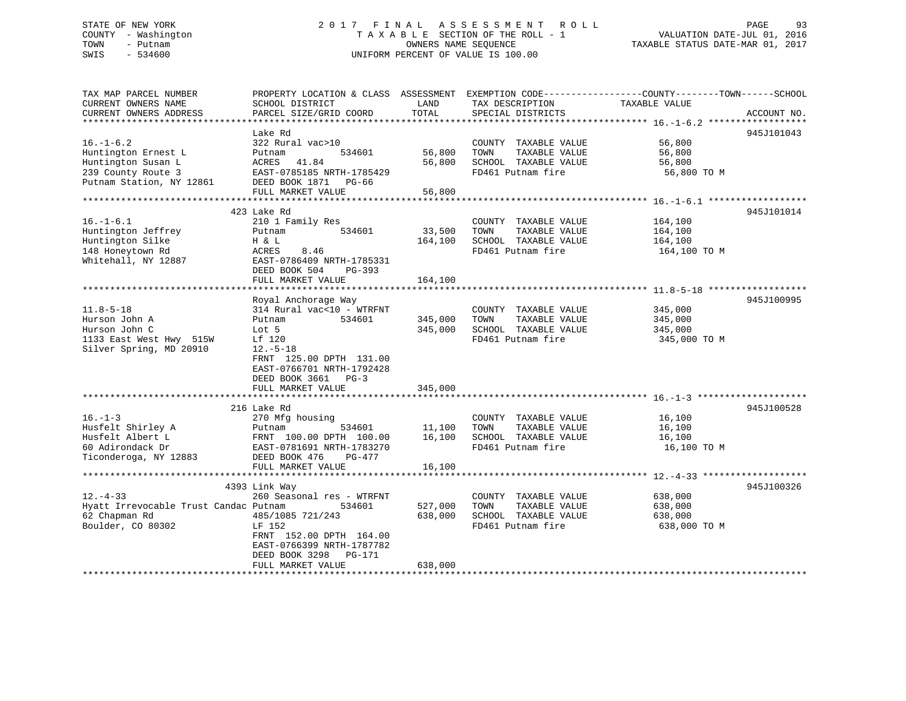STATE OF NEW YORK
COUNTY - Washington
TOWN - Putnam
SWIS - 534600

# 2017 FINAL ASSESSMENT ROLL
TAXABLE SECTION OF THE ROLL - 1
OWNERS NAME SEQUENCE
UNIFORM PERCENT OF VALUE IS 100.00

VALUATION DATE-JUL 01, 2016
TAXABLE STATUS DATE-MAR 01, 2017

| TAX MAP PARCEL NUMBER / CURRENT OWNERS NAME / CURRENT OWNERS ADDRESS | PROPERTY LOCATION & CLASS / SCHOOL DISTRICT / PARCEL SIZE/GRID COORD | ASSESSMENT LAND / TOTAL | EXEMPTION CODE / TAX DESCRIPTION / SPECIAL DISTRICTS | TAXABLE VALUE (COUNTY / TOWN / SCHOOL) | ACCOUNT NO. |
|---|---|---|---|---|---|
| **16.-1-6.2** | Lake Rd | | | | 945J101043 |
| 16.-1-6.2 | 322 Rural vac>10 | | COUNTY TAXABLE VALUE | 56,800 | |
| Huntington Ernest L | Putnam 534601 | 56,800 | TOWN TAXABLE VALUE | 56,800 | |
| Huntington Susan L | ACRES 41.84 | 56,800 | SCHOOL TAXABLE VALUE | 56,800 | |
| 239 County Route 3 | EAST-0785185 NRTH-1785429 | | FD461 Putnam fire | 56,800 TO M | |
| Putnam Station, NY 12861 | DEED BOOK 1871 PG-66 | | | | |
| | FULL MARKET VALUE | 56,800 | | | |
| **16.-1-6.1** | 423 Lake Rd | | | | 945J101014 |
| 16.-1-6.1 | 210 1 Family Res | | COUNTY TAXABLE VALUE | 164,100 | |
| Huntington Jeffrey | Putnam 534601 | 33,500 | TOWN TAXABLE VALUE | 164,100 | |
| Huntington Silke | H & L | 164,100 | SCHOOL TAXABLE VALUE | 164,100 | |
| 148 Honeytown Rd | ACRES 8.46 | | FD461 Putnam fire | 164,100 TO M | |
| Whitehall, NY 12887 | EAST-0786409 NRTH-1785331 | | | | |
| | DEED BOOK 504 PG-393 | | | | |
| | FULL MARKET VALUE | 164,100 | | | |
| **11.8-5-18** | Royal Anchorage Way | | | | 945J100995 |
| 11.8-5-18 | 314 Rural vac<10 - WTRFNT | | COUNTY TAXABLE VALUE | 345,000 | |
| Hurson John A | Putnam 534601 | 345,000 | TOWN TAXABLE VALUE | 345,000 | |
| Hurson John C | Lot 5 | 345,000 | SCHOOL TAXABLE VALUE | 345,000 | |
| 1133 East West Hwy 515W | Lf 120 | | FD461 Putnam fire | 345,000 TO M | |
| Silver Spring, MD 20910 | 12.-5-18 | | | | |
| | FRNT 125.00 DPTH 131.00 | | | | |
| | EAST-0766701 NRTH-1792428 | | | | |
| | DEED BOOK 3661 PG-3 | | | | |
| | FULL MARKET VALUE | 345,000 | | | |
| **16.-1-3** | 216 Lake Rd | | | | 945J100528 |
| 16.-1-3 | 270 Mfg housing | | COUNTY TAXABLE VALUE | 16,100 | |
| Husfelt Shirley A | Putnam 534601 | 11,100 | TOWN TAXABLE VALUE | 16,100 | |
| Husfelt Albert L | FRNT 100.00 DPTH 100.00 | 16,100 | SCHOOL TAXABLE VALUE | 16,100 | |
| 60 Adirondack Dr | EAST-0781691 NRTH-1783270 | | FD461 Putnam fire | 16,100 TO M | |
| Ticonderoga, NY 12883 | DEED BOOK 476 PG-477 | | | | |
| | FULL MARKET VALUE | 16,100 | | | |
| **12.-4-33** | 4393 Link Way | | | | 945J100326 |
| 12.-4-33 | 260 Seasonal res - WTRFNT | | COUNTY TAXABLE VALUE | 638,000 | |
| Hyatt Irrevocable Trust Candac | Putnam 534601 | 527,000 | TOWN TAXABLE VALUE | 638,000 | |
| 62 Chapman Rd | 485/1085 721/243 | 638,000 | SCHOOL TAXABLE VALUE | 638,000 | |
| Boulder, CO 80302 | LF 152 | | FD461 Putnam fire | 638,000 TO M | |
| | FRNT 152.00 DPTH 164.00 | | | | |
| | EAST-0766399 NRTH-1787782 | | | | |
| | DEED BOOK 3298 PG-171 | | | | |
| | FULL MARKET VALUE | 638,000 | | | |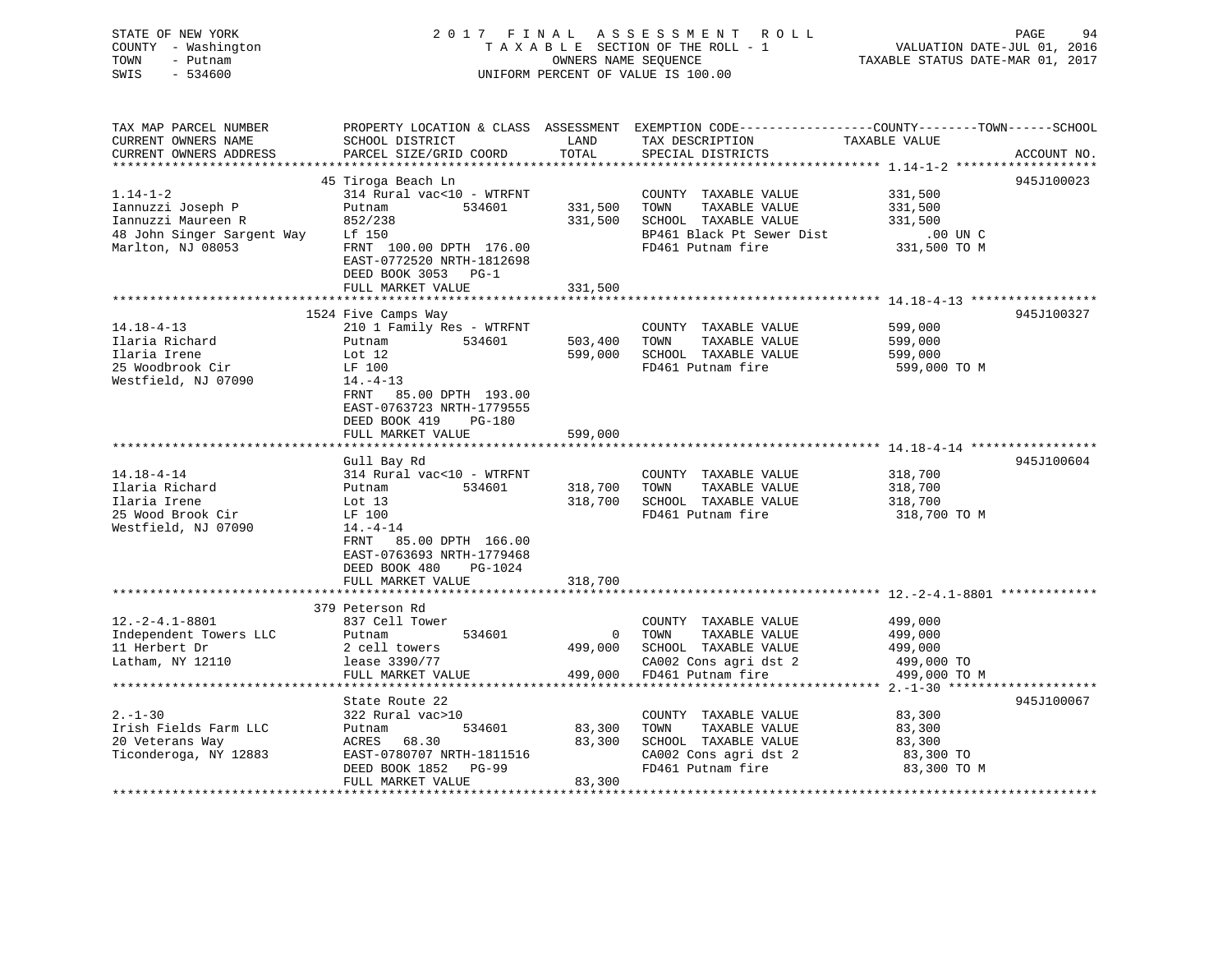STATE OF NEW YORK
COUNTY - Washington
TOWN - Putnam
SWIS - 534600

2017 FINAL ASSESSMENT ROLL
TAXABLE SECTION OF THE ROLL - 1
OWNERS NAME SEQUENCE
UNIFORM PERCENT OF VALUE IS 100.00

VALUATION DATE-JUL 01, 2016
TAXABLE STATUS DATE-MAR 01, 2017

| TAX MAP PARCEL NUMBER / CURRENT OWNERS NAME / CURRENT OWNERS ADDRESS | PROPERTY LOCATION & CLASS / SCHOOL DISTRICT / PARCEL SIZE/GRID COORD | ASSESSMENT LAND | TOTAL | EXEMPTION CODE / TAX DESCRIPTION / SPECIAL DISTRICTS | COUNTY--------TOWN------SCHOOL TAXABLE VALUE | ACCOUNT NO. |
|---|---|---|---|---|---|---|
| 1.14-1-2 | 45 Tiroga Beach Ln | | | | | 945J100023 |
| 1.14-1-2 | 314 Rural vac<10 - WTRFNT | | | COUNTY TAXABLE VALUE | 331,500 | |
| Iannuzzi Joseph P | Putnam 534601 | 331,500 | | TOWN TAXABLE VALUE | 331,500 | |
| Iannuzzi Maureen R | 852/238 | | 331,500 | SCHOOL TAXABLE VALUE | 331,500 | |
| 48 John Singer Sargent Way | Lf 150 | | | BP461 Black Pt Sewer Dist | .00 UN C | |
| Marlton, NJ 08053 | FRNT 100.00 DPTH 176.00 | | | FD461 Putnam fire | 331,500 TO M | |
| | EAST-0772520 NRTH-1812698 | | | | | |
| | DEED BOOK 3053 PG-1 | | | | | |
| | FULL MARKET VALUE | | 331,500 | | | |
| 14.18-4-13 | 1524 Five Camps Way | | | | | 945J100327 |
| 14.18-4-13 | 210 1 Family Res - WTRFNT | | | COUNTY TAXABLE VALUE | 599,000 | |
| Ilaria Richard | Putnam 534601 | 503,400 | | TOWN TAXABLE VALUE | 599,000 | |
| Ilaria Irene | Lot 12 | | 599,000 | SCHOOL TAXABLE VALUE | 599,000 | |
| 25 Woodbrook Cir | LF 100 | | | FD461 Putnam fire | 599,000 TO M | |
| Westfield, NJ 07090 | 14.-4-13 | | | | | |
| | FRNT 85.00 DPTH 193.00 | | | | | |
| | EAST-0763723 NRTH-1779555 | | | | | |
| | DEED BOOK 419 PG-180 | | | | | |
| | FULL MARKET VALUE | | 599,000 | | | |
| 14.18-4-14 | Gull Bay Rd | | | | | 945J100604 |
| 14.18-4-14 | 314 Rural vac<10 - WTRFNT | | | COUNTY TAXABLE VALUE | 318,700 | |
| Ilaria Richard | Putnam 534601 | 318,700 | | TOWN TAXABLE VALUE | 318,700 | |
| Ilaria Irene | Lot 13 | | 318,700 | SCHOOL TAXABLE VALUE | 318,700 | |
| 25 Wood Brook Cir | LF 100 | | | FD461 Putnam fire | 318,700 TO M | |
| Westfield, NJ 07090 | 14.-4-14 | | | | | |
| | FRNT 85.00 DPTH 166.00 | | | | | |
| | EAST-0763693 NRTH-1779468 | | | | | |
| | DEED BOOK 480 PG-1024 | | | | | |
| | FULL MARKET VALUE | | 318,700 | | | |
| 12.-2-4.1-8801 | 379 Peterson Rd | | | | | |
| 12.-2-4.1-8801 | 837 Cell Tower | | | COUNTY TAXABLE VALUE | 499,000 | |
| Independent Towers LLC | Putnam 534601 | 0 | | TOWN TAXABLE VALUE | 499,000 | |
| 11 Herbert Dr | 2 cell towers | | 499,000 | SCHOOL TAXABLE VALUE | 499,000 | |
| Latham, NY 12110 | lease 3390/77 | | | CA002 Cons agri dst 2 | 499,000 TO | |
| | FULL MARKET VALUE | | 499,000 | FD461 Putnam fire | 499,000 TO M | |
| 2.-1-30 | State Route 22 | | | | | 945J100067 |
| 2.-1-30 | 322 Rural vac>10 | | | COUNTY TAXABLE VALUE | 83,300 | |
| Irish Fields Farm LLC | Putnam 534601 | 83,300 | | TOWN TAXABLE VALUE | 83,300 | |
| 20 Veterans Way | ACRES 68.30 | | 83,300 | SCHOOL TAXABLE VALUE | 83,300 | |
| Ticonderoga, NY 12883 | EAST-0780707 NRTH-1811516 | | | CA002 Cons agri dst 2 | 83,300 TO | |
| | DEED BOOK 1852 PG-99 | | | FD461 Putnam fire | 83,300 TO M | |
| | FULL MARKET VALUE | | 83,300 | | | |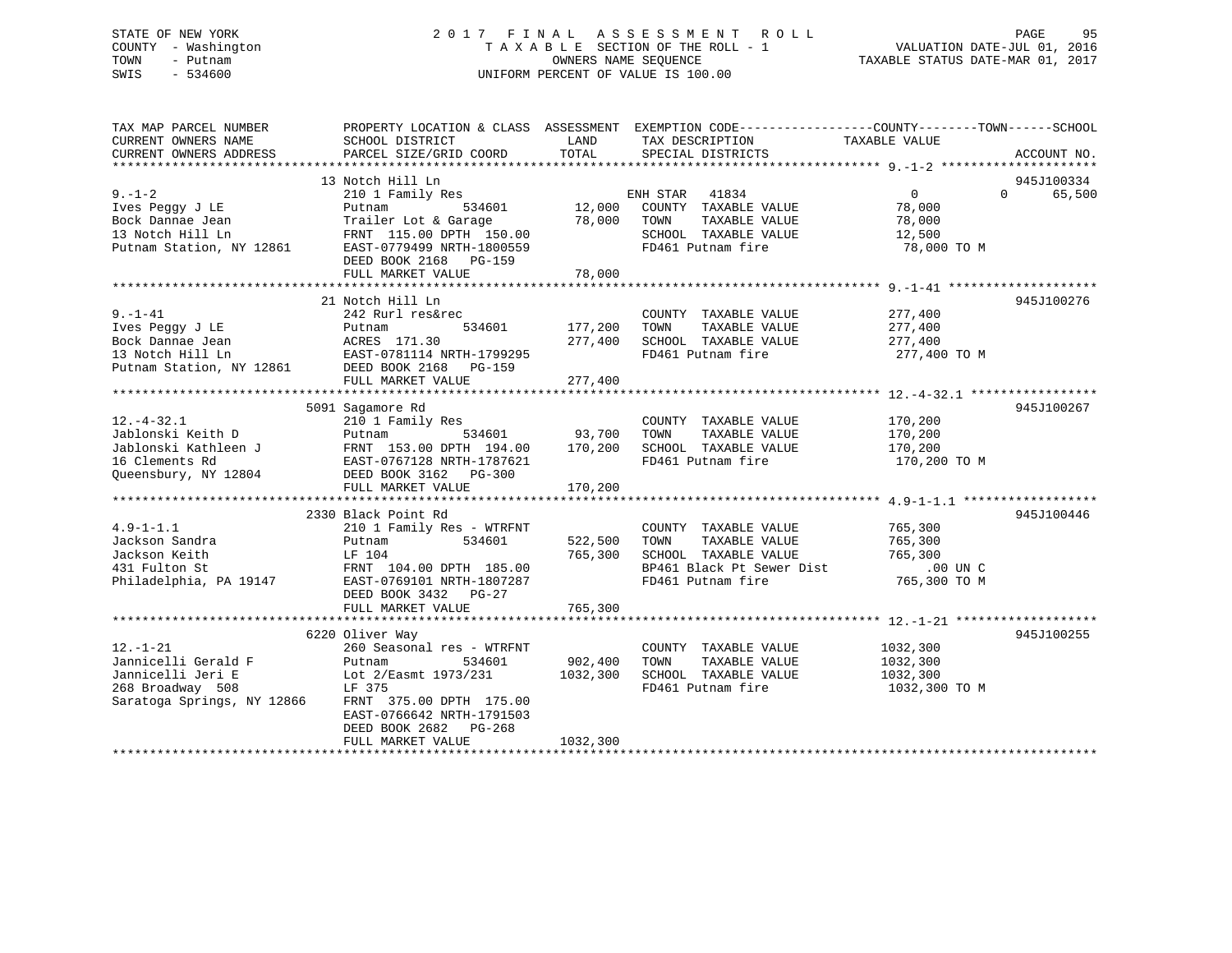STATE OF NEW YORK
COUNTY - Washington
TOWN - Putnam
SWIS - 534600

2017 FINAL ASSESSMENT ROLL
TAXABLE SECTION OF THE ROLL - 1
OWNERS NAME SEQUENCE
UNIFORM PERCENT OF VALUE IS 100.00

VALUATION DATE-JUL 01, 2016
TAXABLE STATUS DATE-MAR 01, 2017

```
TAX MAP PARCEL NUMBER          PROPERTY LOCATION & CLASS  ASSESSMENT  EXEMPTION CODE------------------COUNTY--------TOWN------SCHOOL
CURRENT OWNERS NAME            SCHOOL DISTRICT              LAND       TAX DESCRIPTION              TAXABLE VALUE
CURRENT OWNERS ADDRESS         PARCEL SIZE/GRID COORD       TOTAL      SPECIAL DISTRICTS                                   ACCOUNT NO.
******************************************************************************************************* 9.-1-2 *********************
                               13 Notch Hill Ln                                                                             945J100334
9.-1-2                         210 1 Family Res                        ENH STAR   41834                0            0       65,500
Ives Peggy J LE                Putnam          534601        12,000    COUNTY  TAXABLE VALUE          78,000
Bock Dannae Jean               Trailer Lot & Garage          78,000    TOWN    TAXABLE VALUE          78,000
13 Notch Hill Ln               FRNT 115.00 DPTH 150.00                 SCHOOL  TAXABLE VALUE          12,500
Putnam Station, NY 12861       EAST-0779499 NRTH-1800559               FD461 Putnam fire               78,000 TO M
                               DEED BOOK 2168   PG-159
                               FULL MARKET VALUE             78,000
******************************************************************************************************* 9.-1-41 ********************
                               21 Notch Hill Ln                                                                             945J100276
9.-1-41                        242 Rurl res&rec                        COUNTY  TAXABLE VALUE         277,400
Ives Peggy J LE                Putnam          534601       177,200    TOWN    TAXABLE VALUE         277,400
Bock Dannae Jean               ACRES 171.30                 277,400    SCHOOL  TAXABLE VALUE         277,400
13 Notch Hill Ln               EAST-0781114 NRTH-1799295               FD461 Putnam fire              277,400 TO M
Putnam Station, NY 12861       DEED BOOK 2168   PG-159
                               FULL MARKET VALUE            277,400
******************************************************************************************************* 12.-4-32.1 *****************
                               5091 Sagamore Rd                                                                             945J100267
12.-4-32.1                     210 1 Family Res                        COUNTY  TAXABLE VALUE         170,200
Jablonski Keith D              Putnam          534601        93,700    TOWN    TAXABLE VALUE         170,200
Jablonski Kathleen J           FRNT 153.00 DPTH 194.00      170,200    SCHOOL  TAXABLE VALUE         170,200
16 Clements Rd                 EAST-0767128 NRTH-1787621               FD461 Putnam fire              170,200 TO M
Queensbury, NY 12804           DEED BOOK 3162   PG-300
                               FULL MARKET VALUE            170,200
******************************************************************************************************* 4.9-1-1.1 ******************
                               2330 Black Point Rd                                                                          945J100446
4.9-1-1.1                      210 1 Family Res - WTRFNT               COUNTY  TAXABLE VALUE         765,300
Jackson Sandra                 Putnam          534601       522,500    TOWN    TAXABLE VALUE         765,300
Jackson Keith                  LF 104                       765,300    SCHOOL  TAXABLE VALUE         765,300
431 Fulton St                  FRNT 104.00 DPTH 185.00                 BP461 Black Pt Sewer Dist          .00 UN C
Philadelphia, PA 19147         EAST-0769101 NRTH-1807287               FD461 Putnam fire              765,300 TO M
                               DEED BOOK 3432   PG-27
                               FULL MARKET VALUE            765,300
******************************************************************************************************* 12.-1-21 *******************
                               6220 Oliver Way                                                                              945J100255
12.-1-21                       260 Seasonal res - WTRFNT               COUNTY  TAXABLE VALUE        1032,300
Jannicelli Gerald F            Putnam          534601       902,400    TOWN    TAXABLE VALUE        1032,300
Jannicelli Jeri E              Lot 2/Easmt 1973/231        1032,300    SCHOOL  TAXABLE VALUE        1032,300
268 Broadway  508              LF 375                                  FD461 Putnam fire             1032,300 TO M
Saratoga Springs, NY 12866     FRNT 375.00 DPTH 175.00
                               EAST-0766642 NRTH-1791503
                               DEED BOOK 2682   PG-268
                               FULL MARKET VALUE           1032,300
************************************************************************************************************************************
```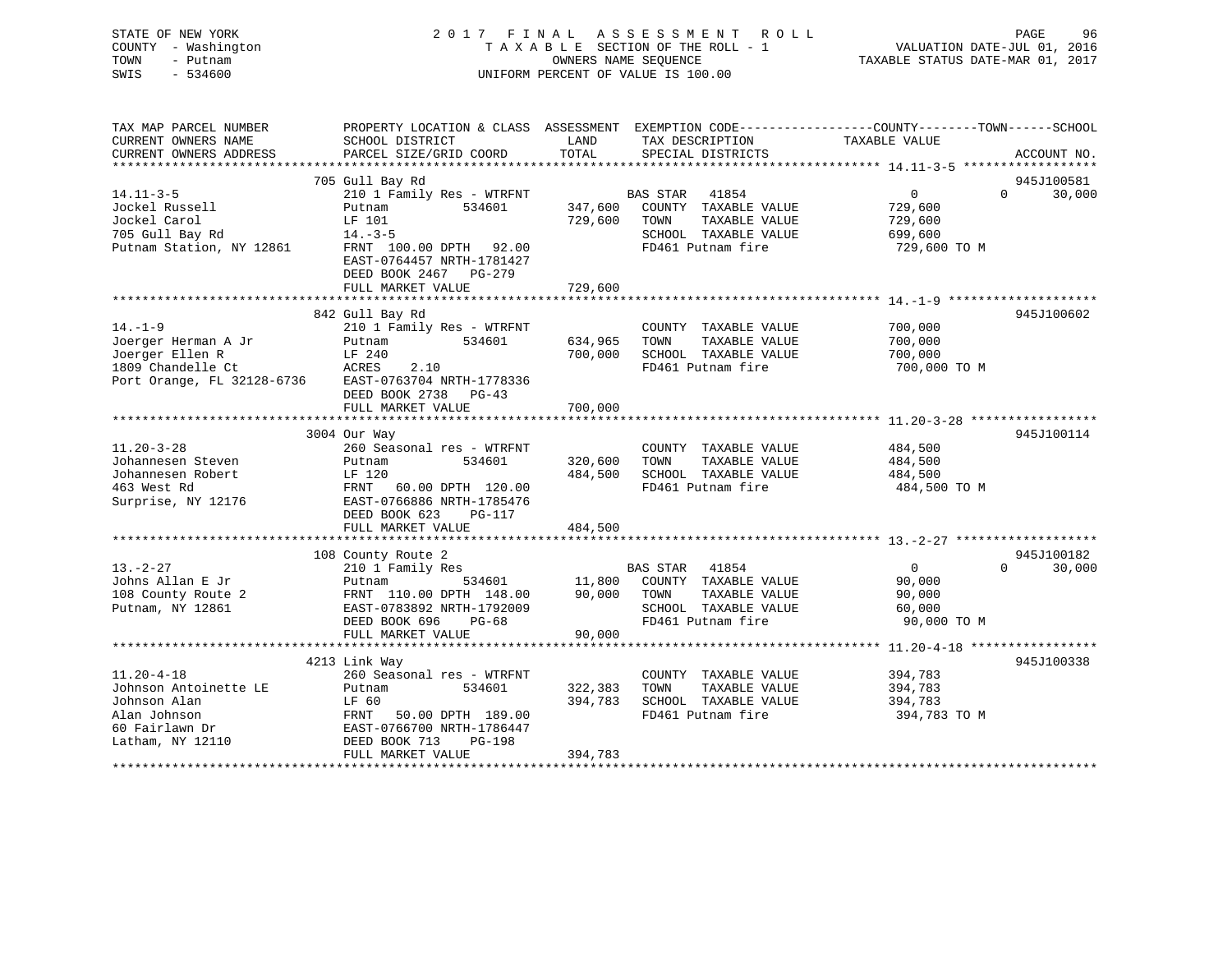STATE OF NEW YORK
COUNTY - Washington
TOWN - Putnam
SWIS - 534600

2 0 1 7 F I N A L A S S E S S M E N T R O L L
T A X A B L E SECTION OF THE ROLL - 1
OWNERS NAME SEQUENCE
UNIFORM PERCENT OF VALUE IS 100.00

VALUATION DATE-JUL 01, 2016
TAXABLE STATUS DATE-MAR 01, 2017

```
TAX MAP PARCEL NUMBER          PROPERTY LOCATION & CLASS  ASSESSMENT  EXEMPTION CODE------------------COUNTY--------TOWN------SCHOOL
CURRENT OWNERS NAME            SCHOOL DISTRICT              LAND      TAX DESCRIPTION              TAXABLE VALUE
CURRENT OWNERS ADDRESS         PARCEL SIZE/GRID COORD       TOTAL     SPECIAL DISTRICTS                                    ACCOUNT NO.
******************************************************************************************************* 14.11-3-5 ******************
                               705 Gull Bay Rd                                                                             945J100581
14.11-3-5                      210 1 Family Res - WTRFNT             BAS STAR   41854                    0          0       30,000
Jockel Russell                 Putnam            534601     347,600   COUNTY  TAXABLE VALUE           729,600
Jockel Carol                   LF 101                       729,600   TOWN    TAXABLE VALUE           729,600
705 Gull Bay Rd                14.-3-5                                SCHOOL  TAXABLE VALUE           699,600
Putnam Station, NY 12861       FRNT 100.00 DPTH  92.00                FD461 Putnam fire               729,600 TO M
                               EAST-0764457 NRTH-1781427
                               DEED BOOK 2467   PG-279
                               FULL MARKET VALUE            729,600
******************************************************************************************************* 14.-1-9 ********************
                               842 Gull Bay Rd                                                                             945J100602
14.-1-9                        210 1 Family Res - WTRFNT              COUNTY  TAXABLE VALUE           700,000
Joerger Herman A Jr            Putnam            534601     634,965   TOWN    TAXABLE VALUE           700,000
Joerger Ellen R                LF 240                       700,000   SCHOOL  TAXABLE VALUE           700,000
1809 Chandelle Ct              ACRES    2.10                          FD461 Putnam fire               700,000 TO M
Port Orange, FL 32128-6736     EAST-0763704 NRTH-1778336
                               DEED BOOK 2738   PG-43
                               FULL MARKET VALUE            700,000
******************************************************************************************************* 11.20-3-28 *****************
                               3004 Our Way                                                                                945J100114
11.20-3-28                     260 Seasonal res - WTRFNT              COUNTY  TAXABLE VALUE           484,500
Johannesen Steven              Putnam            534601     320,600   TOWN    TAXABLE VALUE           484,500
Johannesen Robert              LF 120                       484,500   SCHOOL  TAXABLE VALUE           484,500
463 West Rd                    FRNT  60.00 DPTH 120.00                FD461 Putnam fire               484,500 TO M
Surprise, NY 12176             EAST-0766886 NRTH-1785476
                               DEED BOOK 623    PG-117
                               FULL MARKET VALUE            484,500
******************************************************************************************************* 13.-2-27 *******************
                               108 County Route 2                                                                          945J100182
13.-2-27                       210 1 Family Res                       BAS STAR   41854                    0          0       30,000
Johns Allan E Jr               Putnam            534601      11,800   COUNTY  TAXABLE VALUE            90,000
108 County Route 2             FRNT 110.00 DPTH 148.00       90,000   TOWN    TAXABLE VALUE            90,000
Putnam, NY 12861               EAST-0783892 NRTH-1792009              SCHOOL  TAXABLE VALUE            60,000
                               DEED BOOK 696    PG-68                 FD461 Putnam fire                90,000 TO M
                               FULL MARKET VALUE             90,000
******************************************************************************************************* 11.20-4-18 *****************
                               4213 Link Way                                                                               945J100338
11.20-4-18                     260 Seasonal res - WTRFNT              COUNTY  TAXABLE VALUE           394,783
Johnson Antoinette LE          Putnam            534601     322,383   TOWN    TAXABLE VALUE           394,783
Johnson Alan                   LF 60                        394,783   SCHOOL  TAXABLE VALUE           394,783
Alan Johnson                   FRNT  50.00 DPTH 189.00                FD461 Putnam fire               394,783 TO M
60 Fairlawn Dr                 EAST-0766700 NRTH-1786447
Latham, NY 12110               DEED BOOK 713    PG-198
                               FULL MARKET VALUE            394,783
************************************************************************************************************************************
```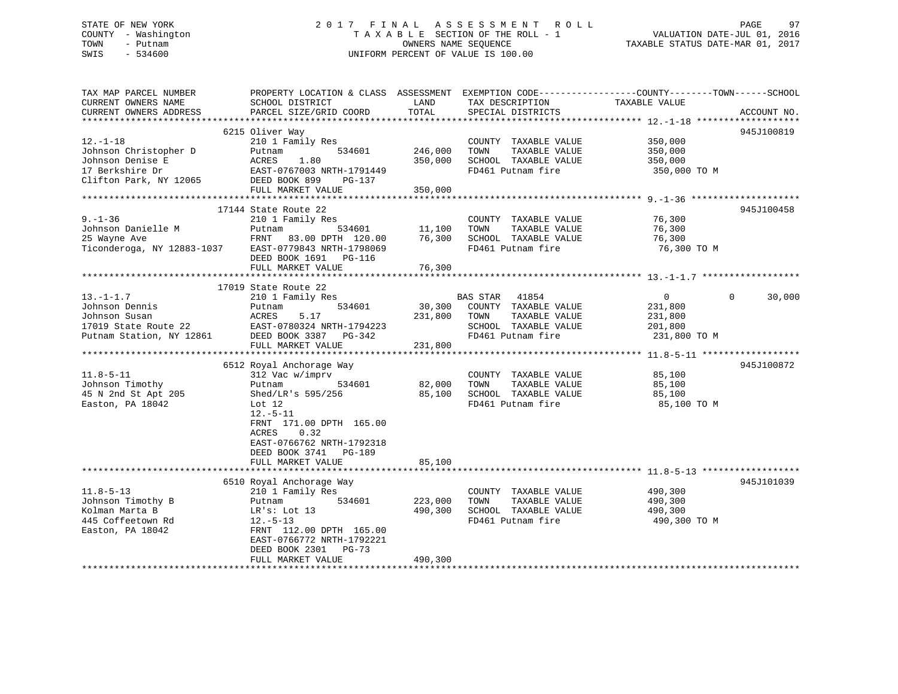STATE OF NEW YORK
COUNTY - Washington
TOWN - Putnam
SWIS - 534600

2017 FINAL ASSESSMENT ROLL
TAXABLE SECTION OF THE ROLL - 1
OWNERS NAME SEQUENCE
UNIFORM PERCENT OF VALUE IS 100.00

VALUATION DATE-JUL 01, 2016
TAXABLE STATUS DATE-MAR 01, 2017

| TAX MAP PARCEL NUMBER / CURRENT OWNERS NAME / CURRENT OWNERS ADDRESS | PROPERTY LOCATION & CLASS / SCHOOL DISTRICT / PARCEL SIZE/GRID COORD | ASSESSMENT LAND | TOTAL | EXEMPTION CODE / TAX DESCRIPTION / SPECIAL DISTRICTS | COUNTY / TAXABLE VALUE | TOWN | SCHOOL | ACCOUNT NO. |
|---|---|---|---|---|---|---|---|---|
| 12.-1-18 | 6215 Oliver Way | | | | | | | 945J100819 |
| Johnson Christopher D | 210 1 Family Res | | | COUNTY TAXABLE VALUE | 350,000 | | | |
| Johnson Denise E | Putnam 534601 | 246,000 | | TOWN TAXABLE VALUE | 350,000 | | | |
| 17 Berkshire Dr | ACRES 1.80 | | 350,000 | SCHOOL TAXABLE VALUE | 350,000 | | | |
| Clifton Park, NY 12065 | EAST-0767003 NRTH-1791449 | | | FD461 Putnam fire | 350,000 TO M | | | |
| | DEED BOOK 899 PG-137 | | | | | | | |
| | FULL MARKET VALUE | | 350,000 | | | | | |
| 9.-1-36 | 17144 State Route 22 | | | | | | | 945J100458 |
| Johnson Danielle M | 210 1 Family Res | | | COUNTY TAXABLE VALUE | 76,300 | | | |
| 25 Wayne Ave | Putnam 534601 | 11,100 | | TOWN TAXABLE VALUE | 76,300 | | | |
| Ticonderoga, NY 12883-1037 | FRNT 83.00 DPTH 120.00 | | 76,300 | SCHOOL TAXABLE VALUE | 76,300 | | | |
| | EAST-0779843 NRTH-1798069 | | | FD461 Putnam fire | 76,300 TO M | | | |
| | DEED BOOK 1691 PG-116 | | | | | | | |
| | FULL MARKET VALUE | | 76,300 | | | | | |
| 13.-1-1.7 | 17019 State Route 22 | | | | | | | |
| Johnson Dennis | 210 1 Family Res | | | BAS STAR 41854 | 0 | 0 | 30,000 | |
| Johnson Susan | Putnam 534601 | 30,300 | | COUNTY TAXABLE VALUE | 231,800 | | | |
| 17019 State Route 22 | ACRES 5.17 | | 231,800 | TOWN TAXABLE VALUE | 231,800 | | | |
| Putnam Station, NY 12861 | EAST-0780324 NRTH-1794223 | | | SCHOOL TAXABLE VALUE | 201,800 | | | |
| | DEED BOOK 3387 PG-342 | | | FD461 Putnam fire | 231,800 TO M | | | |
| | FULL MARKET VALUE | | 231,800 | | | | | |
| 11.8-5-11 | 6512 Royal Anchorage Way | | | | | | | 945J100872 |
| Johnson Timothy | 312 Vac w/imprv | | | COUNTY TAXABLE VALUE | 85,100 | | | |
| 45 N 2nd St Apt 205 | Putnam 534601 | 82,000 | | TOWN TAXABLE VALUE | 85,100 | | | |
| Easton, PA 18042 | Shed/LR's 595/256 | | 85,100 | SCHOOL TAXABLE VALUE | 85,100 | | | |
| | Lot 12 | | | FD461 Putnam fire | 85,100 TO M | | | |
| | 12.-5-11 | | | | | | | |
| | FRNT 171.00 DPTH 165.00 | | | | | | | |
| | ACRES 0.32 | | | | | | | |
| | EAST-0766762 NRTH-1792318 | | | | | | | |
| | DEED BOOK 3741 PG-189 | | | | | | | |
| | FULL MARKET VALUE | | 85,100 | | | | | |
| 11.8-5-13 | 6510 Royal Anchorage Way | | | | | | | 945J101039 |
| Johnson Timothy B | 210 1 Family Res | | | COUNTY TAXABLE VALUE | 490,300 | | | |
| Kolman Marta B | Putnam 534601 | 223,000 | | TOWN TAXABLE VALUE | 490,300 | | | |
| 445 Coffeetown Rd | LR's: Lot 13 | | 490,300 | SCHOOL TAXABLE VALUE | 490,300 | | | |
| Easton, PA 18042 | 12.-5-13 | | | FD461 Putnam fire | 490,300 TO M | | | |
| | FRNT 112.00 DPTH 165.00 | | | | | | | |
| | EAST-0766772 NRTH-1792221 | | | | | | | |
| | DEED BOOK 2301 PG-73 | | | | | | | |
| | FULL MARKET VALUE | | 490,300 | | | | | |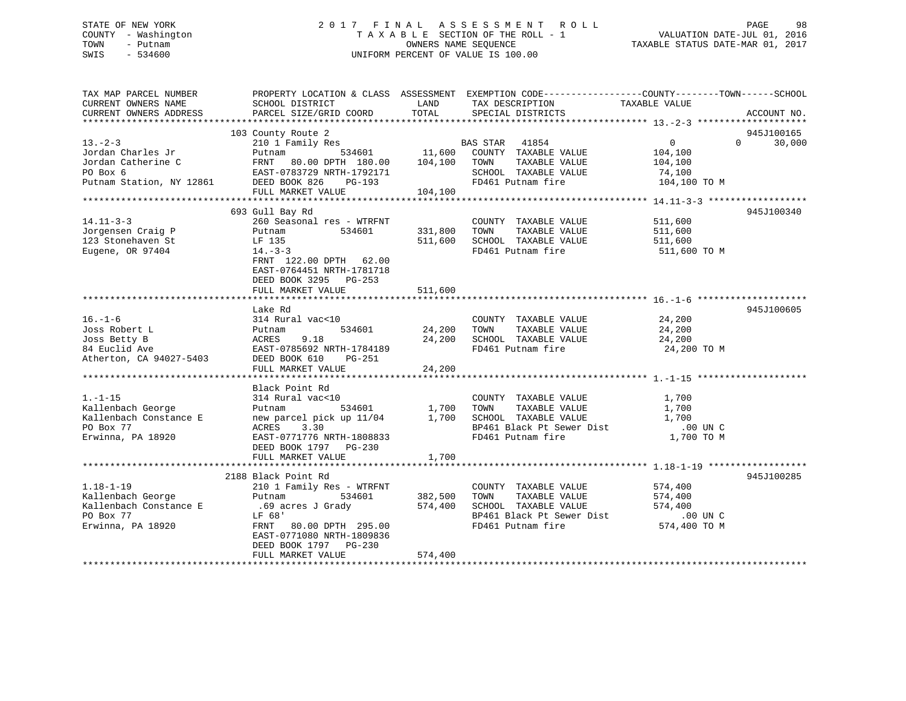STATE OF NEW YORK
COUNTY - Washington
TOWN - Putnam
SWIS - 534600

2 0 1 7 F I N A L A S S E S S M E N T R O L L
T A X A B L E SECTION OF THE ROLL - 1
OWNERS NAME SEQUENCE
UNIFORM PERCENT OF VALUE IS 100.00

VALUATION DATE-JUL 01, 2016
TAXABLE STATUS DATE-MAR 01, 2017

| TAX MAP PARCEL NUMBER / CURRENT OWNERS NAME / CURRENT OWNERS ADDRESS | PROPERTY LOCATION & CLASS / SCHOOL DISTRICT / PARCEL SIZE/GRID COORD | ASSESSMENT LAND | TOTAL | EXEMPTION CODE / TAX DESCRIPTION / SPECIAL DISTRICTS | TAXABLE VALUE COUNTY | TOWN | SCHOOL | ACCOUNT NO. |
|---|---|---|---|---|---|---|---|---|
| 13.-2-3 | 103 County Route 2 | | | | | | | 945J100165 |
| 13.-2-3 | 210 1 Family Res | | | BAS STAR 41854 | 0 | 0 | 30,000 | |
| Jordan Charles Jr | Putnam 534601 | 11,600 | | COUNTY TAXABLE VALUE | 104,100 | | | |
| Jordan Catherine C | FRNT 80.00 DPTH 180.00 | | 104,100 | TOWN TAXABLE VALUE | 104,100 | | | |
| PO Box 6 | EAST-0783729 NRTH-1792171 | | | SCHOOL TAXABLE VALUE | 74,100 | | | |
| Putnam Station, NY 12861 | DEED BOOK 826 PG-193 | | | FD461 Putnam fire | 104,100 TO M | | | |
| | FULL MARKET VALUE | | 104,100 | | | | | |
| 14.11-3-3 | 693 Gull Bay Rd | | | | | | | 945J100340 |
| 14.11-3-3 | 260 Seasonal res - WTRFNT | | | COUNTY TAXABLE VALUE | 511,600 | | | |
| Jorgensen Craig P | Putnam 534601 | 331,800 | | TOWN TAXABLE VALUE | 511,600 | | | |
| 123 Stonehaven St | LF 135 | | 511,600 | SCHOOL TAXABLE VALUE | 511,600 | | | |
| Eugene, OR 97404 | 14.-3-3 | | | FD461 Putnam fire | 511,600 TO M | | | |
| | FRNT 122.00 DPTH 62.00 | | | | | | | |
| | EAST-0764451 NRTH-1781718 | | | | | | | |
| | DEED BOOK 3295 PG-253 | | | | | | | |
| | FULL MARKET VALUE | | 511,600 | | | | | |
| 16.-1-6 | Lake Rd | | | | | | | 945J100605 |
| 16.-1-6 | 314 Rural vac<10 | | | COUNTY TAXABLE VALUE | 24,200 | | | |
| Joss Robert L | Putnam 534601 | 24,200 | | TOWN TAXABLE VALUE | 24,200 | | | |
| Joss Betty B | ACRES 9.18 | | 24,200 | SCHOOL TAXABLE VALUE | 24,200 | | | |
| 84 Euclid Ave | EAST-0785692 NRTH-1784189 | | | FD461 Putnam fire | 24,200 TO M | | | |
| Atherton, CA 94027-5403 | DEED BOOK 610 PG-251 | | | | | | | |
| | FULL MARKET VALUE | | 24,200 | | | | | |
| 1.-1-15 | Black Point Rd | | | | | | | |
| 1.-1-15 | 314 Rural vac<10 | | | COUNTY TAXABLE VALUE | 1,700 | | | |
| Kallenbach George | Putnam 534601 | 1,700 | | TOWN TAXABLE VALUE | 1,700 | | | |
| Kallenbach Constance E | new parcel pick up 11/04 | | 1,700 | SCHOOL TAXABLE VALUE | 1,700 | | | |
| PO Box 77 | ACRES 3.30 | | | BP461 Black Pt Sewer Dist | .00 UN C | | | |
| Erwinna, PA 18920 | EAST-0771776 NRTH-1808833 | | | FD461 Putnam fire | 1,700 TO M | | | |
| | DEED BOOK 1797 PG-230 | | | | | | | |
| | FULL MARKET VALUE | | 1,700 | | | | | |
| 1.18-1-19 | 2188 Black Point Rd | | | | | | | 945J100285 |
| 1.18-1-19 | 210 1 Family Res - WTRFNT | | | COUNTY TAXABLE VALUE | 574,400 | | | |
| Kallenbach George | Putnam 534601 | 382,500 | | TOWN TAXABLE VALUE | 574,400 | | | |
| Kallenbach Constance E | .69 acres J Grady | | 574,400 | SCHOOL TAXABLE VALUE | 574,400 | | | |
| PO Box 77 | LF 68' | | | BP461 Black Pt Sewer Dist | .00 UN C | | | |
| Erwinna, PA 18920 | FRNT 80.00 DPTH 295.00 | | | FD461 Putnam fire | 574,400 TO M | | | |
| | EAST-0771080 NRTH-1809836 | | | | | | | |
| | DEED BOOK 1797 PG-230 | | | | | | | |
| | FULL MARKET VALUE | | 574,400 | | | | | |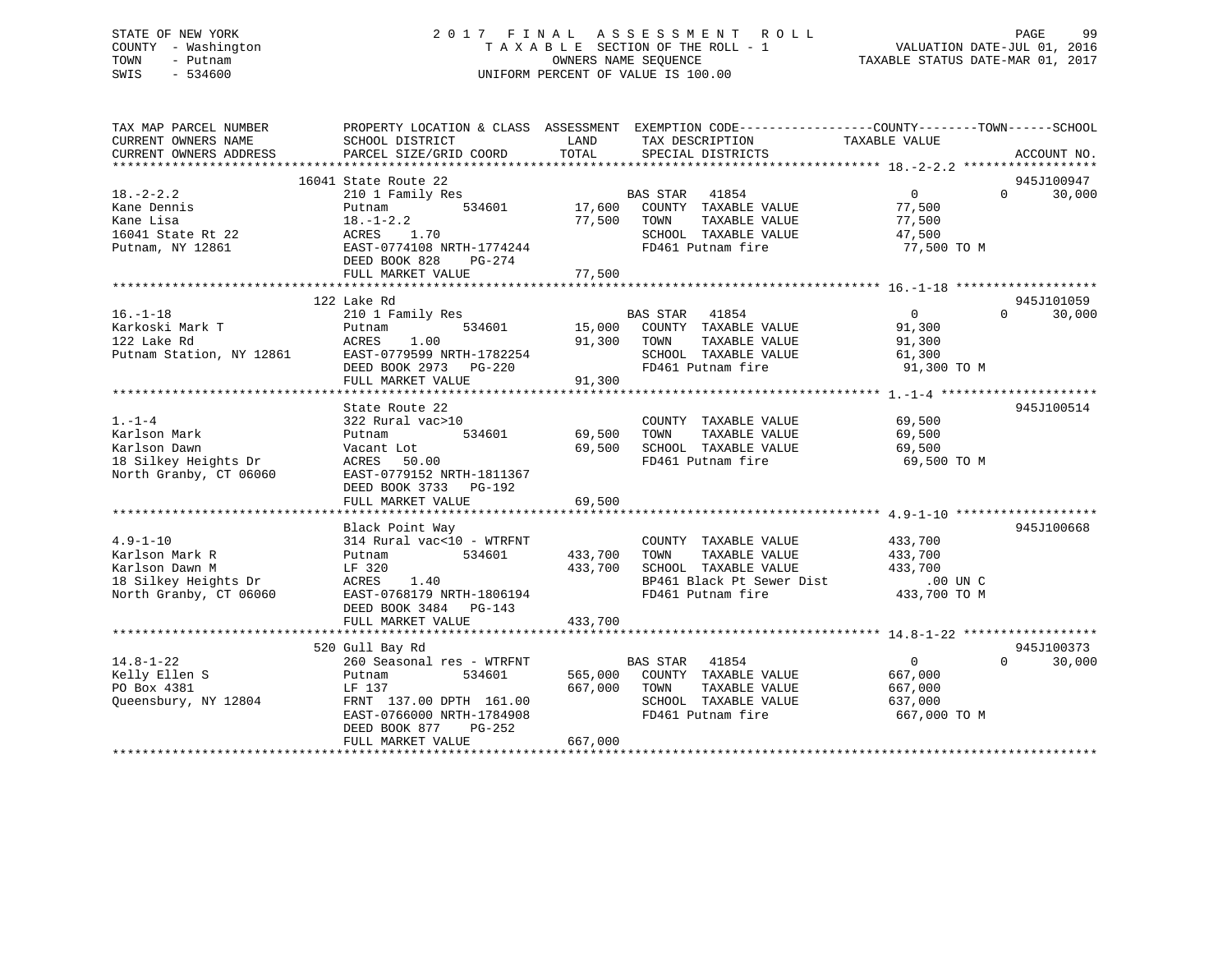STATE OF NEW YORK
COUNTY - Washington
TOWN - Putnam
SWIS - 534600

2 0 1 7 F I N A L A S S E S S M E N T R O L L
T A X A B L E SECTION OF THE ROLL - 1
OWNERS NAME SEQUENCE
UNIFORM PERCENT OF VALUE IS 100.00

VALUATION DATE-JUL 01, 2016
TAXABLE STATUS DATE-MAR 01, 2017

```
TAX MAP PARCEL NUMBER          PROPERTY LOCATION & CLASS  ASSESSMENT  EXEMPTION CODE------------------COUNTY--------TOWN------SCHOOL
CURRENT OWNERS NAME            SCHOOL DISTRICT               LAND      TAX DESCRIPTION              TAXABLE VALUE
CURRENT OWNERS ADDRESS         PARCEL SIZE/GRID COORD       TOTAL      SPECIAL DISTRICTS                                     ACCOUNT NO.
******************************************************************************************************* 18.-2-2.2 ******************
                          16041 State Route 22                                                                            945J100947
18.-2-2.2                      210 1 Family Res                    BAS STAR   41854                  0             0      30,000
Kane Dennis                    Putnam          534601      17,600   COUNTY  TAXABLE VALUE            77,500
Kane Lisa                      18.-1-2.2                   77,500   TOWN    TAXABLE VALUE            77,500
16041 State Rt 22              ACRES     1.70                       SCHOOL  TAXABLE VALUE            47,500
Putnam, NY 12861               EAST-0774108 NRTH-1774244            FD461 Putnam fire                 77,500 TO M
                               DEED BOOK 828     PG-274
                               FULL MARKET VALUE           77,500
******************************************************************************************************* 16.-1-18 *******************
                          122 Lake Rd                                                                                     945J101059
16.-1-18                       210 1 Family Res                    BAS STAR   41854                  0             0      30,000
Karkoski Mark T                Putnam          534601      15,000   COUNTY  TAXABLE VALUE            91,300
122 Lake Rd                    ACRES     1.00              91,300   TOWN    TAXABLE VALUE            91,300
Putnam Station, NY 12861       EAST-0779599 NRTH-1782254            SCHOOL  TAXABLE VALUE            61,300
                               DEED BOOK 2973    PG-220             FD461 Putnam fire                 91,300 TO M
                               FULL MARKET VALUE           91,300
******************************************************************************************************* 1.-1-4 *********************
                          State Route 22                                                                                  945J100514
1.-1-4                         322 Rural vac>10                     COUNTY  TAXABLE VALUE            69,500
Karlson Mark                   Putnam          534601      69,500   TOWN    TAXABLE VALUE            69,500
Karlson Dawn                   Vacant Lot                  69,500   SCHOOL  TAXABLE VALUE            69,500
18 Silkey Heights Dr           ACRES    50.00                       FD461 Putnam fire                 69,500 TO M
North Granby, CT 06060         EAST-0779152 NRTH-1811367
                               DEED BOOK 3733    PG-192
                               FULL MARKET VALUE           69,500
******************************************************************************************************* 4.9-1-10 *******************
                          Black Point Way                                                                                 945J100668
4.9-1-10                       314 Rural vac<10 - WTRFNT            COUNTY  TAXABLE VALUE           433,700
Karlson Mark R                 Putnam          534601     433,700   TOWN    TAXABLE VALUE           433,700
Karlson Dawn M                 LF 320                     433,700   SCHOOL  TAXABLE VALUE           433,700
18 Silkey Heights Dr           ACRES     1.40                       BP461 Black Pt Sewer Dist            .00 UN C
North Granby, CT 06060         EAST-0768179 NRTH-1806194            FD461 Putnam fire                433,700 TO M
                               DEED BOOK 3484    PG-143
                               FULL MARKET VALUE          433,700
******************************************************************************************************* 14.8-1-22 ******************
                          520 Gull Bay Rd                                                                                 945J100373
14.8-1-22                      260 Seasonal res - WTRFNT           BAS STAR   41854                  0             0      30,000
Kelly Ellen S                  Putnam          534601     565,000   COUNTY  TAXABLE VALUE           667,000
PO Box 4381                    LF 137                     667,000   TOWN    TAXABLE VALUE           667,000
Queensbury, NY 12804           FRNT 137.00 DPTH 161.00              SCHOOL  TAXABLE VALUE           637,000
                               EAST-0766000 NRTH-1784908            FD461 Putnam fire                667,000 TO M
                               DEED BOOK 877     PG-252
                               FULL MARKET VALUE          667,000
************************************************************************************************************************************
```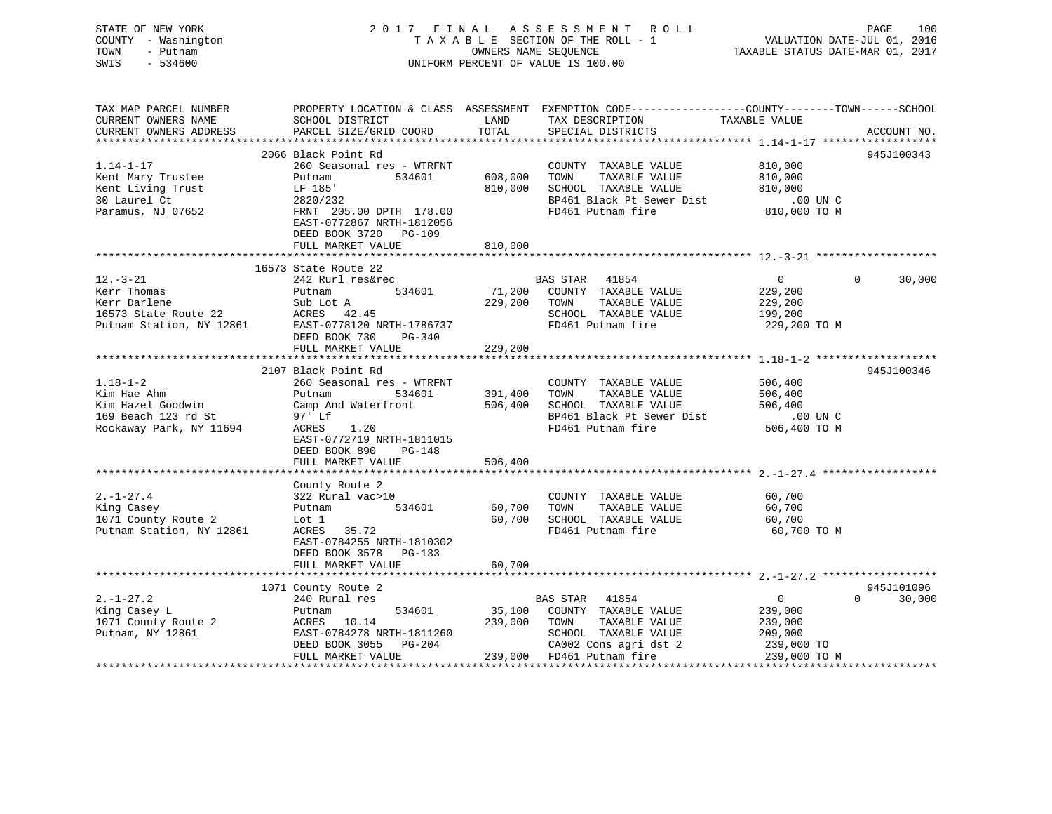STATE OF NEW YORK
COUNTY - Washington
TOWN - Putnam
SWIS - 534600

2 0 1 7 F I N A L A S S E S S M E N T R O L L
T A X A B L E SECTION OF THE ROLL - 1
OWNERS NAME SEQUENCE
UNIFORM PERCENT OF VALUE IS 100.00

VALUATION DATE-JUL 01, 2016
TAXABLE STATUS DATE-MAR 01, 2017

```
TAX MAP PARCEL NUMBER          PROPERTY LOCATION & CLASS  ASSESSMENT  EXEMPTION CODE------------------COUNTY--------TOWN------SCHOOL
CURRENT OWNERS NAME            SCHOOL DISTRICT               LAND      TAX DESCRIPTION              TAXABLE VALUE
CURRENT OWNERS ADDRESS         PARCEL SIZE/GRID COORD        TOTAL     SPECIAL DISTRICTS                                  ACCOUNT NO.
************************************************************************************************ 1.14-1-17 ******************
                            2066 Black Point Rd                                                                      945J100343
1.14-1-17                      260 Seasonal res - WTRFNT           COUNTY  TAXABLE VALUE          810,000
Kent Mary Trustee              Putnam          534601      608,000  TOWN    TAXABLE VALUE          810,000
Kent Living Trust              LF 185'                     810,000  SCHOOL  TAXABLE VALUE          810,000
30 Laurel Ct                   2820/232                             BP461 Black Pt Sewer Dist          .00 UN C
Paramus, NJ 07652              FRNT 205.00 DPTH 178.00              FD461 Putnam fire              810,000 TO M
                               EAST-0772867 NRTH-1812056
                               DEED BOOK 3720   PG-109
                               FULL MARKET VALUE           810,000
************************************************************************************************ 12.-3-21 *******************
                         16573 State Route 22
12.-3-21                       242 Rurl res&rec                  BAS STAR  41854                  0             0       30,000
Kerr Thomas                    Putnam          534601       71,200  COUNTY  TAXABLE VALUE          229,200
Kerr Darlene                   Sub Lot A                   229,200  TOWN    TAXABLE VALUE          229,200
16573 State Route 22           ACRES   42.45                        SCHOOL  TAXABLE VALUE          199,200
Putnam Station, NY 12861       EAST-0778120 NRTH-1786737            FD461 Putnam fire              229,200 TO M
                               DEED BOOK 730    PG-340
                               FULL MARKET VALUE           229,200
************************************************************************************************ 1.18-1-2 *******************
                            2107 Black Point Rd                                                                      945J100346
1.18-1-2                       260 Seasonal res - WTRFNT           COUNTY  TAXABLE VALUE          506,400
Kim Hae Ahm                    Putnam          534601      391,400  TOWN    TAXABLE VALUE          506,400
Kim Hazel Goodwin              Camp And Waterfront         506,400  SCHOOL  TAXABLE VALUE          506,400
169 Beach 123 rd St            97' Lf                               BP461 Black Pt Sewer Dist          .00 UN C
Rockaway Park, NY 11694        ACRES    1.20                        FD461 Putnam fire              506,400 TO M
                               EAST-0772719 NRTH-1811015
                               DEED BOOK 890    PG-148
                               FULL MARKET VALUE           506,400
************************************************************************************************ 2.-1-27.4 ******************
                               County Route 2
2.-1-27.4                      322 Rural vac>10                    COUNTY  TAXABLE VALUE           60,700
King Casey                     Putnam          534601       60,700  TOWN    TAXABLE VALUE           60,700
1071 County Route 2            Lot 1                        60,700  SCHOOL  TAXABLE VALUE           60,700
Putnam Station, NY 12861       ACRES   35.72                        FD461 Putnam fire               60,700 TO M
                               EAST-0784255 NRTH-1810302
                               DEED BOOK 3578   PG-133
                               FULL MARKET VALUE            60,700
************************************************************************************************ 2.-1-27.2 ******************
                            1071 County Route 2                                                                      945J101096
2.-1-27.2                      240 Rural res                     BAS STAR  41854                  0             0       30,000
King Casey L                   Putnam          534601       35,100  COUNTY  TAXABLE VALUE          239,000
1071 County Route 2            ACRES   10.14               239,000  TOWN    TAXABLE VALUE          239,000
Putnam, NY 12861               EAST-0784278 NRTH-1811260            SCHOOL  TAXABLE VALUE          209,000
                               DEED BOOK 3055   PG-204              CA002 Cons agri dst 2          239,000 TO
                               FULL MARKET VALUE           239,000  FD461 Putnam fire              239,000 TO M
******************************************************************************************************************************
```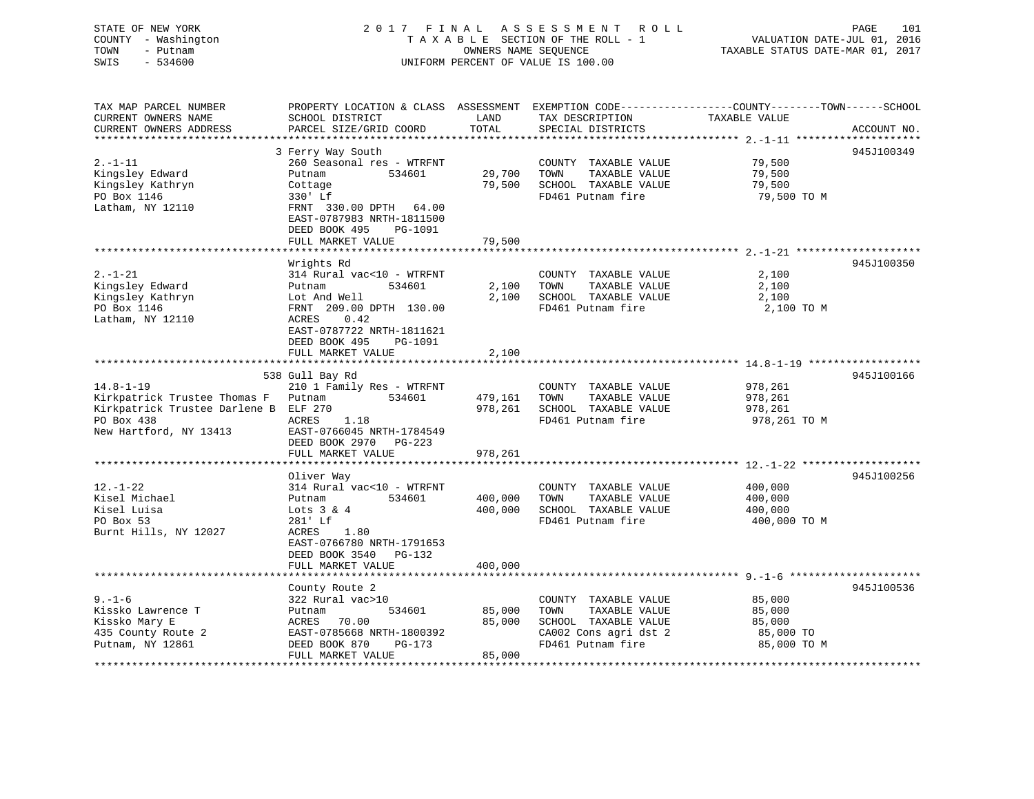STATE OF NEW YORK
COUNTY - Washington
TOWN - Putnam
SWIS - 534600

2017 FINAL ASSESSMENT ROLL
TAXABLE SECTION OF THE ROLL - 1
OWNERS NAME SEQUENCE
UNIFORM PERCENT OF VALUE IS 100.00

VALUATION DATE-JUL 01, 2016
TAXABLE STATUS DATE-MAR 01, 2017

| TAX MAP PARCEL NUMBER / CURRENT OWNERS NAME / CURRENT OWNERS ADDRESS | PROPERTY LOCATION & CLASS / SCHOOL DISTRICT / PARCEL SIZE/GRID COORD | ASSESSMENT LAND / TOTAL | EXEMPTION CODE / TAX DESCRIPTION / SPECIAL DISTRICTS | COUNTY--------TOWN------SCHOOL TAXABLE VALUE | ACCOUNT NO. |
|---|---|---|---|---|---|
| 2.-1-11 | 3 Ferry Way South | | | | 945J100349 |
| 2.-1-11 | 260 Seasonal res - WTRFNT | | COUNTY TAXABLE VALUE | 79,500 | |
| Kingsley Edward | Putnam 534601 | 29,700 | TOWN TAXABLE VALUE | 79,500 | |
| Kingsley Kathryn | Cottage | 79,500 | SCHOOL TAXABLE VALUE | 79,500 | |
| PO Box 1146 | 330' Lf | | FD461 Putnam fire | 79,500 TO M | |
| Latham, NY 12110 | FRNT 330.00 DPTH 64.00 | | | | |
| | EAST-0787983 NRTH-1811500 | | | | |
| | DEED BOOK 495 PG-1091 | | | | |
| | FULL MARKET VALUE | 79,500 | | | |
| 2.-1-21 | Wrights Rd | | | | 945J100350 |
| 2.-1-21 | 314 Rural vac<10 - WTRFNT | | COUNTY TAXABLE VALUE | 2,100 | |
| Kingsley Edward | Putnam 534601 | 2,100 | TOWN TAXABLE VALUE | 2,100 | |
| Kingsley Kathryn | Lot And Well | 2,100 | SCHOOL TAXABLE VALUE | 2,100 | |
| PO Box 1146 | FRNT 209.00 DPTH 130.00 | | FD461 Putnam fire | 2,100 TO M | |
| Latham, NY 12110 | ACRES 0.42 | | | | |
| | EAST-0787722 NRTH-1811621 | | | | |
| | DEED BOOK 495 PG-1091 | | | | |
| | FULL MARKET VALUE | 2,100 | | | |
| 14.8-1-19 | 538 Gull Bay Rd | | | | 945J100166 |
| 14.8-1-19 | 210 1 Family Res - WTRFNT | | COUNTY TAXABLE VALUE | 978,261 | |
| Kirkpatrick Trustee Thomas F | Putnam 534601 | 479,161 | TOWN TAXABLE VALUE | 978,261 | |
| Kirkpatrick Trustee Darlene B | ELF 270 | 978,261 | SCHOOL TAXABLE VALUE | 978,261 | |
| PO Box 438 | ACRES 1.18 | | FD461 Putnam fire | 978,261 TO M | |
| New Hartford, NY 13413 | EAST-0766045 NRTH-1784549 | | | | |
| | DEED BOOK 2970 PG-223 | | | | |
| | FULL MARKET VALUE | 978,261 | | | |
| 12.-1-22 | Oliver Way | | | | 945J100256 |
| 12.-1-22 | 314 Rural vac<10 - WTRFNT | | COUNTY TAXABLE VALUE | 400,000 | |
| Kisel Michael | Putnam 534601 | 400,000 | TOWN TAXABLE VALUE | 400,000 | |
| Kisel Luisa | Lots 3 & 4 | 400,000 | SCHOOL TAXABLE VALUE | 400,000 | |
| PO Box 53 | 281' Lf | | FD461 Putnam fire | 400,000 TO M | |
| Burnt Hills, NY 12027 | ACRES 1.80 | | | | |
| | EAST-0766780 NRTH-1791653 | | | | |
| | DEED BOOK 3540 PG-132 | | | | |
| | FULL MARKET VALUE | 400,000 | | | |
| 9.-1-6 | County Route 2 | | | | 945J100536 |
| 9.-1-6 | 322 Rural vac>10 | | COUNTY TAXABLE VALUE | 85,000 | |
| Kissko Lawrence T | Putnam 534601 | 85,000 | TOWN TAXABLE VALUE | 85,000 | |
| Kissko Mary E | ACRES 70.00 | 85,000 | SCHOOL TAXABLE VALUE | 85,000 | |
| 435 County Route 2 | EAST-0785668 NRTH-1800392 | | CA002 Cons agri dst 2 | 85,000 TO | |
| Putnam, NY 12861 | DEED BOOK 870 PG-173 | | FD461 Putnam fire | 85,000 TO M | |
| | FULL MARKET VALUE | 85,000 | | | |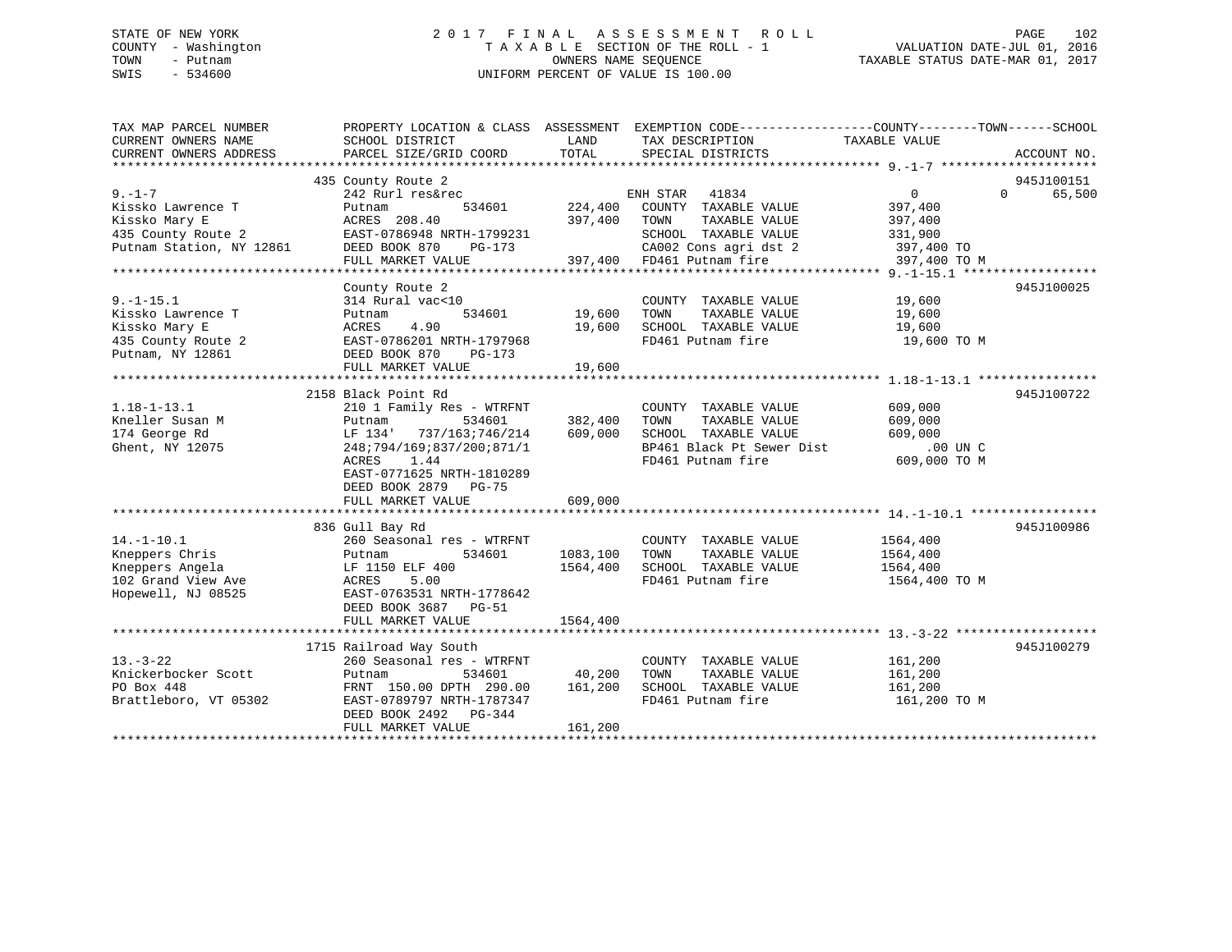STATE OF NEW YORK
COUNTY - Washington
TOWN - Putnam
SWIS - 534600

# 2017 FINAL ASSESSMENT ROLL

TAXABLE SECTION OF THE ROLL - 1
OWNERS NAME SEQUENCE
UNIFORM PERCENT OF VALUE IS 100.00

VALUATION DATE-JUL 01, 2016
TAXABLE STATUS DATE-MAR 01, 2017

| TAX MAP PARCEL NUMBER / CURRENT OWNERS NAME / CURRENT OWNERS ADDRESS | PROPERTY LOCATION & CLASS / SCHOOL DISTRICT / PARCEL SIZE/GRID COORD | ASSESSMENT LAND | TOTAL | EXEMPTION CODE / TAX DESCRIPTION / SPECIAL DISTRICTS | COUNTY TAXABLE VALUE | TOWN | SCHOOL | ACCOUNT NO. |
|---|---|---|---|---|---|---|---|---|
| 9.-1-7 | 435 County Route 2 | | | | | | | 945J100151 |
| | 242 Rurl res&rec | | | ENH STAR 41834 | 0 | 0 | 65,500 | |
| Kissko Lawrence T | Putnam 534601 | 224,400 | | COUNTY TAXABLE VALUE | 397,400 | | | |
| Kissko Mary E | ACRES 208.40 | | 397,400 | TOWN TAXABLE VALUE | 397,400 | | | |
| 435 County Route 2 | EAST-0786948 NRTH-1799231 | | | SCHOOL TAXABLE VALUE | 331,900 | | | |
| Putnam Station, NY 12861 | DEED BOOK 870 PG-173 | | | CA002 Cons agri dst 2 | 397,400 TO | | | |
| | FULL MARKET VALUE | | 397,400 | FD461 Putnam fire | 397,400 TO M | | | |
| 9.-1-15.1 | County Route 2 | | | | | | | 945J100025 |
| | 314 Rural vac<10 | | | COUNTY TAXABLE VALUE | 19,600 | | | |
| Kissko Lawrence T | Putnam 534601 | 19,600 | | TOWN TAXABLE VALUE | 19,600 | | | |
| Kissko Mary E | ACRES 4.90 | | 19,600 | SCHOOL TAXABLE VALUE | 19,600 | | | |
| 435 County Route 2 | EAST-0786201 NRTH-1797968 | | | FD461 Putnam fire | 19,600 TO M | | | |
| Putnam, NY 12861 | DEED BOOK 870 PG-173 | | | | | | | |
| | FULL MARKET VALUE | | 19,600 | | | | | |
| 1.18-1-13.1 | 2158 Black Point Rd | | | | | | | 945J100722 |
| | 210 1 Family Res - WTRFNT | | | COUNTY TAXABLE VALUE | 609,000 | | | |
| Kneller Susan M | Putnam 534601 | 382,400 | | TOWN TAXABLE VALUE | 609,000 | | | |
| 174 George Rd | LF 134' 737/163;746/214 | | 609,000 | SCHOOL TAXABLE VALUE | 609,000 | | | |
| Ghent, NY 12075 | 248;794/169;837/200;871/1 | | | BP461 Black Pt Sewer Dist | .00 UN C | | | |
| | ACRES 1.44 | | | FD461 Putnam fire | 609,000 TO M | | | |
| | EAST-0771625 NRTH-1810289 | | | | | | | |
| | DEED BOOK 2879 PG-75 | | | | | | | |
| | FULL MARKET VALUE | | 609,000 | | | | | |
| 14.-1-10.1 | 836 Gull Bay Rd | | | | | | | 945J100986 |
| | 260 Seasonal res - WTRFNT | | | COUNTY TAXABLE VALUE | 1564,400 | | | |
| Kneppers Chris | Putnam 534601 | 1083,100 | | TOWN TAXABLE VALUE | 1564,400 | | | |
| Kneppers Angela | LF 1150 ELF 400 | | 1564,400 | SCHOOL TAXABLE VALUE | 1564,400 | | | |
| 102 Grand View Ave | ACRES 5.00 | | | FD461 Putnam fire | 1564,400 TO M | | | |
| Hopewell, NJ 08525 | EAST-0763531 NRTH-1778642 | | | | | | | |
| | DEED BOOK 3687 PG-51 | | | | | | | |
| | FULL MARKET VALUE | | 1564,400 | | | | | |
| 13.-3-22 | 1715 Railroad Way South | | | | | | | 945J100279 |
| | 260 Seasonal res - WTRFNT | | | COUNTY TAXABLE VALUE | 161,200 | | | |
| Knickerbocker Scott | Putnam 534601 | 40,200 | | TOWN TAXABLE VALUE | 161,200 | | | |
| PO Box 448 | FRNT 150.00 DPTH 290.00 | | 161,200 | SCHOOL TAXABLE VALUE | 161,200 | | | |
| Brattleboro, VT 05302 | EAST-0789797 NRTH-1787347 | | | FD461 Putnam fire | 161,200 TO M | | | |
| | DEED BOOK 2492 PG-344 | | | | | | | |
| | FULL MARKET VALUE | | 161,200 | | | | | |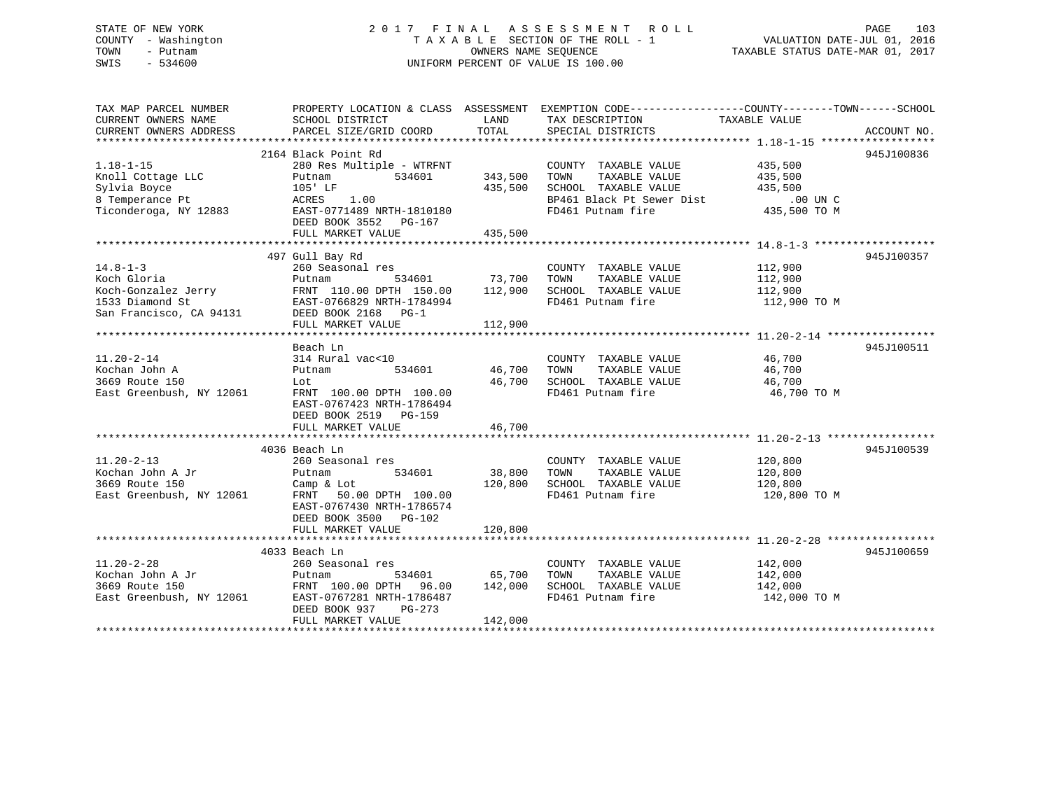STATE OF NEW YORK
COUNTY - Washington
TOWN - Putnam
SWIS - 534600

# 2017 FINAL ASSESSMENT ROLL
TAXABLE SECTION OF THE ROLL - 1
OWNERS NAME SEQUENCE
UNIFORM PERCENT OF VALUE IS 100.00

VALUATION DATE-JUL 01, 2016
TAXABLE STATUS DATE-MAR 01, 2017

| TAX MAP PARCEL NUMBER / CURRENT OWNERS NAME / CURRENT OWNERS ADDRESS | PROPERTY LOCATION & CLASS / SCHOOL DISTRICT / PARCEL SIZE/GRID COORD | ASSESSMENT LAND | TOTAL | EXEMPTION CODE / TAX DESCRIPTION / SPECIAL DISTRICTS | TAXABLE VALUE | ACCOUNT NO. |
|---|---|---|---|---|---|---|
| 1.18-1-15 | 2164 Black Point Rd | | | | | 945J100836 |
| | 280 Res Multiple - WTRFNT | | | COUNTY TAXABLE VALUE | 435,500 | |
| Knoll Cottage LLC | Putnam 534601 | 343,500 | | TOWN TAXABLE VALUE | 435,500 | |
| Sylvia Boyce | 105' LF | | 435,500 | SCHOOL TAXABLE VALUE | 435,500 | |
| 8 Temperance Pt | ACRES 1.00 | | | BP461 Black Pt Sewer Dist | .00 UN C | |
| Ticonderoga, NY 12883 | EAST-0771489 NRTH-1810180 | | | FD461 Putnam fire | 435,500 TO M | |
| | DEED BOOK 3552 PG-167 | | | | | |
| | FULL MARKET VALUE | | 435,500 | | | |
| 14.8-1-3 | 497 Gull Bay Rd | | | | | 945J100357 |
| | 260 Seasonal res | | | COUNTY TAXABLE VALUE | 112,900 | |
| Koch Gloria | Putnam 534601 | 73,700 | | TOWN TAXABLE VALUE | 112,900 | |
| Koch-Gonzalez Jerry | FRNT 110.00 DPTH 150.00 | | 112,900 | SCHOOL TAXABLE VALUE | 112,900 | |
| 1533 Diamond St | EAST-0766829 NRTH-1784994 | | | FD461 Putnam fire | 112,900 TO M | |
| San Francisco, CA 94131 | DEED BOOK 2168 PG-1 | | | | | |
| | FULL MARKET VALUE | | 112,900 | | | |
| 11.20-2-14 | Beach Ln | | | | | 945J100511 |
| | 314 Rural vac<10 | | | COUNTY TAXABLE VALUE | 46,700 | |
| Kochan John A | Putnam 534601 | 46,700 | | TOWN TAXABLE VALUE | 46,700 | |
| 3669 Route 150 | Lot | | 46,700 | SCHOOL TAXABLE VALUE | 46,700 | |
| East Greenbush, NY 12061 | FRNT 100.00 DPTH 100.00 | | | FD461 Putnam fire | 46,700 TO M | |
| | EAST-0767423 NRTH-1786494 | | | | | |
| | DEED BOOK 2519 PG-159 | | | | | |
| | FULL MARKET VALUE | | 46,700 | | | |
| 11.20-2-13 | 4036 Beach Ln | | | | | 945J100539 |
| | 260 Seasonal res | | | COUNTY TAXABLE VALUE | 120,800 | |
| Kochan John A Jr | Putnam 534601 | 38,800 | | TOWN TAXABLE VALUE | 120,800 | |
| 3669 Route 150 | Camp & Lot | | 120,800 | SCHOOL TAXABLE VALUE | 120,800 | |
| East Greenbush, NY 12061 | FRNT 50.00 DPTH 100.00 | | | FD461 Putnam fire | 120,800 TO M | |
| | EAST-0767430 NRTH-1786574 | | | | | |
| | DEED BOOK 3500 PG-102 | | | | | |
| | FULL MARKET VALUE | | 120,800 | | | |
| 11.20-2-28 | 4033 Beach Ln | | | | | 945J100659 |
| | 260 Seasonal res | | | COUNTY TAXABLE VALUE | 142,000 | |
| Kochan John A Jr | Putnam 534601 | 65,700 | | TOWN TAXABLE VALUE | 142,000 | |
| 3669 Route 150 | FRNT 100.00 DPTH 96.00 | | 142,000 | SCHOOL TAXABLE VALUE | 142,000 | |
| East Greenbush, NY 12061 | EAST-0767281 NRTH-1786487 | | | FD461 Putnam fire | 142,000 TO M | |
| | DEED BOOK 937 PG-273 | | | | | |
| | FULL MARKET VALUE | | 142,000 | | | |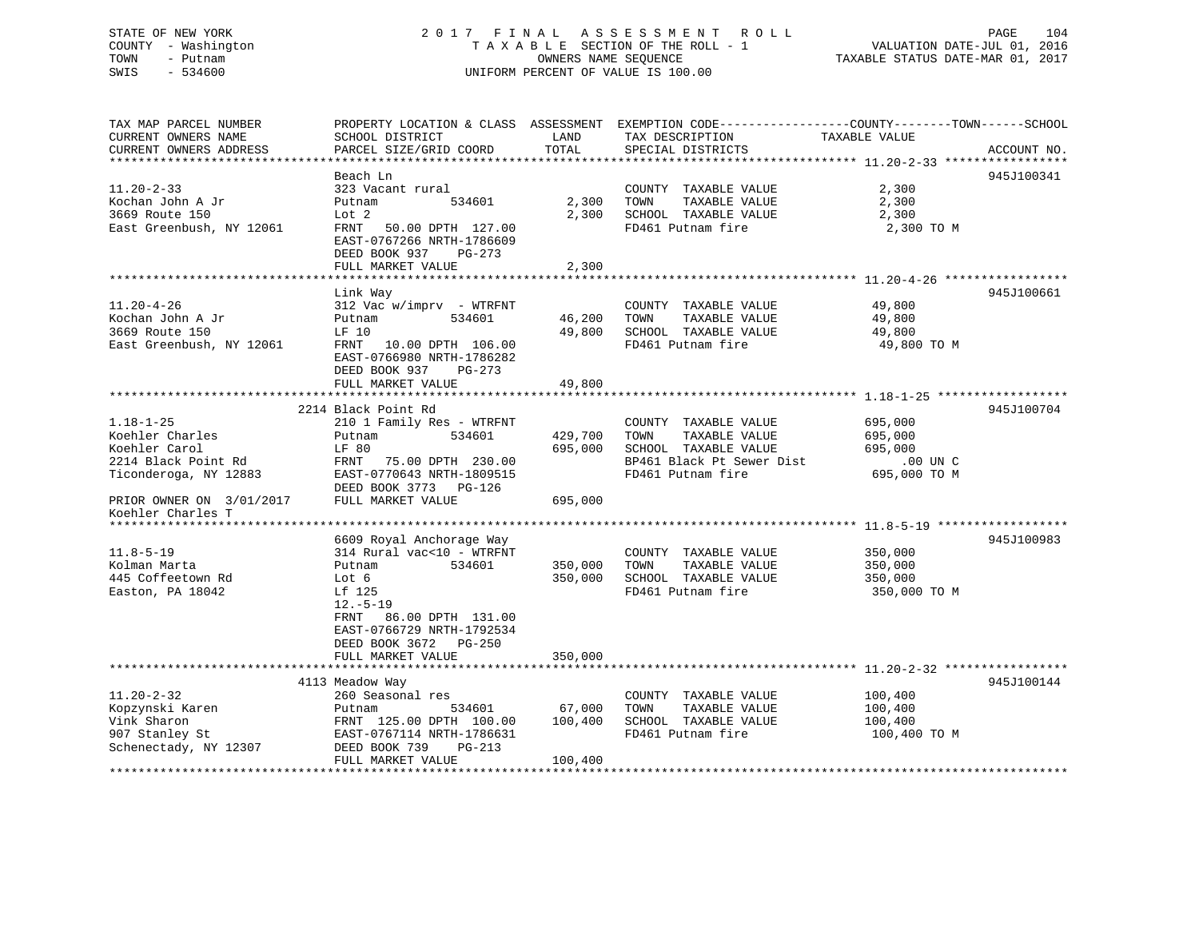STATE OF NEW YORK
COUNTY - Washington
TOWN - Putnam
SWIS - 534600

# 2017 FINAL ASSESSMENT ROLL

TAXABLE SECTION OF THE ROLL - 1
OWNERS NAME SEQUENCE
UNIFORM PERCENT OF VALUE IS 100.00

VALUATION DATE-JUL 01, 2016
TAXABLE STATUS DATE-MAR 01, 2017

| TAX MAP PARCEL NUMBER / CURRENT OWNERS NAME / CURRENT OWNERS ADDRESS | PROPERTY LOCATION & CLASS / SCHOOL DISTRICT / PARCEL SIZE/GRID COORD | ASSESSMENT LAND | TOTAL | EXEMPTION CODE / TAX DESCRIPTION / SPECIAL DISTRICTS | TAXABLE VALUE (COUNTY / TOWN / SCHOOL) | ACCOUNT NO. |
|---|---|---|---|---|---|---|
| **11.20-2-33** | Beach Ln | | | | | 945J100341 |
| Kochan John A Jr | 323 Vacant rural | | | COUNTY TAXABLE VALUE | 2,300 | |
| 3669 Route 150 | Putnam 534601 | 2,300 | | TOWN TAXABLE VALUE | 2,300 | |
| East Greenbush, NY 12061 | Lot 2 | | 2,300 | SCHOOL TAXABLE VALUE | 2,300 | |
| | FRNT 50.00 DPTH 127.00 | | | FD461 Putnam fire | 2,300 TO M | |
| | EAST-0767266 NRTH-1786609 | | | | | |
| | DEED BOOK 937 PG-273 | | | | | |
| | FULL MARKET VALUE | | 2,300 | | | |
| **11.20-4-26** | Link Way | | | | | 945J100661 |
| Kochan John A Jr | 312 Vac w/imprv - WTRFNT | | | COUNTY TAXABLE VALUE | 49,800 | |
| 3669 Route 150 | Putnam 534601 | 46,200 | | TOWN TAXABLE VALUE | 49,800 | |
| East Greenbush, NY 12061 | LF 10 | | 49,800 | SCHOOL TAXABLE VALUE | 49,800 | |
| | FRNT 10.00 DPTH 106.00 | | | FD461 Putnam fire | 49,800 TO M | |
| | EAST-0766980 NRTH-1786282 | | | | | |
| | DEED BOOK 937 PG-273 | | | | | |
| | FULL MARKET VALUE | | 49,800 | | | |
| **1.18-1-25** | 2214 Black Point Rd | | | | | 945J100704 |
| Koehler Charles | 210 1 Family Res - WTRFNT | | | COUNTY TAXABLE VALUE | 695,000 | |
| Koehler Carol | Putnam 534601 | 429,700 | | TOWN TAXABLE VALUE | 695,000 | |
| 2214 Black Point Rd | LF 80 | | 695,000 | SCHOOL TAXABLE VALUE | 695,000 | |
| Ticonderoga, NY 12883 | FRNT 75.00 DPTH 230.00 | | | BP461 Black Pt Sewer Dist | .00 UN C | |
| | EAST-0770643 NRTH-1809515 | | | FD461 Putnam fire | 695,000 TO M | |
| | DEED BOOK 3773 PG-126 | | | | | |
| PRIOR OWNER ON 3/01/2017 | FULL MARKET VALUE | | 695,000 | | | |
| Koehler Charles T | | | | | | |
| **11.8-5-19** | 6609 Royal Anchorage Way | | | | | 945J100983 |
| Kolman Marta | 314 Rural vac<10 - WTRFNT | | | COUNTY TAXABLE VALUE | 350,000 | |
| 445 Coffeetown Rd | Putnam 534601 | 350,000 | | TOWN TAXABLE VALUE | 350,000 | |
| Easton, PA 18042 | Lot 6 | | 350,000 | SCHOOL TAXABLE VALUE | 350,000 | |
| | Lf 125 | | | FD461 Putnam fire | 350,000 TO M | |
| | 12.-5-19 | | | | | |
| | FRNT 86.00 DPTH 131.00 | | | | | |
| | EAST-0766729 NRTH-1792534 | | | | | |
| | DEED BOOK 3672 PG-250 | | | | | |
| | FULL MARKET VALUE | | 350,000 | | | |
| **11.20-2-32** | 4113 Meadow Way | | | | | 945J100144 |
| Kopzynski Karen | 260 Seasonal res | | | COUNTY TAXABLE VALUE | 100,400 | |
| Vink Sharon | Putnam 534601 | 67,000 | | TOWN TAXABLE VALUE | 100,400 | |
| 907 Stanley St | FRNT 125.00 DPTH 100.00 | | 100,400 | SCHOOL TAXABLE VALUE | 100,400 | |
| Schenectady, NY 12307 | EAST-0767114 NRTH-1786631 | | | FD461 Putnam fire | 100,400 TO M | |
| | DEED BOOK 739 PG-213 | | | | | |
| | FULL MARKET VALUE | | 100,400 | | | |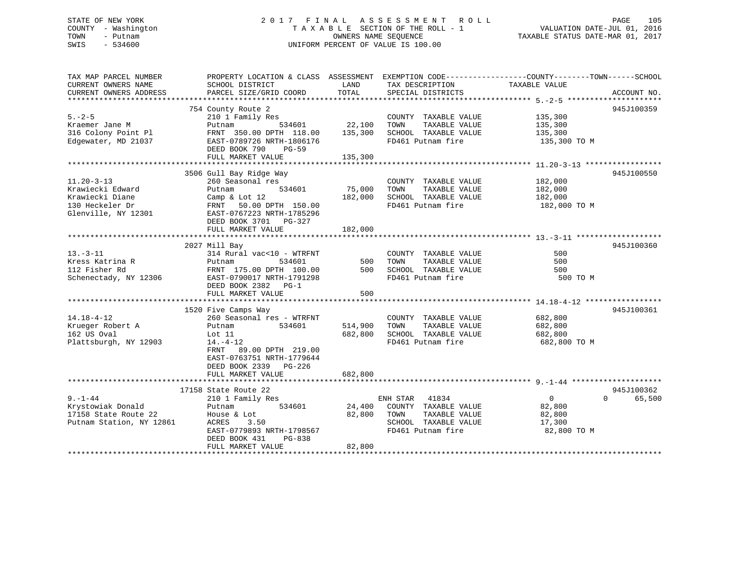STATE OF NEW YORK | 2017 FINAL ASSESSMENT ROLL | VALUATION DATE-JUL 01, 2016
COUNTY - Washington | TAXABLE SECTION OF THE ROLL - 1 | TAXABLE STATUS DATE-MAR 01, 2017
TOWN - Putnam | OWNERS NAME SEQUENCE
SWIS - 534600 | UNIFORM PERCENT OF VALUE IS 100.00

| TAX MAP PARCEL NUMBER / CURRENT OWNERS NAME / CURRENT OWNERS ADDRESS | PROPERTY LOCATION & CLASS / SCHOOL DISTRICT / PARCEL SIZE/GRID COORD | ASSESSMENT LAND | TOTAL | EXEMPTION CODE / TAX DESCRIPTION / SPECIAL DISTRICTS | COUNTY TAXABLE VALUE | TOWN | SCHOOL | ACCOUNT NO. |
|---|---|---|---|---|---|---|---|---|
| 5.-2-5 | 754 County Route 2 | | | | | | | 945J100359 |
| Kraemer Jane M | 210 1 Family Res | | | COUNTY TAXABLE VALUE | 135,300 | | | |
| 316 Colony Point Pl | Putnam 534601 | 22,100 | | TOWN TAXABLE VALUE | 135,300 | | | |
| Edgewater, MD 21037 | FRNT 350.00 DPTH 118.00 | | 135,300 | SCHOOL TAXABLE VALUE | 135,300 | | | |
| | EAST-0789726 NRTH-1806176 | | | FD461 Putnam fire | 135,300 TO M | | | |
| | DEED BOOK 790 PG-59 | | | | | | | |
| | FULL MARKET VALUE | | 135,300 | | | | | |
| 11.20-3-13 | 3506 Gull Bay Ridge Way | | | | | | | 945J100550 |
| Krawiecki Edward | 260 Seasonal res | | | COUNTY TAXABLE VALUE | 182,000 | | | |
| Krawiecki Diane | Putnam 534601 | 75,000 | | TOWN TAXABLE VALUE | 182,000 | | | |
| 130 Heckeler Dr | Camp & Lot 12 | | 182,000 | SCHOOL TAXABLE VALUE | 182,000 | | | |
| Glenville, NY 12301 | FRNT 50.00 DPTH 150.00 | | | FD461 Putnam fire | 182,000 TO M | | | |
| | EAST-0767223 NRTH-1785296 | | | | | | | |
| | DEED BOOK 3701 PG-327 | | | | | | | |
| | FULL MARKET VALUE | | 182,000 | | | | | |
| 13.-3-11 | 2027 Mill Bay | | | | | | | 945J100360 |
| Kress Katrina R | 314 Rural vac<10 - WTRFNT | | | COUNTY TAXABLE VALUE | 500 | | | |
| 112 Fisher Rd | Putnam 534601 | 500 | | TOWN TAXABLE VALUE | 500 | | | |
| Schenectady, NY 12306 | FRNT 175.00 DPTH 100.00 | | 500 | SCHOOL TAXABLE VALUE | 500 | | | |
| | EAST-0790017 NRTH-1791298 | | | FD461 Putnam fire | 500 TO M | | | |
| | DEED BOOK 2382 PG-1 | | | | | | | |
| | FULL MARKET VALUE | | 500 | | | | | |
| 14.18-4-12 | 1520 Five Camps Way | | | | | | | 945J100361 |
| Krueger Robert A | 260 Seasonal res - WTRFNT | | | COUNTY TAXABLE VALUE | 682,800 | | | |
| 162 US Oval | Putnam 534601 | 514,900 | | TOWN TAXABLE VALUE | 682,800 | | | |
| Plattsburgh, NY 12903 | Lot 11 | | 682,800 | SCHOOL TAXABLE VALUE | 682,800 | | | |
| | 14.-4-12 | | | FD461 Putnam fire | 682,800 TO M | | | |
| | FRNT 89.00 DPTH 219.00 | | | | | | | |
| | EAST-0763751 NRTH-1779644 | | | | | | | |
| | DEED BOOK 2339 PG-226 | | | | | | | |
| | FULL MARKET VALUE | | 682,800 | | | | | |
| 9.-1-44 | 17158 State Route 22 | | | | | | | 945J100362 |
| Krystowiak Donald | 210 1 Family Res | | | ENH STAR 41834 | 0 | 0 | 65,500 | |
| 17158 State Route 22 | Putnam 534601 | 24,400 | | COUNTY TAXABLE VALUE | 82,800 | | | |
| Putnam Station, NY 12861 | House & Lot | | 82,800 | TOWN TAXABLE VALUE | 82,800 | | | |
| | ACRES 3.50 | | | SCHOOL TAXABLE VALUE | 17,300 | | | |
| | EAST-0779893 NRTH-1798567 | | | FD461 Putnam fire | 82,800 TO M | | | |
| | DEED BOOK 431 PG-838 | | | | | | | |
| | FULL MARKET VALUE | | 82,800 | | | | | |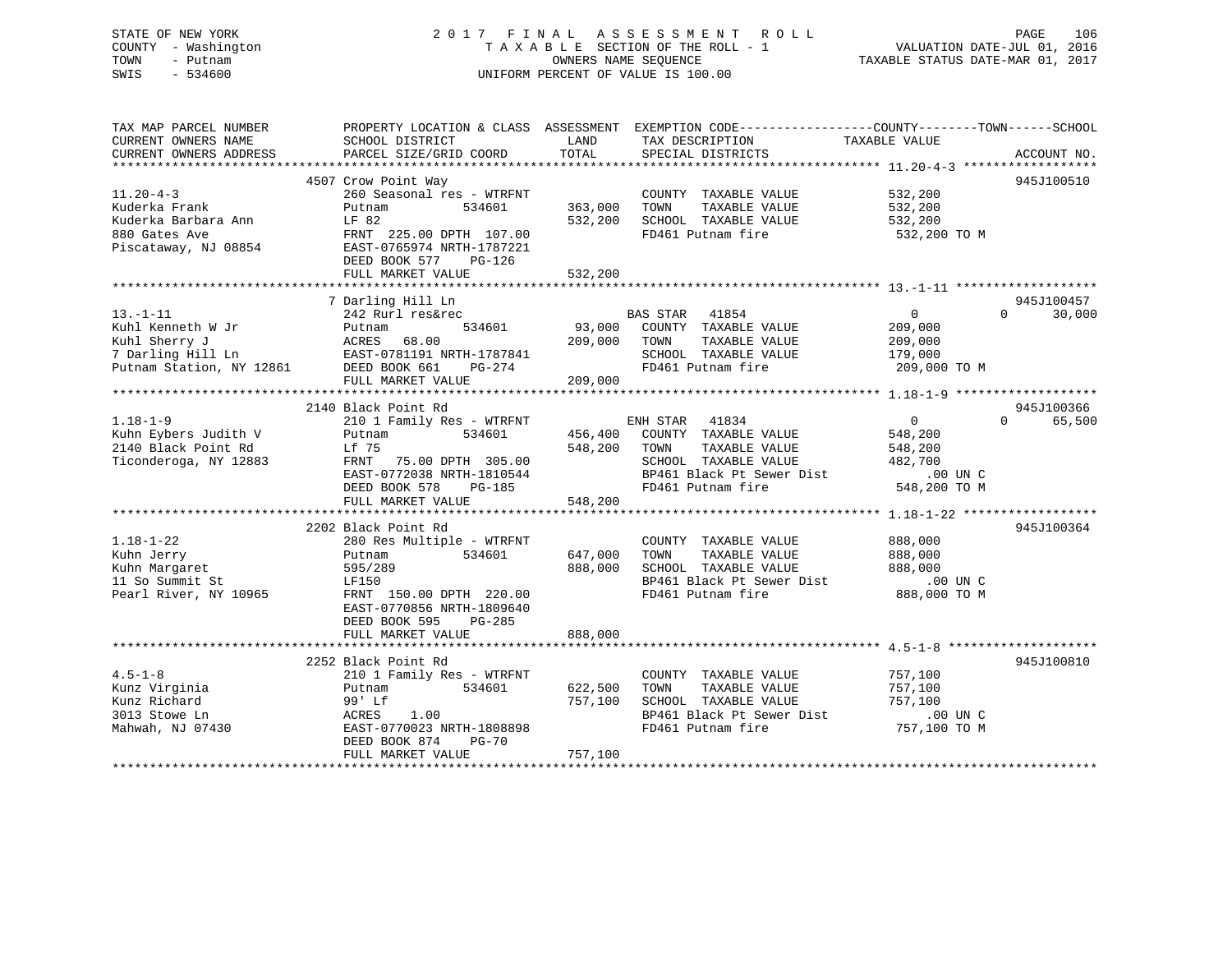STATE OF NEW YORK
COUNTY - Washington
TOWN - Putnam
SWIS - 534600

2 0 1 7 F I N A L A S S E S S M E N T R O L L
T A X A B L E SECTION OF THE ROLL - 1
OWNERS NAME SEQUENCE
UNIFORM PERCENT OF VALUE IS 100.00

VALUATION DATE-JUL 01, 2016
TAXABLE STATUS DATE-MAR 01, 2017

```
TAX MAP PARCEL NUMBER          PROPERTY LOCATION & CLASS  ASSESSMENT  EXEMPTION CODE-----------------COUNTY--------TOWN------SCHOOL
CURRENT OWNERS NAME            SCHOOL DISTRICT               LAND      TAX DESCRIPTION            TAXABLE VALUE
CURRENT OWNERS ADDRESS         PARCEL SIZE/GRID COORD        TOTAL     SPECIAL DISTRICTS                                   ACCOUNT NO.
************************************************************************************************ 11.20-4-3 ******************
                              4507 Crow Point Way                                                                       945J100510
11.20-4-3                      260 Seasonal res - WTRFNT            COUNTY  TAXABLE VALUE          532,200
Kuderka Frank                  Putnam            534601    363,000  TOWN    TAXABLE VALUE          532,200
Kuderka Barbara Ann            LF 82                       532,200  SCHOOL  TAXABLE VALUE          532,200
880 Gates Ave                  FRNT 225.00 DPTH 107.00              FD461 Putnam fire               532,200 TO M
Piscataway, NJ 08854           EAST-0765974 NRTH-1787221
                               DEED BOOK 577    PG-126
                               FULL MARKET VALUE           532,200
************************************************************************************************ 13.-1-11 *******************
                              7 Darling Hill Ln                                                                         945J100457
13.-1-11                       242 Rurl res&rec                     BAS STAR   41854                  0          0      30,000
Kuhl Kenneth W Jr              Putnam            534601     93,000  COUNTY  TAXABLE VALUE          209,000
Kuhl Sherry J                  ACRES   68.00               209,000  TOWN    TAXABLE VALUE          209,000
7 Darling Hill Ln              EAST-0781191 NRTH-1787841            SCHOOL  TAXABLE VALUE          179,000
Putnam Station, NY 12861       DEED BOOK 661    PG-274              FD461 Putnam fire               209,000 TO M
                               FULL MARKET VALUE           209,000
************************************************************************************************ 1.18-1-9 *******************
                              2140 Black Point Rd                                                                       945J100366
1.18-1-9                       210 1 Family Res - WTRFNT            ENH STAR   41834                  0          0      65,500
Kuhn Eybers Judith V           Putnam            534601    456,400  COUNTY  TAXABLE VALUE          548,200
2140 Black Point Rd            Lf 75                       548,200  TOWN    TAXABLE VALUE          548,200
Ticonderoga, NY 12883          FRNT  75.00 DPTH 305.00              SCHOOL  TAXABLE VALUE          482,700
                               EAST-0772038 NRTH-1810544            BP461 Black Pt Sewer Dist          .00 UN C
                               DEED BOOK 578    PG-185              FD461 Putnam fire               548,200 TO M
                               FULL MARKET VALUE           548,200
************************************************************************************************ 1.18-1-22 ******************
                              2202 Black Point Rd                                                                       945J100364
1.18-1-22                      280 Res Multiple - WTRFNT            COUNTY  TAXABLE VALUE          888,000
Kuhn Jerry                     Putnam            534601    647,000  TOWN    TAXABLE VALUE          888,000
Kuhn Margaret                  595/289                     888,000  SCHOOL  TAXABLE VALUE          888,000
11 So Summit St                LF150                                BP461 Black Pt Sewer Dist          .00 UN C
Pearl River, NY 10965          FRNT 150.00 DPTH 220.00              FD461 Putnam fire               888,000 TO M
                               EAST-0770856 NRTH-1809640
                               DEED BOOK 595    PG-285
                               FULL MARKET VALUE           888,000
************************************************************************************************ 4.5-1-8 ********************
                              2252 Black Point Rd                                                                       945J100810
4.5-1-8                        210 1 Family Res - WTRFNT            COUNTY  TAXABLE VALUE          757,100
Kunz Virginia                  Putnam            534601    622,500  TOWN    TAXABLE VALUE          757,100
Kunz Richard                   99' Lf                      757,100  SCHOOL  TAXABLE VALUE          757,100
3013 Stowe Ln                  ACRES    1.00                        BP461 Black Pt Sewer Dist          .00 UN C
Mahwah, NJ 07430               EAST-0770023 NRTH-1808898            FD461 Putnam fire               757,100 TO M
                               DEED BOOK 874    PG-70
                               FULL MARKET VALUE           757,100
********************************************************************************************************************************
```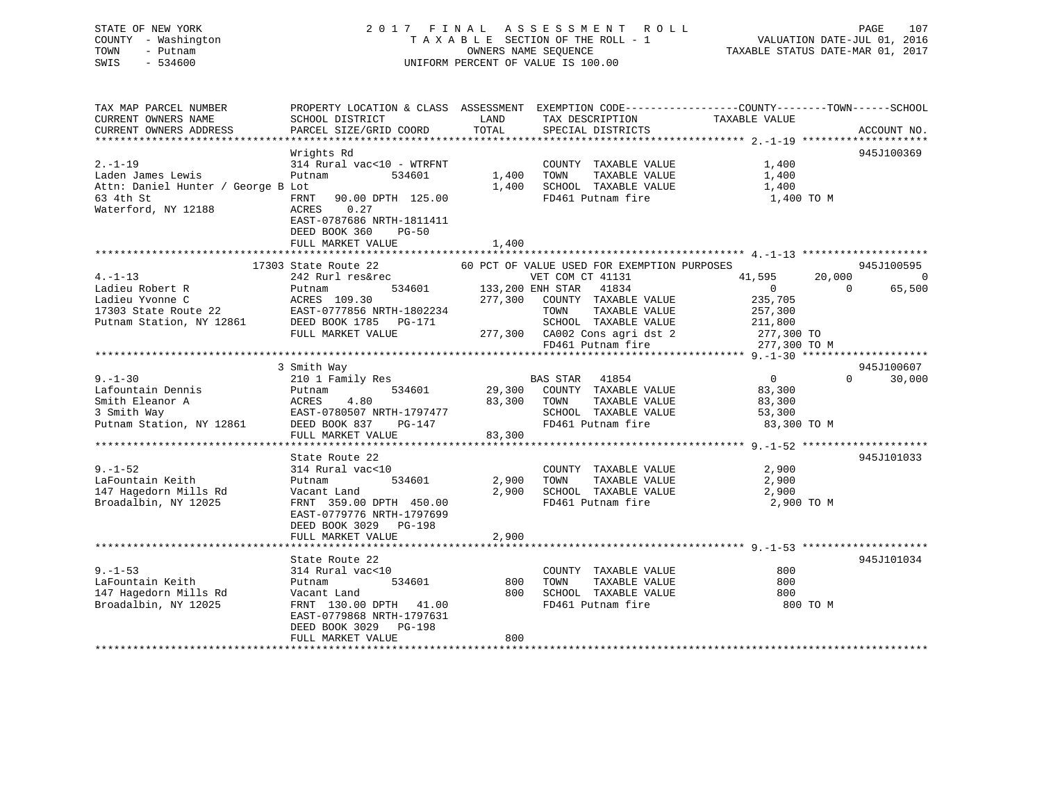STATE OF NEW YORK | 2017 FINAL ASSESSMENT ROLL | VALUATION DATE-JUL 01, 2016
COUNTY - Washington | TAXABLE SECTION OF THE ROLL - 1 | TAXABLE STATUS DATE-MAR 01, 2017
TOWN - Putnam | OWNERS NAME SEQUENCE
SWIS - 534600 | UNIFORM PERCENT OF VALUE IS 100.00

```
TAX MAP PARCEL NUMBER          PROPERTY LOCATION & CLASS  ASSESSMENT  EXEMPTION CODE-----------------COUNTY--------TOWN------SCHOOL
CURRENT OWNERS NAME            SCHOOL DISTRICT              LAND      TAX DESCRIPTION             TAXABLE VALUE
CURRENT OWNERS ADDRESS         PARCEL SIZE/GRID COORD       TOTAL     SPECIAL DISTRICTS                                      ACCOUNT NO.
******************************************************************************************************* 2.-1-19 ********************
                               Wrights Rd                                                                                945J100369
2.-1-19                        314 Rural vac<10 - WTRFNT              COUNTY  TAXABLE VALUE              1,400
Laden James Lewis              Putnam          534601         1,400   TOWN    TAXABLE VALUE              1,400
Attn: Daniel Hunter / George B Lot                            1,400   SCHOOL  TAXABLE VALUE              1,400
63 4th St                      FRNT   90.00 DPTH 125.00               FD461 Putnam fire                  1,400 TO M
Waterford, NY 12188            ACRES    0.27
                               EAST-0787686 NRTH-1811411
                               DEED BOOK 360    PG-50
                               FULL MARKET VALUE              1,400
******************************************************************************************************* 4.-1-13 ********************
                         17303 State Route 22          60 PCT OF VALUE USED FOR EXEMPTION PURPOSES                       945J100595
4.-1-13                        242 Rurl res&rec                VET COM CT 41131             41,595     20,000           0
Ladieu Robert R                Putnam          534601       133,200 ENH STAR   41834             0          0      65,500
Ladieu Yvonne C                ACRES 109.30                 277,300   COUNTY  TAXABLE VALUE            235,705
17303 State Route 22           EAST-0777856 NRTH-1802234              TOWN    TAXABLE VALUE            257,300
Putnam Station, NY 12861       DEED BOOK 1785   PG-171                SCHOOL  TAXABLE VALUE            211,800
                               FULL MARKET VALUE            277,300   CA002 Cons agri dst 2            277,300 TO
                                                                      FD461 Putnam fire                277,300 TO M
******************************************************************************************************* 9.-1-30 ********************
                             3 Smith Way                                                                                945J100607
9.-1-30                        210 1 Family Res                BAS STAR   41854                  0          0      30,000
Lafountain Dennis              Putnam          534601        29,300   COUNTY  TAXABLE VALUE             83,300
Smith Eleanor A                ACRES    4.80                 83,300   TOWN    TAXABLE VALUE             83,300
3 Smith Way                    EAST-0780507 NRTH-1797477              SCHOOL  TAXABLE VALUE             53,300
Putnam Station, NY 12861       DEED BOOK 837    PG-147                FD461 Putnam fire                 83,300 TO M
                               FULL MARKET VALUE             83,300
******************************************************************************************************* 9.-1-52 ********************
                               State Route 22                                                                           945J101033
9.-1-52                        314 Rural vac<10                       COUNTY  TAXABLE VALUE              2,900
LaFountain Keith               Putnam          534601         2,900   TOWN    TAXABLE VALUE              2,900
147 Hagedorn Mills Rd          Vacant Land                    2,900   SCHOOL  TAXABLE VALUE              2,900
Broadalbin, NY 12025           FRNT  359.00 DPTH 450.00               FD461 Putnam fire                  2,900 TO M
                               EAST-0779776 NRTH-1797699
                               DEED BOOK 3029   PG-198
                               FULL MARKET VALUE              2,900
******************************************************************************************************* 9.-1-53 ********************
                               State Route 22                                                                           945J101034
9.-1-53                        314 Rural vac<10                       COUNTY  TAXABLE VALUE                800
LaFountain Keith               Putnam          534601           800   TOWN    TAXABLE VALUE                800
147 Hagedorn Mills Rd          Vacant Land                      800   SCHOOL  TAXABLE VALUE                800
Broadalbin, NY 12025           FRNT  130.00 DPTH  41.00               FD461 Putnam fire                    800 TO M
                               EAST-0779868 NRTH-1797631
                               DEED BOOK 3029   PG-198
                               FULL MARKET VALUE                800
************************************************************************************************************************************
```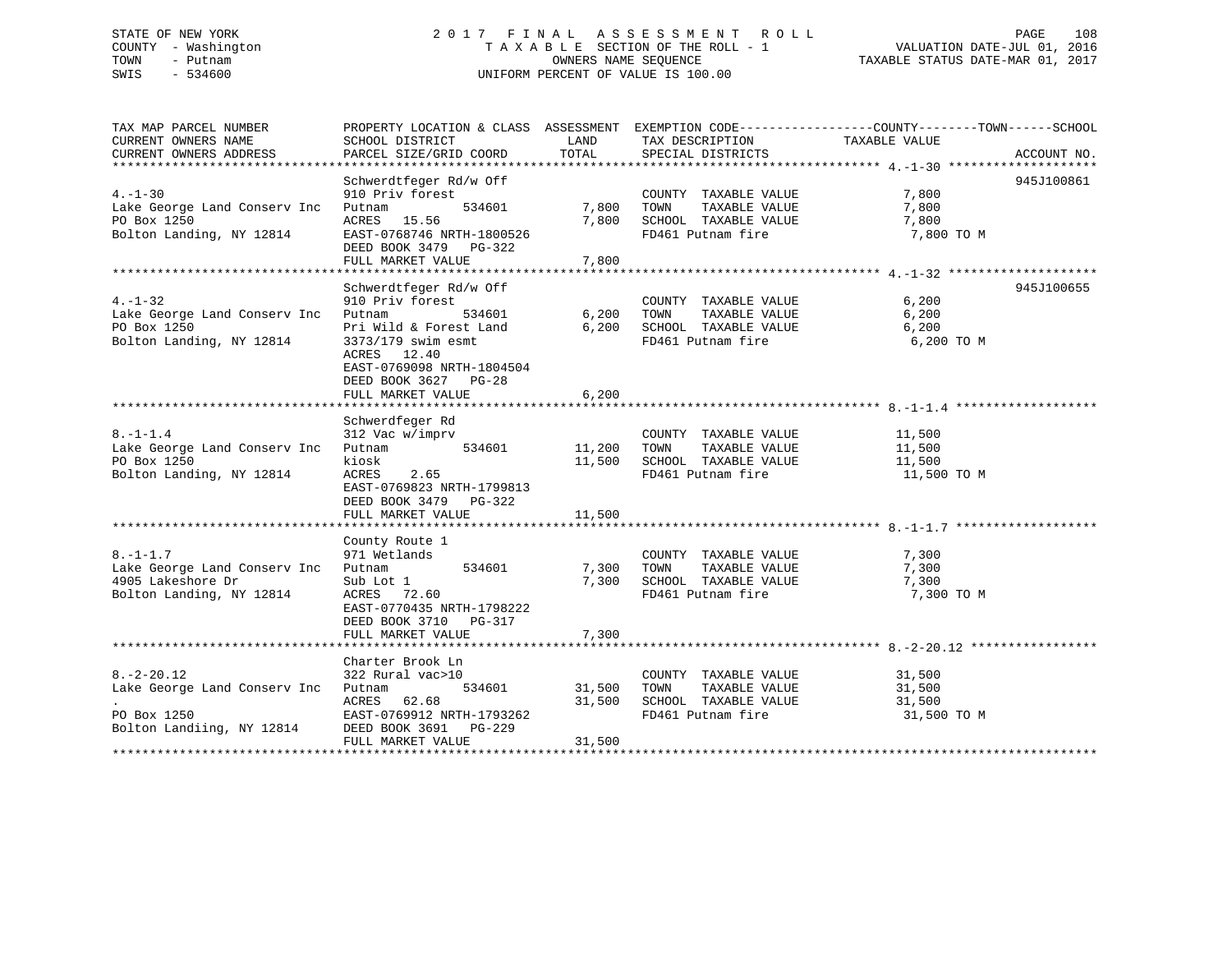STATE OF NEW YORK
COUNTY - Washington
TOWN - Putnam
SWIS - 534600

2017 FINAL ASSESSMENT ROLL
TAXABLE SECTION OF THE ROLL - 1
OWNERS NAME SEQUENCE
UNIFORM PERCENT OF VALUE IS 100.00

VALUATION DATE-JUL 01, 2016
TAXABLE STATUS DATE-MAR 01, 2017

| TAX MAP PARCEL NUMBER / CURRENT OWNERS NAME / CURRENT OWNERS ADDRESS | PROPERTY LOCATION & CLASS / SCHOOL DISTRICT / PARCEL SIZE/GRID COORD | ASSESSMENT LAND | TOTAL | EXEMPTION CODE / TAX DESCRIPTION / SPECIAL DISTRICTS | TAXABLE VALUE COUNTY--------TOWN------SCHOOL | ACCOUNT NO. |
|---|---|---|---|---|---|---|
| 4.-1-30 | Schwerdtfeger Rd/w Off | | | | | 945J100861 |
| Lake George Land Conserv Inc | 910 Priv forest | | | COUNTY TAXABLE VALUE | 7,800 | |
| PO Box 1250 | Putnam 534601 | 7,800 | | TOWN TAXABLE VALUE | 7,800 | |
| Bolton Landing, NY 12814 | ACRES 15.56 | | 7,800 | SCHOOL TAXABLE VALUE | 7,800 | |
| | EAST-0768746 NRTH-1800526 | | | FD461 Putnam fire | 7,800 TO M | |
| | DEED BOOK 3479 PG-322 | | | | | |
| | FULL MARKET VALUE | | 7,800 | | | |
| 4.-1-32 | Schwerdtfeger Rd/w Off | | | | | 945J100655 |
| Lake George Land Conserv Inc | 910 Priv forest | | | COUNTY TAXABLE VALUE | 6,200 | |
| PO Box 1250 | Putnam 534601 | 6,200 | | TOWN TAXABLE VALUE | 6,200 | |
| Bolton Landing, NY 12814 | Pri Wild & Forest Land | | 6,200 | SCHOOL TAXABLE VALUE | 6,200 | |
| | 3373/179 swim esmt | | | FD461 Putnam fire | 6,200 TO M | |
| | ACRES 12.40 | | | | | |
| | EAST-0769098 NRTH-1804504 | | | | | |
| | DEED BOOK 3627 PG-28 | | | | | |
| | FULL MARKET VALUE | | 6,200 | | | |
| 8.-1-1.4 | Schwerdfeger Rd | | | | | |
| Lake George Land Conserv Inc | 312 Vac w/imprv | | | COUNTY TAXABLE VALUE | 11,500 | |
| PO Box 1250 | Putnam 534601 | 11,200 | | TOWN TAXABLE VALUE | 11,500 | |
| Bolton Landing, NY 12814 | kiosk | | 11,500 | SCHOOL TAXABLE VALUE | 11,500 | |
| | ACRES 2.65 | | | FD461 Putnam fire | 11,500 TO M | |
| | EAST-0769823 NRTH-1799813 | | | | | |
| | DEED BOOK 3479 PG-322 | | | | | |
| | FULL MARKET VALUE | | 11,500 | | | |
| 8.-1-1.7 | County Route 1 | | | | | |
| Lake George Land Conserv Inc | 971 Wetlands | | | COUNTY TAXABLE VALUE | 7,300 | |
| 4905 Lakeshore Dr | Putnam 534601 | 7,300 | | TOWN TAXABLE VALUE | 7,300 | |
| Bolton Landing, NY 12814 | Sub Lot 1 | | 7,300 | SCHOOL TAXABLE VALUE | 7,300 | |
| | ACRES 72.60 | | | FD461 Putnam fire | 7,300 TO M | |
| | EAST-0770435 NRTH-1798222 | | | | | |
| | DEED BOOK 3710 PG-317 | | | | | |
| | FULL MARKET VALUE | | 7,300 | | | |
| 8.-2-20.12 | Charter Brook Ln | | | | | |
| Lake George Land Conserv Inc | 322 Rural vac>10 | | | COUNTY TAXABLE VALUE | 31,500 | |
| . | Putnam 534601 | 31,500 | | TOWN TAXABLE VALUE | 31,500 | |
| PO Box 1250 | ACRES 62.68 | | 31,500 | SCHOOL TAXABLE VALUE | 31,500 | |
| Bolton Landiing, NY 12814 | EAST-0769912 NRTH-1793262 | | | FD461 Putnam fire | 31,500 TO M | |
| | DEED BOOK 3691 PG-229 | | | | | |
| | FULL MARKET VALUE | | 31,500 | | | |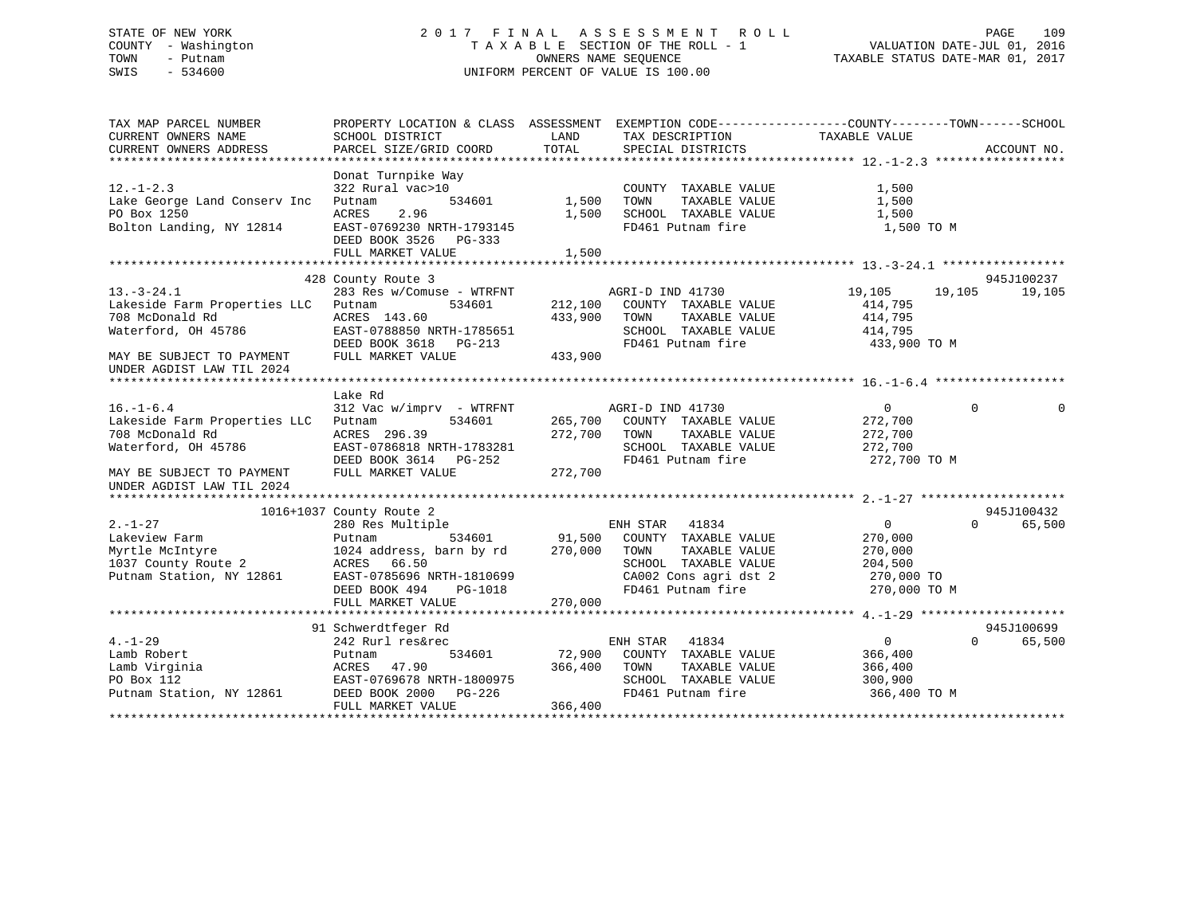STATE OF NEW YORK
COUNTY - Washington
TOWN - Putnam
SWIS - 534600

2017 FINAL ASSESSMENT ROLL
TAXABLE SECTION OF THE ROLL - 1
OWNERS NAME SEQUENCE
UNIFORM PERCENT OF VALUE IS 100.00

VALUATION DATE-JUL 01, 2016
TAXABLE STATUS DATE-MAR 01, 2017

```
TAX MAP PARCEL NUMBER          PROPERTY LOCATION & CLASS  ASSESSMENT  EXEMPTION CODE------------------COUNTY--------TOWN------SCHOOL
CURRENT OWNERS NAME            SCHOOL DISTRICT               LAND      TAX DESCRIPTION            TAXABLE VALUE
CURRENT OWNERS ADDRESS         PARCEL SIZE/GRID COORD        TOTAL     SPECIAL DISTRICTS                                   ACCOUNT NO.
******************************************************************************************************* 12.-1-2.3 ******************
                               Donat Turnpike Way
12.-1-2.3                      322 Rural vac>10                        COUNTY  TAXABLE VALUE            1,500
Lake George Land Conserv Inc   Putnam         534601          1,500    TOWN    TAXABLE VALUE            1,500
PO Box 1250                    ACRES    2.96                  1,500    SCHOOL  TAXABLE VALUE            1,500
Bolton Landing, NY 12814       EAST-0769230 NRTH-1793145               FD461 Putnam fire                 1,500 TO M
                               DEED BOOK 3526   PG-333
                               FULL MARKET VALUE              1,500
******************************************************************************************************* 13.-3-24.1 *****************
                           428 County Route 3                                                                        945J100237
13.-3-24.1                     283 Res w/Comuse - WTRFNT              AGRI-D IND 41730           19,105      19,105      19,105
Lakeside Farm Properties LLC   Putnam         534601        212,100    COUNTY  TAXABLE VALUE          414,795
708 McDonald Rd                ACRES  143.60                433,900    TOWN    TAXABLE VALUE          414,795
Waterford, OH 45786            EAST-0788850 NRTH-1785651               SCHOOL  TAXABLE VALUE          414,795
                               DEED BOOK 3618   PG-213                 FD461 Putnam fire               433,900 TO M
MAY BE SUBJECT TO PAYMENT      FULL MARKET VALUE            433,900
UNDER AGDIST LAW TIL 2024
******************************************************************************************************* 16.-1-6.4 ******************
                               Lake Rd
16.-1-6.4                      312 Vac w/imprv  - WTRFNT              AGRI-D IND 41730                0           0           0
Lakeside Farm Properties LLC   Putnam         534601        265,700    COUNTY  TAXABLE VALUE          272,700
708 McDonald Rd                ACRES  296.39                272,700    TOWN    TAXABLE VALUE          272,700
Waterford, OH 45786            EAST-0786818 NRTH-1783281               SCHOOL  TAXABLE VALUE          272,700
                               DEED BOOK 3614   PG-252                 FD461 Putnam fire               272,700 TO M
MAY BE SUBJECT TO PAYMENT      FULL MARKET VALUE            272,700
UNDER AGDIST LAW TIL 2024
******************************************************************************************************* 2.-1-27 ********************
                     1016+1037 County Route 2                                                                        945J100432
2.-1-27                        280 Res Multiple                        ENH STAR   41834               0           0      65,500
Lakeview Farm                  Putnam         534601         91,500    COUNTY  TAXABLE VALUE          270,000
Myrtle McIntyre                1024 address, barn by rd     270,000    TOWN    TAXABLE VALUE          270,000
1037 County Route 2            ACRES   66.50                           SCHOOL  TAXABLE VALUE          204,500
Putnam Station, NY 12861       EAST-0785696 NRTH-1810699               CA002 Cons agri dst 2           270,000 TO
                               DEED BOOK 494    PG-1018                FD461 Putnam fire               270,000 TO M
                               FULL MARKET VALUE            270,000
******************************************************************************************************* 4.-1-29 ********************
                            91 Schwerdtfeger Rd                                                                      945J100699
4.-1-29                        242 Rurl res&rec                        ENH STAR   41834               0           0      65,500
Lamb Robert                    Putnam         534601         72,900    COUNTY  TAXABLE VALUE          366,400
Lamb Virginia                  ACRES   47.90                366,400    TOWN    TAXABLE VALUE          366,400
PO Box 112                     EAST-0769678 NRTH-1800975               SCHOOL  TAXABLE VALUE          300,900
Putnam Station, NY 12861       DEED BOOK 2000   PG-226                 FD461 Putnam fire               366,400 TO M
                               FULL MARKET VALUE            366,400
************************************************************************************************************************************
```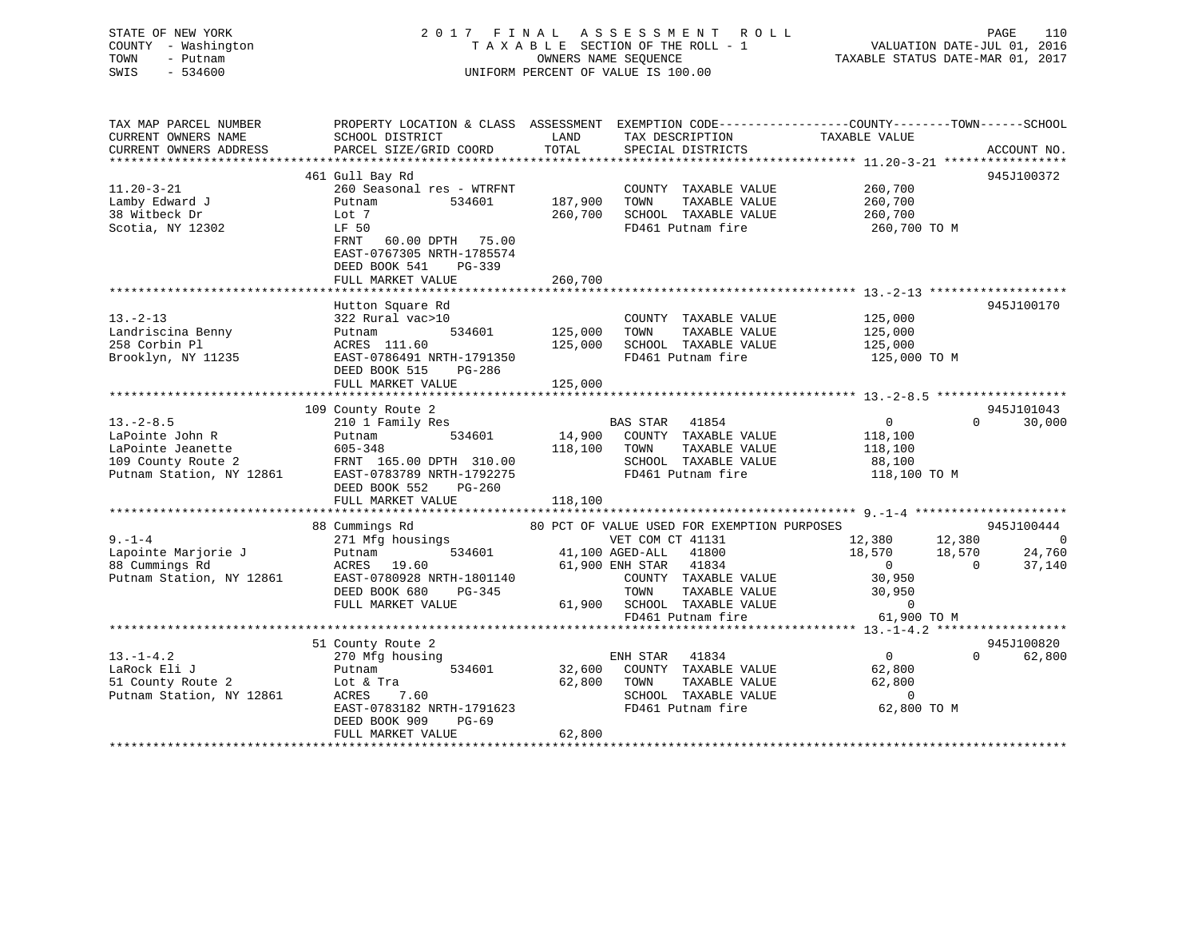STATE OF NEW YORK
COUNTY - Washington
TOWN - Putnam
SWIS - 534600

2017 FINAL ASSESSMENT ROLL
TAXABLE SECTION OF THE ROLL - 1
OWNERS NAME SEQUENCE
UNIFORM PERCENT OF VALUE IS 100.00

VALUATION DATE-JUL 01, 2016
TAXABLE STATUS DATE-MAR 01, 2017

```
TAX MAP PARCEL NUMBER         PROPERTY LOCATION & CLASS  ASSESSMENT  EXEMPTION CODE-----------------COUNTY--------TOWN------SCHOOL
CURRENT OWNERS NAME           SCHOOL DISTRICT               LAND      TAX DESCRIPTION             TAXABLE VALUE
CURRENT OWNERS ADDRESS        PARCEL SIZE/GRID COORD        TOTAL     SPECIAL DISTRICTS                                     ACCOUNT NO.
******************************************************************************************************* 11.20-3-21 *****************
                              461 Gull Bay Rd                                                                               945J100372
11.20-3-21                    260 Seasonal res - WTRFNT              COUNTY  TAXABLE VALUE          260,700
Lamby Edward J                Putnam          534601      187,900    TOWN    TAXABLE VALUE          260,700
38 Witbeck Dr                 Lot 7                       260,700    SCHOOL  TAXABLE VALUE          260,700
Scotia, NY 12302              LF 50                                  FD461 Putnam fire               260,700 TO M
                              FRNT   60.00 DPTH   75.00
                              EAST-0767305 NRTH-1785574
                              DEED BOOK 541     PG-339
                              FULL MARKET VALUE           260,700
******************************************************************************************************* 13.-2-13 *******************
                              Hutton Square Rd                                                                              945J100170
13.-2-13                      322 Rural vac>10                       COUNTY  TAXABLE VALUE          125,000
Landriscina Benny             Putnam          534601      125,000    TOWN    TAXABLE VALUE          125,000
258 Corbin Pl                 ACRES  111.60               125,000    SCHOOL  TAXABLE VALUE          125,000
Brooklyn, NY 11235            EAST-0786491 NRTH-1791350              FD461 Putnam fire               125,000 TO M
                              DEED BOOK 515     PG-286
                              FULL MARKET VALUE           125,000
******************************************************************************************************* 13.-2-8.5 ******************
                              109 County Route 2                                                                            945J101043
13.-2-8.5                     210 1 Family Res                       BAS STAR   41854                 0            0     30,000
LaPointe John R               Putnam          534601       14,900    COUNTY  TAXABLE VALUE          118,100
LaPointe Jeanette             605-348                     118,100    TOWN    TAXABLE VALUE          118,100
109 County Route 2            FRNT  165.00 DPTH  310.00              SCHOOL  TAXABLE VALUE           88,100
Putnam Station, NY 12861      EAST-0783789 NRTH-1792275              FD461 Putnam fire               118,100 TO M
                              DEED BOOK 552     PG-260
                              FULL MARKET VALUE           118,100
******************************************************************************************************* 9.-1-4 *********************
                              88 Cummings Rd               80 PCT OF VALUE USED FOR EXEMPTION PURPOSES                       945J100444
9.-1-4                        271 Mfg housings                       VET COM CT 41131            12,380       12,380          0
Lapointe Marjorie J           Putnam          534601       41,100 AGED-ALL   41800               18,570       18,570     24,760
88 Cummings Rd                ACRES   19.60                61,900 ENH STAR   41834                    0            0     37,140
Putnam Station, NY 12861      EAST-0780928 NRTH-1801140              COUNTY  TAXABLE VALUE           30,950
                              DEED BOOK 680     PG-345               TOWN    TAXABLE VALUE           30,950
                              FULL MARKET VALUE            61,900    SCHOOL  TAXABLE VALUE                0
                                                                     FD461 Putnam fire                61,900 TO M
******************************************************************************************************* 13.-1-4.2 ******************
                              51 County Route 2                                                                             945J100820
13.-1-4.2                     270 Mfg housing                        ENH STAR   41834                 0            0     62,800
LaRock Eli J                  Putnam          534601       32,600    COUNTY  TAXABLE VALUE           62,800
51 County Route 2             Lot & Tra                    62,800    TOWN    TAXABLE VALUE           62,800
Putnam Station, NY 12861      ACRES    7.60                          SCHOOL  TAXABLE VALUE                0
                              EAST-0783182 NRTH-1791623              FD461 Putnam fire                62,800 TO M
                              DEED BOOK 909     PG-69
                              FULL MARKET VALUE            62,800
************************************************************************************************************************************
```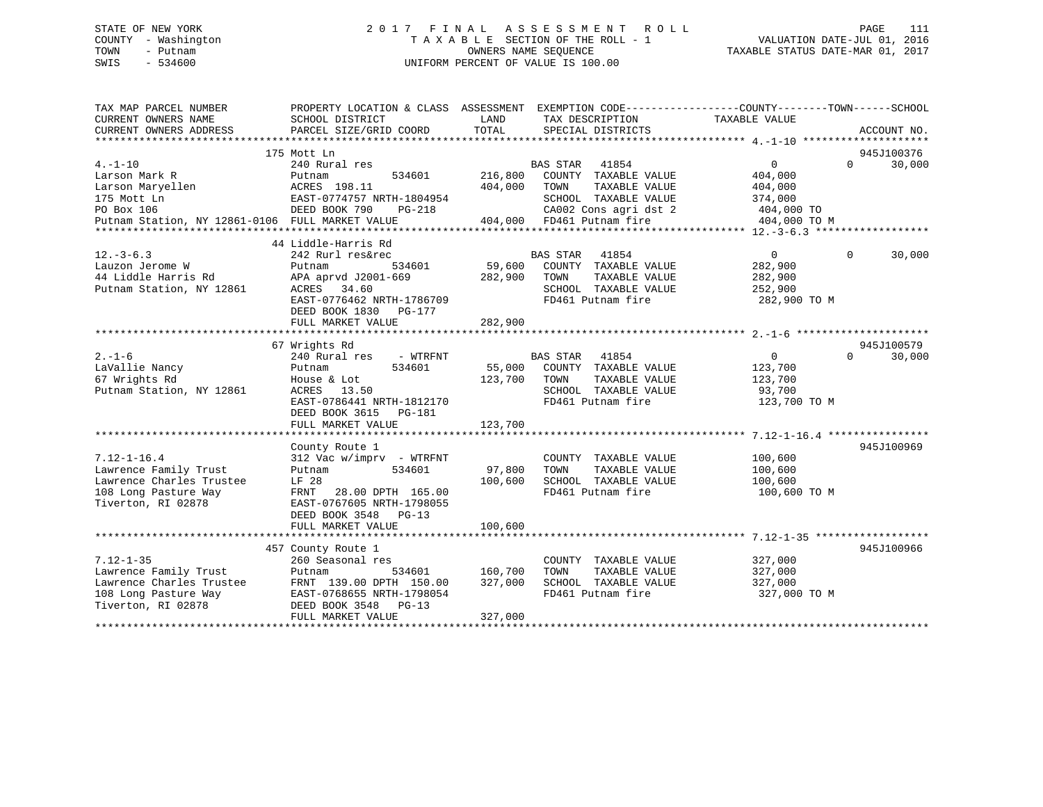STATE OF NEW YORK
COUNTY - Washington
TOWN - Putnam
SWIS - 534600

2017 FINAL ASSESSMENT ROLL
TAXABLE SECTION OF THE ROLL - 1
OWNERS NAME SEQUENCE
UNIFORM PERCENT OF VALUE IS 100.00

VALUATION DATE-JUL 01, 2016
TAXABLE STATUS DATE-MAR 01, 2017

| TAX MAP PARCEL NUMBER / CURRENT OWNERS NAME / CURRENT OWNERS ADDRESS | PROPERTY LOCATION & CLASS / SCHOOL DISTRICT / PARCEL SIZE/GRID COORD | ASSESSMENT LAND / TOTAL | EXEMPTION CODE / TAX DESCRIPTION / SPECIAL DISTRICTS | COUNTY TAXABLE VALUE | TOWN | SCHOOL / ACCOUNT NO. |
|---|---|---|---|---|---|---|
| **4.-1-10** | 175 Mott Ln | | | | | 945J100376 |
| Larson Mark R | 240 Rural res | | BAS STAR 41854 | 0 | 0 | 30,000 |
| Larson Maryellen | Putnam 534601 | 216,800 | COUNTY TAXABLE VALUE | 404,000 | | |
| 175 Mott Ln | ACRES 198.11 | 404,000 | TOWN TAXABLE VALUE | 404,000 | | |
| PO Box 106 | EAST-0774757 NRTH-1804954 | | SCHOOL TAXABLE VALUE | 374,000 | | |
| Putnam Station, NY 12861-0106 | DEED BOOK 790 PG-218 | | CA002 Cons agri dst 2 | 404,000 TO | | |
| | FULL MARKET VALUE | 404,000 | FD461 Putnam fire | 404,000 TO M | | |
| **12.-3-6.3** | 44 Liddle-Harris Rd | | | | | |
| Lauzon Jerome W | 242 Rurl res&rec | | BAS STAR 41854 | 0 | 0 | 30,000 |
| 44 Liddle Harris Rd | Putnam 534601 | 59,600 | COUNTY TAXABLE VALUE | 282,900 | | |
| Putnam Station, NY 12861 | APA aprvd J2001-669 | 282,900 | TOWN TAXABLE VALUE | 282,900 | | |
| | ACRES 34.60 | | SCHOOL TAXABLE VALUE | 252,900 | | |
| | EAST-0776462 NRTH-1786709 | | FD461 Putnam fire | 282,900 TO M | | |
| | DEED BOOK 1830 PG-177 | | | | | |
| | FULL MARKET VALUE | 282,900 | | | | |
| **2.-1-6** | 67 Wrights Rd | | | | | 945J100579 |
| LaVallie Nancy | 240 Rural res - WTRFNT | | BAS STAR 41854 | 0 | 0 | 30,000 |
| 67 Wrights Rd | Putnam 534601 | 55,000 | COUNTY TAXABLE VALUE | 123,700 | | |
| Putnam Station, NY 12861 | House & Lot | 123,700 | TOWN TAXABLE VALUE | 123,700 | | |
| | ACRES 13.50 | | SCHOOL TAXABLE VALUE | 93,700 | | |
| | EAST-0786441 NRTH-1812170 | | FD461 Putnam fire | 123,700 TO M | | |
| | DEED BOOK 3615 PG-181 | | | | | |
| | FULL MARKET VALUE | 123,700 | | | | |
| **7.12-1-16.4** | County Route 1 | | | | | 945J100969 |
| Lawrence Family Trust | 312 Vac w/imprv - WTRFNT | | COUNTY TAXABLE VALUE | 100,600 | | |
| Lawrence Charles Trustee | Putnam 534601 | 97,800 | TOWN TAXABLE VALUE | 100,600 | | |
| 108 Long Pasture Way | LF 28 | 100,600 | SCHOOL TAXABLE VALUE | 100,600 | | |
| Tiverton, RI 02878 | FRNT 28.00 DPTH 165.00 | | FD461 Putnam fire | 100,600 TO M | | |
| | EAST-0767605 NRTH-1798055 | | | | | |
| | DEED BOOK 3548 PG-13 | | | | | |
| | FULL MARKET VALUE | 100,600 | | | | |
| **7.12-1-35** | 457 County Route 1 | | | | | 945J100966 |
| Lawrence Family Trust | 260 Seasonal res | | COUNTY TAXABLE VALUE | 327,000 | | |
| Lawrence Charles Trustee | Putnam 534601 | 160,700 | TOWN TAXABLE VALUE | 327,000 | | |
| 108 Long Pasture Way | FRNT 139.00 DPTH 150.00 | 327,000 | SCHOOL TAXABLE VALUE | 327,000 | | |
| Tiverton, RI 02878 | EAST-0768655 NRTH-1798054 | | FD461 Putnam fire | 327,000 TO M | | |
| | DEED BOOK 3548 PG-13 | | | | | |
| | FULL MARKET VALUE | 327,000 | | | | |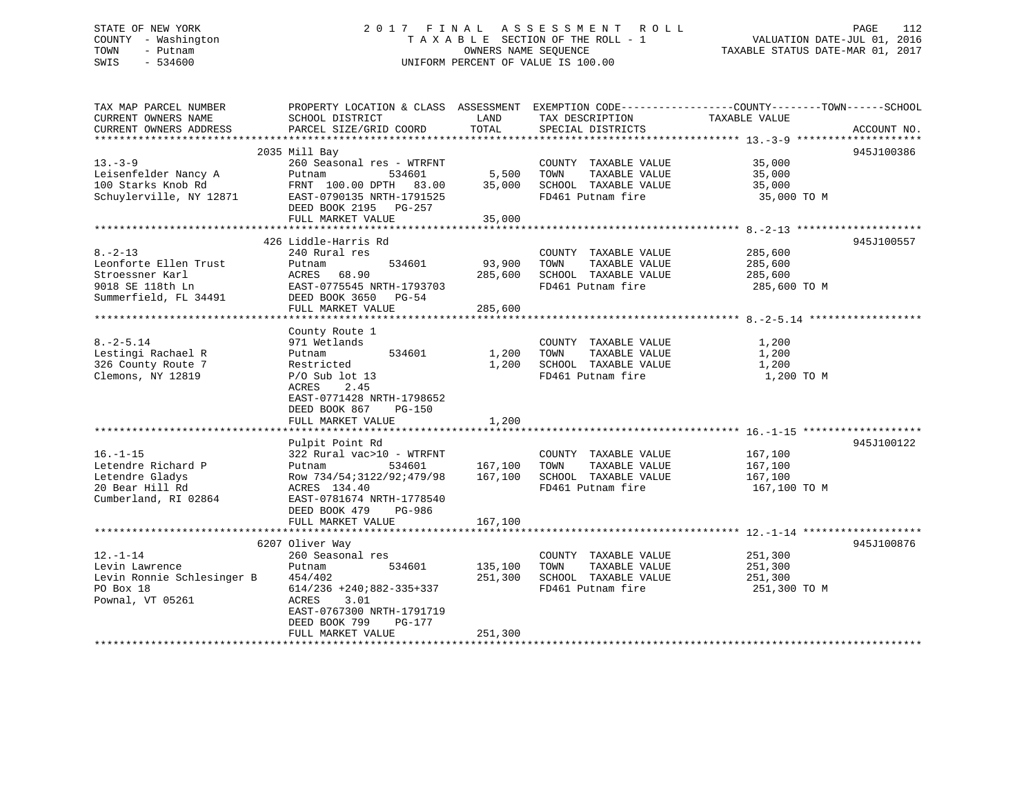STATE OF NEW YORK
COUNTY - Washington
TOWN - Putnam
SWIS - 534600

2 0 1 7 F I N A L A S S E S S M E N T R O L L
T A X A B L E SECTION OF THE ROLL - 1
OWNERS NAME SEQUENCE
UNIFORM PERCENT OF VALUE IS 100.00

VALUATION DATE-JUL 01, 2016
TAXABLE STATUS DATE-MAR 01, 2017

| TAX MAP PARCEL NUMBER / CURRENT OWNERS NAME / CURRENT OWNERS ADDRESS | PROPERTY LOCATION & CLASS / SCHOOL DISTRICT / PARCEL SIZE/GRID COORD | ASSESSMENT LAND / TOTAL | EXEMPTION CODE / TAX DESCRIPTION / SPECIAL DISTRICTS | COUNTY--------TOWN------SCHOOL TAXABLE VALUE | ACCOUNT NO. |
|---|---|---|---|---|---|
| **13.-3-9** | 2035 Mill Bay | | | | 945J100386 |
| 13.-3-9 | 260 Seasonal res - WTRFNT | | COUNTY TAXABLE VALUE | 35,000 | |
| Leisenfelder Nancy A | Putnam 534601 | 5,500 | TOWN TAXABLE VALUE | 35,000 | |
| 100 Starks Knob Rd | FRNT 100.00 DPTH 83.00 | 35,000 | SCHOOL TAXABLE VALUE | 35,000 | |
| Schuylerville, NY 12871 | EAST-0790135 NRTH-1791525 | | FD461 Putnam fire | 35,000 TO M | |
| | DEED BOOK 2195 PG-257 | | | | |
| | FULL MARKET VALUE | 35,000 | | | |
| **8.-2-13** | 426 Liddle-Harris Rd | | | | 945J100557 |
| 8.-2-13 | 240 Rural res | | COUNTY TAXABLE VALUE | 285,600 | |
| Leonforte Ellen Trust | Putnam 534601 | 93,900 | TOWN TAXABLE VALUE | 285,600 | |
| Stroessner Karl | ACRES 68.90 | 285,600 | SCHOOL TAXABLE VALUE | 285,600 | |
| 9018 SE 118th Ln | EAST-0775545 NRTH-1793703 | | FD461 Putnam fire | 285,600 TO M | |
| Summerfield, FL 34491 | DEED BOOK 3650 PG-54 | | | | |
| | FULL MARKET VALUE | 285,600 | | | |
| **8.-2-5.14** | County Route 1 | | | | |
| 8.-2-5.14 | 971 Wetlands | | COUNTY TAXABLE VALUE | 1,200 | |
| Lestingi Rachael R | Putnam 534601 | 1,200 | TOWN TAXABLE VALUE | 1,200 | |
| 326 County Route 7 | Restricted | 1,200 | SCHOOL TAXABLE VALUE | 1,200 | |
| Clemons, NY 12819 | P/O Sub lot 13 | | FD461 Putnam fire | 1,200 TO M | |
| | ACRES 2.45 | | | | |
| | EAST-0771428 NRTH-1798652 | | | | |
| | DEED BOOK 867 PG-150 | | | | |
| | FULL MARKET VALUE | 1,200 | | | |
| **16.-1-15** | Pulpit Point Rd | | | | 945J100122 |
| 16.-1-15 | 322 Rural vac>10 - WTRFNT | | COUNTY TAXABLE VALUE | 167,100 | |
| Letendre Richard P | Putnam 534601 | 167,100 | TOWN TAXABLE VALUE | 167,100 | |
| Letendre Gladys | Row 734/54;3122/92;479/98 | 167,100 | SCHOOL TAXABLE VALUE | 167,100 | |
| 20 Bear Hill Rd | ACRES 134.40 | | FD461 Putnam fire | 167,100 TO M | |
| Cumberland, RI 02864 | EAST-0781674 NRTH-1778540 | | | | |
| | DEED BOOK 479 PG-986 | | | | |
| | FULL MARKET VALUE | 167,100 | | | |
| **12.-1-14** | 6207 Oliver Way | | | | 945J100876 |
| 12.-1-14 | 260 Seasonal res | | COUNTY TAXABLE VALUE | 251,300 | |
| Levin Lawrence | Putnam 534601 | 135,100 | TOWN TAXABLE VALUE | 251,300 | |
| Levin Ronnie Schlesinger B | 454/402 | 251,300 | SCHOOL TAXABLE VALUE | 251,300 | |
| PO Box 18 | 614/236 +240;882-335+337 | | FD461 Putnam fire | 251,300 TO M | |
| Pownal, VT 05261 | ACRES 3.01 | | | | |
| | EAST-0767300 NRTH-1791719 | | | | |
| | DEED BOOK 799 PG-177 | | | | |
| | FULL MARKET VALUE | 251,300 | | | |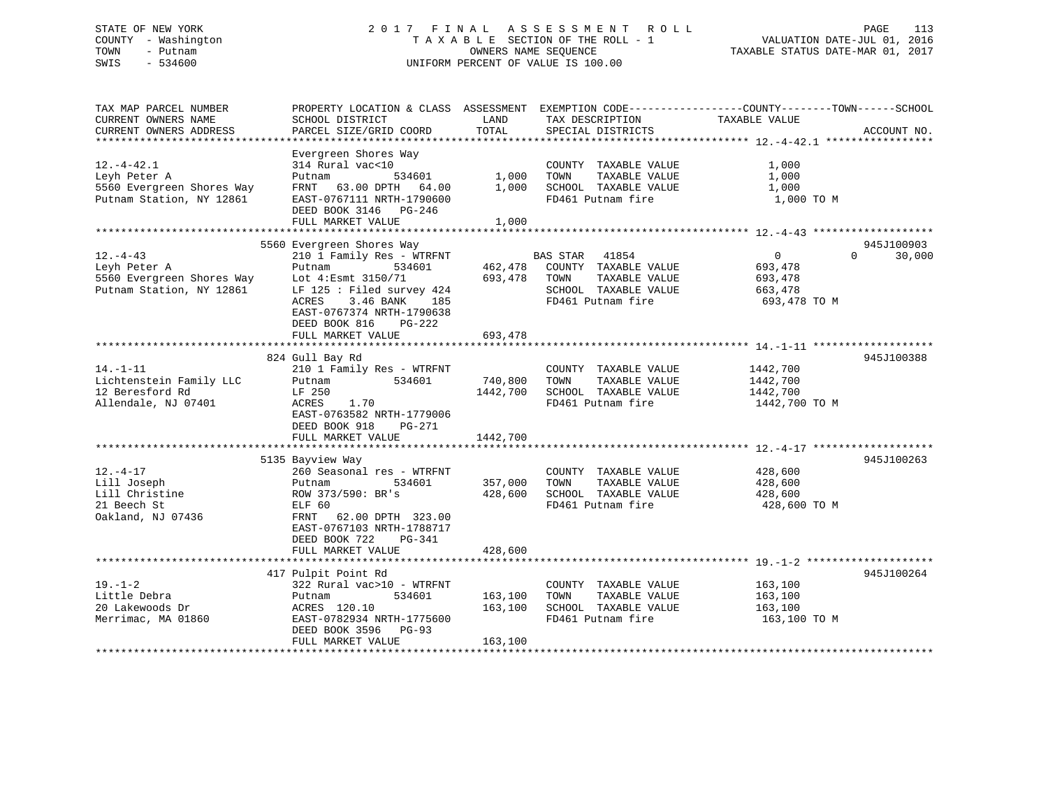STATE OF NEW YORK
COUNTY - Washington
TOWN - Putnam
SWIS - 534600

2 0 1 7 F I N A L A S S E S S M E N T R O L L
T A X A B L E SECTION OF THE ROLL - 1
OWNERS NAME SEQUENCE
UNIFORM PERCENT OF VALUE IS 100.00

VALUATION DATE-JUL 01, 2016
TAXABLE STATUS DATE-MAR 01, 2017

| TAX MAP PARCEL NUMBER / CURRENT OWNERS NAME / CURRENT OWNERS ADDRESS | PROPERTY LOCATION & CLASS / SCHOOL DISTRICT / PARCEL SIZE/GRID COORD | ASSESSMENT LAND / TOTAL | EXEMPTION CODE / TAX DESCRIPTION / SPECIAL DISTRICTS | COUNTY TAXABLE VALUE | TOWN | SCHOOL | ACCOUNT NO. |
|---|---|---|---|---|---|---|---|
| 12.-4-42.1 | Evergreen Shores Way | | | | | | |
| Leyh Peter A | 314 Rural vac<10 | | COUNTY TAXABLE VALUE | 1,000 | | | |
| 5560 Evergreen Shores Way | Putnam 534601 | 1,000 | TOWN TAXABLE VALUE | 1,000 | | | |
| Putnam Station, NY 12861 | FRNT 63.00 DPTH 64.00 | 1,000 | SCHOOL TAXABLE VALUE | 1,000 | | | |
| | EAST-0767111 NRTH-1790600 | | FD461 Putnam fire | 1,000 TO M | | | |
| | DEED BOOK 3146 PG-246 | | | | | | |
| | FULL MARKET VALUE | 1,000 | | | | | |
| 12.-4-43 | 5560 Evergreen Shores Way | | | | | | 945J100903 |
| Leyh Peter A | 210 1 Family Res - WTRFNT | | BAS STAR 41854 | 0 | 0 | 30,000 | |
| 5560 Evergreen Shores Way | Putnam 534601 | 462,478 | COUNTY TAXABLE VALUE | 693,478 | | | |
| Putnam Station, NY 12861 | Lot 4:Esmt 3150/71 | 693,478 | TOWN TAXABLE VALUE | 693,478 | | | |
| | LF 125 : Filed survey 424 | | SCHOOL TAXABLE VALUE | 663,478 | | | |
| | ACRES 3.46 BANK 185 | | FD461 Putnam fire | 693,478 TO M | | | |
| | EAST-0767374 NRTH-1790638 | | | | | | |
| | DEED BOOK 816 PG-222 | | | | | | |
| | FULL MARKET VALUE | 693,478 | | | | | |
| 14.-1-11 | 824 Gull Bay Rd | | | | | | 945J100388 |
| Lichtenstein Family LLC | 210 1 Family Res - WTRFNT | | COUNTY TAXABLE VALUE | 1442,700 | | | |
| 12 Beresford Rd | Putnam 534601 | 740,800 | TOWN TAXABLE VALUE | 1442,700 | | | |
| Allendale, NJ 07401 | LF 250 | 1442,700 | SCHOOL TAXABLE VALUE | 1442,700 | | | |
| | ACRES 1.70 | | FD461 Putnam fire | 1442,700 TO M | | | |
| | EAST-0763582 NRTH-1779006 | | | | | | |
| | DEED BOOK 918 PG-271 | | | | | | |
| | FULL MARKET VALUE | 1442,700 | | | | | |
| 12.-4-17 | 5135 Bayview Way | | | | | | 945J100263 |
| Lill Joseph | 260 Seasonal res - WTRFNT | | COUNTY TAXABLE VALUE | 428,600 | | | |
| Lill Christine | Putnam 534601 | 357,000 | TOWN TAXABLE VALUE | 428,600 | | | |
| 21 Beech St | ROW 373/590: BR's | 428,600 | SCHOOL TAXABLE VALUE | 428,600 | | | |
| Oakland, NJ 07436 | ELF 60 | | FD461 Putnam fire | 428,600 TO M | | | |
| | FRNT 62.00 DPTH 323.00 | | | | | | |
| | EAST-0767103 NRTH-1788717 | | | | | | |
| | DEED BOOK 722 PG-341 | | | | | | |
| | FULL MARKET VALUE | 428,600 | | | | | |
| 19.-1-2 | 417 Pulpit Point Rd | | | | | | 945J100264 |
| Little Debra | 322 Rural vac>10 - WTRFNT | | COUNTY TAXABLE VALUE | 163,100 | | | |
| 20 Lakewoods Dr | Putnam 534601 | 163,100 | TOWN TAXABLE VALUE | 163,100 | | | |
| Merrimac, MA 01860 | ACRES 120.10 | 163,100 | SCHOOL TAXABLE VALUE | 163,100 | | | |
| | EAST-0782934 NRTH-1775600 | | FD461 Putnam fire | 163,100 TO M | | | |
| | DEED BOOK 3596 PG-93 | | | | | | |
| | FULL MARKET VALUE | 163,100 | | | | | |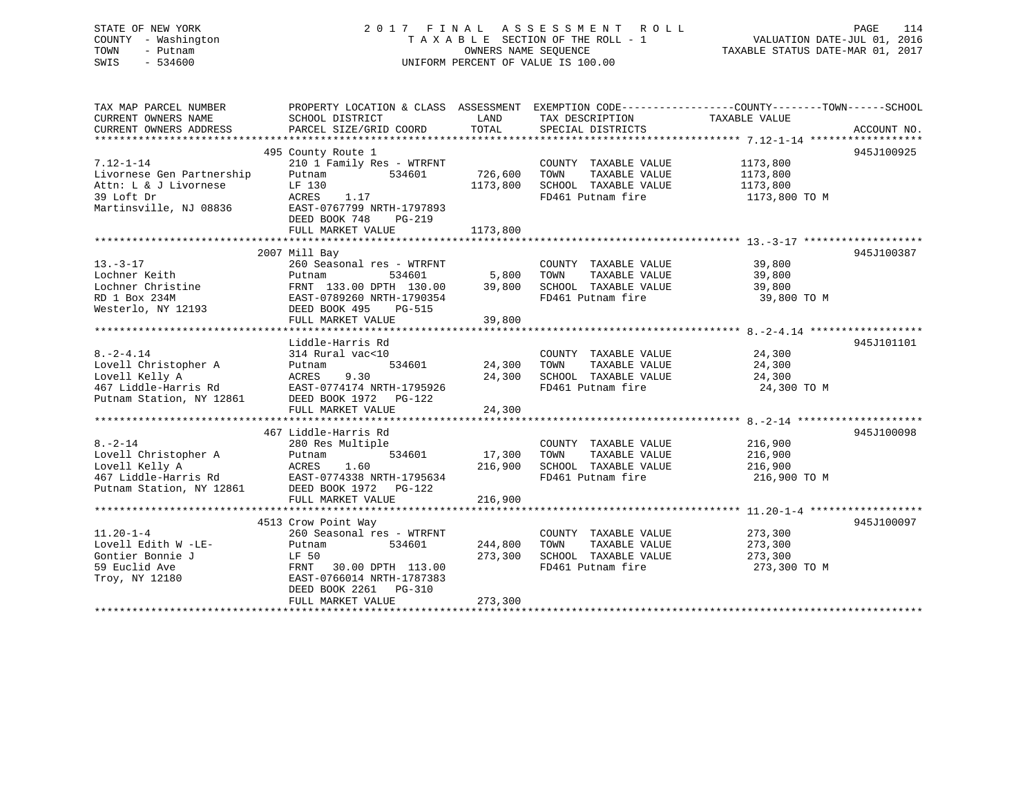STATE OF NEW YORK
COUNTY - Washington
TOWN - Putnam
SWIS - 534600

2 0 1 7 F I N A L A S S E S S M E N T R O L L
T A X A B L E SECTION OF THE ROLL - 1
OWNERS NAME SEQUENCE
UNIFORM PERCENT OF VALUE IS 100.00

VALUATION DATE-JUL 01, 2016
TAXABLE STATUS DATE-MAR 01, 2017

| TAX MAP PARCEL NUMBER / CURRENT OWNERS NAME / CURRENT OWNERS ADDRESS | PROPERTY LOCATION & CLASS / SCHOOL DISTRICT / PARCEL SIZE/GRID COORD | ASSESSMENT LAND | TOTAL | EXEMPTION CODE / TAX DESCRIPTION / SPECIAL DISTRICTS | COUNTY--------TOWN------SCHOOL TAXABLE VALUE | ACCOUNT NO. |
|---|---|---|---|---|---|---|
| 7.12-1-14 | 495 County Route 1 | | | | | 945J100925 |
| | 210 1 Family Res - WTRFNT | | | COUNTY TAXABLE VALUE | 1173,800 | |
| Livornese Gen Partnership | Putnam 534601 | 726,600 | | TOWN TAXABLE VALUE | 1173,800 | |
| Attn: L & J Livornese | LF 130 | | 1173,800 | SCHOOL TAXABLE VALUE | 1173,800 | |
| 39 Loft Dr | ACRES 1.17 | | | FD461 Putnam fire | 1173,800 TO M | |
| Martinsville, NJ 08836 | EAST-0767799 NRTH-1797893 | | | | | |
| | DEED BOOK 748 PG-219 | | | | | |
| | FULL MARKET VALUE | | 1173,800 | | | |
| 13.-3-17 | 2007 Mill Bay | | | | | 945J100387 |
| | 260 Seasonal res - WTRFNT | | | COUNTY TAXABLE VALUE | 39,800 | |
| Lochner Keith | Putnam 534601 | 5,800 | | TOWN TAXABLE VALUE | 39,800 | |
| Lochner Christine | FRNT 133.00 DPTH 130.00 | | 39,800 | SCHOOL TAXABLE VALUE | 39,800 | |
| RD 1 Box 234M | EAST-0789260 NRTH-1790354 | | | FD461 Putnam fire | 39,800 TO M | |
| Westerlo, NY 12193 | DEED BOOK 495 PG-515 | | | | | |
| | FULL MARKET VALUE | | 39,800 | | | |
| 8.-2-4.14 | Liddle-Harris Rd | | | | | 945J101101 |
| | 314 Rural vac<10 | | | COUNTY TAXABLE VALUE | 24,300 | |
| Lovell Christopher A | Putnam 534601 | 24,300 | | TOWN TAXABLE VALUE | 24,300 | |
| Lovell Kelly A | ACRES 9.30 | | 24,300 | SCHOOL TAXABLE VALUE | 24,300 | |
| 467 Liddle-Harris Rd | EAST-0774174 NRTH-1795926 | | | FD461 Putnam fire | 24,300 TO M | |
| Putnam Station, NY 12861 | DEED BOOK 1972 PG-122 | | | | | |
| | FULL MARKET VALUE | | 24,300 | | | |
| 8.-2-14 | 467 Liddle-Harris Rd | | | | | 945J100098 |
| | 280 Res Multiple | | | COUNTY TAXABLE VALUE | 216,900 | |
| Lovell Christopher A | Putnam 534601 | 17,300 | | TOWN TAXABLE VALUE | 216,900 | |
| Lovell Kelly A | ACRES 1.60 | | 216,900 | SCHOOL TAXABLE VALUE | 216,900 | |
| 467 Liddle-Harris Rd | EAST-0774338 NRTH-1795634 | | | FD461 Putnam fire | 216,900 TO M | |
| Putnam Station, NY 12861 | DEED BOOK 1972 PG-122 | | | | | |
| | FULL MARKET VALUE | | 216,900 | | | |
| 11.20-1-4 | 4513 Crow Point Way | | | | | 945J100097 |
| | 260 Seasonal res - WTRFNT | | | COUNTY TAXABLE VALUE | 273,300 | |
| Lovell Edith W -LE- | Putnam 534601 | 244,800 | | TOWN TAXABLE VALUE | 273,300 | |
| Gontier Bonnie J | LF 50 | | 273,300 | SCHOOL TAXABLE VALUE | 273,300 | |
| 59 Euclid Ave | FRNT 30.00 DPTH 113.00 | | | FD461 Putnam fire | 273,300 TO M | |
| Troy, NY 12180 | EAST-0766014 NRTH-1787383 | | | | | |
| | DEED BOOK 2261 PG-310 | | | | | |
| | FULL MARKET VALUE | | 273,300 | | | |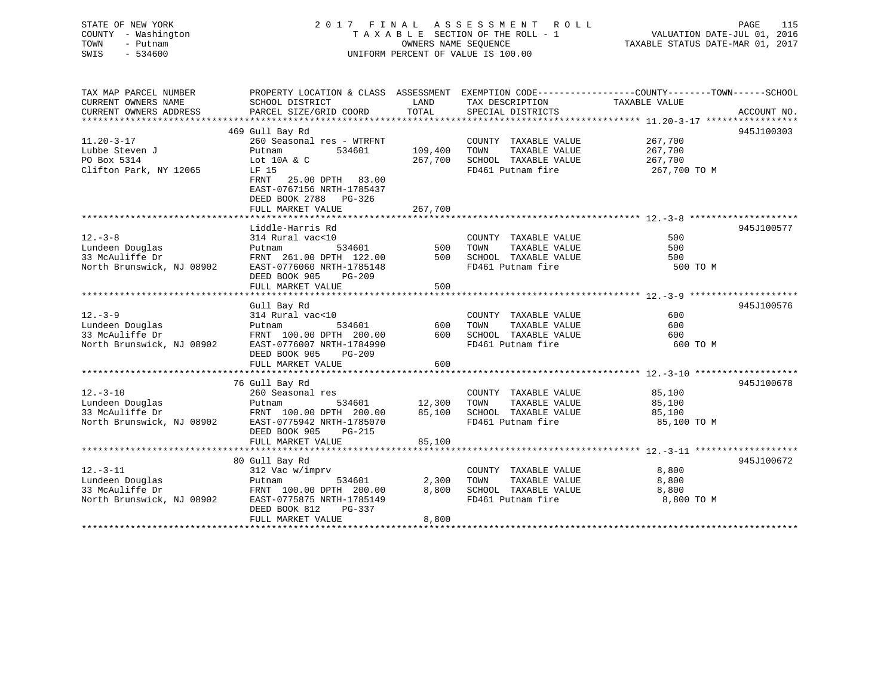STATE OF NEW YORK
COUNTY - Washington
TOWN - Putnam
SWIS - 534600

# 2017 FINAL ASSESSMENT ROLL

TAXABLE SECTION OF THE ROLL - 1
OWNERS NAME SEQUENCE
UNIFORM PERCENT OF VALUE IS 100.00

VALUATION DATE-JUL 01, 2016
TAXABLE STATUS DATE-MAR 01, 2017

| TAX MAP PARCEL NUMBER / CURRENT OWNERS NAME / CURRENT OWNERS ADDRESS | PROPERTY LOCATION & CLASS / SCHOOL DISTRICT / PARCEL SIZE/GRID COORD | ASSESSMENT LAND | TOTAL | EXEMPTION CODE / TAX DESCRIPTION / SPECIAL DISTRICTS | COUNTY--------TOWN------SCHOOL TAXABLE VALUE | ACCOUNT NO. |
|---|---|---|---|---|---|---|
| 11.20-3-17 | 469 Gull Bay Rd | | | | | 945J100303 |
| Lubbe Steven J | 260 Seasonal res - WTRFNT | | | COUNTY TAXABLE VALUE | 267,700 | |
| PO Box 5314 | Putnam 534601 | 109,400 | | TOWN TAXABLE VALUE | 267,700 | |
| Clifton Park, NY 12065 | Lot 10A & C | | 267,700 | SCHOOL TAXABLE VALUE | 267,700 | |
| | LF 15 | | | FD461 Putnam fire | 267,700 TO M | |
| | FRNT 25.00 DPTH 83.00 | | | | | |
| | EAST-0767156 NRTH-1785437 | | | | | |
| | DEED BOOK 2788 PG-326 | | | | | |
| | FULL MARKET VALUE | | 267,700 | | | |
| 12.-3-8 | Liddle-Harris Rd | | | | | 945J100577 |
| Lundeen Douglas | 314 Rural vac<10 | | | COUNTY TAXABLE VALUE | 500 | |
| 33 McAuliffe Dr | Putnam 534601 | 500 | | TOWN TAXABLE VALUE | 500 | |
| North Brunswick, NJ 08902 | FRNT 261.00 DPTH 122.00 | | 500 | SCHOOL TAXABLE VALUE | 500 | |
| | EAST-0776060 NRTH-1785148 | | | FD461 Putnam fire | 500 TO M | |
| | DEED BOOK 905 PG-209 | | | | | |
| | FULL MARKET VALUE | | 500 | | | |
| 12.-3-9 | Gull Bay Rd | | | | | 945J100576 |
| Lundeen Douglas | 314 Rural vac<10 | | | COUNTY TAXABLE VALUE | 600 | |
| 33 McAuliffe Dr | Putnam 534601 | 600 | | TOWN TAXABLE VALUE | 600 | |
| North Brunswick, NJ 08902 | FRNT 100.00 DPTH 200.00 | | 600 | SCHOOL TAXABLE VALUE | 600 | |
| | EAST-0776007 NRTH-1784990 | | | FD461 Putnam fire | 600 TO M | |
| | DEED BOOK 905 PG-209 | | | | | |
| | FULL MARKET VALUE | | 600 | | | |
| 12.-3-10 | 76 Gull Bay Rd | | | | | 945J100678 |
| Lundeen Douglas | 260 Seasonal res | | | COUNTY TAXABLE VALUE | 85,100 | |
| 33 McAuliffe Dr | Putnam 534601 | 12,300 | | TOWN TAXABLE VALUE | 85,100 | |
| North Brunswick, NJ 08902 | FRNT 100.00 DPTH 200.00 | | 85,100 | SCHOOL TAXABLE VALUE | 85,100 | |
| | EAST-0775942 NRTH-1785070 | | | FD461 Putnam fire | 85,100 TO M | |
| | DEED BOOK 905 PG-215 | | | | | |
| | FULL MARKET VALUE | | 85,100 | | | |
| 12.-3-11 | 80 Gull Bay Rd | | | | | 945J100672 |
| Lundeen Douglas | 312 Vac w/imprv | | | COUNTY TAXABLE VALUE | 8,800 | |
| 33 McAuliffe Dr | Putnam 534601 | 2,300 | | TOWN TAXABLE VALUE | 8,800 | |
| North Brunswick, NJ 08902 | FRNT 100.00 DPTH 200.00 | | 8,800 | SCHOOL TAXABLE VALUE | 8,800 | |
| | EAST-0775875 NRTH-1785149 | | | FD461 Putnam fire | 8,800 TO M | |
| | DEED BOOK 812 PG-337 | | | | | |
| | FULL MARKET VALUE | | 8,800 | | | |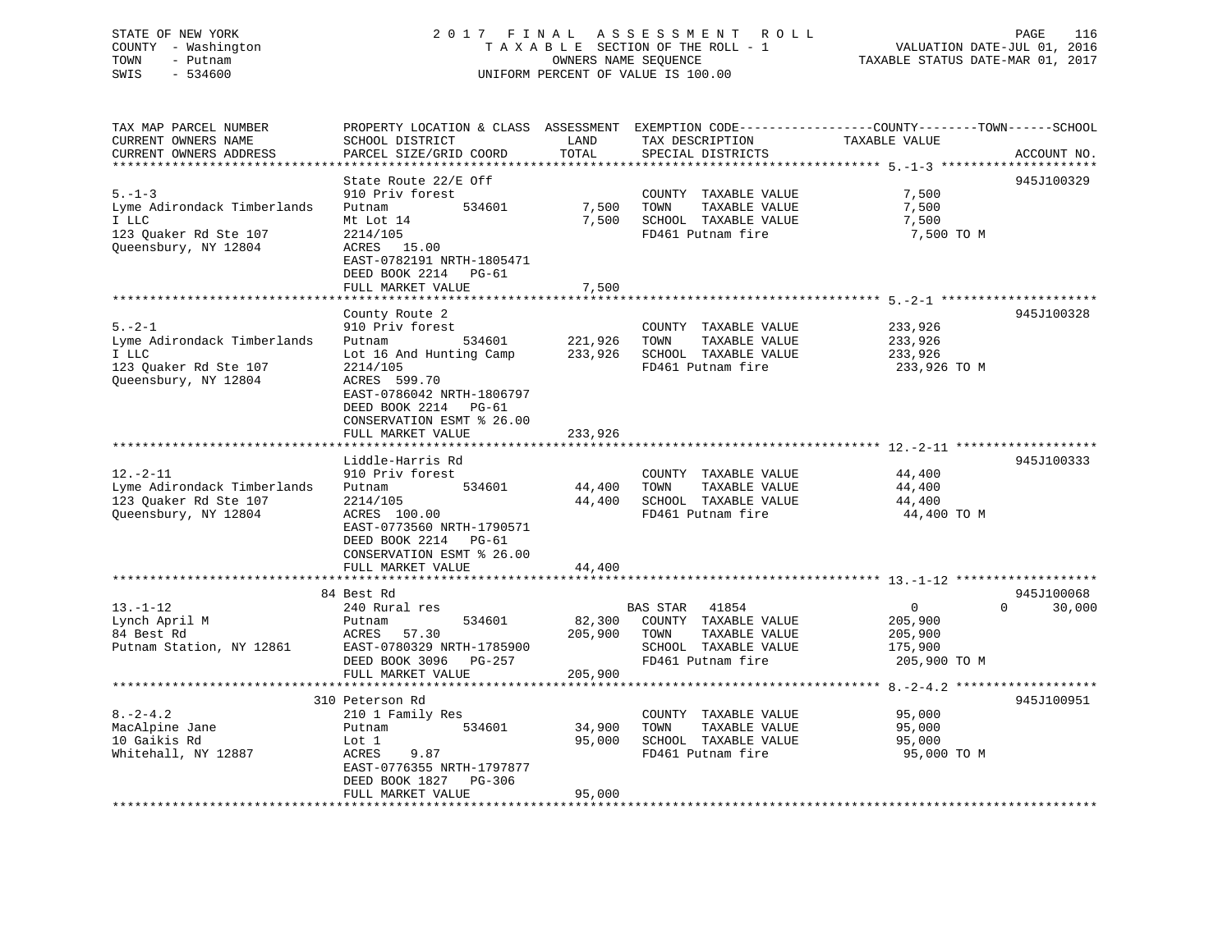STATE OF NEW YORK
COUNTY - Washington
TOWN - Putnam
SWIS - 534600

2017 FINAL ASSESSMENT ROLL
TAXABLE SECTION OF THE ROLL - 1
OWNERS NAME SEQUENCE
UNIFORM PERCENT OF VALUE IS 100.00

VALUATION DATE-JUL 01, 2016
TAXABLE STATUS DATE-MAR 01, 2017

```
TAX MAP PARCEL NUMBER          PROPERTY LOCATION & CLASS  ASSESSMENT  EXEMPTION CODE------------------COUNTY--------TOWN------SCHOOL
CURRENT OWNERS NAME            SCHOOL DISTRICT              LAND      TAX DESCRIPTION              TAXABLE VALUE
CURRENT OWNERS ADDRESS         PARCEL SIZE/GRID COORD       TOTAL     SPECIAL DISTRICTS                                     ACCOUNT NO.
******************************************************************************************************* 5.-1-3 ********************
                               State Route 22/E Off                                                                          945J100329
5.-1-3                         910 Priv forest                         COUNTY  TAXABLE VALUE          7,500
Lyme Adirondack Timberlands    Putnam          534601        7,500     TOWN    TAXABLE VALUE          7,500
I LLC                          Mt Lot 14                     7,500     SCHOOL  TAXABLE VALUE          7,500
123 Quaker Rd Ste 107          2214/105                                FD461 Putnam fire              7,500 TO M
Queensbury, NY 12804           ACRES  15.00
                               EAST-0782191 NRTH-1805471
                               DEED BOOK 2214   PG-61
                               FULL MARKET VALUE             7,500
******************************************************************************************************* 5.-2-1 ********************
                               County Route 2                                                                                945J100328
5.-2-1                         910 Priv forest                         COUNTY  TAXABLE VALUE        233,926
Lyme Adirondack Timberlands    Putnam          534601      221,926     TOWN    TAXABLE VALUE        233,926
I LLC                          Lot 16 And Hunting Camp     233,926     SCHOOL  TAXABLE VALUE        233,926
123 Quaker Rd Ste 107          2214/105                                FD461 Putnam fire            233,926 TO M
Queensbury, NY 12804           ACRES 599.70
                               EAST-0786042 NRTH-1806797
                               DEED BOOK 2214   PG-61
                               CONSERVATION ESMT % 26.00
                               FULL MARKET VALUE           233,926
******************************************************************************************************* 12.-2-11 ******************
                               Liddle-Harris Rd                                                                              945J100333
12.-2-11                       910 Priv forest                         COUNTY  TAXABLE VALUE         44,400
Lyme Adirondack Timberlands    Putnam          534601       44,400     TOWN    TAXABLE VALUE         44,400
123 Quaker Rd Ste 107          2214/105                     44,400     SCHOOL  TAXABLE VALUE         44,400
Queensbury, NY 12804           ACRES 100.00                            FD461 Putnam fire             44,400 TO M
                               EAST-0773560 NRTH-1790571
                               DEED BOOK 2214   PG-61
                               CONSERVATION ESMT % 26.00
                               FULL MARKET VALUE            44,400
******************************************************************************************************* 13.-1-12 ******************
                             84 Best Rd                                                                                      945J100068
13.-1-12                       240 Rural res                           BAS STAR   41854                   0           0       30,000
Lynch April M                  Putnam          534601       82,300     COUNTY  TAXABLE VALUE        205,900
84 Best Rd                     ACRES  57.30                205,900     TOWN    TAXABLE VALUE        205,900
Putnam Station, NY 12861       EAST-0780329 NRTH-1785900               SCHOOL  TAXABLE VALUE        175,900
                               DEED BOOK 3096   PG-257                 FD461 Putnam fire            205,900 TO M
                               FULL MARKET VALUE           205,900
******************************************************************************************************* 8.-2-4.2 ******************
                             310 Peterson Rd                                                                                 945J100951
8.-2-4.2                       210 1 Family Res                        COUNTY  TAXABLE VALUE         95,000
MacAlpine Jane                 Putnam          534601       34,900     TOWN    TAXABLE VALUE         95,000
10 Gaikis Rd                   Lot 1                        95,000     SCHOOL  TAXABLE VALUE         95,000
Whitehall, NY 12887            ACRES   9.87                            FD461 Putnam fire             95,000 TO M
                               EAST-0776355 NRTH-1797877
                               DEED BOOK 1827   PG-306
                               FULL MARKET VALUE            95,000
************************************************************************************************************************************
```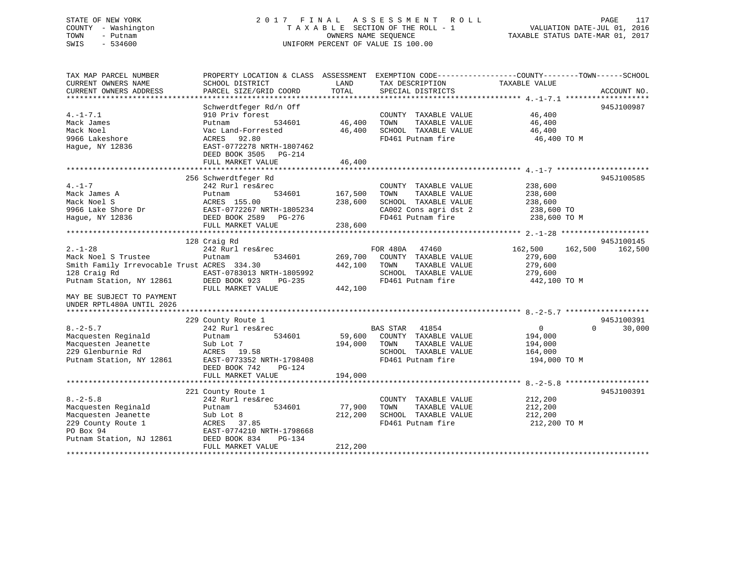STATE OF NEW YORK
COUNTY - Washington
TOWN - Putnam
SWIS - 534600

2 0 1 7 F I N A L A S S E S S M E N T R O L L
T A X A B L E SECTION OF THE ROLL - 1
OWNERS NAME SEQUENCE
UNIFORM PERCENT OF VALUE IS 100.00

VALUATION DATE-JUL 01, 2016
TAXABLE STATUS DATE-MAR 01, 2017

```
TAX MAP PARCEL NUMBER          PROPERTY LOCATION & CLASS  ASSESSMENT  EXEMPTION CODE------------------COUNTY--------TOWN------SCHOOL
CURRENT OWNERS NAME            SCHOOL DISTRICT               LAND      TAX DESCRIPTION             TAXABLE VALUE
CURRENT OWNERS ADDRESS         PARCEL SIZE/GRID COORD        TOTAL     SPECIAL DISTRICTS                                    ACCOUNT NO.
******************************************************************************************************* 4.-1-7.1 *******************
                               Schwerdtfeger Rd/n Off                                                                    945J100987
4.-1-7.1                       910 Priv forest                         COUNTY  TAXABLE VALUE             46,400
Mack James                     Putnam          534601       46,400    TOWN    TAXABLE VALUE             46,400
Mack Noel                      Vac Land-Forrested           46,400    SCHOOL  TAXABLE VALUE             46,400
9966 Lakeshore                 ACRES   92.80                           FD461 Putnam fire                 46,400 TO M
Hague, NY 12836                EAST-0772278 NRTH-1807462
                               DEED BOOK 3505   PG-214
                               FULL MARKET VALUE            46,400
******************************************************************************************************* 4.-1-7 *********************
                           256 Schwerdtfeger Rd                                                                          945J100585
4.-1-7                         242 Rurl res&rec                        COUNTY  TAXABLE VALUE            238,600
Mack James A                   Putnam          534601      167,500    TOWN    TAXABLE VALUE            238,600
Mack Noel S                    ACRES  155.00               238,600    SCHOOL  TAXABLE VALUE            238,600
9966 Lake Shore Dr             EAST-0772267 NRTH-1805234               CA002 Cons agri dst 2            238,600 TO
Hague, NY 12836                DEED BOOK 2589   PG-276                 FD461 Putnam fire                238,600 TO M
                               FULL MARKET VALUE           238,600
******************************************************************************************************* 2.-1-28 ********************
                           128 Craig Rd                                                                                  945J100145
2.-1-28                        242 Rurl res&rec                   FOR 480A   47460                162,500    162,500    162,500
Mack Noel S Trustee            Putnam          534601      269,700    COUNTY  TAXABLE VALUE            279,600
Smith Family Irrevocable Trust ACRES  334.30               442,100    TOWN    TAXABLE VALUE            279,600
128 Craig Rd                   EAST-0783013 NRTH-1805992               SCHOOL  TAXABLE VALUE            279,600
Putnam Station, NY 12861       DEED BOOK 923    PG-235                 FD461 Putnam fire                442,100 TO M
                               FULL MARKET VALUE           442,100
MAY BE SUBJECT TO PAYMENT
UNDER RPTL480A UNTIL 2026
******************************************************************************************************* 8.-2-5.7 *******************
                           229 County Route 1                                                                            945J100391
8.-2-5.7                       242 Rurl res&rec                   BAS STAR   41854                      0          0     30,000
Macquesten Reginald            Putnam          534601       59,600    COUNTY  TAXABLE VALUE            194,000
Macquesten Jeanette            Sub Lot 7                   194,000    TOWN    TAXABLE VALUE            194,000
229 Glenburnie Rd              ACRES   19.58                           SCHOOL  TAXABLE VALUE            164,000
Putnam Station, NY 12861       EAST-0773352 NRTH-1798408               FD461 Putnam fire                194,000 TO M
                               DEED BOOK 742    PG-124
                               FULL MARKET VALUE           194,000
******************************************************************************************************* 8.-2-5.8 *******************
                           221 County Route 1                                                                            945J100391
8.-2-5.8                       242 Rurl res&rec                        COUNTY  TAXABLE VALUE            212,200
Macquesten Reginald            Putnam          534601       77,900    TOWN    TAXABLE VALUE            212,200
Macquesten Jeanette            Sub Lot 8                   212,200    SCHOOL  TAXABLE VALUE            212,200
229 County Route 1             ACRES   37.85                           FD461 Putnam fire                212,200 TO M
PO Box 94                      EAST-0774210 NRTH-1798668
Putnam Station, NJ 12861       DEED BOOK 834    PG-134
                               FULL MARKET VALUE           212,200
************************************************************************************************************************************
```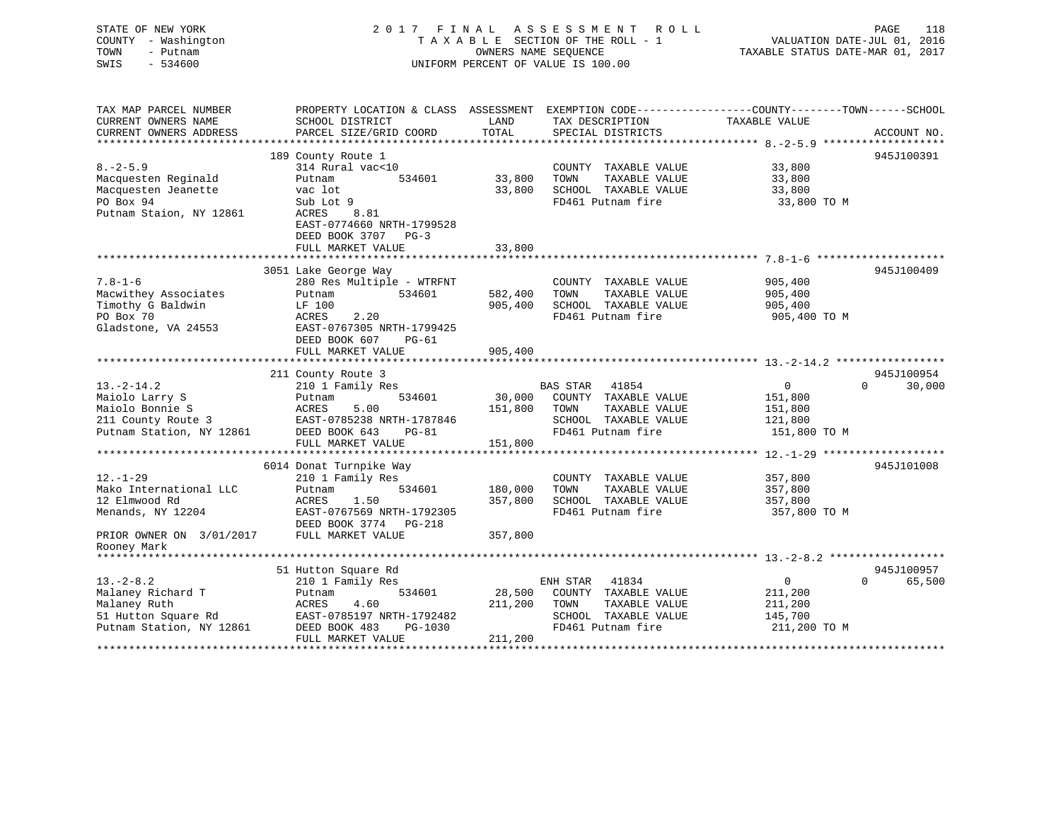STATE OF NEW YORK
COUNTY - Washington
TOWN - Putnam
SWIS - 534600

2017 FINAL ASSESSMENT ROLL
TAXABLE SECTION OF THE ROLL - 1
OWNERS NAME SEQUENCE
UNIFORM PERCENT OF VALUE IS 100.00

VALUATION DATE-JUL 01, 2016
TAXABLE STATUS DATE-MAR 01, 2017

```
TAX MAP PARCEL NUMBER        PROPERTY LOCATION & CLASS  ASSESSMENT  EXEMPTION CODE------------------COUNTY--------TOWN------SCHOOL
CURRENT OWNERS NAME          SCHOOL DISTRICT               LAND      TAX DESCRIPTION            TAXABLE VALUE
CURRENT OWNERS ADDRESS       PARCEL SIZE/GRID COORD        TOTAL     SPECIAL DISTRICTS                                    ACCOUNT NO.
******************************************************************************************************* 8.-2-5.9 *******************
                              189 County Route 1                                                                          945J100391
8.-2-5.9                      314 Rural vac<10                        COUNTY  TAXABLE VALUE            33,800
Macquesten Reginald           Putnam            534601      33,800   TOWN    TAXABLE VALUE            33,800
Macquesten Jeanette           vac lot                       33,800   SCHOOL  TAXABLE VALUE            33,800
PO Box 94                     Sub Lot 9                               FD461 Putnam fire                33,800 TO M
Putnam Staion, NY 12861       ACRES     8.81
                              EAST-0774660 NRTH-1799528
                              DEED BOOK 3707   PG-3
                              FULL MARKET VALUE             33,800
******************************************************************************************************* 7.8-1-6 ********************
                              3051 Lake George Way                                                                        945J100409
7.8-1-6                       280 Res Multiple - WTRFNT               COUNTY  TAXABLE VALUE           905,400
Macwithey Associates          Putnam            534601     582,400   TOWN    TAXABLE VALUE           905,400
Timothy G Baldwin             LF 100                       905,400   SCHOOL  TAXABLE VALUE           905,400
PO Box 70                     ACRES     2.20                          FD461 Putnam fire               905,400 TO M
Gladstone, VA 24553           EAST-0767305 NRTH-1799425
                              DEED BOOK 607    PG-61
                              FULL MARKET VALUE            905,400
******************************************************************************************************* 13.-2-14.2 *****************
                              211 County Route 3                                                                          945J100954
13.-2-14.2                    210 1 Family Res                        BAS STAR   41854                   0           0      30,000
Maiolo Larry S                Putnam            534601      30,000   COUNTY  TAXABLE VALUE           151,800
Maiolo Bonnie S               ACRES     5.00               151,800   TOWN    TAXABLE VALUE           151,800
211 County Route 3            EAST-0785238 NRTH-1787846               SCHOOL  TAXABLE VALUE           121,800
Putnam Station, NY 12861      DEED BOOK 643    PG-81                  FD461 Putnam fire               151,800 TO M
                              FULL MARKET VALUE            151,800
******************************************************************************************************* 12.-1-29 *******************
                              6014 Donat Turnpike Way                                                                     945J101008
12.-1-29                      210 1 Family Res                        COUNTY  TAXABLE VALUE           357,800
Mako International LLC        Putnam            534601     180,000   TOWN    TAXABLE VALUE           357,800
12 Elmwood Rd                 ACRES     1.50               357,800   SCHOOL  TAXABLE VALUE           357,800
Menands, NY 12204             EAST-0767569 NRTH-1792305               FD461 Putnam fire               357,800 TO M
                              DEED BOOK 3774   PG-218
PRIOR OWNER ON 3/01/2017      FULL MARKET VALUE            357,800
Rooney Mark
******************************************************************************************************* 13.-2-8.2 ******************
                              51 Hutton Square Rd                                                                         945J100957
13.-2-8.2                     210 1 Family Res                        ENH STAR   41834                   0           0      65,500
Malaney Richard T             Putnam            534601      28,500   COUNTY  TAXABLE VALUE           211,200
Malaney Ruth                  ACRES     4.60               211,200   TOWN    TAXABLE VALUE           211,200
51 Hutton Square Rd           EAST-0785197 NRTH-1792482               SCHOOL  TAXABLE VALUE           145,700
Putnam Station, NY 12861      DEED BOOK 483    PG-1030                FD461 Putnam fire               211,200 TO M
                              FULL MARKET VALUE            211,200
************************************************************************************************************************************
```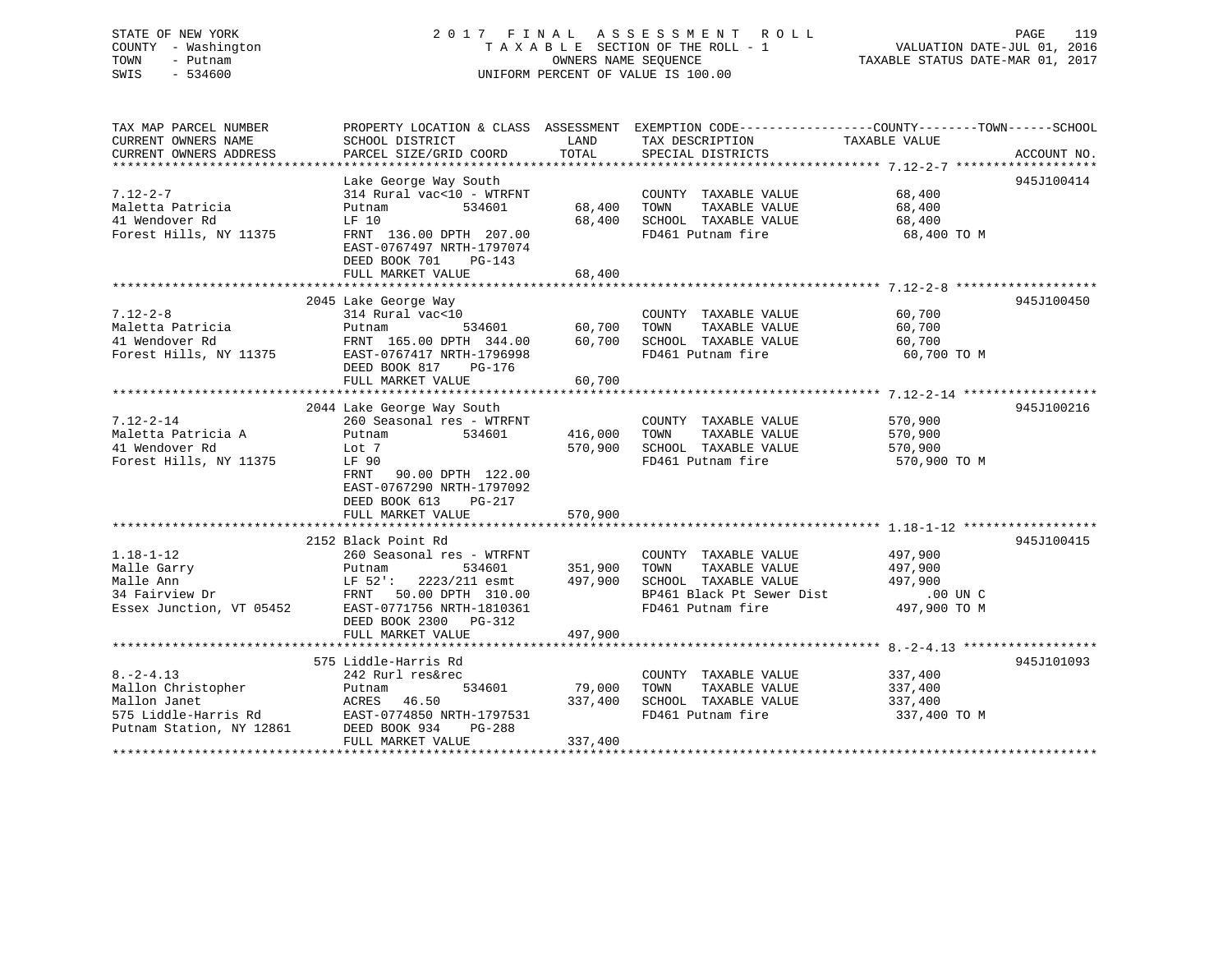STATE OF NEW YORK
COUNTY - Washington
TOWN - Putnam
SWIS - 534600

2 0 1 7 F I N A L A S S E S S M E N T R O L L
T A X A B L E SECTION OF THE ROLL - 1
OWNERS NAME SEQUENCE
UNIFORM PERCENT OF VALUE IS 100.00

VALUATION DATE-JUL 01, 2016
TAXABLE STATUS DATE-MAR 01, 2017

| TAX MAP PARCEL NUMBER / CURRENT OWNERS NAME / CURRENT OWNERS ADDRESS | PROPERTY LOCATION & CLASS / SCHOOL DISTRICT / PARCEL SIZE/GRID COORD | ASSESSMENT LAND / TOTAL | EXEMPTION CODE / TAX DESCRIPTION / SPECIAL DISTRICTS | COUNTY--------TOWN------SCHOOL TAXABLE VALUE | ACCOUNT NO. |
|---|---|---|---|---|---|
| 7.12-2-7 | Lake George Way South | | | | 945J100414 |
| Maletta Patricia | 314 Rural vac<10 - WTRFNT | | COUNTY TAXABLE VALUE | 68,400 | |
| 41 Wendover Rd | Putnam 534601 | 68,400 | TOWN TAXABLE VALUE | 68,400 | |
| Forest Hills, NY 11375 | LF 10 | 68,400 | SCHOOL TAXABLE VALUE | 68,400 | |
| | FRNT 136.00 DPTH 207.00 | | FD461 Putnam fire | 68,400 TO M | |
| | EAST-0767497 NRTH-1797074 | | | | |
| | DEED BOOK 701 PG-143 | | | | |
| | FULL MARKET VALUE | 68,400 | | | |
| 7.12-2-8 | 2045 Lake George Way | | | | 945J100450 |
| Maletta Patricia | 314 Rural vac<10 | | COUNTY TAXABLE VALUE | 60,700 | |
| 41 Wendover Rd | Putnam 534601 | 60,700 | TOWN TAXABLE VALUE | 60,700 | |
| Forest Hills, NY 11375 | FRNT 165.00 DPTH 344.00 | 60,700 | SCHOOL TAXABLE VALUE | 60,700 | |
| | EAST-0767417 NRTH-1796998 | | FD461 Putnam fire | 60,700 TO M | |
| | DEED BOOK 817 PG-176 | | | | |
| | FULL MARKET VALUE | 60,700 | | | |
| 7.12-2-14 | 2044 Lake George Way South | | | | 945J100216 |
| Maletta Patricia A | 260 Seasonal res - WTRFNT | | COUNTY TAXABLE VALUE | 570,900 | |
| 41 Wendover Rd | Putnam 534601 | 416,000 | TOWN TAXABLE VALUE | 570,900 | |
| Forest Hills, NY 11375 | Lot 7 | 570,900 | SCHOOL TAXABLE VALUE | 570,900 | |
| | LF 90 | | FD461 Putnam fire | 570,900 TO M | |
| | FRNT 90.00 DPTH 122.00 | | | | |
| | EAST-0767290 NRTH-1797092 | | | | |
| | DEED BOOK 613 PG-217 | | | | |
| | FULL MARKET VALUE | 570,900 | | | |
| 1.18-1-12 | 2152 Black Point Rd | | | | 945J100415 |
| Malle Garry | 260 Seasonal res - WTRFNT | | COUNTY TAXABLE VALUE | 497,900 | |
| Malle Ann | Putnam 534601 | 351,900 | TOWN TAXABLE VALUE | 497,900 | |
| 34 Fairview Dr | LF 52': 2223/211 esmt | 497,900 | SCHOOL TAXABLE VALUE | 497,900 | |
| Essex Junction, VT 05452 | FRNT 50.00 DPTH 310.00 | | BP461 Black Pt Sewer Dist | .00 UN C | |
| | EAST-0771756 NRTH-1810361 | | FD461 Putnam fire | 497,900 TO M | |
| | DEED BOOK 2300 PG-312 | | | | |
| | FULL MARKET VALUE | 497,900 | | | |
| 8.-2-4.13 | 575 Liddle-Harris Rd | | | | 945J101093 |
| Mallon Christopher | 242 Rurl res&rec | | COUNTY TAXABLE VALUE | 337,400 | |
| Mallon Janet | Putnam 534601 | 79,000 | TOWN TAXABLE VALUE | 337,400 | |
| 575 Liddle-Harris Rd | ACRES 46.50 | 337,400 | SCHOOL TAXABLE VALUE | 337,400 | |
| Putnam Station, NY 12861 | EAST-0774850 NRTH-1797531 | | FD461 Putnam fire | 337,400 TO M | |
| | DEED BOOK 934 PG-288 | | | | |
| | FULL MARKET VALUE | 337,400 | | | |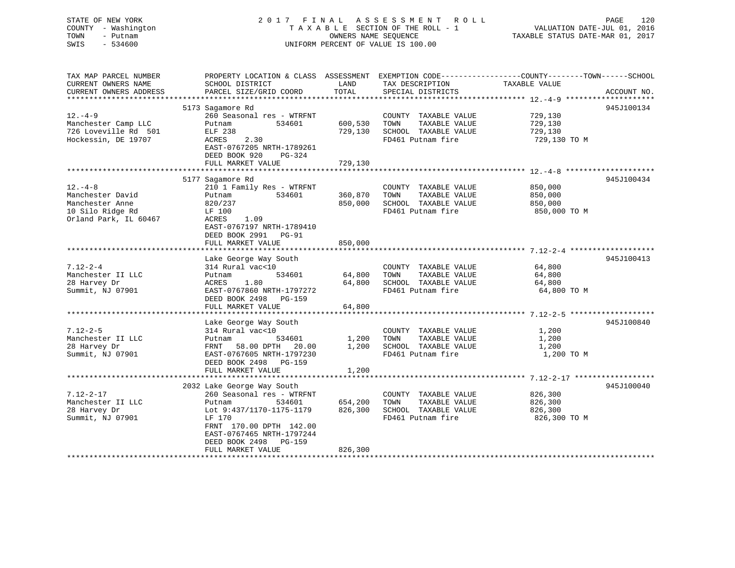STATE OF NEW YORK
COUNTY - Washington
TOWN - Putnam
SWIS - 534600

2017 FINAL ASSESSMENT ROLL
TAXABLE SECTION OF THE ROLL - 1
OWNERS NAME SEQUENCE
UNIFORM PERCENT OF VALUE IS 100.00

VALUATION DATE-JUL 01, 2016
TAXABLE STATUS DATE-MAR 01, 2017

| TAX MAP PARCEL NUMBER / CURRENT OWNERS NAME / CURRENT OWNERS ADDRESS | PROPERTY LOCATION & CLASS / SCHOOL DISTRICT / PARCEL SIZE/GRID COORD | ASSESSMENT LAND | TOTAL | EXEMPTION CODE / TAX DESCRIPTION / SPECIAL DISTRICTS | TAXABLE VALUE (COUNTY / TOWN / SCHOOL) | ACCOUNT NO. |
|---|---|---|---|---|---|---|
| **12.-4-9** | 5173 Sagamore Rd | | | | | 945J100134 |
| Manchester Camp LLC | 260 Seasonal res - WTRFNT | | | COUNTY TAXABLE VALUE | 729,130 | |
| 726 Loveville Rd 501 | Putnam 534601 | 600,530 | | TOWN TAXABLE VALUE | 729,130 | |
| Hockessin, DE 19707 | ELF 238 | | 729,130 | SCHOOL TAXABLE VALUE | 729,130 | |
| | ACRES 2.30 | | | FD461 Putnam fire | 729,130 TO M | |
| | EAST-0767205 NRTH-1789261 | | | | | |
| | DEED BOOK 920 PG-324 | | | | | |
| | FULL MARKET VALUE | | 729,130 | | | |
| **12.-4-8** | 5177 Sagamore Rd | | | | | 945J100434 |
| Manchester David | 210 1 Family Res - WTRFNT | | | COUNTY TAXABLE VALUE | 850,000 | |
| Manchester Anne | Putnam 534601 | 360,870 | | TOWN TAXABLE VALUE | 850,000 | |
| 10 Silo Ridge Rd | 820/237 | | 850,000 | SCHOOL TAXABLE VALUE | 850,000 | |
| Orland Park, IL 60467 | LF 100 | | | FD461 Putnam fire | 850,000 TO M | |
| | ACRES 1.09 | | | | | |
| | EAST-0767197 NRTH-1789410 | | | | | |
| | DEED BOOK 2991 PG-91 | | | | | |
| | FULL MARKET VALUE | | 850,000 | | | |
| **7.12-2-4** | Lake George Way South | | | | | 945J100413 |
| Manchester II LLC | 314 Rural vac<10 | | | COUNTY TAXABLE VALUE | 64,800 | |
| 28 Harvey Dr | Putnam 534601 | 64,800 | | TOWN TAXABLE VALUE | 64,800 | |
| Summit, NJ 07901 | ACRES 1.80 | | 64,800 | SCHOOL TAXABLE VALUE | 64,800 | |
| | EAST-0767860 NRTH-1797272 | | | FD461 Putnam fire | 64,800 TO M | |
| | DEED BOOK 2498 PG-159 | | | | | |
| | FULL MARKET VALUE | | 64,800 | | | |
| **7.12-2-5** | Lake George Way South | | | | | 945J100840 |
| Manchester II LLC | 314 Rural vac<10 | | | COUNTY TAXABLE VALUE | 1,200 | |
| 28 Harvey Dr | Putnam 534601 | 1,200 | | TOWN TAXABLE VALUE | 1,200 | |
| Summit, NJ 07901 | FRNT 58.00 DPTH 20.00 | | 1,200 | SCHOOL TAXABLE VALUE | 1,200 | |
| | EAST-0767605 NRTH-1797230 | | | FD461 Putnam fire | 1,200 TO M | |
| | DEED BOOK 2498 PG-159 | | | | | |
| | FULL MARKET VALUE | | 1,200 | | | |
| **7.12-2-17** | 2032 Lake George Way South | | | | | 945J100040 |
| Manchester II LLC | 260 Seasonal res - WTRFNT | | | COUNTY TAXABLE VALUE | 826,300 | |
| 28 Harvey Dr | Putnam 534601 | 654,200 | | TOWN TAXABLE VALUE | 826,300 | |
| Summit, NJ 07901 | Lot 9:437/1170-1175-1179 | | 826,300 | SCHOOL TAXABLE VALUE | 826,300 | |
| | LF 170 | | | FD461 Putnam fire | 826,300 TO M | |
| | FRNT 170.00 DPTH 142.00 | | | | | |
| | EAST-0767465 NRTH-1797244 | | | | | |
| | DEED BOOK 2498 PG-159 | | | | | |
| | FULL MARKET VALUE | | 826,300 | | | |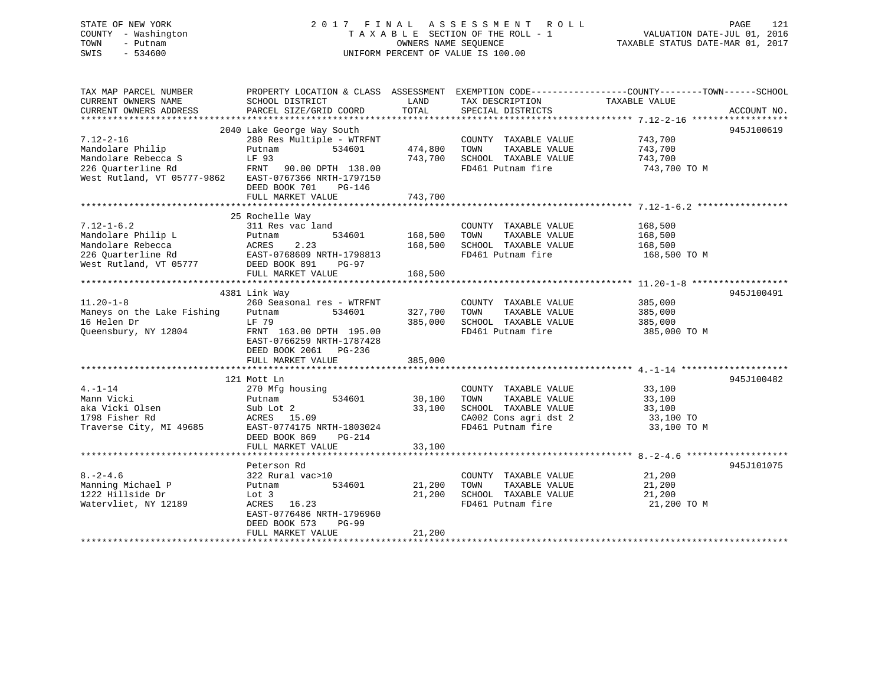STATE OF NEW YORK
COUNTY - Washington
TOWN - Putnam
SWIS - 534600

2 0 1 7 F I N A L A S S E S S M E N T R O L L
T A X A B L E SECTION OF THE ROLL - 1
OWNERS NAME SEQUENCE
UNIFORM PERCENT OF VALUE IS 100.00

VALUATION DATE-JUL 01, 2016
TAXABLE STATUS DATE-MAR 01, 2017

| TAX MAP PARCEL NUMBER / CURRENT OWNERS NAME / CURRENT OWNERS ADDRESS | PROPERTY LOCATION & CLASS / SCHOOL DISTRICT / PARCEL SIZE/GRID COORD | ASSESSMENT LAND / TOTAL | EXEMPTION CODE / TAX DESCRIPTION / SPECIAL DISTRICTS | TAXABLE VALUE (COUNTY--TOWN--SCHOOL) | ACCOUNT NO. |
|---|---|---|---|---|---|
| | 2040 Lake George Way South | | | | 945J100619 |
| 7.12-2-16 | 280 Res Multiple - WTRFNT | | COUNTY TAXABLE VALUE | 743,700 | |
| Mandolare Philip | Putnam 534601 | 474,800 | TOWN TAXABLE VALUE | 743,700 | |
| Mandolare Rebecca S | LF 93 | 743,700 | SCHOOL TAXABLE VALUE | 743,700 | |
| 226 Quarterline Rd | FRNT 90.00 DPTH 138.00 | | FD461 Putnam fire | 743,700 TO M | |
| West Rutland, VT 05777-9862 | EAST-0767366 NRTH-1797150 | | | | |
| | DEED BOOK 701 PG-146 | | | | |
| | FULL MARKET VALUE | 743,700 | | | |
| | 25 Rochelle Way | | | | |
| 7.12-1-6.2 | 311 Res vac land | | COUNTY TAXABLE VALUE | 168,500 | |
| Mandolare Philip L | Putnam 534601 | 168,500 | TOWN TAXABLE VALUE | 168,500 | |
| Mandolare Rebecca | ACRES 2.23 | 168,500 | SCHOOL TAXABLE VALUE | 168,500 | |
| 226 Quarterline Rd | EAST-0768609 NRTH-1798813 | | FD461 Putnam fire | 168,500 TO M | |
| West Rutland, VT 05777 | DEED BOOK 891 PG-97 | | | | |
| | FULL MARKET VALUE | 168,500 | | | |
| | 4381 Link Way | | | | 945J100491 |
| 11.20-1-8 | 260 Seasonal res - WTRFNT | | COUNTY TAXABLE VALUE | 385,000 | |
| Maneys on the Lake Fishing | Putnam 534601 | 327,700 | TOWN TAXABLE VALUE | 385,000 | |
| 16 Helen Dr | LF 79 | 385,000 | SCHOOL TAXABLE VALUE | 385,000 | |
| Queensbury, NY 12804 | FRNT 163.00 DPTH 195.00 | | FD461 Putnam fire | 385,000 TO M | |
| | EAST-0766259 NRTH-1787428 | | | | |
| | DEED BOOK 2061 PG-236 | | | | |
| | FULL MARKET VALUE | 385,000 | | | |
| | 121 Mott Ln | | | | 945J100482 |
| 4.-1-14 | 270 Mfg housing | | COUNTY TAXABLE VALUE | 33,100 | |
| Mann Vicki | Putnam 534601 | 30,100 | TOWN TAXABLE VALUE | 33,100 | |
| aka Vicki Olsen | Sub Lot 2 | 33,100 | SCHOOL TAXABLE VALUE | 33,100 | |
| 1798 Fisher Rd | ACRES 15.09 | | CA002 Cons agri dst 2 | 33,100 TO | |
| Traverse City, MI 49685 | EAST-0774175 NRTH-1803024 | | FD461 Putnam fire | 33,100 TO M | |
| | DEED BOOK 869 PG-214 | | | | |
| | FULL MARKET VALUE | 33,100 | | | |
| | Peterson Rd | | | | 945J101075 |
| 8.-2-4.6 | 322 Rural vac>10 | | COUNTY TAXABLE VALUE | 21,200 | |
| Manning Michael P | Putnam 534601 | 21,200 | TOWN TAXABLE VALUE | 21,200 | |
| 1222 Hillside Dr | Lot 3 | 21,200 | SCHOOL TAXABLE VALUE | 21,200 | |
| Watervliet, NY 12189 | ACRES 16.23 | | FD461 Putnam fire | 21,200 TO M | |
| | EAST-0776486 NRTH-1796960 | | | | |
| | DEED BOOK 573 PG-99 | | | | |
| | FULL MARKET VALUE | 21,200 | | | |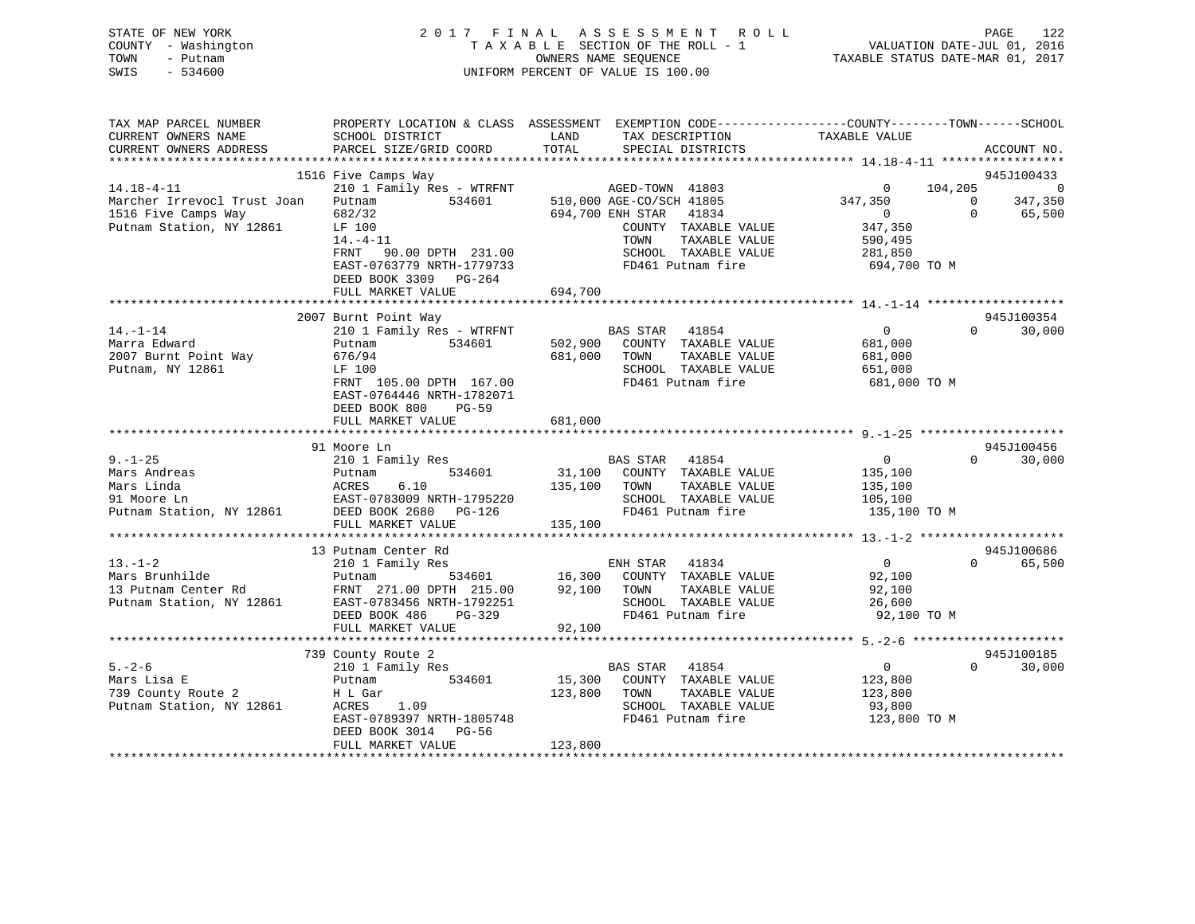STATE OF NEW YORK
COUNTY - Washington
TOWN - Putnam
SWIS - 534600

2 0 1 7 F I N A L A S S E S S M E N T R O L L
T A X A B L E SECTION OF THE ROLL - 1
OWNERS NAME SEQUENCE
UNIFORM PERCENT OF VALUE IS 100.00

VALUATION DATE-JUL 01, 2016
TAXABLE STATUS DATE-MAR 01, 2017

```
TAX MAP PARCEL NUMBER          PROPERTY LOCATION & CLASS  ASSESSMENT  EXEMPTION CODE------------------COUNTY--------TOWN------SCHOOL
CURRENT OWNERS NAME            SCHOOL DISTRICT               LAND      TAX DESCRIPTION            TAXABLE VALUE
CURRENT OWNERS ADDRESS         PARCEL SIZE/GRID COORD       TOTAL      SPECIAL DISTRICTS                                    ACCOUNT NO.
******************************************************************************************************* 14.18-4-11 *****************
                         1516 Five Camps Way                                                                              945J100433
14.18-4-11                     210 1 Family Res - WTRFNT          AGED-TOWN  41803                 0      104,205             0
Marcher Irrevocl Trust Joan    Putnam          534601      510,000 AGE-CO/SCH 41805           347,350           0       347,350
1516 Five Camps Way            682/32                      694,700 ENH STAR   41834                 0           0        65,500
Putnam Station, NY 12861       LF 100                              COUNTY  TAXABLE VALUE      347,350
                               14.-4-11                            TOWN    TAXABLE VALUE      590,495
                               FRNT   90.00 DPTH 231.00            SCHOOL  TAXABLE VALUE      281,850
                               EAST-0763779 NRTH-1779733           FD461 Putnam fire           694,700 TO M
                               DEED BOOK 3309   PG-264
                               FULL MARKET VALUE           694,700
******************************************************************************************************* 14.-1-14 *******************
                         2007 Burnt Point Way                                                                             945J100354
14.-1-14                       210 1 Family Res - WTRFNT          BAS STAR   41854                 0           0        30,000
Marra Edward                   Putnam          534601      502,900   COUNTY  TAXABLE VALUE      681,000
2007 Burnt Point Way           676/94                      681,000   TOWN    TAXABLE VALUE      681,000
Putnam, NY 12861               LF 100                                SCHOOL  TAXABLE VALUE      651,000
                               FRNT  105.00 DPTH 167.00              FD461 Putnam fire           681,000 TO M
                               EAST-0764446 NRTH-1782071
                               DEED BOOK 800    PG-59
                               FULL MARKET VALUE           681,000
******************************************************************************************************* 9.-1-25 ********************
                         91 Moore Ln                                                                                      945J100456
9.-1-25                        210 1 Family Res                   BAS STAR   41854                 0           0        30,000
Mars Andreas                   Putnam          534601       31,100   COUNTY  TAXABLE VALUE      135,100
Mars Linda                     ACRES    6.10               135,100   TOWN    TAXABLE VALUE      135,100
91 Moore Ln                    EAST-0783009 NRTH-1795220             SCHOOL  TAXABLE VALUE      105,100
Putnam Station, NY 12861       DEED BOOK 2680   PG-126               FD461 Putnam fire           135,100 TO M
                               FULL MARKET VALUE           135,100
******************************************************************************************************* 13.-1-2 ********************
                         13 Putnam Center Rd                                                                              945J100686
13.-1-2                        210 1 Family Res                   ENH STAR   41834                 0           0        65,500
Mars Brunhilde                 Putnam          534601       16,300   COUNTY  TAXABLE VALUE       92,100
13 Putnam Center Rd            FRNT  271.00 DPTH 215.00     92,100   TOWN    TAXABLE VALUE       92,100
Putnam Station, NY 12861       EAST-0783456 NRTH-1792251             SCHOOL  TAXABLE VALUE       26,600
                               DEED BOOK 486    PG-329               FD461 Putnam fire            92,100 TO M
                               FULL MARKET VALUE            92,100
******************************************************************************************************* 5.-2-6 *********************
                         739 County Route 2                                                                               945J100185
5.-2-6                         210 1 Family Res                   BAS STAR   41854                 0           0        30,000
Mars Lisa E                    Putnam          534601       15,300   COUNTY  TAXABLE VALUE      123,800
739 County Route 2             H L Gar                     123,800   TOWN    TAXABLE VALUE      123,800
Putnam Station, NY 12861       ACRES    1.09                         SCHOOL  TAXABLE VALUE       93,800
                               EAST-0789397 NRTH-1805748             FD461 Putnam fire           123,800 TO M
                               DEED BOOK 3014   PG-56
                               FULL MARKET VALUE           123,800
************************************************************************************************************************************
```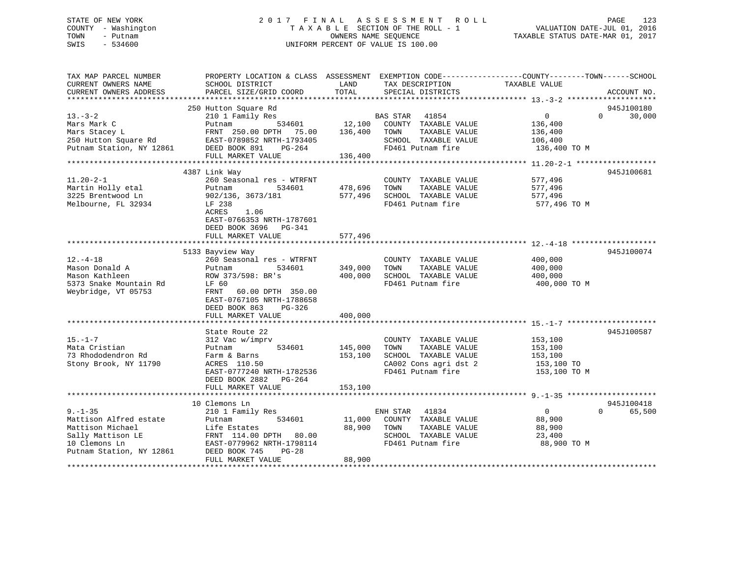STATE OF NEW YORK
COUNTY - Washington
TOWN - Putnam
SWIS - 534600

# 2017 FINAL ASSESSMENT ROLL

TAXABLE SECTION OF THE ROLL - 1
OWNERS NAME SEQUENCE
UNIFORM PERCENT OF VALUE IS 100.00

VALUATION DATE-JUL 01, 2016
TAXABLE STATUS DATE-MAR 01, 2017

```
TAX MAP PARCEL NUMBER          PROPERTY LOCATION & CLASS  ASSESSMENT  EXEMPTION CODE------------------COUNTY--------TOWN------SCHOOL
CURRENT OWNERS NAME            SCHOOL DISTRICT              LAND      TAX DESCRIPTION            TAXABLE VALUE
CURRENT OWNERS ADDRESS         PARCEL SIZE/GRID COORD       TOTAL     SPECIAL DISTRICTS                                   ACCOUNT NO.
******************************************************************************************************* 13.-3-2 ********************
                               250 Hutton Square Rd                                                                       945J100180
13.-3-2                        210 1 Family Res                       BAS STAR   41854              0            0      30,000
Mars Mark C                    Putnam          534601       12,100    COUNTY  TAXABLE VALUE        136,400
Mars Stacey L                  FRNT 250.00 DPTH  75.00     136,400    TOWN    TAXABLE VALUE        136,400
250 Hutton Square Rd           EAST-0789852 NRTH-1793405              SCHOOL  TAXABLE VALUE        106,400
Putnam Station, NY 12861       DEED BOOK 891    PG-264                FD461 Putnam fire             136,400 TO M
                               FULL MARKET VALUE           136,400
******************************************************************************************************* 11.20-2-1 ******************
                               4387 Link Way                                                                              945J100681
11.20-2-1                      260 Seasonal res - WTRFNT              COUNTY  TAXABLE VALUE        577,496
Martin Holly etal              Putnam          534601      478,696    TOWN    TAXABLE VALUE        577,496
3225 Brentwood Ln              902/136, 3673/181           577,496    SCHOOL  TAXABLE VALUE        577,496
Melbourne, FL 32934            LF 238                                 FD461 Putnam fire             577,496 TO M
                               ACRES    1.06
                               EAST-0766353 NRTH-1787601
                               DEED BOOK 3696   PG-341
                               FULL MARKET VALUE           577,496
******************************************************************************************************* 12.-4-18 *******************
                               5133 Bayview Way                                                                           945J100074
12.-4-18                       260 Seasonal res - WTRFNT              COUNTY  TAXABLE VALUE        400,000
Mason Donald A                 Putnam          534601      349,000    TOWN    TAXABLE VALUE        400,000
Mason Kathleen                 ROW 373/598: BR's           400,000    SCHOOL  TAXABLE VALUE        400,000
5373 Snake Mountain Rd         LF 60                                  FD461 Putnam fire             400,000 TO M
Weybridge, VT 05753            FRNT  60.00 DPTH 350.00
                               EAST-0767105 NRTH-1788658
                               DEED BOOK 863    PG-326
                               FULL MARKET VALUE           400,000
******************************************************************************************************* 15.-1-7 ********************
                               State Route 22                                                                             945J100587
15.-1-7                        312 Vac w/imprv                        COUNTY  TAXABLE VALUE        153,100
Mata Cristian                  Putnam          534601      145,000    TOWN    TAXABLE VALUE        153,100
73 Rhododendron Rd             Farm & Barns                153,100    SCHOOL  TAXABLE VALUE        153,100
Stony Brook, NY 11790          ACRES  110.50                          CA002 Cons agri dst 2         153,100 TO
                               EAST-0777240 NRTH-1782536              FD461 Putnam fire             153,100 TO M
                               DEED BOOK 2882   PG-264
                               FULL MARKET VALUE           153,100
******************************************************************************************************* 9.-1-35 ********************
                               10 Clemons Ln                                                                              945J100418
9.-1-35                        210 1 Family Res                       ENH STAR   41834              0            0      65,500
Mattison Alfred estate         Putnam          534601       11,000    COUNTY  TAXABLE VALUE         88,900
Mattison Michael               Life Estates                 88,900    TOWN    TAXABLE VALUE         88,900
Sally Mattison LE              FRNT 114.00 DPTH  80.00                SCHOOL  TAXABLE VALUE         23,400
10 Clemons Ln                  EAST-0779962 NRTH-1798114              FD461 Putnam fire              88,900 TO M
Putnam Station, NY 12861       DEED BOOK 745    PG-28
                               FULL MARKET VALUE            88,900
************************************************************************************************************************************
```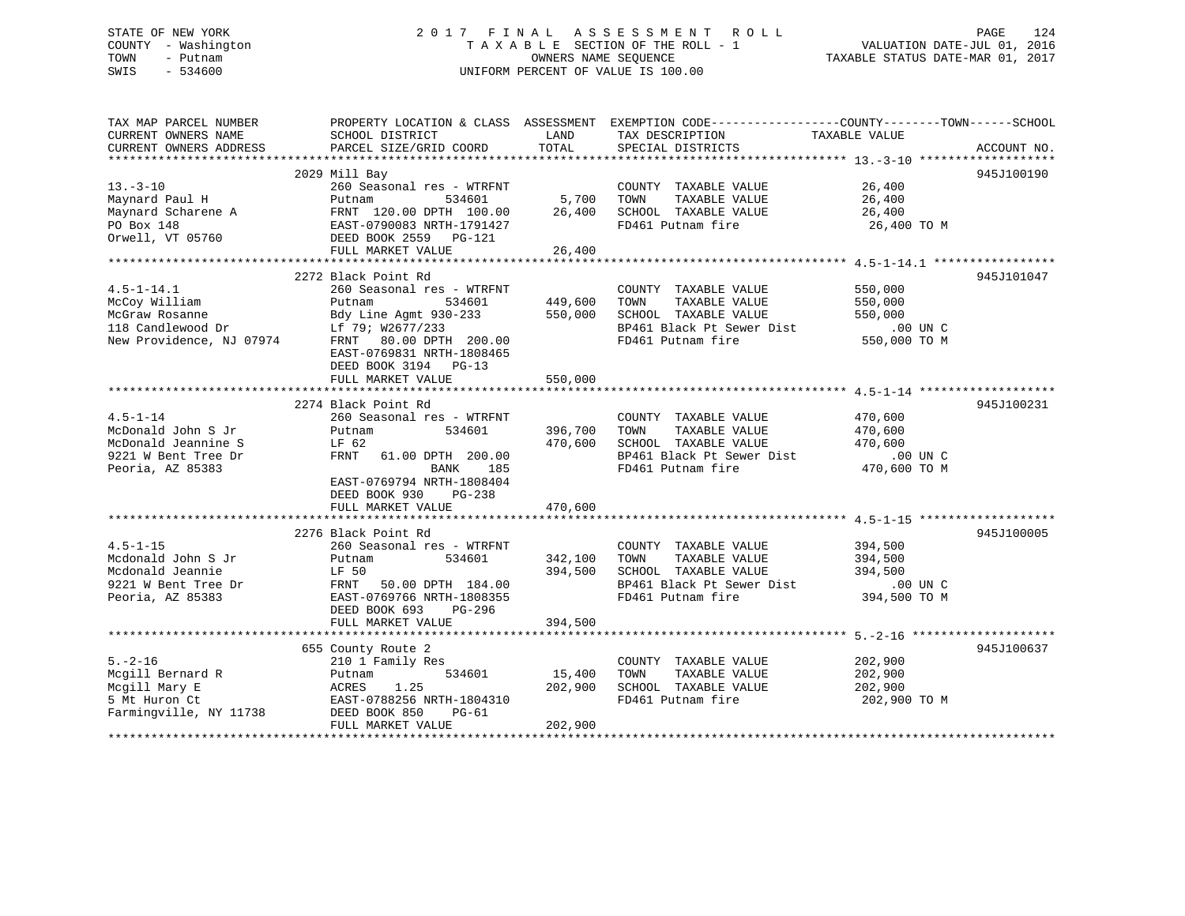STATE OF NEW YORK
COUNTY - Washington
TOWN - Putnam
SWIS - 534600

# 2017 FINAL ASSESSMENT ROLL
TAXABLE SECTION OF THE ROLL - 1
OWNERS NAME SEQUENCE
UNIFORM PERCENT OF VALUE IS 100.00

VALUATION DATE-JUL 01, 2016
TAXABLE STATUS DATE-MAR 01, 2017

| TAX MAP PARCEL NUMBER / CURRENT OWNERS NAME / CURRENT OWNERS ADDRESS | PROPERTY LOCATION & CLASS / SCHOOL DISTRICT / PARCEL SIZE/GRID COORD | ASSESSMENT LAND | TOTAL | EXEMPTION CODE / TAX DESCRIPTION / SPECIAL DISTRICTS | TAXABLE VALUE (COUNTY / TOWN / SCHOOL) | ACCOUNT NO. |
|---|---|---|---|---|---|---|
| 13.-3-10 | 2029 Mill Bay | | | | | 945J100190 |
| Maynard Paul H | 260 Seasonal res - WTRFNT | | | COUNTY TAXABLE VALUE | 26,400 | |
| Maynard Scharene A | Putnam 534601 | 5,700 | | TOWN TAXABLE VALUE | 26,400 | |
| PO Box 148 | FRNT 120.00 DPTH 100.00 | | 26,400 | SCHOOL TAXABLE VALUE | 26,400 | |
| Orwell, VT 05760 | EAST-0790083 NRTH-1791427 | | | FD461 Putnam fire | 26,400 TO M | |
| | DEED BOOK 2559 PG-121 | | | | | |
| | FULL MARKET VALUE | | 26,400 | | | |
| 4.5-1-14.1 | 2272 Black Point Rd | | | | | 945J101047 |
| McCoy William | 260 Seasonal res - WTRFNT | | | COUNTY TAXABLE VALUE | 550,000 | |
| McGraw Rosanne | Putnam 534601 | 449,600 | | TOWN TAXABLE VALUE | 550,000 | |
| 118 Candlewood Dr | Bdy Line Agmt 930-233 | | 550,000 | SCHOOL TAXABLE VALUE | 550,000 | |
| New Providence, NJ 07974 | Lf 79; W2677/233 | | | BP461 Black Pt Sewer Dist | .00 UN C | |
| | FRNT 80.00 DPTH 200.00 | | | FD461 Putnam fire | 550,000 TO M | |
| | EAST-0769831 NRTH-1808465 | | | | | |
| | DEED BOOK 3194 PG-13 | | | | | |
| | FULL MARKET VALUE | | 550,000 | | | |
| 4.5-1-14 | 2274 Black Point Rd | | | | | 945J100231 |
| McDonald John S Jr | 260 Seasonal res - WTRFNT | | | COUNTY TAXABLE VALUE | 470,600 | |
| McDonald Jeannine S | Putnam 534601 | 396,700 | | TOWN TAXABLE VALUE | 470,600 | |
| 9221 W Bent Tree Dr | LF 62 | | 470,600 | SCHOOL TAXABLE VALUE | 470,600 | |
| Peoria, AZ 85383 | FRNT 61.00 DPTH 200.00 | | | BP461 Black Pt Sewer Dist | .00 UN C | |
| | BANK 185 | | | FD461 Putnam fire | 470,600 TO M | |
| | EAST-0769794 NRTH-1808404 | | | | | |
| | DEED BOOK 930 PG-238 | | | | | |
| | FULL MARKET VALUE | | 470,600 | | | |
| 4.5-1-15 | 2276 Black Point Rd | | | | | 945J100005 |
| Mcdonald John S Jr | 260 Seasonal res - WTRFNT | | | COUNTY TAXABLE VALUE | 394,500 | |
| Mcdonald Jeannie | Putnam 534601 | 342,100 | | TOWN TAXABLE VALUE | 394,500 | |
| 9221 W Bent Tree Dr | LF 50 | | 394,500 | SCHOOL TAXABLE VALUE | 394,500 | |
| Peoria, AZ 85383 | FRNT 50.00 DPTH 184.00 | | | BP461 Black Pt Sewer Dist | .00 UN C | |
| | EAST-0769766 NRTH-1808355 | | | FD461 Putnam fire | 394,500 TO M | |
| | DEED BOOK 693 PG-296 | | | | | |
| | FULL MARKET VALUE | | 394,500 | | | |
| 5.-2-16 | 655 County Route 2 | | | | | 945J100637 |
| Mcgill Bernard R | 210 1 Family Res | | | COUNTY TAXABLE VALUE | 202,900 | |
| Mcgill Mary E | Putnam 534601 | 15,400 | | TOWN TAXABLE VALUE | 202,900 | |
| 5 Mt Huron Ct | ACRES 1.25 | | 202,900 | SCHOOL TAXABLE VALUE | 202,900 | |
| Farmingville, NY 11738 | EAST-0788256 NRTH-1804310 | | | FD461 Putnam fire | 202,900 TO M | |
| | DEED BOOK 850 PG-61 | | | | | |
| | FULL MARKET VALUE | | 202,900 | | | |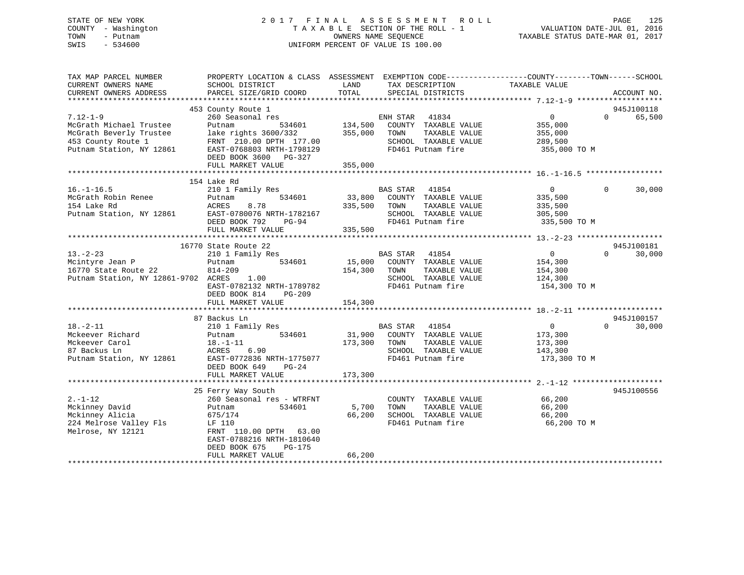STATE OF NEW YORK
COUNTY - Washington
TOWN - Putnam
SWIS - 534600

2 0 1 7 F I N A L A S S E S S M E N T R O L L
T A X A B L E SECTION OF THE ROLL - 1
OWNERS NAME SEQUENCE
UNIFORM PERCENT OF VALUE IS 100.00

VALUATION DATE-JUL 01, 2016
TAXABLE STATUS DATE-MAR 01, 2017

```
TAX MAP PARCEL NUMBER          PROPERTY LOCATION & CLASS  ASSESSMENT  EXEMPTION CODE-----------------COUNTY--------TOWN------SCHOOL
CURRENT OWNERS NAME            SCHOOL DISTRICT               LAND      TAX DESCRIPTION              TAXABLE VALUE
CURRENT OWNERS ADDRESS         PARCEL SIZE/GRID COORD        TOTAL     SPECIAL DISTRICTS                                    ACCOUNT NO.
*********************************************************************************************** 7.12-1-9 *******************
                               453 County Route 1                                                                   945J100118
7.12-1-9                       260 Seasonal res                        ENH STAR  41834              0             0      65,500
McGrath Michael Trustee        Putnam          534601        134,500   COUNTY  TAXABLE VALUE        355,000
McGrath Beverly Trustee        lake rights 3600/332          355,000   TOWN    TAXABLE VALUE        355,000
453 County Route 1             FRNT 210.00 DPTH 177.00                 SCHOOL  TAXABLE VALUE        289,500
Putnam Station, NY 12861       EAST-0768803 NRTH-1798129               FD461 Putnam fire            355,000 TO M
                               DEED BOOK 3600   PG-327
                               FULL MARKET VALUE             355,000
*********************************************************************************************** 16.-1-16.5 *****************
                               154 Lake Rd
16.-1-16.5                     210 1 Family Res                        BAS STAR  41854              0             0      30,000
McGrath Robin Renee            Putnam          534601         33,800   COUNTY  TAXABLE VALUE        335,500
154 Lake Rd                    ACRES    8.78                 335,500   TOWN    TAXABLE VALUE        335,500
Putnam Station, NY 12861       EAST-0780076 NRTH-1782167               SCHOOL  TAXABLE VALUE        305,500
                               DEED BOOK 792    PG-94                  FD461 Putnam fire            335,500 TO M
                               FULL MARKET VALUE             335,500
*********************************************************************************************** 13.-2-23 *******************
                               16770 State Route 22                                                                 945J100181
13.-2-23                       210 1 Family Res                        BAS STAR  41854              0             0      30,000
Mcintyre Jean P                Putnam          534601         15,000   COUNTY  TAXABLE VALUE        154,300
16770 State Route 22           814-209                       154,300   TOWN    TAXABLE VALUE        154,300
Putnam Station, NY 12861-9702  ACRES    1.00                           SCHOOL  TAXABLE VALUE        124,300
                               EAST-0782132 NRTH-1789782               FD461 Putnam fire            154,300 TO M
                               DEED BOOK 814    PG-209
                               FULL MARKET VALUE             154,300
*********************************************************************************************** 18.-2-11 *******************
                               87 Backus Ln                                                                         945J100157
18.-2-11                       210 1 Family Res                        BAS STAR  41854              0             0      30,000
Mckeever Richard               Putnam          534601         31,900   COUNTY  TAXABLE VALUE        173,300
Mckeever Carol                 18.-1-11                      173,300   TOWN    TAXABLE VALUE        173,300
87 Backus Ln                   ACRES    6.90                           SCHOOL  TAXABLE VALUE        143,300
Putnam Station, NY 12861       EAST-0772836 NRTH-1775077               FD461 Putnam fire            173,300 TO M
                               DEED BOOK 649    PG-24
                               FULL MARKET VALUE             173,300
*********************************************************************************************** 2.-1-12 ********************
                               25 Ferry Way South                                                                   945J100556
2.-1-12                        260 Seasonal res - WTRFNT               COUNTY  TAXABLE VALUE         66,200
Mckinney David                 Putnam          534601          5,700   TOWN    TAXABLE VALUE         66,200
Mckinney Alicia                675/174                        66,200   SCHOOL  TAXABLE VALUE         66,200
224 Melrose Valley Fls         LF 110                                  FD461 Putnam fire             66,200 TO M
Melrose, NY 12121              FRNT 110.00 DPTH  63.00
                               EAST-0788216 NRTH-1810640
                               DEED BOOK 675    PG-175
                               FULL MARKET VALUE              66,200
************************************************************************************************************************************
```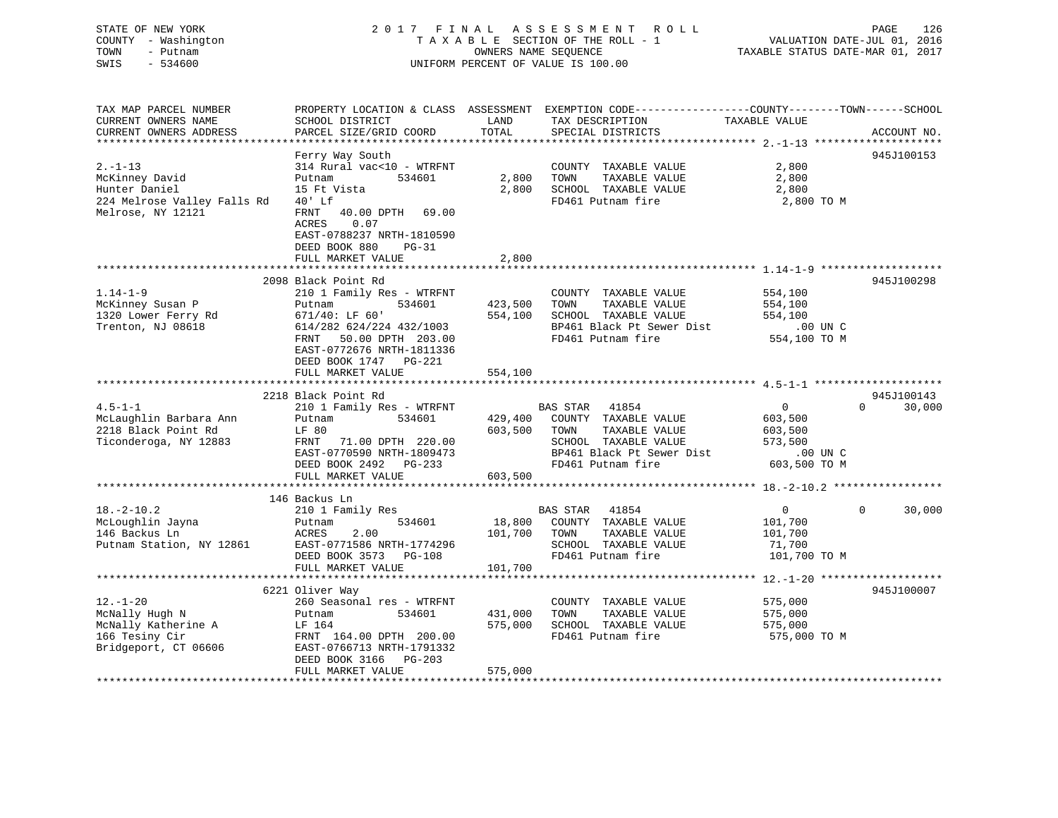STATE OF NEW YORK — 2017 FINAL ASSESSMENT ROLL
COUNTY - Washington — TAXABLE SECTION OF THE ROLL - 1 — VALUATION DATE-JUL 01, 2016
TOWN - Putnam — OWNERS NAME SEQUENCE — TAXABLE STATUS DATE-MAR 01, 2017
SWIS - 534600 — UNIFORM PERCENT OF VALUE IS 100.00

| TAX MAP PARCEL NUMBER / CURRENT OWNERS NAME / CURRENT OWNERS ADDRESS | PROPERTY LOCATION & CLASS / SCHOOL DISTRICT / PARCEL SIZE/GRID COORD | ASSESSMENT LAND | TOTAL | EXEMPTION CODE / TAX DESCRIPTION / SPECIAL DISTRICTS | COUNTY TAXABLE VALUE | TOWN | SCHOOL | ACCOUNT NO. |
|---|---|---|---|---|---|---|---|---|
| **2.-1-13** | Ferry Way South | | | | | | | 945J100153 |
| 2.-1-13 | 314 Rural vac<10 - WTRFNT | | | COUNTY TAXABLE VALUE | 2,800 | | | |
| McKinney David | Putnam 534601 | 2,800 | | TOWN TAXABLE VALUE | 2,800 | | | |
| Hunter Daniel | 15 Ft Vista | | 2,800 | SCHOOL TAXABLE VALUE | 2,800 | | | |
| 224 Melrose Valley Falls Rd | 40' Lf | | | FD461 Putnam fire | 2,800 TO M | | | |
| Melrose, NY 12121 | FRNT 40.00 DPTH 69.00 | | | | | | | |
| | ACRES 0.07 | | | | | | | |
| | EAST-0788237 NRTH-1810590 | | | | | | | |
| | DEED BOOK 880 PG-31 | | | | | | | |
| | FULL MARKET VALUE | | 2,800 | | | | | |
| **1.14-1-9** | 2098 Black Point Rd | | | | | | | 945J100298 |
| 1.14-1-9 | 210 1 Family Res - WTRFNT | | | COUNTY TAXABLE VALUE | 554,100 | | | |
| McKinney Susan P | Putnam 534601 | 423,500 | | TOWN TAXABLE VALUE | 554,100 | | | |
| 1320 Lower Ferry Rd | 671/40: LF 60' | | 554,100 | SCHOOL TAXABLE VALUE | 554,100 | | | |
| Trenton, NJ 08618 | 614/282 624/224 432/1003 | | | BP461 Black Pt Sewer Dist | .00 UN C | | | |
| | FRNT 50.00 DPTH 203.00 | | | FD461 Putnam fire | 554,100 TO M | | | |
| | EAST-0772676 NRTH-1811336 | | | | | | | |
| | DEED BOOK 1747 PG-221 | | | | | | | |
| | FULL MARKET VALUE | | 554,100 | | | | | |
| **4.5-1-1** | 2218 Black Point Rd | | | | | | | 945J100143 |
| 4.5-1-1 | 210 1 Family Res - WTRFNT | | | BAS STAR 41854 | 0 | 0 | 30,000 | |
| McLaughlin Barbara Ann | Putnam 534601 | 429,400 | | COUNTY TAXABLE VALUE | 603,500 | | | |
| 2218 Black Point Rd | LF 80 | | 603,500 | TOWN TAXABLE VALUE | 603,500 | | | |
| Ticonderoga, NY 12883 | FRNT 71.00 DPTH 220.00 | | | SCHOOL TAXABLE VALUE | 573,500 | | | |
| | EAST-0770590 NRTH-1809473 | | | BP461 Black Pt Sewer Dist | .00 UN C | | | |
| | DEED BOOK 2492 PG-233 | | | FD461 Putnam fire | 603,500 TO M | | | |
| | FULL MARKET VALUE | | 603,500 | | | | | |
| **18.-2-10.2** | 146 Backus Ln | | | | | | | |
| 18.-2-10.2 | 210 1 Family Res | | | BAS STAR 41854 | 0 | 0 | 30,000 | |
| McLoughlin Jayna | Putnam 534601 | 18,800 | | COUNTY TAXABLE VALUE | 101,700 | | | |
| 146 Backus Ln | ACRES 2.00 | | 101,700 | TOWN TAXABLE VALUE | 101,700 | | | |
| Putnam Station, NY 12861 | EAST-0771586 NRTH-1774296 | | | SCHOOL TAXABLE VALUE | 71,700 | | | |
| | DEED BOOK 3573 PG-108 | | | FD461 Putnam fire | 101,700 TO M | | | |
| | FULL MARKET VALUE | | 101,700 | | | | | |
| **12.-1-20** | 6221 Oliver Way | | | | | | | 945J100007 |
| 12.-1-20 | 260 Seasonal res - WTRFNT | | | COUNTY TAXABLE VALUE | 575,000 | | | |
| McNally Hugh N | Putnam 534601 | 431,000 | | TOWN TAXABLE VALUE | 575,000 | | | |
| McNally Katherine A | LF 164 | | 575,000 | SCHOOL TAXABLE VALUE | 575,000 | | | |
| 166 Tesiny Cir | FRNT 164.00 DPTH 200.00 | | | FD461 Putnam fire | 575,000 TO M | | | |
| Bridgeport, CT 06606 | EAST-0766713 NRTH-1791332 | | | | | | | |
| | DEED BOOK 3166 PG-203 | | | | | | | |
| | FULL MARKET VALUE | | 575,000 | | | | | |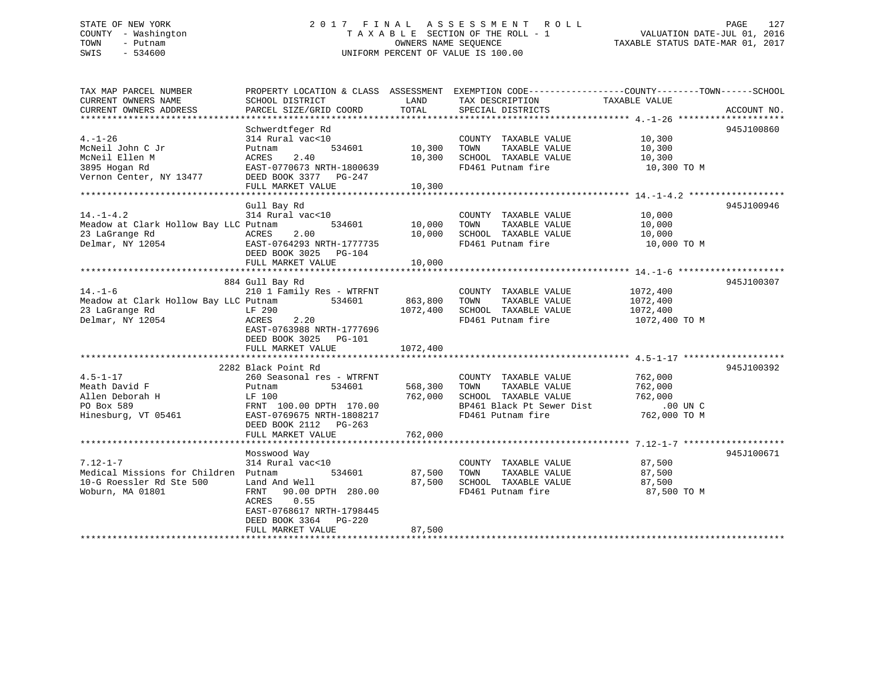STATE OF NEW YORK
COUNTY - Washington
TOWN - Putnam
SWIS - 534600

2 0 1 7 F I N A L A S S E S S M E N T R O L L
T A X A B L E SECTION OF THE ROLL - 1
OWNERS NAME SEQUENCE
UNIFORM PERCENT OF VALUE IS 100.00

VALUATION DATE-JUL 01, 2016
TAXABLE STATUS DATE-MAR 01, 2017

| TAX MAP PARCEL NUMBER / CURRENT OWNERS NAME / CURRENT OWNERS ADDRESS | PROPERTY LOCATION & CLASS / SCHOOL DISTRICT / PARCEL SIZE/GRID COORD | ASSESSMENT LAND / TOTAL | EXEMPTION CODE / TAX DESCRIPTION / SPECIAL DISTRICTS | TAXABLE VALUE (COUNTY--TOWN--SCHOOL) | ACCOUNT NO. |
|---|---|---|---|---|---|
| **4.-1-26** | Schwerdtfeger Rd | | | | 945J100860 |
| 4.-1-26 | 314 Rural vac<10 | | COUNTY TAXABLE VALUE | 10,300 | |
| McNeil John C Jr | Putnam 534601 | 10,300 | TOWN TAXABLE VALUE | 10,300 | |
| McNeil Ellen M | ACRES 2.40 | 10,300 | SCHOOL TAXABLE VALUE | 10,300 | |
| 3895 Hogan Rd | EAST-0770673 NRTH-1800639 | | FD461 Putnam fire | 10,300 TO M | |
| Vernon Center, NY 13477 | DEED BOOK 3377 PG-247 | | | | |
| | FULL MARKET VALUE | 10,300 | | | |
| **14.-1-4.2** | Gull Bay Rd | | | | 945J100946 |
| 14.-1-4.2 | 314 Rural vac<10 | | COUNTY TAXABLE VALUE | 10,000 | |
| Meadow at Clark Hollow Bay LLC | Putnam 534601 | 10,000 | TOWN TAXABLE VALUE | 10,000 | |
| 23 LaGrange Rd | ACRES 2.00 | 10,000 | SCHOOL TAXABLE VALUE | 10,000 | |
| Delmar, NY 12054 | EAST-0764293 NRTH-1777735 | | FD461 Putnam fire | 10,000 TO M | |
| | DEED BOOK 3025 PG-104 | | | | |
| | FULL MARKET VALUE | 10,000 | | | |
| **14.-1-6** | 884 Gull Bay Rd | | | | 945J100307 |
| 14.-1-6 | 210 1 Family Res - WTRFNT | | COUNTY TAXABLE VALUE | 1072,400 | |
| Meadow at Clark Hollow Bay LLC | Putnam 534601 | 863,800 | TOWN TAXABLE VALUE | 1072,400 | |
| 23 LaGrange Rd | LF 290 | 1072,400 | SCHOOL TAXABLE VALUE | 1072,400 | |
| Delmar, NY 12054 | ACRES 2.20 | | FD461 Putnam fire | 1072,400 TO M | |
| | EAST-0763988 NRTH-1777696 | | | | |
| | DEED BOOK 3025 PG-101 | | | | |
| | FULL MARKET VALUE | 1072,400 | | | |
| **4.5-1-17** | 2282 Black Point Rd | | | | 945J100392 |
| 4.5-1-17 | 260 Seasonal res - WTRFNT | | COUNTY TAXABLE VALUE | 762,000 | |
| Meath David F | Putnam 534601 | 568,300 | TOWN TAXABLE VALUE | 762,000 | |
| Allen Deborah H | LF 100 | 762,000 | SCHOOL TAXABLE VALUE | 762,000 | |
| PO Box 589 | FRNT 100.00 DPTH 170.00 | | BP461 Black Pt Sewer Dist | .00 UN C | |
| Hinesburg, VT 05461 | EAST-0769675 NRTH-1808217 | | FD461 Putnam fire | 762,000 TO M | |
| | DEED BOOK 2112 PG-263 | | | | |
| | FULL MARKET VALUE | 762,000 | | | |
| **7.12-1-7** | Mosswood Way | | | | 945J100671 |
| 7.12-1-7 | 314 Rural vac<10 | | COUNTY TAXABLE VALUE | 87,500 | |
| Medical Missions for Children | Putnam 534601 | 87,500 | TOWN TAXABLE VALUE | 87,500 | |
| 10-G Roessler Rd Ste 500 | Land And Well | 87,500 | SCHOOL TAXABLE VALUE | 87,500 | |
| Woburn, MA 01801 | FRNT 90.00 DPTH 280.00 | | FD461 Putnam fire | 87,500 TO M | |
| | ACRES 0.55 | | | | |
| | EAST-0768617 NRTH-1798445 | | | | |
| | DEED BOOK 3364 PG-220 | | | | |
| | FULL MARKET VALUE | 87,500 | | | |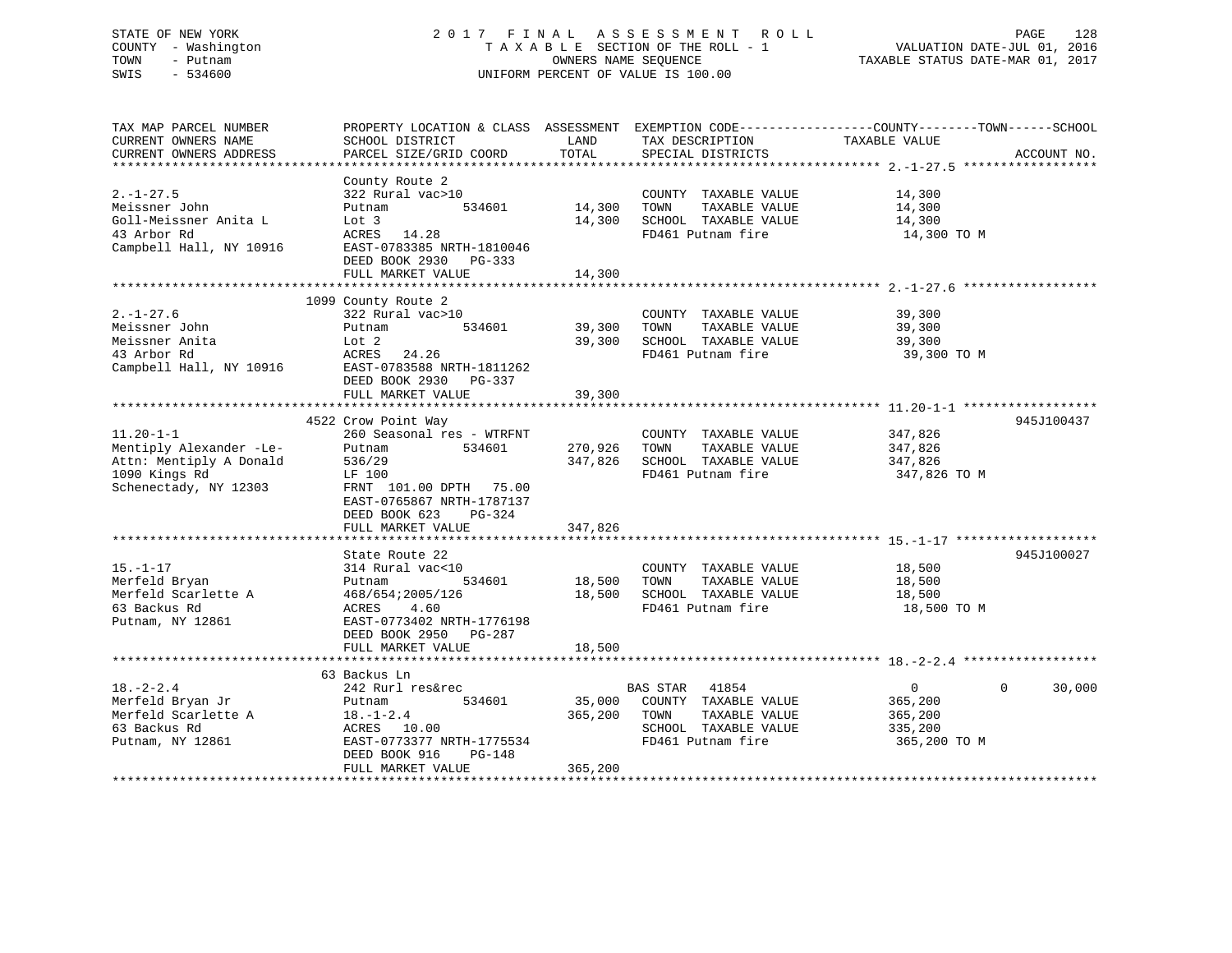STATE OF NEW YORK
COUNTY - Washington
TOWN - Putnam
SWIS - 534600

2 0 1 7 F I N A L A S S E S S M E N T R O L L
T A X A B L E SECTION OF THE ROLL - 1
OWNERS NAME SEQUENCE
UNIFORM PERCENT OF VALUE IS 100.00

VALUATION DATE-JUL 01, 2016
TAXABLE STATUS DATE-MAR 01, 2017

| TAX MAP PARCEL NUMBER<br>CURRENT OWNERS NAME<br>CURRENT OWNERS ADDRESS | PROPERTY LOCATION & CLASS<br>SCHOOL DISTRICT<br>PARCEL SIZE/GRID COORD | ASSESSMENT<br>LAND<br>TOTAL | EXEMPTION CODE<br>TAX DESCRIPTION<br>SPECIAL DISTRICTS | COUNTY / TOWN / SCHOOL<br>TAXABLE VALUE | ACCOUNT NO. |
|---|---|---|---|---|---|
| **2.-1-27.5** | County Route 2 | | | | |
| 2.-1-27.5 | 322 Rural vac>10 | | COUNTY TAXABLE VALUE | 14,300 | |
| Meissner John | Putnam 534601 | 14,300 | TOWN TAXABLE VALUE | 14,300 | |
| Goll-Meissner Anita L | Lot 3 | 14,300 | SCHOOL TAXABLE VALUE | 14,300 | |
| 43 Arbor Rd | ACRES 14.28 | | FD461 Putnam fire | 14,300 TO M | |
| Campbell Hall, NY 10916 | EAST-0783385 NRTH-1810046 | | | | |
| | DEED BOOK 2930 PG-333 | | | | |
| | FULL MARKET VALUE | 14,300 | | | |
| **2.-1-27.6** | 1099 County Route 2 | | | | |
| 2.-1-27.6 | 322 Rural vac>10 | | COUNTY TAXABLE VALUE | 39,300 | |
| Meissner John | Putnam 534601 | 39,300 | TOWN TAXABLE VALUE | 39,300 | |
| Meissner Anita | Lot 2 | 39,300 | SCHOOL TAXABLE VALUE | 39,300 | |
| 43 Arbor Rd | ACRES 24.26 | | FD461 Putnam fire | 39,300 TO M | |
| Campbell Hall, NY 10916 | EAST-0783588 NRTH-1811262 | | | | |
| | DEED BOOK 2930 PG-337 | | | | |
| | FULL MARKET VALUE | 39,300 | | | |
| **11.20-1-1** | 4522 Crow Point Way | | | | 945J100437 |
| 11.20-1-1 | 260 Seasonal res - WTRFNT | | COUNTY TAXABLE VALUE | 347,826 | |
| Mentiply Alexander -Le- | Putnam 534601 | 270,926 | TOWN TAXABLE VALUE | 347,826 | |
| Attn: Mentiply A Donald | 536/29 | 347,826 | SCHOOL TAXABLE VALUE | 347,826 | |
| 1090 Kings Rd | LF 100 | | FD461 Putnam fire | 347,826 TO M | |
| Schenectady, NY 12303 | FRNT 101.00 DPTH 75.00 | | | | |
| | EAST-0765867 NRTH-1787137 | | | | |
| | DEED BOOK 623 PG-324 | | | | |
| | FULL MARKET VALUE | 347,826 | | | |
| **15.-1-17** | State Route 22 | | | | 945J100027 |
| 15.-1-17 | 314 Rural vac<10 | | COUNTY TAXABLE VALUE | 18,500 | |
| Merfeld Bryan | Putnam 534601 | 18,500 | TOWN TAXABLE VALUE | 18,500 | |
| Merfeld Scarlette A | 468/654;2005/126 | 18,500 | SCHOOL TAXABLE VALUE | 18,500 | |
| 63 Backus Rd | ACRES 4.60 | | FD461 Putnam fire | 18,500 TO M | |
| Putnam, NY 12861 | EAST-0773402 NRTH-1776198 | | | | |
| | DEED BOOK 2950 PG-287 | | | | |
| | FULL MARKET VALUE | 18,500 | | | |
| **18.-2-2.4** | 63 Backus Ln | | | | |
| 18.-2-2.4 | 242 Rurl res&rec | | BAS STAR 41854 | 0 / 0 / 30,000 | |
| Merfeld Bryan Jr | Putnam 534601 | 35,000 | COUNTY TAXABLE VALUE | 365,200 | |
| Merfeld Scarlette A | 18.-1-2.4 | 365,200 | TOWN TAXABLE VALUE | 365,200 | |
| 63 Backus Rd | ACRES 10.00 | | SCHOOL TAXABLE VALUE | 335,200 | |
| Putnam, NY 12861 | EAST-0773377 NRTH-1775534 | | FD461 Putnam fire | 365,200 TO M | |
| | DEED BOOK 916 PG-148 | | | | |
| | FULL MARKET VALUE | 365,200 | | | |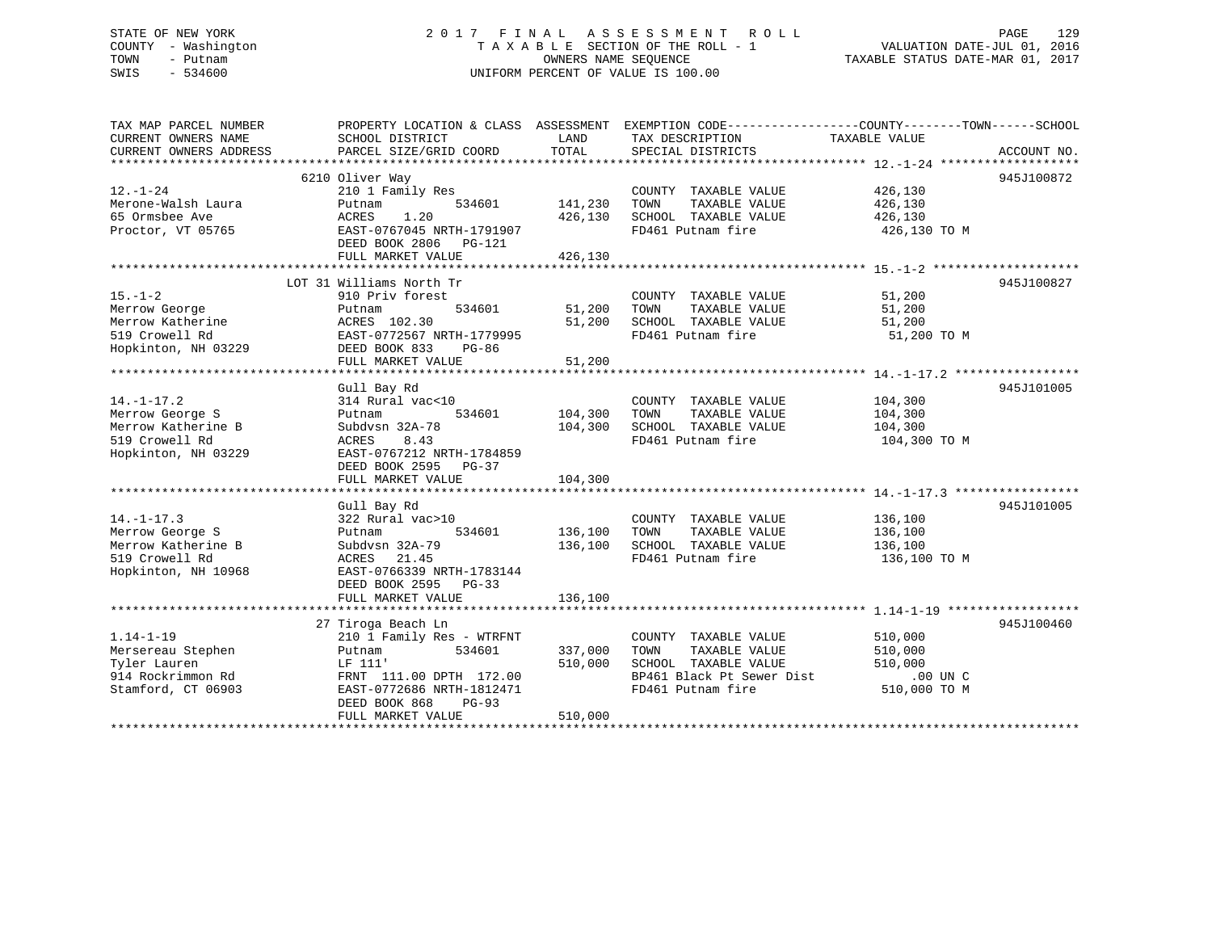STATE OF NEW YORK
COUNTY - Washington
TOWN - Putnam
SWIS - 534600

2 0 1 7 F I N A L A S S E S S M E N T R O L L
T A X A B L E SECTION OF THE ROLL - 1
OWNERS NAME SEQUENCE
UNIFORM PERCENT OF VALUE IS 100.00

VALUATION DATE-JUL 01, 2016
TAXABLE STATUS DATE-MAR 01, 2017

| TAX MAP PARCEL NUMBER / CURRENT OWNERS NAME / CURRENT OWNERS ADDRESS | PROPERTY LOCATION & CLASS / SCHOOL DISTRICT / PARCEL SIZE/GRID COORD | ASSESSMENT LAND | TOTAL | EXEMPTION CODE / TAX DESCRIPTION / SPECIAL DISTRICTS | TAXABLE VALUE (COUNTY--TOWN--SCHOOL) | ACCOUNT NO. |
|---|---|---|---|---|---|---|
| **12.-1-24** | 6210 Oliver Way | | | | | 945J100872 |
| 12.-1-24 | 210 1 Family Res | | | COUNTY TAXABLE VALUE | 426,130 | |
| Merone-Walsh Laura | Putnam 534601 | 141,230 | | TOWN TAXABLE VALUE | 426,130 | |
| 65 Ormsbee Ave | ACRES 1.20 | | 426,130 | SCHOOL TAXABLE VALUE | 426,130 | |
| Proctor, VT 05765 | EAST-0767045 NRTH-1791907 | | | FD461 Putnam fire | 426,130 TO M | |
| | DEED BOOK 2806 PG-121 | | | | | |
| | FULL MARKET VALUE | | 426,130 | | | |
| **15.-1-2** | LOT 31 Williams North Tr | | | | | 945J100827 |
| 15.-1-2 | 910 Priv forest | | | COUNTY TAXABLE VALUE | 51,200 | |
| Merrow George | Putnam 534601 | 51,200 | | TOWN TAXABLE VALUE | 51,200 | |
| Merrow Katherine | ACRES 102.30 | | 51,200 | SCHOOL TAXABLE VALUE | 51,200 | |
| 519 Crowell Rd | EAST-0772567 NRTH-1779995 | | | FD461 Putnam fire | 51,200 TO M | |
| Hopkinton, NH 03229 | DEED BOOK 833 PG-86 | | | | | |
| | FULL MARKET VALUE | | 51,200 | | | |
| **14.-1-17.2** | Gull Bay Rd | | | | | 945J101005 |
| 14.-1-17.2 | 314 Rural vac<10 | | | COUNTY TAXABLE VALUE | 104,300 | |
| Merrow George S | Putnam 534601 | 104,300 | | TOWN TAXABLE VALUE | 104,300 | |
| Merrow Katherine B | Subdvsn 32A-78 | | 104,300 | SCHOOL TAXABLE VALUE | 104,300 | |
| 519 Crowell Rd | ACRES 8.43 | | | FD461 Putnam fire | 104,300 TO M | |
| Hopkinton, NH 03229 | EAST-0767212 NRTH-1784859 | | | | | |
| | DEED BOOK 2595 PG-37 | | | | | |
| | FULL MARKET VALUE | | 104,300 | | | |
| **14.-1-17.3** | Gull Bay Rd | | | | | 945J101005 |
| 14.-1-17.3 | 322 Rural vac>10 | | | COUNTY TAXABLE VALUE | 136,100 | |
| Merrow George S | Putnam 534601 | 136,100 | | TOWN TAXABLE VALUE | 136,100 | |
| Merrow Katherine B | Subdvsn 32A-79 | | 136,100 | SCHOOL TAXABLE VALUE | 136,100 | |
| 519 Crowell Rd | ACRES 21.45 | | | FD461 Putnam fire | 136,100 TO M | |
| Hopkinton, NH 10968 | EAST-0766339 NRTH-1783144 | | | | | |
| | DEED BOOK 2595 PG-33 | | | | | |
| | FULL MARKET VALUE | | 136,100 | | | |
| **1.14-1-19** | 27 Tiroga Beach Ln | | | | | 945J100460 |
| 1.14-1-19 | 210 1 Family Res - WTRFNT | | | COUNTY TAXABLE VALUE | 510,000 | |
| Mersereau Stephen | Putnam 534601 | 337,000 | | TOWN TAXABLE VALUE | 510,000 | |
| Tyler Lauren | LF 111' | | 510,000 | SCHOOL TAXABLE VALUE | 510,000 | |
| 914 Rockrimmon Rd | FRNT 111.00 DPTH 172.00 | | | BP461 Black Pt Sewer Dist | .00 UN C | |
| Stamford, CT 06903 | EAST-0772686 NRTH-1812471 | | | FD461 Putnam fire | 510,000 TO M | |
| | DEED BOOK 868 PG-93 | | | | | |
| | FULL MARKET VALUE | | 510,000 | | | |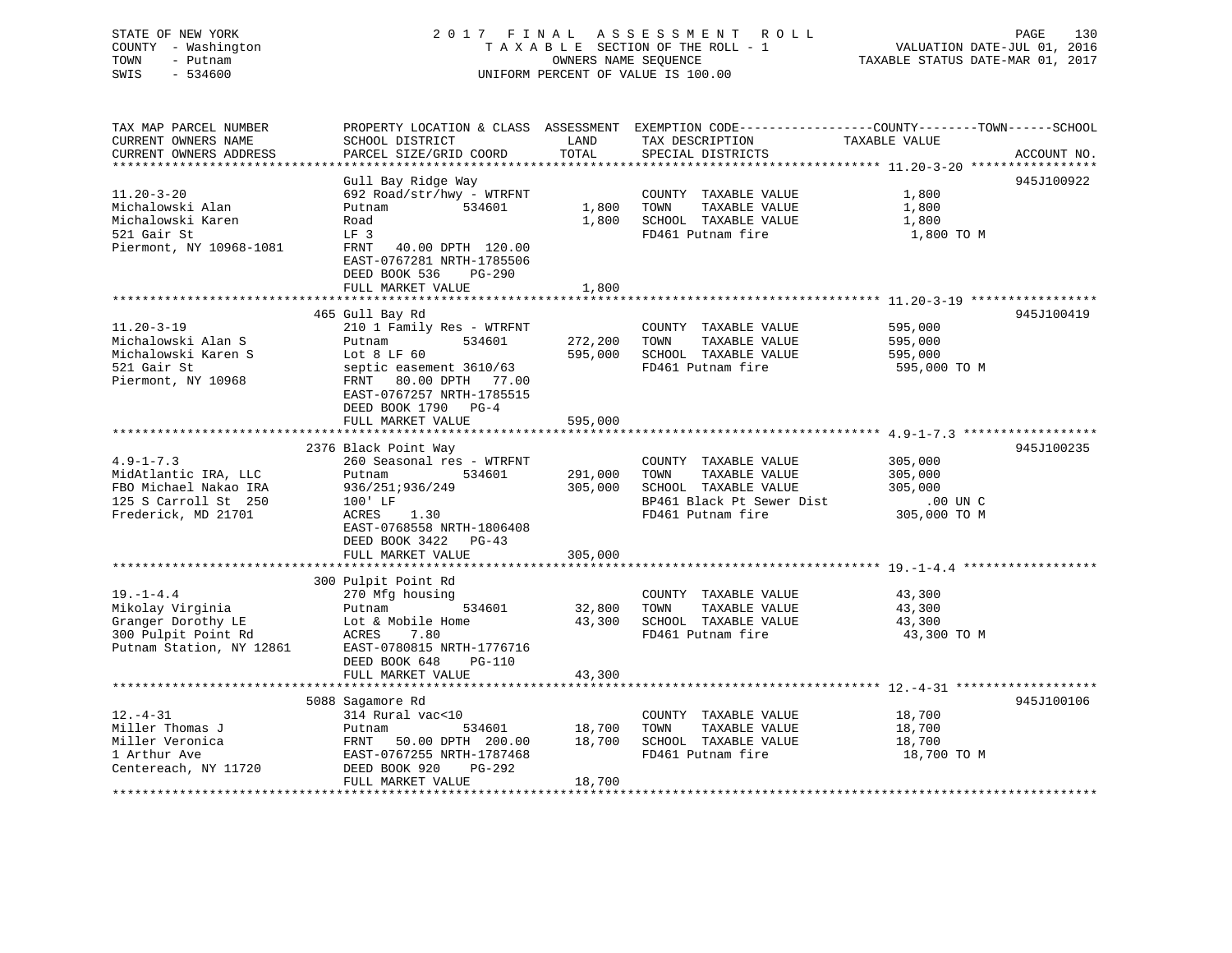STATE OF NEW YORK
COUNTY - Washington
TOWN - Putnam
SWIS - 534600

2017 FINAL ASSESSMENT ROLL
TAXABLE SECTION OF THE ROLL - 1
OWNERS NAME SEQUENCE
UNIFORM PERCENT OF VALUE IS 100.00

VALUATION DATE-JUL 01, 2016
TAXABLE STATUS DATE-MAR 01, 2017

| TAX MAP PARCEL NUMBER / CURRENT OWNERS NAME / CURRENT OWNERS ADDRESS | PROPERTY LOCATION & CLASS / SCHOOL DISTRICT / PARCEL SIZE/GRID COORD | LAND / ASSESSMENT TOTAL | EXEMPTION CODE / TAX DESCRIPTION / SPECIAL DISTRICTS | COUNTY--------TOWN------SCHOOL TAXABLE VALUE | ACCOUNT NO. |
|---|---|---|---|---|---|
| 11.20-3-20 | Gull Bay Ridge Way | | | | 945J100922 |
| Michalowski Alan | 692 Road/str/hwy - WTRFNT | | COUNTY TAXABLE VALUE | 1,800 | |
| Michalowski Karen | Putnam 534601 | 1,800 | TOWN TAXABLE VALUE | 1,800 | |
| 521 Gair St | Road | 1,800 | SCHOOL TAXABLE VALUE | 1,800 | |
| Piermont, NY 10968-1081 | LF 3 | | FD461 Putnam fire | 1,800 TO M | |
| | FRNT 40.00 DPTH 120.00 | | | | |
| | EAST-0767281 NRTH-1785506 | | | | |
| | DEED BOOK 536 PG-290 | | | | |
| | FULL MARKET VALUE | 1,800 | | | |
| 11.20-3-19 | 465 Gull Bay Rd | | | | 945J100419 |
| Michalowski Alan S | 210 1 Family Res - WTRFNT | | COUNTY TAXABLE VALUE | 595,000 | |
| Michalowski Karen S | Putnam 534601 | 272,200 | TOWN TAXABLE VALUE | 595,000 | |
| 521 Gair St | Lot 8 LF 60 | 595,000 | SCHOOL TAXABLE VALUE | 595,000 | |
| Piermont, NY 10968 | septic easement 3610/63 | | FD461 Putnam fire | 595,000 TO M | |
| | FRNT 80.00 DPTH 77.00 | | | | |
| | EAST-0767257 NRTH-1785515 | | | | |
| | DEED BOOK 1790 PG-4 | | | | |
| | FULL MARKET VALUE | 595,000 | | | |
| 4.9-1-7.3 | 2376 Black Point Way | | | | 945J100235 |
| MidAtlantic IRA, LLC | 260 Seasonal res - WTRFNT | | COUNTY TAXABLE VALUE | 305,000 | |
| FBO Michael Nakao IRA | Putnam 534601 | 291,000 | TOWN TAXABLE VALUE | 305,000 | |
| 125 S Carroll St 250 | 936/251;936/249 | 305,000 | SCHOOL TAXABLE VALUE | 305,000 | |
| Frederick, MD 21701 | 100' LF | | BP461 Black Pt Sewer Dist | .00 UN C | |
| | ACRES 1.30 | | FD461 Putnam fire | 305,000 TO M | |
| | EAST-0768558 NRTH-1806408 | | | | |
| | DEED BOOK 3422 PG-43 | | | | |
| | FULL MARKET VALUE | 305,000 | | | |
| 19.-1-4.4 | 300 Pulpit Point Rd | | | | |
| Mikolay Virginia | 270 Mfg housing | | COUNTY TAXABLE VALUE | 43,300 | |
| Granger Dorothy LE | Putnam 534601 | 32,800 | TOWN TAXABLE VALUE | 43,300 | |
| 300 Pulpit Point Rd | Lot & Mobile Home | 43,300 | SCHOOL TAXABLE VALUE | 43,300 | |
| Putnam Station, NY 12861 | ACRES 7.80 | | FD461 Putnam fire | 43,300 TO M | |
| | EAST-0780815 NRTH-1776716 | | | | |
| | DEED BOOK 648 PG-110 | | | | |
| | FULL MARKET VALUE | 43,300 | | | |
| 12.-4-31 | 5088 Sagamore Rd | | | | 945J100106 |
| Miller Thomas J | 314 Rural vac<10 | | COUNTY TAXABLE VALUE | 18,700 | |
| Miller Veronica | Putnam 534601 | 18,700 | TOWN TAXABLE VALUE | 18,700 | |
| 1 Arthur Ave | FRNT 50.00 DPTH 200.00 | 18,700 | SCHOOL TAXABLE VALUE | 18,700 | |
| Centereach, NY 11720 | EAST-0767255 NRTH-1787468 | | FD461 Putnam fire | 18,700 TO M | |
| | DEED BOOK 920 PG-292 | | | | |
| | FULL MARKET VALUE | 18,700 | | | |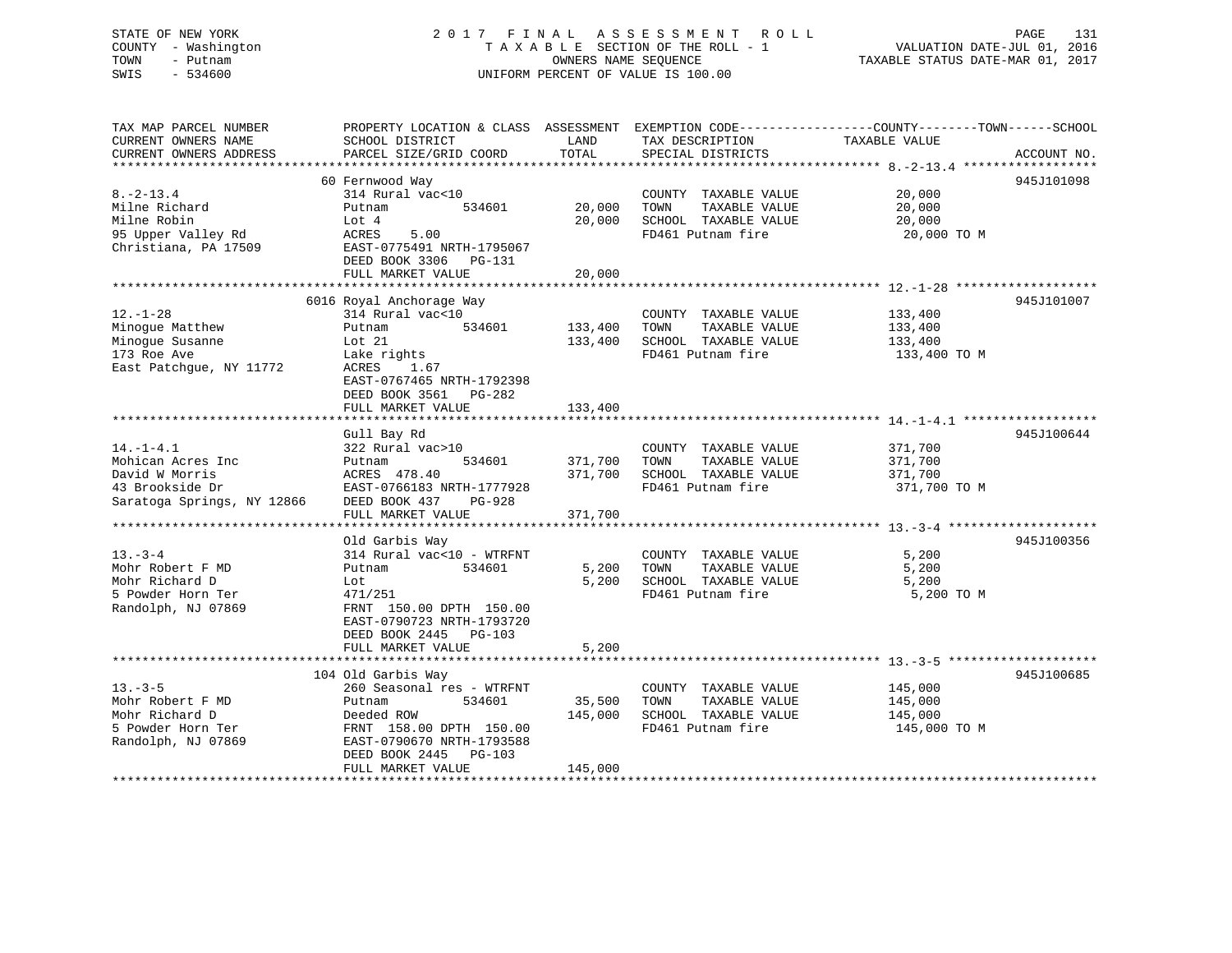STATE OF NEW YORK
COUNTY - Washington
TOWN - Putnam
SWIS - 534600

2017 FINAL ASSESSMENT ROLL
TAXABLE SECTION OF THE ROLL - 1
OWNERS NAME SEQUENCE
UNIFORM PERCENT OF VALUE IS 100.00

VALUATION DATE-JUL 01, 2016
TAXABLE STATUS DATE-MAR 01, 2017

| TAX MAP PARCEL NUMBER / CURRENT OWNERS NAME / CURRENT OWNERS ADDRESS | PROPERTY LOCATION & CLASS / SCHOOL DISTRICT / PARCEL SIZE/GRID COORD | ASSESSMENT LAND | TOTAL | EXEMPTION CODE / TAX DESCRIPTION / SPECIAL DISTRICTS | TAXABLE VALUE (COUNTY--TOWN--SCHOOL) | ACCOUNT NO. |
|---|---|---|---|---|---|---|
| **8.-2-13.4** | 60 Fernwood Way | | | | | 945J101098 |
| 8.-2-13.4 | 314 Rural vac<10 | | | COUNTY TAXABLE VALUE | 20,000 | |
| Milne Richard | Putnam 534601 | 20,000 | | TOWN TAXABLE VALUE | 20,000 | |
| Milne Robin | Lot 4 | | 20,000 | SCHOOL TAXABLE VALUE | 20,000 | |
| 95 Upper Valley Rd | ACRES 5.00 | | | FD461 Putnam fire | 20,000 TO M | |
| Christiana, PA 17509 | EAST-0775491 NRTH-1795067 | | | | | |
| | DEED BOOK 3306 PG-131 | | | | | |
| | FULL MARKET VALUE | | 20,000 | | | |
| **12.-1-28** | 6016 Royal Anchorage Way | | | | | 945J101007 |
| 12.-1-28 | 314 Rural vac<10 | | | COUNTY TAXABLE VALUE | 133,400 | |
| Minogue Matthew | Putnam 534601 | 133,400 | | TOWN TAXABLE VALUE | 133,400 | |
| Minogue Susanne | Lot 21 | | 133,400 | SCHOOL TAXABLE VALUE | 133,400 | |
| 173 Roe Ave | Lake rights | | | FD461 Putnam fire | 133,400 TO M | |
| East Patchgue, NY 11772 | ACRES 1.67 | | | | | |
| | EAST-0767465 NRTH-1792398 | | | | | |
| | DEED BOOK 3561 PG-282 | | | | | |
| | FULL MARKET VALUE | | 133,400 | | | |
| **14.-1-4.1** | Gull Bay Rd | | | | | 945J100644 |
| 14.-1-4.1 | 322 Rural vac>10 | | | COUNTY TAXABLE VALUE | 371,700 | |
| Mohican Acres Inc | Putnam 534601 | 371,700 | | TOWN TAXABLE VALUE | 371,700 | |
| David W Morris | ACRES 478.40 | | 371,700 | SCHOOL TAXABLE VALUE | 371,700 | |
| 43 Brookside Dr | EAST-0766183 NRTH-1777928 | | | FD461 Putnam fire | 371,700 TO M | |
| Saratoga Springs, NY 12866 | DEED BOOK 437 PG-928 | | | | | |
| | FULL MARKET VALUE | | 371,700 | | | |
| **13.-3-4** | Old Garbis Way | | | | | 945J100356 |
| 13.-3-4 | 314 Rural vac<10 - WTRFNT | | | COUNTY TAXABLE VALUE | 5,200 | |
| Mohr Robert F MD | Putnam 534601 | 5,200 | | TOWN TAXABLE VALUE | 5,200 | |
| Mohr Richard D | Lot | | 5,200 | SCHOOL TAXABLE VALUE | 5,200 | |
| 5 Powder Horn Ter | 471/251 | | | FD461 Putnam fire | 5,200 TO M | |
| Randolph, NJ 07869 | FRNT 150.00 DPTH 150.00 | | | | | |
| | EAST-0790723 NRTH-1793720 | | | | | |
| | DEED BOOK 2445 PG-103 | | | | | |
| | FULL MARKET VALUE | | 5,200 | | | |
| **13.-3-5** | 104 Old Garbis Way | | | | | 945J100685 |
| 13.-3-5 | 260 Seasonal res - WTRFNT | | | COUNTY TAXABLE VALUE | 145,000 | |
| Mohr Robert F MD | Putnam 534601 | 35,500 | | TOWN TAXABLE VALUE | 145,000 | |
| Mohr Richard D | Deeded ROW | | 145,000 | SCHOOL TAXABLE VALUE | 145,000 | |
| 5 Powder Horn Ter | FRNT 158.00 DPTH 150.00 | | | FD461 Putnam fire | 145,000 TO M | |
| Randolph, NJ 07869 | EAST-0790670 NRTH-1793588 | | | | | |
| | DEED BOOK 2445 PG-103 | | | | | |
| | FULL MARKET VALUE | | 145,000 | | | |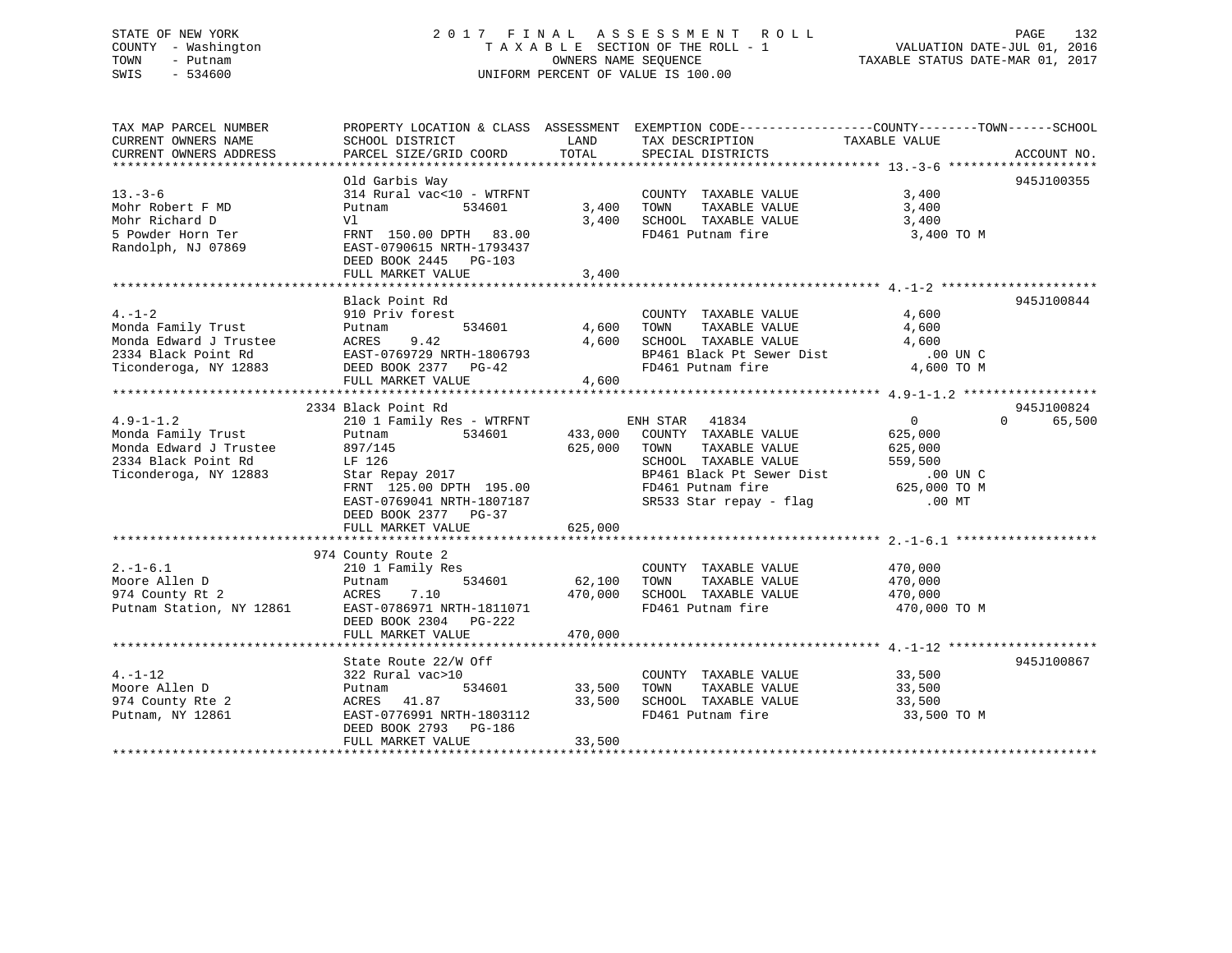STATE OF NEW YORK — 2017 FINAL ASSESSMENT ROLL
COUNTY - Washington — TAXABLE SECTION OF THE ROLL - 1 — VALUATION DATE-JUL 01, 2016
TOWN - Putnam — OWNERS NAME SEQUENCE — TAXABLE STATUS DATE-MAR 01, 2017
SWIS - 534600 — UNIFORM PERCENT OF VALUE IS 100.00

```
TAX MAP PARCEL NUMBER          PROPERTY LOCATION & CLASS  ASSESSMENT  EXEMPTION CODE------------------COUNTY--------TOWN------SCHOOL
CURRENT OWNERS NAME            SCHOOL DISTRICT              LAND      TAX DESCRIPTION            TAXABLE VALUE
CURRENT OWNERS ADDRESS         PARCEL SIZE/GRID COORD       TOTAL     SPECIAL DISTRICTS                                   ACCOUNT NO.
******************************************************************************************************* 13.-3-6 ********************
                               Old Garbis Way                                                                          945J100355
13.-3-6                        314 Rural vac<10 - WTRFNT              COUNTY  TAXABLE VALUE            3,400
Mohr Robert F MD               Putnam          534601         3,400   TOWN    TAXABLE VALUE            3,400
Mohr Richard D                 Vl                             3,400   SCHOOL  TAXABLE VALUE            3,400
5 Powder Horn Ter              FRNT 150.00 DPTH  83.00                FD461 Putnam fire                 3,400 TO M
Randolph, NJ 07869             EAST-0790615 NRTH-1793437
                               DEED BOOK 2445   PG-103
                               FULL MARKET VALUE              3,400
******************************************************************************************************* 4.-1-2 *********************
                               Black Point Rd                                                                          945J100844
4.-1-2                         910 Priv forest                        COUNTY  TAXABLE VALUE            4,600
Monda Family Trust             Putnam          534601         4,600   TOWN    TAXABLE VALUE            4,600
Monda Edward J Trustee         ACRES    9.42                  4,600   SCHOOL  TAXABLE VALUE            4,600
2334 Black Point Rd            EAST-0769729 NRTH-1806793              BP461 Black Pt Sewer Dist           .00 UN C
Ticonderoga, NY 12883          DEED BOOK 2377   PG-42                 FD461 Putnam fire                 4,600 TO M
                               FULL MARKET VALUE              4,600
******************************************************************************************************* 4.9-1-1.2 ******************
                               2334 Black Point Rd                                                                     945J100824
4.9-1-1.2                      210 1 Family Res - WTRFNT              ENH STAR  41834                  0            0     65,500
Monda Family Trust             Putnam          534601       433,000   COUNTY  TAXABLE VALUE          625,000
Monda Edward J Trustee         897/145                      625,000   TOWN    TAXABLE VALUE          625,000
2334 Black Point Rd            LF 126                                 SCHOOL  TAXABLE VALUE          559,500
Ticonderoga, NY 12883          Star Repay 2017                        BP461 Black Pt Sewer Dist           .00 UN C
                               FRNT 125.00 DPTH 195.00                FD461 Putnam fire               625,000 TO M
                               EAST-0769041 NRTH-1807187              SR533 Star repay - flag             .00 MT
                               DEED BOOK 2377   PG-37
                               FULL MARKET VALUE            625,000
******************************************************************************************************* 2.-1-6.1 *******************
                               974 County Route 2
2.-1-6.1                       210 1 Family Res                       COUNTY  TAXABLE VALUE          470,000
Moore Allen D                  Putnam          534601        62,100   TOWN    TAXABLE VALUE          470,000
974 County Rt 2                ACRES    7.10                470,000   SCHOOL  TAXABLE VALUE          470,000
Putnam Station, NY 12861       EAST-0786971 NRTH-1811071              FD461 Putnam fire               470,000 TO M
                               DEED BOOK 2304   PG-222
                               FULL MARKET VALUE            470,000
******************************************************************************************************* 4.-1-12 ********************
                               State Route 22/W Off                                                                    945J100867
4.-1-12                        322 Rural vac>10                       COUNTY  TAXABLE VALUE           33,500
Moore Allen D                  Putnam          534601        33,500   TOWN    TAXABLE VALUE           33,500
974 County Rte 2               ACRES   41.87                 33,500   SCHOOL  TAXABLE VALUE           33,500
Putnam, NY 12861               EAST-0776991 NRTH-1803112              FD461 Putnam fire                33,500 TO M
                               DEED BOOK 2793   PG-186
                               FULL MARKET VALUE             33,500
************************************************************************************************************************************
```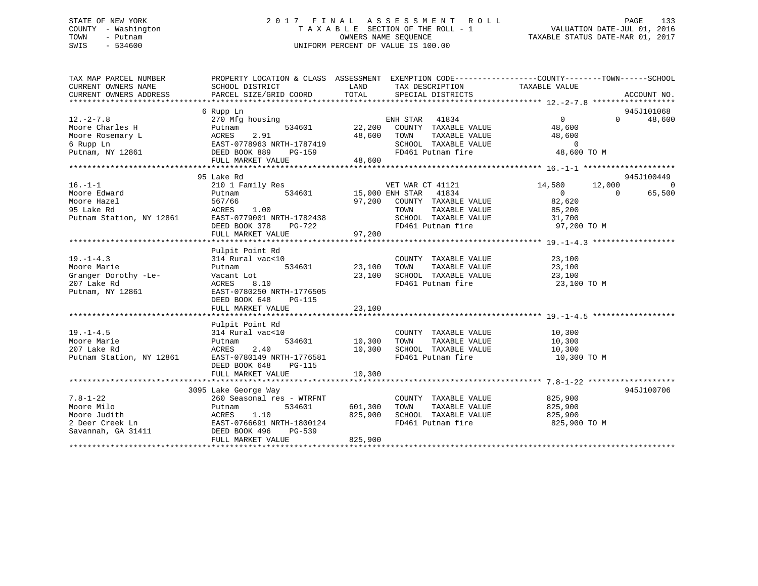STATE OF NEW YORK
COUNTY - Washington
TOWN - Putnam
SWIS - 534600

# 2017 FINAL ASSESSMENT ROLL

TAXABLE SECTION OF THE ROLL - 1
OWNERS NAME SEQUENCE
UNIFORM PERCENT OF VALUE IS 100.00

VALUATION DATE-JUL 01, 2016
TAXABLE STATUS DATE-MAR 01, 2017

| TAX MAP PARCEL NUMBER / CURRENT OWNERS NAME / CURRENT OWNERS ADDRESS | PROPERTY LOCATION & CLASS / SCHOOL DISTRICT / PARCEL SIZE/GRID COORD | ASSESSMENT LAND | TOTAL | EXEMPTION CODE / TAX DESCRIPTION / SPECIAL DISTRICTS | COUNTY TAXABLE VALUE | TOWN | SCHOOL | ACCOUNT NO. |
|---|---|---|---|---|---|---|---|---|
| 12.-2-7.8 | 6 Rupp Ln | | | | | | | 945J101068 |
| | 270 Mfg housing | | | ENH STAR 41834 | 0 | 0 | 48,600 | |
| Moore Charles H | Putnam 534601 | 22,200 | | COUNTY TAXABLE VALUE | 48,600 | | | |
| Moore Rosemary L | ACRES 2.91 | | 48,600 | TOWN TAXABLE VALUE | 48,600 | | | |
| 6 Rupp Ln | EAST-0778963 NRTH-1787419 | | | SCHOOL TAXABLE VALUE | 0 | | | |
| Putnam, NY 12861 | DEED BOOK 889 PG-159 | | | FD461 Putnam fire | 48,600 TO M | | | |
| | FULL MARKET VALUE | | 48,600 | | | | | |
| 16.-1-1 | 95 Lake Rd | | | | | | | 945J100449 |
| | 210 1 Family Res | | | VET WAR CT 41121 | 14,580 | 12,000 | 0 | |
| Moore Edward | Putnam 534601 | 15,000 | | ENH STAR 41834 | 0 | 0 | 65,500 | |
| Moore Hazel | 567/66 | | 97,200 | COUNTY TAXABLE VALUE | 82,620 | | | |
| 95 Lake Rd | ACRES 1.00 | | | TOWN TAXABLE VALUE | 85,200 | | | |
| Putnam Station, NY 12861 | EAST-0779001 NRTH-1782438 | | | SCHOOL TAXABLE VALUE | 31,700 | | | |
| | DEED BOOK 378 PG-722 | | | FD461 Putnam fire | 97,200 TO M | | | |
| | FULL MARKET VALUE | | 97,200 | | | | | |
| 19.-1-4.3 | Pulpit Point Rd | | | | | | | |
| | 314 Rural vac<10 | | | COUNTY TAXABLE VALUE | 23,100 | | | |
| Moore Marie | Putnam 534601 | 23,100 | | TOWN TAXABLE VALUE | 23,100 | | | |
| Granger Dorothy -Le- | Vacant Lot | | 23,100 | SCHOOL TAXABLE VALUE | 23,100 | | | |
| 207 Lake Rd | ACRES 8.10 | | | FD461 Putnam fire | 23,100 TO M | | | |
| Putnam, NY 12861 | EAST-0780250 NRTH-1776505 | | | | | | | |
| | DEED BOOK 648 PG-115 | | | | | | | |
| | FULL MARKET VALUE | | 23,100 | | | | | |
| 19.-1-4.5 | Pulpit Point Rd | | | | | | | |
| | 314 Rural vac<10 | | | COUNTY TAXABLE VALUE | 10,300 | | | |
| Moore Marie | Putnam 534601 | 10,300 | | TOWN TAXABLE VALUE | 10,300 | | | |
| 207 Lake Rd | ACRES 2.40 | | 10,300 | SCHOOL TAXABLE VALUE | 10,300 | | | |
| Putnam Station, NY 12861 | EAST-0780149 NRTH-1776581 | | | FD461 Putnam fire | 10,300 TO M | | | |
| | DEED BOOK 648 PG-115 | | | | | | | |
| | FULL MARKET VALUE | | 10,300 | | | | | |
| 7.8-1-22 | 3095 Lake George Way | | | | | | | 945J100706 |
| | 260 Seasonal res - WTRFNT | | | COUNTY TAXABLE VALUE | 825,900 | | | |
| Moore Milo | Putnam 534601 | 601,300 | | TOWN TAXABLE VALUE | 825,900 | | | |
| Moore Judith | ACRES 1.10 | | 825,900 | SCHOOL TAXABLE VALUE | 825,900 | | | |
| 2 Deer Creek Ln | EAST-0766691 NRTH-1800124 | | | FD461 Putnam fire | 825,900 TO M | | | |
| Savannah, GA 31411 | DEED BOOK 496 PG-539 | | | | | | | |
| | FULL MARKET VALUE | | 825,900 | | | | | |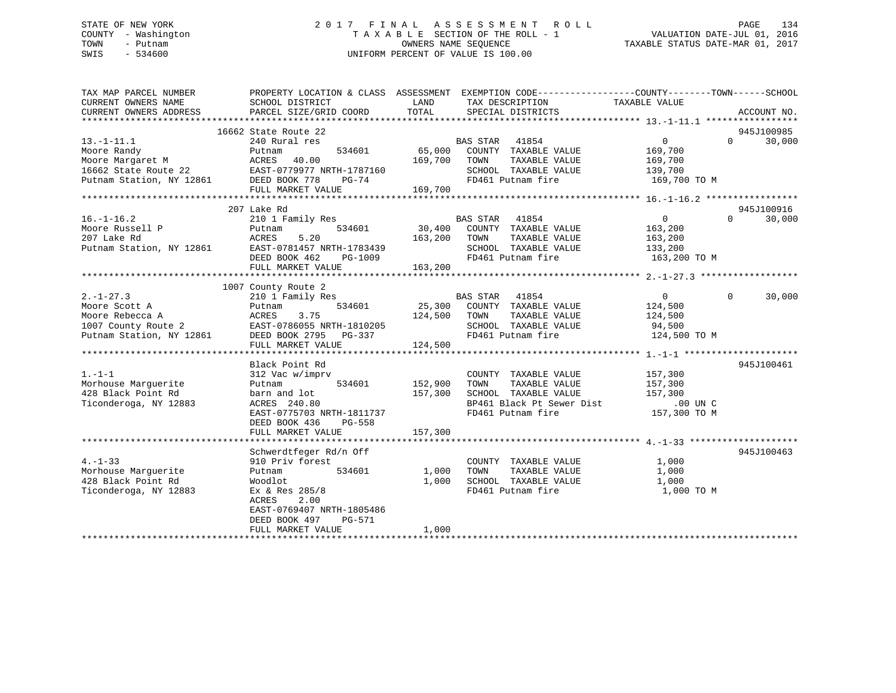STATE OF NEW YORK
COUNTY - Washington
TOWN - Putnam
SWIS - 534600

2017 FINAL ASSESSMENT ROLL
TAXABLE SECTION OF THE ROLL - 1
OWNERS NAME SEQUENCE
UNIFORM PERCENT OF VALUE IS 100.00

VALUATION DATE-JUL 01, 2016
TAXABLE STATUS DATE-MAR 01, 2017

| TAX MAP PARCEL NUMBER / CURRENT OWNERS NAME / CURRENT OWNERS ADDRESS | PROPERTY LOCATION & CLASS / SCHOOL DISTRICT / PARCEL SIZE/GRID COORD | ASSESSMENT LAND | TOTAL | EXEMPTION CODE / TAX DESCRIPTION / SPECIAL DISTRICTS | COUNTY TAXABLE VALUE | TOWN | SCHOOL | ACCOUNT NO. |
|---|---|---|---|---|---|---|---|---|
| 13.-1-11.1 | 16662 State Route 22 | | | | | | | 945J100985 |
| Moore Randy | 240 Rural res | | | BAS STAR 41854 | 0 | 0 | 30,000 | |
| Moore Margaret M | Putnam 534601 | 65,000 | | COUNTY TAXABLE VALUE | 169,700 | | | |
| 16662 State Route 22 | ACRES 40.00 | | 169,700 | TOWN TAXABLE VALUE | 169,700 | | | |
| Putnam Station, NY 12861 | EAST-0779977 NRTH-1787160 | | | SCHOOL TAXABLE VALUE | 139,700 | | | |
| | DEED BOOK 778 PG-74 | | | FD461 Putnam fire | 169,700 TO M | | | |
| | FULL MARKET VALUE | | 169,700 | | | | | |
| 16.-1-16.2 | 207 Lake Rd | | | | | | | 945J100916 |
| Moore Russell P | 210 1 Family Res | | | BAS STAR 41854 | 0 | 0 | 30,000 | |
| 207 Lake Rd | Putnam 534601 | 30,400 | | COUNTY TAXABLE VALUE | 163,200 | | | |
| Putnam Station, NY 12861 | ACRES 5.20 | | 163,200 | TOWN TAXABLE VALUE | 163,200 | | | |
| | EAST-0781457 NRTH-1783439 | | | SCHOOL TAXABLE VALUE | 133,200 | | | |
| | DEED BOOK 462 PG-1009 | | | FD461 Putnam fire | 163,200 TO M | | | |
| | FULL MARKET VALUE | | 163,200 | | | | | |
| 2.-1-27.3 | 1007 County Route 2 | | | | | | | |
| Moore Scott A | 210 1 Family Res | | | BAS STAR 41854 | 0 | 0 | 30,000 | |
| Moore Rebecca A | Putnam 534601 | 25,300 | | COUNTY TAXABLE VALUE | 124,500 | | | |
| 1007 County Route 2 | ACRES 3.75 | | 124,500 | TOWN TAXABLE VALUE | 124,500 | | | |
| Putnam Station, NY 12861 | EAST-0786055 NRTH-1810205 | | | SCHOOL TAXABLE VALUE | 94,500 | | | |
| | DEED BOOK 2795 PG-337 | | | FD461 Putnam fire | 124,500 TO M | | | |
| | FULL MARKET VALUE | | 124,500 | | | | | |
| 1.-1-1 | Black Point Rd | | | | | | | 945J100461 |
| Morhouse Marguerite | 312 Vac w/imprv | | | COUNTY TAXABLE VALUE | 157,300 | | | |
| 428 Black Point Rd | Putnam 534601 | 152,900 | | TOWN TAXABLE VALUE | 157,300 | | | |
| Ticonderoga, NY 12883 | barn and lot | | 157,300 | SCHOOL TAXABLE VALUE | 157,300 | | | |
| | ACRES 240.80 | | | BP461 Black Pt Sewer Dist | .00 UN C | | | |
| | EAST-0775703 NRTH-1811737 | | | FD461 Putnam fire | 157,300 TO M | | | |
| | DEED BOOK 436 PG-558 | | | | | | | |
| | FULL MARKET VALUE | | 157,300 | | | | | |
| 4.-1-33 | Schwerdtfeger Rd/n Off | | | | | | | 945J100463 |
| Morhouse Marguerite | 910 Priv forest | | | COUNTY TAXABLE VALUE | 1,000 | | | |
| 428 Black Point Rd | Putnam 534601 | 1,000 | | TOWN TAXABLE VALUE | 1,000 | | | |
| Ticonderoga, NY 12883 | Woodlot | | 1,000 | SCHOOL TAXABLE VALUE | 1,000 | | | |
| | Ex & Res 285/8 | | | FD461 Putnam fire | 1,000 TO M | | | |
| | ACRES 2.00 | | | | | | | |
| | EAST-0769407 NRTH-1805486 | | | | | | | |
| | DEED BOOK 497 PG-571 | | | | | | | |
| | FULL MARKET VALUE | | 1,000 | | | | | |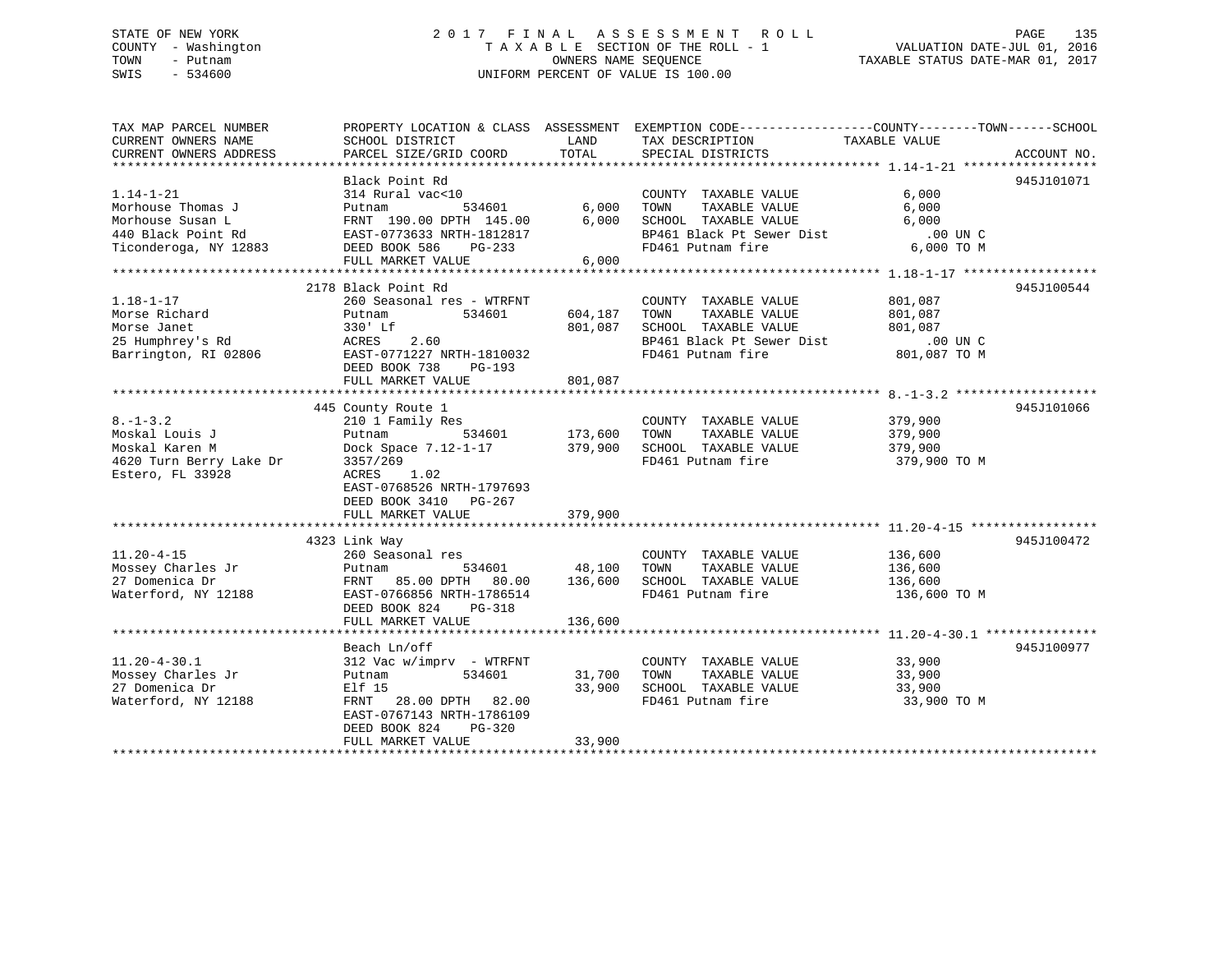STATE OF NEW YORK  
COUNTY - Washington  
TOWN - Putnam  
SWIS - 534600

# 2017 FINAL ASSESSMENT ROLL
TAXABLE SECTION OF THE ROLL - 1  
OWNERS NAME SEQUENCE  
UNIFORM PERCENT OF VALUE IS 100.00

VALUATION DATE-JUL 01, 2016  
TAXABLE STATUS DATE-MAR 01, 2017

| TAX MAP PARCEL NUMBER / CURRENT OWNERS NAME / CURRENT OWNERS ADDRESS | PROPERTY LOCATION & CLASS / SCHOOL DISTRICT / PARCEL SIZE/GRID COORD | ASSESSMENT LAND | TOTAL | EXEMPTION CODE / TAX DESCRIPTION / SPECIAL DISTRICTS | TAXABLE VALUE (COUNTY / TOWN / SCHOOL) | ACCOUNT NO. |
|---|---|---|---|---|---|---|
| **1.14-1-21** | Black Point Rd | | | | | 945J101071 |
| 1.14-1-21 | 314 Rural vac<10 | | | COUNTY TAXABLE VALUE | 6,000 | |
| Morhouse Thomas J | Putnam 534601 | 6,000 | | TOWN TAXABLE VALUE | 6,000 | |
| Morhouse Susan L | FRNT 190.00 DPTH 145.00 | | 6,000 | SCHOOL TAXABLE VALUE | 6,000 | |
| 440 Black Point Rd | EAST-0773633 NRTH-1812817 | | | BP461 Black Pt Sewer Dist | .00 UN C | |
| Ticonderoga, NY 12883 | DEED BOOK 586 PG-233 | | | FD461 Putnam fire | 6,000 TO M | |
| | FULL MARKET VALUE | | 6,000 | | | |
| **1.18-1-17** | 2178 Black Point Rd | | | | | 945J100544 |
| 1.18-1-17 | 260 Seasonal res - WTRFNT | | | COUNTY TAXABLE VALUE | 801,087 | |
| Morse Richard | Putnam 534601 | 604,187 | | TOWN TAXABLE VALUE | 801,087 | |
| Morse Janet | 330' Lf | | 801,087 | SCHOOL TAXABLE VALUE | 801,087 | |
| 25 Humphrey's Rd | ACRES 2.60 | | | BP461 Black Pt Sewer Dist | .00 UN C | |
| Barrington, RI 02806 | EAST-0771227 NRTH-1810032 | | | FD461 Putnam fire | 801,087 TO M | |
| | DEED BOOK 738 PG-193 | | | | | |
| | FULL MARKET VALUE | | 801,087 | | | |
| **8.-1-3.2** | 445 County Route 1 | | | | | 945J101066 |
| 8.-1-3.2 | 210 1 Family Res | | | COUNTY TAXABLE VALUE | 379,900 | |
| Moskal Louis J | Putnam 534601 | 173,600 | | TOWN TAXABLE VALUE | 379,900 | |
| Moskal Karen M | Dock Space 7.12-1-17 | | 379,900 | SCHOOL TAXABLE VALUE | 379,900 | |
| 4620 Turn Berry Lake Dr | 3357/269 | | | FD461 Putnam fire | 379,900 TO M | |
| Estero, FL 33928 | ACRES 1.02 | | | | | |
| | EAST-0768526 NRTH-1797693 | | | | | |
| | DEED BOOK 3410 PG-267 | | | | | |
| | FULL MARKET VALUE | | 379,900 | | | |
| **11.20-4-15** | 4323 Link Way | | | | | 945J100472 |
| 11.20-4-15 | 260 Seasonal res | | | COUNTY TAXABLE VALUE | 136,600 | |
| Mossey Charles Jr | Putnam 534601 | 48,100 | | TOWN TAXABLE VALUE | 136,600 | |
| 27 Domenica Dr | FRNT 85.00 DPTH 80.00 | | 136,600 | SCHOOL TAXABLE VALUE | 136,600 | |
| Waterford, NY 12188 | EAST-0766856 NRTH-1786514 | | | FD461 Putnam fire | 136,600 TO M | |
| | DEED BOOK 824 PG-318 | | | | | |
| | FULL MARKET VALUE | | 136,600 | | | |
| **11.20-4-30.1** | Beach Ln/off | | | | | 945J100977 |
| 11.20-4-30.1 | 312 Vac w/imprv - WTRFNT | | | COUNTY TAXABLE VALUE | 33,900 | |
| Mossey Charles Jr | Putnam 534601 | 31,700 | | TOWN TAXABLE VALUE | 33,900 | |
| 27 Domenica Dr | Elf 15 | | 33,900 | SCHOOL TAXABLE VALUE | 33,900 | |
| Waterford, NY 12188 | FRNT 28.00 DPTH 82.00 | | | FD461 Putnam fire | 33,900 TO M | |
| | EAST-0767143 NRTH-1786109 | | | | | |
| | DEED BOOK 824 PG-320 | | | | | |
| | FULL MARKET VALUE | | 33,900 | | | |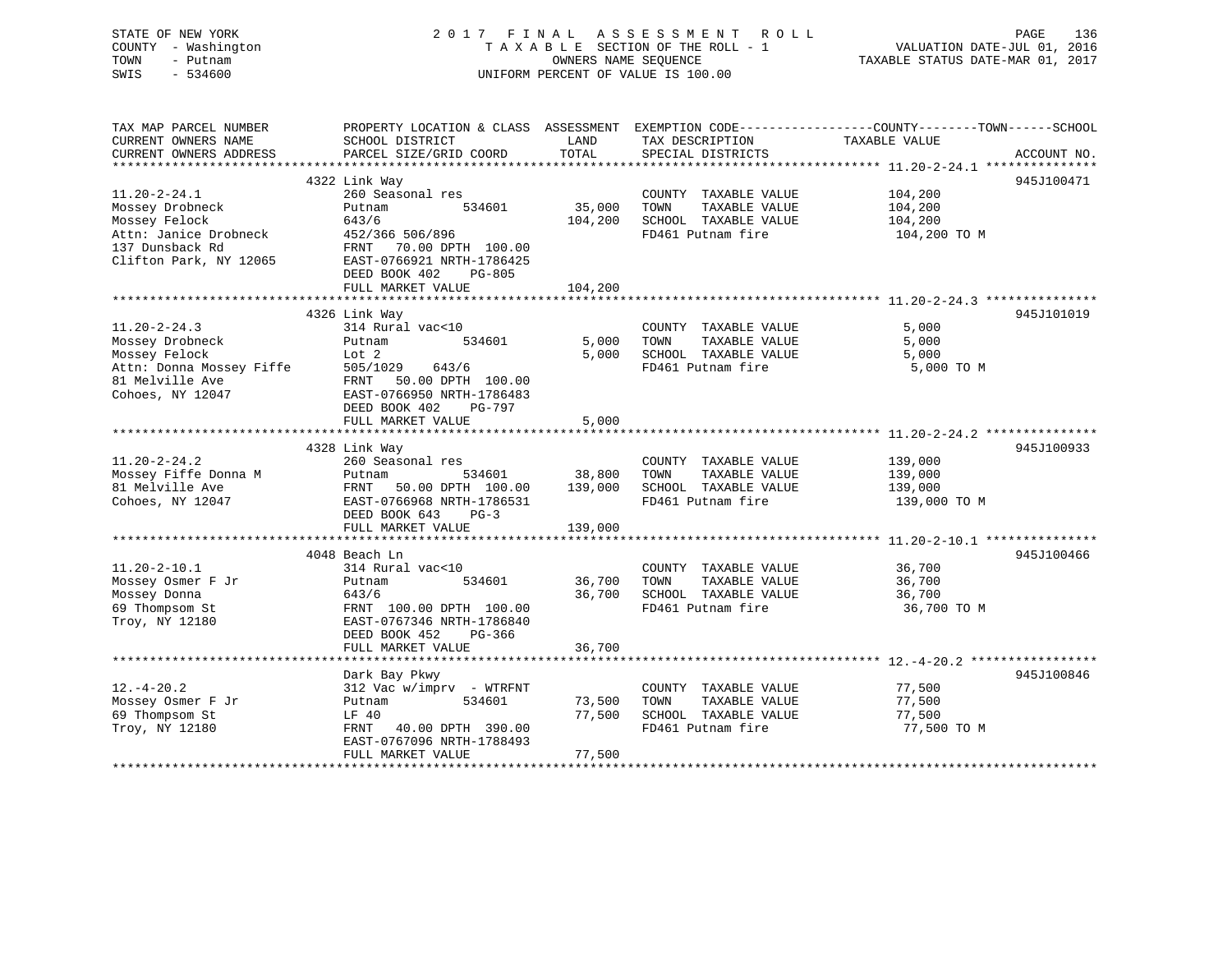STATE OF NEW YORK
COUNTY - Washington
TOWN - Putnam
SWIS - 534600

2017 FINAL ASSESSMENT ROLL
TAXABLE SECTION OF THE ROLL - 1
OWNERS NAME SEQUENCE
UNIFORM PERCENT OF VALUE IS 100.00

VALUATION DATE-JUL 01, 2016
TAXABLE STATUS DATE-MAR 01, 2017

| TAX MAP PARCEL NUMBER / CURRENT OWNERS NAME / CURRENT OWNERS ADDRESS | PROPERTY LOCATION & CLASS / SCHOOL DISTRICT / PARCEL SIZE/GRID COORD | ASSESSMENT LAND | TOTAL | EXEMPTION CODE / TAX DESCRIPTION / SPECIAL DISTRICTS | TAXABLE VALUE (COUNTY / TOWN / SCHOOL) | ACCOUNT NO. |
|---|---|---|---|---|---|---|
| **11.20-2-24.1** | 4322 Link Way | | | | | 945J100471 |
| Mossey Drobneck | 260 Seasonal res | | | COUNTY TAXABLE VALUE | 104,200 | |
| Mossey Felock | Putnam 534601 | 35,000 | | TOWN TAXABLE VALUE | 104,200 | |
| Attn: Janice Drobneck | 643/6 | | 104,200 | SCHOOL TAXABLE VALUE | 104,200 | |
| 137 Dunsback Rd | 452/366 506/896 | | | FD461 Putnam fire | 104,200 TO M | |
| Clifton Park, NY 12065 | FRNT 70.00 DPTH 100.00 | | | | | |
| | EAST-0766921 NRTH-1786425 | | | | | |
| | DEED BOOK 402 PG-805 | | | | | |
| | FULL MARKET VALUE | | 104,200 | | | |
| **11.20-2-24.3** | 4326 Link Way | | | | | 945J101019 |
| Mossey Drobneck | 314 Rural vac<10 | | | COUNTY TAXABLE VALUE | 5,000 | |
| Mossey Felock | Putnam 534601 | 5,000 | | TOWN TAXABLE VALUE | 5,000 | |
| Attn: Donna Mossey Fiffe | Lot 2 | | 5,000 | SCHOOL TAXABLE VALUE | 5,000 | |
| 81 Melville Ave | 505/1029 643/6 | | | FD461 Putnam fire | 5,000 TO M | |
| Cohoes, NY 12047 | FRNT 50.00 DPTH 100.00 | | | | | |
| | EAST-0766950 NRTH-1786483 | | | | | |
| | DEED BOOK 402 PG-797 | | | | | |
| | FULL MARKET VALUE | | 5,000 | | | |
| **11.20-2-24.2** | 4328 Link Way | | | | | 945J100933 |
| Mossey Fiffe Donna M | 260 Seasonal res | | | COUNTY TAXABLE VALUE | 139,000 | |
| 81 Melville Ave | Putnam 534601 | 38,800 | | TOWN TAXABLE VALUE | 139,000 | |
| Cohoes, NY 12047 | FRNT 50.00 DPTH 100.00 | | 139,000 | SCHOOL TAXABLE VALUE | 139,000 | |
| | EAST-0766968 NRTH-1786531 | | | FD461 Putnam fire | 139,000 TO M | |
| | DEED BOOK 643 PG-3 | | | | | |
| | FULL MARKET VALUE | | 139,000 | | | |
| **11.20-2-10.1** | 4048 Beach Ln | | | | | 945J100466 |
| Mossey Osmer F Jr | 314 Rural vac<10 | | | COUNTY TAXABLE VALUE | 36,700 | |
| Mossey Donna | Putnam 534601 | 36,700 | | TOWN TAXABLE VALUE | 36,700 | |
| 69 Thompsom St | 643/6 | | 36,700 | SCHOOL TAXABLE VALUE | 36,700 | |
| Troy, NY 12180 | FRNT 100.00 DPTH 100.00 | | | FD461 Putnam fire | 36,700 TO M | |
| | EAST-0767346 NRTH-1786840 | | | | | |
| | DEED BOOK 452 PG-366 | | | | | |
| | FULL MARKET VALUE | | 36,700 | | | |
| **12.-4-20.2** | Dark Bay Pkwy | | | | | 945J100846 |
| Mossey Osmer F Jr | 312 Vac w/imprv - WTRFNT | | | COUNTY TAXABLE VALUE | 77,500 | |
| 69 Thompsom St | Putnam 534601 | 73,500 | | TOWN TAXABLE VALUE | 77,500 | |
| Troy, NY 12180 | LF 40 | | 77,500 | SCHOOL TAXABLE VALUE | 77,500 | |
| | FRNT 40.00 DPTH 390.00 | | | FD461 Putnam fire | 77,500 TO M | |
| | EAST-0767096 NRTH-1788493 | | | | | |
| | FULL MARKET VALUE | | 77,500 | | | |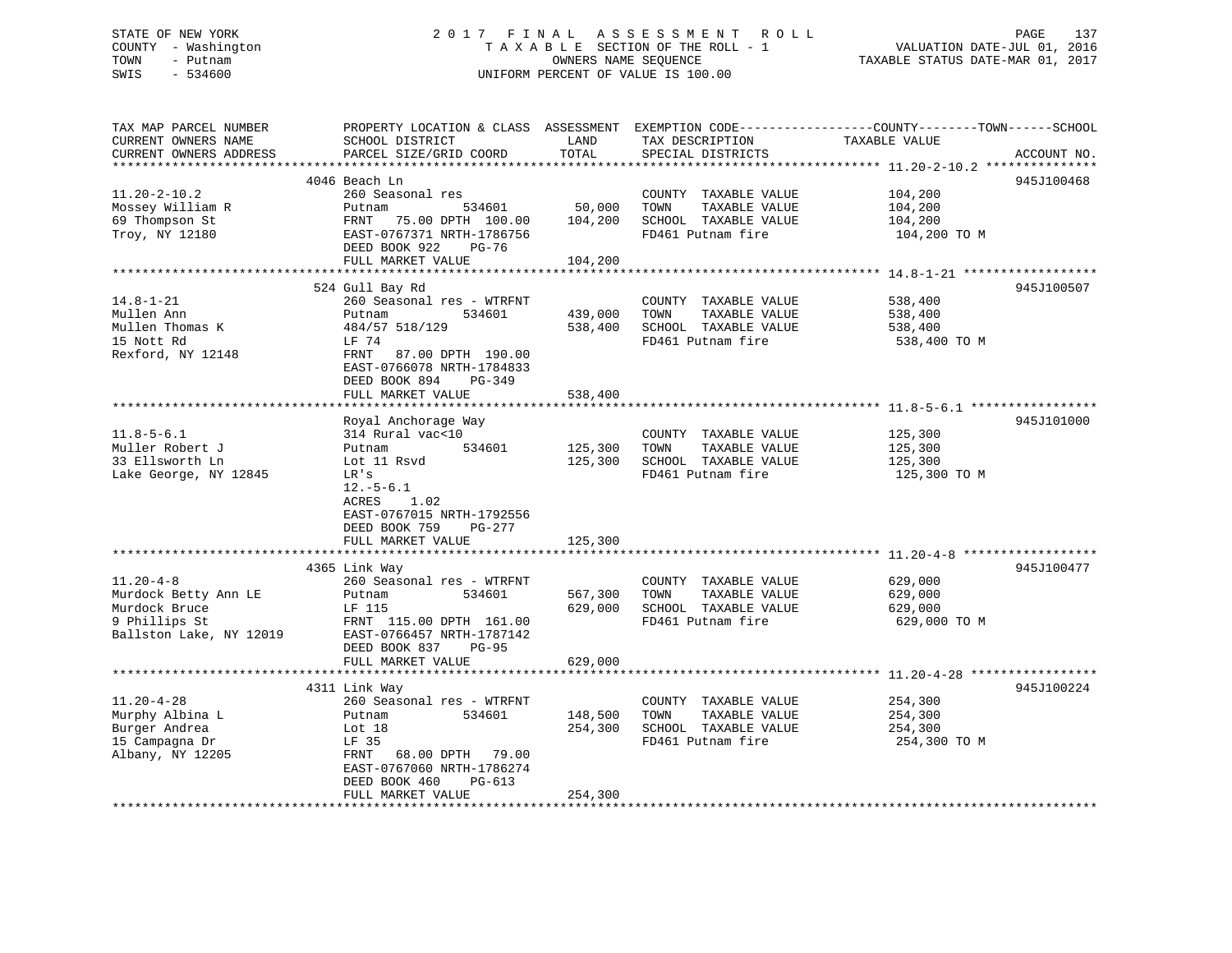STATE OF NEW YORK — 2017 FINAL ASSESSMENT ROLL
COUNTY - Washington — TAXABLE SECTION OF THE ROLL - 1 — VALUATION DATE-JUL 01, 2016
TOWN - Putnam — OWNERS NAME SEQUENCE — TAXABLE STATUS DATE-MAR 01, 2017
SWIS - 534600 — UNIFORM PERCENT OF VALUE IS 100.00

| TAX MAP PARCEL NUMBER / CURRENT OWNERS NAME / CURRENT OWNERS ADDRESS | PROPERTY LOCATION & CLASS / SCHOOL DISTRICT / PARCEL SIZE/GRID COORD | ASSESSMENT LAND | TOTAL | EXEMPTION CODE / TAX DESCRIPTION / SPECIAL DISTRICTS | TAXABLE VALUE (COUNTY--TOWN--SCHOOL) | ACCOUNT NO. |
|---|---|---|---|---|---|---|
| **11.20-2-10.2** | 4046 Beach Ln | | | | | 945J100468 |
| 11.20-2-10.2 | 260 Seasonal res | | | COUNTY TAXABLE VALUE | 104,200 | |
| Mossey William R | Putnam 534601 | 50,000 | | TOWN TAXABLE VALUE | 104,200 | |
| 69 Thompson St | FRNT 75.00 DPTH 100.00 | | 104,200 | SCHOOL TAXABLE VALUE | 104,200 | |
| Troy, NY 12180 | EAST-0767371 NRTH-1786756 | | | FD461 Putnam fire | 104,200 TO M | |
| | DEED BOOK 922 PG-76 | | | | | |
| | FULL MARKET VALUE | | 104,200 | | | |
| **14.8-1-21** | 524 Gull Bay Rd | | | | | 945J100507 |
| 14.8-1-21 | 260 Seasonal res - WTRFNT | | | COUNTY TAXABLE VALUE | 538,400 | |
| Mullen Ann | Putnam 534601 | 439,000 | | TOWN TAXABLE VALUE | 538,400 | |
| Mullen Thomas K | 484/57 518/129 | | 538,400 | SCHOOL TAXABLE VALUE | 538,400 | |
| 15 Nott Rd | LF 74 | | | FD461 Putnam fire | 538,400 TO M | |
| Rexford, NY 12148 | FRNT 87.00 DPTH 190.00 | | | | | |
| | EAST-0766078 NRTH-1784833 | | | | | |
| | DEED BOOK 894 PG-349 | | | | | |
| | FULL MARKET VALUE | | 538,400 | | | |
| **11.8-5-6.1** | Royal Anchorage Way | | | | | 945J101000 |
| 11.8-5-6.1 | 314 Rural vac<10 | | | COUNTY TAXABLE VALUE | 125,300 | |
| Muller Robert J | Putnam 534601 | 125,300 | | TOWN TAXABLE VALUE | 125,300 | |
| 33 Ellsworth Ln | Lot 11 Rsvd | | 125,300 | SCHOOL TAXABLE VALUE | 125,300 | |
| Lake George, NY 12845 | LR's | | | FD461 Putnam fire | 125,300 TO M | |
| | 12.-5-6.1 | | | | | |
| | ACRES 1.02 | | | | | |
| | EAST-0767015 NRTH-1792556 | | | | | |
| | DEED BOOK 759 PG-277 | | | | | |
| | FULL MARKET VALUE | | 125,300 | | | |
| **11.20-4-8** | 4365 Link Way | | | | | 945J100477 |
| 11.20-4-8 | 260 Seasonal res - WTRFNT | | | COUNTY TAXABLE VALUE | 629,000 | |
| Murdock Betty Ann LE | Putnam 534601 | 567,300 | | TOWN TAXABLE VALUE | 629,000 | |
| Murdock Bruce | LF 115 | | 629,000 | SCHOOL TAXABLE VALUE | 629,000 | |
| 9 Phillips St | FRNT 115.00 DPTH 161.00 | | | FD461 Putnam fire | 629,000 TO M | |
| Ballston Lake, NY 12019 | EAST-0766457 NRTH-1787142 | | | | | |
| | DEED BOOK 837 PG-95 | | | | | |
| | FULL MARKET VALUE | | 629,000 | | | |
| **11.20-4-28** | 4311 Link Way | | | | | 945J100224 |
| 11.20-4-28 | 260 Seasonal res - WTRFNT | | | COUNTY TAXABLE VALUE | 254,300 | |
| Murphy Albina L | Putnam 534601 | 148,500 | | TOWN TAXABLE VALUE | 254,300 | |
| Burger Andrea | Lot 18 | | 254,300 | SCHOOL TAXABLE VALUE | 254,300 | |
| 15 Campagna Dr | LF 35 | | | FD461 Putnam fire | 254,300 TO M | |
| Albany, NY 12205 | FRNT 68.00 DPTH 79.00 | | | | | |
| | EAST-0767060 NRTH-1786274 | | | | | |
| | DEED BOOK 460 PG-613 | | | | | |
| | FULL MARKET VALUE | | 254,300 | | | |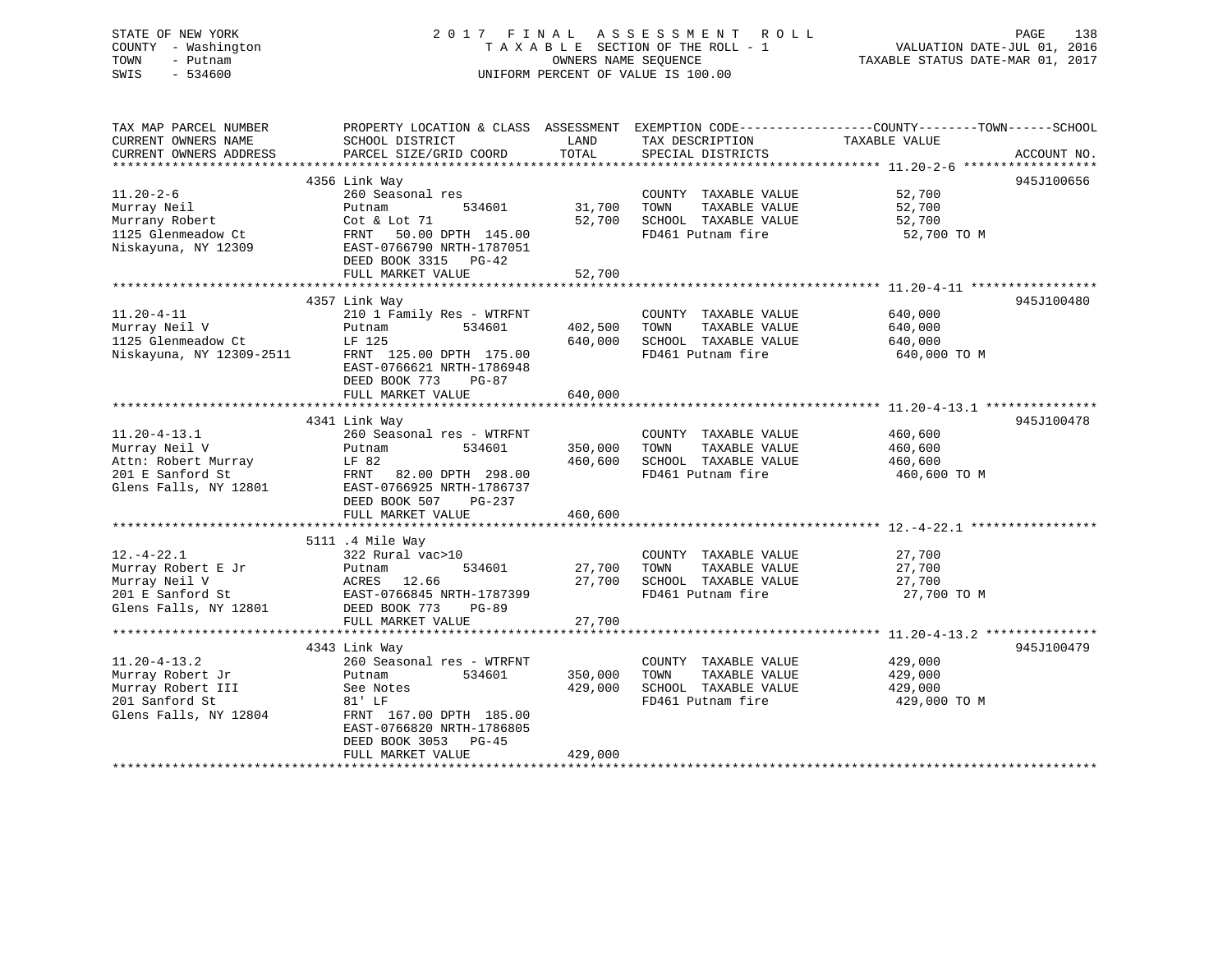STATE OF NEW YORK
COUNTY - Washington
TOWN - Putnam
SWIS - 534600

2017 FINAL ASSESSMENT ROLL
TAXABLE SECTION OF THE ROLL - 1
OWNERS NAME SEQUENCE
UNIFORM PERCENT OF VALUE IS 100.00

VALUATION DATE-JUL 01, 2016
TAXABLE STATUS DATE-MAR 01, 2017

| TAX MAP PARCEL NUMBER / CURRENT OWNERS NAME / CURRENT OWNERS ADDRESS | PROPERTY LOCATION & CLASS / SCHOOL DISTRICT / PARCEL SIZE/GRID COORD | ASSESSMENT LAND | TOTAL | EXEMPTION CODE / TAX DESCRIPTION / SPECIAL DISTRICTS | COUNTY--------TOWN------SCHOOL TAXABLE VALUE | ACCOUNT NO. |
|---|---|---|---|---|---|---|
| 11.20-2-6 | 4356 Link Way | | | | | 945J100656 |
| 11.20-2-6 | 260 Seasonal res | | | COUNTY TAXABLE VALUE | 52,700 | |
| Murray Neil | Putnam 534601 | 31,700 | | TOWN TAXABLE VALUE | 52,700 | |
| Murrany Robert | Cot & Lot 71 | | 52,700 | SCHOOL TAXABLE VALUE | 52,700 | |
| 1125 Glenmeadow Ct | FRNT 50.00 DPTH 145.00 | | | FD461 Putnam fire | 52,700 TO M | |
| Niskayuna, NY 12309 | EAST-0766790 NRTH-1787051 | | | | | |
| | DEED BOOK 3315 PG-42 | | | | | |
| | FULL MARKET VALUE | | 52,700 | | | |
| 11.20-4-11 | 4357 Link Way | | | | | 945J100480 |
| 11.20-4-11 | 210 1 Family Res - WTRFNT | | | COUNTY TAXABLE VALUE | 640,000 | |
| Murray Neil V | Putnam 534601 | 402,500 | | TOWN TAXABLE VALUE | 640,000 | |
| 1125 Glenmeadow Ct | LF 125 | | 640,000 | SCHOOL TAXABLE VALUE | 640,000 | |
| Niskayuna, NY 12309-2511 | FRNT 125.00 DPTH 175.00 | | | FD461 Putnam fire | 640,000 TO M | |
| | EAST-0766621 NRTH-1786948 | | | | | |
| | DEED BOOK 773 PG-87 | | | | | |
| | FULL MARKET VALUE | | 640,000 | | | |
| 11.20-4-13.1 | 4341 Link Way | | | | | 945J100478 |
| 11.20-4-13.1 | 260 Seasonal res - WTRFNT | | | COUNTY TAXABLE VALUE | 460,600 | |
| Murray Neil V | Putnam 534601 | 350,000 | | TOWN TAXABLE VALUE | 460,600 | |
| Attn: Robert Murray | LF 82 | | 460,600 | SCHOOL TAXABLE VALUE | 460,600 | |
| 201 E Sanford St | FRNT 82.00 DPTH 298.00 | | | FD461 Putnam fire | 460,600 TO M | |
| Glens Falls, NY 12801 | EAST-0766925 NRTH-1786737 | | | | | |
| | DEED BOOK 507 PG-237 | | | | | |
| | FULL MARKET VALUE | | 460,600 | | | |
| 12.-4-22.1 | 5111 .4 Mile Way | | | | | |
| 12.-4-22.1 | 322 Rural vac>10 | | | COUNTY TAXABLE VALUE | 27,700 | |
| Murray Robert E Jr | Putnam 534601 | 27,700 | | TOWN TAXABLE VALUE | 27,700 | |
| Murray Neil V | ACRES 12.66 | | 27,700 | SCHOOL TAXABLE VALUE | 27,700 | |
| 201 E Sanford St | EAST-0766845 NRTH-1787399 | | | FD461 Putnam fire | 27,700 TO M | |
| Glens Falls, NY 12801 | DEED BOOK 773 PG-89 | | | | | |
| | FULL MARKET VALUE | | 27,700 | | | |
| 11.20-4-13.2 | 4343 Link Way | | | | | 945J100479 |
| 11.20-4-13.2 | 260 Seasonal res - WTRFNT | | | COUNTY TAXABLE VALUE | 429,000 | |
| Murray Robert Jr | Putnam 534601 | 350,000 | | TOWN TAXABLE VALUE | 429,000 | |
| Murray Robert III | See Notes | | 429,000 | SCHOOL TAXABLE VALUE | 429,000 | |
| 201 Sanford St | 81' LF | | | FD461 Putnam fire | 429,000 TO M | |
| Glens Falls, NY 12804 | FRNT 167.00 DPTH 185.00 | | | | | |
| | EAST-0766820 NRTH-1786805 | | | | | |
| | DEED BOOK 3053 PG-45 | | | | | |
| | FULL MARKET VALUE | | 429,000 | | | |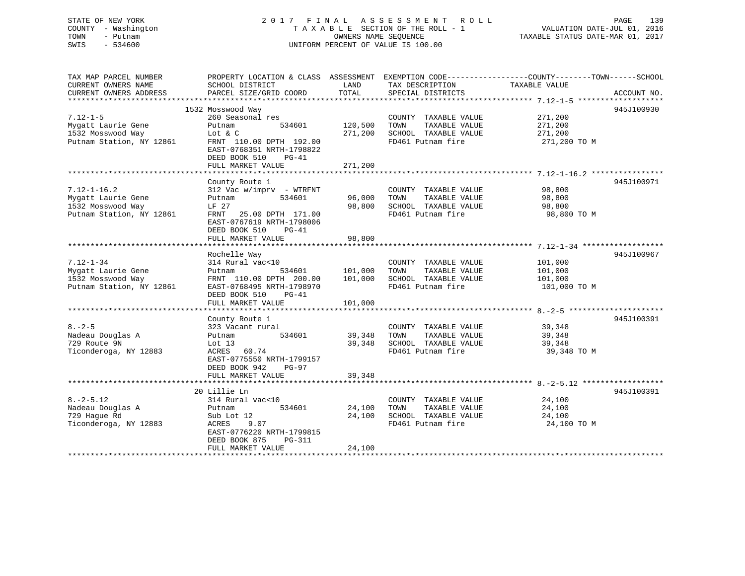STATE OF NEW YORK
COUNTY - Washington
TOWN - Putnam
SWIS - 534600

2017 FINAL ASSESSMENT ROLL
TAXABLE SECTION OF THE ROLL - 1
OWNERS NAME SEQUENCE
UNIFORM PERCENT OF VALUE IS 100.00

VALUATION DATE-JUL 01, 2016
TAXABLE STATUS DATE-MAR 01, 2017

| TAX MAP PARCEL NUMBER / CURRENT OWNERS NAME / CURRENT OWNERS ADDRESS | PROPERTY LOCATION & CLASS / SCHOOL DISTRICT / PARCEL SIZE/GRID COORD | ASSESSMENT LAND | TOTAL | EXEMPTION CODE / TAX DESCRIPTION / SPECIAL DISTRICTS | COUNTY--------TOWN------SCHOOL TAXABLE VALUE | ACCOUNT NO. |
|---|---|---|---|---|---|---|
| 7.12-1-5 | 1532 Mosswood Way | | | | | 945J100930 |
| Mygatt Laurie Gene | 260 Seasonal res | | | COUNTY TAXABLE VALUE | 271,200 | |
| 1532 Mosswood Way | Putnam 534601 | 120,500 | | TOWN TAXABLE VALUE | 271,200 | |
| Putnam Station, NY 12861 | Lot & C | | 271,200 | SCHOOL TAXABLE VALUE | 271,200 | |
| | FRNT 110.00 DPTH 192.00 | | | FD461 Putnam fire | 271,200 TO M | |
| | EAST-0768351 NRTH-1798822 | | | | | |
| | DEED BOOK 510 PG-41 | | | | | |
| | FULL MARKET VALUE | | 271,200 | | | |
| 7.12-1-16.2 | County Route 1 | | | | | 945J100971 |
| Mygatt Laurie Gene | 312 Vac w/imprv - WTRFNT | | | COUNTY TAXABLE VALUE | 98,800 | |
| 1532 Mosswood Way | Putnam 534601 | 96,000 | | TOWN TAXABLE VALUE | 98,800 | |
| Putnam Station, NY 12861 | LF 27 | | 98,800 | SCHOOL TAXABLE VALUE | 98,800 | |
| | FRNT 25.00 DPTH 171.00 | | | FD461 Putnam fire | 98,800 TO M | |
| | EAST-0767619 NRTH-1798006 | | | | | |
| | DEED BOOK 510 PG-41 | | | | | |
| | FULL MARKET VALUE | | 98,800 | | | |
| 7.12-1-34 | Rochelle Way | | | | | 945J100967 |
| Mygatt Laurie Gene | 314 Rural vac<10 | | | COUNTY TAXABLE VALUE | 101,000 | |
| 1532 Mosswood Way | Putnam 534601 | 101,000 | | TOWN TAXABLE VALUE | 101,000 | |
| Putnam Station, NY 12861 | FRNT 110.00 DPTH 200.00 | | 101,000 | SCHOOL TAXABLE VALUE | 101,000 | |
| | EAST-0768495 NRTH-1798970 | | | FD461 Putnam fire | 101,000 TO M | |
| | DEED BOOK 510 PG-41 | | | | | |
| | FULL MARKET VALUE | | 101,000 | | | |
| 8.-2-5 | County Route 1 | | | | | 945J100391 |
| Nadeau Douglas A | 323 Vacant rural | | | COUNTY TAXABLE VALUE | 39,348 | |
| 729 Route 9N | Putnam 534601 | 39,348 | | TOWN TAXABLE VALUE | 39,348 | |
| Ticonderoga, NY 12883 | Lot 13 | | 39,348 | SCHOOL TAXABLE VALUE | 39,348 | |
| | ACRES 60.74 | | | FD461 Putnam fire | 39,348 TO M | |
| | EAST-0775550 NRTH-1799157 | | | | | |
| | DEED BOOK 942 PG-97 | | | | | |
| | FULL MARKET VALUE | | 39,348 | | | |
| 8.-2-5.12 | 20 Lillie Ln | | | | | 945J100391 |
| Nadeau Douglas A | 314 Rural vac<10 | | | COUNTY TAXABLE VALUE | 24,100 | |
| 729 Hague Rd | Putnam 534601 | 24,100 | | TOWN TAXABLE VALUE | 24,100 | |
| Ticonderoga, NY 12883 | Sub Lot 12 | | 24,100 | SCHOOL TAXABLE VALUE | 24,100 | |
| | ACRES 9.07 | | | FD461 Putnam fire | 24,100 TO M | |
| | EAST-0776220 NRTH-1799815 | | | | | |
| | DEED BOOK 875 PG-311 | | | | | |
| | FULL MARKET VALUE | | 24,100 | | | |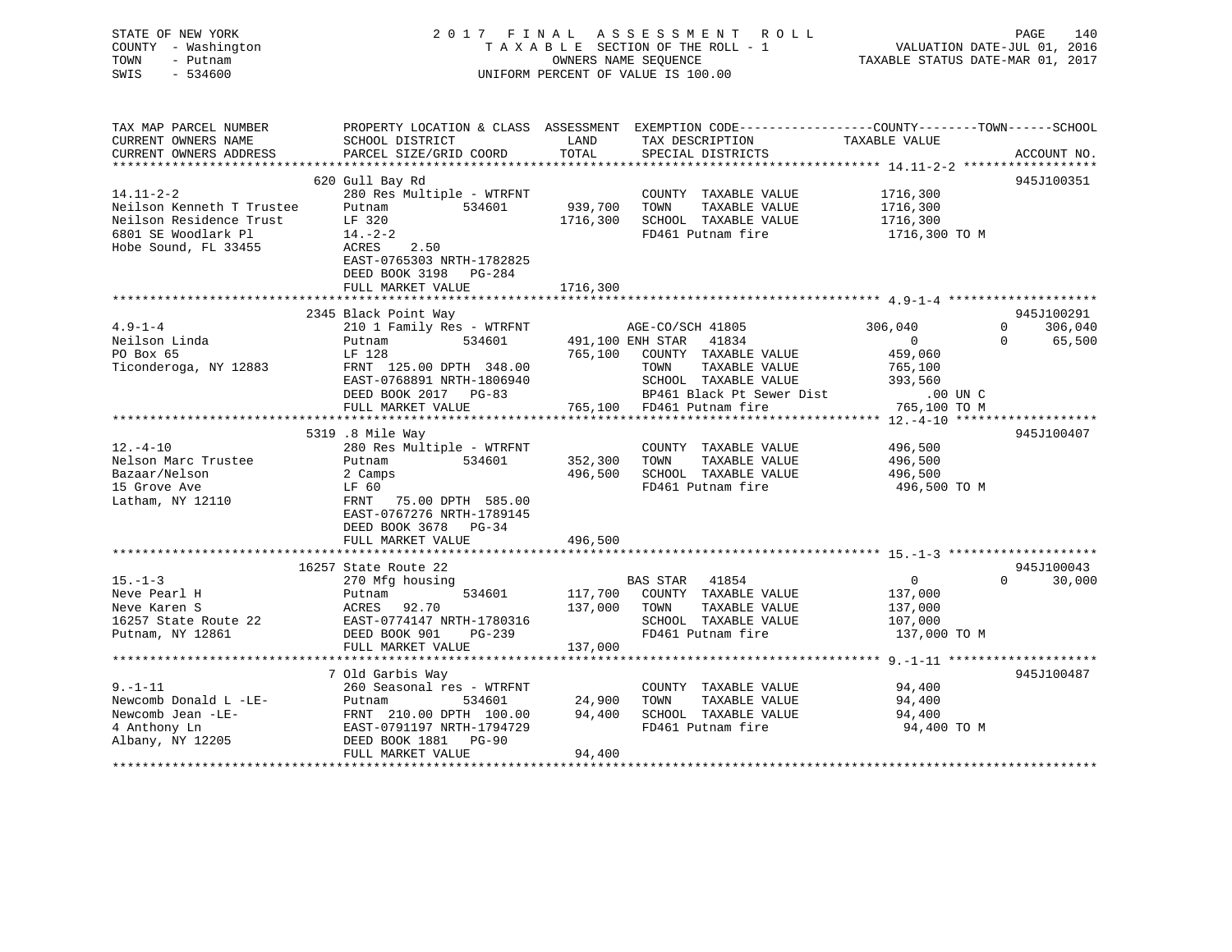STATE OF NEW YORK
COUNTY - Washington
TOWN - Putnam
SWIS - 534600

2 0 1 7 F I N A L A S S E S S M E N T R O L L
T A X A B L E SECTION OF THE ROLL - 1
OWNERS NAME SEQUENCE
UNIFORM PERCENT OF VALUE IS 100.00

VALUATION DATE-JUL 01, 2016
TAXABLE STATUS DATE-MAR 01, 2017

```
TAX MAP PARCEL NUMBER          PROPERTY LOCATION & CLASS  ASSESSMENT  EXEMPTION CODE------------------COUNTY--------TOWN------SCHOOL
CURRENT OWNERS NAME            SCHOOL DISTRICT               LAND      TAX DESCRIPTION            TAXABLE VALUE
CURRENT OWNERS ADDRESS         PARCEL SIZE/GRID COORD        TOTAL     SPECIAL DISTRICTS                                    ACCOUNT NO.
*********************************************************************************************** 14.11-2-2 ******************
                               620 Gull Bay Rd                                                                         945J100351
14.11-2-2                      280 Res Multiple - WTRFNT              COUNTY  TAXABLE VALUE         1716,300
Neilson Kenneth T Trustee      Putnam           534601       939,700  TOWN    TAXABLE VALUE         1716,300
Neilson Residence Trust        LF 320                       1716,300  SCHOOL  TAXABLE VALUE         1716,300
6801 SE Woodlark Pl            14.-2-2                                FD461 Putnam fire              1716,300 TO M
Hobe Sound, FL 33455           ACRES    2.50
                               EAST-0765303 NRTH-1782825
                               DEED BOOK 3198   PG-284
                               FULL MARKET VALUE            1716,300
*********************************************************************************************** 4.9-1-4 ********************
                               2345 Black Point Way                                                                    945J100291
4.9-1-4                        210 1 Family Res - WTRFNT              AGE-CO/SCH 41805              306,040          0    306,040
Neilson Linda                  Putnam           534601       491,100 ENH STAR   41834                     0          0     65,500
PO Box 65                      LF 128                        765,100  COUNTY  TAXABLE VALUE           459,060
Ticonderoga, NY 12883          FRNT 125.00 DPTH 348.00                TOWN    TAXABLE VALUE           765,100
                               EAST-0768891 NRTH-1806940              SCHOOL  TAXABLE VALUE           393,560
                               DEED BOOK 2017   PG-83                 BP461 Black Pt Sewer Dist          .00 UN C
                               FULL MARKET VALUE             765,100  FD461 Putnam fire               765,100 TO M
*********************************************************************************************** 12.-4-10 *******************
                               5319 .8 Mile Way                                                                        945J100407
12.-4-10                       280 Res Multiple - WTRFNT              COUNTY  TAXABLE VALUE           496,500
Nelson Marc Trustee            Putnam           534601       352,300  TOWN    TAXABLE VALUE           496,500
Bazaar/Nelson                  2 Camps                       496,500  SCHOOL  TAXABLE VALUE           496,500
15 Grove Ave                   LF 60                                  FD461 Putnam fire               496,500 TO M
Latham, NY 12110               FRNT  75.00 DPTH 585.00
                               EAST-0767276 NRTH-1789145
                               DEED BOOK 3678   PG-34
                               FULL MARKET VALUE             496,500
*********************************************************************************************** 15.-1-3 ********************
                               16257 State Route 22                                                                    945J100043
15.-1-3                        270 Mfg housing                        BAS STAR   41854                    0          0     30,000
Neve Pearl H                   Putnam           534601       117,700  COUNTY  TAXABLE VALUE           137,000
Neve Karen S                   ACRES   92.70                 137,000  TOWN    TAXABLE VALUE           137,000
16257 State Route 22           EAST-0774147 NRTH-1780316              SCHOOL  TAXABLE VALUE           107,000
Putnam, NY 12861               DEED BOOK 901    PG-239                FD461 Putnam fire               137,000 TO M
                               FULL MARKET VALUE             137,000
*********************************************************************************************** 9.-1-11 ********************
                               7 Old Garbis Way                                                                        945J100487
9.-1-11                        260 Seasonal res - WTRFNT              COUNTY  TAXABLE VALUE            94,400
Newcomb Donald L -LE-          Putnam           534601        24,900  TOWN    TAXABLE VALUE            94,400
Newcomb Jean -LE-              FRNT 210.00 DPTH 100.00        94,400  SCHOOL  TAXABLE VALUE            94,400
4 Anthony Ln                   EAST-0791197 NRTH-1794729              FD461 Putnam fire                94,400 TO M
Albany, NY 12205               DEED BOOK 1881   PG-90
                               FULL MARKET VALUE              94,400
******************************************************************************************************************************
```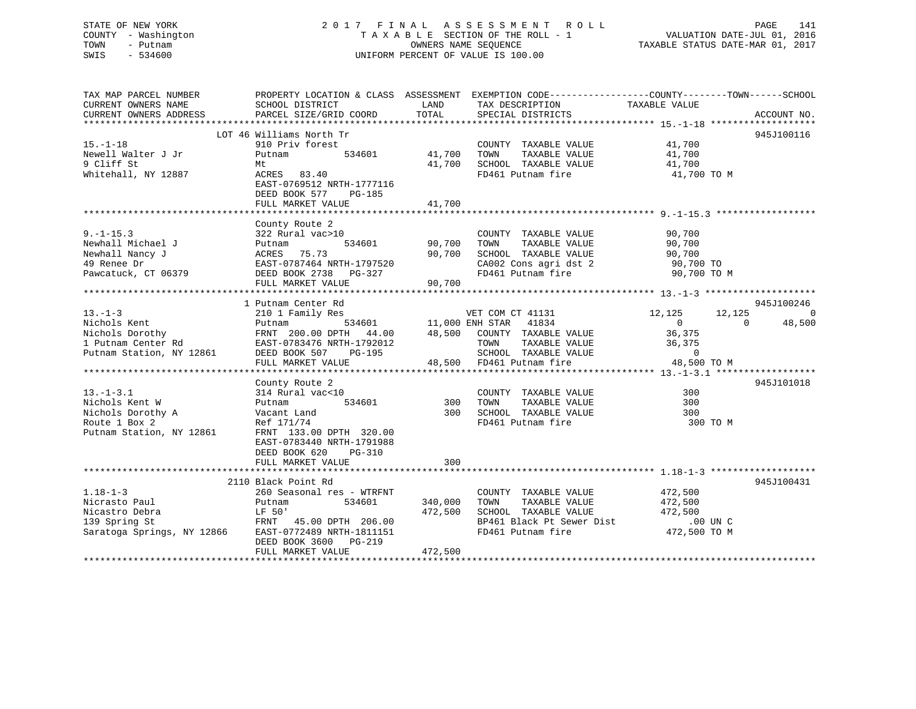STATE OF NEW YORK
COUNTY - Washington
TOWN - Putnam
SWIS - 534600

2 0 1 7 F I N A L A S S E S S M E N T R O L L
T A X A B L E SECTION OF THE ROLL - 1
OWNERS NAME SEQUENCE
UNIFORM PERCENT OF VALUE IS 100.00

VALUATION DATE-JUL 01, 2016
TAXABLE STATUS DATE-MAR 01, 2017

| TAX MAP PARCEL NUMBER / CURRENT OWNERS NAME / CURRENT OWNERS ADDRESS | PROPERTY LOCATION & CLASS / SCHOOL DISTRICT / PARCEL SIZE/GRID COORD | ASSESSMENT LAND / TOTAL | EXEMPTION CODE / TAX DESCRIPTION / SPECIAL DISTRICTS | COUNTY TAXABLE VALUE | TOWN | SCHOOL | ACCOUNT NO. |
|---|---|---|---|---|---|---|---|
| **15.-1-18** | LOT 46 Williams North Tr | | | | | | 945J100116 |
| 15.-1-18 | 910 Priv forest | | COUNTY TAXABLE VALUE | 41,700 | | | |
| Newell Walter J Jr | Putnam 534601 | 41,700 | TOWN TAXABLE VALUE | 41,700 | | | |
| 9 Cliff St | Mt | 41,700 | SCHOOL TAXABLE VALUE | 41,700 | | | |
| Whitehall, NY 12887 | ACRES 83.40 | | FD461 Putnam fire | 41,700 TO M | | | |
| | EAST-0769512 NRTH-1777116 | | | | | | |
| | DEED BOOK 577 PG-185 | | | | | | |
| | FULL MARKET VALUE | 41,700 | | | | | |
| **9.-1-15.3** | County Route 2 | | | | | | |
| 9.-1-15.3 | 322 Rural vac>10 | | COUNTY TAXABLE VALUE | 90,700 | | | |
| Newhall Michael J | Putnam 534601 | 90,700 | TOWN TAXABLE VALUE | 90,700 | | | |
| Newhall Nancy J | ACRES 75.73 | 90,700 | SCHOOL TAXABLE VALUE | 90,700 | | | |
| 49 Renee Dr | EAST-0787464 NRTH-1797520 | | CA002 Cons agri dst 2 | 90,700 TO | | | |
| Pawcatuck, CT 06379 | DEED BOOK 2738 PG-327 | | FD461 Putnam fire | 90,700 TO M | | | |
| | FULL MARKET VALUE | 90,700 | | | | | |
| **13.-1-3** | 1 Putnam Center Rd | | | | | | 945J100246 |
| 13.-1-3 | 210 1 Family Res | | VET COM CT 41131 | 12,125 | 12,125 | 0 | |
| Nichols Kent | Putnam 534601 | 11,000 | ENH STAR 41834 | 0 | 0 | 48,500 | |
| Nichols Dorothy | FRNT 200.00 DPTH 44.00 | 48,500 | COUNTY TAXABLE VALUE | 36,375 | | | |
| 1 Putnam Center Rd | EAST-0783476 NRTH-1792012 | | TOWN TAXABLE VALUE | 36,375 | | | |
| Putnam Station, NY 12861 | DEED BOOK 507 PG-195 | | SCHOOL TAXABLE VALUE | 0 | | | |
| | FULL MARKET VALUE | 48,500 | FD461 Putnam fire | 48,500 TO M | | | |
| **13.-1-3.1** | County Route 2 | | | | | | 945J101018 |
| 13.-1-3.1 | 314 Rural vac<10 | | COUNTY TAXABLE VALUE | 300 | | | |
| Nichols Kent W | Putnam 534601 | 300 | TOWN TAXABLE VALUE | 300 | | | |
| Nichols Dorothy A | Vacant Land | 300 | SCHOOL TAXABLE VALUE | 300 | | | |
| Route 1 Box 2 | Ref 171/74 | | FD461 Putnam fire | 300 TO M | | | |
| Putnam Station, NY 12861 | FRNT 133.00 DPTH 320.00 | | | | | | |
| | EAST-0783440 NRTH-1791988 | | | | | | |
| | DEED BOOK 620 PG-310 | | | | | | |
| | FULL MARKET VALUE | 300 | | | | | |
| **1.18-1-3** | 2110 Black Point Rd | | | | | | 945J100431 |
| 1.18-1-3 | 260 Seasonal res - WTRFNT | | COUNTY TAXABLE VALUE | 472,500 | | | |
| Nicrasto Paul | Putnam 534601 | 340,000 | TOWN TAXABLE VALUE | 472,500 | | | |
| Nicastro Debra | LF 50' | 472,500 | SCHOOL TAXABLE VALUE | 472,500 | | | |
| 139 Spring St | FRNT 45.00 DPTH 206.00 | | BP461 Black Pt Sewer Dist | .00 UN C | | | |
| Saratoga Springs, NY 12866 | EAST-0772489 NRTH-1811151 | | FD461 Putnam fire | 472,500 TO M | | | |
| | DEED BOOK 3600 PG-219 | | | | | | |
| | FULL MARKET VALUE | 472,500 | | | | | |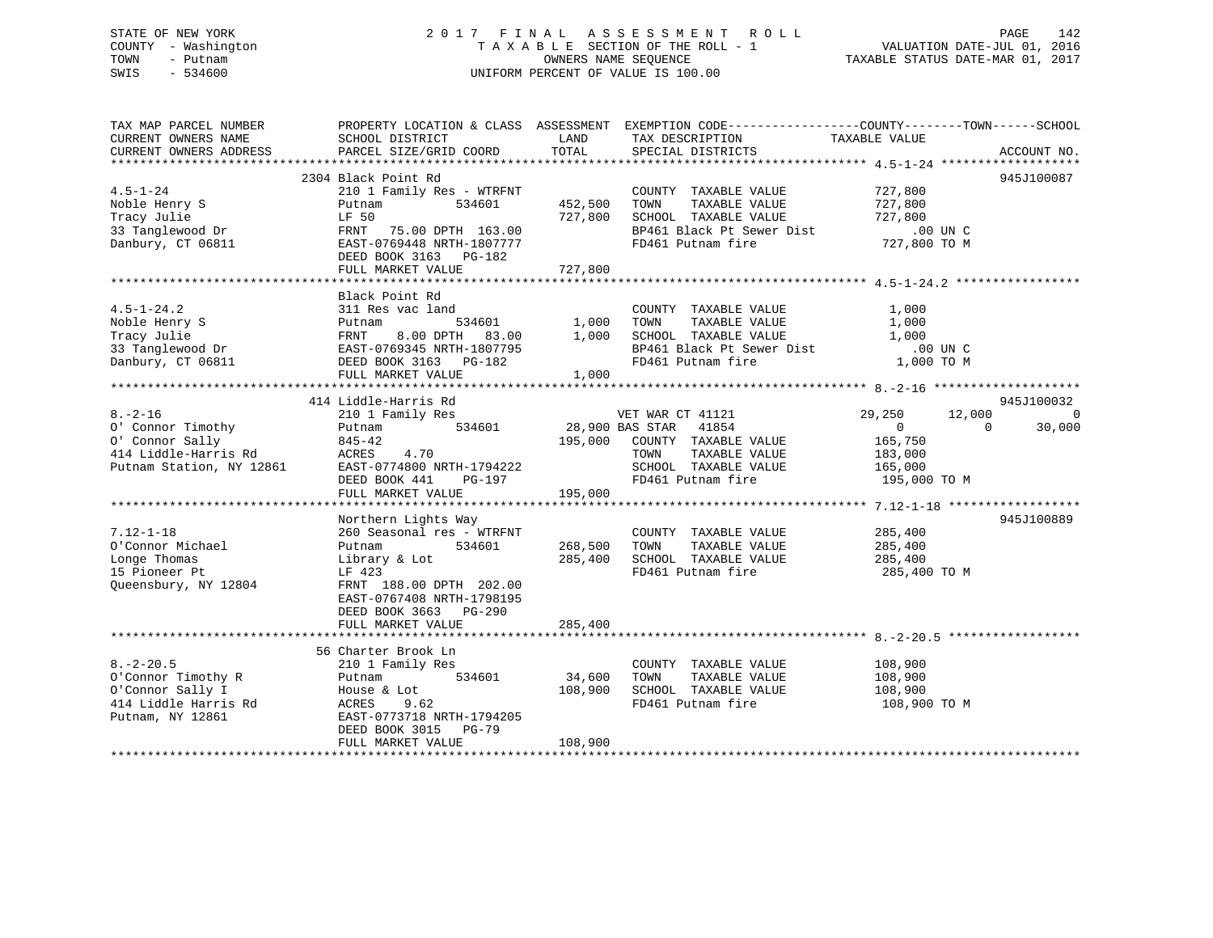STATE OF NEW YORK
COUNTY - Washington
TOWN - Putnam
SWIS - 534600

2017 FINAL ASSESSMENT ROLL
TAXABLE SECTION OF THE ROLL - 1
OWNERS NAME SEQUENCE
UNIFORM PERCENT OF VALUE IS 100.00

VALUATION DATE-JUL 01, 2016
TAXABLE STATUS DATE-MAR 01, 2017

```
TAX MAP PARCEL NUMBER          PROPERTY LOCATION & CLASS  ASSESSMENT  EXEMPTION CODE------------------COUNTY--------TOWN------SCHOOL
CURRENT OWNERS NAME            SCHOOL DISTRICT               LAND      TAX DESCRIPTION              TAXABLE VALUE
CURRENT OWNERS ADDRESS         PARCEL SIZE/GRID COORD        TOTAL     SPECIAL DISTRICTS                                        ACCOUNT NO.
******************************************************************************************************* 4.5-1-24 *******************
                               2304 Black Point Rd                                                                              945J100087
4.5-1-24                       210 1 Family Res - WTRFNT               COUNTY  TAXABLE VALUE            727,800
Noble Henry S                  Putnam           534601       452,500   TOWN    TAXABLE VALUE            727,800
Tracy Julie                    LF 50                         727,800   SCHOOL  TAXABLE VALUE            727,800
33 Tanglewood Dr               FRNT   75.00 DPTH 163.00                BP461 Black Pt Sewer Dist              .00 UN C
Danbury, CT 06811              EAST-0769448 NRTH-1807777               FD461 Putnam fire                   727,800 TO M
                               DEED BOOK 3163   PG-182
                               FULL MARKET VALUE             727,800
******************************************************************************************************* 4.5-1-24.2 *****************
                               Black Point Rd
4.5-1-24.2                     311 Res vac land                        COUNTY  TAXABLE VALUE              1,000
Noble Henry S                  Putnam           534601         1,000   TOWN    TAXABLE VALUE              1,000
Tracy Julie                    FRNT    8.00 DPTH  83.00        1,000   SCHOOL  TAXABLE VALUE              1,000
33 Tanglewood Dr               EAST-0769345 NRTH-1807795               BP461 Black Pt Sewer Dist              .00 UN C
Danbury, CT 06811              DEED BOOK 3163   PG-182                 FD461 Putnam fire                     1,000 TO M
                               FULL MARKET VALUE               1,000
******************************************************************************************************* 8.-2-16 ********************
                               414 Liddle-Harris Rd                                                                             945J100032
8.-2-16                        210 1 Family Res                        VET WAR CT 41121                  29,250      12,000           0
O' Connor Timothy              Putnam           534601        28,900 BAS STAR   41854                         0           0      30,000
O' Connor Sally                845-42                        195,000   COUNTY  TAXABLE VALUE            165,750
414 Liddle-Harris Rd           ACRES    4.70                           TOWN    TAXABLE VALUE            183,000
Putnam Station, NY 12861       EAST-0774800 NRTH-1794222               SCHOOL  TAXABLE VALUE            165,000
                               DEED BOOK 441    PG-197                 FD461 Putnam fire                   195,000 TO M
                               FULL MARKET VALUE             195,000
******************************************************************************************************* 7.12-1-18 ******************
                               Northern Lights Way                                                                              945J100889
7.12-1-18                      260 Seasonal res - WTRFNT               COUNTY  TAXABLE VALUE            285,400
O'Connor Michael               Putnam           534601       268,500   TOWN    TAXABLE VALUE            285,400
Longe Thomas                   Library & Lot                 285,400   SCHOOL  TAXABLE VALUE            285,400
15 Pioneer Pt                  LF 423                                  FD461 Putnam fire                   285,400 TO M
Queensbury, NY 12804           FRNT 188.00 DPTH 202.00
                               EAST-0767408 NRTH-1798195
                               DEED BOOK 3663   PG-290
                               FULL MARKET VALUE             285,400
******************************************************************************************************* 8.-2-20.5 ******************
                               56 Charter Brook Ln
8.-2-20.5                      210 1 Family Res                        COUNTY  TAXABLE VALUE            108,900
O'Connor Timothy R             Putnam           534601        34,600   TOWN    TAXABLE VALUE            108,900
O'Connor Sally I               House & Lot                   108,900   SCHOOL  TAXABLE VALUE            108,900
414 Liddle Harris Rd           ACRES    9.62                           FD461 Putnam fire                   108,900 TO M
Putnam, NY 12861               EAST-0773718 NRTH-1794205
                               DEED BOOK 3015   PG-79
                               FULL MARKET VALUE             108,900
************************************************************************************************************************************
```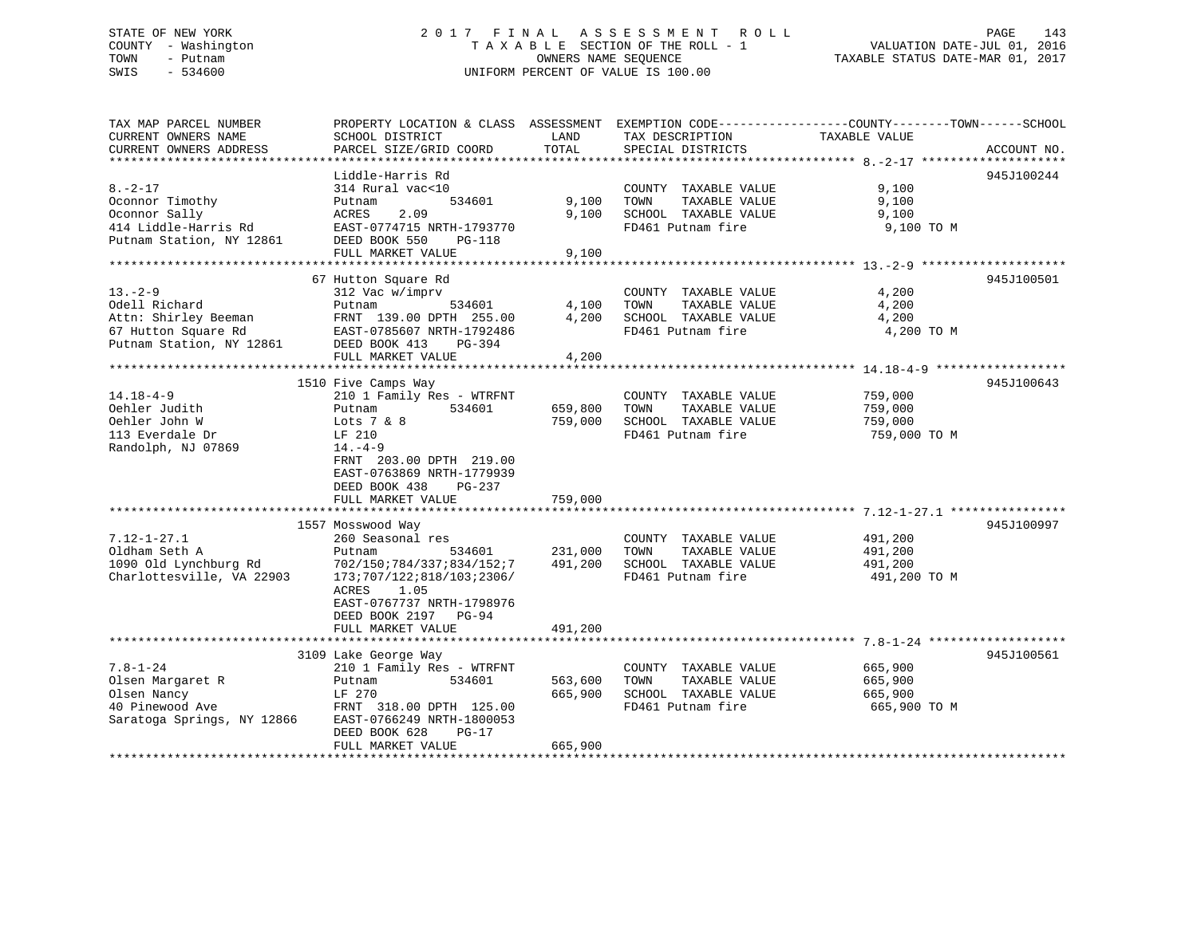STATE OF NEW YORK
COUNTY - Washington
TOWN - Putnam
SWIS - 534600

2017 FINAL ASSESSMENT ROLL
TAXABLE SECTION OF THE ROLL - 1
OWNERS NAME SEQUENCE
UNIFORM PERCENT OF VALUE IS 100.00

VALUATION DATE-JUL 01, 2016
TAXABLE STATUS DATE-MAR 01, 2017

| TAX MAP PARCEL NUMBER / CURRENT OWNERS NAME / CURRENT OWNERS ADDRESS | PROPERTY LOCATION & CLASS / SCHOOL DISTRICT / PARCEL SIZE/GRID COORD | LAND / TOTAL | EXEMPTION CODE / TAX DESCRIPTION / SPECIAL DISTRICTS | TAXABLE VALUE (COUNTY / TOWN / SCHOOL) | ACCOUNT NO. |
|---|---|---|---|---|---|
| 8.-2-17 | Liddle-Harris Rd | | | | 945J100244 |
| 8.-2-17 | 314 Rural vac<10 | | COUNTY TAXABLE VALUE | 9,100 | |
| Oconnor Timothy | Putnam 534601 | 9,100 | TOWN TAXABLE VALUE | 9,100 | |
| Oconnor Sally | ACRES 2.09 | 9,100 | SCHOOL TAXABLE VALUE | 9,100 | |
| 414 Liddle-Harris Rd | EAST-0774715 NRTH-1793770 | | FD461 Putnam fire | 9,100 TO M | |
| Putnam Station, NY 12861 | DEED BOOK 550 PG-118 | | | | |
| | FULL MARKET VALUE | 9,100 | | | |
| 13.-2-9 | 67 Hutton Square Rd | | | | 945J100501 |
| 13.-2-9 | 312 Vac w/imprv | | COUNTY TAXABLE VALUE | 4,200 | |
| Odell Richard | Putnam 534601 | 4,100 | TOWN TAXABLE VALUE | 4,200 | |
| Attn: Shirley Beeman | FRNT 139.00 DPTH 255.00 | 4,200 | SCHOOL TAXABLE VALUE | 4,200 | |
| 67 Hutton Square Rd | EAST-0785607 NRTH-1792486 | | FD461 Putnam fire | 4,200 TO M | |
| Putnam Station, NY 12861 | DEED BOOK 413 PG-394 | | | | |
| | FULL MARKET VALUE | 4,200 | | | |
| 14.18-4-9 | 1510 Five Camps Way | | | | 945J100643 |
| 14.18-4-9 | 210 1 Family Res - WTRFNT | | COUNTY TAXABLE VALUE | 759,000 | |
| Oehler Judith | Putnam 534601 | 659,800 | TOWN TAXABLE VALUE | 759,000 | |
| Oehler John W | Lots 7 & 8 | 759,000 | SCHOOL TAXABLE VALUE | 759,000 | |
| 113 Everdale Dr | LF 210 | | FD461 Putnam fire | 759,000 TO M | |
| Randolph, NJ 07869 | 14.-4-9 | | | | |
| | FRNT 203.00 DPTH 219.00 | | | | |
| | EAST-0763869 NRTH-1779939 | | | | |
| | DEED BOOK 438 PG-237 | | | | |
| | FULL MARKET VALUE | 759,000 | | | |
| 7.12-1-27.1 | 1557 Mosswood Way | | | | 945J100997 |
| 7.12-1-27.1 | 260 Seasonal res | | COUNTY TAXABLE VALUE | 491,200 | |
| Oldham Seth A | Putnam 534601 | 231,000 | TOWN TAXABLE VALUE | 491,200 | |
| 1090 Old Lynchburg Rd | 702/150;784/337;834/152;7 | 491,200 | SCHOOL TAXABLE VALUE | 491,200 | |
| Charlottesville, VA 22903 | 173;707/122;818/103;2306/ | | FD461 Putnam fire | 491,200 TO M | |
| | ACRES 1.05 | | | | |
| | EAST-0767737 NRTH-1798976 | | | | |
| | DEED BOOK 2197 PG-94 | | | | |
| | FULL MARKET VALUE | 491,200 | | | |
| 7.8-1-24 | 3109 Lake George Way | | | | 945J100561 |
| 7.8-1-24 | 210 1 Family Res - WTRFNT | | COUNTY TAXABLE VALUE | 665,900 | |
| Olsen Margaret R | Putnam 534601 | 563,600 | TOWN TAXABLE VALUE | 665,900 | |
| Olsen Nancy | LF 270 | 665,900 | SCHOOL TAXABLE VALUE | 665,900 | |
| 40 Pinewood Ave | FRNT 318.00 DPTH 125.00 | | FD461 Putnam fire | 665,900 TO M | |
| Saratoga Springs, NY 12866 | EAST-0766249 NRTH-1800053 | | | | |
| | DEED BOOK 628 PG-17 | | | | |
| | FULL MARKET VALUE | 665,900 | | | |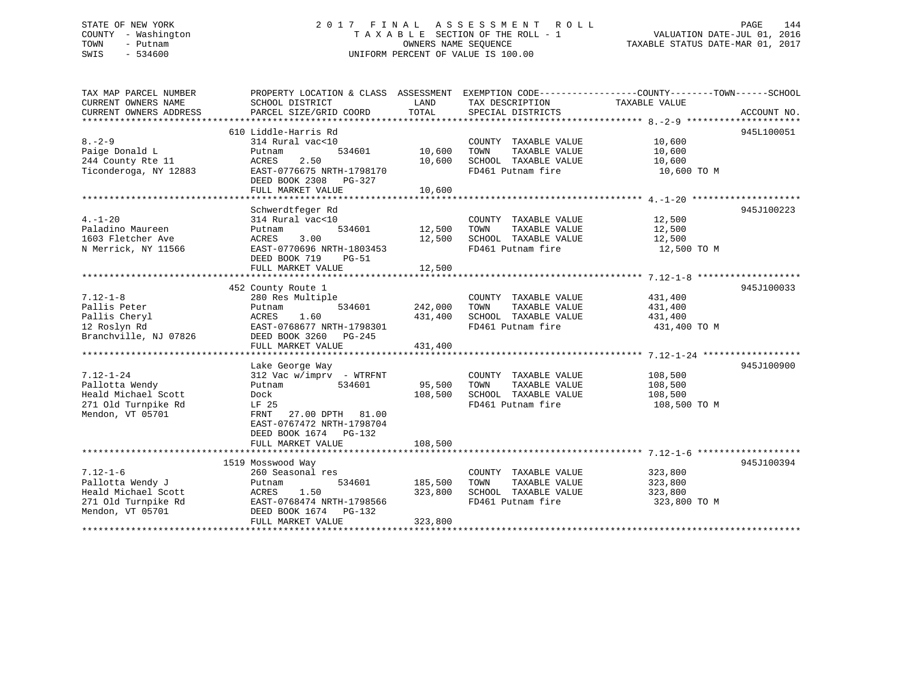STATE OF NEW YORK
COUNTY - Washington
TOWN - Putnam
SWIS - 534600

# 2017 FINAL ASSESSMENT ROLL

TAXABLE SECTION OF THE ROLL - 1
OWNERS NAME SEQUENCE
UNIFORM PERCENT OF VALUE IS 100.00

VALUATION DATE-JUL 01, 2016
TAXABLE STATUS DATE-MAR 01, 2017

| TAX MAP PARCEL NUMBER / CURRENT OWNERS NAME / CURRENT OWNERS ADDRESS | PROPERTY LOCATION & CLASS / SCHOOL DISTRICT / PARCEL SIZE/GRID COORD | ASSESSMENT LAND | ASSESSMENT TOTAL | EXEMPTION CODE / TAX DESCRIPTION / SPECIAL DISTRICTS | TAXABLE VALUE (COUNTY--------TOWN------SCHOOL) | ACCOUNT NO. |
|---|---|---|---|---|---|---|
| 8.-2-9 | 610 Liddle-Harris Rd | | | | | 945L100051 |
| Paige Donald L | 314 Rural vac<10 | | | COUNTY TAXABLE VALUE | 10,600 | |
| 244 County Rte 11 | Putnam 534601 | 10,600 | | TOWN TAXABLE VALUE | 10,600 | |
| Ticonderoga, NY 12883 | ACRES 2.50 | | 10,600 | SCHOOL TAXABLE VALUE | 10,600 | |
| | EAST-0776675 NRTH-1798170 | | | FD461 Putnam fire | 10,600 TO M | |
| | DEED BOOK 2308 PG-327 | | | | | |
| | FULL MARKET VALUE | | 10,600 | | | |
| 4.-1-20 | Schwerdtfeger Rd | | | | | 945J100223 |
| Paladino Maureen | 314 Rural vac<10 | | | COUNTY TAXABLE VALUE | 12,500 | |
| 1603 Fletcher Ave | Putnam 534601 | 12,500 | | TOWN TAXABLE VALUE | 12,500 | |
| N Merrick, NY 11566 | ACRES 3.00 | | 12,500 | SCHOOL TAXABLE VALUE | 12,500 | |
| | EAST-0770696 NRTH-1803453 | | | FD461 Putnam fire | 12,500 TO M | |
| | DEED BOOK 719 PG-51 | | | | | |
| | FULL MARKET VALUE | | 12,500 | | | |
| 7.12-1-8 | 452 County Route 1 | | | | | 945J100033 |
| Pallis Peter | 280 Res Multiple | | | COUNTY TAXABLE VALUE | 431,400 | |
| Pallis Cheryl | Putnam 534601 | 242,000 | | TOWN TAXABLE VALUE | 431,400 | |
| 12 Roslyn Rd | ACRES 1.60 | | 431,400 | SCHOOL TAXABLE VALUE | 431,400 | |
| Branchville, NJ 07826 | EAST-0768677 NRTH-1798301 | | | FD461 Putnam fire | 431,400 TO M | |
| | DEED BOOK 3260 PG-245 | | | | | |
| | FULL MARKET VALUE | | 431,400 | | | |
| 7.12-1-24 | Lake George Way | | | | | 945J100900 |
| Pallotta Wendy | 312 Vac w/imprv - WTRFNT | | | COUNTY TAXABLE VALUE | 108,500 | |
| Heald Michael Scott | Putnam 534601 | 95,500 | | TOWN TAXABLE VALUE | 108,500 | |
| 271 Old Turnpike Rd | Dock | | 108,500 | SCHOOL TAXABLE VALUE | 108,500 | |
| Mendon, VT 05701 | LF 25 | | | FD461 Putnam fire | 108,500 TO M | |
| | FRNT 27.00 DPTH 81.00 | | | | | |
| | EAST-0767472 NRTH-1798704 | | | | | |
| | DEED BOOK 1674 PG-132 | | | | | |
| | FULL MARKET VALUE | | 108,500 | | | |
| 7.12-1-6 | 1519 Mosswood Way | | | | | 945J100394 |
| Pallotta Wendy J | 260 Seasonal res | | | COUNTY TAXABLE VALUE | 323,800 | |
| Heald Michael Scott | Putnam 534601 | 185,500 | | TOWN TAXABLE VALUE | 323,800 | |
| 271 Old Turnpike Rd | ACRES 1.50 | | 323,800 | SCHOOL TAXABLE VALUE | 323,800 | |
| Mendon, VT 05701 | EAST-0768474 NRTH-1798566 | | | FD461 Putnam fire | 323,800 TO M | |
| | DEED BOOK 1674 PG-132 | | | | | |
| | FULL MARKET VALUE | | 323,800 | | | |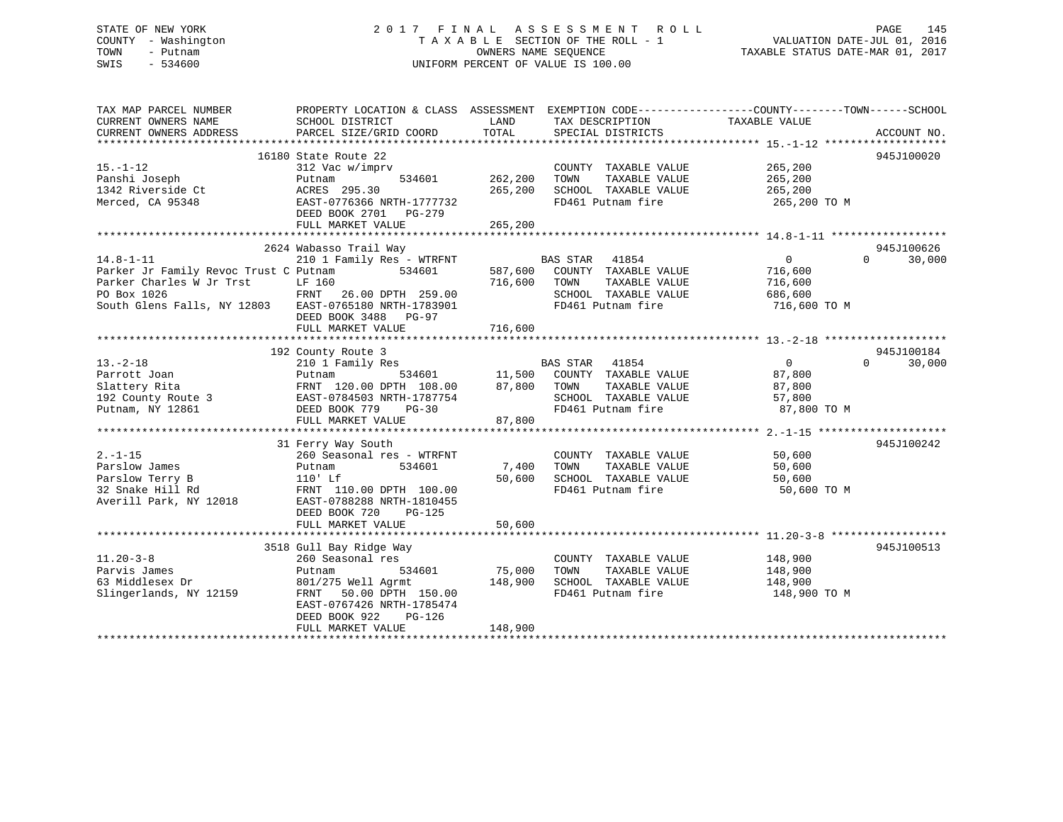STATE OF NEW YORK
COUNTY - Washington
TOWN - Putnam
SWIS - 534600

# 2017 FINAL ASSESSMENT ROLL

TAXABLE SECTION OF THE ROLL - 1
OWNERS NAME SEQUENCE
UNIFORM PERCENT OF VALUE IS 100.00

VALUATION DATE-JUL 01, 2016
TAXABLE STATUS DATE-MAR 01, 2017

| TAX MAP PARCEL NUMBER / CURRENT OWNERS NAME / CURRENT OWNERS ADDRESS | PROPERTY LOCATION & CLASS / SCHOOL DISTRICT / PARCEL SIZE/GRID COORD | ASSESSMENT LAND | ASSESSMENT TOTAL | EXEMPTION CODE / TAX DESCRIPTION / SPECIAL DISTRICTS | COUNTY / TAXABLE VALUE | TOWN | SCHOOL | ACCOUNT NO. |
|---|---|---|---|---|---|---|---|---|
| | 16180 State Route 22 | | | | | | | 945J100020 |
| 15.-1-12 | 312 Vac w/imprv | | | COUNTY TAXABLE VALUE | 265,200 | | | |
| Panshi Joseph | Putnam 534601 | 262,200 | | TOWN TAXABLE VALUE | 265,200 | | | |
| 1342 Riverside Ct | ACRES 295.30 | | 265,200 | SCHOOL TAXABLE VALUE | 265,200 | | | |
| Merced, CA 95348 | EAST-0776366 NRTH-1777732 | | | FD461 Putnam fire | 265,200 TO M | | | |
| | DEED BOOK 2701 PG-279 | | | | | | | |
| | FULL MARKET VALUE | | 265,200 | | | | | |
| | 2624 Wabasso Trail Way | | | | | | | 945J100626 |
| 14.8-1-11 | 210 1 Family Res - WTRFNT | | | BAS STAR 41854 | 0 | 0 | 30,000 | |
| Parker Jr Family Revoc Trust C | Putnam 534601 | 587,600 | | COUNTY TAXABLE VALUE | 716,600 | | | |
| Parker Charles W Jr Trst | LF 160 | | 716,600 | TOWN TAXABLE VALUE | 716,600 | | | |
| PO Box 1026 | FRNT 26.00 DPTH 259.00 | | | SCHOOL TAXABLE VALUE | 686,600 | | | |
| South Glens Falls, NY 12803 | EAST-0765180 NRTH-1783901 | | | FD461 Putnam fire | 716,600 TO M | | | |
| | DEED BOOK 3488 PG-97 | | | | | | | |
| | FULL MARKET VALUE | | 716,600 | | | | | |
| | 192 County Route 3 | | | | | | | 945J100184 |
| 13.-2-18 | 210 1 Family Res | | | BAS STAR 41854 | 0 | 0 | 30,000 | |
| Parrott Joan | Putnam 534601 | 11,500 | | COUNTY TAXABLE VALUE | 87,800 | | | |
| Slattery Rita | FRNT 120.00 DPTH 108.00 | | 87,800 | TOWN TAXABLE VALUE | 87,800 | | | |
| 192 County Route 3 | EAST-0784503 NRTH-1787754 | | | SCHOOL TAXABLE VALUE | 57,800 | | | |
| Putnam, NY 12861 | DEED BOOK 779 PG-30 | | | FD461 Putnam fire | 87,800 TO M | | | |
| | FULL MARKET VALUE | | 87,800 | | | | | |
| | 31 Ferry Way South | | | | | | | 945J100242 |
| 2.-1-15 | 260 Seasonal res - WTRFNT | | | COUNTY TAXABLE VALUE | 50,600 | | | |
| Parslow James | Putnam 534601 | 7,400 | | TOWN TAXABLE VALUE | 50,600 | | | |
| Parslow Terry B | 110' Lf | | 50,600 | SCHOOL TAXABLE VALUE | 50,600 | | | |
| 32 Snake Hill Rd | FRNT 110.00 DPTH 100.00 | | | FD461 Putnam fire | 50,600 TO M | | | |
| Averill Park, NY 12018 | EAST-0788288 NRTH-1810455 | | | | | | | |
| | DEED BOOK 720 PG-125 | | | | | | | |
| | FULL MARKET VALUE | | 50,600 | | | | | |
| | 3518 Gull Bay Ridge Way | | | | | | | 945J100513 |
| 11.20-3-8 | 260 Seasonal res | | | COUNTY TAXABLE VALUE | 148,900 | | | |
| Parvis James | Putnam 534601 | 75,000 | | TOWN TAXABLE VALUE | 148,900 | | | |
| 63 Middlesex Dr | 801/275 Well Agrmt | | 148,900 | SCHOOL TAXABLE VALUE | 148,900 | | | |
| Slingerlands, NY 12159 | FRNT 50.00 DPTH 150.00 | | | FD461 Putnam fire | 148,900 TO M | | | |
| | EAST-0767426 NRTH-1785474 | | | | | | | |
| | DEED BOOK 922 PG-126 | | | | | | | |
| | FULL MARKET VALUE | | 148,900 | | | | | |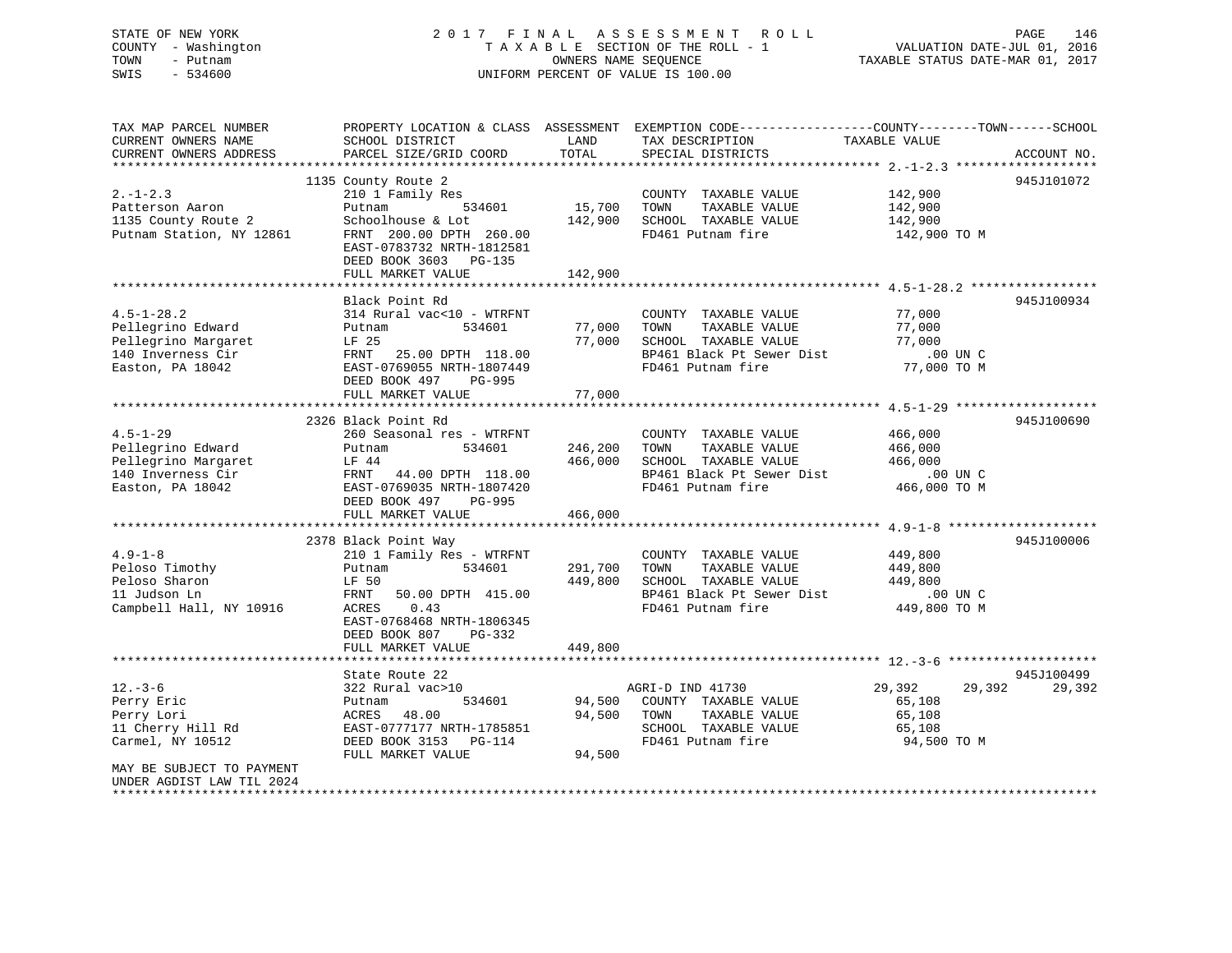STATE OF NEW YORK
COUNTY - Washington
TOWN - Putnam
SWIS - 534600

2017 FINAL ASSESSMENT ROLL
TAXABLE SECTION OF THE ROLL - 1
OWNERS NAME SEQUENCE
UNIFORM PERCENT OF VALUE IS 100.00

VALUATION DATE-JUL 01, 2016
TAXABLE STATUS DATE-MAR 01, 2017

| TAX MAP PARCEL NUMBER / CURRENT OWNERS NAME / CURRENT OWNERS ADDRESS | PROPERTY LOCATION & CLASS / SCHOOL DISTRICT / PARCEL SIZE/GRID COORD | ASSESSMENT LAND / TOTAL | EXEMPTION CODE / TAX DESCRIPTION / SPECIAL DISTRICTS | COUNTY TAXABLE VALUE | TOWN | SCHOOL | ACCOUNT NO. |
|---|---|---|---|---|---|---|---|
| 2.-1-2.3 | 1135 County Route 2 | | | | | | 945J101072 |
| Patterson Aaron | 210 1 Family Res | | COUNTY TAXABLE VALUE | 142,900 | | | |
| 1135 County Route 2 | Putnam 534601 | 15,700 | TOWN TAXABLE VALUE | 142,900 | | | |
| Putnam Station, NY 12861 | Schoolhouse & Lot | 142,900 | SCHOOL TAXABLE VALUE | 142,900 | | | |
| | FRNT 200.00 DPTH 260.00 | | FD461 Putnam fire | 142,900 TO M | | | |
| | EAST-0783732 NRTH-1812581 | | | | | | |
| | DEED BOOK 3603 PG-135 | | | | | | |
| | FULL MARKET VALUE | 142,900 | | | | | |
| 4.5-1-28.2 | Black Point Rd | | | | | | 945J100934 |
| Pellegrino Edward | 314 Rural vac<10 - WTRFNT | | COUNTY TAXABLE VALUE | 77,000 | | | |
| Pellegrino Margaret | Putnam 534601 | 77,000 | TOWN TAXABLE VALUE | 77,000 | | | |
| 140 Inverness Cir | LF 25 | 77,000 | SCHOOL TAXABLE VALUE | 77,000 | | | |
| Easton, PA 18042 | FRNT 25.00 DPTH 118.00 | | BP461 Black Pt Sewer Dist | .00 UN C | | | |
| | EAST-0769055 NRTH-1807449 | | FD461 Putnam fire | 77,000 TO M | | | |
| | DEED BOOK 497 PG-995 | | | | | | |
| | FULL MARKET VALUE | 77,000 | | | | | |
| 4.5-1-29 | 2326 Black Point Rd | | | | | | 945J100690 |
| Pellegrino Edward | 260 Seasonal res - WTRFNT | | COUNTY TAXABLE VALUE | 466,000 | | | |
| Pellegrino Margaret | Putnam 534601 | 246,200 | TOWN TAXABLE VALUE | 466,000 | | | |
| 140 Inverness Cir | LF 44 | 466,000 | SCHOOL TAXABLE VALUE | 466,000 | | | |
| Easton, PA 18042 | FRNT 44.00 DPTH 118.00 | | BP461 Black Pt Sewer Dist | .00 UN C | | | |
| | EAST-0769035 NRTH-1807420 | | FD461 Putnam fire | 466,000 TO M | | | |
| | DEED BOOK 497 PG-995 | | | | | | |
| | FULL MARKET VALUE | 466,000 | | | | | |
| 4.9-1-8 | 2378 Black Point Way | | | | | | 945J100006 |
| Peloso Timothy | 210 1 Family Res - WTRFNT | | COUNTY TAXABLE VALUE | 449,800 | | | |
| Peloso Sharon | Putnam 534601 | 291,700 | TOWN TAXABLE VALUE | 449,800 | | | |
| 11 Judson Ln | LF 50 | 449,800 | SCHOOL TAXABLE VALUE | 449,800 | | | |
| Campbell Hall, NY 10916 | FRNT 50.00 DPTH 415.00 | | BP461 Black Pt Sewer Dist | .00 UN C | | | |
| | ACRES 0.43 | | FD461 Putnam fire | 449,800 TO M | | | |
| | EAST-0768468 NRTH-1806345 | | | | | | |
| | DEED BOOK 807 PG-332 | | | | | | |
| | FULL MARKET VALUE | 449,800 | | | | | |
| 12.-3-6 | State Route 22 | | | | | | 945J100499 |
| Perry Eric | 322 Rural vac>10 | | AGRI-D IND 41730 | 29,392 | 29,392 | 29,392 | |
| Perry Lori | Putnam 534601 | 94,500 | COUNTY TAXABLE VALUE | 65,108 | | | |
| 11 Cherry Hill Rd | ACRES 48.00 | 94,500 | TOWN TAXABLE VALUE | 65,108 | | | |
| Carmel, NY 10512 | EAST-0777177 NRTH-1785851 | | SCHOOL TAXABLE VALUE | 65,108 | | | |
| | DEED BOOK 3153 PG-114 | | FD461 Putnam fire | 94,500 TO M | | | |
| | FULL MARKET VALUE | 94,500 | | | | | |
| MAY BE SUBJECT TO PAYMENT UNDER AGDIST LAW TIL 2024 | | | | | | | |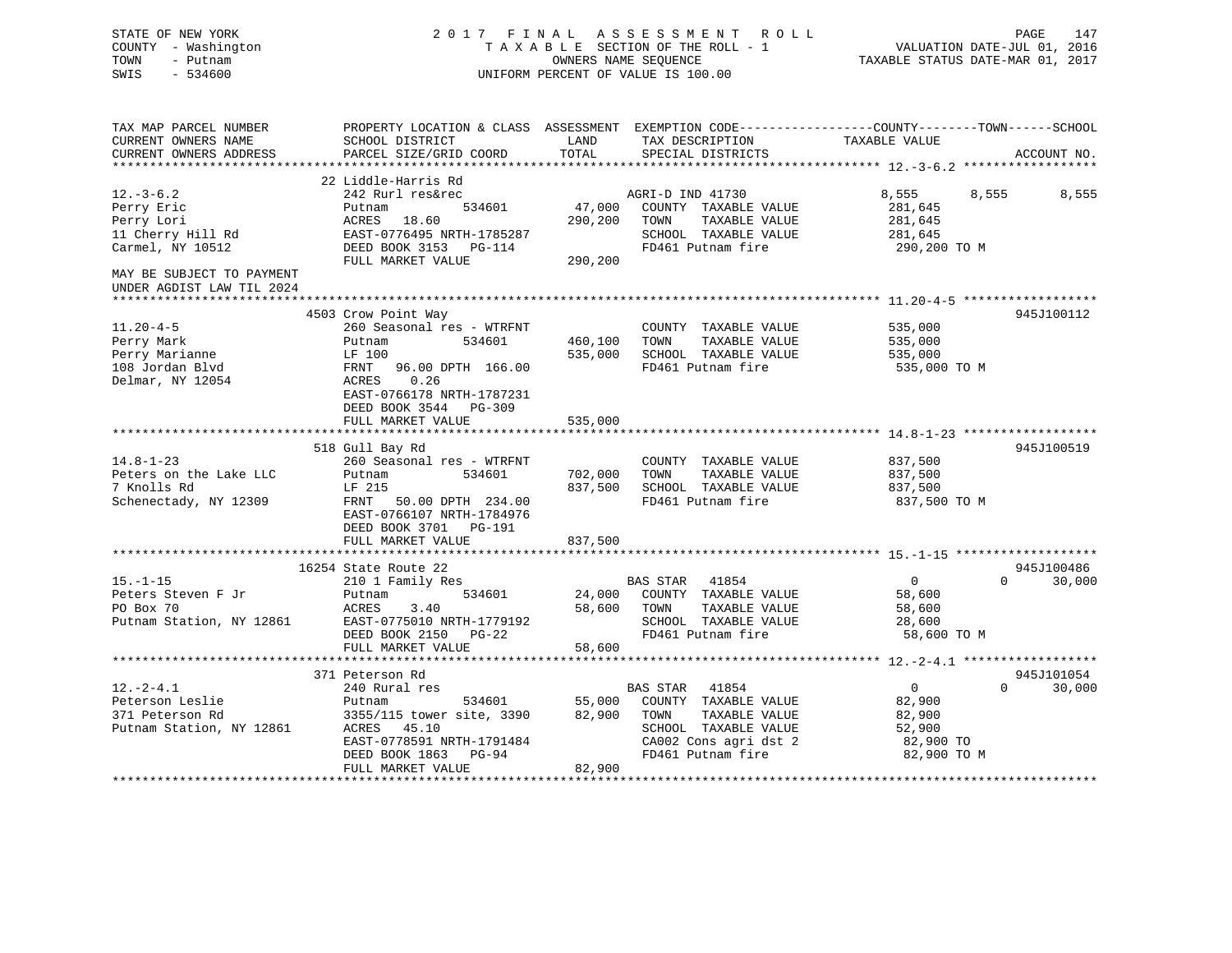STATE OF NEW YORK
COUNTY - Washington
TOWN - Putnam
SWIS - 534600

2017 FINAL ASSESSMENT ROLL
TAXABLE SECTION OF THE ROLL - 1
OWNERS NAME SEQUENCE
UNIFORM PERCENT OF VALUE IS 100.00

VALUATION DATE-JUL 01, 2016
TAXABLE STATUS DATE-MAR 01, 2017

| TAX MAP PARCEL NUMBER / CURRENT OWNERS NAME / CURRENT OWNERS ADDRESS | PROPERTY LOCATION & CLASS / SCHOOL DISTRICT / PARCEL SIZE/GRID COORD | ASSESSMENT LAND | TOTAL | EXEMPTION CODE / TAX DESCRIPTION / SPECIAL DISTRICTS | COUNTY TAXABLE VALUE | TOWN | SCHOOL | ACCOUNT NO. |
|---|---|---|---|---|---|---|---|---|
| 12.-3-6.2 | 22 Liddle-Harris Rd | | | | | | | |
| | 242 Rurl res&rec | | | AGRI-D IND 41730 | 8,555 | 8,555 | 8,555 | |
| Perry Eric | Putnam 534601 | 47,000 | | COUNTY TAXABLE VALUE | 281,645 | | | |
| Perry Lori | ACRES 18.60 | | 290,200 | TOWN TAXABLE VALUE | 281,645 | | | |
| 11 Cherry Hill Rd | EAST-0776495 NRTH-1785287 | | | SCHOOL TAXABLE VALUE | 281,645 | | | |
| Carmel, NY 10512 | DEED BOOK 3153 PG-114 | | | FD461 Putnam fire | 290,200 TO M | | | |
| | FULL MARKET VALUE | | 290,200 | | | | | |
| MAY BE SUBJECT TO PAYMENT UNDER AGDIST LAW TIL 2024 | | | | | | | | |
| 11.20-4-5 | 4503 Crow Point Way | | | | | | | 945J100112 |
| | 260 Seasonal res - WTRFNT | | | COUNTY TAXABLE VALUE | 535,000 | | | |
| Perry Mark | Putnam 534601 | 460,100 | | TOWN TAXABLE VALUE | 535,000 | | | |
| Perry Marianne | LF 100 | | 535,000 | SCHOOL TAXABLE VALUE | 535,000 | | | |
| 108 Jordan Blvd | FRNT 96.00 DPTH 166.00 | | | FD461 Putnam fire | 535,000 TO M | | | |
| Delmar, NY 12054 | ACRES 0.26 | | | | | | | |
| | EAST-0766178 NRTH-1787231 | | | | | | | |
| | DEED BOOK 3544 PG-309 | | | | | | | |
| | FULL MARKET VALUE | | 535,000 | | | | | |
| 14.8-1-23 | 518 Gull Bay Rd | | | | | | | 945J100519 |
| | 260 Seasonal res - WTRFNT | | | COUNTY TAXABLE VALUE | 837,500 | | | |
| Peters on the Lake LLC | Putnam 534601 | 702,000 | | TOWN TAXABLE VALUE | 837,500 | | | |
| 7 Knolls Rd | LF 215 | | 837,500 | SCHOOL TAXABLE VALUE | 837,500 | | | |
| Schenectady, NY 12309 | FRNT 50.00 DPTH 234.00 | | | FD461 Putnam fire | 837,500 TO M | | | |
| | EAST-0766107 NRTH-1784976 | | | | | | | |
| | DEED BOOK 3701 PG-191 | | | | | | | |
| | FULL MARKET VALUE | | 837,500 | | | | | |
| 15.-1-15 | 16254 State Route 22 | | | | | | | 945J100486 |
| | 210 1 Family Res | | | BAS STAR 41854 | 0 | 0 | 30,000 | |
| Peters Steven F Jr | Putnam 534601 | 24,000 | | COUNTY TAXABLE VALUE | 58,600 | | | |
| PO Box 70 | ACRES 3.40 | | 58,600 | TOWN TAXABLE VALUE | 58,600 | | | |
| Putnam Station, NY 12861 | EAST-0775010 NRTH-1779192 | | | SCHOOL TAXABLE VALUE | 28,600 | | | |
| | DEED BOOK 2150 PG-22 | | | FD461 Putnam fire | 58,600 TO M | | | |
| | FULL MARKET VALUE | | 58,600 | | | | | |
| 12.-2-4.1 | 371 Peterson Rd | | | | | | | 945J101054 |
| | 240 Rural res | | | BAS STAR 41854 | 0 | 0 | 30,000 | |
| Peterson Leslie | Putnam 534601 | 55,000 | | COUNTY TAXABLE VALUE | 82,900 | | | |
| 371 Peterson Rd | 3355/115 tower site, 3390 | | 82,900 | TOWN TAXABLE VALUE | 82,900 | | | |
| Putnam Station, NY 12861 | ACRES 45.10 | | | SCHOOL TAXABLE VALUE | 52,900 | | | |
| | EAST-0778591 NRTH-1791484 | | | CA002 Cons agri dst 2 | 82,900 TO | | | |
| | DEED BOOK 1863 PG-94 | | | FD461 Putnam fire | 82,900 TO M | | | |
| | FULL MARKET VALUE | | 82,900 | | | | | |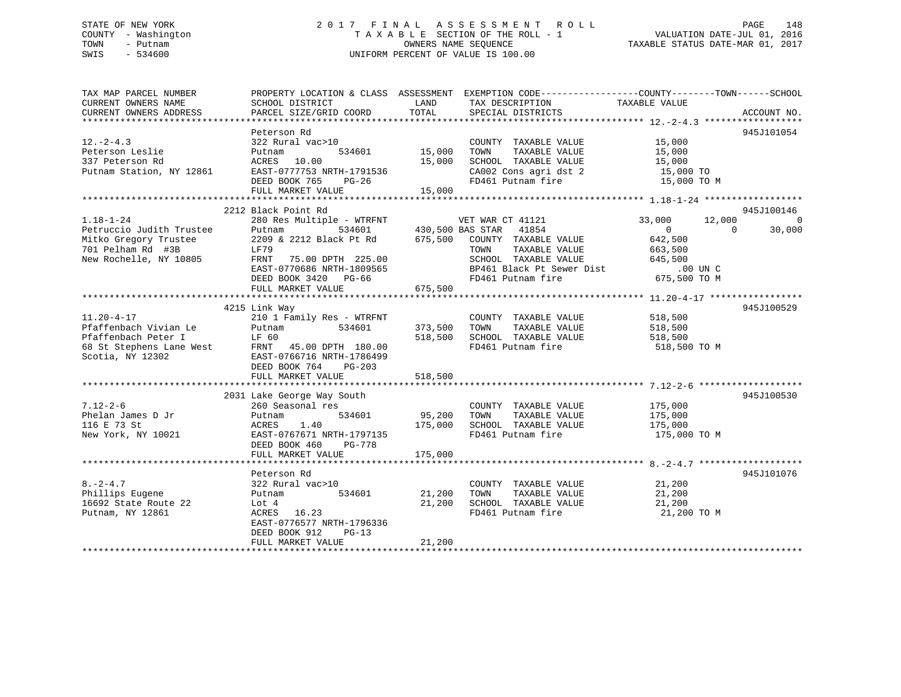STATE OF NEW YORK
COUNTY - Washington
TOWN - Putnam
SWIS - 534600

# 2017 FINAL ASSESSMENT ROLL

TAXABLE SECTION OF THE ROLL - 1
OWNERS NAME SEQUENCE
UNIFORM PERCENT OF VALUE IS 100.00

VALUATION DATE-JUL 01, 2016
TAXABLE STATUS DATE-MAR 01, 2017

```
TAX MAP PARCEL NUMBER          PROPERTY LOCATION & CLASS  ASSESSMENT  EXEMPTION CODE------------------COUNTY--------TOWN------SCHOOL
CURRENT OWNERS NAME            SCHOOL DISTRICT              LAND      TAX DESCRIPTION             TAXABLE VALUE
CURRENT OWNERS ADDRESS         PARCEL SIZE/GRID COORD       TOTAL     SPECIAL DISTRICTS                                     ACCOUNT NO.
******************************************************************************************************* 12.-2-4.3 ******************
                               Peterson Rd                                                                              945J101054
12.-2-4.3                      322 Rural vac>10                       COUNTY  TAXABLE VALUE          15,000
Peterson Leslie                Putnam          534601       15,000    TOWN    TAXABLE VALUE          15,000
337 Peterson Rd                ACRES   10.00                15,000    SCHOOL  TAXABLE VALUE          15,000
Putnam Station, NY 12861       EAST-0777753 NRTH-1791536              CA002 Cons agri dst 2          15,000 TO
                               DEED BOOK 765    PG-26                 FD461 Putnam fire              15,000 TO M
                               FULL MARKET VALUE            15,000
******************************************************************************************************* 1.18-1-24 ******************
                               2212 Black Point Rd                                                                      945J100146
1.18-1-24                      280 Res Multiple - WTRFNT              VET WAR CT 41121           33,000     12,000           0
Petruccio Judith Trustee       Putnam          534601      430,500 BAS STAR   41854                   0          0      30,000
Mitko Gregory Trustee          2209 & 2212 Black Pt Rd     675,500    COUNTY  TAXABLE VALUE         642,500
701 Pelham Rd  #3B             LF79                                   TOWN    TAXABLE VALUE         663,500
New Rochelle, NY 10805         FRNT   75.00 DPTH 225.00               SCHOOL  TAXABLE VALUE         645,500
                               EAST-0770686 NRTH-1809565              BP461 Black Pt Sewer Dist         .00 UN C
                               DEED BOOK 3420   PG-66                 FD461 Putnam fire             675,500 TO M
                               FULL MARKET VALUE           675,500
******************************************************************************************************* 11.20-4-17 *****************
                               4215 Link Way                                                                            945J100529
11.20-4-17                     210 1 Family Res - WTRFNT              COUNTY  TAXABLE VALUE         518,500
Pfaffenbach Vivian Le          Putnam          534601      373,500    TOWN    TAXABLE VALUE         518,500
Pfaffenbach Peter I            LF 60                       518,500    SCHOOL  TAXABLE VALUE         518,500
68 St Stephens Lane West       FRNT   45.00 DPTH 180.00               FD461 Putnam fire             518,500 TO M
Scotia, NY 12302               EAST-0766716 NRTH-1786499
                               DEED BOOK 764    PG-203
                               FULL MARKET VALUE           518,500
******************************************************************************************************* 7.12-2-6 *******************
                               2031 Lake George Way South                                                               945J100530
7.12-2-6                       260 Seasonal res                       COUNTY  TAXABLE VALUE         175,000
Phelan James D Jr              Putnam          534601       95,200    TOWN    TAXABLE VALUE         175,000
116 E 73 St                    ACRES    1.40               175,000    SCHOOL  TAXABLE VALUE         175,000
New York, NY 10021             EAST-0767671 NRTH-1797135              FD461 Putnam fire             175,000 TO M
                               DEED BOOK 460    PG-778
                               FULL MARKET VALUE           175,000
******************************************************************************************************* 8.-2-4.7 *******************
                               Peterson Rd                                                                              945J101076
8.-2-4.7                       322 Rural vac>10                       COUNTY  TAXABLE VALUE          21,200
Phillips Eugene                Putnam          534601       21,200    TOWN    TAXABLE VALUE          21,200
16692 State Route 22           Lot 4                        21,200    SCHOOL  TAXABLE VALUE          21,200
Putnam, NY 12861               ACRES   16.23                          FD461 Putnam fire              21,200 TO M
                               EAST-0776577 NRTH-1796336
                               DEED BOOK 912    PG-13
                               FULL MARKET VALUE            21,200
************************************************************************************************************************************
```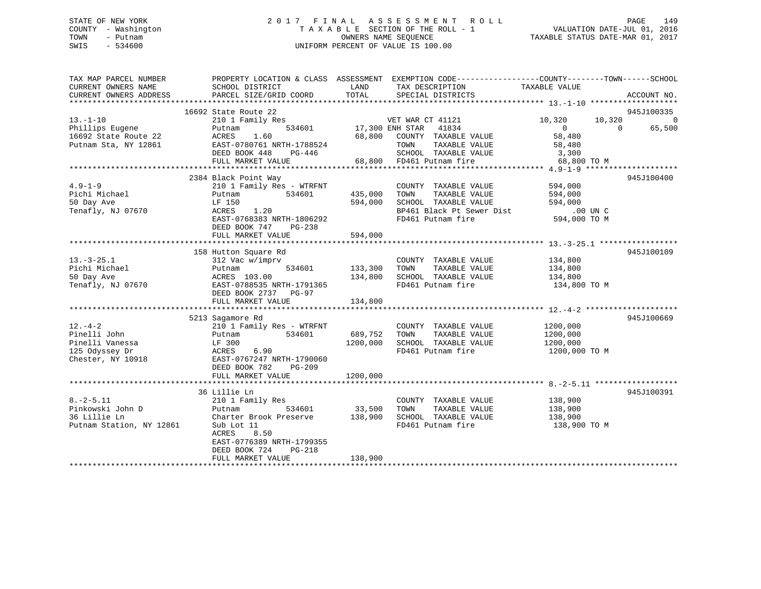STATE OF NEW YORK
COUNTY - Washington
TOWN - Putnam
SWIS - 534600

2 0 1 7 F I N A L A S S E S S M E N T R O L L
T A X A B L E SECTION OF THE ROLL - 1
OWNERS NAME SEQUENCE
UNIFORM PERCENT OF VALUE IS 100.00

VALUATION DATE-JUL 01, 2016
TAXABLE STATUS DATE-MAR 01, 2017

| TAX MAP PARCEL NUMBER / CURRENT OWNERS NAME / CURRENT OWNERS ADDRESS | PROPERTY LOCATION & CLASS / SCHOOL DISTRICT / PARCEL SIZE/GRID COORD | ASSESSMENT LAND | TOTAL | EXEMPTION CODE / TAX DESCRIPTION / SPECIAL DISTRICTS | COUNTY TAXABLE VALUE | TOWN | SCHOOL | ACCOUNT NO. |
|---|---|---|---|---|---|---|---|---|
| | 16692 State Route 22 | | | | | | | 945J100335 |
| 13.-1-10 | 210 1 Family Res | | | VET WAR CT 41121 | 10,320 | 10,320 | 0 | |
| Phillips Eugene | Putnam 534601 | 17,300 | | ENH STAR 41834 | 0 | 0 | 65,500 | |
| 16692 State Route 22 | ACRES 1.60 | | 68,800 | COUNTY TAXABLE VALUE | 58,480 | | | |
| Putnam Sta, NY 12861 | EAST-0780761 NRTH-1788524 | | | TOWN TAXABLE VALUE | 58,480 | | | |
| | DEED BOOK 448 PG-446 | | | SCHOOL TAXABLE VALUE | 3,300 | | | |
| | FULL MARKET VALUE | | 68,800 | FD461 Putnam fire | 68,800 TO M | | | |
| | 2384 Black Point Way | | | | | | | 945J100400 |
| 4.9-1-9 | 210 1 Family Res - WTRFNT | | | COUNTY TAXABLE VALUE | 594,000 | | | |
| Pichi Michael | Putnam 534601 | 435,000 | | TOWN TAXABLE VALUE | 594,000 | | | |
| 50 Day Ave | LF 150 | | 594,000 | SCHOOL TAXABLE VALUE | 594,000 | | | |
| Tenafly, NJ 07670 | ACRES 1.20 | | | BP461 Black Pt Sewer Dist | .00 UN C | | | |
| | EAST-0768383 NRTH-1806292 | | | FD461 Putnam fire | 594,000 TO M | | | |
| | DEED BOOK 747 PG-238 | | | | | | | |
| | FULL MARKET VALUE | | 594,000 | | | | | |
| | 158 Hutton Square Rd | | | | | | | 945J100109 |
| 13.-3-25.1 | 312 Vac w/imprv | | | COUNTY TAXABLE VALUE | 134,800 | | | |
| Pichi Michael | Putnam 534601 | 133,300 | | TOWN TAXABLE VALUE | 134,800 | | | |
| 50 Day Ave | ACRES 103.00 | | 134,800 | SCHOOL TAXABLE VALUE | 134,800 | | | |
| Tenafly, NJ 07670 | EAST-0788535 NRTH-1791365 | | | FD461 Putnam fire | 134,800 TO M | | | |
| | DEED BOOK 2737 PG-97 | | | | | | | |
| | FULL MARKET VALUE | | 134,800 | | | | | |
| | 5213 Sagamore Rd | | | | | | | 945J100669 |
| 12.-4-2 | 210 1 Family Res - WTRFNT | | | COUNTY TAXABLE VALUE | 1200,000 | | | |
| Pinelli John | Putnam 534601 | 689,752 | | TOWN TAXABLE VALUE | 1200,000 | | | |
| Pinelli Vanessa | LF 300 | | 1200,000 | SCHOOL TAXABLE VALUE | 1200,000 | | | |
| 125 Odyssey Dr | ACRES 6.90 | | | FD461 Putnam fire | 1200,000 TO M | | | |
| Chester, NY 10918 | EAST-0767247 NRTH-1790060 | | | | | | | |
| | DEED BOOK 782 PG-209 | | | | | | | |
| | FULL MARKET VALUE | | 1200,000 | | | | | |
| | 36 Lillie Ln | | | | | | | 945J100391 |
| 8.-2-5.11 | 210 1 Family Res | | | COUNTY TAXABLE VALUE | 138,900 | | | |
| Pinkowski John D | Putnam 534601 | 33,500 | | TOWN TAXABLE VALUE | 138,900 | | | |
| 36 Lillie Ln | Charter Brook Preserve | | 138,900 | SCHOOL TAXABLE VALUE | 138,900 | | | |
| Putnam Station, NY 12861 | Sub Lot 11 | | | FD461 Putnam fire | 138,900 TO M | | | |
| | ACRES 8.50 | | | | | | | |
| | EAST-0776389 NRTH-1799355 | | | | | | | |
| | DEED BOOK 724 PG-218 | | | | | | | |
| | FULL MARKET VALUE | | 138,900 | | | | | |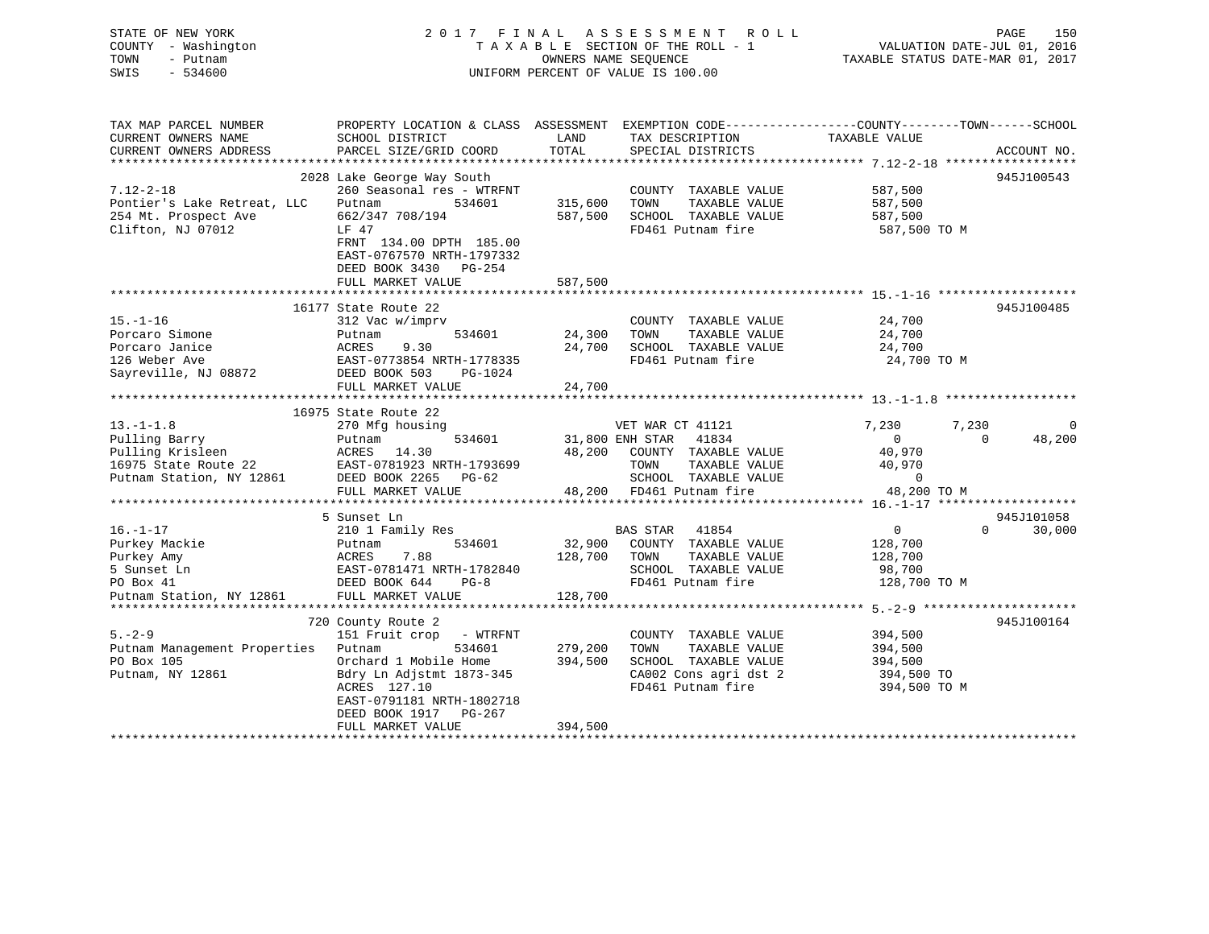STATE OF NEW YORK
COUNTY - Washington
TOWN - Putnam
SWIS - 534600

2 0 1 7 F I N A L A S S E S S M E N T R O L L
T A X A B L E SECTION OF THE ROLL - 1
OWNERS NAME SEQUENCE
UNIFORM PERCENT OF VALUE IS 100.00

VALUATION DATE-JUL 01, 2016
TAXABLE STATUS DATE-MAR 01, 2017

```
TAX MAP PARCEL NUMBER          PROPERTY LOCATION & CLASS  ASSESSMENT  EXEMPTION CODE-----------------COUNTY--------TOWN------SCHOOL
CURRENT OWNERS NAME            SCHOOL DISTRICT               LAND     TAX DESCRIPTION             TAXABLE VALUE
CURRENT OWNERS ADDRESS         PARCEL SIZE/GRID COORD       TOTAL     SPECIAL DISTRICTS                                     ACCOUNT NO.
*********************************************************************************************** 7.12-2-18 ******************
                          2028 Lake George Way South                                                                   945J100543
7.12-2-18                      260 Seasonal res - WTRFNT              COUNTY  TAXABLE VALUE            587,500
Pontier's Lake Retreat, LLC    Putnam          534601       315,600   TOWN    TAXABLE VALUE            587,500
254 Mt. Prospect Ave           662/347 708/194              587,500   SCHOOL  TAXABLE VALUE            587,500
Clifton, NJ 07012              LF 47                                  FD461 Putnam fire                 587,500 TO M
                               FRNT 134.00 DPTH 185.00
                               EAST-0767570 NRTH-1797332
                               DEED BOOK 3430   PG-254
                               FULL MARKET VALUE            587,500
*********************************************************************************************** 15.-1-16 *******************
                         16177 State Route 22                                                                          945J100485
15.-1-16                       312 Vac w/imprv                        COUNTY  TAXABLE VALUE             24,700
Porcaro Simone                 Putnam          534601        24,300   TOWN    TAXABLE VALUE             24,700
Porcaro Janice                 ACRES    9.30                 24,700   SCHOOL  TAXABLE VALUE             24,700
126 Weber Ave                  EAST-0773854 NRTH-1778335              FD461 Putnam fire                  24,700 TO M
Sayreville, NJ 08872           DEED BOOK 503    PG-1024
                               FULL MARKET VALUE             24,700
*********************************************************************************************** 13.-1-1.8 ******************
                         16975 State Route 22
13.-1-1.8                      270 Mfg housing                        VET WAR CT 41121               7,230       7,230           0
Pulling Barry                  Putnam          534601        31,800 ENH STAR   41834                   0           0      48,200
Pulling Krisleen               ACRES   14.30                 48,200   COUNTY  TAXABLE VALUE             40,970
16975 State Route 22           EAST-0781923 NRTH-1793699              TOWN    TAXABLE VALUE             40,970
Putnam Station, NY 12861       DEED BOOK 2265   PG-62                 SCHOOL  TAXABLE VALUE                  0
                               FULL MARKET VALUE             48,200   FD461 Putnam fire                  48,200 TO M
*********************************************************************************************** 16.-1-17 *******************
                             5 Sunset Ln                                                                               945J101058
16.-1-17                       210 1 Family Res                       BAS STAR   41854                   0           0      30,000
Purkey Mackie                  Putnam          534601        32,900   COUNTY  TAXABLE VALUE            128,700
Purkey Amy                     ACRES    7.88                128,700   TOWN    TAXABLE VALUE            128,700
5 Sunset Ln                    EAST-0781471 NRTH-1782840              SCHOOL  TAXABLE VALUE             98,700
PO Box 41                      DEED BOOK 644    PG-8                  FD461 Putnam fire                 128,700 TO M
Putnam Station, NY 12861       FULL MARKET VALUE            128,700
*********************************************************************************************** 5.-2-9 *********************
                           720 County Route 2                                                                          945J100164
5.-2-9                         151 Fruit crop   - WTRFNT              COUNTY  TAXABLE VALUE            394,500
Putnam Management Properties   Putnam          534601       279,200   TOWN    TAXABLE VALUE            394,500
PO Box 105                     Orchard 1 Mobile Home        394,500   SCHOOL  TAXABLE VALUE            394,500
Putnam, NY 12861               Bdry Ln Adjstmt 1873-345               CA002 Cons agri dst 2             394,500 TO
                               ACRES  127.10                          FD461 Putnam fire                 394,500 TO M
                               EAST-0791181 NRTH-1802718
                               DEED BOOK 1917   PG-267
                               FULL MARKET VALUE            394,500
****************************************************************************************************************************
```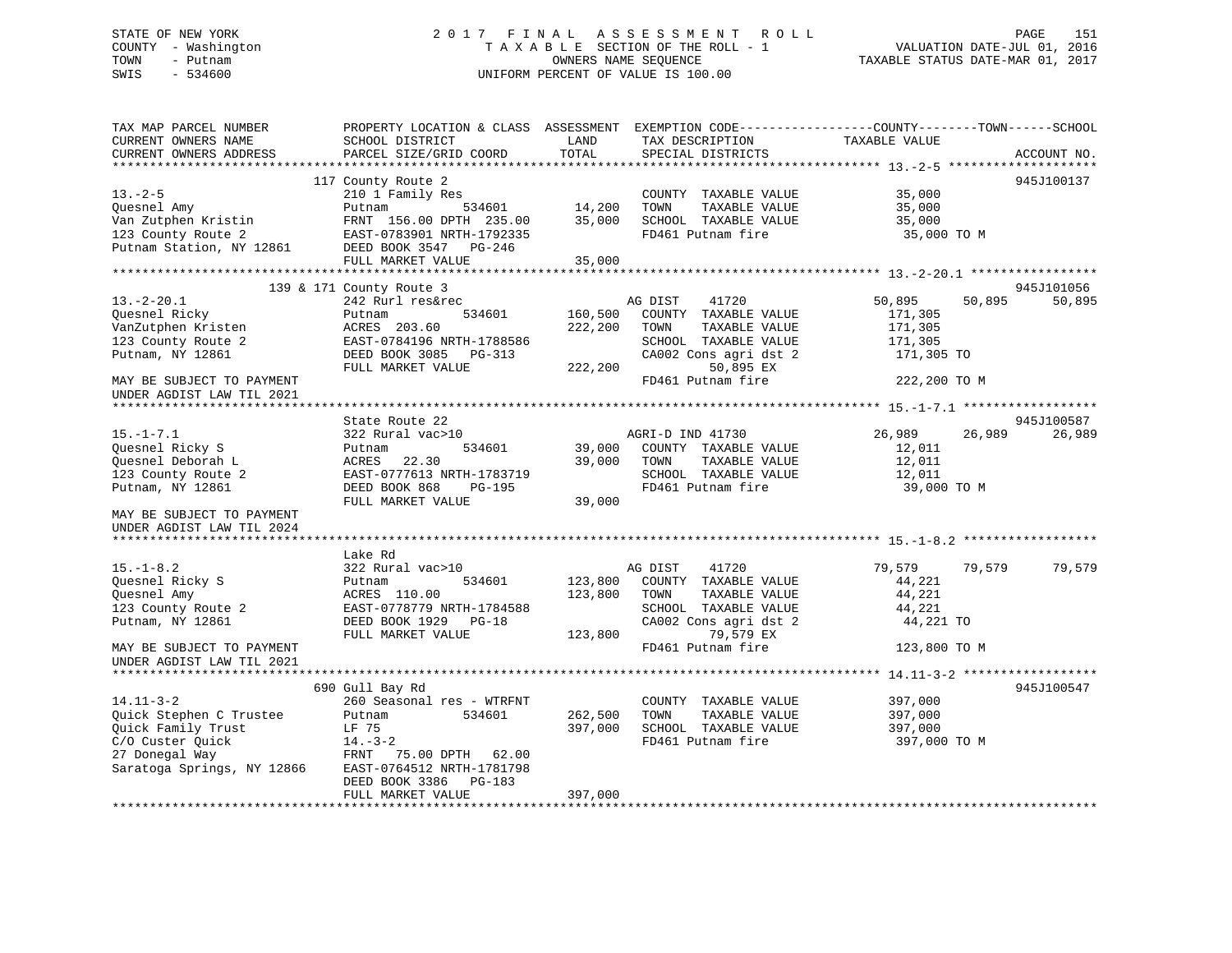STATE OF NEW YORK
COUNTY - Washington
TOWN - Putnam
SWIS - 534600

# 2017 FINAL ASSESSMENT ROLL

TAXABLE SECTION OF THE ROLL - 1
OWNERS NAME SEQUENCE
UNIFORM PERCENT OF VALUE IS 100.00

VALUATION DATE-JUL 01, 2016
TAXABLE STATUS DATE-MAR 01, 2017

```
TAX MAP PARCEL NUMBER          PROPERTY LOCATION & CLASS  ASSESSMENT  EXEMPTION CODE------------------COUNTY--------TOWN------SCHOOL
CURRENT OWNERS NAME            SCHOOL DISTRICT               LAND      TAX DESCRIPTION              TAXABLE VALUE
CURRENT OWNERS ADDRESS         PARCEL SIZE/GRID COORD       TOTAL      SPECIAL DISTRICTS                                    ACCOUNT NO.
******************************************************************************************************* 13.-2-5 ********************
                               117 County Route 2                                                                         945J100137
13.-2-5                        210 1 Family Res                        COUNTY  TAXABLE VALUE           35,000
Quesnel Amy                    Putnam          534601        14,200    TOWN    TAXABLE VALUE           35,000
Van Zutphen Kristin            FRNT 156.00 DPTH 235.00       35,000    SCHOOL  TAXABLE VALUE           35,000
123 County Route 2             EAST-0783901 NRTH-1792335               FD461 Putnam fire                35,000 TO M
Putnam Station, NY 12861       DEED BOOK 3547   PG-246
                               FULL MARKET VALUE             35,000
******************************************************************************************************* 13.-2-20.1 *****************
                               139 & 171 County Route 3                                                                   945J101056
13.-2-20.1                     242 Rurl res&rec                        AG DIST     41720              50,895     50,895     50,895
Quesnel Ricky                  Putnam          534601       160,500    COUNTY  TAXABLE VALUE          171,305
VanZutphen Kristen             ACRES 203.60                 222,200    TOWN    TAXABLE VALUE          171,305
123 County Route 2             EAST-0784196 NRTH-1788586               SCHOOL  TAXABLE VALUE          171,305
Putnam, NY 12861               DEED BOOK 3085   PG-313                 CA002 Cons agri dst 2           171,305 TO
                               FULL MARKET VALUE            222,200          50,895 EX
MAY BE SUBJECT TO PAYMENT                                              FD461 Putnam fire               222,200 TO M
UNDER AGDIST LAW TIL 2021
******************************************************************************************************* 15.-1-7.1 ******************
                               State Route 22                                                                             945J100587
15.-1-7.1                      322 Rural vac>10                        AGRI-D IND 41730               26,989     26,989     26,989
Quesnel Ricky S                Putnam          534601        39,000    COUNTY  TAXABLE VALUE           12,011
Quesnel Deborah L              ACRES  22.30                  39,000    TOWN    TAXABLE VALUE           12,011
123 County Route 2             EAST-0777613 NRTH-1783719               SCHOOL  TAXABLE VALUE           12,011
Putnam, NY 12861               DEED BOOK 868    PG-195                 FD461 Putnam fire                39,000 TO M
                               FULL MARKET VALUE             39,000
MAY BE SUBJECT TO PAYMENT
UNDER AGDIST LAW TIL 2024
******************************************************************************************************* 15.-1-8.2 ******************
                               Lake Rd
15.-1-8.2                      322 Rural vac>10                        AG DIST     41720              79,579     79,579     79,579
Quesnel Ricky S                Putnam          534601       123,800    COUNTY  TAXABLE VALUE           44,221
Quesnel Amy                    ACRES 110.00                 123,800    TOWN    TAXABLE VALUE           44,221
123 County Route 2             EAST-0778779 NRTH-1784588               SCHOOL  TAXABLE VALUE           44,221
Putnam, NY 12861               DEED BOOK 1929   PG-18                  CA002 Cons agri dst 2            44,221 TO
                               FULL MARKET VALUE            123,800          79,579 EX
MAY BE SUBJECT TO PAYMENT                                              FD461 Putnam fire               123,800 TO M
UNDER AGDIST LAW TIL 2021
******************************************************************************************************* 14.11-3-2 ******************
                               690 Gull Bay Rd                                                                            945J100547
14.11-3-2                      260 Seasonal res - WTRFNT               COUNTY  TAXABLE VALUE          397,000
Quick Stephen C Trustee        Putnam          534601       262,500    TOWN    TAXABLE VALUE          397,000
Quick Family Trust             LF 75                        397,000    SCHOOL  TAXABLE VALUE          397,000
C/O Custer Quick               14.-3-2                                 FD461 Putnam fire               397,000 TO M
27 Donegal Way                 FRNT  75.00 DPTH  62.00
Saratoga Springs, NY 12866     EAST-0764512 NRTH-1781798
                               DEED BOOK 3386   PG-183
                               FULL MARKET VALUE            397,000
************************************************************************************************************************************
```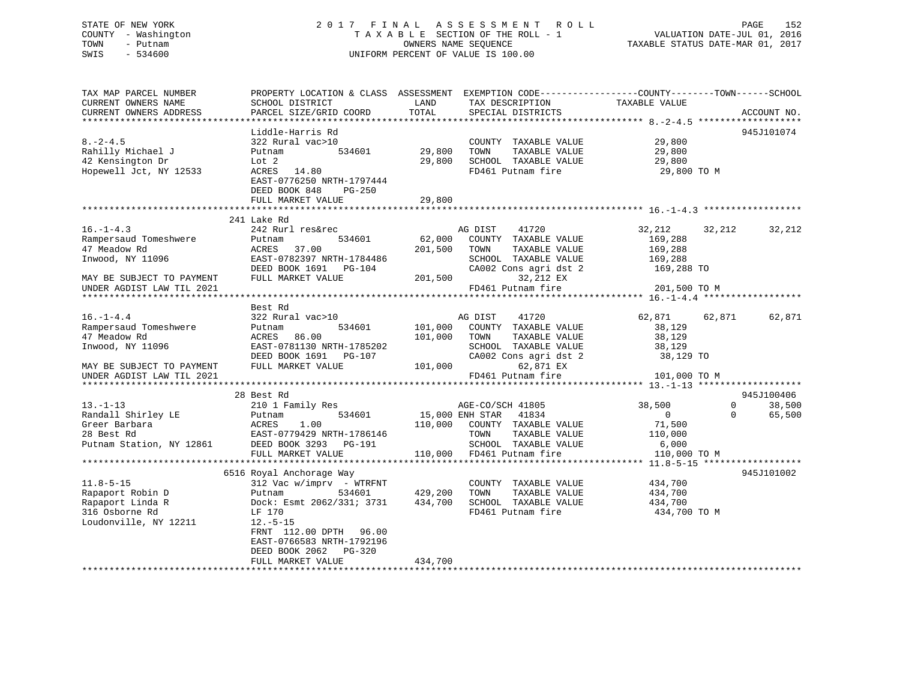STATE OF NEW YORK
COUNTY - Washington
TOWN - Putnam
SWIS - 534600

2017 FINAL ASSESSMENT ROLL
TAXABLE SECTION OF THE ROLL - 1
OWNERS NAME SEQUENCE
UNIFORM PERCENT OF VALUE IS 100.00

VALUATION DATE-JUL 01, 2016
TAXABLE STATUS DATE-MAR 01, 2017

```
TAX MAP PARCEL NUMBER          PROPERTY LOCATION & CLASS  ASSESSMENT  EXEMPTION CODE------------------COUNTY--------TOWN------SCHOOL
CURRENT OWNERS NAME            SCHOOL DISTRICT              LAND       TAX DESCRIPTION              TAXABLE VALUE
CURRENT OWNERS ADDRESS         PARCEL SIZE/GRID COORD       TOTAL      SPECIAL DISTRICTS                                    ACCOUNT NO.
******************************************************************************************************* 8.-2-4.5 *******************
                               Liddle-Harris Rd                                                                          945J101074
8.-2-4.5                       322 Rural vac>10                       COUNTY  TAXABLE VALUE           29,800
Rahilly Michael J              Putnam          534601       29,800    TOWN    TAXABLE VALUE           29,800
42 Kensington Dr               Lot 2                        29,800    SCHOOL  TAXABLE VALUE           29,800
Hopewell Jct, NY 12533         ACRES   14.80                          FD461 Putnam fire               29,800 TO M
                               EAST-0776250 NRTH-1797444
                               DEED BOOK 848    PG-250
                               FULL MARKET VALUE            29,800
******************************************************************************************************* 16.-1-4.3 ******************
                               241 Lake Rd
16.-1-4.3                      242 Rurl res&rec                       AG DIST     41720             32,212      32,212      32,212
Rampersaud Tomeshwere          Putnam          534601       62,000    COUNTY  TAXABLE VALUE          169,288
47 Meadow Rd                   ACRES   37.00               201,500    TOWN    TAXABLE VALUE          169,288
Inwood, NY 11096               EAST-0782397 NRTH-1784486              SCHOOL  TAXABLE VALUE          169,288
                               DEED BOOK 1691   PG-104                CA002 Cons agri dst 2          169,288 TO
MAY BE SUBJECT TO PAYMENT      FULL MARKET VALUE           201,500         32,212 EX
UNDER AGDIST LAW TIL 2021                                             FD461 Putnam fire              201,500 TO M
******************************************************************************************************* 16.-1-4.4 ******************
                               Best Rd
16.-1-4.4                      322 Rural vac>10                       AG DIST     41720             62,871      62,871      62,871
Rampersaud Tomeshwere          Putnam          534601      101,000    COUNTY  TAXABLE VALUE           38,129
47 Meadow Rd                   ACRES   86.00               101,000    TOWN    TAXABLE VALUE           38,129
Inwood, NY 11096               EAST-0781130 NRTH-1785202              SCHOOL  TAXABLE VALUE           38,129
                               DEED BOOK 1691   PG-107                CA002 Cons agri dst 2           38,129 TO
MAY BE SUBJECT TO PAYMENT      FULL MARKET VALUE           101,000         62,871 EX
UNDER AGDIST LAW TIL 2021                                             FD461 Putnam fire              101,000 TO M
******************************************************************************************************* 13.-1-13 *******************
                               28 Best Rd                                                                                945J100406
13.-1-13                       210 1 Family Res                       AGE-CO/SCH 41805                  38,500           0      38,500
Randall Shirley LE             Putnam          534601       15,000 ENH STAR    41834                     0           0      65,500
Greer Barbara                  ACRES    1.00               110,000    COUNTY  TAXABLE VALUE           71,500
28 Best Rd                     EAST-0779429 NRTH-1786146              TOWN    TAXABLE VALUE          110,000
Putnam Station, NY 12861       DEED BOOK 3293   PG-191                SCHOOL  TAXABLE VALUE            6,000
                               FULL MARKET VALUE           110,000    FD461 Putnam fire              110,000 TO M
******************************************************************************************************* 11.8-5-15 ******************
                               6516 Royal Anchorage Way                                                                  945J101002
11.8-5-15                      312 Vac w/imprv  - WTRFNT              COUNTY  TAXABLE VALUE          434,700
Rapaport Robin D               Putnam          534601      429,200    TOWN    TAXABLE VALUE          434,700
Rapaport Linda R               Dock: Esmt 2062/331; 3731   434,700    SCHOOL  TAXABLE VALUE          434,700
316 Osborne Rd                 LF 170                                 FD461 Putnam fire              434,700 TO M
Loudonville, NY 12211          12.-5-15
                               FRNT  112.00 DPTH   96.00
                               EAST-0766583 NRTH-1792196
                               DEED BOOK 2062   PG-320
                               FULL MARKET VALUE           434,700
************************************************************************************************************************************
```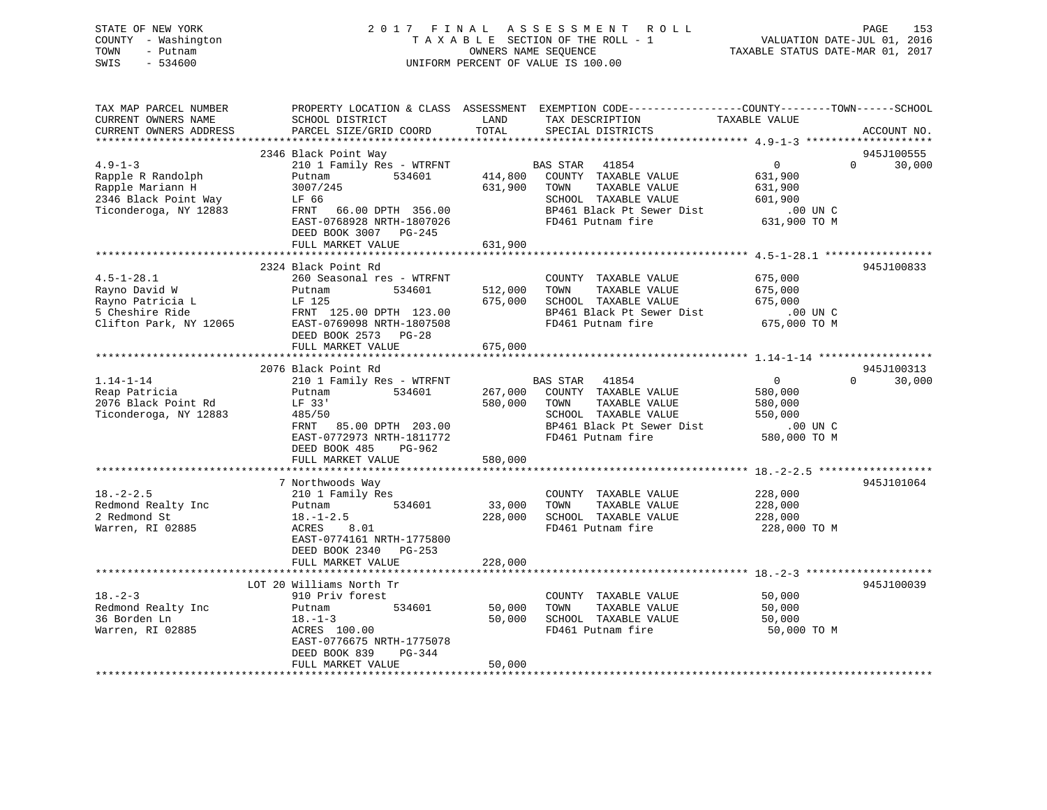STATE OF NEW YORK
COUNTY - Washington
TOWN - Putnam
SWIS - 534600

2 0 1 7 F I N A L A S S E S S M E N T R O L L
T A X A B L E SECTION OF THE ROLL - 1
OWNERS NAME SEQUENCE
UNIFORM PERCENT OF VALUE IS 100.00

VALUATION DATE-JUL 01, 2016
TAXABLE STATUS DATE-MAR 01, 2017

```
TAX MAP PARCEL NUMBER          PROPERTY LOCATION & CLASS  ASSESSMENT  EXEMPTION CODE------------------COUNTY--------TOWN------SCHOOL
CURRENT OWNERS NAME            SCHOOL DISTRICT               LAND      TAX DESCRIPTION             TAXABLE VALUE
CURRENT OWNERS ADDRESS         PARCEL SIZE/GRID COORD        TOTAL     SPECIAL DISTRICTS                                        ACCOUNT NO.
*********************************************************************************************** 4.9-1-3 ********************
                          2346 Black Point Way                                                                              945J100555
4.9-1-3                        210 1 Family Res - WTRFNT            BAS STAR   41854              0              0      30,000
Rapple R Randolph              Putnam         534601       414,800   COUNTY  TAXABLE VALUE          631,900
Rapple Mariann H               3007/245                    631,900   TOWN    TAXABLE VALUE          631,900
2346 Black Point Way           LF 66                                 SCHOOL  TAXABLE VALUE          601,900
Ticonderoga, NY 12883          FRNT   66.00 DPTH 356.00              BP461 Black Pt Sewer Dist           .00 UN C
                               EAST-0768928 NRTH-1807026             FD461 Putnam fire              631,900 TO M
                               DEED BOOK 3007   PG-245
                               FULL MARKET VALUE           631,900
*********************************************************************************************** 4.5-1-28.1 *****************
                          2324 Black Point Rd                                                                               945J100833
4.5-1-28.1                     260 Seasonal res - WTRFNT             COUNTY  TAXABLE VALUE          675,000
Rayno David W                  Putnam         534601       512,000   TOWN    TAXABLE VALUE          675,000
Rayno Patricia L               LF 125                      675,000   SCHOOL  TAXABLE VALUE          675,000
5 Cheshire Ride                FRNT  125.00 DPTH 123.00              BP461 Black Pt Sewer Dist           .00 UN C
Clifton Park, NY 12065         EAST-0769098 NRTH-1807508             FD461 Putnam fire              675,000 TO M
                               DEED BOOK 2573   PG-28
                               FULL MARKET VALUE           675,000
*********************************************************************************************** 1.14-1-14 ******************
                          2076 Black Point Rd                                                                               945J100313
1.14-1-14                      210 1 Family Res - WTRFNT            BAS STAR   41854              0              0      30,000
Reap Patricia                  Putnam         534601       267,000   COUNTY  TAXABLE VALUE          580,000
2076 Black Point Rd            LF 33'                      580,000   TOWN    TAXABLE VALUE          580,000
Ticonderoga, NY 12883          485/50                                SCHOOL  TAXABLE VALUE          550,000
                               FRNT   85.00 DPTH 203.00              BP461 Black Pt Sewer Dist           .00 UN C
                               EAST-0772973 NRTH-1811772             FD461 Putnam fire              580,000 TO M
                               DEED BOOK 485    PG-962
                               FULL MARKET VALUE           580,000
*********************************************************************************************** 18.-2-2.5 ******************
                          7 Northwoods Way                                                                                  945J101064
18.-2-2.5                      210 1 Family Res                      COUNTY  TAXABLE VALUE          228,000
Redmond Realty Inc             Putnam         534601        33,000   TOWN    TAXABLE VALUE          228,000
2 Redmond St                   18.-1-2.5                   228,000   SCHOOL  TAXABLE VALUE          228,000
Warren, RI 02885               ACRES    8.01                         FD461 Putnam fire              228,000 TO M
                               EAST-0774161 NRTH-1775800
                               DEED BOOK 2340   PG-253
                               FULL MARKET VALUE           228,000
*********************************************************************************************** 18.-2-3 ********************
                          LOT 20 Williams North Tr                                                                          945J100039
18.-2-3                        910 Priv forest                       COUNTY  TAXABLE VALUE           50,000
Redmond Realty Inc             Putnam         534601        50,000   TOWN    TAXABLE VALUE           50,000
36 Borden Ln                   18.-1-3                      50,000   SCHOOL  TAXABLE VALUE           50,000
Warren, RI 02885               ACRES  100.00                         FD461 Putnam fire               50,000 TO M
                               EAST-0776675 NRTH-1775078
                               DEED BOOK 839    PG-344
                               FULL MARKET VALUE            50,000
************************************************************************************************************************************
```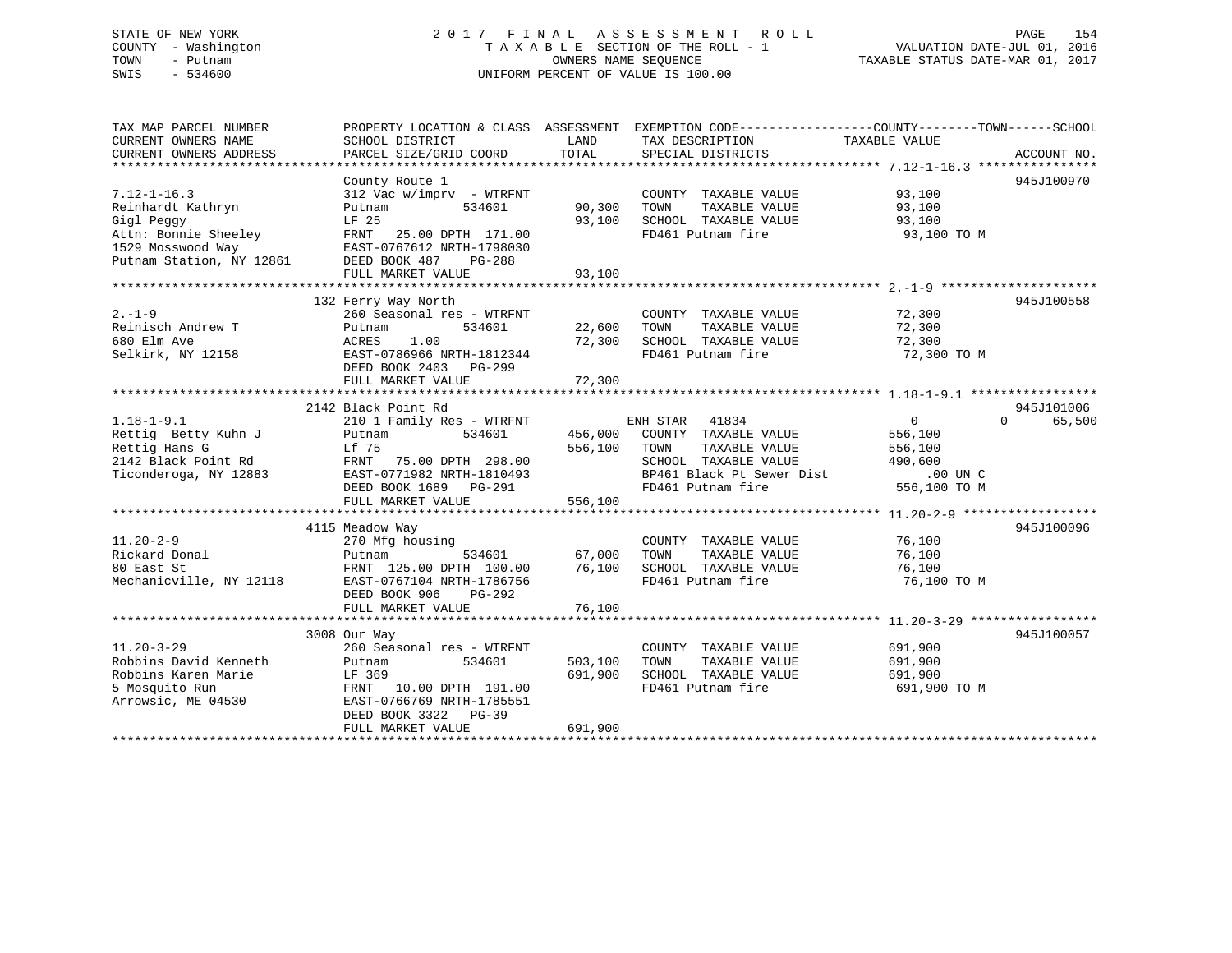STATE OF NEW YORK
COUNTY - Washington
TOWN - Putnam
SWIS - 534600

2017 FINAL ASSESSMENT ROLL
TAXABLE SECTION OF THE ROLL - 1
OWNERS NAME SEQUENCE
UNIFORM PERCENT OF VALUE IS 100.00

VALUATION DATE-JUL 01, 2016
TAXABLE STATUS DATE-MAR 01, 2017

| TAX MAP PARCEL NUMBER / CURRENT OWNERS NAME / CURRENT OWNERS ADDRESS | PROPERTY LOCATION & CLASS / SCHOOL DISTRICT / PARCEL SIZE/GRID COORD | ASSESSMENT LAND | TOTAL | EXEMPTION CODE / TAX DESCRIPTION / SPECIAL DISTRICTS | COUNTY / TOWN / SCHOOL TAXABLE VALUE | ACCOUNT NO. |
|---|---|---|---|---|---|---|
| **7.12-1-16.3** | County Route 1 | | | | | 945J100970 |
| 7.12-1-16.3 | 312 Vac w/imprv - WTRFNT | | | COUNTY TAXABLE VALUE | 93,100 | |
| Reinhardt Kathryn | Putnam 534601 | 90,300 | | TOWN TAXABLE VALUE | 93,100 | |
| Gigl Peggy | LF 25 | | 93,100 | SCHOOL TAXABLE VALUE | 93,100 | |
| Attn: Bonnie Sheeley | FRNT 25.00 DPTH 171.00 | | | FD461 Putnam fire | 93,100 TO M | |
| 1529 Mosswood Way | EAST-0767612 NRTH-1798030 | | | | | |
| Putnam Station, NY 12861 | DEED BOOK 487 PG-288 | | | | | |
| | FULL MARKET VALUE | | 93,100 | | | |
| **2.-1-9** | 132 Ferry Way North | | | | | 945J100558 |
| 2.-1-9 | 260 Seasonal res - WTRFNT | | | COUNTY TAXABLE VALUE | 72,300 | |
| Reinisch Andrew T | Putnam 534601 | 22,600 | | TOWN TAXABLE VALUE | 72,300 | |
| 680 Elm Ave | ACRES 1.00 | | 72,300 | SCHOOL TAXABLE VALUE | 72,300 | |
| Selkirk, NY 12158 | EAST-0786966 NRTH-1812344 | | | FD461 Putnam fire | 72,300 TO M | |
| | DEED BOOK 2403 PG-299 | | | | | |
| | FULL MARKET VALUE | | 72,300 | | | |
| **1.18-1-9.1** | 2142 Black Point Rd | | | | | 945J101006 |
| 1.18-1-9.1 | 210 1 Family Res - WTRFNT | | | ENH STAR 41834 | 0 0 65,500 | |
| Rettig Betty Kuhn J | Putnam 534601 | 456,000 | | COUNTY TAXABLE VALUE | 556,100 | |
| Rettig Hans G | Lf 75 | | 556,100 | TOWN TAXABLE VALUE | 556,100 | |
| 2142 Black Point Rd | FRNT 75.00 DPTH 298.00 | | | SCHOOL TAXABLE VALUE | 490,600 | |
| Ticonderoga, NY 12883 | EAST-0771982 NRTH-1810493 | | | BP461 Black Pt Sewer Dist | .00 UN C | |
| | DEED BOOK 1689 PG-291 | | | FD461 Putnam fire | 556,100 TO M | |
| | FULL MARKET VALUE | | 556,100 | | | |
| **11.20-2-9** | 4115 Meadow Way | | | | | 945J100096 |
| 11.20-2-9 | 270 Mfg housing | | | COUNTY TAXABLE VALUE | 76,100 | |
| Rickard Donal | Putnam 534601 | 67,000 | | TOWN TAXABLE VALUE | 76,100 | |
| 80 East St | FRNT 125.00 DPTH 100.00 | | 76,100 | SCHOOL TAXABLE VALUE | 76,100 | |
| Mechanicville, NY 12118 | EAST-0767104 NRTH-1786756 | | | FD461 Putnam fire | 76,100 TO M | |
| | DEED BOOK 906 PG-292 | | | | | |
| | FULL MARKET VALUE | | 76,100 | | | |
| **11.20-3-29** | 3008 Our Way | | | | | 945J100057 |
| 11.20-3-29 | 260 Seasonal res - WTRFNT | | | COUNTY TAXABLE VALUE | 691,900 | |
| Robbins David Kenneth | Putnam 534601 | 503,100 | | TOWN TAXABLE VALUE | 691,900 | |
| Robbins Karen Marie | LF 369 | | 691,900 | SCHOOL TAXABLE VALUE | 691,900 | |
| 5 Mosquito Run | FRNT 10.00 DPTH 191.00 | | | FD461 Putnam fire | 691,900 TO M | |
| Arrowsic, ME 04530 | EAST-0766769 NRTH-1785551 | | | | | |
| | DEED BOOK 3322 PG-39 | | | | | |
| | FULL MARKET VALUE | | 691,900 | | | |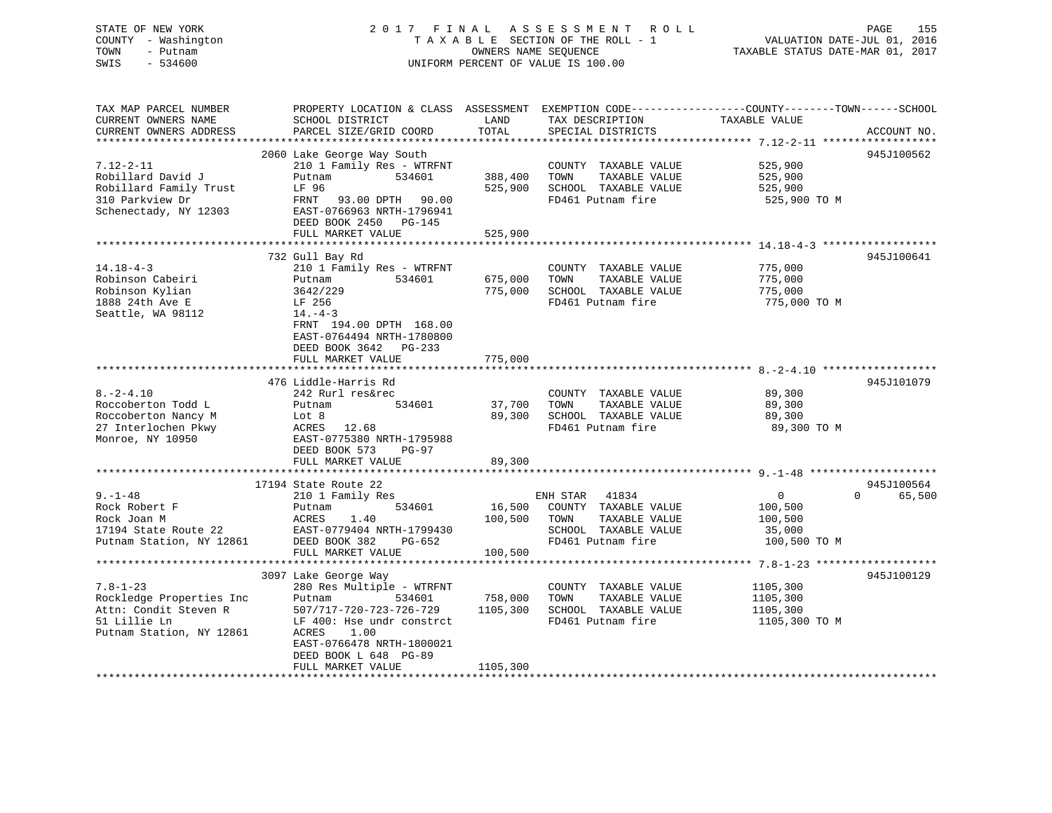STATE OF NEW YORK
COUNTY - Washington
TOWN - Putnam
SWIS - 534600

2017 FINAL ASSESSMENT ROLL
TAXABLE SECTION OF THE ROLL - 1
OWNERS NAME SEQUENCE
UNIFORM PERCENT OF VALUE IS 100.00

VALUATION DATE-JUL 01, 2016
TAXABLE STATUS DATE-MAR 01, 2017

| TAX MAP PARCEL NUMBER / CURRENT OWNERS NAME / CURRENT OWNERS ADDRESS | PROPERTY LOCATION & CLASS / SCHOOL DISTRICT / PARCEL SIZE/GRID COORD | ASSESSMENT LAND / TOTAL | EXEMPTION CODE / TAX DESCRIPTION / SPECIAL DISTRICTS | COUNTY / TOWN / SCHOOL TAXABLE VALUE | ACCOUNT NO. |
|---|---|---|---|---|---|
| 7.12-2-11 | 2060 Lake George Way South | | | | 945J100562 |
| | 210 1 Family Res - WTRFNT | | COUNTY TAXABLE VALUE | 525,900 | |
| Robillard David J | Putnam 534601 | 388,400 | TOWN TAXABLE VALUE | 525,900 | |
| Robillard Family Trust | LF 96 | 525,900 | SCHOOL TAXABLE VALUE | 525,900 | |
| 310 Parkview Dr | FRNT 93.00 DPTH 90.00 | | FD461 Putnam fire | 525,900 TO M | |
| Schenectady, NY 12303 | EAST-0766963 NRTH-1796941 | | | | |
| | DEED BOOK 2450 PG-145 | | | | |
| | FULL MARKET VALUE | 525,900 | | | |
| 14.18-4-3 | 732 Gull Bay Rd | | | | 945J100641 |
| | 210 1 Family Res - WTRFNT | | COUNTY TAXABLE VALUE | 775,000 | |
| Robinson Cabeiri | Putnam 534601 | 675,000 | TOWN TAXABLE VALUE | 775,000 | |
| Robinson Kylian | 3642/229 | 775,000 | SCHOOL TAXABLE VALUE | 775,000 | |
| 1888 24th Ave E | LF 256 | | FD461 Putnam fire | 775,000 TO M | |
| Seattle, WA 98112 | 14.-4-3 | | | | |
| | FRNT 194.00 DPTH 168.00 | | | | |
| | EAST-0764494 NRTH-1780800 | | | | |
| | DEED BOOK 3642 PG-233 | | | | |
| | FULL MARKET VALUE | 775,000 | | | |
| 8.-2-4.10 | 476 Liddle-Harris Rd | | | | 945J101079 |
| | 242 Rurl res&rec | | COUNTY TAXABLE VALUE | 89,300 | |
| Roccoberton Todd L | Putnam 534601 | 37,700 | TOWN TAXABLE VALUE | 89,300 | |
| Roccoberton Nancy M | Lot 8 | 89,300 | SCHOOL TAXABLE VALUE | 89,300 | |
| 27 Interlochen Pkwy | ACRES 12.68 | | FD461 Putnam fire | 89,300 TO M | |
| Monroe, NY 10950 | EAST-0775380 NRTH-1795988 | | | | |
| | DEED BOOK 573 PG-97 | | | | |
| | FULL MARKET VALUE | 89,300 | | | |
| 9.-1-48 | 17194 State Route 22 | | | | 945J100564 |
| | 210 1 Family Res | | ENH STAR 41834 | 0 0 65,500 | |
| Rock Robert F | Putnam 534601 | 16,500 | COUNTY TAXABLE VALUE | 100,500 | |
| Rock Joan M | ACRES 1.40 | 100,500 | TOWN TAXABLE VALUE | 100,500 | |
| 17194 State Route 22 | EAST-0779404 NRTH-1799430 | | SCHOOL TAXABLE VALUE | 35,000 | |
| Putnam Station, NY 12861 | DEED BOOK 382 PG-652 | | FD461 Putnam fire | 100,500 TO M | |
| | FULL MARKET VALUE | 100,500 | | | |
| 7.8-1-23 | 3097 Lake George Way | | | | 945J100129 |
| | 280 Res Multiple - WTRFNT | | COUNTY TAXABLE VALUE | 1105,300 | |
| Rockledge Properties Inc | Putnam 534601 | 758,000 | TOWN TAXABLE VALUE | 1105,300 | |
| Attn: Condit Steven R | 507/717-720-723-726-729 | 1105,300 | SCHOOL TAXABLE VALUE | 1105,300 | |
| 51 Lillie Ln | LF 400: Hse undr constrct | | FD461 Putnam fire | 1105,300 TO M | |
| Putnam Station, NY 12861 | ACRES 1.00 | | | | |
| | EAST-0766478 NRTH-1800021 | | | | |
| | DEED BOOK L 648 PG-89 | | | | |
| | FULL MARKET VALUE | 1105,300 | | | |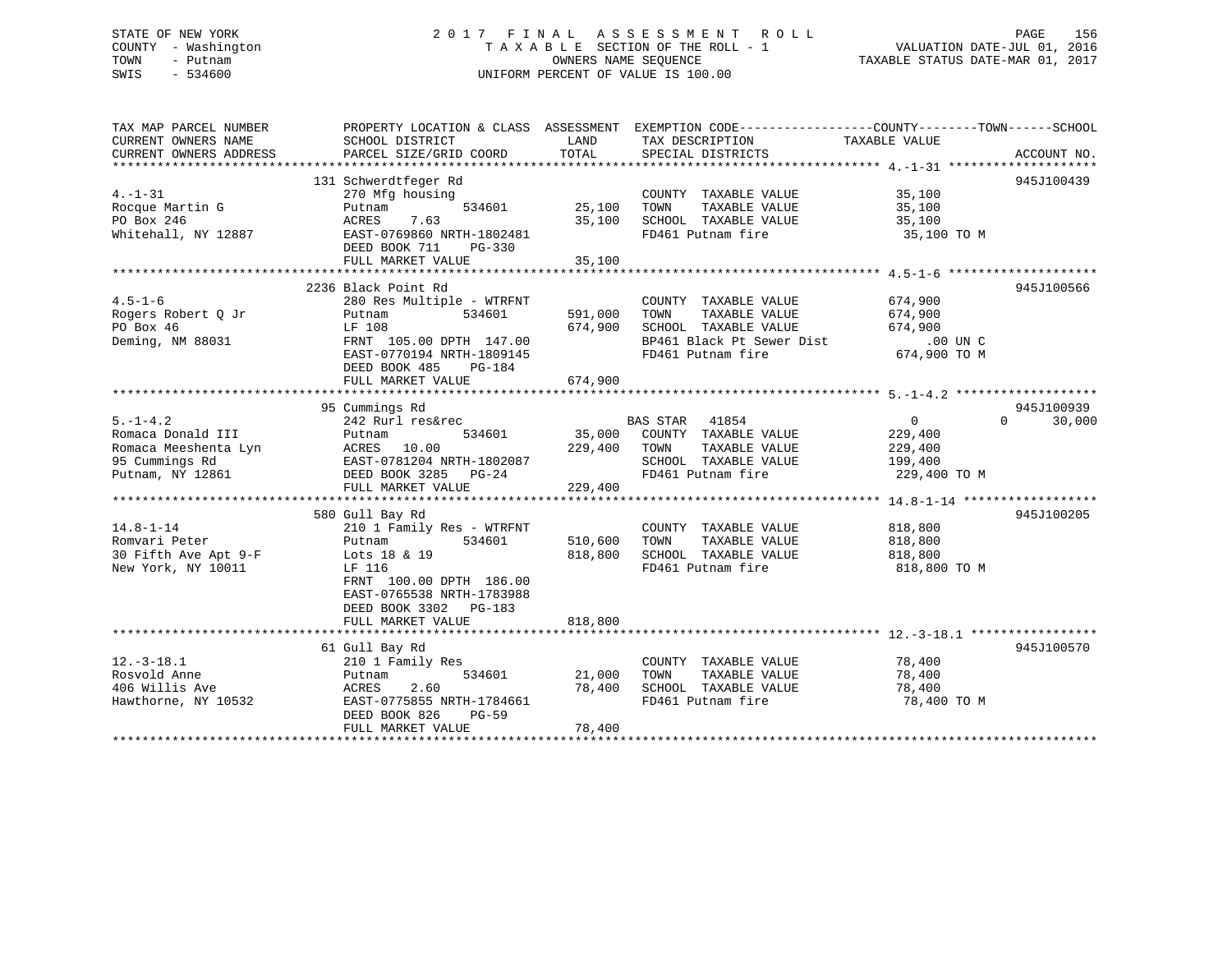STATE OF NEW YORK
COUNTY - Washington
TOWN - Putnam
SWIS - 534600

# 2017 FINAL ASSESSMENT ROLL

TAXABLE SECTION OF THE ROLL - 1
OWNERS NAME SEQUENCE
UNIFORM PERCENT OF VALUE IS 100.00

VALUATION DATE-JUL 01, 2016
TAXABLE STATUS DATE-MAR 01, 2017

| TAX MAP PARCEL NUMBER / CURRENT OWNERS NAME / CURRENT OWNERS ADDRESS | PROPERTY LOCATION & CLASS / SCHOOL DISTRICT / PARCEL SIZE/GRID COORD | ASSESSMENT LAND | TOTAL | EXEMPTION CODE / TAX DESCRIPTION / SPECIAL DISTRICTS | COUNTY / TOWN TAXABLE VALUE | SCHOOL | ACCOUNT NO. |
|---|---|---|---|---|---|---|---|
| **4.-1-31** | 131 Schwerdtfeger Rd | | | | | | 945J100439 |
| 4.-1-31 | 270 Mfg housing | | | COUNTY TAXABLE VALUE | 35,100 | | |
| Rocque Martin G | Putnam 534601 | 25,100 | | TOWN TAXABLE VALUE | 35,100 | | |
| PO Box 246 | ACRES 7.63 | | 35,100 | SCHOOL TAXABLE VALUE | 35,100 | | |
| Whitehall, NY 12887 | EAST-0769860 NRTH-1802481 | | | FD461 Putnam fire | 35,100 TO M | | |
| | DEED BOOK 711 PG-330 | | | | | | |
| | FULL MARKET VALUE | | 35,100 | | | | |
| **4.5-1-6** | 2236 Black Point Rd | | | | | | 945J100566 |
| 4.5-1-6 | 280 Res Multiple - WTRFNT | | | COUNTY TAXABLE VALUE | 674,900 | | |
| Rogers Robert Q Jr | Putnam 534601 | 591,000 | | TOWN TAXABLE VALUE | 674,900 | | |
| PO Box 46 | LF 108 | | 674,900 | SCHOOL TAXABLE VALUE | 674,900 | | |
| Deming, NM 88031 | FRNT 105.00 DPTH 147.00 | | | BP461 Black Pt Sewer Dist | .00 UN C | | |
| | EAST-0770194 NRTH-1809145 | | | FD461 Putnam fire | 674,900 TO M | | |
| | DEED BOOK 485 PG-184 | | | | | | |
| | FULL MARKET VALUE | | 674,900 | | | | |
| **5.-1-4.2** | 95 Cummings Rd | | | | | | 945J100939 |
| 5.-1-4.2 | 242 Rurl res&rec | | | BAS STAR 41854 | 0 | 0 30,000 | |
| Romaca Donald III | Putnam 534601 | 35,000 | | COUNTY TAXABLE VALUE | 229,400 | | |
| Romaca Meeshenta Lyn | ACRES 10.00 | | 229,400 | TOWN TAXABLE VALUE | 229,400 | | |
| 95 Cummings Rd | EAST-0781204 NRTH-1802087 | | | SCHOOL TAXABLE VALUE | 199,400 | | |
| Putnam, NY 12861 | DEED BOOK 3285 PG-24 | | | FD461 Putnam fire | 229,400 TO M | | |
| | FULL MARKET VALUE | | 229,400 | | | | |
| **14.8-1-14** | 580 Gull Bay Rd | | | | | | 945J100205 |
| 14.8-1-14 | 210 1 Family Res - WTRFNT | | | COUNTY TAXABLE VALUE | 818,800 | | |
| Romvari Peter | Putnam 534601 | 510,600 | | TOWN TAXABLE VALUE | 818,800 | | |
| 30 Fifth Ave Apt 9-F | Lots 18 & 19 | | 818,800 | SCHOOL TAXABLE VALUE | 818,800 | | |
| New York, NY 10011 | LF 116 | | | FD461 Putnam fire | 818,800 TO M | | |
| | FRNT 100.00 DPTH 186.00 | | | | | | |
| | EAST-0765538 NRTH-1783988 | | | | | | |
| | DEED BOOK 3302 PG-183 | | | | | | |
| | FULL MARKET VALUE | | 818,800 | | | | |
| **12.-3-18.1** | 61 Gull Bay Rd | | | | | | 945J100570 |
| 12.-3-18.1 | 210 1 Family Res | | | COUNTY TAXABLE VALUE | 78,400 | | |
| Rosvold Anne | Putnam 534601 | 21,000 | | TOWN TAXABLE VALUE | 78,400 | | |
| 406 Willis Ave | ACRES 2.60 | | 78,400 | SCHOOL TAXABLE VALUE | 78,400 | | |
| Hawthorne, NY 10532 | EAST-0775855 NRTH-1784661 | | | FD461 Putnam fire | 78,400 TO M | | |
| | DEED BOOK 826 PG-59 | | | | | | |
| | FULL MARKET VALUE | | 78,400 | | | | |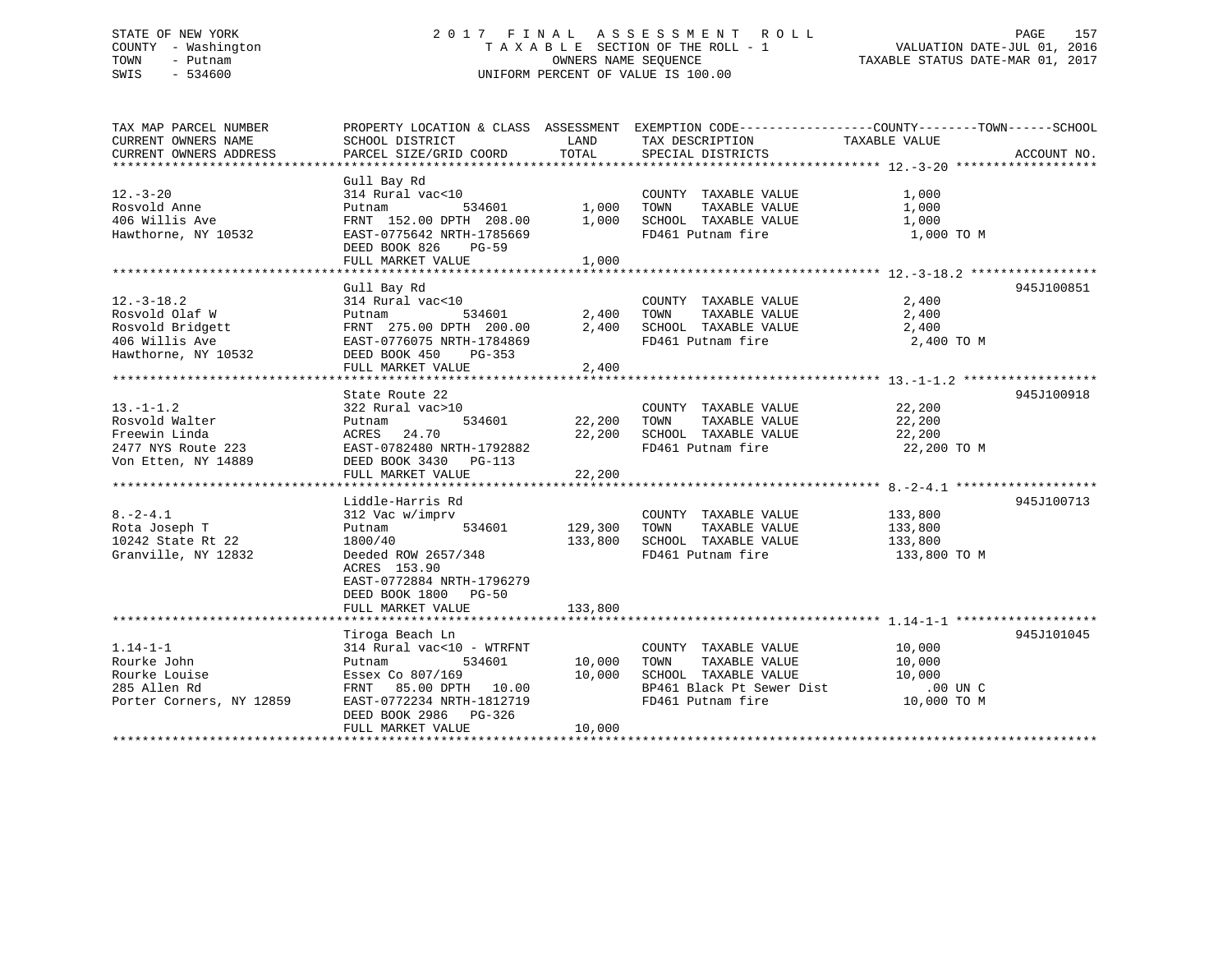STATE OF NEW YORK
COUNTY - Washington
TOWN - Putnam
SWIS - 534600

2017 FINAL ASSESSMENT ROLL
TAXABLE SECTION OF THE ROLL - 1
OWNERS NAME SEQUENCE
UNIFORM PERCENT OF VALUE IS 100.00

VALUATION DATE-JUL 01, 2016
TAXABLE STATUS DATE-MAR 01, 2017

| TAX MAP PARCEL NUMBER / CURRENT OWNERS NAME / CURRENT OWNERS ADDRESS | PROPERTY LOCATION & CLASS / SCHOOL DISTRICT / PARCEL SIZE/GRID COORD | ASSESSMENT LAND | TOTAL | EXEMPTION CODE / TAX DESCRIPTION / SPECIAL DISTRICTS | TAXABLE VALUE | ACCOUNT NO. |
|---|---|---|---|---|---|---|
| 12.-3-20 | Gull Bay Rd | | | | | |
| Rosvold Anne | 314 Rural vac<10 | | | COUNTY TAXABLE VALUE | 1,000 | |
| 406 Willis Ave | Putnam 534601 | 1,000 | | TOWN TAXABLE VALUE | 1,000 | |
| Hawthorne, NY 10532 | FRNT 152.00 DPTH 208.00 | | 1,000 | SCHOOL TAXABLE VALUE | 1,000 | |
| | EAST-0775642 NRTH-1785669 | | | FD461 Putnam fire | 1,000 TO M | |
| | DEED BOOK 826 PG-59 | | | | | |
| | FULL MARKET VALUE | | 1,000 | | | |
| 12.-3-18.2 | Gull Bay Rd | | | | | 945J100851 |
| Rosvold Olaf W | 314 Rural vac<10 | | | COUNTY TAXABLE VALUE | 2,400 | |
| Rosvold Bridgett | Putnam 534601 | 2,400 | | TOWN TAXABLE VALUE | 2,400 | |
| 406 Willis Ave | FRNT 275.00 DPTH 200.00 | | 2,400 | SCHOOL TAXABLE VALUE | 2,400 | |
| Hawthorne, NY 10532 | EAST-0776075 NRTH-1784869 | | | FD461 Putnam fire | 2,400 TO M | |
| | DEED BOOK 450 PG-353 | | | | | |
| | FULL MARKET VALUE | | 2,400 | | | |
| 13.-1-1.2 | State Route 22 | | | | | 945J100918 |
| Rosvold Walter | 322 Rural vac>10 | | | COUNTY TAXABLE VALUE | 22,200 | |
| Freewin Linda | Putnam 534601 | 22,200 | | TOWN TAXABLE VALUE | 22,200 | |
| 2477 NYS Route 223 | ACRES 24.70 | | 22,200 | SCHOOL TAXABLE VALUE | 22,200 | |
| Von Etten, NY 14889 | EAST-0782480 NRTH-1792882 | | | FD461 Putnam fire | 22,200 TO M | |
| | DEED BOOK 3430 PG-113 | | | | | |
| | FULL MARKET VALUE | | 22,200 | | | |
| 8.-2-4.1 | Liddle-Harris Rd | | | | | 945J100713 |
| Rota Joseph T | 312 Vac w/imprv | | | COUNTY TAXABLE VALUE | 133,800 | |
| 10242 State Rt 22 | Putnam 534601 | 129,300 | | TOWN TAXABLE VALUE | 133,800 | |
| Granville, NY 12832 | 1800/40 | | 133,800 | SCHOOL TAXABLE VALUE | 133,800 | |
| | Deeded ROW 2657/348 | | | FD461 Putnam fire | 133,800 TO M | |
| | ACRES 153.90 | | | | | |
| | EAST-0772884 NRTH-1796279 | | | | | |
| | DEED BOOK 1800 PG-50 | | | | | |
| | FULL MARKET VALUE | | 133,800 | | | |
| 1.14-1-1 | Tiroga Beach Ln | | | | | 945J101045 |
| Rourke John | 314 Rural vac<10 - WTRFNT | | | COUNTY TAXABLE VALUE | 10,000 | |
| Rourke Louise | Putnam 534601 | 10,000 | | TOWN TAXABLE VALUE | 10,000 | |
| 285 Allen Rd | Essex Co 807/169 | | 10,000 | SCHOOL TAXABLE VALUE | 10,000 | |
| Porter Corners, NY 12859 | FRNT 85.00 DPTH 10.00 | | | BP461 Black Pt Sewer Dist | .00 UN C | |
| | EAST-0772234 NRTH-1812719 | | | FD461 Putnam fire | 10,000 TO M | |
| | DEED BOOK 2986 PG-326 | | | | | |
| | FULL MARKET VALUE | | 10,000 | | | |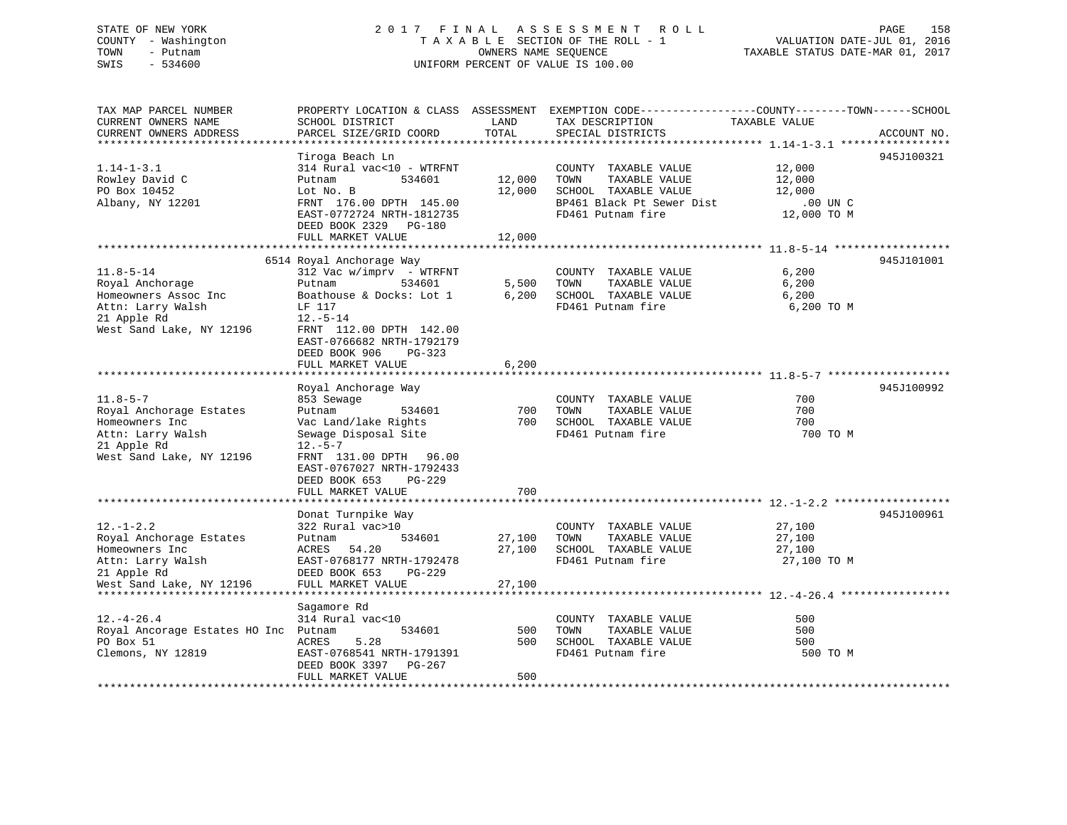STATE OF NEW YORK
COUNTY - Washington
TOWN - Putnam
SWIS - 534600

2017 FINAL ASSESSMENT ROLL
TAXABLE SECTION OF THE ROLL - 1
OWNERS NAME SEQUENCE
UNIFORM PERCENT OF VALUE IS 100.00

VALUATION DATE-JUL 01, 2016
TAXABLE STATUS DATE-MAR 01, 2017

| TAX MAP PARCEL NUMBER / CURRENT OWNERS NAME / CURRENT OWNERS ADDRESS | PROPERTY LOCATION & CLASS / SCHOOL DISTRICT / PARCEL SIZE/GRID COORD | ASSESSMENT LAND | ASSESSMENT TOTAL | EXEMPTION CODE / TAX DESCRIPTION / SPECIAL DISTRICTS | COUNTY--------TOWN------SCHOOL TAXABLE VALUE | ACCOUNT NO. |
|---|---|---|---|---|---|---|
| **1.14-1-3.1** | Tiroga Beach Ln | | | | | 945J100321 |
| 1.14-1-3.1 | 314 Rural vac<10 - WTRFNT | | | COUNTY TAXABLE VALUE | 12,000 | |
| Rowley David C | Putnam 534601 | 12,000 | | TOWN TAXABLE VALUE | 12,000 | |
| PO Box 10452 | Lot No. B | | 12,000 | SCHOOL TAXABLE VALUE | 12,000 | |
| Albany, NY 12201 | FRNT 176.00 DPTH 145.00 | | | BP461 Black Pt Sewer Dist | .00 UN C | |
| | EAST-0772724 NRTH-1812735 | | | FD461 Putnam fire | 12,000 TO M | |
| | DEED BOOK 2329 PG-180 | | | | | |
| | FULL MARKET VALUE | | 12,000 | | | |
| **11.8-5-14** | 6514 Royal Anchorage Way | | | | | 945J101001 |
| 11.8-5-14 | 312 Vac w/imprv - WTRFNT | | | COUNTY TAXABLE VALUE | 6,200 | |
| Royal Anchorage | Putnam 534601 | 5,500 | | TOWN TAXABLE VALUE | 6,200 | |
| Homeowners Assoc Inc | Boathouse & Docks: Lot 1 | | 6,200 | SCHOOL TAXABLE VALUE | 6,200 | |
| Attn: Larry Walsh | LF 117 | | | FD461 Putnam fire | 6,200 TO M | |
| 21 Apple Rd | 12.-5-14 | | | | | |
| West Sand Lake, NY 12196 | FRNT 112.00 DPTH 142.00 | | | | | |
| | EAST-0766682 NRTH-1792179 | | | | | |
| | DEED BOOK 906 PG-323 | | | | | |
| | FULL MARKET VALUE | | 6,200 | | | |
| **11.8-5-7** | Royal Anchorage Way | | | | | 945J100992 |
| 11.8-5-7 | 853 Sewage | | | COUNTY TAXABLE VALUE | 700 | |
| Royal Anchorage Estates | Putnam 534601 | 700 | | TOWN TAXABLE VALUE | 700 | |
| Homeowners Inc | Vac Land/lake Rights | | 700 | SCHOOL TAXABLE VALUE | 700 | |
| Attn: Larry Walsh | Sewage Disposal Site | | | FD461 Putnam fire | 700 TO M | |
| 21 Apple Rd | 12.-5-7 | | | | | |
| West Sand Lake, NY 12196 | FRNT 131.00 DPTH 96.00 | | | | | |
| | EAST-0767027 NRTH-1792433 | | | | | |
| | DEED BOOK 653 PG-229 | | | | | |
| | FULL MARKET VALUE | | 700 | | | |
| **12.-1-2.2** | Donat Turnpike Way | | | | | 945J100961 |
| 12.-1-2.2 | 322 Rural vac>10 | | | COUNTY TAXABLE VALUE | 27,100 | |
| Royal Anchorage Estates | Putnam 534601 | 27,100 | | TOWN TAXABLE VALUE | 27,100 | |
| Homeowners Inc | ACRES 54.20 | | 27,100 | SCHOOL TAXABLE VALUE | 27,100 | |
| Attn: Larry Walsh | EAST-0768177 NRTH-1792478 | | | FD461 Putnam fire | 27,100 TO M | |
| 21 Apple Rd | DEED BOOK 653 PG-229 | | | | | |
| West Sand Lake, NY 12196 | FULL MARKET VALUE | | 27,100 | | | |
| **12.-4-26.4** | Sagamore Rd | | | | | |
| 12.-4-26.4 | 314 Rural vac<10 | | | COUNTY TAXABLE VALUE | 500 | |
| Royal Ancorage Estates HO Inc | Putnam 534601 | 500 | | TOWN TAXABLE VALUE | 500 | |
| PO Box 51 | ACRES 5.28 | | 500 | SCHOOL TAXABLE VALUE | 500 | |
| Clemons, NY 12819 | EAST-0768541 NRTH-1791391 | | | FD461 Putnam fire | 500 TO M | |
| | DEED BOOK 3397 PG-267 | | | | | |
| | FULL MARKET VALUE | | 500 | | | |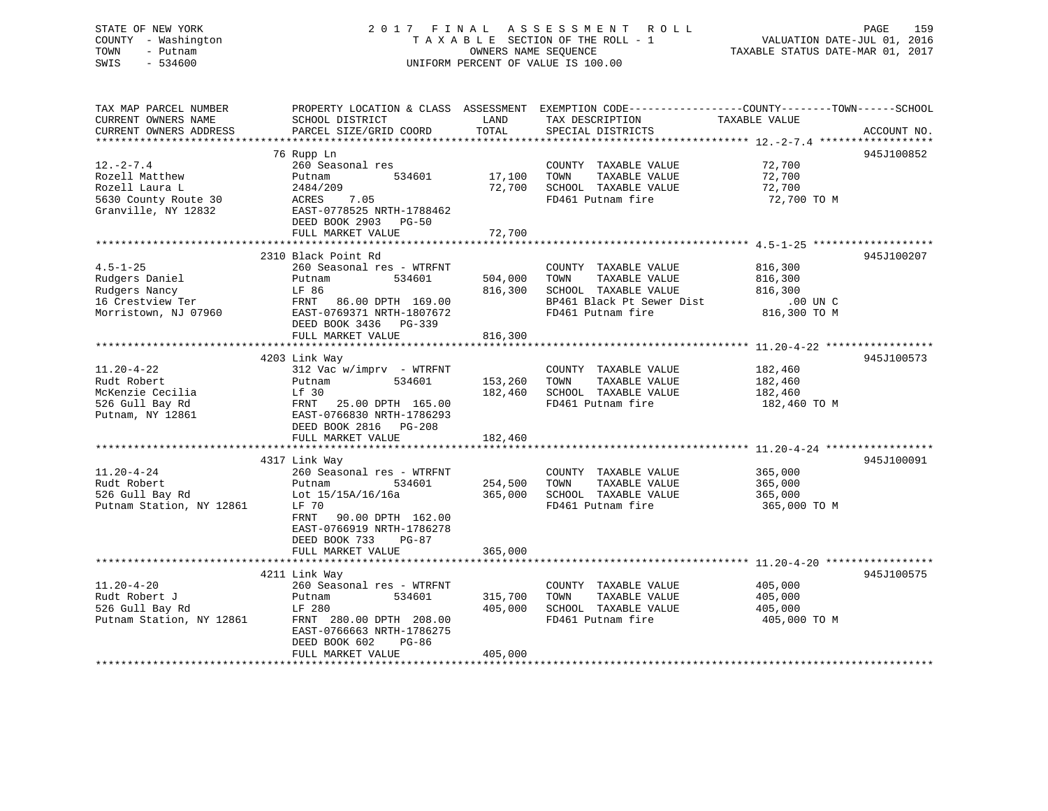STATE OF NEW YORK
COUNTY - Washington
TOWN - Putnam
SWIS - 534600

2017 FINAL ASSESSMENT ROLL
TAXABLE SECTION OF THE ROLL - 1
OWNERS NAME SEQUENCE
UNIFORM PERCENT OF VALUE IS 100.00

VALUATION DATE-JUL 01, 2016
TAXABLE STATUS DATE-MAR 01, 2017

| TAX MAP PARCEL NUMBER / CURRENT OWNERS NAME / CURRENT OWNERS ADDRESS | PROPERTY LOCATION & CLASS / SCHOOL DISTRICT / PARCEL SIZE/GRID COORD | ASSESSMENT LAND | TOTAL | EXEMPTION CODE / TAX DESCRIPTION / SPECIAL DISTRICTS | COUNTY--------TOWN------SCHOOL TAXABLE VALUE | ACCOUNT NO. |
|---|---|---|---|---|---|---|
| 12.-2-7.4 | 76 Rupp Ln | | | | | 945J100852 |
| 12.-2-7.4 | 260 Seasonal res | | | COUNTY TAXABLE VALUE | 72,700 | |
| Rozell Matthew | Putnam 534601 | 17,100 | | TOWN TAXABLE VALUE | 72,700 | |
| Rozell Laura L | 2484/209 | | 72,700 | SCHOOL TAXABLE VALUE | 72,700 | |
| 5630 County Route 30 | ACRES 7.05 | | | FD461 Putnam fire | 72,700 TO M | |
| Granville, NY 12832 | EAST-0778525 NRTH-1788462 | | | | | |
| | DEED BOOK 2903 PG-50 | | | | | |
| | FULL MARKET VALUE | | 72,700 | | | |
| 4.5-1-25 | 2310 Black Point Rd | | | | | 945J100207 |
| 4.5-1-25 | 260 Seasonal res - WTRFNT | | | COUNTY TAXABLE VALUE | 816,300 | |
| Rudgers Daniel | Putnam 534601 | 504,000 | | TOWN TAXABLE VALUE | 816,300 | |
| Rudgers Nancy | LF 86 | | 816,300 | SCHOOL TAXABLE VALUE | 816,300 | |
| 16 Crestview Ter | FRNT 86.00 DPTH 169.00 | | | BP461 Black Pt Sewer Dist | .00 UN C | |
| Morristown, NJ 07960 | EAST-0769371 NRTH-1807672 | | | FD461 Putnam fire | 816,300 TO M | |
| | DEED BOOK 3436 PG-339 | | | | | |
| | FULL MARKET VALUE | | 816,300 | | | |
| 11.20-4-22 | 4203 Link Way | | | | | 945J100573 |
| 11.20-4-22 | 312 Vac w/imprv - WTRFNT | | | COUNTY TAXABLE VALUE | 182,460 | |
| Rudt Robert | Putnam 534601 | 153,260 | | TOWN TAXABLE VALUE | 182,460 | |
| McKenzie Cecilia | Lf 30 | | 182,460 | SCHOOL TAXABLE VALUE | 182,460 | |
| 526 Gull Bay Rd | FRNT 25.00 DPTH 165.00 | | | FD461 Putnam fire | 182,460 TO M | |
| Putnam, NY 12861 | EAST-0766830 NRTH-1786293 | | | | | |
| | DEED BOOK 2816 PG-208 | | | | | |
| | FULL MARKET VALUE | | 182,460 | | | |
| 11.20-4-24 | 4317 Link Way | | | | | 945J100091 |
| 11.20-4-24 | 260 Seasonal res - WTRFNT | | | COUNTY TAXABLE VALUE | 365,000 | |
| Rudt Robert | Putnam 534601 | 254,500 | | TOWN TAXABLE VALUE | 365,000 | |
| 526 Gull Bay Rd | Lot 15/15A/16/16a | | 365,000 | SCHOOL TAXABLE VALUE | 365,000 | |
| Putnam Station, NY 12861 | LF 70 | | | FD461 Putnam fire | 365,000 TO M | |
| | FRNT 90.00 DPTH 162.00 | | | | | |
| | EAST-0766919 NRTH-1786278 | | | | | |
| | DEED BOOK 733 PG-87 | | | | | |
| | FULL MARKET VALUE | | 365,000 | | | |
| 11.20-4-20 | 4211 Link Way | | | | | 945J100575 |
| 11.20-4-20 | 260 Seasonal res - WTRFNT | | | COUNTY TAXABLE VALUE | 405,000 | |
| Rudt Robert J | Putnam 534601 | 315,700 | | TOWN TAXABLE VALUE | 405,000 | |
| 526 Gull Bay Rd | LF 280 | | 405,000 | SCHOOL TAXABLE VALUE | 405,000 | |
| Putnam Station, NY 12861 | FRNT 280.00 DPTH 208.00 | | | FD461 Putnam fire | 405,000 TO M | |
| | EAST-0766663 NRTH-1786275 | | | | | |
| | DEED BOOK 602 PG-86 | | | | | |
| | FULL MARKET VALUE | | 405,000 | | | |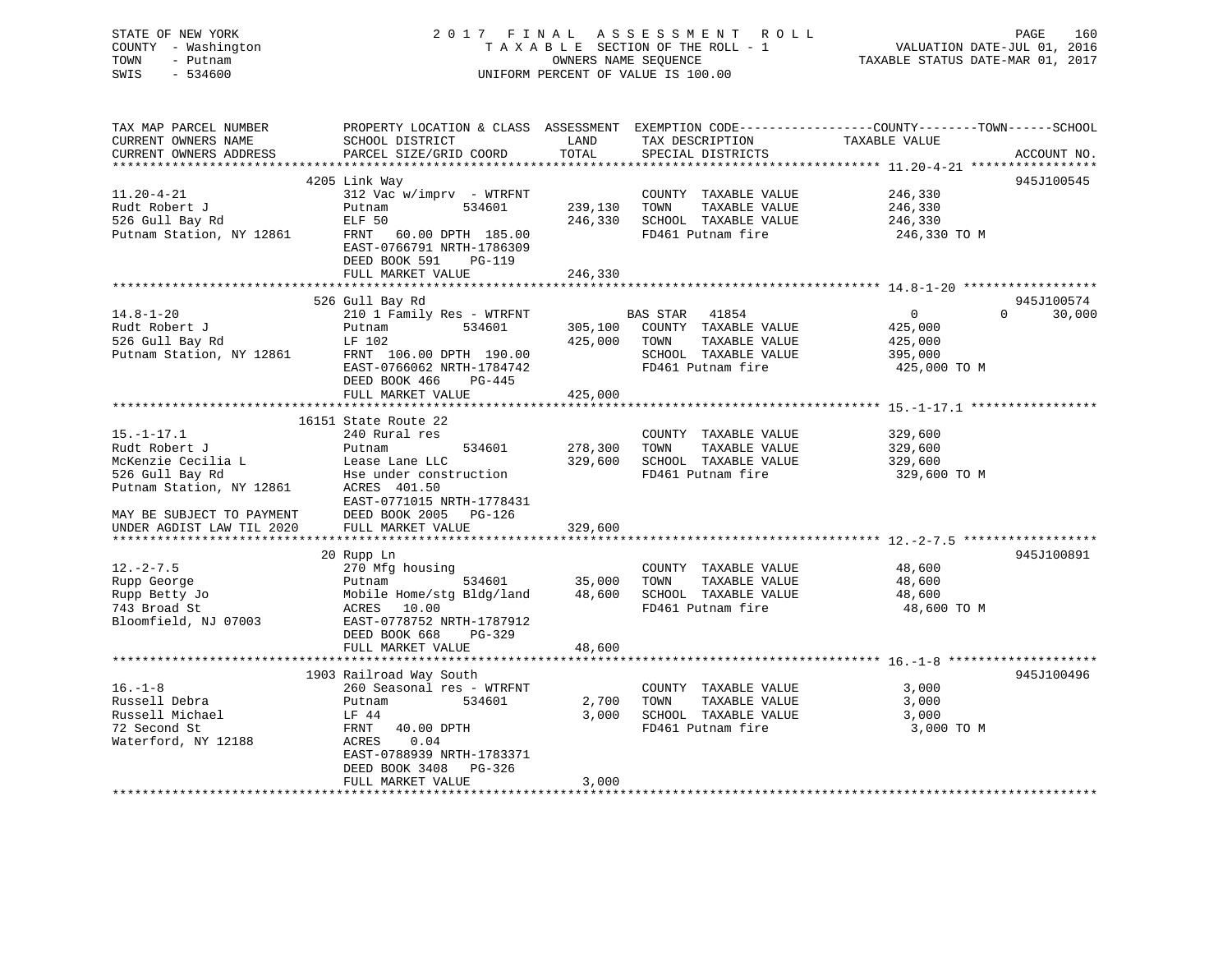STATE OF NEW YORK
COUNTY - Washington
TOWN - Putnam
SWIS - 534600

2017 FINAL ASSESSMENT ROLL
TAXABLE SECTION OF THE ROLL - 1
OWNERS NAME SEQUENCE
UNIFORM PERCENT OF VALUE IS 100.00

VALUATION DATE-JUL 01, 2016
TAXABLE STATUS DATE-MAR 01, 2017

| TAX MAP PARCEL NUMBER / CURRENT OWNERS NAME / CURRENT OWNERS ADDRESS | PROPERTY LOCATION & CLASS / SCHOOL DISTRICT / PARCEL SIZE/GRID COORD | ASSESSMENT LAND | TOTAL | EXEMPTION CODE / TAX DESCRIPTION / SPECIAL DISTRICTS | COUNTY / TOWN / SCHOOL TAXABLE VALUE | ACCOUNT NO. |
|---|---|---|---|---|---|---|
| **11.20-4-21** | 4205 Link Way | | | | | 945J100545 |
| 11.20-4-21 | 312 Vac w/imprv - WTRFNT | | | COUNTY TAXABLE VALUE | 246,330 | |
| Rudt Robert J | Putnam 534601 | 239,130 | | TOWN TAXABLE VALUE | 246,330 | |
| 526 Gull Bay Rd | ELF 50 | | 246,330 | SCHOOL TAXABLE VALUE | 246,330 | |
| Putnam Station, NY 12861 | FRNT 60.00 DPTH 185.00 | | | FD461 Putnam fire | 246,330 TO M | |
| | EAST-0766791 NRTH-1786309 | | | | | |
| | DEED BOOK 591 PG-119 | | | | | |
| | FULL MARKET VALUE | | 246,330 | | | |
| **14.8-1-20** | 526 Gull Bay Rd | | | | | 945J100574 |
| 14.8-1-20 | 210 1 Family Res - WTRFNT | | | BAS STAR 41854 | 0 / 0 / 30,000 | |
| Rudt Robert J | Putnam 534601 | 305,100 | | COUNTY TAXABLE VALUE | 425,000 | |
| 526 Gull Bay Rd | LF 102 | | 425,000 | TOWN TAXABLE VALUE | 425,000 | |
| Putnam Station, NY 12861 | FRNT 106.00 DPTH 190.00 | | | SCHOOL TAXABLE VALUE | 395,000 | |
| | EAST-0766062 NRTH-1784742 | | | FD461 Putnam fire | 425,000 TO M | |
| | DEED BOOK 466 PG-445 | | | | | |
| | FULL MARKET VALUE | | 425,000 | | | |
| **15.-1-17.1** | 16151 State Route 22 | | | | | |
| 15.-1-17.1 | 240 Rural res | | | COUNTY TAXABLE VALUE | 329,600 | |
| Rudt Robert J | Putnam 534601 | 278,300 | | TOWN TAXABLE VALUE | 329,600 | |
| McKenzie Cecilia L | Lease Lane LLC | | 329,600 | SCHOOL TAXABLE VALUE | 329,600 | |
| 526 Gull Bay Rd | Hse under construction | | | FD461 Putnam fire | 329,600 TO M | |
| Putnam Station, NY 12861 | ACRES 401.50 | | | | | |
| | EAST-0771015 NRTH-1778431 | | | | | |
| MAY BE SUBJECT TO PAYMENT | DEED BOOK 2005 PG-126 | | | | | |
| UNDER AGDIST LAW TIL 2020 | FULL MARKET VALUE | | 329,600 | | | |
| **12.-2-7.5** | 20 Rupp Ln | | | | | 945J100891 |
| 12.-2-7.5 | 270 Mfg housing | | | COUNTY TAXABLE VALUE | 48,600 | |
| Rupp George | Putnam 534601 | 35,000 | | TOWN TAXABLE VALUE | 48,600 | |
| Rupp Betty Jo | Mobile Home/stg Bldg/land | | 48,600 | SCHOOL TAXABLE VALUE | 48,600 | |
| 743 Broad St | ACRES 10.00 | | | FD461 Putnam fire | 48,600 TO M | |
| Bloomfield, NJ 07003 | EAST-0778752 NRTH-1787912 | | | | | |
| | DEED BOOK 668 PG-329 | | | | | |
| | FULL MARKET VALUE | | 48,600 | | | |
| **16.-1-8** | 1903 Railroad Way South | | | | | 945J100496 |
| 16.-1-8 | 260 Seasonal res - WTRFNT | | | COUNTY TAXABLE VALUE | 3,000 | |
| Russell Debra | Putnam 534601 | 2,700 | | TOWN TAXABLE VALUE | 3,000 | |
| Russell Michael | LF 44 | | 3,000 | SCHOOL TAXABLE VALUE | 3,000 | |
| 72 Second St | FRNT 40.00 DPTH | | | FD461 Putnam fire | 3,000 TO M | |
| Waterford, NY 12188 | ACRES 0.04 | | | | | |
| | EAST-0788939 NRTH-1783371 | | | | | |
| | DEED BOOK 3408 PG-326 | | | | | |
| | FULL MARKET VALUE | | 3,000 | | | |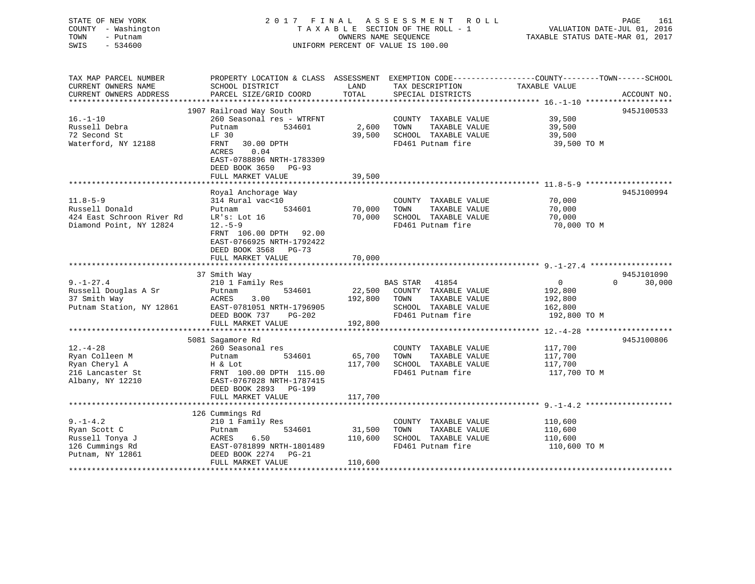STATE OF NEW YORK
COUNTY - Washington
TOWN - Putnam
SWIS - 534600

2 0 1 7 F I N A L A S S E S S M E N T R O L L
T A X A B L E SECTION OF THE ROLL - 1
OWNERS NAME SEQUENCE
UNIFORM PERCENT OF VALUE IS 100.00

VALUATION DATE-JUL 01, 2016
TAXABLE STATUS DATE-MAR 01, 2017

```
TAX MAP PARCEL NUMBER          PROPERTY LOCATION & CLASS  ASSESSMENT  EXEMPTION CODE------------------COUNTY--------TOWN------SCHOOL
CURRENT OWNERS NAME            SCHOOL DISTRICT              LAND      TAX DESCRIPTION              TAXABLE VALUE
CURRENT OWNERS ADDRESS         PARCEL SIZE/GRID COORD       TOTAL     SPECIAL DISTRICTS                                   ACCOUNT NO.
******************************************************************************************************* 16.-1-10 *******************
                            1907 Railroad Way South                                                                      945J100533
16.-1-10                       260 Seasonal res - WTRFNT               COUNTY  TAXABLE VALUE             39,500
Russell Debra                  Putnam          534601        2,600     TOWN    TAXABLE VALUE             39,500
72 Second St                   LF 30                        39,500     SCHOOL  TAXABLE VALUE             39,500
Waterford, NY 12188            FRNT   30.00 DPTH                       FD461 Putnam fire                  39,500 TO M
                               ACRES    0.04
                               EAST-0788896 NRTH-1783309
                               DEED BOOK 3650   PG-93
                               FULL MARKET VALUE            39,500
******************************************************************************************************* 11.8-5-9 *******************
                               Royal Anchorage Way                                                                       945J100994
11.8-5-9                       314 Rural vac<10                        COUNTY  TAXABLE VALUE             70,000
Russell Donald                 Putnam          534601       70,000     TOWN    TAXABLE VALUE             70,000
424 East Schroon River Rd      LR's: Lot 16                 70,000     SCHOOL  TAXABLE VALUE             70,000
Diamond Point, NY 12824        12.-5-9                                 FD461 Putnam fire                  70,000 TO M
                               FRNT  106.00 DPTH   92.00
                               EAST-0766925 NRTH-1792422
                               DEED BOOK 3568   PG-73
                               FULL MARKET VALUE            70,000
******************************************************************************************************* 9.-1-27.4 ******************
                            37 Smith Way                                                                                 945J101090
9.-1-27.4                      210 1 Family Res                        BAS STAR   41854                   0             0      30,000
Russell Douglas A Sr           Putnam          534601       22,500     COUNTY  TAXABLE VALUE            192,800
37 Smith Way                   ACRES    3.00               192,800     TOWN    TAXABLE VALUE            192,800
Putnam Station, NY 12861       EAST-0781051 NRTH-1796905               SCHOOL  TAXABLE VALUE            162,800
                               DEED BOOK 737    PG-202                 FD461 Putnam fire                 192,800 TO M
                               FULL MARKET VALUE           192,800
******************************************************************************************************* 12.-4-28 *******************
                          5081 Sagamore Rd                                                                               945J100806
12.-4-28                       260 Seasonal res                        COUNTY  TAXABLE VALUE            117,700
Ryan Colleen M                 Putnam          534601       65,700     TOWN    TAXABLE VALUE            117,700
Ryan Cheryl A                  H & Lot                     117,700     SCHOOL  TAXABLE VALUE            117,700
216 Lancaster St               FRNT  100.00 DPTH  115.00               FD461 Putnam fire                 117,700 TO M
Albany, NY 12210               EAST-0767028 NRTH-1787415
                               DEED BOOK 2893   PG-199
                               FULL MARKET VALUE           117,700
******************************************************************************************************* 9.-1-4.2 *******************
                           126 Cummings Rd
9.-1-4.2                       210 1 Family Res                        COUNTY  TAXABLE VALUE            110,600
Ryan Scott C                   Putnam          534601       31,500     TOWN    TAXABLE VALUE            110,600
Russell Tonya J                ACRES    6.50               110,600     SCHOOL  TAXABLE VALUE            110,600
126 Cummings Rd                EAST-0781899 NRTH-1801489               FD461 Putnam fire                 110,600 TO M
Putnam, NY 12861               DEED BOOK 2274   PG-21
                               FULL MARKET VALUE           110,600
************************************************************************************************************************************
```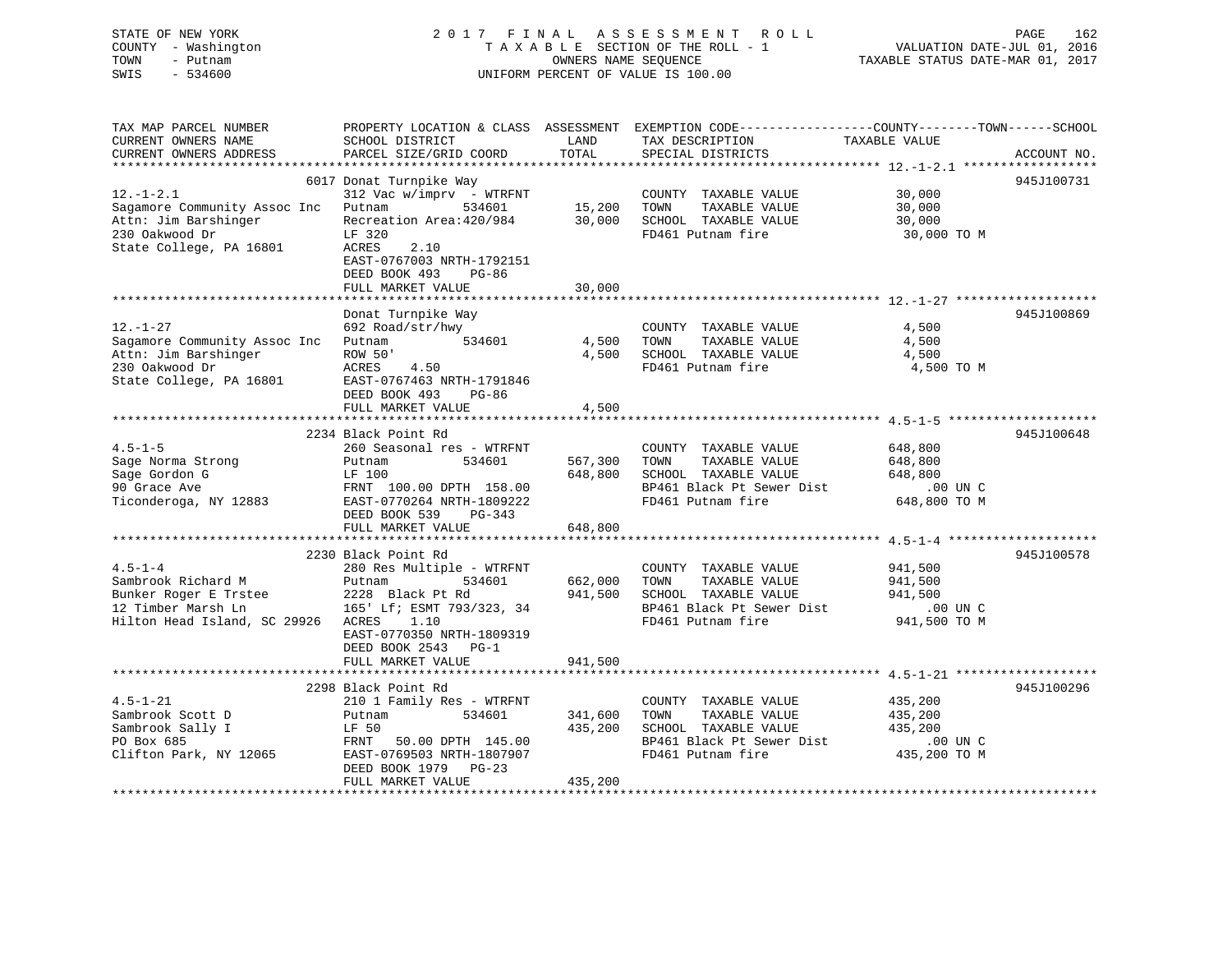STATE OF NEW YORK
COUNTY - Washington
TOWN - Putnam
SWIS - 534600

# 2017 FINAL ASSESSMENT ROLL
TAXABLE SECTION OF THE ROLL - 1
OWNERS NAME SEQUENCE
UNIFORM PERCENT OF VALUE IS 100.00

VALUATION DATE-JUL 01, 2016
TAXABLE STATUS DATE-MAR 01, 2017

| TAX MAP PARCEL NUMBER / CURRENT OWNERS NAME / CURRENT OWNERS ADDRESS | PROPERTY LOCATION & CLASS / SCHOOL DISTRICT / PARCEL SIZE/GRID COORD | ASSESSMENT LAND | TOTAL | EXEMPTION CODE / TAX DESCRIPTION / SPECIAL DISTRICTS | TAXABLE VALUE (COUNTY / TOWN / SCHOOL) | ACCOUNT NO. |
|---|---|---|---|---|---|---|
| **12.-1-2.1** | 6017 Donat Turnpike Way | | | | | 945J100731 |
| 12.-1-2.1 | 312 Vac w/imprv - WTRFNT | | | COUNTY TAXABLE VALUE | 30,000 | |
| Sagamore Community Assoc Inc | Putnam 534601 | 15,200 | | TOWN TAXABLE VALUE | 30,000 | |
| Attn: Jim Barshinger | Recreation Area:420/984 | | 30,000 | SCHOOL TAXABLE VALUE | 30,000 | |
| 230 Oakwood Dr | LF 320 | | | FD461 Putnam fire | 30,000 TO M | |
| State College, PA 16801 | ACRES 2.10 | | | | | |
| | EAST-0767003 NRTH-1792151 | | | | | |
| | DEED BOOK 493 PG-86 | | | | | |
| | FULL MARKET VALUE | | 30,000 | | | |
| **12.-1-27** | Donat Turnpike Way | | | | | 945J100869 |
| 12.-1-27 | 692 Road/str/hwy | | | COUNTY TAXABLE VALUE | 4,500 | |
| Sagamore Community Assoc Inc | Putnam 534601 | 4,500 | | TOWN TAXABLE VALUE | 4,500 | |
| Attn: Jim Barshinger | ROW 50' | | 4,500 | SCHOOL TAXABLE VALUE | 4,500 | |
| 230 Oakwood Dr | ACRES 4.50 | | | FD461 Putnam fire | 4,500 TO M | |
| State College, PA 16801 | EAST-0767463 NRTH-1791846 | | | | | |
| | DEED BOOK 493 PG-86 | | | | | |
| | FULL MARKET VALUE | | 4,500 | | | |
| **4.5-1-5** | 2234 Black Point Rd | | | | | 945J100648 |
| 4.5-1-5 | 260 Seasonal res - WTRFNT | | | COUNTY TAXABLE VALUE | 648,800 | |
| Sage Norma Strong | Putnam 534601 | 567,300 | | TOWN TAXABLE VALUE | 648,800 | |
| Sage Gordon G | LF 100 | | 648,800 | SCHOOL TAXABLE VALUE | 648,800 | |
| 90 Grace Ave | FRNT 100.00 DPTH 158.00 | | | BP461 Black Pt Sewer Dist | .00 UN C | |
| Ticonderoga, NY 12883 | EAST-0770264 NRTH-1809222 | | | FD461 Putnam fire | 648,800 TO M | |
| | DEED BOOK 539 PG-343 | | | | | |
| | FULL MARKET VALUE | | 648,800 | | | |
| **4.5-1-4** | 2230 Black Point Rd | | | | | 945J100578 |
| 4.5-1-4 | 280 Res Multiple - WTRFNT | | | COUNTY TAXABLE VALUE | 941,500 | |
| Sambrook Richard M | Putnam 534601 | 662,000 | | TOWN TAXABLE VALUE | 941,500 | |
| Bunker Roger E Trstee | 2228 Black Pt Rd | | 941,500 | SCHOOL TAXABLE VALUE | 941,500 | |
| 12 Timber Marsh Ln | 165' Lf; ESMT 793/323, 34 | | | BP461 Black Pt Sewer Dist | .00 UN C | |
| Hilton Head Island, SC 29926 | ACRES 1.10 | | | FD461 Putnam fire | 941,500 TO M | |
| | EAST-0770350 NRTH-1809319 | | | | | |
| | DEED BOOK 2543 PG-1 | | | | | |
| | FULL MARKET VALUE | | 941,500 | | | |
| **4.5-1-21** | 2298 Black Point Rd | | | | | 945J100296 |
| 4.5-1-21 | 210 1 Family Res - WTRFNT | | | COUNTY TAXABLE VALUE | 435,200 | |
| Sambrook Scott D | Putnam 534601 | 341,600 | | TOWN TAXABLE VALUE | 435,200 | |
| Sambrook Sally I | LF 50 | | 435,200 | SCHOOL TAXABLE VALUE | 435,200 | |
| PO Box 685 | FRNT 50.00 DPTH 145.00 | | | BP461 Black Pt Sewer Dist | .00 UN C | |
| Clifton Park, NY 12065 | EAST-0769503 NRTH-1807907 | | | FD461 Putnam fire | 435,200 TO M | |
| | DEED BOOK 1979 PG-23 | | | | | |
| | FULL MARKET VALUE | | 435,200 | | | |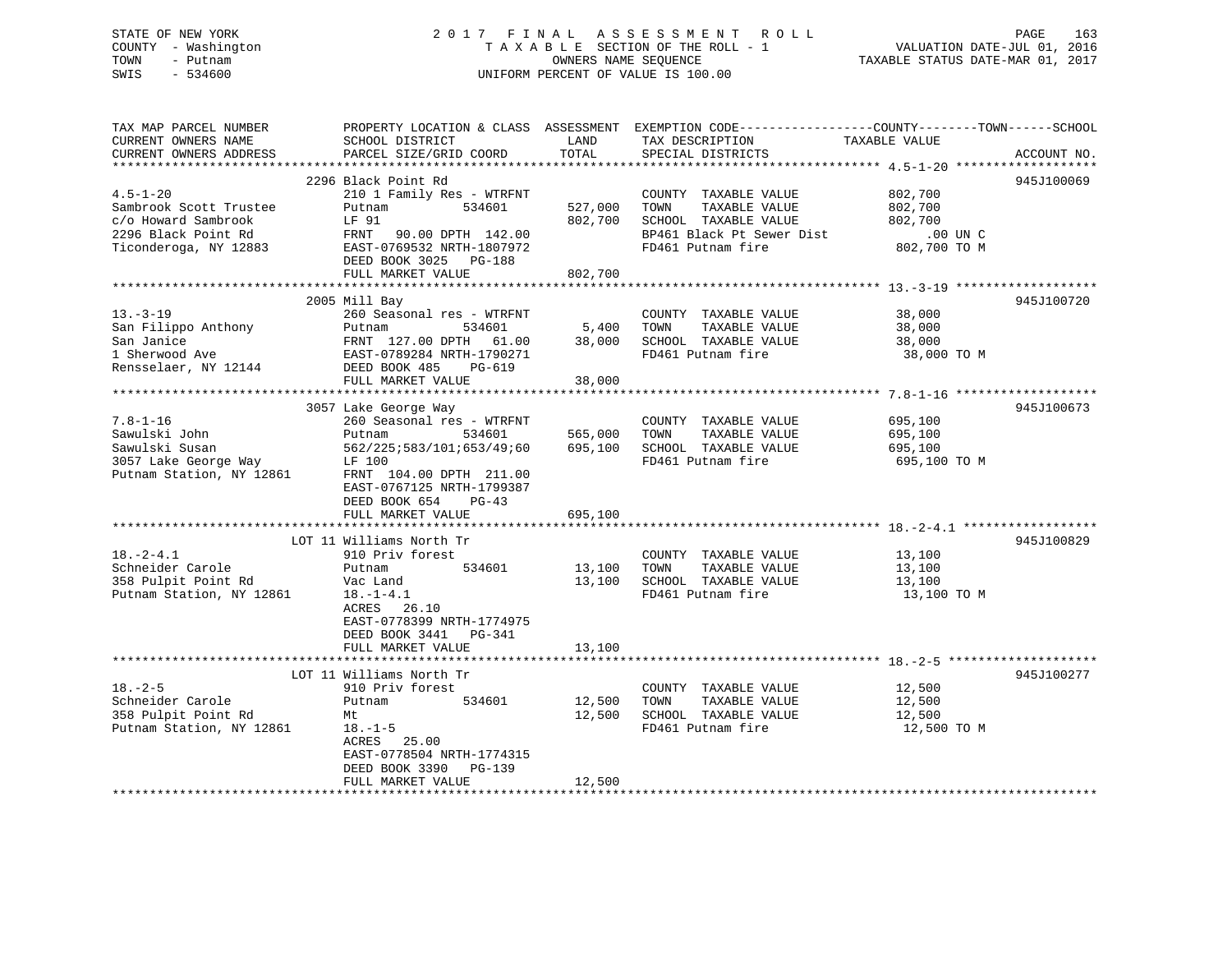STATE OF NEW YORK
COUNTY - Washington
TOWN - Putnam
SWIS - 534600

2 0 1 7 F I N A L A S S E S S M E N T R O L L
T A X A B L E SECTION OF THE ROLL - 1
OWNERS NAME SEQUENCE
UNIFORM PERCENT OF VALUE IS 100.00

VALUATION DATE-JUL 01, 2016
TAXABLE STATUS DATE-MAR 01, 2017

```
TAX MAP PARCEL NUMBER          PROPERTY LOCATION & CLASS  ASSESSMENT  EXEMPTION CODE------------------COUNTY--------TOWN------SCHOOL
CURRENT OWNERS NAME            SCHOOL DISTRICT              LAND      TAX DESCRIPTION              TAXABLE VALUE
CURRENT OWNERS ADDRESS         PARCEL SIZE/GRID COORD       TOTAL     SPECIAL DISTRICTS                                        ACCOUNT NO.
******************************************************************************************************* 4.5-1-20 *******************
                               2296 Black Point Rd                                                                          945J100069
4.5-1-20                       210 1 Family Res - WTRFNT              COUNTY  TAXABLE VALUE            802,700
Sambrook Scott Trustee         Putnam          534601      527,000    TOWN    TAXABLE VALUE            802,700
c/o Howard Sambrook            LF 91                       802,700    SCHOOL  TAXABLE VALUE            802,700
2296 Black Point Rd            FRNT   90.00 DPTH 142.00               BP461 Black Pt Sewer Dist            .00 UN C
Ticonderoga, NY 12883          EAST-0769532 NRTH-1807972              FD461 Putnam fire                802,700 TO M
                               DEED BOOK 3025   PG-188
                               FULL MARKET VALUE           802,700
******************************************************************************************************* 13.-3-19 *******************
                               2005 Mill Bay                                                                                945J100720
13.-3-19                       260 Seasonal res - WTRFNT              COUNTY  TAXABLE VALUE             38,000
San Filippo Anthony            Putnam          534601        5,400    TOWN    TAXABLE VALUE             38,000
San Janice                     FRNT  127.00 DPTH   61.00    38,000    SCHOOL  TAXABLE VALUE             38,000
1 Sherwood Ave                 EAST-0789284 NRTH-1790271              FD461 Putnam fire                 38,000 TO M
Rensselaer, NY 12144           DEED BOOK 485    PG-619
                               FULL MARKET VALUE            38,000
******************************************************************************************************* 7.8-1-16 *******************
                               3057 Lake George Way                                                                         945J100673
7.8-1-16                       260 Seasonal res - WTRFNT              COUNTY  TAXABLE VALUE            695,100
Sawulski John                  Putnam          534601      565,000    TOWN    TAXABLE VALUE            695,100
Sawulski Susan                 562/225;583/101;653/49;60   695,100    SCHOOL  TAXABLE VALUE            695,100
3057 Lake George Way           LF 100                                 FD461 Putnam fire                695,100 TO M
Putnam Station, NY 12861       FRNT  104.00 DPTH 211.00
                               EAST-0767125 NRTH-1799387
                               DEED BOOK 654    PG-43
                               FULL MARKET VALUE           695,100
******************************************************************************************************* 18.-2-4.1 ******************
                               LOT 11 Williams North Tr                                                                     945J100829
18.-2-4.1                      910 Priv forest                        COUNTY  TAXABLE VALUE             13,100
Schneider Carole               Putnam          534601       13,100    TOWN    TAXABLE VALUE             13,100
358 Pulpit Point Rd            Vac Land                     13,100    SCHOOL  TAXABLE VALUE             13,100
Putnam Station, NY 12861       18.-1-4.1                              FD461 Putnam fire                 13,100 TO M
                               ACRES   26.10
                               EAST-0778399 NRTH-1774975
                               DEED BOOK 3441   PG-341
                               FULL MARKET VALUE            13,100
******************************************************************************************************* 18.-2-5 ********************
                               LOT 11 Williams North Tr                                                                     945J100277
18.-2-5                        910 Priv forest                        COUNTY  TAXABLE VALUE             12,500
Schneider Carole               Putnam          534601       12,500    TOWN    TAXABLE VALUE             12,500
358 Pulpit Point Rd            Mt                           12,500    SCHOOL  TAXABLE VALUE             12,500
Putnam Station, NY 12861       18.-1-5                                FD461 Putnam fire                 12,500 TO M
                               ACRES   25.00
                               EAST-0778504 NRTH-1774315
                               DEED BOOK 3390   PG-139
                               FULL MARKET VALUE            12,500
************************************************************************************************************************************
```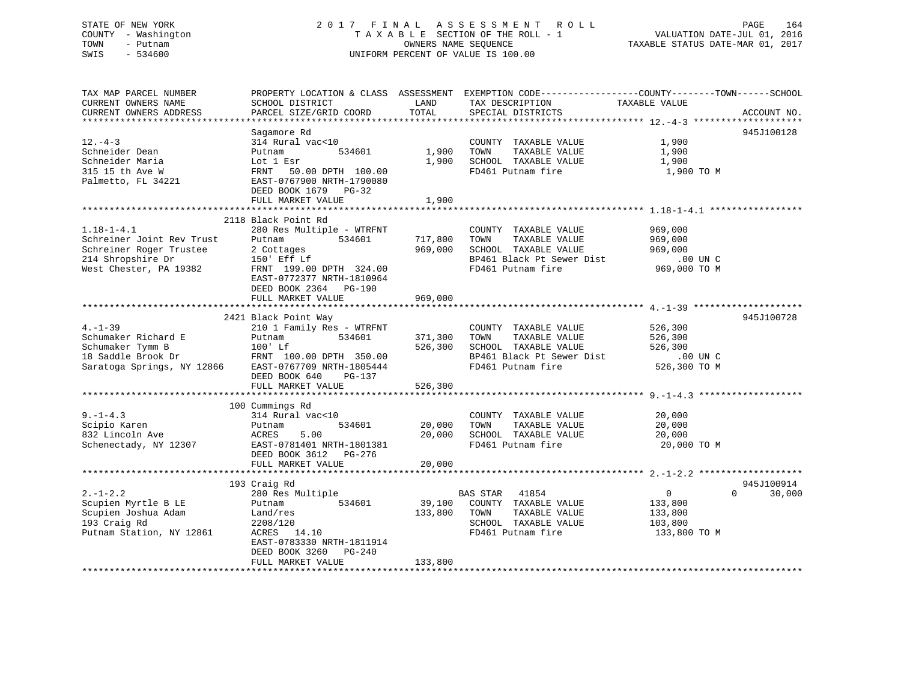STATE OF NEW YORK
COUNTY - Washington
TOWN - Putnam
SWIS - 534600

2017 FINAL ASSESSMENT ROLL
TAXABLE SECTION OF THE ROLL - 1
OWNERS NAME SEQUENCE
UNIFORM PERCENT OF VALUE IS 100.00

VALUATION DATE-JUL 01, 2016
TAXABLE STATUS DATE-MAR 01, 2017

| TAX MAP PARCEL NUMBER<br>CURRENT OWNERS NAME<br>CURRENT OWNERS ADDRESS | PROPERTY LOCATION & CLASS<br>SCHOOL DISTRICT<br>PARCEL SIZE/GRID COORD | ASSESSMENT<br>LAND<br>TOTAL | EXEMPTION CODE<br>TAX DESCRIPTION<br>SPECIAL DISTRICTS | COUNTY--------TOWN------SCHOOL<br>TAXABLE VALUE | ACCOUNT NO. |
|---|---|---|---|---|---|
| **12.-4-3** | Sagamore Rd | | | | 945J100128 |
| 12.-4-3 | 314 Rural vac<10 | | COUNTY TAXABLE VALUE | 1,900 | |
| Schneider Dean | Putnam 534601 | 1,900 | TOWN TAXABLE VALUE | 1,900 | |
| Schneider Maria | Lot 1 Esr | 1,900 | SCHOOL TAXABLE VALUE | 1,900 | |
| 315 15 th Ave W | FRNT 50.00 DPTH 100.00 | | FD461 Putnam fire | 1,900 TO M | |
| Palmetto, FL 34221 | EAST-0767900 NRTH-1790080 | | | | |
| | DEED BOOK 1679 PG-32 | | | | |
| | FULL MARKET VALUE | 1,900 | | | |
| **1.18-1-4.1** | 2118 Black Point Rd | | | | |
| 1.18-1-4.1 | 280 Res Multiple - WTRFNT | | COUNTY TAXABLE VALUE | 969,000 | |
| Schreiner Joint Rev Trust | Putnam 534601 | 717,800 | TOWN TAXABLE VALUE | 969,000 | |
| Schreiner Roger Trustee | 2 Cottages | 969,000 | SCHOOL TAXABLE VALUE | 969,000 | |
| 214 Shropshire Dr | 150' Eff Lf | | BP461 Black Pt Sewer Dist | .00 UN C | |
| West Chester, PA 19382 | FRNT 199.00 DPTH 324.00 | | FD461 Putnam fire | 969,000 TO M | |
| | EAST-0772377 NRTH-1810964 | | | | |
| | DEED BOOK 2364 PG-190 | | | | |
| | FULL MARKET VALUE | 969,000 | | | |
| **4.-1-39** | 2421 Black Point Way | | | | 945J100728 |
| 4.-1-39 | 210 1 Family Res - WTRFNT | | COUNTY TAXABLE VALUE | 526,300 | |
| Schumaker Richard E | Putnam 534601 | 371,300 | TOWN TAXABLE VALUE | 526,300 | |
| Schumaker Tymm B | 100' Lf | 526,300 | SCHOOL TAXABLE VALUE | 526,300 | |
| 18 Saddle Brook Dr | FRNT 100.00 DPTH 350.00 | | BP461 Black Pt Sewer Dist | .00 UN C | |
| Saratoga Springs, NY 12866 | EAST-0767709 NRTH-1805444 | | FD461 Putnam fire | 526,300 TO M | |
| | DEED BOOK 640 PG-137 | | | | |
| | FULL MARKET VALUE | 526,300 | | | |
| **9.-1-4.3** | 100 Cummings Rd | | | | |
| 9.-1-4.3 | 314 Rural vac<10 | | COUNTY TAXABLE VALUE | 20,000 | |
| Scipio Karen | Putnam 534601 | 20,000 | TOWN TAXABLE VALUE | 20,000 | |
| 832 Lincoln Ave | ACRES 5.00 | 20,000 | SCHOOL TAXABLE VALUE | 20,000 | |
| Schenectady, NY 12307 | EAST-0781401 NRTH-1801381 | | FD461 Putnam fire | 20,000 TO M | |
| | DEED BOOK 3612 PG-276 | | | | |
| | FULL MARKET VALUE | 20,000 | | | |
| **2.-1-2.2** | 193 Craig Rd | | | | 945J100914 |
| 2.-1-2.2 | 280 Res Multiple | | BAS STAR 41854 | 0 0 30,000 | |
| Scupien Myrtle B LE | Putnam 534601 | 39,100 | COUNTY TAXABLE VALUE | 133,800 | |
| Scupien Joshua Adam | Land/res | 133,800 | TOWN TAXABLE VALUE | 133,800 | |
| 193 Craig Rd | 2208/120 | | SCHOOL TAXABLE VALUE | 103,800 | |
| Putnam Station, NY 12861 | ACRES 14.10 | | FD461 Putnam fire | 133,800 TO M | |
| | EAST-0783330 NRTH-1811914 | | | | |
| | DEED BOOK 3260 PG-240 | | | | |
| | FULL MARKET VALUE | 133,800 | | | |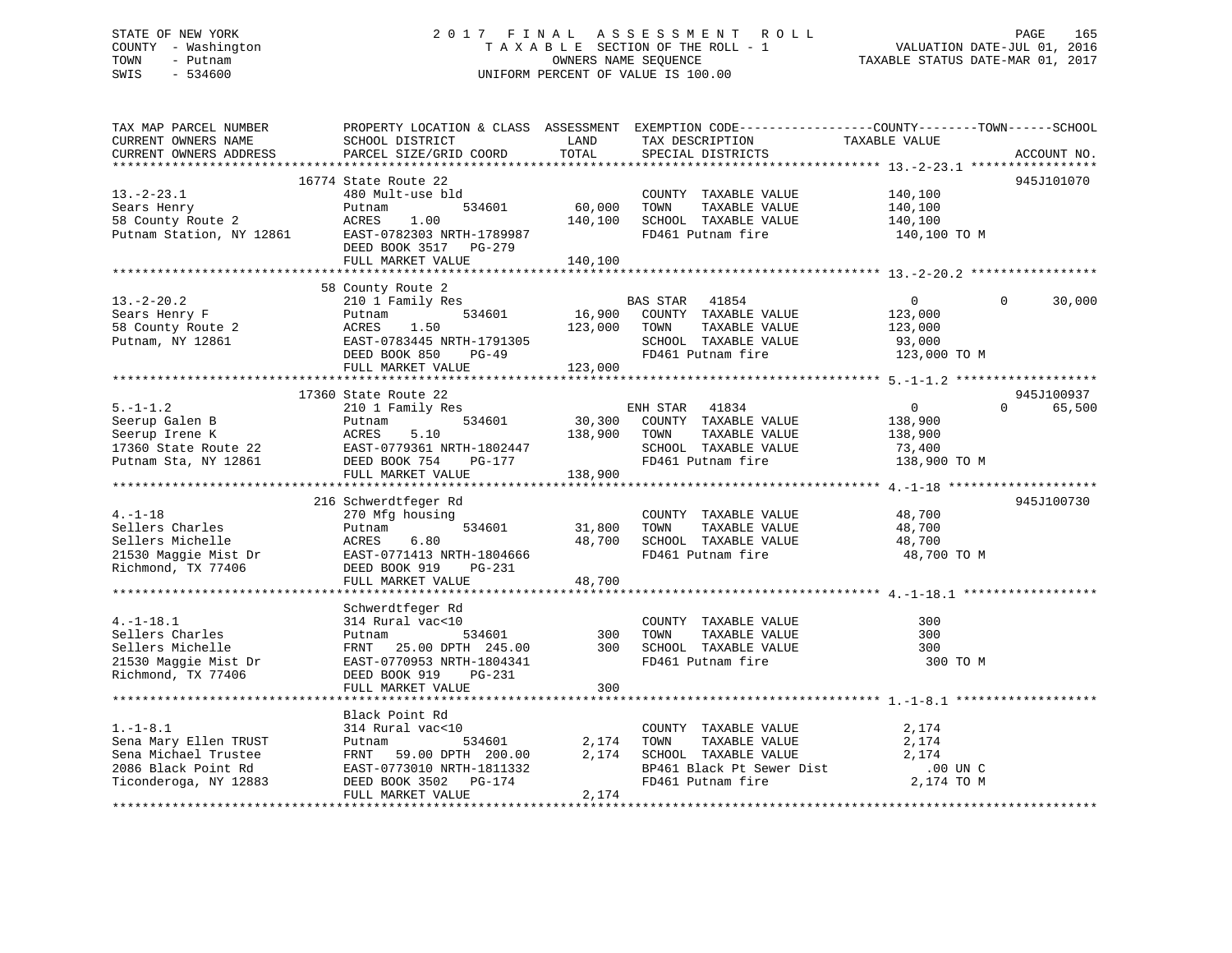STATE OF NEW YORK — COUNTY - Washington — TOWN - Putnam — SWIS - 534600

# 2017 FINAL ASSESSMENT ROLL
TAXABLE SECTION OF THE ROLL - 1
OWNERS NAME SEQUENCE
UNIFORM PERCENT OF VALUE IS 100.00

VALUATION DATE-JUL 01, 2016
TAXABLE STATUS DATE-MAR 01, 2017

```
TAX MAP PARCEL NUMBER          PROPERTY LOCATION & CLASS  ASSESSMENT  EXEMPTION CODE------------------COUNTY--------TOWN------SCHOOL
CURRENT OWNERS NAME            SCHOOL DISTRICT               LAND      TAX DESCRIPTION              TAXABLE VALUE
CURRENT OWNERS ADDRESS         PARCEL SIZE/GRID COORD        TOTAL     SPECIAL DISTRICTS                                    ACCOUNT NO.
******************************************************************************************************* 13.-2-23.1 *****************
                   16774 State Route 22                                                                               945J101070
13.-2-23.1                     480 Mult-use bld                        COUNTY  TAXABLE VALUE             140,100
Sears Henry                    Putnam          534601      60,000      TOWN    TAXABLE VALUE             140,100
58 County Route 2              ACRES     1.00             140,100      SCHOOL  TAXABLE VALUE             140,100
Putnam Station, NY 12861       EAST-0782303 NRTH-1789987               FD461 Putnam fire                  140,100 TO M
                               DEED BOOK 3517   PG-279
                               FULL MARKET VALUE          140,100
******************************************************************************************************* 13.-2-20.2 *****************
                   58 County Route 2
13.-2-20.2                     210 1 Family Res                        BAS STAR   41854                       0             0       30,000
Sears Henry F                  Putnam          534601      16,900      COUNTY  TAXABLE VALUE             123,000
58 County Route 2              ACRES     1.50             123,000      TOWN    TAXABLE VALUE             123,000
Putnam, NY 12861               EAST-0783445 NRTH-1791305               SCHOOL  TAXABLE VALUE              93,000
                               DEED BOOK 850    PG-49                  FD461 Putnam fire                  123,000 TO M
                               FULL MARKET VALUE          123,000
******************************************************************************************************* 5.-1-1.2 *******************
                   17360 State Route 22                                                                               945J100937
5.-1-1.2                       210 1 Family Res                        ENH STAR   41834                       0             0       65,500
Seerup Galen B                 Putnam          534601      30,300      COUNTY  TAXABLE VALUE             138,900
Seerup Irene K                 ACRES     5.10             138,900      TOWN    TAXABLE VALUE             138,900
17360 State Route 22           EAST-0779361 NRTH-1802447               SCHOOL  TAXABLE VALUE              73,400
Putnam Sta, NY 12861           DEED BOOK 754    PG-177                 FD461 Putnam fire                  138,900 TO M
                               FULL MARKET VALUE          138,900
******************************************************************************************************* 4.-1-18 ********************
                   216 Schwerdtfeger Rd                                                                               945J100730
4.-1-18                        270 Mfg housing                         COUNTY  TAXABLE VALUE              48,700
Sellers Charles                Putnam          534601      31,800      TOWN    TAXABLE VALUE              48,700
Sellers Michelle               ACRES     6.80              48,700      SCHOOL  TAXABLE VALUE              48,700
21530 Maggie Mist Dr           EAST-0771413 NRTH-1804666               FD461 Putnam fire                   48,700 TO M
Richmond, TX 77406             DEED BOOK 919    PG-231
                               FULL MARKET VALUE           48,700
******************************************************************************************************* 4.-1-18.1 ******************
                   Schwerdtfeger Rd
4.-1-18.1                      314 Rural vac<10                        COUNTY  TAXABLE VALUE                 300
Sellers Charles                Putnam          534601         300      TOWN    TAXABLE VALUE                 300
Sellers Michelle               FRNT   25.00 DPTH 245.00       300      SCHOOL  TAXABLE VALUE                 300
21530 Maggie Mist Dr           EAST-0770953 NRTH-1804341               FD461 Putnam fire                      300 TO M
Richmond, TX 77406             DEED BOOK 919    PG-231
                               FULL MARKET VALUE              300
******************************************************************************************************* 1.-1-8.1 *******************
                   Black Point Rd
1.-1-8.1                       314 Rural vac<10                        COUNTY  TAXABLE VALUE               2,174
Sena Mary Ellen TRUST          Putnam          534601       2,174      TOWN    TAXABLE VALUE               2,174
Sena Michael Trustee           FRNT   59.00 DPTH 200.00     2,174      SCHOOL  TAXABLE VALUE               2,174
2086 Black Point Rd            EAST-0773010 NRTH-1811332               BP461 Black Pt Sewer Dist              .00 UN C
Ticonderoga, NY 12883          DEED BOOK 3502   PG-174                 FD461 Putnam fire                    2,174 TO M
                               FULL MARKET VALUE            2,174
************************************************************************************************************************************
```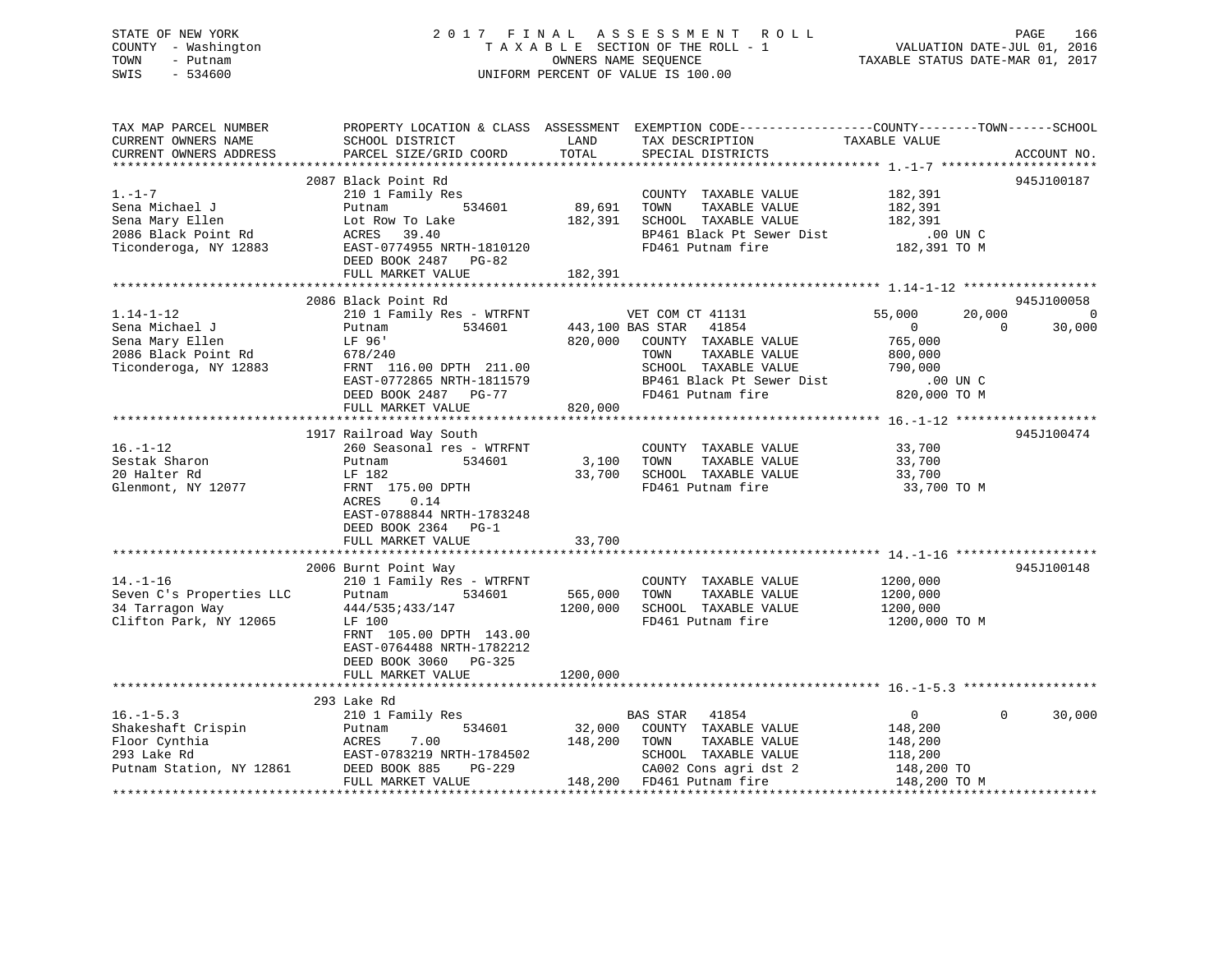STATE OF NEW YORK
COUNTY - Washington
TOWN - Putnam
SWIS - 534600

2 0 1 7 F I N A L A S S E S S M E N T R O L L
T A X A B L E SECTION OF THE ROLL - 1
OWNERS NAME SEQUENCE
UNIFORM PERCENT OF VALUE IS 100.00

VALUATION DATE-JUL 01, 2016
TAXABLE STATUS DATE-MAR 01, 2017

```
TAX MAP PARCEL NUMBER          PROPERTY LOCATION & CLASS  ASSESSMENT  EXEMPTION CODE------------------COUNTY--------TOWN------SCHOOL
CURRENT OWNERS NAME            SCHOOL DISTRICT              LAND      TAX DESCRIPTION              TAXABLE VALUE
CURRENT OWNERS ADDRESS         PARCEL SIZE/GRID COORD       TOTAL     SPECIAL DISTRICTS                                        ACCOUNT NO.
*********************************************************************************************** 1.-1-7 ********************
                               2087 Black Point Rd                                                                         945J100187
1.-1-7                         210 1 Family Res                       COUNTY  TAXABLE VALUE            182,391
Sena Michael J                 Putnam          534601       89,691    TOWN    TAXABLE VALUE            182,391
Sena Mary Ellen                Lot Row To Lake             182,391    SCHOOL  TAXABLE VALUE            182,391
2086 Black Point Rd            ACRES   39.40                          BP461 Black Pt Sewer Dist              .00 UN C
Ticonderoga, NY 12883          EAST-0774955 NRTH-1810120              FD461 Putnam fire                182,391 TO M
                               DEED BOOK 2487   PG-82
                               FULL MARKET VALUE           182,391
*********************************************************************************************** 1.14-1-12 *****************
                               2086 Black Point Rd                                                                         945J100058
1.14-1-12                      210 1 Family Res - WTRFNT              VET COM CT 41131          55,000        20,000            0
Sena Michael J                 Putnam          534601      443,100 BAS STAR   41854                0             0       30,000
Sena Mary Ellen                LF 96'                      820,000    COUNTY  TAXABLE VALUE            765,000
2086 Black Point Rd            678/240                                TOWN    TAXABLE VALUE            800,000
Ticonderoga, NY 12883          FRNT 116.00 DPTH 211.00                SCHOOL  TAXABLE VALUE            790,000
                               EAST-0772865 NRTH-1811579              BP461 Black Pt Sewer Dist              .00 UN C
                               DEED BOOK 2487   PG-77                 FD461 Putnam fire                820,000 TO M
                               FULL MARKET VALUE           820,000
*********************************************************************************************** 16.-1-12 ******************
                               1917 Railroad Way South                                                                     945J100474
16.-1-12                       260 Seasonal res - WTRFNT              COUNTY  TAXABLE VALUE             33,700
Sestak Sharon                  Putnam          534601        3,100    TOWN    TAXABLE VALUE             33,700
20 Halter Rd                   LF 182                       33,700    SCHOOL  TAXABLE VALUE             33,700
Glenmont, NY 12077             FRNT 175.00 DPTH                       FD461 Putnam fire                 33,700 TO M
                               ACRES    0.14
                               EAST-0788844 NRTH-1783248
                               DEED BOOK 2364   PG-1
                               FULL MARKET VALUE            33,700
*********************************************************************************************** 14.-1-16 ******************
                               2006 Burnt Point Way                                                                        945J100148
14.-1-16                       210 1 Family Res - WTRFNT              COUNTY  TAXABLE VALUE           1200,000
Seven C's Properties LLC       Putnam          534601      565,000    TOWN    TAXABLE VALUE           1200,000
34 Tarragon Way                444/535;433/147            1200,000    SCHOOL  TAXABLE VALUE           1200,000
Clifton Park, NY 12065         LF 100                                 FD461 Putnam fire               1200,000 TO M
                               FRNT 105.00 DPTH 143.00
                               EAST-0764488 NRTH-1782212
                               DEED BOOK 3060   PG-325
                               FULL MARKET VALUE          1200,000
*********************************************************************************************** 16.-1-5.3 *****************
                               293 Lake Rd
16.-1-5.3                      210 1 Family Res                       BAS STAR   41854                0             0       30,000
Shakeshaft Crispin             Putnam          534601       32,000    COUNTY  TAXABLE VALUE            148,200
Floor Cynthia                  ACRES    7.00               148,200    TOWN    TAXABLE VALUE            148,200
293 Lake Rd                    EAST-0783219 NRTH-1784502              SCHOOL  TAXABLE VALUE            118,200
Putnam Station, NY 12861       DEED BOOK 885    PG-229                CA002 Cons agri dst 2            148,200 TO
                               FULL MARKET VALUE           148,200    FD461 Putnam fire                148,200 TO M
****************************************************************************************************************************
```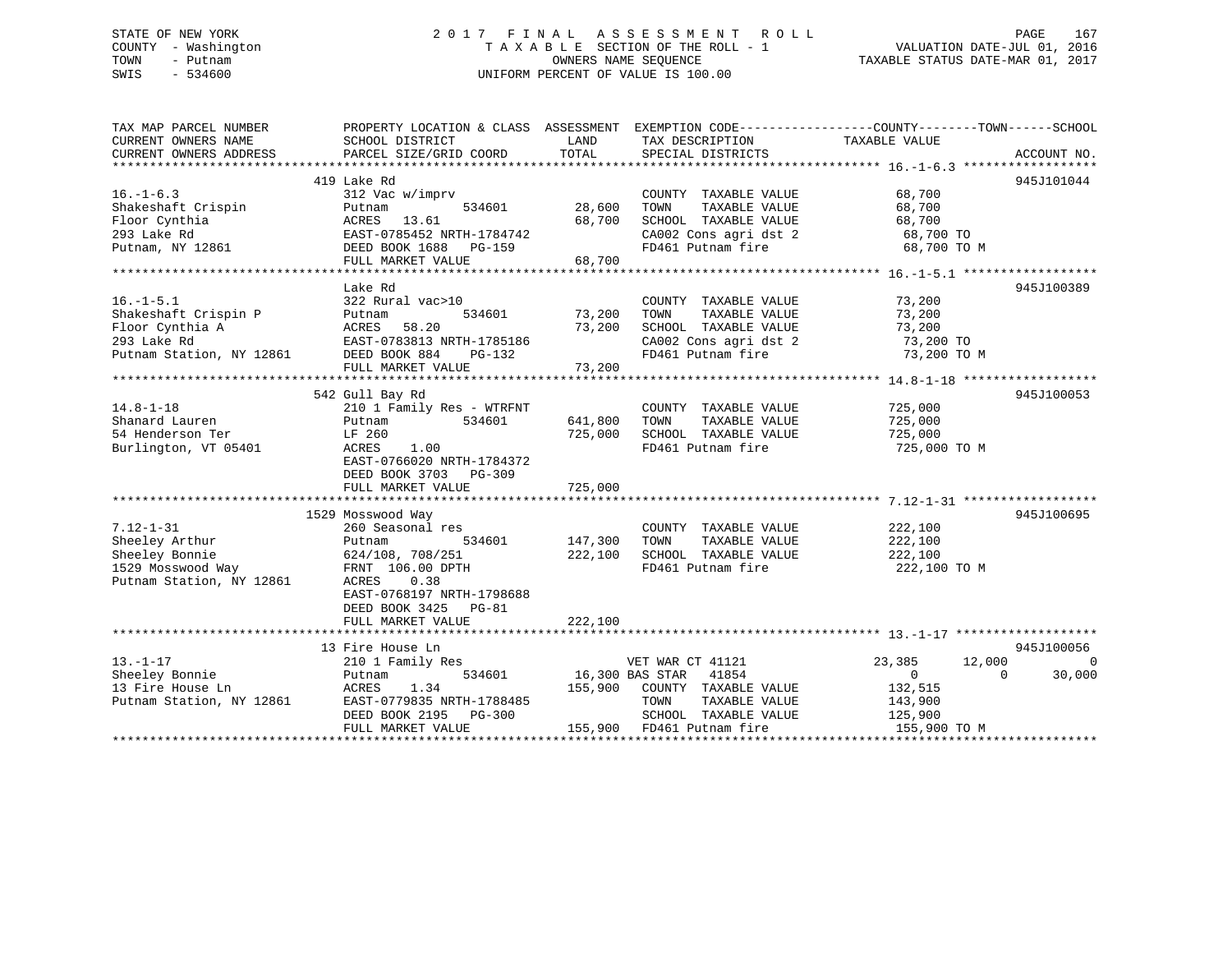STATE OF NEW YORK
COUNTY - Washington
TOWN - Putnam
SWIS - 534600

2017 FINAL ASSESSMENT ROLL
TAXABLE SECTION OF THE ROLL - 1
OWNERS NAME SEQUENCE
UNIFORM PERCENT OF VALUE IS 100.00

VALUATION DATE-JUL 01, 2016
TAXABLE STATUS DATE-MAR 01, 2017

| TAX MAP PARCEL NUMBER / CURRENT OWNERS NAME / CURRENT OWNERS ADDRESS | PROPERTY LOCATION & CLASS / SCHOOL DISTRICT / PARCEL SIZE/GRID COORD | ASSESSMENT LAND | TOTAL | EXEMPTION CODE / TAX DESCRIPTION / SPECIAL DISTRICTS | COUNTY TAXABLE VALUE | TOWN | SCHOOL | ACCOUNT NO. |
|---|---|---|---|---|---|---|---|---|
| **16.-1-6.3** | 419 Lake Rd | | | | | | | 945J101044 |
| 16.-1-6.3 | 312 Vac w/imprv | | | COUNTY TAXABLE VALUE | 68,700 | | | |
| Shakeshaft Crispin | Putnam 534601 | 28,600 | | TOWN TAXABLE VALUE | 68,700 | | | |
| Floor Cynthia | ACRES 13.61 | | 68,700 | SCHOOL TAXABLE VALUE | 68,700 | | | |
| 293 Lake Rd | EAST-0785452 NRTH-1784742 | | | CA002 Cons agri dst 2 | 68,700 TO | | | |
| Putnam, NY 12861 | DEED BOOK 1688 PG-159 | | | FD461 Putnam fire | 68,700 TO M | | | |
| | FULL MARKET VALUE | | 68,700 | | | | | |
| **16.-1-5.1** | Lake Rd | | | | | | | 945J100389 |
| 16.-1-5.1 | 322 Rural vac>10 | | | COUNTY TAXABLE VALUE | 73,200 | | | |
| Shakeshaft Crispin P | Putnam 534601 | 73,200 | | TOWN TAXABLE VALUE | 73,200 | | | |
| Floor Cynthia A | ACRES 58.20 | | 73,200 | SCHOOL TAXABLE VALUE | 73,200 | | | |
| 293 Lake Rd | EAST-0783813 NRTH-1785186 | | | CA002 Cons agri dst 2 | 73,200 TO | | | |
| Putnam Station, NY 12861 | DEED BOOK 884 PG-132 | | | FD461 Putnam fire | 73,200 TO M | | | |
| | FULL MARKET VALUE | | 73,200 | | | | | |
| **14.8-1-18** | 542 Gull Bay Rd | | | | | | | 945J100053 |
| 14.8-1-18 | 210 1 Family Res - WTRFNT | | | COUNTY TAXABLE VALUE | 725,000 | | | |
| Shanard Lauren | Putnam 534601 | 641,800 | | TOWN TAXABLE VALUE | 725,000 | | | |
| 54 Henderson Ter | LF 260 | | 725,000 | SCHOOL TAXABLE VALUE | 725,000 | | | |
| Burlington, VT 05401 | ACRES 1.00 | | | FD461 Putnam fire | 725,000 TO M | | | |
| | EAST-0766020 NRTH-1784372 | | | | | | | |
| | DEED BOOK 3703 PG-309 | | | | | | | |
| | FULL MARKET VALUE | | 725,000 | | | | | |
| **7.12-1-31** | 1529 Mosswood Way | | | | | | | 945J100695 |
| 7.12-1-31 | 260 Seasonal res | | | COUNTY TAXABLE VALUE | 222,100 | | | |
| Sheeley Arthur | Putnam 534601 | 147,300 | | TOWN TAXABLE VALUE | 222,100 | | | |
| Sheeley Bonnie | 624/108, 708/251 | | 222,100 | SCHOOL TAXABLE VALUE | 222,100 | | | |
| 1529 Mosswood Way | FRNT 106.00 DPTH | | | FD461 Putnam fire | 222,100 TO M | | | |
| Putnam Station, NY 12861 | ACRES 0.38 | | | | | | | |
| | EAST-0768197 NRTH-1798688 | | | | | | | |
| | DEED BOOK 3425 PG-81 | | | | | | | |
| | FULL MARKET VALUE | | 222,100 | | | | | |
| **13.-1-17** | 13 Fire House Ln | | | | | | | 945J100056 |
| 13.-1-17 | 210 1 Family Res | | | VET WAR CT 41121 | 23,385 | 12,000 | 0 | |
| Sheeley Bonnie | Putnam 534601 | 16,300 | | BAS STAR 41854 | 0 | 0 | 30,000 | |
| 13 Fire House Ln | ACRES 1.34 | | 155,900 | COUNTY TAXABLE VALUE | 132,515 | | | |
| Putnam Station, NY 12861 | EAST-0779835 NRTH-1788485 | | | TOWN TAXABLE VALUE | 143,900 | | | |
| | DEED BOOK 2195 PG-300 | | | SCHOOL TAXABLE VALUE | 125,900 | | | |
| | FULL MARKET VALUE | | 155,900 | FD461 Putnam fire | 155,900 TO M | | | |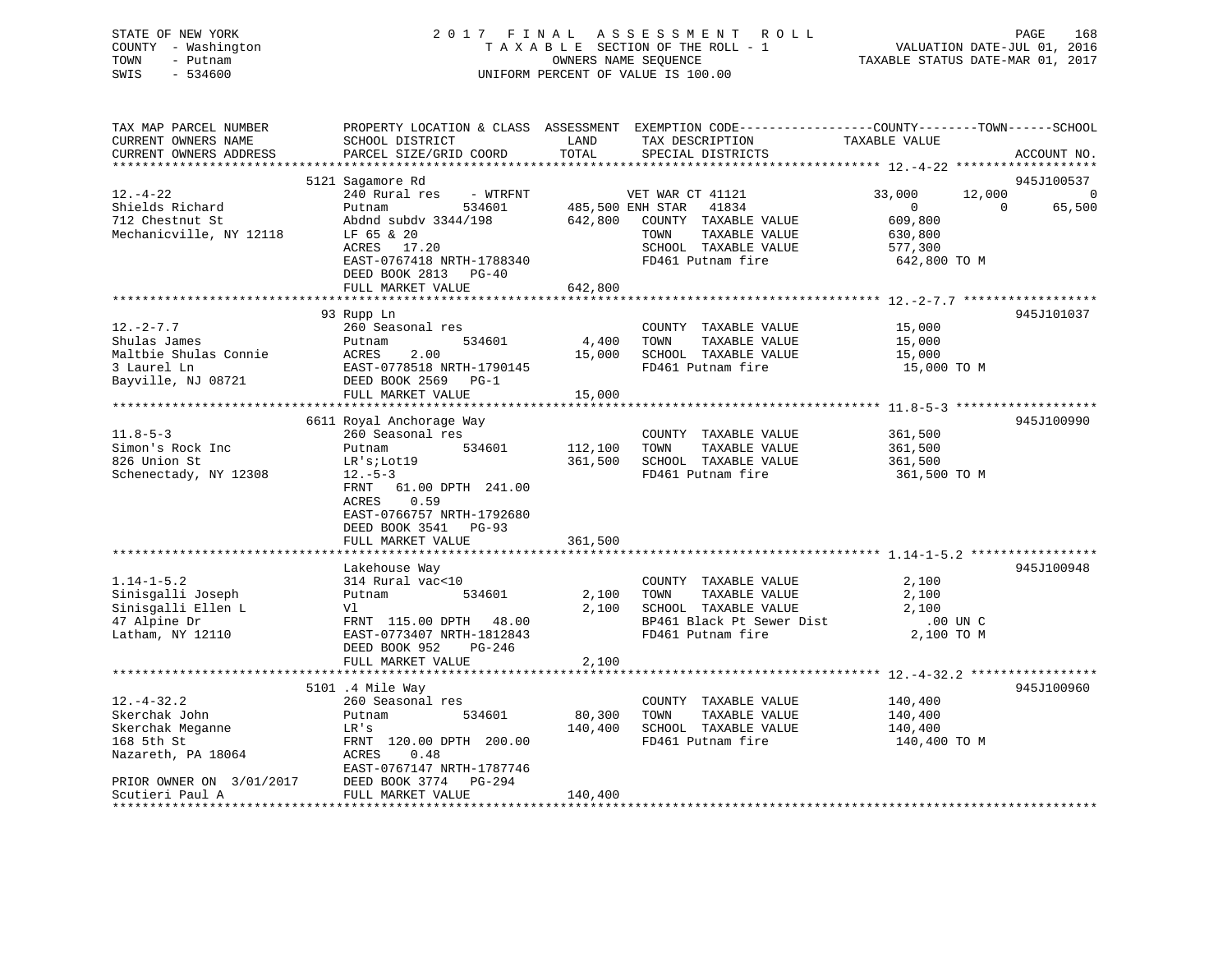STATE OF NEW YORK
COUNTY - Washington
TOWN - Putnam
SWIS - 534600

2 0 1 7 F I N A L A S S E S S M E N T R O L L
T A X A B L E SECTION OF THE ROLL - 1
OWNERS NAME SEQUENCE
UNIFORM PERCENT OF VALUE IS 100.00

VALUATION DATE-JUL 01, 2016
TAXABLE STATUS DATE-MAR 01, 2017

```
TAX MAP PARCEL NUMBER          PROPERTY LOCATION & CLASS  ASSESSMENT  EXEMPTION CODE------------------COUNTY--------TOWN------SCHOOL
CURRENT OWNERS NAME            SCHOOL DISTRICT               LAND      TAX DESCRIPTION            TAXABLE VALUE
CURRENT OWNERS ADDRESS         PARCEL SIZE/GRID COORD        TOTAL     SPECIAL DISTRICTS                                   ACCOUNT NO.
******************************************************************************************************* 12.-4-22 *******************
                               5121 Sagamore Rd                                                                             945J100537
12.-4-22                       240 Rural res    - WTRFNT          VET WAR CT 41121          33,000       12,000            0
Shields Richard                Putnam           534601    485,500 ENH STAR   41834              0            0        65,500
712 Chestnut St                Abdnd subdv 3344/198       642,800  COUNTY  TAXABLE VALUE      609,800
Mechanicville, NY 12118        LF 65 & 20                          TOWN    TAXABLE VALUE      630,800
                               ACRES   17.20                       SCHOOL  TAXABLE VALUE      577,300
                               EAST-0767418 NRTH-1788340           FD461 Putnam fire           642,800 TO M
                               DEED BOOK 2813   PG-40
                               FULL MARKET VALUE          642,800
******************************************************************************************************* 12.-2-7.7 ******************
                               93 Rupp Ln                                                                                   945J101037
12.-2-7.7                      260 Seasonal res                    COUNTY  TAXABLE VALUE       15,000
Shulas James                   Putnam           534601      4,400  TOWN    TAXABLE VALUE       15,000
Maltbie Shulas Connie          ACRES    2.00               15,000  SCHOOL  TAXABLE VALUE       15,000
3 Laurel Ln                    EAST-0778518 NRTH-1790145           FD461 Putnam fire            15,000 TO M
Bayville, NJ 08721             DEED BOOK 2569   PG-1
                               FULL MARKET VALUE           15,000
******************************************************************************************************* 11.8-5-3 *******************
                               6611 Royal Anchorage Way                                                                     945J100990
11.8-5-3                       260 Seasonal res                    COUNTY  TAXABLE VALUE      361,500
Simon's Rock Inc               Putnam           534601    112,100  TOWN    TAXABLE VALUE      361,500
826 Union St                   LR's;Lot19                 361,500  SCHOOL  TAXABLE VALUE      361,500
Schenectady, NY 12308          12.-5-3                             FD461 Putnam fire           361,500 TO M
                               FRNT   61.00 DPTH  241.00
                               ACRES    0.59
                               EAST-0766757 NRTH-1792680
                               DEED BOOK 3541   PG-93
                               FULL MARKET VALUE          361,500
******************************************************************************************************* 1.14-1-5.2 *****************
                               Lakehouse Way                                                                                945J100948
1.14-1-5.2                     314 Rural vac<10                    COUNTY  TAXABLE VALUE        2,100
Sinisgalli Joseph              Putnam           534601      2,100  TOWN    TAXABLE VALUE        2,100
Sinisgalli Ellen L             Vl                           2,100  SCHOOL  TAXABLE VALUE        2,100
47 Alpine Dr                   FRNT  115.00 DPTH   48.00           BP461 Black Pt Sewer Dist          .00 UN C
Latham, NY 12110               EAST-0773407 NRTH-1812843           FD461 Putnam fire             2,100 TO M
                               DEED BOOK 952    PG-246
                               FULL MARKET VALUE            2,100
******************************************************************************************************* 12.-4-32.2 *****************
                               5101 .4 Mile Way                                                                             945J100960
12.-4-32.2                     260 Seasonal res                    COUNTY  TAXABLE VALUE      140,400
Skerchak John                  Putnam           534601     80,300  TOWN    TAXABLE VALUE      140,400
Skerchak Meganne               LR's                       140,400  SCHOOL  TAXABLE VALUE      140,400
168 5th St                     FRNT  120.00 DPTH  200.00           FD461 Putnam fire           140,400 TO M
Nazareth, PA 18064             ACRES    0.48
                               EAST-0767147 NRTH-1787746
PRIOR OWNER ON 3/01/2017       DEED BOOK 3774   PG-294
Scutieri Paul A                FULL MARKET VALUE          140,400
************************************************************************************************************************************
```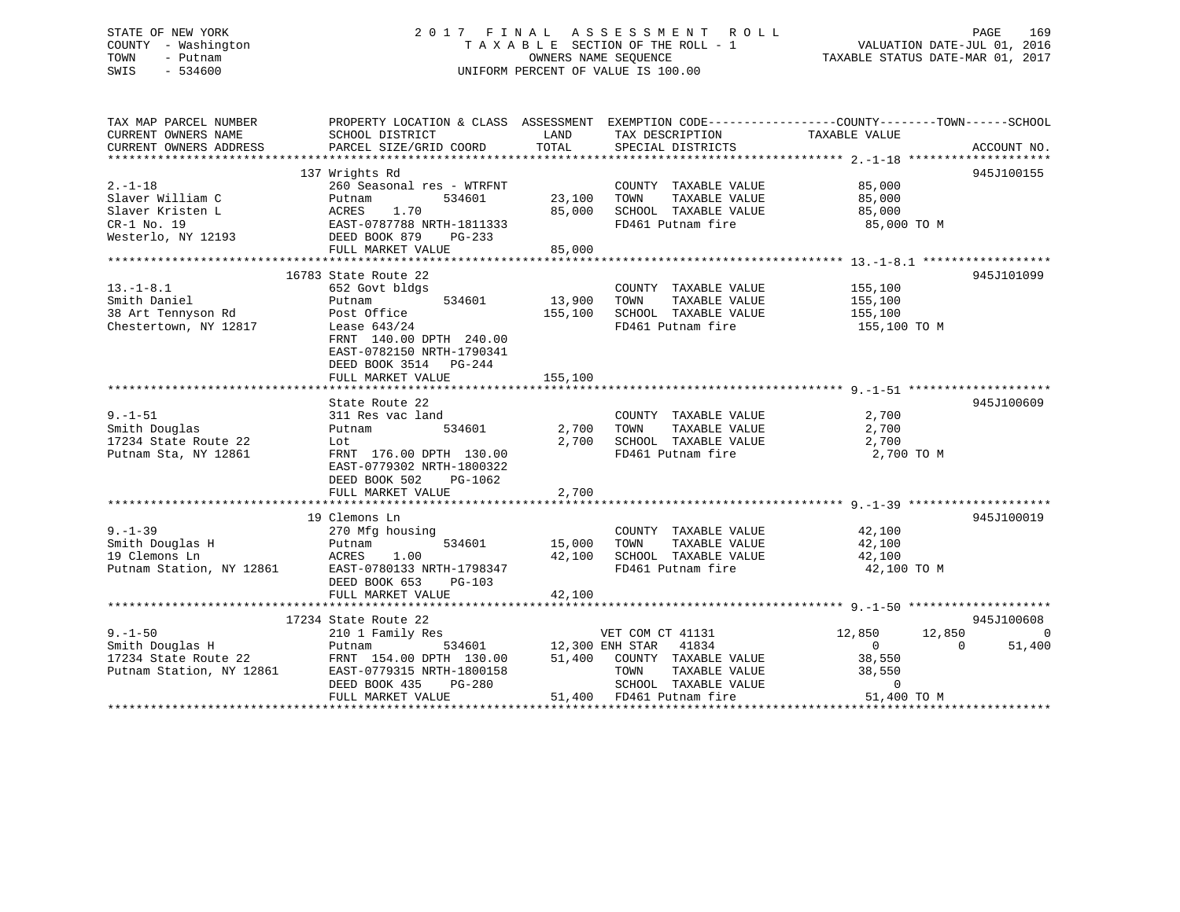STATE OF NEW YORK
COUNTY - Washington
TOWN - Putnam
SWIS - 534600

# 2017 FINAL ASSESSMENT ROLL

TAXABLE SECTION OF THE ROLL - 1
OWNERS NAME SEQUENCE
UNIFORM PERCENT OF VALUE IS 100.00

VALUATION DATE-JUL 01, 2016
TAXABLE STATUS DATE-MAR 01, 2017

| TAX MAP PARCEL NUMBER / CURRENT OWNERS NAME / CURRENT OWNERS ADDRESS | PROPERTY LOCATION & CLASS / SCHOOL DISTRICT / PARCEL SIZE/GRID COORD | ASSESSMENT LAND / TOTAL | EXEMPTION CODE / TAX DESCRIPTION / SPECIAL DISTRICTS | COUNTY | TOWN | SCHOOL / ACCOUNT NO. |
|---|---|---|---|---|---|---|
| **2.-1-18** | 137 Wrights Rd | | | | | 945J100155 |
| 2.-1-18 | 260 Seasonal res - WTRFNT | | COUNTY TAXABLE VALUE | 85,000 | | |
| Slaver William C | Putnam 534601 | 23,100 | TOWN TAXABLE VALUE | | 85,000 | |
| Slaver Kristen L | ACRES 1.70 | 85,000 | SCHOOL TAXABLE VALUE | | | 85,000 |
| CR-1 No. 19 | EAST-0787788 NRTH-1811333 | | FD461 Putnam fire | 85,000 TO M | | |
| Westerlo, NY 12193 | DEED BOOK 879 PG-233 | | | | | |
| | FULL MARKET VALUE | 85,000 | | | | |
| **13.-1-8.1** | 16783 State Route 22 | | | | | 945J101099 |
| 13.-1-8.1 | 652 Govt bldgs | | COUNTY TAXABLE VALUE | 155,100 | | |
| Smith Daniel | Putnam 534601 | 13,900 | TOWN TAXABLE VALUE | | 155,100 | |
| 38 Art Tennyson Rd | Post Office | 155,100 | SCHOOL TAXABLE VALUE | | | 155,100 |
| Chestertown, NY 12817 | Lease 643/24 | | FD461 Putnam fire | 155,100 TO M | | |
| | FRNT 140.00 DPTH 240.00 | | | | | |
| | EAST-0782150 NRTH-1790341 | | | | | |
| | DEED BOOK 3514 PG-244 | | | | | |
| | FULL MARKET VALUE | 155,100 | | | | |
| **9.-1-51** | State Route 22 | | | | | 945J100609 |
| 9.-1-51 | 311 Res vac land | | COUNTY TAXABLE VALUE | 2,700 | | |
| Smith Douglas | Putnam 534601 | 2,700 | TOWN TAXABLE VALUE | | 2,700 | |
| 17234 State Route 22 | Lot | 2,700 | SCHOOL TAXABLE VALUE | | | 2,700 |
| Putnam Sta, NY 12861 | FRNT 176.00 DPTH 130.00 | | FD461 Putnam fire | 2,700 TO M | | |
| | EAST-0779302 NRTH-1800322 | | | | | |
| | DEED BOOK 502 PG-1062 | | | | | |
| | FULL MARKET VALUE | 2,700 | | | | |
| **9.-1-39** | 19 Clemons Ln | | | | | 945J100019 |
| 9.-1-39 | 270 Mfg housing | | COUNTY TAXABLE VALUE | 42,100 | | |
| Smith Douglas H | Putnam 534601 | 15,000 | TOWN TAXABLE VALUE | | 42,100 | |
| 19 Clemons Ln | ACRES 1.00 | 42,100 | SCHOOL TAXABLE VALUE | | | 42,100 |
| Putnam Station, NY 12861 | EAST-0780133 NRTH-1798347 | | FD461 Putnam fire | 42,100 TO M | | |
| | DEED BOOK 653 PG-103 | | | | | |
| | FULL MARKET VALUE | 42,100 | | | | |
| **9.-1-50** | 17234 State Route 22 | | | | | 945J100608 |
| 9.-1-50 | 210 1 Family Res | | VET COM CT 41131 | 12,850 | 12,850 | 0 |
| Smith Douglas H | Putnam 534601 | 12,300 | ENH STAR 41834 | 0 | 0 | 51,400 |
| 17234 State Route 22 | FRNT 154.00 DPTH 130.00 | 51,400 | COUNTY TAXABLE VALUE | 38,550 | | |
| Putnam Station, NY 12861 | EAST-0779315 NRTH-1800158 | | TOWN TAXABLE VALUE | | 38,550 | |
| | DEED BOOK 435 PG-280 | | SCHOOL TAXABLE VALUE | | | 0 |
| | FULL MARKET VALUE | 51,400 | FD461 Putnam fire | 51,400 TO M | | |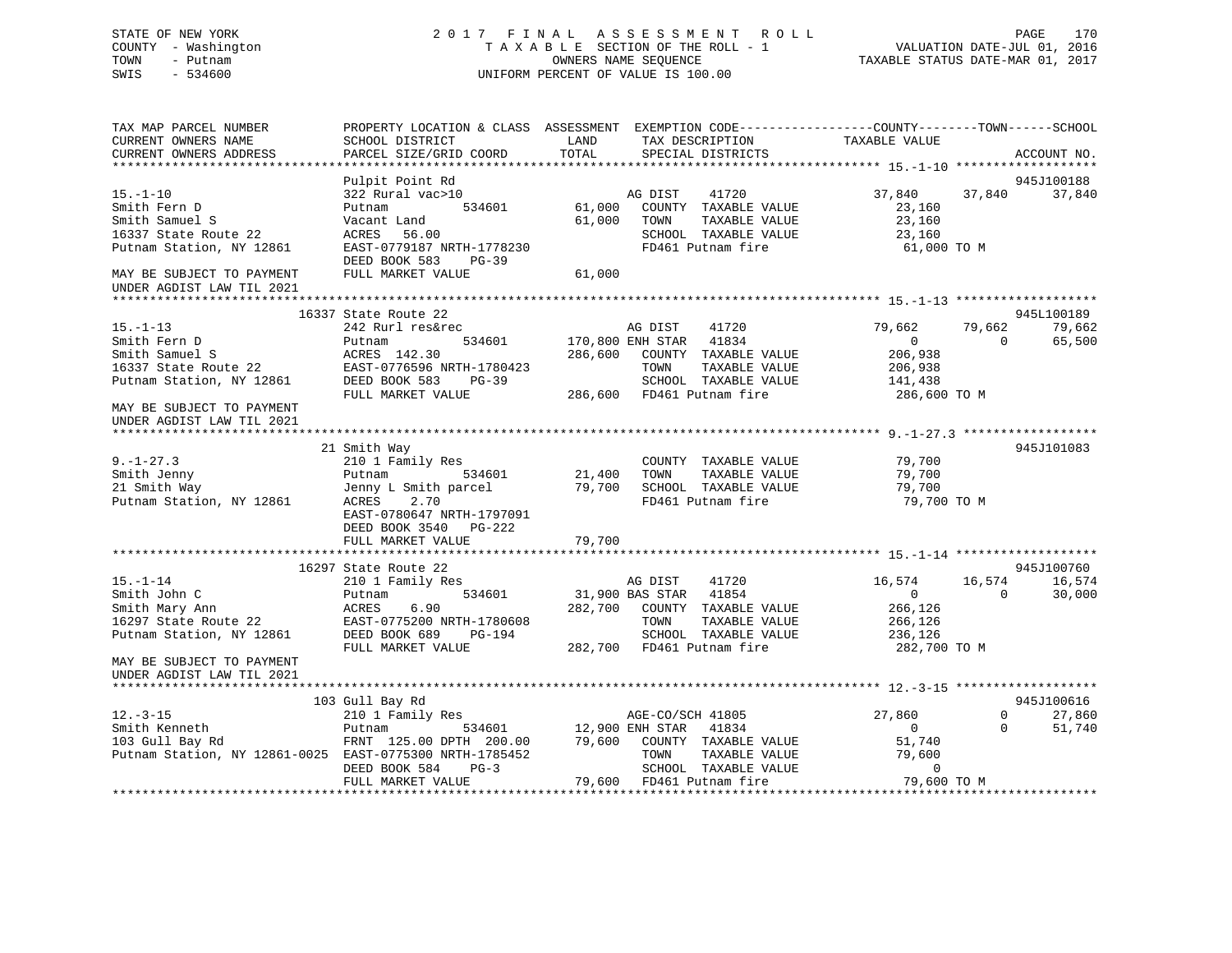STATE OF NEW YORK
COUNTY - Washington
TOWN - Putnam
SWIS - 534600

2017 FINAL ASSESSMENT ROLL
TAXABLE SECTION OF THE ROLL - 1
OWNERS NAME SEQUENCE
UNIFORM PERCENT OF VALUE IS 100.00

VALUATION DATE-JUL 01, 2016
TAXABLE STATUS DATE-MAR 01, 2017

```
TAX MAP PARCEL NUMBER          PROPERTY LOCATION & CLASS  ASSESSMENT  EXEMPTION CODE------------------COUNTY--------TOWN------SCHOOL
CURRENT OWNERS NAME            SCHOOL DISTRICT               LAND      TAX DESCRIPTION            TAXABLE VALUE
CURRENT OWNERS ADDRESS         PARCEL SIZE/GRID COORD        TOTAL     SPECIAL DISTRICTS                                    ACCOUNT NO.
******************************************************************************************************* 15.-1-10 *******************
                               Pulpit Point Rd                                                                              945J100188
15.-1-10                       322 Rural vac>10                        AG DIST     41720           37,840     37,840      37,840
Smith Fern D                   Putnam           534601       61,000    COUNTY  TAXABLE VALUE        23,160
Smith Samuel S                 Vacant Land                   61,000    TOWN    TAXABLE VALUE        23,160
16337 State Route 22           ACRES   56.00                           SCHOOL  TAXABLE VALUE        23,160
Putnam Station, NY 12861       EAST-0779187 NRTH-1778230               FD461 Putnam fire             61,000 TO M
                               DEED BOOK 583    PG-39
MAY BE SUBJECT TO PAYMENT      FULL MARKET VALUE             61,000
UNDER AGDIST LAW TIL 2021
******************************************************************************************************* 15.-1-13 *******************
                         16337 State Route 22                                                                               945L100189
15.-1-13                       242 Rurl res&rec                        AG DIST     41720           79,662     79,662      79,662
Smith Fern D                   Putnam           534601      170,800 ENH STAR    41834                0          0      65,500
Smith Samuel S                 ACRES  142.30                286,600    COUNTY  TAXABLE VALUE       206,938
16337 State Route 22           EAST-0776596 NRTH-1780423               TOWN    TAXABLE VALUE       206,938
Putnam Station, NY 12861       DEED BOOK 583    PG-39                  SCHOOL  TAXABLE VALUE       141,438
                               FULL MARKET VALUE            286,600    FD461 Putnam fire            286,600 TO M
MAY BE SUBJECT TO PAYMENT
UNDER AGDIST LAW TIL 2021
******************************************************************************************************* 9.-1-27.3 ******************
                         21 Smith Way                                                                                       945J101083
9.-1-27.3                      210 1 Family Res                        COUNTY  TAXABLE VALUE        79,700
Smith Jenny                    Putnam           534601       21,400    TOWN    TAXABLE VALUE        79,700
21 Smith Way                   Jenny L Smith parcel          79,700    SCHOOL  TAXABLE VALUE        79,700
Putnam Station, NY 12861       ACRES    2.70                           FD461 Putnam fire             79,700 TO M
                               EAST-0780647 NRTH-1797091
                               DEED BOOK 3540   PG-222
                               FULL MARKET VALUE             79,700
******************************************************************************************************* 15.-1-14 *******************
                         16297 State Route 22                                                                               945J100760
15.-1-14                       210 1 Family Res                        AG DIST     41720           16,574     16,574      16,574
Smith John C                   Putnam           534601       31,900 BAS STAR    41854                0          0      30,000
Smith Mary Ann                 ACRES    6.90                282,700    COUNTY  TAXABLE VALUE       266,126
16297 State Route 22           EAST-0775200 NRTH-1780608               TOWN    TAXABLE VALUE       266,126
Putnam Station, NY 12861       DEED BOOK 689    PG-194                 SCHOOL  TAXABLE VALUE       236,126
                               FULL MARKET VALUE            282,700    FD461 Putnam fire            282,700 TO M
MAY BE SUBJECT TO PAYMENT
UNDER AGDIST LAW TIL 2021
******************************************************************************************************* 12.-3-15 *******************
                         103 Gull Bay Rd                                                                                    945J100616
12.-3-15                       210 1 Family Res                        AGE-CO/SCH 41805            27,860          0      27,860
Smith Kenneth                  Putnam           534601       12,900 ENH STAR    41834                0          0      51,740
103 Gull Bay Rd                FRNT 125.00 DPTH 200.00       79,600    COUNTY  TAXABLE VALUE        51,740
Putnam Station, NY 12861-0025  EAST-0775300 NRTH-1785452               TOWN    TAXABLE VALUE        79,600
                               DEED BOOK 584    PG-3                   SCHOOL  TAXABLE VALUE             0
                               FULL MARKET VALUE             79,600    FD461 Putnam fire             79,600 TO M
************************************************************************************************************************************
```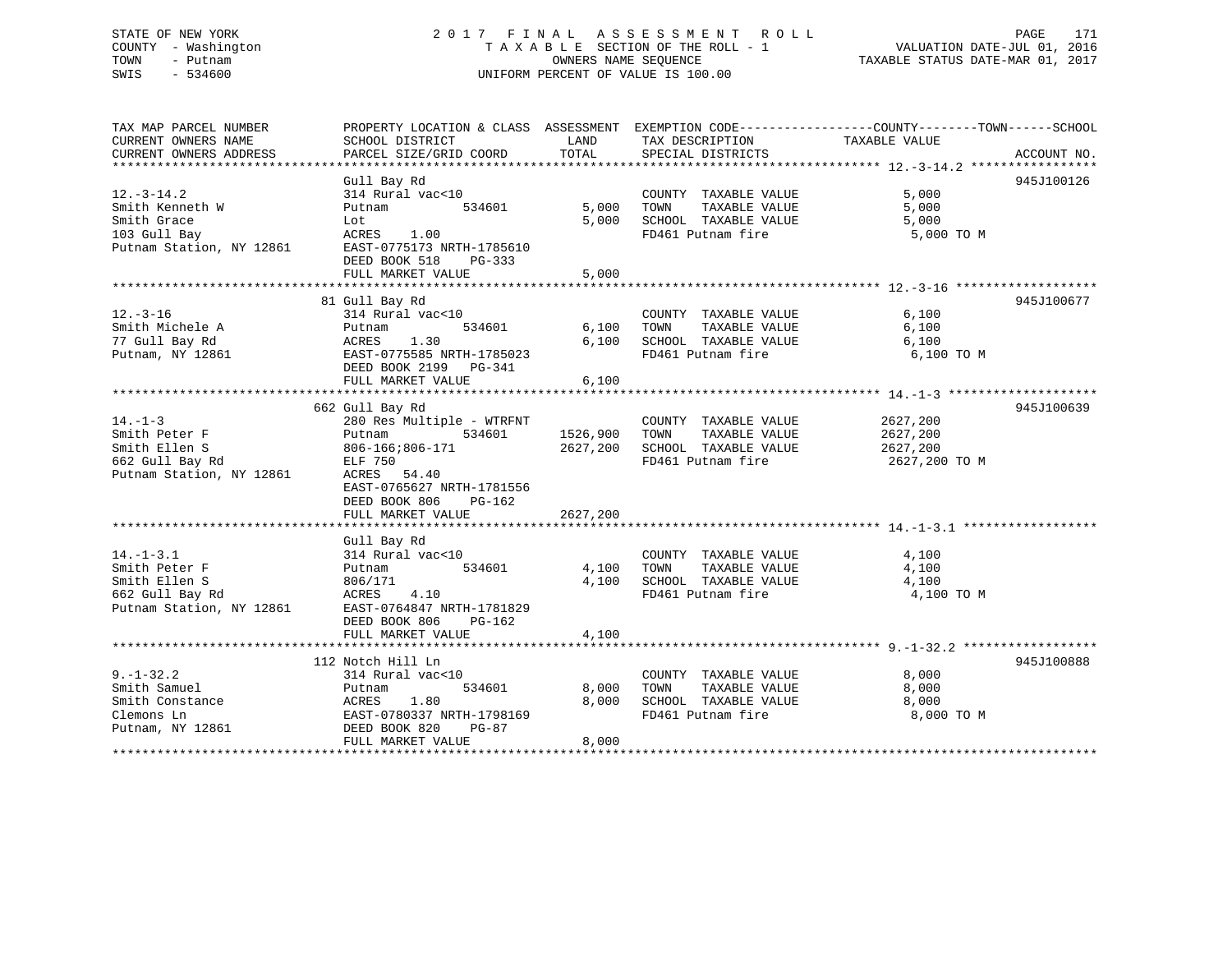STATE OF NEW YORK
COUNTY - Washington
TOWN - Putnam
SWIS - 534600

2017 FINAL ASSESSMENT ROLL
TAXABLE SECTION OF THE ROLL - 1
OWNERS NAME SEQUENCE
UNIFORM PERCENT OF VALUE IS 100.00

VALUATION DATE-JUL 01, 2016
TAXABLE STATUS DATE-MAR 01, 2017

| TAX MAP PARCEL NUMBER / CURRENT OWNERS NAME / CURRENT OWNERS ADDRESS | PROPERTY LOCATION & CLASS / SCHOOL DISTRICT / PARCEL SIZE/GRID COORD | ASSESSMENT LAND | TOTAL | EXEMPTION CODE / TAX DESCRIPTION / SPECIAL DISTRICTS | TAXABLE VALUE | ACCOUNT NO. |
|---|---|---|---|---|---|---|
| **12.-3-14.2** | Gull Bay Rd | | | | | 945J100126 |
| 12.-3-14.2 | 314 Rural vac<10 | | | COUNTY TAXABLE VALUE | 5,000 | |
| Smith Kenneth W | Putnam 534601 | 5,000 | | TOWN TAXABLE VALUE | 5,000 | |
| Smith Grace | Lot | | 5,000 | SCHOOL TAXABLE VALUE | 5,000 | |
| 103 Gull Bay | ACRES 1.00 | | | FD461 Putnam fire | 5,000 TO M | |
| Putnam Station, NY 12861 | EAST-0775173 NRTH-1785610 | | | | | |
| | DEED BOOK 518 PG-333 | | | | | |
| | FULL MARKET VALUE | | 5,000 | | | |
| **12.-3-16** | 81 Gull Bay Rd | | | | | 945J100677 |
| 12.-3-16 | 314 Rural vac<10 | | | COUNTY TAXABLE VALUE | 6,100 | |
| Smith Michele A | Putnam 534601 | 6,100 | | TOWN TAXABLE VALUE | 6,100 | |
| 77 Gull Bay Rd | ACRES 1.30 | | 6,100 | SCHOOL TAXABLE VALUE | 6,100 | |
| Putnam, NY 12861 | EAST-0775585 NRTH-1785023 | | | FD461 Putnam fire | 6,100 TO M | |
| | DEED BOOK 2199 PG-341 | | | | | |
| | FULL MARKET VALUE | | 6,100 | | | |
| **14.-1-3** | 662 Gull Bay Rd | | | | | 945J100639 |
| 14.-1-3 | 280 Res Multiple - WTRFNT | | | COUNTY TAXABLE VALUE | 2627,200 | |
| Smith Peter F | Putnam 534601 | 1526,900 | | TOWN TAXABLE VALUE | 2627,200 | |
| Smith Ellen S | 806-166;806-171 | | 2627,200 | SCHOOL TAXABLE VALUE | 2627,200 | |
| 662 Gull Bay Rd | ELF 750 | | | FD461 Putnam fire | 2627,200 TO M | |
| Putnam Station, NY 12861 | ACRES 54.40 | | | | | |
| | EAST-0765627 NRTH-1781556 | | | | | |
| | DEED BOOK 806 PG-162 | | | | | |
| | FULL MARKET VALUE | | 2627,200 | | | |
| **14.-1-3.1** | Gull Bay Rd | | | | | |
| 14.-1-3.1 | 314 Rural vac<10 | | | COUNTY TAXABLE VALUE | 4,100 | |
| Smith Peter F | Putnam 534601 | 4,100 | | TOWN TAXABLE VALUE | 4,100 | |
| Smith Ellen S | 806/171 | | 4,100 | SCHOOL TAXABLE VALUE | 4,100 | |
| 662 Gull Bay Rd | ACRES 4.10 | | | FD461 Putnam fire | 4,100 TO M | |
| Putnam Station, NY 12861 | EAST-0764847 NRTH-1781829 | | | | | |
| | DEED BOOK 806 PG-162 | | | | | |
| | FULL MARKET VALUE | | 4,100 | | | |
| **9.-1-32.2** | 112 Notch Hill Ln | | | | | 945J100888 |
| 9.-1-32.2 | 314 Rural vac<10 | | | COUNTY TAXABLE VALUE | 8,000 | |
| Smith Samuel | Putnam 534601 | 8,000 | | TOWN TAXABLE VALUE | 8,000 | |
| Smith Constance | ACRES 1.80 | | 8,000 | SCHOOL TAXABLE VALUE | 8,000 | |
| Clemons Ln | EAST-0780337 NRTH-1798169 | | | FD461 Putnam fire | 8,000 TO M | |
| Putnam, NY 12861 | DEED BOOK 820 PG-87 | | | | | |
| | FULL MARKET VALUE | | 8,000 | | | |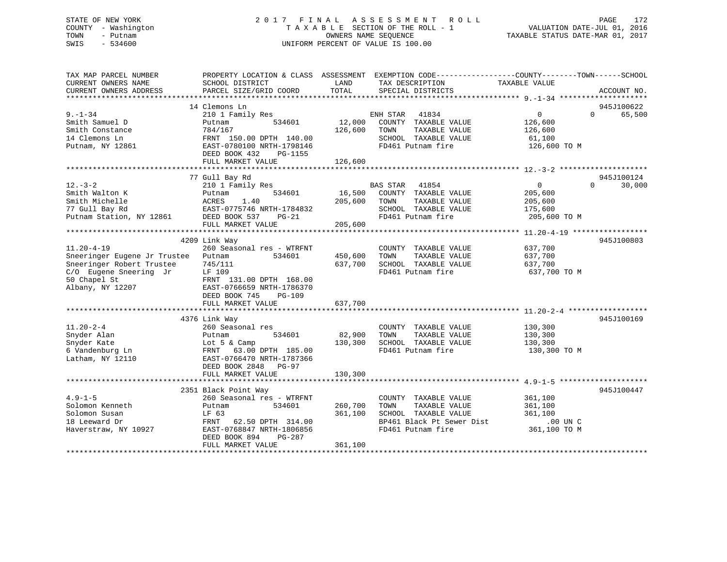STATE OF NEW YORK                2 0 1 7   F I N A L   A S S E S S M E N T   R O L L
COUNTY - Washington              T A X A B L E SECTION OF THE ROLL - 1          VALUATION DATE-JUL 01, 2016
TOWN - Putnam                    OWNERS NAME SEQUENCE                          TAXABLE STATUS DATE-MAR 01, 2017
SWIS - 534600                    UNIFORM PERCENT OF VALUE IS 100.00

| TAX MAP PARCEL NUMBER / CURRENT OWNERS NAME / CURRENT OWNERS ADDRESS | PROPERTY LOCATION & CLASS / SCHOOL DISTRICT / PARCEL SIZE/GRID COORD | ASSESSMENT LAND | TOTAL | EXEMPTION CODE / TAX DESCRIPTION / SPECIAL DISTRICTS | COUNTY TAXABLE VALUE | TOWN | SCHOOL | ACCOUNT NO. |
|---|---|---|---|---|---|---|---|---|
| 9.-1-34 | 14 Clemons Ln | | | | | | | 945J100622 |
| Smith Samuel D | 210 1 Family Res | | | ENH STAR 41834 | 0 | 0 | 65,500 | |
| Smith Constance | Putnam 534601 | 12,000 | | COUNTY TAXABLE VALUE | 126,600 | | | |
| 14 Clemons Ln | 784/167 | | 126,600 | TOWN TAXABLE VALUE | 126,600 | | | |
| Putnam, NY 12861 | FRNT 150.00 DPTH 140.00 | | | SCHOOL TAXABLE VALUE | 61,100 | | | |
| | EAST-0780100 NRTH-1798146 | | | FD461 Putnam fire | 126,600 TO M | | | |
| | DEED BOOK 432 PG-1155 | | | | | | | |
| | FULL MARKET VALUE | | 126,600 | | | | | |
| 12.-3-2 | 77 Gull Bay Rd | | | | | | | 945J100124 |
| Smith Walton K | 210 1 Family Res | | | BAS STAR 41854 | 0 | 0 | 30,000 | |
| Smith Michelle | Putnam 534601 | 16,500 | | COUNTY TAXABLE VALUE | 205,600 | | | |
| 77 Gull Bay Rd | ACRES 1.40 | | 205,600 | TOWN TAXABLE VALUE | 205,600 | | | |
| Putnam Station, NY 12861 | EAST-0775746 NRTH-1784832 | | | SCHOOL TAXABLE VALUE | 175,600 | | | |
| | DEED BOOK 537 PG-21 | | | FD461 Putnam fire | 205,600 TO M | | | |
| | FULL MARKET VALUE | | 205,600 | | | | | |
| 11.20-4-19 | 4209 Link Way | | | | | | | 945J100803 |
| Sneeringer Eugene Jr Trustee | 260 Seasonal res - WTRFNT | | | COUNTY TAXABLE VALUE | 637,700 | | | |
| Sneeringer Robert Trustee | Putnam 534601 | 450,600 | | TOWN TAXABLE VALUE | 637,700 | | | |
| C/O Eugene Sneering Jr | 745/111 | | 637,700 | SCHOOL TAXABLE VALUE | 637,700 | | | |
| 50 Chapel St | LF 109 | | | FD461 Putnam fire | 637,700 TO M | | | |
| Albany, NY 12207 | FRNT 131.00 DPTH 168.00 | | | | | | | |
| | EAST-0766659 NRTH-1786370 | | | | | | | |
| | DEED BOOK 745 PG-109 | | | | | | | |
| | FULL MARKET VALUE | | 637,700 | | | | | |
| 11.20-2-4 | 4376 Link Way | | | | | | | 945J100169 |
| Snyder Alan | 260 Seasonal res | | | COUNTY TAXABLE VALUE | 130,300 | | | |
| Snyder Kate | Putnam 534601 | 82,900 | | TOWN TAXABLE VALUE | 130,300 | | | |
| 6 Vandenburg Ln | Lot 5 & Camp | | 130,300 | SCHOOL TAXABLE VALUE | 130,300 | | | |
| Latham, NY 12110 | FRNT 63.00 DPTH 185.00 | | | FD461 Putnam fire | 130,300 TO M | | | |
| | EAST-0766470 NRTH-1787366 | | | | | | | |
| | DEED BOOK 2848 PG-97 | | | | | | | |
| | FULL MARKET VALUE | | 130,300 | | | | | |
| 4.9-1-5 | 2351 Black Point Way | | | | | | | 945J100447 |
| Solomon Kenneth | 260 Seasonal res - WTRFNT | | | COUNTY TAXABLE VALUE | 361,100 | | | |
| Solomon Susan | Putnam 534601 | 260,700 | | TOWN TAXABLE VALUE | 361,100 | | | |
| 18 Leeward Dr | LF 63 | | 361,100 | SCHOOL TAXABLE VALUE | 361,100 | | | |
| Haverstraw, NY 10927 | FRNT 62.50 DPTH 314.00 | | | BP461 Black Pt Sewer Dist | .00 UN C | | | |
| | EAST-0768847 NRTH-1806856 | | | FD461 Putnam fire | 361,100 TO M | | | |
| | DEED BOOK 894 PG-287 | | | | | | | |
| | FULL MARKET VALUE | | 361,100 | | | | | |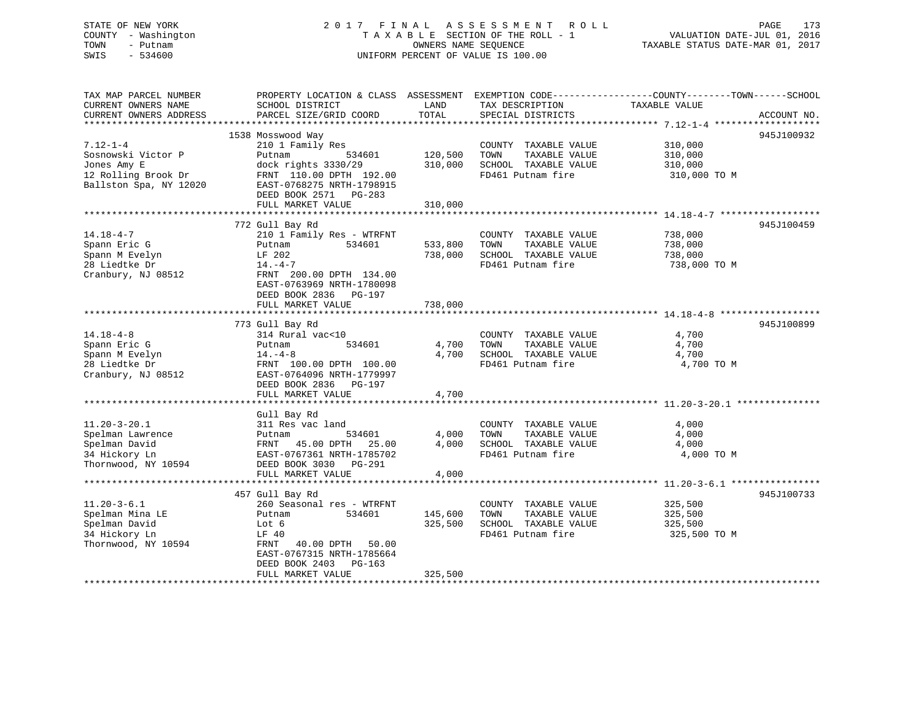STATE OF NEW YORK
COUNTY - Washington
TOWN - Putnam
SWIS - 534600

2017 FINAL ASSESSMENT ROLL
TAXABLE SECTION OF THE ROLL - 1
OWNERS NAME SEQUENCE
UNIFORM PERCENT OF VALUE IS 100.00

VALUATION DATE-JUL 01, 2016
TAXABLE STATUS DATE-MAR 01, 2017

| TAX MAP PARCEL NUMBER / CURRENT OWNERS NAME / CURRENT OWNERS ADDRESS | PROPERTY LOCATION & CLASS / SCHOOL DISTRICT / PARCEL SIZE/GRID COORD | ASSESSMENT LAND / TOTAL | EXEMPTION CODE / TAX DESCRIPTION / SPECIAL DISTRICTS | COUNTY--------TOWN------SCHOOL TAXABLE VALUE | ACCOUNT NO. |
|---|---|---|---|---|---|
| 7.12-1-4 | 1538 Mosswood Way | | | | 945J100932 |
| Sosnowski Victor P | 210 1 Family Res | | COUNTY TAXABLE VALUE | 310,000 | |
| Jones Amy E | Putnam 534601 | 120,500 | TOWN TAXABLE VALUE | 310,000 | |
| 12 Rolling Brook Dr | dock rights 3330/29 | 310,000 | SCHOOL TAXABLE VALUE | 310,000 | |
| Ballston Spa, NY 12020 | FRNT 110.00 DPTH 192.00 | | FD461 Putnam fire | 310,000 TO M | |
| | EAST-0768275 NRTH-1798915 | | | | |
| | DEED BOOK 2571 PG-283 | | | | |
| | FULL MARKET VALUE | 310,000 | | | |
| 14.18-4-7 | 772 Gull Bay Rd | | | | 945J100459 |
| Spann Eric G | 210 1 Family Res - WTRFNT | | COUNTY TAXABLE VALUE | 738,000 | |
| Spann M Evelyn | Putnam 534601 | 533,800 | TOWN TAXABLE VALUE | 738,000 | |
| 28 Liedtke Dr | LF 202 | 738,000 | SCHOOL TAXABLE VALUE | 738,000 | |
| Cranbury, NJ 08512 | 14.-4-7 | | FD461 Putnam fire | 738,000 TO M | |
| | FRNT 200.00 DPTH 134.00 | | | | |
| | EAST-0763969 NRTH-1780098 | | | | |
| | DEED BOOK 2836 PG-197 | | | | |
| | FULL MARKET VALUE | 738,000 | | | |
| 14.18-4-8 | 773 Gull Bay Rd | | | | 945J100899 |
| Spann Eric G | 314 Rural vac<10 | | COUNTY TAXABLE VALUE | 4,700 | |
| Spann M Evelyn | Putnam 534601 | 4,700 | TOWN TAXABLE VALUE | 4,700 | |
| 28 Liedtke Dr | 14.-4-8 | 4,700 | SCHOOL TAXABLE VALUE | 4,700 | |
| Cranbury, NJ 08512 | FRNT 100.00 DPTH 100.00 | | FD461 Putnam fire | 4,700 TO M | |
| | EAST-0764096 NRTH-1779997 | | | | |
| | DEED BOOK 2836 PG-197 | | | | |
| | FULL MARKET VALUE | 4,700 | | | |
| 11.20-3-20.1 | Gull Bay Rd | | | | |
| Spelman Lawrence | 311 Res vac land | | COUNTY TAXABLE VALUE | 4,000 | |
| Spelman David | Putnam 534601 | 4,000 | TOWN TAXABLE VALUE | 4,000 | |
| 34 Hickory Ln | FRNT 45.00 DPTH 25.00 | 4,000 | SCHOOL TAXABLE VALUE | 4,000 | |
| Thornwood, NY 10594 | EAST-0767361 NRTH-1785702 | | FD461 Putnam fire | 4,000 TO M | |
| | DEED BOOK 3030 PG-291 | | | | |
| | FULL MARKET VALUE | 4,000 | | | |
| 11.20-3-6.1 | 457 Gull Bay Rd | | | | 945J100733 |
| Spelman Mina LE | 260 Seasonal res - WTRFNT | | COUNTY TAXABLE VALUE | 325,500 | |
| Spelman David | Putnam 534601 | 145,600 | TOWN TAXABLE VALUE | 325,500 | |
| 34 Hickory Ln | Lot 6 | 325,500 | SCHOOL TAXABLE VALUE | 325,500 | |
| Thornwood, NY 10594 | LF 40 | | FD461 Putnam fire | 325,500 TO M | |
| | FRNT 40.00 DPTH 50.00 | | | | |
| | EAST-0767315 NRTH-1785664 | | | | |
| | DEED BOOK 2403 PG-163 | | | | |
| | FULL MARKET VALUE | 325,500 | | | |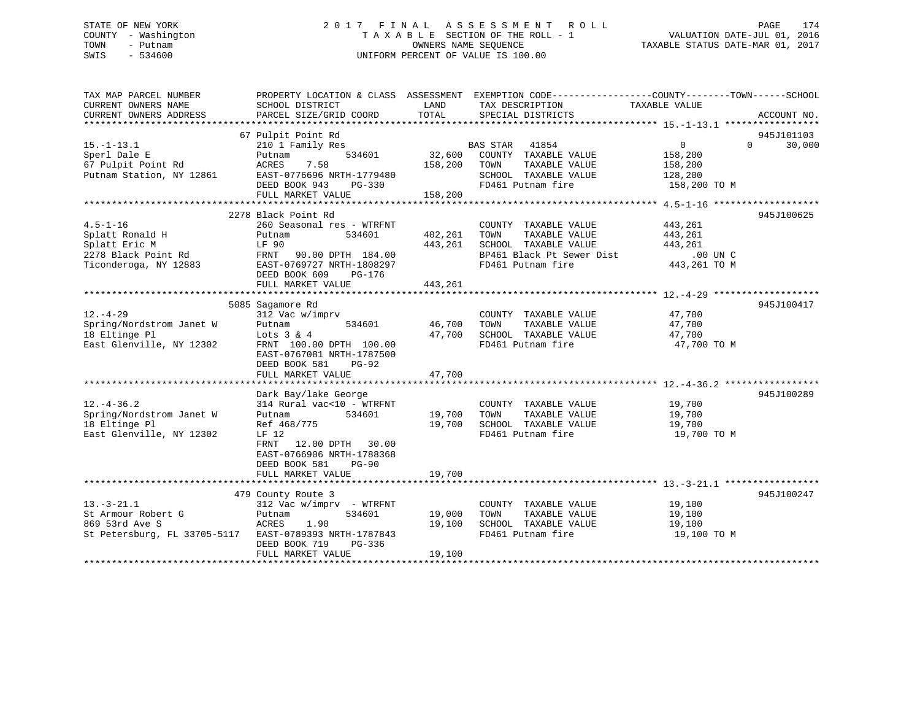STATE OF NEW YORK
COUNTY - Washington
TOWN - Putnam
SWIS - 534600

2 0 1 7 F I N A L A S S E S S M E N T R O L L
T A X A B L E SECTION OF THE ROLL - 1
OWNERS NAME SEQUENCE
UNIFORM PERCENT OF VALUE IS 100.00

VALUATION DATE-JUL 01, 2016
TAXABLE STATUS DATE-MAR 01, 2017

| TAX MAP PARCEL NUMBER / CURRENT OWNERS NAME / CURRENT OWNERS ADDRESS | PROPERTY LOCATION & CLASS / SCHOOL DISTRICT / PARCEL SIZE/GRID COORD | ASSESSMENT LAND | TOTAL | EXEMPTION CODE / TAX DESCRIPTION / SPECIAL DISTRICTS | COUNTY / TAXABLE VALUE | TOWN | SCHOOL | ACCOUNT NO. |
|---|---|---|---|---|---|---|---|---|
| 15.-1-13.1 | 67 Pulpit Point Rd | | | | | | | 945J101103 |
| | 210 1 Family Res | | | BAS STAR 41854 | 0 | 0 | 30,000 | |
| Sperl Dale E | Putnam 534601 | 32,600 | | COUNTY TAXABLE VALUE | 158,200 | | | |
| 67 Pulpit Point Rd | ACRES 7.58 | | 158,200 | TOWN TAXABLE VALUE | 158,200 | | | |
| Putnam Station, NY 12861 | EAST-0776696 NRTH-1779480 | | | SCHOOL TAXABLE VALUE | 128,200 | | | |
| | DEED BOOK 943 PG-330 | | | FD461 Putnam fire | 158,200 TO M | | | |
| | FULL MARKET VALUE | | 158,200 | | | | | |
| 4.5-1-16 | 2278 Black Point Rd | | | | | | | 945J100625 |
| | 260 Seasonal res - WTRFNT | | | COUNTY TAXABLE VALUE | 443,261 | | | |
| Splatt Ronald H | Putnam 534601 | 402,261 | | TOWN TAXABLE VALUE | 443,261 | | | |
| Splatt Eric M | LF 90 | | 443,261 | SCHOOL TAXABLE VALUE | 443,261 | | | |
| 2278 Black Point Rd | FRNT 90.00 DPTH 184.00 | | | BP461 Black Pt Sewer Dist | .00 UN C | | | |
| Ticonderoga, NY 12883 | EAST-0769727 NRTH-1808297 | | | FD461 Putnam fire | 443,261 TO M | | | |
| | DEED BOOK 609 PG-176 | | | | | | | |
| | FULL MARKET VALUE | | 443,261 | | | | | |
| 12.-4-29 | 5085 Sagamore Rd | | | | | | | 945J100417 |
| | 312 Vac w/imprv | | | COUNTY TAXABLE VALUE | 47,700 | | | |
| Spring/Nordstrom Janet W | Putnam 534601 | 46,700 | | TOWN TAXABLE VALUE | 47,700 | | | |
| 18 Eltinge Pl | Lots 3 & 4 | | 47,700 | SCHOOL TAXABLE VALUE | 47,700 | | | |
| East Glenville, NY 12302 | FRNT 100.00 DPTH 100.00 | | | FD461 Putnam fire | 47,700 TO M | | | |
| | EAST-0767081 NRTH-1787500 | | | | | | | |
| | DEED BOOK 581 PG-92 | | | | | | | |
| | FULL MARKET VALUE | | 47,700 | | | | | |
| 12.-4-36.2 | Dark Bay/lake George | | | | | | | 945J100289 |
| | 314 Rural vac<10 - WTRFNT | | | COUNTY TAXABLE VALUE | 19,700 | | | |
| Spring/Nordstrom Janet W | Putnam 534601 | 19,700 | | TOWN TAXABLE VALUE | 19,700 | | | |
| 18 Eltinge Pl | Ref 468/775 | | 19,700 | SCHOOL TAXABLE VALUE | 19,700 | | | |
| East Glenville, NY 12302 | LF 12 | | | FD461 Putnam fire | 19,700 TO M | | | |
| | FRNT 12.00 DPTH 30.00 | | | | | | | |
| | EAST-0766906 NRTH-1788368 | | | | | | | |
| | DEED BOOK 581 PG-90 | | | | | | | |
| | FULL MARKET VALUE | | 19,700 | | | | | |
| 13.-3-21.1 | 479 County Route 3 | | | | | | | 945J100247 |
| | 312 Vac w/imprv - WTRFNT | | | COUNTY TAXABLE VALUE | 19,100 | | | |
| St Armour Robert G | Putnam 534601 | 19,000 | | TOWN TAXABLE VALUE | 19,100 | | | |
| 869 53rd Ave S | ACRES 1.90 | | 19,100 | SCHOOL TAXABLE VALUE | 19,100 | | | |
| St Petersburg, FL 33705-5117 | EAST-0789393 NRTH-1787843 | | | FD461 Putnam fire | 19,100 TO M | | | |
| | DEED BOOK 719 PG-336 | | | | | | | |
| | FULL MARKET VALUE | | 19,100 | | | | | |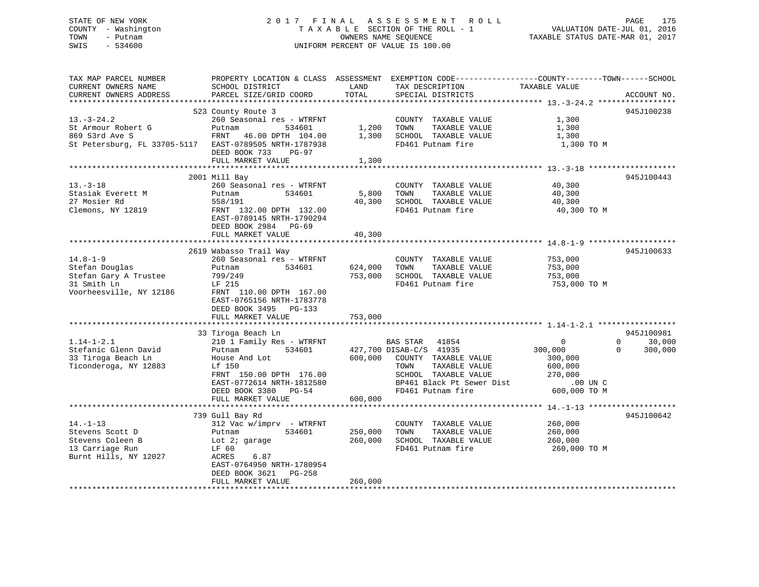STATE OF NEW YORK
COUNTY - Washington
TOWN - Putnam
SWIS - 534600

2 0 1 7 F I N A L A S S E S S M E N T R O L L
T A X A B L E SECTION OF THE ROLL - 1
OWNERS NAME SEQUENCE
UNIFORM PERCENT OF VALUE IS 100.00

VALUATION DATE-JUL 01, 2016
TAXABLE STATUS DATE-MAR 01, 2017

| TAX MAP PARCEL NUMBER / CURRENT OWNERS NAME / CURRENT OWNERS ADDRESS | PROPERTY LOCATION & CLASS / SCHOOL DISTRICT / PARCEL SIZE/GRID COORD | ASSESSMENT LAND | TOTAL | EXEMPTION CODE / TAX DESCRIPTION / SPECIAL DISTRICTS | TAXABLE VALUE (COUNTY / TOWN / SCHOOL) | ACCOUNT NO. |
|---|---|---|---|---|---|---|
| 13.-3-24.2 | 523 County Route 3 | | | | | 945J100238 |
| 13.-3-24.2 | 260 Seasonal res - WTRFNT | | | COUNTY TAXABLE VALUE | 1,300 | |
| St Armour Robert G | Putnam 534601 | 1,200 | | TOWN TAXABLE VALUE | 1,300 | |
| 869 53rd Ave S | FRNT 46.00 DPTH 104.00 | | 1,300 | SCHOOL TAXABLE VALUE | 1,300 | |
| St Petersburg, FL 33705-5117 | EAST-0789505 NRTH-1787938 | | | FD461 Putnam fire | 1,300 TO M | |
| | DEED BOOK 733 PG-97 | | | | | |
| | FULL MARKET VALUE | | 1,300 | | | |
| 13.-3-18 | 2001 Mill Bay | | | | | 945J100443 |
| 13.-3-18 | 260 Seasonal res - WTRFNT | | | COUNTY TAXABLE VALUE | 40,300 | |
| Stasiak Everett M | Putnam 534601 | 5,800 | | TOWN TAXABLE VALUE | 40,300 | |
| 27 Mosier Rd | 558/191 | | 40,300 | SCHOOL TAXABLE VALUE | 40,300 | |
| Clemons, NY 12819 | FRNT 132.00 DPTH 132.00 | | | FD461 Putnam fire | 40,300 TO M | |
| | EAST-0789145 NRTH-1790294 | | | | | |
| | DEED BOOK 2984 PG-69 | | | | | |
| | FULL MARKET VALUE | | 40,300 | | | |
| 14.8-1-9 | 2619 Wabasso Trail Way | | | | | 945J100633 |
| 14.8-1-9 | 260 Seasonal res - WTRFNT | | | COUNTY TAXABLE VALUE | 753,000 | |
| Stefan Douglas | Putnam 534601 | 624,000 | | TOWN TAXABLE VALUE | 753,000 | |
| Stefan Gary A Trustee | 799/249 | | 753,000 | SCHOOL TAXABLE VALUE | 753,000 | |
| 31 Smith Ln | LF 215 | | | FD461 Putnam fire | 753,000 TO M | |
| Voorheesville, NY 12186 | FRNT 110.00 DPTH 167.00 | | | | | |
| | EAST-0765156 NRTH-1783778 | | | | | |
| | DEED BOOK 3495 PG-133 | | | | | |
| | FULL MARKET VALUE | | 753,000 | | | |
| 1.14-1-2.1 | 33 Tiroga Beach Ln | | | | | 945J100981 |
| 1.14-1-2.1 | 210 1 Family Res - WTRFNT | | | BAS STAR 41854 | 0 / 0 / 30,000 | |
| Stefanic Glenn David | Putnam 534601 | 427,700 | | DISAB-C/S 41935 | 300,000 / 0 / 300,000 | |
| 33 Tiroga Beach Ln | House And Lot | | 600,000 | COUNTY TAXABLE VALUE | 300,000 | |
| Ticonderoga, NY 12883 | Lf 150 | | | TOWN TAXABLE VALUE | 600,000 | |
| | FRNT 150.00 DPTH 176.00 | | | SCHOOL TAXABLE VALUE | 270,000 | |
| | EAST-0772614 NRTH-1812580 | | | BP461 Black Pt Sewer Dist | .00 UN C | |
| | DEED BOOK 3380 PG-54 | | | FD461 Putnam fire | 600,000 TO M | |
| | FULL MARKET VALUE | | 600,000 | | | |
| 14.-1-13 | 739 Gull Bay Rd | | | | | 945J100642 |
| 14.-1-13 | 312 Vac w/imprv - WTRFNT | | | COUNTY TAXABLE VALUE | 260,000 | |
| Stevens Scott D | Putnam 534601 | 250,000 | | TOWN TAXABLE VALUE | 260,000 | |
| Stevens Coleen B | Lot 2; garage | | 260,000 | SCHOOL TAXABLE VALUE | 260,000 | |
| 13 Carriage Run | LF 60 | | | FD461 Putnam fire | 260,000 TO M | |
| Burnt Hills, NY 12027 | ACRES 6.87 | | | | | |
| | EAST-0764950 NRTH-1780954 | | | | | |
| | DEED BOOK 3621 PG-258 | | | | | |
| | FULL MARKET VALUE | | 260,000 | | | |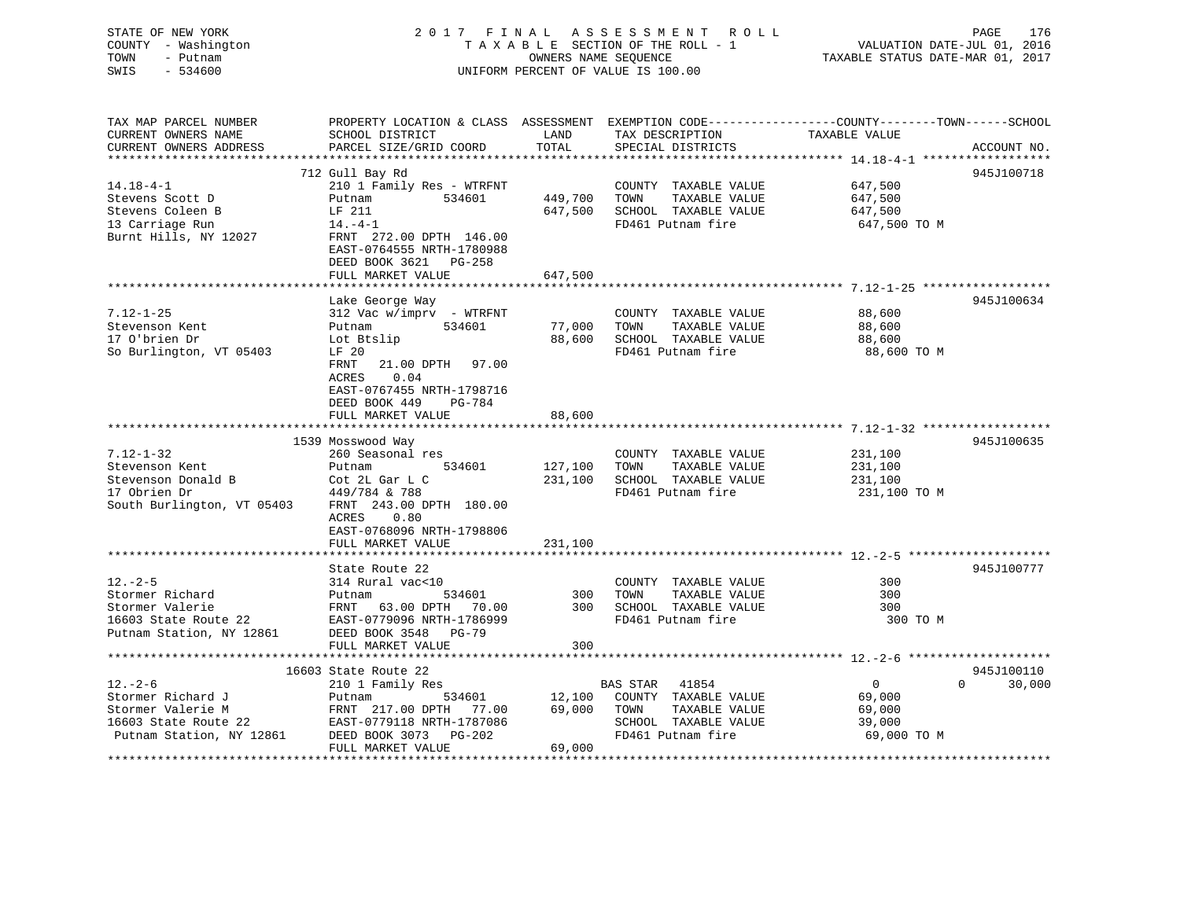STATE OF NEW YORK
COUNTY - Washington
TOWN - Putnam
SWIS - 534600

2017 FINAL ASSESSMENT ROLL
TAXABLE SECTION OF THE ROLL - 1
OWNERS NAME SEQUENCE
UNIFORM PERCENT OF VALUE IS 100.00

VALUATION DATE-JUL 01, 2016
TAXABLE STATUS DATE-MAR 01, 2017

| TAX MAP PARCEL NUMBER / CURRENT OWNERS NAME / CURRENT OWNERS ADDRESS | PROPERTY LOCATION & CLASS / SCHOOL DISTRICT / PARCEL SIZE/GRID COORD | ASSESSMENT LAND | TOTAL | EXEMPTION CODE / TAX DESCRIPTION / SPECIAL DISTRICTS | COUNTY / TOWN TAXABLE VALUE | SCHOOL | ACCOUNT NO. |
|---|---|---|---|---|---|---|---|
| 14.18-4-1 | 712 Gull Bay Rd | | | | | | 945J100718 |
| Stevens Scott D | 210 1 Family Res - WTRFNT | | | COUNTY TAXABLE VALUE | 647,500 | | |
| Stevens Coleen B | Putnam 534601 | 449,700 | | TOWN TAXABLE VALUE | 647,500 | | |
| 13 Carriage Run | LF 211 | | 647,500 | SCHOOL TAXABLE VALUE | 647,500 | | |
| Burnt Hills, NY 12027 | 14.-4-1 | | | FD461 Putnam fire | 647,500 TO M | | |
| | FRNT 272.00 DPTH 146.00 | | | | | | |
| | EAST-0764555 NRTH-1780988 | | | | | | |
| | DEED BOOK 3621 PG-258 | | | | | | |
| | FULL MARKET VALUE | | 647,500 | | | | |
| 7.12-1-25 | Lake George Way | | | | | | 945J100634 |
| Stevenson Kent | 312 Vac w/imprv - WTRFNT | | | COUNTY TAXABLE VALUE | 88,600 | | |
| 17 O'brien Dr | Putnam 534601 | 77,000 | | TOWN TAXABLE VALUE | 88,600 | | |
| So Burlington, VT 05403 | Lot Btslip | | 88,600 | SCHOOL TAXABLE VALUE | 88,600 | | |
| | LF 20 | | | FD461 Putnam fire | 88,600 TO M | | |
| | FRNT 21.00 DPTH 97.00 | | | | | | |
| | ACRES 0.04 | | | | | | |
| | EAST-0767455 NRTH-1798716 | | | | | | |
| | DEED BOOK 449 PG-784 | | | | | | |
| | FULL MARKET VALUE | | 88,600 | | | | |
| 7.12-1-32 | 1539 Mosswood Way | | | | | | 945J100635 |
| Stevenson Kent | 260 Seasonal res | | | COUNTY TAXABLE VALUE | 231,100 | | |
| Stevenson Donald B | Putnam 534601 | 127,100 | | TOWN TAXABLE VALUE | 231,100 | | |
| 17 Obrien Dr | Cot 2L Gar L C | | 231,100 | SCHOOL TAXABLE VALUE | 231,100 | | |
| South Burlington, VT 05403 | 449/784 & 788 | | | FD461 Putnam fire | 231,100 TO M | | |
| | FRNT 243.00 DPTH 180.00 | | | | | | |
| | ACRES 0.80 | | | | | | |
| | EAST-0768096 NRTH-1798806 | | | | | | |
| | FULL MARKET VALUE | | 231,100 | | | | |
| 12.-2-5 | State Route 22 | | | | | | 945J100777 |
| Stormer Richard | 314 Rural vac<10 | | | COUNTY TAXABLE VALUE | 300 | | |
| Stormer Valerie | Putnam 534601 | 300 | | TOWN TAXABLE VALUE | 300 | | |
| 16603 State Route 22 | FRNT 63.00 DPTH 70.00 | | 300 | SCHOOL TAXABLE VALUE | 300 | | |
| Putnam Station, NY 12861 | EAST-0779096 NRTH-1786999 | | | FD461 Putnam fire | 300 TO M | | |
| | DEED BOOK 3548 PG-79 | | | | | | |
| | FULL MARKET VALUE | | 300 | | | | |
| 12.-2-6 | 16603 State Route 22 | | | | | | 945J100110 |
| Stormer Richard J | 210 1 Family Res | | | BAS STAR 41854 | 0 | 0 | 30,000 |
| Stormer Valerie M | Putnam 534601 | 12,100 | | COUNTY TAXABLE VALUE | 69,000 | | |
| 16603 State Route 22 | FRNT 217.00 DPTH 77.00 | | 69,000 | TOWN TAXABLE VALUE | 69,000 | | |
| Putnam Station, NY 12861 | EAST-0779118 NRTH-1787086 | | | SCHOOL TAXABLE VALUE | 39,000 | | |
| | DEED BOOK 3073 PG-202 | | | FD461 Putnam fire | 69,000 TO M | | |
| | FULL MARKET VALUE | | 69,000 | | | | |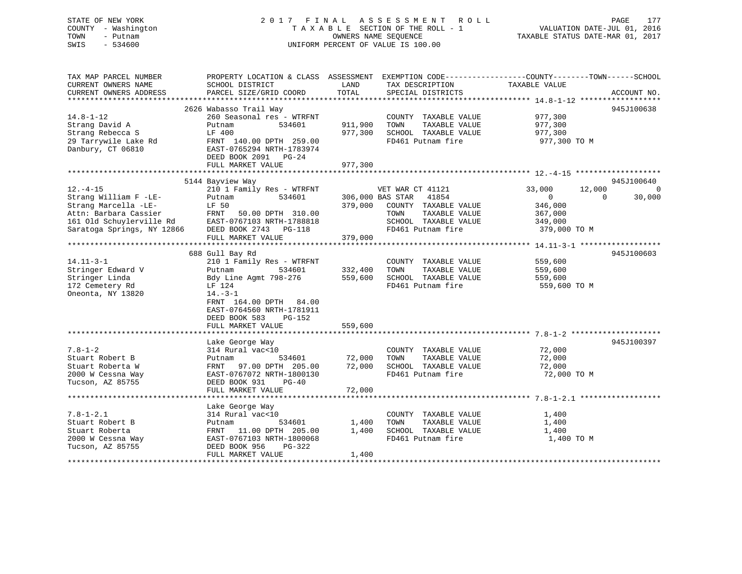STATE OF NEW YORK
COUNTY - Washington
TOWN - Putnam
SWIS - 534600

# 2017 FINAL ASSESSMENT ROLL
TAXABLE SECTION OF THE ROLL - 1
OWNERS NAME SEQUENCE
UNIFORM PERCENT OF VALUE IS 100.00

VALUATION DATE-JUL 01, 2016
TAXABLE STATUS DATE-MAR 01, 2017

| TAX MAP PARCEL NUMBER / CURRENT OWNERS NAME / CURRENT OWNERS ADDRESS | PROPERTY LOCATION & CLASS / SCHOOL DISTRICT / PARCEL SIZE/GRID COORD | ASSESSMENT LAND | TOTAL | EXEMPTION CODE / TAX DESCRIPTION / SPECIAL DISTRICTS | COUNTY TAXABLE VALUE | TOWN | SCHOOL | ACCOUNT NO. |
|---|---|---|---|---|---|---|---|---|
| **14.8-1-12** | 2626 Wabasso Trail Way | | | | | | | 945J100638 |
| Strang David A | 260 Seasonal res - WTRFNT | | | COUNTY TAXABLE VALUE | 977,300 | | | |
| Strang Rebecca S | Putnam 534601 | 911,900 | | TOWN TAXABLE VALUE | 977,300 | | | |
| 29 Tarrywile Lake Rd | LF 400 | | 977,300 | SCHOOL TAXABLE VALUE | 977,300 | | | |
| Danbury, CT 06810 | FRNT 140.00 DPTH 259.00 | | | FD461 Putnam fire | 977,300 TO M | | | |
| | EAST-0765294 NRTH-1783974 | | | | | | | |
| | DEED BOOK 2091 PG-24 | | | | | | | |
| | FULL MARKET VALUE | | 977,300 | | | | | |
| **12.-4-15** | 5144 Bayview Way | | | | | | | 945J100640 |
| Strang William F -LE- | 210 1 Family Res - WTRFNT | | | VET WAR CT 41121 | 33,000 | 12,000 | 0 | |
| Strang Marcella -LE- | Putnam 534601 | 306,000 | | BAS STAR 41854 | 0 | 0 | 30,000 | |
| Attn: Barbara Cassier | LF 50 | | 379,000 | COUNTY TAXABLE VALUE | 346,000 | | | |
| 161 Old Schuylerville Rd | FRNT 50.00 DPTH 310.00 | | | TOWN TAXABLE VALUE | 367,000 | | | |
| Saratoga Springs, NY 12866 | EAST-0767103 NRTH-1788818 | | | SCHOOL TAXABLE VALUE | 349,000 | | | |
| | DEED BOOK 2743 PG-118 | | | FD461 Putnam fire | 379,000 TO M | | | |
| | FULL MARKET VALUE | | 379,000 | | | | | |
| **14.11-3-1** | 688 Gull Bay Rd | | | | | | | 945J100603 |
| Stringer Edward V | 210 1 Family Res - WTRFNT | | | COUNTY TAXABLE VALUE | 559,600 | | | |
| Stringer Linda | Putnam 534601 | 332,400 | | TOWN TAXABLE VALUE | 559,600 | | | |
| 172 Cemetery Rd | Bdy Line Agmt 798-276 | | 559,600 | SCHOOL TAXABLE VALUE | 559,600 | | | |
| Oneonta, NY 13820 | LF 124 | | | FD461 Putnam fire | 559,600 TO M | | | |
| | 14.-3-1 | | | | | | | |
| | FRNT 164.00 DPTH 84.00 | | | | | | | |
| | EAST-0764560 NRTH-1781911 | | | | | | | |
| | DEED BOOK 583 PG-152 | | | | | | | |
| | FULL MARKET VALUE | | 559,600 | | | | | |
| **7.8-1-2** | Lake George Way | | | | | | | 945J100397 |
| Stuart Robert B | 314 Rural vac<10 | | | COUNTY TAXABLE VALUE | 72,000 | | | |
| Stuart Roberta W | Putnam 534601 | 72,000 | | TOWN TAXABLE VALUE | 72,000 | | | |
| 2000 W Cessna Way | FRNT 97.00 DPTH 205.00 | | 72,000 | SCHOOL TAXABLE VALUE | 72,000 | | | |
| Tucson, AZ 85755 | EAST-0767072 NRTH-1800130 | | | FD461 Putnam fire | 72,000 TO M | | | |
| | DEED BOOK 931 PG-40 | | | | | | | |
| | FULL MARKET VALUE | | 72,000 | | | | | |
| **7.8-1-2.1** | Lake George Way | | | | | | | |
| Stuart Robert B | 314 Rural vac<10 | | | COUNTY TAXABLE VALUE | 1,400 | | | |
| Stuart Roberta | Putnam 534601 | 1,400 | | TOWN TAXABLE VALUE | 1,400 | | | |
| 2000 W Cessna Way | FRNT 11.00 DPTH 205.00 | | 1,400 | SCHOOL TAXABLE VALUE | 1,400 | | | |
| Tucson, AZ 85755 | EAST-0767103 NRTH-1800068 | | | FD461 Putnam fire | 1,400 TO M | | | |
| | DEED BOOK 956 PG-322 | | | | | | | |
| | FULL MARKET VALUE | | 1,400 | | | | | |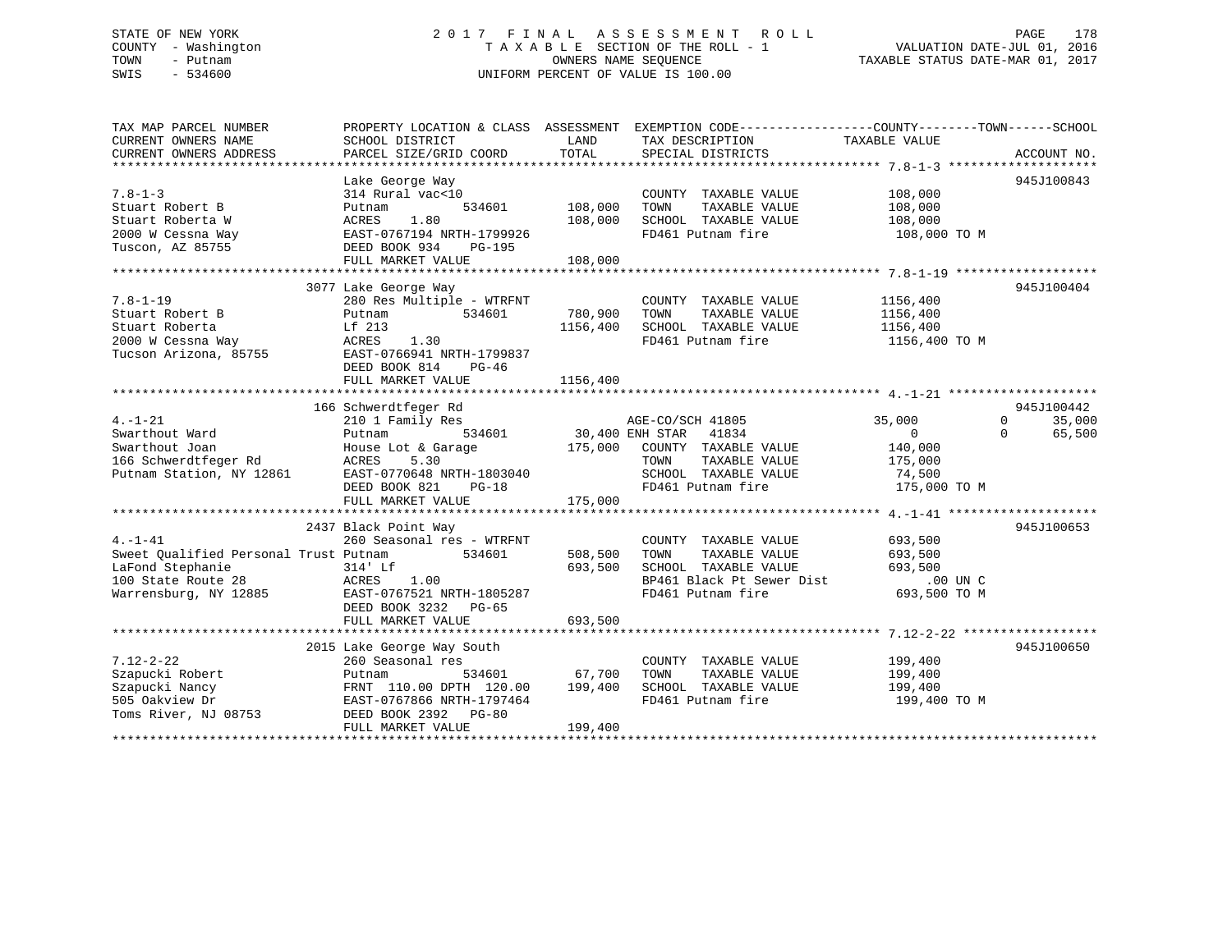STATE OF NEW YORK
COUNTY - Washington
TOWN - Putnam
SWIS - 534600

2017 FINAL ASSESSMENT ROLL
TAXABLE SECTION OF THE ROLL - 1
OWNERS NAME SEQUENCE
UNIFORM PERCENT OF VALUE IS 100.00

VALUATION DATE-JUL 01, 2016
TAXABLE STATUS DATE-MAR 01, 2017

```
TAX MAP PARCEL NUMBER          PROPERTY LOCATION & CLASS  ASSESSMENT  EXEMPTION CODE------------------COUNTY--------TOWN------SCHOOL
CURRENT OWNERS NAME            SCHOOL DISTRICT             LAND       TAX DESCRIPTION             TAXABLE VALUE
CURRENT OWNERS ADDRESS         PARCEL SIZE/GRID COORD      TOTAL      SPECIAL DISTRICTS                                  ACCOUNT NO.
******************************************************************************************************* 7.8-1-3 ********************
                               Lake George Way                                                                        945J100843
7.8-1-3                        314 Rural vac<10                       COUNTY  TAXABLE VALUE          108,000
Stuart Robert B                Putnam          534601     108,000     TOWN    TAXABLE VALUE          108,000
Stuart Roberta W               ACRES    1.80              108,000     SCHOOL  TAXABLE VALUE          108,000
2000 W Cessna Way              EAST-0767194 NRTH-1799926              FD461 Putnam fire               108,000 TO M
Tuscon, AZ 85755               DEED BOOK 934    PG-195
                               FULL MARKET VALUE          108,000
******************************************************************************************************* 7.8-1-19 *******************
                          3077 Lake George Way                                                                        945J100404
7.8-1-19                       280 Res Multiple - WTRFNT              COUNTY  TAXABLE VALUE         1156,400
Stuart Robert B                Putnam          534601     780,900     TOWN    TAXABLE VALUE         1156,400
Stuart Roberta                 Lf 213                    1156,400     SCHOOL  TAXABLE VALUE         1156,400
2000 W Cessna Way              ACRES    1.30                          FD461 Putnam fire              1156,400 TO M
Tucson Arizona, 85755          EAST-0766941 NRTH-1799837
                               DEED BOOK 814    PG-46
                               FULL MARKET VALUE         1156,400
******************************************************************************************************* 4.-1-21 ********************
                           166 Schwerdtfeger Rd                                                                       945J100442
4.-1-21                        210 1 Family Res                       AGE-CO/SCH 41805          35,000           0        35,000
Swarthout Ward                 Putnam          534601      30,400 ENH STAR   41834                  0           0        65,500
Swarthout Joan                 House Lot & Garage         175,000     COUNTY  TAXABLE VALUE          140,000
166 Schwerdtfeger Rd           ACRES    5.30                          TOWN    TAXABLE VALUE          175,000
Putnam Station, NY 12861       EAST-0770648 NRTH-1803040              SCHOOL  TAXABLE VALUE           74,500
                               DEED BOOK 821    PG-18                 FD461 Putnam fire               175,000 TO M
                               FULL MARKET VALUE          175,000
******************************************************************************************************* 4.-1-41 ********************
                          2437 Black Point Way                                                                        945J100653
4.-1-41                        260 Seasonal res - WTRFNT              COUNTY  TAXABLE VALUE          693,500
Sweet Qualified Personal Trust Putnam          534601     508,500     TOWN    TAXABLE VALUE          693,500
LaFond Stephanie               314' Lf                    693,500     SCHOOL  TAXABLE VALUE          693,500
100 State Route 28             ACRES    1.00                          BP461 Black Pt Sewer Dist           .00 UN C
Warrensburg, NY 12885          EAST-0767521 NRTH-1805287              FD461 Putnam fire               693,500 TO M
                               DEED BOOK 3232   PG-65
                               FULL MARKET VALUE          693,500
******************************************************************************************************* 7.12-2-22 ******************
                          2015 Lake George Way South                                                                  945J100650
7.12-2-22                      260 Seasonal res                       COUNTY  TAXABLE VALUE          199,400
Szapucki Robert                Putnam          534601      67,700     TOWN    TAXABLE VALUE          199,400
Szapucki Nancy                 FRNT 110.00 DPTH 120.00    199,400     SCHOOL  TAXABLE VALUE          199,400
505 Oakview Dr                 EAST-0767866 NRTH-1797464              FD461 Putnam fire               199,400 TO M
Toms River, NJ 08753           DEED BOOK 2392   PG-80
                               FULL MARKET VALUE          199,400
************************************************************************************************************************************
```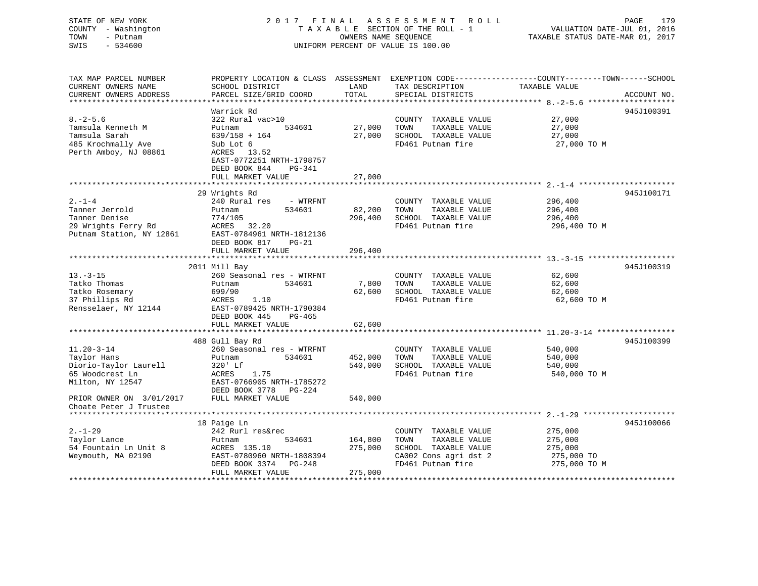STATE OF NEW YORK — 2017 FINAL ASSESSMENT ROLL
COUNTY - Washington — TAXABLE SECTION OF THE ROLL - 1 — VALUATION DATE-JUL 01, 2016
TOWN - Putnam — OWNERS NAME SEQUENCE — TAXABLE STATUS DATE-MAR 01, 2017
SWIS - 534600 — UNIFORM PERCENT OF VALUE IS 100.00

| TAX MAP PARCEL NUMBER / CURRENT OWNERS NAME / CURRENT OWNERS ADDRESS | PROPERTY LOCATION & CLASS / SCHOOL DISTRICT / PARCEL SIZE/GRID COORD | ASSESSMENT LAND | TOTAL | EXEMPTION CODE / TAX DESCRIPTION / SPECIAL DISTRICTS | COUNTY--------TOWN------SCHOOL TAXABLE VALUE | ACCOUNT NO. |
|---|---|---|---|---|---|---|
| 8.-2-5.6 | Warrick Rd | | | | | 945J100391 |
| Tamsula Kenneth M | 322 Rural vac>10 | | | COUNTY TAXABLE VALUE | 27,000 | |
| Tamsula Sarah | Putnam 534601 | 27,000 | | TOWN TAXABLE VALUE | 27,000 | |
| 485 Krochmally Ave | 639/158 + 164 | | 27,000 | SCHOOL TAXABLE VALUE | 27,000 | |
| Perth Amboy, NJ 08861 | Sub Lot 6 | | | FD461 Putnam fire | 27,000 TO M | |
| | ACRES 13.52 | | | | | |
| | EAST-0772251 NRTH-1798757 | | | | | |
| | DEED BOOK 844 PG-341 | | | | | |
| | FULL MARKET VALUE | | 27,000 | | | |
| 2.-1-4 | 29 Wrights Rd | | | | | 945J100171 |
| Tanner Jerrold | 240 Rural res - WTRFNT | | | COUNTY TAXABLE VALUE | 296,400 | |
| Tanner Denise | Putnam 534601 | 82,200 | | TOWN TAXABLE VALUE | 296,400 | |
| 29 Wrights Ferry Rd | 774/105 | | 296,400 | SCHOOL TAXABLE VALUE | 296,400 | |
| Putnam Station, NY 12861 | ACRES 32.20 | | | FD461 Putnam fire | 296,400 TO M | |
| | EAST-0784961 NRTH-1812136 | | | | | |
| | DEED BOOK 817 PG-21 | | | | | |
| | FULL MARKET VALUE | | 296,400 | | | |
| 13.-3-15 | 2011 Mill Bay | | | | | 945J100319 |
| Tatko Thomas | 260 Seasonal res - WTRFNT | | | COUNTY TAXABLE VALUE | 62,600 | |
| Tatko Rosemary | Putnam 534601 | 7,800 | | TOWN TAXABLE VALUE | 62,600 | |
| 37 Phillips Rd | 699/90 | | 62,600 | SCHOOL TAXABLE VALUE | 62,600 | |
| Rensselaer, NY 12144 | ACRES 1.10 | | | FD461 Putnam fire | 62,600 TO M | |
| | EAST-0789425 NRTH-1790384 | | | | | |
| | DEED BOOK 445 PG-465 | | | | | |
| | FULL MARKET VALUE | | 62,600 | | | |
| 11.20-3-14 | 488 Gull Bay Rd | | | | | 945J100399 |
| Taylor Hans | 260 Seasonal res - WTRFNT | | | COUNTY TAXABLE VALUE | 540,000 | |
| Diorio-Taylor Laurell | Putnam 534601 | 452,000 | | TOWN TAXABLE VALUE | 540,000 | |
| 65 Woodcrest Ln | 320' Lf | | 540,000 | SCHOOL TAXABLE VALUE | 540,000 | |
| Milton, NY 12547 | ACRES 1.75 | | | FD461 Putnam fire | 540,000 TO M | |
| | EAST-0766905 NRTH-1785272 | | | | | |
| | DEED BOOK 3778 PG-224 | | | | | |
| PRIOR OWNER ON 3/01/2017 | FULL MARKET VALUE | | 540,000 | | | |
| Choate Peter J Trustee | | | | | | |
| 2.-1-29 | 18 Paige Ln | | | | | 945J100066 |
| Taylor Lance | 242 Rurl res&rec | | | COUNTY TAXABLE VALUE | 275,000 | |
| 54 Fountain Ln Unit 8 | Putnam 534601 | 164,800 | | TOWN TAXABLE VALUE | 275,000 | |
| Weymouth, MA 02190 | ACRES 135.10 | | 275,000 | SCHOOL TAXABLE VALUE | 275,000 | |
| | EAST-0780960 NRTH-1808394 | | | CA002 Cons agri dst 2 | 275,000 TO | |
| | DEED BOOK 3374 PG-248 | | | FD461 Putnam fire | 275,000 TO M | |
| | FULL MARKET VALUE | | 275,000 | | | |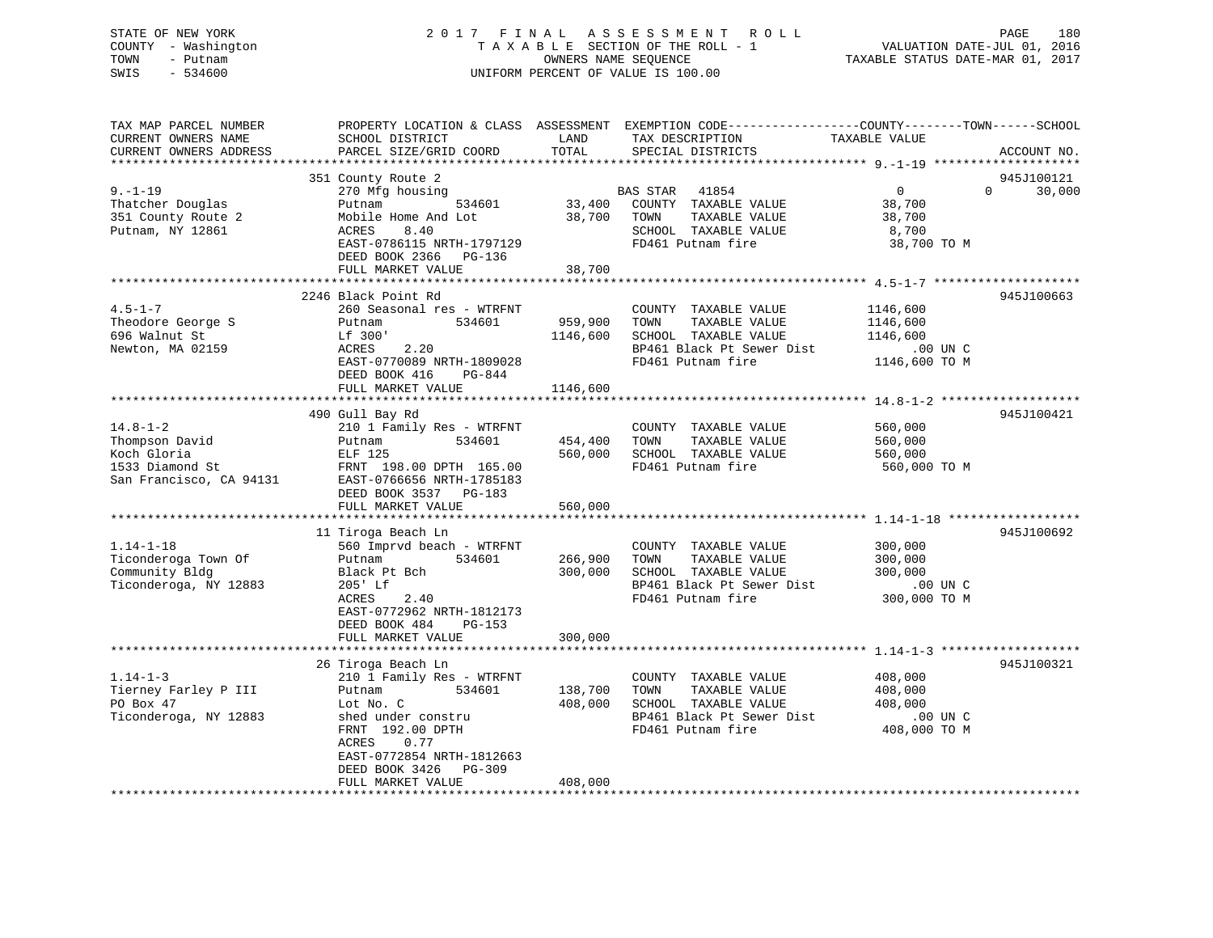STATE OF NEW YORK
COUNTY - Washington
TOWN - Putnam
SWIS - 534600

2 0 1 7 F I N A L A S S E S S M E N T R O L L
T A X A B L E SECTION OF THE ROLL - 1
OWNERS NAME SEQUENCE
UNIFORM PERCENT OF VALUE IS 100.00

VALUATION DATE-JUL 01, 2016
TAXABLE STATUS DATE-MAR 01, 2017

```
TAX MAP PARCEL NUMBER          PROPERTY LOCATION & CLASS  ASSESSMENT  EXEMPTION CODE------------------COUNTY--------TOWN------SCHOOL
CURRENT OWNERS NAME            SCHOOL DISTRICT               LAND      TAX DESCRIPTION              TAXABLE VALUE
CURRENT OWNERS ADDRESS         PARCEL SIZE/GRID COORD        TOTAL     SPECIAL DISTRICTS                                        ACCOUNT NO.
******************************************************************************************************* 9.-1-19 ********************
                               351 County Route 2                                                                          945J100121
9.-1-19                        270 Mfg housing                         BAS STAR   41854                  0            0       30,000
Thatcher Douglas               Putnam          534601        33,400    COUNTY  TAXABLE VALUE            38,700
351 County Route 2             Mobile Home And Lot           38,700    TOWN    TAXABLE VALUE            38,700
Putnam, NY 12861               ACRES     8.40                          SCHOOL  TAXABLE VALUE             8,700
                               EAST-0786115 NRTH-1797129               FD461 Putnam fire                38,700 TO M
                               DEED BOOK 2366   PG-136
                               FULL MARKET VALUE             38,700
******************************************************************************************************* 4.5-1-7 ********************
                               2246 Black Point Rd                                                                         945J100663
4.5-1-7                        260 Seasonal res - WTRFNT               COUNTY  TAXABLE VALUE          1146,600
Theodore George S              Putnam          534601       959,900    TOWN    TAXABLE VALUE          1146,600
696 Walnut St                  Lf 300'                     1146,600    SCHOOL  TAXABLE VALUE          1146,600
Newton, MA 02159               ACRES     2.20                          BP461 Black Pt Sewer Dist           .00 UN C
                               EAST-0770089 NRTH-1809028               FD461 Putnam fire              1146,600 TO M
                               DEED BOOK 416    PG-844
                               FULL MARKET VALUE           1146,600
******************************************************************************************************* 14.8-1-2 *******************
                               490 Gull Bay Rd                                                                             945J100421
14.8-1-2                       210 1 Family Res - WTRFNT               COUNTY  TAXABLE VALUE           560,000
Thompson David                 Putnam          534601       454,400    TOWN    TAXABLE VALUE           560,000
Koch Gloria                    ELF 125                      560,000    SCHOOL  TAXABLE VALUE           560,000
1533 Diamond St                FRNT 198.00 DPTH 165.00                 FD461 Putnam fire               560,000 TO M
San Francisco, CA 94131        EAST-0766656 NRTH-1785183
                               DEED BOOK 3537   PG-183
                               FULL MARKET VALUE            560,000
******************************************************************************************************* 1.14-1-18 ******************
                               11 Tiroga Beach Ln                                                                          945J100692
1.14-1-18                      560 Imprvd beach - WTRFNT               COUNTY  TAXABLE VALUE           300,000
Ticonderoga Town Of            Putnam          534601       266,900    TOWN    TAXABLE VALUE           300,000
Community Bldg                 Black Pt Bch                 300,000    SCHOOL  TAXABLE VALUE           300,000
Ticonderoga, NY 12883          205' Lf                                 BP461 Black Pt Sewer Dist           .00 UN C
                               ACRES     2.40                          FD461 Putnam fire               300,000 TO M
                               EAST-0772962 NRTH-1812173
                               DEED BOOK 484    PG-153
                               FULL MARKET VALUE            300,000
******************************************************************************************************* 1.14-1-3 *******************
                               26 Tiroga Beach Ln                                                                          945J100321
1.14-1-3                       210 1 Family Res - WTRFNT               COUNTY  TAXABLE VALUE           408,000
Tierney Farley P III           Putnam          534601       138,700    TOWN    TAXABLE VALUE           408,000
PO Box 47                      Lot No. C                    408,000    SCHOOL  TAXABLE VALUE           408,000
Ticonderoga, NY 12883          shed under constru                      BP461 Black Pt Sewer Dist           .00 UN C
                               FRNT 192.00 DPTH                        FD461 Putnam fire               408,000 TO M
                               ACRES     0.77
                               EAST-0772854 NRTH-1812663
                               DEED BOOK 3426   PG-309
                               FULL MARKET VALUE            408,000
************************************************************************************************************************************
```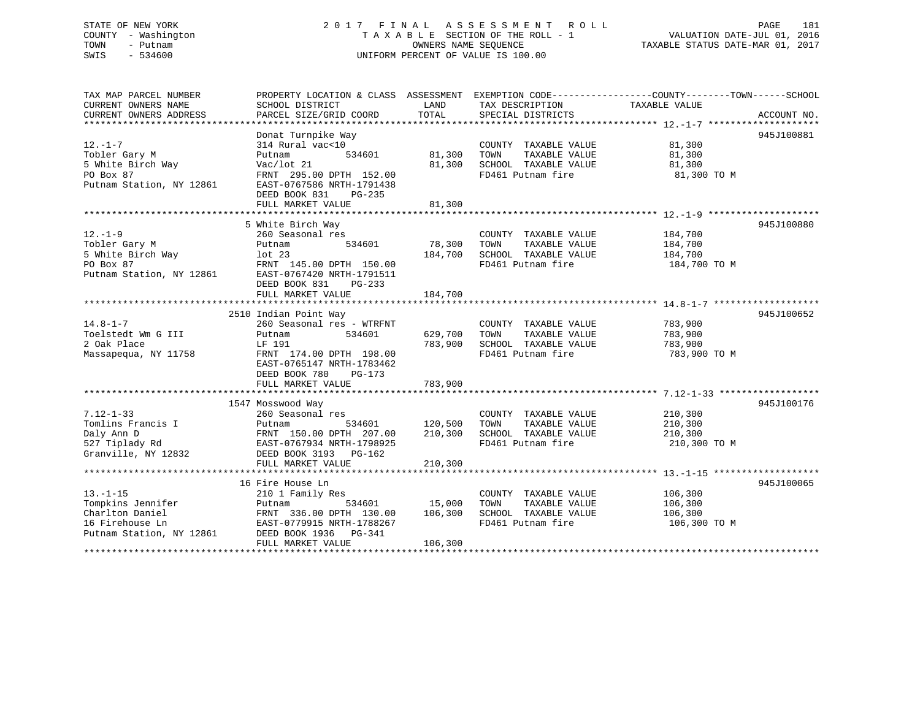STATE OF NEW YORK
COUNTY - Washington
TOWN - Putnam
SWIS - 534600

2017 FINAL ASSESSMENT ROLL
TAXABLE SECTION OF THE ROLL - 1
OWNERS NAME SEQUENCE
UNIFORM PERCENT OF VALUE IS 100.00

VALUATION DATE-JUL 01, 2016
TAXABLE STATUS DATE-MAR 01, 2017

| TAX MAP PARCEL NUMBER / CURRENT OWNERS NAME / CURRENT OWNERS ADDRESS | PROPERTY LOCATION & CLASS / SCHOOL DISTRICT / PARCEL SIZE/GRID COORD | ASSESSMENT LAND | TOTAL | EXEMPTION CODE / TAX DESCRIPTION / SPECIAL DISTRICTS | TAXABLE VALUE (COUNTY/TOWN/SCHOOL) | ACCOUNT NO. |
|---|---|---|---|---|---|---|
| 12.-1-7 | Donat Turnpike Way | | | | | 945J100881 |
| Tobler Gary M | 314 Rural vac<10 | | | COUNTY TAXABLE VALUE | 81,300 | |
| 5 White Birch Way | Putnam 534601 | 81,300 | | TOWN TAXABLE VALUE | 81,300 | |
| PO Box 87 | Vac/lot 21 | | 81,300 | SCHOOL TAXABLE VALUE | 81,300 | |
| Putnam Station, NY 12861 | FRNT 295.00 DPTH 152.00 | | | FD461 Putnam fire | 81,300 TO M | |
| | EAST-0767586 NRTH-1791438 | | | | | |
| | DEED BOOK 831 PG-235 | | | | | |
| | FULL MARKET VALUE | | 81,300 | | | |
| 12.-1-9 | 5 White Birch Way | | | | | 945J100880 |
| Tobler Gary M | 260 Seasonal res | | | COUNTY TAXABLE VALUE | 184,700 | |
| 5 White Birch Way | Putnam 534601 | 78,300 | | TOWN TAXABLE VALUE | 184,700 | |
| PO Box 87 | lot 23 | | 184,700 | SCHOOL TAXABLE VALUE | 184,700 | |
| Putnam Station, NY 12861 | FRNT 145.00 DPTH 150.00 | | | FD461 Putnam fire | 184,700 TO M | |
| | EAST-0767420 NRTH-1791511 | | | | | |
| | DEED BOOK 831 PG-233 | | | | | |
| | FULL MARKET VALUE | | 184,700 | | | |
| 14.8-1-7 | 2510 Indian Point Way | | | | | 945J100652 |
| Toelstedt Wm G III | 260 Seasonal res - WTRFNT | | | COUNTY TAXABLE VALUE | 783,900 | |
| 2 Oak Place | Putnam 534601 | 629,700 | | TOWN TAXABLE VALUE | 783,900 | |
| Massapequa, NY 11758 | LF 191 | | 783,900 | SCHOOL TAXABLE VALUE | 783,900 | |
| | FRNT 174.00 DPTH 198.00 | | | FD461 Putnam fire | 783,900 TO M | |
| | EAST-0765147 NRTH-1783462 | | | | | |
| | DEED BOOK 780 PG-173 | | | | | |
| | FULL MARKET VALUE | | 783,900 | | | |
| 7.12-1-33 | 1547 Mosswood Way | | | | | 945J100176 |
| Tomlins Francis I | 260 Seasonal res | | | COUNTY TAXABLE VALUE | 210,300 | |
| Daly Ann D | Putnam 534601 | 120,500 | | TOWN TAXABLE VALUE | 210,300 | |
| 527 Tiplady Rd | FRNT 150.00 DPTH 207.00 | | 210,300 | SCHOOL TAXABLE VALUE | 210,300 | |
| Granville, NY 12832 | EAST-0767934 NRTH-1798925 | | | FD461 Putnam fire | 210,300 TO M | |
| | DEED BOOK 3193 PG-162 | | | | | |
| | FULL MARKET VALUE | | 210,300 | | | |
| 13.-1-15 | 16 Fire House Ln | | | | | 945J100065 |
| Tompkins Jennifer | 210 1 Family Res | | | COUNTY TAXABLE VALUE | 106,300 | |
| Charlton Daniel | Putnam 534601 | 15,000 | | TOWN TAXABLE VALUE | 106,300 | |
| 16 Firehouse Ln | FRNT 336.00 DPTH 130.00 | | 106,300 | SCHOOL TAXABLE VALUE | 106,300 | |
| Putnam Station, NY 12861 | EAST-0779915 NRTH-1788267 | | | FD461 Putnam fire | 106,300 TO M | |
| | DEED BOOK 1936 PG-341 | | | | | |
| | FULL MARKET VALUE | | 106,300 | | | |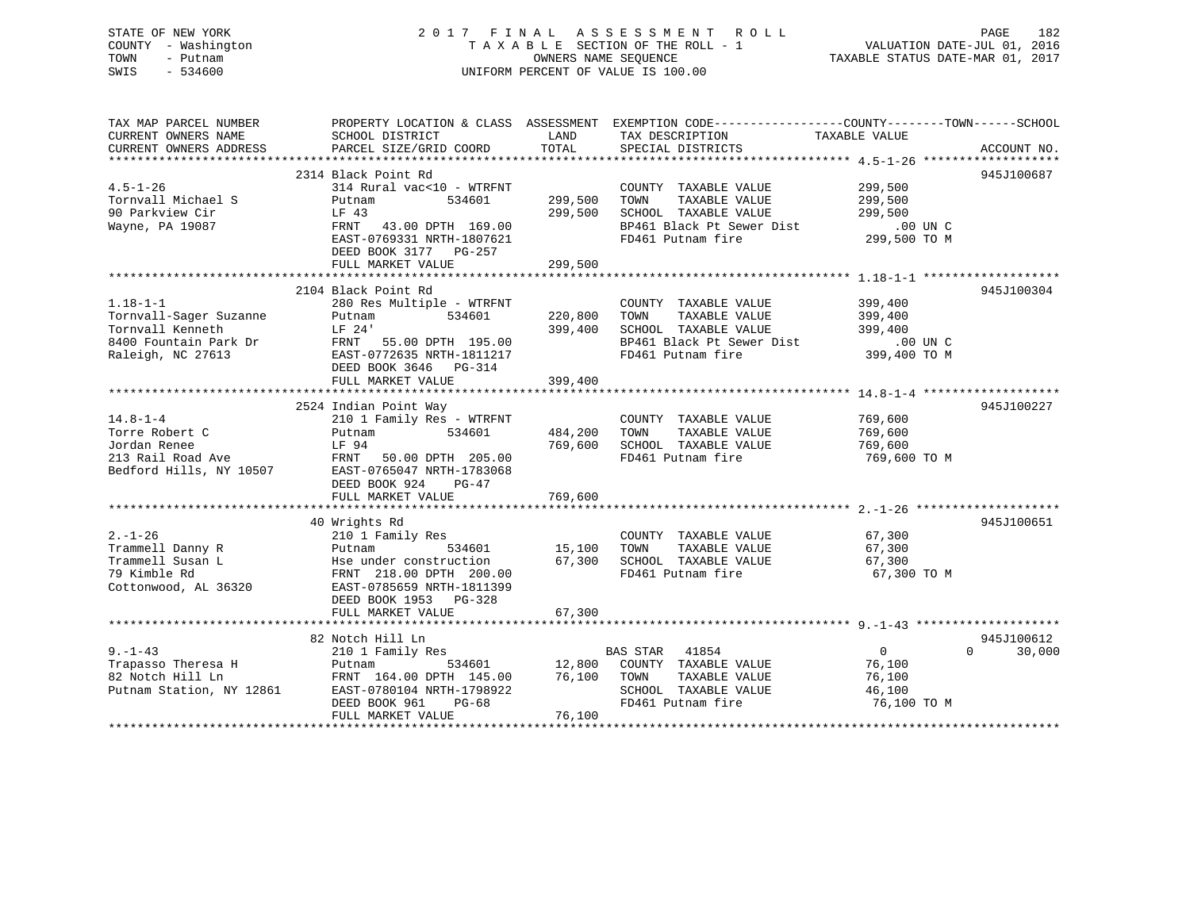STATE OF NEW YORK
COUNTY - Washington
TOWN - Putnam
SWIS - 534600

2 0 1 7 F I N A L A S S E S S M E N T R O L L
T A X A B L E SECTION OF THE ROLL - 1
OWNERS NAME SEQUENCE
UNIFORM PERCENT OF VALUE IS 100.00

VALUATION DATE-JUL 01, 2016
TAXABLE STATUS DATE-MAR 01, 2017

```
TAX MAP PARCEL NUMBER          PROPERTY LOCATION & CLASS  ASSESSMENT  EXEMPTION CODE------------------COUNTY--------TOWN------SCHOOL
CURRENT OWNERS NAME            SCHOOL DISTRICT               LAND      TAX DESCRIPTION            TAXABLE VALUE
CURRENT OWNERS ADDRESS         PARCEL SIZE/GRID COORD        TOTAL     SPECIAL DISTRICTS                                   ACCOUNT NO.
******************************************************************************************************* 4.5-1-26 *******************
                            2314 Black Point Rd                                                                    945J100687
4.5-1-26                       314 Rural vac<10 - WTRFNT              COUNTY  TAXABLE VALUE           299,500
Tornvall Michael S             Putnam          534601      299,500    TOWN    TAXABLE VALUE           299,500
90 Parkview Cir                LF 43                       299,500    SCHOOL  TAXABLE VALUE           299,500
Wayne, PA 19087                FRNT   43.00 DPTH 169.00               BP461 Black Pt Sewer Dist           .00 UN C
                               EAST-0769331 NRTH-1807621              FD461 Putnam fire               299,500 TO M
                               DEED BOOK 3177   PG-257
                               FULL MARKET VALUE           299,500
******************************************************************************************************* 1.18-1-1 *******************
                            2104 Black Point Rd                                                                    945J100304
1.18-1-1                       280 Res Multiple - WTRFNT              COUNTY  TAXABLE VALUE           399,400
Tornvall-Sager Suzanne         Putnam          534601      220,800    TOWN    TAXABLE VALUE           399,400
Tornvall Kenneth               LF 24'                      399,400    SCHOOL  TAXABLE VALUE           399,400
8400 Fountain Park Dr          FRNT   55.00 DPTH 195.00               BP461 Black Pt Sewer Dist           .00 UN C
Raleigh, NC 27613              EAST-0772635 NRTH-1811217              FD461 Putnam fire               399,400 TO M
                               DEED BOOK 3646   PG-314
                               FULL MARKET VALUE           399,400
******************************************************************************************************* 14.8-1-4 *******************
                            2524 Indian Point Way                                                                  945J100227
14.8-1-4                       210 1 Family Res - WTRFNT              COUNTY  TAXABLE VALUE           769,600
Torre Robert C                 Putnam          534601      484,200    TOWN    TAXABLE VALUE           769,600
Jordan Renee                   LF 94                       769,600    SCHOOL  TAXABLE VALUE           769,600
213 Rail Road Ave              FRNT   50.00 DPTH 205.00               FD461 Putnam fire               769,600 TO M
Bedford Hills, NY 10507        EAST-0765047 NRTH-1783068
                               DEED BOOK 924    PG-47
                               FULL MARKET VALUE           769,600
******************************************************************************************************* 2.-1-26 ********************
                            40 Wrights Rd                                                                          945J100651
2.-1-26                        210 1 Family Res                       COUNTY  TAXABLE VALUE            67,300
Trammell Danny R               Putnam          534601       15,100    TOWN    TAXABLE VALUE            67,300
Trammell Susan L               Hse under construction       67,300    SCHOOL  TAXABLE VALUE            67,300
79 Kimble Rd                   FRNT  218.00 DPTH 200.00               FD461 Putnam fire                67,300 TO M
Cottonwood, AL 36320           EAST-0785659 NRTH-1811399
                               DEED BOOK 1953   PG-328
                               FULL MARKET VALUE            67,300
******************************************************************************************************* 9.-1-43 ********************
                            82 Notch Hill Ln                                                                       945J100612
9.-1-43                        210 1 Family Res                    BAS STAR   41854                     0             0      30,000
Trapasso Theresa H             Putnam          534601       12,800    COUNTY  TAXABLE VALUE            76,100
82 Notch Hill Ln               FRNT  164.00 DPTH 145.00     76,100    TOWN    TAXABLE VALUE            76,100
Putnam Station, NY 12861       EAST-0780104 NRTH-1798922              SCHOOL  TAXABLE VALUE            46,100
                               DEED BOOK 961    PG-68                 FD461 Putnam fire                76,100 TO M
                               FULL MARKET VALUE            76,100
************************************************************************************************************************************
```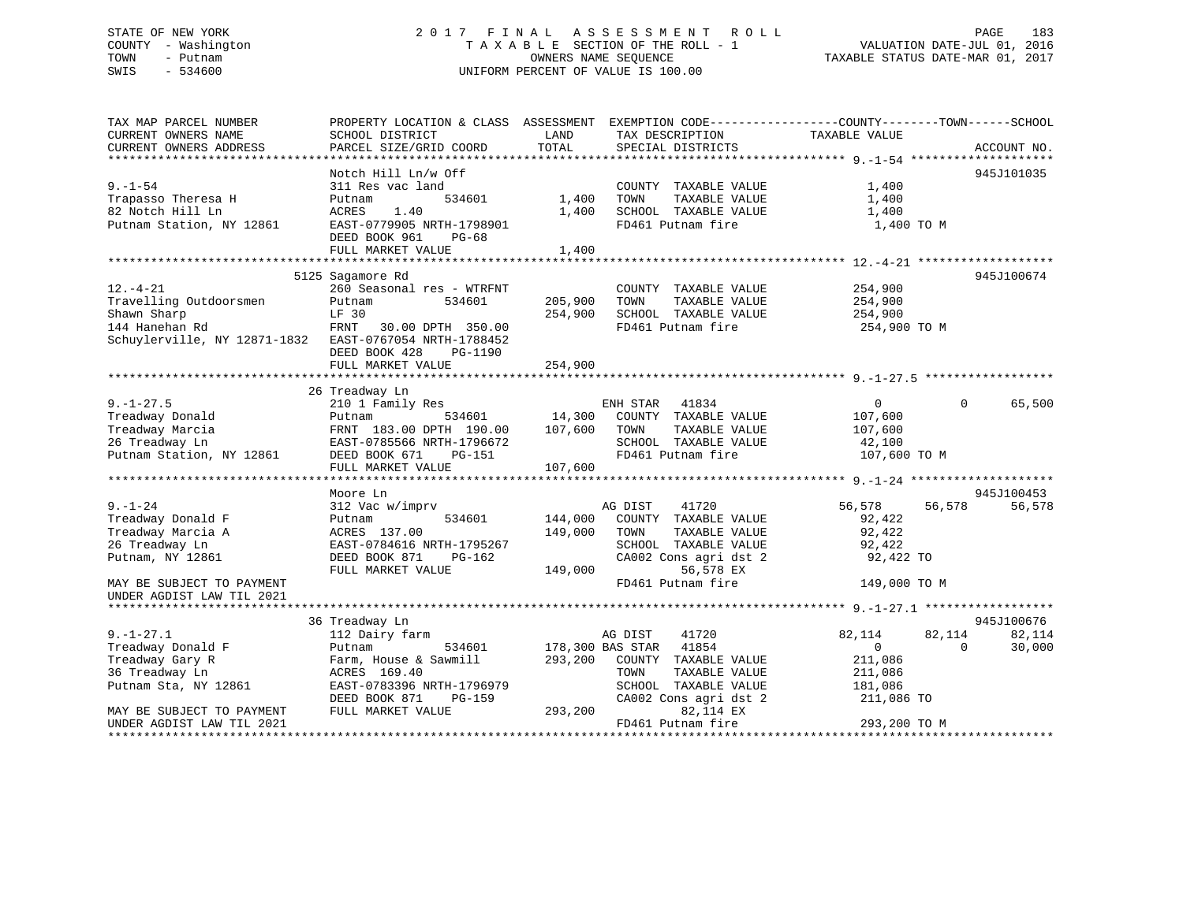STATE OF NEW YORK
COUNTY - Washington
TOWN - Putnam
SWIS - 534600

2017 FINAL ASSESSMENT ROLL
TAXABLE SECTION OF THE ROLL - 1
OWNERS NAME SEQUENCE
UNIFORM PERCENT OF VALUE IS 100.00

VALUATION DATE-JUL 01, 2016
TAXABLE STATUS DATE-MAR 01, 2017

```
TAX MAP PARCEL NUMBER          PROPERTY LOCATION & CLASS  ASSESSMENT  EXEMPTION CODE------------------COUNTY--------TOWN------SCHOOL
CURRENT OWNERS NAME            SCHOOL DISTRICT              LAND      TAX DESCRIPTION            TAXABLE VALUE
CURRENT OWNERS ADDRESS         PARCEL SIZE/GRID COORD      TOTAL      SPECIAL DISTRICTS                                   ACCOUNT NO.
******************************************************************************************************* 9.-1-54 ********************
                               Notch Hill Ln/w Off                                                                        945J101035
9.-1-54                        311 Res vac land                        COUNTY  TAXABLE VALUE             1,400
Trapasso Theresa H             Putnam          534601        1,400     TOWN    TAXABLE VALUE             1,400
82 Notch Hill Ln               ACRES    1.40                 1,400     SCHOOL  TAXABLE VALUE             1,400
Putnam Station, NY 12861       EAST-0779905 NRTH-1798901               FD461 Putnam fire                  1,400 TO M
                               DEED BOOK 961    PG-68
                               FULL MARKET VALUE             1,400
******************************************************************************************************* 12.-4-21 *******************
                          5125 Sagamore Rd                                                                                945J100674
12.-4-21                       260 Seasonal res - WTRFNT               COUNTY  TAXABLE VALUE           254,900
Travelling Outdoorsmen         Putnam          534601      205,900     TOWN    TAXABLE VALUE           254,900
Shawn Sharp                    LF 30                       254,900     SCHOOL  TAXABLE VALUE           254,900
144 Hanehan Rd                 FRNT   30.00 DPTH 350.00                FD461 Putnam fire                254,900 TO M
Schuylerville, NY 12871-1832   EAST-0767054 NRTH-1788452
                               DEED BOOK 428    PG-1190
                               FULL MARKET VALUE           254,900
******************************************************************************************************* 9.-1-27.5 ******************
                            26 Treadway Ln
9.-1-27.5                      210 1 Family Res                        ENH STAR  41834                   0          0      65,500
Treadway Donald                Putnam          534601       14,300     COUNTY  TAXABLE VALUE           107,600
Treadway Marcia                FRNT 183.00 DPTH 190.00     107,600     TOWN    TAXABLE VALUE           107,600
26 Treadway Ln                 EAST-0785566 NRTH-1796672               SCHOOL  TAXABLE VALUE            42,100
Putnam Station, NY 12861       DEED BOOK 671    PG-151                 FD461 Putnam fire                107,600 TO M
                               FULL MARKET VALUE           107,600
******************************************************************************************************* 9.-1-24 ********************
                               Moore Ln                                                                                   945J100453
9.-1-24                        312 Vac w/imprv                         AG DIST   41720              56,578     56,578      56,578
Treadway Donald F              Putnam          534601      144,000     COUNTY  TAXABLE VALUE            92,422
Treadway Marcia A              ACRES  137.00               149,000     TOWN    TAXABLE VALUE            92,422
26 Treadway Ln                 EAST-0784616 NRTH-1795267               SCHOOL  TAXABLE VALUE            92,422
Putnam, NY 12861               DEED BOOK 871    PG-162                 CA002 Cons agri dst 2             92,422 TO
                               FULL MARKET VALUE           149,000           56,578 EX
MAY BE SUBJECT TO PAYMENT                                              FD461 Putnam fire                149,000 TO M
UNDER AGDIST LAW TIL 2021
******************************************************************************************************* 9.-1-27.1 ******************
                            36 Treadway Ln                                                                                945J100676
9.-1-27.1                      112 Dairy farm                          AG DIST   41720              82,114     82,114      82,114
Treadway Donald F              Putnam          534601      178,300 BAS STAR  41854                   0          0      30,000
Treadway Gary R                Farm, House & Sawmill       293,200     COUNTY  TAXABLE VALUE           211,086
36 Treadway Ln                 ACRES  169.40                           TOWN    TAXABLE VALUE           211,086
Putnam Sta, NY 12861           EAST-0783396 NRTH-1796979               SCHOOL  TAXABLE VALUE           181,086
                               DEED BOOK 871    PG-159                 CA002 Cons agri dst 2            211,086 TO
MAY BE SUBJECT TO PAYMENT      FULL MARKET VALUE           293,200           82,114 EX
UNDER AGDIST LAW TIL 2021                                              FD461 Putnam fire                293,200 TO M
************************************************************************************************************************************
```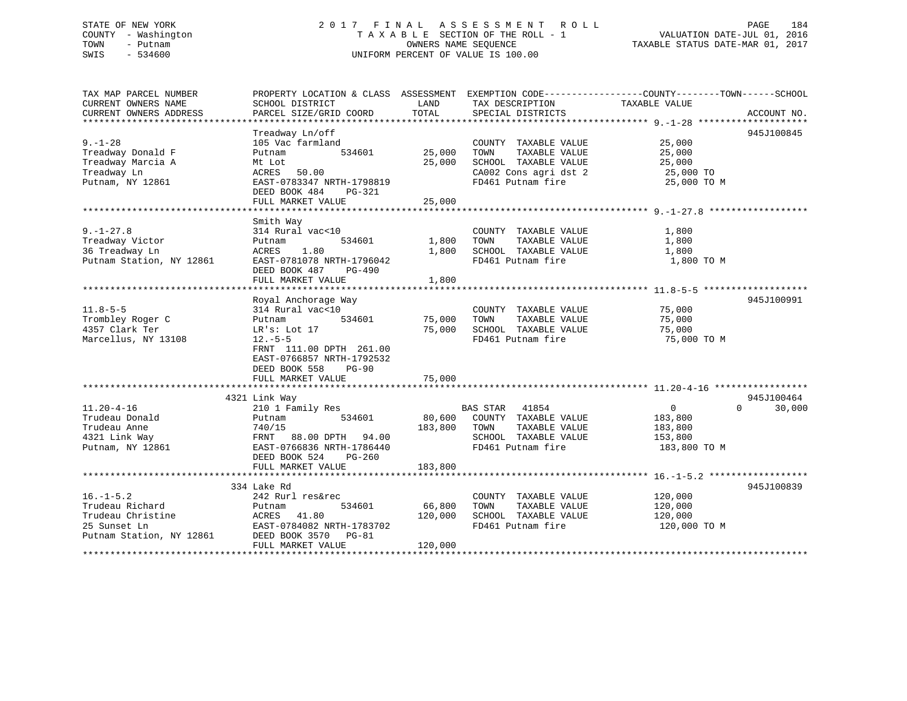STATE OF NEW YORK — 2017 FINAL ASSESSMENT ROLL
COUNTY - Washington — TAXABLE SECTION OF THE ROLL - 1 — VALUATION DATE-JUL 01, 2016
TOWN - Putnam — OWNERS NAME SEQUENCE — TAXABLE STATUS DATE-MAR 01, 2017
SWIS - 534600 — UNIFORM PERCENT OF VALUE IS 100.00

| TAX MAP PARCEL NUMBER<br>CURRENT OWNERS NAME<br>CURRENT OWNERS ADDRESS | PROPERTY LOCATION & CLASS<br>SCHOOL DISTRICT<br>PARCEL SIZE/GRID COORD | ASSESSMENT<br>LAND<br>TOTAL | EXEMPTION CODE<br>TAX DESCRIPTION<br>SPECIAL DISTRICTS | COUNTY / TOWN / SCHOOL<br>TAXABLE VALUE | ACCOUNT NO. |
|---|---|---|---|---|---|
| 9.-1-28 | Treadway Ln/off | | | | 945J100845 |
| 9.-1-28 | 105 Vac farmland | | COUNTY TAXABLE VALUE | 25,000 | |
| Treadway Donald F | Putnam 534601 | 25,000 | TOWN TAXABLE VALUE | 25,000 | |
| Treadway Marcia A | Mt Lot | 25,000 | SCHOOL TAXABLE VALUE | 25,000 | |
| Treadway Ln | ACRES 50.00 | | CA002 Cons agri dst 2 | 25,000 TO | |
| Putnam, NY 12861 | EAST-0783347 NRTH-1798819 | | FD461 Putnam fire | 25,000 TO M | |
| | DEED BOOK 484 PG-321 | | | | |
| | FULL MARKET VALUE | 25,000 | | | |
| 9.-1-27.8 | Smith Way | | | | |
| 9.-1-27.8 | 314 Rural vac<10 | | COUNTY TAXABLE VALUE | 1,800 | |
| Treadway Victor | Putnam 534601 | 1,800 | TOWN TAXABLE VALUE | 1,800 | |
| 36 Treadway Ln | ACRES 1.80 | 1,800 | SCHOOL TAXABLE VALUE | 1,800 | |
| Putnam Station, NY 12861 | EAST-0781078 NRTH-1796042 | | FD461 Putnam fire | 1,800 TO M | |
| | DEED BOOK 487 PG-490 | | | | |
| | FULL MARKET VALUE | 1,800 | | | |
| 11.8-5-5 | Royal Anchorage Way | | | | 945J100991 |
| 11.8-5-5 | 314 Rural vac<10 | | COUNTY TAXABLE VALUE | 75,000 | |
| Trombley Roger C | Putnam 534601 | 75,000 | TOWN TAXABLE VALUE | 75,000 | |
| 4357 Clark Ter | LR's: Lot 17 | 75,000 | SCHOOL TAXABLE VALUE | 75,000 | |
| Marcellus, NY 13108 | 12.-5-5 | | FD461 Putnam fire | 75,000 TO M | |
| | FRNT 111.00 DPTH 261.00 | | | | |
| | EAST-0766857 NRTH-1792532 | | | | |
| | DEED BOOK 558 PG-90 | | | | |
| | FULL MARKET VALUE | 75,000 | | | |
| 11.20-4-16 | 4321 Link Way | | | | 945J100464 |
| 11.20-4-16 | 210 1 Family Res | | BAS STAR 41854 | 0 / 0 / 30,000 | |
| Trudeau Donald | Putnam 534601 | 80,600 | COUNTY TAXABLE VALUE | 183,800 | |
| Trudeau Anne | 740/15 | 183,800 | TOWN TAXABLE VALUE | 183,800 | |
| 4321 Link Way | FRNT 88.00 DPTH 94.00 | | SCHOOL TAXABLE VALUE | 153,800 | |
| Putnam, NY 12861 | EAST-0766836 NRTH-1786440 | | FD461 Putnam fire | 183,800 TO M | |
| | DEED BOOK 524 PG-260 | | | | |
| | FULL MARKET VALUE | 183,800 | | | |
| 16.-1-5.2 | 334 Lake Rd | | | | 945J100839 |
| 16.-1-5.2 | 242 Rurl res&rec | | COUNTY TAXABLE VALUE | 120,000 | |
| Trudeau Richard | Putnam 534601 | 66,800 | TOWN TAXABLE VALUE | 120,000 | |
| Trudeau Christine | ACRES 41.80 | 120,000 | SCHOOL TAXABLE VALUE | 120,000 | |
| 25 Sunset Ln | EAST-0784082 NRTH-1783702 | | FD461 Putnam fire | 120,000 TO M | |
| Putnam Station, NY 12861 | DEED BOOK 3570 PG-81 | | | | |
| | FULL MARKET VALUE | 120,000 | | | |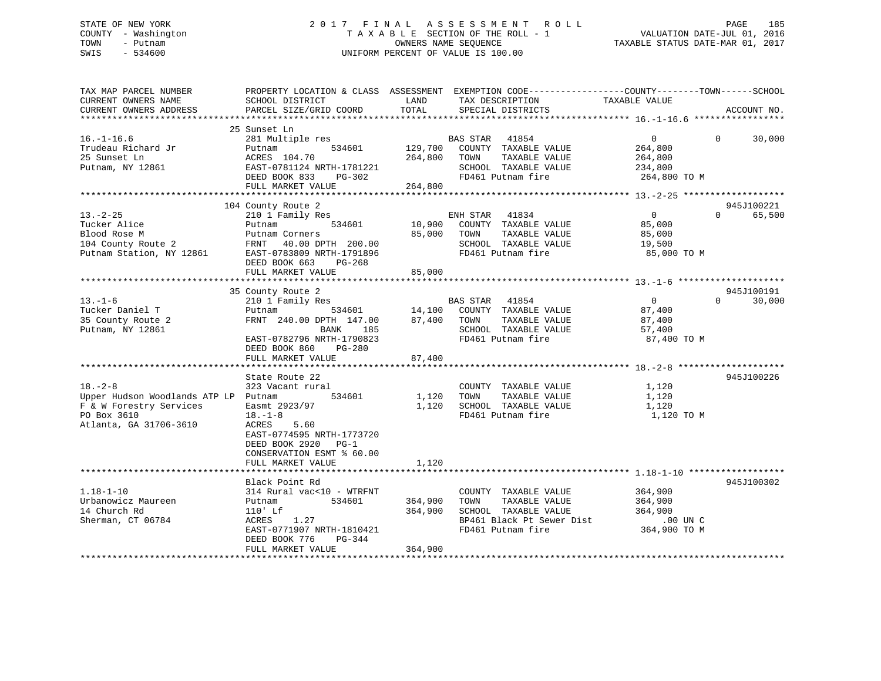STATE OF NEW YORK
COUNTY - Washington
TOWN - Putnam
SWIS - 534600

# 2017 FINAL ASSESSMENT ROLL

TAXABLE SECTION OF THE ROLL - 1
OWNERS NAME SEQUENCE
UNIFORM PERCENT OF VALUE IS 100.00

VALUATION DATE-JUL 01, 2016
TAXABLE STATUS DATE-MAR 01, 2017

```
TAX MAP PARCEL NUMBER          PROPERTY LOCATION & CLASS  ASSESSMENT  EXEMPTION CODE------------------COUNTY--------TOWN------SCHOOL
CURRENT OWNERS NAME            SCHOOL DISTRICT               LAND      TAX DESCRIPTION              TAXABLE VALUE
CURRENT OWNERS ADDRESS         PARCEL SIZE/GRID COORD        TOTAL     SPECIAL DISTRICTS                                      ACCOUNT NO.
******************************************************************************************************* 16.-1-16.6 *****************
                               25 Sunset Ln
16.-1-16.6                     281 Multiple res                      BAS STAR   41854                  0            0       30,000
Trudeau Richard Jr             Putnam          534601       129,700   COUNTY  TAXABLE VALUE           264,800
25 Sunset Ln                   ACRES  104.70                264,800   TOWN    TAXABLE VALUE           264,800
Putnam, NY 12861               EAST-0781124 NRTH-1781221              SCHOOL  TAXABLE VALUE           234,800
                               DEED BOOK 833    PG-302                FD461 Putnam fire               264,800 TO M
                               FULL MARKET VALUE            264,800
******************************************************************************************************* 13.-2-25 *******************
                               104 County Route 2                                                                   945J100221
13.-2-25                       210 1 Family Res                      ENH STAR   41834                  0            0       65,500
Tucker Alice                   Putnam          534601        10,900   COUNTY  TAXABLE VALUE            85,000
Blood Rose M                   Putnam Corners                85,000   TOWN    TAXABLE VALUE            85,000
104 County Route 2             FRNT   40.00 DPTH 200.00               SCHOOL  TAXABLE VALUE            19,500
Putnam Station, NY 12861       EAST-0783809 NRTH-1791896              FD461 Putnam fire                85,000 TO M
                               DEED BOOK 663    PG-268
                               FULL MARKET VALUE             85,000
******************************************************************************************************* 13.-1-6 ********************
                               35 County Route 2                                                                    945J100191
13.-1-6                        210 1 Family Res                      BAS STAR   41854                  0            0       30,000
Tucker Daniel T                Putnam          534601        14,100   COUNTY  TAXABLE VALUE            87,400
35 County Route 2              FRNT  240.00 DPTH 147.00      87,400   TOWN    TAXABLE VALUE            87,400
Putnam, NY 12861                          BANK     185                SCHOOL  TAXABLE VALUE            57,400
                               EAST-0782796 NRTH-1790823              FD461 Putnam fire                87,400 TO M
                               DEED BOOK 860    PG-280
                               FULL MARKET VALUE             87,400
******************************************************************************************************* 18.-2-8 ********************
                               State Route 22                                                                       945J100226
18.-2-8                        323 Vacant rural                       COUNTY  TAXABLE VALUE             1,120
Upper Hudson Woodlands ATP LP  Putnam          534601         1,120   TOWN    TAXABLE VALUE             1,120
F & W Forestry Services        Easmt 2923/97                  1,120   SCHOOL  TAXABLE VALUE             1,120
PO Box 3610                    18.-1-8                                FD461 Putnam fire                 1,120 TO M
Atlanta, GA 31706-3610         ACRES    5.60
                               EAST-0774595 NRTH-1773720
                               DEED BOOK 2920   PG-1
                               CONSERVATION ESMT % 60.00
                               FULL MARKET VALUE              1,120
******************************************************************************************************* 1.18-1-10 ******************
                               Black Point Rd                                                                       945J100302
1.18-1-10                      314 Rural vac<10 - WTRFNT              COUNTY  TAXABLE VALUE           364,900
Urbanowicz Maureen             Putnam          534601       364,900   TOWN    TAXABLE VALUE           364,900
14 Church Rd                   110' Lf                      364,900   SCHOOL  TAXABLE VALUE           364,900
Sherman, CT 06784              ACRES    1.27                          BP461 Black Pt Sewer Dist           .00 UN C
                               EAST-0771907 NRTH-1810421              FD461 Putnam fire               364,900 TO M
                               DEED BOOK 776    PG-344
                               FULL MARKET VALUE            364,900
************************************************************************************************************************************
```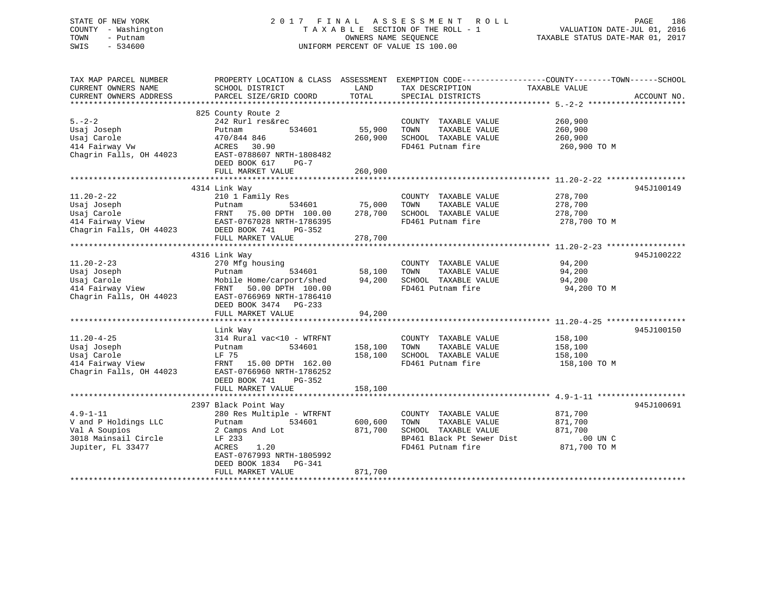STATE OF NEW YORK
COUNTY - Washington
TOWN - Putnam
SWIS - 534600

# 2017 FINAL ASSESSMENT ROLL

TAXABLE SECTION OF THE ROLL - 1
OWNERS NAME SEQUENCE
UNIFORM PERCENT OF VALUE IS 100.00

VALUATION DATE-JUL 01, 2016
TAXABLE STATUS DATE-MAR 01, 2017

| TAX MAP PARCEL NUMBER / CURRENT OWNERS NAME / CURRENT OWNERS ADDRESS | PROPERTY LOCATION & CLASS / SCHOOL DISTRICT / PARCEL SIZE/GRID COORD | ASSESSMENT LAND | TOTAL | EXEMPTION CODE / TAX DESCRIPTION / SPECIAL DISTRICTS | TAXABLE VALUE (COUNTY / TOWN / SCHOOL) | ACCOUNT NO. |
|---|---|---|---|---|---|---|
| 5.-2-2 | 825 County Route 2 | | | | | |
| 5.-2-2 | 242 Rurl res&rec | | | COUNTY TAXABLE VALUE | 260,900 | |
| Usaj Joseph | Putnam 534601 | 55,900 | | TOWN TAXABLE VALUE | 260,900 | |
| Usaj Carole | 470/844 846 | | 260,900 | SCHOOL TAXABLE VALUE | 260,900 | |
| 414 Fairway Vw | ACRES 30.90 | | | FD461 Putnam fire | 260,900 TO M | |
| Chagrin Falls, OH 44023 | EAST-0788607 NRTH-1808482 | | | | | |
| | DEED BOOK 617 PG-7 | | | | | |
| | FULL MARKET VALUE | | 260,900 | | | |
| 11.20-2-22 | 4314 Link Way | | | | | 945J100149 |
| 11.20-2-22 | 210 1 Family Res | | | COUNTY TAXABLE VALUE | 278,700 | |
| Usaj Joseph | Putnam 534601 | 75,000 | | TOWN TAXABLE VALUE | 278,700 | |
| Usaj Carole | FRNT 75.00 DPTH 100.00 | | 278,700 | SCHOOL TAXABLE VALUE | 278,700 | |
| 414 Fairway View | EAST-0767028 NRTH-1786395 | | | FD461 Putnam fire | 278,700 TO M | |
| Chagrin Falls, OH 44023 | DEED BOOK 741 PG-352 | | | | | |
| | FULL MARKET VALUE | | 278,700 | | | |
| 11.20-2-23 | 4316 Link Way | | | | | 945J100222 |
| 11.20-2-23 | 270 Mfg housing | | | COUNTY TAXABLE VALUE | 94,200 | |
| Usaj Joseph | Putnam 534601 | 58,100 | | TOWN TAXABLE VALUE | 94,200 | |
| Usaj Carole | Mobile Home/carport/shed | | 94,200 | SCHOOL TAXABLE VALUE | 94,200 | |
| 414 Fairway View | FRNT 50.00 DPTH 100.00 | | | FD461 Putnam fire | 94,200 TO M | |
| Chagrin Falls, OH 44023 | EAST-0766969 NRTH-1786410 | | | | | |
| | DEED BOOK 3474 PG-233 | | | | | |
| | FULL MARKET VALUE | | 94,200 | | | |
| 11.20-4-25 | Link Way | | | | | 945J100150 |
| 11.20-4-25 | 314 Rural vac<10 - WTRFNT | | | COUNTY TAXABLE VALUE | 158,100 | |
| Usaj Joseph | Putnam 534601 | 158,100 | | TOWN TAXABLE VALUE | 158,100 | |
| Usaj Carole | LF 75 | | 158,100 | SCHOOL TAXABLE VALUE | 158,100 | |
| 414 Fairway View | FRNT 15.00 DPTH 162.00 | | | FD461 Putnam fire | 158,100 TO M | |
| Chagrin Falls, OH 44023 | EAST-0766960 NRTH-1786252 | | | | | |
| | DEED BOOK 741 PG-352 | | | | | |
| | FULL MARKET VALUE | | 158,100 | | | |
| 4.9-1-11 | 2397 Black Point Way | | | | | 945J100691 |
| 4.9-1-11 | 280 Res Multiple - WTRFNT | | | COUNTY TAXABLE VALUE | 871,700 | |
| V and P Holdings LLC | Putnam 534601 | 600,600 | | TOWN TAXABLE VALUE | 871,700 | |
| Val A Soupios | 2 Camps And Lot | | 871,700 | SCHOOL TAXABLE VALUE | 871,700 | |
| 3018 Mainsail Circle | LF 233 | | | BP461 Black Pt Sewer Dist | .00 UN C | |
| Jupiter, FL 33477 | ACRES 1.20 | | | FD461 Putnam fire | 871,700 TO M | |
| | EAST-0767993 NRTH-1805992 | | | | | |
| | DEED BOOK 1834 PG-341 | | | | | |
| | FULL MARKET VALUE | | 871,700 | | | |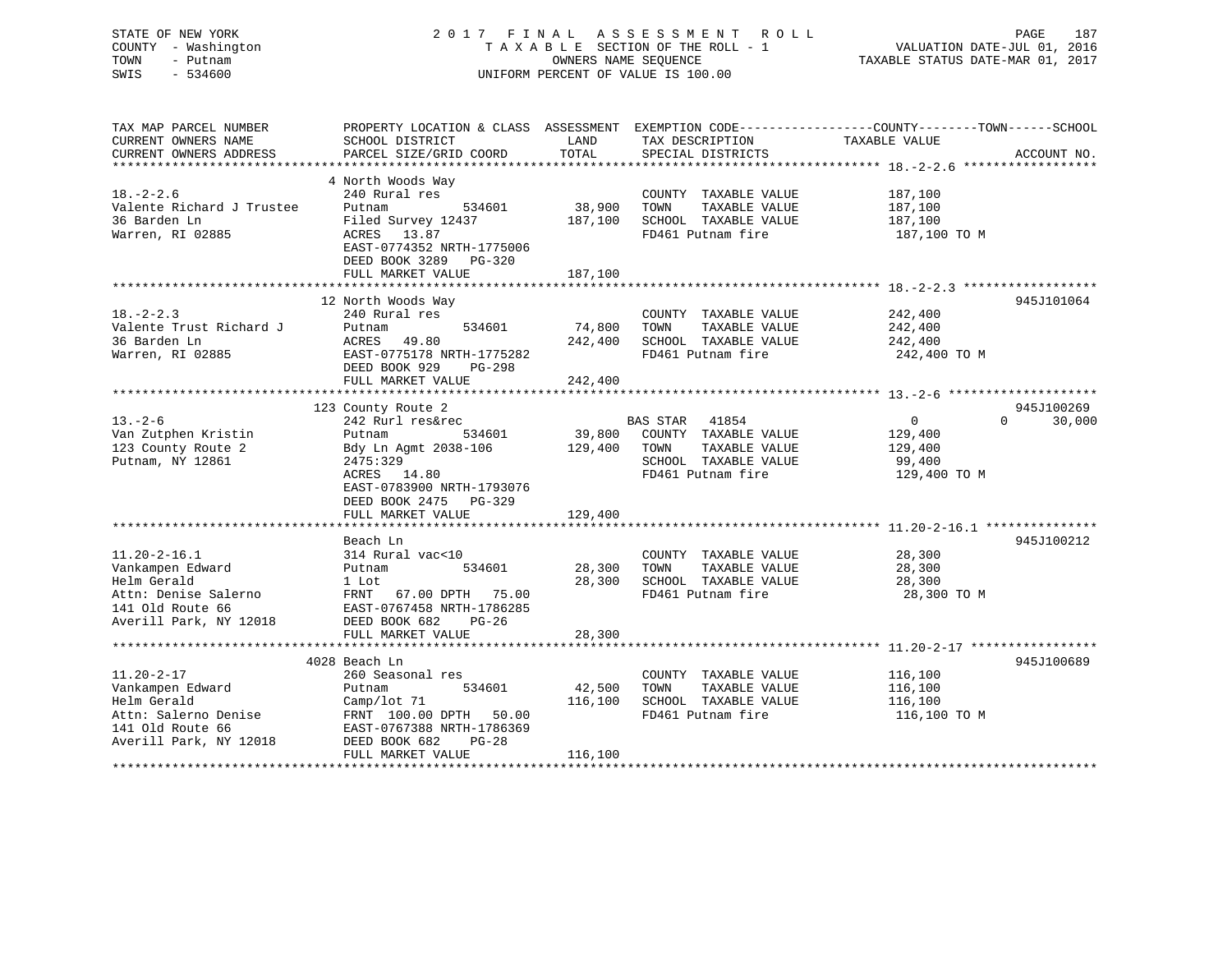STATE OF NEW YORK
COUNTY - Washington
TOWN - Putnam
SWIS - 534600

# 2017 FINAL ASSESSMENT ROLL
TAXABLE SECTION OF THE ROLL - 1
OWNERS NAME SEQUENCE
UNIFORM PERCENT OF VALUE IS 100.00

VALUATION DATE-JUL 01, 2016
TAXABLE STATUS DATE-MAR 01, 2017

| TAX MAP PARCEL NUMBER / CURRENT OWNERS NAME / CURRENT OWNERS ADDRESS | PROPERTY LOCATION & CLASS / SCHOOL DISTRICT / PARCEL SIZE/GRID COORD | ASSESSMENT LAND | TOTAL | EXEMPTION CODE / TAX DESCRIPTION / SPECIAL DISTRICTS | COUNTY / TOWN / SCHOOL TAXABLE VALUE | ACCOUNT NO. |
|---|---|---|---|---|---|---|
| **18.-2-2.6** | 4 North Woods Way | | | | | |
| 18.-2-2.6 | 240 Rural res | | | COUNTY TAXABLE VALUE | 187,100 | |
| Valente Richard J Trustee | Putnam 534601 | 38,900 | | TOWN TAXABLE VALUE | 187,100 | |
| 36 Barden Ln | Filed Survey 12437 | | 187,100 | SCHOOL TAXABLE VALUE | 187,100 | |
| Warren, RI 02885 | ACRES 13.87 | | | FD461 Putnam fire | 187,100 TO M | |
| | EAST-0774352 NRTH-1775006 | | | | | |
| | DEED BOOK 3289 PG-320 | | | | | |
| | FULL MARKET VALUE | | 187,100 | | | |
| **18.-2-2.3** | 12 North Woods Way | | | | | 945J101064 |
| 18.-2-2.3 | 240 Rural res | | | COUNTY TAXABLE VALUE | 242,400 | |
| Valente Trust Richard J | Putnam 534601 | 74,800 | | TOWN TAXABLE VALUE | 242,400 | |
| 36 Barden Ln | ACRES 49.80 | | 242,400 | SCHOOL TAXABLE VALUE | 242,400 | |
| Warren, RI 02885 | EAST-0775178 NRTH-1775282 | | | FD461 Putnam fire | 242,400 TO M | |
| | DEED BOOK 929 PG-298 | | | | | |
| | FULL MARKET VALUE | | 242,400 | | | |
| **13.-2-6** | 123 County Route 2 | | | | | 945J100269 |
| 13.-2-6 | 242 Rurl res&rec | | | BAS STAR 41854 | 0 / 0 / 30,000 | |
| Van Zutphen Kristin | Putnam 534601 | 39,800 | | COUNTY TAXABLE VALUE | 129,400 | |
| 123 County Route 2 | Bdy Ln Agmt 2038-106 | | 129,400 | TOWN TAXABLE VALUE | 129,400 | |
| Putnam, NY 12861 | 2475:329 | | | SCHOOL TAXABLE VALUE | 99,400 | |
| | ACRES 14.80 | | | FD461 Putnam fire | 129,400 TO M | |
| | EAST-0783900 NRTH-1793076 | | | | | |
| | DEED BOOK 2475 PG-329 | | | | | |
| | FULL MARKET VALUE | | 129,400 | | | |
| **11.20-2-16.1** | Beach Ln | | | | | 945J100212 |
| 11.20-2-16.1 | 314 Rural vac<10 | | | COUNTY TAXABLE VALUE | 28,300 | |
| Vankampen Edward | Putnam 534601 | 28,300 | | TOWN TAXABLE VALUE | 28,300 | |
| Helm Gerald | 1 Lot | | 28,300 | SCHOOL TAXABLE VALUE | 28,300 | |
| Attn: Denise Salerno | FRNT 67.00 DPTH 75.00 | | | FD461 Putnam fire | 28,300 TO M | |
| 141 Old Route 66 | EAST-0767458 NRTH-1786285 | | | | | |
| Averill Park, NY 12018 | DEED BOOK 682 PG-26 | | | | | |
| | FULL MARKET VALUE | | 28,300 | | | |
| **11.20-2-17** | 4028 Beach Ln | | | | | 945J100689 |
| 11.20-2-17 | 260 Seasonal res | | | COUNTY TAXABLE VALUE | 116,100 | |
| Vankampen Edward | Putnam 534601 | 42,500 | | TOWN TAXABLE VALUE | 116,100 | |
| Helm Gerald | Camp/lot 71 | | 116,100 | SCHOOL TAXABLE VALUE | 116,100 | |
| Attn: Salerno Denise | FRNT 100.00 DPTH 50.00 | | | FD461 Putnam fire | 116,100 TO M | |
| 141 Old Route 66 | EAST-0767388 NRTH-1786369 | | | | | |
| Averill Park, NY 12018 | DEED BOOK 682 PG-28 | | | | | |
| | FULL MARKET VALUE | | 116,100 | | | |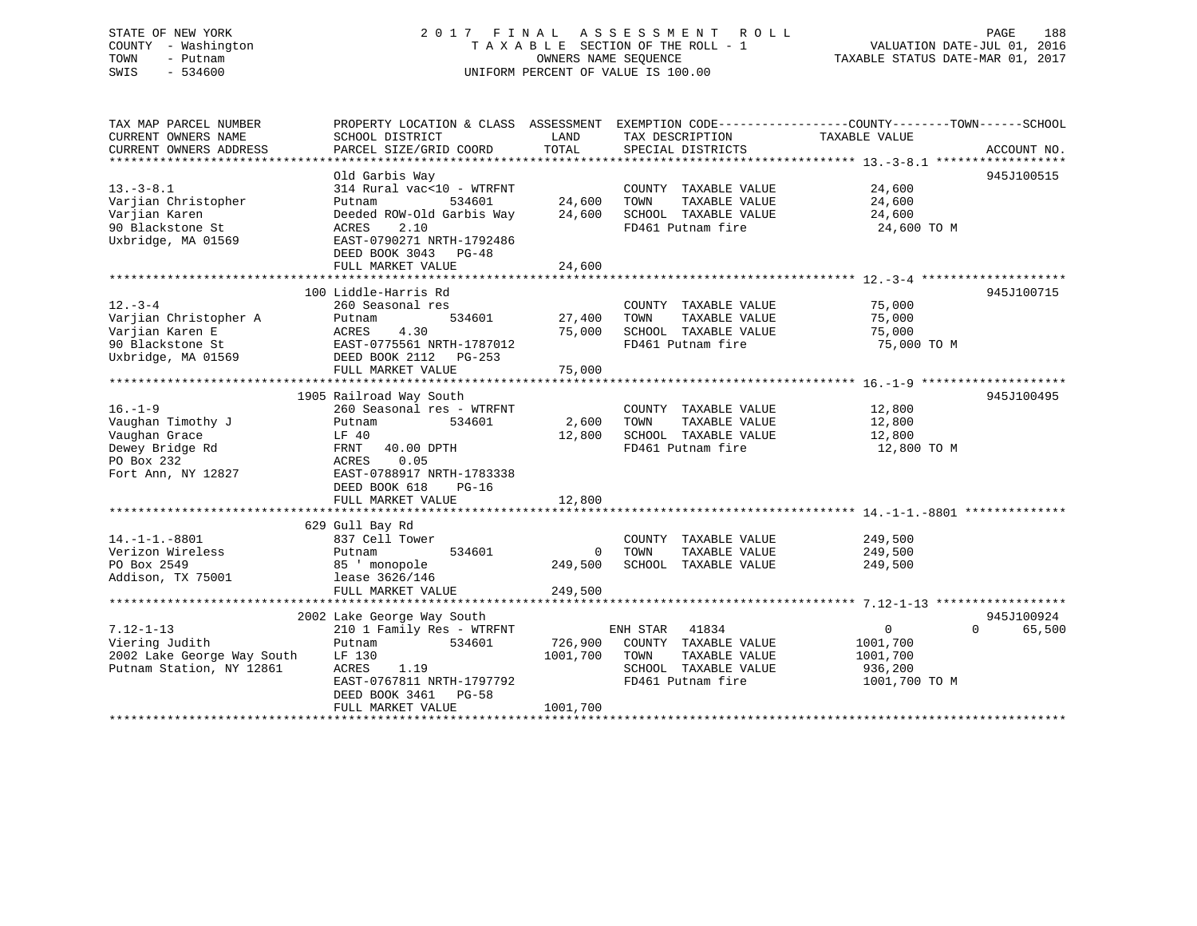STATE OF NEW YORK
COUNTY - Washington
TOWN - Putnam
SWIS - 534600

2017 FINAL ASSESSMENT ROLL
TAXABLE SECTION OF THE ROLL - 1
OWNERS NAME SEQUENCE
UNIFORM PERCENT OF VALUE IS 100.00

VALUATION DATE-JUL 01, 2016
TAXABLE STATUS DATE-MAR 01, 2017

| TAX MAP PARCEL NUMBER / CURRENT OWNERS NAME / CURRENT OWNERS ADDRESS | PROPERTY LOCATION & CLASS / SCHOOL DISTRICT / PARCEL SIZE/GRID COORD | ASSESSMENT LAND | TOTAL | EXEMPTION CODE / TAX DESCRIPTION / SPECIAL DISTRICTS | COUNTY--------TOWN------SCHOOL TAXABLE VALUE | ACCOUNT NO. |
|---|---|---|---|---|---|---|
| 13.-3-8.1 | Old Garbis Way | | | | | 945J100515 |
| Varjian Christopher | 314 Rural vac<10 - WTRFNT | | | COUNTY TAXABLE VALUE | 24,600 | |
| Varjian Karen | Putnam 534601 | 24,600 | | TOWN TAXABLE VALUE | 24,600 | |
| 90 Blackstone St | Deeded ROW-Old Garbis Way | | 24,600 | SCHOOL TAXABLE VALUE | 24,600 | |
| Uxbridge, MA 01569 | ACRES 2.10 | | | FD461 Putnam fire | 24,600 TO M | |
| | EAST-0790271 NRTH-1792486 | | | | | |
| | DEED BOOK 3043 PG-48 | | | | | |
| | FULL MARKET VALUE | | 24,600 | | | |
| 12.-3-4 | 100 Liddle-Harris Rd | | | | | 945J100715 |
| Varjian Christopher A | 260 Seasonal res | | | COUNTY TAXABLE VALUE | 75,000 | |
| Varjian Karen E | Putnam 534601 | 27,400 | | TOWN TAXABLE VALUE | 75,000 | |
| 90 Blackstone St | ACRES 4.30 | | 75,000 | SCHOOL TAXABLE VALUE | 75,000 | |
| Uxbridge, MA 01569 | EAST-0775561 NRTH-1787012 | | | FD461 Putnam fire | 75,000 TO M | |
| | DEED BOOK 2112 PG-253 | | | | | |
| | FULL MARKET VALUE | | 75,000 | | | |
| 16.-1-9 | 1905 Railroad Way South | | | | | 945J100495 |
| Vaughan Timothy J | 260 Seasonal res - WTRFNT | | | COUNTY TAXABLE VALUE | 12,800 | |
| Vaughan Grace | Putnam 534601 | 2,600 | | TOWN TAXABLE VALUE | 12,800 | |
| Dewey Bridge Rd | LF 40 | | 12,800 | SCHOOL TAXABLE VALUE | 12,800 | |
| PO Box 232 | FRNT 40.00 DPTH | | | FD461 Putnam fire | 12,800 TO M | |
| Fort Ann, NY 12827 | ACRES 0.05 | | | | | |
| | EAST-0788917 NRTH-1783338 | | | | | |
| | DEED BOOK 618 PG-16 | | | | | |
| | FULL MARKET VALUE | | 12,800 | | | |
| 14.-1-1.-8801 | 629 Gull Bay Rd | | | | | |
| Verizon Wireless | 837 Cell Tower | | | COUNTY TAXABLE VALUE | 249,500 | |
| PO Box 2549 | Putnam 534601 | 0 | | TOWN TAXABLE VALUE | 249,500 | |
| Addison, TX 75001 | 85 ' monopole | | 249,500 | SCHOOL TAXABLE VALUE | 249,500 | |
| | lease 3626/146 | | | | | |
| | FULL MARKET VALUE | | 249,500 | | | |
| 7.12-1-13 | 2002 Lake George Way South | | | | | 945J100924 |
| Viering Judith | 210 1 Family Res - WTRFNT | | | ENH STAR 41834 | 0 0 65,500 | |
| 2002 Lake George Way South | Putnam 534601 | 726,900 | | COUNTY TAXABLE VALUE | 1001,700 | |
| Putnam Station, NY 12861 | LF 130 | | 1001,700 | TOWN TAXABLE VALUE | 1001,700 | |
| | ACRES 1.19 | | | SCHOOL TAXABLE VALUE | 936,200 | |
| | EAST-0767811 NRTH-1797792 | | | FD461 Putnam fire | 1001,700 TO M | |
| | DEED BOOK 3461 PG-58 | | | | | |
| | FULL MARKET VALUE | | 1001,700 | | | |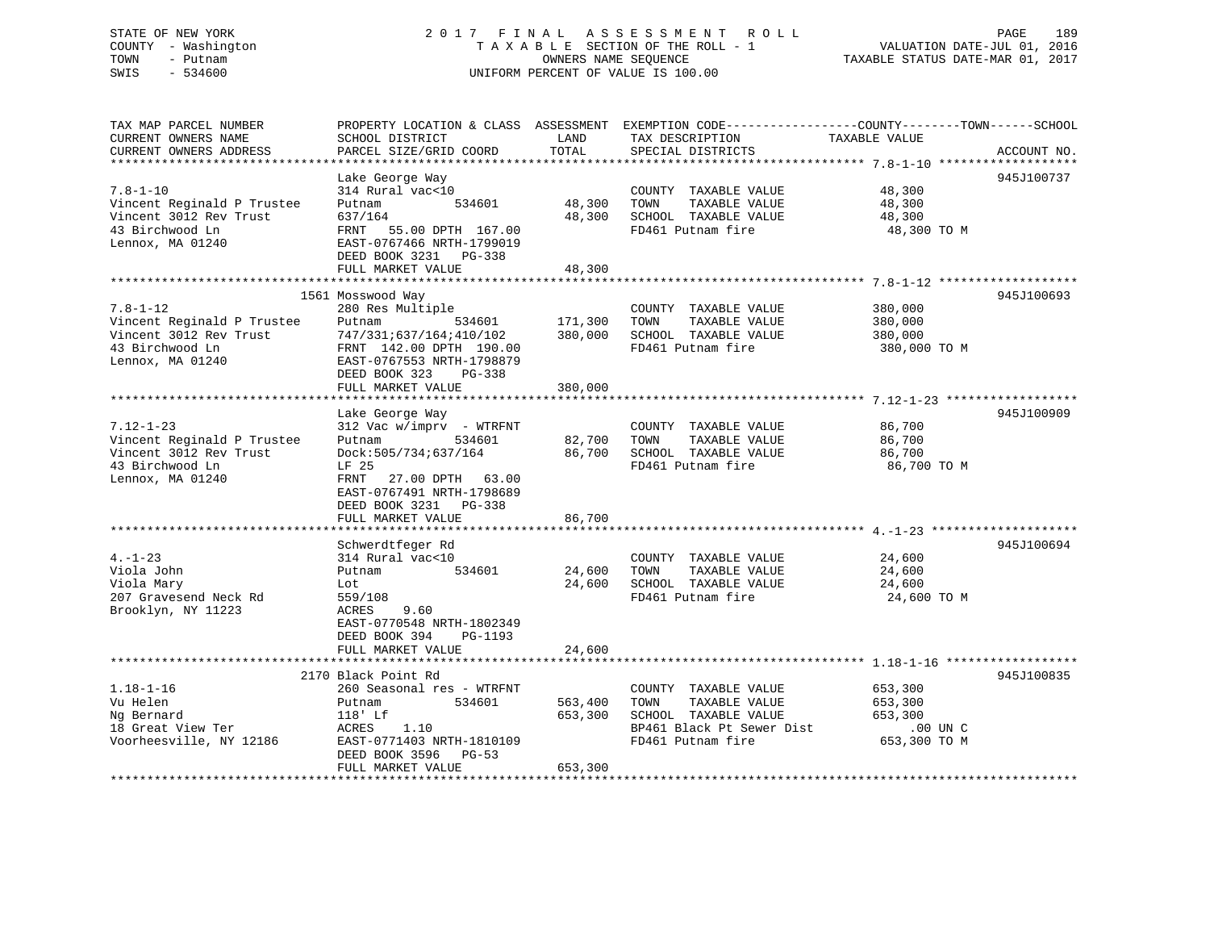STATE OF NEW YORK
COUNTY - Washington
TOWN - Putnam
SWIS - 534600

2 0 1 7 F I N A L A S S E S S M E N T R O L L
T A X A B L E SECTION OF THE ROLL - 1
OWNERS NAME SEQUENCE
UNIFORM PERCENT OF VALUE IS 100.00

VALUATION DATE-JUL 01, 2016
TAXABLE STATUS DATE-MAR 01, 2017

| TAX MAP PARCEL NUMBER / CURRENT OWNERS NAME / CURRENT OWNERS ADDRESS | PROPERTY LOCATION & CLASS / SCHOOL DISTRICT / PARCEL SIZE/GRID COORD | ASSESSMENT LAND / TOTAL | EXEMPTION CODE / TAX DESCRIPTION / SPECIAL DISTRICTS | COUNTY--------TOWN------SCHOOL TAXABLE VALUE | ACCOUNT NO. |
|---|---|---|---|---|---|
| **7.8-1-10** | Lake George Way | | | | 945J100737 |
| 7.8-1-10 | 314 Rural vac<10 | | COUNTY TAXABLE VALUE | 48,300 | |
| Vincent Reginald P Trustee | Putnam 534601 | 48,300 | TOWN TAXABLE VALUE | 48,300 | |
| Vincent 3012 Rev Trust | 637/164 | 48,300 | SCHOOL TAXABLE VALUE | 48,300 | |
| 43 Birchwood Ln | FRNT 55.00 DPTH 167.00 | | FD461 Putnam fire | 48,300 TO M | |
| Lennox, MA 01240 | EAST-0767466 NRTH-1799019 | | | | |
| | DEED BOOK 3231 PG-338 | | | | |
| | FULL MARKET VALUE | 48,300 | | | |
| **7.8-1-12** | 1561 Mosswood Way | | | | 945J100693 |
| 7.8-1-12 | 280 Res Multiple | | COUNTY TAXABLE VALUE | 380,000 | |
| Vincent Reginald P Trustee | Putnam 534601 | 171,300 | TOWN TAXABLE VALUE | 380,000 | |
| Vincent 3012 Rev Trust | 747/331;637/164;410/102 | 380,000 | SCHOOL TAXABLE VALUE | 380,000 | |
| 43 Birchwood Ln | FRNT 142.00 DPTH 190.00 | | FD461 Putnam fire | 380,000 TO M | |
| Lennox, MA 01240 | EAST-0767553 NRTH-1798879 | | | | |
| | DEED BOOK 323 PG-338 | | | | |
| | FULL MARKET VALUE | 380,000 | | | |
| **7.12-1-23** | Lake George Way | | | | 945J100909 |
| 7.12-1-23 | 312 Vac w/imprv - WTRFNT | | COUNTY TAXABLE VALUE | 86,700 | |
| Vincent Reginald P Trustee | Putnam 534601 | 82,700 | TOWN TAXABLE VALUE | 86,700 | |
| Vincent 3012 Rev Trust | Dock:505/734;637/164 | 86,700 | SCHOOL TAXABLE VALUE | 86,700 | |
| 43 Birchwood Ln | LF 25 | | FD461 Putnam fire | 86,700 TO M | |
| Lennox, MA 01240 | FRNT 27.00 DPTH 63.00 | | | | |
| | EAST-0767491 NRTH-1798689 | | | | |
| | DEED BOOK 3231 PG-338 | | | | |
| | FULL MARKET VALUE | 86,700 | | | |
| **4.-1-23** | Schwerdtfeger Rd | | | | 945J100694 |
| 4.-1-23 | 314 Rural vac<10 | | COUNTY TAXABLE VALUE | 24,600 | |
| Viola John | Putnam 534601 | 24,600 | TOWN TAXABLE VALUE | 24,600 | |
| Viola Mary | Lot | 24,600 | SCHOOL TAXABLE VALUE | 24,600 | |
| 207 Gravesend Neck Rd | 559/108 | | FD461 Putnam fire | 24,600 TO M | |
| Brooklyn, NY 11223 | ACRES 9.60 | | | | |
| | EAST-0770548 NRTH-1802349 | | | | |
| | DEED BOOK 394 PG-1193 | | | | |
| | FULL MARKET VALUE | 24,600 | | | |
| **1.18-1-16** | 2170 Black Point Rd | | | | 945J100835 |
| 1.18-1-16 | 260 Seasonal res - WTRFNT | | COUNTY TAXABLE VALUE | 653,300 | |
| Vu Helen | Putnam 534601 | 563,400 | TOWN TAXABLE VALUE | 653,300 | |
| Ng Bernard | 118' Lf | 653,300 | SCHOOL TAXABLE VALUE | 653,300 | |
| 18 Great View Ter | ACRES 1.10 | | BP461 Black Pt Sewer Dist | .00 UN C | |
| Voorheesville, NY 12186 | EAST-0771403 NRTH-1810109 | | FD461 Putnam fire | 653,300 TO M | |
| | DEED BOOK 3596 PG-53 | | | | |
| | FULL MARKET VALUE | 653,300 | | | |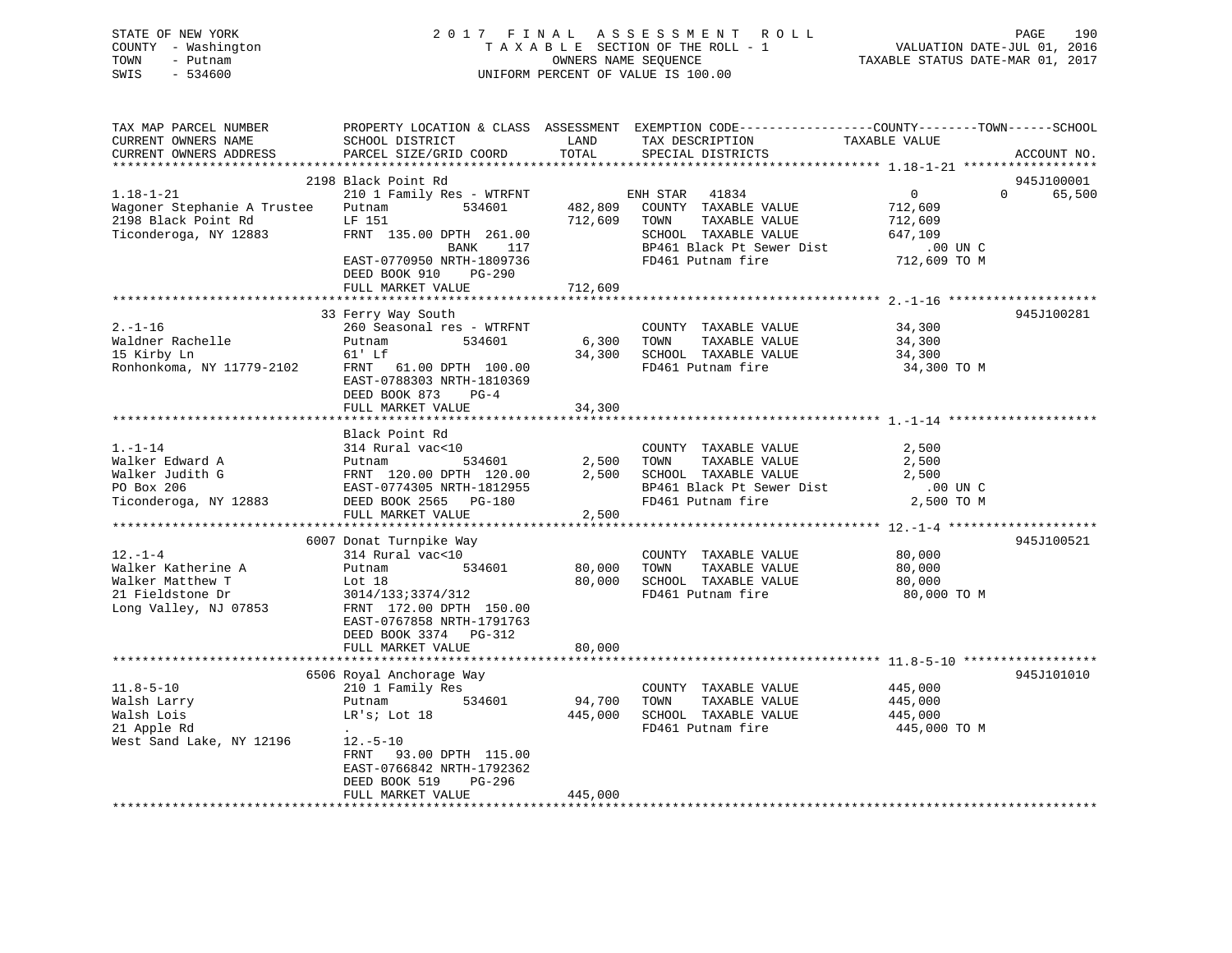STATE OF NEW YORK
COUNTY - Washington
TOWN - Putnam
SWIS - 534600

# 2017 FINAL ASSESSMENT ROLL

TAXABLE SECTION OF THE ROLL - 1
OWNERS NAME SEQUENCE
UNIFORM PERCENT OF VALUE IS 100.00

VALUATION DATE-JUL 01, 2016
TAXABLE STATUS DATE-MAR 01, 2017

| TAX MAP PARCEL NUMBER / CURRENT OWNERS NAME / CURRENT OWNERS ADDRESS | PROPERTY LOCATION & CLASS / SCHOOL DISTRICT / PARCEL SIZE/GRID COORD | ASSESSMENT LAND | TOTAL | EXEMPTION CODE / TAX DESCRIPTION / SPECIAL DISTRICTS | COUNTY TAXABLE VALUE | TOWN | SCHOOL / ACCOUNT NO. |
|---|---|---|---|---|---|---|---|
| **1.18-1-21** | 2198 Black Point Rd | | | | | | 945J100001 |
| 1.18-1-21 | 210 1 Family Res - WTRFNT | | | ENH STAR 41834 | 0 | 0 | 65,500 |
| Wagoner Stephanie A Trustee | Putnam 534601 | 482,809 | | COUNTY TAXABLE VALUE | 712,609 | | |
| 2198 Black Point Rd | LF 151 | | 712,609 | TOWN TAXABLE VALUE | 712,609 | | |
| Ticonderoga, NY 12883 | FRNT 135.00 DPTH 261.00 | | | SCHOOL TAXABLE VALUE | 647,109 | | |
| | BANK 117 | | | BP461 Black Pt Sewer Dist | .00 UN C | | |
| | EAST-0770950 NRTH-1809736 | | | FD461 Putnam fire | 712,609 TO M | | |
| | DEED BOOK 910 PG-290 | | | | | | |
| | FULL MARKET VALUE | | 712,609 | | | | |
| **2.-1-16** | 33 Ferry Way South | | | | | | 945J100281 |
| 2.-1-16 | 260 Seasonal res - WTRFNT | | | COUNTY TAXABLE VALUE | 34,300 | | |
| Waldner Rachelle | Putnam 534601 | 6,300 | | TOWN TAXABLE VALUE | 34,300 | | |
| 15 Kirby Ln | 61' Lf | | 34,300 | SCHOOL TAXABLE VALUE | 34,300 | | |
| Ronhonkoma, NY 11779-2102 | FRNT 61.00 DPTH 100.00 | | | FD461 Putnam fire | 34,300 TO M | | |
| | EAST-0788303 NRTH-1810369 | | | | | | |
| | DEED BOOK 873 PG-4 | | | | | | |
| | FULL MARKET VALUE | | 34,300 | | | | |
| **1.-1-14** | Black Point Rd | | | | | | |
| 1.-1-14 | 314 Rural vac<10 | | | COUNTY TAXABLE VALUE | 2,500 | | |
| Walker Edward A | Putnam 534601 | 2,500 | | TOWN TAXABLE VALUE | 2,500 | | |
| Walker Judith G | FRNT 120.00 DPTH 120.00 | | 2,500 | SCHOOL TAXABLE VALUE | 2,500 | | |
| PO Box 206 | EAST-0774305 NRTH-1812955 | | | BP461 Black Pt Sewer Dist | .00 UN C | | |
| Ticonderoga, NY 12883 | DEED BOOK 2565 PG-180 | | | FD461 Putnam fire | 2,500 TO M | | |
| | FULL MARKET VALUE | | 2,500 | | | | |
| **12.-1-4** | 6007 Donat Turnpike Way | | | | | | 945J100521 |
| 12.-1-4 | 314 Rural vac<10 | | | COUNTY TAXABLE VALUE | 80,000 | | |
| Walker Katherine A | Putnam 534601 | 80,000 | | TOWN TAXABLE VALUE | 80,000 | | |
| Walker Matthew T | Lot 18 | | 80,000 | SCHOOL TAXABLE VALUE | 80,000 | | |
| 21 Fieldstone Dr | 3014/133;3374/312 | | | FD461 Putnam fire | 80,000 TO M | | |
| Long Valley, NJ 07853 | FRNT 172.00 DPTH 150.00 | | | | | | |
| | EAST-0767858 NRTH-1791763 | | | | | | |
| | DEED BOOK 3374 PG-312 | | | | | | |
| | FULL MARKET VALUE | | 80,000 | | | | |
| **11.8-5-10** | 6506 Royal Anchorage Way | | | | | | 945J101010 |
| 11.8-5-10 | 210 1 Family Res | | | COUNTY TAXABLE VALUE | 445,000 | | |
| Walsh Larry | Putnam 534601 | 94,700 | | TOWN TAXABLE VALUE | 445,000 | | |
| Walsh Lois | LR's; Lot 18 | | 445,000 | SCHOOL TAXABLE VALUE | 445,000 | | |
| 21 Apple Rd | . | | | FD461 Putnam fire | 445,000 TO M | | |
| West Sand Lake, NY 12196 | 12.-5-10 | | | | | | |
| | FRNT 93.00 DPTH 115.00 | | | | | | |
| | EAST-0766842 NRTH-1792362 | | | | | | |
| | DEED BOOK 519 PG-296 | | | | | | |
| | FULL MARKET VALUE | | 445,000 | | | | |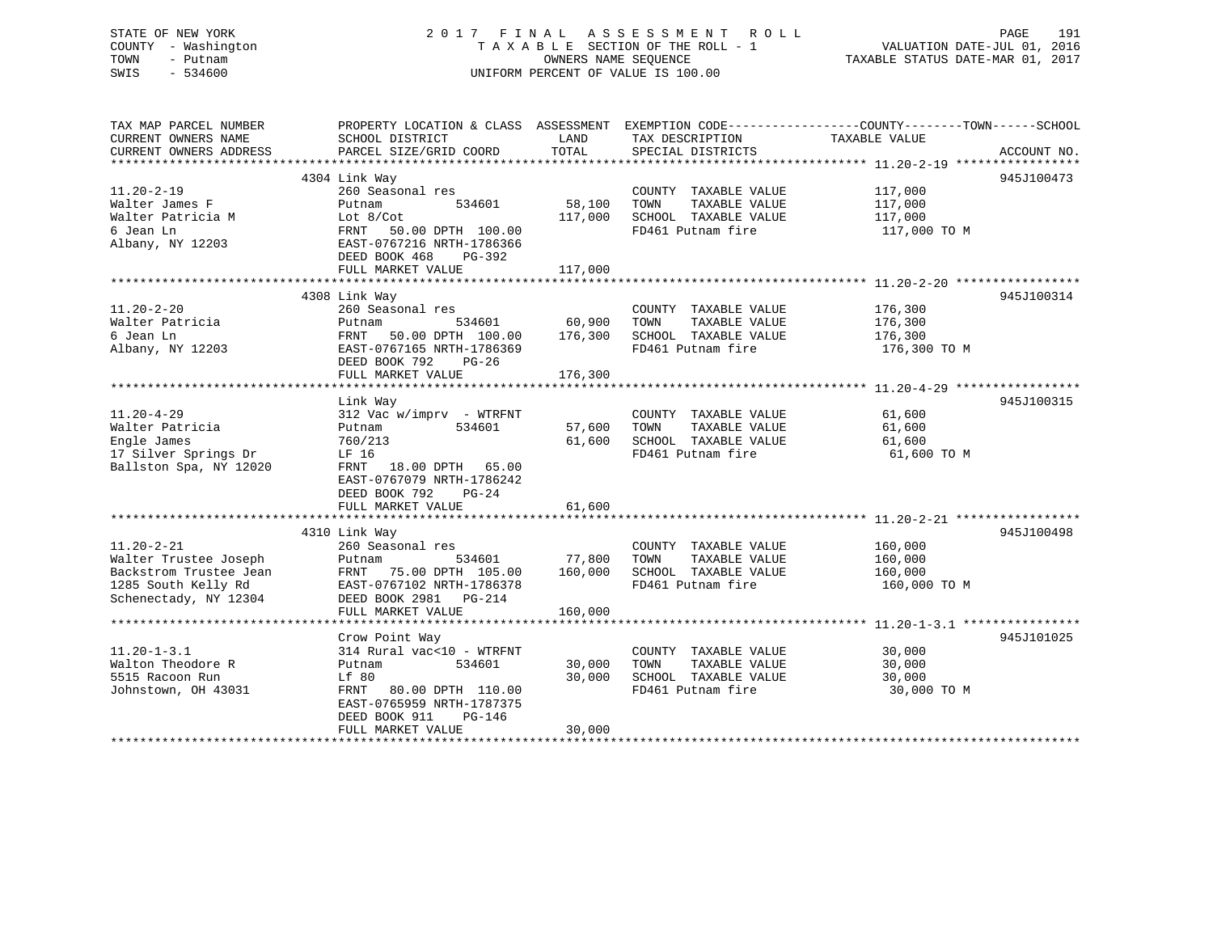STATE OF NEW YORK
COUNTY - Washington
TOWN - Putnam
SWIS - 534600

2017 FINAL ASSESSMENT ROLL
TAXABLE SECTION OF THE ROLL - 1
OWNERS NAME SEQUENCE
UNIFORM PERCENT OF VALUE IS 100.00

VALUATION DATE-JUL 01, 2016
TAXABLE STATUS DATE-MAR 01, 2017

| TAX MAP PARCEL NUMBER / CURRENT OWNERS NAME / CURRENT OWNERS ADDRESS | PROPERTY LOCATION & CLASS / SCHOOL DISTRICT / PARCEL SIZE/GRID COORD | ASSESSMENT LAND | TOTAL | EXEMPTION CODE / TAX DESCRIPTION / SPECIAL DISTRICTS | TAXABLE VALUE (COUNTY / TOWN / SCHOOL) | ACCOUNT NO. |
|---|---|---|---|---|---|---|
| **11.20-2-19** | 4304 Link Way | | | | | 945J100473 |
| 11.20-2-19 | 260 Seasonal res | | | COUNTY TAXABLE VALUE | 117,000 | |
| Walter James F | Putnam 534601 | 58,100 | | TOWN TAXABLE VALUE | 117,000 | |
| Walter Patricia M | Lot 8/Cot | | 117,000 | SCHOOL TAXABLE VALUE | 117,000 | |
| 6 Jean Ln | FRNT 50.00 DPTH 100.00 | | | FD461 Putnam fire | 117,000 TO M | |
| Albany, NY 12203 | EAST-0767216 NRTH-1786366 | | | | | |
| | DEED BOOK 468 PG-392 | | | | | |
| | FULL MARKET VALUE | | 117,000 | | | |
| **11.20-2-20** | 4308 Link Way | | | | | 945J100314 |
| 11.20-2-20 | 260 Seasonal res | | | COUNTY TAXABLE VALUE | 176,300 | |
| Walter Patricia | Putnam 534601 | 60,900 | | TOWN TAXABLE VALUE | 176,300 | |
| 6 Jean Ln | FRNT 50.00 DPTH 100.00 | | 176,300 | SCHOOL TAXABLE VALUE | 176,300 | |
| Albany, NY 12203 | EAST-0767165 NRTH-1786369 | | | FD461 Putnam fire | 176,300 TO M | |
| | DEED BOOK 792 PG-26 | | | | | |
| | FULL MARKET VALUE | | 176,300 | | | |
| **11.20-4-29** | Link Way | | | | | 945J100315 |
| 11.20-4-29 | 312 Vac w/imprv - WTRFNT | | | COUNTY TAXABLE VALUE | 61,600 | |
| Walter Patricia | Putnam 534601 | 57,600 | | TOWN TAXABLE VALUE | 61,600 | |
| Engle James | 760/213 | | 61,600 | SCHOOL TAXABLE VALUE | 61,600 | |
| 17 Silver Springs Dr | LF 16 | | | FD461 Putnam fire | 61,600 TO M | |
| Ballston Spa, NY 12020 | FRNT 18.00 DPTH 65.00 | | | | | |
| | EAST-0767079 NRTH-1786242 | | | | | |
| | DEED BOOK 792 PG-24 | | | | | |
| | FULL MARKET VALUE | | 61,600 | | | |
| **11.20-2-21** | 4310 Link Way | | | | | 945J100498 |
| 11.20-2-21 | 260 Seasonal res | | | COUNTY TAXABLE VALUE | 160,000 | |
| Walter Trustee Joseph | Putnam 534601 | 77,800 | | TOWN TAXABLE VALUE | 160,000 | |
| Backstrom Trustee Jean | FRNT 75.00 DPTH 105.00 | | 160,000 | SCHOOL TAXABLE VALUE | 160,000 | |
| 1285 South Kelly Rd | EAST-0767102 NRTH-1786378 | | | FD461 Putnam fire | 160,000 TO M | |
| Schenectady, NY 12304 | DEED BOOK 2981 PG-214 | | | | | |
| | FULL MARKET VALUE | | 160,000 | | | |
| **11.20-1-3.1** | Crow Point Way | | | | | 945J101025 |
| 11.20-1-3.1 | 314 Rural vac<10 - WTRFNT | | | COUNTY TAXABLE VALUE | 30,000 | |
| Walton Theodore R | Putnam 534601 | 30,000 | | TOWN TAXABLE VALUE | 30,000 | |
| 5515 Racoon Run | Lf 80 | | 30,000 | SCHOOL TAXABLE VALUE | 30,000 | |
| Johnstown, OH 43031 | FRNT 80.00 DPTH 110.00 | | | FD461 Putnam fire | 30,000 TO M | |
| | EAST-0765959 NRTH-1787375 | | | | | |
| | DEED BOOK 911 PG-146 | | | | | |
| | FULL MARKET VALUE | | 30,000 | | | |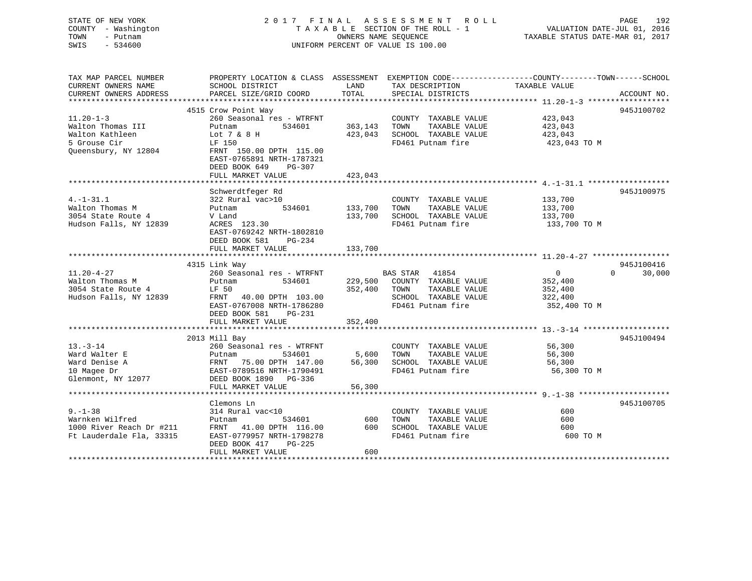STATE OF NEW YORK
COUNTY - Washington
TOWN - Putnam
SWIS - 534600

2 0 1 7 F I N A L A S S E S S M E N T R O L L
T A X A B L E SECTION OF THE ROLL - 1
OWNERS NAME SEQUENCE
UNIFORM PERCENT OF VALUE IS 100.00

VALUATION DATE-JUL 01, 2016
TAXABLE STATUS DATE-MAR 01, 2017

```
TAX MAP PARCEL NUMBER          PROPERTY LOCATION & CLASS  ASSESSMENT  EXEMPTION CODE------------------COUNTY--------TOWN------SCHOOL
CURRENT OWNERS NAME            SCHOOL DISTRICT               LAND      TAX DESCRIPTION            TAXABLE VALUE
CURRENT OWNERS ADDRESS         PARCEL SIZE/GRID COORD        TOTAL     SPECIAL DISTRICTS                                    ACCOUNT NO.
******************************************************************************************************* 11.20-1-3 ******************
                               4515 Crow Point Way                                                                          945J100702
11.20-1-3                      260 Seasonal res - WTRFNT              COUNTY  TAXABLE VALUE           423,043
Walton Thomas III              Putnam          534601      363,143    TOWN    TAXABLE VALUE           423,043
Walton Kathleen                Lot 7 & 8 H                 423,043    SCHOOL  TAXABLE VALUE           423,043
5 Grouse Cir                   LF 150                                 FD461 Putnam fire                423,043 TO M
Queensbury, NY 12804           FRNT 150.00 DPTH 115.00
                               EAST-0765891 NRTH-1787321
                               DEED BOOK 649    PG-307
                               FULL MARKET VALUE           423,043
******************************************************************************************************* 4.-1-31.1 ******************
                               Schwerdtfeger Rd                                                                             945J100975
4.-1-31.1                      322 Rural vac>10                       COUNTY  TAXABLE VALUE           133,700
Walton Thomas M                Putnam          534601      133,700    TOWN    TAXABLE VALUE           133,700
3054 State Route 4             V Land                      133,700    SCHOOL  TAXABLE VALUE           133,700
Hudson Falls, NY 12839         ACRES 123.30                           FD461 Putnam fire                133,700 TO M
                               EAST-0769242 NRTH-1802810
                               DEED BOOK 581    PG-234
                               FULL MARKET VALUE           133,700
******************************************************************************************************* 11.20-4-27 *****************
                               4315 Link Way                                                                                945J100416
11.20-4-27                     260 Seasonal res - WTRFNT              BAS STAR  41854                      0            0      30,000
Walton Thomas M                Putnam          534601      229,500    COUNTY  TAXABLE VALUE           352,400
3054 State Route 4             LF 50                       352,400    TOWN    TAXABLE VALUE           352,400
Hudson Falls, NY 12839         FRNT  40.00 DPTH 103.00                SCHOOL  TAXABLE VALUE           322,400
                               EAST-0767008 NRTH-1786280              FD461 Putnam fire                352,400 TO M
                               DEED BOOK 581    PG-231
                               FULL MARKET VALUE           352,400
******************************************************************************************************* 13.-3-14 *******************
                               2013 Mill Bay                                                                                945J100494
13.-3-14                       260 Seasonal res - WTRFNT              COUNTY  TAXABLE VALUE            56,300
Ward Walter E                  Putnam          534601        5,600    TOWN    TAXABLE VALUE            56,300
Ward Denise A                  FRNT  75.00 DPTH 147.00      56,300    SCHOOL  TAXABLE VALUE            56,300
10 Magee Dr                    EAST-0789516 NRTH-1790491              FD461 Putnam fire                 56,300 TO M
Glenmont, NY 12077             DEED BOOK 1890   PG-336
                               FULL MARKET VALUE            56,300
******************************************************************************************************* 9.-1-38 ********************
                               Clemons Ln                                                                                   945J100705
9.-1-38                        314 Rural vac<10                       COUNTY  TAXABLE VALUE               600
Warnken Wilfred                Putnam          534601          600    TOWN    TAXABLE VALUE               600
1000 River Reach Dr #211       FRNT  41.00 DPTH 116.00         600    SCHOOL  TAXABLE VALUE               600
Ft Lauderdale Fla, 33315       EAST-0779957 NRTH-1798278              FD461 Putnam fire                    600 TO M
                               DEED BOOK 417    PG-225
                               FULL MARKET VALUE               600
************************************************************************************************************************************
```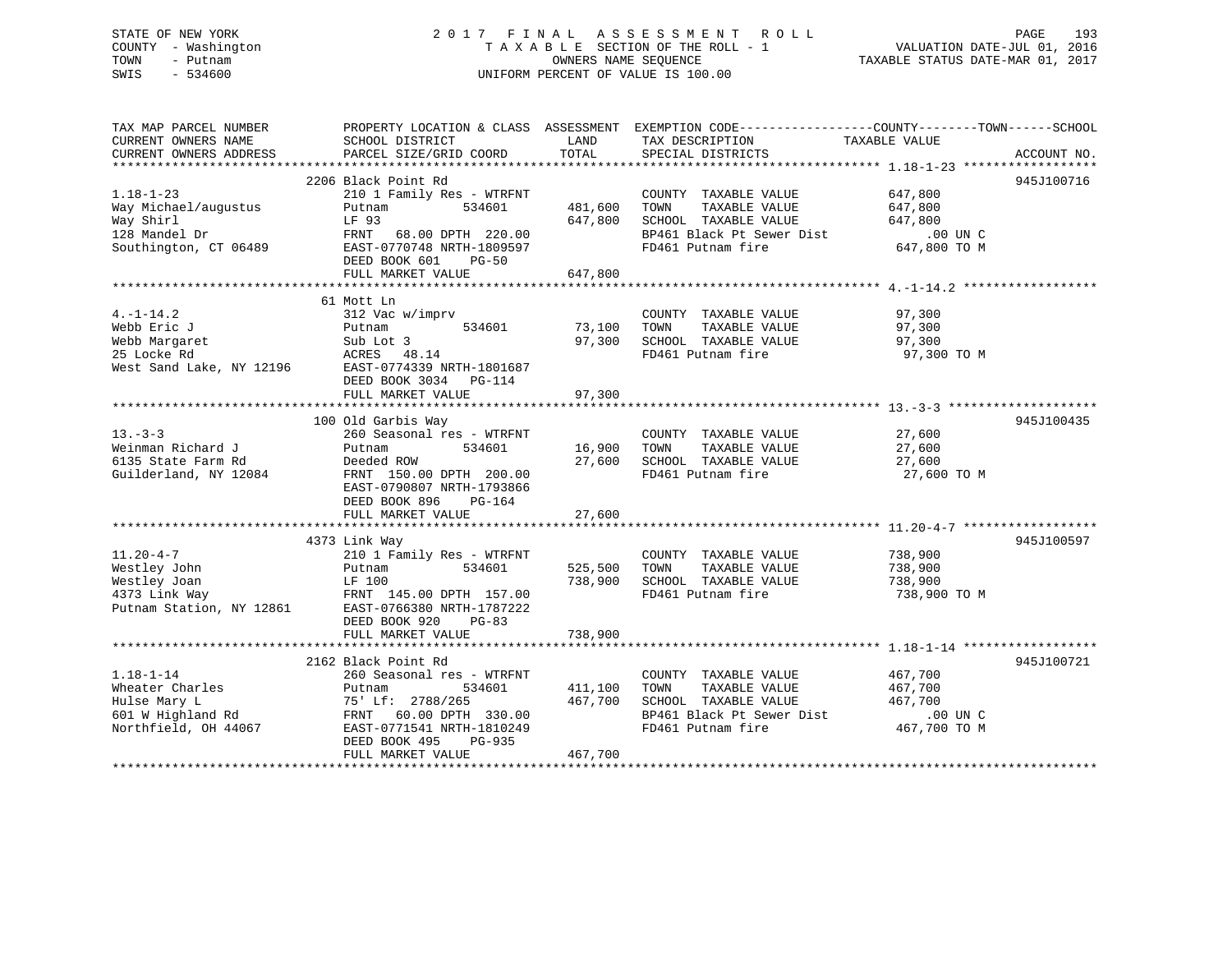STATE OF NEW YORK
COUNTY - Washington
TOWN - Putnam
SWIS - 534600

2 0 1 7 F I N A L A S S E S S M E N T R O L L
T A X A B L E SECTION OF THE ROLL - 1
OWNERS NAME SEQUENCE
UNIFORM PERCENT OF VALUE IS 100.00

VALUATION DATE-JUL 01, 2016
TAXABLE STATUS DATE-MAR 01, 2017

| TAX MAP PARCEL NUMBER / CURRENT OWNERS NAME / CURRENT OWNERS ADDRESS | PROPERTY LOCATION & CLASS / SCHOOL DISTRICT / PARCEL SIZE/GRID COORD | ASSESSMENT LAND / TOTAL | EXEMPTION CODE / TAX DESCRIPTION / SPECIAL DISTRICTS | TAXABLE VALUE | ACCOUNT NO. |
|---|---|---|---|---|---|
| **1.18-1-23** | 2206 Black Point Rd | | | | 945J100716 |
| Way Michael/augustus | 210 1 Family Res - WTRFNT | | COUNTY TAXABLE VALUE | 647,800 | |
| Way Shirl | Putnam 534601 | 481,600 | TOWN TAXABLE VALUE | 647,800 | |
| 128 Mandel Dr | LF 93 | 647,800 | SCHOOL TAXABLE VALUE | 647,800 | |
| Southington, CT 06489 | FRNT 68.00 DPTH 220.00 | | BP461 Black Pt Sewer Dist | .00 UN C | |
| | EAST-0770748 NRTH-1809597 | | FD461 Putnam fire | 647,800 TO M | |
| | DEED BOOK 601 PG-50 | | | | |
| | FULL MARKET VALUE | 647,800 | | | |
| **4.-1-14.2** | 61 Mott Ln | | | | |
| Webb Eric J | 312 Vac w/imprv | | COUNTY TAXABLE VALUE | 97,300 | |
| Webb Margaret | Putnam 534601 | 73,100 | TOWN TAXABLE VALUE | 97,300 | |
| 25 Locke Rd | Sub Lot 3 | 97,300 | SCHOOL TAXABLE VALUE | 97,300 | |
| West Sand Lake, NY 12196 | ACRES 48.14 | | FD461 Putnam fire | 97,300 TO M | |
| | EAST-0774339 NRTH-1801687 | | | | |
| | DEED BOOK 3034 PG-114 | | | | |
| | FULL MARKET VALUE | 97,300 | | | |
| **13.-3-3** | 100 Old Garbis Way | | | | 945J100435 |
| Weinman Richard J | 260 Seasonal res - WTRFNT | | COUNTY TAXABLE VALUE | 27,600 | |
| 6135 State Farm Rd | Putnam 534601 | 16,900 | TOWN TAXABLE VALUE | 27,600 | |
| Guilderland, NY 12084 | Deeded ROW | 27,600 | SCHOOL TAXABLE VALUE | 27,600 | |
| | FRNT 150.00 DPTH 200.00 | | FD461 Putnam fire | 27,600 TO M | |
| | EAST-0790807 NRTH-1793866 | | | | |
| | DEED BOOK 896 PG-164 | | | | |
| | FULL MARKET VALUE | 27,600 | | | |
| **11.20-4-7** | 4373 Link Way | | | | 945J100597 |
| Westley John | 210 1 Family Res - WTRFNT | | COUNTY TAXABLE VALUE | 738,900 | |
| Westley Joan | Putnam 534601 | 525,500 | TOWN TAXABLE VALUE | 738,900 | |
| 4373 Link Way | LF 100 | 738,900 | SCHOOL TAXABLE VALUE | 738,900 | |
| Putnam Station, NY 12861 | FRNT 145.00 DPTH 157.00 | | FD461 Putnam fire | 738,900 TO M | |
| | EAST-0766380 NRTH-1787222 | | | | |
| | DEED BOOK 920 PG-83 | | | | |
| | FULL MARKET VALUE | 738,900 | | | |
| **1.18-1-14** | 2162 Black Point Rd | | | | 945J100721 |
| Wheater Charles | 260 Seasonal res - WTRFNT | | COUNTY TAXABLE VALUE | 467,700 | |
| Hulse Mary L | Putnam 534601 | 411,100 | TOWN TAXABLE VALUE | 467,700 | |
| 601 W Highland Rd | 75' Lf: 2788/265 | 467,700 | SCHOOL TAXABLE VALUE | 467,700 | |
| Northfield, OH 44067 | FRNT 60.00 DPTH 330.00 | | BP461 Black Pt Sewer Dist | .00 UN C | |
| | EAST-0771541 NRTH-1810249 | | FD461 Putnam fire | 467,700 TO M | |
| | DEED BOOK 495 PG-935 | | | | |
| | FULL MARKET VALUE | 467,700 | | | |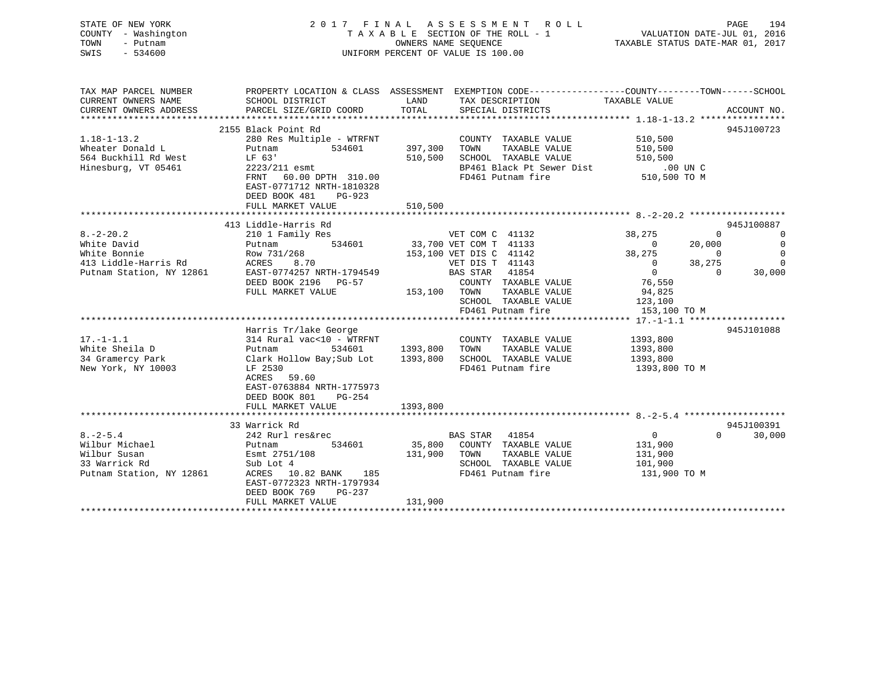STATE OF NEW YORK
COUNTY - Washington
TOWN - Putnam
SWIS - 534600

2 0 1 7 F I N A L A S S E S S M E N T R O L L
T A X A B L E SECTION OF THE ROLL - 1
OWNERS NAME SEQUENCE
UNIFORM PERCENT OF VALUE IS 100.00

VALUATION DATE-JUL 01, 2016
TAXABLE STATUS DATE-MAR 01, 2017

```
TAX MAP PARCEL NUMBER          PROPERTY LOCATION & CLASS  ASSESSMENT  EXEMPTION CODE-----------------COUNTY--------TOWN------SCHOOL
CURRENT OWNERS NAME            SCHOOL DISTRICT               LAND      TAX DESCRIPTION            TAXABLE VALUE
CURRENT OWNERS ADDRESS         PARCEL SIZE/GRID COORD        TOTAL     SPECIAL DISTRICTS                                   ACCOUNT NO.
****************************************************************************************************** 1.18-1-13.2 ****************
                           2155 Black Point Rd                                                                              945J100723
1.18-1-13.2                280 Res Multiple - WTRFNT            COUNTY  TAXABLE VALUE            510,500
Wheater Donald L           Putnam          534601     397,300   TOWN    TAXABLE VALUE            510,500
564 Buckhill Rd West       LF 63'                     510,500   SCHOOL  TAXABLE VALUE            510,500
Hinesburg, VT 05461        2223/211 esmt                        BP461 Black Pt Sewer Dist            .00 UN C
                           FRNT   60.00 DPTH 310.00             FD461 Putnam fire                 510,500 TO M
                           EAST-0771712 NRTH-1810328
                           DEED BOOK 481    PG-923
                           FULL MARKET VALUE          510,500
******************************************************************************************************* 8.-2-20.2 ******************
                           413 Liddle-Harris Rd                                                                             945J100887
8.-2-20.2                  210 1 Family Res                  VET COM C  41132            38,275          0            0
White David                Putnam          534601      33,700 VET COM T  41133                 0     20,000            0
White Bonnie               Row 731/268                153,100 VET DIS C  41142            38,275          0            0
413 Liddle-Harris Rd       ACRES    8.70                      VET DIS T  41143                 0     38,275            0
Putnam Station, NY 12861   EAST-0774257 NRTH-1794549          BAS STAR   41854                 0          0       30,000
                           DEED BOOK 2196   PG-57             COUNTY  TAXABLE VALUE            76,550
                           FULL MARKET VALUE          153,100   TOWN    TAXABLE VALUE            94,825
                                                                SCHOOL  TAXABLE VALUE           123,100
                                                                FD461 Putnam fire                 153,100 TO M
******************************************************************************************************* 17.-1-1.1 ******************
                           Harris Tr/lake George                                                                            945J101088
17.-1-1.1                  314 Rural vac<10 - WTRFNT            COUNTY  TAXABLE VALUE          1393,800
White Sheila D             Putnam          534601    1393,800   TOWN    TAXABLE VALUE          1393,800
34 Gramercy Park           Clark Hollow Bay;Sub Lot  1393,800   SCHOOL  TAXABLE VALUE          1393,800
New York, NY 10003         LF 2530                              FD461 Putnam fire               1393,800 TO M
                           ACRES   59.60
                           EAST-0763884 NRTH-1775973
                           DEED BOOK 801    PG-254
                           FULL MARKET VALUE         1393,800
******************************************************************************************************* 8.-2-5.4 *******************
                           33 Warrick Rd                                                                                    945J100391
8.-2-5.4                   242 Rurl res&rec                  BAS STAR   41854                 0          0       30,000
Wilbur Michael             Putnam          534601      35,800   COUNTY  TAXABLE VALUE           131,900
Wilbur Susan               Esmt 2751/108              131,900   TOWN    TAXABLE VALUE           131,900
33 Warrick Rd              Sub Lot 4                            SCHOOL  TAXABLE VALUE           101,900
Putnam Station, NY 12861   ACRES   10.82 BANK    185            FD461 Putnam fire                 131,900 TO M
                           EAST-0772323 NRTH-1797934
                           DEED BOOK 769    PG-237
                           FULL MARKET VALUE          131,900
************************************************************************************************************************************
```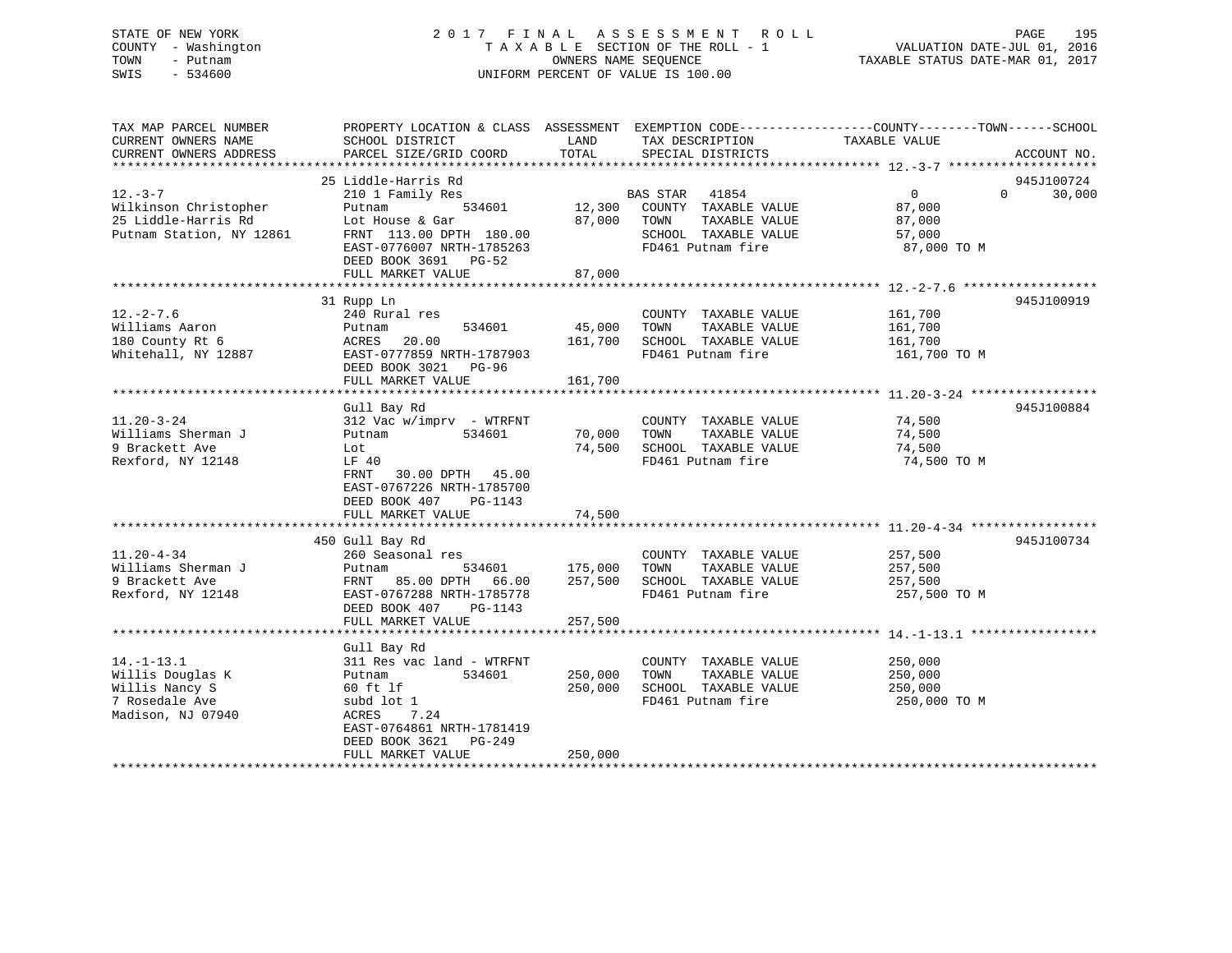STATE OF NEW YORK
COUNTY - Washington
TOWN - Putnam
SWIS - 534600

# 2017 FINAL ASSESSMENT ROLL
TAXABLE SECTION OF THE ROLL - 1
OWNERS NAME SEQUENCE
UNIFORM PERCENT OF VALUE IS 100.00

VALUATION DATE-JUL 01, 2016
TAXABLE STATUS DATE-MAR 01, 2017

| TAX MAP PARCEL NUMBER / CURRENT OWNERS NAME / CURRENT OWNERS ADDRESS | PROPERTY LOCATION & CLASS / SCHOOL DISTRICT / PARCEL SIZE/GRID COORD | ASSESSMENT LAND / TOTAL | EXEMPTION CODE / TAX DESCRIPTION / SPECIAL DISTRICTS | COUNTY / TOWN / SCHOOL TAXABLE VALUE | ACCOUNT NO. |
|---|---|---|---|---|---|
| 12.-3-7 | 25 Liddle-Harris Rd | | | | 945J100724 |
| Wilkinson Christopher | 210 1 Family Res | | BAS STAR 41854 | 0 0 30,000 | |
| 25 Liddle-Harris Rd | Putnam 534601 | 12,300 | COUNTY TAXABLE VALUE | 87,000 | |
| Putnam Station, NY 12861 | Lot House & Gar | 87,000 | TOWN TAXABLE VALUE | 87,000 | |
| | FRNT 113.00 DPTH 180.00 | | SCHOOL TAXABLE VALUE | 57,000 | |
| | EAST-0776007 NRTH-1785263 | | FD461 Putnam fire | 87,000 TO M | |
| | DEED BOOK 3691 PG-52 | | | | |
| | FULL MARKET VALUE | 87,000 | | | |
| 12.-2-7.6 | 31 Rupp Ln | | | | 945J100919 |
| Williams Aaron | 240 Rural res | | COUNTY TAXABLE VALUE | 161,700 | |
| 180 County Rt 6 | Putnam 534601 | 45,000 | TOWN TAXABLE VALUE | 161,700 | |
| Whitehall, NY 12887 | ACRES 20.00 | 161,700 | SCHOOL TAXABLE VALUE | 161,700 | |
| | EAST-0777859 NRTH-1787903 | | FD461 Putnam fire | 161,700 TO M | |
| | DEED BOOK 3021 PG-96 | | | | |
| | FULL MARKET VALUE | 161,700 | | | |
| 11.20-3-24 | Gull Bay Rd | | | | 945J100884 |
| Williams Sherman J | 312 Vac w/imprv - WTRFNT | | COUNTY TAXABLE VALUE | 74,500 | |
| 9 Brackett Ave | Putnam 534601 | 70,000 | TOWN TAXABLE VALUE | 74,500 | |
| Rexford, NY 12148 | Lot | 74,500 | SCHOOL TAXABLE VALUE | 74,500 | |
| | LF 40 | | FD461 Putnam fire | 74,500 TO M | |
| | FRNT 30.00 DPTH 45.00 | | | | |
| | EAST-0767226 NRTH-1785700 | | | | |
| | DEED BOOK 407 PG-1143 | | | | |
| | FULL MARKET VALUE | 74,500 | | | |
| 11.20-4-34 | 450 Gull Bay Rd | | | | 945J100734 |
| Williams Sherman J | 260 Seasonal res | | COUNTY TAXABLE VALUE | 257,500 | |
| 9 Brackett Ave | Putnam 534601 | 175,000 | TOWN TAXABLE VALUE | 257,500 | |
| Rexford, NY 12148 | FRNT 85.00 DPTH 66.00 | 257,500 | SCHOOL TAXABLE VALUE | 257,500 | |
| | EAST-0767288 NRTH-1785778 | | FD461 Putnam fire | 257,500 TO M | |
| | DEED BOOK 407 PG-1143 | | | | |
| | FULL MARKET VALUE | 257,500 | | | |
| 14.-1-13.1 | Gull Bay Rd | | | | |
| Willis Douglas K | 311 Res vac land - WTRFNT | | COUNTY TAXABLE VALUE | 250,000 | |
| Willis Nancy S | Putnam 534601 | 250,000 | TOWN TAXABLE VALUE | 250,000 | |
| 7 Rosedale Ave | 60 ft lf | 250,000 | SCHOOL TAXABLE VALUE | 250,000 | |
| Madison, NJ 07940 | subd lot 1 | | FD461 Putnam fire | 250,000 TO M | |
| | ACRES 7.24 | | | | |
| | EAST-0764861 NRTH-1781419 | | | | |
| | DEED BOOK 3621 PG-249 | | | | |
| | FULL MARKET VALUE | 250,000 | | | |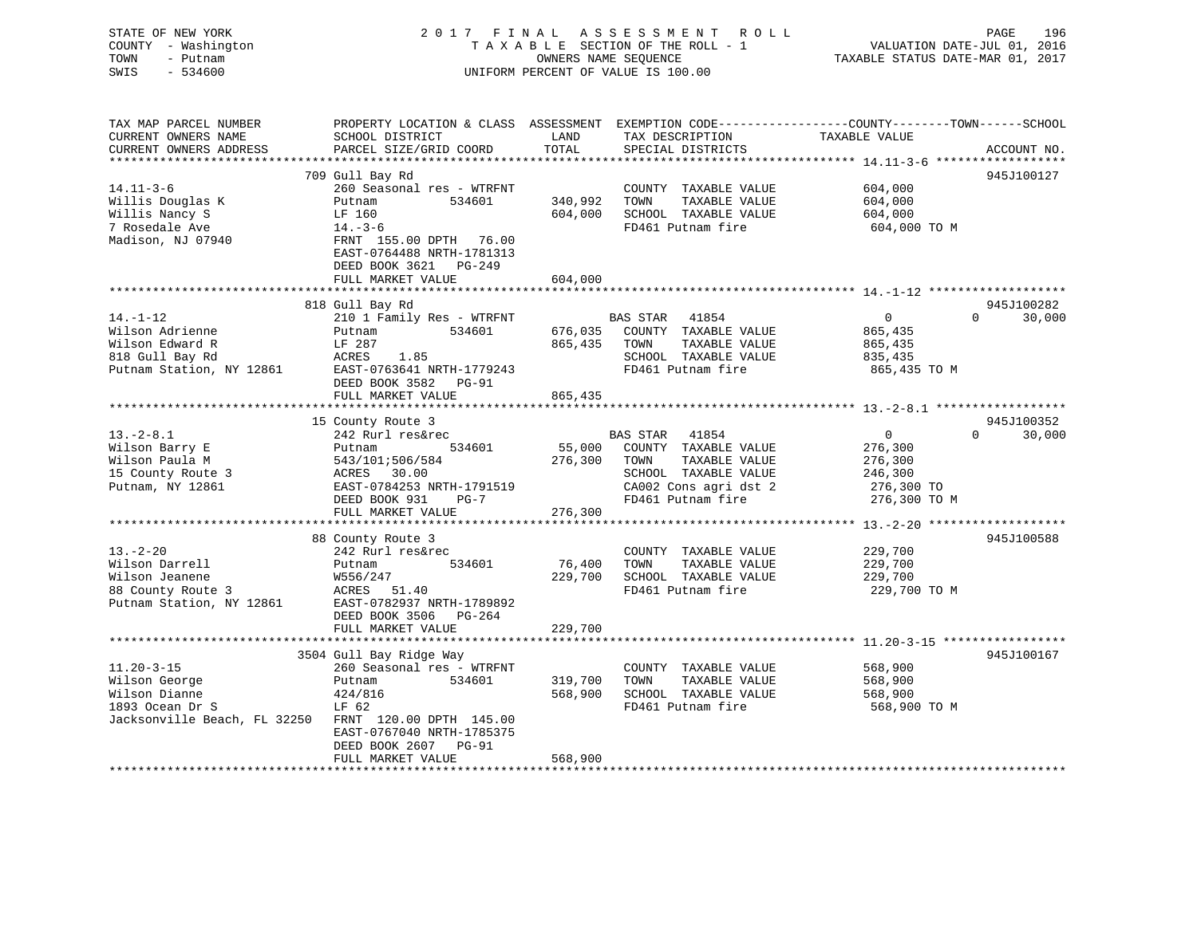STATE OF NEW YORK
COUNTY - Washington
TOWN - Putnam
SWIS - 534600

2 0 1 7 F I N A L A S S E S S M E N T R O L L
T A X A B L E SECTION OF THE ROLL - 1
OWNERS NAME SEQUENCE
UNIFORM PERCENT OF VALUE IS 100.00

VALUATION DATE-JUL 01, 2016
TAXABLE STATUS DATE-MAR 01, 2017

```
TAX MAP PARCEL NUMBER          PROPERTY LOCATION & CLASS  ASSESSMENT  EXEMPTION CODE------------------COUNTY--------TOWN------SCHOOL
CURRENT OWNERS NAME            SCHOOL DISTRICT              LAND      TAX DESCRIPTION            TAXABLE VALUE
CURRENT OWNERS ADDRESS         PARCEL SIZE/GRID COORD       TOTAL     SPECIAL DISTRICTS                                    ACCOUNT NO.
******************************************************************************************************* 14.11-3-6 ******************
                               709 Gull Bay Rd                                                                            945J100127
14.11-3-6                      260 Seasonal res - WTRFNT              COUNTY  TAXABLE VALUE          604,000
Willis Douglas K               Putnam          534601      340,992    TOWN    TAXABLE VALUE          604,000
Willis Nancy S                 LF 160                      604,000    SCHOOL  TAXABLE VALUE          604,000
7 Rosedale Ave                 14.-3-6                                FD461 Putnam fire               604,000 TO M
Madison, NJ 07940              FRNT 155.00 DPTH  76.00
                               EAST-0764488 NRTH-1781313
                               DEED BOOK 3621   PG-249
                               FULL MARKET VALUE           604,000
******************************************************************************************************* 14.-1-12 *******************
                               818 Gull Bay Rd                                                                            945J100282
14.-1-12                       210 1 Family Res - WTRFNT              BAS STAR   41854                  0          0      30,000
Wilson Adrienne                Putnam          534601      676,035    COUNTY  TAXABLE VALUE          865,435
Wilson Edward R                LF 287                      865,435    TOWN    TAXABLE VALUE          865,435
818 Gull Bay Rd                ACRES    1.85                          SCHOOL  TAXABLE VALUE          835,435
Putnam Station, NY 12861       EAST-0763641 NRTH-1779243              FD461 Putnam fire               865,435 TO M
                               DEED BOOK 3582   PG-91
                               FULL MARKET VALUE           865,435
******************************************************************************************************* 13.-2-8.1 ******************
                               15 County Route 3                                                                          945J100352
13.-2-8.1                      242 Rurl res&rec                       BAS STAR   41854                  0          0      30,000
Wilson Barry E                 Putnam          534601       55,000    COUNTY  TAXABLE VALUE          276,300
Wilson Paula M                 543/101;506/584             276,300    TOWN    TAXABLE VALUE          276,300
15 County Route 3              ACRES   30.00                          SCHOOL  TAXABLE VALUE          246,300
Putnam, NY 12861               EAST-0784253 NRTH-1791519              CA002 Cons agri dst 2           276,300 TO
                               DEED BOOK 931    PG-7                  FD461 Putnam fire               276,300 TO M
                               FULL MARKET VALUE           276,300
******************************************************************************************************* 13.-2-20 *******************
                               88 County Route 3                                                                          945J100588
13.-2-20                       242 Rurl res&rec                       COUNTY  TAXABLE VALUE          229,700
Wilson Darrell                 Putnam          534601       76,400    TOWN    TAXABLE VALUE          229,700
Wilson Jeanene                 W556/247                    229,700    SCHOOL  TAXABLE VALUE          229,700
88 County Route 3              ACRES   51.40                          FD461 Putnam fire               229,700 TO M
Putnam Station, NY 12861       EAST-0782937 NRTH-1789892
                               DEED BOOK 3506   PG-264
                               FULL MARKET VALUE           229,700
******************************************************************************************************* 11.20-3-15 *****************
                               3504 Gull Bay Ridge Way                                                                    945J100167
11.20-3-15                     260 Seasonal res - WTRFNT              COUNTY  TAXABLE VALUE          568,900
Wilson George                  Putnam          534601      319,700    TOWN    TAXABLE VALUE          568,900
Wilson Dianne                  424/816                     568,900    SCHOOL  TAXABLE VALUE          568,900
1893 Ocean Dr S                LF 62                                  FD461 Putnam fire               568,900 TO M
Jacksonville Beach, FL 32250   FRNT 120.00 DPTH 145.00
                               EAST-0767040 NRTH-1785375
                               DEED BOOK 2607   PG-91
                               FULL MARKET VALUE           568,900
************************************************************************************************************************************
```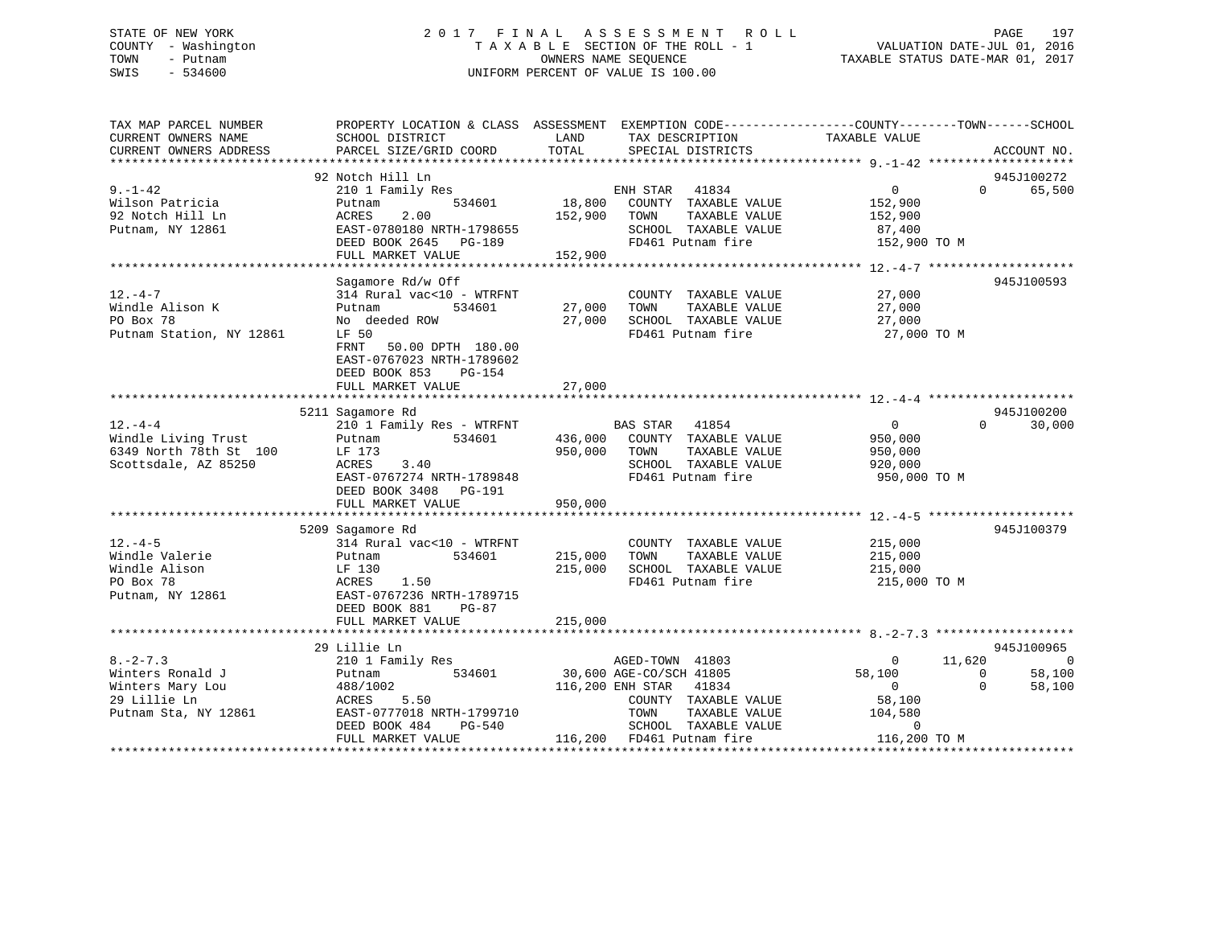STATE OF NEW YORK
COUNTY - Washington
TOWN - Putnam
SWIS - 534600

2 0 1 7 F I N A L A S S E S S M E N T R O L L
T A X A B L E SECTION OF THE ROLL - 1
OWNERS NAME SEQUENCE
UNIFORM PERCENT OF VALUE IS 100.00

VALUATION DATE-JUL 01, 2016
TAXABLE STATUS DATE-MAR 01, 2017

```
TAX MAP PARCEL NUMBER          PROPERTY LOCATION & CLASS  ASSESSMENT  EXEMPTION CODE------------------COUNTY--------TOWN------SCHOOL
CURRENT OWNERS NAME            SCHOOL DISTRICT              LAND      TAX DESCRIPTION              TAXABLE VALUE
CURRENT OWNERS ADDRESS         PARCEL SIZE/GRID COORD       TOTAL     SPECIAL DISTRICTS                                    ACCOUNT NO.
******************************************************************************************************* 9.-1-42 ********************
                               92 Notch Hill Ln                                                                           945J100272
9.-1-42                        210 1 Family Res                        ENH STAR   41834                 0            0      65,500
Wilson Patricia                Putnam          534601       18,800    COUNTY  TAXABLE VALUE         152,900
92 Notch Hill Ln               ACRES     2.00              152,900    TOWN    TAXABLE VALUE         152,900
Putnam, NY 12861               EAST-0780180 NRTH-1798655              SCHOOL  TAXABLE VALUE          87,400
                               DEED BOOK 2645   PG-189                FD461 Putnam fire             152,900 TO M
                               FULL MARKET VALUE           152,900
******************************************************************************************************* 12.-4-7 ********************
                               Sagamore Rd/w Off                                                                          945J100593
12.-4-7                        314 Rural vac<10 - WTRFNT              COUNTY  TAXABLE VALUE          27,000
Windle Alison K                Putnam          534601       27,000    TOWN    TAXABLE VALUE          27,000
PO Box 78                      No  deeded ROW               27,000    SCHOOL  TAXABLE VALUE          27,000
Putnam Station, NY 12861       LF 50                                  FD461 Putnam fire              27,000 TO M
                               FRNT    50.00 DPTH 180.00
                               EAST-0767023 NRTH-1789602
                               DEED BOOK 853    PG-154
                               FULL MARKET VALUE            27,000
******************************************************************************************************* 12.-4-4 ********************
                               5211 Sagamore Rd                                                                           945J100200
12.-4-4                        210 1 Family Res - WTRFNT              BAS STAR   41854                 0            0      30,000
Windle Living Trust            Putnam          534601      436,000    COUNTY  TAXABLE VALUE         950,000
6349 North 78th St  100        LF 173                      950,000    TOWN    TAXABLE VALUE         950,000
Scottsdale, AZ 85250           ACRES     3.40                         SCHOOL  TAXABLE VALUE         920,000
                               EAST-0767274 NRTH-1789848              FD461 Putnam fire             950,000 TO M
                               DEED BOOK 3408   PG-191
                               FULL MARKET VALUE           950,000
******************************************************************************************************* 12.-4-5 ********************
                               5209 Sagamore Rd                                                                           945J100379
12.-4-5                        314 Rural vac<10 - WTRFNT              COUNTY  TAXABLE VALUE         215,000
Windle Valerie                 Putnam          534601      215,000    TOWN    TAXABLE VALUE         215,000
Windle Alison                  LF 130                      215,000    SCHOOL  TAXABLE VALUE         215,000
PO Box 78                      ACRES     1.50                         FD461 Putnam fire             215,000 TO M
Putnam, NY 12861               EAST-0767236 NRTH-1789715
                               DEED BOOK 881    PG-87
                               FULL MARKET VALUE           215,000
******************************************************************************************************* 8.-2-7.3 *******************
                               29 Lillie Ln                                                                               945J100965
8.-2-7.3                       210 1 Family Res                        AGED-TOWN  41803                 0       11,620           0
Winters Ronald J               Putnam          534601       30,600 AGE-CO/SCH 41805            58,100            0      58,100
Winters Mary Lou               488/1002                    116,200 ENH STAR   41834                 0            0      58,100
29 Lillie Ln                   ACRES     5.50                         COUNTY  TAXABLE VALUE          58,100
Putnam Sta, NY 12861           EAST-0777018 NRTH-1799710              TOWN    TAXABLE VALUE         104,580
                               DEED BOOK 484    PG-540                SCHOOL  TAXABLE VALUE               0
                               FULL MARKET VALUE           116,200    FD461 Putnam fire             116,200 TO M
************************************************************************************************************************************
```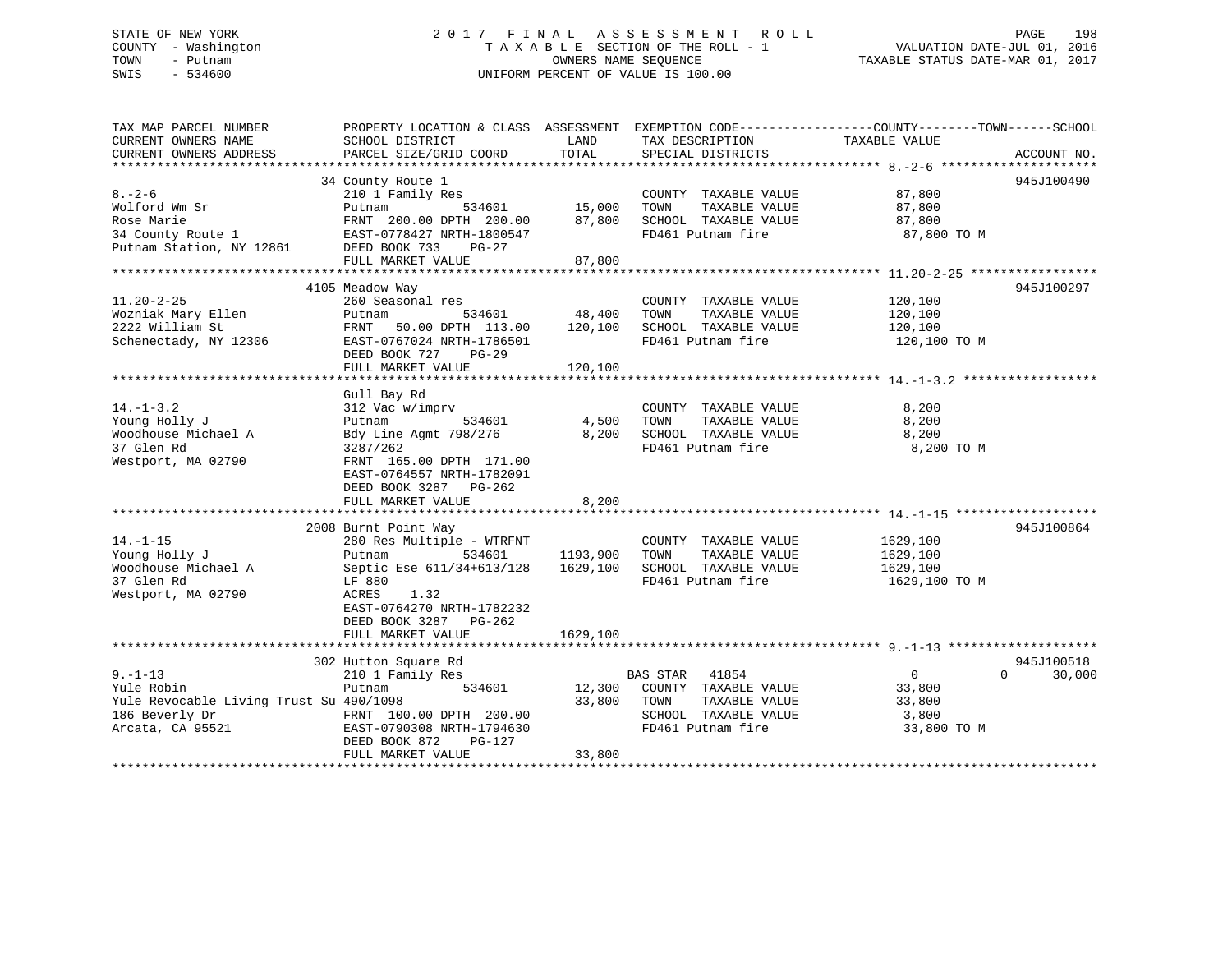STATE OF NEW YORK
COUNTY - Washington
TOWN - Putnam
SWIS - 534600

# 2017 FINAL ASSESSMENT ROLL
TAXABLE SECTION OF THE ROLL - 1
OWNERS NAME SEQUENCE
UNIFORM PERCENT OF VALUE IS 100.00

VALUATION DATE-JUL 01, 2016
TAXABLE STATUS DATE-MAR 01, 2017

| TAX MAP PARCEL NUMBER / CURRENT OWNERS NAME / CURRENT OWNERS ADDRESS | PROPERTY LOCATION & CLASS / SCHOOL DISTRICT / PARCEL SIZE/GRID COORD | ASSESSMENT LAND / TOTAL | EXEMPTION CODE / TAX DESCRIPTION / SPECIAL DISTRICTS | COUNTY / TOWN / SCHOOL TAXABLE VALUE | ACCOUNT NO. |
|---|---|---|---|---|---|
| 8.-2-6 | 34 County Route 1 | | | | 945J100490 |
| | 210 1 Family Res | | COUNTY TAXABLE VALUE | 87,800 | |
| Wolford Wm Sr | Putnam 534601 | 15,000 | TOWN TAXABLE VALUE | 87,800 | |
| Rose Marie | FRNT 200.00 DPTH 200.00 | 87,800 | SCHOOL TAXABLE VALUE | 87,800 | |
| 34 County Route 1 | EAST-0778427 NRTH-1800547 | | FD461 Putnam fire | 87,800 TO M | |
| Putnam Station, NY 12861 | DEED BOOK 733 PG-27 | | | | |
| | FULL MARKET VALUE | 87,800 | | | |
| 11.20-2-25 | 4105 Meadow Way | | | | 945J100297 |
| | 260 Seasonal res | | COUNTY TAXABLE VALUE | 120,100 | |
| Wozniak Mary Ellen | Putnam 534601 | 48,400 | TOWN TAXABLE VALUE | 120,100 | |
| 2222 William St | FRNT 50.00 DPTH 113.00 | 120,100 | SCHOOL TAXABLE VALUE | 120,100 | |
| Schenectady, NY 12306 | EAST-0767024 NRTH-1786501 | | FD461 Putnam fire | 120,100 TO M | |
| | DEED BOOK 727 PG-29 | | | | |
| | FULL MARKET VALUE | 120,100 | | | |
| 14.-1-3.2 | Gull Bay Rd | | | | |
| | 312 Vac w/imprv | | COUNTY TAXABLE VALUE | 8,200 | |
| Young Holly J | Putnam 534601 | 4,500 | TOWN TAXABLE VALUE | 8,200 | |
| Woodhouse Michael A | Bdy Line Agmt 798/276 | 8,200 | SCHOOL TAXABLE VALUE | 8,200 | |
| 37 Glen Rd | 3287/262 | | FD461 Putnam fire | 8,200 TO M | |
| Westport, MA 02790 | FRNT 165.00 DPTH 171.00 | | | | |
| | EAST-0764557 NRTH-1782091 | | | | |
| | DEED BOOK 3287 PG-262 | | | | |
| | FULL MARKET VALUE | 8,200 | | | |
| 14.-1-15 | 2008 Burnt Point Way | | | | 945J100864 |
| | 280 Res Multiple - WTRFNT | | COUNTY TAXABLE VALUE | 1629,100 | |
| Young Holly J | Putnam 534601 | 1193,900 | TOWN TAXABLE VALUE | 1629,100 | |
| Woodhouse Michael A | Septic Ese 611/34+613/128 | 1629,100 | SCHOOL TAXABLE VALUE | 1629,100 | |
| 37 Glen Rd | LF 880 | | FD461 Putnam fire | 1629,100 TO M | |
| Westport, MA 02790 | ACRES 1.32 | | | | |
| | EAST-0764270 NRTH-1782232 | | | | |
| | DEED BOOK 3287 PG-262 | | | | |
| | FULL MARKET VALUE | 1629,100 | | | |
| 9.-1-13 | 302 Hutton Square Rd | | | | 945J100518 |
| | 210 1 Family Res | | BAS STAR 41854 | 0 0 30,000 | |
| Yule Robin | Putnam 534601 | 12,300 | COUNTY TAXABLE VALUE | 33,800 | |
| Yule Revocable Living Trust Su | 490/1098 | 33,800 | TOWN TAXABLE VALUE | 33,800 | |
| 186 Beverly Dr | FRNT 100.00 DPTH 200.00 | | SCHOOL TAXABLE VALUE | 3,800 | |
| Arcata, CA 95521 | EAST-0790308 NRTH-1794630 | | FD461 Putnam fire | 33,800 TO M | |
| | DEED BOOK 872 PG-127 | | | | |
| | FULL MARKET VALUE | 33,800 | | | |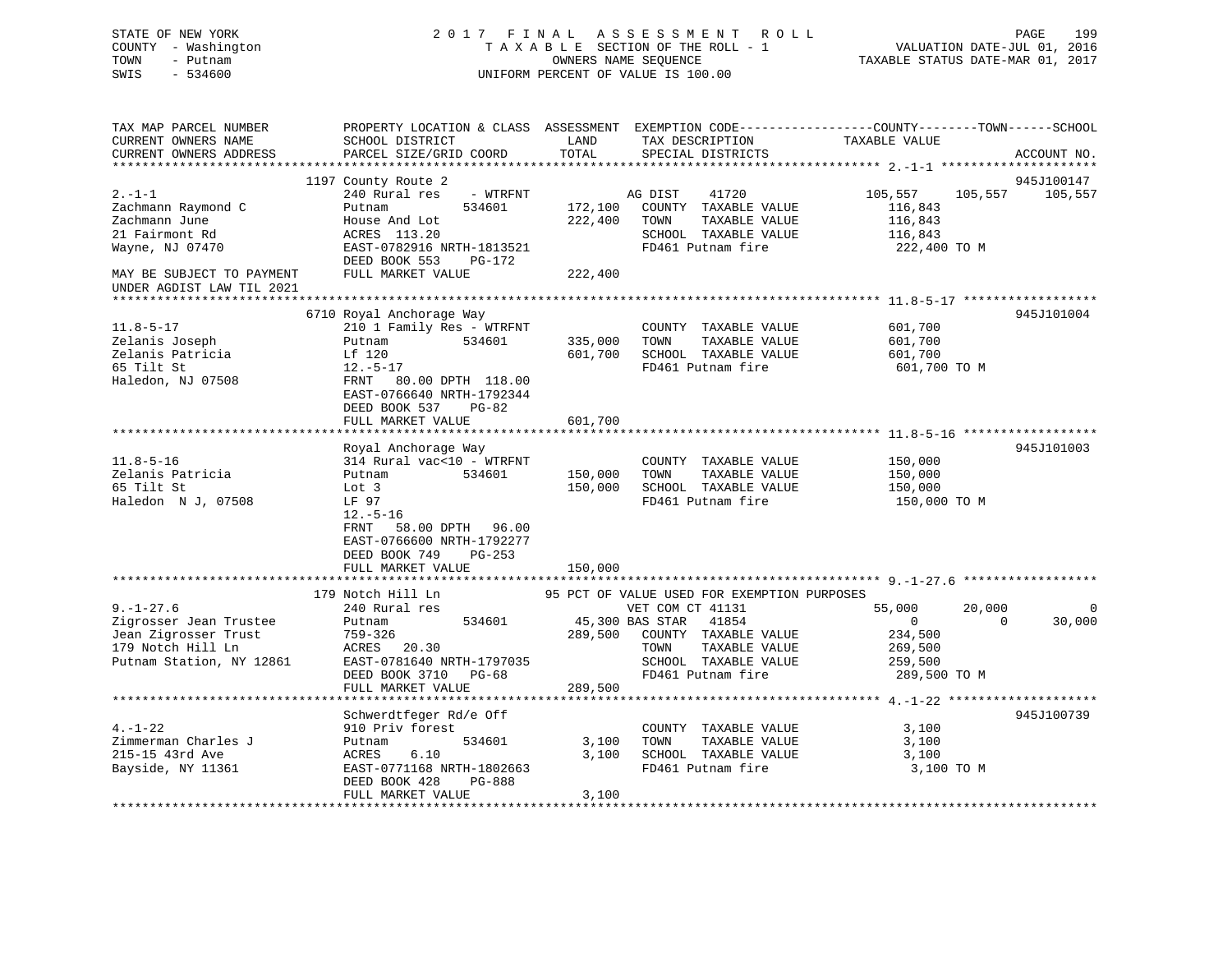STATE OF NEW YORK
COUNTY - Washington
TOWN - Putnam
SWIS - 534600

2017 FINAL ASSESSMENT ROLL
TAXABLE SECTION OF THE ROLL - 1
OWNERS NAME SEQUENCE
UNIFORM PERCENT OF VALUE IS 100.00

VALUATION DATE-JUL 01, 2016
TAXABLE STATUS DATE-MAR 01, 2017

| TAX MAP PARCEL NUMBER / CURRENT OWNERS NAME / CURRENT OWNERS ADDRESS | PROPERTY LOCATION & CLASS / SCHOOL DISTRICT / PARCEL SIZE/GRID COORD | ASSESSMENT LAND / TOTAL | EXEMPTION CODE / TAX DESCRIPTION / SPECIAL DISTRICTS | COUNTY TAXABLE VALUE | TOWN | SCHOOL | ACCOUNT NO. |
|---|---|---|---|---|---|---|---|
| 2.-1-1 | 1197 County Route 2 | | | | | | 945J100147 |
| 2.-1-1 | 240 Rural res - WTRFNT | | AG DIST 41720 | 105,557 | 105,557 | 105,557 | |
| Zachmann Raymond C | Putnam 534601 | 172,100 | COUNTY TAXABLE VALUE | 116,843 | | | |
| Zachmann June | House And Lot | 222,400 | TOWN TAXABLE VALUE | 116,843 | | | |
| 21 Fairmont Rd | ACRES 113.20 | | SCHOOL TAXABLE VALUE | 116,843 | | | |
| Wayne, NJ 07470 | EAST-0782916 NRTH-1813521 | | FD461 Putnam fire | 222,400 TO M | | | |
| | DEED BOOK 553 PG-172 | | | | | | |
| MAY BE SUBJECT TO PAYMENT | FULL MARKET VALUE | 222,400 | | | | | |
| UNDER AGDIST LAW TIL 2021 | | | | | | | |
| 11.8-5-17 | 6710 Royal Anchorage Way | | | | | | 945J101004 |
| 11.8-5-17 | 210 1 Family Res - WTRFNT | | COUNTY TAXABLE VALUE | 601,700 | | | |
| Zelanis Joseph | Putnam 534601 | 335,000 | TOWN TAXABLE VALUE | 601,700 | | | |
| Zelanis Patricia | Lf 120 | 601,700 | SCHOOL TAXABLE VALUE | 601,700 | | | |
| 65 Tilt St | 12.-5-17 | | FD461 Putnam fire | 601,700 TO M | | | |
| Haledon, NJ 07508 | FRNT 80.00 DPTH 118.00 | | | | | | |
| | EAST-0766640 NRTH-1792344 | | | | | | |
| | DEED BOOK 537 PG-82 | | | | | | |
| | FULL MARKET VALUE | 601,700 | | | | | |
| 11.8-5-16 | Royal Anchorage Way | | | | | | 945J101003 |
| 11.8-5-16 | 314 Rural vac<10 - WTRFNT | | COUNTY TAXABLE VALUE | 150,000 | | | |
| Zelanis Patricia | Putnam 534601 | 150,000 | TOWN TAXABLE VALUE | 150,000 | | | |
| 65 Tilt St | Lot 3 | 150,000 | SCHOOL TAXABLE VALUE | 150,000 | | | |
| Haledon N J, 07508 | LF 97 | | FD461 Putnam fire | 150,000 TO M | | | |
| | 12.-5-16 | | | | | | |
| | FRNT 58.00 DPTH 96.00 | | | | | | |
| | EAST-0766600 NRTH-1792277 | | | | | | |
| | DEED BOOK 749 PG-253 | | | | | | |
| | FULL MARKET VALUE | 150,000 | | | | | |
| 9.-1-27.6 | 179 Notch Hill Ln | | 95 PCT OF VALUE USED FOR EXEMPTION PURPOSES | | | | |
| 9.-1-27.6 | 240 Rural res | | VET COM CT 41131 | 55,000 | 20,000 | 0 | |
| Zigrosser Jean Trustee | Putnam 534601 | 45,300 | BAS STAR 41854 | 0 | 0 | 30,000 | |
| Jean Zigrosser Trust | 759-326 | 289,500 | COUNTY TAXABLE VALUE | 234,500 | | | |
| 179 Notch Hill Ln | ACRES 20.30 | | TOWN TAXABLE VALUE | 269,500 | | | |
| Putnam Station, NY 12861 | EAST-0781640 NRTH-1797035 | | SCHOOL TAXABLE VALUE | 259,500 | | | |
| | DEED BOOK 3710 PG-68 | | FD461 Putnam fire | 289,500 TO M | | | |
| | FULL MARKET VALUE | 289,500 | | | | | |
| 4.-1-22 | Schwerdtfeger Rd/e Off | | | | | | 945J100739 |
| 4.-1-22 | 910 Priv forest | | COUNTY TAXABLE VALUE | 3,100 | | | |
| Zimmerman Charles J | Putnam 534601 | 3,100 | TOWN TAXABLE VALUE | 3,100 | | | |
| 215-15 43rd Ave | ACRES 6.10 | 3,100 | SCHOOL TAXABLE VALUE | 3,100 | | | |
| Bayside, NY 11361 | EAST-0771168 NRTH-1802663 | | FD461 Putnam fire | 3,100 TO M | | | |
| | DEED BOOK 428 PG-888 | | | | | | |
| | FULL MARKET VALUE | 3,100 | | | | | |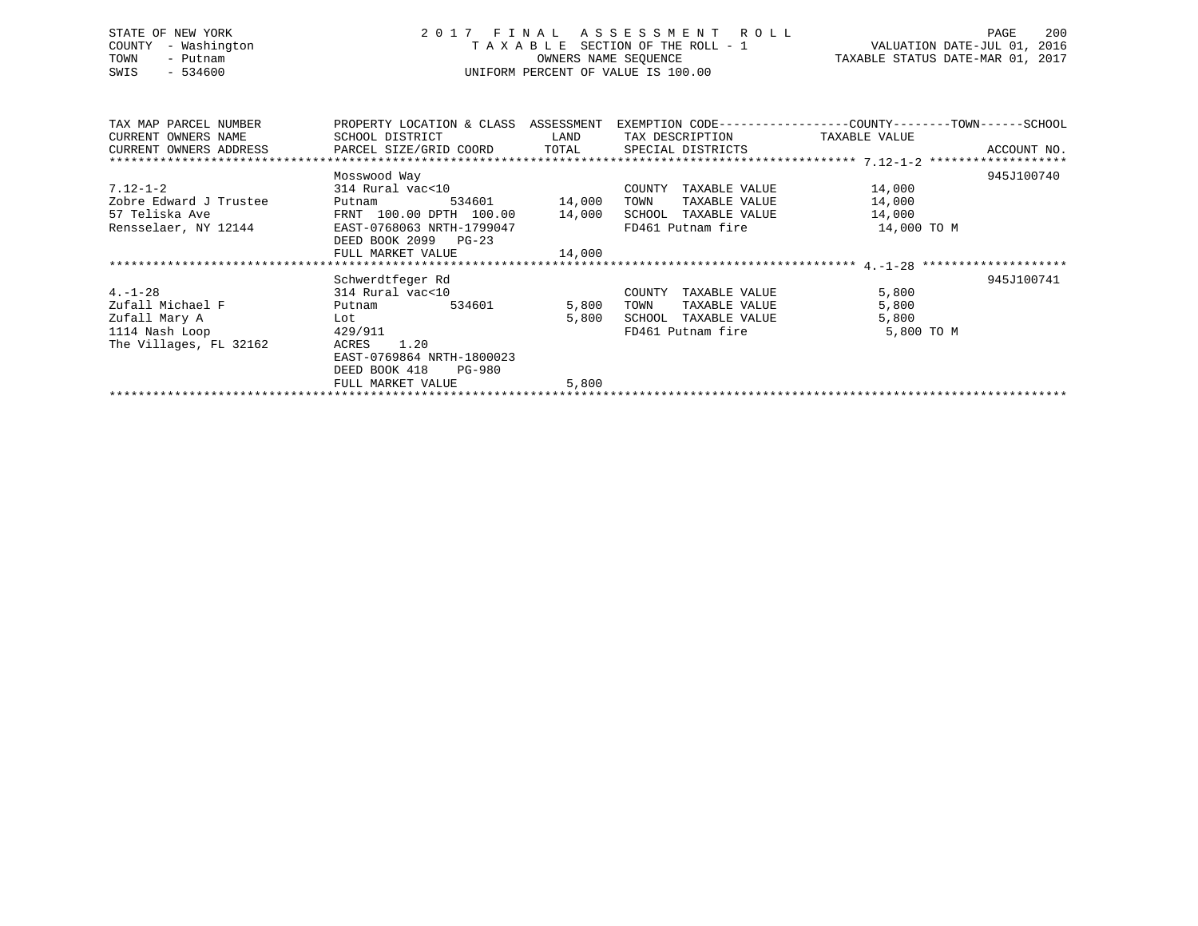STATE OF NEW YORK
COUNTY - Washington
TOWN - Putnam
SWIS - 534600

# 2017 FINAL ASSESSMENT ROLL

TAXABLE SECTION OF THE ROLL - 1
OWNERS NAME SEQUENCE
UNIFORM PERCENT OF VALUE IS 100.00

VALUATION DATE-JUL 01, 2016
TAXABLE STATUS DATE-MAR 01, 2017

| TAX MAP PARCEL NUMBER / CURRENT OWNERS NAME / CURRENT OWNERS ADDRESS | PROPERTY LOCATION & CLASS / SCHOOL DISTRICT / PARCEL SIZE/GRID COORD | ASSESSMENT LAND / TOTAL | EXEMPTION CODE / TAX DESCRIPTION / SPECIAL DISTRICTS | COUNTY--------TOWN------SCHOOL TAXABLE VALUE | ACCOUNT NO. |
|---|---|---|---|---|---|
| 7.12-1-2 | Mosswood Way | | | | 945J100740 |
| | 314 Rural vac<10 | | COUNTY TAXABLE VALUE | 14,000 | |
| Zobre Edward J Trustee | Putnam 534601 | 14,000 | TOWN TAXABLE VALUE | 14,000 | |
| 57 Teliska Ave | FRNT 100.00 DPTH 100.00 | 14,000 | SCHOOL TAXABLE VALUE | 14,000 | |
| Rensselaer, NY 12144 | EAST-0768063 NRTH-1799047 | | FD461 Putnam fire | 14,000 TO M | |
| | DEED BOOK 2099 PG-23 | | | | |
| | FULL MARKET VALUE | 14,000 | | | |
| 4.-1-28 | Schwerdtfeger Rd | | | | 945J100741 |
| | 314 Rural vac<10 | | COUNTY TAXABLE VALUE | 5,800 | |
| Zufall Michael F | Putnam 534601 | 5,800 | TOWN TAXABLE VALUE | 5,800 | |
| Zufall Mary A | Lot | 5,800 | SCHOOL TAXABLE VALUE | 5,800 | |
| 1114 Nash Loop | 429/911 | | FD461 Putnam fire | 5,800 TO M | |
| The Villages, FL 32162 | ACRES 1.20 | | | | |
| | EAST-0769864 NRTH-1800023 | | | | |
| | DEED BOOK 418 PG-980 | | | | |
| | FULL MARKET VALUE | 5,800 | | | |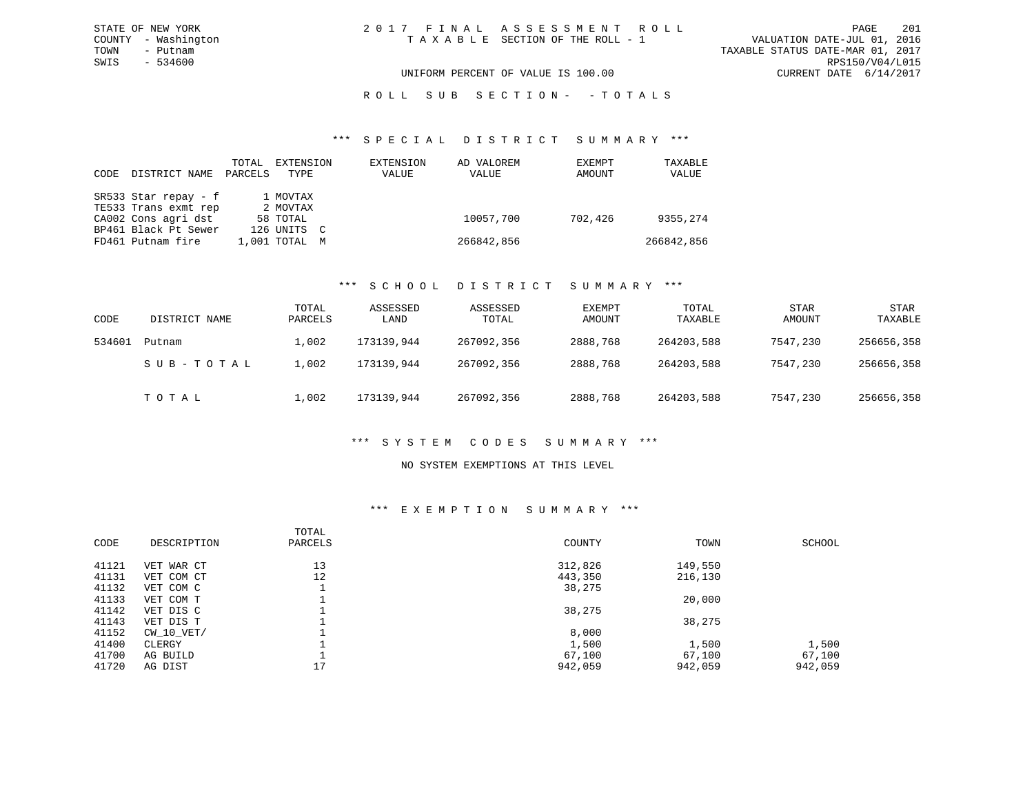STATE OF NEW YORK
COUNTY - Washington
TOWN - Putnam
SWIS - 534600

2 0 1 7 F I N A L A S S E S S M E N T R O L L
T A X A B L E SECTION OF THE ROLL - 1

VALUATION DATE-JUL 01, 2016
TAXABLE STATUS DATE-MAR 01, 2017
RPS150/V04/L015
CURRENT DATE 6/14/2017

UNIFORM PERCENT OF VALUE IS 100.00

R O L L S U B S E C T I O N - - T O T A L S

### *** S P E C I A L D I S T R I C T S U M M A R Y ***

| CODE | DISTRICT NAME | TOTAL PARCELS | EXTENSION TYPE | EXTENSION VALUE | AD VALOREM VALUE | EXEMPT AMOUNT | TAXABLE VALUE |
|---|---|---|---|---|---|---|---|
| SR533 | Star repay - f | 1 | MOVTAX | | | | |
| TE533 | Trans exmt rep | 2 | MOVTAX | | | | |
| CA002 | Cons agri dst | 58 | TOTAL | | 10057,700 | 702,426 | 9355,274 |
| BP461 | Black Pt Sewer | 126 | UNITS C | | | | |
| FD461 | Putnam fire | 1,001 | TOTAL M | | 266842,856 | | 266842,856 |

### *** S C H O O L D I S T R I C T S U M M A R Y ***

| CODE | DISTRICT NAME | TOTAL PARCELS | ASSESSED LAND | ASSESSED TOTAL | EXEMPT AMOUNT | TOTAL TAXABLE | STAR AMOUNT | STAR TAXABLE |
|---|---|---|---|---|---|---|---|---|
| 534601 | Putnam | 1,002 | 173139,944 | 267092,356 | 2888,768 | 264203,588 | 7547,230 | 256656,358 |
| | S U B - T O T A L | 1,002 | 173139,944 | 267092,356 | 2888,768 | 264203,588 | 7547,230 | 256656,358 |
| | T O T A L | 1,002 | 173139,944 | 267092,356 | 2888,768 | 264203,588 | 7547,230 | 256656,358 |

### *** S Y S T E M C O D E S S U M M A R Y ***

NO SYSTEM EXEMPTIONS AT THIS LEVEL

### *** E X E M P T I O N S U M M A R Y ***

| CODE | DESCRIPTION | TOTAL PARCELS | COUNTY | TOWN | SCHOOL |
|---|---|---|---|---|---|
| 41121 | VET WAR CT | 13 | 312,826 | 149,550 | |
| 41131 | VET COM CT | 12 | 443,350 | 216,130 | |
| 41132 | VET COM C | 1 | 38,275 | | |
| 41133 | VET COM T | 1 | | 20,000 | |
| 41142 | VET DIS C | 1 | 38,275 | | |
| 41143 | VET DIS T | 1 | | 38,275 | |
| 41152 | CW_10_VET/ | 1 | 8,000 | | |
| 41400 | CLERGY | 1 | 1,500 | 1,500 | 1,500 |
| 41700 | AG BUILD | 1 | 67,100 | 67,100 | 67,100 |
| 41720 | AG DIST | 17 | 942,059 | 942,059 | 942,059 |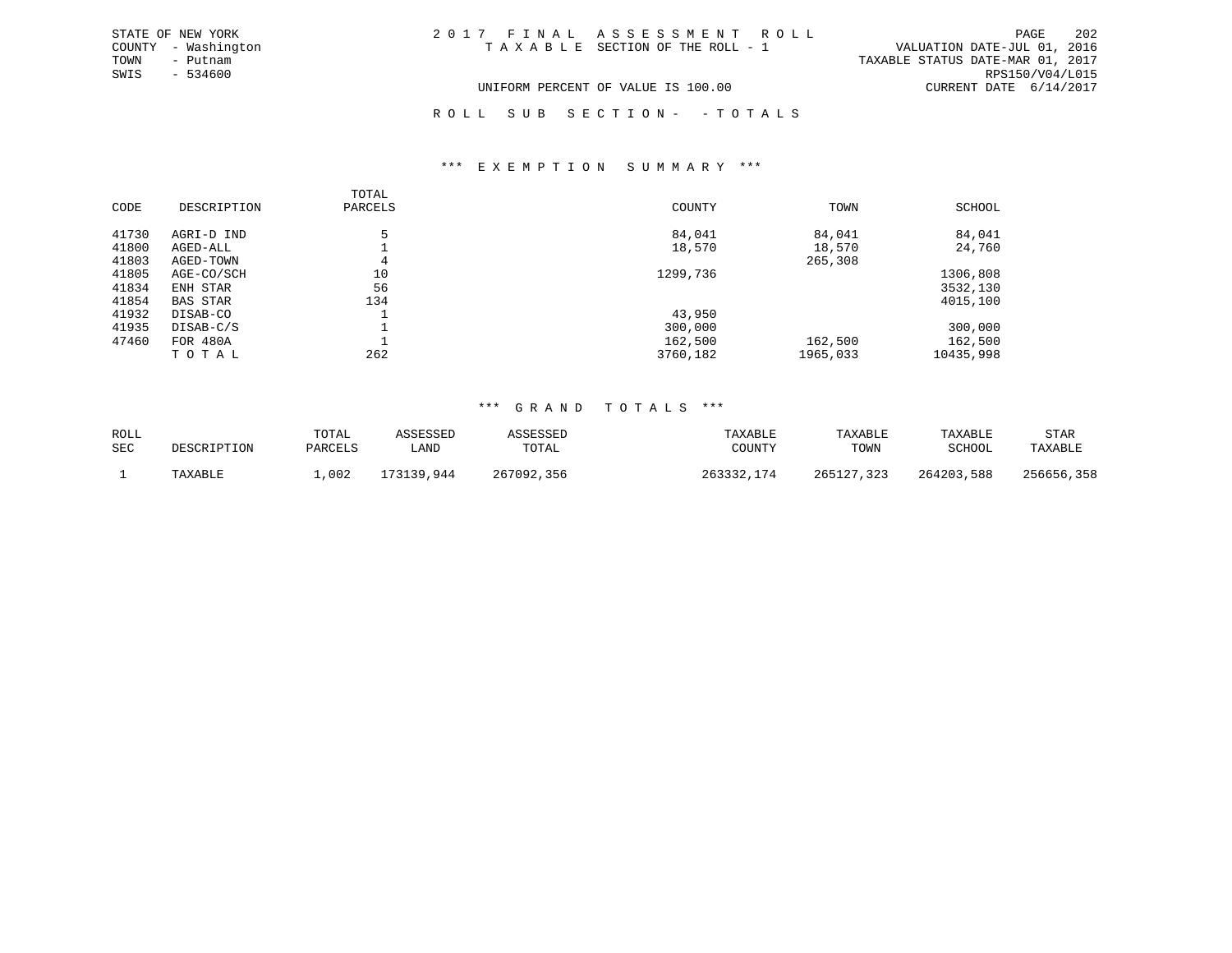STATE OF NEW YORK
COUNTY - Washington
TOWN - Putnam
SWIS - 534600

# 2017 FINAL ASSESSMENT ROLL

TAXABLE SECTION OF THE ROLL - 1

VALUATION DATE-JUL 01, 2016
TAXABLE STATUS DATE-MAR 01, 2017
RPS150/V04/L015
CURRENT DATE 6/14/2017

UNIFORM PERCENT OF VALUE IS 100.00

ROLL SUB SECTION- - TOTALS

## *** EXEMPTION SUMMARY ***

| CODE | DESCRIPTION | TOTAL PARCELS | COUNTY | TOWN | SCHOOL |
|---|---|---|---|---|---|
| 41730 | AGRI-D IND | 5 | 84,041 | 84,041 | 84,041 |
| 41800 | AGED-ALL | 1 | 18,570 | 18,570 | 24,760 |
| 41803 | AGED-TOWN | 4 | | 265,308 | |
| 41805 | AGE-CO/SCH | 10 | 1299,736 | | 1306,808 |
| 41834 | ENH STAR | 56 | | | 3532,130 |
| 41854 | BAS STAR | 134 | | | 4015,100 |
| 41932 | DISAB-CO | 1 | 43,950 | | |
| 41935 | DISAB-C/S | 1 | 300,000 | | 300,000 |
| 47460 | FOR 480A | 1 | 162,500 | 162,500 | 162,500 |
| | TOTAL | 262 | 3760,182 | 1965,033 | 10435,998 |

## *** GRAND TOTALS ***

| ROLL SEC | DESCRIPTION | TOTAL PARCELS | ASSESSED LAND | ASSESSED TOTAL | TAXABLE COUNTY | TAXABLE TOWN | TAXABLE SCHOOL | STAR TAXABLE |
|---|---|---|---|---|---|---|---|---|
| 1 | TAXABLE | 1,002 | 173139,944 | 267092,356 | 263332,174 | 265127,323 | 264203,588 | 256656,358 |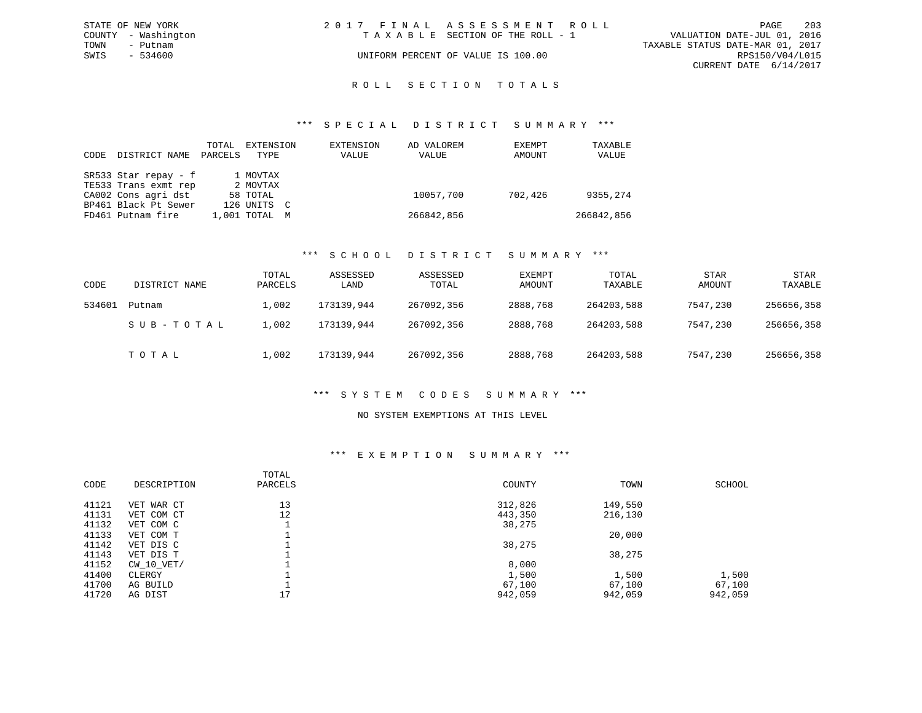STATE OF NEW YORK
COUNTY - Washington
TOWN - Putnam
SWIS - 534600

# 2017 FINAL ASSESSMENT ROLL

TAXABLE SECTION OF THE ROLL - 1

UNIFORM PERCENT OF VALUE IS 100.00

VALUATION DATE-JUL 01, 2016
TAXABLE STATUS DATE-MAR 01, 2017
RPS150/V04/L015
CURRENT DATE 6/14/2017

## ROLL SECTION TOTALS

### *** SPECIAL DISTRICT SUMMARY ***

| CODE | DISTRICT NAME | TOTAL PARCELS | EXTENSION TYPE | EXTENSION VALUE | AD VALOREM VALUE | EXEMPT AMOUNT | TAXABLE VALUE |
|---|---|---|---|---|---|---|---|
| SR533 | Star repay - f | 1 | MOVTAX | | | | |
| TE533 | Trans exmt rep | 2 | MOVTAX | | | | |
| CA002 | Cons agri dst | 58 | TOTAL | | 10057,700 | 702,426 | 9355,274 |
| BP461 | Black Pt Sewer | 126 | UNITS C | | | | |
| FD461 | Putnam fire | 1,001 | TOTAL M | | 266842,856 | | 266842,856 |

### *** SCHOOL DISTRICT SUMMARY ***

| CODE | DISTRICT NAME | TOTAL PARCELS | ASSESSED LAND | ASSESSED TOTAL | EXEMPT AMOUNT | TOTAL TAXABLE | STAR AMOUNT | STAR TAXABLE |
|---|---|---|---|---|---|---|---|---|
| 534601 | Putnam | 1,002 | 173139,944 | 267092,356 | 2888,768 | 264203,588 | 7547,230 | 256656,358 |
| | S U B - T O T A L | 1,002 | 173139,944 | 267092,356 | 2888,768 | 264203,588 | 7547,230 | 256656,358 |
| | T O T A L | 1,002 | 173139,944 | 267092,356 | 2888,768 | 264203,588 | 7547,230 | 256656,358 |

### *** SYSTEM CODES SUMMARY ***

NO SYSTEM EXEMPTIONS AT THIS LEVEL

### *** EXEMPTION SUMMARY ***

| CODE | DESCRIPTION | TOTAL PARCELS | COUNTY | TOWN | SCHOOL |
|---|---|---|---|---|---|
| 41121 | VET WAR CT | 13 | 312,826 | 149,550 | |
| 41131 | VET COM CT | 12 | 443,350 | 216,130 | |
| 41132 | VET COM C | 1 | 38,275 | | |
| 41133 | VET COM T | 1 | | 20,000 | |
| 41142 | VET DIS C | 1 | 38,275 | | |
| 41143 | VET DIS T | 1 | | 38,275 | |
| 41152 | CW_10_VET/ | 1 | 8,000 | | |
| 41400 | CLERGY | 1 | 1,500 | 1,500 | 1,500 |
| 41700 | AG BUILD | 1 | 67,100 | 67,100 | 67,100 |
| 41720 | AG DIST | 17 | 942,059 | 942,059 | 942,059 |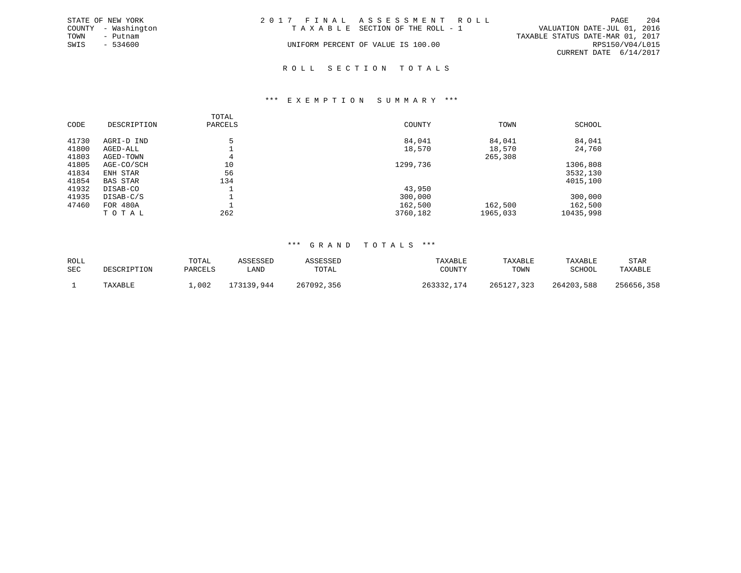STATE OF NEW YORK
COUNTY - Washington
TOWN - Putnam
SWIS - 534600

2 0 1 7 F I N A L A S S E S S M E N T R O L L
T A X A B L E SECTION OF THE ROLL - 1
UNIFORM PERCENT OF VALUE IS 100.00

VALUATION DATE-JUL 01, 2016
TAXABLE STATUS DATE-MAR 01, 2017
RPS150/V04/L015
CURRENT DATE 6/14/2017

## R O L L S E C T I O N T O T A L S

### *** E X E M P T I O N S U M M A R Y ***

| CODE | DESCRIPTION | TOTAL PARCELS | COUNTY | TOWN | SCHOOL |
|---|---|---|---|---|---|
| 41730 | AGRI-D IND | 5 | 84,041 | 84,041 | 84,041 |
| 41800 | AGED-ALL | 1 | 18,570 | 18,570 | 24,760 |
| 41803 | AGED-TOWN | 4 | | 265,308 | |
| 41805 | AGE-CO/SCH | 10 | 1299,736 | | 1306,808 |
| 41834 | ENH STAR | 56 | | | 3532,130 |
| 41854 | BAS STAR | 134 | | | 4015,100 |
| 41932 | DISAB-CO | 1 | 43,950 | | |
| 41935 | DISAB-C/S | 1 | 300,000 | | 300,000 |
| 47460 | FOR 480A | 1 | 162,500 | 162,500 | 162,500 |
| | T O T A L | 262 | 3760,182 | 1965,033 | 10435,998 |

### *** G R A N D T O T A L S ***

| ROLL SEC | DESCRIPTION | TOTAL PARCELS | ASSESSED LAND | ASSESSED TOTAL | TAXABLE COUNTY | TAXABLE TOWN | TAXABLE SCHOOL | STAR TAXABLE |
|---|---|---|---|---|---|---|---|---|
| 1 | TAXABLE | 1,002 | 173139,944 | 267092,356 | 263332,174 | 265127,323 | 264203,588 | 256656,358 |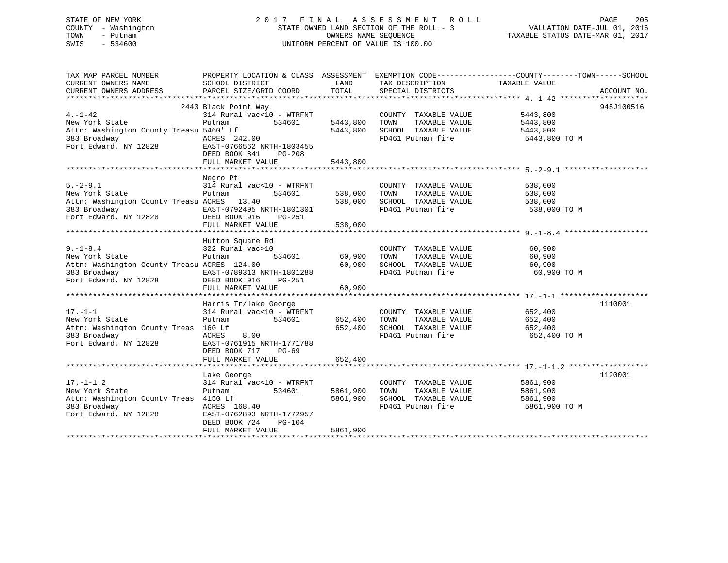STATE OF NEW YORK
COUNTY - Washington
TOWN - Putnam
SWIS - 534600

2 0 1 7 F I N A L A S S E S S M E N T R O L L
STATE OWNED LAND SECTION OF THE ROLL - 3
OWNERS NAME SEQUENCE
UNIFORM PERCENT OF VALUE IS 100.00

VALUATION DATE-JUL 01, 2016
TAXABLE STATUS DATE-MAR 01, 2017

```
TAX MAP PARCEL NUMBER          PROPERTY LOCATION & CLASS  ASSESSMENT  EXEMPTION CODE------------------COUNTY--------TOWN------SCHOOL
CURRENT OWNERS NAME            SCHOOL DISTRICT              LAND      TAX DESCRIPTION             TAXABLE VALUE
CURRENT OWNERS ADDRESS         PARCEL SIZE/GRID COORD       TOTAL     SPECIAL DISTRICTS                                    ACCOUNT NO.
******************************************************************************************************* 4.-1-42 ********************
                      2443 Black Point Way                                                                                 945J100516
4.-1-42                        314 Rural vac<10 - WTRFNT            COUNTY  TAXABLE VALUE             5443,800
New York State                 Putnam        534601      5443,800   TOWN    TAXABLE VALUE             5443,800
Attn: Washington County Treasu 5460' Lf                  5443,800   SCHOOL  TAXABLE VALUE             5443,800
383 Broadway                   ACRES  242.00                        FD461 Putnam fire                  5443,800 TO M
Fort Edward, NY 12828          EAST-0766562 NRTH-1803455
                               DEED BOOK 841    PG-208
                               FULL MARKET VALUE         5443,800
******************************************************************************************************* 5.-2-9.1 *******************
                               Negro Pt
5.-2-9.1                       314 Rural vac<10 - WTRFNT            COUNTY  TAXABLE VALUE              538,000
New York State                 Putnam        534601       538,000   TOWN    TAXABLE VALUE              538,000
Attn: Washington County Treasu ACRES   13.40              538,000   SCHOOL  TAXABLE VALUE              538,000
383 Broadway                   EAST-0792495 NRTH-1801301            FD461 Putnam fire                   538,000 TO M
Fort Edward, NY 12828          DEED BOOK 916    PG-251
                               FULL MARKET VALUE          538,000
******************************************************************************************************* 9.-1-8.4 *******************
                               Hutton Square Rd
9.-1-8.4                       322 Rural vac>10                     COUNTY  TAXABLE VALUE               60,900
New York State                 Putnam        534601        60,900   TOWN    TAXABLE VALUE               60,900
Attn: Washington County Treasu ACRES  124.00               60,900   SCHOOL  TAXABLE VALUE               60,900
383 Broadway                   EAST-0789313 NRTH-1801288            FD461 Putnam fire                    60,900 TO M
Fort Edward, NY 12828          DEED BOOK 916    PG-251
                               FULL MARKET VALUE           60,900
******************************************************************************************************* 17.-1-1 ********************
                               Harris Tr/lake George                                                                       1110001
17.-1-1                        314 Rural vac<10 - WTRFNT            COUNTY  TAXABLE VALUE              652,400
New York State                 Putnam        534601       652,400   TOWN    TAXABLE VALUE              652,400
Attn: Washington County Treas  160 Lf                     652,400   SCHOOL  TAXABLE VALUE              652,400
383 Broadway                   ACRES    8.00                        FD461 Putnam fire                   652,400 TO M
Fort Edward, NY 12828          EAST-0761915 NRTH-1771788
                               DEED BOOK 717    PG-69
                               FULL MARKET VALUE          652,400
******************************************************************************************************* 17.-1-1.2 ******************
                               Lake George                                                                                 1120001
17.-1-1.2                      314 Rural vac<10 - WTRFNT            COUNTY  TAXABLE VALUE             5861,900
New York State                 Putnam        534601      5861,900   TOWN    TAXABLE VALUE             5861,900
Attn: Washington County Treas  4150 Lf                   5861,900   SCHOOL  TAXABLE VALUE             5861,900
383 Broadway                   ACRES  168.40                        FD461 Putnam fire                  5861,900 TO M
Fort Edward, NY 12828          EAST-0762893 NRTH-1772957
                               DEED BOOK 724    PG-104
                               FULL MARKET VALUE         5861,900
************************************************************************************************************************************
```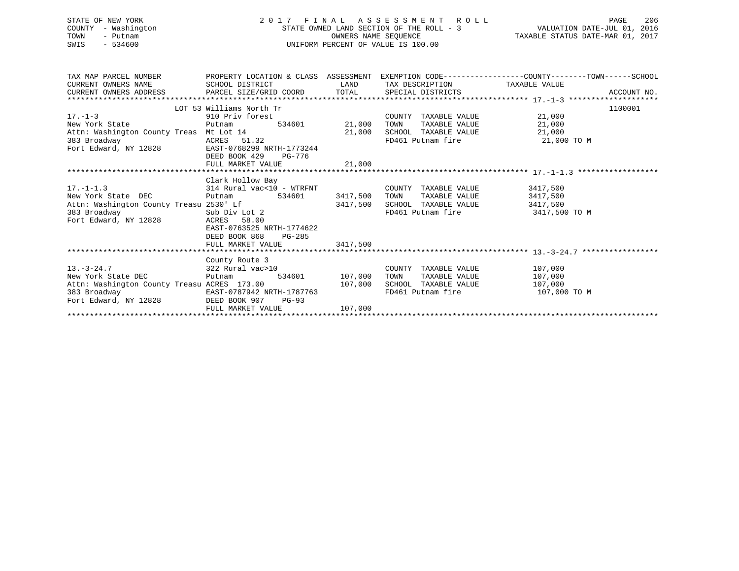STATE OF NEW YORK
COUNTY - Washington
TOWN - Putnam
SWIS - 534600

2 0 1 7 F I N A L A S S E S S M E N T R O L L
STATE OWNED LAND SECTION OF THE ROLL - 3
OWNERS NAME SEQUENCE
UNIFORM PERCENT OF VALUE IS 100.00

VALUATION DATE-JUL 01, 2016
TAXABLE STATUS DATE-MAR 01, 2017

| TAX MAP PARCEL NUMBER / CURRENT OWNERS NAME / CURRENT OWNERS ADDRESS | PROPERTY LOCATION & CLASS / SCHOOL DISTRICT / PARCEL SIZE/GRID COORD | ASSESSMENT LAND / TOTAL | EXEMPTION CODE / TAX DESCRIPTION / SPECIAL DISTRICTS | COUNTY--------TOWN------SCHOOL TAXABLE VALUE | ACCOUNT NO. |
|---|---|---|---|---|---|
| 17.-1-3 | LOT 53 Williams North Tr | | | | 1100001 |
| 17.-1-3 | 910 Priv forest | | COUNTY TAXABLE VALUE | 21,000 | |
| New York State | Putnam 534601 | 21,000 | TOWN TAXABLE VALUE | 21,000 | |
| Attn: Washington County Treas | Mt Lot 14 | 21,000 | SCHOOL TAXABLE VALUE | 21,000 | |
| 383 Broadway | ACRES 51.32 | | FD461 Putnam fire | 21,000 TO M | |
| Fort Edward, NY 12828 | EAST-0768299 NRTH-1773244 | | | | |
| | DEED BOOK 429 PG-776 | | | | |
| | FULL MARKET VALUE | 21,000 | | | |
| 17.-1-1.3 | Clark Hollow Bay | | | | |
| 17.-1-1.3 | 314 Rural vac<10 - WTRFNT | | COUNTY TAXABLE VALUE | 3417,500 | |
| New York State DEC | Putnam 534601 | 3417,500 | TOWN TAXABLE VALUE | 3417,500 | |
| Attn: Washington County Treasu | 2530' Lf | 3417,500 | SCHOOL TAXABLE VALUE | 3417,500 | |
| 383 Broadway | Sub Div Lot 2 | | FD461 Putnam fire | 3417,500 TO M | |
| Fort Edward, NY 12828 | ACRES 58.00 | | | | |
| | EAST-0763525 NRTH-1774622 | | | | |
| | DEED BOOK 868 PG-285 | | | | |
| | FULL MARKET VALUE | 3417,500 | | | |
| 13.-3-24.7 | County Route 3 | | | | |
| 13.-3-24.7 | 322 Rural vac>10 | | COUNTY TAXABLE VALUE | 107,000 | |
| New York State DEC | Putnam 534601 | 107,000 | TOWN TAXABLE VALUE | 107,000 | |
| Attn: Washington County Treasu | ACRES 173.00 | 107,000 | SCHOOL TAXABLE VALUE | 107,000 | |
| 383 Broadway | EAST-0787942 NRTH-1787763 | | FD461 Putnam fire | 107,000 TO M | |
| Fort Edward, NY 12828 | DEED BOOK 907 PG-93 | | | | |
| | FULL MARKET VALUE | 107,000 | | | |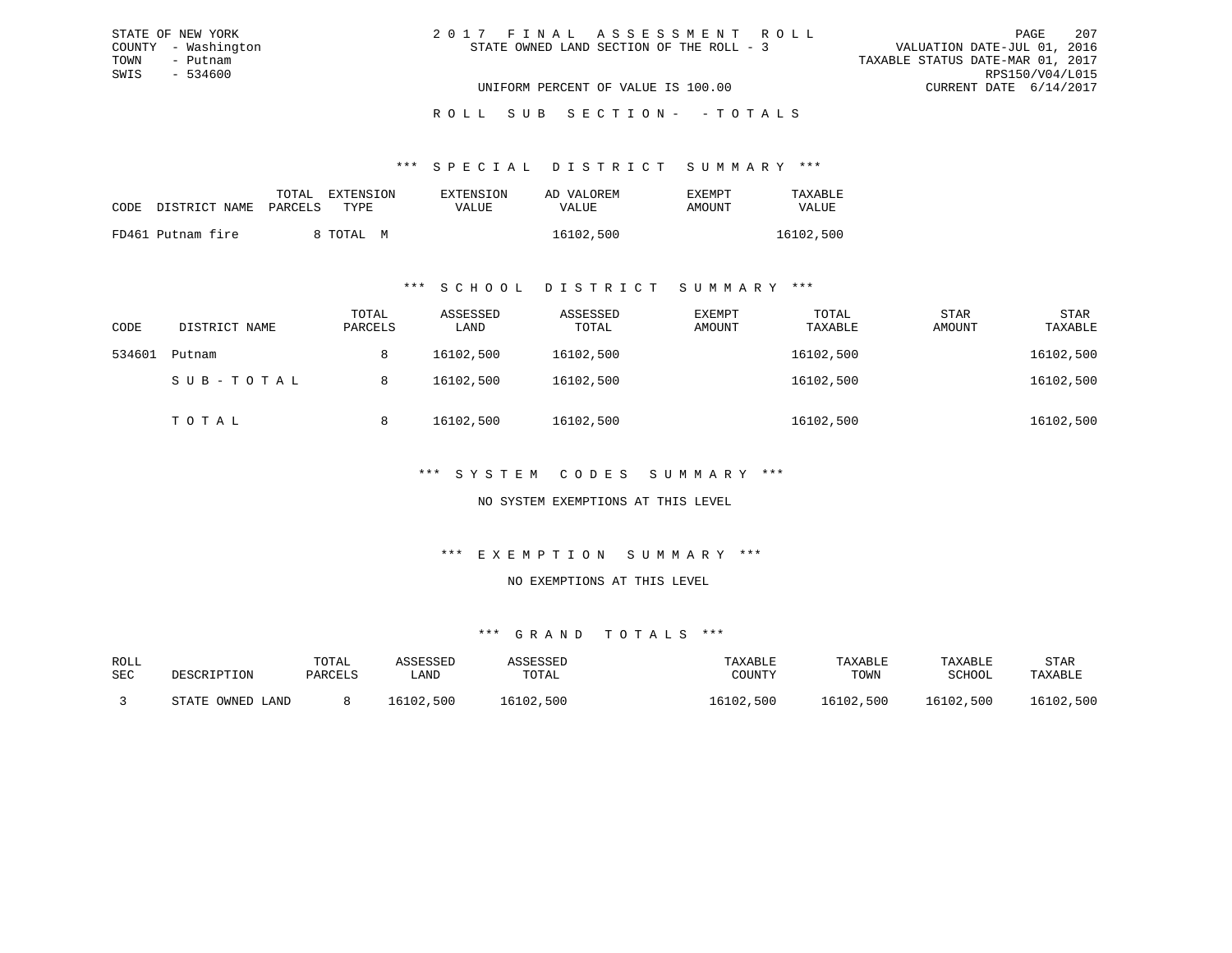STATE OF NEW YORK
COUNTY - Washington
TOWN - Putnam
SWIS - 534600

# 2017 FINAL ASSESSMENT ROLL

STATE OWNED LAND SECTION OF THE ROLL - 3

VALUATION DATE-JUL 01, 2016
TAXABLE STATUS DATE-MAR 01, 2017
RPS150/V04/L015
CURRENT DATE 6/14/2017

UNIFORM PERCENT OF VALUE IS 100.00

## ROLL SUB SECTION - - TOTALS

### *** SPECIAL DISTRICT SUMMARY ***

| CODE | DISTRICT NAME | TOTAL PARCELS | EXTENSION TYPE | EXTENSION VALUE | AD VALOREM VALUE | EXEMPT AMOUNT | TAXABLE VALUE |
|---|---|---|---|---|---|---|---|
| FD461 | Putnam fire | 8 | TOTAL M | | 16102,500 | | 16102,500 |

### *** SCHOOL DISTRICT SUMMARY ***

| CODE | DISTRICT NAME | TOTAL PARCELS | ASSESSED LAND | ASSESSED TOTAL | EXEMPT AMOUNT | TOTAL TAXABLE | STAR AMOUNT | STAR TAXABLE |
|---|---|---|---|---|---|---|---|---|
| 534601 | Putnam | 8 | 16102,500 | 16102,500 | | 16102,500 | | 16102,500 |
| | SUB-TOTAL | 8 | 16102,500 | 16102,500 | | 16102,500 | | 16102,500 |
| | TOTAL | 8 | 16102,500 | 16102,500 | | 16102,500 | | 16102,500 |

### *** SYSTEM CODES SUMMARY ***

NO SYSTEM EXEMPTIONS AT THIS LEVEL

### *** EXEMPTION SUMMARY ***

NO EXEMPTIONS AT THIS LEVEL

### *** GRAND TOTALS ***

| ROLL SEC | DESCRIPTION | TOTAL PARCELS | ASSESSED LAND | ASSESSED TOTAL | TAXABLE COUNTY | TAXABLE TOWN | TAXABLE SCHOOL | STAR TAXABLE |
|---|---|---|---|---|---|---|---|---|
| 3 | STATE OWNED LAND | 8 | 16102,500 | 16102,500 | 16102,500 | 16102,500 | 16102,500 | 16102,500 |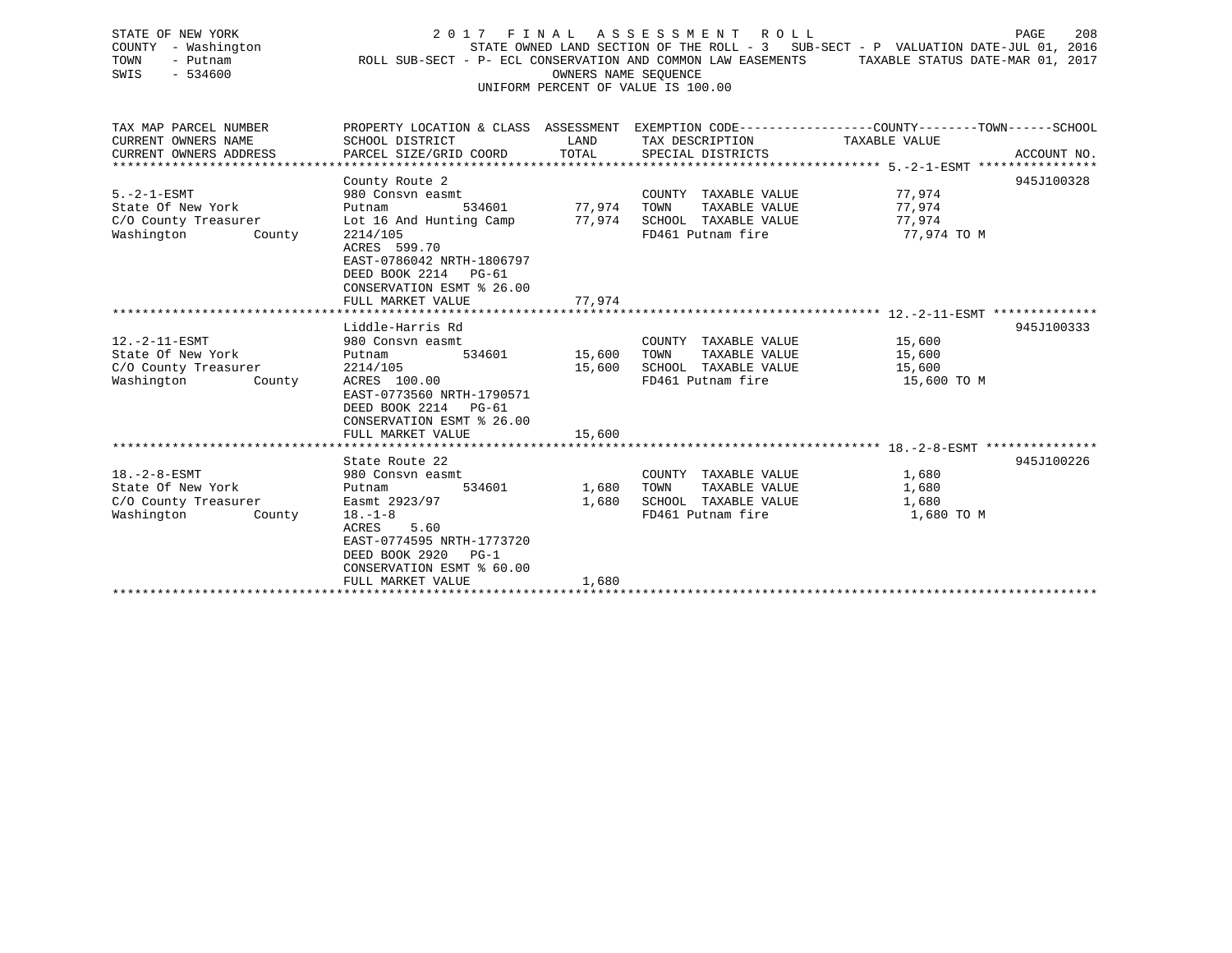STATE OF NEW YORK
COUNTY - Washington
TOWN - Putnam
SWIS - 534600

2 0 1 7 F I N A L A S S E S S M E N T R O L L
STATE OWNED LAND SECTION OF THE ROLL - 3 SUB-SECT - P VALUATION DATE-JUL 01, 2016
ROLL SUB-SECT - P- ECL CONSERVATION AND COMMON LAW EASEMENTS TAXABLE STATUS DATE-MAR 01, 2017
OWNERS NAME SEQUENCE
UNIFORM PERCENT OF VALUE IS 100.00

| TAX MAP PARCEL NUMBER / CURRENT OWNERS NAME / CURRENT OWNERS ADDRESS | PROPERTY LOCATION & CLASS / SCHOOL DISTRICT / PARCEL SIZE/GRID COORD | ASSESSMENT LAND | TOTAL | EXEMPTION CODE / TAX DESCRIPTION / SPECIAL DISTRICTS | TAXABLE VALUE (COUNTY / TOWN / SCHOOL) | ACCOUNT NO. |
|---|---|---|---|---|---|---|
| 5.-2-1-ESMT | County Route 2 | | | | | 945J100328 |
| 5.-2-1-ESMT | 980 Consvn easmt | | | COUNTY TAXABLE VALUE | 77,974 | |
| State Of New York | Putnam 534601 | 77,974 | | TOWN TAXABLE VALUE | 77,974 | |
| C/O County Treasurer | Lot 16 And Hunting Camp | | 77,974 | SCHOOL TAXABLE VALUE | 77,974 | |
| Washington County | 2214/105 | | | FD461 Putnam fire | 77,974 TO M | |
| | ACRES 599.70 | | | | | |
| | EAST-0786042 NRTH-1806797 | | | | | |
| | DEED BOOK 2214 PG-61 | | | | | |
| | CONSERVATION ESMT % 26.00 | | | | | |
| | FULL MARKET VALUE | | 77,974 | | | |
| 12.-2-11-ESMT | Liddle-Harris Rd | | | | | 945J100333 |
| 12.-2-11-ESMT | 980 Consvn easmt | | | COUNTY TAXABLE VALUE | 15,600 | |
| State Of New York | Putnam 534601 | 15,600 | | TOWN TAXABLE VALUE | 15,600 | |
| C/O County Treasurer | 2214/105 | | 15,600 | SCHOOL TAXABLE VALUE | 15,600 | |
| Washington County | ACRES 100.00 | | | FD461 Putnam fire | 15,600 TO M | |
| | EAST-0773560 NRTH-1790571 | | | | | |
| | DEED BOOK 2214 PG-61 | | | | | |
| | CONSERVATION ESMT % 26.00 | | | | | |
| | FULL MARKET VALUE | | 15,600 | | | |
| 18.-2-8-ESMT | State Route 22 | | | | | 945J100226 |
| 18.-2-8-ESMT | 980 Consvn easmt | | | COUNTY TAXABLE VALUE | 1,680 | |
| State Of New York | Putnam 534601 | 1,680 | | TOWN TAXABLE VALUE | 1,680 | |
| C/O County Treasurer | Easmt 2923/97 | | 1,680 | SCHOOL TAXABLE VALUE | 1,680 | |
| Washington County | 18.-1-8 | | | FD461 Putnam fire | 1,680 TO M | |
| | ACRES 5.60 | | | | | |
| | EAST-0774595 NRTH-1773720 | | | | | |
| | DEED BOOK 2920 PG-1 | | | | | |
| | CONSERVATION ESMT % 60.00 | | | | | |
| | FULL MARKET VALUE | | 1,680 | | | |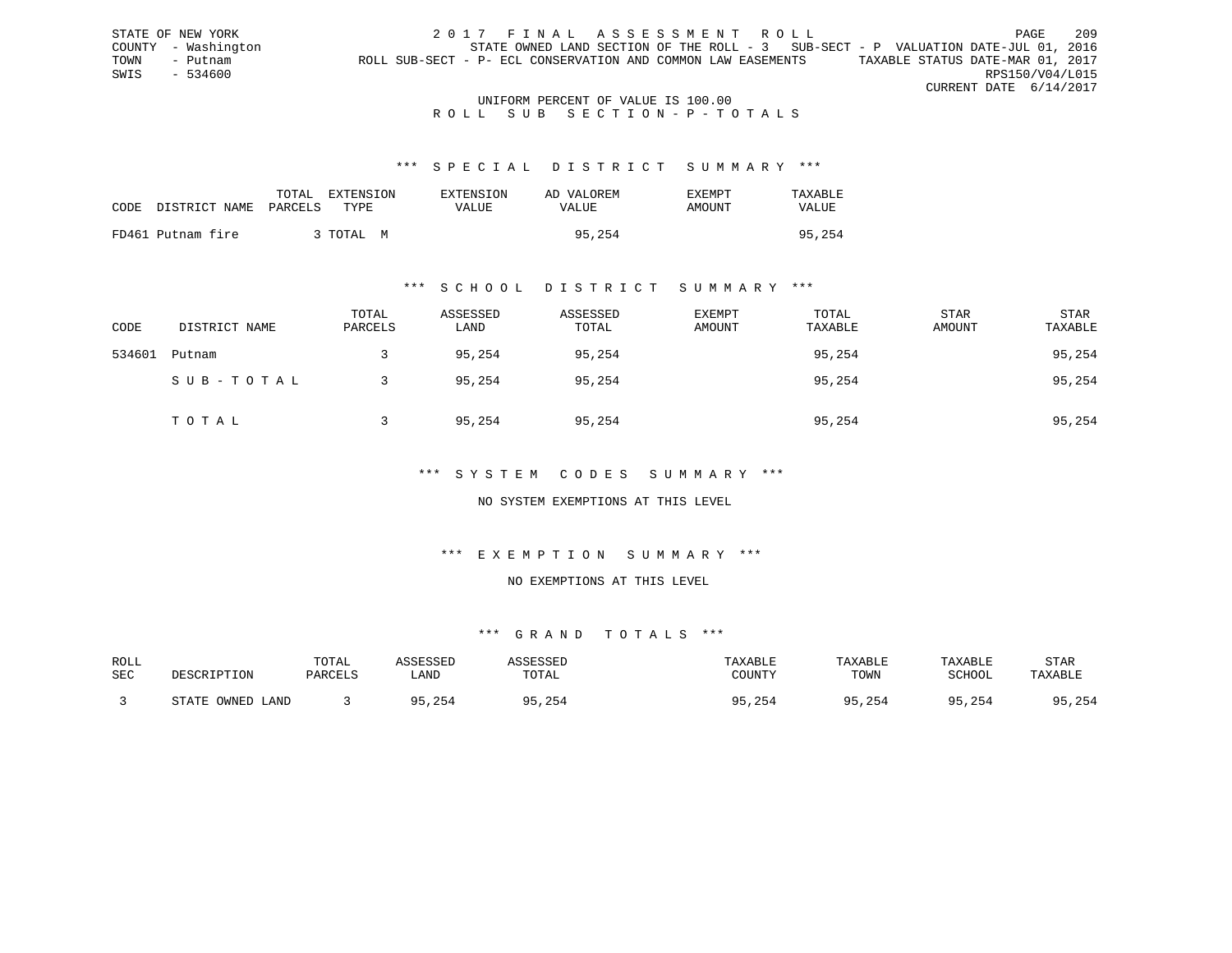STATE OF NEW YORK
COUNTY - Washington
TOWN - Putnam
SWIS - 534600

2 0 1 7 F I N A L A S S E S S M E N T R O L L
STATE OWNED LAND SECTION OF THE ROLL - 3 SUB-SECT - P VALUATION DATE-JUL 01, 2016
ROLL SUB-SECT - P- ECL CONSERVATION AND COMMON LAW EASEMENTS TAXABLE STATUS DATE-MAR 01, 2017
RPS150/V04/L015
CURRENT DATE 6/14/2017

UNIFORM PERCENT OF VALUE IS 100.00

R O L L S U B S E C T I O N - P - T O T A L S

### *** S P E C I A L D I S T R I C T S U M M A R Y ***

| CODE | DISTRICT NAME | TOTAL PARCELS | EXTENSION TYPE | EXTENSION VALUE | AD VALOREM VALUE | EXEMPT AMOUNT | TAXABLE VALUE |
|---|---|---|---|---|---|---|---|
| FD461 | Putnam fire | 3 | TOTAL M | | 95,254 | | 95,254 |

### *** S C H O O L D I S T R I C T S U M M A R Y ***

| CODE | DISTRICT NAME | TOTAL PARCELS | ASSESSED LAND | ASSESSED TOTAL | EXEMPT AMOUNT | TOTAL TAXABLE | STAR AMOUNT | STAR TAXABLE |
|---|---|---|---|---|---|---|---|---|
| 534601 | Putnam | 3 | 95,254 | 95,254 | | 95,254 | | 95,254 |
| | S U B - T O T A L | 3 | 95,254 | 95,254 | | 95,254 | | 95,254 |
| | T O T A L | 3 | 95,254 | 95,254 | | 95,254 | | 95,254 |

### *** S Y S T E M C O D E S S U M M A R Y ***

NO SYSTEM EXEMPTIONS AT THIS LEVEL

### *** E X E M P T I O N S U M M A R Y ***

NO EXEMPTIONS AT THIS LEVEL

### *** G R A N D T O T A L S ***

| ROLL SEC | DESCRIPTION | TOTAL PARCELS | ASSESSED LAND | ASSESSED TOTAL | TAXABLE COUNTY | TAXABLE TOWN | TAXABLE SCHOOL | STAR TAXABLE |
|---|---|---|---|---|---|---|---|---|
| 3 | STATE OWNED LAND | 3 | 95,254 | 95,254 | 95,254 | 95,254 | 95,254 | 95,254 |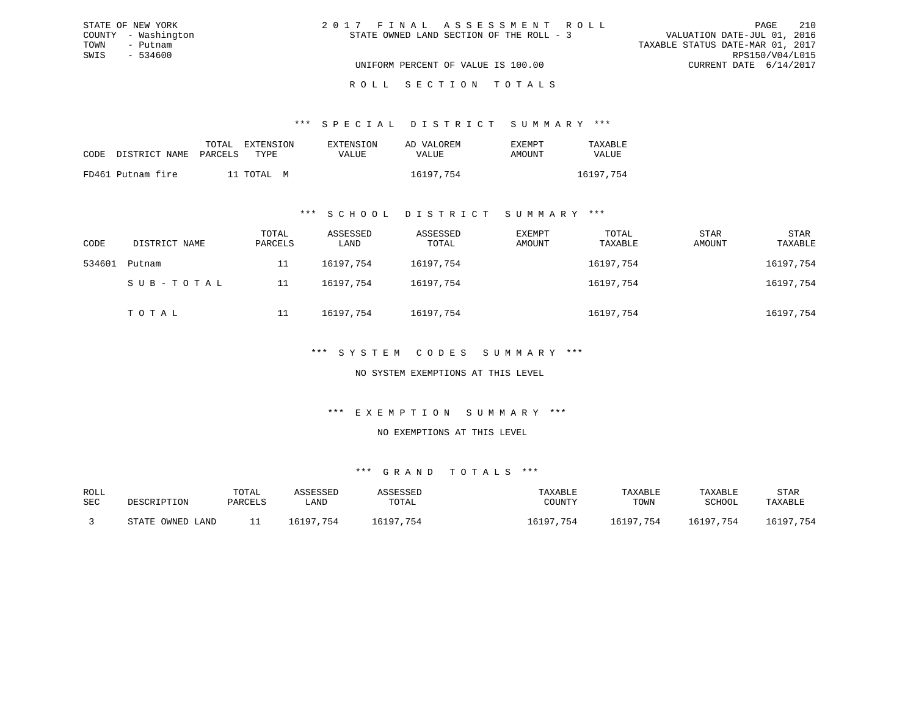STATE OF NEW YORK
COUNTY - Washington
TOWN - Putnam
SWIS - 534600

2 0 1 7 F I N A L A S S E S S M E N T R O L L
STATE OWNED LAND SECTION OF THE ROLL - 3

VALUATION DATE-JUL 01, 2016
TAXABLE STATUS DATE-MAR 01, 2017
RPS150/V04/L015
CURRENT DATE 6/14/2017

UNIFORM PERCENT OF VALUE IS 100.00

R O L L S E C T I O N T O T A L S

### *** S P E C I A L D I S T R I C T S U M M A R Y ***

| CODE DISTRICT NAME | TOTAL PARCELS | EXTENSION TYPE | EXTENSION VALUE | AD VALOREM VALUE | EXEMPT AMOUNT | TAXABLE VALUE |
|---|---|---|---|---|---|---|
| FD461 Putnam fire | 11 | TOTAL M | | 16197,754 | | 16197,754 |

### *** S C H O O L D I S T R I C T S U M M A R Y ***

| CODE | DISTRICT NAME | TOTAL PARCELS | ASSESSED LAND | ASSESSED TOTAL | EXEMPT AMOUNT | TOTAL TAXABLE | STAR AMOUNT | STAR TAXABLE |
|---|---|---|---|---|---|---|---|---|
| 534601 | Putnam | 11 | 16197,754 | 16197,754 | | 16197,754 | | 16197,754 |
| | S U B - T O T A L | 11 | 16197,754 | 16197,754 | | 16197,754 | | 16197,754 |
| | T O T A L | 11 | 16197,754 | 16197,754 | | 16197,754 | | 16197,754 |

### *** S Y S T E M C O D E S S U M M A R Y ***

NO SYSTEM EXEMPTIONS AT THIS LEVEL

### *** E X E M P T I O N S U M M A R Y ***

NO EXEMPTIONS AT THIS LEVEL

### *** G R A N D T O T A L S ***

| ROLL SEC | DESCRIPTION | TOTAL PARCELS | ASSESSED LAND | ASSESSED TOTAL | TAXABLE COUNTY | TAXABLE TOWN | TAXABLE SCHOOL | STAR TAXABLE |
|---|---|---|---|---|---|---|---|---|
| 3 | STATE OWNED LAND | 11 | 16197,754 | 16197,754 | 16197,754 | 16197,754 | 16197,754 | 16197,754 |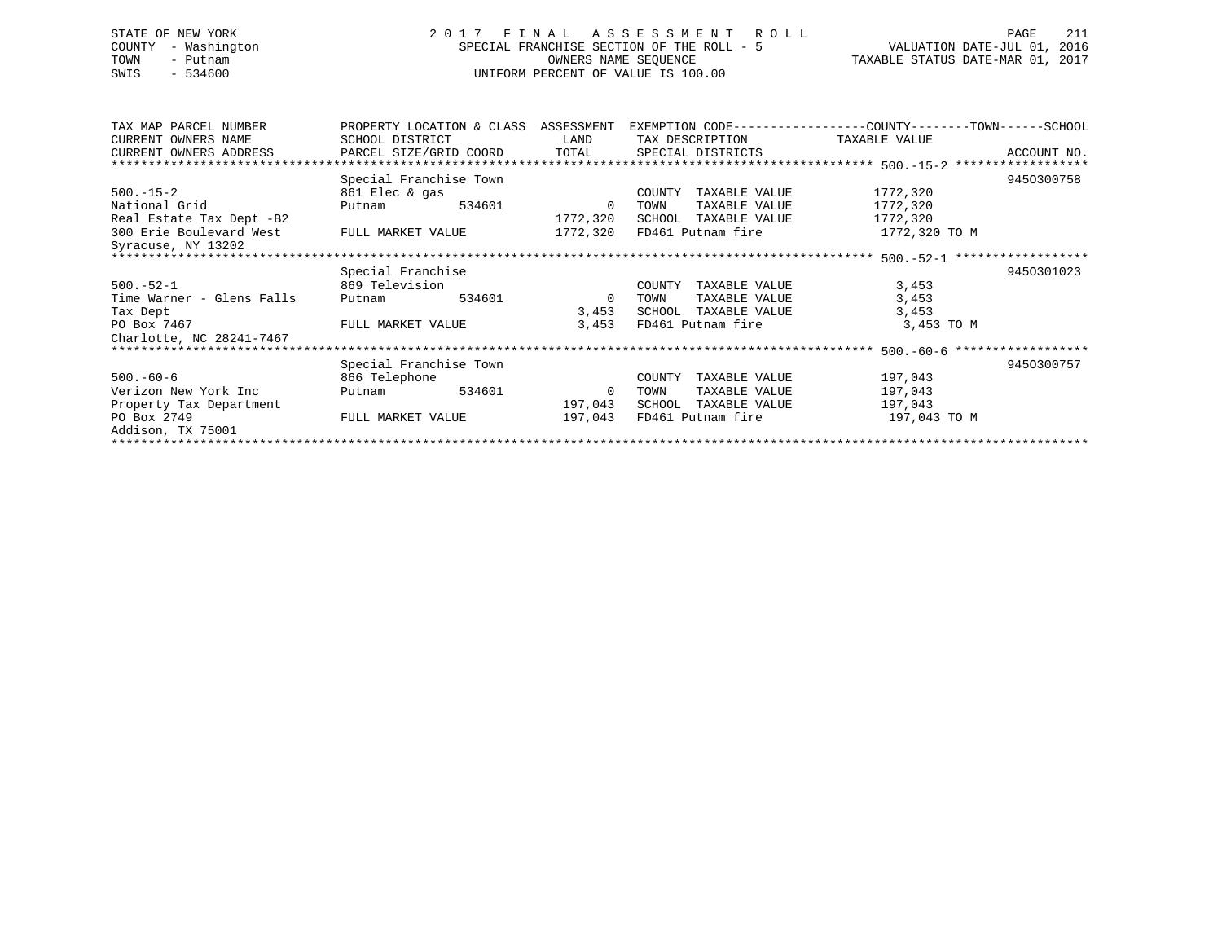STATE OF NEW YORK
COUNTY - Washington
TOWN - Putnam
SWIS - 534600

2 0 1 7 F I N A L A S S E S S M E N T R O L L
SPECIAL FRANCHISE SECTION OF THE ROLL - 5
OWNERS NAME SEQUENCE
UNIFORM PERCENT OF VALUE IS 100.00

VALUATION DATE-JUL 01, 2016
TAXABLE STATUS DATE-MAR 01, 2017

| TAX MAP PARCEL NUMBER / CURRENT OWNERS NAME / CURRENT OWNERS ADDRESS | PROPERTY LOCATION & CLASS / SCHOOL DISTRICT / PARCEL SIZE/GRID COORD | ASSESSMENT LAND / TOTAL | EXEMPTION CODE / TAX DESCRIPTION / SPECIAL DISTRICTS | COUNTY--------TOWN------SCHOOL TAXABLE VALUE | ACCOUNT NO. |
|---|---|---|---|---|---|
| 500.-15-2 | Special Franchise Town | | | | 945O300758 |
| | 861 Elec & gas | | COUNTY TAXABLE VALUE | 1772,320 | |
| National Grid | Putnam 534601 | 0 | TOWN TAXABLE VALUE | 1772,320 | |
| Real Estate Tax Dept -B2 | | 1772,320 | SCHOOL TAXABLE VALUE | 1772,320 | |
| 300 Erie Boulevard West | FULL MARKET VALUE | 1772,320 | FD461 Putnam fire | 1772,320 TO M | |
| Syracuse, NY 13202 | | | | | |
| 500.-52-1 | Special Franchise | | | | 945O301023 |
| | 869 Television | | COUNTY TAXABLE VALUE | 3,453 | |
| Time Warner - Glens Falls | Putnam 534601 | 0 | TOWN TAXABLE VALUE | 3,453 | |
| Tax Dept | | 3,453 | SCHOOL TAXABLE VALUE | 3,453 | |
| PO Box 7467 | FULL MARKET VALUE | 3,453 | FD461 Putnam fire | 3,453 TO M | |
| Charlotte, NC 28241-7467 | | | | | |
| 500.-60-6 | Special Franchise Town | | | | 945O300757 |
| | 866 Telephone | | COUNTY TAXABLE VALUE | 197,043 | |
| Verizon New York Inc | Putnam 534601 | 0 | TOWN TAXABLE VALUE | 197,043 | |
| Property Tax Department | | 197,043 | SCHOOL TAXABLE VALUE | 197,043 | |
| PO Box 2749 | FULL MARKET VALUE | 197,043 | FD461 Putnam fire | 197,043 TO M | |
| Addison, TX 75001 | | | | | |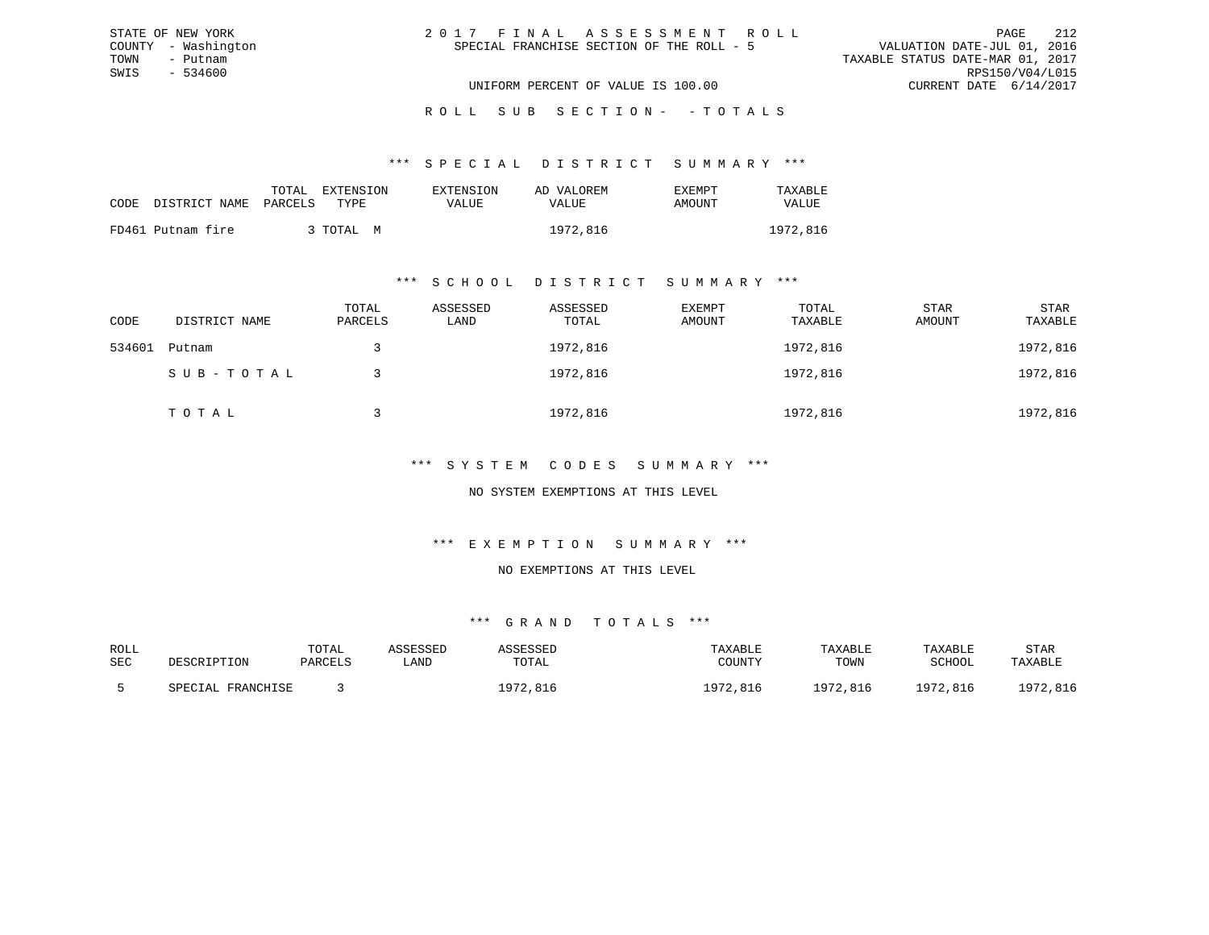STATE OF NEW YORK
COUNTY - Washington
TOWN - Putnam
SWIS - 534600

2 0 1 7 F I N A L A S S E S S M E N T R O L L
SPECIAL FRANCHISE SECTION OF THE ROLL - 5

VALUATION DATE-JUL 01, 2016
TAXABLE STATUS DATE-MAR 01, 2017
RPS150/V04/L015
CURRENT DATE 6/14/2017

UNIFORM PERCENT OF VALUE IS 100.00

R O L L S U B S E C T I O N - - T O T A L S

*** S P E C I A L D I S T R I C T S U M M A R Y ***

| CODE | DISTRICT NAME | TOTAL PARCELS | EXTENSION TYPE | EXTENSION VALUE | AD VALOREM VALUE | EXEMPT AMOUNT | TAXABLE VALUE |
|---|---|---|---|---|---|---|---|
| FD461 | Putnam fire | 3 | TOTAL M | | 1972,816 | | 1972,816 |

*** S C H O O L D I S T R I C T S U M M A R Y ***

| CODE | DISTRICT NAME | TOTAL PARCELS | ASSESSED LAND | ASSESSED TOTAL | EXEMPT AMOUNT | TOTAL TAXABLE | STAR AMOUNT | STAR TAXABLE |
|---|---|---|---|---|---|---|---|---|
| 534601 | Putnam | 3 | | 1972,816 | | 1972,816 | | 1972,816 |
| | S U B - T O T A L | 3 | | 1972,816 | | 1972,816 | | 1972,816 |
| | T O T A L | 3 | | 1972,816 | | 1972,816 | | 1972,816 |

*** S Y S T E M C O D E S S U M M A R Y ***

NO SYSTEM EXEMPTIONS AT THIS LEVEL

*** E X E M P T I O N S U M M A R Y ***

NO EXEMPTIONS AT THIS LEVEL

*** G R A N D T O T A L S ***

| ROLL SEC | DESCRIPTION | TOTAL PARCELS | ASSESSED LAND | ASSESSED TOTAL | TAXABLE COUNTY | TAXABLE TOWN | TAXABLE SCHOOL | STAR TAXABLE |
|---|---|---|---|---|---|---|---|---|
| 5 | SPECIAL FRANCHISE | 3 | | 1972,816 | 1972,816 | 1972,816 | 1972,816 | 1972,816 |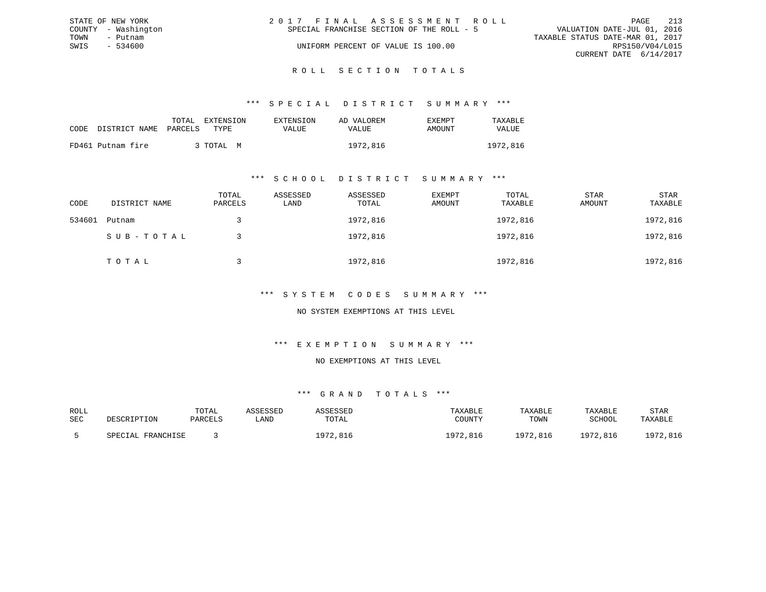STATE OF NEW YORK
COUNTY - Washington
TOWN - Putnam
SWIS - 534600

2 0 1 7 F I N A L A S S E S S M E N T R O L L
SPECIAL FRANCHISE SECTION OF THE ROLL - 5
UNIFORM PERCENT OF VALUE IS 100.00

VALUATION DATE-JUL 01, 2016
TAXABLE STATUS DATE-MAR 01, 2017
RPS150/V04/L015
CURRENT DATE 6/14/2017

## R O L L S E C T I O N T O T A L S

### *** S P E C I A L D I S T R I C T S U M M A R Y ***

| CODE | DISTRICT NAME | TOTAL PARCELS | EXTENSION TYPE | EXTENSION VALUE | AD VALOREM VALUE | EXEMPT AMOUNT | TAXABLE VALUE |
|---|---|---|---|---|---|---|---|
| FD461 | Putnam fire | 3 | TOTAL M | | 1972,816 | | 1972,816 |

### *** S C H O O L D I S T R I C T S U M M A R Y ***

| CODE | DISTRICT NAME | TOTAL PARCELS | ASSESSED LAND | ASSESSED TOTAL | EXEMPT AMOUNT | TOTAL TAXABLE | STAR AMOUNT | STAR TAXABLE |
|---|---|---|---|---|---|---|---|---|
| 534601 | Putnam | 3 | | 1972,816 | | 1972,816 | | 1972,816 |
| | S U B - T O T A L | 3 | | 1972,816 | | 1972,816 | | 1972,816 |
| | T O T A L | 3 | | 1972,816 | | 1972,816 | | 1972,816 |

### *** S Y S T E M C O D E S S U M M A R Y ***

NO SYSTEM EXEMPTIONS AT THIS LEVEL

### *** E X E M P T I O N S U M M A R Y ***

NO EXEMPTIONS AT THIS LEVEL

### *** G R A N D T O T A L S ***

| ROLL SEC | DESCRIPTION | TOTAL PARCELS | ASSESSED LAND | ASSESSED TOTAL | TAXABLE COUNTY | TAXABLE TOWN | TAXABLE SCHOOL | STAR TAXABLE |
|---|---|---|---|---|---|---|---|---|
| 5 | SPECIAL FRANCHISE | 3 | | 1972,816 | 1972,816 | 1972,816 | 1972,816 | 1972,816 |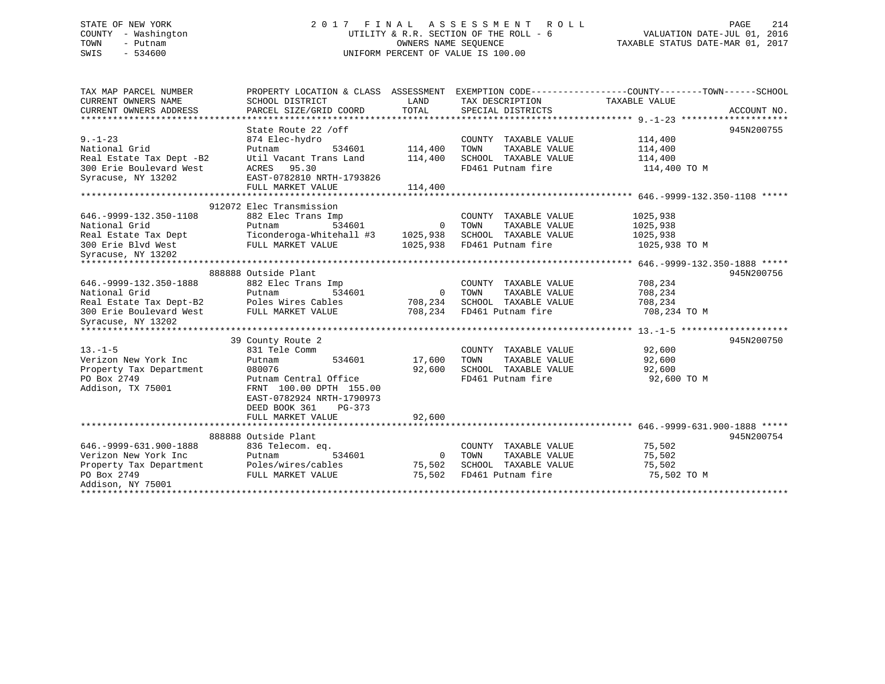STATE OF NEW YORK
COUNTY - Washington
TOWN - Putnam
SWIS - 534600

2 0 1 7 F I N A L A S S E S S M E N T R O L L
UTILITY & R.R. SECTION OF THE ROLL - 6
OWNERS NAME SEQUENCE
UNIFORM PERCENT OF VALUE IS 100.00

VALUATION DATE-JUL 01, 2016
TAXABLE STATUS DATE-MAR 01, 2017

| TAX MAP PARCEL NUMBER / CURRENT OWNERS NAME / CURRENT OWNERS ADDRESS | PROPERTY LOCATION & CLASS / SCHOOL DISTRICT / PARCEL SIZE/GRID COORD | ASSESSMENT LAND | ASSESSMENT TOTAL | EXEMPTION CODE / TAX DESCRIPTION / SPECIAL DISTRICTS | TAXABLE VALUE (COUNTY / TOWN / SCHOOL) | ACCOUNT NO. |
|---|---|---|---|---|---|---|
| 9.-1-23 | State Route 22 /off | | | | | 945N200755 |
| National Grid | 874 Elec-hydro | | | COUNTY TAXABLE VALUE | 114,400 | |
| Real Estate Tax Dept -B2 | Putnam 534601 | 114,400 | | TOWN TAXABLE VALUE | 114,400 | |
| 300 Erie Boulevard West | Util Vacant Trans Land | | 114,400 | SCHOOL TAXABLE VALUE | 114,400 | |
| Syracuse, NY 13202 | ACRES 95.30 | | | FD461 Putnam fire | 114,400 TO M | |
| | EAST-0782810 NRTH-1793826 | | | | | |
| | FULL MARKET VALUE | | 114,400 | | | |
| 646.-9999-132.350-1108 | 912072 Elec Transmission | | | | | |
| National Grid | 882 Elec Trans Imp | | | COUNTY TAXABLE VALUE | 1025,938 | |
| Real Estate Tax Dept | Putnam 534601 | 0 | | TOWN TAXABLE VALUE | 1025,938 | |
| 300 Erie Blvd West | Ticonderoga-Whitehall #3 | | 1025,938 | SCHOOL TAXABLE VALUE | 1025,938 | |
| Syracuse, NY 13202 | FULL MARKET VALUE | | 1025,938 | FD461 Putnam fire | 1025,938 TO M | |
| 646.-9999-132.350-1888 | 888888 Outside Plant | | | | | 945N200756 |
| National Grid | 882 Elec Trans Imp | | | COUNTY TAXABLE VALUE | 708,234 | |
| Real Estate Tax Dept-B2 | Putnam 534601 | 0 | | TOWN TAXABLE VALUE | 708,234 | |
| 300 Erie Boulevard West | Poles Wires Cables | | 708,234 | SCHOOL TAXABLE VALUE | 708,234 | |
| Syracuse, NY 13202 | FULL MARKET VALUE | | 708,234 | FD461 Putnam fire | 708,234 TO M | |
| 13.-1-5 | 39 County Route 2 | | | | | 945N200750 |
| Verizon New York Inc | 831 Tele Comm | | | COUNTY TAXABLE VALUE | 92,600 | |
| Property Tax Department | Putnam 534601 | 17,600 | | TOWN TAXABLE VALUE | 92,600 | |
| PO Box 2749 | 080076 | | 92,600 | SCHOOL TAXABLE VALUE | 92,600 | |
| Addison, TX 75001 | Putnam Central Office | | | FD461 Putnam fire | 92,600 TO M | |
| | FRNT 100.00 DPTH 155.00 | | | | | |
| | EAST-0782924 NRTH-1790973 | | | | | |
| | DEED BOOK 361 PG-373 | | | | | |
| | FULL MARKET VALUE | | 92,600 | | | |
| 646.-9999-631.900-1888 | 888888 Outside Plant | | | | | 945N200754 |
| Verizon New York Inc | 836 Telecom. eq. | | | COUNTY TAXABLE VALUE | 75,502 | |
| Property Tax Department | Putnam 534601 | 0 | | TOWN TAXABLE VALUE | 75,502 | |
| PO Box 2749 | Poles/wires/cables | | 75,502 | SCHOOL TAXABLE VALUE | 75,502 | |
| Addison, NY 75001 | FULL MARKET VALUE | | 75,502 | FD461 Putnam fire | 75,502 TO M | |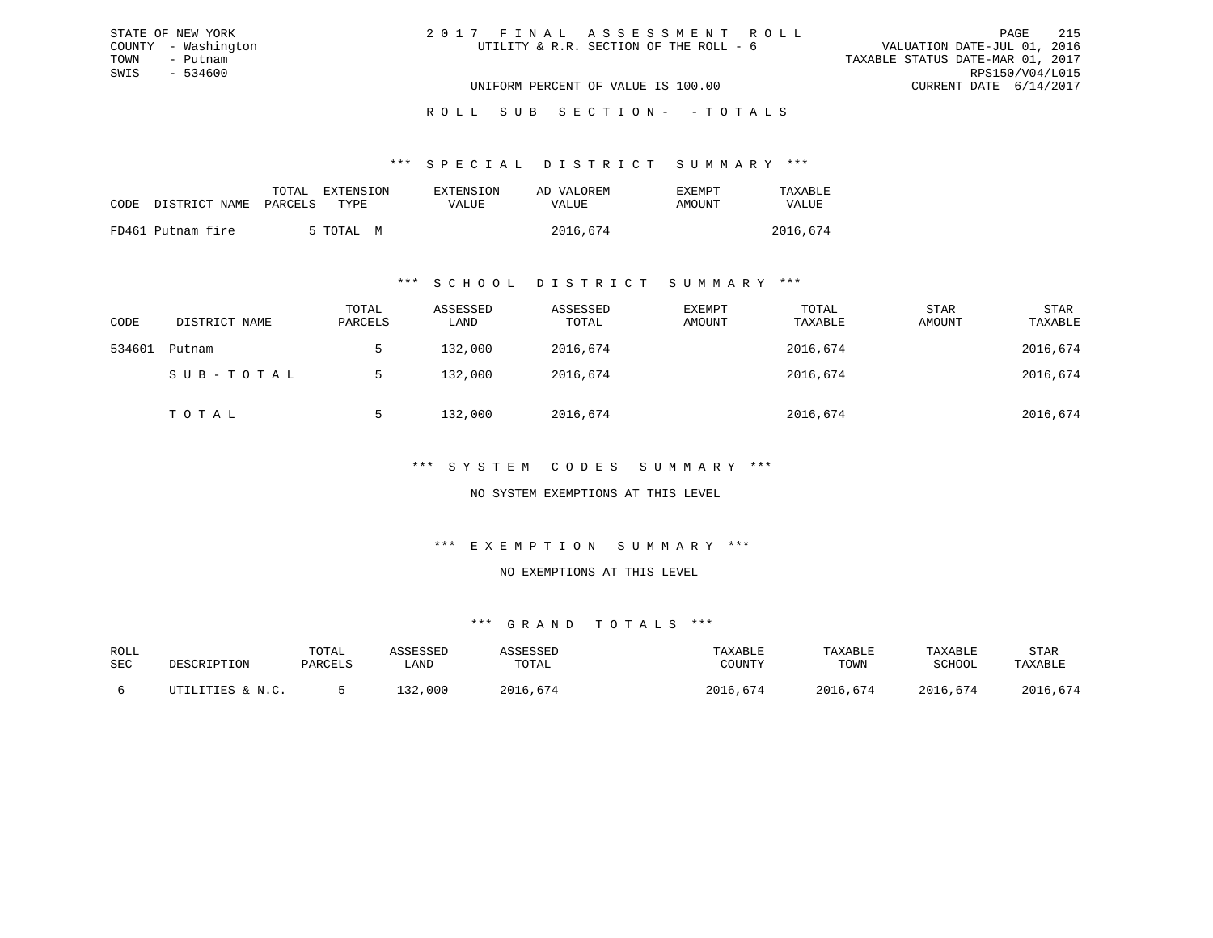STATE OF NEW YORK
COUNTY - Washington
TOWN - Putnam
SWIS - 534600

2 0 1 7 F I N A L A S S E S S M E N T R O L L
UTILITY & R.R. SECTION OF THE ROLL - 6

VALUATION DATE-JUL 01, 2016
TAXABLE STATUS DATE-MAR 01, 2017
RPS150/V04/L015
CURRENT DATE 6/14/2017

UNIFORM PERCENT OF VALUE IS 100.00

R O L L S U B S E C T I O N - - T O T A L S

*** S P E C I A L D I S T R I C T S U M M A R Y ***

| CODE DISTRICT NAME | TOTAL PARCELS | EXTENSION TYPE | EXTENSION VALUE | AD VALOREM VALUE | EXEMPT AMOUNT | TAXABLE VALUE |
|---|---|---|---|---|---|---|
| FD461 Putnam fire | 5 | TOTAL M | | 2016,674 | | 2016,674 |

*** S C H O O L D I S T R I C T S U M M A R Y ***

| CODE | DISTRICT NAME | TOTAL PARCELS | ASSESSED LAND | ASSESSED TOTAL | EXEMPT AMOUNT | TOTAL TAXABLE | STAR AMOUNT | STAR TAXABLE |
|---|---|---|---|---|---|---|---|---|
| 534601 | Putnam | 5 | 132,000 | 2016,674 | | 2016,674 | | 2016,674 |
| | S U B - T O T A L | 5 | 132,000 | 2016,674 | | 2016,674 | | 2016,674 |
| | T O T A L | 5 | 132,000 | 2016,674 | | 2016,674 | | 2016,674 |

*** S Y S T E M C O D E S S U M M A R Y ***

NO SYSTEM EXEMPTIONS AT THIS LEVEL

*** E X E M P T I O N S U M M A R Y ***

NO EXEMPTIONS AT THIS LEVEL

*** G R A N D T O T A L S ***

| ROLL SEC | DESCRIPTION | TOTAL PARCELS | ASSESSED LAND | ASSESSED TOTAL | TAXABLE COUNTY | TAXABLE TOWN | TAXABLE SCHOOL | STAR TAXABLE |
|---|---|---|---|---|---|---|---|---|
| 6 | UTILITIES & N.C. | 5 | 132,000 | 2016,674 | 2016,674 | 2016,674 | 2016,674 | 2016,674 |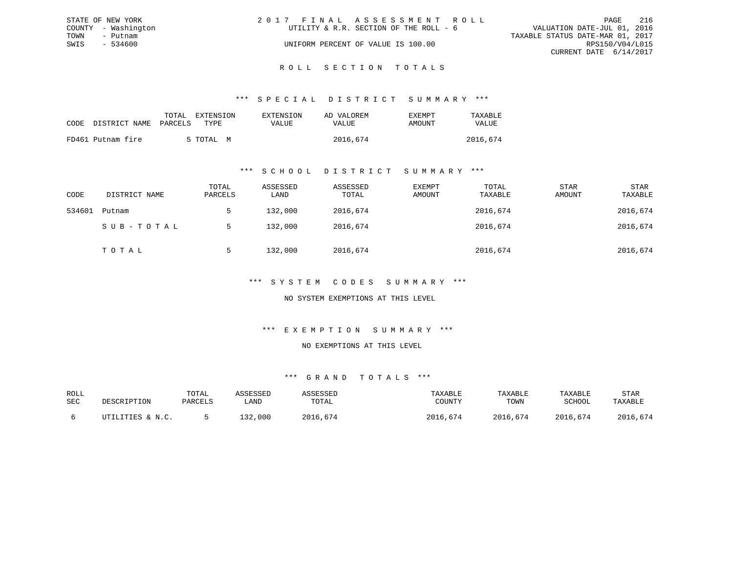STATE OF NEW YORK
COUNTY - Washington
TOWN - Putnam
SWIS - 534600

# 2017 FINAL ASSESSMENT ROLL

UTILITY & R.R. SECTION OF THE ROLL - 6

UNIFORM PERCENT OF VALUE IS 100.00

VALUATION DATE-JUL 01, 2016
TAXABLE STATUS DATE-MAR 01, 2017
RPS150/V04/L015
CURRENT DATE 6/14/2017

## ROLL SECTION TOTALS

### *** SPECIAL DISTRICT SUMMARY ***

| CODE | DISTRICT NAME | TOTAL PARCELS | EXTENSION TYPE | EXTENSION VALUE | AD VALOREM VALUE | EXEMPT AMOUNT | TAXABLE VALUE |
|---|---|---|---|---|---|---|---|
| FD461 | Putnam fire | 5 | TOTAL M | | 2016,674 | | 2016,674 |

### *** SCHOOL DISTRICT SUMMARY ***

| CODE | DISTRICT NAME | TOTAL PARCELS | ASSESSED LAND | ASSESSED TOTAL | EXEMPT AMOUNT | TOTAL TAXABLE | STAR AMOUNT | STAR TAXABLE |
|---|---|---|---|---|---|---|---|---|
| 534601 | Putnam | 5 | 132,000 | 2016,674 | | 2016,674 | | 2016,674 |
| | SUB-TOTAL | 5 | 132,000 | 2016,674 | | 2016,674 | | 2016,674 |
| | TOTAL | 5 | 132,000 | 2016,674 | | 2016,674 | | 2016,674 |

### *** SYSTEM CODES SUMMARY ***

NO SYSTEM EXEMPTIONS AT THIS LEVEL

### *** EXEMPTION SUMMARY ***

NO EXEMPTIONS AT THIS LEVEL

### *** GRAND TOTALS ***

| ROLL SEC | DESCRIPTION | TOTAL PARCELS | ASSESSED LAND | ASSESSED TOTAL | TAXABLE COUNTY | TAXABLE TOWN | TAXABLE SCHOOL | STAR TAXABLE |
|---|---|---|---|---|---|---|---|---|
| 6 | UTILITIES & N.C. | 5 | 132,000 | 2016,674 | 2016,674 | 2016,674 | 2016,674 | 2016,674 |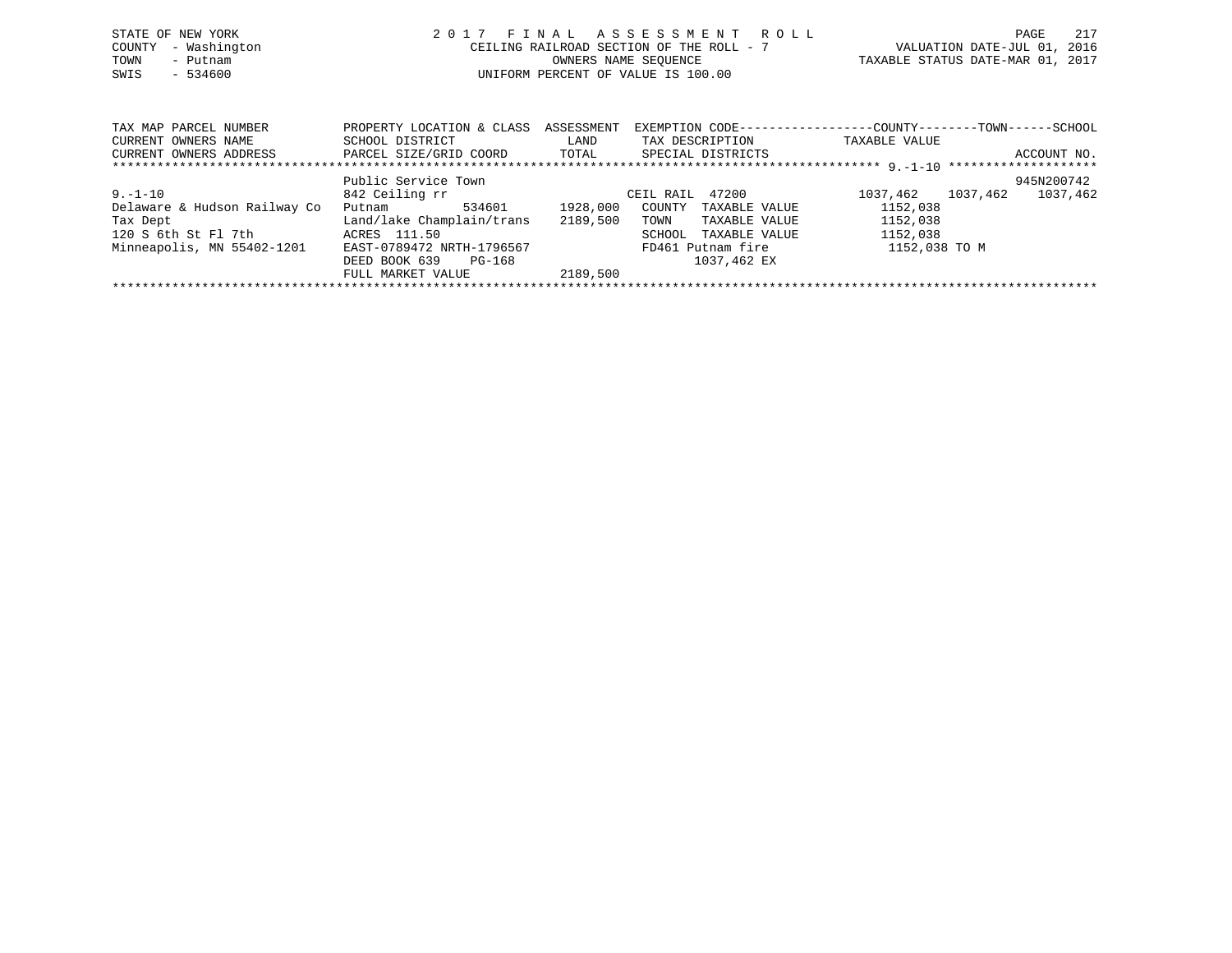STATE OF NEW YORK
COUNTY - Washington
TOWN - Putnam
SWIS - 534600

2 0 1 7 F I N A L A S S E S S M E N T R O L L
CEILING RAILROAD SECTION OF THE ROLL - 7
OWNERS NAME SEQUENCE
UNIFORM PERCENT OF VALUE IS 100.00

VALUATION DATE-JUL 01, 2016
TAXABLE STATUS DATE-MAR 01, 2017

| TAX MAP PARCEL NUMBER<br>CURRENT OWNERS NAME<br>CURRENT OWNERS ADDRESS | PROPERTY LOCATION & CLASS<br>SCHOOL DISTRICT<br>PARCEL SIZE/GRID COORD | ASSESSMENT<br>LAND<br>TOTAL | EXEMPTION CODE------------------COUNTY--------TOWN------SCHOOL<br>TAX DESCRIPTION<br>SPECIAL DISTRICTS | TAXABLE VALUE<br>ACCOUNT NO. |
|---|---|---|---|---|
| ********* 9.-1-10 ********* | | | | |
| | Public Service Town | | | 945N200742 |
| 9.-1-10 | 842 Ceiling rr | | CEIL RAIL 47200 | 1037,462 1037,462 1037,462 |
| Delaware & Hudson Railway Co | Putnam 534601 | 1928,000 | COUNTY TAXABLE VALUE | 1152,038 |
| Tax Dept | Land/lake Champlain/trans | 2189,500 | TOWN TAXABLE VALUE | 1152,038 |
| 120 S 6th St Fl 7th | ACRES 111.50 | | SCHOOL TAXABLE VALUE | 1152,038 |
| Minneapolis, MN 55402-1201 | EAST-0789472 NRTH-1796567 | | FD461 Putnam fire | 1152,038 TO M |
| | DEED BOOK 639 PG-168 | | 1037,462 EX | |
| | FULL MARKET VALUE | 2189,500 | | |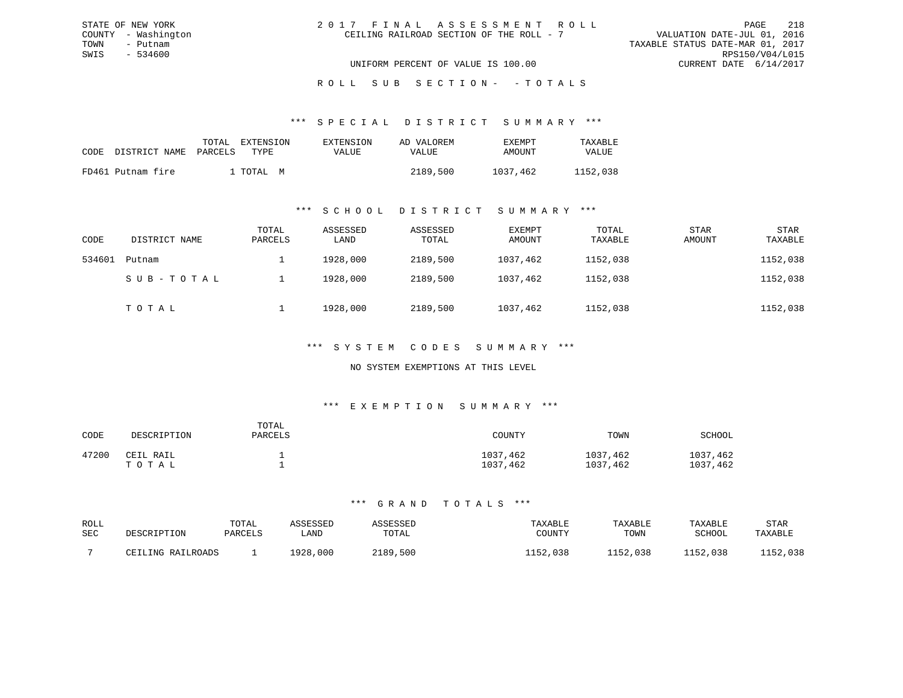STATE OF NEW YORK
COUNTY - Washington
TOWN - Putnam
SWIS - 534600

# 2017 FINAL ASSESSMENT ROLL

CEILING RAILROAD SECTION OF THE ROLL - 7

UNIFORM PERCENT OF VALUE IS 100.00

VALUATION DATE-JUL 01, 2016
TAXABLE STATUS DATE-MAR 01, 2017
RPS150/V04/L015
CURRENT DATE 6/14/2017

## ROLL SUB SECTION- - TOTALS

### *** SPECIAL DISTRICT SUMMARY ***

| CODE | DISTRICT NAME | TOTAL PARCELS | EXTENSION TYPE | EXTENSION VALUE | AD VALOREM VALUE | EXEMPT AMOUNT | TAXABLE VALUE |
|---|---|---|---|---|---|---|---|
| FD461 | Putnam fire | 1 | TOTAL M | | 2189,500 | 1037,462 | 1152,038 |

### *** SCHOOL DISTRICT SUMMARY ***

| CODE | DISTRICT NAME | TOTAL PARCELS | ASSESSED LAND | ASSESSED TOTAL | EXEMPT AMOUNT | TOTAL TAXABLE | STAR AMOUNT | STAR TAXABLE |
|---|---|---|---|---|---|---|---|---|
| 534601 | Putnam | 1 | 1928,000 | 2189,500 | 1037,462 | 1152,038 | | 1152,038 |
| | SUB-TOTAL | 1 | 1928,000 | 2189,500 | 1037,462 | 1152,038 | | 1152,038 |
| | TOTAL | 1 | 1928,000 | 2189,500 | 1037,462 | 1152,038 | | 1152,038 |

### *** SYSTEM CODES SUMMARY ***

NO SYSTEM EXEMPTIONS AT THIS LEVEL

### *** EXEMPTION SUMMARY ***

| CODE | DESCRIPTION | TOTAL PARCELS | COUNTY | TOWN | SCHOOL |
|---|---|---|---|---|---|
| 47200 | CEIL RAIL | 1 | 1037,462 | 1037,462 | 1037,462 |
| | TOTAL | 1 | 1037,462 | 1037,462 | 1037,462 |

### *** GRAND TOTALS ***

| ROLL SEC | DESCRIPTION | TOTAL PARCELS | ASSESSED LAND | ASSESSED TOTAL | TAXABLE COUNTY | TAXABLE TOWN | TAXABLE SCHOOL | STAR TAXABLE |
|---|---|---|---|---|---|---|---|---|
| 7 | CEILING RAILROADS | 1 | 1928,000 | 2189,500 | 1152,038 | 1152,038 | 1152,038 | 1152,038 |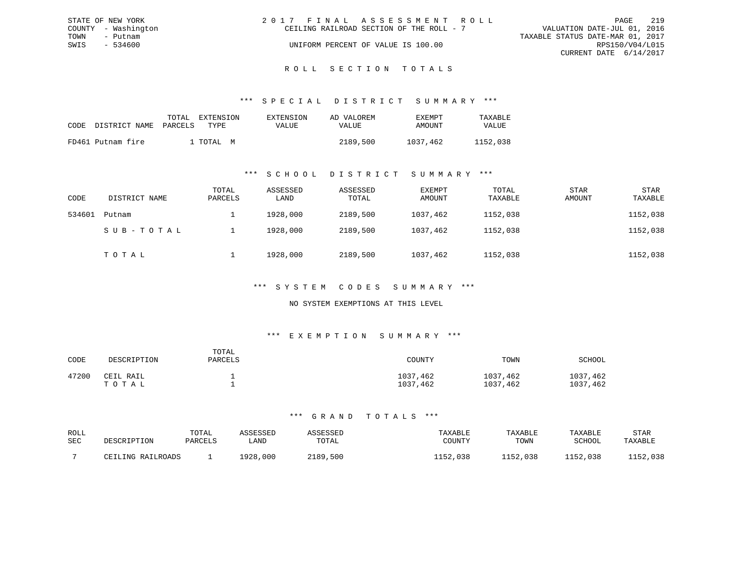STATE OF NEW YORK
COUNTY - Washington
TOWN - Putnam
SWIS - 534600

# 2017 FINAL ASSESSMENT ROLL

CEILING RAILROAD SECTION OF THE ROLL - 7

UNIFORM PERCENT OF VALUE IS 100.00

VALUATION DATE-JUL 01, 2016
TAXABLE STATUS DATE-MAR 01, 2017
RPS150/V04/L015
CURRENT DATE 6/14/2017

## ROLL SECTION TOTALS

### *** SPECIAL DISTRICT SUMMARY ***

| CODE | DISTRICT NAME | TOTAL PARCELS | EXTENSION TYPE | EXTENSION VALUE | AD VALOREM VALUE | EXEMPT AMOUNT | TAXABLE VALUE |
|---|---|---|---|---|---|---|---|
| FD461 | Putnam fire | 1 | TOTAL M | | 2189,500 | 1037,462 | 1152,038 |

### *** SCHOOL DISTRICT SUMMARY ***

| CODE | DISTRICT NAME | TOTAL PARCELS | ASSESSED LAND | ASSESSED TOTAL | EXEMPT AMOUNT | TOTAL TAXABLE | STAR AMOUNT | STAR TAXABLE |
|---|---|---|---|---|---|---|---|---|
| 534601 | Putnam | 1 | 1928,000 | 2189,500 | 1037,462 | 1152,038 | | 1152,038 |
| | SUB-TOTAL | 1 | 1928,000 | 2189,500 | 1037,462 | 1152,038 | | 1152,038 |
| | TOTAL | 1 | 1928,000 | 2189,500 | 1037,462 | 1152,038 | | 1152,038 |

### *** SYSTEM CODES SUMMARY ***

NO SYSTEM EXEMPTIONS AT THIS LEVEL

### *** EXEMPTION SUMMARY ***

| CODE | DESCRIPTION | TOTAL PARCELS | COUNTY | TOWN | SCHOOL |
|---|---|---|---|---|---|
| 47200 | CEIL RAIL | 1 | 1037,462 | 1037,462 | 1037,462 |
| | TOTAL | 1 | 1037,462 | 1037,462 | 1037,462 |

### *** GRAND TOTALS ***

| ROLL SEC | DESCRIPTION | TOTAL PARCELS | ASSESSED LAND | ASSESSED TOTAL | TAXABLE COUNTY | TAXABLE TOWN | TAXABLE SCHOOL | STAR TAXABLE |
|---|---|---|---|---|---|---|---|---|
| 7 | CEILING RAILROADS | 1 | 1928,000 | 2189,500 | 1152,038 | 1152,038 | 1152,038 | 1152,038 |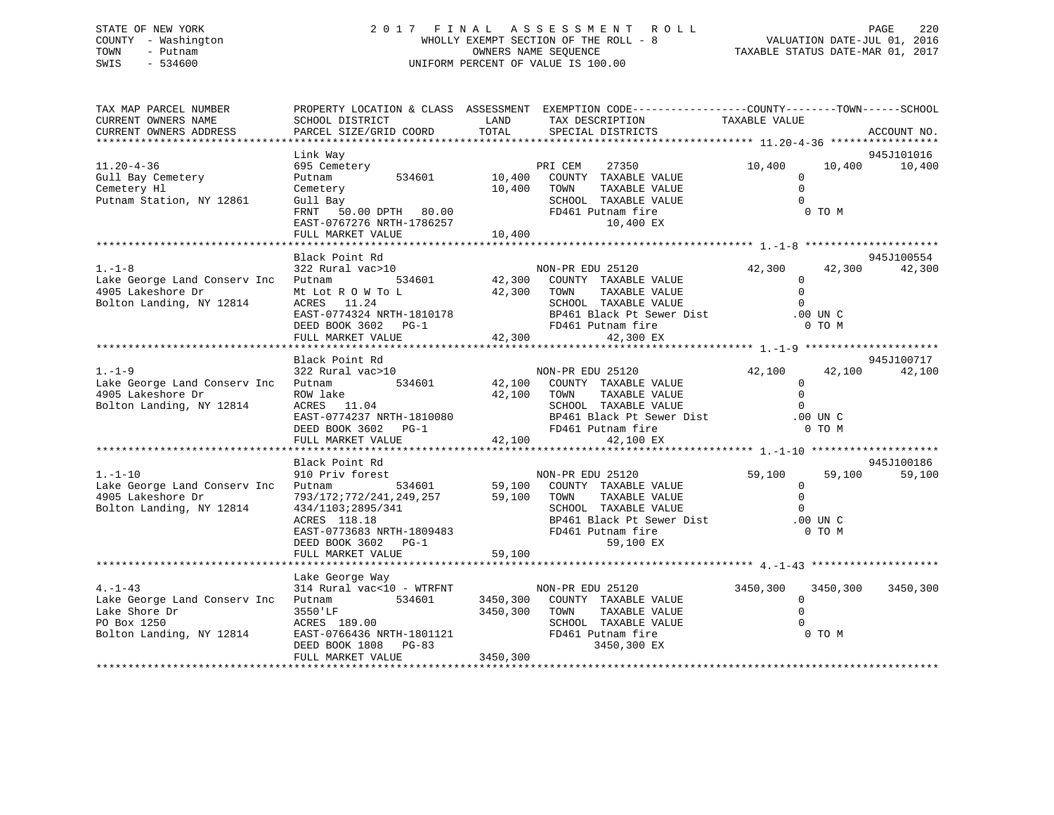STATE OF NEW YORK
COUNTY - Washington
TOWN - Putnam
SWIS - 534600

2017 FINAL ASSESSMENT ROLL
WHOLLY EXEMPT SECTION OF THE ROLL - 8
OWNERS NAME SEQUENCE
UNIFORM PERCENT OF VALUE IS 100.00

VALUATION DATE-JUL 01, 2016
TAXABLE STATUS DATE-MAR 01, 2017

```
TAX MAP PARCEL NUMBER          PROPERTY LOCATION & CLASS  ASSESSMENT  EXEMPTION CODE------------------COUNTY--------TOWN------SCHOOL
CURRENT OWNERS NAME            SCHOOL DISTRICT            LAND        TAX DESCRIPTION              TAXABLE VALUE
CURRENT OWNERS ADDRESS         PARCEL SIZE/GRID COORD     TOTAL       SPECIAL DISTRICTS                                      ACCOUNT NO.
******************************************************************************************************* 11.20-4-36 *****************
                               Link Way                                                                                  945J101016
11.20-4-36                     695 Cemetery                           PRI CEM     27350               10,400      10,400     10,400
Gull Bay Cemetery              Putnam         534601       10,400     COUNTY  TAXABLE VALUE                0
Cemetery Hl                    Cemetery                    10,400     TOWN    TAXABLE VALUE                0
Putnam Station, NY 12861       Gull Bay                               SCHOOL  TAXABLE VALUE                0
                               FRNT   50.00 DPTH   80.00              FD461 Putnam fire                     0 TO M
                               EAST-0767276 NRTH-1786257                     10,400 EX
                               FULL MARKET VALUE           10,400
******************************************************************************************************* 1.-1-8 *********************
                               Black Point Rd                                                                            945J100554
1.-1-8                         322 Rural vac>10                       NON-PR EDU 25120                42,300      42,300     42,300
Lake George Land Conserv Inc   Putnam         534601       42,300     COUNTY  TAXABLE VALUE                0
4905 Lakeshore Dr              Mt Lot R O W To L           42,300     TOWN    TAXABLE VALUE                0
Bolton Landing, NY 12814       ACRES   11.24                          SCHOOL  TAXABLE VALUE                0
                               EAST-0774324 NRTH-1810178              BP461 Black Pt Sewer Dist           .00 UN C
                               DEED BOOK 3602   PG-1                  FD461 Putnam fire                     0 TO M
                               FULL MARKET VALUE           42,300            42,300 EX
******************************************************************************************************* 1.-1-9 *********************
                               Black Point Rd                                                                            945J100717
1.-1-9                         322 Rural vac>10                       NON-PR EDU 25120                42,100      42,100     42,100
Lake George Land Conserv Inc   Putnam         534601       42,100     COUNTY  TAXABLE VALUE                0
4905 Lakeshore Dr              ROW lake                    42,100     TOWN    TAXABLE VALUE                0
Bolton Landing, NY 12814       ACRES   11.04                          SCHOOL  TAXABLE VALUE                0
                               EAST-0774237 NRTH-1810080              BP461 Black Pt Sewer Dist           .00 UN C
                               DEED BOOK 3602   PG-1                  FD461 Putnam fire                     0 TO M
                               FULL MARKET VALUE           42,100            42,100 EX
******************************************************************************************************* 1.-1-10 ********************
                               Black Point Rd                                                                            945J100186
1.-1-10                        910 Priv forest                        NON-PR EDU 25120                59,100      59,100     59,100
Lake George Land Conserv Inc   Putnam         534601       59,100     COUNTY  TAXABLE VALUE                0
4905 Lakeshore Dr              793/172;772/241,249,257     59,100     TOWN    TAXABLE VALUE                0
Bolton Landing, NY 12814       434/1103;2895/341                      SCHOOL  TAXABLE VALUE                0
                               ACRES  118.18                          BP461 Black Pt Sewer Dist           .00 UN C
                               EAST-0773683 NRTH-1809483              FD461 Putnam fire                     0 TO M
                               DEED BOOK 3602   PG-1                         59,100 EX
                               FULL MARKET VALUE           59,100
******************************************************************************************************* 4.-1-43 ********************
                               Lake George Way
4.-1-43                        314 Rural vac<10 - WTRFNT              NON-PR EDU 25120              3450,300    3450,300   3450,300
Lake George Land Conserv Inc   Putnam         534601     3450,300     COUNTY  TAXABLE VALUE                0
Lake Shore Dr                  3550'LF                   3450,300     TOWN    TAXABLE VALUE                0
PO Box 1250                    ACRES  189.00                          SCHOOL  TAXABLE VALUE                0
Bolton Landing, NY 12814       EAST-0766436 NRTH-1801121              FD461 Putnam fire                     0 TO M
                               DEED BOOK 1808   PG-83                      3450,300 EX
                               FULL MARKET VALUE         3450,300
************************************************************************************************************************************
```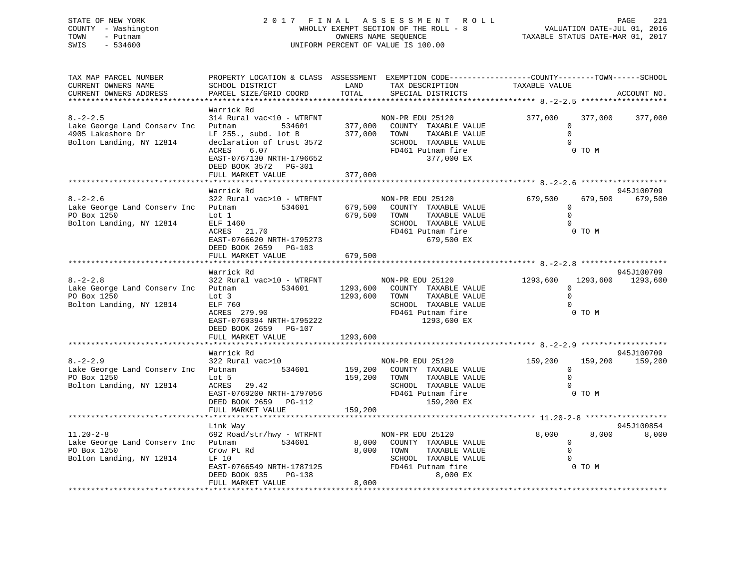STATE OF NEW YORK
COUNTY - Washington
TOWN - Putnam
SWIS - 534600

2 0 1 7 F I N A L A S S E S S M E N T R O L L
WHOLLY EXEMPT SECTION OF THE ROLL - 8
OWNERS NAME SEQUENCE
UNIFORM PERCENT OF VALUE IS 100.00

VALUATION DATE-JUL 01, 2016
TAXABLE STATUS DATE-MAR 01, 2017

| TAX MAP PARCEL NUMBER / CURRENT OWNERS NAME / CURRENT OWNERS ADDRESS | PROPERTY LOCATION & CLASS / SCHOOL DISTRICT / PARCEL SIZE/GRID COORD | ASSESSMENT LAND / TOTAL | EXEMPTION CODE / TAX DESCRIPTION / SPECIAL DISTRICTS | COUNTY TAXABLE VALUE | TOWN | SCHOOL / ACCOUNT NO. |
|---|---|---|---|---|---|---|
| 8.-2-2.5 | Warrick Rd | | | | | |
| | 314 Rural vac<10 - WTRFNT | | NON-PR EDU 25120 | 377,000 | 377,000 | 377,000 |
| Lake George Land Conserv Inc | Putnam 534601 | 377,000 | COUNTY TAXABLE VALUE | 0 | | |
| 4905 Lakeshore Dr | LF 255., subd. lot B | 377,000 | TOWN TAXABLE VALUE | 0 | | |
| Bolton Landing, NY 12814 | declaration of trust 3572 | | SCHOOL TAXABLE VALUE | 0 | | |
| | ACRES 6.07 | | FD461 Putnam fire | 0 TO M | | |
| | EAST-0767130 NRTH-1796652 | | 377,000 EX | | | |
| | DEED BOOK 3572 PG-301 | | | | | |
| | FULL MARKET VALUE | 377,000 | | | | |
| 8.-2-2.6 | Warrick Rd | | | | | 945J100709 |
| | 322 Rural vac>10 - WTRFNT | | NON-PR EDU 25120 | 679,500 | 679,500 | 679,500 |
| Lake George Land Conserv Inc | Putnam 534601 | 679,500 | COUNTY TAXABLE VALUE | 0 | | |
| PO Box 1250 | Lot 1 | 679,500 | TOWN TAXABLE VALUE | 0 | | |
| Bolton Landing, NY 12814 | ELF 1460 | | SCHOOL TAXABLE VALUE | 0 | | |
| | ACRES 21.70 | | FD461 Putnam fire | 0 TO M | | |
| | EAST-0766620 NRTH-1795273 | | 679,500 EX | | | |
| | DEED BOOK 2659 PG-103 | | | | | |
| | FULL MARKET VALUE | 679,500 | | | | |
| 8.-2-2.8 | Warrick Rd | | | | | 945J100709 |
| | 322 Rural vac>10 - WTRFNT | | NON-PR EDU 25120 | 1293,600 | 1293,600 | 1293,600 |
| Lake George Land Conserv Inc | Putnam 534601 | 1293,600 | COUNTY TAXABLE VALUE | 0 | | |
| PO Box 1250 | Lot 3 | 1293,600 | TOWN TAXABLE VALUE | 0 | | |
| Bolton Landing, NY 12814 | ELF 760 | | SCHOOL TAXABLE VALUE | 0 | | |
| | ACRES 279.90 | | FD461 Putnam fire | 0 TO M | | |
| | EAST-0769394 NRTH-1795222 | | 1293,600 EX | | | |
| | DEED BOOK 2659 PG-107 | | | | | |
| | FULL MARKET VALUE | 1293,600 | | | | |
| 8.-2-2.9 | Warrick Rd | | | | | 945J100709 |
| | 322 Rural vac>10 | | NON-PR EDU 25120 | 159,200 | 159,200 | 159,200 |
| Lake George Land Conserv Inc | Putnam 534601 | 159,200 | COUNTY TAXABLE VALUE | 0 | | |
| PO Box 1250 | Lot 5 | 159,200 | TOWN TAXABLE VALUE | 0 | | |
| Bolton Landing, NY 12814 | ACRES 29.42 | | SCHOOL TAXABLE VALUE | 0 | | |
| | EAST-0769200 NRTH-1797056 | | FD461 Putnam fire | 0 TO M | | |
| | DEED BOOK 2659 PG-112 | | 159,200 EX | | | |
| | FULL MARKET VALUE | 159,200 | | | | |
| 11.20-2-8 | Link Way | | | | | 945J100854 |
| | 692 Road/str/hwy - WTRFNT | | NON-PR EDU 25120 | 8,000 | 8,000 | 8,000 |
| Lake George Land Conserv Inc | Putnam 534601 | 8,000 | COUNTY TAXABLE VALUE | 0 | | |
| PO Box 1250 | Crow Pt Rd | 8,000 | TOWN TAXABLE VALUE | 0 | | |
| Bolton Landing, NY 12814 | LF 10 | | SCHOOL TAXABLE VALUE | 0 | | |
| | EAST-0766549 NRTH-1787125 | | FD461 Putnam fire | 0 TO M | | |
| | DEED BOOK 935 PG-138 | | 8,000 EX | | | |
| | FULL MARKET VALUE | 8,000 | | | | |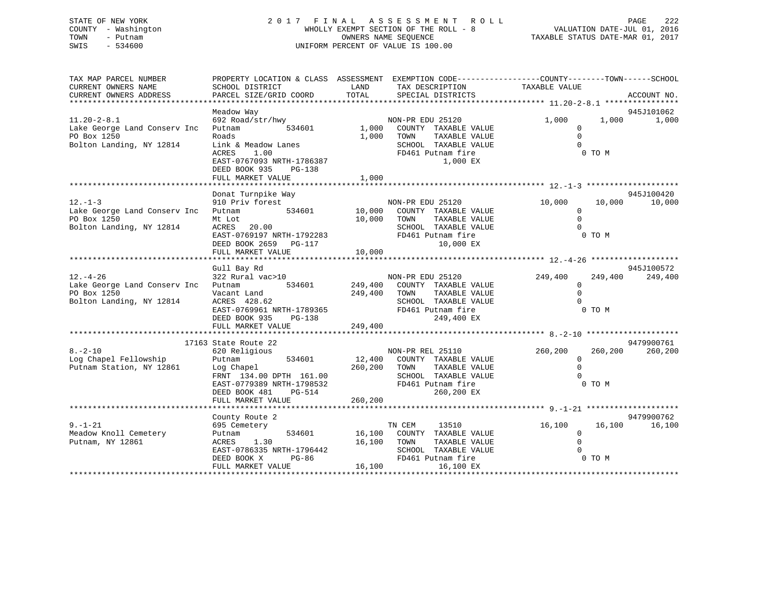STATE OF NEW YORK
COUNTY - Washington
TOWN - Putnam
SWIS - 534600

# 2017 FINAL ASSESSMENT ROLL

WHOLLY EXEMPT SECTION OF THE ROLL - 8
OWNERS NAME SEQUENCE
UNIFORM PERCENT OF VALUE IS 100.00

VALUATION DATE-JUL 01, 2016
TAXABLE STATUS DATE-MAR 01, 2017

| TAX MAP PARCEL NUMBER / CURRENT OWNERS NAME / CURRENT OWNERS ADDRESS | PROPERTY LOCATION & CLASS / SCHOOL DISTRICT / PARCEL SIZE/GRID COORD | ASSESSMENT LAND / TOTAL | EXEMPTION CODE / TAX DESCRIPTION / SPECIAL DISTRICTS | COUNTY TAXABLE VALUE | TOWN | SCHOOL | ACCOUNT NO. |
|---|---|---|---|---|---|---|---|
| 11.20-2-8.1 | Meadow Way | | | | | | 945J101062 |
| Lake George Land Conserv Inc | 692 Road/str/hwy | | NON-PR EDU 25120 | 1,000 | 1,000 | 1,000 | |
| PO Box 1250 | Putnam 534601 | 1,000 | COUNTY TAXABLE VALUE | 0 | | | |
| Bolton Landing, NY 12814 | Roads | 1,000 | TOWN TAXABLE VALUE | 0 | | | |
| | Link & Meadow Lanes | | SCHOOL TAXABLE VALUE | 0 | | | |
| | ACRES 1.00 | | FD461 Putnam fire | 0 TO M | | | |
| | EAST-0767093 NRTH-1786387 | | 1,000 EX | | | | |
| | DEED BOOK 935 PG-138 | | | | | | |
| | FULL MARKET VALUE | 1,000 | | | | | |
| 12.-1-3 | Donat Turnpike Way | | | | | | 945J100420 |
| Lake George Land Conserv Inc | 910 Priv forest | | NON-PR EDU 25120 | 10,000 | 10,000 | 10,000 | |
| PO Box 1250 | Putnam 534601 | 10,000 | COUNTY TAXABLE VALUE | 0 | | | |
| Bolton Landing, NY 12814 | Mt Lot | 10,000 | TOWN TAXABLE VALUE | 0 | | | |
| | ACRES 20.00 | | SCHOOL TAXABLE VALUE | 0 | | | |
| | EAST-0769197 NRTH-1792283 | | FD461 Putnam fire | 0 TO M | | | |
| | DEED BOOK 2659 PG-117 | | 10,000 EX | | | | |
| | FULL MARKET VALUE | 10,000 | | | | | |
| 12.-4-26 | Gull Bay Rd | | | | | | 945J100572 |
| Lake George Land Conserv Inc | 322 Rural vac>10 | | NON-PR EDU 25120 | 249,400 | 249,400 | 249,400 | |
| PO Box 1250 | Putnam 534601 | 249,400 | COUNTY TAXABLE VALUE | 0 | | | |
| Bolton Landing, NY 12814 | Vacant Land | 249,400 | TOWN TAXABLE VALUE | 0 | | | |
| | ACRES 428.62 | | SCHOOL TAXABLE VALUE | 0 | | | |
| | EAST-0769961 NRTH-1789365 | | FD461 Putnam fire | 0 TO M | | | |
| | DEED BOOK 935 PG-138 | | 249,400 EX | | | | |
| | FULL MARKET VALUE | 249,400 | | | | | |
| 8.-2-10 | 17163 State Route 22 | | | | | | 9479900761 |
| Log Chapel Fellowship | 620 Religious | | NON-PR REL 25110 | 260,200 | 260,200 | 260,200 | |
| Putnam Station, NY 12861 | Putnam 534601 | 12,400 | COUNTY TAXABLE VALUE | 0 | | | |
| | Log Chapel | 260,200 | TOWN TAXABLE VALUE | 0 | | | |
| | FRNT 134.00 DPTH 161.00 | | SCHOOL TAXABLE VALUE | 0 | | | |
| | EAST-0779389 NRTH-1798532 | | FD461 Putnam fire | 0 TO M | | | |
| | DEED BOOK 481 PG-514 | | 260,200 EX | | | | |
| | FULL MARKET VALUE | 260,200 | | | | | |
| 9.-1-21 | County Route 2 | | | | | | 9479900762 |
| Meadow Knoll Cemetery | 695 Cemetery | | TN CEM 13510 | 16,100 | 16,100 | 16,100 | |
| Putnam, NY 12861 | Putnam 534601 | 16,100 | COUNTY TAXABLE VALUE | 0 | | | |
| | ACRES 1.30 | 16,100 | TOWN TAXABLE VALUE | 0 | | | |
| | EAST-0786335 NRTH-1796442 | | SCHOOL TAXABLE VALUE | 0 | | | |
| | DEED BOOK X PG-86 | | FD461 Putnam fire | 0 TO M | | | |
| | FULL MARKET VALUE | 16,100 | 16,100 EX | | | | |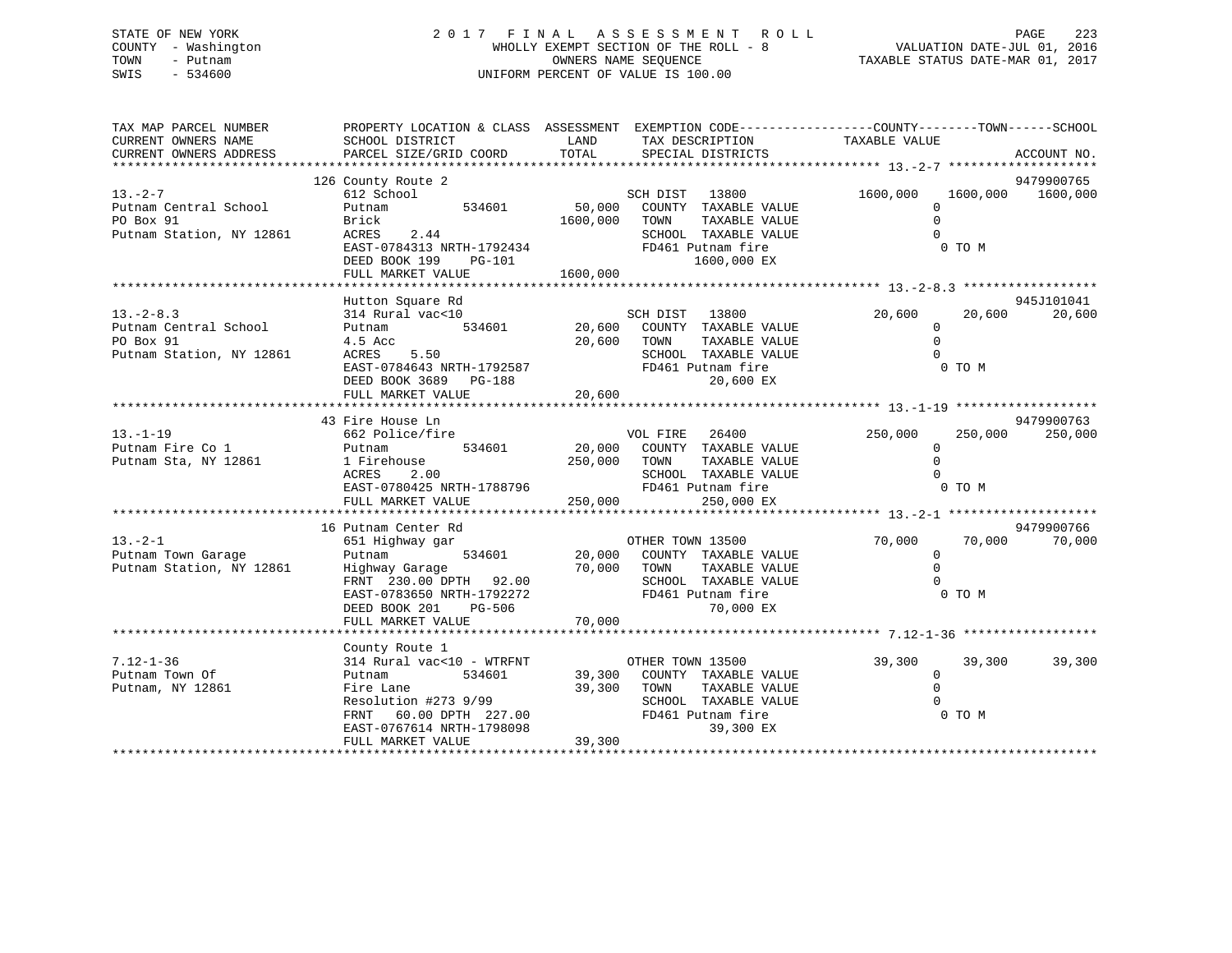STATE OF NEW YORK
COUNTY - Washington
TOWN - Putnam
SWIS - 534600

# 2017 FINAL ASSESSMENT ROLL

WHOLLY EXEMPT SECTION OF THE ROLL - 8
OWNERS NAME SEQUENCE
UNIFORM PERCENT OF VALUE IS 100.00

VALUATION DATE-JUL 01, 2016
TAXABLE STATUS DATE-MAR 01, 2017

| TAX MAP PARCEL NUMBER / CURRENT OWNERS NAME / CURRENT OWNERS ADDRESS | PROPERTY LOCATION & CLASS / SCHOOL DISTRICT / PARCEL SIZE/GRID COORD | ASSESSMENT LAND | TOTAL | EXEMPTION CODE / TAX DESCRIPTION / SPECIAL DISTRICTS | COUNTY TAXABLE VALUE | TOWN | SCHOOL | ACCOUNT NO. |
|---|---|---|---|---|---|---|---|---|
| 13.-2-7 | 126 County Route 2 | | | | | | | 9479900765 |
| Putnam Central School | 612 School | | | SCH DIST 13800 | 1600,000 | 1600,000 | 1600,000 | |
| PO Box 91 | Putnam 534601 | 50,000 | | COUNTY TAXABLE VALUE | 0 | | | |
| Putnam Station, NY 12861 | Brick | | 1600,000 | TOWN TAXABLE VALUE | 0 | | | |
| | ACRES 2.44 | | | SCHOOL TAXABLE VALUE | 0 | | | |
| | EAST-0784313 NRTH-1792434 | | | FD461 Putnam fire | 0 TO M | | | |
| | DEED BOOK 199 PG-101 | | | 1600,000 EX | | | | |
| | FULL MARKET VALUE | | 1600,000 | | | | | |
| 13.-2-8.3 | Hutton Square Rd | | | | | | | 945J101041 |
| Putnam Central School | 314 Rural vac<10 | | | SCH DIST 13800 | 20,600 | 20,600 | 20,600 | |
| PO Box 91 | Putnam 534601 | 20,600 | | COUNTY TAXABLE VALUE | 0 | | | |
| Putnam Station, NY 12861 | 4.5 Acc | | 20,600 | TOWN TAXABLE VALUE | 0 | | | |
| | ACRES 5.50 | | | SCHOOL TAXABLE VALUE | 0 | | | |
| | EAST-0784643 NRTH-1792587 | | | FD461 Putnam fire | 0 TO M | | | |
| | DEED BOOK 3689 PG-188 | | | 20,600 EX | | | | |
| | FULL MARKET VALUE | | 20,600 | | | | | |
| 13.-1-19 | 43 Fire House Ln | | | | | | | 9479900763 |
| Putnam Fire Co 1 | 662 Police/fire | | | VOL FIRE 26400 | 250,000 | 250,000 | 250,000 | |
| Putnam Sta, NY 12861 | Putnam 534601 | 20,000 | | COUNTY TAXABLE VALUE | 0 | | | |
| | 1 Firehouse | | 250,000 | TOWN TAXABLE VALUE | 0 | | | |
| | ACRES 2.00 | | | SCHOOL TAXABLE VALUE | 0 | | | |
| | EAST-0780425 NRTH-1788796 | | | FD461 Putnam fire | 0 TO M | | | |
| | FULL MARKET VALUE | | 250,000 | 250,000 EX | | | | |
| 13.-2-1 | 16 Putnam Center Rd | | | | | | | 9479900766 |
| Putnam Town Garage | 651 Highway gar | | | OTHER TOWN 13500 | 70,000 | 70,000 | 70,000 | |
| Putnam Station, NY 12861 | Putnam 534601 | 20,000 | | COUNTY TAXABLE VALUE | 0 | | | |
| | Highway Garage | | 70,000 | TOWN TAXABLE VALUE | 0 | | | |
| | FRNT 230.00 DPTH 92.00 | | | SCHOOL TAXABLE VALUE | 0 | | | |
| | EAST-0783650 NRTH-1792272 | | | FD461 Putnam fire | 0 TO M | | | |
| | DEED BOOK 201 PG-506 | | | 70,000 EX | | | | |
| | FULL MARKET VALUE | | 70,000 | | | | | |
| 7.12-1-36 | County Route 1 | | | | | | | |
| Putnam Town Of | 314 Rural vac<10 - WTRFNT | | | OTHER TOWN 13500 | 39,300 | 39,300 | 39,300 | |
| Putnam, NY 12861 | Putnam 534601 | 39,300 | | COUNTY TAXABLE VALUE | 0 | | | |
| | Fire Lane | | 39,300 | TOWN TAXABLE VALUE | 0 | | | |
| | Resolution #273 9/99 | | | SCHOOL TAXABLE VALUE | 0 | | | |
| | FRNT 60.00 DPTH 227.00 | | | FD461 Putnam fire | 0 TO M | | | |
| | EAST-0767614 NRTH-1798098 | | | 39,300 EX | | | | |
| | FULL MARKET VALUE | | 39,300 | | | | | |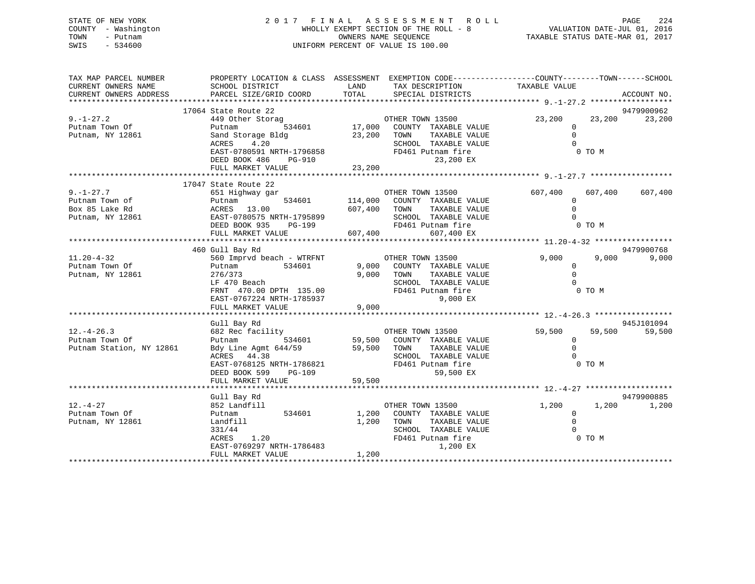STATE OF NEW YORK
COUNTY - Washington
TOWN - Putnam
SWIS - 534600

2 0 1 7 F I N A L A S S E S S M E N T R O L L
WHOLLY EXEMPT SECTION OF THE ROLL - 8
OWNERS NAME SEQUENCE
UNIFORM PERCENT OF VALUE IS 100.00

VALUATION DATE-JUL 01, 2016
TAXABLE STATUS DATE-MAR 01, 2017

| TAX MAP PARCEL NUMBER / CURRENT OWNERS NAME / CURRENT OWNERS ADDRESS | PROPERTY LOCATION & CLASS / SCHOOL DISTRICT / PARCEL SIZE/GRID COORD | ASSESSMENT LAND | TOTAL | EXEMPTION CODE / TAX DESCRIPTION / SPECIAL DISTRICTS | COUNTY TAXABLE VALUE | TOWN | SCHOOL | ACCOUNT NO. |
|---|---|---|---|---|---|---|---|---|
| 9.-1-27.2 | 17064 State Route 22 | | | | | | | 9479900962 |
| 9.-1-27.2 | 449 Other Storag | | | OTHER TOWN 13500 | 23,200 | 23,200 | 23,200 | |
| Putnam Town Of | Putnam 534601 | 17,000 | | COUNTY TAXABLE VALUE | 0 | | | |
| Putnam, NY 12861 | Sand Storage Bldg | | 23,200 | TOWN TAXABLE VALUE | 0 | | | |
| | ACRES 4.20 | | | SCHOOL TAXABLE VALUE | 0 | | | |
| | EAST-0780591 NRTH-1796858 | | | FD461 Putnam fire | 0 TO M | | | |
| | DEED BOOK 486 PG-910 | | | 23,200 EX | | | | |
| | FULL MARKET VALUE | | 23,200 | | | | | |
| 9.-1-27.7 | 17047 State Route 22 | | | | | | | |
| 9.-1-27.7 | 651 Highway gar | | | OTHER TOWN 13500 | 607,400 | 607,400 | 607,400 | |
| Putnam Town of | Putnam 534601 | 114,000 | | COUNTY TAXABLE VALUE | 0 | | | |
| Box 85 Lake Rd | ACRES 13.00 | | 607,400 | TOWN TAXABLE VALUE | 0 | | | |
| Putnam, NY 12861 | EAST-0780575 NRTH-1795899 | | | SCHOOL TAXABLE VALUE | 0 | | | |
| | DEED BOOK 935 PG-199 | | | FD461 Putnam fire | 0 TO M | | | |
| | FULL MARKET VALUE | | 607,400 | 607,400 EX | | | | |
| 11.20-4-32 | 460 Gull Bay Rd | | | | | | | 9479900768 |
| 11.20-4-32 | 560 Imprvd beach - WTRFNT | | | OTHER TOWN 13500 | 9,000 | 9,000 | 9,000 | |
| Putnam Town Of | Putnam 534601 | 9,000 | | COUNTY TAXABLE VALUE | 0 | | | |
| Putnam, NY 12861 | 276/373 | | 9,000 | TOWN TAXABLE VALUE | 0 | | | |
| | LF 470 Beach | | | SCHOOL TAXABLE VALUE | 0 | | | |
| | FRNT 470.00 DPTH 135.00 | | | FD461 Putnam fire | 0 TO M | | | |
| | EAST-0767224 NRTH-1785937 | | | 9,000 EX | | | | |
| | FULL MARKET VALUE | | 9,000 | | | | | |
| 12.-4-26.3 | Gull Bay Rd | | | | | | | 945J101094 |
| 12.-4-26.3 | 682 Rec facility | | | OTHER TOWN 13500 | 59,500 | 59,500 | 59,500 | |
| Putnam Town Of | Putnam 534601 | 59,500 | | COUNTY TAXABLE VALUE | 0 | | | |
| Putnam Station, NY 12861 | Bdy Line Agmt 644/59 | | 59,500 | TOWN TAXABLE VALUE | 0 | | | |
| | ACRES 44.38 | | | SCHOOL TAXABLE VALUE | 0 | | | |
| | EAST-0768125 NRTH-1786821 | | | FD461 Putnam fire | 0 TO M | | | |
| | DEED BOOK 599 PG-109 | | | 59,500 EX | | | | |
| | FULL MARKET VALUE | | 59,500 | | | | | |
| 12.-4-27 | Gull Bay Rd | | | | | | | 9479900885 |
| 12.-4-27 | 852 Landfill | | | OTHER TOWN 13500 | 1,200 | 1,200 | 1,200 | |
| Putnam Town Of | Putnam 534601 | 1,200 | | COUNTY TAXABLE VALUE | 0 | | | |
| Putnam, NY 12861 | Landfill | | 1,200 | TOWN TAXABLE VALUE | 0 | | | |
| | 331/44 | | | SCHOOL TAXABLE VALUE | 0 | | | |
| | ACRES 1.20 | | | FD461 Putnam fire | 0 TO M | | | |
| | EAST-0769297 NRTH-1786483 | | | 1,200 EX | | | | |
| | FULL MARKET VALUE | | 1,200 | | | | | |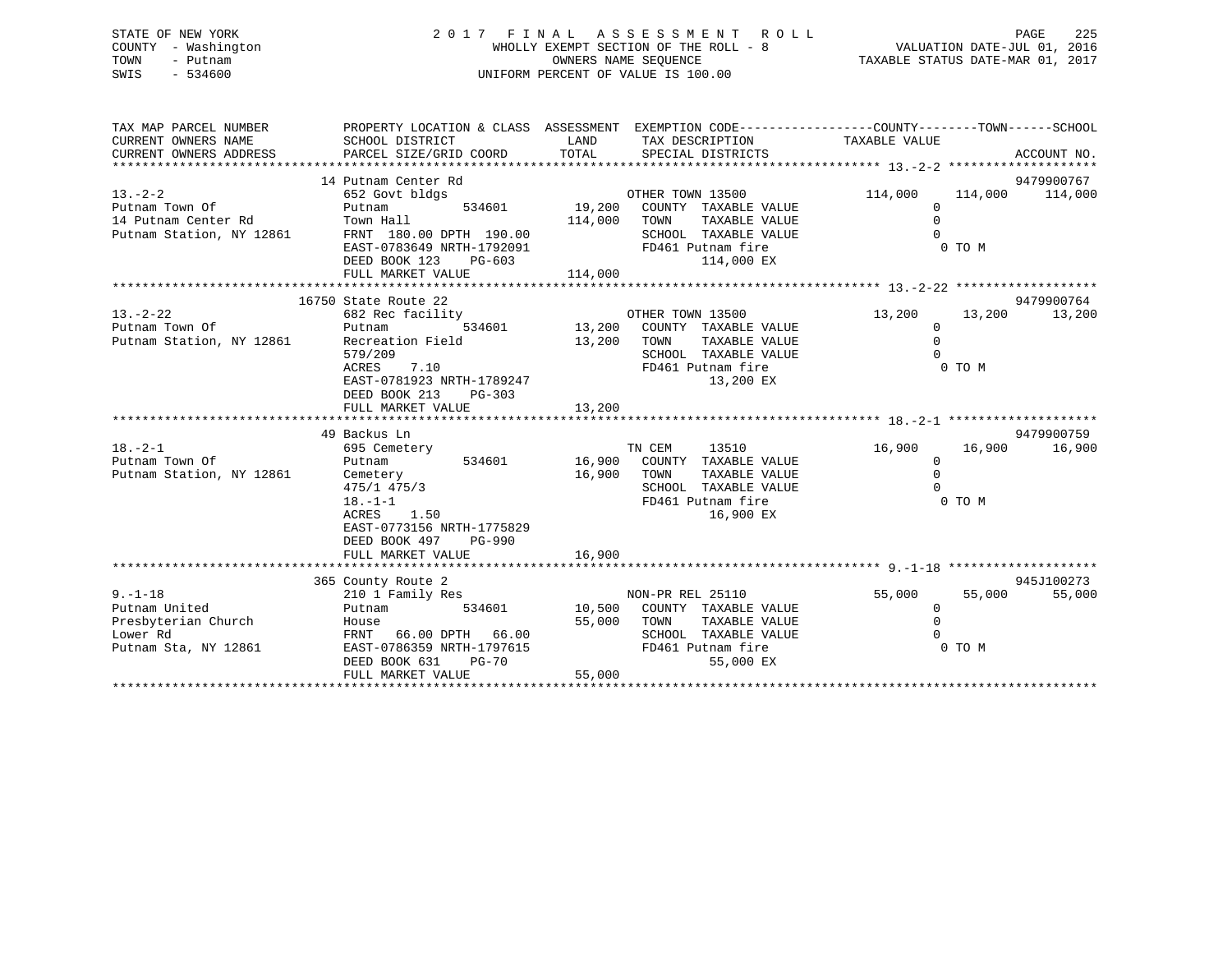STATE OF NEW YORK
COUNTY - Washington
TOWN - Putnam
SWIS - 534600

2 0 1 7 F I N A L A S S E S S M E N T R O L L
WHOLLY EXEMPT SECTION OF THE ROLL - 8
OWNERS NAME SEQUENCE
UNIFORM PERCENT OF VALUE IS 100.00

VALUATION DATE-JUL 01, 2016
TAXABLE STATUS DATE-MAR 01, 2017

| TAX MAP PARCEL NUMBER / CURRENT OWNERS NAME / CURRENT OWNERS ADDRESS | PROPERTY LOCATION & CLASS / SCHOOL DISTRICT / PARCEL SIZE/GRID COORD | ASSESSMENT LAND / TOTAL | EXEMPTION CODE / TAX DESCRIPTION / SPECIAL DISTRICTS | COUNTY TAXABLE VALUE | TOWN | SCHOOL / ACCOUNT NO. |
|---|---|---|---|---|---|---|
| 13.-2-2 | 14 Putnam Center Rd | | | | | 9479900767 |
| | 652 Govt bldgs | | OTHER TOWN 13500 | 114,000 | 114,000 | 114,000 |
| Putnam Town Of | Putnam 534601 | 19,200 | COUNTY TAXABLE VALUE | 0 | | |
| 14 Putnam Center Rd | Town Hall | 114,000 | TOWN TAXABLE VALUE | 0 | | |
| Putnam Station, NY 12861 | FRNT 180.00 DPTH 190.00 | | SCHOOL TAXABLE VALUE | 0 | | |
| | EAST-0783649 NRTH-1792091 | | FD461 Putnam fire | 0 TO M | | |
| | DEED BOOK 123 PG-603 | | 114,000 EX | | | |
| | FULL MARKET VALUE | 114,000 | | | | |
| 13.-2-22 | 16750 State Route 22 | | | | | 9479900764 |
| | 682 Rec facility | | OTHER TOWN 13500 | 13,200 | 13,200 | 13,200 |
| Putnam Town Of | Putnam 534601 | 13,200 | COUNTY TAXABLE VALUE | 0 | | |
| Putnam Station, NY 12861 | Recreation Field | 13,200 | TOWN TAXABLE VALUE | 0 | | |
| | 579/209 | | SCHOOL TAXABLE VALUE | 0 | | |
| | ACRES 7.10 | | FD461 Putnam fire | 0 TO M | | |
| | EAST-0781923 NRTH-1789247 | | 13,200 EX | | | |
| | DEED BOOK 213 PG-303 | | | | | |
| | FULL MARKET VALUE | 13,200 | | | | |
| 18.-2-1 | 49 Backus Ln | | | | | 9479900759 |
| | 695 Cemetery | | TN CEM 13510 | 16,900 | 16,900 | 16,900 |
| Putnam Town Of | Putnam 534601 | 16,900 | COUNTY TAXABLE VALUE | 0 | | |
| Putnam Station, NY 12861 | Cemetery | 16,900 | TOWN TAXABLE VALUE | 0 | | |
| | 475/1 475/3 | | SCHOOL TAXABLE VALUE | 0 | | |
| | 18.-1-1 | | FD461 Putnam fire | 0 TO M | | |
| | ACRES 1.50 | | 16,900 EX | | | |
| | EAST-0773156 NRTH-1775829 | | | | | |
| | DEED BOOK 497 PG-990 | | | | | |
| | FULL MARKET VALUE | 16,900 | | | | |
| 9.-1-18 | 365 County Route 2 | | | | | 945J100273 |
| | 210 1 Family Res | | NON-PR REL 25110 | 55,000 | 55,000 | 55,000 |
| Putnam United | Putnam 534601 | 10,500 | COUNTY TAXABLE VALUE | 0 | | |
| Presbyterian Church | House | 55,000 | TOWN TAXABLE VALUE | 0 | | |
| Lower Rd | FRNT 66.00 DPTH 66.00 | | SCHOOL TAXABLE VALUE | 0 | | |
| Putnam Sta, NY 12861 | EAST-0786359 NRTH-1797615 | | FD461 Putnam fire | 0 TO M | | |
| | DEED BOOK 631 PG-70 | | 55,000 EX | | | |
| | FULL MARKET VALUE | 55,000 | | | | |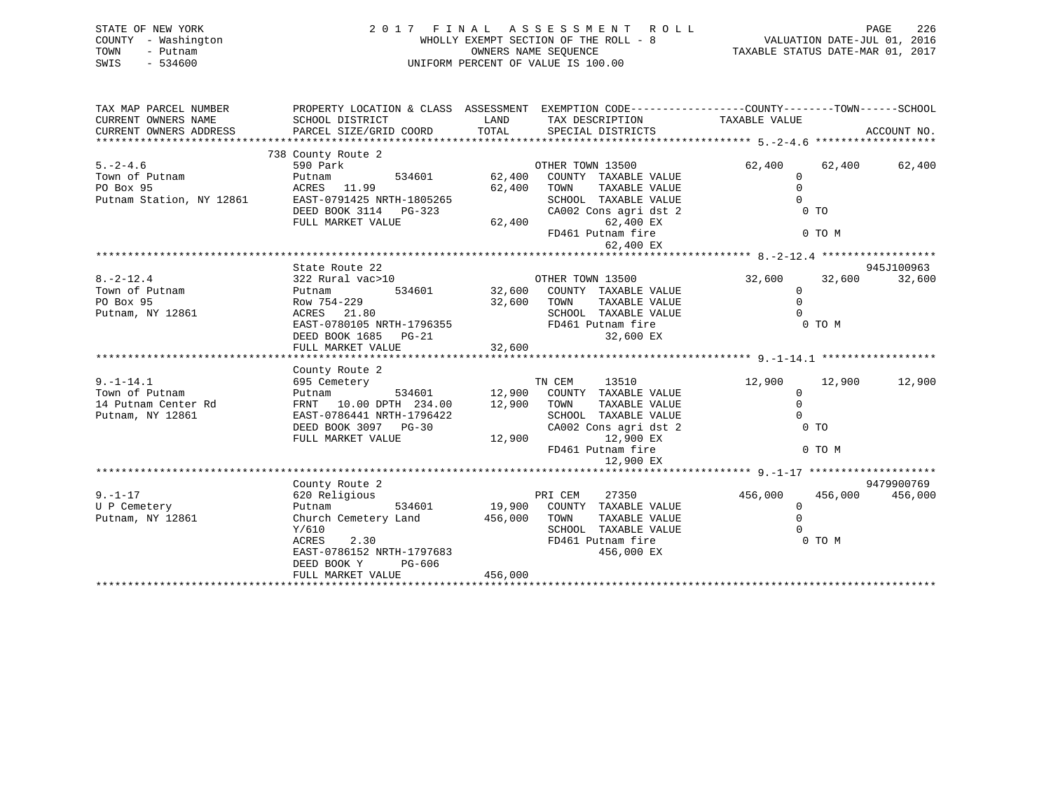STATE OF NEW YORK
COUNTY - Washington
TOWN - Putnam
SWIS - 534600

2 0 1 7 F I N A L A S S E S S M E N T R O L L
WHOLLY EXEMPT SECTION OF THE ROLL - 8
OWNERS NAME SEQUENCE
UNIFORM PERCENT OF VALUE IS 100.00

VALUATION DATE-JUL 01, 2016
TAXABLE STATUS DATE-MAR 01, 2017

```
TAX MAP PARCEL NUMBER          PROPERTY LOCATION & CLASS  ASSESSMENT  EXEMPTION CODE-----------------COUNTY--------TOWN------SCHOOL
CURRENT OWNERS NAME            SCHOOL DISTRICT              LAND      TAX DESCRIPTION              TAXABLE VALUE
CURRENT OWNERS ADDRESS         PARCEL SIZE/GRID COORD       TOTAL     SPECIAL DISTRICTS                                      ACCOUNT NO.
******************************************************************************************************* 5.-2-4.6 ******************
                               738 County Route 2
5.-2-4.6                       590 Park                               OTHER TOWN 13500              62,400      62,400      62,400
Town of Putnam                 Putnam          534601        62,400   COUNTY  TAXABLE VALUE              0
PO Box 95                      ACRES  11.99                  62,400   TOWN    TAXABLE VALUE              0
Putnam Station, NY 12861       EAST-0791425 NRTH-1805265              SCHOOL  TAXABLE VALUE              0
                               DEED BOOK 3114   PG-323                CA002 Cons agri dst 2              0 TO
                               FULL MARKET VALUE             62,400           62,400 EX
                                                                      FD461 Putnam fire                  0 TO M
                                                                              62,400 EX
******************************************************************************************************* 8.-2-12.4 *****************
                               State Route 22                                                                         945J100963
8.-2-12.4                      322 Rural vac>10                       OTHER TOWN 13500              32,600      32,600      32,600
Town of Putnam                 Putnam          534601        32,600   COUNTY  TAXABLE VALUE              0
PO Box 95                      Row 754-229                   32,600   TOWN    TAXABLE VALUE              0
Putnam, NY 12861               ACRES  21.80                           SCHOOL  TAXABLE VALUE              0
                               EAST-0780105 NRTH-1796355              FD461 Putnam fire                  0 TO M
                               DEED BOOK 1685   PG-21                         32,600 EX
                               FULL MARKET VALUE             32,600
******************************************************************************************************* 9.-1-14.1 *****************
                               County Route 2
9.-1-14.1                      695 Cemetery                           TN CEM     13510              12,900      12,900      12,900
Town of Putnam                 Putnam          534601        12,900   COUNTY  TAXABLE VALUE              0
14 Putnam Center Rd            FRNT  10.00 DPTH 234.00       12,900   TOWN    TAXABLE VALUE              0
Putnam, NY 12861               EAST-0786441 NRTH-1796422              SCHOOL  TAXABLE VALUE              0
                               DEED BOOK 3097   PG-30                 CA002 Cons agri dst 2              0 TO
                               FULL MARKET VALUE             12,900           12,900 EX
                                                                      FD461 Putnam fire                  0 TO M
                                                                              12,900 EX
******************************************************************************************************* 9.-1-17 *******************
                               County Route 2                                                                         9479900769
9.-1-17                        620 Religious                          PRI CEM    27350             456,000     456,000     456,000
U P Cemetery                   Putnam          534601        19,900   COUNTY  TAXABLE VALUE              0
Putnam, NY 12861               Church Cemetery Land         456,000   TOWN    TAXABLE VALUE              0
                               Y/610                                  SCHOOL  TAXABLE VALUE              0
                               ACRES   2.30                           FD461 Putnam fire                  0 TO M
                               EAST-0786152 NRTH-1797683                     456,000 EX
                               DEED BOOK Y      PG-606
                               FULL MARKET VALUE            456,000
************************************************************************************************************************************
```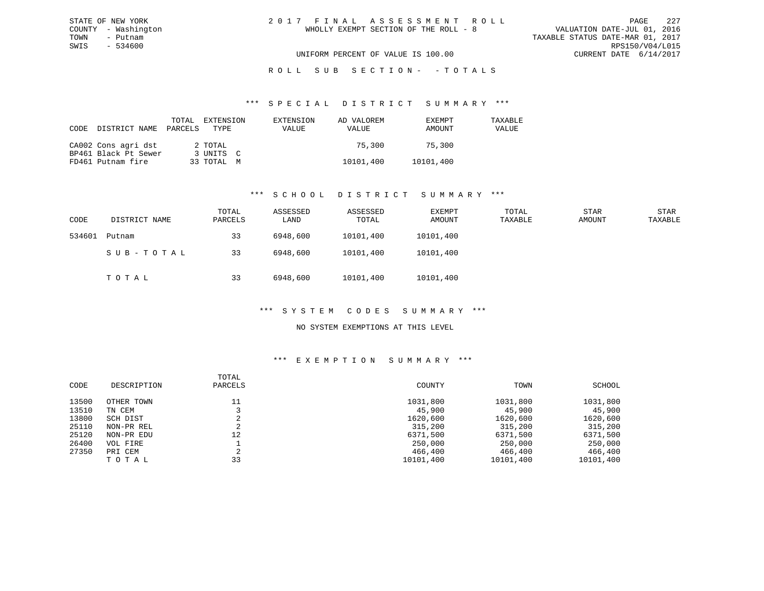STATE OF NEW YORK
COUNTY - Washington
TOWN - Putnam
SWIS - 534600

2 0 1 7 F I N A L A S S E S S M E N T R O L L
WHOLLY EXEMPT SECTION OF THE ROLL - 8

VALUATION DATE-JUL 01, 2016
TAXABLE STATUS DATE-MAR 01, 2017
RPS150/V04/L015
CURRENT DATE 6/14/2017

UNIFORM PERCENT OF VALUE IS 100.00

R O L L S U B S E C T I O N - - T O T A L S

### *** S P E C I A L D I S T R I C T S U M M A R Y ***

| CODE | DISTRICT NAME | TOTAL PARCELS | EXTENSION TYPE | EXTENSION VALUE | AD VALOREM VALUE | EXEMPT AMOUNT | TAXABLE VALUE |
|---|---|---|---|---|---|---|---|
| CA002 | Cons agri dst | 2 | TOTAL | | 75,300 | 75,300 | |
| BP461 | Black Pt Sewer | 3 | UNITS C | | | | |
| FD461 | Putnam fire | 33 | TOTAL M | | 10101,400 | 10101,400 | |

### *** S C H O O L D I S T R I C T S U M M A R Y ***

| CODE | DISTRICT NAME | TOTAL PARCELS | ASSESSED LAND | ASSESSED TOTAL | EXEMPT AMOUNT | TOTAL TAXABLE | STAR AMOUNT | STAR TAXABLE |
|---|---|---|---|---|---|---|---|---|
| 534601 | Putnam | 33 | 6948,600 | 10101,400 | 10101,400 | | | |
| | S U B - T O T A L | 33 | 6948,600 | 10101,400 | 10101,400 | | | |
| | T O T A L | 33 | 6948,600 | 10101,400 | 10101,400 | | | |

### *** S Y S T E M C O D E S S U M M A R Y ***

NO SYSTEM EXEMPTIONS AT THIS LEVEL

### *** E X E M P T I O N S U M M A R Y ***

| CODE | DESCRIPTION | TOTAL PARCELS | COUNTY | TOWN | SCHOOL |
|---|---|---|---|---|---|
| 13500 | OTHER TOWN | 11 | 1031,800 | 1031,800 | 1031,800 |
| 13510 | TN CEM | 3 | 45,900 | 45,900 | 45,900 |
| 13800 | SCH DIST | 2 | 1620,600 | 1620,600 | 1620,600 |
| 25110 | NON-PR REL | 2 | 315,200 | 315,200 | 315,200 |
| 25120 | NON-PR EDU | 12 | 6371,500 | 6371,500 | 6371,500 |
| 26400 | VOL FIRE | 1 | 250,000 | 250,000 | 250,000 |
| 27350 | PRI CEM | 2 | 466,400 | 466,400 | 466,400 |
| | T O T A L | 33 | 10101,400 | 10101,400 | 10101,400 |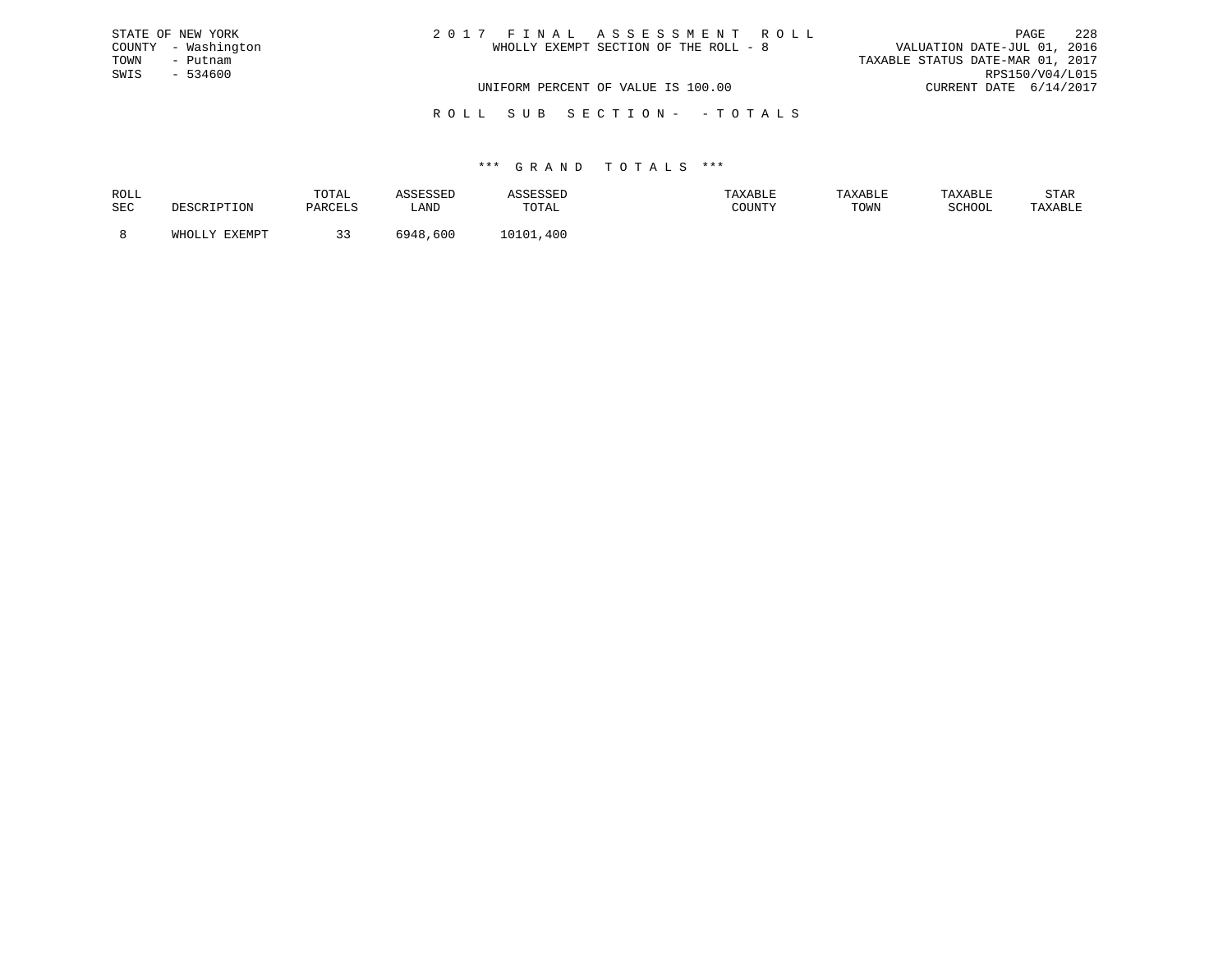STATE OF NEW YORK
COUNTY - Washington
TOWN - Putnam
SWIS - 534600

2 0 1 7 F I N A L A S S E S S M E N T R O L L
WHOLLY EXEMPT SECTION OF THE ROLL - 8

VALUATION DATE-JUL 01, 2016
TAXABLE STATUS DATE-MAR 01, 2017
RPS150/V04/L015
CURRENT DATE 6/14/2017

UNIFORM PERCENT OF VALUE IS 100.00

R O L L S U B S E C T I O N - - T O T A L S

\*\*\* G R A N D T O T A L S \*\*\*

| ROLL SEC | DESCRIPTION | TOTAL PARCELS | ASSESSED LAND | ASSESSED TOTAL | TAXABLE COUNTY | TAXABLE TOWN | TAXABLE SCHOOL | STAR TAXABLE |
|---|---|---|---|---|---|---|---|---|
| 8 | WHOLLY EXEMPT | 33 | 6948,600 | 10101,400 | | | | |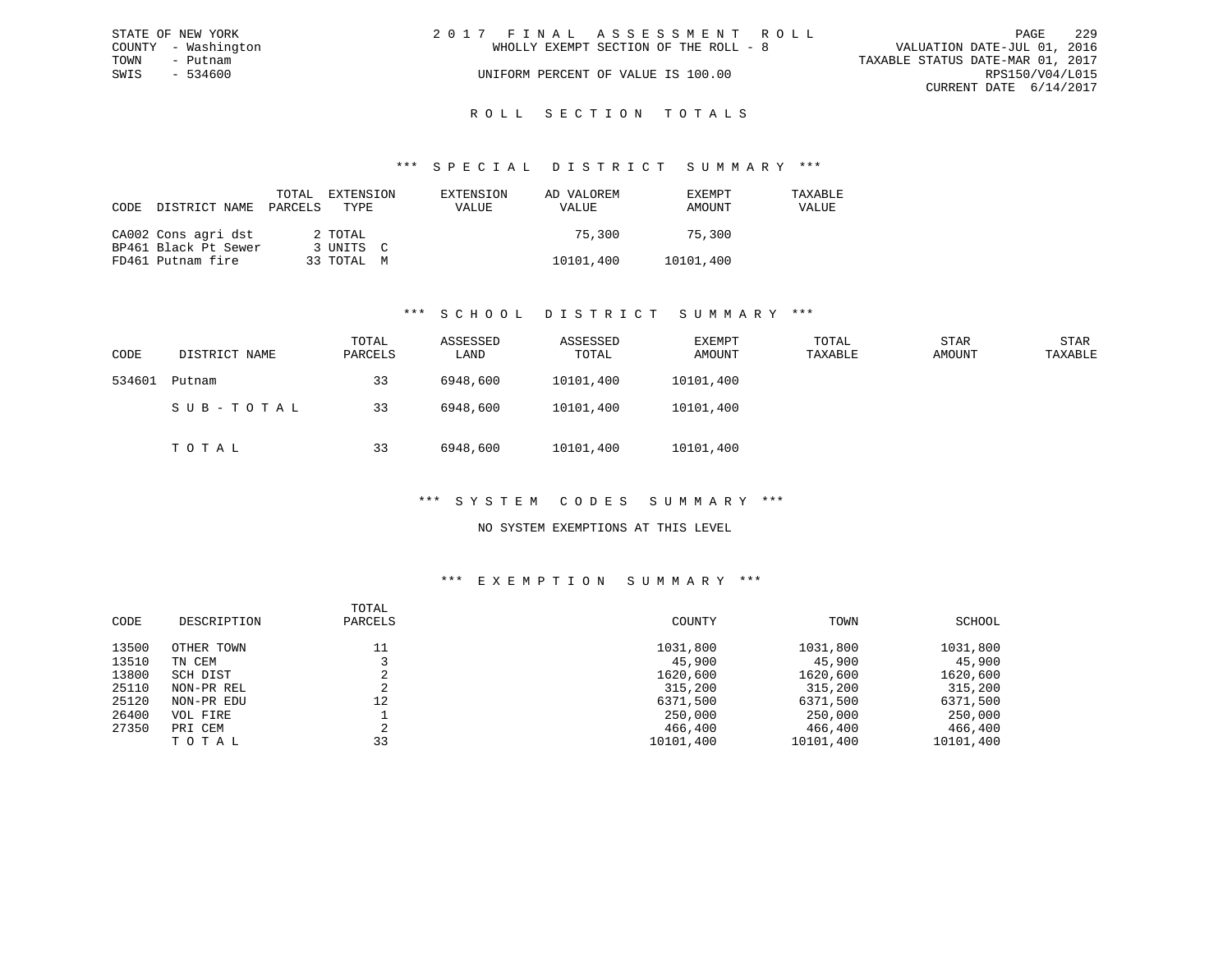STATE OF NEW YORK
COUNTY - Washington
TOWN - Putnam
SWIS - 534600

2017 FINAL ASSESSMENT ROLL
WHOLLY EXEMPT SECTION OF THE ROLL - 8
UNIFORM PERCENT OF VALUE IS 100.00

VALUATION DATE-JUL 01, 2016
TAXABLE STATUS DATE-MAR 01, 2017
RPS150/V04/L015
CURRENT DATE 6/14/2017

## ROLL SECTION TOTALS

### *** SPECIAL DISTRICT SUMMARY ***

| CODE | DISTRICT NAME | TOTAL PARCELS | EXTENSION TYPE | EXTENSION VALUE | AD VALOREM VALUE | EXEMPT AMOUNT | TAXABLE VALUE |
|---|---|---|---|---|---|---|---|
| CA002 | Cons agri dst | 2 | TOTAL | | 75,300 | 75,300 | |
| BP461 | Black Pt Sewer | 3 | UNITS C | | | | |
| FD461 | Putnam fire | 33 | TOTAL M | | 10101,400 | 10101,400 | |

### *** SCHOOL DISTRICT SUMMARY ***

| CODE | DISTRICT NAME | TOTAL PARCELS | ASSESSED LAND | ASSESSED TOTAL | EXEMPT AMOUNT | TOTAL TAXABLE | STAR AMOUNT | STAR TAXABLE |
|---|---|---|---|---|---|---|---|---|
| 534601 | Putnam | 33 | 6948,600 | 10101,400 | 10101,400 | | | |
| | SUB-TOTAL | 33 | 6948,600 | 10101,400 | 10101,400 | | | |
| | TOTAL | 33 | 6948,600 | 10101,400 | 10101,400 | | | |

### *** SYSTEM CODES SUMMARY ***

NO SYSTEM EXEMPTIONS AT THIS LEVEL

### *** EXEMPTION SUMMARY ***

| CODE | DESCRIPTION | TOTAL PARCELS | COUNTY | TOWN | SCHOOL |
|---|---|---|---|---|---|
| 13500 | OTHER TOWN | 11 | 1031,800 | 1031,800 | 1031,800 |
| 13510 | TN CEM | 3 | 45,900 | 45,900 | 45,900 |
| 13800 | SCH DIST | 2 | 1620,600 | 1620,600 | 1620,600 |
| 25110 | NON-PR REL | 2 | 315,200 | 315,200 | 315,200 |
| 25120 | NON-PR EDU | 12 | 6371,500 | 6371,500 | 6371,500 |
| 26400 | VOL FIRE | 1 | 250,000 | 250,000 | 250,000 |
| 27350 | PRI CEM | 2 | 466,400 | 466,400 | 466,400 |
| | TOTAL | 33 | 10101,400 | 10101,400 | 10101,400 |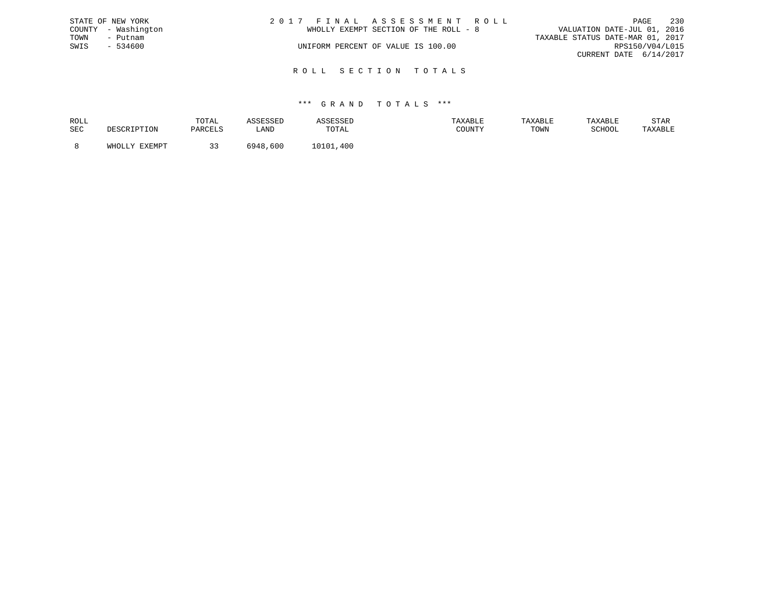STATE OF NEW YORK
COUNTY - Washington
TOWN - Putnam
SWIS - 534600

2 0 1 7 F I N A L A S S E S S M E N T R O L L
WHOLLY EXEMPT SECTION OF THE ROLL - 8
UNIFORM PERCENT OF VALUE IS 100.00

VALUATION DATE-JUL 01, 2016
TAXABLE STATUS DATE-MAR 01, 2017
RPS150/V04/L015
CURRENT DATE 6/14/2017

## R O L L S E C T I O N T O T A L S

### *** G R A N D T O T A L S ***

| ROLL SEC | DESCRIPTION | TOTAL PARCELS | ASSESSED LAND | ASSESSED TOTAL | TAXABLE COUNTY | TAXABLE TOWN | TAXABLE SCHOOL | STAR TAXABLE |
|---|---|---|---|---|---|---|---|---|
| 8 | WHOLLY EXEMPT | 33 | 6948,600 | 10101,400 | | | | |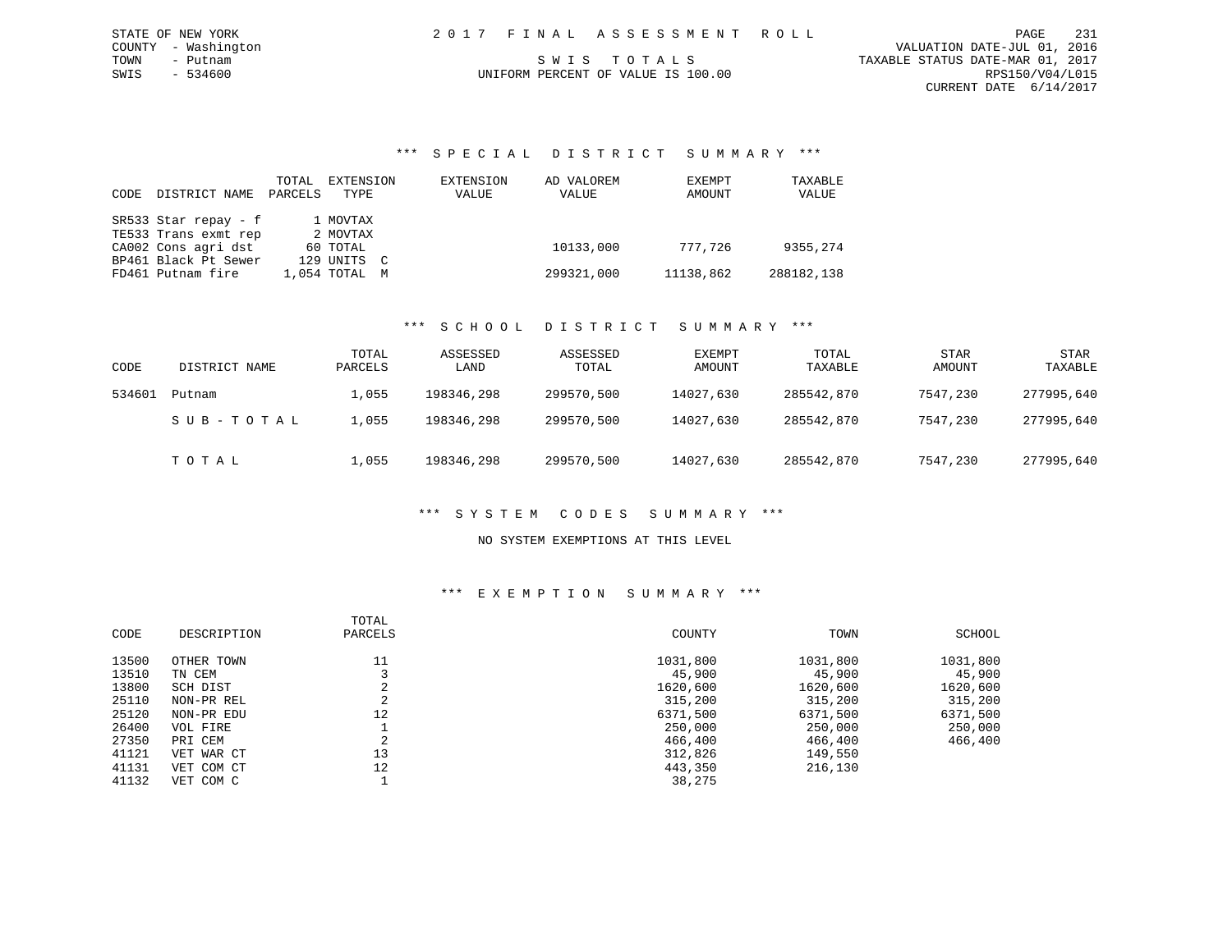STATE OF NEW YORK
COUNTY - Washington
TOWN - Putnam
SWIS - 534600

2 0 1 7 F I N A L A S S E S S M E N T R O L L

S W I S T O T A L S

UNIFORM PERCENT OF VALUE IS 100.00

VALUATION DATE-JUL 01, 2016
TAXABLE STATUS DATE-MAR 01, 2017
RPS150/V04/L015
CURRENT DATE 6/14/2017

### *** S P E C I A L D I S T R I C T S U M M A R Y ***

| CODE | DISTRICT NAME | TOTAL PARCELS | EXTENSION TYPE | EXTENSION VALUE | AD VALOREM VALUE | EXEMPT AMOUNT | TAXABLE VALUE |
|---|---|---|---|---|---|---|---|
| SR533 | Star repay - f | 1 | MOVTAX | | | | |
| TE533 | Trans exmt rep | 2 | MOVTAX | | | | |
| CA002 | Cons agri dst | 60 | TOTAL | | 10133,000 | 777,726 | 9355,274 |
| BP461 | Black Pt Sewer | 129 | UNITS C | | | | |
| FD461 | Putnam fire | 1,054 | TOTAL M | | 299321,000 | 11138,862 | 288182,138 |

### *** S C H O O L D I S T R I C T S U M M A R Y ***

| CODE | DISTRICT NAME | TOTAL PARCELS | ASSESSED LAND | ASSESSED TOTAL | EXEMPT AMOUNT | TOTAL TAXABLE | STAR AMOUNT | STAR TAXABLE |
|---|---|---|---|---|---|---|---|---|
| 534601 | Putnam | 1,055 | 198346,298 | 299570,500 | 14027,630 | 285542,870 | 7547,230 | 277995,640 |
| | S U B - T O T A L | 1,055 | 198346,298 | 299570,500 | 14027,630 | 285542,870 | 7547,230 | 277995,640 |
| | T O T A L | 1,055 | 198346,298 | 299570,500 | 14027,630 | 285542,870 | 7547,230 | 277995,640 |

### *** S Y S T E M C O D E S S U M M A R Y ***

NO SYSTEM EXEMPTIONS AT THIS LEVEL

### *** E X E M P T I O N S U M M A R Y ***

| CODE | DESCRIPTION | TOTAL PARCELS | COUNTY | TOWN | SCHOOL |
|---|---|---|---|---|---|
| 13500 | OTHER TOWN | 11 | 1031,800 | 1031,800 | 1031,800 |
| 13510 | TN CEM | 3 | 45,900 | 45,900 | 45,900 |
| 13800 | SCH DIST | 2 | 1620,600 | 1620,600 | 1620,600 |
| 25110 | NON-PR REL | 2 | 315,200 | 315,200 | 315,200 |
| 25120 | NON-PR EDU | 12 | 6371,500 | 6371,500 | 6371,500 |
| 26400 | VOL FIRE | 1 | 250,000 | 250,000 | 250,000 |
| 27350 | PRI CEM | 2 | 466,400 | 466,400 | 466,400 |
| 41121 | VET WAR CT | 13 | 312,826 | 149,550 | |
| 41131 | VET COM CT | 12 | 443,350 | 216,130 | |
| 41132 | VET COM C | 1 | 38,275 | | |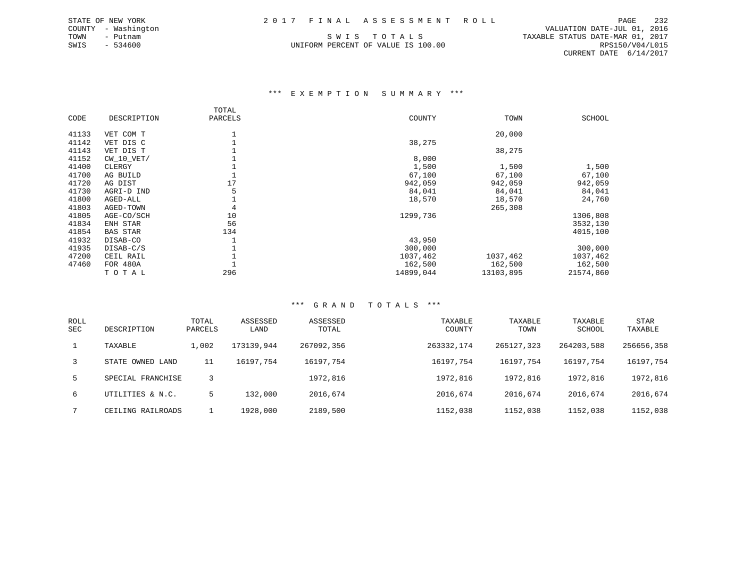STATE OF NEW YORK
COUNTY - Washington
TOWN - Putnam
SWIS - 534600

2 0 1 7 F I N A L A S S E S S M E N T R O L L

S W I S T O T A L S
UNIFORM PERCENT OF VALUE IS 100.00

VALUATION DATE-JUL 01, 2016
TAXABLE STATUS DATE-MAR 01, 2017
RPS150/V04/L015
CURRENT DATE 6/14/2017

### *** E X E M P T I O N S U M M A R Y ***

| CODE | DESCRIPTION | TOTAL PARCELS | COUNTY | TOWN | SCHOOL |
|---|---|---|---|---|---|
| 41133 | VET COM T | 1 | | 20,000 | |
| 41142 | VET DIS C | 1 | 38,275 | | |
| 41143 | VET DIS T | 1 | | 38,275 | |
| 41152 | CW_10_VET/ | 1 | 8,000 | | |
| 41400 | CLERGY | 1 | 1,500 | 1,500 | 1,500 |
| 41700 | AG BUILD | 1 | 67,100 | 67,100 | 67,100 |
| 41720 | AG DIST | 17 | 942,059 | 942,059 | 942,059 |
| 41730 | AGRI-D IND | 5 | 84,041 | 84,041 | 84,041 |
| 41800 | AGED-ALL | 1 | 18,570 | 18,570 | 24,760 |
| 41803 | AGED-TOWN | 4 | | 265,308 | |
| 41805 | AGE-CO/SCH | 10 | 1299,736 | | 1306,808 |
| 41834 | ENH STAR | 56 | | | 3532,130 |
| 41854 | BAS STAR | 134 | | | 4015,100 |
| 41932 | DISAB-CO | 1 | 43,950 | | |
| 41935 | DISAB-C/S | 1 | 300,000 | | 300,000 |
| 47200 | CEIL RAIL | 1 | 1037,462 | 1037,462 | 1037,462 |
| 47460 | FOR 480A | 1 | 162,500 | 162,500 | 162,500 |
| | T O T A L | 296 | 14899,044 | 13103,895 | 21574,860 |

### *** G R A N D T O T A L S ***

| ROLL SEC | DESCRIPTION | TOTAL PARCELS | ASSESSED LAND | ASSESSED TOTAL | TAXABLE COUNTY | TAXABLE TOWN | TAXABLE SCHOOL | STAR TAXABLE |
|---|---|---|---|---|---|---|---|---|
| 1 | TAXABLE | 1,002 | 173139,944 | 267092,356 | 263332,174 | 265127,323 | 264203,588 | 256656,358 |
| 3 | STATE OWNED LAND | 11 | 16197,754 | 16197,754 | 16197,754 | 16197,754 | 16197,754 | 16197,754 |
| 5 | SPECIAL FRANCHISE | 3 | | 1972,816 | 1972,816 | 1972,816 | 1972,816 | 1972,816 |
| 6 | UTILITIES & N.C. | 5 | 132,000 | 2016,674 | 2016,674 | 2016,674 | 2016,674 | 2016,674 |
| 7 | CEILING RAILROADS | 1 | 1928,000 | 2189,500 | 1152,038 | 1152,038 | 1152,038 | 1152,038 |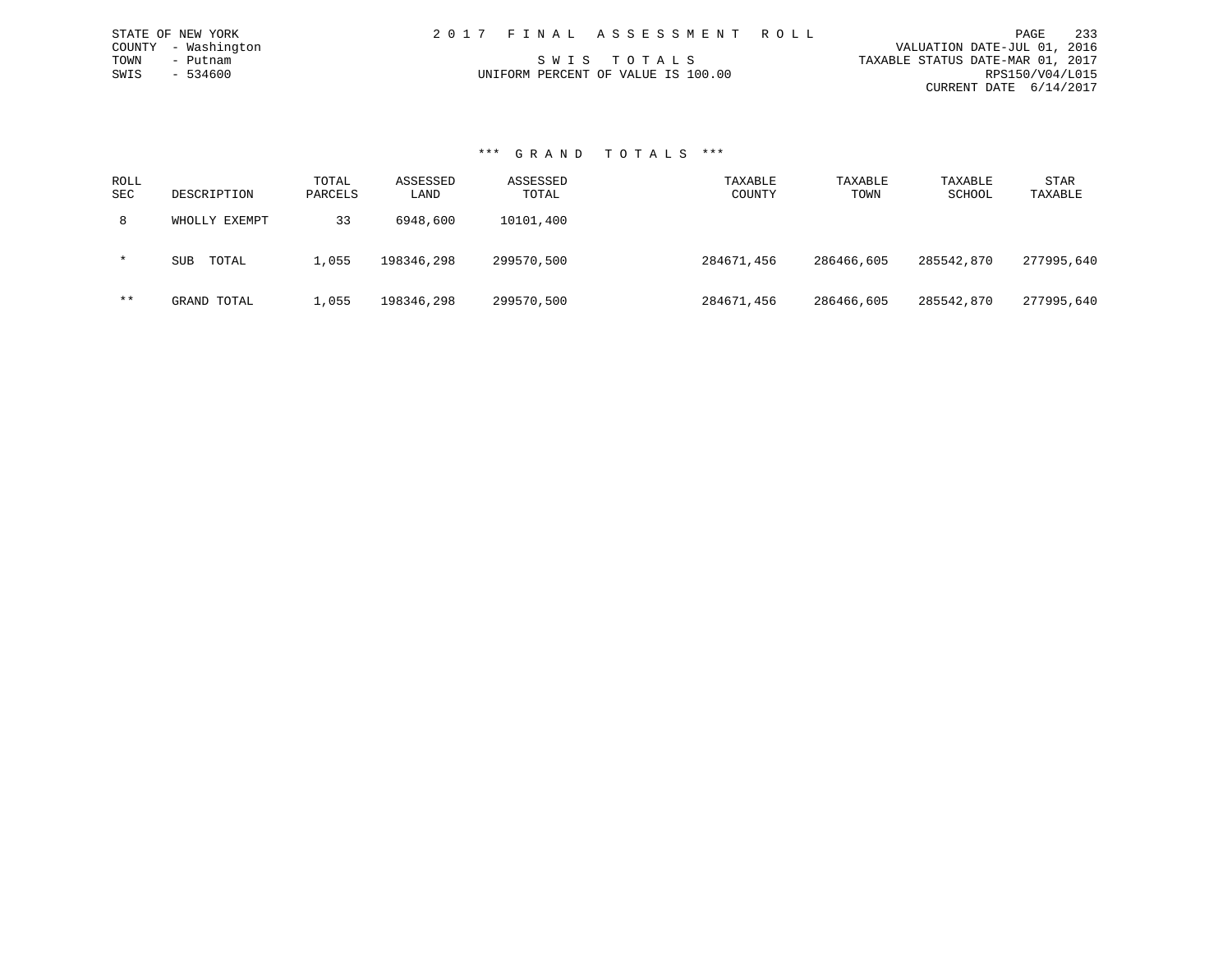STATE OF NEW YORK
COUNTY - Washington
TOWN - Putnam
SWIS - 534600

2017 FINAL ASSESSMENT ROLL

SWIS TOTALS

UNIFORM PERCENT OF VALUE IS 100.00

VALUATION DATE-JUL 01, 2016
TAXABLE STATUS DATE-MAR 01, 2017
RPS150/V04/L015
CURRENT DATE 6/14/2017

### *** GRAND TOTALS ***

| ROLL SEC | DESCRIPTION | TOTAL PARCELS | ASSESSED LAND | ASSESSED TOTAL | TAXABLE COUNTY | TAXABLE TOWN | TAXABLE SCHOOL | STAR TAXABLE |
|---|---|---|---|---|---|---|---|---|
| 8 | WHOLLY EXEMPT | 33 | 6948,600 | 10101,400 | | | | |
| * | SUB TOTAL | 1,055 | 198346,298 | 299570,500 | 284671,456 | 286466,605 | 285542,870 | 277995,640 |
| ** | GRAND TOTAL | 1,055 | 198346,298 | 299570,500 | 284671,456 | 286466,605 | 285542,870 | 277995,640 |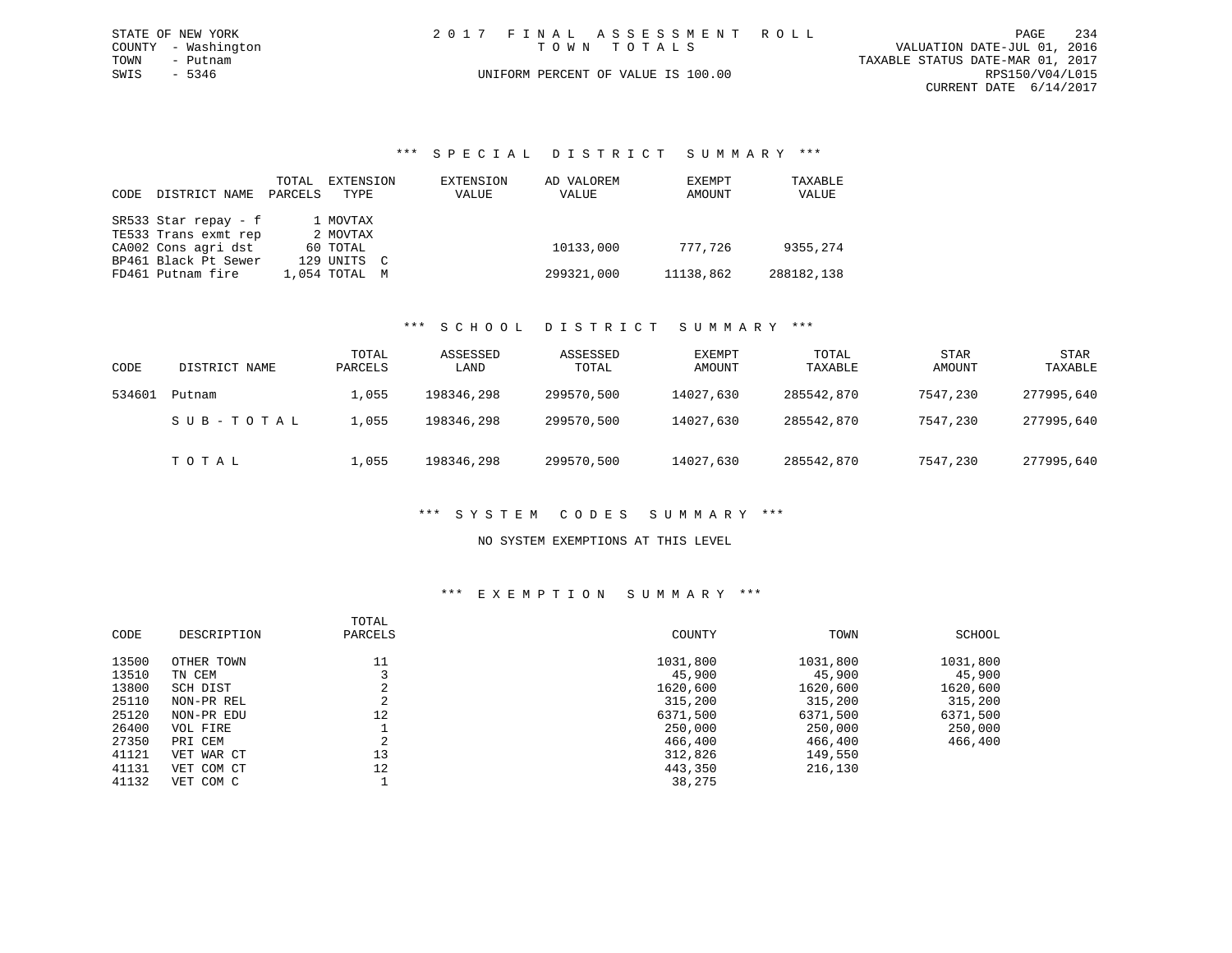STATE OF NEW YORK
COUNTY - Washington
TOWN - Putnam
SWIS - 5346

2017 FINAL ASSESSMENT ROLL
TOWN TOTALS
UNIFORM PERCENT OF VALUE IS 100.00

VALUATION DATE-JUL 01, 2016
TAXABLE STATUS DATE-MAR 01, 2017
RPS150/V04/L015
CURRENT DATE 6/14/2017

### *** SPECIAL DISTRICT SUMMARY ***

| CODE | DISTRICT NAME | TOTAL PARCELS | EXTENSION TYPE | EXTENSION VALUE | AD VALOREM VALUE | EXEMPT AMOUNT | TAXABLE VALUE |
|---|---|---|---|---|---|---|---|
| SR533 | Star repay - f | 1 | MOVTAX | | | | |
| TE533 | Trans exmt rep | 2 | MOVTAX | | | | |
| CA002 | Cons agri dst | 60 | TOTAL | | 10133,000 | 777,726 | 9355,274 |
| BP461 | Black Pt Sewer | 129 | UNITS C | | | | |
| FD461 | Putnam fire | 1,054 | TOTAL M | | 299321,000 | 11138,862 | 288182,138 |

### *** SCHOOL DISTRICT SUMMARY ***

| CODE | DISTRICT NAME | TOTAL PARCELS | ASSESSED LAND | ASSESSED TOTAL | EXEMPT AMOUNT | TOTAL TAXABLE | STAR AMOUNT | STAR TAXABLE |
|---|---|---|---|---|---|---|---|---|
| 534601 | Putnam | 1,055 | 198346,298 | 299570,500 | 14027,630 | 285542,870 | 7547,230 | 277995,640 |
| | SUB-TOTAL | 1,055 | 198346,298 | 299570,500 | 14027,630 | 285542,870 | 7547,230 | 277995,640 |
| | TOTAL | 1,055 | 198346,298 | 299570,500 | 14027,630 | 285542,870 | 7547,230 | 277995,640 |

### *** SYSTEM CODES SUMMARY ***

NO SYSTEM EXEMPTIONS AT THIS LEVEL

### *** EXEMPTION SUMMARY ***

| CODE | DESCRIPTION | TOTAL PARCELS | COUNTY | TOWN | SCHOOL |
|---|---|---|---|---|---|
| 13500 | OTHER TOWN | 11 | 1031,800 | 1031,800 | 1031,800 |
| 13510 | TN CEM | 3 | 45,900 | 45,900 | 45,900 |
| 13800 | SCH DIST | 2 | 1620,600 | 1620,600 | 1620,600 |
| 25110 | NON-PR REL | 2 | 315,200 | 315,200 | 315,200 |
| 25120 | NON-PR EDU | 12 | 6371,500 | 6371,500 | 6371,500 |
| 26400 | VOL FIRE | 1 | 250,000 | 250,000 | 250,000 |
| 27350 | PRI CEM | 2 | 466,400 | 466,400 | 466,400 |
| 41121 | VET WAR CT | 13 | 312,826 | 149,550 | |
| 41131 | VET COM CT | 12 | 443,350 | 216,130 | |
| 41132 | VET COM C | 1 | 38,275 | | |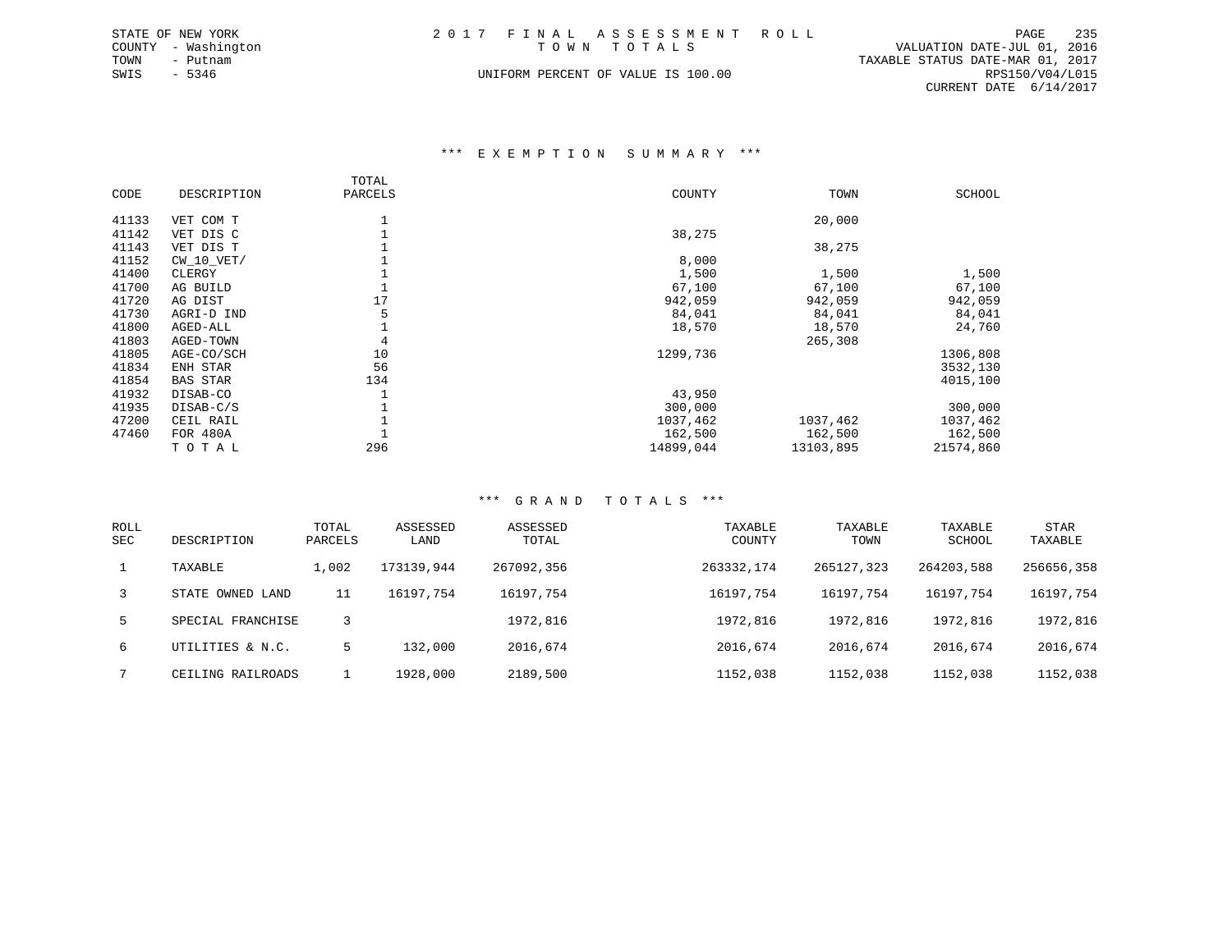STATE OF NEW YORK
COUNTY - Washington
TOWN - Putnam
SWIS - 5346

2 0 1 7 F I N A L A S S E S S M E N T R O L L
T O W N T O T A L S
UNIFORM PERCENT OF VALUE IS 100.00

VALUATION DATE-JUL 01, 2016
TAXABLE STATUS DATE-MAR 01, 2017
RPS150/V04/L015
CURRENT DATE 6/14/2017

### *** E X E M P T I O N S U M M A R Y ***

| CODE | DESCRIPTION | TOTAL PARCELS | COUNTY | TOWN | SCHOOL |
|---|---|---|---|---|---|
| 41133 | VET COM T | 1 | | 20,000 | |
| 41142 | VET DIS C | 1 | 38,275 | | |
| 41143 | VET DIS T | 1 | | 38,275 | |
| 41152 | CW_10_VET/ | 1 | 8,000 | | |
| 41400 | CLERGY | 1 | 1,500 | 1,500 | 1,500 |
| 41700 | AG BUILD | 1 | 67,100 | 67,100 | 67,100 |
| 41720 | AG DIST | 17 | 942,059 | 942,059 | 942,059 |
| 41730 | AGRI-D IND | 5 | 84,041 | 84,041 | 84,041 |
| 41800 | AGED-ALL | 1 | 18,570 | 18,570 | 24,760 |
| 41803 | AGED-TOWN | 4 | | 265,308 | |
| 41805 | AGE-CO/SCH | 10 | 1299,736 | | 1306,808 |
| 41834 | ENH STAR | 56 | | | 3532,130 |
| 41854 | BAS STAR | 134 | | | 4015,100 |
| 41932 | DISAB-CO | 1 | 43,950 | | |
| 41935 | DISAB-C/S | 1 | 300,000 | | 300,000 |
| 47200 | CEIL RAIL | 1 | 1037,462 | 1037,462 | 1037,462 |
| 47460 | FOR 480A | 1 | 162,500 | 162,500 | 162,500 |
| | T O T A L | 296 | 14899,044 | 13103,895 | 21574,860 |

### *** G R A N D T O T A L S ***

| ROLL SEC | DESCRIPTION | TOTAL PARCELS | ASSESSED LAND | ASSESSED TOTAL | TAXABLE COUNTY | TAXABLE TOWN | TAXABLE SCHOOL | STAR TAXABLE |
|---|---|---|---|---|---|---|---|---|
| 1 | TAXABLE | 1,002 | 173139,944 | 267092,356 | 263332,174 | 265127,323 | 264203,588 | 256656,358 |
| 3 | STATE OWNED LAND | 11 | 16197,754 | 16197,754 | 16197,754 | 16197,754 | 16197,754 | 16197,754 |
| 5 | SPECIAL FRANCHISE | 3 | | 1972,816 | 1972,816 | 1972,816 | 1972,816 | 1972,816 |
| 6 | UTILITIES & N.C. | 5 | 132,000 | 2016,674 | 2016,674 | 2016,674 | 2016,674 | 2016,674 |
| 7 | CEILING RAILROADS | 1 | 1928,000 | 2189,500 | 1152,038 | 1152,038 | 1152,038 | 1152,038 |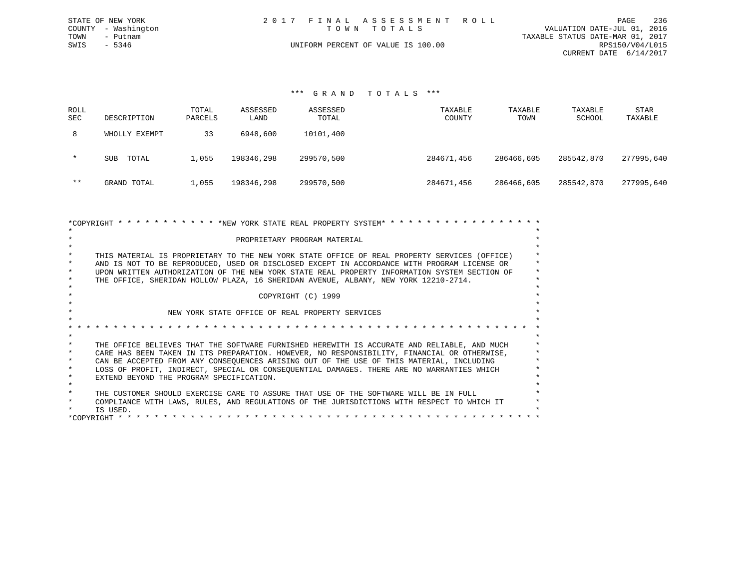STATE OF NEW YORK
COUNTY - Washington
TOWN - Putnam
SWIS - 5346

# 2017 FINAL ASSESSMENT ROLL
TOWN TOTALS
UNIFORM PERCENT OF VALUE IS 100.00

VALUATION DATE-JUL 01, 2016
TAXABLE STATUS DATE-MAR 01, 2017
RPS150/V04/L015
CURRENT DATE 6/14/2017

## *** GRAND TOTALS ***

| ROLL SEC | DESCRIPTION | TOTAL PARCELS | ASSESSED LAND | ASSESSED TOTAL | TAXABLE COUNTY | TAXABLE TOWN | TAXABLE SCHOOL | STAR TAXABLE |
|---|---|---|---|---|---|---|---|---|
| 8 | WHOLLY EXEMPT | 33 | 6948,600 | 10101,400 | | | | |
| * | SUB TOTAL | 1,055 | 198346,298 | 299570,500 | 284671,456 | 286466,605 | 285542,870 | 277995,640 |
| ** | GRAND TOTAL | 1,055 | 198346,298 | 299570,500 | 284671,456 | 286466,605 | 285542,870 | 277995,640 |

*COPYRIGHT * * * * * * * * * * * *NEW YORK STATE REAL PROPERTY SYSTEM* * * * * * * * * * * * * * * * * *

PROPRIETARY PROGRAM MATERIAL

THIS MATERIAL IS PROPRIETARY TO THE NEW YORK STATE OFFICE OF REAL PROPERTY SERVICES (OFFICE) AND IS NOT TO BE REPRODUCED, USED OR DISCLOSED EXCEPT IN ACCORDANCE WITH PROGRAM LICENSE OR UPON WRITTEN AUTHORIZATION OF THE NEW YORK STATE REAL PROPERTY INFORMATION SYSTEM SECTION OF THE OFFICE, SHERIDAN HOLLOW PLAZA, 16 SHERIDAN AVENUE, ALBANY, NEW YORK 12210-2714.

COPYRIGHT (C) 1999

NEW YORK STATE OFFICE OF REAL PROPERTY SERVICES

THE OFFICE BELIEVES THAT THE SOFTWARE FURNISHED HEREWITH IS ACCURATE AND RELIABLE, AND MUCH CARE HAS BEEN TAKEN IN ITS PREPARATION. HOWEVER, NO RESPONSIBILITY, FINANCIAL OR OTHERWISE, CAN BE ACCEPTED FROM ANY CONSEQUENCES ARISING OUT OF THE USE OF THIS MATERIAL, INCLUDING LOSS OF PROFIT, INDIRECT, SPECIAL OR CONSEQUENTIAL DAMAGES. THERE ARE NO WARRANTIES WHICH EXTEND BEYOND THE PROGRAM SPECIFICATION.

THE CUSTOMER SHOULD EXERCISE CARE TO ASSURE THAT USE OF THE SOFTWARE WILL BE IN FULL COMPLIANCE WITH LAWS, RULES, AND REGULATIONS OF THE JURISDICTIONS WITH RESPECT TO WHICH IT IS USED.

*COPYRIGHT * * * * * * * * * * * * * * * * * * * * * * * * * * * * * * * * * * * * * * * * * * * * * * *